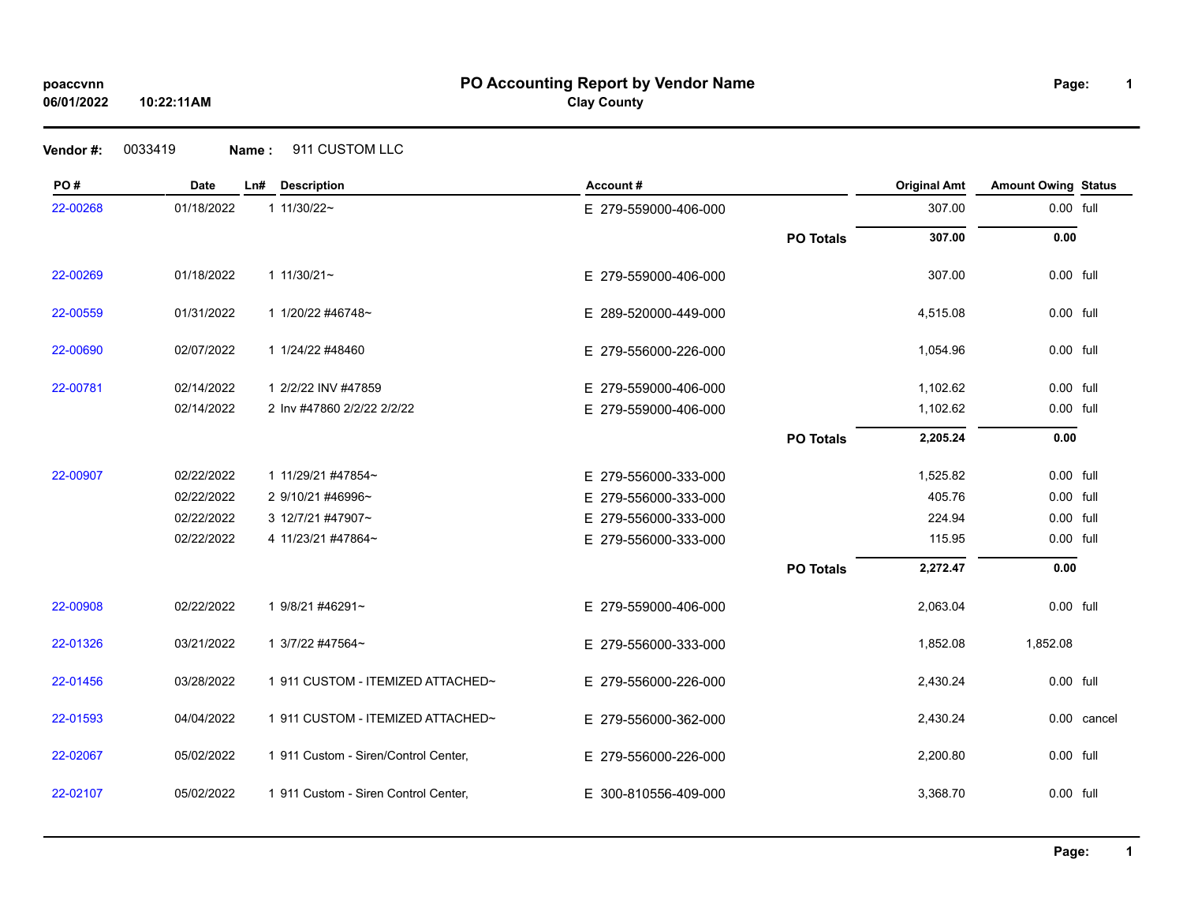# PO Accounting Report by Vendor Name

**Clay County**

poaccvnn
06/01/2022 10:22:11AM

**Vendor #:** 0033419 **Name :** 911 CUSTOM LLC

| PO # | Date | Ln# | Description | Account # | | Original Amt | Amount Owing | Status |
|---|---|---|---|---|---|---|---|---|
| 22-00268 | 01/18/2022 | 1 | 11/30/22~ | E 279-559000-406-000 | | 307.00 | 0.00 | full |
| | | | | | **PO Totals** | **307.00** | **0.00** | |
| 22-00269 | 01/18/2022 | 1 | 11/30/21~ | E 279-559000-406-000 | | 307.00 | 0.00 | full |
| 22-00559 | 01/31/2022 | 1 | 1/20/22 #46748~ | E 289-520000-449-000 | | 4,515.08 | 0.00 | full |
| 22-00690 | 02/07/2022 | 1 | 1/24/22 #48460 | E 279-556000-226-000 | | 1,054.96 | 0.00 | full |
| 22-00781 | 02/14/2022 | 1 | 2/2/22 INV #47859 | E 279-559000-406-000 | | 1,102.62 | 0.00 | full |
| | 02/14/2022 | 2 | Inv #47860 2/2/22 2/2/22 | E 279-559000-406-000 | | 1,102.62 | 0.00 | full |
| | | | | | **PO Totals** | **2,205.24** | **0.00** | |
| 22-00907 | 02/22/2022 | 1 | 11/29/21 #47854~ | E 279-556000-333-000 | | 1,525.82 | 0.00 | full |
| | 02/22/2022 | 2 | 9/10/21 #46996~ | E 279-556000-333-000 | | 405.76 | 0.00 | full |
| | 02/22/2022 | 3 | 12/7/21 #47907~ | E 279-556000-333-000 | | 224.94 | 0.00 | full |
| | 02/22/2022 | 4 | 11/23/21 #47864~ | E 279-556000-333-000 | | 115.95 | 0.00 | full |
| | | | | | **PO Totals** | **2,272.47** | **0.00** | |
| 22-00908 | 02/22/2022 | 1 | 9/8/21 #46291~ | E 279-559000-406-000 | | 2,063.04 | 0.00 | full |
| 22-01326 | 03/21/2022 | 1 | 3/7/22 #47564~ | E 279-556000-333-000 | | 1,852.08 | 1,852.08 | |
| 22-01456 | 03/28/2022 | 1 | 911 CUSTOM - ITEMIZED ATTACHED~ | E 279-556000-226-000 | | 2,430.24 | 0.00 | full |
| 22-01593 | 04/04/2022 | 1 | 911 CUSTOM - ITEMIZED ATTACHED~ | E 279-556000-362-000 | | 2,430.24 | 0.00 | cancel |
| 22-02067 | 05/02/2022 | 1 | 911 Custom - Siren/Control Center, | E 279-556000-226-000 | | 2,200.80 | 0.00 | full |
| 22-02107 | 05/02/2022 | 1 | 911 Custom - Siren Control Center, | E 300-810556-409-000 | | 3,368.70 | 0.00 | full |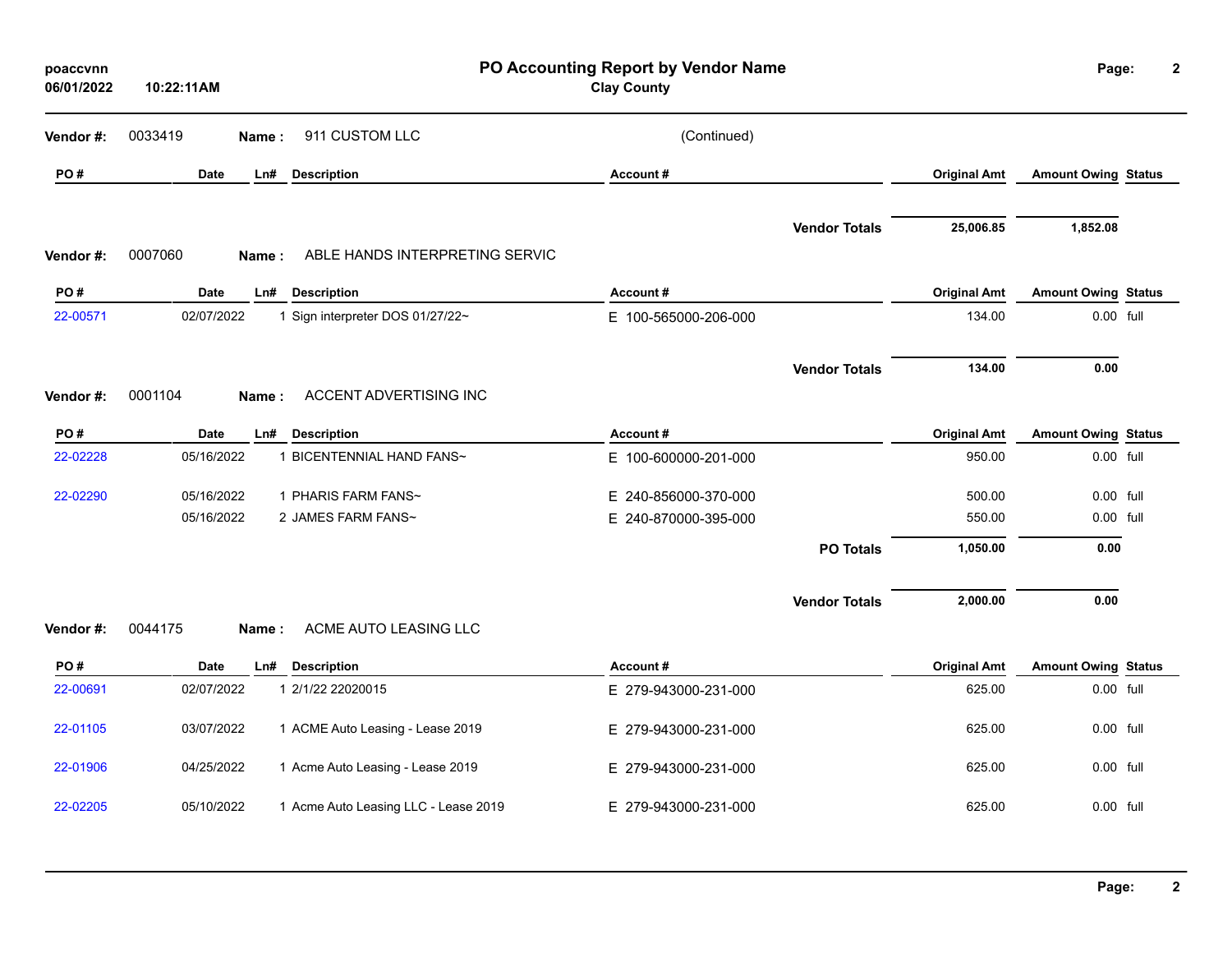# PO Accounting Report by Vendor Name

**Clay County**

poaccvnn
06/01/2022 10:22:11AM

**Vendor #:** 0033419 **Name :** 911 CUSTOM LLC (Continued)

| PO # | Date | Ln# | Description | Account # | Original Amt | Amount Owing | Status |
|---|---|---|---|---|---|---|---|
| | | | | **Vendor Totals** | **25,006.85** | **1,852.08** | |

**Vendor #:** 0007060 **Name :** ABLE HANDS INTERPRETING SERVIC

| PO # | Date | Ln# | Description | Account # | Original Amt | Amount Owing | Status |
|---|---|---|---|---|---|---|---|
| 22-00571 | 02/07/2022 | 1 | Sign interpreter DOS 01/27/22~ | E 100-565000-206-000 | 134.00 | 0.00 | full |
| | | | | **Vendor Totals** | **134.00** | **0.00** | |

**Vendor #:** 0001104 **Name :** ACCENT ADVERTISING INC

| PO # | Date | Ln# | Description | Account # | Original Amt | Amount Owing | Status |
|---|---|---|---|---|---|---|---|
| 22-02228 | 05/16/2022 | 1 | BICENTENNIAL HAND FANS~ | E 100-600000-201-000 | 950.00 | 0.00 | full |
| 22-02290 | 05/16/2022 | 1 | PHARIS FARM FANS~ | E 240-856000-370-000 | 500.00 | 0.00 | full |
| | 05/16/2022 | 2 | JAMES FARM FANS~ | E 240-870000-395-000 | 550.00 | 0.00 | full |
| | | | | **PO Totals** | **1,050.00** | **0.00** | |
| | | | | **Vendor Totals** | **2,000.00** | **0.00** | |

**Vendor #:** 0044175 **Name :** ACME AUTO LEASING LLC

| PO # | Date | Ln# | Description | Account # | Original Amt | Amount Owing | Status |
|---|---|---|---|---|---|---|---|
| 22-00691 | 02/07/2022 | 1 | 2/1/22 22020015 | E 279-943000-231-000 | 625.00 | 0.00 | full |
| 22-01105 | 03/07/2022 | 1 | ACME Auto Leasing - Lease 2019 | E 279-943000-231-000 | 625.00 | 0.00 | full |
| 22-01906 | 04/25/2022 | 1 | Acme Auto Leasing - Lease 2019 | E 279-943000-231-000 | 625.00 | 0.00 | full |
| 22-02205 | 05/10/2022 | 1 | Acme Auto Leasing LLC - Lease 2019 | E 279-943000-231-000 | 625.00 | 0.00 | full |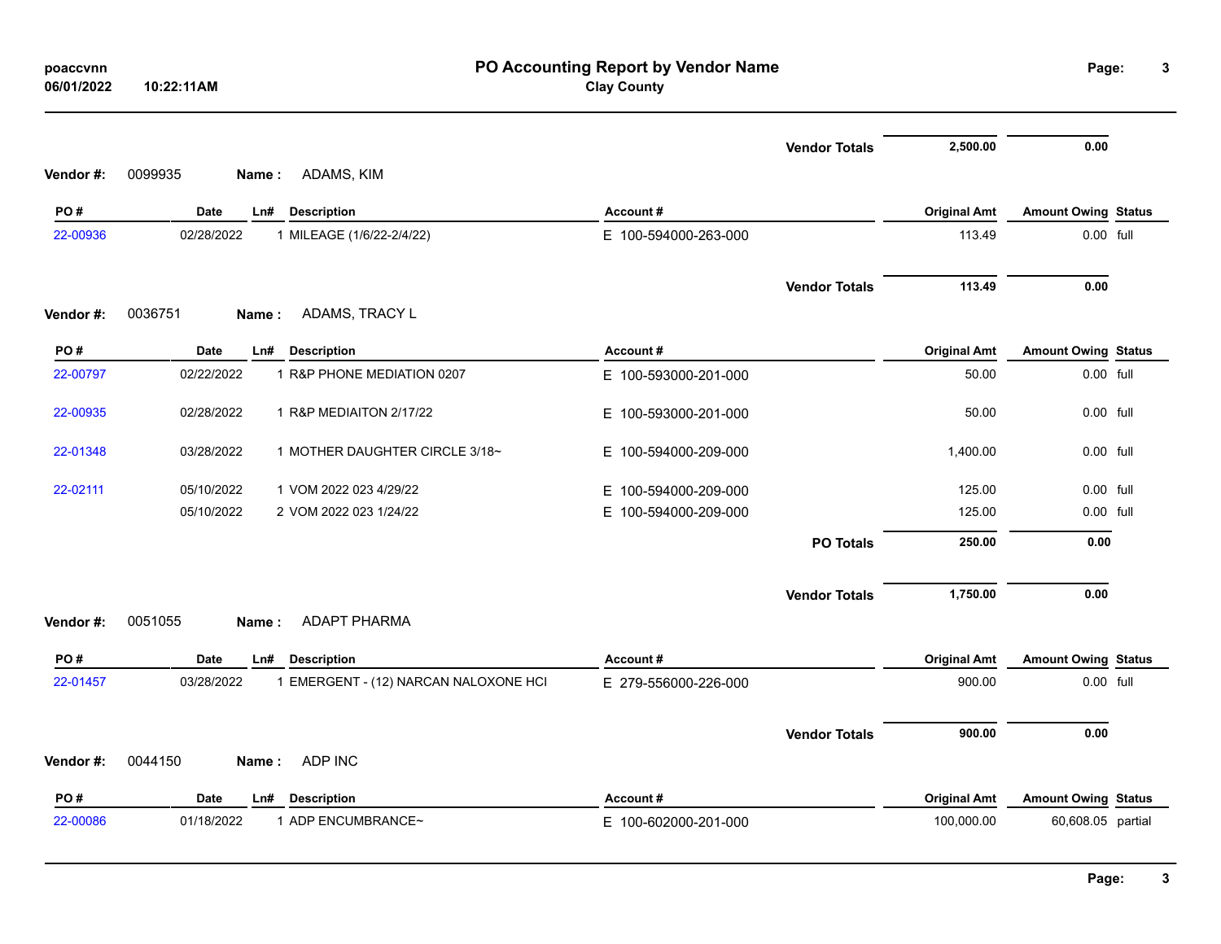# PO Accounting Report by Vendor Name

**Clay County**

poaccvnn
06/01/2022 10:22:11AM

| | | | | | Vendor Totals | 2,500.00 | 0.00 | |
|---|---|---|---|---|---|---|---|---|

**Vendor #:** 0099935 **Name :** ADAMS, KIM

| PO # | Date | Ln# | Description | Account # | | Original Amt | Amount Owing | Status |
|---|---|---|---|---|---|---|---|---|
| 22-00936 | 02/28/2022 | 1 | MILEAGE (1/6/22-2/4/22) | E 100-594000-263-000 | | 113.49 | 0.00 | full |
| | | | | | Vendor Totals | 113.49 | 0.00 | |

**Vendor #:** 0036751 **Name :** ADAMS, TRACY L

| PO # | Date | Ln# | Description | Account # | | Original Amt | Amount Owing | Status |
|---|---|---|---|---|---|---|---|---|
| 22-00797 | 02/22/2022 | 1 | R&P PHONE MEDIATION 0207 | E 100-593000-201-000 | | 50.00 | 0.00 | full |
| 22-00935 | 02/28/2022 | 1 | R&P MEDIAITON 2/17/22 | E 100-593000-201-000 | | 50.00 | 0.00 | full |
| 22-01348 | 03/28/2022 | 1 | MOTHER DAUGHTER CIRCLE 3/18~ | E 100-594000-209-000 | | 1,400.00 | 0.00 | full |
| 22-02111 | 05/10/2022 | 1 | VOM 2022 023 4/29/22 | E 100-594000-209-000 | | 125.00 | 0.00 | full |
| | 05/10/2022 | 2 | VOM 2022 023 1/24/22 | E 100-594000-209-000 | | 125.00 | 0.00 | full |
| | | | | | PO Totals | 250.00 | 0.00 | |
| | | | | | Vendor Totals | 1,750.00 | 0.00 | |

**Vendor #:** 0051055 **Name :** ADAPT PHARMA

| PO # | Date | Ln# | Description | Account # | | Original Amt | Amount Owing | Status |
|---|---|---|---|---|---|---|---|---|
| 22-01457 | 03/28/2022 | 1 | EMERGENT - (12) NARCAN NALOXONE HCI | E 279-556000-226-000 | | 900.00 | 0.00 | full |
| | | | | | Vendor Totals | 900.00 | 0.00 | |

**Vendor #:** 0044150 **Name :** ADP INC

| PO # | Date | Ln# | Description | Account # | | Original Amt | Amount Owing | Status |
|---|---|---|---|---|---|---|---|---|
| 22-00086 | 01/18/2022 | 1 | ADP ENCUMBRANCE~ | E 100-602000-201-000 | | 100,000.00 | 60,608.05 | partial |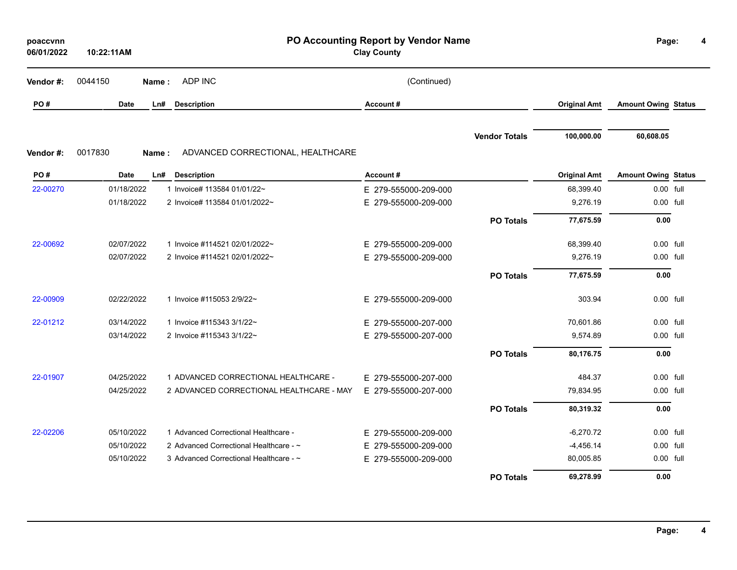# PO Accounting Report by Vendor Name

**Clay County**

poaccvnn
06/01/2022 10:22:11AM

**Vendor #:** 0044150 **Name :** ADP INC (Continued)

| PO # | Date | Ln# | Description | Account # | Original Amt | Amount Owing | Status |
|---|---|---|---|---|---|---|---|
| | | | | **Vendor Totals** | **100,000.00** | **60,608.05** | |

**Vendor #:** 0017830 **Name :** ADVANCED CORRECTIONAL, HEALTHCARE

| PO # | Date | Ln# | Description | Account # | Original Amt | Amount Owing | Status |
|---|---|---|---|---|---|---|---|
| 22-00270 | 01/18/2022 | 1 | Invoice# 113584 01/01/22~ | E 279-555000-209-000 | 68,399.40 | 0.00 | full |
| | 01/18/2022 | 2 | Invoice# 113584 01/01/2022~ | E 279-555000-209-000 | 9,276.19 | 0.00 | full |
| | | | | **PO Totals** | **77,675.59** | **0.00** | |
| 22-00692 | 02/07/2022 | 1 | Invoice #114521 02/01/2022~ | E 279-555000-209-000 | 68,399.40 | 0.00 | full |
| | 02/07/2022 | 2 | Invoice #114521 02/01/2022~ | E 279-555000-209-000 | 9,276.19 | 0.00 | full |
| | | | | **PO Totals** | **77,675.59** | **0.00** | |
| 22-00909 | 02/22/2022 | 1 | Invoice #115053 2/9/22~ | E 279-555000-209-000 | 303.94 | 0.00 | full |
| 22-01212 | 03/14/2022 | 1 | Invoice #115343 3/1/22~ | E 279-555000-207-000 | 70,601.86 | 0.00 | full |
| | 03/14/2022 | 2 | Invoice #115343 3/1/22~ | E 279-555000-207-000 | 9,574.89 | 0.00 | full |
| | | | | **PO Totals** | **80,176.75** | **0.00** | |
| 22-01907 | 04/25/2022 | 1 | ADVANCED CORRECTIONAL HEALTHCARE - | E 279-555000-207-000 | 484.37 | 0.00 | full |
| | 04/25/2022 | 2 | ADVANCED CORRECTIONAL HEALTHCARE - MAY | E 279-555000-207-000 | 79,834.95 | 0.00 | full |
| | | | | **PO Totals** | **80,319.32** | **0.00** | |
| 22-02206 | 05/10/2022 | 1 | Advanced Correctional Healthcare - | E 279-555000-209-000 | -6,270.72 | 0.00 | full |
| | 05/10/2022 | 2 | Advanced Correctional Healthcare - ~ | E 279-555000-209-000 | -4,456.14 | 0.00 | full |
| | 05/10/2022 | 3 | Advanced Correctional Healthcare - ~ | E 279-555000-209-000 | 80,005.85 | 0.00 | full |
| | | | | **PO Totals** | **69,278.99** | **0.00** | |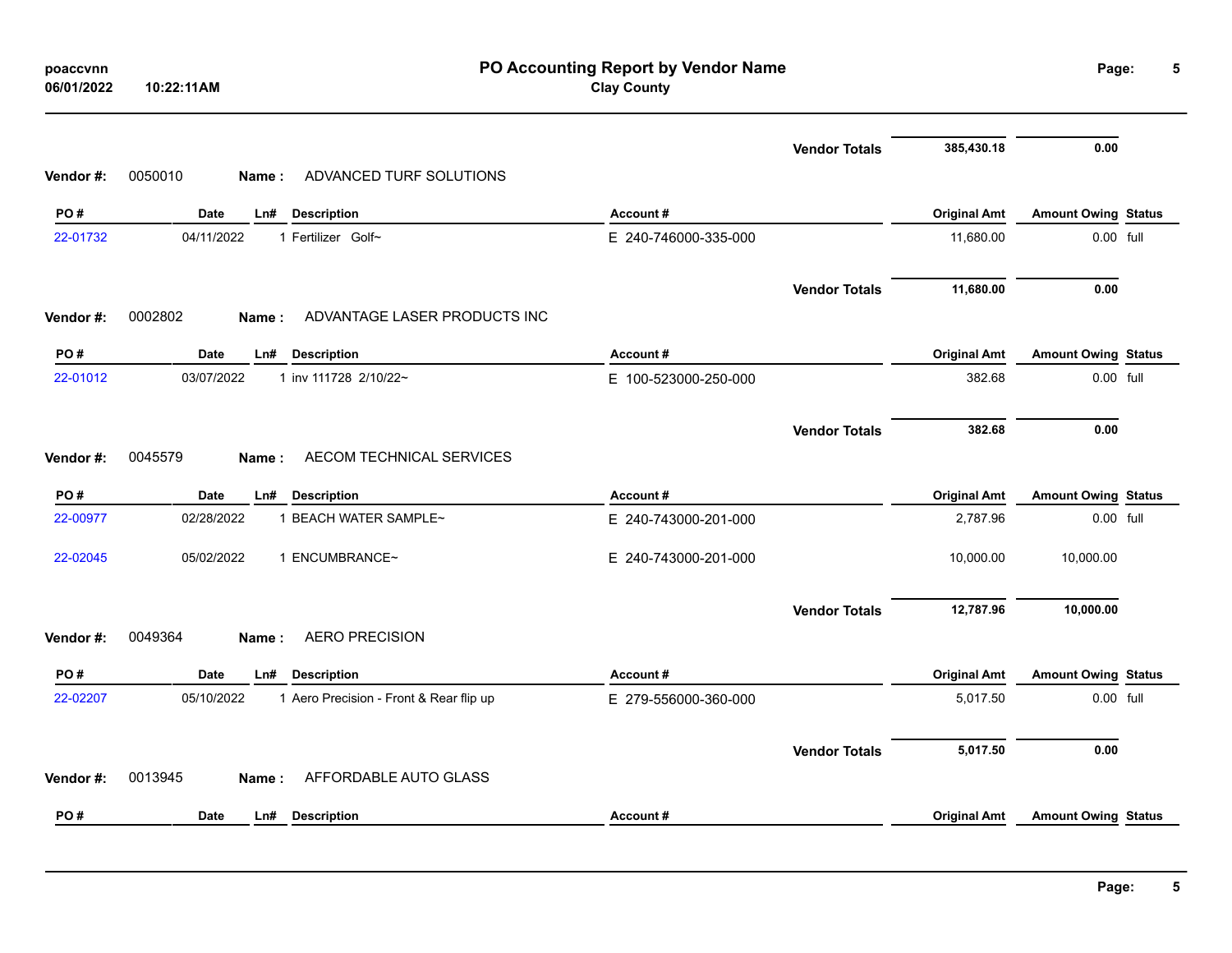**poaccvnn**
**06/01/2022 10:22:11AM**

# PO Accounting Report by Vendor Name
## Clay County

| | | | | | Original Amt | Amount Owing | Status |
|---|---|---|---|---|---|---|---|
| | | | | **Vendor Totals** | **385,430.18** | **0.00** | |

**Vendor #:** 0050010 **Name :** ADVANCED TURF SOLUTIONS

| PO # | Date | Ln# | Description | Account # | Original Amt | Amount Owing | Status |
|---|---|---|---|---|---|---|---|
| 22-01732 | 04/11/2022 | 1 | Fertilizer Golf~ | E 240-746000-335-000 | 11,680.00 | 0.00 | full |
| | | | | **Vendor Totals** | **11,680.00** | **0.00** | |

**Vendor #:** 0002802 **Name :** ADVANTAGE LASER PRODUCTS INC

| PO # | Date | Ln# | Description | Account # | Original Amt | Amount Owing | Status |
|---|---|---|---|---|---|---|---|
| 22-01012 | 03/07/2022 | 1 | inv 111728 2/10/22~ | E 100-523000-250-000 | 382.68 | 0.00 | full |
| | | | | **Vendor Totals** | **382.68** | **0.00** | |

**Vendor #:** 0045579 **Name :** AECOM TECHNICAL SERVICES

| PO # | Date | Ln# | Description | Account # | Original Amt | Amount Owing | Status |
|---|---|---|---|---|---|---|---|
| 22-00977 | 02/28/2022 | 1 | BEACH WATER SAMPLE~ | E 240-743000-201-000 | 2,787.96 | 0.00 | full |
| 22-02045 | 05/02/2022 | 1 | ENCUMBRANCE~ | E 240-743000-201-000 | 10,000.00 | 10,000.00 | |
| | | | | **Vendor Totals** | **12,787.96** | **10,000.00** | |

**Vendor #:** 0049364 **Name :** AERO PRECISION

| PO # | Date | Ln# | Description | Account # | Original Amt | Amount Owing | Status |
|---|---|---|---|---|---|---|---|
| 22-02207 | 05/10/2022 | 1 | Aero Precision - Front & Rear flip up | E 279-556000-360-000 | 5,017.50 | 0.00 | full |
| | | | | **Vendor Totals** | **5,017.50** | **0.00** | |

**Vendor #:** 0013945 **Name :** AFFORDABLE AUTO GLASS

| PO # | Date | Ln# | Description | Account # | Original Amt | Amount Owing | Status |
|---|---|---|---|---|---|---|---|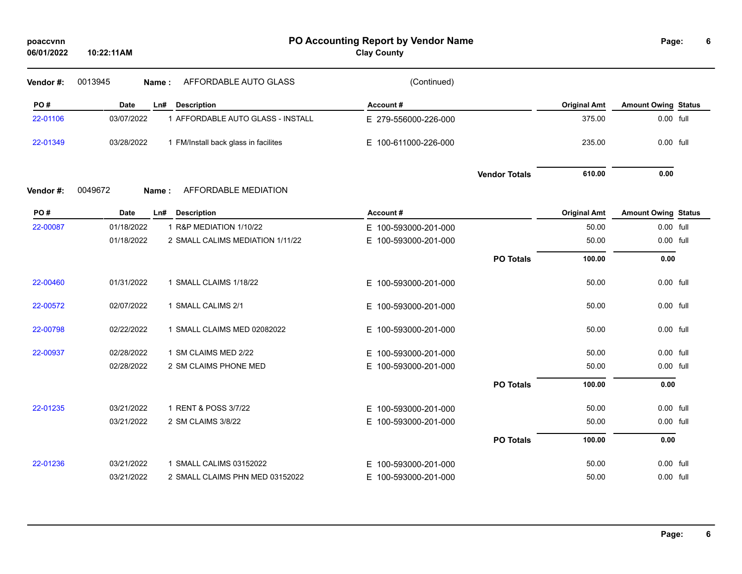# PO Accounting Report by Vendor Name

**Clay County**

poaccvnn
06/01/2022 10:22:11AM

**Vendor #:** 0013945 **Name :** AFFORDABLE AUTO GLASS (Continued)

| PO # | Date | Ln# | Description | Account # | Original Amt | Amount Owing | Status |
|---|---|---|---|---|---|---|---|
| 22-01106 | 03/07/2022 | 1 | AFFORDABLE AUTO GLASS - INSTALL | E 279-556000-226-000 | 375.00 | 0.00 | full |
| 22-01349 | 03/28/2022 | 1 | FM/Install back glass in facilites | E 100-611000-226-000 | 235.00 | 0.00 | full |
| | | | | **Vendor Totals** | **610.00** | **0.00** | |

**Vendor #:** 0049672 **Name :** AFFORDABLE MEDIATION

| PO # | Date | Ln# | Description | Account # | Original Amt | Amount Owing | Status |
|---|---|---|---|---|---|---|---|
| 22-00087 | 01/18/2022 | 1 | R&P MEDIATION 1/10/22 | E 100-593000-201-000 | 50.00 | 0.00 | full |
| | 01/18/2022 | 2 | SMALL CALIMS MEDIATION 1/11/22 | E 100-593000-201-000 | 50.00 | 0.00 | full |
| | | | | **PO Totals** | **100.00** | **0.00** | |
| 22-00460 | 01/31/2022 | 1 | SMALL CLAIMS 1/18/22 | E 100-593000-201-000 | 50.00 | 0.00 | full |
| 22-00572 | 02/07/2022 | 1 | SMALL CALIMS 2/1 | E 100-593000-201-000 | 50.00 | 0.00 | full |
| 22-00798 | 02/22/2022 | 1 | SMALL CLAIMS MED 02082022 | E 100-593000-201-000 | 50.00 | 0.00 | full |
| 22-00937 | 02/28/2022 | 1 | SM CLAIMS MED 2/22 | E 100-593000-201-000 | 50.00 | 0.00 | full |
| | 02/28/2022 | 2 | SM CLAIMS PHONE MED | E 100-593000-201-000 | 50.00 | 0.00 | full |
| | | | | **PO Totals** | **100.00** | **0.00** | |
| 22-01235 | 03/21/2022 | 1 | RENT & POSS 3/7/22 | E 100-593000-201-000 | 50.00 | 0.00 | full |
| | 03/21/2022 | 2 | SM CLAIMS 3/8/22 | E 100-593000-201-000 | 50.00 | 0.00 | full |
| | | | | **PO Totals** | **100.00** | **0.00** | |
| 22-01236 | 03/21/2022 | 1 | SMALL CALIMS 03152022 | E 100-593000-201-000 | 50.00 | 0.00 | full |
| | 03/21/2022 | 2 | SMALL CLAIMS PHN MED 03152022 | E 100-593000-201-000 | 50.00 | 0.00 | full |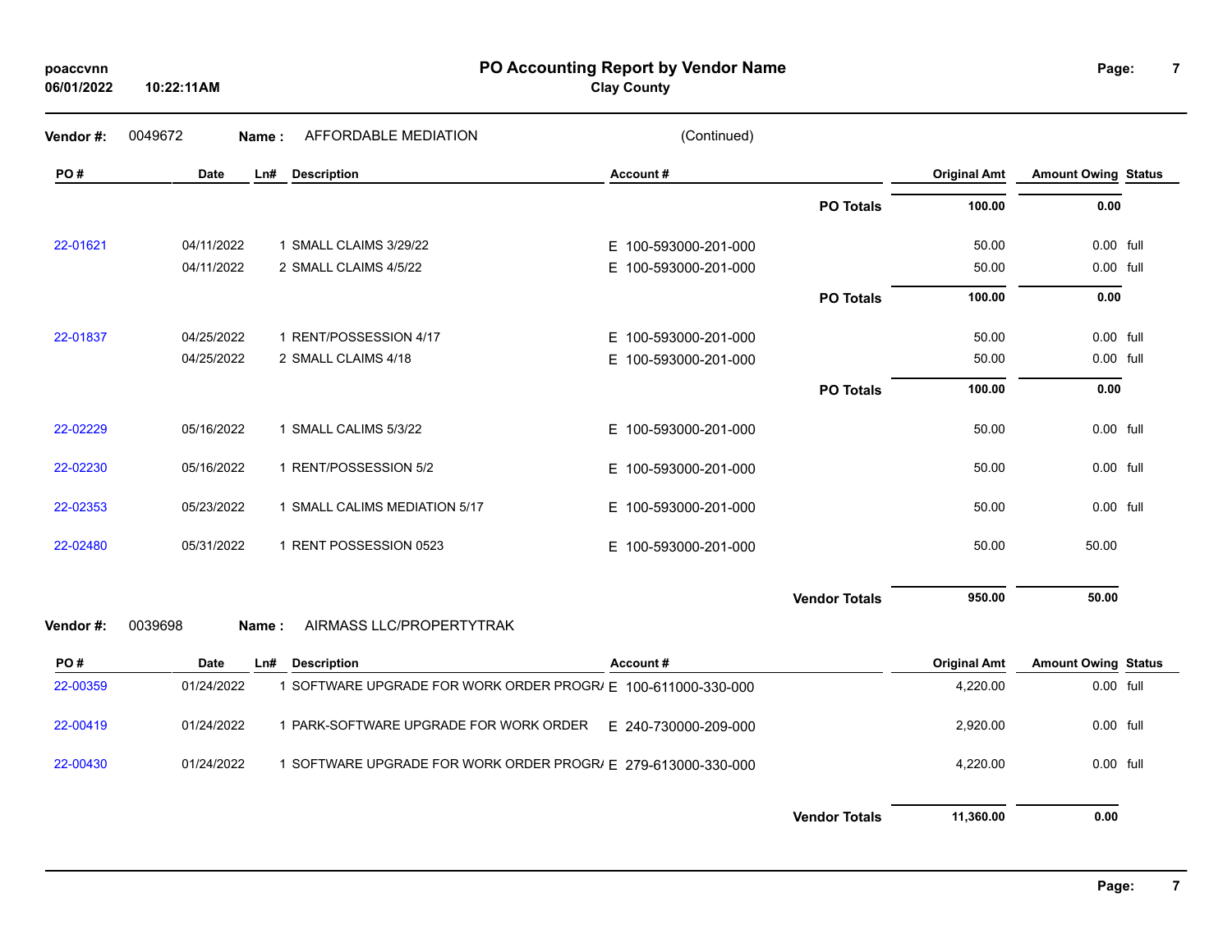# PO Accounting Report by Vendor Name

**Clay County**

poaccvnn
06/01/2022 10:22:11AM

**Vendor #:** 0049672 **Name :** AFFORDABLE MEDIATION (Continued)

| PO # | Date | Ln# | Description | Account # | | Original Amt | Amount Owing | Status |
|---|---|---|---|---|---|---|---|---|
| | | | | | **PO Totals** | **100.00** | **0.00** | |
| 22-01621 | 04/11/2022 | 1 | SMALL CLAIMS 3/29/22 | E 100-593000-201-000 | | 50.00 | 0.00 | full |
| | 04/11/2022 | 2 | SMALL CLAIMS 4/5/22 | E 100-593000-201-000 | | 50.00 | 0.00 | full |
| | | | | | **PO Totals** | **100.00** | **0.00** | |
| 22-01837 | 04/25/2022 | 1 | RENT/POSSESSION 4/17 | E 100-593000-201-000 | | 50.00 | 0.00 | full |
| | 04/25/2022 | 2 | SMALL CLAIMS 4/18 | E 100-593000-201-000 | | 50.00 | 0.00 | full |
| | | | | | **PO Totals** | **100.00** | **0.00** | |
| 22-02229 | 05/16/2022 | 1 | SMALL CALIMS 5/3/22 | E 100-593000-201-000 | | 50.00 | 0.00 | full |
| 22-02230 | 05/16/2022 | 1 | RENT/POSSESSION 5/2 | E 100-593000-201-000 | | 50.00 | 0.00 | full |
| 22-02353 | 05/23/2022 | 1 | SMALL CALIMS MEDIATION 5/17 | E 100-593000-201-000 | | 50.00 | 0.00 | full |
| 22-02480 | 05/31/2022 | 1 | RENT POSSESSION 0523 | E 100-593000-201-000 | | 50.00 | 50.00 | |
| | | | | | **Vendor Totals** | **950.00** | **50.00** | |

**Vendor #:** 0039698 **Name :** AIRMASS LLC/PROPERTYTRAK

| PO # | Date | Ln# | Description | Account # | | Original Amt | Amount Owing | Status |
|---|---|---|---|---|---|---|---|---|
| 22-00359 | 01/24/2022 | 1 | SOFTWARE UPGRADE FOR WORK ORDER PROGR/ | E 100-611000-330-000 | | 4,220.00 | 0.00 | full |
| 22-00419 | 01/24/2022 | 1 | PARK-SOFTWARE UPGRADE FOR WORK ORDER | E 240-730000-209-000 | | 2,920.00 | 0.00 | full |
| 22-00430 | 01/24/2022 | 1 | SOFTWARE UPGRADE FOR WORK ORDER PROGR/ | E 279-613000-330-000 | | 4,220.00 | 0.00 | full |
| | | | | | **Vendor Totals** | **11,360.00** | **0.00** | |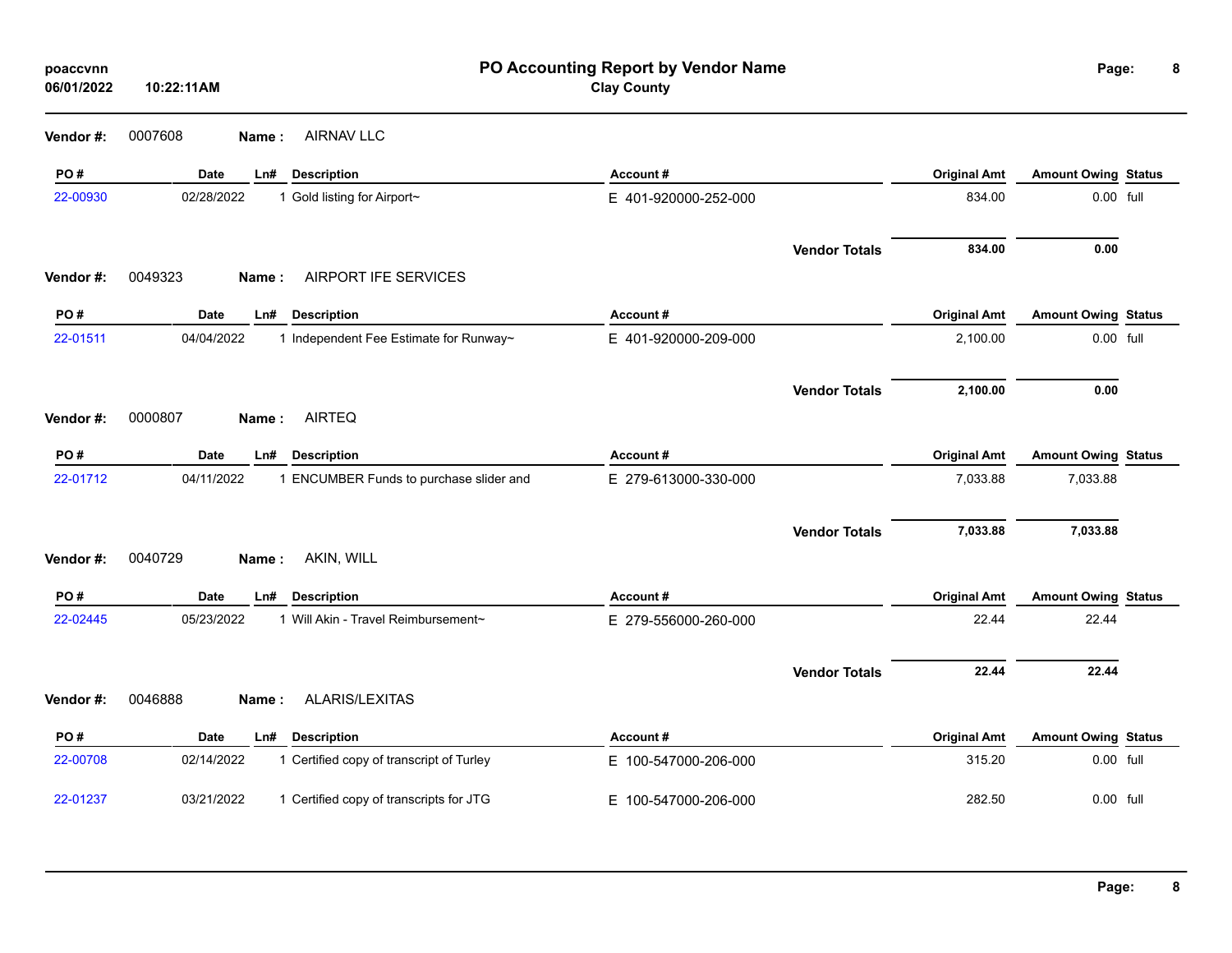# PO Accounting Report by Vendor Name

**Clay County**

**Vendor #:** 0007608 **Name :** AIRNAV LLC

| PO # | Date | Ln# | Description | Account # | Original Amt | Amount Owing | Status |
|---|---|---|---|---|---|---|---|
| 22-00930 | 02/28/2022 | 1 | Gold listing for Airport~ | E 401-920000-252-000 | 834.00 | 0.00 | full |
| | | | | **Vendor Totals** | **834.00** | **0.00** | |

**Vendor #:** 0049323 **Name :** AIRPORT IFE SERVICES

| PO # | Date | Ln# | Description | Account # | Original Amt | Amount Owing | Status |
|---|---|---|---|---|---|---|---|
| 22-01511 | 04/04/2022 | 1 | Independent Fee Estimate for Runway~ | E 401-920000-209-000 | 2,100.00 | 0.00 | full |
| | | | | **Vendor Totals** | **2,100.00** | **0.00** | |

**Vendor #:** 0000807 **Name :** AIRTEQ

| PO # | Date | Ln# | Description | Account # | Original Amt | Amount Owing | Status |
|---|---|---|---|---|---|---|---|
| 22-01712 | 04/11/2022 | 1 | ENCUMBER Funds to purchase slider and | E 279-613000-330-000 | 7,033.88 | 7,033.88 | |
| | | | | **Vendor Totals** | **7,033.88** | **7,033.88** | |

**Vendor #:** 0040729 **Name :** AKIN, WILL

| PO # | Date | Ln# | Description | Account # | Original Amt | Amount Owing | Status |
|---|---|---|---|---|---|---|---|
| 22-02445 | 05/23/2022 | 1 | Will Akin - Travel Reimbursement~ | E 279-556000-260-000 | 22.44 | 22.44 | |
| | | | | **Vendor Totals** | **22.44** | **22.44** | |

**Vendor #:** 0046888 **Name :** ALARIS/LEXITAS

| PO # | Date | Ln# | Description | Account # | Original Amt | Amount Owing | Status |
|---|---|---|---|---|---|---|---|
| 22-00708 | 02/14/2022 | 1 | Certified copy of transcript of Turley | E 100-547000-206-000 | 315.20 | 0.00 | full |
| 22-01237 | 03/21/2022 | 1 | Certified copy of transcripts for JTG | E 100-547000-206-000 | 282.50 | 0.00 | full |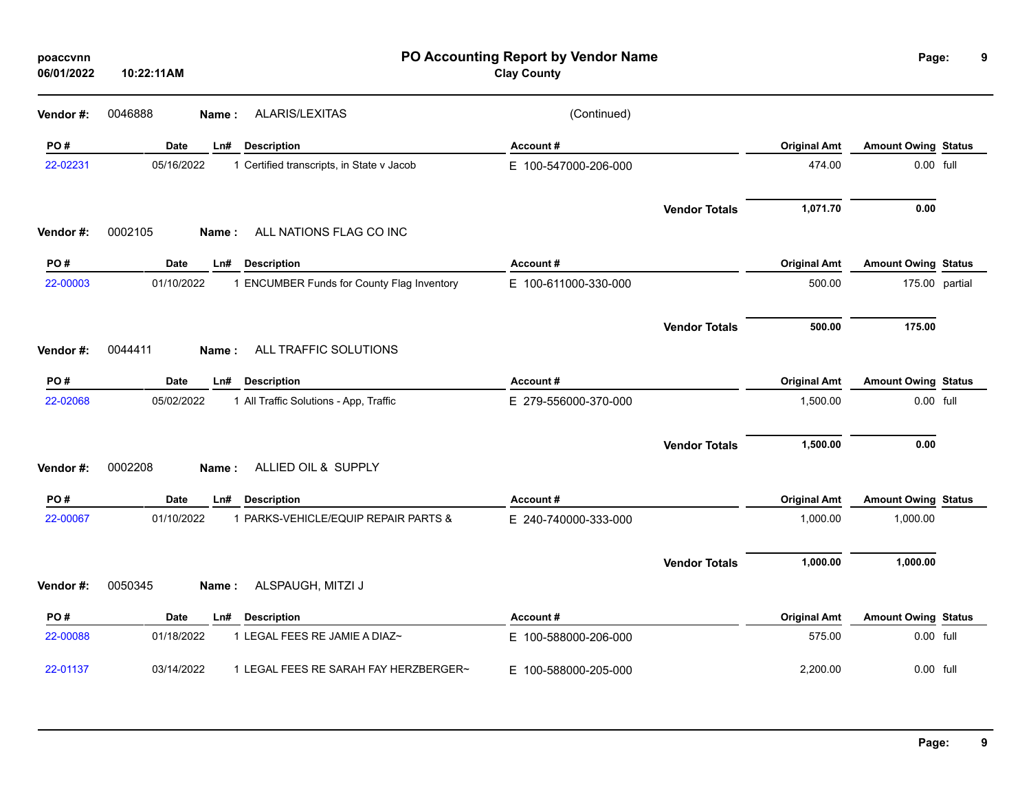# PO Accounting Report by Vendor Name

**Clay County**

poaccvnn
06/01/2022 10:22:11AM

**Vendor #:** 0046888 **Name :** ALARIS/LEXITAS (Continued)

| PO # | Date | Ln# | Description | Account # | Original Amt | Amount Owing | Status |
|---|---|---|---|---|---|---|---|
| 22-02231 | 05/16/2022 | 1 | Certified transcripts, in State v Jacob | E 100-547000-206-000 | 474.00 | 0.00 | full |
| | | | | **Vendor Totals** | **1,071.70** | **0.00** | |

**Vendor #:** 0002105 **Name :** ALL NATIONS FLAG CO INC

| PO # | Date | Ln# | Description | Account # | Original Amt | Amount Owing | Status |
|---|---|---|---|---|---|---|---|
| 22-00003 | 01/10/2022 | 1 | ENCUMBER Funds for County Flag Inventory | E 100-611000-330-000 | 500.00 | 175.00 | partial |
| | | | | **Vendor Totals** | **500.00** | **175.00** | |

**Vendor #:** 0044411 **Name :** ALL TRAFFIC SOLUTIONS

| PO # | Date | Ln# | Description | Account # | Original Amt | Amount Owing | Status |
|---|---|---|---|---|---|---|---|
| 22-02068 | 05/02/2022 | 1 | All Traffic Solutions - App, Traffic | E 279-556000-370-000 | 1,500.00 | 0.00 | full |
| | | | | **Vendor Totals** | **1,500.00** | **0.00** | |

**Vendor #:** 0002208 **Name :** ALLIED OIL & SUPPLY

| PO # | Date | Ln# | Description | Account # | Original Amt | Amount Owing | Status |
|---|---|---|---|---|---|---|---|
| 22-00067 | 01/10/2022 | 1 | PARKS-VEHICLE/EQUIP REPAIR PARTS & | E 240-740000-333-000 | 1,000.00 | 1,000.00 | |
| | | | | **Vendor Totals** | **1,000.00** | **1,000.00** | |

**Vendor #:** 0050345 **Name :** ALSPAUGH, MITZI J

| PO # | Date | Ln# | Description | Account # | Original Amt | Amount Owing | Status |
|---|---|---|---|---|---|---|---|
| 22-00088 | 01/18/2022 | 1 | LEGAL FEES RE JAMIE A DIAZ~ | E 100-588000-206-000 | 575.00 | 0.00 | full |
| 22-01137 | 03/14/2022 | 1 | LEGAL FEES RE SARAH FAY HERZBERGER~ | E 100-588000-205-000 | 2,200.00 | 0.00 | full |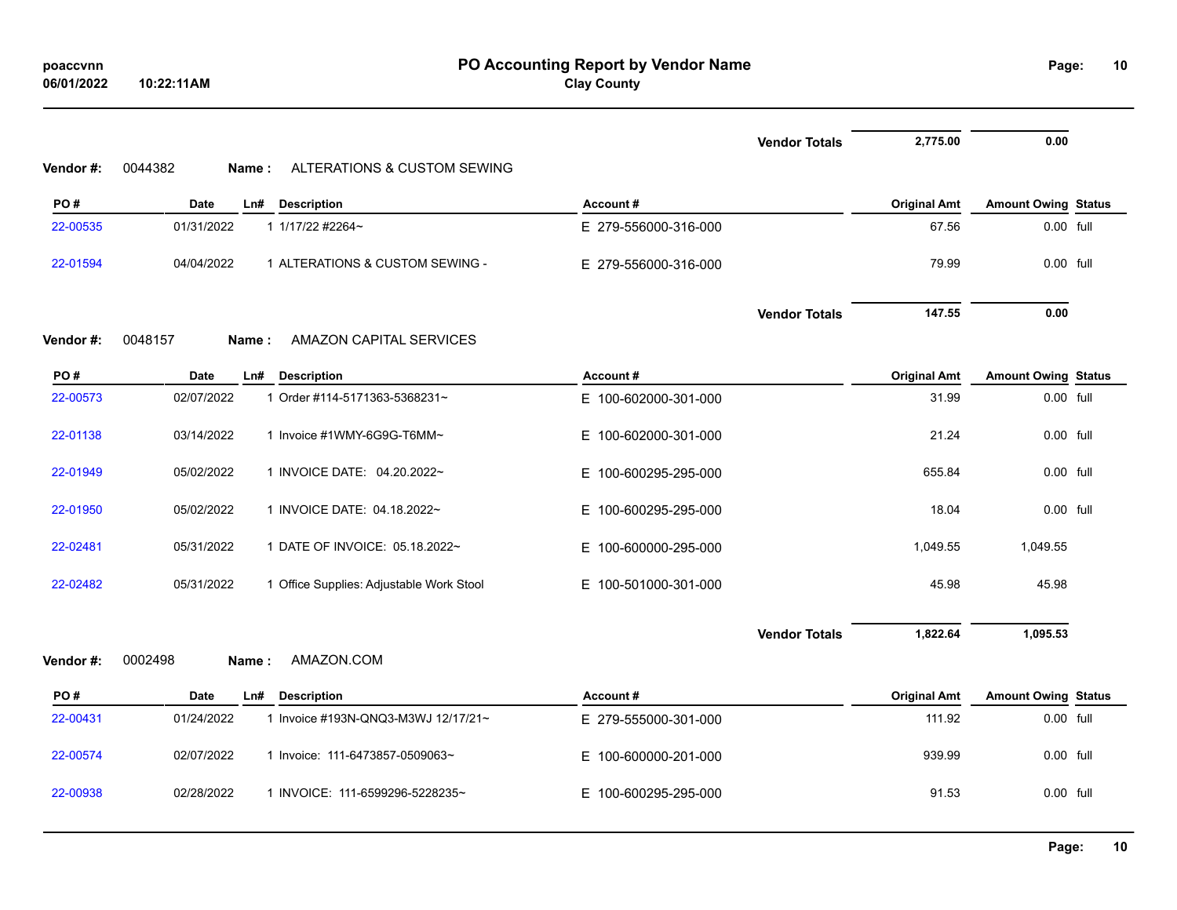| | | | | | Vendor Totals | 2,775.00 | 0.00 | |
|---|---|---|---|---|---|---|---|---|

**Vendor #:** 0044382 **Name :** ALTERATIONS & CUSTOM SEWING

| PO # | Date | Ln# | Description | Account # | Original Amt | Amount Owing | Status |
|---|---|---|---|---|---|---|---|
| 22-00535 | 01/31/2022 | 1 | 1/17/22 #2264~ | E 279-556000-316-000 | 67.56 | 0.00 | full |
| 22-01594 | 04/04/2022 | 1 | ALTERATIONS & CUSTOM SEWING - | E 279-556000-316-000 | 79.99 | 0.00 | full |
| | | | | Vendor Totals | 147.55 | 0.00 | |

**Vendor #:** 0048157 **Name :** AMAZON CAPITAL SERVICES

| PO # | Date | Ln# | Description | Account # | Original Amt | Amount Owing | Status |
|---|---|---|---|---|---|---|---|
| 22-00573 | 02/07/2022 | 1 | Order #114-5171363-5368231~ | E 100-602000-301-000 | 31.99 | 0.00 | full |
| 22-01138 | 03/14/2022 | 1 | Invoice #1WMY-6G9G-T6MM~ | E 100-602000-301-000 | 21.24 | 0.00 | full |
| 22-01949 | 05/02/2022 | 1 | INVOICE DATE: 04.20.2022~ | E 100-600295-295-000 | 655.84 | 0.00 | full |
| 22-01950 | 05/02/2022 | 1 | INVOICE DATE: 04.18.2022~ | E 100-600295-295-000 | 18.04 | 0.00 | full |
| 22-02481 | 05/31/2022 | 1 | DATE OF INVOICE: 05.18.2022~ | E 100-600000-295-000 | 1,049.55 | 1,049.55 | |
| 22-02482 | 05/31/2022 | 1 | Office Supplies: Adjustable Work Stool | E 100-501000-301-000 | 45.98 | 45.98 | |
| | | | | Vendor Totals | 1,822.64 | 1,095.53 | |

**Vendor #:** 0002498 **Name :** AMAZON.COM

| PO # | Date | Ln# | Description | Account # | Original Amt | Amount Owing | Status |
|---|---|---|---|---|---|---|---|
| 22-00431 | 01/24/2022 | 1 | Invoice #193N-QNQ3-M3WJ 12/17/21~ | E 279-555000-301-000 | 111.92 | 0.00 | full |
| 22-00574 | 02/07/2022 | 1 | Invoice: 111-6473857-0509063~ | E 100-600000-201-000 | 939.99 | 0.00 | full |
| 22-00938 | 02/28/2022 | 1 | INVOICE: 111-6599296-5228235~ | E 100-600295-295-000 | 91.53 | 0.00 | full |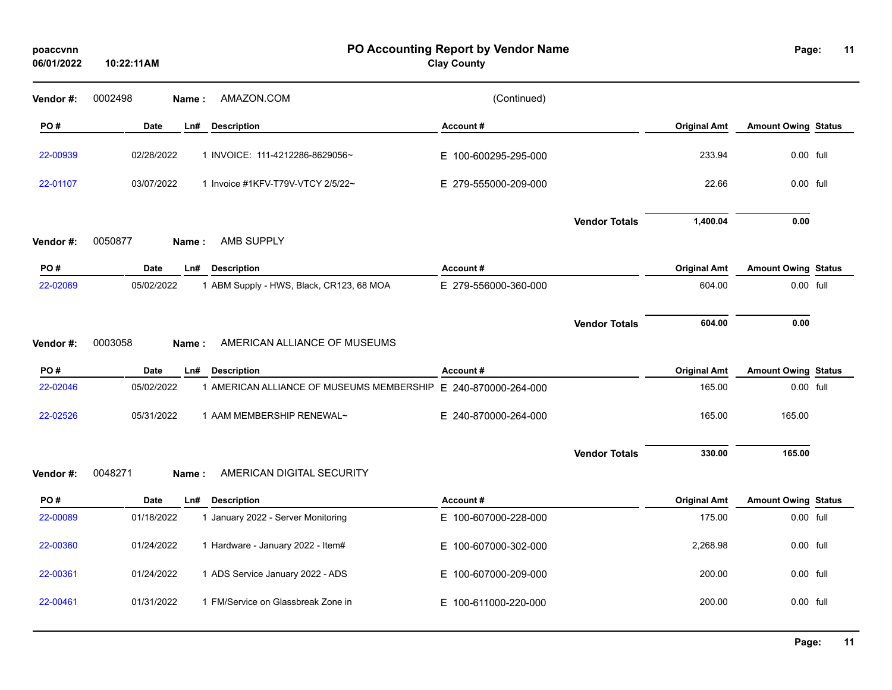# PO Accounting Report by Vendor Name

**Clay County**

poaccvnn
06/01/2022 10:22:11AM

**Vendor #:** 0002498 **Name :** AMAZON.COM (Continued)

| PO # | Date | Ln# | Description | Account # | Original Amt | Amount Owing | Status |
|---|---|---|---|---|---|---|---|
| 22-00939 | 02/28/2022 | 1 | INVOICE: 111-4212286-8629056~ | E 100-600295-295-000 | 233.94 | 0.00 | full |
| 22-01107 | 03/07/2022 | 1 | Invoice #1KFV-T79V-VTCY 2/5/22~ | E 279-555000-209-000 | 22.66 | 0.00 | full |
| | | | | **Vendor Totals** | **1,400.04** | **0.00** | |

**Vendor #:** 0050877 **Name :** AMB SUPPLY

| PO # | Date | Ln# | Description | Account # | Original Amt | Amount Owing | Status |
|---|---|---|---|---|---|---|---|
| 22-02069 | 05/02/2022 | 1 | ABM Supply - HWS, Black, CR123, 68 MOA | E 279-556000-360-000 | 604.00 | 0.00 | full |
| | | | | **Vendor Totals** | **604.00** | **0.00** | |

**Vendor #:** 0003058 **Name :** AMERICAN ALLIANCE OF MUSEUMS

| PO # | Date | Ln# | Description | Account # | Original Amt | Amount Owing | Status |
|---|---|---|---|---|---|---|---|
| 22-02046 | 05/02/2022 | 1 | AMERICAN ALLIANCE OF MUSEUMS MEMBERSHIP | E 240-870000-264-000 | 165.00 | 0.00 | full |
| 22-02526 | 05/31/2022 | 1 | AAM MEMBERSHIP RENEWAL~ | E 240-870000-264-000 | 165.00 | 165.00 | |
| | | | | **Vendor Totals** | **330.00** | **165.00** | |

**Vendor #:** 0048271 **Name :** AMERICAN DIGITAL SECURITY

| PO # | Date | Ln# | Description | Account # | Original Amt | Amount Owing | Status |
|---|---|---|---|---|---|---|---|
| 22-00089 | 01/18/2022 | 1 | January 2022 - Server Monitoring | E 100-607000-228-000 | 175.00 | 0.00 | full |
| 22-00360 | 01/24/2022 | 1 | Hardware - January 2022 - Item# | E 100-607000-302-000 | 2,268.98 | 0.00 | full |
| 22-00361 | 01/24/2022 | 1 | ADS Service January 2022 - ADS | E 100-607000-209-000 | 200.00 | 0.00 | full |
| 22-00461 | 01/31/2022 | 1 | FM/Service on Glassbreak Zone in | E 100-611000-220-000 | 200.00 | 0.00 | full |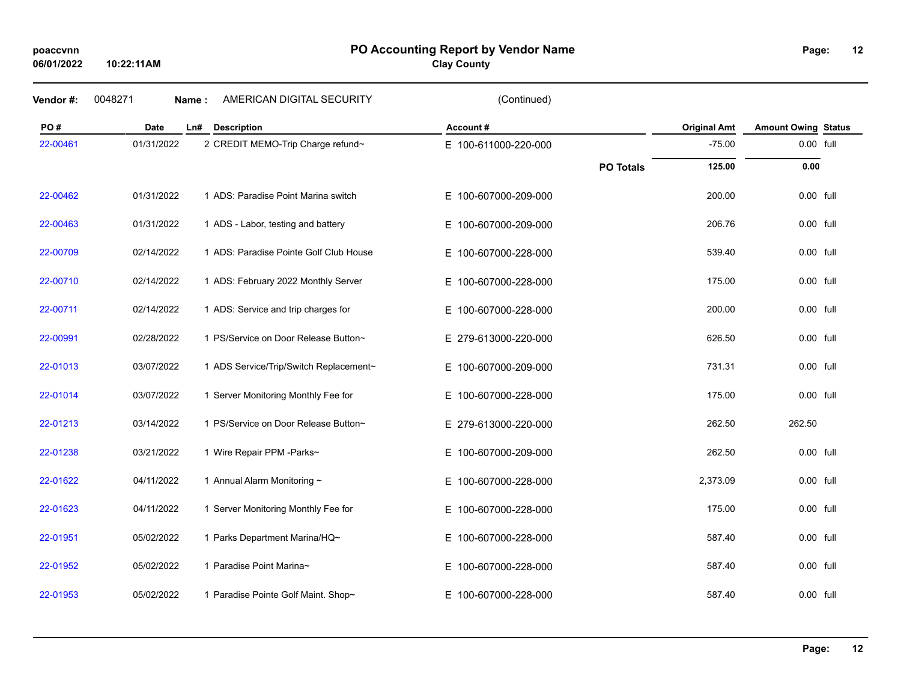# PO Accounting Report by Vendor Name

**Clay County**

poaccvnn
06/01/2022 10:22:11AM

**Vendor #:** 0048271 **Name :** AMERICAN DIGITAL SECURITY (Continued)

| PO # | Date | Ln# | Description | Account # | | Original Amt | Amount Owing | Status |
|---|---|---|---|---|---|---|---|---|
| 22-00461 | 01/31/2022 | 2 | CREDIT MEMO-Trip Charge refund~ | E 100-611000-220-000 | | -75.00 | 0.00 | full |
| | | | | | **PO Totals** | **125.00** | **0.00** | |
| 22-00462 | 01/31/2022 | 1 | ADS: Paradise Point Marina switch | E 100-607000-209-000 | | 200.00 | 0.00 | full |
| 22-00463 | 01/31/2022 | 1 | ADS - Labor, testing and battery | E 100-607000-209-000 | | 206.76 | 0.00 | full |
| 22-00709 | 02/14/2022 | 1 | ADS: Paradise Pointe Golf Club House | E 100-607000-228-000 | | 539.40 | 0.00 | full |
| 22-00710 | 02/14/2022 | 1 | ADS: February 2022 Monthly Server | E 100-607000-228-000 | | 175.00 | 0.00 | full |
| 22-00711 | 02/14/2022 | 1 | ADS: Service and trip charges for | E 100-607000-228-000 | | 200.00 | 0.00 | full |
| 22-00991 | 02/28/2022 | 1 | PS/Service on Door Release Button~ | E 279-613000-220-000 | | 626.50 | 0.00 | full |
| 22-01013 | 03/07/2022 | 1 | ADS Service/Trip/Switch Replacement~ | E 100-607000-209-000 | | 731.31 | 0.00 | full |
| 22-01014 | 03/07/2022 | 1 | Server Monitoring Monthly Fee for | E 100-607000-228-000 | | 175.00 | 0.00 | full |
| 22-01213 | 03/14/2022 | 1 | PS/Service on Door Release Button~ | E 279-613000-220-000 | | 262.50 | 262.50 | |
| 22-01238 | 03/21/2022 | 1 | Wire Repair PPM -Parks~ | E 100-607000-209-000 | | 262.50 | 0.00 | full |
| 22-01622 | 04/11/2022 | 1 | Annual Alarm Monitoring ~ | E 100-607000-228-000 | | 2,373.09 | 0.00 | full |
| 22-01623 | 04/11/2022 | 1 | Server Monitoring Monthly Fee for | E 100-607000-228-000 | | 175.00 | 0.00 | full |
| 22-01951 | 05/02/2022 | 1 | Parks Department Marina/HQ~ | E 100-607000-228-000 | | 587.40 | 0.00 | full |
| 22-01952 | 05/02/2022 | 1 | Paradise Point Marina~ | E 100-607000-228-000 | | 587.40 | 0.00 | full |
| 22-01953 | 05/02/2022 | 1 | Paradise Pointe Golf Maint. Shop~ | E 100-607000-228-000 | | 587.40 | 0.00 | full |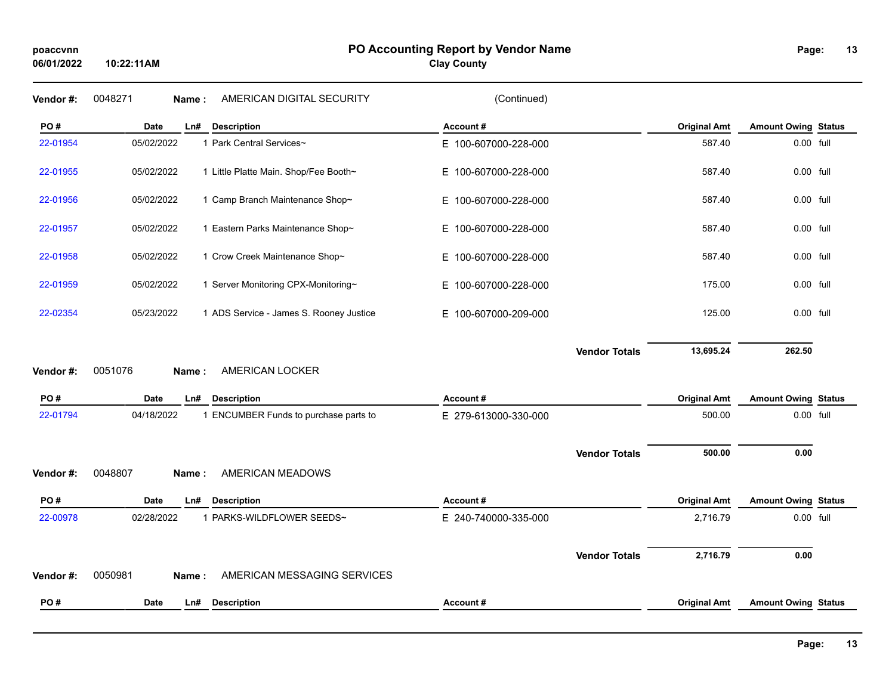# PO Accounting Report by Vendor Name

**Clay County**

**Vendor #:** 0048271 **Name :** AMERICAN DIGITAL SECURITY (Continued)

| PO # | Date | Ln# | Description | Account # | Original Amt | Amount Owing | Status |
|---|---|---|---|---|---|---|---|
| 22-01954 | 05/02/2022 | 1 | Park Central Services~ | E 100-607000-228-000 | 587.40 | 0.00 | full |
| 22-01955 | 05/02/2022 | 1 | Little Platte Main. Shop/Fee Booth~ | E 100-607000-228-000 | 587.40 | 0.00 | full |
| 22-01956 | 05/02/2022 | 1 | Camp Branch Maintenance Shop~ | E 100-607000-228-000 | 587.40 | 0.00 | full |
| 22-01957 | 05/02/2022 | 1 | Eastern Parks Maintenance Shop~ | E 100-607000-228-000 | 587.40 | 0.00 | full |
| 22-01958 | 05/02/2022 | 1 | Crow Creek Maintenance Shop~ | E 100-607000-228-000 | 587.40 | 0.00 | full |
| 22-01959 | 05/02/2022 | 1 | Server Monitoring CPX-Monitoring~ | E 100-607000-228-000 | 175.00 | 0.00 | full |
| 22-02354 | 05/23/2022 | 1 | ADS Service - James S. Rooney Justice | E 100-607000-209-000 | 125.00 | 0.00 | full |
| | | | | **Vendor Totals** | **13,695.24** | **262.50** | |

**Vendor #:** 0051076 **Name :** AMERICAN LOCKER

| PO # | Date | Ln# | Description | Account # | Original Amt | Amount Owing | Status |
|---|---|---|---|---|---|---|---|
| 22-01794 | 04/18/2022 | 1 | ENCUMBER Funds to purchase parts to | E 279-613000-330-000 | 500.00 | 0.00 | full |
| | | | | **Vendor Totals** | **500.00** | **0.00** | |

**Vendor #:** 0048807 **Name :** AMERICAN MEADOWS

| PO # | Date | Ln# | Description | Account # | Original Amt | Amount Owing | Status |
|---|---|---|---|---|---|---|---|
| 22-00978 | 02/28/2022 | 1 | PARKS-WILDFLOWER SEEDS~ | E 240-740000-335-000 | 2,716.79 | 0.00 | full |
| | | | | **Vendor Totals** | **2,716.79** | **0.00** | |

**Vendor #:** 0050981 **Name :** AMERICAN MESSAGING SERVICES

| PO # | Date | Ln# | Description | Account # | Original Amt | Amount Owing | Status |
|---|---|---|---|---|---|---|---|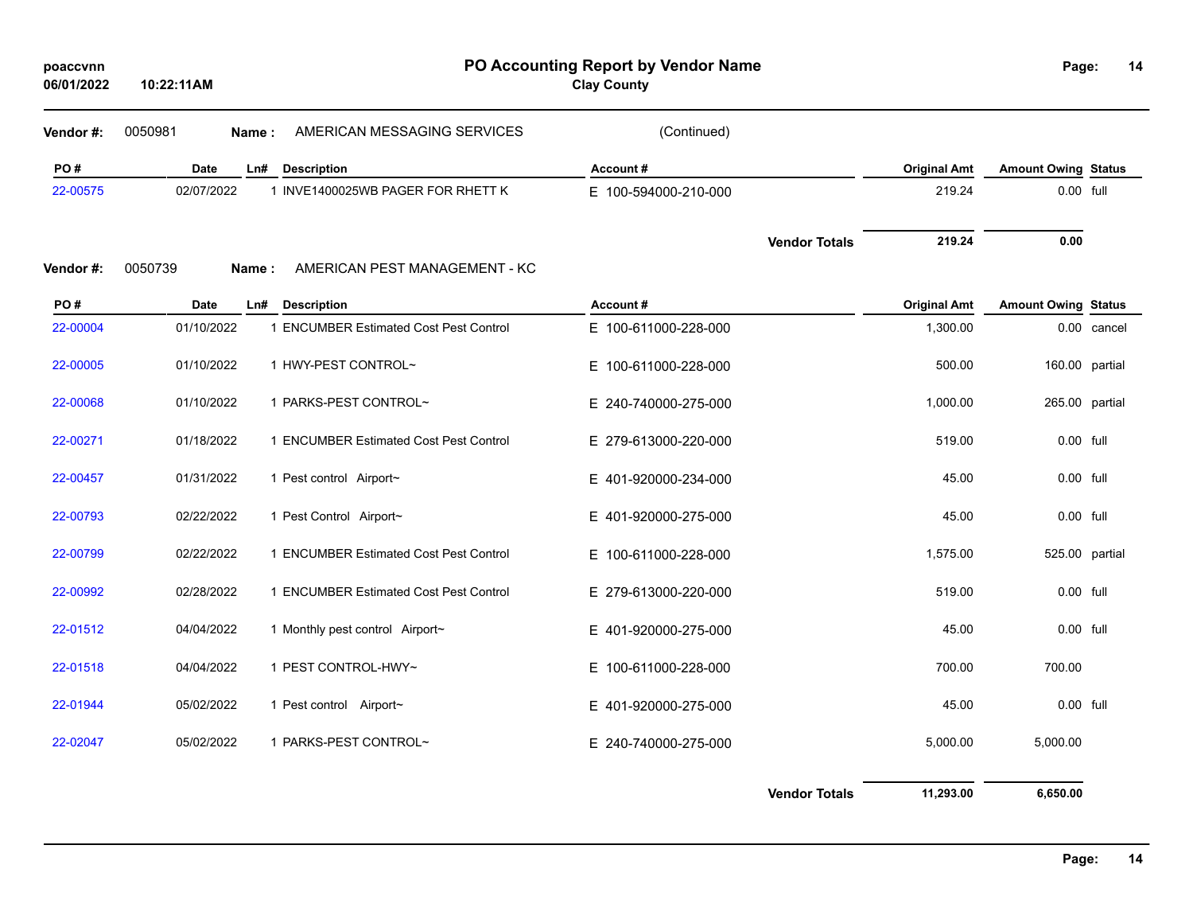# PO Accounting Report by Vendor Name

**Clay County**

poaccvnn
06/01/2022 10:22:11AM

**Vendor #:** 0050981 **Name :** AMERICAN MESSAGING SERVICES (Continued)

| PO # | Date | Ln# | Description | Account # | Original Amt | Amount Owing | Status |
|---|---|---|---|---|---|---|---|
| 22-00575 | 02/07/2022 | 1 | INVE1400025WB PAGER FOR RHETT K | E 100-594000-210-000 | 219.24 | 0.00 | full |
| | | | | **Vendor Totals** | **219.24** | **0.00** | |

**Vendor #:** 0050739 **Name :** AMERICAN PEST MANAGEMENT - KC

| PO # | Date | Ln# | Description | Account # | Original Amt | Amount Owing | Status |
|---|---|---|---|---|---|---|---|
| 22-00004 | 01/10/2022 | 1 | ENCUMBER Estimated Cost Pest Control | E 100-611000-228-000 | 1,300.00 | 0.00 | cancel |
| 22-00005 | 01/10/2022 | 1 | HWY-PEST CONTROL~ | E 100-611000-228-000 | 500.00 | 160.00 | partial |
| 22-00068 | 01/10/2022 | 1 | PARKS-PEST CONTROL~ | E 240-740000-275-000 | 1,000.00 | 265.00 | partial |
| 22-00271 | 01/18/2022 | 1 | ENCUMBER Estimated Cost Pest Control | E 279-613000-220-000 | 519.00 | 0.00 | full |
| 22-00457 | 01/31/2022 | 1 | Pest control Airport~ | E 401-920000-234-000 | 45.00 | 0.00 | full |
| 22-00793 | 02/22/2022 | 1 | Pest Control Airport~ | E 401-920000-275-000 | 45.00 | 0.00 | full |
| 22-00799 | 02/22/2022 | 1 | ENCUMBER Estimated Cost Pest Control | E 100-611000-228-000 | 1,575.00 | 525.00 | partial |
| 22-00992 | 02/28/2022 | 1 | ENCUMBER Estimated Cost Pest Control | E 279-613000-220-000 | 519.00 | 0.00 | full |
| 22-01512 | 04/04/2022 | 1 | Monthly pest control Airport~ | E 401-920000-275-000 | 45.00 | 0.00 | full |
| 22-01518 | 04/04/2022 | 1 | PEST CONTROL-HWY~ | E 100-611000-228-000 | 700.00 | 700.00 | |
| 22-01944 | 05/02/2022 | 1 | Pest control Airport~ | E 401-920000-275-000 | 45.00 | 0.00 | full |
| 22-02047 | 05/02/2022 | 1 | PARKS-PEST CONTROL~ | E 240-740000-275-000 | 5,000.00 | 5,000.00 | |
| | | | | **Vendor Totals** | **11,293.00** | **6,650.00** | |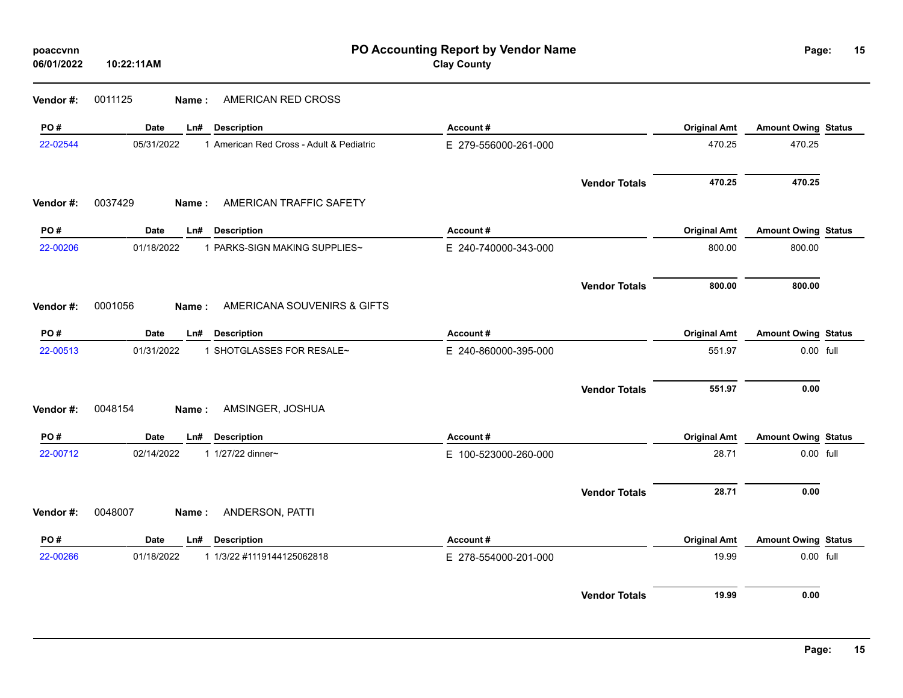# PO Accounting Report by Vendor Name

**Clay County**

poaccvnn
06/01/2022 10:22:11AM

**Vendor #:** 0011125 **Name :** AMERICAN RED CROSS

| PO # | Date | Ln# | Description | Account # | Original Amt | Amount Owing | Status |
|---|---|---|---|---|---|---|---|
| 22-02544 | 05/31/2022 | 1 | American Red Cross - Adult & Pediatric | E 279-556000-261-000 | 470.25 | 470.25 | |
| | | | | **Vendor Totals** | **470.25** | **470.25** | |

**Vendor #:** 0037429 **Name :** AMERICAN TRAFFIC SAFETY

| PO # | Date | Ln# | Description | Account # | Original Amt | Amount Owing | Status |
|---|---|---|---|---|---|---|---|
| 22-00206 | 01/18/2022 | 1 | PARKS-SIGN MAKING SUPPLIES~ | E 240-740000-343-000 | 800.00 | 800.00 | |
| | | | | **Vendor Totals** | **800.00** | **800.00** | |

**Vendor #:** 0001056 **Name :** AMERICANA SOUVENIRS & GIFTS

| PO # | Date | Ln# | Description | Account # | Original Amt | Amount Owing | Status |
|---|---|---|---|---|---|---|---|
| 22-00513 | 01/31/2022 | 1 | SHOTGLASSES FOR RESALE~ | E 240-860000-395-000 | 551.97 | 0.00 | full |
| | | | | **Vendor Totals** | **551.97** | **0.00** | |

**Vendor #:** 0048154 **Name :** AMSINGER, JOSHUA

| PO # | Date | Ln# | Description | Account # | Original Amt | Amount Owing | Status |
|---|---|---|---|---|---|---|---|
| 22-00712 | 02/14/2022 | 1 | 1/27/22 dinner~ | E 100-523000-260-000 | 28.71 | 0.00 | full |
| | | | | **Vendor Totals** | **28.71** | **0.00** | |

**Vendor #:** 0048007 **Name :** ANDERSON, PATTI

| PO # | Date | Ln# | Description | Account # | Original Amt | Amount Owing | Status |
|---|---|---|---|---|---|---|---|
| 22-00266 | 01/18/2022 | 1 | 1/3/22 #1119144125062818 | E 278-554000-201-000 | 19.99 | 0.00 | full |
| | | | | **Vendor Totals** | **19.99** | **0.00** | |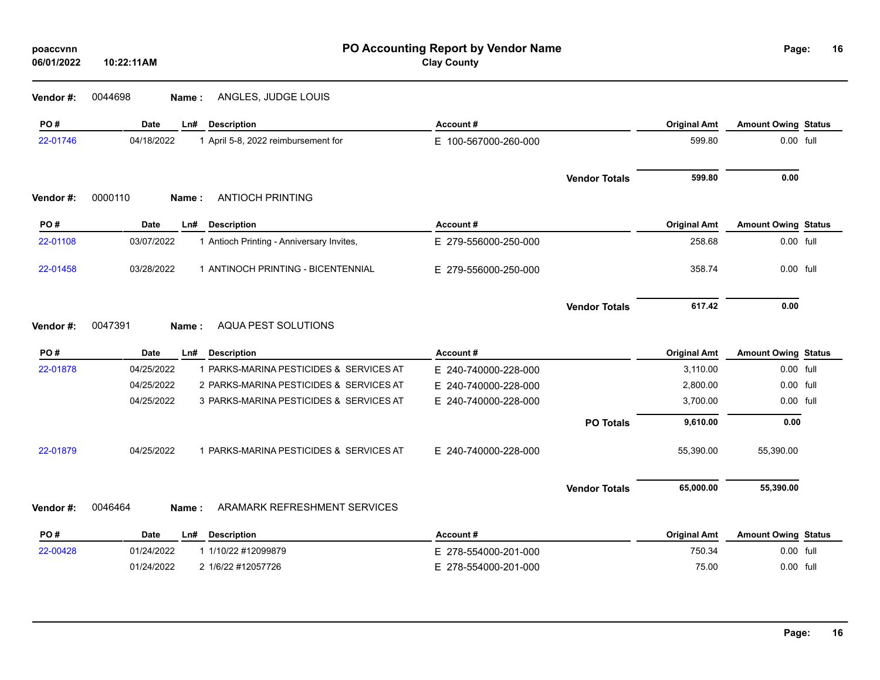# PO Accounting Report by Vendor Name

**Clay County**

poaccvnn
06/01/2022 10:22:11AM

**Vendor #:** 0044698 **Name :** ANGLES, JUDGE LOUIS

| PO # | Date | Ln# | Description | Account # | Original Amt | Amount Owing | Status |
|---|---|---|---|---|---|---|---|
| 22-01746 | 04/18/2022 | 1 | April 5-8, 2022 reimbursement for | E 100-567000-260-000 | 599.80 | 0.00 | full |
| | | | | **Vendor Totals** | **599.80** | **0.00** | |

**Vendor #:** 0000110 **Name :** ANTIOCH PRINTING

| PO # | Date | Ln# | Description | Account # | Original Amt | Amount Owing | Status |
|---|---|---|---|---|---|---|---|
| 22-01108 | 03/07/2022 | 1 | Antioch Printing - Anniversary Invites, | E 279-556000-250-000 | 258.68 | 0.00 | full |
| 22-01458 | 03/28/2022 | 1 | ANTINOCH PRINTING - BICENTENNIAL | E 279-556000-250-000 | 358.74 | 0.00 | full |
| | | | | **Vendor Totals** | **617.42** | **0.00** | |

**Vendor #:** 0047391 **Name :** AQUA PEST SOLUTIONS

| PO # | Date | Ln# | Description | Account # | Original Amt | Amount Owing | Status |
|---|---|---|---|---|---|---|---|
| 22-01878 | 04/25/2022 | 1 | PARKS-MARINA PESTICIDES & SERVICES AT | E 240-740000-228-000 | 3,110.00 | 0.00 | full |
| | 04/25/2022 | 2 | PARKS-MARINA PESTICIDES & SERVICES AT | E 240-740000-228-000 | 2,800.00 | 0.00 | full |
| | 04/25/2022 | 3 | PARKS-MARINA PESTICIDES & SERVICES AT | E 240-740000-228-000 | 3,700.00 | 0.00 | full |
| | | | | **PO Totals** | **9,610.00** | **0.00** | |
| 22-01879 | 04/25/2022 | 1 | PARKS-MARINA PESTICIDES & SERVICES AT | E 240-740000-228-000 | 55,390.00 | 55,390.00 | |
| | | | | **Vendor Totals** | **65,000.00** | **55,390.00** | |

**Vendor #:** 0046464 **Name :** ARAMARK REFRESHMENT SERVICES

| PO # | Date | Ln# | Description | Account # | Original Amt | Amount Owing | Status |
|---|---|---|---|---|---|---|---|
| 22-00428 | 01/24/2022 | 1 | 1/10/22 #12099879 | E 278-554000-201-000 | 750.34 | 0.00 | full |
| | 01/24/2022 | 2 | 1/6/22 #12057726 | E 278-554000-201-000 | 75.00 | 0.00 | full |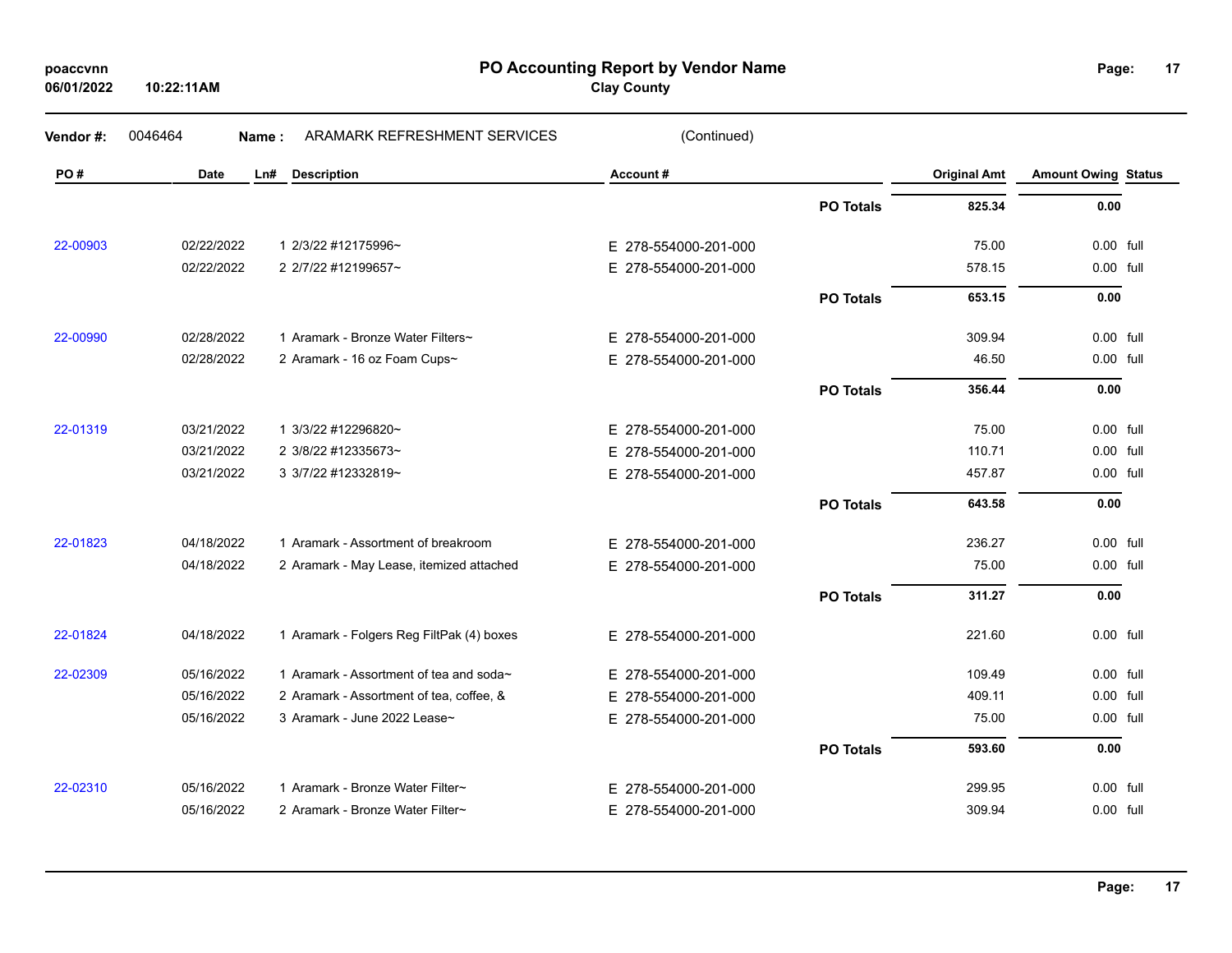# PO Accounting Report by Vendor Name

**Clay County**

poaccvnn
06/01/2022 10:22:11AM

**Vendor #:** 0046464 **Name :** ARAMARK REFRESHMENT SERVICES (Continued)

| PO # | Date | Ln# | Description | Account # | | Original Amt | Amount Owing | Status |
|---|---|---|---|---|---|---|---|---|
| | | | | | **PO Totals** | **825.34** | **0.00** | |
| 22-00903 | 02/22/2022 | 1 | 2/3/22 #12175996~ | E 278-554000-201-000 | | 75.00 | 0.00 | full |
| | 02/22/2022 | 2 | 2/7/22 #12199657~ | E 278-554000-201-000 | | 578.15 | 0.00 | full |
| | | | | | **PO Totals** | **653.15** | **0.00** | |
| 22-00990 | 02/28/2022 | 1 | Aramark - Bronze Water Filters~ | E 278-554000-201-000 | | 309.94 | 0.00 | full |
| | 02/28/2022 | 2 | Aramark - 16 oz Foam Cups~ | E 278-554000-201-000 | | 46.50 | 0.00 | full |
| | | | | | **PO Totals** | **356.44** | **0.00** | |
| 22-01319 | 03/21/2022 | 1 | 3/3/22 #12296820~ | E 278-554000-201-000 | | 75.00 | 0.00 | full |
| | 03/21/2022 | 2 | 3/8/22 #12335673~ | E 278-554000-201-000 | | 110.71 | 0.00 | full |
| | 03/21/2022 | 3 | 3/7/22 #12332819~ | E 278-554000-201-000 | | 457.87 | 0.00 | full |
| | | | | | **PO Totals** | **643.58** | **0.00** | |
| 22-01823 | 04/18/2022 | 1 | Aramark - Assortment of breakroom | E 278-554000-201-000 | | 236.27 | 0.00 | full |
| | 04/18/2022 | 2 | Aramark - May Lease, itemized attached | E 278-554000-201-000 | | 75.00 | 0.00 | full |
| | | | | | **PO Totals** | **311.27** | **0.00** | |
| 22-01824 | 04/18/2022 | 1 | Aramark - Folgers Reg FiltPak (4) boxes | E 278-554000-201-000 | | 221.60 | 0.00 | full |
| 22-02309 | 05/16/2022 | 1 | Aramark - Assortment of tea and soda~ | E 278-554000-201-000 | | 109.49 | 0.00 | full |
| | 05/16/2022 | 2 | Aramark - Assortment of tea, coffee, & | E 278-554000-201-000 | | 409.11 | 0.00 | full |
| | 05/16/2022 | 3 | Aramark - June 2022 Lease~ | E 278-554000-201-000 | | 75.00 | 0.00 | full |
| | | | | | **PO Totals** | **593.60** | **0.00** | |
| 22-02310 | 05/16/2022 | 1 | Aramark - Bronze Water Filter~ | E 278-554000-201-000 | | 299.95 | 0.00 | full |
| | 05/16/2022 | 2 | Aramark - Bronze Water Filter~ | E 278-554000-201-000 | | 309.94 | 0.00 | full |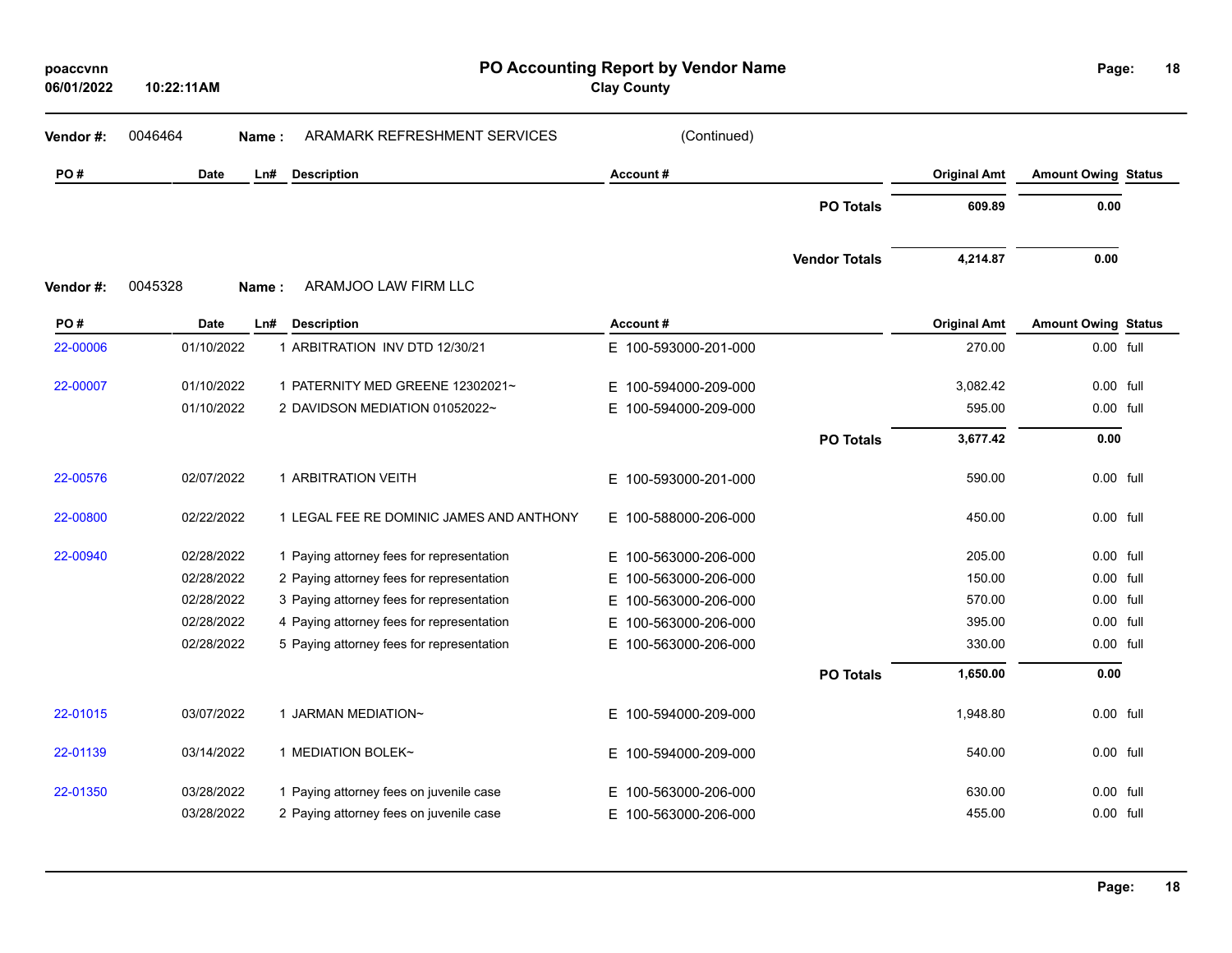# PO Accounting Report by Vendor Name

**Clay County**

poaccvnn
06/01/2022 10:22:11AM

**Vendor #:** 0046464 **Name :** ARAMARK REFRESHMENT SERVICES (Continued)

| PO # | Date | Ln# | Description | Account # | | Original Amt | Amount Owing | Status |
|---|---|---|---|---|---|---|---|---|
| | | | | | **PO Totals** | **609.89** | **0.00** | |
| | | | | | **Vendor Totals** | **4,214.87** | **0.00** | |

**Vendor #:** 0045328 **Name :** ARAMJOO LAW FIRM LLC

| PO # | Date | Ln# | Description | Account # | | Original Amt | Amount Owing | Status |
|---|---|---|---|---|---|---|---|---|
| 22-00006 | 01/10/2022 | 1 | ARBITRATION INV DTD 12/30/21 | E 100-593000-201-000 | | 270.00 | 0.00 | full |
| 22-00007 | 01/10/2022 | 1 | PATERNITY MED GREENE 12302021~ | E 100-594000-209-000 | | 3,082.42 | 0.00 | full |
| | 01/10/2022 | 2 | DAVIDSON MEDIATION 01052022~ | E 100-594000-209-000 | | 595.00 | 0.00 | full |
| | | | | | **PO Totals** | **3,677.42** | **0.00** | |
| 22-00576 | 02/07/2022 | 1 | ARBITRATION VEITH | E 100-593000-201-000 | | 590.00 | 0.00 | full |
| 22-00800 | 02/22/2022 | 1 | LEGAL FEE RE DOMINIC JAMES AND ANTHONY | E 100-588000-206-000 | | 450.00 | 0.00 | full |
| 22-00940 | 02/28/2022 | 1 | Paying attorney fees for representation | E 100-563000-206-000 | | 205.00 | 0.00 | full |
| | 02/28/2022 | 2 | Paying attorney fees for representation | E 100-563000-206-000 | | 150.00 | 0.00 | full |
| | 02/28/2022 | 3 | Paying attorney fees for representation | E 100-563000-206-000 | | 570.00 | 0.00 | full |
| | 02/28/2022 | 4 | Paying attorney fees for representation | E 100-563000-206-000 | | 395.00 | 0.00 | full |
| | 02/28/2022 | 5 | Paying attorney fees for representation | E 100-563000-206-000 | | 330.00 | 0.00 | full |
| | | | | | **PO Totals** | **1,650.00** | **0.00** | |
| 22-01015 | 03/07/2022 | 1 | JARMAN MEDIATION~ | E 100-594000-209-000 | | 1,948.80 | 0.00 | full |
| 22-01139 | 03/14/2022 | 1 | MEDIATION BOLEK~ | E 100-594000-209-000 | | 540.00 | 0.00 | full |
| 22-01350 | 03/28/2022 | 1 | Paying attorney fees on juvenile case | E 100-563000-206-000 | | 630.00 | 0.00 | full |
| | 03/28/2022 | 2 | Paying attorney fees on juvenile case | E 100-563000-206-000 | | 455.00 | 0.00 | full |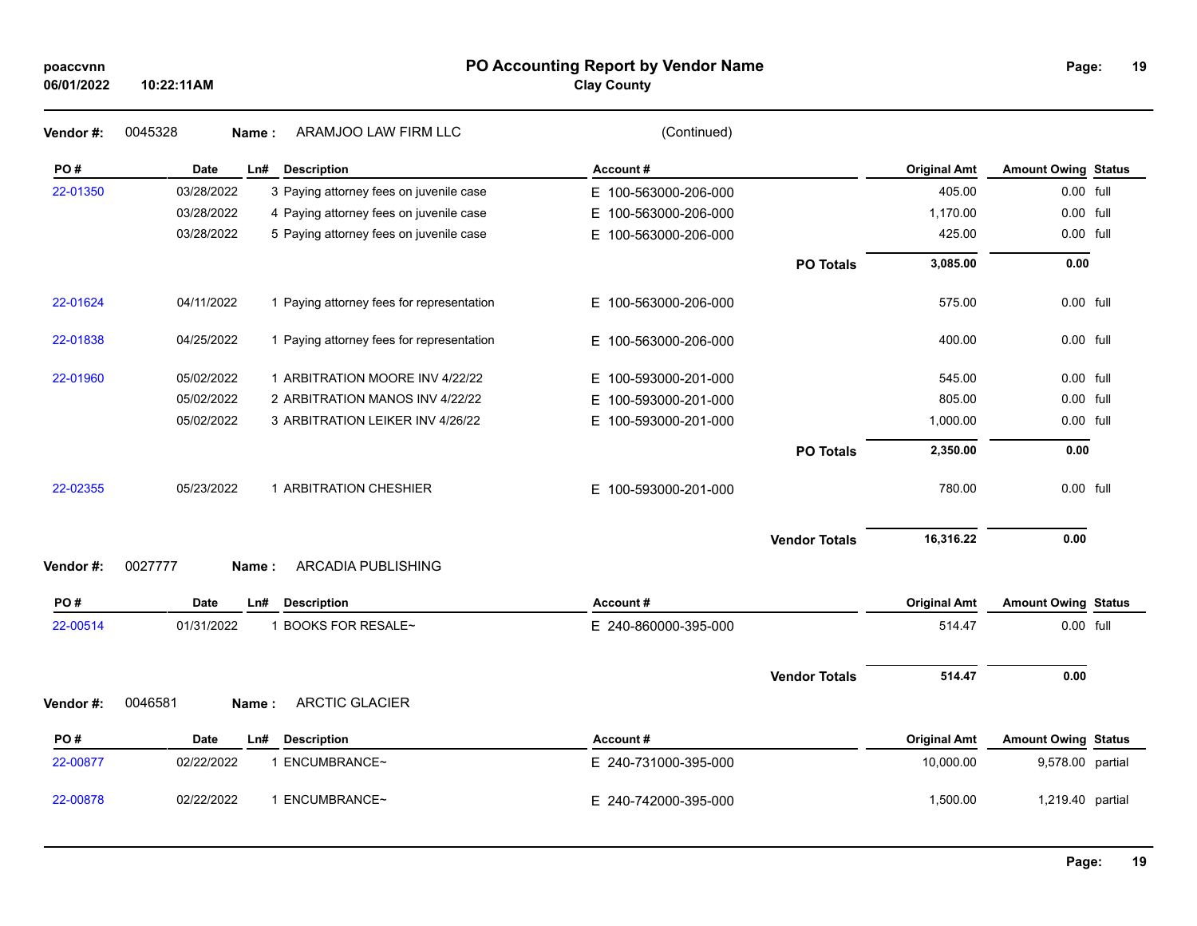# PO Accounting Report by Vendor Name

**Clay County**

poaccvnn
06/01/2022 10:22:11AM

**Vendor #:** 0045328 **Name :** ARAMJOO LAW FIRM LLC (Continued)

| PO # | Date | Ln# | Description | Account # | | Original Amt | Amount Owing | Status |
|---|---|---|---|---|---|---|---|---|
| 22-01350 | 03/28/2022 | 3 | Paying attorney fees on juvenile case | E 100-563000-206-000 | | 405.00 | 0.00 | full |
| | 03/28/2022 | 4 | Paying attorney fees on juvenile case | E 100-563000-206-000 | | 1,170.00 | 0.00 | full |
| | 03/28/2022 | 5 | Paying attorney fees on juvenile case | E 100-563000-206-000 | | 425.00 | 0.00 | full |
| | | | | | **PO Totals** | **3,085.00** | **0.00** | |
| 22-01624 | 04/11/2022 | 1 | Paying attorney fees for representation | E 100-563000-206-000 | | 575.00 | 0.00 | full |
| 22-01838 | 04/25/2022 | 1 | Paying attorney fees for representation | E 100-563000-206-000 | | 400.00 | 0.00 | full |
| 22-01960 | 05/02/2022 | 1 | ARBITRATION MOORE INV 4/22/22 | E 100-593000-201-000 | | 545.00 | 0.00 | full |
| | 05/02/2022 | 2 | ARBITRATION MANOS INV 4/22/22 | E 100-593000-201-000 | | 805.00 | 0.00 | full |
| | 05/02/2022 | 3 | ARBITRATION LEIKER INV 4/26/22 | E 100-593000-201-000 | | 1,000.00 | 0.00 | full |
| | | | | | **PO Totals** | **2,350.00** | **0.00** | |
| 22-02355 | 05/23/2022 | 1 | ARBITRATION CHESHIER | E 100-593000-201-000 | | 780.00 | 0.00 | full |
| | | | | | **Vendor Totals** | **16,316.22** | **0.00** | |

**Vendor #:** 0027777 **Name :** ARCADIA PUBLISHING

| PO # | Date | Ln# | Description | Account # | | Original Amt | Amount Owing | Status |
|---|---|---|---|---|---|---|---|---|
| 22-00514 | 01/31/2022 | 1 | BOOKS FOR RESALE~ | E 240-860000-395-000 | | 514.47 | 0.00 | full |
| | | | | | **Vendor Totals** | **514.47** | **0.00** | |

**Vendor #:** 0046581 **Name :** ARCTIC GLACIER

| PO # | Date | Ln# | Description | Account # | | Original Amt | Amount Owing | Status |
|---|---|---|---|---|---|---|---|---|
| 22-00877 | 02/22/2022 | 1 | ENCUMBRANCE~ | E 240-731000-395-000 | | 10,000.00 | 9,578.00 | partial |
| 22-00878 | 02/22/2022 | 1 | ENCUMBRANCE~ | E 240-742000-395-000 | | 1,500.00 | 1,219.40 | partial |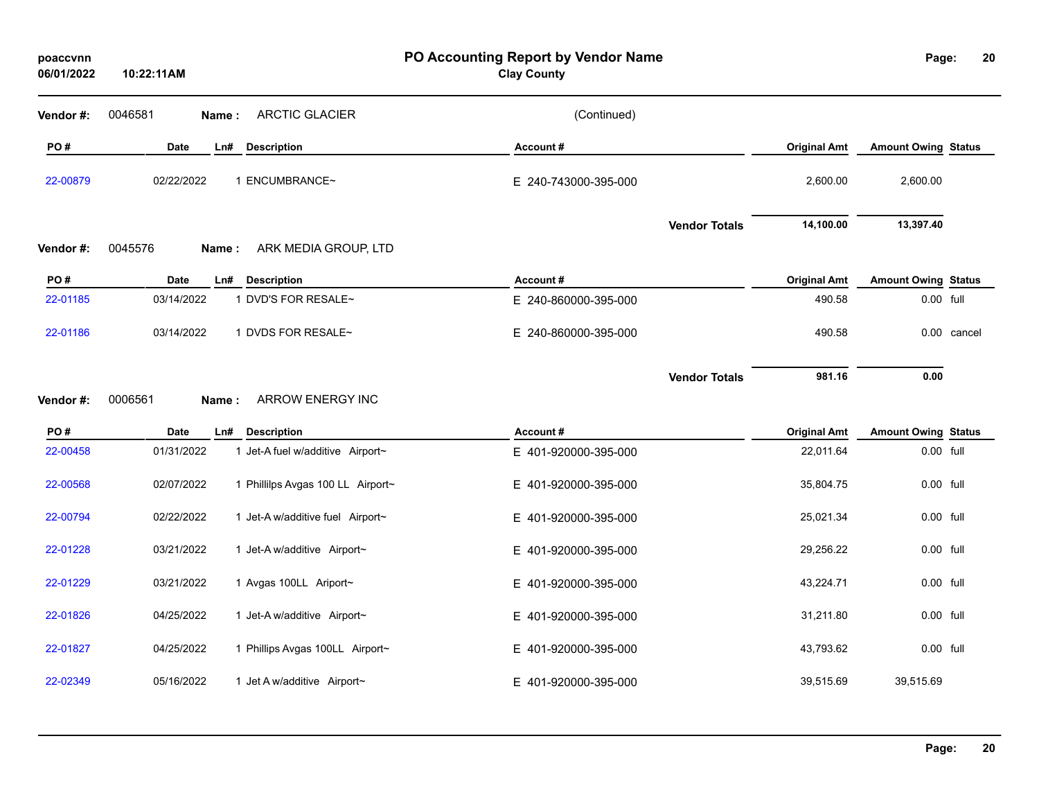# PO Accounting Report by Vendor Name

**Clay County**

poaccvnn
06/01/2022 10:22:11AM

**Vendor #:** 0046581 **Name :** ARCTIC GLACIER (Continued)

| PO # | Date | Ln# | Description | Account # | Original Amt | Amount Owing | Status |
|---|---|---|---|---|---|---|---|
| 22-00879 | 02/22/2022 | 1 | ENCUMBRANCE~ | E 240-743000-395-000 | 2,600.00 | 2,600.00 | |
| | | | | **Vendor Totals** | **14,100.00** | **13,397.40** | |

**Vendor #:** 0045576 **Name :** ARK MEDIA GROUP, LTD

| PO # | Date | Ln# | Description | Account # | Original Amt | Amount Owing | Status |
|---|---|---|---|---|---|---|---|
| 22-01185 | 03/14/2022 | 1 | DVD'S FOR RESALE~ | E 240-860000-395-000 | 490.58 | 0.00 | full |
| 22-01186 | 03/14/2022 | 1 | DVDS FOR RESALE~ | E 240-860000-395-000 | 490.58 | 0.00 | cancel |
| | | | | **Vendor Totals** | **981.16** | **0.00** | |

**Vendor #:** 0006561 **Name :** ARROW ENERGY INC

| PO # | Date | Ln# | Description | Account # | Original Amt | Amount Owing | Status |
|---|---|---|---|---|---|---|---|
| 22-00458 | 01/31/2022 | 1 | Jet-A fuel w/additive Airport~ | E 401-920000-395-000 | 22,011.64 | 0.00 | full |
| 22-00568 | 02/07/2022 | 1 | Phillilps Avgas 100 LL Airport~ | E 401-920000-395-000 | 35,804.75 | 0.00 | full |
| 22-00794 | 02/22/2022 | 1 | Jet-A w/additive fuel Airport~ | E 401-920000-395-000 | 25,021.34 | 0.00 | full |
| 22-01228 | 03/21/2022 | 1 | Jet-A w/additive Airport~ | E 401-920000-395-000 | 29,256.22 | 0.00 | full |
| 22-01229 | 03/21/2022 | 1 | Avgas 100LL Ariport~ | E 401-920000-395-000 | 43,224.71 | 0.00 | full |
| 22-01826 | 04/25/2022 | 1 | Jet-A w/additive Airport~ | E 401-920000-395-000 | 31,211.80 | 0.00 | full |
| 22-01827 | 04/25/2022 | 1 | Phillips Avgas 100LL Airport~ | E 401-920000-395-000 | 43,793.62 | 0.00 | full |
| 22-02349 | 05/16/2022 | 1 | Jet A w/additive Airport~ | E 401-920000-395-000 | 39,515.69 | 39,515.69 | |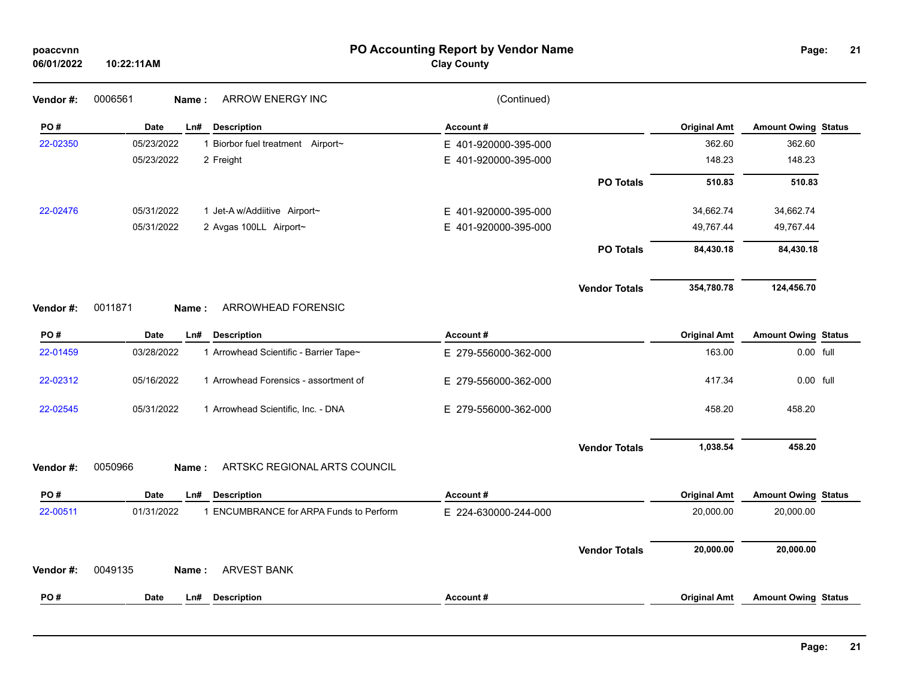# PO Accounting Report by Vendor Name

**Clay County**

poaccvnn
06/01/2022 10:22:11AM

**Vendor #:** 0006561 **Name :** ARROW ENERGY INC (Continued)

| PO # | Date | Ln# | Description | Account # | | Original Amt | Amount Owing | Status |
|---|---|---|---|---|---|---|---|---|
| 22-02350 | 05/23/2022 | 1 | Biorbor fuel treatment Airport~ | E 401-920000-395-000 | | 362.60 | 362.60 | |
| | 05/23/2022 | 2 | Freight | E 401-920000-395-000 | | 148.23 | 148.23 | |
| | | | | | **PO Totals** | **510.83** | **510.83** | |
| 22-02476 | 05/31/2022 | 1 | Jet-A w/Addiitive Airport~ | E 401-920000-395-000 | | 34,662.74 | 34,662.74 | |
| | 05/31/2022 | 2 | Avgas 100LL Airport~ | E 401-920000-395-000 | | 49,767.44 | 49,767.44 | |
| | | | | | **PO Totals** | **84,430.18** | **84,430.18** | |
| | | | | | **Vendor Totals** | **354,780.78** | **124,456.70** | |

**Vendor #:** 0011871 **Name :** ARROWHEAD FORENSIC

| PO # | Date | Ln# | Description | Account # | | Original Amt | Amount Owing | Status |
|---|---|---|---|---|---|---|---|---|
| 22-01459 | 03/28/2022 | 1 | Arrowhead Scientific - Barrier Tape~ | E 279-556000-362-000 | | 163.00 | 0.00 | full |
| 22-02312 | 05/16/2022 | 1 | Arrowhead Forensics - assortment of | E 279-556000-362-000 | | 417.34 | 0.00 | full |
| 22-02545 | 05/31/2022 | 1 | Arrowhead Scientific, Inc. - DNA | E 279-556000-362-000 | | 458.20 | 458.20 | |
| | | | | | **Vendor Totals** | **1,038.54** | **458.20** | |

**Vendor #:** 0050966 **Name :** ARTSKC REGIONAL ARTS COUNCIL

| PO # | Date | Ln# | Description | Account # | | Original Amt | Amount Owing | Status |
|---|---|---|---|---|---|---|---|---|
| 22-00511 | 01/31/2022 | 1 | ENCUMBRANCE for ARPA Funds to Perform | E 224-630000-244-000 | | 20,000.00 | 20,000.00 | |
| | | | | | **Vendor Totals** | **20,000.00** | **20,000.00** | |

**Vendor #:** 0049135 **Name :** ARVEST BANK

| PO # | Date | Ln# | Description | Account # | | Original Amt | Amount Owing | Status |
|---|---|---|---|---|---|---|---|---|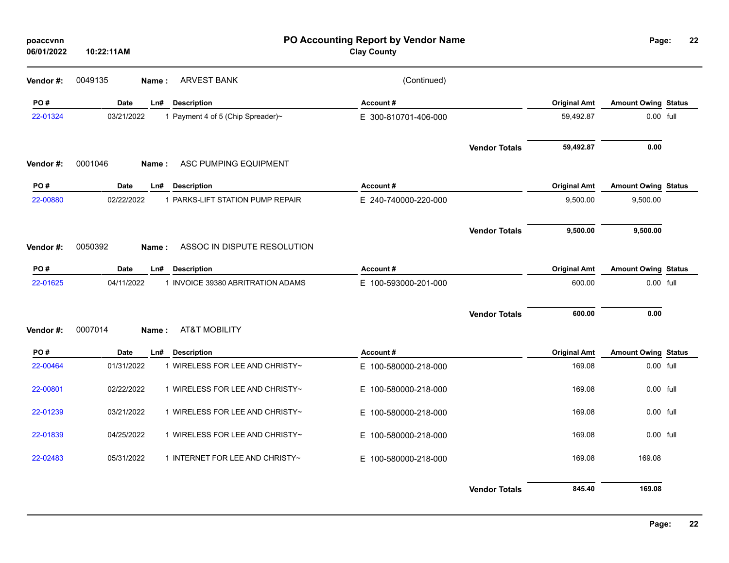# PO Accounting Report by Vendor Name

**Clay County**

poaccvnn
06/01/2022 10:22:11AM

**Vendor #:** 0049135 **Name :** ARVEST BANK (Continued)

| PO # | Date | Ln# | Description | Account # | Original Amt | Amount Owing | Status |
|---|---|---|---|---|---|---|---|
| 22-01324 | 03/21/2022 | 1 | Payment 4 of 5 (Chip Spreader)~ | E 300-810701-406-000 | 59,492.87 | 0.00 | full |
| | | | | **Vendor Totals** | **59,492.87** | **0.00** | |

**Vendor #:** 0001046 **Name :** ASC PUMPING EQUIPMENT

| PO # | Date | Ln# | Description | Account # | Original Amt | Amount Owing | Status |
|---|---|---|---|---|---|---|---|
| 22-00880 | 02/22/2022 | 1 | PARKS-LIFT STATION PUMP REPAIR | E 240-740000-220-000 | 9,500.00 | 9,500.00 | |
| | | | | **Vendor Totals** | **9,500.00** | **9,500.00** | |

**Vendor #:** 0050392 **Name :** ASSOC IN DISPUTE RESOLUTION

| PO # | Date | Ln# | Description | Account # | Original Amt | Amount Owing | Status |
|---|---|---|---|---|---|---|---|
| 22-01625 | 04/11/2022 | 1 | INVOICE 39380 ABRITRATION ADAMS | E 100-593000-201-000 | 600.00 | 0.00 | full |
| | | | | **Vendor Totals** | **600.00** | **0.00** | |

**Vendor #:** 0007014 **Name :** AT&T MOBILITY

| PO # | Date | Ln# | Description | Account # | Original Amt | Amount Owing | Status |
|---|---|---|---|---|---|---|---|
| 22-00464 | 01/31/2022 | 1 | WIRELESS FOR LEE AND CHRISTY~ | E 100-580000-218-000 | 169.08 | 0.00 | full |
| 22-00801 | 02/22/2022 | 1 | WIRELESS FOR LEE AND CHRISTY~ | E 100-580000-218-000 | 169.08 | 0.00 | full |
| 22-01239 | 03/21/2022 | 1 | WIRELESS FOR LEE AND CHRISTY~ | E 100-580000-218-000 | 169.08 | 0.00 | full |
| 22-01839 | 04/25/2022 | 1 | WIRELESS FOR LEE AND CHRISTY~ | E 100-580000-218-000 | 169.08 | 0.00 | full |
| 22-02483 | 05/31/2022 | 1 | INTERNET FOR LEE AND CHRISTY~ | E 100-580000-218-000 | 169.08 | 169.08 | |
| | | | | **Vendor Totals** | **845.40** | **169.08** | |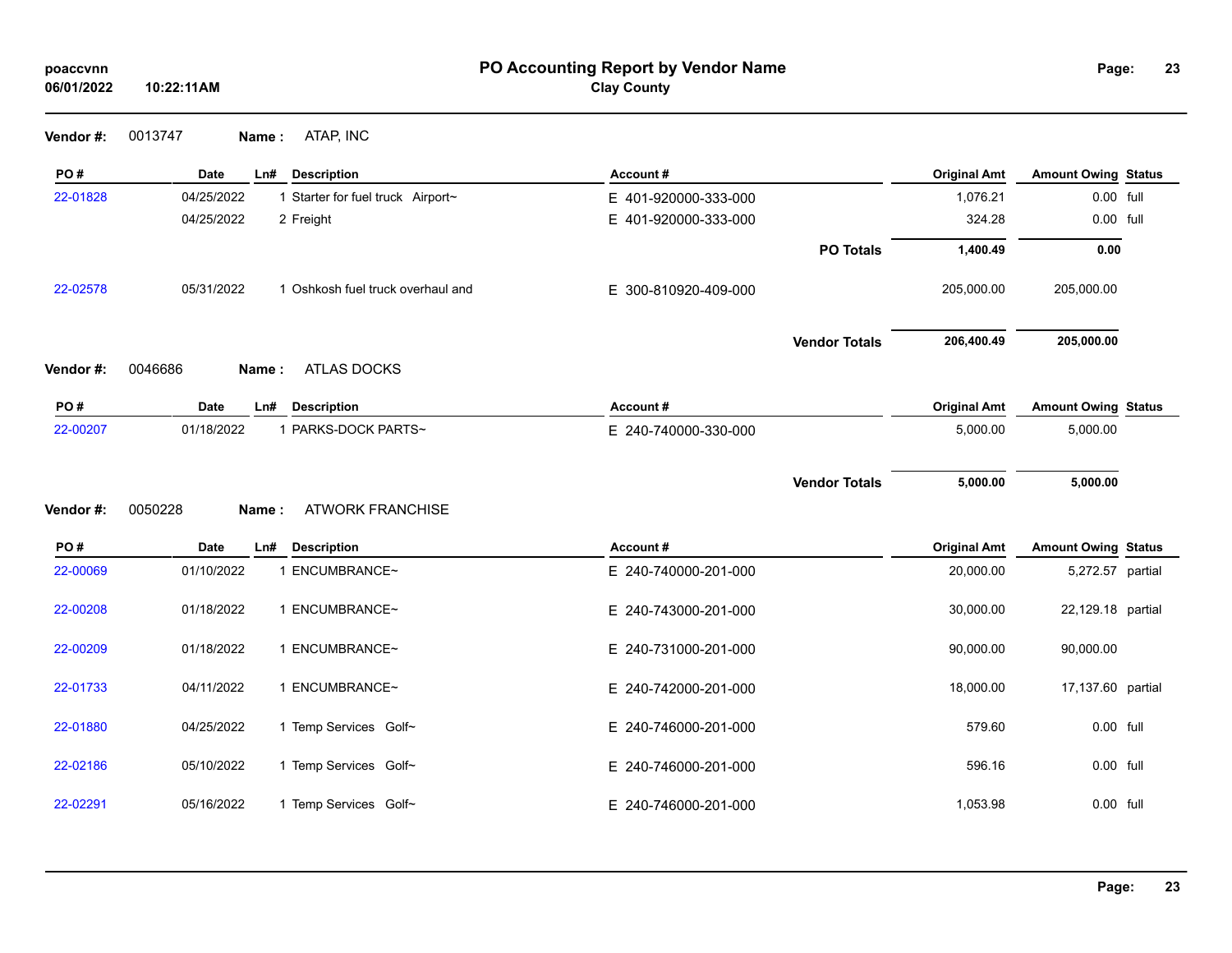# PO Accounting Report by Vendor Name

**Clay County**

poaccvnn
06/01/2022 10:22:11AM

**Vendor #:** 0013747 **Name :** ATAP, INC

| PO # | Date | Ln# | Description | Account # | Original Amt | Amount Owing | Status |
|---|---|---|---|---|---|---|---|
| 22-01828 | 04/25/2022 | 1 | Starter for fuel truck Airport~ | E 401-920000-333-000 | 1,076.21 | 0.00 | full |
| | 04/25/2022 | 2 | Freight | E 401-920000-333-000 | 324.28 | 0.00 | full |
| | | | | **PO Totals** | **1,400.49** | **0.00** | |
| 22-02578 | 05/31/2022 | 1 | Oshkosh fuel truck overhaul and | E 300-810920-409-000 | 205,000.00 | 205,000.00 | |
| | | | | **Vendor Totals** | **206,400.49** | **205,000.00** | |

**Vendor #:** 0046686 **Name :** ATLAS DOCKS

| PO # | Date | Ln# | Description | Account # | Original Amt | Amount Owing | Status |
|---|---|---|---|---|---|---|---|
| 22-00207 | 01/18/2022 | 1 | PARKS-DOCK PARTS~ | E 240-740000-330-000 | 5,000.00 | 5,000.00 | |
| | | | | **Vendor Totals** | **5,000.00** | **5,000.00** | |

**Vendor #:** 0050228 **Name :** ATWORK FRANCHISE

| PO # | Date | Ln# | Description | Account # | Original Amt | Amount Owing | Status |
|---|---|---|---|---|---|---|---|
| 22-00069 | 01/10/2022 | 1 | ENCUMBRANCE~ | E 240-740000-201-000 | 20,000.00 | 5,272.57 | partial |
| 22-00208 | 01/18/2022 | 1 | ENCUMBRANCE~ | E 240-743000-201-000 | 30,000.00 | 22,129.18 | partial |
| 22-00209 | 01/18/2022 | 1 | ENCUMBRANCE~ | E 240-731000-201-000 | 90,000.00 | 90,000.00 | |
| 22-01733 | 04/11/2022 | 1 | ENCUMBRANCE~ | E 240-742000-201-000 | 18,000.00 | 17,137.60 | partial |
| 22-01880 | 04/25/2022 | 1 | Temp Services Golf~ | E 240-746000-201-000 | 579.60 | 0.00 | full |
| 22-02186 | 05/10/2022 | 1 | Temp Services Golf~ | E 240-746000-201-000 | 596.16 | 0.00 | full |
| 22-02291 | 05/16/2022 | 1 | Temp Services Golf~ | E 240-746000-201-000 | 1,053.98 | 0.00 | full |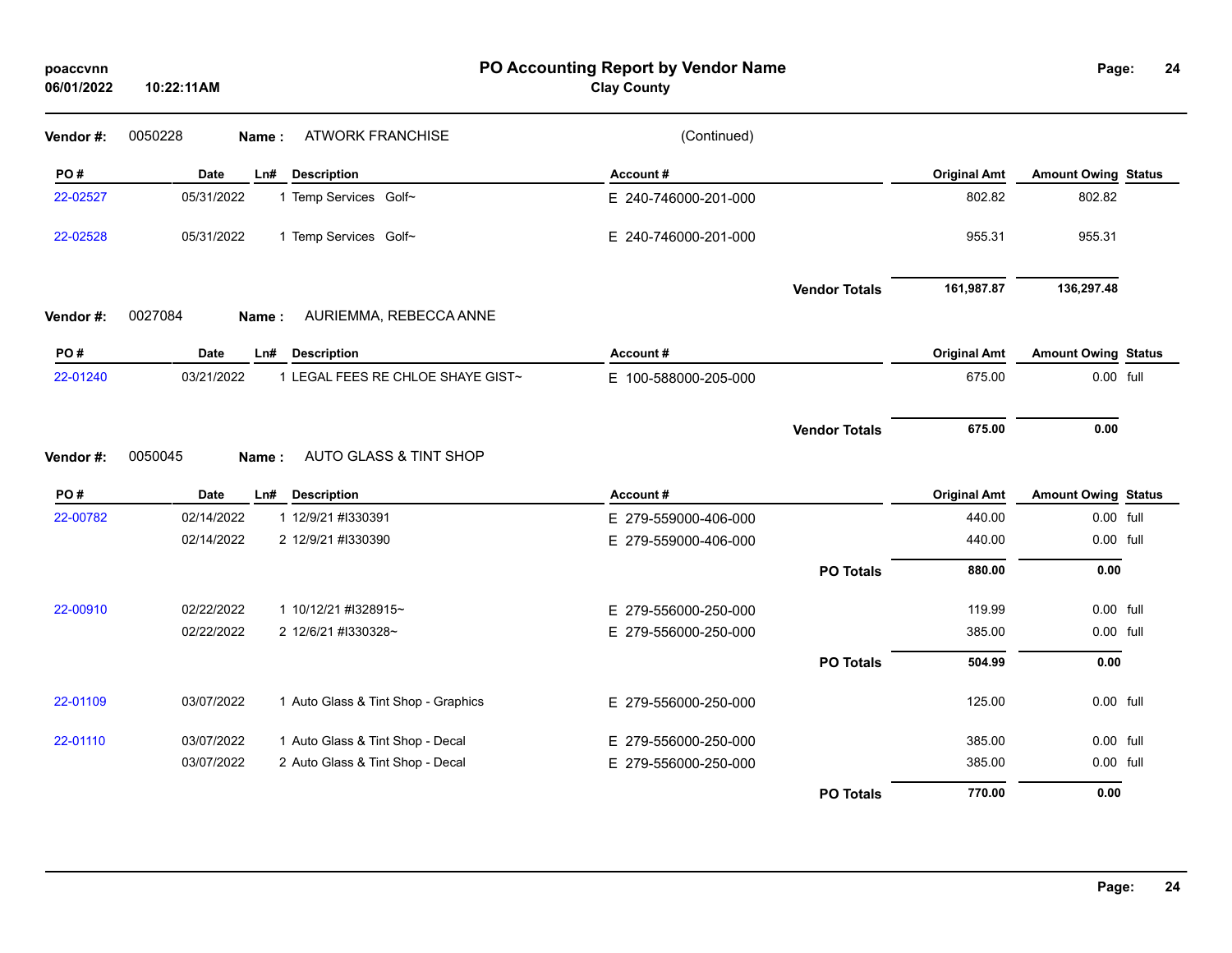# PO Accounting Report by Vendor Name

**Clay County**

poaccvnn
06/01/2022 10:22:11AM

**Vendor #:** 0050228 **Name :** ATWORK FRANCHISE (Continued)

| PO # | Date | Ln# | Description | Account # | Original Amt | Amount Owing | Status |
|---|---|---|---|---|---|---|---|
| 22-02527 | 05/31/2022 | 1 | Temp Services Golf~ | E 240-746000-201-000 | 802.82 | 802.82 | |
| 22-02528 | 05/31/2022 | 1 | Temp Services Golf~ | E 240-746000-201-000 | 955.31 | 955.31 | |
| | | | | **Vendor Totals** | **161,987.87** | **136,297.48** | |

**Vendor #:** 0027084 **Name :** AURIEMMA, REBECCA ANNE

| PO # | Date | Ln# | Description | Account # | Original Amt | Amount Owing | Status |
|---|---|---|---|---|---|---|---|
| 22-01240 | 03/21/2022 | 1 | LEGAL FEES RE CHLOE SHAYE GIST~ | E 100-588000-205-000 | 675.00 | 0.00 | full |
| | | | | **Vendor Totals** | **675.00** | **0.00** | |

**Vendor #:** 0050045 **Name :** AUTO GLASS & TINT SHOP

| PO # | Date | Ln# | Description | Account # | Original Amt | Amount Owing | Status |
|---|---|---|---|---|---|---|---|
| 22-00782 | 02/14/2022 | 1 | 12/9/21 #I330391 | E 279-559000-406-000 | 440.00 | 0.00 | full |
| | 02/14/2022 | 2 | 12/9/21 #I330390 | E 279-559000-406-000 | 440.00 | 0.00 | full |
| | | | | **PO Totals** | **880.00** | **0.00** | |
| 22-00910 | 02/22/2022 | 1 | 10/12/21 #I328915~ | E 279-556000-250-000 | 119.99 | 0.00 | full |
| | 02/22/2022 | 2 | 12/6/21 #I330328~ | E 279-556000-250-000 | 385.00 | 0.00 | full |
| | | | | **PO Totals** | **504.99** | **0.00** | |
| 22-01109 | 03/07/2022 | 1 | Auto Glass & Tint Shop - Graphics | E 279-556000-250-000 | 125.00 | 0.00 | full |
| 22-01110 | 03/07/2022 | 1 | Auto Glass & Tint Shop - Decal | E 279-556000-250-000 | 385.00 | 0.00 | full |
| | 03/07/2022 | 2 | Auto Glass & Tint Shop - Decal | E 279-556000-250-000 | 385.00 | 0.00 | full |
| | | | | **PO Totals** | **770.00** | **0.00** | |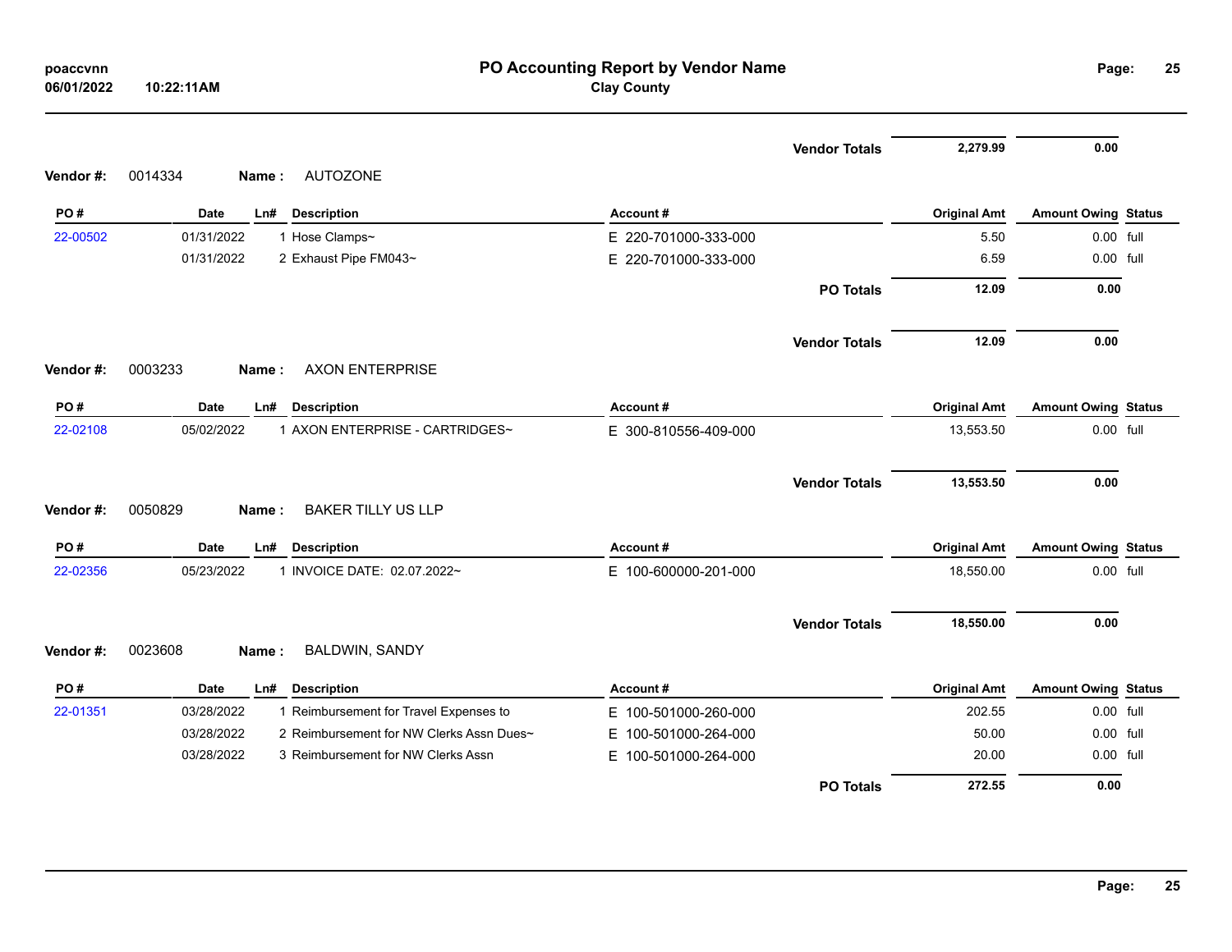| | | | | | Vendor Totals | 2,279.99 | 0.00 | |
|---|---|---|---|---|---|---|---|---|

**Vendor #:** 0014334 **Name :** AUTOZONE

| PO # | Date | Ln# | Description | Account # | | Original Amt | Amount Owing | Status |
|---|---|---|---|---|---|---|---|---|
| 22-00502 | 01/31/2022 | 1 | Hose Clamps~ | E 220-701000-333-000 | | 5.50 | 0.00 | full |
| | 01/31/2022 | 2 | Exhaust Pipe FM043~ | E 220-701000-333-000 | | 6.59 | 0.00 | full |
| | | | | | PO Totals | 12.09 | 0.00 | |
| | | | | | Vendor Totals | 12.09 | 0.00 | |

**Vendor #:** 0003233 **Name :** AXON ENTERPRISE

| PO # | Date | Ln# | Description | Account # | | Original Amt | Amount Owing | Status |
|---|---|---|---|---|---|---|---|---|
| 22-02108 | 05/02/2022 | 1 | AXON ENTERPRISE - CARTRIDGES~ | E 300-810556-409-000 | | 13,553.50 | 0.00 | full |
| | | | | | Vendor Totals | 13,553.50 | 0.00 | |

**Vendor #:** 0050829 **Name :** BAKER TILLY US LLP

| PO # | Date | Ln# | Description | Account # | | Original Amt | Amount Owing | Status |
|---|---|---|---|---|---|---|---|---|
| 22-02356 | 05/23/2022 | 1 | INVOICE DATE: 02.07.2022~ | E 100-600000-201-000 | | 18,550.00 | 0.00 | full |
| | | | | | Vendor Totals | 18,550.00 | 0.00 | |

**Vendor #:** 0023608 **Name :** BALDWIN, SANDY

| PO # | Date | Ln# | Description | Account # | | Original Amt | Amount Owing | Status |
|---|---|---|---|---|---|---|---|---|
| 22-01351 | 03/28/2022 | 1 | Reimbursement for Travel Expenses to | E 100-501000-260-000 | | 202.55 | 0.00 | full |
| | 03/28/2022 | 2 | Reimbursement for NW Clerks Assn Dues~ | E 100-501000-264-000 | | 50.00 | 0.00 | full |
| | 03/28/2022 | 3 | Reimbursement for NW Clerks Assn | E 100-501000-264-000 | | 20.00 | 0.00 | full |
| | | | | | PO Totals | 272.55 | 0.00 | |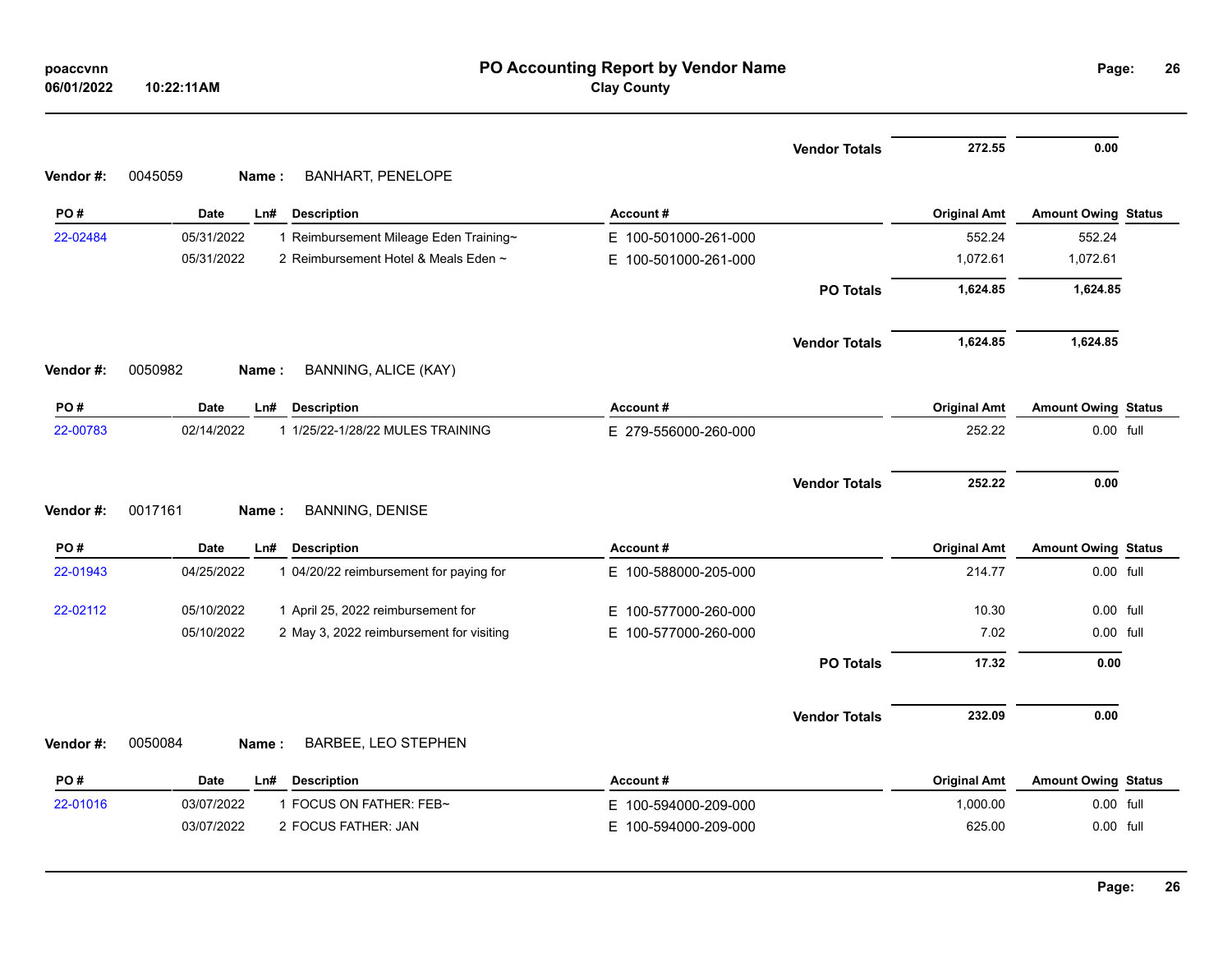# PO Accounting Report by Vendor Name

**Clay County**

poaccvnn
06/01/2022 10:22:11AM

| | | | | | Vendor Totals | 272.55 | 0.00 | |
|---|---|---|---|---|---|---|---|---|

**Vendor #:** 0045059 **Name :** BANHART, PENELOPE

| PO # | Date | Ln# | Description | Account # | | Original Amt | Amount Owing | Status |
|---|---|---|---|---|---|---|---|---|
| 22-02484 | 05/31/2022 | 1 | Reimbursement Mileage Eden Training~ | E 100-501000-261-000 | | 552.24 | 552.24 | |
| | 05/31/2022 | 2 | Reimbursement Hotel & Meals Eden ~ | E 100-501000-261-000 | | 1,072.61 | 1,072.61 | |
| | | | | | PO Totals | 1,624.85 | 1,624.85 | |
| | | | | | Vendor Totals | 1,624.85 | 1,624.85 | |

**Vendor #:** 0050982 **Name :** BANNING, ALICE (KAY)

| PO # | Date | Ln# | Description | Account # | | Original Amt | Amount Owing | Status |
|---|---|---|---|---|---|---|---|---|
| 22-00783 | 02/14/2022 | 1 | 1/25/22-1/28/22 MULES TRAINING | E 279-556000-260-000 | | 252.22 | 0.00 | full |
| | | | | | Vendor Totals | 252.22 | 0.00 | |

**Vendor #:** 0017161 **Name :** BANNING, DENISE

| PO # | Date | Ln# | Description | Account # | | Original Amt | Amount Owing | Status |
|---|---|---|---|---|---|---|---|---|
| 22-01943 | 04/25/2022 | 1 | 04/20/22 reimbursement for paying for | E 100-588000-205-000 | | 214.77 | 0.00 | full |
| 22-02112 | 05/10/2022 | 1 | April 25, 2022 reimbursement for | E 100-577000-260-000 | | 10.30 | 0.00 | full |
| | 05/10/2022 | 2 | May 3, 2022 reimbursement for visiting | E 100-577000-260-000 | | 7.02 | 0.00 | full |
| | | | | | PO Totals | 17.32 | 0.00 | |
| | | | | | Vendor Totals | 232.09 | 0.00 | |

**Vendor #:** 0050084 **Name :** BARBEE, LEO STEPHEN

| PO # | Date | Ln# | Description | Account # | | Original Amt | Amount Owing | Status |
|---|---|---|---|---|---|---|---|---|
| 22-01016 | 03/07/2022 | 1 | FOCUS ON FATHER: FEB~ | E 100-594000-209-000 | | 1,000.00 | 0.00 | full |
| | 03/07/2022 | 2 | FOCUS FATHER: JAN | E 100-594000-209-000 | | 625.00 | 0.00 | full |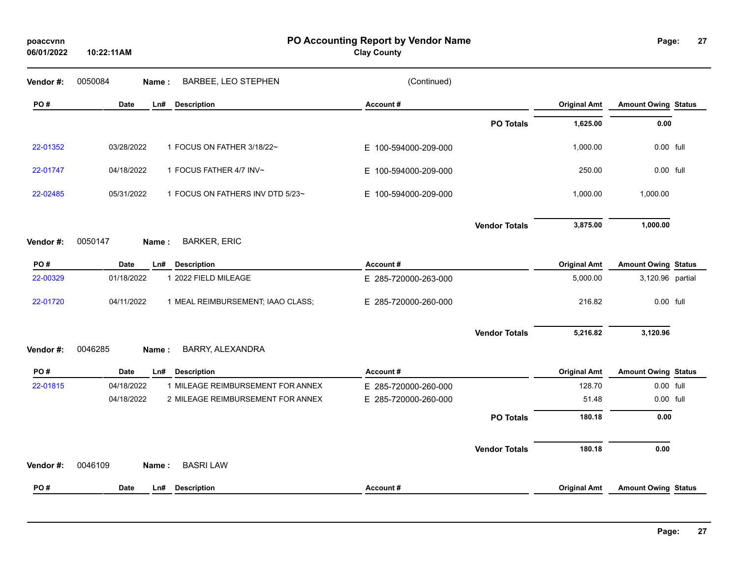# PO Accounting Report by Vendor Name

**Clay County**

poaccvnn
06/01/2022 10:22:11AM

**Vendor #:** 0050084 **Name :** BARBEE, LEO STEPHEN (Continued)

| PO # | Date | Ln# | Description | Account # | Original Amt | Amount Owing | Status |
|---|---|---|---|---|---|---|---|
| | | | | **PO Totals** | **1,625.00** | **0.00** | |
| 22-01352 | 03/28/2022 | 1 | FOCUS ON FATHER 3/18/22~ | E 100-594000-209-000 | 1,000.00 | 0.00 | full |
| 22-01747 | 04/18/2022 | 1 | FOCUS FATHER 4/7 INV~ | E 100-594000-209-000 | 250.00 | 0.00 | full |
| 22-02485 | 05/31/2022 | 1 | FOCUS ON FATHERS INV DTD 5/23~ | E 100-594000-209-000 | 1,000.00 | 1,000.00 | |
| | | | | **Vendor Totals** | **3,875.00** | **1,000.00** | |

**Vendor #:** 0050147 **Name :** BARKER, ERIC

| PO # | Date | Ln# | Description | Account # | Original Amt | Amount Owing | Status |
|---|---|---|---|---|---|---|---|
| 22-00329 | 01/18/2022 | 1 | 2022 FIELD MILEAGE | E 285-720000-263-000 | 5,000.00 | 3,120.96 | partial |
| 22-01720 | 04/11/2022 | 1 | MEAL REIMBURSEMENT; IAAO CLASS; | E 285-720000-260-000 | 216.82 | 0.00 | full |
| | | | | **Vendor Totals** | **5,216.82** | **3,120.96** | |

**Vendor #:** 0046285 **Name :** BARRY, ALEXANDRA

| PO # | Date | Ln# | Description | Account # | Original Amt | Amount Owing | Status |
|---|---|---|---|---|---|---|---|
| 22-01815 | 04/18/2022 | 1 | MILEAGE REIMBURSEMENT FOR ANNEX | E 285-720000-260-000 | 128.70 | 0.00 | full |
| | 04/18/2022 | 2 | MILEAGE REIMBURSEMENT FOR ANNEX | E 285-720000-260-000 | 51.48 | 0.00 | full |
| | | | | **PO Totals** | **180.18** | **0.00** | |
| | | | | **Vendor Totals** | **180.18** | **0.00** | |

**Vendor #:** 0046109 **Name :** BASRI LAW

| PO # | Date | Ln# | Description | Account # | Original Amt | Amount Owing | Status |
|---|---|---|---|---|---|---|---|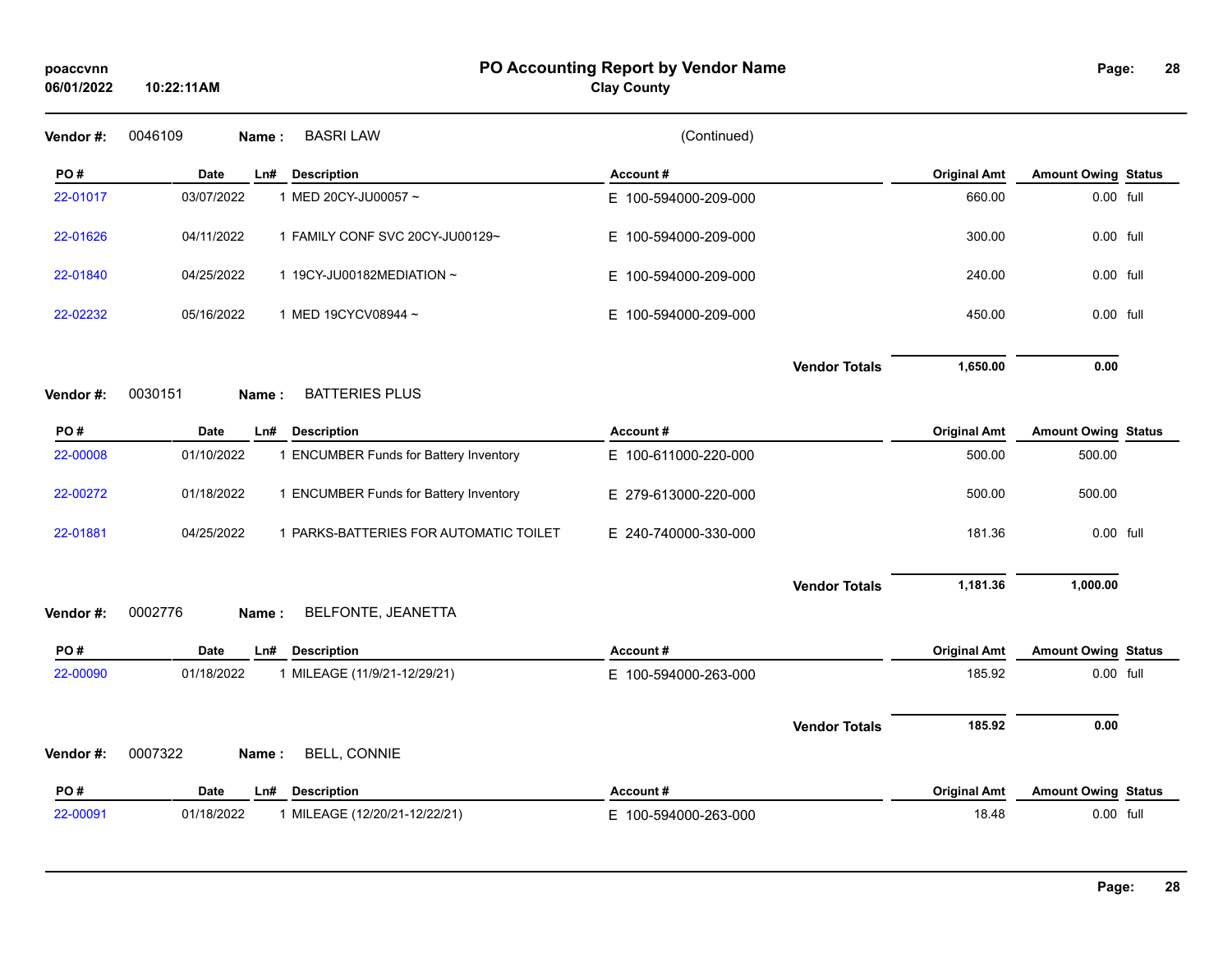**Vendor #:** 0046109 **Name :** BASRI LAW (Continued)

| PO # | Date | Ln# | Description | Account # | Original Amt | Amount Owing | Status |
|---|---|---|---|---|---|---|---|
| 22-01017 | 03/07/2022 | 1 | MED 20CY-JU00057 ~ | E 100-594000-209-000 | 660.00 | 0.00 | full |
| 22-01626 | 04/11/2022 | 1 | FAMILY CONF SVC 20CY-JU00129~ | E 100-594000-209-000 | 300.00 | 0.00 | full |
| 22-01840 | 04/25/2022 | 1 | 19CY-JU00182MEDIATION ~ | E 100-594000-209-000 | 240.00 | 0.00 | full |
| 22-02232 | 05/16/2022 | 1 | MED 19CYCV08944 ~ | E 100-594000-209-000 | 450.00 | 0.00 | full |
| | | | | **Vendor Totals** | **1,650.00** | **0.00** | |

**Vendor #:** 0030151 **Name :** BATTERIES PLUS

| PO # | Date | Ln# | Description | Account # | Original Amt | Amount Owing | Status |
|---|---|---|---|---|---|---|---|
| 22-00008 | 01/10/2022 | 1 | ENCUMBER Funds for Battery Inventory | E 100-611000-220-000 | 500.00 | 500.00 | |
| 22-00272 | 01/18/2022 | 1 | ENCUMBER Funds for Battery Inventory | E 279-613000-220-000 | 500.00 | 500.00 | |
| 22-01881 | 04/25/2022 | 1 | PARKS-BATTERIES FOR AUTOMATIC TOILET | E 240-740000-330-000 | 181.36 | 0.00 | full |
| | | | | **Vendor Totals** | **1,181.36** | **1,000.00** | |

**Vendor #:** 0002776 **Name :** BELFONTE, JEANETTA

| PO # | Date | Ln# | Description | Account # | Original Amt | Amount Owing | Status |
|---|---|---|---|---|---|---|---|
| 22-00090 | 01/18/2022 | 1 | MILEAGE (11/9/21-12/29/21) | E 100-594000-263-000 | 185.92 | 0.00 | full |
| | | | | **Vendor Totals** | **185.92** | **0.00** | |

**Vendor #:** 0007322 **Name :** BELL, CONNIE

| PO # | Date | Ln# | Description | Account # | Original Amt | Amount Owing | Status |
|---|---|---|---|---|---|---|---|
| 22-00091 | 01/18/2022 | 1 | MILEAGE (12/20/21-12/22/21) | E 100-594000-263-000 | 18.48 | 0.00 | full |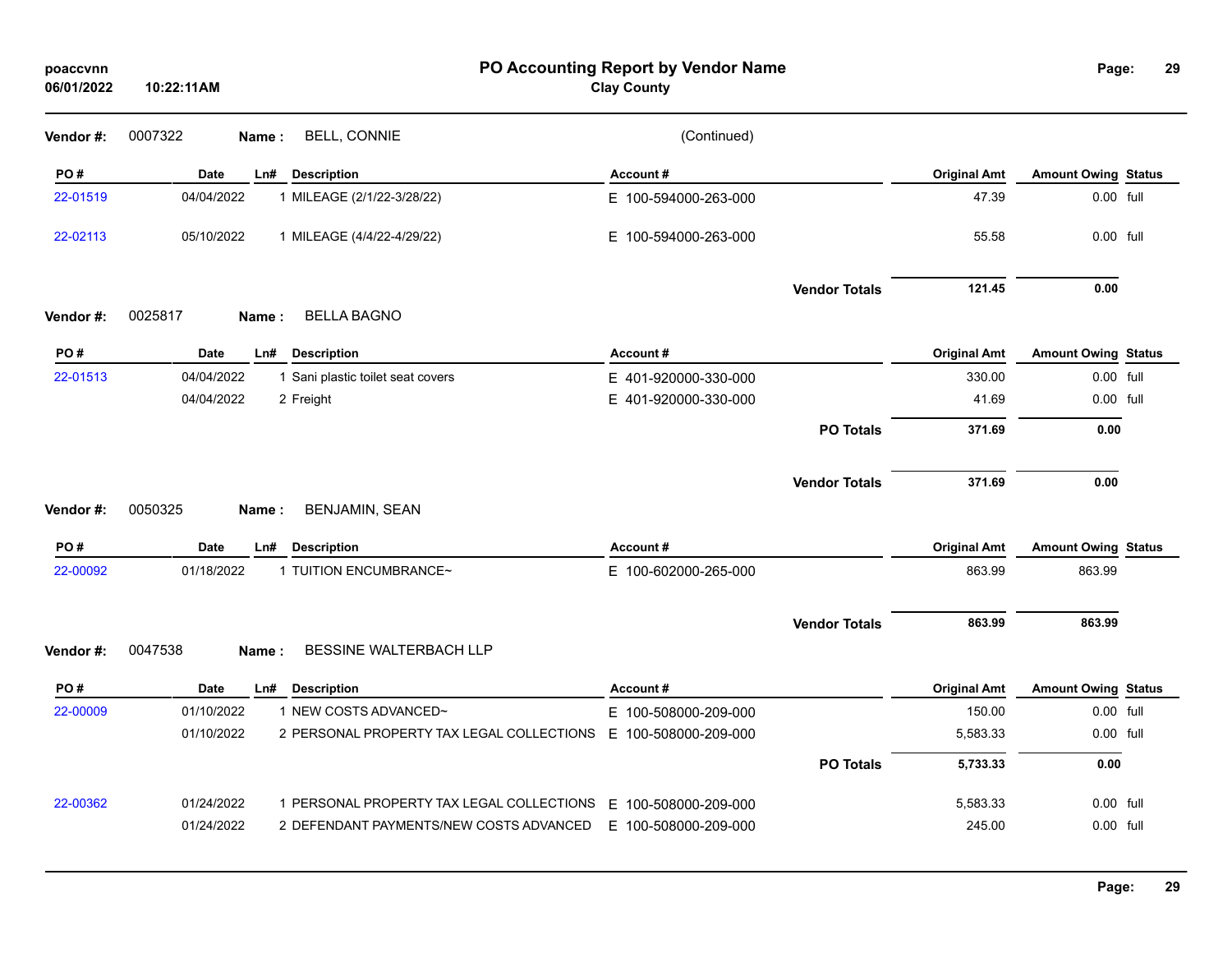**PO Accounting Report by Vendor Name**
**Clay County**

poaccvnn
06/01/2022 10:22:11AM

**Vendor #:** 0007322 **Name :** BELL, CONNIE (Continued)

| PO # | Date | Ln# | Description | Account # | Original Amt | Amount Owing | Status |
|---|---|---|---|---|---|---|---|
| 22-01519 | 04/04/2022 | 1 | MILEAGE (2/1/22-3/28/22) | E 100-594000-263-000 | 47.39 | 0.00 | full |
| 22-02113 | 05/10/2022 | 1 | MILEAGE (4/4/22-4/29/22) | E 100-594000-263-000 | 55.58 | 0.00 | full |
| | | | | **Vendor Totals** | **121.45** | **0.00** | |

**Vendor #:** 0025817 **Name :** BELLA BAGNO

| PO # | Date | Ln# | Description | Account # | Original Amt | Amount Owing | Status |
|---|---|---|---|---|---|---|---|
| 22-01513 | 04/04/2022 | 1 | Sani plastic toilet seat covers | E 401-920000-330-000 | 330.00 | 0.00 | full |
| | 04/04/2022 | 2 | Freight | E 401-920000-330-000 | 41.69 | 0.00 | full |
| | | | | **PO Totals** | **371.69** | **0.00** | |
| | | | | **Vendor Totals** | **371.69** | **0.00** | |

**Vendor #:** 0050325 **Name :** BENJAMIN, SEAN

| PO # | Date | Ln# | Description | Account # | Original Amt | Amount Owing | Status |
|---|---|---|---|---|---|---|---|
| 22-00092 | 01/18/2022 | 1 | TUITION ENCUMBRANCE~ | E 100-602000-265-000 | 863.99 | 863.99 | |
| | | | | **Vendor Totals** | **863.99** | **863.99** | |

**Vendor #:** 0047538 **Name :** BESSINE WALTERBACH LLP

| PO # | Date | Ln# | Description | Account # | Original Amt | Amount Owing | Status |
|---|---|---|---|---|---|---|---|
| 22-00009 | 01/10/2022 | 1 | NEW COSTS ADVANCED~ | E 100-508000-209-000 | 150.00 | 0.00 | full |
| | 01/10/2022 | 2 | PERSONAL PROPERTY TAX LEGAL COLLECTIONS | E 100-508000-209-000 | 5,583.33 | 0.00 | full |
| | | | | **PO Totals** | **5,733.33** | **0.00** | |
| 22-00362 | 01/24/2022 | 1 | PERSONAL PROPERTY TAX LEGAL COLLECTIONS | E 100-508000-209-000 | 5,583.33 | 0.00 | full |
| | 01/24/2022 | 2 | DEFENDANT PAYMENTS/NEW COSTS ADVANCED | E 100-508000-209-000 | 245.00 | 0.00 | full |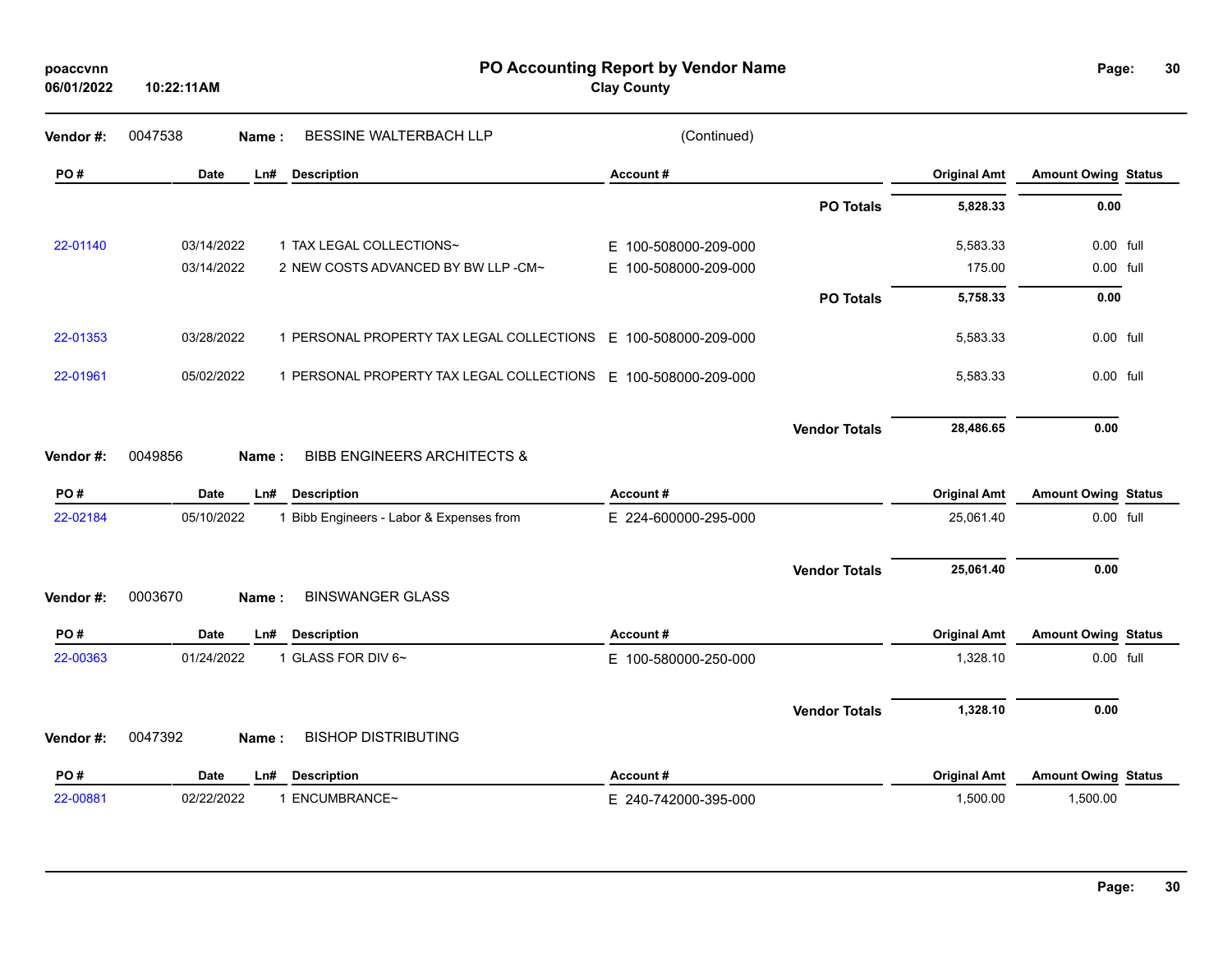# PO Accounting Report by Vendor Name

**Clay County**

poaccvnn
06/01/2022 10:22:11AM

**Vendor #:** 0047538 **Name :** BESSINE WALTERBACH LLP (Continued)

| PO # | Date | Ln# | Description | Account # | | Original Amt | Amount Owing | Status |
|---|---|---|---|---|---|---|---|---|
| | | | | | **PO Totals** | **5,828.33** | **0.00** | |
| 22-01140 | 03/14/2022 | 1 | TAX LEGAL COLLECTIONS~ | E 100-508000-209-000 | | 5,583.33 | 0.00 | full |
| | 03/14/2022 | 2 | NEW COSTS ADVANCED BY BW LLP -CM~ | E 100-508000-209-000 | | 175.00 | 0.00 | full |
| | | | | | **PO Totals** | **5,758.33** | **0.00** | |
| 22-01353 | 03/28/2022 | 1 | PERSONAL PROPERTY TAX LEGAL COLLECTIONS | E 100-508000-209-000 | | 5,583.33 | 0.00 | full |
| 22-01961 | 05/02/2022 | 1 | PERSONAL PROPERTY TAX LEGAL COLLECTIONS | E 100-508000-209-000 | | 5,583.33 | 0.00 | full |
| | | | | | **Vendor Totals** | **28,486.65** | **0.00** | |

**Vendor #:** 0049856 **Name :** BIBB ENGINEERS ARCHITECTS &

| PO # | Date | Ln# | Description | Account # | | Original Amt | Amount Owing | Status |
|---|---|---|---|---|---|---|---|---|
| 22-02184 | 05/10/2022 | 1 | Bibb Engineers - Labor & Expenses from | E 224-600000-295-000 | | 25,061.40 | 0.00 | full |
| | | | | | **Vendor Totals** | **25,061.40** | **0.00** | |

**Vendor #:** 0003670 **Name :** BINSWANGER GLASS

| PO # | Date | Ln# | Description | Account # | | Original Amt | Amount Owing | Status |
|---|---|---|---|---|---|---|---|---|
| 22-00363 | 01/24/2022 | 1 | GLASS FOR DIV 6~ | E 100-580000-250-000 | | 1,328.10 | 0.00 | full |
| | | | | | **Vendor Totals** | **1,328.10** | **0.00** | |

**Vendor #:** 0047392 **Name :** BISHOP DISTRIBUTING

| PO # | Date | Ln# | Description | Account # | | Original Amt | Amount Owing | Status |
|---|---|---|---|---|---|---|---|---|
| 22-00881 | 02/22/2022 | 1 | ENCUMBRANCE~ | E 240-742000-395-000 | | 1,500.00 | 1,500.00 | |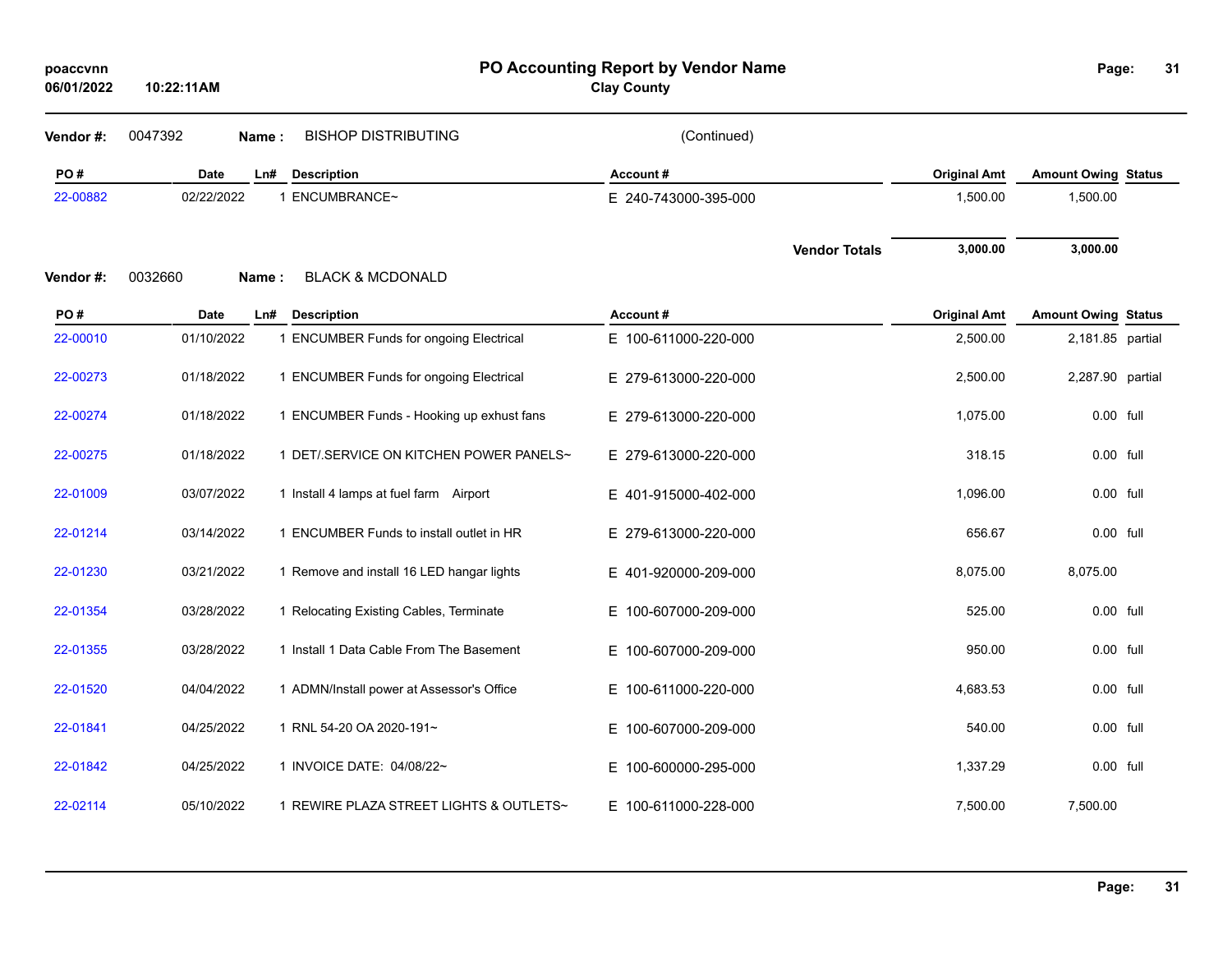**PO Accounting Report by Vendor Name**

**Clay County**

poaccvnn
06/01/2022 10:22:11AM

**Vendor #:** 0047392 **Name :** BISHOP DISTRIBUTING (Continued)

| PO # | Date | Ln# | Description | Account # | Original Amt | Amount Owing | Status |
|---|---|---|---|---|---|---|---|
| 22-00882 | 02/22/2022 | 1 | ENCUMBRANCE~ | E 240-743000-395-000 | 1,500.00 | 1,500.00 | |
| | | | | **Vendor Totals** | **3,000.00** | **3,000.00** | |

**Vendor #:** 0032660 **Name :** BLACK & MCDONALD

| PO # | Date | Ln# | Description | Account # | Original Amt | Amount Owing | Status |
|---|---|---|---|---|---|---|---|
| 22-00010 | 01/10/2022 | 1 | ENCUMBER Funds for ongoing Electrical | E 100-611000-220-000 | 2,500.00 | 2,181.85 | partial |
| 22-00273 | 01/18/2022 | 1 | ENCUMBER Funds for ongoing Electrical | E 279-613000-220-000 | 2,500.00 | 2,287.90 | partial |
| 22-00274 | 01/18/2022 | 1 | ENCUMBER Funds - Hooking up exhust fans | E 279-613000-220-000 | 1,075.00 | 0.00 | full |
| 22-00275 | 01/18/2022 | 1 | DET/.SERVICE ON KITCHEN POWER PANELS~ | E 279-613000-220-000 | 318.15 | 0.00 | full |
| 22-01009 | 03/07/2022 | 1 | Install 4 lamps at fuel farm Airport | E 401-915000-402-000 | 1,096.00 | 0.00 | full |
| 22-01214 | 03/14/2022 | 1 | ENCUMBER Funds to install outlet in HR | E 279-613000-220-000 | 656.67 | 0.00 | full |
| 22-01230 | 03/21/2022 | 1 | Remove and install 16 LED hangar lights | E 401-920000-209-000 | 8,075.00 | 8,075.00 | |
| 22-01354 | 03/28/2022 | 1 | Relocating Existing Cables, Terminate | E 100-607000-209-000 | 525.00 | 0.00 | full |
| 22-01355 | 03/28/2022 | 1 | Install 1 Data Cable From The Basement | E 100-607000-209-000 | 950.00 | 0.00 | full |
| 22-01520 | 04/04/2022 | 1 | ADMN/Install power at Assessor's Office | E 100-611000-220-000 | 4,683.53 | 0.00 | full |
| 22-01841 | 04/25/2022 | 1 | RNL 54-20 OA 2020-191~ | E 100-607000-209-000 | 540.00 | 0.00 | full |
| 22-01842 | 04/25/2022 | 1 | INVOICE DATE: 04/08/22~ | E 100-600000-295-000 | 1,337.29 | 0.00 | full |
| 22-02114 | 05/10/2022 | 1 | REWIRE PLAZA STREET LIGHTS & OUTLETS~ | E 100-611000-228-000 | 7,500.00 | 7,500.00 | |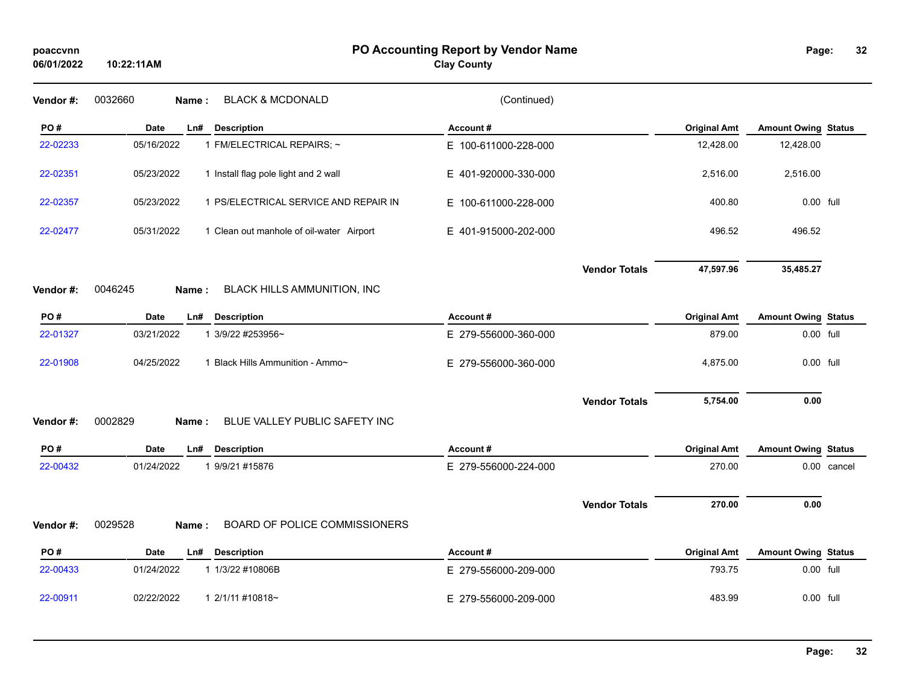# PO Accounting Report by Vendor Name

**Clay County**

poaccvnn
06/01/2022 10:22:11AM

**Vendor #:** 0032660 **Name :** BLACK & MCDONALD (Continued)

| PO # | Date | Ln# | Description | Account # | Original Amt | Amount Owing | Status |
|---|---|---|---|---|---|---|---|
| 22-02233 | 05/16/2022 | 1 | FM/ELECTRICAL REPAIRS; ~ | E 100-611000-228-000 | 12,428.00 | 12,428.00 | |
| 22-02351 | 05/23/2022 | 1 | Install flag pole light and 2 wall | E 401-920000-330-000 | 2,516.00 | 2,516.00 | |
| 22-02357 | 05/23/2022 | 1 | PS/ELECTRICAL SERVICE AND REPAIR IN | E 100-611000-228-000 | 400.80 | 0.00 | full |
| 22-02477 | 05/31/2022 | 1 | Clean out manhole of oil-water Airport | E 401-915000-202-000 | 496.52 | 496.52 | |
| | | | | **Vendor Totals** | **47,597.96** | **35,485.27** | |

**Vendor #:** 0046245 **Name :** BLACK HILLS AMMUNITION, INC

| PO # | Date | Ln# | Description | Account # | Original Amt | Amount Owing | Status |
|---|---|---|---|---|---|---|---|
| 22-01327 | 03/21/2022 | 1 | 3/9/22 #253956~ | E 279-556000-360-000 | 879.00 | 0.00 | full |
| 22-01908 | 04/25/2022 | 1 | Black Hills Ammunition - Ammo~ | E 279-556000-360-000 | 4,875.00 | 0.00 | full |
| | | | | **Vendor Totals** | **5,754.00** | **0.00** | |

**Vendor #:** 0002829 **Name :** BLUE VALLEY PUBLIC SAFETY INC

| PO # | Date | Ln# | Description | Account # | Original Amt | Amount Owing | Status |
|---|---|---|---|---|---|---|---|
| 22-00432 | 01/24/2022 | 1 | 9/9/21 #15876 | E 279-556000-224-000 | 270.00 | 0.00 | cancel |
| | | | | **Vendor Totals** | **270.00** | **0.00** | |

**Vendor #:** 0029528 **Name :** BOARD OF POLICE COMMISSIONERS

| PO # | Date | Ln# | Description | Account # | Original Amt | Amount Owing | Status |
|---|---|---|---|---|---|---|---|
| 22-00433 | 01/24/2022 | 1 | 1/3/22 #10806B | E 279-556000-209-000 | 793.75 | 0.00 | full |
| 22-00911 | 02/22/2022 | 1 | 2/1/11 #10818~ | E 279-556000-209-000 | 483.99 | 0.00 | full |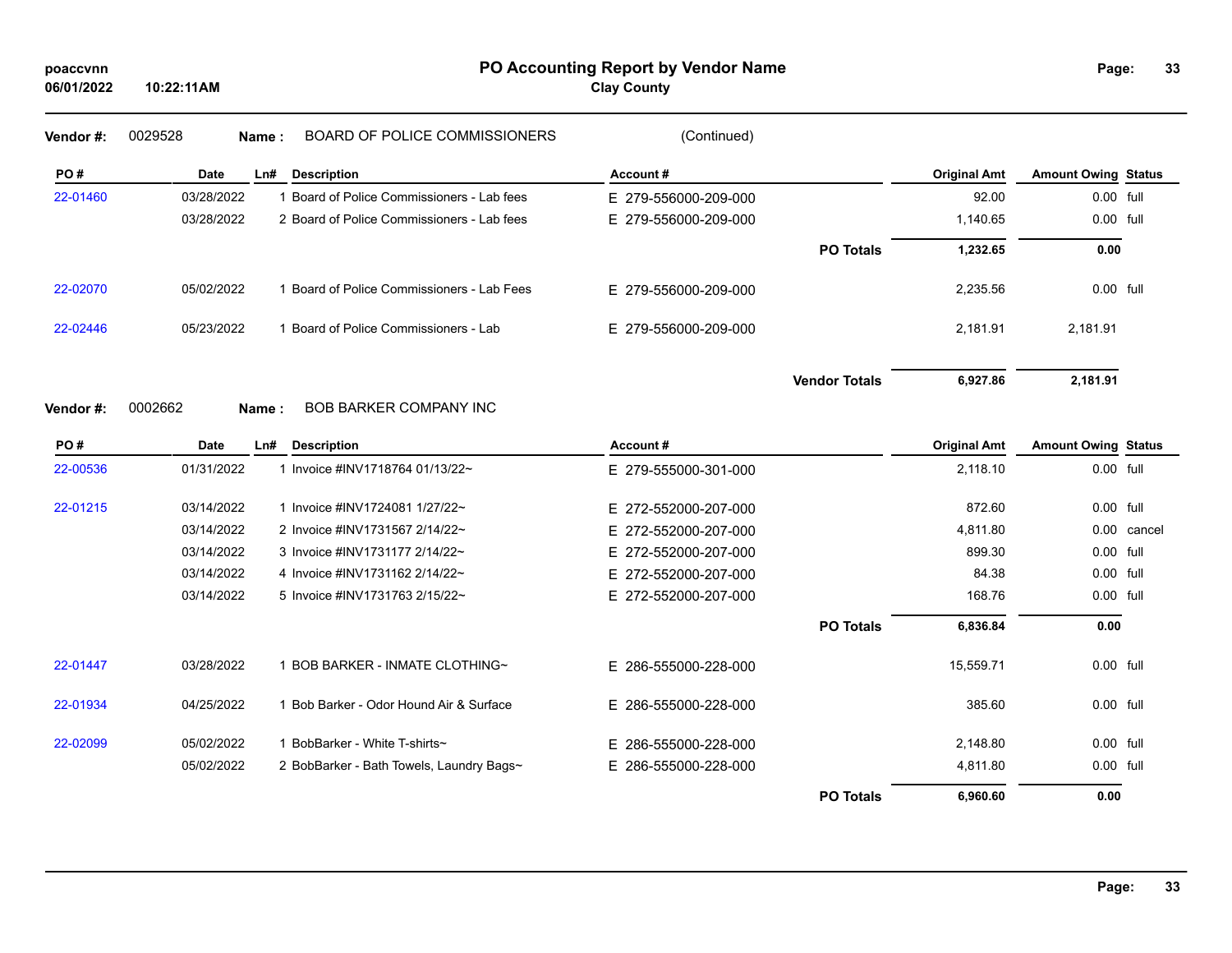# PO Accounting Report by Vendor Name

**Clay County**

poaccvnn
06/01/2022 10:22:11AM

**Vendor #:** 0029528 **Name :** BOARD OF POLICE COMMISSIONERS (Continued)

| PO # | Date | Ln# | Description | Account # | | Original Amt | Amount Owing | Status |
|---|---|---|---|---|---|---|---|---|
| 22-01460 | 03/28/2022 | 1 | Board of Police Commissioners - Lab fees | E 279-556000-209-000 | | 92.00 | 0.00 | full |
| | 03/28/2022 | 2 | Board of Police Commissioners - Lab fees | E 279-556000-209-000 | | 1,140.65 | 0.00 | full |
| | | | | | **PO Totals** | **1,232.65** | **0.00** | |
| 22-02070 | 05/02/2022 | 1 | Board of Police Commissioners - Lab Fees | E 279-556000-209-000 | | 2,235.56 | 0.00 | full |
| 22-02446 | 05/23/2022 | 1 | Board of Police Commissioners - Lab | E 279-556000-209-000 | | 2,181.91 | 2,181.91 | |
| | | | | | **Vendor Totals** | **6,927.86** | **2,181.91** | |

**Vendor #:** 0002662 **Name :** BOB BARKER COMPANY INC

| PO # | Date | Ln# | Description | Account # | | Original Amt | Amount Owing | Status |
|---|---|---|---|---|---|---|---|---|
| 22-00536 | 01/31/2022 | 1 | Invoice #INV1718764 01/13/22~ | E 279-555000-301-000 | | 2,118.10 | 0.00 | full |
| 22-01215 | 03/14/2022 | 1 | Invoice #INV1724081 1/27/22~ | E 272-552000-207-000 | | 872.60 | 0.00 | full |
| | 03/14/2022 | 2 | Invoice #INV1731567 2/14/22~ | E 272-552000-207-000 | | 4,811.80 | 0.00 | cancel |
| | 03/14/2022 | 3 | Invoice #INV1731177 2/14/22~ | E 272-552000-207-000 | | 899.30 | 0.00 | full |
| | 03/14/2022 | 4 | Invoice #INV1731162 2/14/22~ | E 272-552000-207-000 | | 84.38 | 0.00 | full |
| | 03/14/2022 | 5 | Invoice #INV1731763 2/15/22~ | E 272-552000-207-000 | | 168.76 | 0.00 | full |
| | | | | | **PO Totals** | **6,836.84** | **0.00** | |
| 22-01447 | 03/28/2022 | 1 | BOB BARKER - INMATE CLOTHING~ | E 286-555000-228-000 | | 15,559.71 | 0.00 | full |
| 22-01934 | 04/25/2022 | 1 | Bob Barker - Odor Hound Air & Surface | E 286-555000-228-000 | | 385.60 | 0.00 | full |
| 22-02099 | 05/02/2022 | 1 | BobBarker - White T-shirts~ | E 286-555000-228-000 | | 2,148.80 | 0.00 | full |
| | 05/02/2022 | 2 | BobBarker - Bath Towels, Laundry Bags~ | E 286-555000-228-000 | | 4,811.80 | 0.00 | full |
| | | | | | **PO Totals** | **6,960.60** | **0.00** | |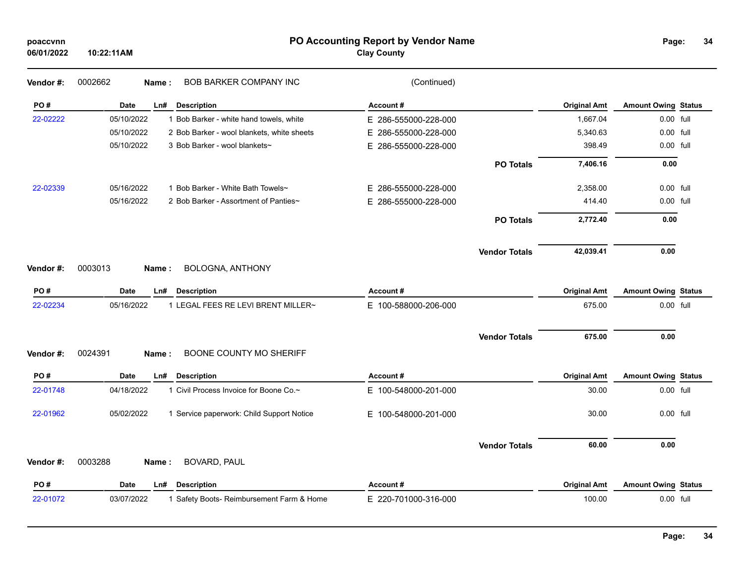# PO Accounting Report by Vendor Name

**Clay County**

poaccvnn
06/01/2022 10:22:11AM

**Vendor #:** 0002662 **Name :** BOB BARKER COMPANY INC (Continued)

| PO # | Date | Ln# | Description | Account # | | Original Amt | Amount Owing | Status |
|---|---|---|---|---|---|---|---|---|
| 22-02222 | 05/10/2022 | 1 | Bob Barker - white hand towels, white | E 286-555000-228-000 | | 1,667.04 | 0.00 | full |
| | 05/10/2022 | 2 | Bob Barker - wool blankets, white sheets | E 286-555000-228-000 | | 5,340.63 | 0.00 | full |
| | 05/10/2022 | 3 | Bob Barker - wool blankets~ | E 286-555000-228-000 | | 398.49 | 0.00 | full |
| | | | | | **PO Totals** | **7,406.16** | **0.00** | |
| 22-02339 | 05/16/2022 | 1 | Bob Barker - White Bath Towels~ | E 286-555000-228-000 | | 2,358.00 | 0.00 | full |
| | 05/16/2022 | 2 | Bob Barker - Assortment of Panties~ | E 286-555000-228-000 | | 414.40 | 0.00 | full |
| | | | | | **PO Totals** | **2,772.40** | **0.00** | |
| | | | | | **Vendor Totals** | **42,039.41** | **0.00** | |

**Vendor #:** 0003013 **Name :** BOLOGNA, ANTHONY

| PO # | Date | Ln# | Description | Account # | | Original Amt | Amount Owing | Status |
|---|---|---|---|---|---|---|---|---|
| 22-02234 | 05/16/2022 | 1 | LEGAL FEES RE LEVI BRENT MILLER~ | E 100-588000-206-000 | | 675.00 | 0.00 | full |
| | | | | | **Vendor Totals** | **675.00** | **0.00** | |

**Vendor #:** 0024391 **Name :** BOONE COUNTY MO SHERIFF

| PO # | Date | Ln# | Description | Account # | | Original Amt | Amount Owing | Status |
|---|---|---|---|---|---|---|---|---|
| 22-01748 | 04/18/2022 | 1 | Civil Process Invoice for Boone Co.~ | E 100-548000-201-000 | | 30.00 | 0.00 | full |
| 22-01962 | 05/02/2022 | 1 | Service paperwork: Child Support Notice | E 100-548000-201-000 | | 30.00 | 0.00 | full |
| | | | | | **Vendor Totals** | **60.00** | **0.00** | |

**Vendor #:** 0003288 **Name :** BOVARD, PAUL

| PO # | Date | Ln# | Description | Account # | | Original Amt | Amount Owing | Status |
|---|---|---|---|---|---|---|---|---|
| 22-01072 | 03/07/2022 | 1 | Safety Boots- Reimbursement Farm & Home | E 220-701000-316-000 | | 100.00 | 0.00 | full |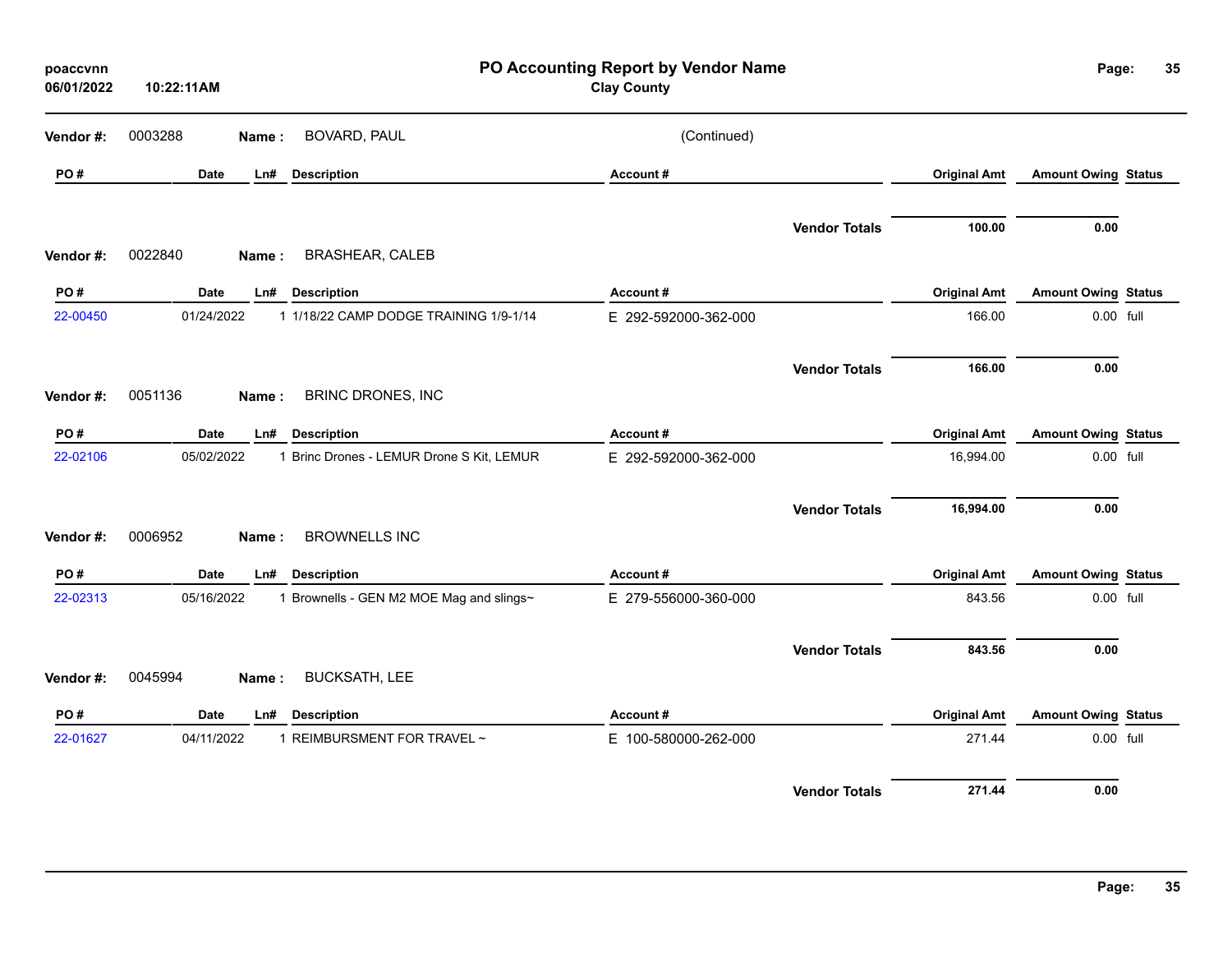# PO Accounting Report by Vendor Name

**Clay County**

poaccvnn
06/01/2022 10:22:11AM

**Vendor #:** 0003288 **Name :** BOVARD, PAUL (Continued)

| PO # | Date | Ln# | Description | Account # | Original Amt | Amount Owing | Status |
|---|---|---|---|---|---|---|---|
| | | | | **Vendor Totals** | **100.00** | **0.00** | |

**Vendor #:** 0022840 **Name :** BRASHEAR, CALEB

| PO # | Date | Ln# | Description | Account # | Original Amt | Amount Owing | Status |
|---|---|---|---|---|---|---|---|
| 22-00450 | 01/24/2022 | 1 | 1/18/22 CAMP DODGE TRAINING 1/9-1/14 | E 292-592000-362-000 | 166.00 | 0.00 | full |
| | | | | **Vendor Totals** | **166.00** | **0.00** | |

**Vendor #:** 0051136 **Name :** BRINC DRONES, INC

| PO # | Date | Ln# | Description | Account # | Original Amt | Amount Owing | Status |
|---|---|---|---|---|---|---|---|
| 22-02106 | 05/02/2022 | 1 | Brinc Drones - LEMUR Drone S Kit, LEMUR | E 292-592000-362-000 | 16,994.00 | 0.00 | full |
| | | | | **Vendor Totals** | **16,994.00** | **0.00** | |

**Vendor #:** 0006952 **Name :** BROWNELLS INC

| PO # | Date | Ln# | Description | Account # | Original Amt | Amount Owing | Status |
|---|---|---|---|---|---|---|---|
| 22-02313 | 05/16/2022 | 1 | Brownells - GEN M2 MOE Mag and slings~ | E 279-556000-360-000 | 843.56 | 0.00 | full |
| | | | | **Vendor Totals** | **843.56** | **0.00** | |

**Vendor #:** 0045994 **Name :** BUCKSATH, LEE

| PO # | Date | Ln# | Description | Account # | Original Amt | Amount Owing | Status |
|---|---|---|---|---|---|---|---|
| 22-01627 | 04/11/2022 | 1 | REIMBURSMENT FOR TRAVEL ~ | E 100-580000-262-000 | 271.44 | 0.00 | full |
| | | | | **Vendor Totals** | **271.44** | **0.00** | |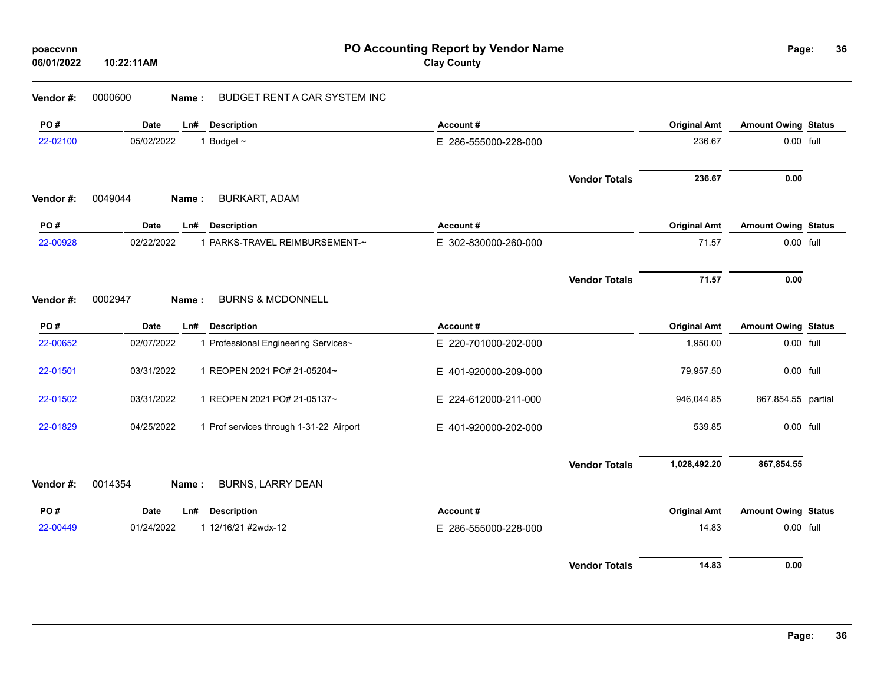poaccvnn
06/01/2022 10:22:11AM

# PO Accounting Report by Vendor Name

**Clay County**

**Vendor #:** 0000600 **Name :** BUDGET RENT A CAR SYSTEM INC

| PO # | Date | Ln# | Description | Account # | Original Amt | Amount Owing | Status |
|---|---|---|---|---|---|---|---|
| 22-02100 | 05/02/2022 | 1 | Budget ~ | E 286-555000-228-000 | 236.67 | 0.00 | full |
| | | | | **Vendor Totals** | **236.67** | **0.00** | |

**Vendor #:** 0049044 **Name :** BURKART, ADAM

| PO # | Date | Ln# | Description | Account # | Original Amt | Amount Owing | Status |
|---|---|---|---|---|---|---|---|
| 22-00928 | 02/22/2022 | 1 | PARKS-TRAVEL REIMBURSEMENT-~ | E 302-830000-260-000 | 71.57 | 0.00 | full |
| | | | | **Vendor Totals** | **71.57** | **0.00** | |

**Vendor #:** 0002947 **Name :** BURNS & MCDONNELL

| PO # | Date | Ln# | Description | Account # | Original Amt | Amount Owing | Status |
|---|---|---|---|---|---|---|---|
| 22-00652 | 02/07/2022 | 1 | Professional Engineering Services~ | E 220-701000-202-000 | 1,950.00 | 0.00 | full |
| 22-01501 | 03/31/2022 | 1 | REOPEN 2021 PO# 21-05204~ | E 401-920000-209-000 | 79,957.50 | 0.00 | full |
| 22-01502 | 03/31/2022 | 1 | REOPEN 2021 PO# 21-05137~ | E 224-612000-211-000 | 946,044.85 | 867,854.55 | partial |
| 22-01829 | 04/25/2022 | 1 | Prof services through 1-31-22 Airport | E 401-920000-202-000 | 539.85 | 0.00 | full |
| | | | | **Vendor Totals** | **1,028,492.20** | **867,854.55** | |

**Vendor #:** 0014354 **Name :** BURNS, LARRY DEAN

| PO # | Date | Ln# | Description | Account # | Original Amt | Amount Owing | Status |
|---|---|---|---|---|---|---|---|
| 22-00449 | 01/24/2022 | 1 | 12/16/21 #2wdx-12 | E 286-555000-228-000 | 14.83 | 0.00 | full |
| | | | | **Vendor Totals** | **14.83** | **0.00** | |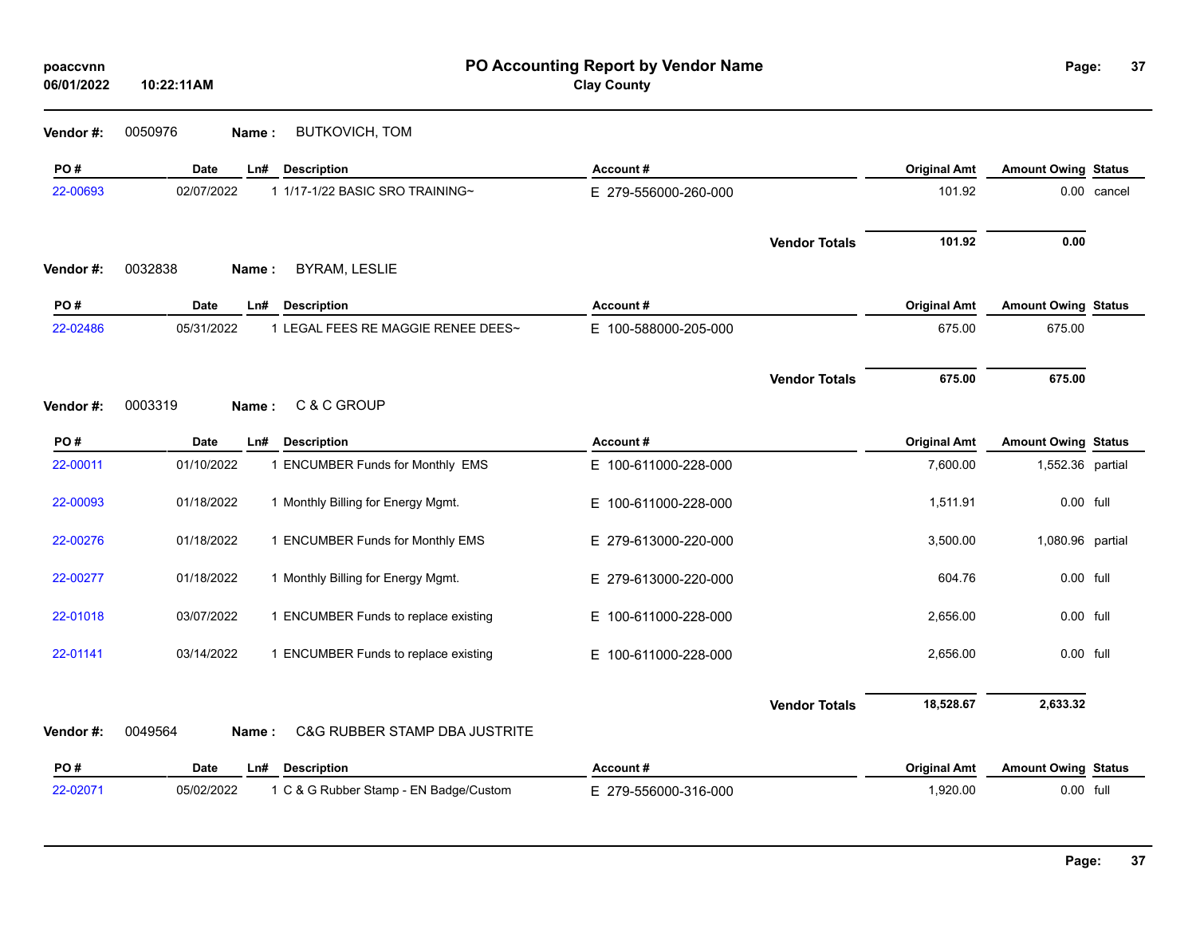# PO Accounting Report by Vendor Name

**Clay County**

poaccvnn
06/01/2022 10:22:11AM

**Vendor #:** 0050976 **Name :** BUTKOVICH, TOM

| PO # | Date | Ln# | Description | Account # | Original Amt | Amount Owing | Status |
|---|---|---|---|---|---|---|---|
| 22-00693 | 02/07/2022 | 1 | 1/17-1/22 BASIC SRO TRAINING~ | E 279-556000-260-000 | 101.92 | 0.00 | cancel |
| | | | | **Vendor Totals** | **101.92** | **0.00** | |

**Vendor #:** 0032838 **Name :** BYRAM, LESLIE

| PO # | Date | Ln# | Description | Account # | Original Amt | Amount Owing | Status |
|---|---|---|---|---|---|---|---|
| 22-02486 | 05/31/2022 | 1 | LEGAL FEES RE MAGGIE RENEE DEES~ | E 100-588000-205-000 | 675.00 | 675.00 | |
| | | | | **Vendor Totals** | **675.00** | **675.00** | |

**Vendor #:** 0003319 **Name :** C & C GROUP

| PO # | Date | Ln# | Description | Account # | Original Amt | Amount Owing | Status |
|---|---|---|---|---|---|---|---|
| 22-00011 | 01/10/2022 | 1 | ENCUMBER Funds for Monthly EMS | E 100-611000-228-000 | 7,600.00 | 1,552.36 | partial |
| 22-00093 | 01/18/2022 | 1 | Monthly Billing for Energy Mgmt. | E 100-611000-228-000 | 1,511.91 | 0.00 | full |
| 22-00276 | 01/18/2022 | 1 | ENCUMBER Funds for Monthly EMS | E 279-613000-220-000 | 3,500.00 | 1,080.96 | partial |
| 22-00277 | 01/18/2022 | 1 | Monthly Billing for Energy Mgmt. | E 279-613000-220-000 | 604.76 | 0.00 | full |
| 22-01018 | 03/07/2022 | 1 | ENCUMBER Funds to replace existing | E 100-611000-228-000 | 2,656.00 | 0.00 | full |
| 22-01141 | 03/14/2022 | 1 | ENCUMBER Funds to replace existing | E 100-611000-228-000 | 2,656.00 | 0.00 | full |
| | | | | **Vendor Totals** | **18,528.67** | **2,633.32** | |

**Vendor #:** 0049564 **Name :** C&G RUBBER STAMP DBA JUSTRITE

| PO # | Date | Ln# | Description | Account # | Original Amt | Amount Owing | Status |
|---|---|---|---|---|---|---|---|
| 22-02071 | 05/02/2022 | 1 | C & G Rubber Stamp - EN Badge/Custom | E 279-556000-316-000 | 1,920.00 | 0.00 | full |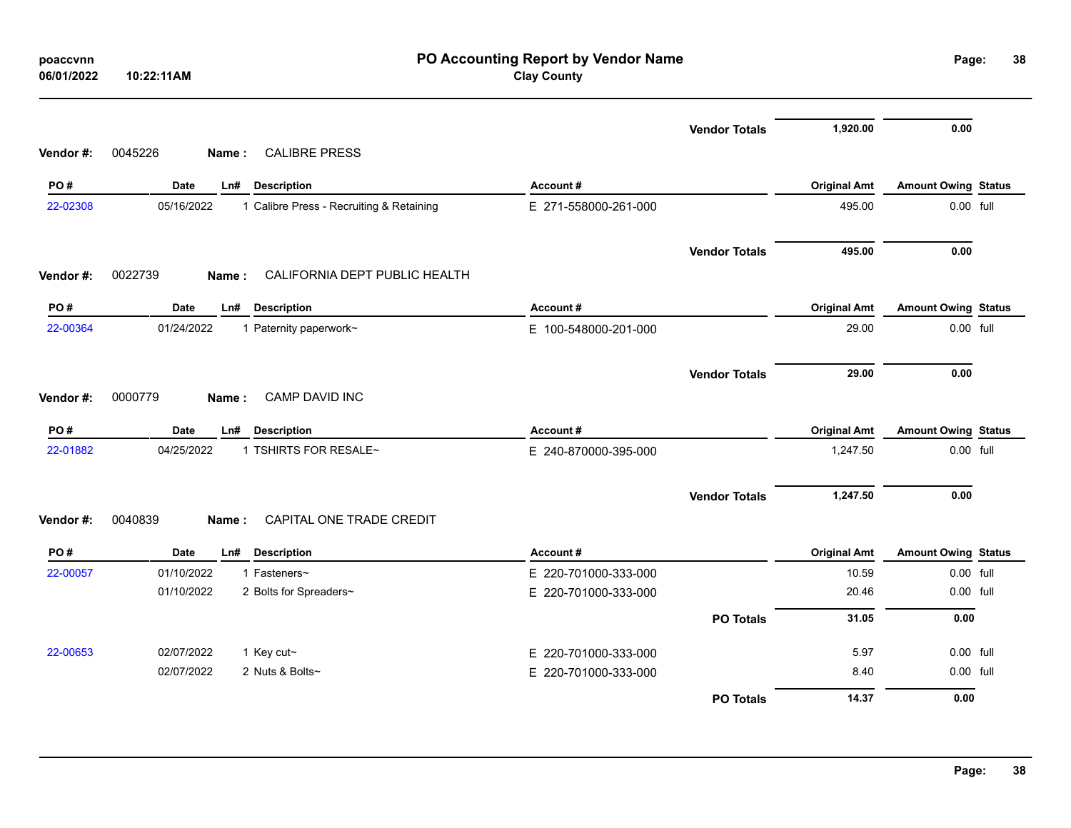| | | | | Vendor Totals | 1,920.00 | 0.00 | |
|---|---|---|---|---|---|---|---|

**Vendor #:** 0045226 **Name :** CALIBRE PRESS

| PO # | Date | Ln# | Description | Account # | Original Amt | Amount Owing | Status |
|---|---|---|---|---|---|---|---|
| 22-02308 | 05/16/2022 | 1 | Calibre Press - Recruiting & Retaining | E 271-558000-261-000 | 495.00 | 0.00 | full |
| | | | | **Vendor Totals** | **495.00** | **0.00** | |

**Vendor #:** 0022739 **Name :** CALIFORNIA DEPT PUBLIC HEALTH

| PO # | Date | Ln# | Description | Account # | Original Amt | Amount Owing | Status |
|---|---|---|---|---|---|---|---|
| 22-00364 | 01/24/2022 | 1 | Paternity paperwork~ | E 100-548000-201-000 | 29.00 | 0.00 | full |
| | | | | **Vendor Totals** | **29.00** | **0.00** | |

**Vendor #:** 0000779 **Name :** CAMP DAVID INC

| PO # | Date | Ln# | Description | Account # | Original Amt | Amount Owing | Status |
|---|---|---|---|---|---|---|---|
| 22-01882 | 04/25/2022 | 1 | TSHIRTS FOR RESALE~ | E 240-870000-395-000 | 1,247.50 | 0.00 | full |
| | | | | **Vendor Totals** | **1,247.50** | **0.00** | |

**Vendor #:** 0040839 **Name :** CAPITAL ONE TRADE CREDIT

| PO # | Date | Ln# | Description | Account # | Original Amt | Amount Owing | Status |
|---|---|---|---|---|---|---|---|
| 22-00057 | 01/10/2022 | 1 | Fasteners~ | E 220-701000-333-000 | 10.59 | 0.00 | full |
| | 01/10/2022 | 2 | Bolts for Spreaders~ | E 220-701000-333-000 | 20.46 | 0.00 | full |
| | | | | **PO Totals** | **31.05** | **0.00** | |
| 22-00653 | 02/07/2022 | 1 | Key cut~ | E 220-701000-333-000 | 5.97 | 0.00 | full |
| | 02/07/2022 | 2 | Nuts & Bolts~ | E 220-701000-333-000 | 8.40 | 0.00 | full |
| | | | | **PO Totals** | **14.37** | **0.00** | |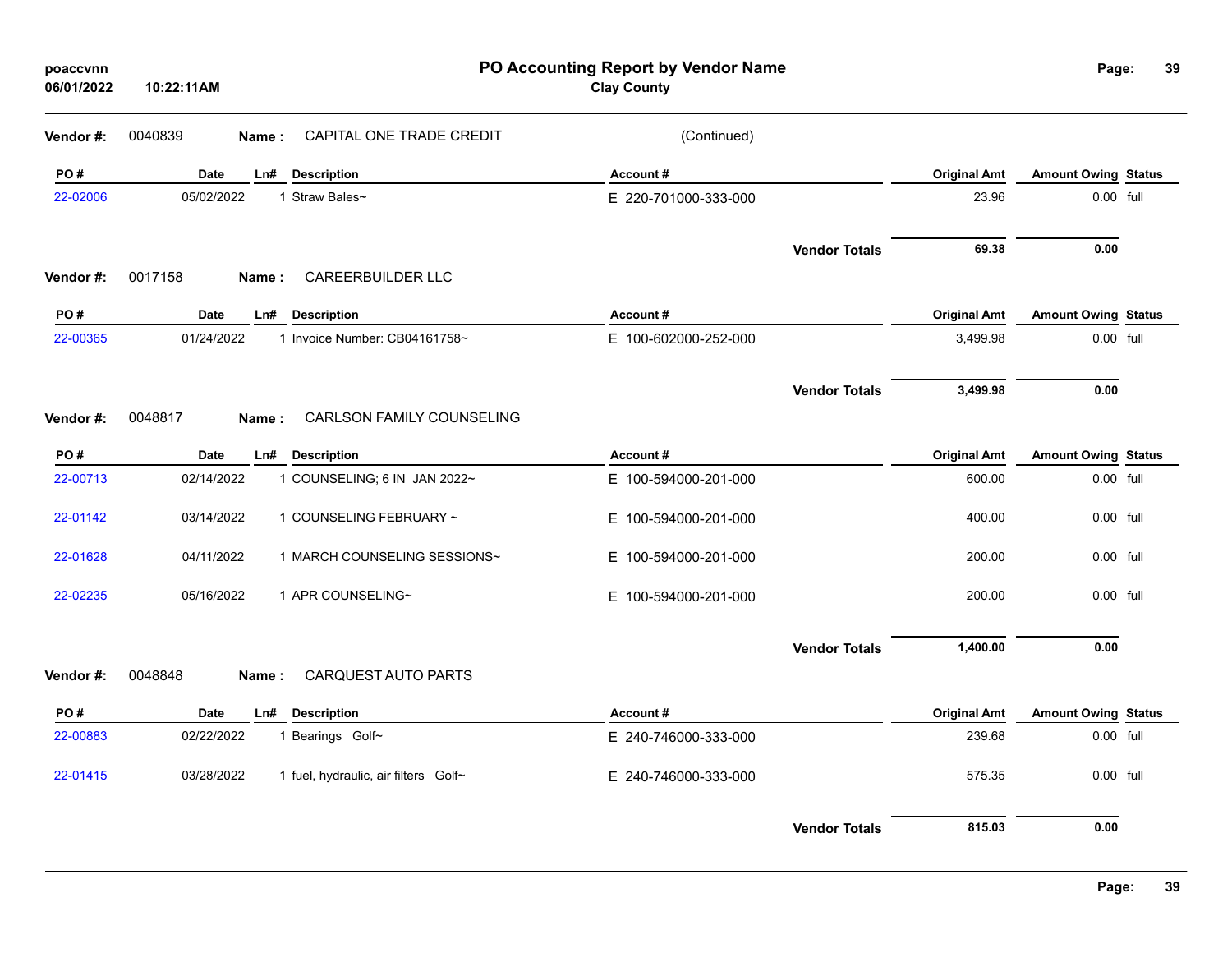# PO Accounting Report by Vendor Name

**Clay County**

poaccvnn
06/01/2022 10:22:11AM

**Vendor #:** 0040839 **Name :** CAPITAL ONE TRADE CREDIT (Continued)

| PO # | Date | Ln# | Description | Account # | Original Amt | Amount Owing | Status |
|---|---|---|---|---|---|---|---|
| 22-02006 | 05/02/2022 | 1 | Straw Bales~ | E 220-701000-333-000 | 23.96 | 0.00 | full |
| | | | | **Vendor Totals** | **69.38** | **0.00** | |

**Vendor #:** 0017158 **Name :** CAREERBUILDER LLC

| PO # | Date | Ln# | Description | Account # | Original Amt | Amount Owing | Status |
|---|---|---|---|---|---|---|---|
| 22-00365 | 01/24/2022 | 1 | Invoice Number: CB04161758~ | E 100-602000-252-000 | 3,499.98 | 0.00 | full |
| | | | | **Vendor Totals** | **3,499.98** | **0.00** | |

**Vendor #:** 0048817 **Name :** CARLSON FAMILY COUNSELING

| PO # | Date | Ln# | Description | Account # | Original Amt | Amount Owing | Status |
|---|---|---|---|---|---|---|---|
| 22-00713 | 02/14/2022 | 1 | COUNSELING; 6 IN JAN 2022~ | E 100-594000-201-000 | 600.00 | 0.00 | full |
| 22-01142 | 03/14/2022 | 1 | COUNSELING FEBRUARY ~ | E 100-594000-201-000 | 400.00 | 0.00 | full |
| 22-01628 | 04/11/2022 | 1 | MARCH COUNSELING SESSIONS~ | E 100-594000-201-000 | 200.00 | 0.00 | full |
| 22-02235 | 05/16/2022 | 1 | APR COUNSELING~ | E 100-594000-201-000 | 200.00 | 0.00 | full |
| | | | | **Vendor Totals** | **1,400.00** | **0.00** | |

**Vendor #:** 0048848 **Name :** CARQUEST AUTO PARTS

| PO # | Date | Ln# | Description | Account # | Original Amt | Amount Owing | Status |
|---|---|---|---|---|---|---|---|
| 22-00883 | 02/22/2022 | 1 | Bearings Golf~ | E 240-746000-333-000 | 239.68 | 0.00 | full |
| 22-01415 | 03/28/2022 | 1 | fuel, hydraulic, air filters Golf~ | E 240-746000-333-000 | 575.35 | 0.00 | full |
| | | | | **Vendor Totals** | **815.03** | **0.00** | |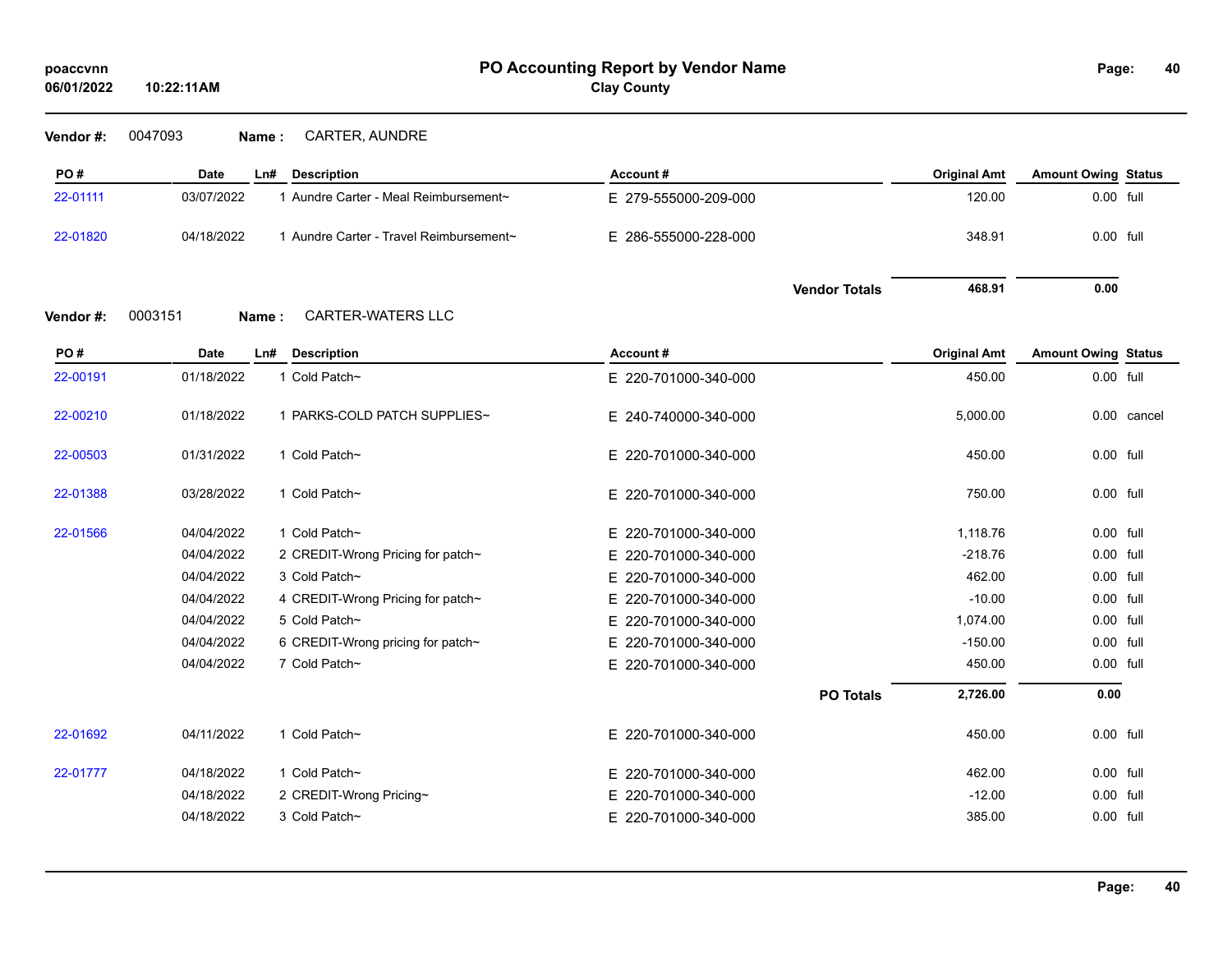**PO Accounting Report by Vendor Name**
**Clay County**

poaccvnn
06/01/2022 10:22:11AM

**Vendor #:** 0047093 **Name :** CARTER, AUNDRE

| PO # | Date | Ln# | Description | Account # | Original Amt | Amount Owing | Status |
|---|---|---|---|---|---|---|---|
| 22-01111 | 03/07/2022 | 1 | Aundre Carter - Meal Reimbursement~ | E 279-555000-209-000 | 120.00 | 0.00 | full |
| 22-01820 | 04/18/2022 | 1 | Aundre Carter - Travel Reimbursement~ | E 286-555000-228-000 | 348.91 | 0.00 | full |
| | | | | **Vendor Totals** | **468.91** | **0.00** | |

**Vendor #:** 0003151 **Name :** CARTER-WATERS LLC

| PO # | Date | Ln# | Description | Account # | Original Amt | Amount Owing | Status |
|---|---|---|---|---|---|---|---|
| 22-00191 | 01/18/2022 | 1 | Cold Patch~ | E 220-701000-340-000 | 450.00 | 0.00 | full |
| 22-00210 | 01/18/2022 | 1 | PARKS-COLD PATCH SUPPLIES~ | E 240-740000-340-000 | 5,000.00 | 0.00 | cancel |
| 22-00503 | 01/31/2022 | 1 | Cold Patch~ | E 220-701000-340-000 | 450.00 | 0.00 | full |
| 22-01388 | 03/28/2022 | 1 | Cold Patch~ | E 220-701000-340-000 | 750.00 | 0.00 | full |
| 22-01566 | 04/04/2022 | 1 | Cold Patch~ | E 220-701000-340-000 | 1,118.76 | 0.00 | full |
| | 04/04/2022 | 2 | CREDIT-Wrong Pricing for patch~ | E 220-701000-340-000 | -218.76 | 0.00 | full |
| | 04/04/2022 | 3 | Cold Patch~ | E 220-701000-340-000 | 462.00 | 0.00 | full |
| | 04/04/2022 | 4 | CREDIT-Wrong Pricing for patch~ | E 220-701000-340-000 | -10.00 | 0.00 | full |
| | 04/04/2022 | 5 | Cold Patch~ | E 220-701000-340-000 | 1,074.00 | 0.00 | full |
| | 04/04/2022 | 6 | CREDIT-Wrong pricing for patch~ | E 220-701000-340-000 | -150.00 | 0.00 | full |
| | 04/04/2022 | 7 | Cold Patch~ | E 220-701000-340-000 | 450.00 | 0.00 | full |
| | | | | **PO Totals** | **2,726.00** | **0.00** | |
| 22-01692 | 04/11/2022 | 1 | Cold Patch~ | E 220-701000-340-000 | 450.00 | 0.00 | full |
| 22-01777 | 04/18/2022 | 1 | Cold Patch~ | E 220-701000-340-000 | 462.00 | 0.00 | full |
| | 04/18/2022 | 2 | CREDIT-Wrong Pricing~ | E 220-701000-340-000 | -12.00 | 0.00 | full |
| | 04/18/2022 | 3 | Cold Patch~ | E 220-701000-340-000 | 385.00 | 0.00 | full |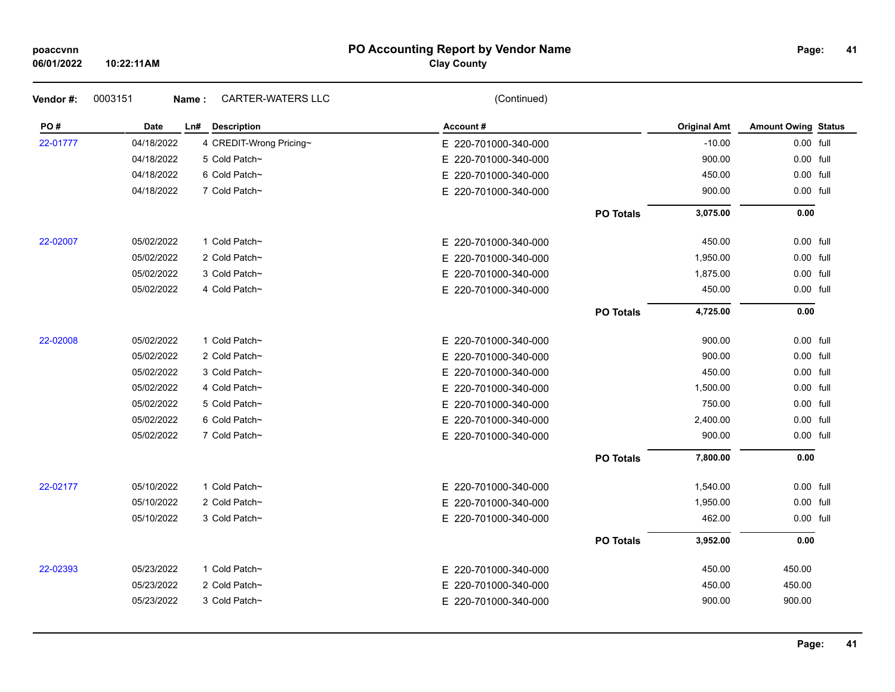# PO Accounting Report by Vendor Name

**Clay County**

poaccvnn
06/01/2022 10:22:11AM

**Vendor #:** 0003151 **Name :** CARTER-WATERS LLC (Continued)

| PO # | Date | Ln# | Description | Account # | | Original Amt | Amount Owing | Status |
|---|---|---|---|---|---|---|---|---|
| 22-01777 | 04/18/2022 | 4 | CREDIT-Wrong Pricing~ | E 220-701000-340-000 | | -10.00 | 0.00 | full |
| | 04/18/2022 | 5 | Cold Patch~ | E 220-701000-340-000 | | 900.00 | 0.00 | full |
| | 04/18/2022 | 6 | Cold Patch~ | E 220-701000-340-000 | | 450.00 | 0.00 | full |
| | 04/18/2022 | 7 | Cold Patch~ | E 220-701000-340-000 | | 900.00 | 0.00 | full |
| | | | | | **PO Totals** | **3,075.00** | **0.00** | |
| 22-02007 | 05/02/2022 | 1 | Cold Patch~ | E 220-701000-340-000 | | 450.00 | 0.00 | full |
| | 05/02/2022 | 2 | Cold Patch~ | E 220-701000-340-000 | | 1,950.00 | 0.00 | full |
| | 05/02/2022 | 3 | Cold Patch~ | E 220-701000-340-000 | | 1,875.00 | 0.00 | full |
| | 05/02/2022 | 4 | Cold Patch~ | E 220-701000-340-000 | | 450.00 | 0.00 | full |
| | | | | | **PO Totals** | **4,725.00** | **0.00** | |
| 22-02008 | 05/02/2022 | 1 | Cold Patch~ | E 220-701000-340-000 | | 900.00 | 0.00 | full |
| | 05/02/2022 | 2 | Cold Patch~ | E 220-701000-340-000 | | 900.00 | 0.00 | full |
| | 05/02/2022 | 3 | Cold Patch~ | E 220-701000-340-000 | | 450.00 | 0.00 | full |
| | 05/02/2022 | 4 | Cold Patch~ | E 220-701000-340-000 | | 1,500.00 | 0.00 | full |
| | 05/02/2022 | 5 | Cold Patch~ | E 220-701000-340-000 | | 750.00 | 0.00 | full |
| | 05/02/2022 | 6 | Cold Patch~ | E 220-701000-340-000 | | 2,400.00 | 0.00 | full |
| | 05/02/2022 | 7 | Cold Patch~ | E 220-701000-340-000 | | 900.00 | 0.00 | full |
| | | | | | **PO Totals** | **7,800.00** | **0.00** | |
| 22-02177 | 05/10/2022 | 1 | Cold Patch~ | E 220-701000-340-000 | | 1,540.00 | 0.00 | full |
| | 05/10/2022 | 2 | Cold Patch~ | E 220-701000-340-000 | | 1,950.00 | 0.00 | full |
| | 05/10/2022 | 3 | Cold Patch~ | E 220-701000-340-000 | | 462.00 | 0.00 | full |
| | | | | | **PO Totals** | **3,952.00** | **0.00** | |
| 22-02393 | 05/23/2022 | 1 | Cold Patch~ | E 220-701000-340-000 | | 450.00 | 450.00 | |
| | 05/23/2022 | 2 | Cold Patch~ | E 220-701000-340-000 | | 450.00 | 450.00 | |
| | 05/23/2022 | 3 | Cold Patch~ | E 220-701000-340-000 | | 900.00 | 900.00 | |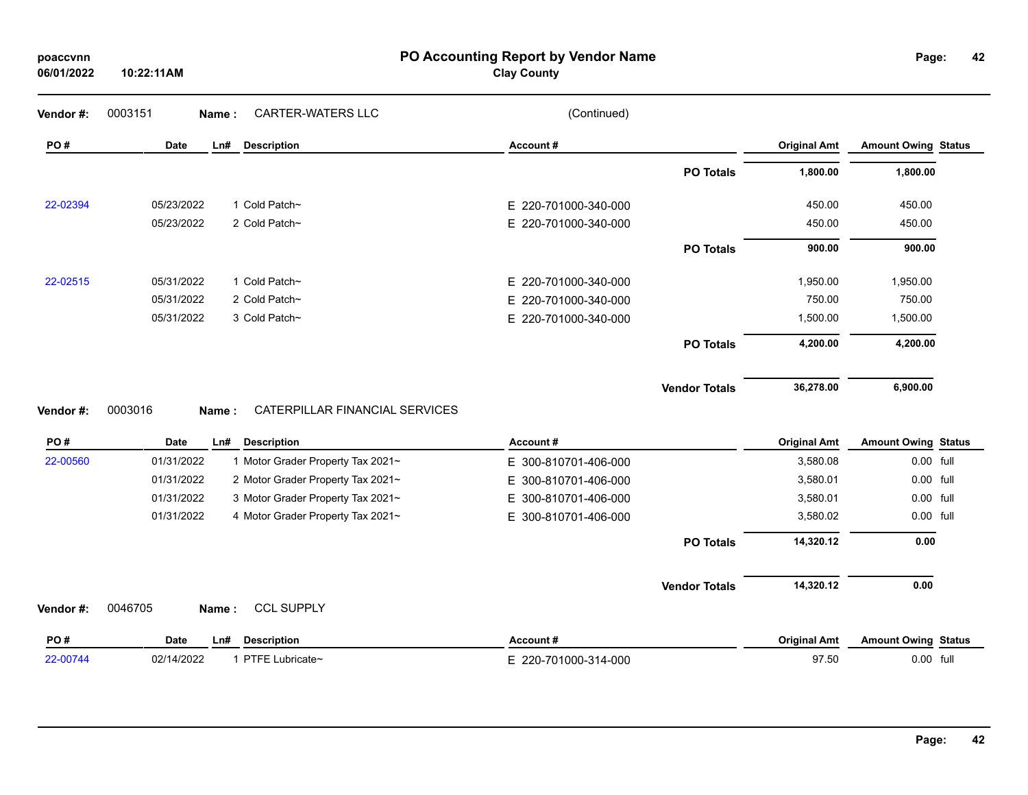# PO Accounting Report by Vendor Name

**Clay County**

poaccvnn
06/01/2022 10:22:11AM

**Vendor #:** 0003151 **Name :** CARTER-WATERS LLC (Continued)

| PO # | Date | Ln# | Description | Account # | Original Amt | Amount Owing | Status |
|---|---|---|---|---|---|---|---|
| | | | | **PO Totals** | **1,800.00** | **1,800.00** | |
| 22-02394 | 05/23/2022 | 1 | Cold Patch~ | E 220-701000-340-000 | 450.00 | 450.00 | |
| | 05/23/2022 | 2 | Cold Patch~ | E 220-701000-340-000 | 450.00 | 450.00 | |
| | | | | **PO Totals** | **900.00** | **900.00** | |
| 22-02515 | 05/31/2022 | 1 | Cold Patch~ | E 220-701000-340-000 | 1,950.00 | 1,950.00 | |
| | 05/31/2022 | 2 | Cold Patch~ | E 220-701000-340-000 | 750.00 | 750.00 | |
| | 05/31/2022 | 3 | Cold Patch~ | E 220-701000-340-000 | 1,500.00 | 1,500.00 | |
| | | | | **PO Totals** | **4,200.00** | **4,200.00** | |
| | | | | **Vendor Totals** | **36,278.00** | **6,900.00** | |

**Vendor #:** 0003016 **Name :** CATERPILLAR FINANCIAL SERVICES

| PO # | Date | Ln# | Description | Account # | Original Amt | Amount Owing | Status |
|---|---|---|---|---|---|---|---|
| 22-00560 | 01/31/2022 | 1 | Motor Grader Property Tax 2021~ | E 300-810701-406-000 | 3,580.08 | 0.00 | full |
| | 01/31/2022 | 2 | Motor Grader Property Tax 2021~ | E 300-810701-406-000 | 3,580.01 | 0.00 | full |
| | 01/31/2022 | 3 | Motor Grader Property Tax 2021~ | E 300-810701-406-000 | 3,580.01 | 0.00 | full |
| | 01/31/2022 | 4 | Motor Grader Property Tax 2021~ | E 300-810701-406-000 | 3,580.02 | 0.00 | full |
| | | | | **PO Totals** | **14,320.12** | **0.00** | |
| | | | | **Vendor Totals** | **14,320.12** | **0.00** | |

**Vendor #:** 0046705 **Name :** CCL SUPPLY

| PO # | Date | Ln# | Description | Account # | Original Amt | Amount Owing | Status |
|---|---|---|---|---|---|---|---|
| 22-00744 | 02/14/2022 | 1 | PTFE Lubricate~ | E 220-701000-314-000 | 97.50 | 0.00 | full |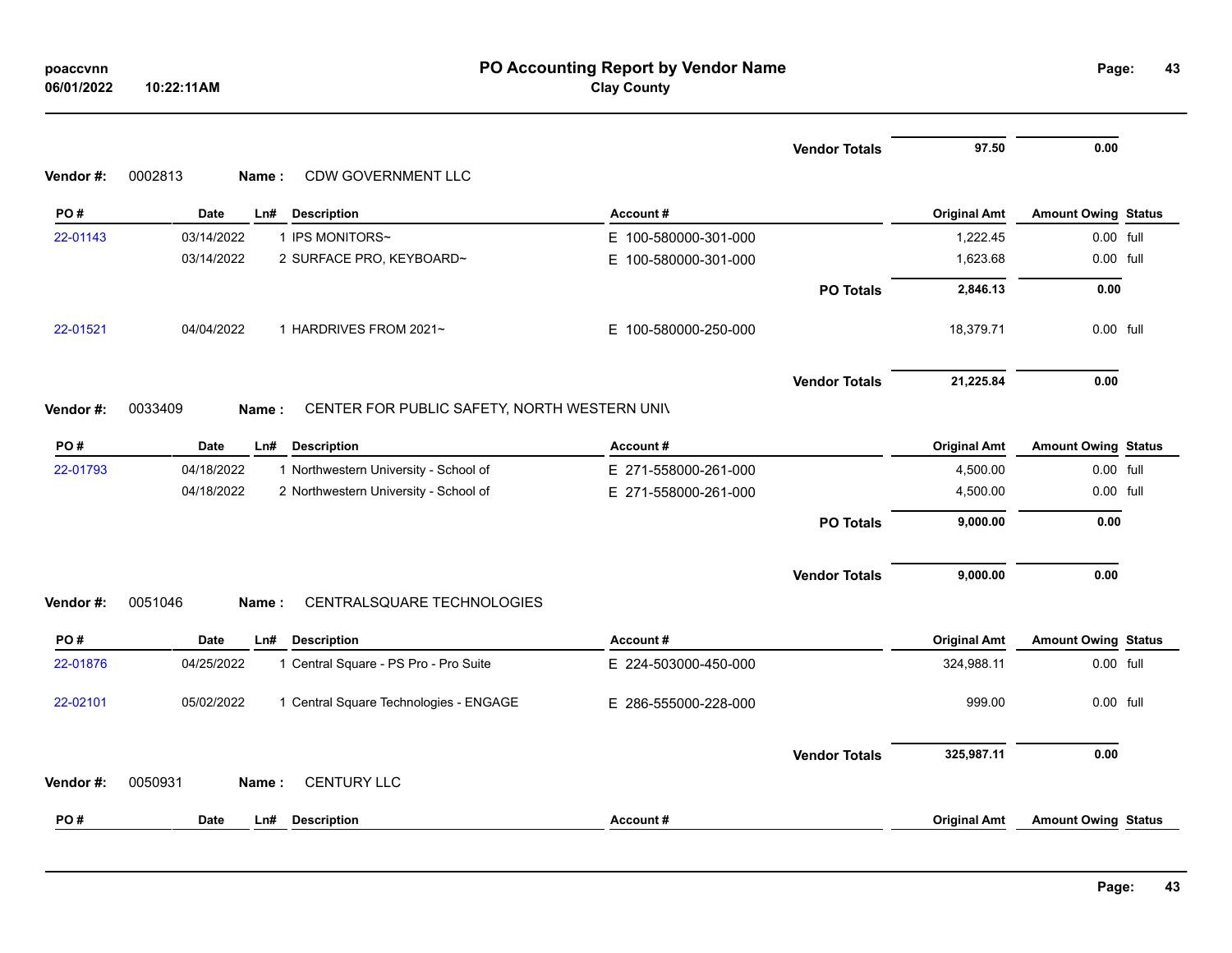# PO Accounting Report by Vendor Name

**Clay County**

| | | | | | Original Amt | Amount Owing | Status |
|---|---|---|---|---|---|---|---|
| | | | | **Vendor Totals** | **97.50** | **0.00** | |

**Vendor #:** 0002813 **Name :** CDW GOVERNMENT LLC

| PO # | Date | Ln# | Description | Account # | Original Amt | Amount Owing | Status |
|---|---|---|---|---|---|---|---|
| 22-01143 | 03/14/2022 | 1 | IPS MONITORS~ | E 100-580000-301-000 | 1,222.45 | 0.00 | full |
| | 03/14/2022 | 2 | SURFACE PRO, KEYBOARD~ | E 100-580000-301-000 | 1,623.68 | 0.00 | full |
| | | | | **PO Totals** | **2,846.13** | **0.00** | |
| 22-01521 | 04/04/2022 | 1 | HARDRIVES FROM 2021~ | E 100-580000-250-000 | 18,379.71 | 0.00 | full |
| | | | | **Vendor Totals** | **21,225.84** | **0.00** | |

**Vendor #:** 0033409 **Name :** CENTER FOR PUBLIC SAFETY, NORTH WESTERN UNIV

| PO # | Date | Ln# | Description | Account # | Original Amt | Amount Owing | Status |
|---|---|---|---|---|---|---|---|
| 22-01793 | 04/18/2022 | 1 | Northwestern University - School of | E 271-558000-261-000 | 4,500.00 | 0.00 | full |
| | 04/18/2022 | 2 | Northwestern University - School of | E 271-558000-261-000 | 4,500.00 | 0.00 | full |
| | | | | **PO Totals** | **9,000.00** | **0.00** | |
| | | | | **Vendor Totals** | **9,000.00** | **0.00** | |

**Vendor #:** 0051046 **Name :** CENTRALSQUARE TECHNOLOGIES

| PO # | Date | Ln# | Description | Account # | Original Amt | Amount Owing | Status |
|---|---|---|---|---|---|---|---|
| 22-01876 | 04/25/2022 | 1 | Central Square - PS Pro - Pro Suite | E 224-503000-450-000 | 324,988.11 | 0.00 | full |
| 22-02101 | 05/02/2022 | 1 | Central Square Technologies - ENGAGE | E 286-555000-228-000 | 999.00 | 0.00 | full |
| | | | | **Vendor Totals** | **325,987.11** | **0.00** | |

**Vendor #:** 0050931 **Name :** CENTURY LLC

| PO # | Date | Ln# | Description | Account # | Original Amt | Amount Owing | Status |
|---|---|---|---|---|---|---|---|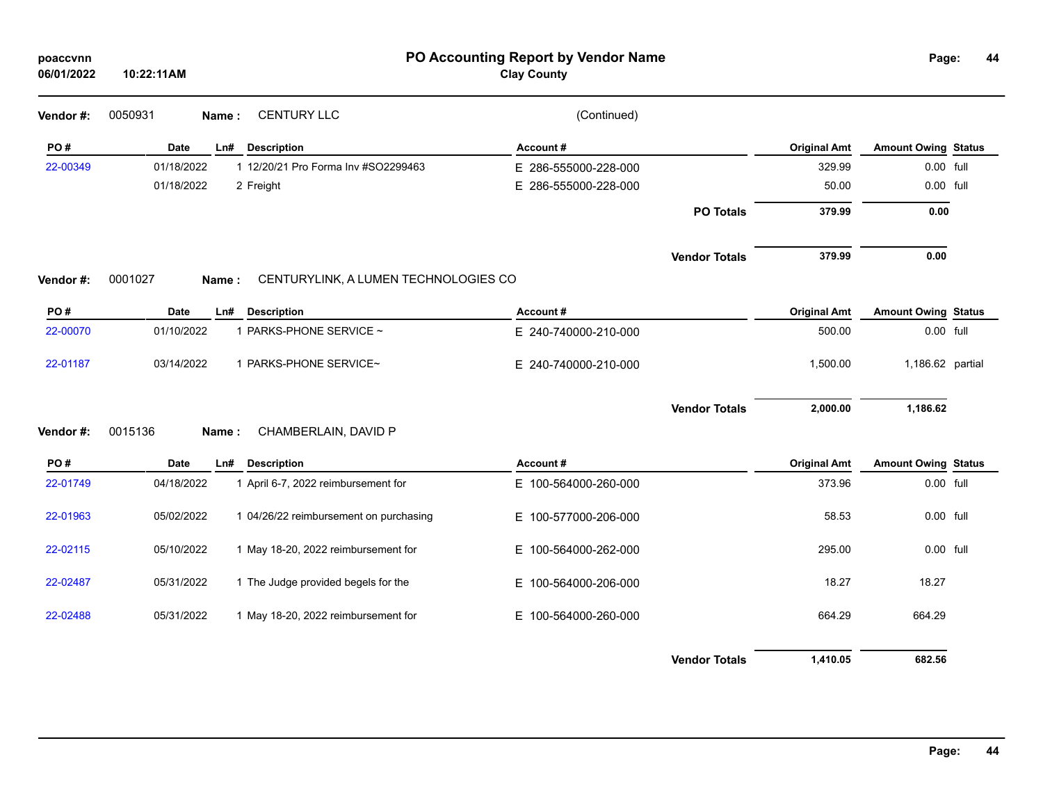# PO Accounting Report by Vendor Name

**Clay County**

poaccvnn
06/01/2022 10:22:11AM

**Vendor #:** 0050931 **Name :** CENTURY LLC (Continued)

| PO # | Date | Ln# | Description | Account # | Original Amt | Amount Owing | Status |
|---|---|---|---|---|---|---|---|
| 22-00349 | 01/18/2022 | 1 | 12/20/21 Pro Forma Inv #SO2299463 | E 286-555000-228-000 | 329.99 | 0.00 | full |
| | 01/18/2022 | 2 | Freight | E 286-555000-228-000 | 50.00 | 0.00 | full |
| | | | | **PO Totals** | **379.99** | **0.00** | |
| | | | | **Vendor Totals** | **379.99** | **0.00** | |

**Vendor #:** 0001027 **Name :** CENTURYLINK, A LUMEN TECHNOLOGIES CO

| PO # | Date | Ln# | Description | Account # | Original Amt | Amount Owing | Status |
|---|---|---|---|---|---|---|---|
| 22-00070 | 01/10/2022 | 1 | PARKS-PHONE SERVICE ~ | E 240-740000-210-000 | 500.00 | 0.00 | full |
| 22-01187 | 03/14/2022 | 1 | PARKS-PHONE SERVICE~ | E 240-740000-210-000 | 1,500.00 | 1,186.62 | partial |
| | | | | **Vendor Totals** | **2,000.00** | **1,186.62** | |

**Vendor #:** 0015136 **Name :** CHAMBERLAIN, DAVID P

| PO # | Date | Ln# | Description | Account # | Original Amt | Amount Owing | Status |
|---|---|---|---|---|---|---|---|
| 22-01749 | 04/18/2022 | 1 | April 6-7, 2022 reimbursement for | E 100-564000-260-000 | 373.96 | 0.00 | full |
| 22-01963 | 05/02/2022 | 1 | 04/26/22 reimbursement on purchasing | E 100-577000-206-000 | 58.53 | 0.00 | full |
| 22-02115 | 05/10/2022 | 1 | May 18-20, 2022 reimbursement for | E 100-564000-262-000 | 295.00 | 0.00 | full |
| 22-02487 | 05/31/2022 | 1 | The Judge provided begels for the | E 100-564000-206-000 | 18.27 | 18.27 | |
| 22-02488 | 05/31/2022 | 1 | May 18-20, 2022 reimbursement for | E 100-564000-260-000 | 664.29 | 664.29 | |
| | | | | **Vendor Totals** | **1,410.05** | **682.56** | |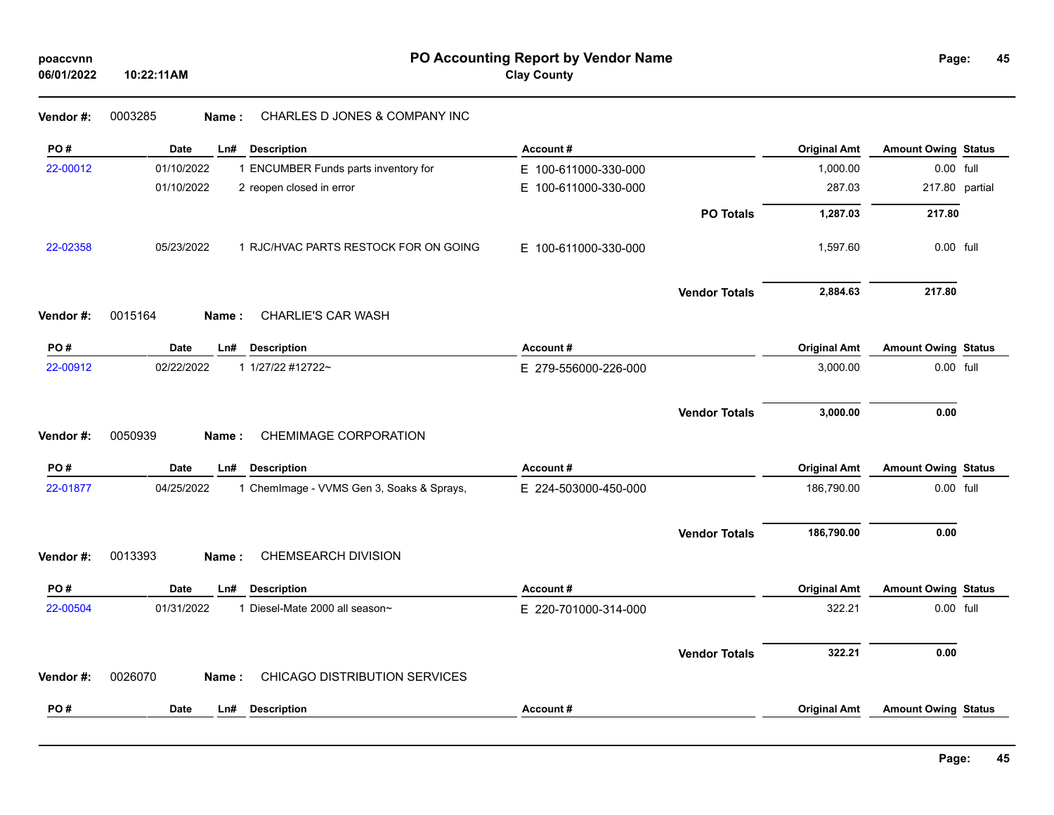# PO Accounting Report by Vendor Name

**Clay County**

poaccvnn
06/01/2022 10:22:11AM

**Vendor #:** 0003285 **Name :** CHARLES D JONES & COMPANY INC

| PO # | Date | Ln# | Description | Account # | | Original Amt | Amount Owing | Status |
|---|---|---|---|---|---|---|---|---|
| 22-00012 | 01/10/2022 | 1 | ENCUMBER Funds parts inventory for | E 100-611000-330-000 | | 1,000.00 | 0.00 | full |
| | 01/10/2022 | 2 | reopen closed in error | E 100-611000-330-000 | | 287.03 | 217.80 | partial |
| | | | | | **PO Totals** | **1,287.03** | **217.80** | |
| 22-02358 | 05/23/2022 | 1 | RJC/HVAC PARTS RESTOCK FOR ON GOING | E 100-611000-330-000 | | 1,597.60 | 0.00 | full |
| | | | | | **Vendor Totals** | **2,884.63** | **217.80** | |

**Vendor #:** 0015164 **Name :** CHARLIE'S CAR WASH

| PO # | Date | Ln# | Description | Account # | | Original Amt | Amount Owing | Status |
|---|---|---|---|---|---|---|---|---|
| 22-00912 | 02/22/2022 | 1 | 1/27/22 #12722~ | E 279-556000-226-000 | | 3,000.00 | 0.00 | full |
| | | | | | **Vendor Totals** | **3,000.00** | **0.00** | |

**Vendor #:** 0050939 **Name :** CHEMIMAGE CORPORATION

| PO # | Date | Ln# | Description | Account # | | Original Amt | Amount Owing | Status |
|---|---|---|---|---|---|---|---|---|
| 22-01877 | 04/25/2022 | 1 | ChemImage - VVMS Gen 3, Soaks & Sprays, | E 224-503000-450-000 | | 186,790.00 | 0.00 | full |
| | | | | | **Vendor Totals** | **186,790.00** | **0.00** | |

**Vendor #:** 0013393 **Name :** CHEMSEARCH DIVISION

| PO # | Date | Ln# | Description | Account # | | Original Amt | Amount Owing | Status |
|---|---|---|---|---|---|---|---|---|
| 22-00504 | 01/31/2022 | 1 | Diesel-Mate 2000 all season~ | E 220-701000-314-000 | | 322.21 | 0.00 | full |
| | | | | | **Vendor Totals** | **322.21** | **0.00** | |

**Vendor #:** 0026070 **Name :** CHICAGO DISTRIBUTION SERVICES

| PO # | Date | Ln# | Description | Account # | Original Amt | Amount Owing | Status |
|---|---|---|---|---|---|---|---|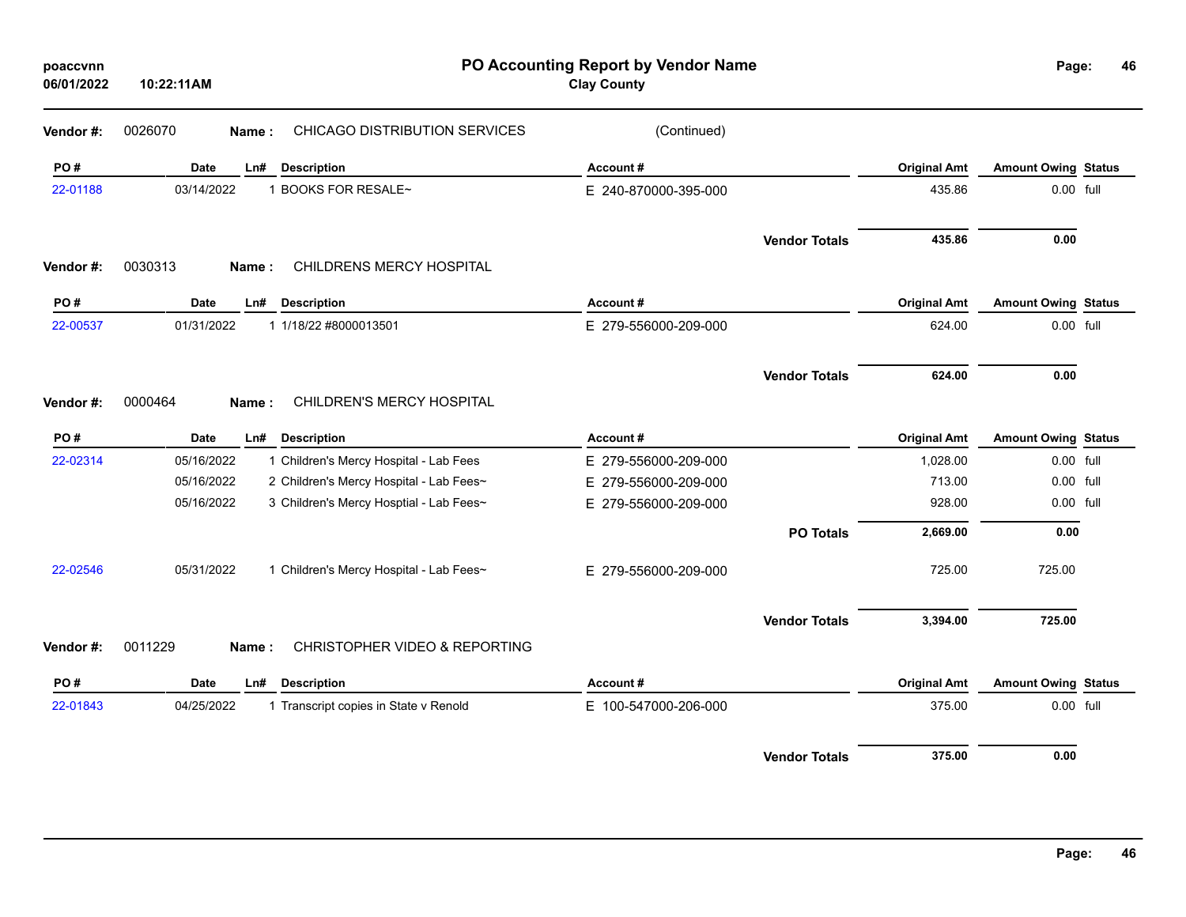# PO Accounting Report by Vendor Name

**Clay County**

poaccvnn
06/01/2022 10:22:11AM

**Vendor #:** 0026070 **Name :** CHICAGO DISTRIBUTION SERVICES (Continued)

| PO # | Date | Ln# | Description | Account # | Original Amt | Amount Owing | Status |
|---|---|---|---|---|---|---|---|
| 22-01188 | 03/14/2022 | 1 | BOOKS FOR RESALE~ | E 240-870000-395-000 | 435.86 | 0.00 | full |
| | | | | **Vendor Totals** | **435.86** | **0.00** | |

**Vendor #:** 0030313 **Name :** CHILDRENS MERCY HOSPITAL

| PO # | Date | Ln# | Description | Account # | Original Amt | Amount Owing | Status |
|---|---|---|---|---|---|---|---|
| 22-00537 | 01/31/2022 | 1 | 1/18/22 #8000013501 | E 279-556000-209-000 | 624.00 | 0.00 | full |
| | | | | **Vendor Totals** | **624.00** | **0.00** | |

**Vendor #:** 0000464 **Name :** CHILDREN'S MERCY HOSPITAL

| PO # | Date | Ln# | Description | Account # | Original Amt | Amount Owing | Status |
|---|---|---|---|---|---|---|---|
| 22-02314 | 05/16/2022 | 1 | Children's Mercy Hospital - Lab Fees | E 279-556000-209-000 | 1,028.00 | 0.00 | full |
| | 05/16/2022 | 2 | Children's Mercy Hospital - Lab Fees~ | E 279-556000-209-000 | 713.00 | 0.00 | full |
| | 05/16/2022 | 3 | Children's Mercy Hosptial - Lab Fees~ | E 279-556000-209-000 | 928.00 | 0.00 | full |
| | | | | **PO Totals** | **2,669.00** | **0.00** | |
| 22-02546 | 05/31/2022 | 1 | Children's Mercy Hospital - Lab Fees~ | E 279-556000-209-000 | 725.00 | 725.00 | |
| | | | | **Vendor Totals** | **3,394.00** | **725.00** | |

**Vendor #:** 0011229 **Name :** CHRISTOPHER VIDEO & REPORTING

| PO # | Date | Ln# | Description | Account # | Original Amt | Amount Owing | Status |
|---|---|---|---|---|---|---|---|
| 22-01843 | 04/25/2022 | 1 | Transcript copies in State v Renold | E 100-547000-206-000 | 375.00 | 0.00 | full |
| | | | | **Vendor Totals** | **375.00** | **0.00** | |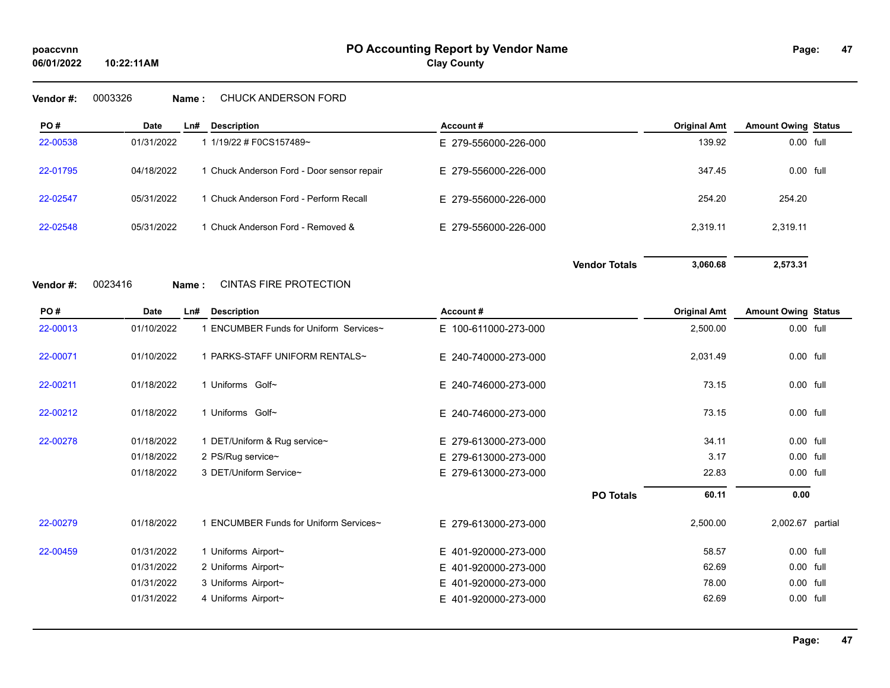**Vendor #:** 0003326 **Name :** CHUCK ANDERSON FORD

| PO # | Date | Ln# | Description | Account # | Original Amt | Amount Owing | Status |
|---|---|---|---|---|---|---|---|
| 22-00538 | 01/31/2022 | 1 | 1/19/22 # F0CS157489~ | E 279-556000-226-000 | 139.92 | 0.00 | full |
| 22-01795 | 04/18/2022 | 1 | Chuck Anderson Ford - Door sensor repair | E 279-556000-226-000 | 347.45 | 0.00 | full |
| 22-02547 | 05/31/2022 | 1 | Chuck Anderson Ford - Perform Recall | E 279-556000-226-000 | 254.20 | 254.20 | |
| 22-02548 | 05/31/2022 | 1 | Chuck Anderson Ford - Removed & | E 279-556000-226-000 | 2,319.11 | 2,319.11 | |
| | | | | **Vendor Totals** | **3,060.68** | **2,573.31** | |

**Vendor #:** 0023416 **Name :** CINTAS FIRE PROTECTION

| PO # | Date | Ln# | Description | Account # | Original Amt | Amount Owing | Status |
|---|---|---|---|---|---|---|---|
| 22-00013 | 01/10/2022 | 1 | ENCUMBER Funds for Uniform Services~ | E 100-611000-273-000 | 2,500.00 | 0.00 | full |
| 22-00071 | 01/10/2022 | 1 | PARKS-STAFF UNIFORM RENTALS~ | E 240-740000-273-000 | 2,031.49 | 0.00 | full |
| 22-00211 | 01/18/2022 | 1 | Uniforms Golf~ | E 240-746000-273-000 | 73.15 | 0.00 | full |
| 22-00212 | 01/18/2022 | 1 | Uniforms Golf~ | E 240-746000-273-000 | 73.15 | 0.00 | full |
| 22-00278 | 01/18/2022 | 1 | DET/Uniform & Rug service~ | E 279-613000-273-000 | 34.11 | 0.00 | full |
| | 01/18/2022 | 2 | PS/Rug service~ | E 279-613000-273-000 | 3.17 | 0.00 | full |
| | 01/18/2022 | 3 | DET/Uniform Service~ | E 279-613000-273-000 | 22.83 | 0.00 | full |
| | | | | **PO Totals** | **60.11** | **0.00** | |
| 22-00279 | 01/18/2022 | 1 | ENCUMBER Funds for Uniform Services~ | E 279-613000-273-000 | 2,500.00 | 2,002.67 | partial |
| 22-00459 | 01/31/2022 | 1 | Uniforms Airport~ | E 401-920000-273-000 | 58.57 | 0.00 | full |
| | 01/31/2022 | 2 | Uniforms Airport~ | E 401-920000-273-000 | 62.69 | 0.00 | full |
| | 01/31/2022 | 3 | Uniforms Airport~ | E 401-920000-273-000 | 78.00 | 0.00 | full |
| | 01/31/2022 | 4 | Uniforms Airport~ | E 401-920000-273-000 | 62.69 | 0.00 | full |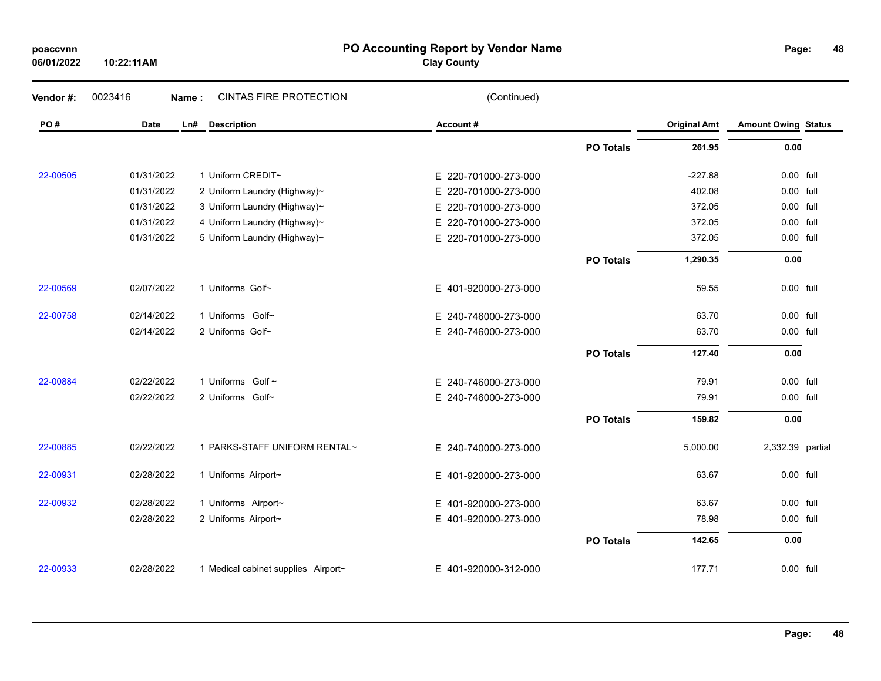# PO Accounting Report by Vendor Name

**Clay County**

**Vendor #:** 0023416 **Name :** CINTAS FIRE PROTECTION (Continued)

| PO # | Date | Ln# | Description | Account # | | Original Amt | Amount Owing | Status |
|---|---|---|---|---|---|---|---|---|
| | | | | | **PO Totals** | **261.95** | **0.00** | |
| 22-00505 | 01/31/2022 | 1 | Uniform CREDIT~ | E 220-701000-273-000 | | -227.88 | 0.00 | full |
| | 01/31/2022 | 2 | Uniform Laundry (Highway)~ | E 220-701000-273-000 | | 402.08 | 0.00 | full |
| | 01/31/2022 | 3 | Uniform Laundry (Highway)~ | E 220-701000-273-000 | | 372.05 | 0.00 | full |
| | 01/31/2022 | 4 | Uniform Laundry (Highway)~ | E 220-701000-273-000 | | 372.05 | 0.00 | full |
| | 01/31/2022 | 5 | Uniform Laundry (Highway)~ | E 220-701000-273-000 | | 372.05 | 0.00 | full |
| | | | | | **PO Totals** | **1,290.35** | **0.00** | |
| 22-00569 | 02/07/2022 | 1 | Uniforms Golf~ | E 401-920000-273-000 | | 59.55 | 0.00 | full |
| 22-00758 | 02/14/2022 | 1 | Uniforms Golf~ | E 240-746000-273-000 | | 63.70 | 0.00 | full |
| | 02/14/2022 | 2 | Uniforms Golf~ | E 240-746000-273-000 | | 63.70 | 0.00 | full |
| | | | | | **PO Totals** | **127.40** | **0.00** | |
| 22-00884 | 02/22/2022 | 1 | Uniforms Golf ~ | E 240-746000-273-000 | | 79.91 | 0.00 | full |
| | 02/22/2022 | 2 | Uniforms Golf~ | E 240-746000-273-000 | | 79.91 | 0.00 | full |
| | | | | | **PO Totals** | **159.82** | **0.00** | |
| 22-00885 | 02/22/2022 | 1 | PARKS-STAFF UNIFORM RENTAL~ | E 240-740000-273-000 | | 5,000.00 | 2,332.39 | partial |
| 22-00931 | 02/28/2022 | 1 | Uniforms Airport~ | E 401-920000-273-000 | | 63.67 | 0.00 | full |
| 22-00932 | 02/28/2022 | 1 | Uniforms Airport~ | E 401-920000-273-000 | | 63.67 | 0.00 | full |
| | 02/28/2022 | 2 | Uniforms Airport~ | E 401-920000-273-000 | | 78.98 | 0.00 | full |
| | | | | | **PO Totals** | **142.65** | **0.00** | |
| 22-00933 | 02/28/2022 | 1 | Medical cabinet supplies Airport~ | E 401-920000-312-000 | | 177.71 | 0.00 | full |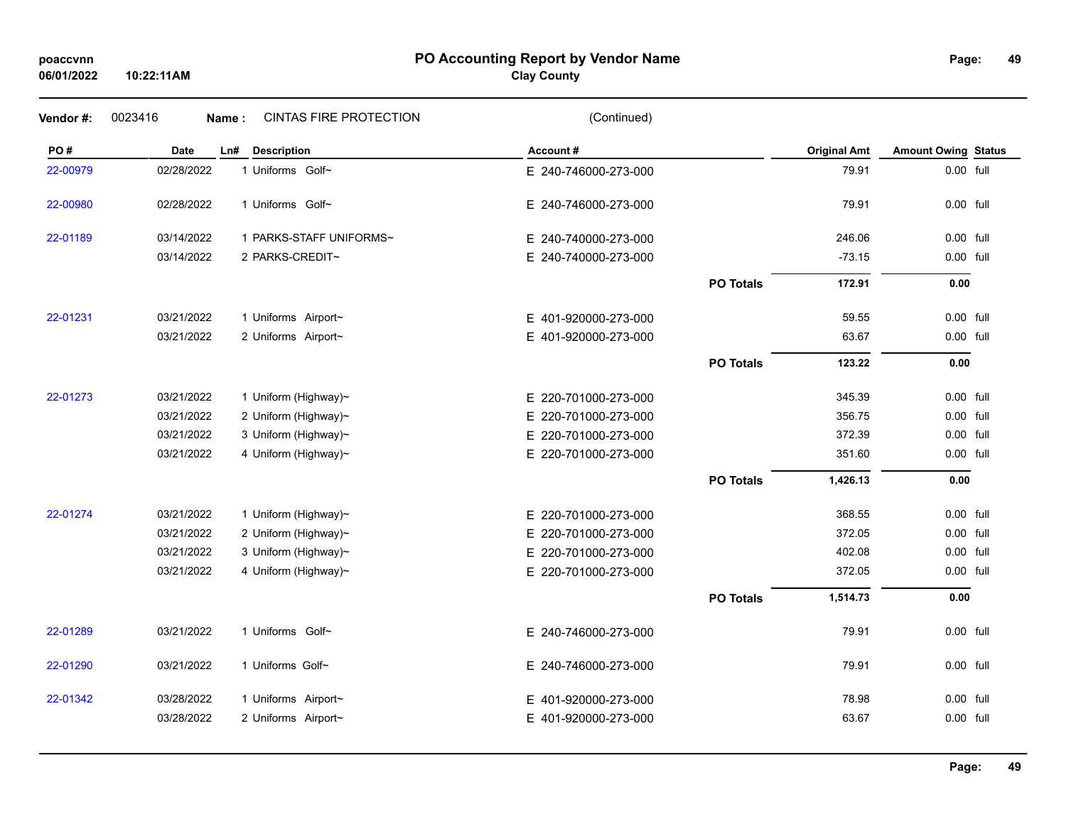**PO Accounting Report by Vendor Name**
**Clay County**

poaccvnn
06/01/2022 10:22:11AM

**Vendor #:** 0023416 **Name :** CINTAS FIRE PROTECTION (Continued)

| PO # | Date | Ln# | Description | Account # | | Original Amt | Amount Owing | Status |
|---|---|---|---|---|---|---|---|---|
| 22-00979 | 02/28/2022 | 1 | Uniforms Golf~ | E 240-746000-273-000 | | 79.91 | 0.00 | full |
| 22-00980 | 02/28/2022 | 1 | Uniforms Golf~ | E 240-746000-273-000 | | 79.91 | 0.00 | full |
| 22-01189 | 03/14/2022 | 1 | PARKS-STAFF UNIFORMS~ | E 240-740000-273-000 | | 246.06 | 0.00 | full |
| | 03/14/2022 | 2 | PARKS-CREDIT~ | E 240-740000-273-000 | | -73.15 | 0.00 | full |
| | | | | | **PO Totals** | **172.91** | **0.00** | |
| 22-01231 | 03/21/2022 | 1 | Uniforms Airport~ | E 401-920000-273-000 | | 59.55 | 0.00 | full |
| | 03/21/2022 | 2 | Uniforms Airport~ | E 401-920000-273-000 | | 63.67 | 0.00 | full |
| | | | | | **PO Totals** | **123.22** | **0.00** | |
| 22-01273 | 03/21/2022 | 1 | Uniform (Highway)~ | E 220-701000-273-000 | | 345.39 | 0.00 | full |
| | 03/21/2022 | 2 | Uniform (Highway)~ | E 220-701000-273-000 | | 356.75 | 0.00 | full |
| | 03/21/2022 | 3 | Uniform (Highway)~ | E 220-701000-273-000 | | 372.39 | 0.00 | full |
| | 03/21/2022 | 4 | Uniform (Highway)~ | E 220-701000-273-000 | | 351.60 | 0.00 | full |
| | | | | | **PO Totals** | **1,426.13** | **0.00** | |
| 22-01274 | 03/21/2022 | 1 | Uniform (Highway)~ | E 220-701000-273-000 | | 368.55 | 0.00 | full |
| | 03/21/2022 | 2 | Uniform (Highway)~ | E 220-701000-273-000 | | 372.05 | 0.00 | full |
| | 03/21/2022 | 3 | Uniform (Highway)~ | E 220-701000-273-000 | | 402.08 | 0.00 | full |
| | 03/21/2022 | 4 | Uniform (Highway)~ | E 220-701000-273-000 | | 372.05 | 0.00 | full |
| | | | | | **PO Totals** | **1,514.73** | **0.00** | |
| 22-01289 | 03/21/2022 | 1 | Uniforms Golf~ | E 240-746000-273-000 | | 79.91 | 0.00 | full |
| 22-01290 | 03/21/2022 | 1 | Uniforms Golf~ | E 240-746000-273-000 | | 79.91 | 0.00 | full |
| 22-01342 | 03/28/2022 | 1 | Uniforms Airport~ | E 401-920000-273-000 | | 78.98 | 0.00 | full |
| | 03/28/2022 | 2 | Uniforms Airport~ | E 401-920000-273-000 | | 63.67 | 0.00 | full |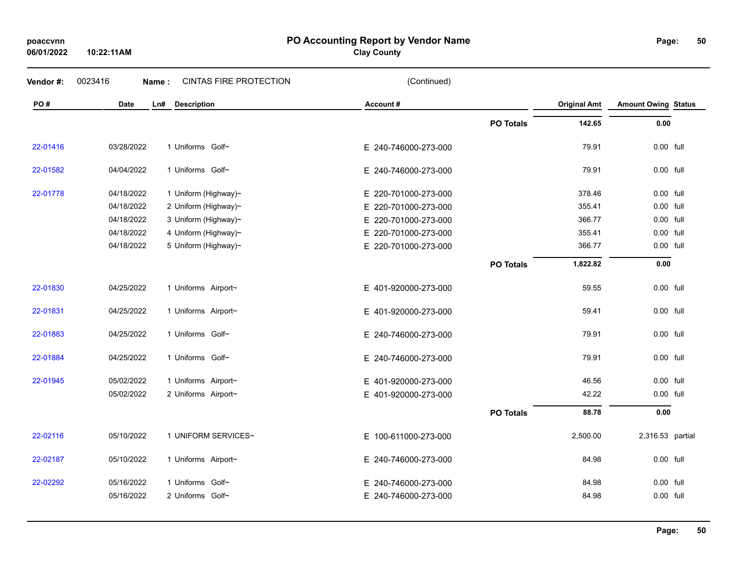# PO Accounting Report by Vendor Name

**Clay County**

poaccvnn
06/01/2022 10:22:11AM

**Vendor #:** 0023416 **Name :** CINTAS FIRE PROTECTION (Continued)

| PO # | Date | Ln# | Description | Account # | | Original Amt | Amount Owing | Status |
|---|---|---|---|---|---|---|---|---|
| | | | | | **PO Totals** | **142.65** | **0.00** | |
| 22-01416 | 03/28/2022 | 1 | Uniforms Golf~ | E 240-746000-273-000 | | 79.91 | 0.00 | full |
| 22-01582 | 04/04/2022 | 1 | Uniforms Golf~ | E 240-746000-273-000 | | 79.91 | 0.00 | full |
| 22-01778 | 04/18/2022 | 1 | Uniform (Highway)~ | E 220-701000-273-000 | | 378.46 | 0.00 | full |
| | 04/18/2022 | 2 | Uniform (Highway)~ | E 220-701000-273-000 | | 355.41 | 0.00 | full |
| | 04/18/2022 | 3 | Uniform (Highway)~ | E 220-701000-273-000 | | 366.77 | 0.00 | full |
| | 04/18/2022 | 4 | Uniform (Highway)~ | E 220-701000-273-000 | | 355.41 | 0.00 | full |
| | 04/18/2022 | 5 | Uniform (Highway)~ | E 220-701000-273-000 | | 366.77 | 0.00 | full |
| | | | | | **PO Totals** | **1,822.82** | **0.00** | |
| 22-01830 | 04/25/2022 | 1 | Uniforms Airport~ | E 401-920000-273-000 | | 59.55 | 0.00 | full |
| 22-01831 | 04/25/2022 | 1 | Uniforms Airport~ | E 401-920000-273-000 | | 59.41 | 0.00 | full |
| 22-01883 | 04/25/2022 | 1 | Uniforms Golf~ | E 240-746000-273-000 | | 79.91 | 0.00 | full |
| 22-01884 | 04/25/2022 | 1 | Uniforms Golf~ | E 240-746000-273-000 | | 79.91 | 0.00 | full |
| 22-01945 | 05/02/2022 | 1 | Uniforms Airport~ | E 401-920000-273-000 | | 46.56 | 0.00 | full |
| | 05/02/2022 | 2 | Uniforms Airport~ | E 401-920000-273-000 | | 42.22 | 0.00 | full |
| | | | | | **PO Totals** | **88.78** | **0.00** | |
| 22-02116 | 05/10/2022 | 1 | UNIFORM SERVICES~ | E 100-611000-273-000 | | 2,500.00 | 2,316.53 | partial |
| 22-02187 | 05/10/2022 | 1 | Uniforms Airport~ | E 240-746000-273-000 | | 84.98 | 0.00 | full |
| 22-02292 | 05/16/2022 | 1 | Uniforms Golf~ | E 240-746000-273-000 | | 84.98 | 0.00 | full |
| | 05/16/2022 | 2 | Uniforms Golf~ | E 240-746000-273-000 | | 84.98 | 0.00 | full |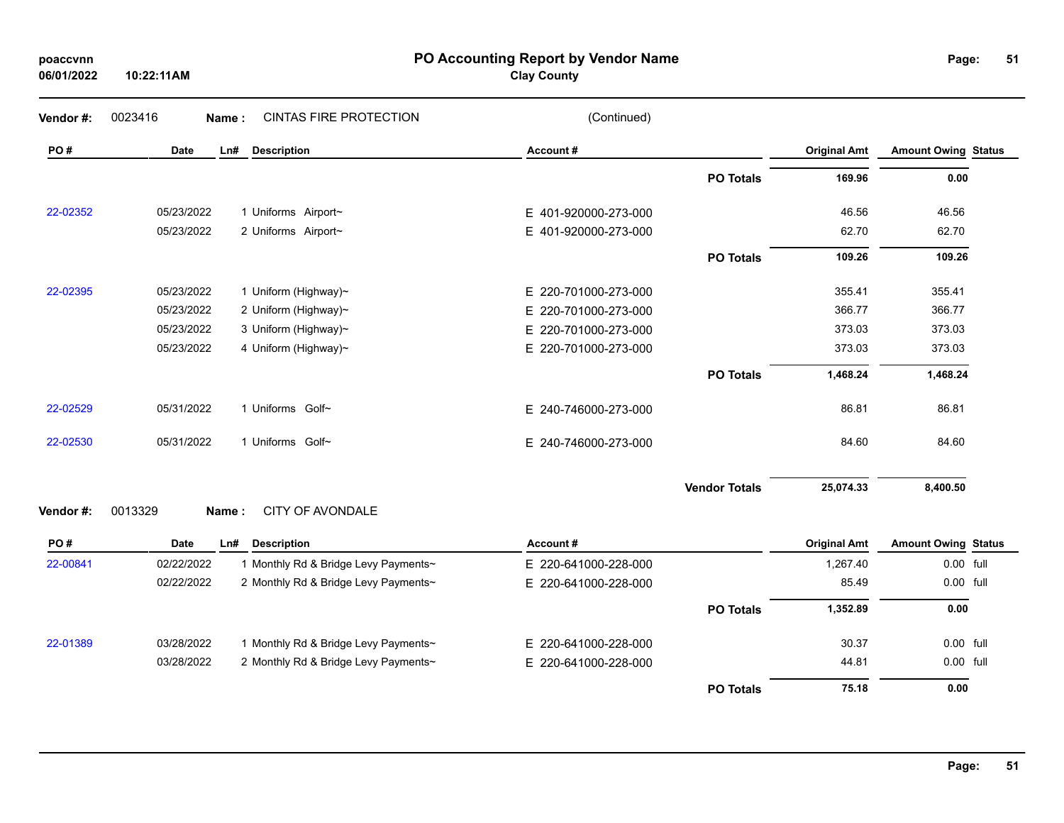**PO Accounting Report by Vendor Name**
**Clay County**

poaccvnn
06/01/2022 10:22:11AM

**Vendor #:** 0023416 **Name :** CINTAS FIRE PROTECTION (Continued)

| PO # | Date | Ln# | Description | Account # | | Original Amt | Amount Owing | Status |
|---|---|---|---|---|---|---|---|---|
| | | | | | **PO Totals** | **169.96** | **0.00** | |
| 22-02352 | 05/23/2022 | 1 | Uniforms Airport~ | E 401-920000-273-000 | | 46.56 | 46.56 | |
| | 05/23/2022 | 2 | Uniforms Airport~ | E 401-920000-273-000 | | 62.70 | 62.70 | |
| | | | | | **PO Totals** | **109.26** | **109.26** | |
| 22-02395 | 05/23/2022 | 1 | Uniform (Highway)~ | E 220-701000-273-000 | | 355.41 | 355.41 | |
| | 05/23/2022 | 2 | Uniform (Highway)~ | E 220-701000-273-000 | | 366.77 | 366.77 | |
| | 05/23/2022 | 3 | Uniform (Highway)~ | E 220-701000-273-000 | | 373.03 | 373.03 | |
| | 05/23/2022 | 4 | Uniform (Highway)~ | E 220-701000-273-000 | | 373.03 | 373.03 | |
| | | | | | **PO Totals** | **1,468.24** | **1,468.24** | |
| 22-02529 | 05/31/2022 | 1 | Uniforms Golf~ | E 240-746000-273-000 | | 86.81 | 86.81 | |
| 22-02530 | 05/31/2022 | 1 | Uniforms Golf~ | E 240-746000-273-000 | | 84.60 | 84.60 | |
| | | | | | **Vendor Totals** | **25,074.33** | **8,400.50** | |

**Vendor #:** 0013329 **Name :** CITY OF AVONDALE

| PO # | Date | Ln# | Description | Account # | | Original Amt | Amount Owing | Status |
|---|---|---|---|---|---|---|---|---|
| 22-00841 | 02/22/2022 | 1 | Monthly Rd & Bridge Levy Payments~ | E 220-641000-228-000 | | 1,267.40 | 0.00 | full |
| | 02/22/2022 | 2 | Monthly Rd & Bridge Levy Payments~ | E 220-641000-228-000 | | 85.49 | 0.00 | full |
| | | | | | **PO Totals** | **1,352.89** | **0.00** | |
| 22-01389 | 03/28/2022 | 1 | Monthly Rd & Bridge Levy Payments~ | E 220-641000-228-000 | | 30.37 | 0.00 | full |
| | 03/28/2022 | 2 | Monthly Rd & Bridge Levy Payments~ | E 220-641000-228-000 | | 44.81 | 0.00 | full |
| | | | | | **PO Totals** | **75.18** | **0.00** | |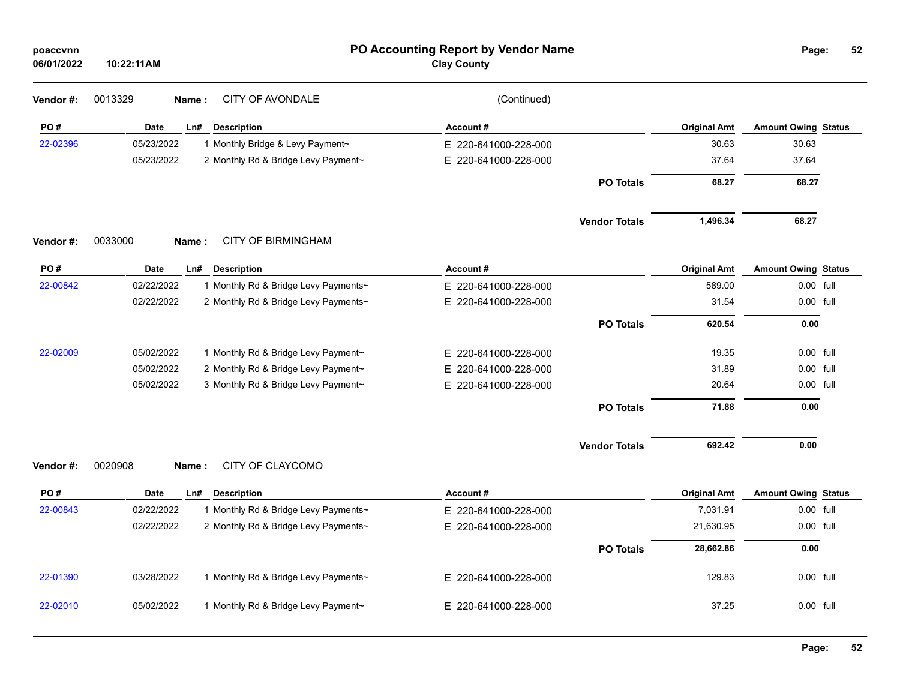# PO Accounting Report by Vendor Name

**Clay County**

poaccvnn
06/01/2022 10:22:11AM

**Vendor #:** 0013329 **Name :** CITY OF AVONDALE (Continued)

| PO # | Date | Ln# | Description | Account # | | Original Amt | Amount Owing | Status |
|---|---|---|---|---|---|---|---|---|
| 22-02396 | 05/23/2022 | 1 | Monthly Bridge & Levy Payment~ | E 220-641000-228-000 | | 30.63 | 30.63 | |
| | 05/23/2022 | 2 | Monthly Rd & Bridge Levy Payment~ | E 220-641000-228-000 | | 37.64 | 37.64 | |
| | | | | | **PO Totals** | **68.27** | **68.27** | |
| | | | | | **Vendor Totals** | **1,496.34** | **68.27** | |

**Vendor #:** 0033000 **Name :** CITY OF BIRMINGHAM

| PO # | Date | Ln# | Description | Account # | | Original Amt | Amount Owing | Status |
|---|---|---|---|---|---|---|---|---|
| 22-00842 | 02/22/2022 | 1 | Monthly Rd & Bridge Levy Payments~ | E 220-641000-228-000 | | 589.00 | 0.00 | full |
| | 02/22/2022 | 2 | Monthly Rd & Bridge Levy Payments~ | E 220-641000-228-000 | | 31.54 | 0.00 | full |
| | | | | | **PO Totals** | **620.54** | **0.00** | |
| 22-02009 | 05/02/2022 | 1 | Monthly Rd & Bridge Levy Payment~ | E 220-641000-228-000 | | 19.35 | 0.00 | full |
| | 05/02/2022 | 2 | Monthly Rd & Bridge Levy Payment~ | E 220-641000-228-000 | | 31.89 | 0.00 | full |
| | 05/02/2022 | 3 | Monthly Rd & Bridge Levy Payment~ | E 220-641000-228-000 | | 20.64 | 0.00 | full |
| | | | | | **PO Totals** | **71.88** | **0.00** | |
| | | | | | **Vendor Totals** | **692.42** | **0.00** | |

**Vendor #:** 0020908 **Name :** CITY OF CLAYCOMO

| PO # | Date | Ln# | Description | Account # | | Original Amt | Amount Owing | Status |
|---|---|---|---|---|---|---|---|---|
| 22-00843 | 02/22/2022 | 1 | Monthly Rd & Bridge Levy Payments~ | E 220-641000-228-000 | | 7,031.91 | 0.00 | full |
| | 02/22/2022 | 2 | Monthly Rd & Bridge Levy Payments~ | E 220-641000-228-000 | | 21,630.95 | 0.00 | full |
| | | | | | **PO Totals** | **28,662.86** | **0.00** | |
| 22-01390 | 03/28/2022 | 1 | Monthly Rd & Bridge Levy Payments~ | E 220-641000-228-000 | | 129.83 | 0.00 | full |
| 22-02010 | 05/02/2022 | 1 | Monthly Rd & Bridge Levy Payment~ | E 220-641000-228-000 | | 37.25 | 0.00 | full |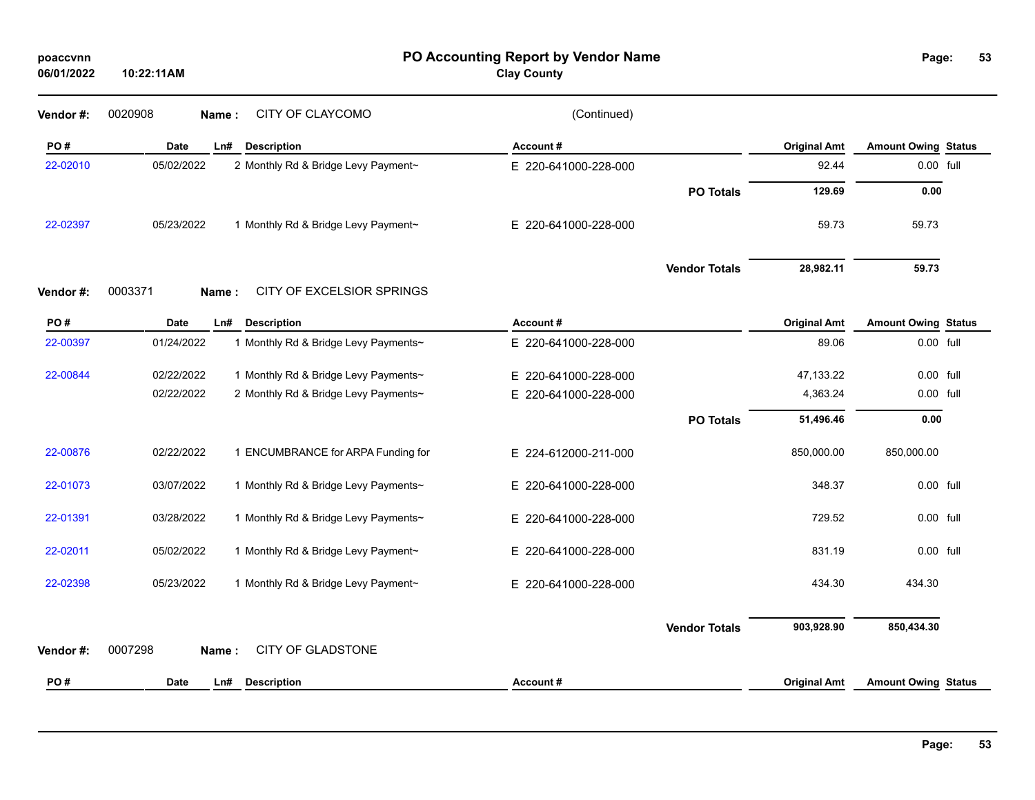# PO Accounting Report by Vendor Name

**Clay County**

poaccvnn
06/01/2022 10:22:11AM

**Vendor #:** 0020908 **Name :** CITY OF CLAYCOMO (Continued)

| PO # | Date | Ln# | Description | Account # | | Original Amt | Amount Owing | Status |
|---|---|---|---|---|---|---|---|---|
| 22-02010 | 05/02/2022 | 2 | Monthly Rd & Bridge Levy Payment~ | E 220-641000-228-000 | | 92.44 | 0.00 | full |
| | | | | | **PO Totals** | **129.69** | **0.00** | |
| 22-02397 | 05/23/2022 | 1 | Monthly Rd & Bridge Levy Payment~ | E 220-641000-228-000 | | 59.73 | 59.73 | |
| | | | | | **Vendor Totals** | **28,982.11** | **59.73** | |

**Vendor #:** 0003371 **Name :** CITY OF EXCELSIOR SPRINGS

| PO # | Date | Ln# | Description | Account # | | Original Amt | Amount Owing | Status |
|---|---|---|---|---|---|---|---|---|
| 22-00397 | 01/24/2022 | 1 | Monthly Rd & Bridge Levy Payments~ | E 220-641000-228-000 | | 89.06 | 0.00 | full |
| 22-00844 | 02/22/2022 | 1 | Monthly Rd & Bridge Levy Payments~ | E 220-641000-228-000 | | 47,133.22 | 0.00 | full |
| | 02/22/2022 | 2 | Monthly Rd & Bridge Levy Payments~ | E 220-641000-228-000 | | 4,363.24 | 0.00 | full |
| | | | | | **PO Totals** | **51,496.46** | **0.00** | |
| 22-00876 | 02/22/2022 | 1 | ENCUMBRANCE for ARPA Funding for | E 224-612000-211-000 | | 850,000.00 | 850,000.00 | |
| 22-01073 | 03/07/2022 | 1 | Monthly Rd & Bridge Levy Payments~ | E 220-641000-228-000 | | 348.37 | 0.00 | full |
| 22-01391 | 03/28/2022 | 1 | Monthly Rd & Bridge Levy Payments~ | E 220-641000-228-000 | | 729.52 | 0.00 | full |
| 22-02011 | 05/02/2022 | 1 | Monthly Rd & Bridge Levy Payment~ | E 220-641000-228-000 | | 831.19 | 0.00 | full |
| 22-02398 | 05/23/2022 | 1 | Monthly Rd & Bridge Levy Payment~ | E 220-641000-228-000 | | 434.30 | 434.30 | |
| | | | | | **Vendor Totals** | **903,928.90** | **850,434.30** | |

**Vendor #:** 0007298 **Name :** CITY OF GLADSTONE

| PO # | Date | Ln# | Description | Account # | Original Amt | Amount Owing | Status |
|---|---|---|---|---|---|---|---|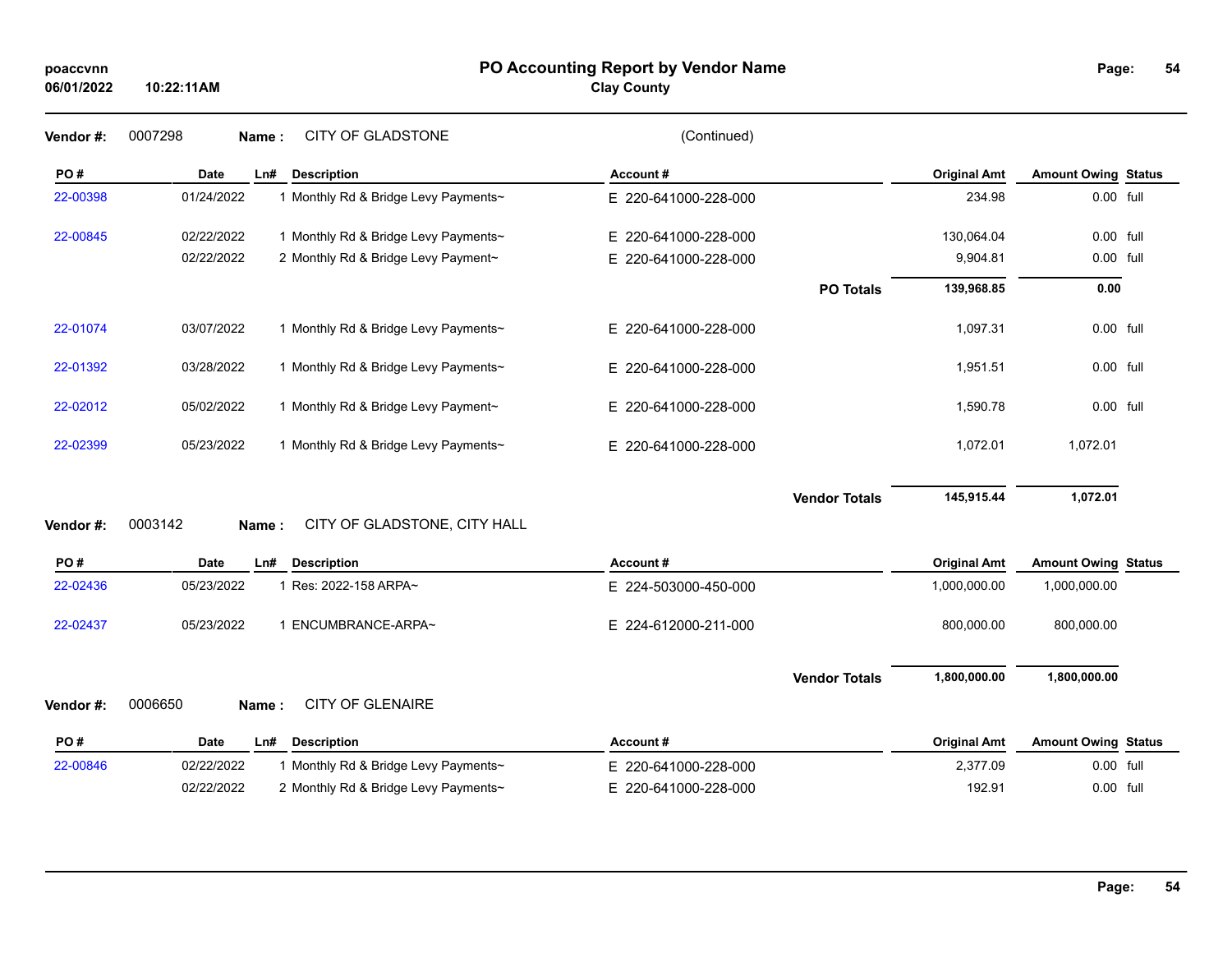# PO Accounting Report by Vendor Name

**Clay County**

poaccvnn
06/01/2022 10:22:11AM

**Vendor #:** 0007298 **Name :** CITY OF GLADSTONE (Continued)

| PO # | Date | Ln# | Description | Account # | Original Amt | Amount Owing | Status |
|---|---|---|---|---|---|---|---|
| 22-00398 | 01/24/2022 | 1 | Monthly Rd & Bridge Levy Payments~ | E 220-641000-228-000 | 234.98 | 0.00 | full |
| 22-00845 | 02/22/2022 | 1 | Monthly Rd & Bridge Levy Payments~ | E 220-641000-228-000 | 130,064.04 | 0.00 | full |
| | 02/22/2022 | 2 | Monthly Rd & Bridge Levy Payment~ | E 220-641000-228-000 | 9,904.81 | 0.00 | full |
| | | | | **PO Totals** | **139,968.85** | **0.00** | |
| 22-01074 | 03/07/2022 | 1 | Monthly Rd & Bridge Levy Payments~ | E 220-641000-228-000 | 1,097.31 | 0.00 | full |
| 22-01392 | 03/28/2022 | 1 | Monthly Rd & Bridge Levy Payments~ | E 220-641000-228-000 | 1,951.51 | 0.00 | full |
| 22-02012 | 05/02/2022 | 1 | Monthly Rd & Bridge Levy Payment~ | E 220-641000-228-000 | 1,590.78 | 0.00 | full |
| 22-02399 | 05/23/2022 | 1 | Monthly Rd & Bridge Levy Payments~ | E 220-641000-228-000 | 1,072.01 | 1,072.01 | |
| | | | | **Vendor Totals** | **145,915.44** | **1,072.01** | |

**Vendor #:** 0003142 **Name :** CITY OF GLADSTONE, CITY HALL

| PO # | Date | Ln# | Description | Account # | Original Amt | Amount Owing | Status |
|---|---|---|---|---|---|---|---|
| 22-02436 | 05/23/2022 | 1 | Res: 2022-158 ARPA~ | E 224-503000-450-000 | 1,000,000.00 | 1,000,000.00 | |
| 22-02437 | 05/23/2022 | 1 | ENCUMBRANCE-ARPA~ | E 224-612000-211-000 | 800,000.00 | 800,000.00 | |
| | | | | **Vendor Totals** | **1,800,000.00** | **1,800,000.00** | |

**Vendor #:** 0006650 **Name :** CITY OF GLENAIRE

| PO # | Date | Ln# | Description | Account # | Original Amt | Amount Owing | Status |
|---|---|---|---|---|---|---|---|
| 22-00846 | 02/22/2022 | 1 | Monthly Rd & Bridge Levy Payments~ | E 220-641000-228-000 | 2,377.09 | 0.00 | full |
| | 02/22/2022 | 2 | Monthly Rd & Bridge Levy Payments~ | E 220-641000-228-000 | 192.91 | 0.00 | full |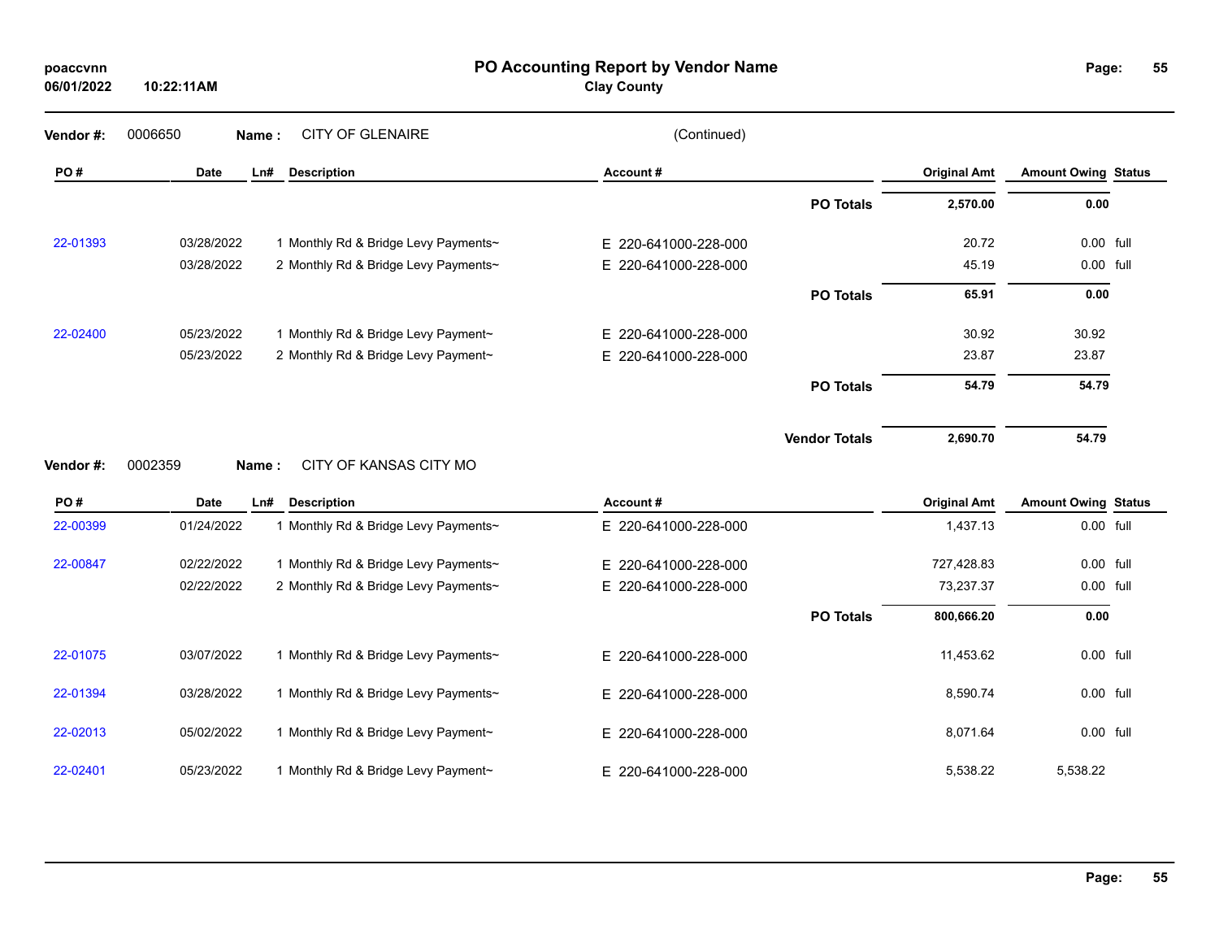**PO Accounting Report by Vendor Name**
**Clay County**

poaccvnn
06/01/2022 10:22:11AM

**Vendor #:** 0006650 **Name :** CITY OF GLENAIRE (Continued)

| PO # | Date | Ln# | Description | Account # | | Original Amt | Amount Owing | Status |
|---|---|---|---|---|---|---|---|---|
| | | | | | **PO Totals** | **2,570.00** | **0.00** | |
| 22-01393 | 03/28/2022 | 1 | Monthly Rd & Bridge Levy Payments~ | E 220-641000-228-000 | | 20.72 | 0.00 | full |
| | 03/28/2022 | 2 | Monthly Rd & Bridge Levy Payments~ | E 220-641000-228-000 | | 45.19 | 0.00 | full |
| | | | | | **PO Totals** | **65.91** | **0.00** | |
| 22-02400 | 05/23/2022 | 1 | Monthly Rd & Bridge Levy Payment~ | E 220-641000-228-000 | | 30.92 | 30.92 | |
| | 05/23/2022 | 2 | Monthly Rd & Bridge Levy Payment~ | E 220-641000-228-000 | | 23.87 | 23.87 | |
| | | | | | **PO Totals** | **54.79** | **54.79** | |
| | | | | | **Vendor Totals** | **2,690.70** | **54.79** | |

**Vendor #:** 0002359 **Name :** CITY OF KANSAS CITY MO

| PO # | Date | Ln# | Description | Account # | | Original Amt | Amount Owing | Status |
|---|---|---|---|---|---|---|---|---|
| 22-00399 | 01/24/2022 | 1 | Monthly Rd & Bridge Levy Payments~ | E 220-641000-228-000 | | 1,437.13 | 0.00 | full |
| 22-00847 | 02/22/2022 | 1 | Monthly Rd & Bridge Levy Payments~ | E 220-641000-228-000 | | 727,428.83 | 0.00 | full |
| | 02/22/2022 | 2 | Monthly Rd & Bridge Levy Payments~ | E 220-641000-228-000 | | 73,237.37 | 0.00 | full |
| | | | | | **PO Totals** | **800,666.20** | **0.00** | |
| 22-01075 | 03/07/2022 | 1 | Monthly Rd & Bridge Levy Payments~ | E 220-641000-228-000 | | 11,453.62 | 0.00 | full |
| 22-01394 | 03/28/2022 | 1 | Monthly Rd & Bridge Levy Payments~ | E 220-641000-228-000 | | 8,590.74 | 0.00 | full |
| 22-02013 | 05/02/2022 | 1 | Monthly Rd & Bridge Levy Payment~ | E 220-641000-228-000 | | 8,071.64 | 0.00 | full |
| 22-02401 | 05/23/2022 | 1 | Monthly Rd & Bridge Levy Payment~ | E 220-641000-228-000 | | 5,538.22 | 5,538.22 | |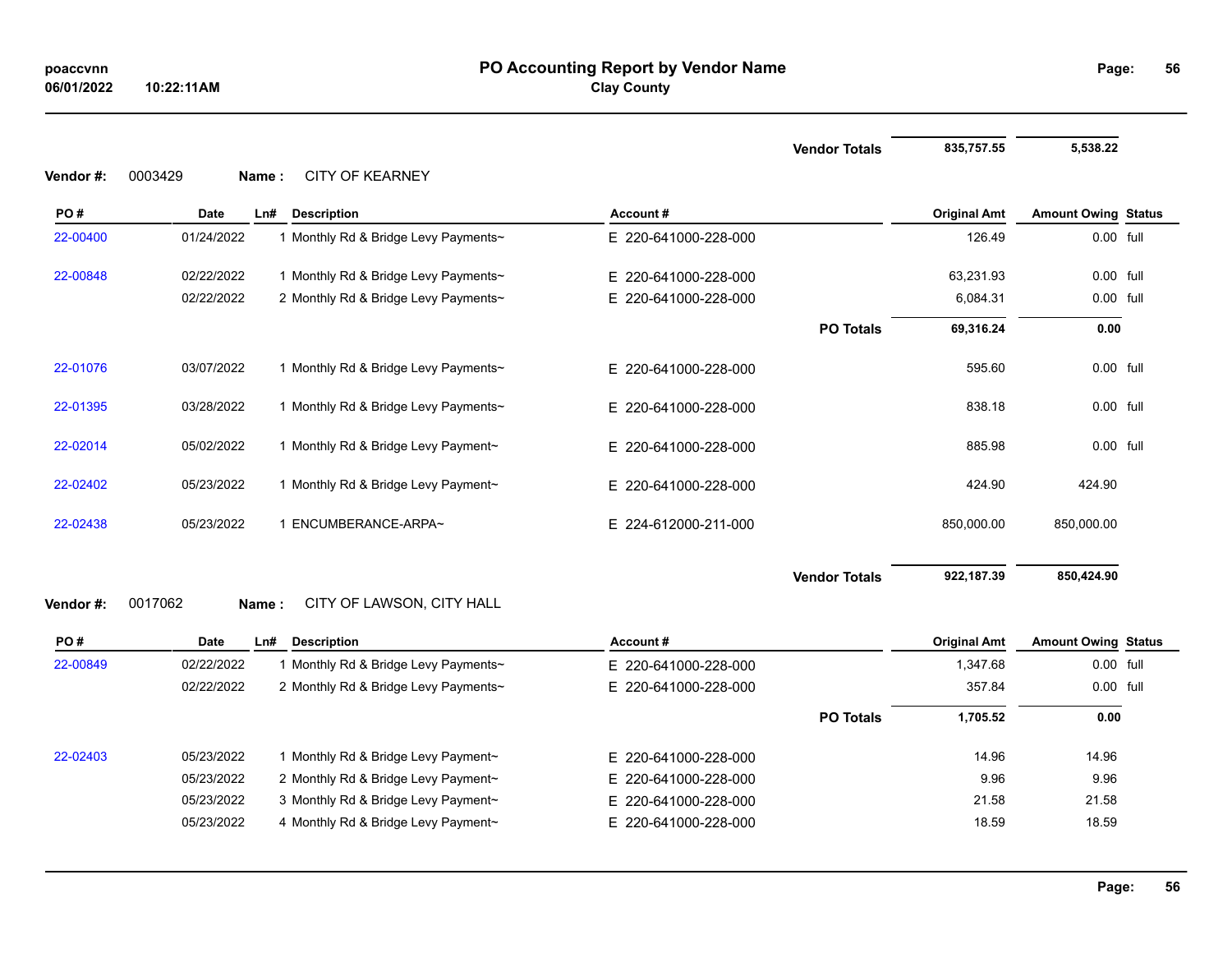# PO Accounting Report by Vendor Name

**Clay County**

poaccvnn
06/01/2022 10:22:11AM

| | | | | | | Vendor Totals | 835,757.55 | 5,538.22 | |
|---|---|---|---|---|---|---|---|---|---|

**Vendor #:** 0003429 **Name :** CITY OF KEARNEY

| PO # | Date | Ln# | Description | Account # | | Original Amt | Amount Owing | Status |
|---|---|---|---|---|---|---|---|---|
| 22-00400 | 01/24/2022 | 1 | Monthly Rd & Bridge Levy Payments~ | E 220-641000-228-000 | | 126.49 | 0.00 | full |
| 22-00848 | 02/22/2022 | 1 | Monthly Rd & Bridge Levy Payments~ | E 220-641000-228-000 | | 63,231.93 | 0.00 | full |
| | 02/22/2022 | 2 | Monthly Rd & Bridge Levy Payments~ | E 220-641000-228-000 | | 6,084.31 | 0.00 | full |
| | | | | | PO Totals | 69,316.24 | 0.00 | |
| 22-01076 | 03/07/2022 | 1 | Monthly Rd & Bridge Levy Payments~ | E 220-641000-228-000 | | 595.60 | 0.00 | full |
| 22-01395 | 03/28/2022 | 1 | Monthly Rd & Bridge Levy Payments~ | E 220-641000-228-000 | | 838.18 | 0.00 | full |
| 22-02014 | 05/02/2022 | 1 | Monthly Rd & Bridge Levy Payment~ | E 220-641000-228-000 | | 885.98 | 0.00 | full |
| 22-02402 | 05/23/2022 | 1 | Monthly Rd & Bridge Levy Payment~ | E 220-641000-228-000 | | 424.90 | 424.90 | |
| 22-02438 | 05/23/2022 | 1 | ENCUMBERANCE-ARPA~ | E 224-612000-211-000 | | 850,000.00 | 850,000.00 | |
| | | | | | Vendor Totals | 922,187.39 | 850,424.90 | |

**Vendor #:** 0017062 **Name :** CITY OF LAWSON, CITY HALL

| PO # | Date | Ln# | Description | Account # | | Original Amt | Amount Owing | Status |
|---|---|---|---|---|---|---|---|---|
| 22-00849 | 02/22/2022 | 1 | Monthly Rd & Bridge Levy Payments~ | E 220-641000-228-000 | | 1,347.68 | 0.00 | full |
| | 02/22/2022 | 2 | Monthly Rd & Bridge Levy Payments~ | E 220-641000-228-000 | | 357.84 | 0.00 | full |
| | | | | | PO Totals | 1,705.52 | 0.00 | |
| 22-02403 | 05/23/2022 | 1 | Monthly Rd & Bridge Levy Payment~ | E 220-641000-228-000 | | 14.96 | 14.96 | |
| | 05/23/2022 | 2 | Monthly Rd & Bridge Levy Payment~ | E 220-641000-228-000 | | 9.96 | 9.96 | |
| | 05/23/2022 | 3 | Monthly Rd & Bridge Levy Payment~ | E 220-641000-228-000 | | 21.58 | 21.58 | |
| | 05/23/2022 | 4 | Monthly Rd & Bridge Levy Payment~ | E 220-641000-228-000 | | 18.59 | 18.59 | |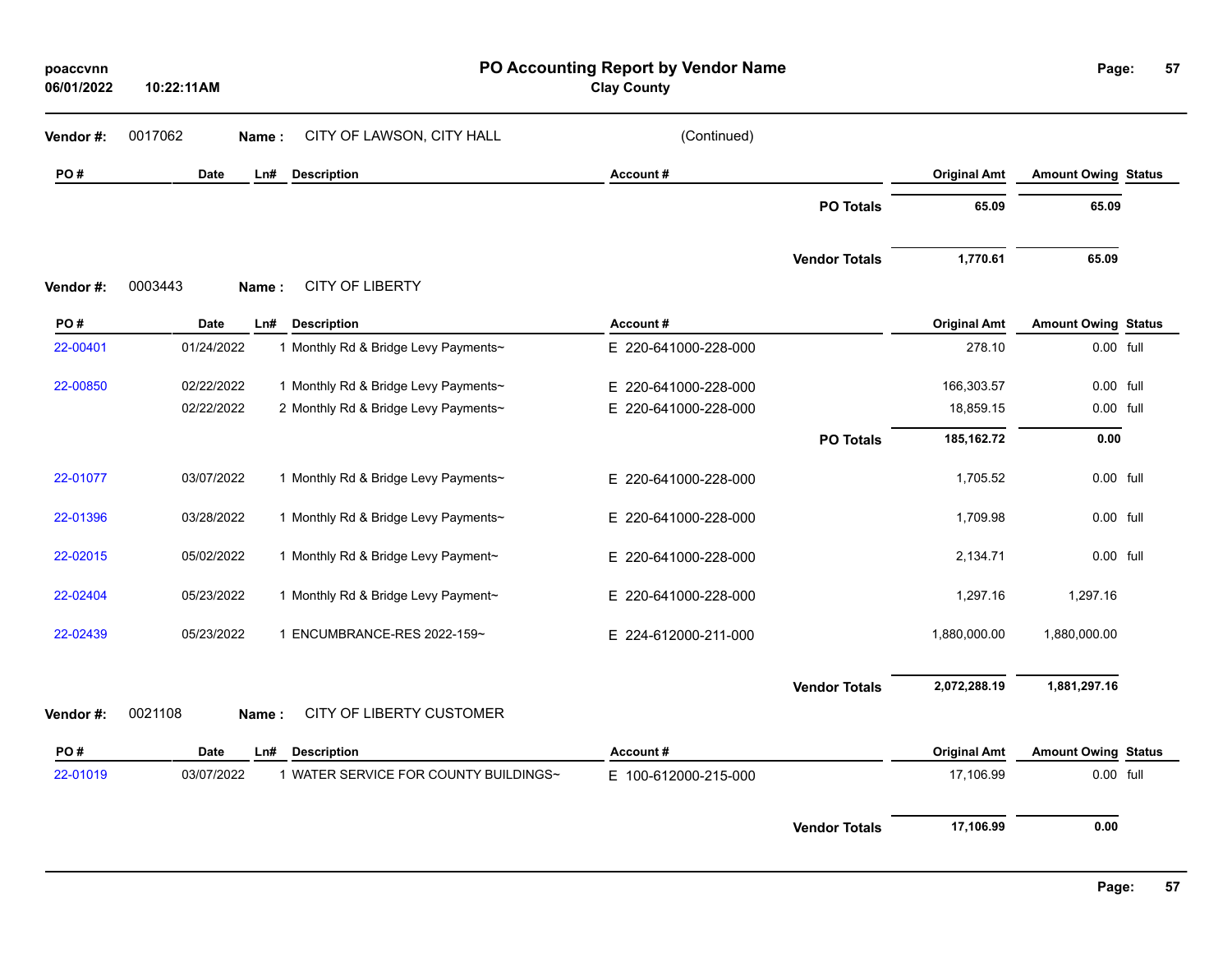**PO Accounting Report by Vendor Name**
**Clay County**

poaccvnn
06/01/2022 10:22:11AM

**Vendor #:** 0017062 **Name :** CITY OF LAWSON, CITY HALL (Continued)

| PO # | Date | Ln# | Description | Account # | Original Amt | Amount Owing | Status |
|---|---|---|---|---|---|---|---|
| | | | | **PO Totals** | **65.09** | **65.09** | |
| | | | | **Vendor Totals** | **1,770.61** | **65.09** | |

**Vendor #:** 0003443 **Name :** CITY OF LIBERTY

| PO # | Date | Ln# | Description | Account # | Original Amt | Amount Owing | Status |
|---|---|---|---|---|---|---|---|
| 22-00401 | 01/24/2022 | 1 | Monthly Rd & Bridge Levy Payments~ | E 220-641000-228-000 | 278.10 | 0.00 | full |
| 22-00850 | 02/22/2022 | 1 | Monthly Rd & Bridge Levy Payments~ | E 220-641000-228-000 | 166,303.57 | 0.00 | full |
| | 02/22/2022 | 2 | Monthly Rd & Bridge Levy Payments~ | E 220-641000-228-000 | 18,859.15 | 0.00 | full |
| | | | | **PO Totals** | **185,162.72** | **0.00** | |
| 22-01077 | 03/07/2022 | 1 | Monthly Rd & Bridge Levy Payments~ | E 220-641000-228-000 | 1,705.52 | 0.00 | full |
| 22-01396 | 03/28/2022 | 1 | Monthly Rd & Bridge Levy Payments~ | E 220-641000-228-000 | 1,709.98 | 0.00 | full |
| 22-02015 | 05/02/2022 | 1 | Monthly Rd & Bridge Levy Payment~ | E 220-641000-228-000 | 2,134.71 | 0.00 | full |
| 22-02404 | 05/23/2022 | 1 | Monthly Rd & Bridge Levy Payment~ | E 220-641000-228-000 | 1,297.16 | 1,297.16 | |
| 22-02439 | 05/23/2022 | 1 | ENCUMBRANCE-RES 2022-159~ | E 224-612000-211-000 | 1,880,000.00 | 1,880,000.00 | |
| | | | | **Vendor Totals** | **2,072,288.19** | **1,881,297.16** | |

**Vendor #:** 0021108 **Name :** CITY OF LIBERTY CUSTOMER

| PO # | Date | Ln# | Description | Account # | Original Amt | Amount Owing | Status |
|---|---|---|---|---|---|---|---|
| 22-01019 | 03/07/2022 | 1 | WATER SERVICE FOR COUNTY BUILDINGS~ | E 100-612000-215-000 | 17,106.99 | 0.00 | full |
| | | | | **Vendor Totals** | **17,106.99** | **0.00** | |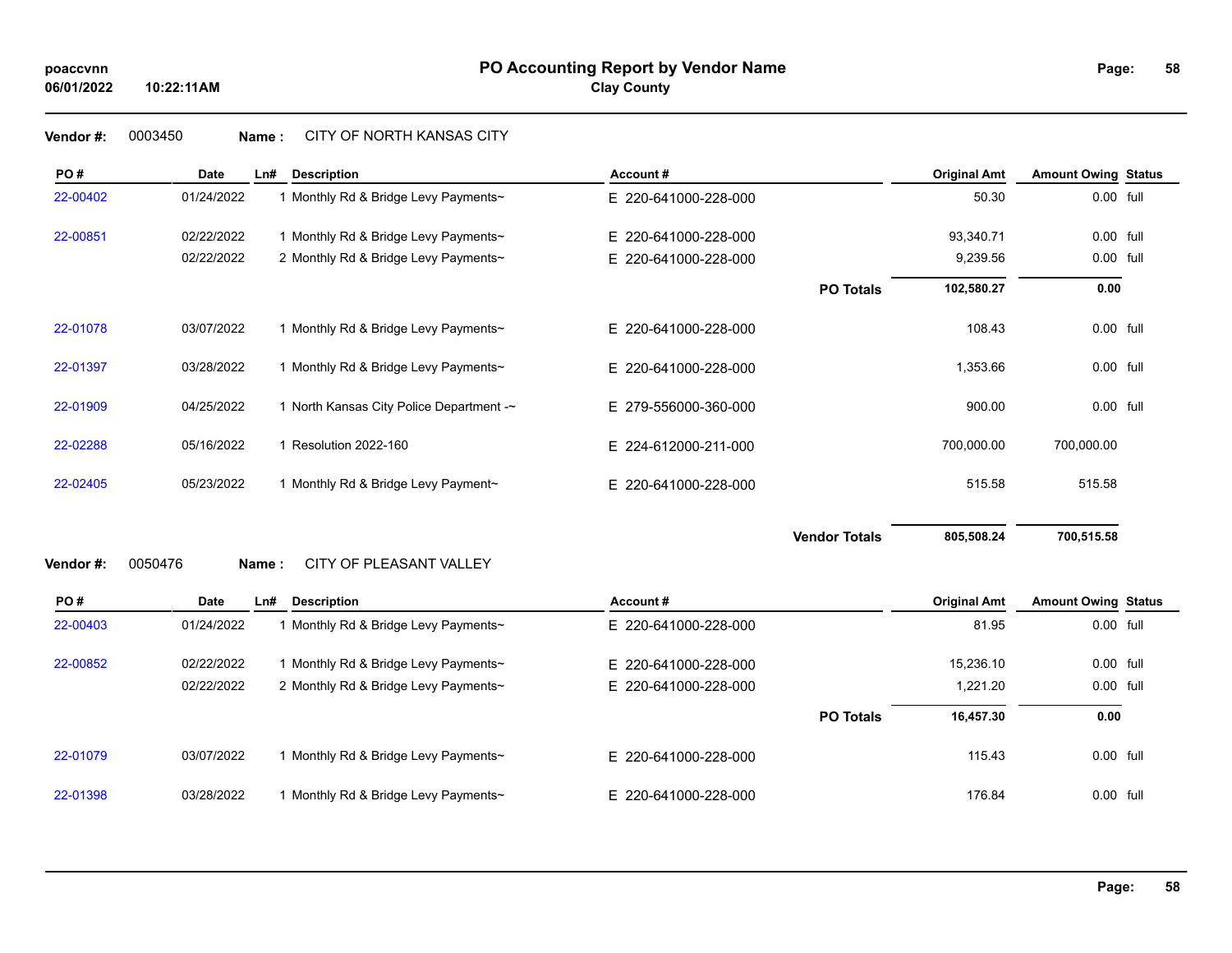# PO Accounting Report by Vendor Name

**Clay County**

poaccvnn
06/01/2022 10:22:11AM

**Vendor #:** 0003450 **Name :** CITY OF NORTH KANSAS CITY

| PO # | Date | Ln# | Description | Account # | Original Amt | Amount Owing | Status |
|---|---|---|---|---|---|---|---|
| 22-00402 | 01/24/2022 | 1 | Monthly Rd & Bridge Levy Payments~ | E 220-641000-228-000 | 50.30 | 0.00 | full |
| 22-00851 | 02/22/2022 | 1 | Monthly Rd & Bridge Levy Payments~ | E 220-641000-228-000 | 93,340.71 | 0.00 | full |
| | 02/22/2022 | 2 | Monthly Rd & Bridge Levy Payments~ | E 220-641000-228-000 | 9,239.56 | 0.00 | full |
| | | | | **PO Totals** | **102,580.27** | **0.00** | |
| 22-01078 | 03/07/2022 | 1 | Monthly Rd & Bridge Levy Payments~ | E 220-641000-228-000 | 108.43 | 0.00 | full |
| 22-01397 | 03/28/2022 | 1 | Monthly Rd & Bridge Levy Payments~ | E 220-641000-228-000 | 1,353.66 | 0.00 | full |
| 22-01909 | 04/25/2022 | 1 | North Kansas City Police Department -~ | E 279-556000-360-000 | 900.00 | 0.00 | full |
| 22-02288 | 05/16/2022 | 1 | Resolution 2022-160 | E 224-612000-211-000 | 700,000.00 | 700,000.00 | |
| 22-02405 | 05/23/2022 | 1 | Monthly Rd & Bridge Levy Payment~ | E 220-641000-228-000 | 515.58 | 515.58 | |
| | | | | **Vendor Totals** | **805,508.24** | **700,515.58** | |

**Vendor #:** 0050476 **Name :** CITY OF PLEASANT VALLEY

| PO # | Date | Ln# | Description | Account # | Original Amt | Amount Owing | Status |
|---|---|---|---|---|---|---|---|
| 22-00403 | 01/24/2022 | 1 | Monthly Rd & Bridge Levy Payments~ | E 220-641000-228-000 | 81.95 | 0.00 | full |
| 22-00852 | 02/22/2022 | 1 | Monthly Rd & Bridge Levy Payments~ | E 220-641000-228-000 | 15,236.10 | 0.00 | full |
| | 02/22/2022 | 2 | Monthly Rd & Bridge Levy Payments~ | E 220-641000-228-000 | 1,221.20 | 0.00 | full |
| | | | | **PO Totals** | **16,457.30** | **0.00** | |
| 22-01079 | 03/07/2022 | 1 | Monthly Rd & Bridge Levy Payments~ | E 220-641000-228-000 | 115.43 | 0.00 | full |
| 22-01398 | 03/28/2022 | 1 | Monthly Rd & Bridge Levy Payments~ | E 220-641000-228-000 | 176.84 | 0.00 | full |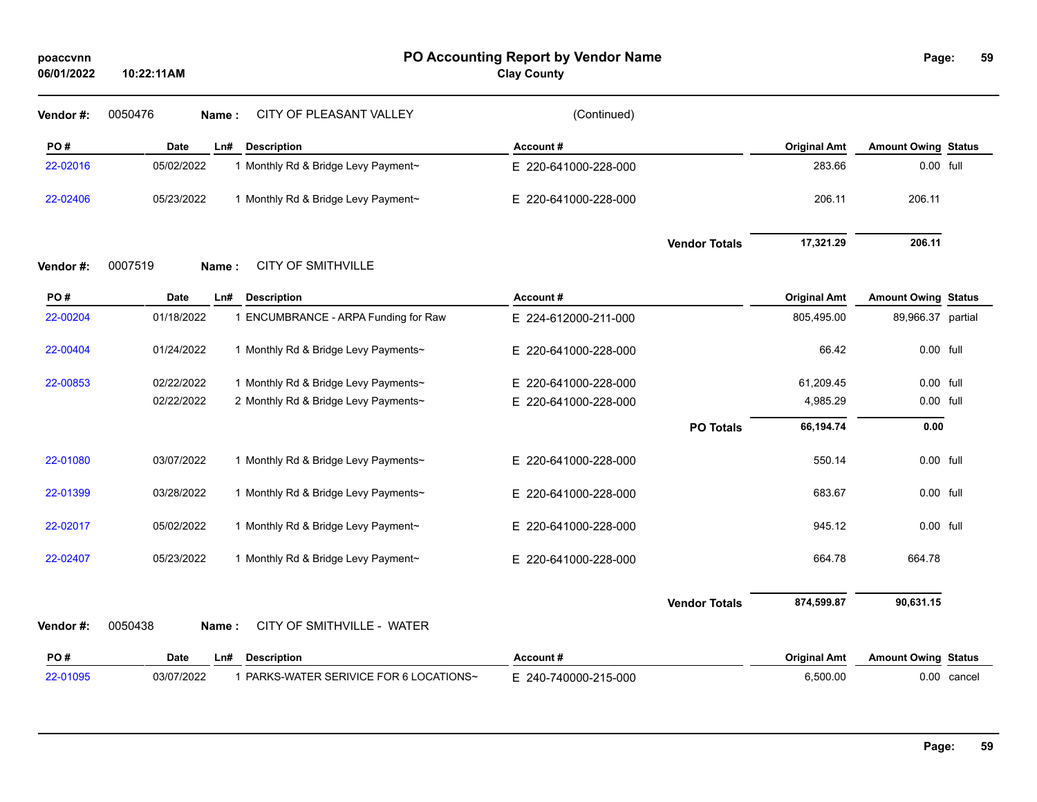# PO Accounting Report by Vendor Name

**Clay County**

poaccvnn
06/01/2022 10:22:11AM

**Vendor #:** 0050476 **Name :** CITY OF PLEASANT VALLEY (Continued)

| PO # | Date | Ln# | Description | Account # | Original Amt | Amount Owing | Status |
|---|---|---|---|---|---|---|---|
| 22-02016 | 05/02/2022 | 1 | Monthly Rd & Bridge Levy Payment~ | E 220-641000-228-000 | 283.66 | 0.00 | full |
| 22-02406 | 05/23/2022 | 1 | Monthly Rd & Bridge Levy Payment~ | E 220-641000-228-000 | 206.11 | 206.11 | |
| | | | | **Vendor Totals** | **17,321.29** | **206.11** | |

**Vendor #:** 0007519 **Name :** CITY OF SMITHVILLE

| PO # | Date | Ln# | Description | Account # | Original Amt | Amount Owing | Status |
|---|---|---|---|---|---|---|---|
| 22-00204 | 01/18/2022 | 1 | ENCUMBRANCE - ARPA Funding for Raw | E 224-612000-211-000 | 805,495.00 | 89,966.37 | partial |
| 22-00404 | 01/24/2022 | 1 | Monthly Rd & Bridge Levy Payments~ | E 220-641000-228-000 | 66.42 | 0.00 | full |
| 22-00853 | 02/22/2022 | 1 | Monthly Rd & Bridge Levy Payments~ | E 220-641000-228-000 | 61,209.45 | 0.00 | full |
| | 02/22/2022 | 2 | Monthly Rd & Bridge Levy Payments~ | E 220-641000-228-000 | 4,985.29 | 0.00 | full |
| | | | | **PO Totals** | **66,194.74** | **0.00** | |
| 22-01080 | 03/07/2022 | 1 | Monthly Rd & Bridge Levy Payments~ | E 220-641000-228-000 | 550.14 | 0.00 | full |
| 22-01399 | 03/28/2022 | 1 | Monthly Rd & Bridge Levy Payments~ | E 220-641000-228-000 | 683.67 | 0.00 | full |
| 22-02017 | 05/02/2022 | 1 | Monthly Rd & Bridge Levy Payment~ | E 220-641000-228-000 | 945.12 | 0.00 | full |
| 22-02407 | 05/23/2022 | 1 | Monthly Rd & Bridge Levy Payment~ | E 220-641000-228-000 | 664.78 | 664.78 | |
| | | | | **Vendor Totals** | **874,599.87** | **90,631.15** | |

**Vendor #:** 0050438 **Name :** CITY OF SMITHVILLE - WATER

| PO # | Date | Ln# | Description | Account # | Original Amt | Amount Owing | Status |
|---|---|---|---|---|---|---|---|
| 22-01095 | 03/07/2022 | 1 | PARKS-WATER SERIVICE FOR 6 LOCATIONS~ | E 240-740000-215-000 | 6,500.00 | 0.00 | cancel |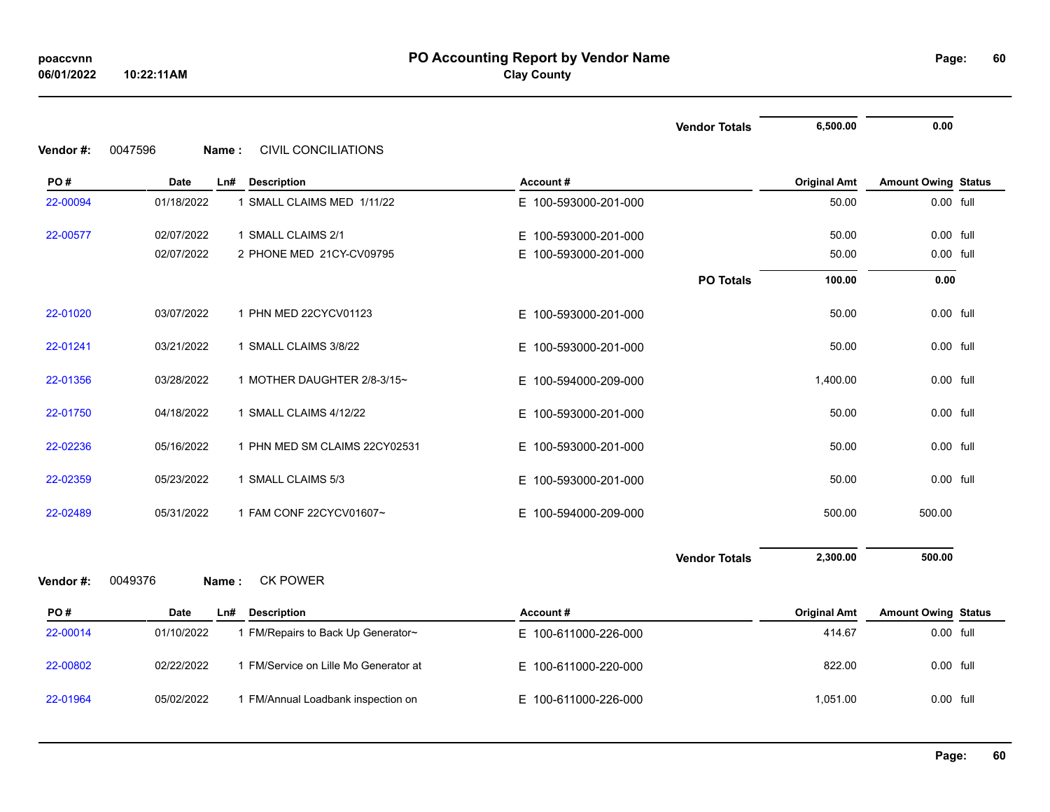| | | | | | Original Amt | Amount Owing | Status |
|---|---|---|---|---|---|---|---|
| | | | | **Vendor Totals** | **6,500.00** | **0.00** | |

**Vendor #:** 0047596 **Name :** CIVIL CONCILIATIONS

| PO # | Date | Ln# | Description | Account # | Original Amt | Amount Owing | Status |
|---|---|---|---|---|---|---|---|
| 22-00094 | 01/18/2022 | 1 | SMALL CLAIMS MED 1/11/22 | E 100-593000-201-000 | 50.00 | 0.00 | full |
| 22-00577 | 02/07/2022 | 1 | SMALL CLAIMS 2/1 | E 100-593000-201-000 | 50.00 | 0.00 | full |
| | 02/07/2022 | 2 | PHONE MED 21CY-CV09795 | E 100-593000-201-000 | 50.00 | 0.00 | full |
| | | | | **PO Totals** | **100.00** | **0.00** | |
| 22-01020 | 03/07/2022 | 1 | PHN MED 22CYCV01123 | E 100-593000-201-000 | 50.00 | 0.00 | full |
| 22-01241 | 03/21/2022 | 1 | SMALL CLAIMS 3/8/22 | E 100-593000-201-000 | 50.00 | 0.00 | full |
| 22-01356 | 03/28/2022 | 1 | MOTHER DAUGHTER 2/8-3/15~ | E 100-594000-209-000 | 1,400.00 | 0.00 | full |
| 22-01750 | 04/18/2022 | 1 | SMALL CLAIMS 4/12/22 | E 100-593000-201-000 | 50.00 | 0.00 | full |
| 22-02236 | 05/16/2022 | 1 | PHN MED SM CLAIMS 22CY02531 | E 100-593000-201-000 | 50.00 | 0.00 | full |
| 22-02359 | 05/23/2022 | 1 | SMALL CLAIMS 5/3 | E 100-593000-201-000 | 50.00 | 0.00 | full |
| 22-02489 | 05/31/2022 | 1 | FAM CONF 22CYCV01607~ | E 100-594000-209-000 | 500.00 | 500.00 | |
| | | | | **Vendor Totals** | **2,300.00** | **500.00** | |

**Vendor #:** 0049376 **Name :** CK POWER

| PO # | Date | Ln# | Description | Account # | Original Amt | Amount Owing | Status |
|---|---|---|---|---|---|---|---|
| 22-00014 | 01/10/2022 | 1 | FM/Repairs to Back Up Generator~ | E 100-611000-226-000 | 414.67 | 0.00 | full |
| 22-00802 | 02/22/2022 | 1 | FM/Service on Lille Mo Generator at | E 100-611000-220-000 | 822.00 | 0.00 | full |
| 22-01964 | 05/02/2022 | 1 | FM/Annual Loadbank inspection on | E 100-611000-226-000 | 1,051.00 | 0.00 | full |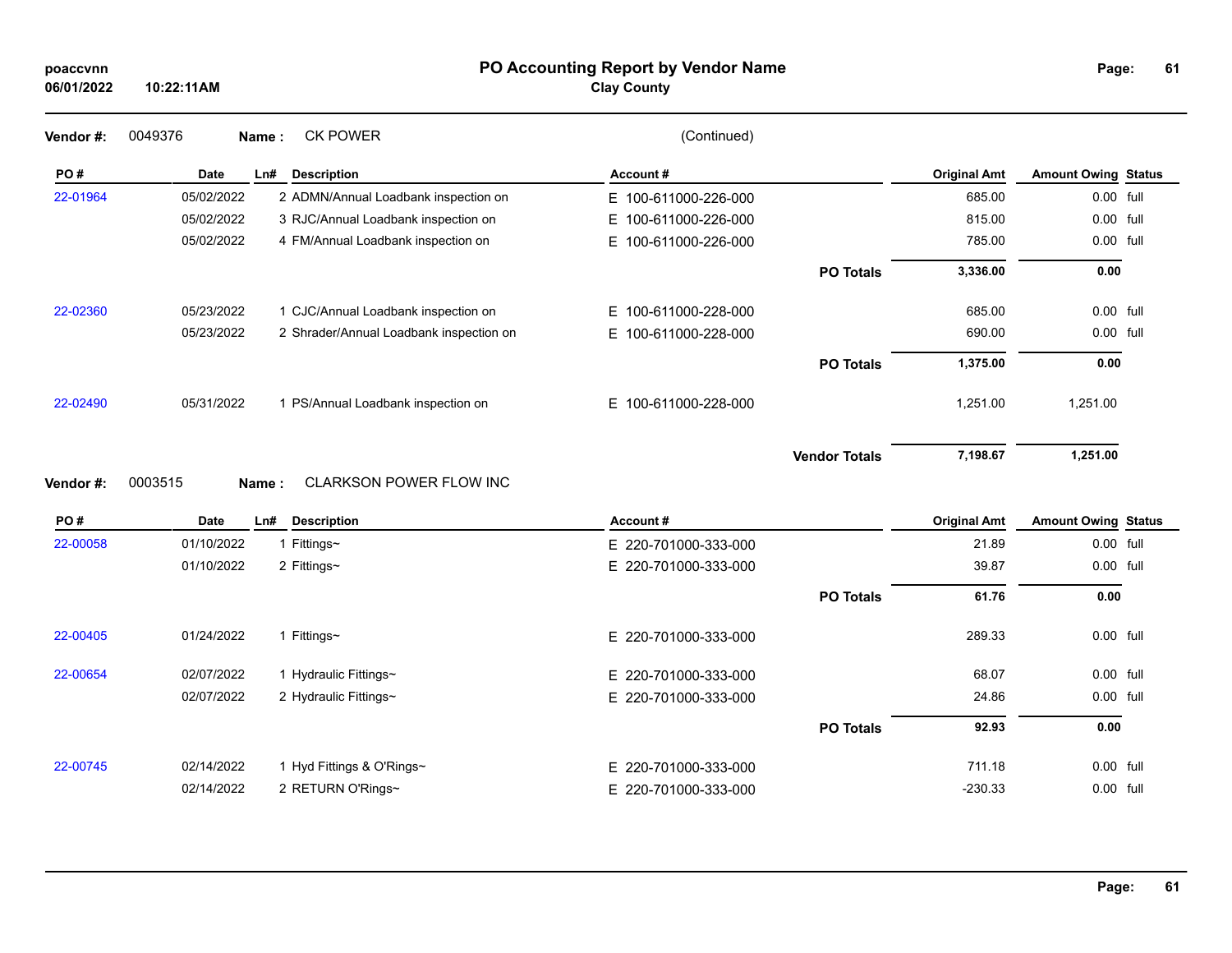**poaccvnn**
**06/01/2022 10:22:11AM**

# PO Accounting Report by Vendor Name

## Clay County

**Vendor #:** 0049376 **Name :** CK POWER (Continued)

| PO # | Date | Ln# | Description | Account # | | Original Amt | Amount Owing | Status |
|---|---|---|---|---|---|---|---|---|
| 22-01964 | 05/02/2022 | 2 | ADMN/Annual Loadbank inspection on | E 100-611000-226-000 | | 685.00 | 0.00 | full |
| | 05/02/2022 | 3 | RJC/Annual Loadbank inspection on | E 100-611000-226-000 | | 815.00 | 0.00 | full |
| | 05/02/2022 | 4 | FM/Annual Loadbank inspection on | E 100-611000-226-000 | | 785.00 | 0.00 | full |
| | | | | | **PO Totals** | **3,336.00** | **0.00** | |
| 22-02360 | 05/23/2022 | 1 | CJC/Annual Loadbank inspection on | E 100-611000-228-000 | | 685.00 | 0.00 | full |
| | 05/23/2022 | 2 | Shrader/Annual Loadbank inspection on | E 100-611000-228-000 | | 690.00 | 0.00 | full |
| | | | | | **PO Totals** | **1,375.00** | **0.00** | |
| 22-02490 | 05/31/2022 | 1 | PS/Annual Loadbank inspection on | E 100-611000-228-000 | | 1,251.00 | 1,251.00 | |
| | | | | | **Vendor Totals** | **7,198.67** | **1,251.00** | |

**Vendor #:** 0003515 **Name :** CLARKSON POWER FLOW INC

| PO # | Date | Ln# | Description | Account # | | Original Amt | Amount Owing | Status |
|---|---|---|---|---|---|---|---|---|
| 22-00058 | 01/10/2022 | 1 | Fittings~ | E 220-701000-333-000 | | 21.89 | 0.00 | full |
| | 01/10/2022 | 2 | Fittings~ | E 220-701000-333-000 | | 39.87 | 0.00 | full |
| | | | | | **PO Totals** | **61.76** | **0.00** | |
| 22-00405 | 01/24/2022 | 1 | Fittings~ | E 220-701000-333-000 | | 289.33 | 0.00 | full |
| 22-00654 | 02/07/2022 | 1 | Hydraulic Fittings~ | E 220-701000-333-000 | | 68.07 | 0.00 | full |
| | 02/07/2022 | 2 | Hydraulic Fittings~ | E 220-701000-333-000 | | 24.86 | 0.00 | full |
| | | | | | **PO Totals** | **92.93** | **0.00** | |
| 22-00745 | 02/14/2022 | 1 | Hyd Fittings & O'Rings~ | E 220-701000-333-000 | | 711.18 | 0.00 | full |
| | 02/14/2022 | 2 | RETURN O'Rings~ | E 220-701000-333-000 | | -230.33 | 0.00 | full |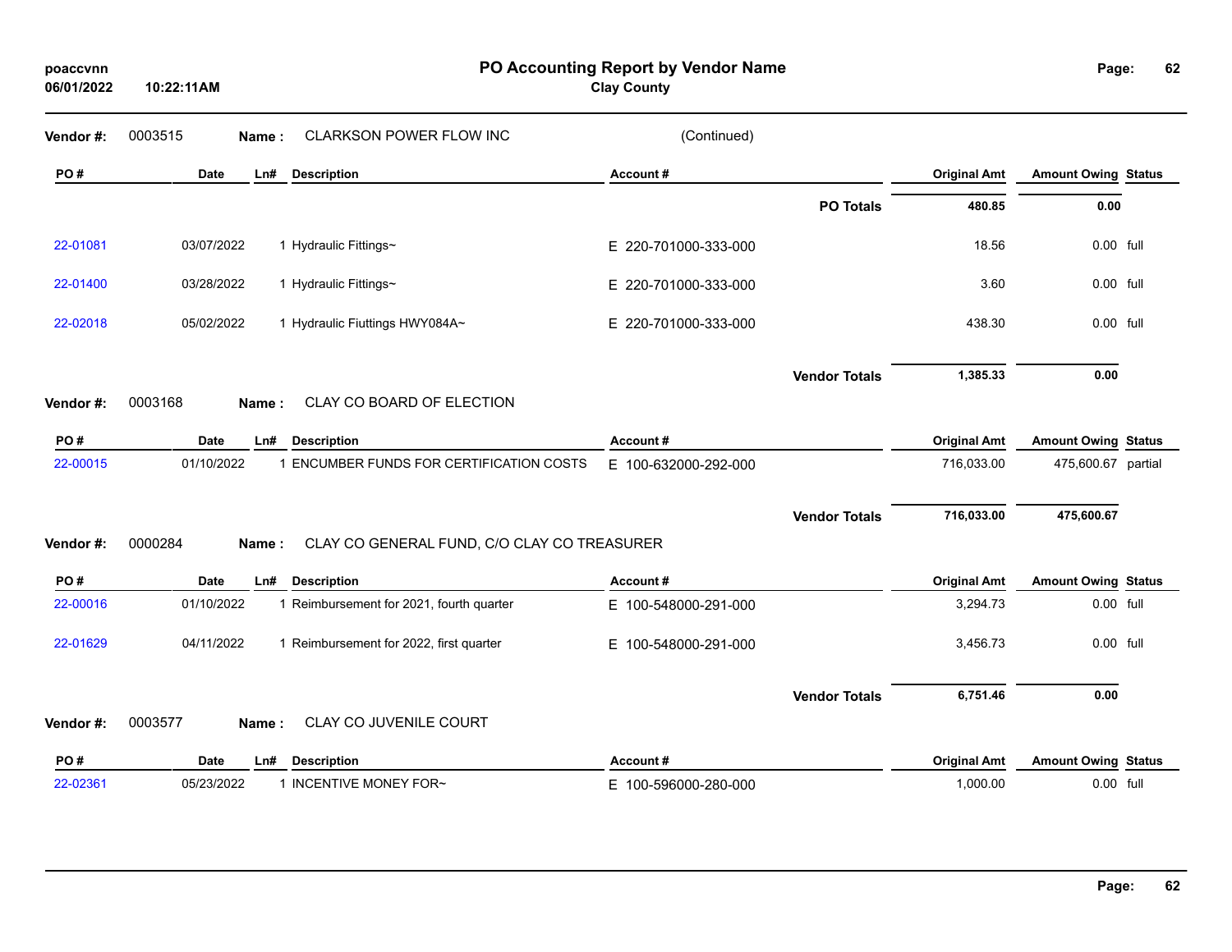**Vendor #:** 0003515 **Name :** CLARKSON POWER FLOW INC (Continued)

| PO # | Date | Ln# | Description | Account # | Original Amt | Amount Owing | Status |
|---|---|---|---|---|---|---|---|
| | | | | PO Totals | 480.85 | 0.00 | |
| 22-01081 | 03/07/2022 | 1 | Hydraulic Fittings~ | E 220-701000-333-000 | 18.56 | 0.00 | full |
| 22-01400 | 03/28/2022 | 1 | Hydraulic Fittings~ | E 220-701000-333-000 | 3.60 | 0.00 | full |
| 22-02018 | 05/02/2022 | 1 | Hydraulic Fiuttings HWY084A~ | E 220-701000-333-000 | 438.30 | 0.00 | full |
| | | | | Vendor Totals | 1,385.33 | 0.00 | |

**Vendor #:** 0003168 **Name :** CLAY CO BOARD OF ELECTION

| PO # | Date | Ln# | Description | Account # | Original Amt | Amount Owing | Status |
|---|---|---|---|---|---|---|---|
| 22-00015 | 01/10/2022 | 1 | ENCUMBER FUNDS FOR CERTIFICATION COSTS | E 100-632000-292-000 | 716,033.00 | 475,600.67 | partial |
| | | | | Vendor Totals | 716,033.00 | 475,600.67 | |

**Vendor #:** 0000284 **Name :** CLAY CO GENERAL FUND, C/O CLAY CO TREASURER

| PO # | Date | Ln# | Description | Account # | Original Amt | Amount Owing | Status |
|---|---|---|---|---|---|---|---|
| 22-00016 | 01/10/2022 | 1 | Reimbursement for 2021, fourth quarter | E 100-548000-291-000 | 3,294.73 | 0.00 | full |
| 22-01629 | 04/11/2022 | 1 | Reimbursement for 2022, first quarter | E 100-548000-291-000 | 3,456.73 | 0.00 | full |
| | | | | Vendor Totals | 6,751.46 | 0.00 | |

**Vendor #:** 0003577 **Name :** CLAY CO JUVENILE COURT

| PO # | Date | Ln# | Description | Account # | Original Amt | Amount Owing | Status |
|---|---|---|---|---|---|---|---|
| 22-02361 | 05/23/2022 | 1 | INCENTIVE MONEY FOR~ | E 100-596000-280-000 | 1,000.00 | 0.00 | full |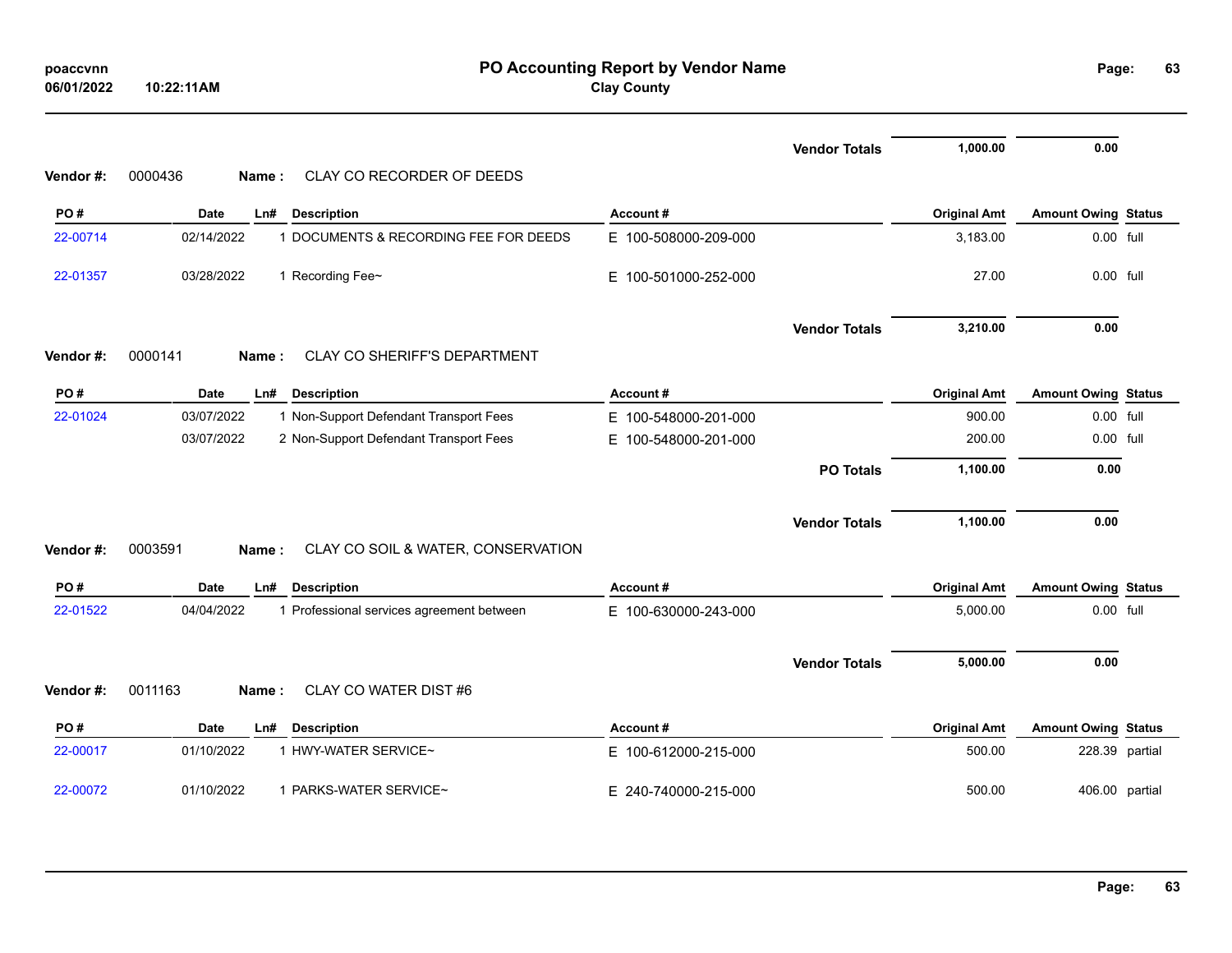| | | | | | Vendor Totals | 1,000.00 | 0.00 | |
|---|---|---|---|---|---|---|---|---|

**Vendor #:** 0000436 **Name :** CLAY CO RECORDER OF DEEDS

| PO # | Date | Ln# | Description | Account # | Original Amt | Amount Owing | Status |
|---|---|---|---|---|---|---|---|
| 22-00714 | 02/14/2022 | 1 | DOCUMENTS & RECORDING FEE FOR DEEDS | E 100-508000-209-000 | 3,183.00 | 0.00 | full |
| 22-01357 | 03/28/2022 | 1 | Recording Fee~ | E 100-501000-252-000 | 27.00 | 0.00 | full |
| | | | | Vendor Totals | 3,210.00 | 0.00 | |

**Vendor #:** 0000141 **Name :** CLAY CO SHERIFF'S DEPARTMENT

| PO # | Date | Ln# | Description | Account # | Original Amt | Amount Owing | Status |
|---|---|---|---|---|---|---|---|
| 22-01024 | 03/07/2022 | 1 | Non-Support Defendant Transport Fees | E 100-548000-201-000 | 900.00 | 0.00 | full |
| | 03/07/2022 | 2 | Non-Support Defendant Transport Fees | E 100-548000-201-000 | 200.00 | 0.00 | full |
| | | | | PO Totals | 1,100.00 | 0.00 | |
| | | | | Vendor Totals | 1,100.00 | 0.00 | |

**Vendor #:** 0003591 **Name :** CLAY CO SOIL & WATER, CONSERVATION

| PO # | Date | Ln# | Description | Account # | Original Amt | Amount Owing | Status |
|---|---|---|---|---|---|---|---|
| 22-01522 | 04/04/2022 | 1 | Professional services agreement between | E 100-630000-243-000 | 5,000.00 | 0.00 | full |
| | | | | Vendor Totals | 5,000.00 | 0.00 | |

**Vendor #:** 0011163 **Name :** CLAY CO WATER DIST #6

| PO # | Date | Ln# | Description | Account # | Original Amt | Amount Owing | Status |
|---|---|---|---|---|---|---|---|
| 22-00017 | 01/10/2022 | 1 | HWY-WATER SERVICE~ | E 100-612000-215-000 | 500.00 | 228.39 | partial |
| 22-00072 | 01/10/2022 | 1 | PARKS-WATER SERVICE~ | E 240-740000-215-000 | 500.00 | 406.00 | partial |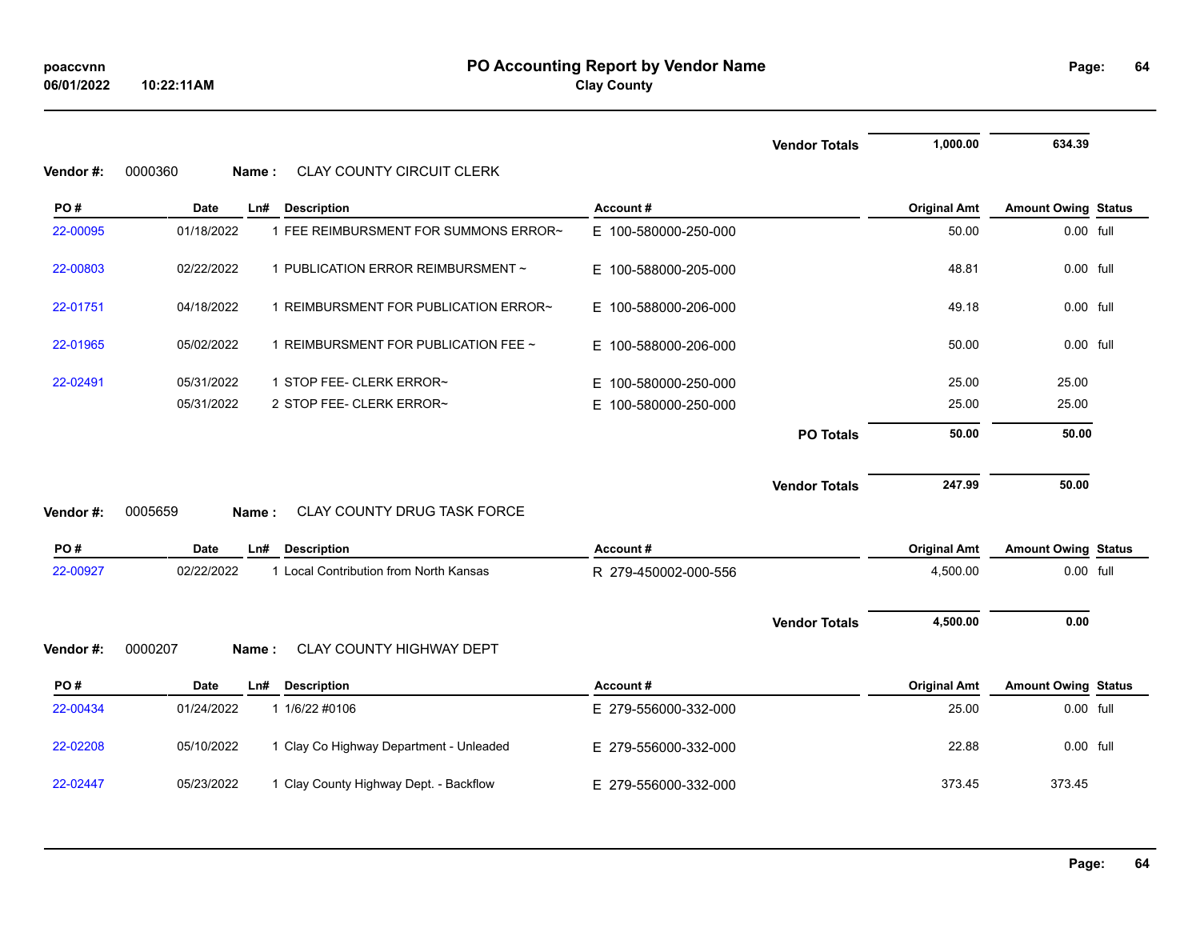| | | | | Vendor Totals | 1,000.00 | 634.39 | |
|---|---|---|---|---|---|---|---|

**Vendor #:** 0000360 **Name :** CLAY COUNTY CIRCUIT CLERK

| PO # | Date | Ln# | Description | Account # | Original Amt | Amount Owing | Status |
|---|---|---|---|---|---|---|---|
| 22-00095 | 01/18/2022 | 1 | FEE REIMBURSMENT FOR SUMMONS ERROR~ | E 100-580000-250-000 | 50.00 | 0.00 | full |
| 22-00803 | 02/22/2022 | 1 | PUBLICATION ERROR REIMBURSMENT ~ | E 100-588000-205-000 | 48.81 | 0.00 | full |
| 22-01751 | 04/18/2022 | 1 | REIMBURSMENT FOR PUBLICATION ERROR~ | E 100-588000-206-000 | 49.18 | 0.00 | full |
| 22-01965 | 05/02/2022 | 1 | REIMBURSMENT FOR PUBLICATION FEE ~ | E 100-588000-206-000 | 50.00 | 0.00 | full |
| 22-02491 | 05/31/2022 | 1 | STOP FEE- CLERK ERROR~ | E 100-580000-250-000 | 25.00 | 25.00 | |
| | 05/31/2022 | 2 | STOP FEE- CLERK ERROR~ | E 100-580000-250-000 | 25.00 | 25.00 | |
| | | | | PO Totals | 50.00 | 50.00 | |
| | | | | Vendor Totals | 247.99 | 50.00 | |

**Vendor #:** 0005659 **Name :** CLAY COUNTY DRUG TASK FORCE

| PO # | Date | Ln# | Description | Account # | Original Amt | Amount Owing | Status |
|---|---|---|---|---|---|---|---|
| 22-00927 | 02/22/2022 | 1 | Local Contribution from North Kansas | R 279-450002-000-556 | 4,500.00 | 0.00 | full |
| | | | | Vendor Totals | 4,500.00 | 0.00 | |

**Vendor #:** 0000207 **Name :** CLAY COUNTY HIGHWAY DEPT

| PO # | Date | Ln# | Description | Account # | Original Amt | Amount Owing | Status |
|---|---|---|---|---|---|---|---|
| 22-00434 | 01/24/2022 | 1 | 1/6/22 #0106 | E 279-556000-332-000 | 25.00 | 0.00 | full |
| 22-02208 | 05/10/2022 | 1 | Clay Co Highway Department - Unleaded | E 279-556000-332-000 | 22.88 | 0.00 | full |
| 22-02447 | 05/23/2022 | 1 | Clay County Highway Dept. - Backflow | E 279-556000-332-000 | 373.45 | 373.45 | |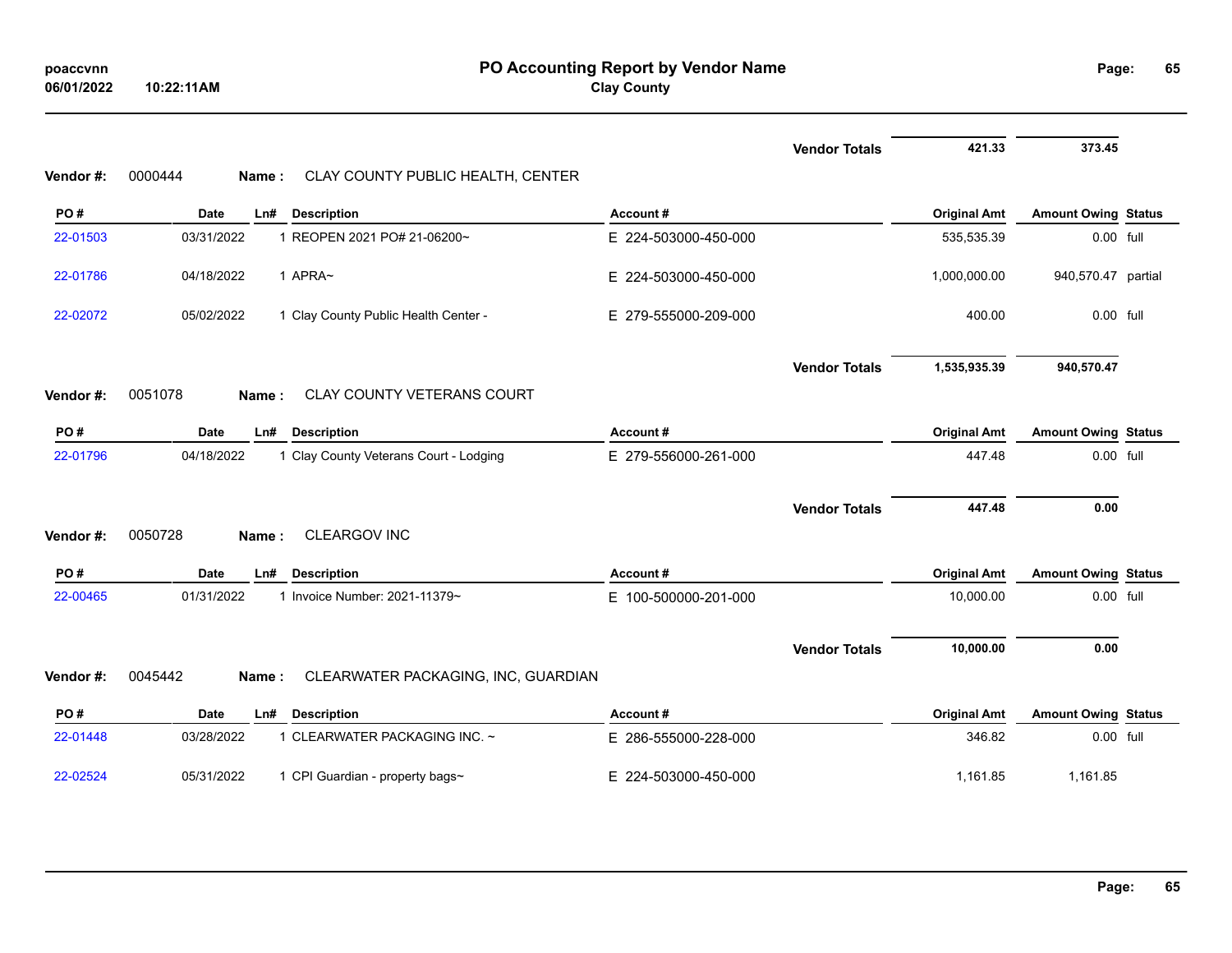# PO Accounting Report by Vendor Name

**Clay County**

| | | | | | Vendor Totals | 421.33 | 373.45 | |
|---|---|---|---|---|---|---|---|---|

**Vendor #:** 0000444 **Name :** CLAY COUNTY PUBLIC HEALTH, CENTER

| PO # | Date | Ln# | Description | Account # | Original Amt | Amount Owing | Status |
|---|---|---|---|---|---|---|---|
| 22-01503 | 03/31/2022 | 1 | REOPEN 2021 PO# 21-06200~ | E 224-503000-450-000 | 535,535.39 | 0.00 | full |
| 22-01786 | 04/18/2022 | 1 | APRA~ | E 224-503000-450-000 | 1,000,000.00 | 940,570.47 | partial |
| 22-02072 | 05/02/2022 | 1 | Clay County Public Health Center - | E 279-555000-209-000 | 400.00 | 0.00 | full |
| | | | | Vendor Totals | 1,535,935.39 | 940,570.47 | |

**Vendor #:** 0051078 **Name :** CLAY COUNTY VETERANS COURT

| PO # | Date | Ln# | Description | Account # | Original Amt | Amount Owing | Status |
|---|---|---|---|---|---|---|---|
| 22-01796 | 04/18/2022 | 1 | Clay County Veterans Court - Lodging | E 279-556000-261-000 | 447.48 | 0.00 | full |
| | | | | Vendor Totals | 447.48 | 0.00 | |

**Vendor #:** 0050728 **Name :** CLEARGOV INC

| PO # | Date | Ln# | Description | Account # | Original Amt | Amount Owing | Status |
|---|---|---|---|---|---|---|---|
| 22-00465 | 01/31/2022 | 1 | Invoice Number: 2021-11379~ | E 100-500000-201-000 | 10,000.00 | 0.00 | full |
| | | | | Vendor Totals | 10,000.00 | 0.00 | |

**Vendor #:** 0045442 **Name :** CLEARWATER PACKAGING, INC, GUARDIAN

| PO # | Date | Ln# | Description | Account # | Original Amt | Amount Owing | Status |
|---|---|---|---|---|---|---|---|
| 22-01448 | 03/28/2022 | 1 | CLEARWATER PACKAGING INC. ~ | E 286-555000-228-000 | 346.82 | 0.00 | full |
| 22-02524 | 05/31/2022 | 1 | CPI Guardian - property bags~ | E 224-503000-450-000 | 1,161.85 | 1,161.85 | |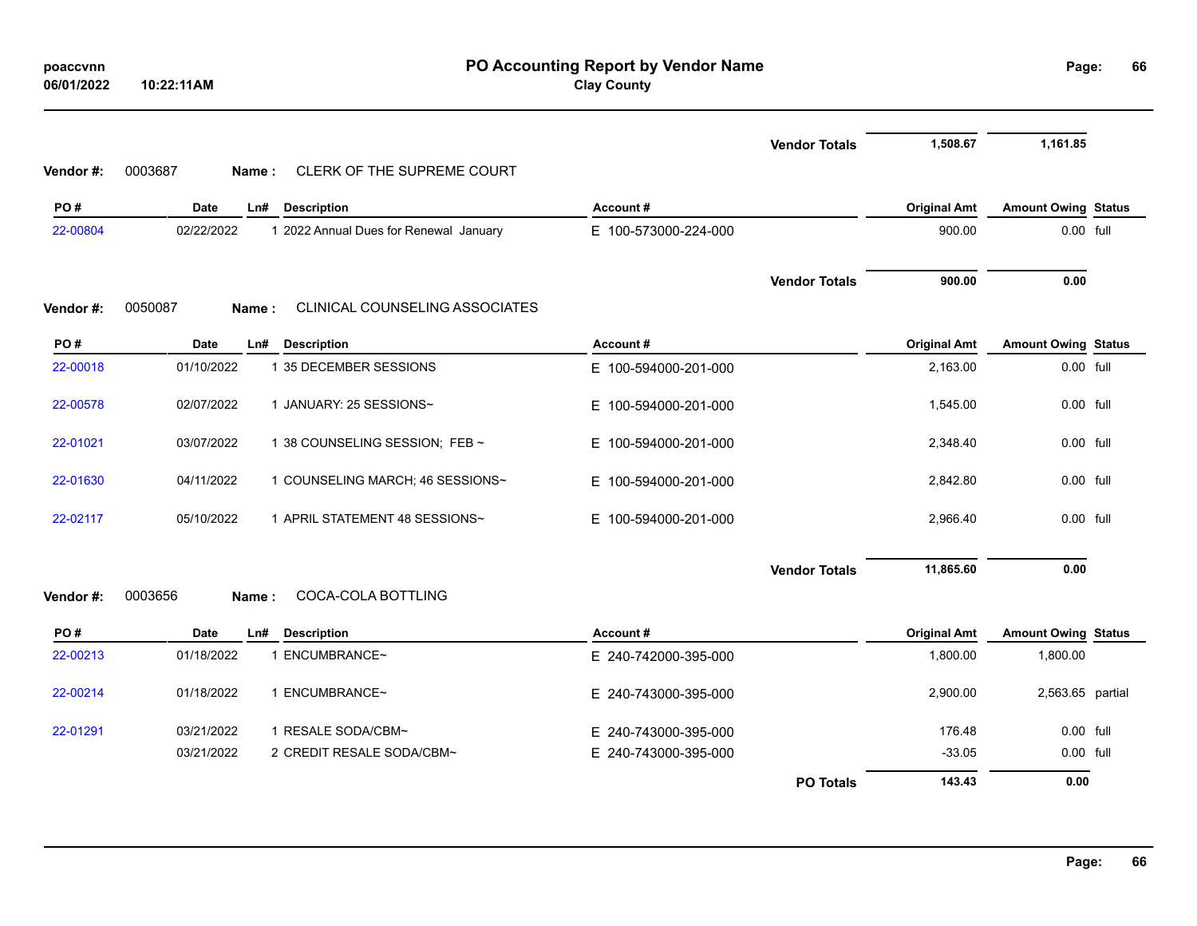# PO Accounting Report by Vendor Name

**Clay County**

poaccvnn
06/01/2022 10:22:11AM

| | | | | Vendor Totals | 1,508.67 | 1,161.85 | |
|---|---|---|---|---|---|---|---|

**Vendor #:** 0003687 **Name :** CLERK OF THE SUPREME COURT

| PO # | Date | Ln# | Description | Account # | Original Amt | Amount Owing | Status |
|---|---|---|---|---|---|---|---|
| 22-00804 | 02/22/2022 | 1 | 2022 Annual Dues for Renewal January | E 100-573000-224-000 | 900.00 | 0.00 | full |
| | | | | **Vendor Totals** | **900.00** | **0.00** | |

**Vendor #:** 0050087 **Name :** CLINICAL COUNSELING ASSOCIATES

| PO # | Date | Ln# | Description | Account # | Original Amt | Amount Owing | Status |
|---|---|---|---|---|---|---|---|
| 22-00018 | 01/10/2022 | 1 | 35 DECEMBER SESSIONS | E 100-594000-201-000 | 2,163.00 | 0.00 | full |
| 22-00578 | 02/07/2022 | 1 | JANUARY: 25 SESSIONS~ | E 100-594000-201-000 | 1,545.00 | 0.00 | full |
| 22-01021 | 03/07/2022 | 1 | 38 COUNSELING SESSION; FEB ~ | E 100-594000-201-000 | 2,348.40 | 0.00 | full |
| 22-01630 | 04/11/2022 | 1 | COUNSELING MARCH; 46 SESSIONS~ | E 100-594000-201-000 | 2,842.80 | 0.00 | full |
| 22-02117 | 05/10/2022 | 1 | APRIL STATEMENT 48 SESSIONS~ | E 100-594000-201-000 | 2,966.40 | 0.00 | full |
| | | | | **Vendor Totals** | **11,865.60** | **0.00** | |

**Vendor #:** 0003656 **Name :** COCA-COLA BOTTLING

| PO # | Date | Ln# | Description | Account # | Original Amt | Amount Owing | Status |
|---|---|---|---|---|---|---|---|
| 22-00213 | 01/18/2022 | 1 | ENCUMBRANCE~ | E 240-742000-395-000 | 1,800.00 | 1,800.00 | |
| 22-00214 | 01/18/2022 | 1 | ENCUMBRANCE~ | E 240-743000-395-000 | 2,900.00 | 2,563.65 | partial |
| 22-01291 | 03/21/2022 | 1 | RESALE SODA/CBM~ | E 240-743000-395-000 | 176.48 | 0.00 | full |
| | 03/21/2022 | 2 | CREDIT RESALE SODA/CBM~ | E 240-743000-395-000 | -33.05 | 0.00 | full |
| | | | | **PO Totals** | **143.43** | **0.00** | |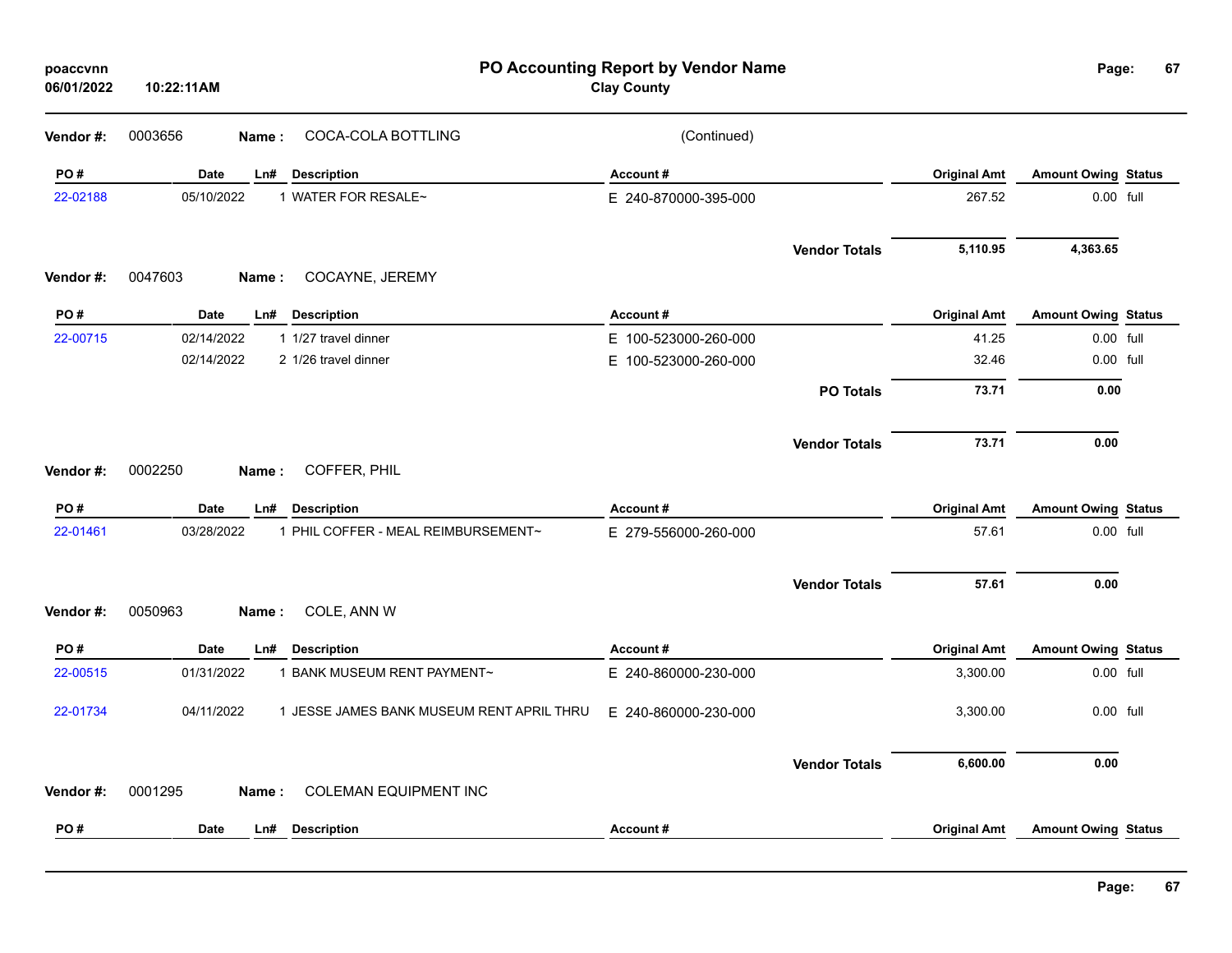# PO Accounting Report by Vendor Name

**Clay County**

poaccvnn
06/01/2022 10:22:11AM

**Vendor #:** 0003656 **Name :** COCA-COLA BOTTLING (Continued)

| PO # | Date | Ln# | Description | Account # | Original Amt | Amount Owing | Status |
|---|---|---|---|---|---|---|---|
| 22-02188 | 05/10/2022 | 1 | WATER FOR RESALE~ | E 240-870000-395-000 | 267.52 | 0.00 | full |
| | | | | **Vendor Totals** | **5,110.95** | **4,363.65** | |

**Vendor #:** 0047603 **Name :** COCAYNE, JEREMY

| PO # | Date | Ln# | Description | Account # | Original Amt | Amount Owing | Status |
|---|---|---|---|---|---|---|---|
| 22-00715 | 02/14/2022 | 1 | 1/27 travel dinner | E 100-523000-260-000 | 41.25 | 0.00 | full |
| | 02/14/2022 | 2 | 1/26 travel dinner | E 100-523000-260-000 | 32.46 | 0.00 | full |
| | | | | **PO Totals** | **73.71** | **0.00** | |
| | | | | **Vendor Totals** | **73.71** | **0.00** | |

**Vendor #:** 0002250 **Name :** COFFER, PHIL

| PO # | Date | Ln# | Description | Account # | Original Amt | Amount Owing | Status |
|---|---|---|---|---|---|---|---|
| 22-01461 | 03/28/2022 | 1 | PHIL COFFER - MEAL REIMBURSEMENT~ | E 279-556000-260-000 | 57.61 | 0.00 | full |
| | | | | **Vendor Totals** | **57.61** | **0.00** | |

**Vendor #:** 0050963 **Name :** COLE, ANN W

| PO # | Date | Ln# | Description | Account # | Original Amt | Amount Owing | Status |
|---|---|---|---|---|---|---|---|
| 22-00515 | 01/31/2022 | 1 | BANK MUSEUM RENT PAYMENT~ | E 240-860000-230-000 | 3,300.00 | 0.00 | full |
| 22-01734 | 04/11/2022 | 1 | JESSE JAMES BANK MUSEUM RENT APRIL THRU | E 240-860000-230-000 | 3,300.00 | 0.00 | full |
| | | | | **Vendor Totals** | **6,600.00** | **0.00** | |

**Vendor #:** 0001295 **Name :** COLEMAN EQUIPMENT INC

| PO # | Date | Ln# | Description | Account # | Original Amt | Amount Owing | Status |
|---|---|---|---|---|---|---|---|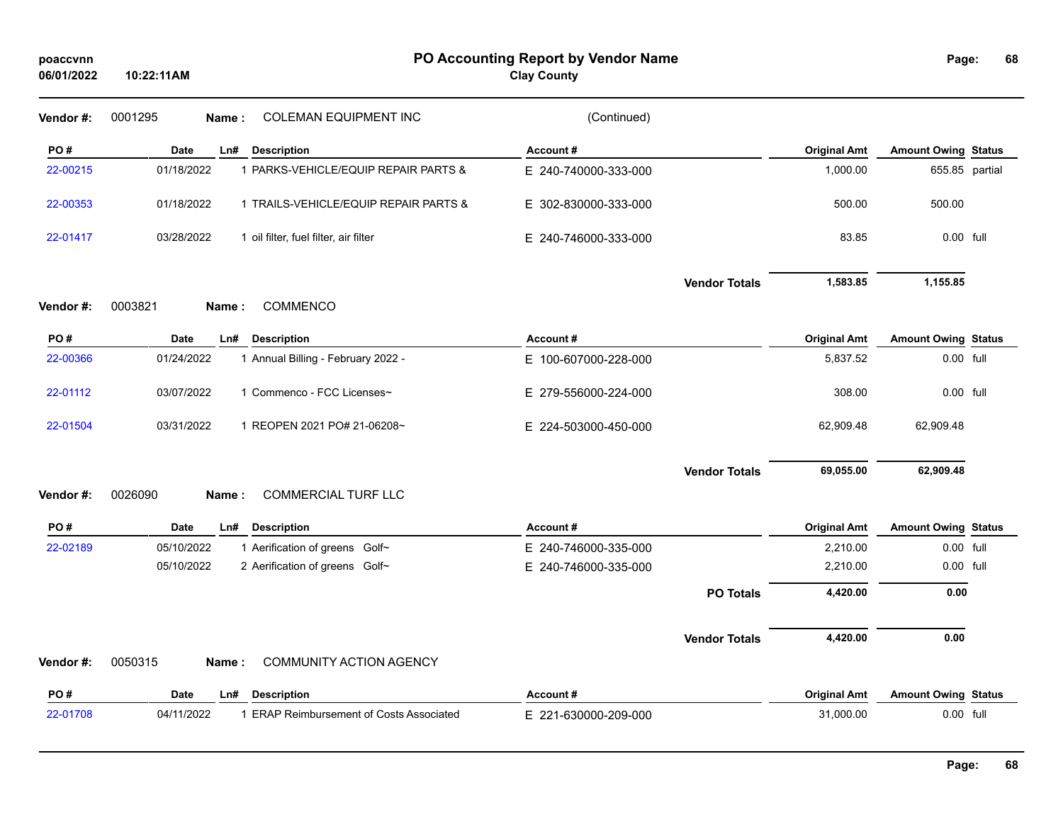# PO Accounting Report by Vendor Name

**Clay County**

poaccvnn
06/01/2022 10:22:11AM

**Vendor #:** 0001295 **Name :** COLEMAN EQUIPMENT INC (Continued)

| PO # | Date | Ln# | Description | Account # | Original Amt | Amount Owing | Status |
|---|---|---|---|---|---|---|---|
| 22-00215 | 01/18/2022 | 1 | PARKS-VEHICLE/EQUIP REPAIR PARTS & | E 240-740000-333-000 | 1,000.00 | 655.85 | partial |
| 22-00353 | 01/18/2022 | 1 | TRAILS-VEHICLE/EQUIP REPAIR PARTS & | E 302-830000-333-000 | 500.00 | 500.00 | |
| 22-01417 | 03/28/2022 | 1 | oil filter, fuel filter, air filter | E 240-746000-333-000 | 83.85 | 0.00 | full |
| | | | | **Vendor Totals** | **1,583.85** | **1,155.85** | |

**Vendor #:** 0003821 **Name :** COMMENCO

| PO # | Date | Ln# | Description | Account # | Original Amt | Amount Owing | Status |
|---|---|---|---|---|---|---|---|
| 22-00366 | 01/24/2022 | 1 | Annual Billing - February 2022 - | E 100-607000-228-000 | 5,837.52 | 0.00 | full |
| 22-01112 | 03/07/2022 | 1 | Commenco - FCC Licenses~ | E 279-556000-224-000 | 308.00 | 0.00 | full |
| 22-01504 | 03/31/2022 | 1 | REOPEN 2021 PO# 21-06208~ | E 224-503000-450-000 | 62,909.48 | 62,909.48 | |
| | | | | **Vendor Totals** | **69,055.00** | **62,909.48** | |

**Vendor #:** 0026090 **Name :** COMMERCIAL TURF LLC

| PO # | Date | Ln# | Description | Account # | Original Amt | Amount Owing | Status |
|---|---|---|---|---|---|---|---|
| 22-02189 | 05/10/2022 | 1 | Aerification of greens Golf~ | E 240-746000-335-000 | 2,210.00 | 0.00 | full |
| | 05/10/2022 | 2 | Aerification of greens Golf~ | E 240-746000-335-000 | 2,210.00 | 0.00 | full |
| | | | | **PO Totals** | **4,420.00** | **0.00** | |
| | | | | **Vendor Totals** | **4,420.00** | **0.00** | |

**Vendor #:** 0050315 **Name :** COMMUNITY ACTION AGENCY

| PO # | Date | Ln# | Description | Account # | Original Amt | Amount Owing | Status |
|---|---|---|---|---|---|---|---|
| 22-01708 | 04/11/2022 | 1 | ERAP Reimbursement of Costs Associated | E 221-630000-209-000 | 31,000.00 | 0.00 | full |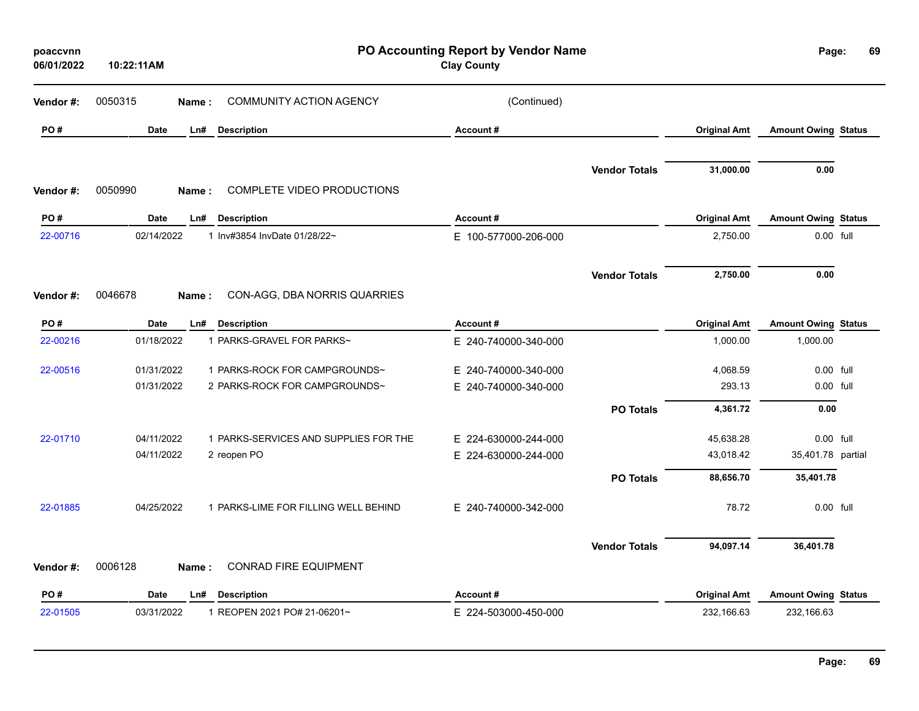## PO Accounting Report by Vendor Name

**Clay County**

**Vendor #:** 0050315 **Name :** COMMUNITY ACTION AGENCY (Continued)

| PO # | Date | Ln# | Description | Account # | Original Amt | Amount Owing | Status |
|---|---|---|---|---|---|---|---|
| | | | | **Vendor Totals** | **31,000.00** | **0.00** | |

**Vendor #:** 0050990 **Name :** COMPLETE VIDEO PRODUCTIONS

| PO # | Date | Ln# | Description | Account # | Original Amt | Amount Owing | Status |
|---|---|---|---|---|---|---|---|
| 22-00716 | 02/14/2022 | 1 | Inv#3854 InvDate 01/28/22~ | E 100-577000-206-000 | 2,750.00 | 0.00 | full |
| | | | | **Vendor Totals** | **2,750.00** | **0.00** | |

**Vendor #:** 0046678 **Name :** CON-AGG, DBA NORRIS QUARRIES

| PO # | Date | Ln# | Description | Account # | Original Amt | Amount Owing | Status |
|---|---|---|---|---|---|---|---|
| 22-00216 | 01/18/2022 | 1 | PARKS-GRAVEL FOR PARKS~ | E 240-740000-340-000 | 1,000.00 | 1,000.00 | |
| 22-00516 | 01/31/2022 | 1 | PARKS-ROCK FOR CAMPGROUNDS~ | E 240-740000-340-000 | 4,068.59 | 0.00 | full |
| | 01/31/2022 | 2 | PARKS-ROCK FOR CAMPGROUNDS~ | E 240-740000-340-000 | 293.13 | 0.00 | full |
| | | | | **PO Totals** | **4,361.72** | **0.00** | |
| 22-01710 | 04/11/2022 | 1 | PARKS-SERVICES AND SUPPLIES FOR THE | E 224-630000-244-000 | 45,638.28 | 0.00 | full |
| | 04/11/2022 | 2 | reopen PO | E 224-630000-244-000 | 43,018.42 | 35,401.78 | partial |
| | | | | **PO Totals** | **88,656.70** | **35,401.78** | |
| 22-01885 | 04/25/2022 | 1 | PARKS-LIME FOR FILLING WELL BEHIND | E 240-740000-342-000 | 78.72 | 0.00 | full |
| | | | | **Vendor Totals** | **94,097.14** | **36,401.78** | |

**Vendor #:** 0006128 **Name :** CONRAD FIRE EQUIPMENT

| PO # | Date | Ln# | Description | Account # | Original Amt | Amount Owing | Status |
|---|---|---|---|---|---|---|---|
| 22-01505 | 03/31/2022 | 1 | REOPEN 2021 PO# 21-06201~ | E 224-503000-450-000 | 232,166.63 | 232,166.63 | |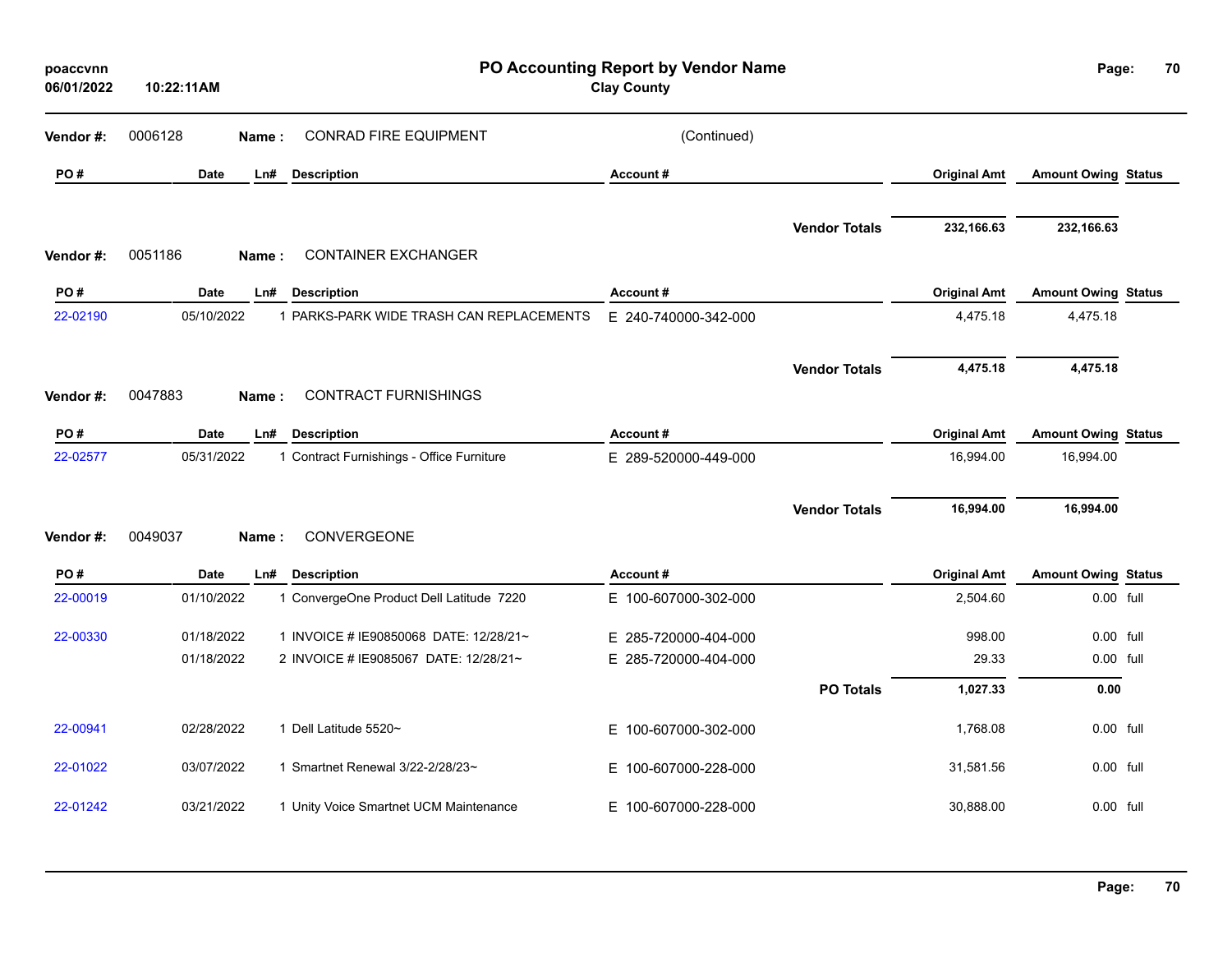# PO Accounting Report by Vendor Name

**Clay County**

poaccvnn
06/01/2022 10:22:11AM

**Vendor #:** 0006128 **Name :** CONRAD FIRE EQUIPMENT (Continued)

| PO # | Date | Ln# | Description | Account # | Original Amt | Amount Owing | Status |
|---|---|---|---|---|---|---|---|
| | | | | **Vendor Totals** | **232,166.63** | **232,166.63** | |

**Vendor #:** 0051186 **Name :** CONTAINER EXCHANGER

| PO # | Date | Ln# | Description | Account # | Original Amt | Amount Owing | Status |
|---|---|---|---|---|---|---|---|
| 22-02190 | 05/10/2022 | 1 | PARKS-PARK WIDE TRASH CAN REPLACEMENTS | E 240-740000-342-000 | 4,475.18 | 4,475.18 | |
| | | | | **Vendor Totals** | **4,475.18** | **4,475.18** | |

**Vendor #:** 0047883 **Name :** CONTRACT FURNISHINGS

| PO # | Date | Ln# | Description | Account # | Original Amt | Amount Owing | Status |
|---|---|---|---|---|---|---|---|
| 22-02577 | 05/31/2022 | 1 | Contract Furnishings - Office Furniture | E 289-520000-449-000 | 16,994.00 | 16,994.00 | |
| | | | | **Vendor Totals** | **16,994.00** | **16,994.00** | |

**Vendor #:** 0049037 **Name :** CONVERGEONE

| PO # | Date | Ln# | Description | Account # | Original Amt | Amount Owing | Status |
|---|---|---|---|---|---|---|---|
| 22-00019 | 01/10/2022 | 1 | ConvergeOne Product Dell Latitude 7220 | E 100-607000-302-000 | 2,504.60 | 0.00 | full |
| 22-00330 | 01/18/2022 | 1 | INVOICE # IE90850068 DATE: 12/28/21~ | E 285-720000-404-000 | 998.00 | 0.00 | full |
| | 01/18/2022 | 2 | INVOICE # IE9085067 DATE: 12/28/21~ | E 285-720000-404-000 | 29.33 | 0.00 | full |
| | | | | **PO Totals** | **1,027.33** | **0.00** | |
| 22-00941 | 02/28/2022 | 1 | Dell Latitude 5520~ | E 100-607000-302-000 | 1,768.08 | 0.00 | full |
| 22-01022 | 03/07/2022 | 1 | Smartnet Renewal 3/22-2/28/23~ | E 100-607000-228-000 | 31,581.56 | 0.00 | full |
| 22-01242 | 03/21/2022 | 1 | Unity Voice Smartnet UCM Maintenance | E 100-607000-228-000 | 30,888.00 | 0.00 | full |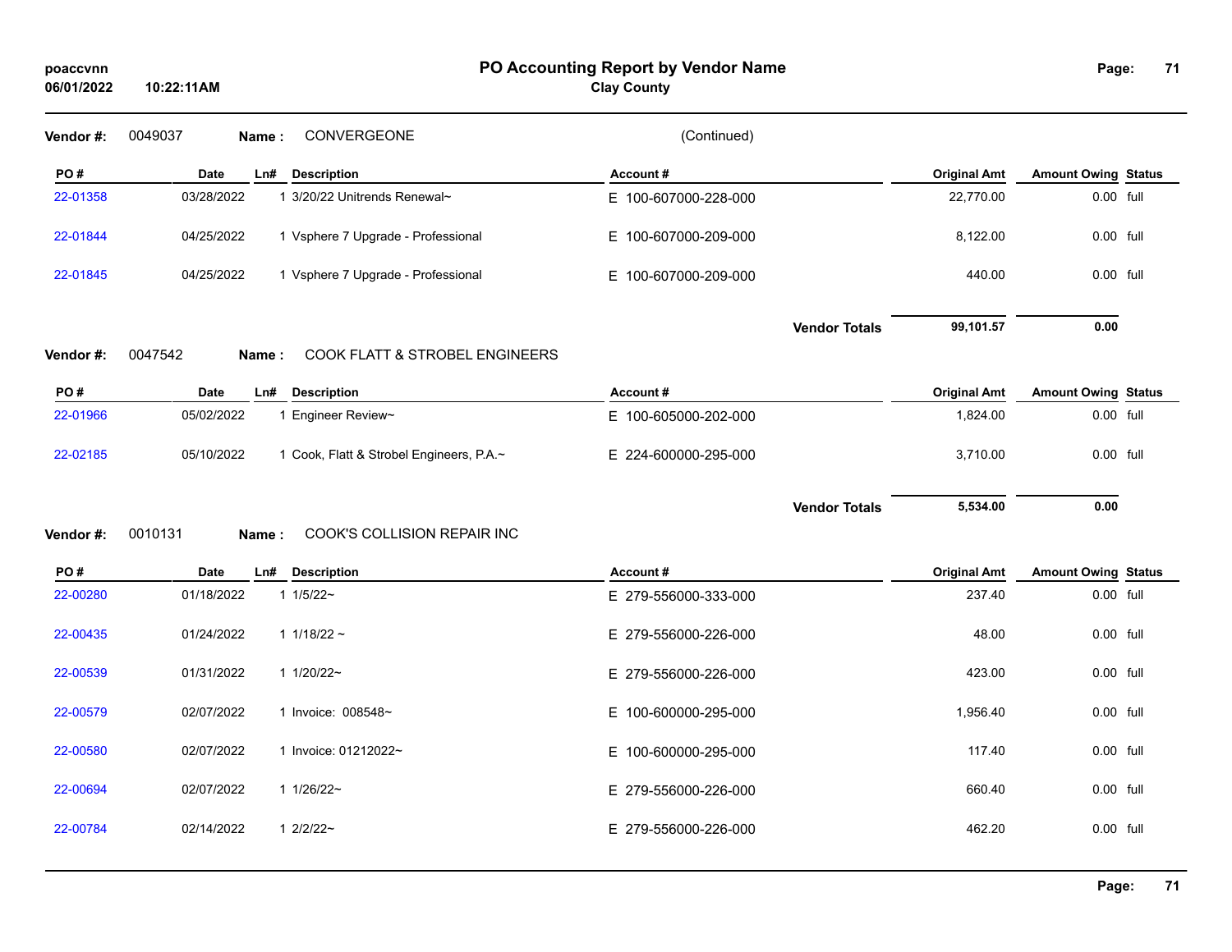# PO Accounting Report by Vendor Name

**Clay County**

poaccvnn
06/01/2022 10:22:11AM

**Vendor #:** 0049037 **Name :** CONVERGEONE (Continued)

| PO # | Date | Ln# | Description | Account # | Original Amt | Amount Owing | Status |
|---|---|---|---|---|---|---|---|
| 22-01358 | 03/28/2022 | 1 | 3/20/22 Unitrends Renewal~ | E 100-607000-228-000 | 22,770.00 | 0.00 | full |
| 22-01844 | 04/25/2022 | 1 | Vsphere 7 Upgrade - Professional | E 100-607000-209-000 | 8,122.00 | 0.00 | full |
| 22-01845 | 04/25/2022 | 1 | Vsphere 7 Upgrade - Professional | E 100-607000-209-000 | 440.00 | 0.00 | full |
| | | | | **Vendor Totals** | **99,101.57** | **0.00** | |

**Vendor #:** 0047542 **Name :** COOK FLATT & STROBEL ENGINEERS

| PO # | Date | Ln# | Description | Account # | Original Amt | Amount Owing | Status |
|---|---|---|---|---|---|---|---|
| 22-01966 | 05/02/2022 | 1 | Engineer Review~ | E 100-605000-202-000 | 1,824.00 | 0.00 | full |
| 22-02185 | 05/10/2022 | 1 | Cook, Flatt & Strobel Engineers, P.A.~ | E 224-600000-295-000 | 3,710.00 | 0.00 | full |
| | | | | **Vendor Totals** | **5,534.00** | **0.00** | |

**Vendor #:** 0010131 **Name :** COOK'S COLLISION REPAIR INC

| PO # | Date | Ln# | Description | Account # | Original Amt | Amount Owing | Status |
|---|---|---|---|---|---|---|---|
| 22-00280 | 01/18/2022 | 1 | 1/5/22~ | E 279-556000-333-000 | 237.40 | 0.00 | full |
| 22-00435 | 01/24/2022 | 1 | 1/18/22 ~ | E 279-556000-226-000 | 48.00 | 0.00 | full |
| 22-00539 | 01/31/2022 | 1 | 1/20/22~ | E 279-556000-226-000 | 423.00 | 0.00 | full |
| 22-00579 | 02/07/2022 | 1 | Invoice: 008548~ | E 100-600000-295-000 | 1,956.40 | 0.00 | full |
| 22-00580 | 02/07/2022 | 1 | Invoice: 01212022~ | E 100-600000-295-000 | 117.40 | 0.00 | full |
| 22-00694 | 02/07/2022 | 1 | 1/26/22~ | E 279-556000-226-000 | 660.40 | 0.00 | full |
| 22-00784 | 02/14/2022 | 1 | 2/2/22~ | E 279-556000-226-000 | 462.20 | 0.00 | full |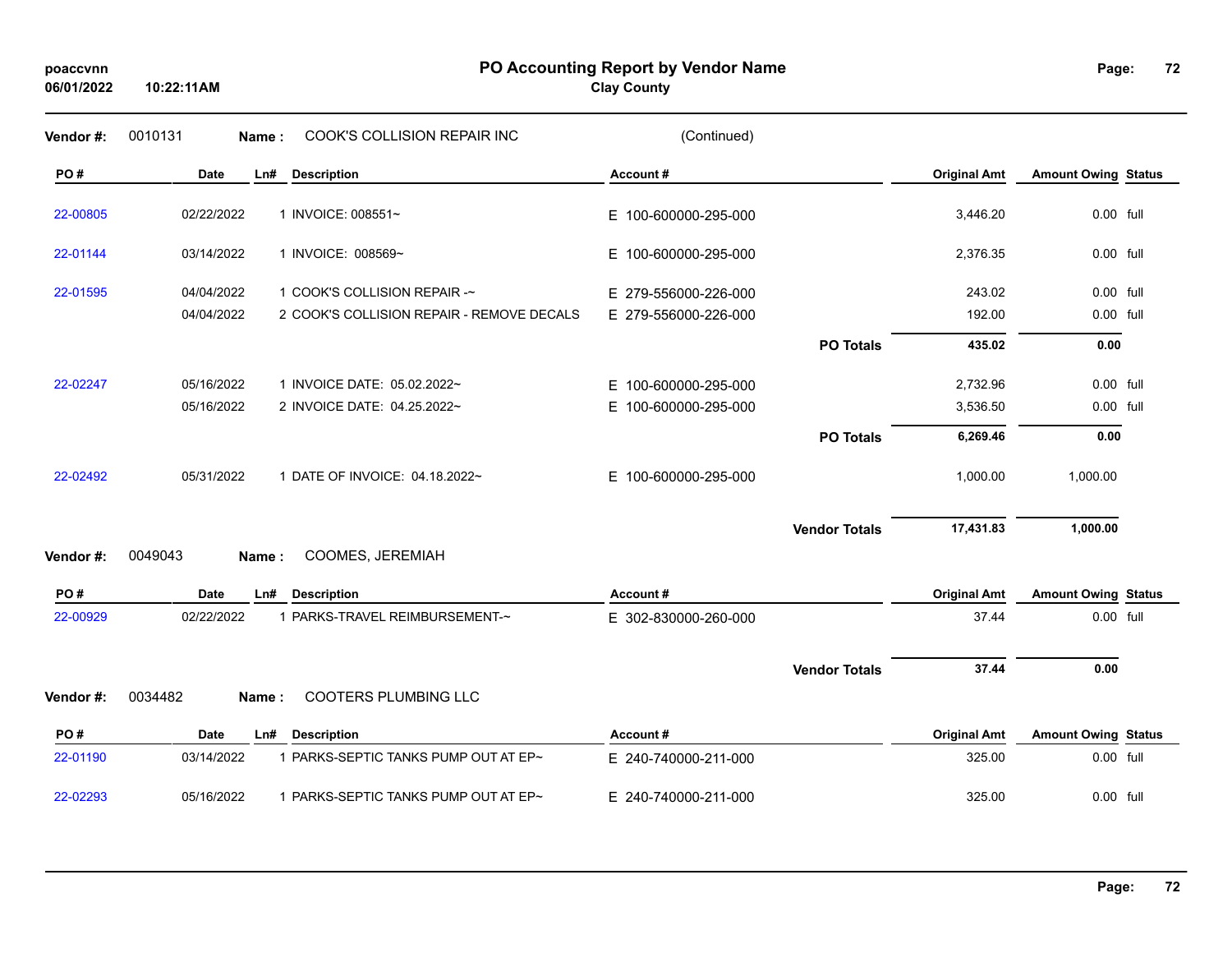# PO Accounting Report by Vendor Name

**Clay County**

poaccvnn
06/01/2022 10:22:11AM

**Vendor #:** 0010131 **Name :** COOK'S COLLISION REPAIR INC (Continued)

| PO # | Date | Ln# | Description | Account # | | Original Amt | Amount Owing | Status |
|---|---|---|---|---|---|---|---|---|
| 22-00805 | 02/22/2022 | 1 | INVOICE: 008551~ | E 100-600000-295-000 | | 3,446.20 | 0.00 | full |
| 22-01144 | 03/14/2022 | 1 | INVOICE: 008569~ | E 100-600000-295-000 | | 2,376.35 | 0.00 | full |
| 22-01595 | 04/04/2022 | 1 | COOK'S COLLISION REPAIR -~ | E 279-556000-226-000 | | 243.02 | 0.00 | full |
| | 04/04/2022 | 2 | COOK'S COLLISION REPAIR - REMOVE DECALS | E 279-556000-226-000 | | 192.00 | 0.00 | full |
| | | | | | **PO Totals** | **435.02** | **0.00** | |
| 22-02247 | 05/16/2022 | 1 | INVOICE DATE: 05.02.2022~ | E 100-600000-295-000 | | 2,732.96 | 0.00 | full |
| | 05/16/2022 | 2 | INVOICE DATE: 04.25.2022~ | E 100-600000-295-000 | | 3,536.50 | 0.00 | full |
| | | | | | **PO Totals** | **6,269.46** | **0.00** | |
| 22-02492 | 05/31/2022 | 1 | DATE OF INVOICE: 04.18.2022~ | E 100-600000-295-000 | | 1,000.00 | 1,000.00 | |
| | | | | | **Vendor Totals** | **17,431.83** | **1,000.00** | |

**Vendor #:** 0049043 **Name :** COOMES, JEREMIAH

| PO # | Date | Ln# | Description | Account # | | Original Amt | Amount Owing | Status |
|---|---|---|---|---|---|---|---|---|
| 22-00929 | 02/22/2022 | 1 | PARKS-TRAVEL REIMBURSEMENT-~ | E 302-830000-260-000 | | 37.44 | 0.00 | full |
| | | | | | **Vendor Totals** | **37.44** | **0.00** | |

**Vendor #:** 0034482 **Name :** COOTERS PLUMBING LLC

| PO # | Date | Ln# | Description | Account # | | Original Amt | Amount Owing | Status |
|---|---|---|---|---|---|---|---|---|
| 22-01190 | 03/14/2022 | 1 | PARKS-SEPTIC TANKS PUMP OUT AT EP~ | E 240-740000-211-000 | | 325.00 | 0.00 | full |
| 22-02293 | 05/16/2022 | 1 | PARKS-SEPTIC TANKS PUMP OUT AT EP~ | E 240-740000-211-000 | | 325.00 | 0.00 | full |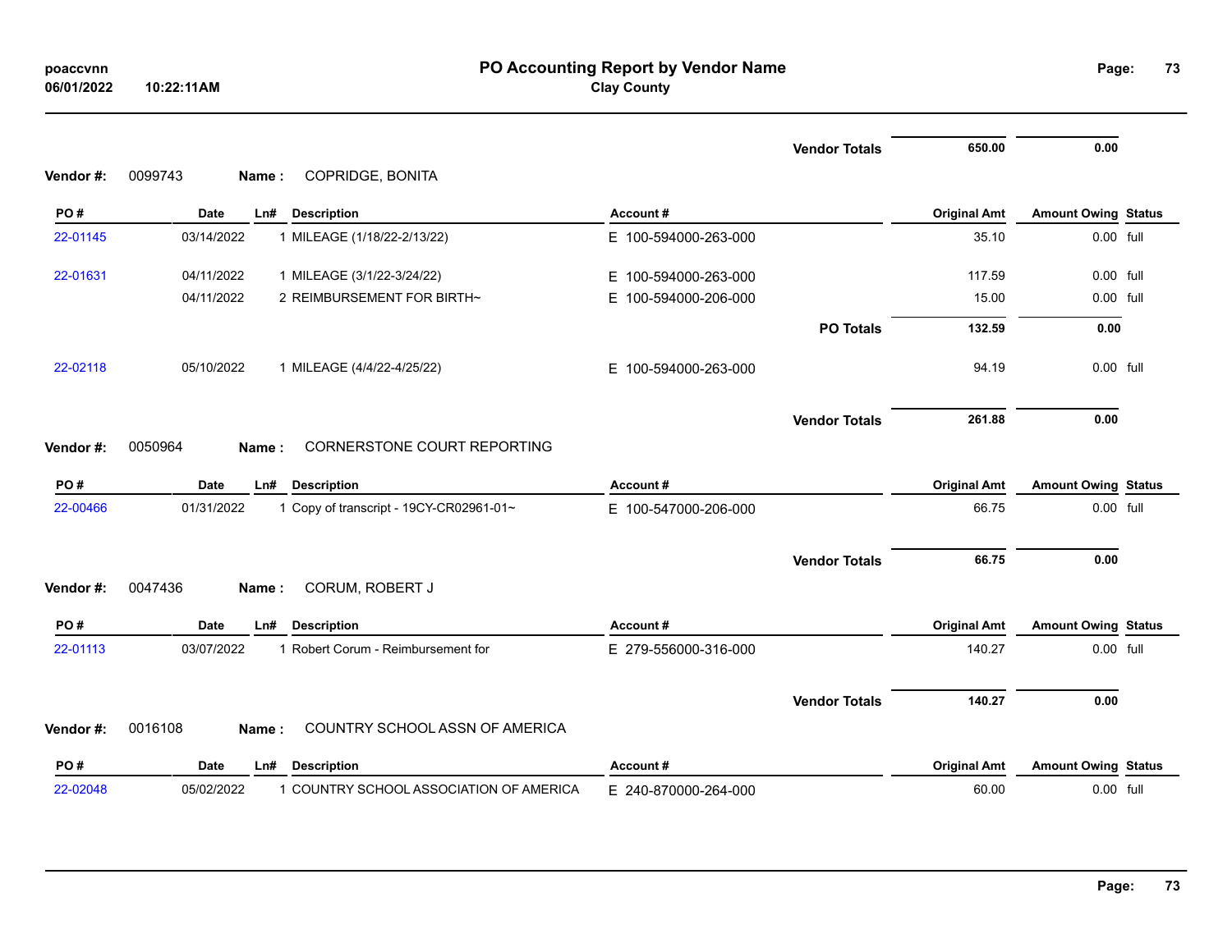| | | | | | Vendor Totals | 650.00 | 0.00 | |
|---|---|---|---|---|---|---|---|---|

**Vendor #:** 0099743 **Name :** COPRIDGE, BONITA

| PO # | Date | Ln# | Description | Account # | | Original Amt | Amount Owing | Status |
|---|---|---|---|---|---|---|---|---|
| 22-01145 | 03/14/2022 | 1 | MILEAGE (1/18/22-2/13/22) | E 100-594000-263-000 | | 35.10 | 0.00 | full |
| 22-01631 | 04/11/2022 | 1 | MILEAGE (3/1/22-3/24/22) | E 100-594000-263-000 | | 117.59 | 0.00 | full |
| | 04/11/2022 | 2 | REIMBURSEMENT FOR BIRTH~ | E 100-594000-206-000 | | 15.00 | 0.00 | full |
| | | | | | PO Totals | 132.59 | 0.00 | |
| 22-02118 | 05/10/2022 | 1 | MILEAGE (4/4/22-4/25/22) | E 100-594000-263-000 | | 94.19 | 0.00 | full |
| | | | | | Vendor Totals | 261.88 | 0.00 | |

**Vendor #:** 0050964 **Name :** CORNERSTONE COURT REPORTING

| PO # | Date | Ln# | Description | Account # | | Original Amt | Amount Owing | Status |
|---|---|---|---|---|---|---|---|---|
| 22-00466 | 01/31/2022 | 1 | Copy of transcript - 19CY-CR02961-01~ | E 100-547000-206-000 | | 66.75 | 0.00 | full |
| | | | | | Vendor Totals | 66.75 | 0.00 | |

**Vendor #:** 0047436 **Name :** CORUM, ROBERT J

| PO # | Date | Ln# | Description | Account # | | Original Amt | Amount Owing | Status |
|---|---|---|---|---|---|---|---|---|
| 22-01113 | 03/07/2022 | 1 | Robert Corum - Reimbursement for | E 279-556000-316-000 | | 140.27 | 0.00 | full |
| | | | | | Vendor Totals | 140.27 | 0.00 | |

**Vendor #:** 0016108 **Name :** COUNTRY SCHOOL ASSN OF AMERICA

| PO # | Date | Ln# | Description | Account # | | Original Amt | Amount Owing | Status |
|---|---|---|---|---|---|---|---|---|
| 22-02048 | 05/02/2022 | 1 | COUNTRY SCHOOL ASSOCIATION OF AMERICA | E 240-870000-264-000 | | 60.00 | 0.00 | full |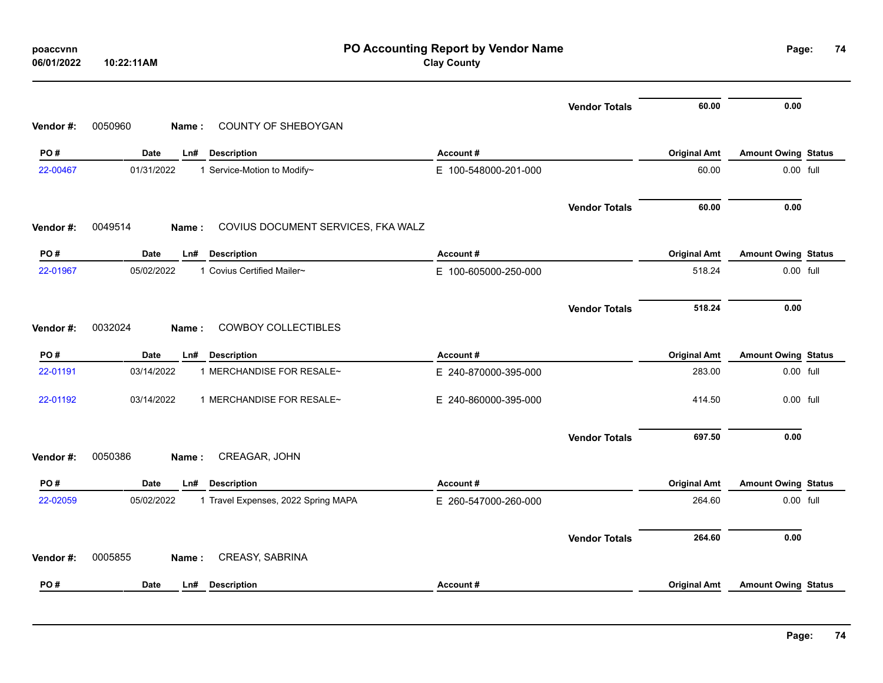| | | | | | Vendor Totals | 60.00 | 0.00 | |
|---|---|---|---|---|---|---|---|---|

**Vendor #:** 0050960 **Name :** COUNTY OF SHEBOYGAN

| PO # | Date | Ln# | Description | Account # | Original Amt | Amount Owing | Status |
|---|---|---|---|---|---|---|---|
| 22-00467 | 01/31/2022 | 1 | Service-Motion to Modify~ | E 100-548000-201-000 | 60.00 | 0.00 | full |
| | | | | Vendor Totals | 60.00 | 0.00 | |

**Vendor #:** 0049514 **Name :** COVIUS DOCUMENT SERVICES, FKA WALZ

| PO # | Date | Ln# | Description | Account # | Original Amt | Amount Owing | Status |
|---|---|---|---|---|---|---|---|
| 22-01967 | 05/02/2022 | 1 | Covius Certified Mailer~ | E 100-605000-250-000 | 518.24 | 0.00 | full |
| | | | | Vendor Totals | 518.24 | 0.00 | |

**Vendor #:** 0032024 **Name :** COWBOY COLLECTIBLES

| PO # | Date | Ln# | Description | Account # | Original Amt | Amount Owing | Status |
|---|---|---|---|---|---|---|---|
| 22-01191 | 03/14/2022 | 1 | MERCHANDISE FOR RESALE~ | E 240-870000-395-000 | 283.00 | 0.00 | full |
| 22-01192 | 03/14/2022 | 1 | MERCHANDISE FOR RESALE~ | E 240-860000-395-000 | 414.50 | 0.00 | full |
| | | | | Vendor Totals | 697.50 | 0.00 | |

**Vendor #:** 0050386 **Name :** CREAGAR, JOHN

| PO # | Date | Ln# | Description | Account # | Original Amt | Amount Owing | Status |
|---|---|---|---|---|---|---|---|
| 22-02059 | 05/02/2022 | 1 | Travel Expenses, 2022 Spring MAPA | E 260-547000-260-000 | 264.60 | 0.00 | full |
| | | | | Vendor Totals | 264.60 | 0.00 | |

**Vendor #:** 0005855 **Name :** CREASY, SABRINA

| PO # | Date | Ln# | Description | Account # | Original Amt | Amount Owing | Status |
|---|---|---|---|---|---|---|---|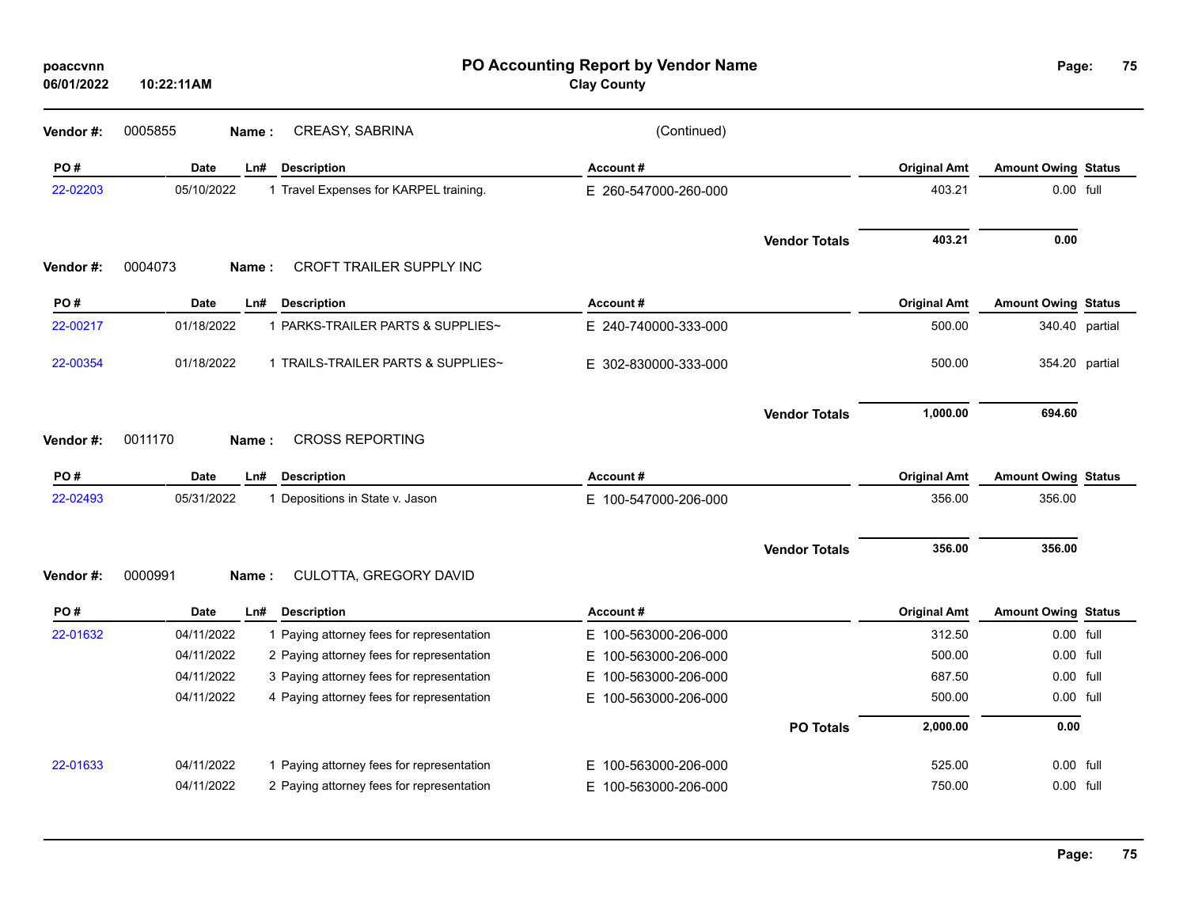# PO Accounting Report by Vendor Name

**Clay County**

poaccvnn
06/01/2022 10:22:11AM

**Vendor #:** 0005855 **Name :** CREASY, SABRINA (Continued)

| PO # | Date | Ln# | Description | Account # | Original Amt | Amount Owing | Status |
|---|---|---|---|---|---|---|---|
| 22-02203 | 05/10/2022 | 1 | Travel Expenses for KARPEL training. | E 260-547000-260-000 | 403.21 | 0.00 | full |
| | | | | **Vendor Totals** | **403.21** | **0.00** | |

**Vendor #:** 0004073 **Name :** CROFT TRAILER SUPPLY INC

| PO # | Date | Ln# | Description | Account # | Original Amt | Amount Owing | Status |
|---|---|---|---|---|---|---|---|
| 22-00217 | 01/18/2022 | 1 | PARKS-TRAILER PARTS & SUPPLIES~ | E 240-740000-333-000 | 500.00 | 340.40 | partial |
| 22-00354 | 01/18/2022 | 1 | TRAILS-TRAILER PARTS & SUPPLIES~ | E 302-830000-333-000 | 500.00 | 354.20 | partial |
| | | | | **Vendor Totals** | **1,000.00** | **694.60** | |

**Vendor #:** 0011170 **Name :** CROSS REPORTING

| PO # | Date | Ln# | Description | Account # | Original Amt | Amount Owing | Status |
|---|---|---|---|---|---|---|---|
| 22-02493 | 05/31/2022 | 1 | Depositions in State v. Jason | E 100-547000-206-000 | 356.00 | 356.00 | |
| | | | | **Vendor Totals** | **356.00** | **356.00** | |

**Vendor #:** 0000991 **Name :** CULOTTA, GREGORY DAVID

| PO # | Date | Ln# | Description | Account # | Original Amt | Amount Owing | Status |
|---|---|---|---|---|---|---|---|
| 22-01632 | 04/11/2022 | 1 | Paying attorney fees for representation | E 100-563000-206-000 | 312.50 | 0.00 | full |
| | 04/11/2022 | 2 | Paying attorney fees for representation | E 100-563000-206-000 | 500.00 | 0.00 | full |
| | 04/11/2022 | 3 | Paying attorney fees for representation | E 100-563000-206-000 | 687.50 | 0.00 | full |
| | 04/11/2022 | 4 | Paying attorney fees for representation | E 100-563000-206-000 | 500.00 | 0.00 | full |
| | | | | **PO Totals** | **2,000.00** | **0.00** | |
| 22-01633 | 04/11/2022 | 1 | Paying attorney fees for representation | E 100-563000-206-000 | 525.00 | 0.00 | full |
| | 04/11/2022 | 2 | Paying attorney fees for representation | E 100-563000-206-000 | 750.00 | 0.00 | full |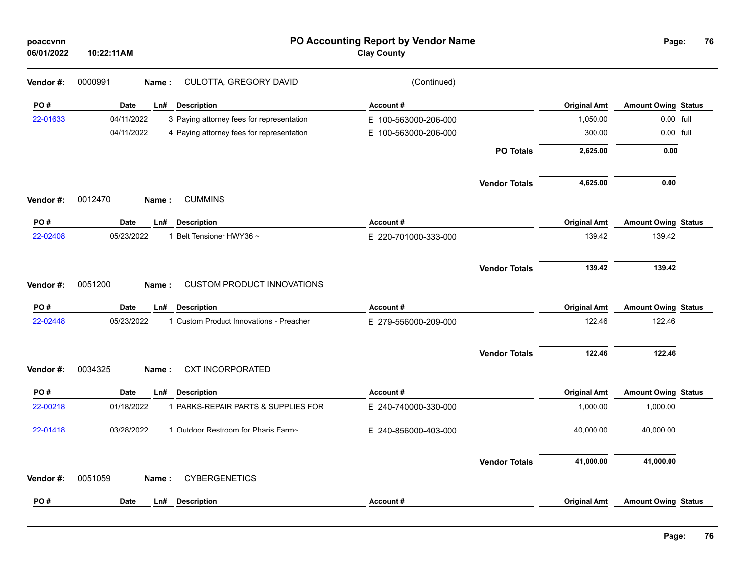**Vendor #:** 0000991 **Name :** CULOTTA, GREGORY DAVID (Continued)

| PO # | Date | Ln# | Description | Account # | Original Amt | Amount Owing | Status |
|---|---|---|---|---|---|---|---|
| 22-01633 | 04/11/2022 | 3 | Paying attorney fees for representation | E 100-563000-206-000 | 1,050.00 | 0.00 | full |
| | 04/11/2022 | 4 | Paying attorney fees for representation | E 100-563000-206-000 | 300.00 | 0.00 | full |
| | | | | **PO Totals** | **2,625.00** | **0.00** | |
| | | | | **Vendor Totals** | **4,625.00** | **0.00** | |

**Vendor #:** 0012470 **Name :** CUMMINS

| PO # | Date | Ln# | Description | Account # | Original Amt | Amount Owing | Status |
|---|---|---|---|---|---|---|---|
| 22-02408 | 05/23/2022 | 1 | Belt Tensioner HWY36 ~ | E 220-701000-333-000 | 139.42 | 139.42 | |
| | | | | **Vendor Totals** | **139.42** | **139.42** | |

**Vendor #:** 0051200 **Name :** CUSTOM PRODUCT INNOVATIONS

| PO # | Date | Ln# | Description | Account # | Original Amt | Amount Owing | Status |
|---|---|---|---|---|---|---|---|
| 22-02448 | 05/23/2022 | 1 | Custom Product Innovations - Preacher | E 279-556000-209-000 | 122.46 | 122.46 | |
| | | | | **Vendor Totals** | **122.46** | **122.46** | |

**Vendor #:** 0034325 **Name :** CXT INCORPORATED

| PO # | Date | Ln# | Description | Account # | Original Amt | Amount Owing | Status |
|---|---|---|---|---|---|---|---|
| 22-00218 | 01/18/2022 | 1 | PARKS-REPAIR PARTS & SUPPLIES FOR | E 240-740000-330-000 | 1,000.00 | 1,000.00 | |
| 22-01418 | 03/28/2022 | 1 | Outdoor Restroom for Pharis Farm~ | E 240-856000-403-000 | 40,000.00 | 40,000.00 | |
| | | | | **Vendor Totals** | **41,000.00** | **41,000.00** | |

**Vendor #:** 0051059 **Name :** CYBERGENETICS

| PO # | Date | Ln# | Description | Account # | Original Amt | Amount Owing | Status |
|---|---|---|---|---|---|---|---|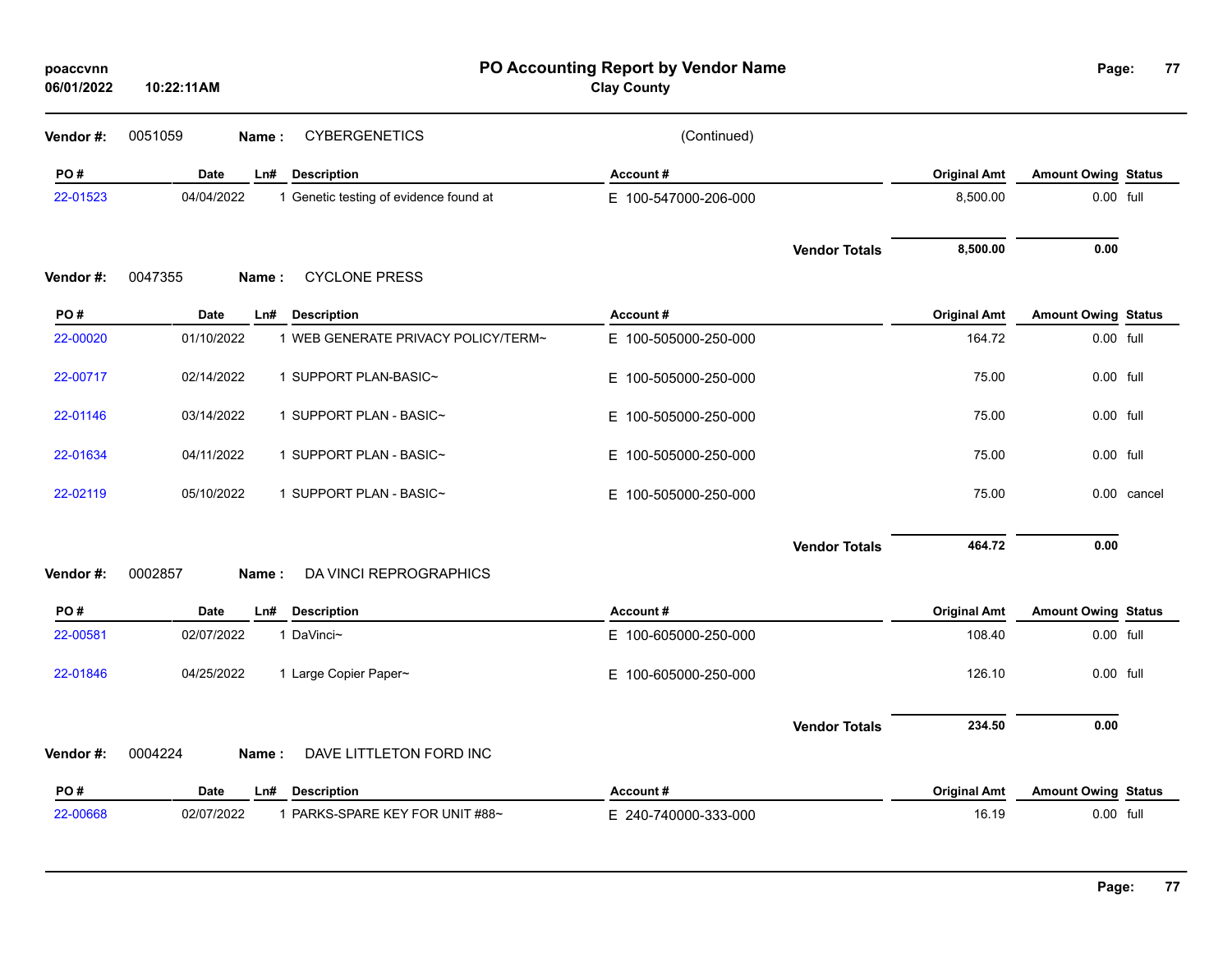**Vendor #:** 0051059 **Name :** CYBERGENETICS (Continued)

| PO # | Date | Ln# | Description | Account # | Original Amt | Amount Owing | Status |
|---|---|---|---|---|---|---|---|
| 22-01523 | 04/04/2022 | 1 | Genetic testing of evidence found at | E 100-547000-206-000 | 8,500.00 | 0.00 | full |
| | | | | **Vendor Totals** | **8,500.00** | **0.00** | |

**Vendor #:** 0047355 **Name :** CYCLONE PRESS

| PO # | Date | Ln# | Description | Account # | Original Amt | Amount Owing | Status |
|---|---|---|---|---|---|---|---|
| 22-00020 | 01/10/2022 | 1 | WEB GENERATE PRIVACY POLICY/TERM~ | E 100-505000-250-000 | 164.72 | 0.00 | full |
| 22-00717 | 02/14/2022 | 1 | SUPPORT PLAN-BASIC~ | E 100-505000-250-000 | 75.00 | 0.00 | full |
| 22-01146 | 03/14/2022 | 1 | SUPPORT PLAN - BASIC~ | E 100-505000-250-000 | 75.00 | 0.00 | full |
| 22-01634 | 04/11/2022 | 1 | SUPPORT PLAN - BASIC~ | E 100-505000-250-000 | 75.00 | 0.00 | full |
| 22-02119 | 05/10/2022 | 1 | SUPPORT PLAN - BASIC~ | E 100-505000-250-000 | 75.00 | 0.00 | cancel |
| | | | | **Vendor Totals** | **464.72** | **0.00** | |

**Vendor #:** 0002857 **Name :** DA VINCI REPROGRAPHICS

| PO # | Date | Ln# | Description | Account # | Original Amt | Amount Owing | Status |
|---|---|---|---|---|---|---|---|
| 22-00581 | 02/07/2022 | 1 | DaVinci~ | E 100-605000-250-000 | 108.40 | 0.00 | full |
| 22-01846 | 04/25/2022 | 1 | Large Copier Paper~ | E 100-605000-250-000 | 126.10 | 0.00 | full |
| | | | | **Vendor Totals** | **234.50** | **0.00** | |

**Vendor #:** 0004224 **Name :** DAVE LITTLETON FORD INC

| PO # | Date | Ln# | Description | Account # | Original Amt | Amount Owing | Status |
|---|---|---|---|---|---|---|---|
| 22-00668 | 02/07/2022 | 1 | PARKS-SPARE KEY FOR UNIT #88~ | E 240-740000-333-000 | 16.19 | 0.00 | full |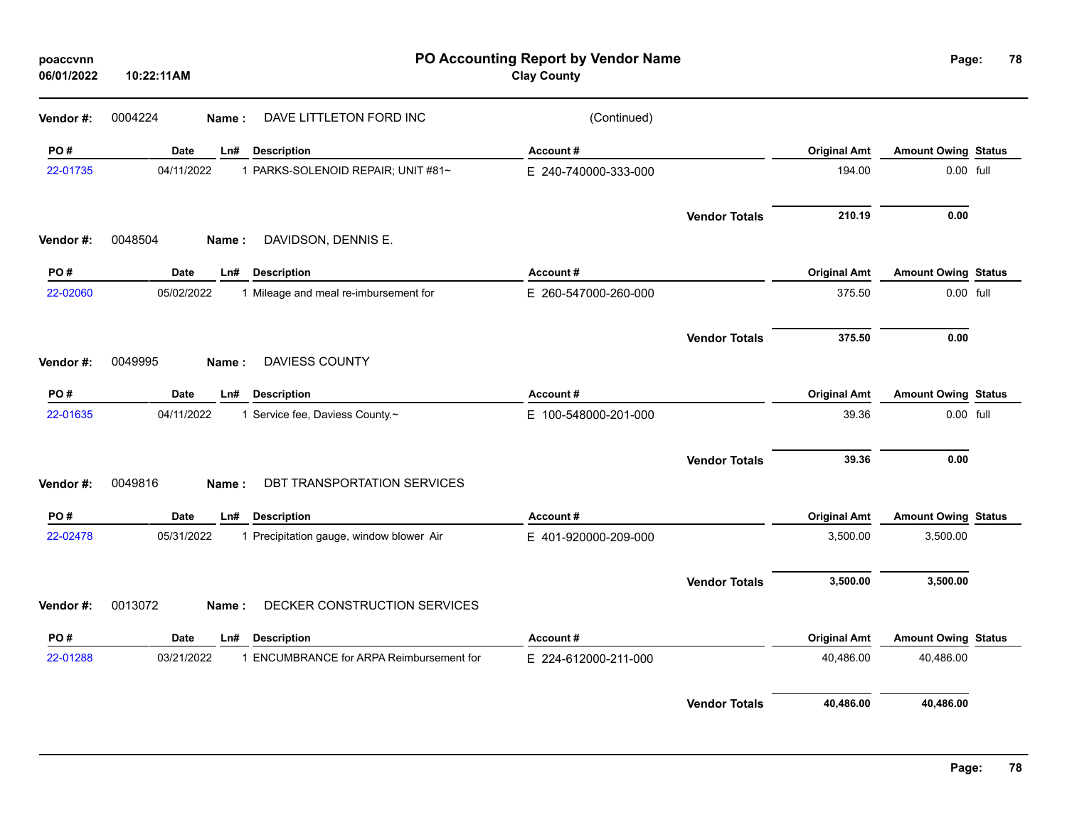# PO Accounting Report by Vendor Name

**Clay County**

poaccvnn
06/01/2022 10:22:11AM

**Vendor #:** 0004224 **Name :** DAVE LITTLETON FORD INC (Continued)

| PO # | Date | Ln# | Description | Account # | Original Amt | Amount Owing | Status |
|---|---|---|---|---|---|---|---|
| 22-01735 | 04/11/2022 | 1 | PARKS-SOLENOID REPAIR; UNIT #81~ | E 240-740000-333-000 | 194.00 | 0.00 | full |
| | | | | **Vendor Totals** | **210.19** | **0.00** | |

**Vendor #:** 0048504 **Name :** DAVIDSON, DENNIS E.

| PO # | Date | Ln# | Description | Account # | Original Amt | Amount Owing | Status |
|---|---|---|---|---|---|---|---|
| 22-02060 | 05/02/2022 | 1 | Mileage and meal re-imbursement for | E 260-547000-260-000 | 375.50 | 0.00 | full |
| | | | | **Vendor Totals** | **375.50** | **0.00** | |

**Vendor #:** 0049995 **Name :** DAVIESS COUNTY

| PO # | Date | Ln# | Description | Account # | Original Amt | Amount Owing | Status |
|---|---|---|---|---|---|---|---|
| 22-01635 | 04/11/2022 | 1 | Service fee, Daviess County.~ | E 100-548000-201-000 | 39.36 | 0.00 | full |
| | | | | **Vendor Totals** | **39.36** | **0.00** | |

**Vendor #:** 0049816 **Name :** DBT TRANSPORTATION SERVICES

| PO # | Date | Ln# | Description | Account # | Original Amt | Amount Owing | Status |
|---|---|---|---|---|---|---|---|
| 22-02478 | 05/31/2022 | 1 | Precipitation gauge, window blower Air | E 401-920000-209-000 | 3,500.00 | 3,500.00 | |
| | | | | **Vendor Totals** | **3,500.00** | **3,500.00** | |

**Vendor #:** 0013072 **Name :** DECKER CONSTRUCTION SERVICES

| PO # | Date | Ln# | Description | Account # | Original Amt | Amount Owing | Status |
|---|---|---|---|---|---|---|---|
| 22-01288 | 03/21/2022 | 1 | ENCUMBRANCE for ARPA Reimbursement for | E 224-612000-211-000 | 40,486.00 | 40,486.00 | |
| | | | | **Vendor Totals** | **40,486.00** | **40,486.00** | |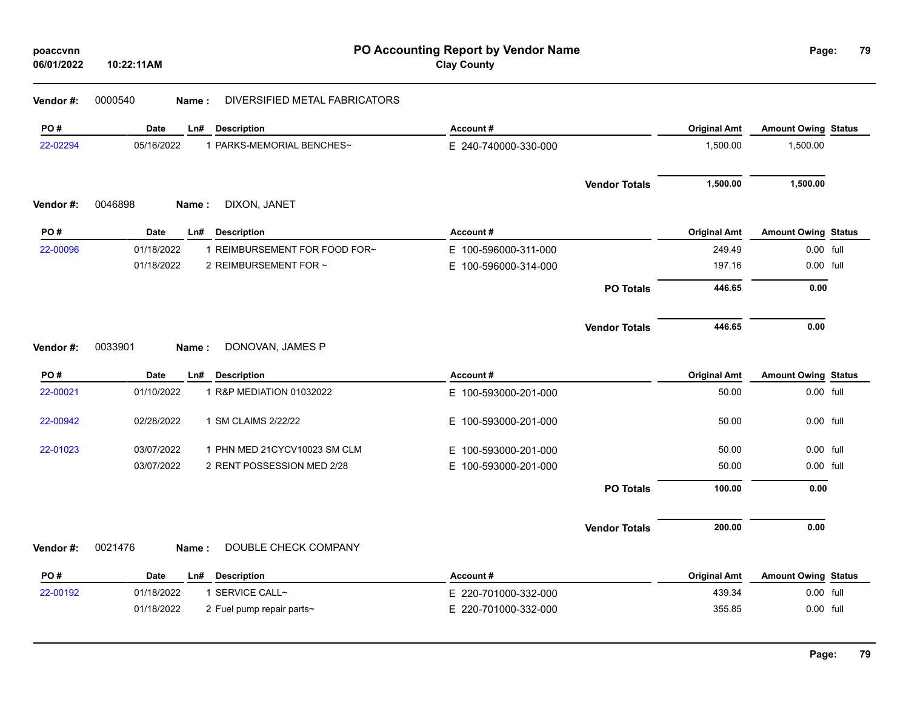# PO Accounting Report by Vendor Name

**Clay County**

**Vendor #:** 0000540 **Name :** DIVERSIFIED METAL FABRICATORS

| PO # | Date | Ln# | Description | Account # | Original Amt | Amount Owing | Status |
|---|---|---|---|---|---|---|---|
| 22-02294 | 05/16/2022 | 1 | PARKS-MEMORIAL BENCHES~ | E 240-740000-330-000 | 1,500.00 | 1,500.00 | |
| | | | | **Vendor Totals** | **1,500.00** | **1,500.00** | |

**Vendor #:** 0046898 **Name :** DIXON, JANET

| PO # | Date | Ln# | Description | Account # | Original Amt | Amount Owing | Status |
|---|---|---|---|---|---|---|---|
| 22-00096 | 01/18/2022 | 1 | REIMBURSEMENT FOR FOOD FOR~ | E 100-596000-311-000 | 249.49 | 0.00 | full |
| | 01/18/2022 | 2 | REIMBURSEMENT FOR ~ | E 100-596000-314-000 | 197.16 | 0.00 | full |
| | | | | **PO Totals** | **446.65** | **0.00** | |
| | | | | **Vendor Totals** | **446.65** | **0.00** | |

**Vendor #:** 0033901 **Name :** DONOVAN, JAMES P

| PO # | Date | Ln# | Description | Account # | Original Amt | Amount Owing | Status |
|---|---|---|---|---|---|---|---|
| 22-00021 | 01/10/2022 | 1 | R&P MEDIATION 01032022 | E 100-593000-201-000 | 50.00 | 0.00 | full |
| 22-00942 | 02/28/2022 | 1 | SM CLAIMS 2/22/22 | E 100-593000-201-000 | 50.00 | 0.00 | full |
| 22-01023 | 03/07/2022 | 1 | PHN MED 21CYCV10023 SM CLM | E 100-593000-201-000 | 50.00 | 0.00 | full |
| | 03/07/2022 | 2 | RENT POSSESSION MED 2/28 | E 100-593000-201-000 | 50.00 | 0.00 | full |
| | | | | **PO Totals** | **100.00** | **0.00** | |
| | | | | **Vendor Totals** | **200.00** | **0.00** | |

**Vendor #:** 0021476 **Name :** DOUBLE CHECK COMPANY

| PO # | Date | Ln# | Description | Account # | Original Amt | Amount Owing | Status |
|---|---|---|---|---|---|---|---|
| 22-00192 | 01/18/2022 | 1 | SERVICE CALL~ | E 220-701000-332-000 | 439.34 | 0.00 | full |
| | 01/18/2022 | 2 | Fuel pump repair parts~ | E 220-701000-332-000 | 355.85 | 0.00 | full |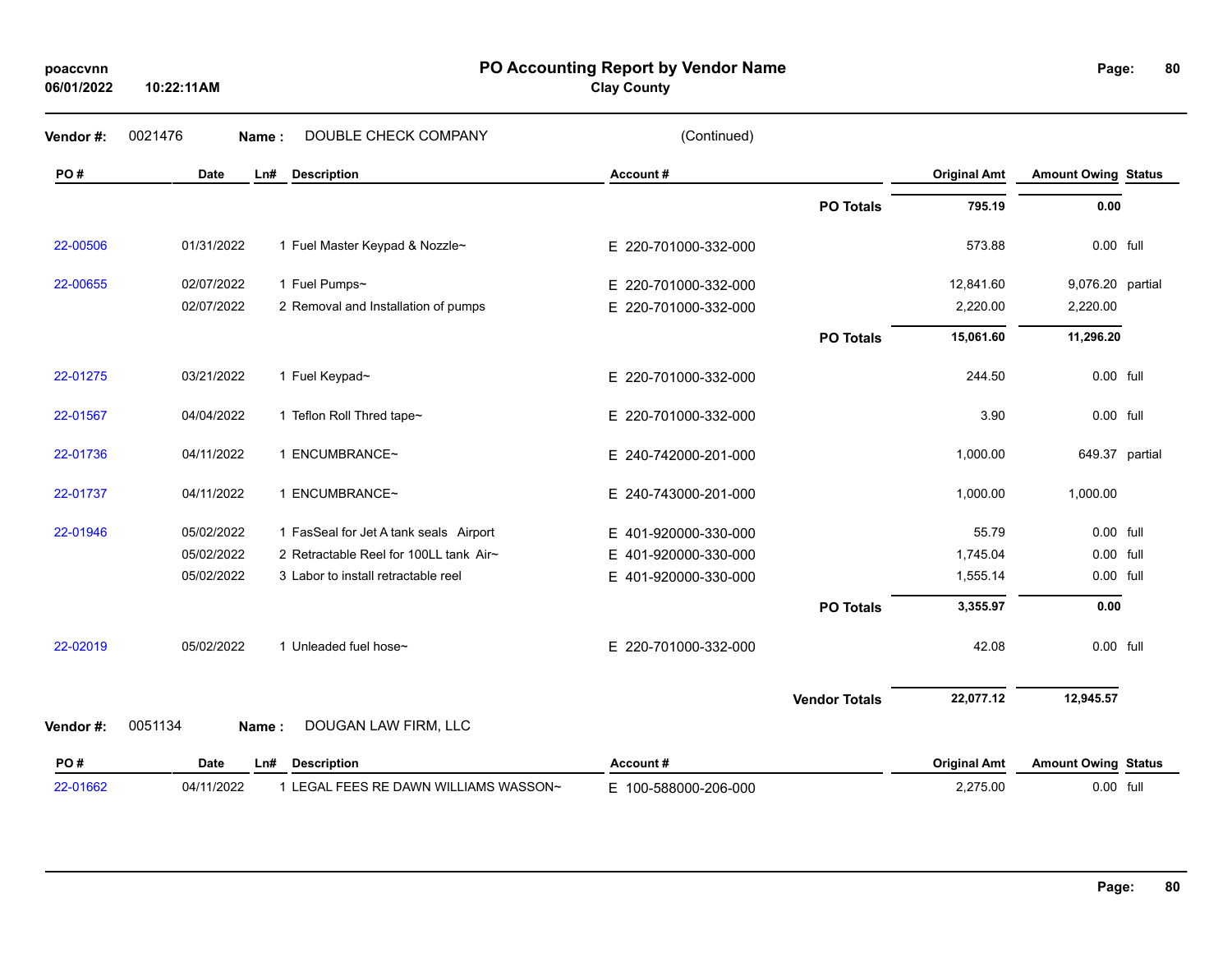# PO Accounting Report by Vendor Name

**Clay County**

poaccvnn
06/01/2022 10:22:11AM

**Vendor #:** 0021476 **Name :** DOUBLE CHECK COMPANY (Continued)

| PO # | Date | Ln# | Description | Account # | | Original Amt | Amount Owing | Status |
|---|---|---|---|---|---|---|---|---|
| | | | | | **PO Totals** | **795.19** | **0.00** | |
| 22-00506 | 01/31/2022 | 1 | Fuel Master Keypad & Nozzle~ | E 220-701000-332-000 | | 573.88 | 0.00 | full |
| 22-00655 | 02/07/2022 | 1 | Fuel Pumps~ | E 220-701000-332-000 | | 12,841.60 | 9,076.20 | partial |
| | 02/07/2022 | 2 | Removal and Installation of pumps | E 220-701000-332-000 | | 2,220.00 | 2,220.00 | |
| | | | | | **PO Totals** | **15,061.60** | **11,296.20** | |
| 22-01275 | 03/21/2022 | 1 | Fuel Keypad~ | E 220-701000-332-000 | | 244.50 | 0.00 | full |
| 22-01567 | 04/04/2022 | 1 | Teflon Roll Thred tape~ | E 220-701000-332-000 | | 3.90 | 0.00 | full |
| 22-01736 | 04/11/2022 | 1 | ENCUMBRANCE~ | E 240-742000-201-000 | | 1,000.00 | 649.37 | partial |
| 22-01737 | 04/11/2022 | 1 | ENCUMBRANCE~ | E 240-743000-201-000 | | 1,000.00 | 1,000.00 | |
| 22-01946 | 05/02/2022 | 1 | FasSeal for Jet A tank seals Airport | E 401-920000-330-000 | | 55.79 | 0.00 | full |
| | 05/02/2022 | 2 | Retractable Reel for 100LL tank Air~ | E 401-920000-330-000 | | 1,745.04 | 0.00 | full |
| | 05/02/2022 | 3 | Labor to install retractable reel | E 401-920000-330-000 | | 1,555.14 | 0.00 | full |
| | | | | | **PO Totals** | **3,355.97** | **0.00** | |
| 22-02019 | 05/02/2022 | 1 | Unleaded fuel hose~ | E 220-701000-332-000 | | 42.08 | 0.00 | full |
| | | | | | **Vendor Totals** | **22,077.12** | **12,945.57** | |

**Vendor #:** 0051134 **Name :** DOUGAN LAW FIRM, LLC

| PO # | Date | Ln# | Description | Account # | Original Amt | Amount Owing | Status |
|---|---|---|---|---|---|---|---|
| 22-01662 | 04/11/2022 | 1 | LEGAL FEES RE DAWN WILLIAMS WASSON~ | E 100-588000-206-000 | 2,275.00 | 0.00 | full |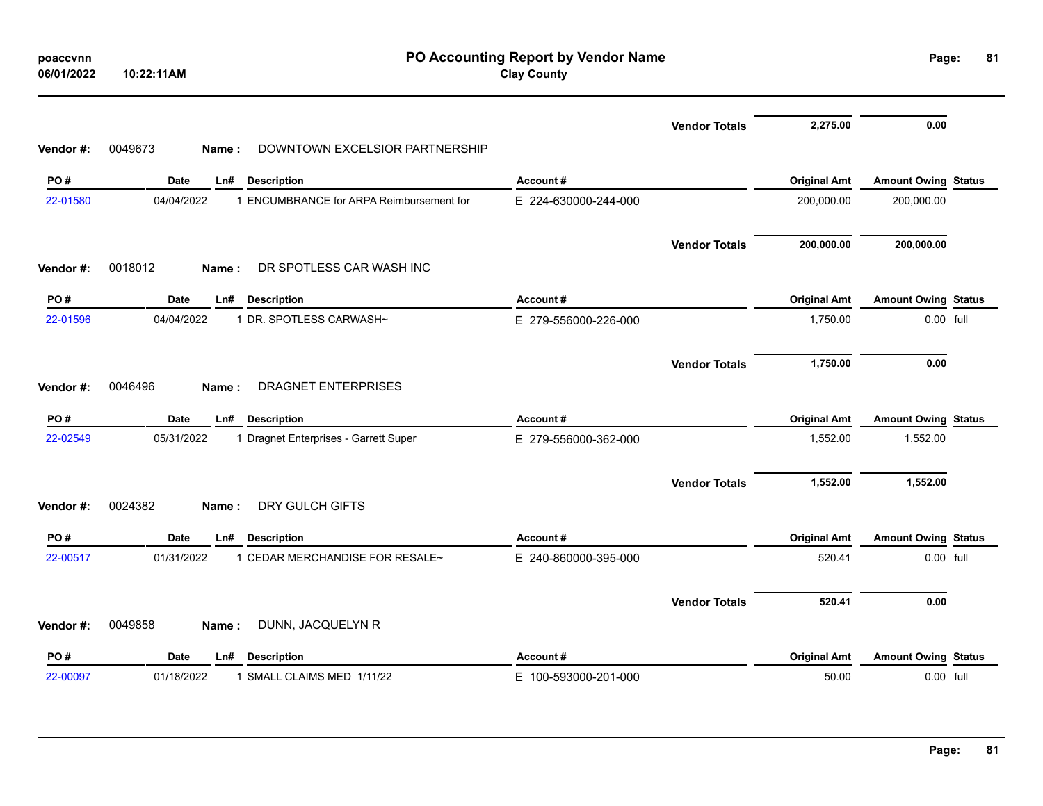| | | | | Vendor Totals | 2,275.00 | 0.00 | |
|---|---|---|---|---|---|---|---|

**Vendor #:** 0049673 **Name :** DOWNTOWN EXCELSIOR PARTNERSHIP

| PO # | Date | Ln# | Description | Account # | Original Amt | Amount Owing | Status |
|---|---|---|---|---|---|---|---|
| 22-01580 | 04/04/2022 | 1 | ENCUMBRANCE for ARPA Reimbursement for | E 224-630000-244-000 | 200,000.00 | 200,000.00 | |
| | | | | **Vendor Totals** | **200,000.00** | **200,000.00** | |

**Vendor #:** 0018012 **Name :** DR SPOTLESS CAR WASH INC

| PO # | Date | Ln# | Description | Account # | Original Amt | Amount Owing | Status |
|---|---|---|---|---|---|---|---|
| 22-01596 | 04/04/2022 | 1 | DR. SPOTLESS CARWASH~ | E 279-556000-226-000 | 1,750.00 | 0.00 | full |
| | | | | **Vendor Totals** | **1,750.00** | **0.00** | |

**Vendor #:** 0046496 **Name :** DRAGNET ENTERPRISES

| PO # | Date | Ln# | Description | Account # | Original Amt | Amount Owing | Status |
|---|---|---|---|---|---|---|---|
| 22-02549 | 05/31/2022 | 1 | Dragnet Enterprises - Garrett Super | E 279-556000-362-000 | 1,552.00 | 1,552.00 | |
| | | | | **Vendor Totals** | **1,552.00** | **1,552.00** | |

**Vendor #:** 0024382 **Name :** DRY GULCH GIFTS

| PO # | Date | Ln# | Description | Account # | Original Amt | Amount Owing | Status |
|---|---|---|---|---|---|---|---|
| 22-00517 | 01/31/2022 | 1 | CEDAR MERCHANDISE FOR RESALE~ | E 240-860000-395-000 | 520.41 | 0.00 | full |
| | | | | **Vendor Totals** | **520.41** | **0.00** | |

**Vendor #:** 0049858 **Name :** DUNN, JACQUELYN R

| PO # | Date | Ln# | Description | Account # | Original Amt | Amount Owing | Status |
|---|---|---|---|---|---|---|---|
| 22-00097 | 01/18/2022 | 1 | SMALL CLAIMS MED 1/11/22 | E 100-593000-201-000 | 50.00 | 0.00 | full |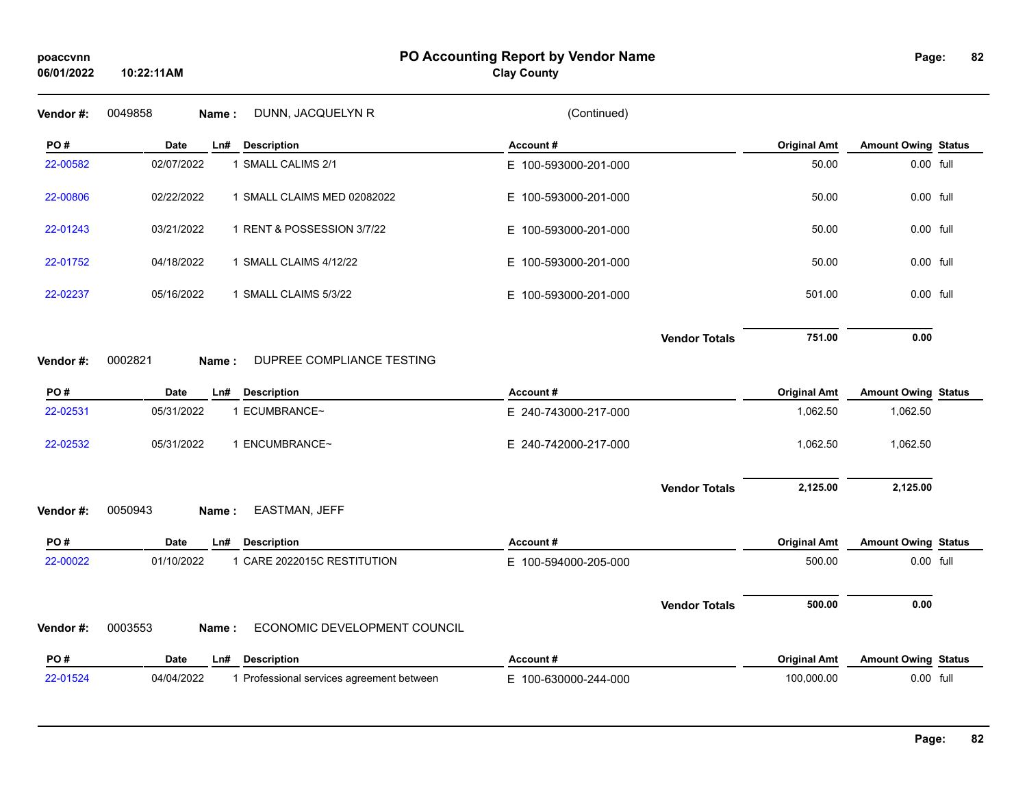# PO Accounting Report by Vendor Name

**Clay County**

poaccvnn
06/01/2022 10:22:11AM

**Vendor #:** 0049858 **Name :** DUNN, JACQUELYN R (Continued)

| PO # | Date | Ln# | Description | Account # | Original Amt | Amount Owing | Status |
|---|---|---|---|---|---|---|---|
| 22-00582 | 02/07/2022 | 1 | SMALL CALIMS 2/1 | E 100-593000-201-000 | 50.00 | 0.00 | full |
| 22-00806 | 02/22/2022 | 1 | SMALL CLAIMS MED 02082022 | E 100-593000-201-000 | 50.00 | 0.00 | full |
| 22-01243 | 03/21/2022 | 1 | RENT & POSSESSION 3/7/22 | E 100-593000-201-000 | 50.00 | 0.00 | full |
| 22-01752 | 04/18/2022 | 1 | SMALL CLAIMS 4/12/22 | E 100-593000-201-000 | 50.00 | 0.00 | full |
| 22-02237 | 05/16/2022 | 1 | SMALL CLAIMS 5/3/22 | E 100-593000-201-000 | 501.00 | 0.00 | full |
| | | | | **Vendor Totals** | **751.00** | **0.00** | |

**Vendor #:** 0002821 **Name :** DUPREE COMPLIANCE TESTING

| PO # | Date | Ln# | Description | Account # | Original Amt | Amount Owing | Status |
|---|---|---|---|---|---|---|---|
| 22-02531 | 05/31/2022 | 1 | ECUMBRANCE~ | E 240-743000-217-000 | 1,062.50 | 1,062.50 | |
| 22-02532 | 05/31/2022 | 1 | ENCUMBRANCE~ | E 240-742000-217-000 | 1,062.50 | 1,062.50 | |
| | | | | **Vendor Totals** | **2,125.00** | **2,125.00** | |

**Vendor #:** 0050943 **Name :** EASTMAN, JEFF

| PO # | Date | Ln# | Description | Account # | Original Amt | Amount Owing | Status |
|---|---|---|---|---|---|---|---|
| 22-00022 | 01/10/2022 | 1 | CARE 2022015C RESTITUTION | E 100-594000-205-000 | 500.00 | 0.00 | full |
| | | | | **Vendor Totals** | **500.00** | **0.00** | |

**Vendor #:** 0003553 **Name :** ECONOMIC DEVELOPMENT COUNCIL

| PO # | Date | Ln# | Description | Account # | Original Amt | Amount Owing | Status |
|---|---|---|---|---|---|---|---|
| 22-01524 | 04/04/2022 | 1 | Professional services agreement between | E 100-630000-244-000 | 100,000.00 | 0.00 | full |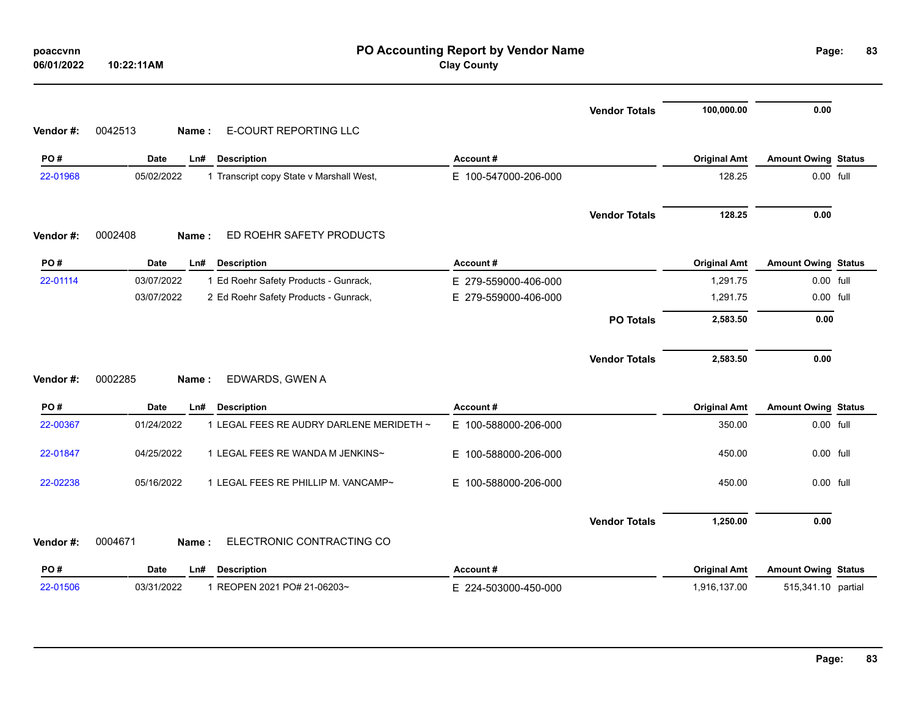# PO Accounting Report by Vendor Name

**Clay County**

| | | | | | Original Amt | Amount Owing | Status |
|---|---|---|---|---|---|---|---|
| | | | | **Vendor Totals** | **100,000.00** | **0.00** | |

**Vendor #:** 0042513 **Name :** E-COURT REPORTING LLC

| PO # | Date | Ln# | Description | Account # | Original Amt | Amount Owing | Status |
|---|---|---|---|---|---|---|---|
| 22-01968 | 05/02/2022 | 1 | Transcript copy State v Marshall West, | E 100-547000-206-000 | 128.25 | 0.00 | full |
| | | | | **Vendor Totals** | **128.25** | **0.00** | |

**Vendor #:** 0002408 **Name :** ED ROEHR SAFETY PRODUCTS

| PO # | Date | Ln# | Description | Account # | Original Amt | Amount Owing | Status |
|---|---|---|---|---|---|---|---|
| 22-01114 | 03/07/2022 | 1 | Ed Roehr Safety Products - Gunrack, | E 279-559000-406-000 | 1,291.75 | 0.00 | full |
| | 03/07/2022 | 2 | Ed Roehr Safety Products - Gunrack, | E 279-559000-406-000 | 1,291.75 | 0.00 | full |
| | | | | **PO Totals** | **2,583.50** | **0.00** | |
| | | | | **Vendor Totals** | **2,583.50** | **0.00** | |

**Vendor #:** 0002285 **Name :** EDWARDS, GWEN A

| PO # | Date | Ln# | Description | Account # | Original Amt | Amount Owing | Status |
|---|---|---|---|---|---|---|---|
| 22-00367 | 01/24/2022 | 1 | LEGAL FEES RE AUDRY DARLENE MERIDETH ~ | E 100-588000-206-000 | 350.00 | 0.00 | full |
| 22-01847 | 04/25/2022 | 1 | LEGAL FEES RE WANDA M JENKINS~ | E 100-588000-206-000 | 450.00 | 0.00 | full |
| 22-02238 | 05/16/2022 | 1 | LEGAL FEES RE PHILLIP M. VANCAMP~ | E 100-588000-206-000 | 450.00 | 0.00 | full |
| | | | | **Vendor Totals** | **1,250.00** | **0.00** | |

**Vendor #:** 0004671 **Name :** ELECTRONIC CONTRACTING CO

| PO # | Date | Ln# | Description | Account # | Original Amt | Amount Owing | Status |
|---|---|---|---|---|---|---|---|
| 22-01506 | 03/31/2022 | 1 | REOPEN 2021 PO# 21-06203~ | E 224-503000-450-000 | 1,916,137.00 | 515,341.10 | partial |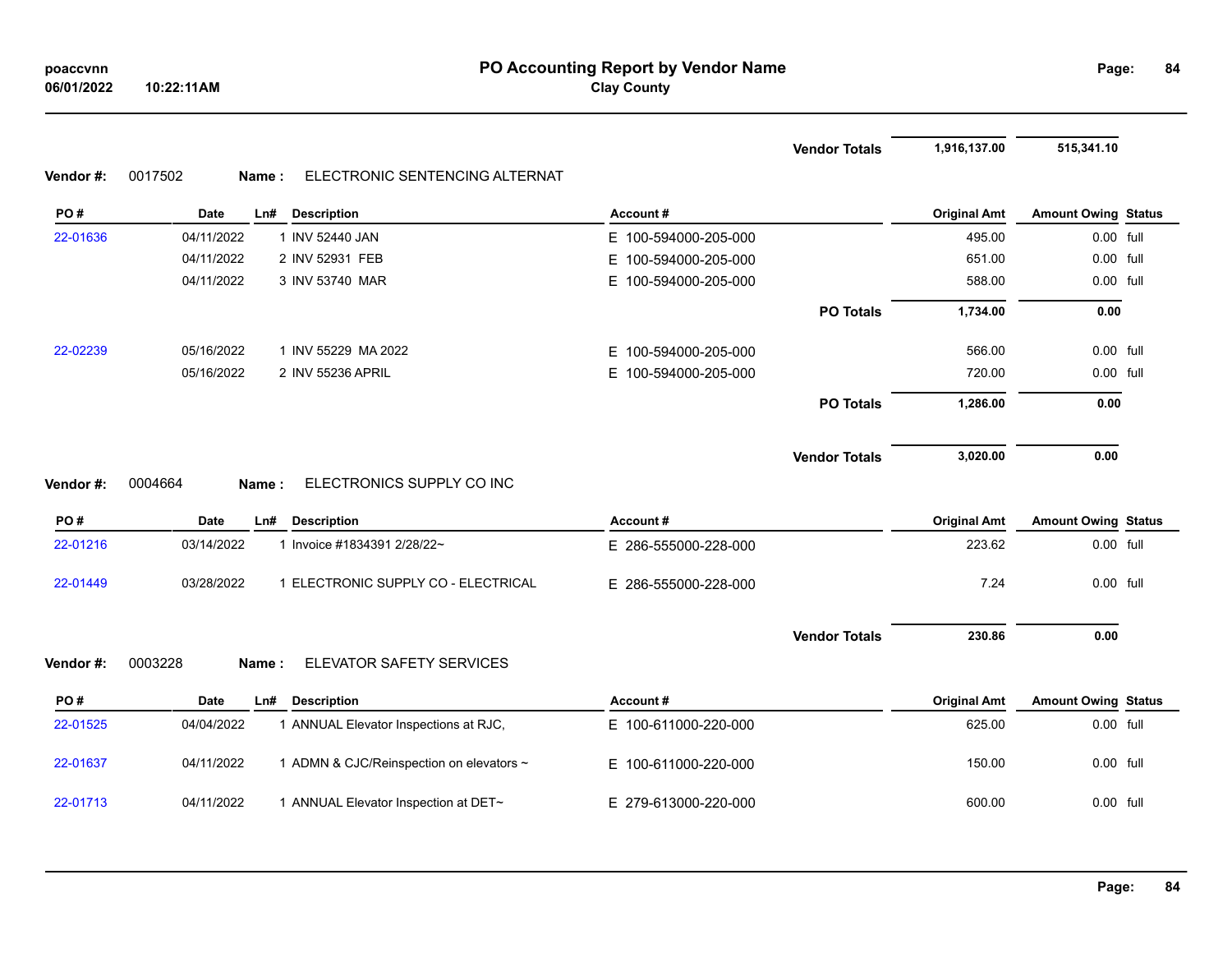# PO Accounting Report by Vendor Name

**Clay County**

poaccvnn
06/01/2022 10:22:11AM

| | | | | | Vendor Totals | 1,916,137.00 | 515,341.10 | |
|---|---|---|---|---|---|---|---|---|

**Vendor #:** 0017502 **Name :** ELECTRONIC SENTENCING ALTERNAT

| PO # | Date | Ln# | Description | Account # | | Original Amt | Amount Owing | Status |
|---|---|---|---|---|---|---|---|---|
| 22-01636 | 04/11/2022 | 1 | INV 52440 JAN | E 100-594000-205-000 | | 495.00 | 0.00 | full |
| | 04/11/2022 | 2 | INV 52931 FEB | E 100-594000-205-000 | | 651.00 | 0.00 | full |
| | 04/11/2022 | 3 | INV 53740 MAR | E 100-594000-205-000 | | 588.00 | 0.00 | full |
| | | | | | PO Totals | 1,734.00 | 0.00 | |
| 22-02239 | 05/16/2022 | 1 | INV 55229 MA 2022 | E 100-594000-205-000 | | 566.00 | 0.00 | full |
| | 05/16/2022 | 2 | INV 55236 APRIL | E 100-594000-205-000 | | 720.00 | 0.00 | full |
| | | | | | PO Totals | 1,286.00 | 0.00 | |
| | | | | | Vendor Totals | 3,020.00 | 0.00 | |

**Vendor #:** 0004664 **Name :** ELECTRONICS SUPPLY CO INC

| PO # | Date | Ln# | Description | Account # | | Original Amt | Amount Owing | Status |
|---|---|---|---|---|---|---|---|---|
| 22-01216 | 03/14/2022 | 1 | Invoice #1834391 2/28/22~ | E 286-555000-228-000 | | 223.62 | 0.00 | full |
| 22-01449 | 03/28/2022 | 1 | ELECTRONIC SUPPLY CO - ELECTRICAL | E 286-555000-228-000 | | 7.24 | 0.00 | full |
| | | | | | Vendor Totals | 230.86 | 0.00 | |

**Vendor #:** 0003228 **Name :** ELEVATOR SAFETY SERVICES

| PO # | Date | Ln# | Description | Account # | | Original Amt | Amount Owing | Status |
|---|---|---|---|---|---|---|---|---|
| 22-01525 | 04/04/2022 | 1 | ANNUAL Elevator Inspections at RJC, | E 100-611000-220-000 | | 625.00 | 0.00 | full |
| 22-01637 | 04/11/2022 | 1 | ADMN & CJC/Reinspection on elevators ~ | E 100-611000-220-000 | | 150.00 | 0.00 | full |
| 22-01713 | 04/11/2022 | 1 | ANNUAL Elevator Inspection at DET~ | E 279-613000-220-000 | | 600.00 | 0.00 | full |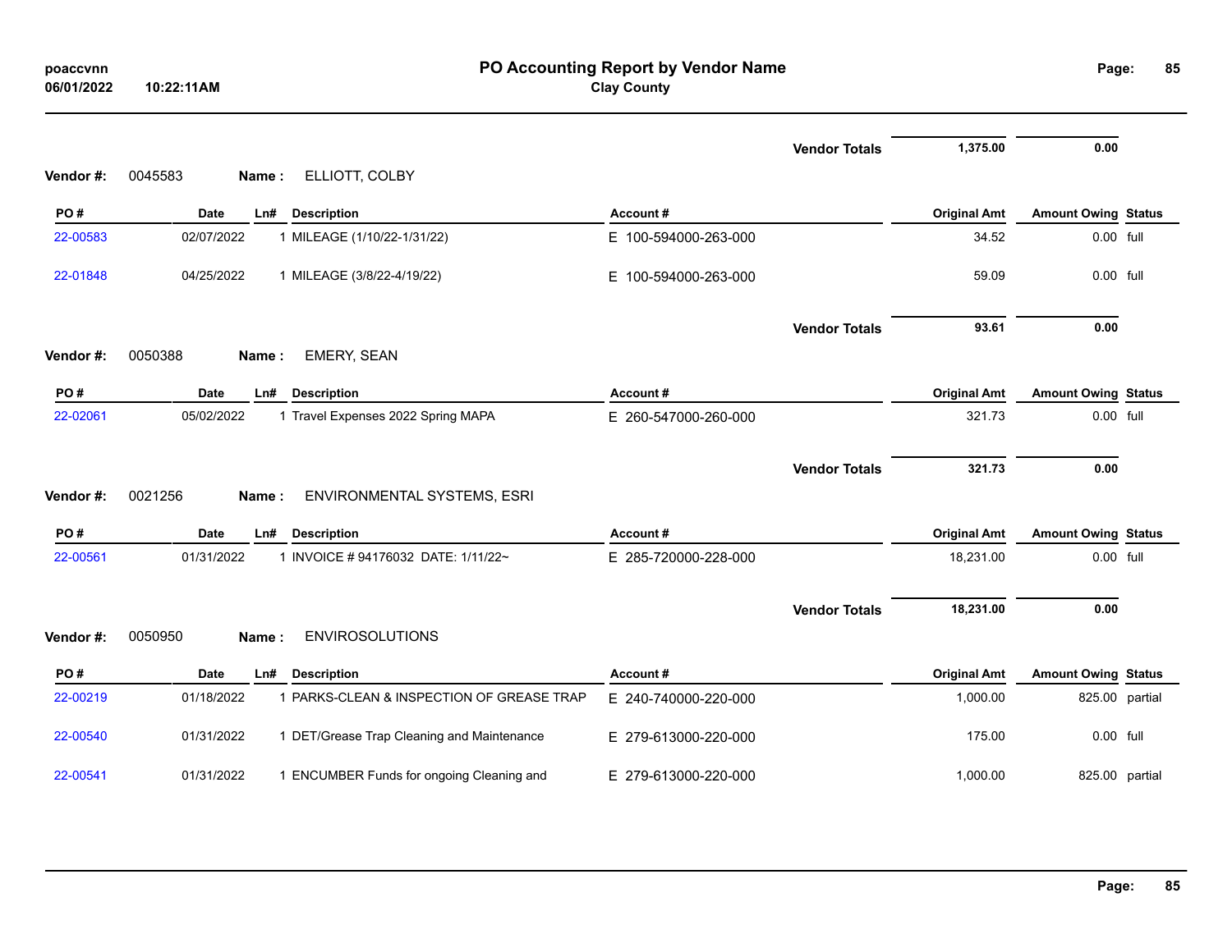**PO Accounting Report by Vendor Name**
**Clay County**

| | | | | | Vendor Totals | 1,375.00 | 0.00 | |
|---|---|---|---|---|---|---|---|---|

**Vendor #:** 0045583 **Name :** ELLIOTT, COLBY

| PO # | Date | Ln# | Description | Account # | Original Amt | Amount Owing | Status |
|---|---|---|---|---|---|---|---|
| 22-00583 | 02/07/2022 | 1 | MILEAGE (1/10/22-1/31/22) | E 100-594000-263-000 | 34.52 | 0.00 | full |
| 22-01848 | 04/25/2022 | 1 | MILEAGE (3/8/22-4/19/22) | E 100-594000-263-000 | 59.09 | 0.00 | full |
| | | | | **Vendor Totals** | **93.61** | **0.00** | |

**Vendor #:** 0050388 **Name :** EMERY, SEAN

| PO # | Date | Ln# | Description | Account # | Original Amt | Amount Owing | Status |
|---|---|---|---|---|---|---|---|
| 22-02061 | 05/02/2022 | 1 | Travel Expenses 2022 Spring MAPA | E 260-547000-260-000 | 321.73 | 0.00 | full |
| | | | | **Vendor Totals** | **321.73** | **0.00** | |

**Vendor #:** 0021256 **Name :** ENVIRONMENTAL SYSTEMS, ESRI

| PO # | Date | Ln# | Description | Account # | Original Amt | Amount Owing | Status |
|---|---|---|---|---|---|---|---|
| 22-00561 | 01/31/2022 | 1 | INVOICE # 94176032 DATE: 1/11/22~ | E 285-720000-228-000 | 18,231.00 | 0.00 | full |
| | | | | **Vendor Totals** | **18,231.00** | **0.00** | |

**Vendor #:** 0050950 **Name :** ENVIROSOLUTIONS

| PO # | Date | Ln# | Description | Account # | Original Amt | Amount Owing | Status |
|---|---|---|---|---|---|---|---|
| 22-00219 | 01/18/2022 | 1 | PARKS-CLEAN & INSPECTION OF GREASE TRAP | E 240-740000-220-000 | 1,000.00 | 825.00 | partial |
| 22-00540 | 01/31/2022 | 1 | DET/Grease Trap Cleaning and Maintenance | E 279-613000-220-000 | 175.00 | 0.00 | full |
| 22-00541 | 01/31/2022 | 1 | ENCUMBER Funds for ongoing Cleaning and | E 279-613000-220-000 | 1,000.00 | 825.00 | partial |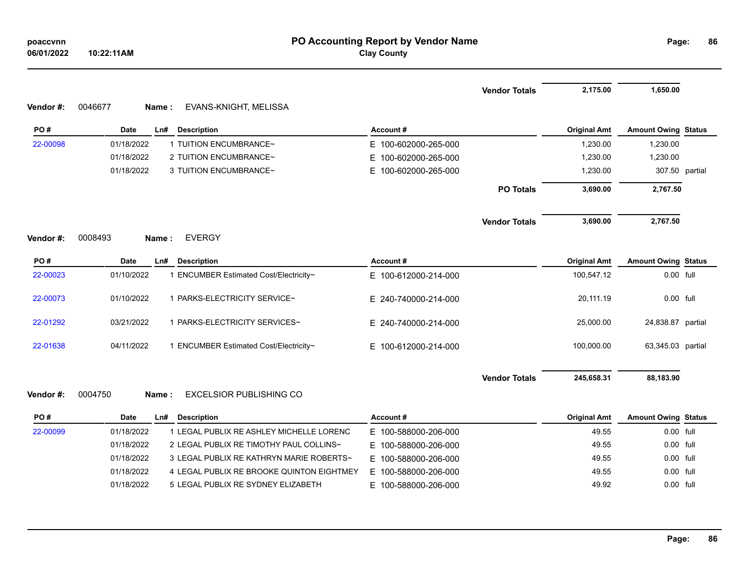# PO Accounting Report by Vendor Name

**Clay County**

poaccvnn
06/01/2022 10:22:11AM

| | | | | Vendor Totals | 2,175.00 | 1,650.00 | |
|---|---|---|---|---|---|---|---|

**Vendor #:** 0046677 **Name :** EVANS-KNIGHT, MELISSA

| PO # | Date | Ln# | Description | Account # | Original Amt | Amount Owing | Status |
|---|---|---|---|---|---|---|---|
| 22-00098 | 01/18/2022 | 1 | TUITION ENCUMBRANCE~ | E 100-602000-265-000 | 1,230.00 | 1,230.00 | |
| | 01/18/2022 | 2 | TUITION ENCUMBRANCE~ | E 100-602000-265-000 | 1,230.00 | 1,230.00 | |
| | 01/18/2022 | 3 | TUITION ENCUMBRANCE~ | E 100-602000-265-000 | 1,230.00 | 307.50 | partial |
| | | | | PO Totals | 3,690.00 | 2,767.50 | |
| | | | | Vendor Totals | 3,690.00 | 2,767.50 | |

**Vendor #:** 0008493 **Name :** EVERGY

| PO # | Date | Ln# | Description | Account # | Original Amt | Amount Owing | Status |
|---|---|---|---|---|---|---|---|
| 22-00023 | 01/10/2022 | 1 | ENCUMBER Estimated Cost/Electricity~ | E 100-612000-214-000 | 100,547.12 | 0.00 | full |
| 22-00073 | 01/10/2022 | 1 | PARKS-ELECTRICITY SERVICE~ | E 240-740000-214-000 | 20,111.19 | 0.00 | full |
| 22-01292 | 03/21/2022 | 1 | PARKS-ELECTRICITY SERVICES~ | E 240-740000-214-000 | 25,000.00 | 24,838.87 | partial |
| 22-01638 | 04/11/2022 | 1 | ENCUMBER Estimated Cost/Electricity~ | E 100-612000-214-000 | 100,000.00 | 63,345.03 | partial |
| | | | | Vendor Totals | 245,658.31 | 88,183.90 | |

**Vendor #:** 0004750 **Name :** EXCELSIOR PUBLISHING CO

| PO # | Date | Ln# | Description | Account # | Original Amt | Amount Owing | Status |
|---|---|---|---|---|---|---|---|
| 22-00099 | 01/18/2022 | 1 | LEGAL PUBLIX RE ASHLEY MICHELLE LORENC | E 100-588000-206-000 | 49.55 | 0.00 | full |
| | 01/18/2022 | 2 | LEGAL PUBLIX RE TIMOTHY PAUL COLLINS~ | E 100-588000-206-000 | 49.55 | 0.00 | full |
| | 01/18/2022 | 3 | LEGAL PUBLIX RE KATHRYN MARIE ROBERTS~ | E 100-588000-206-000 | 49.55 | 0.00 | full |
| | 01/18/2022 | 4 | LEGAL PUBLIX RE BROOKE QUINTON EIGHTMEY | E 100-588000-206-000 | 49.55 | 0.00 | full |
| | 01/18/2022 | 5 | LEGAL PUBLIX RE SYDNEY ELIZABETH | E 100-588000-206-000 | 49.92 | 0.00 | full |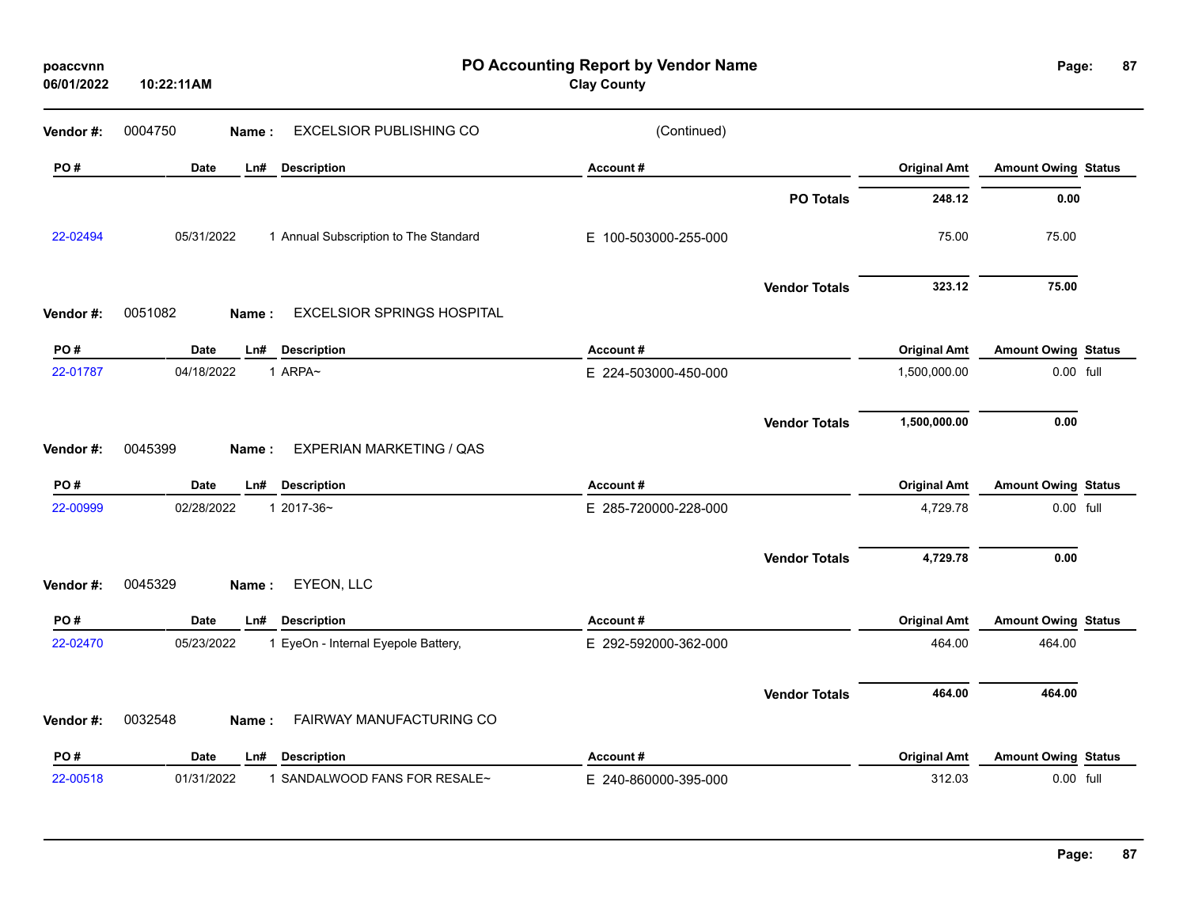**PO Accounting Report by Vendor Name**
**Clay County**

poaccvnn
06/01/2022 10:22:11AM

**Vendor #:** 0004750 **Name :** EXCELSIOR PUBLISHING CO (Continued)

| PO # | Date | Ln# | Description | Account # | Original Amt | Amount Owing | Status |
|---|---|---|---|---|---|---|---|
| | | | | **PO Totals** | **248.12** | **0.00** | |
| 22-02494 | 05/31/2022 | 1 | Annual Subscription to The Standard | E 100-503000-255-000 | 75.00 | 75.00 | |
| | | | | **Vendor Totals** | **323.12** | **75.00** | |

**Vendor #:** 0051082 **Name :** EXCELSIOR SPRINGS HOSPITAL

| PO # | Date | Ln# | Description | Account # | Original Amt | Amount Owing | Status |
|---|---|---|---|---|---|---|---|
| 22-01787 | 04/18/2022 | 1 | ARPA~ | E 224-503000-450-000 | 1,500,000.00 | 0.00 | full |
| | | | | **Vendor Totals** | **1,500,000.00** | **0.00** | |

**Vendor #:** 0045399 **Name :** EXPERIAN MARKETING / QAS

| PO # | Date | Ln# | Description | Account # | Original Amt | Amount Owing | Status |
|---|---|---|---|---|---|---|---|
| 22-00999 | 02/28/2022 | 1 | 2017-36~ | E 285-720000-228-000 | 4,729.78 | 0.00 | full |
| | | | | **Vendor Totals** | **4,729.78** | **0.00** | |

**Vendor #:** 0045329 **Name :** EYEON, LLC

| PO # | Date | Ln# | Description | Account # | Original Amt | Amount Owing | Status |
|---|---|---|---|---|---|---|---|
| 22-02470 | 05/23/2022 | 1 | EyeOn - Internal Eyepole Battery, | E 292-592000-362-000 | 464.00 | 464.00 | |
| | | | | **Vendor Totals** | **464.00** | **464.00** | |

**Vendor #:** 0032548 **Name :** FAIRWAY MANUFACTURING CO

| PO # | Date | Ln# | Description | Account # | Original Amt | Amount Owing | Status |
|---|---|---|---|---|---|---|---|
| 22-00518 | 01/31/2022 | 1 | SANDALWOOD FANS FOR RESALE~ | E 240-860000-395-000 | 312.03 | 0.00 | full |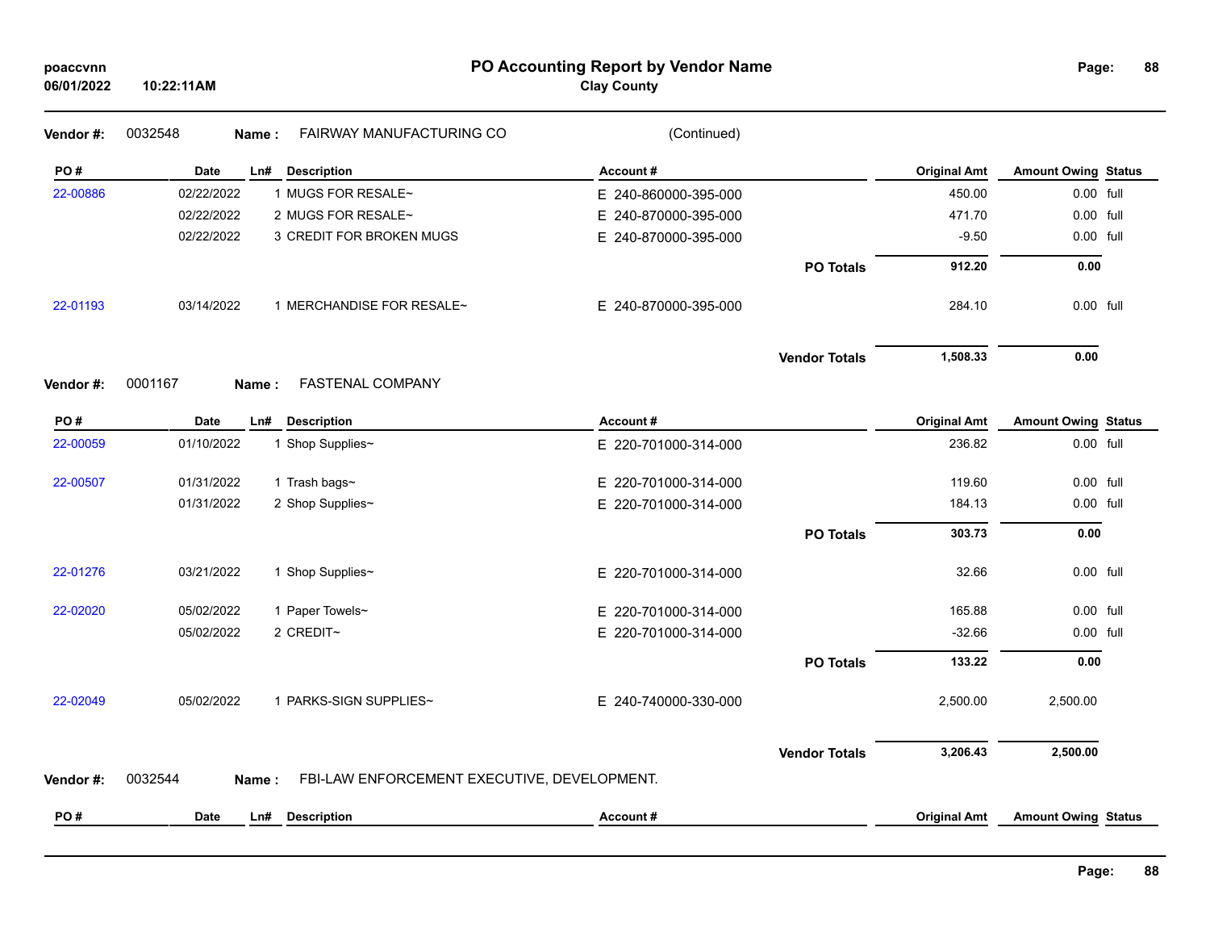**Vendor #:** 0032548 **Name :** FAIRWAY MANUFACTURING CO (Continued)

| PO # | Date | Ln# | Description | Account # | | Original Amt | Amount Owing | Status |
|---|---|---|---|---|---|---|---|---|
| 22-00886 | 02/22/2022 | 1 | MUGS FOR RESALE~ | E 240-860000-395-000 | | 450.00 | 0.00 | full |
| | 02/22/2022 | 2 | MUGS FOR RESALE~ | E 240-870000-395-000 | | 471.70 | 0.00 | full |
| | 02/22/2022 | 3 | CREDIT FOR BROKEN MUGS | E 240-870000-395-000 | | -9.50 | 0.00 | full |
| | | | | | **PO Totals** | **912.20** | **0.00** | |
| 22-01193 | 03/14/2022 | 1 | MERCHANDISE FOR RESALE~ | E 240-870000-395-000 | | 284.10 | 0.00 | full |
| | | | | | **Vendor Totals** | **1,508.33** | **0.00** | |

**Vendor #:** 0001167 **Name :** FASTENAL COMPANY

| PO # | Date | Ln# | Description | Account # | | Original Amt | Amount Owing | Status |
|---|---|---|---|---|---|---|---|---|
| 22-00059 | 01/10/2022 | 1 | Shop Supplies~ | E 220-701000-314-000 | | 236.82 | 0.00 | full |
| 22-00507 | 01/31/2022 | 1 | Trash bags~ | E 220-701000-314-000 | | 119.60 | 0.00 | full |
| | 01/31/2022 | 2 | Shop Supplies~ | E 220-701000-314-000 | | 184.13 | 0.00 | full |
| | | | | | **PO Totals** | **303.73** | **0.00** | |
| 22-01276 | 03/21/2022 | 1 | Shop Supplies~ | E 220-701000-314-000 | | 32.66 | 0.00 | full |
| 22-02020 | 05/02/2022 | 1 | Paper Towels~ | E 220-701000-314-000 | | 165.88 | 0.00 | full |
| | 05/02/2022 | 2 | CREDIT~ | E 220-701000-314-000 | | -32.66 | 0.00 | full |
| | | | | | **PO Totals** | **133.22** | **0.00** | |
| 22-02049 | 05/02/2022 | 1 | PARKS-SIGN SUPPLIES~ | E 240-740000-330-000 | | 2,500.00 | 2,500.00 | |
| | | | | | **Vendor Totals** | **3,206.43** | **2,500.00** | |

**Vendor #:** 0032544 **Name :** FBI-LAW ENFORCEMENT EXECUTIVE, DEVELOPMENT.

| PO # | Date | Ln# | Description | Account # | Original Amt | Amount Owing | Status |
|---|---|---|---|---|---|---|---|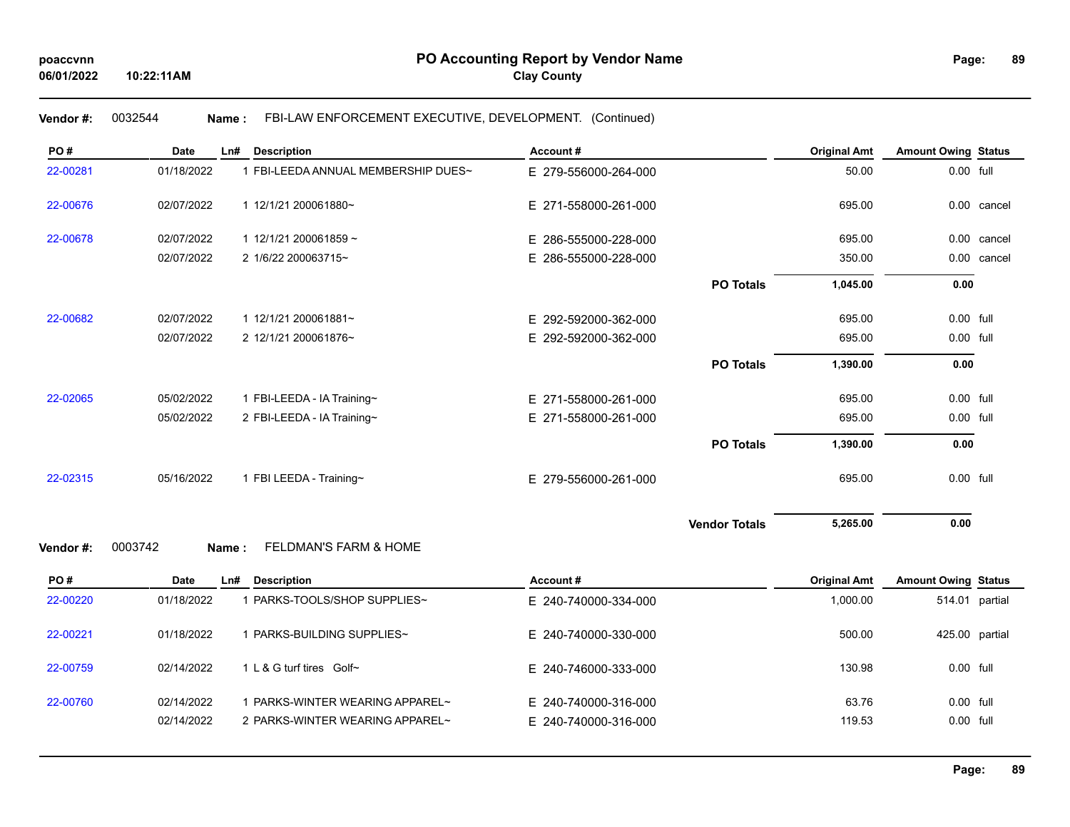**PO Accounting Report by Vendor Name**

**Clay County**

**Vendor #:** 0032544 **Name :** FBI-LAW ENFORCEMENT EXECUTIVE, DEVELOPMENT. (Continued)

| PO # | Date | Ln# | Description | Account # | | Original Amt | Amount Owing | Status |
|---|---|---|---|---|---|---|---|---|
| 22-00281 | 01/18/2022 | 1 | FBI-LEEDA ANNUAL MEMBERSHIP DUES~ | E 279-556000-264-000 | | 50.00 | 0.00 | full |
| 22-00676 | 02/07/2022 | 1 | 12/1/21 200061880~ | E 271-558000-261-000 | | 695.00 | 0.00 | cancel |
| 22-00678 | 02/07/2022 | 1 | 12/1/21 200061859 ~ | E 286-555000-228-000 | | 695.00 | 0.00 | cancel |
| | 02/07/2022 | 2 | 1/6/22 200063715~ | E 286-555000-228-000 | | 350.00 | 0.00 | cancel |
| | | | | | **PO Totals** | **1,045.00** | **0.00** | |
| 22-00682 | 02/07/2022 | 1 | 12/1/21 200061881~ | E 292-592000-362-000 | | 695.00 | 0.00 | full |
| | 02/07/2022 | 2 | 12/1/21 200061876~ | E 292-592000-362-000 | | 695.00 | 0.00 | full |
| | | | | | **PO Totals** | **1,390.00** | **0.00** | |
| 22-02065 | 05/02/2022 | 1 | FBI-LEEDA - IA Training~ | E 271-558000-261-000 | | 695.00 | 0.00 | full |
| | 05/02/2022 | 2 | FBI-LEEDA - IA Training~ | E 271-558000-261-000 | | 695.00 | 0.00 | full |
| | | | | | **PO Totals** | **1,390.00** | **0.00** | |
| 22-02315 | 05/16/2022 | 1 | FBI LEEDA - Training~ | E 279-556000-261-000 | | 695.00 | 0.00 | full |
| | | | | | **Vendor Totals** | **5,265.00** | **0.00** | |

**Vendor #:** 0003742 **Name :** FELDMAN'S FARM & HOME

| PO # | Date | Ln# | Description | Account # | Original Amt | Amount Owing | Status |
|---|---|---|---|---|---|---|---|
| 22-00220 | 01/18/2022 | 1 | PARKS-TOOLS/SHOP SUPPLIES~ | E 240-740000-334-000 | 1,000.00 | 514.01 | partial |
| 22-00221 | 01/18/2022 | 1 | PARKS-BUILDING SUPPLIES~ | E 240-740000-330-000 | 500.00 | 425.00 | partial |
| 22-00759 | 02/14/2022 | 1 | L & G turf tires Golf~ | E 240-746000-333-000 | 130.98 | 0.00 | full |
| 22-00760 | 02/14/2022 | 1 | PARKS-WINTER WEARING APPAREL~ | E 240-740000-316-000 | 63.76 | 0.00 | full |
| | 02/14/2022 | 2 | PARKS-WINTER WEARING APPAREL~ | E 240-740000-316-000 | 119.53 | 0.00 | full |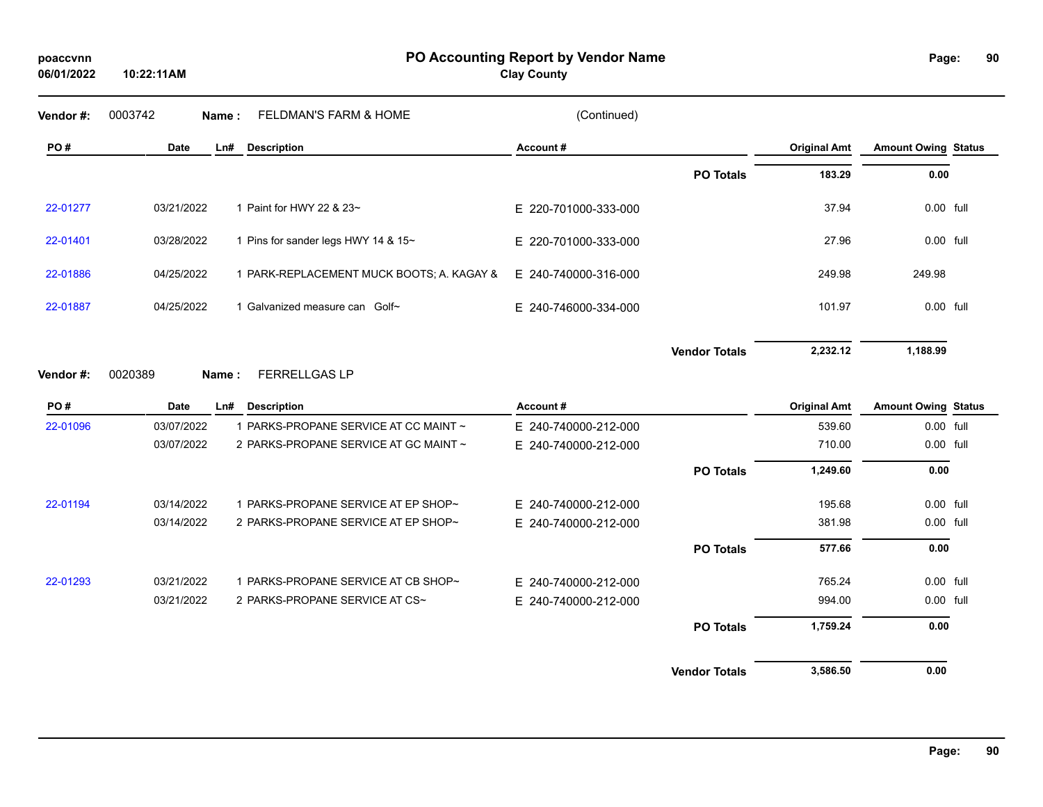# PO Accounting Report by Vendor Name

**Clay County**

poaccvnn
06/01/2022 10:22:11AM

**Vendor #:** 0003742 **Name :** FELDMAN'S FARM & HOME (Continued)

| PO # | Date | Ln# | Description | Account # | | Original Amt | Amount Owing | Status |
|---|---|---|---|---|---|---|---|---|
| | | | | | **PO Totals** | **183.29** | **0.00** | |
| 22-01277 | 03/21/2022 | 1 | Paint for HWY 22 & 23~ | E 220-701000-333-000 | | 37.94 | 0.00 | full |
| 22-01401 | 03/28/2022 | 1 | Pins for sander legs HWY 14 & 15~ | E 220-701000-333-000 | | 27.96 | 0.00 | full |
| 22-01886 | 04/25/2022 | 1 | PARK-REPLACEMENT MUCK BOOTS; A. KAGAY & | E 240-740000-316-000 | | 249.98 | 249.98 | |
| 22-01887 | 04/25/2022 | 1 | Galvanized measure can Golf~ | E 240-746000-334-000 | | 101.97 | 0.00 | full |
| | | | | | **Vendor Totals** | **2,232.12** | **1,188.99** | |

**Vendor #:** 0020389 **Name :** FERRELLGAS LP

| PO # | Date | Ln# | Description | Account # | | Original Amt | Amount Owing | Status |
|---|---|---|---|---|---|---|---|---|
| 22-01096 | 03/07/2022 | 1 | PARKS-PROPANE SERVICE AT CC MAINT ~ | E 240-740000-212-000 | | 539.60 | 0.00 | full |
| | 03/07/2022 | 2 | PARKS-PROPANE SERVICE AT GC MAINT ~ | E 240-740000-212-000 | | 710.00 | 0.00 | full |
| | | | | | **PO Totals** | **1,249.60** | **0.00** | |
| 22-01194 | 03/14/2022 | 1 | PARKS-PROPANE SERVICE AT EP SHOP~ | E 240-740000-212-000 | | 195.68 | 0.00 | full |
| | 03/14/2022 | 2 | PARKS-PROPANE SERVICE AT EP SHOP~ | E 240-740000-212-000 | | 381.98 | 0.00 | full |
| | | | | | **PO Totals** | **577.66** | **0.00** | |
| 22-01293 | 03/21/2022 | 1 | PARKS-PROPANE SERVICE AT CB SHOP~ | E 240-740000-212-000 | | 765.24 | 0.00 | full |
| | 03/21/2022 | 2 | PARKS-PROPANE SERVICE AT CS~ | E 240-740000-212-000 | | 994.00 | 0.00 | full |
| | | | | | **PO Totals** | **1,759.24** | **0.00** | |
| | | | | | **Vendor Totals** | **3,586.50** | **0.00** | |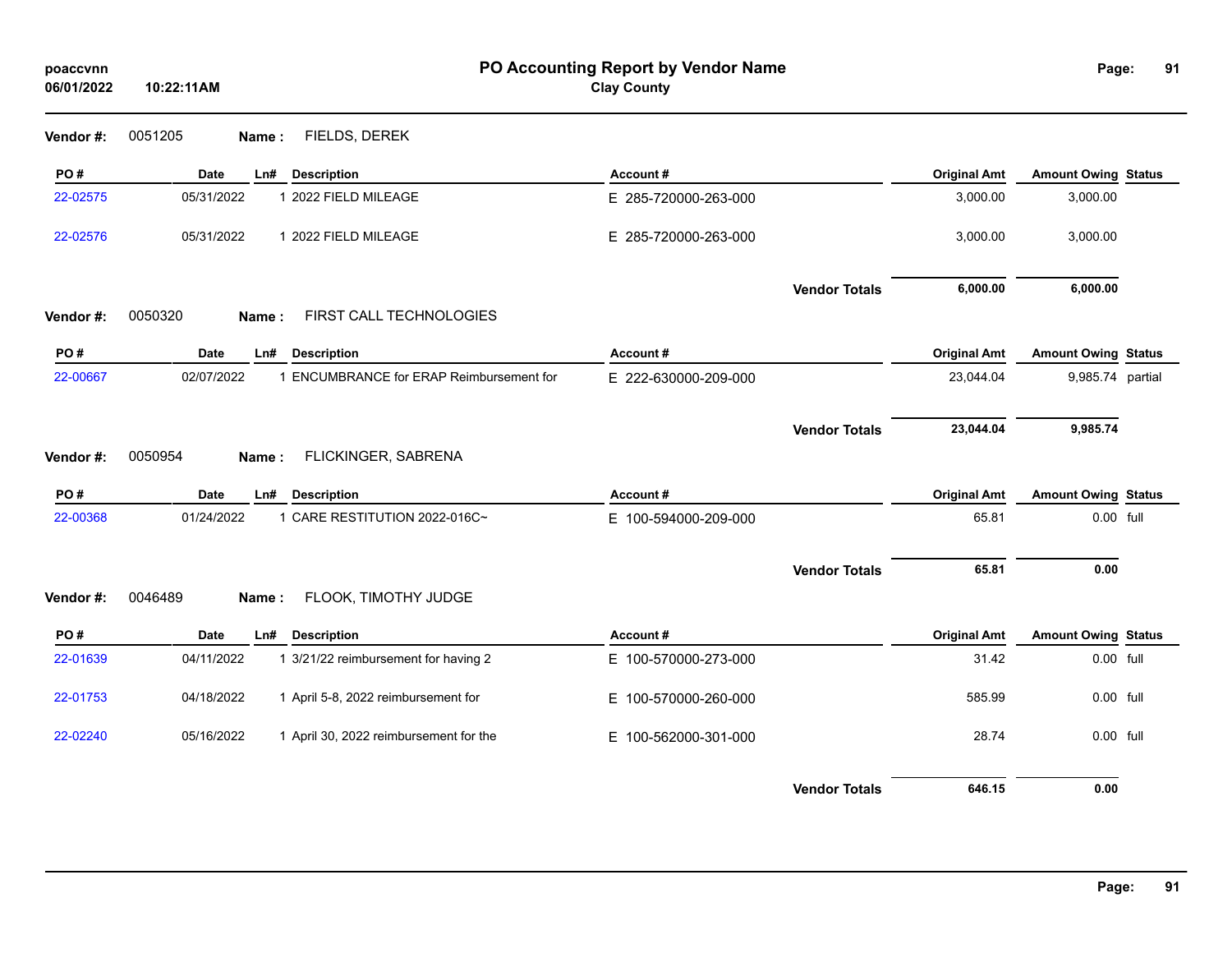## PO Accounting Report by Vendor Name

**Clay County**

poaccvnn
06/01/2022 10:22:11AM

**Vendor #:** 0051205 **Name :** FIELDS, DEREK

| PO # | Date | Ln# | Description | Account # | Original Amt | Amount Owing | Status |
|---|---|---|---|---|---|---|---|
| 22-02575 | 05/31/2022 | 1 | 2022 FIELD MILEAGE | E 285-720000-263-000 | 3,000.00 | 3,000.00 | |
| 22-02576 | 05/31/2022 | 1 | 2022 FIELD MILEAGE | E 285-720000-263-000 | 3,000.00 | 3,000.00 | |
| | | | | **Vendor Totals** | **6,000.00** | **6,000.00** | |

**Vendor #:** 0050320 **Name :** FIRST CALL TECHNOLOGIES

| PO # | Date | Ln# | Description | Account # | Original Amt | Amount Owing | Status |
|---|---|---|---|---|---|---|---|
| 22-00667 | 02/07/2022 | 1 | ENCUMBRANCE for ERAP Reimbursement for | E 222-630000-209-000 | 23,044.04 | 9,985.74 | partial |
| | | | | **Vendor Totals** | **23,044.04** | **9,985.74** | |

**Vendor #:** 0050954 **Name :** FLICKINGER, SABRENA

| PO # | Date | Ln# | Description | Account # | Original Amt | Amount Owing | Status |
|---|---|---|---|---|---|---|---|
| 22-00368 | 01/24/2022 | 1 | CARE RESTITUTION 2022-016C~ | E 100-594000-209-000 | 65.81 | 0.00 | full |
| | | | | **Vendor Totals** | **65.81** | **0.00** | |

**Vendor #:** 0046489 **Name :** FLOOK, TIMOTHY JUDGE

| PO # | Date | Ln# | Description | Account # | Original Amt | Amount Owing | Status |
|---|---|---|---|---|---|---|---|
| 22-01639 | 04/11/2022 | 1 | 3/21/22 reimbursement for having 2 | E 100-570000-273-000 | 31.42 | 0.00 | full |
| 22-01753 | 04/18/2022 | 1 | April 5-8, 2022 reimbursement for | E 100-570000-260-000 | 585.99 | 0.00 | full |
| 22-02240 | 05/16/2022 | 1 | April 30, 2022 reimbursement for the | E 100-562000-301-000 | 28.74 | 0.00 | full |
| | | | | **Vendor Totals** | **646.15** | **0.00** | |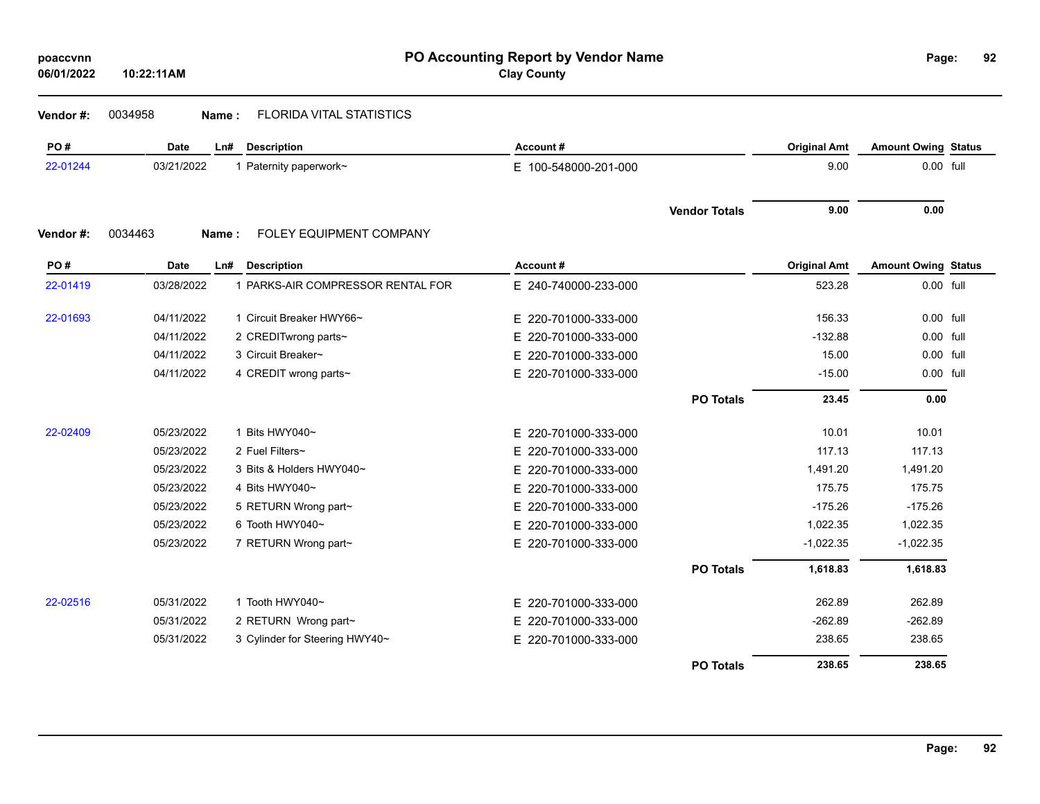# PO Accounting Report by Vendor Name

**Clay County**

poaccvnn
06/01/2022 10:22:11AM

**Vendor #:** 0034958 **Name :** FLORIDA VITAL STATISTICS

| PO # | Date | Ln# | Description | Account # | Original Amt | Amount Owing | Status |
|---|---|---|---|---|---|---|---|
| 22-01244 | 03/21/2022 | 1 | Paternity paperwork~ | E 100-548000-201-000 | 9.00 | 0.00 | full |
| | | | | **Vendor Totals** | **9.00** | **0.00** | |

**Vendor #:** 0034463 **Name :** FOLEY EQUIPMENT COMPANY

| PO # | Date | Ln# | Description | Account # | Original Amt | Amount Owing | Status |
|---|---|---|---|---|---|---|---|
| 22-01419 | 03/28/2022 | 1 | PARKS-AIR COMPRESSOR RENTAL FOR | E 240-740000-233-000 | 523.28 | 0.00 | full |
| 22-01693 | 04/11/2022 | 1 | Circuit Breaker HWY66~ | E 220-701000-333-000 | 156.33 | 0.00 | full |
| | 04/11/2022 | 2 | CREDITwrong parts~ | E 220-701000-333-000 | -132.88 | 0.00 | full |
| | 04/11/2022 | 3 | Circuit Breaker~ | E 220-701000-333-000 | 15.00 | 0.00 | full |
| | 04/11/2022 | 4 | CREDIT wrong parts~ | E 220-701000-333-000 | -15.00 | 0.00 | full |
| | | | | **PO Totals** | **23.45** | **0.00** | |
| 22-02409 | 05/23/2022 | 1 | Bits HWY040~ | E 220-701000-333-000 | 10.01 | 10.01 | |
| | 05/23/2022 | 2 | Fuel Filters~ | E 220-701000-333-000 | 117.13 | 117.13 | |
| | 05/23/2022 | 3 | Bits & Holders HWY040~ | E 220-701000-333-000 | 1,491.20 | 1,491.20 | |
| | 05/23/2022 | 4 | Bits HWY040~ | E 220-701000-333-000 | 175.75 | 175.75 | |
| | 05/23/2022 | 5 | RETURN Wrong part~ | E 220-701000-333-000 | -175.26 | -175.26 | |
| | 05/23/2022 | 6 | Tooth HWY040~ | E 220-701000-333-000 | 1,022.35 | 1,022.35 | |
| | 05/23/2022 | 7 | RETURN Wrong part~ | E 220-701000-333-000 | -1,022.35 | -1,022.35 | |
| | | | | **PO Totals** | **1,618.83** | **1,618.83** | |
| 22-02516 | 05/31/2022 | 1 | Tooth HWY040~ | E 220-701000-333-000 | 262.89 | 262.89 | |
| | 05/31/2022 | 2 | RETURN Wrong part~ | E 220-701000-333-000 | -262.89 | -262.89 | |
| | 05/31/2022 | 3 | Cylinder for Steering HWY40~ | E 220-701000-333-000 | 238.65 | 238.65 | |
| | | | | **PO Totals** | **238.65** | **238.65** | |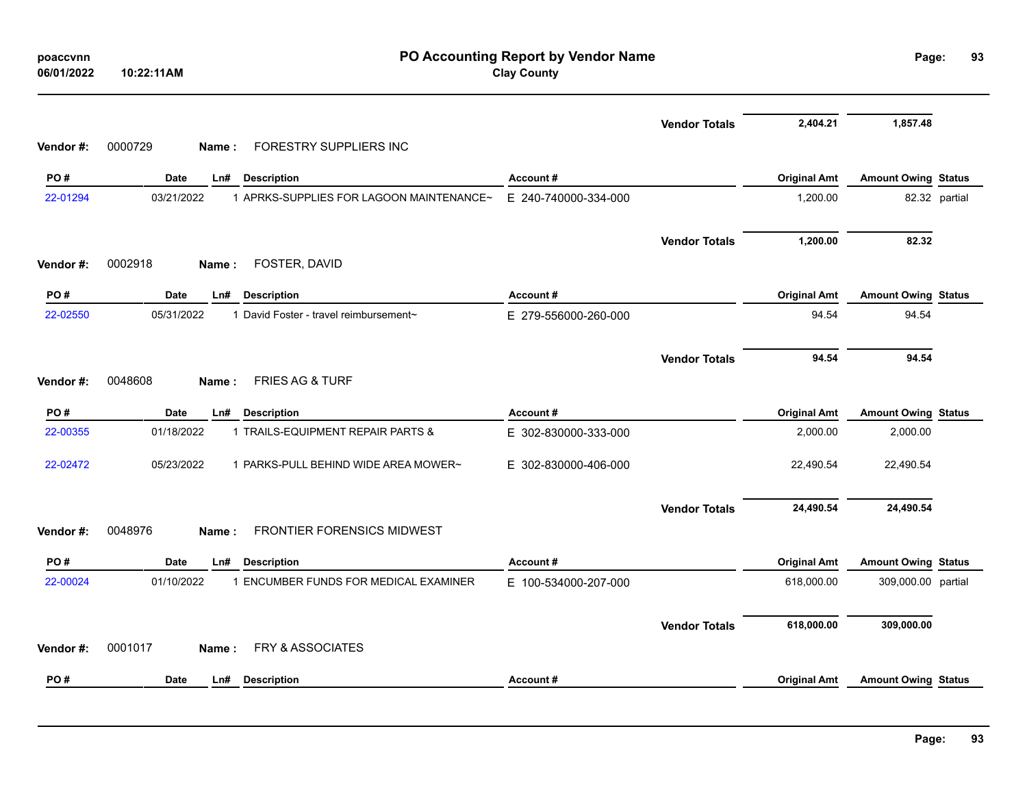**poaccvnn**
**06/01/2022 10:22:11AM**

# PO Accounting Report by Vendor Name

## Clay County

| | | | | | Vendor Totals | 2,404.21 | 1,857.48 | |
|---|---|---|---|---|---|---|---|---|

**Vendor #:** 0000729 **Name :** FORESTRY SUPPLIERS INC

| PO # | Date | Ln# | Description | Account # | Original Amt | Amount Owing | Status |
|---|---|---|---|---|---|---|---|
| 22-01294 | 03/21/2022 | 1 | APRKS-SUPPLIES FOR LAGOON MAINTENANCE~ | E 240-740000-334-000 | 1,200.00 | 82.32 | partial |
| | | | | **Vendor Totals** | **1,200.00** | **82.32** | |

**Vendor #:** 0002918 **Name :** FOSTER, DAVID

| PO # | Date | Ln# | Description | Account # | Original Amt | Amount Owing | Status |
|---|---|---|---|---|---|---|---|
| 22-02550 | 05/31/2022 | 1 | David Foster - travel reimbursement~ | E 279-556000-260-000 | 94.54 | 94.54 | |
| | | | | **Vendor Totals** | **94.54** | **94.54** | |

**Vendor #:** 0048608 **Name :** FRIES AG & TURF

| PO # | Date | Ln# | Description | Account # | Original Amt | Amount Owing | Status |
|---|---|---|---|---|---|---|---|
| 22-00355 | 01/18/2022 | 1 | TRAILS-EQUIPMENT REPAIR PARTS & | E 302-830000-333-000 | 2,000.00 | 2,000.00 | |
| 22-02472 | 05/23/2022 | 1 | PARKS-PULL BEHIND WIDE AREA MOWER~ | E 302-830000-406-000 | 22,490.54 | 22,490.54 | |
| | | | | **Vendor Totals** | **24,490.54** | **24,490.54** | |

**Vendor #:** 0048976 **Name :** FRONTIER FORENSICS MIDWEST

| PO # | Date | Ln# | Description | Account # | Original Amt | Amount Owing | Status |
|---|---|---|---|---|---|---|---|
| 22-00024 | 01/10/2022 | 1 | ENCUMBER FUNDS FOR MEDICAL EXAMINER | E 100-534000-207-000 | 618,000.00 | 309,000.00 | partial |
| | | | | **Vendor Totals** | **618,000.00** | **309,000.00** | |

**Vendor #:** 0001017 **Name :** FRY & ASSOCIATES

| PO # | Date | Ln# | Description | Account # | Original Amt | Amount Owing | Status |
|---|---|---|---|---|---|---|---|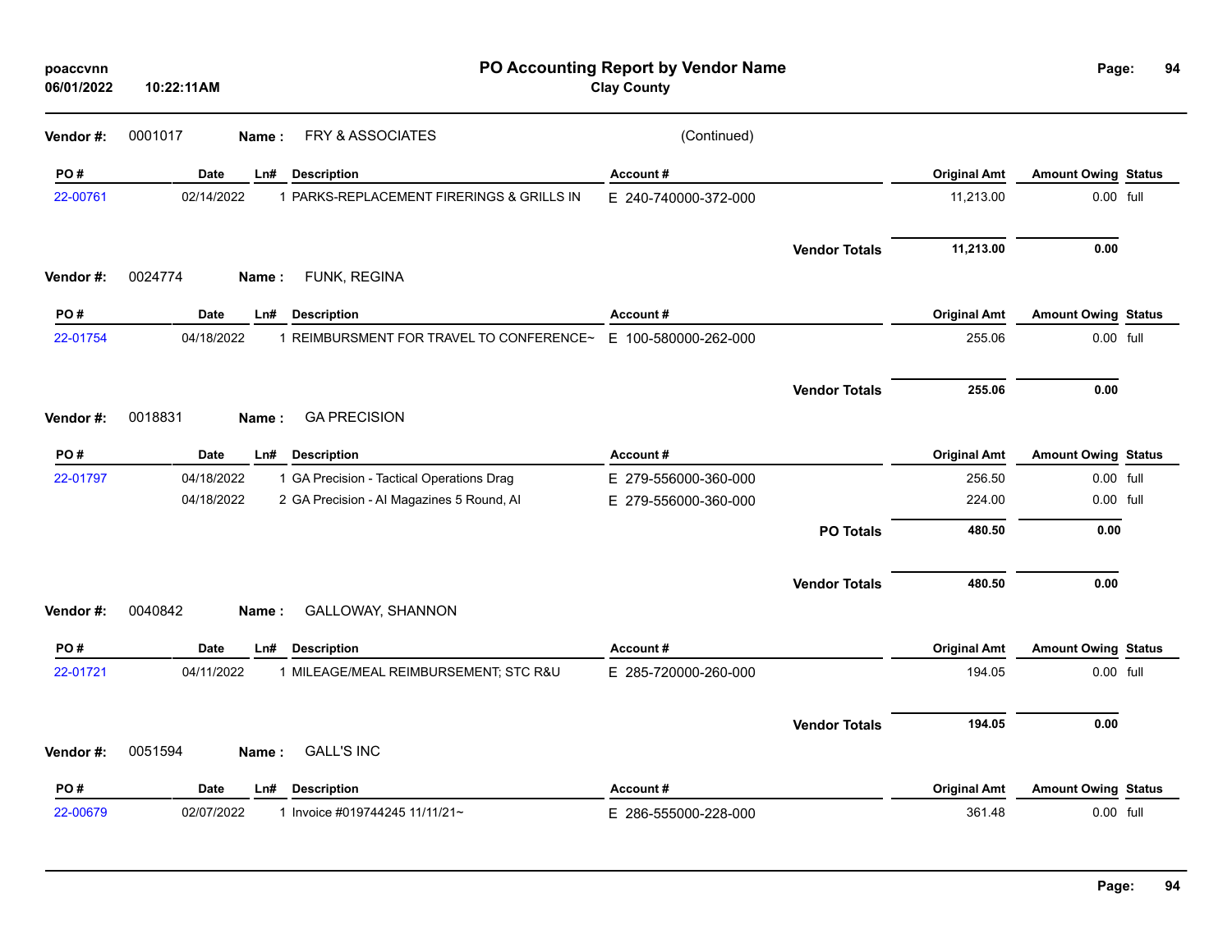# PO Accounting Report by Vendor Name

**Clay County**

poaccvnn
06/01/2022 10:22:11AM

**Vendor #:** 0001017 **Name :** FRY & ASSOCIATES (Continued)

| PO # | Date | Ln# | Description | Account # | | Original Amt | Amount Owing | Status |
|---|---|---|---|---|---|---|---|---|
| 22-00761 | 02/14/2022 | 1 | PARKS-REPLACEMENT FIRERINGS & GRILLS IN | E 240-740000-372-000 | | 11,213.00 | 0.00 | full |
| | | | | | **Vendor Totals** | **11,213.00** | **0.00** | |

**Vendor #:** 0024774 **Name :** FUNK, REGINA

| PO # | Date | Ln# | Description | Account # | | Original Amt | Amount Owing | Status |
|---|---|---|---|---|---|---|---|---|
| 22-01754 | 04/18/2022 | 1 | REIMBURSMENT FOR TRAVEL TO CONFERENCE~ | E 100-580000-262-000 | | 255.06 | 0.00 | full |
| | | | | | **Vendor Totals** | **255.06** | **0.00** | |

**Vendor #:** 0018831 **Name :** GA PRECISION

| PO # | Date | Ln# | Description | Account # | | Original Amt | Amount Owing | Status |
|---|---|---|---|---|---|---|---|---|
| 22-01797 | 04/18/2022 | 1 | GA Precision - Tactical Operations Drag | E 279-556000-360-000 | | 256.50 | 0.00 | full |
| | 04/18/2022 | 2 | GA Precision - AI Magazines 5 Round, AI | E 279-556000-360-000 | | 224.00 | 0.00 | full |
| | | | | | **PO Totals** | **480.50** | **0.00** | |
| | | | | | **Vendor Totals** | **480.50** | **0.00** | |

**Vendor #:** 0040842 **Name :** GALLOWAY, SHANNON

| PO # | Date | Ln# | Description | Account # | | Original Amt | Amount Owing | Status |
|---|---|---|---|---|---|---|---|---|
| 22-01721 | 04/11/2022 | 1 | MILEAGE/MEAL REIMBURSEMENT; STC R&U | E 285-720000-260-000 | | 194.05 | 0.00 | full |
| | | | | | **Vendor Totals** | **194.05** | **0.00** | |

**Vendor #:** 0051594 **Name :** GALL'S INC

| PO # | Date | Ln# | Description | Account # | | Original Amt | Amount Owing | Status |
|---|---|---|---|---|---|---|---|---|
| 22-00679 | 02/07/2022 | 1 | Invoice #019744245 11/11/21~ | E 286-555000-228-000 | | 361.48 | 0.00 | full |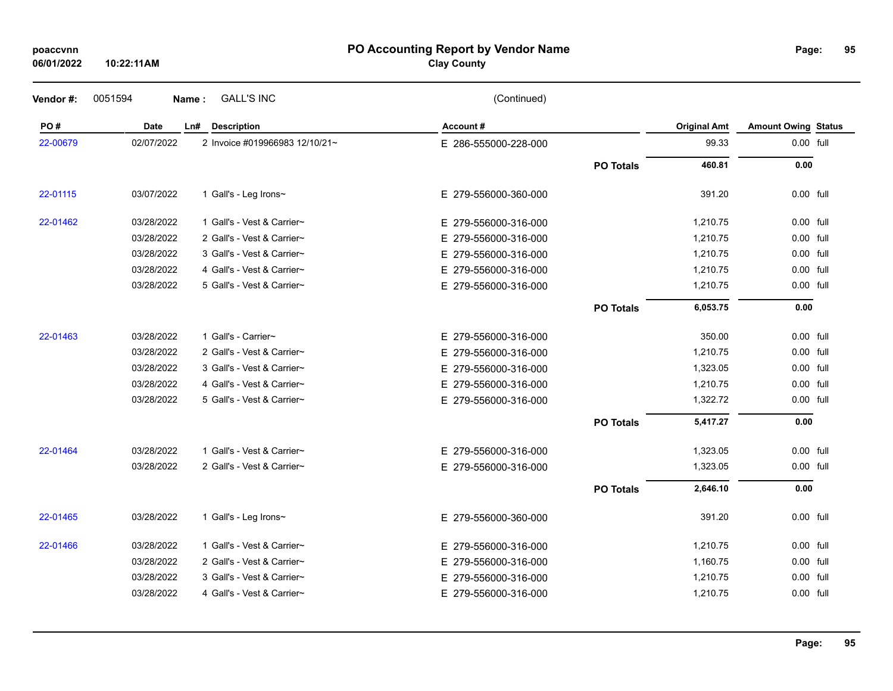# PO Accounting Report by Vendor Name

**Clay County**

**Vendor #:** 0051594 **Name :** GALL'S INC (Continued)

| PO # | Date | Ln# | Description | Account # | | Original Amt | Amount Owing | Status |
|---|---|---|---|---|---|---|---|---|
| 22-00679 | 02/07/2022 | 2 | Invoice #019966983 12/10/21~ | E 286-555000-228-000 | | 99.33 | 0.00 | full |
| | | | | | **PO Totals** | **460.81** | **0.00** | |
| 22-01115 | 03/07/2022 | 1 | Gall's - Leg Irons~ | E 279-556000-360-000 | | 391.20 | 0.00 | full |
| 22-01462 | 03/28/2022 | 1 | Gall's - Vest & Carrier~ | E 279-556000-316-000 | | 1,210.75 | 0.00 | full |
| | 03/28/2022 | 2 | Gall's - Vest & Carrier~ | E 279-556000-316-000 | | 1,210.75 | 0.00 | full |
| | 03/28/2022 | 3 | Gall's - Vest & Carrier~ | E 279-556000-316-000 | | 1,210.75 | 0.00 | full |
| | 03/28/2022 | 4 | Gall's - Vest & Carrier~ | E 279-556000-316-000 | | 1,210.75 | 0.00 | full |
| | 03/28/2022 | 5 | Gall's - Vest & Carrier~ | E 279-556000-316-000 | | 1,210.75 | 0.00 | full |
| | | | | | **PO Totals** | **6,053.75** | **0.00** | |
| 22-01463 | 03/28/2022 | 1 | Gall's - Carrier~ | E 279-556000-316-000 | | 350.00 | 0.00 | full |
| | 03/28/2022 | 2 | Gall's - Vest & Carrier~ | E 279-556000-316-000 | | 1,210.75 | 0.00 | full |
| | 03/28/2022 | 3 | Gall's - Vest & Carrier~ | E 279-556000-316-000 | | 1,323.05 | 0.00 | full |
| | 03/28/2022 | 4 | Gall's - Vest & Carrier~ | E 279-556000-316-000 | | 1,210.75 | 0.00 | full |
| | 03/28/2022 | 5 | Gall's - Vest & Carrier~ | E 279-556000-316-000 | | 1,322.72 | 0.00 | full |
| | | | | | **PO Totals** | **5,417.27** | **0.00** | |
| 22-01464 | 03/28/2022 | 1 | Gall's - Vest & Carrier~ | E 279-556000-316-000 | | 1,323.05 | 0.00 | full |
| | 03/28/2022 | 2 | Gall's - Vest & Carrier~ | E 279-556000-316-000 | | 1,323.05 | 0.00 | full |
| | | | | | **PO Totals** | **2,646.10** | **0.00** | |
| 22-01465 | 03/28/2022 | 1 | Gall's - Leg Irons~ | E 279-556000-360-000 | | 391.20 | 0.00 | full |
| 22-01466 | 03/28/2022 | 1 | Gall's - Vest & Carrier~ | E 279-556000-316-000 | | 1,210.75 | 0.00 | full |
| | 03/28/2022 | 2 | Gall's - Vest & Carrier~ | E 279-556000-316-000 | | 1,160.75 | 0.00 | full |
| | 03/28/2022 | 3 | Gall's - Vest & Carrier~ | E 279-556000-316-000 | | 1,210.75 | 0.00 | full |
| | 03/28/2022 | 4 | Gall's - Vest & Carrier~ | E 279-556000-316-000 | | 1,210.75 | 0.00 | full |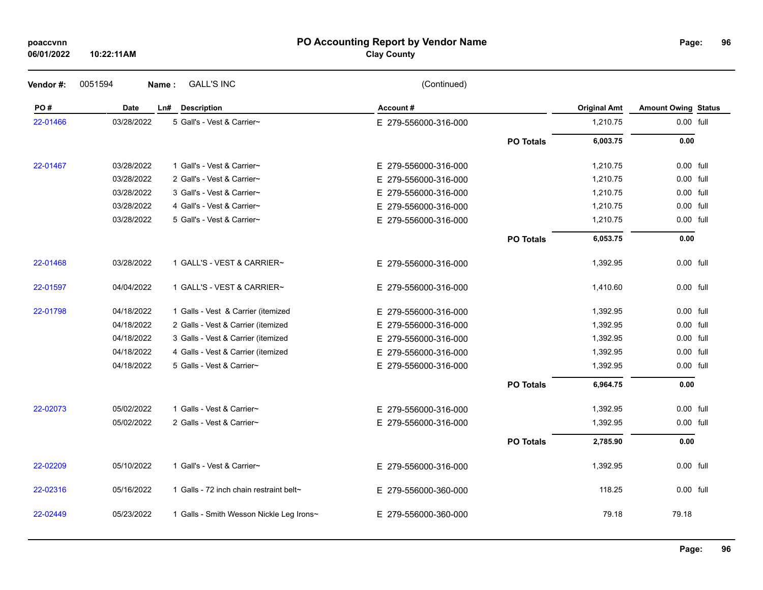# PO Accounting Report by Vendor Name

**Clay County**

poaccvnn
06/01/2022 10:22:11AM

**Vendor #:** 0051594 **Name :** GALL'S INC (Continued)

| PO # | Date | Ln# | Description | Account # | | Original Amt | Amount Owing | Status |
|---|---|---|---|---|---|---|---|---|
| 22-01466 | 03/28/2022 | 5 | Gall's - Vest & Carrier~ | E 279-556000-316-000 | | 1,210.75 | 0.00 | full |
| | | | | | **PO Totals** | **6,003.75** | **0.00** | |
| 22-01467 | 03/28/2022 | 1 | Gall's - Vest & Carrier~ | E 279-556000-316-000 | | 1,210.75 | 0.00 | full |
| | 03/28/2022 | 2 | Gall's - Vest & Carrier~ | E 279-556000-316-000 | | 1,210.75 | 0.00 | full |
| | 03/28/2022 | 3 | Gall's - Vest & Carrier~ | E 279-556000-316-000 | | 1,210.75 | 0.00 | full |
| | 03/28/2022 | 4 | Gall's - Vest & Carrier~ | E 279-556000-316-000 | | 1,210.75 | 0.00 | full |
| | 03/28/2022 | 5 | Gall's - Vest & Carrier~ | E 279-556000-316-000 | | 1,210.75 | 0.00 | full |
| | | | | | **PO Totals** | **6,053.75** | **0.00** | |
| 22-01468 | 03/28/2022 | 1 | GALL'S - VEST & CARRIER~ | E 279-556000-316-000 | | 1,392.95 | 0.00 | full |
| 22-01597 | 04/04/2022 | 1 | GALL'S - VEST & CARRIER~ | E 279-556000-316-000 | | 1,410.60 | 0.00 | full |
| 22-01798 | 04/18/2022 | 1 | Galls - Vest & Carrier (itemized | E 279-556000-316-000 | | 1,392.95 | 0.00 | full |
| | 04/18/2022 | 2 | Galls - Vest & Carrier (itemized | E 279-556000-316-000 | | 1,392.95 | 0.00 | full |
| | 04/18/2022 | 3 | Galls - Vest & Carrier (itemized | E 279-556000-316-000 | | 1,392.95 | 0.00 | full |
| | 04/18/2022 | 4 | Galls - Vest & Carrier (itemized | E 279-556000-316-000 | | 1,392.95 | 0.00 | full |
| | 04/18/2022 | 5 | Galls - Vest & Carrier~ | E 279-556000-316-000 | | 1,392.95 | 0.00 | full |
| | | | | | **PO Totals** | **6,964.75** | **0.00** | |
| 22-02073 | 05/02/2022 | 1 | Galls - Vest & Carrier~ | E 279-556000-316-000 | | 1,392.95 | 0.00 | full |
| | 05/02/2022 | 2 | Galls - Vest & Carrier~ | E 279-556000-316-000 | | 1,392.95 | 0.00 | full |
| | | | | | **PO Totals** | **2,785.90** | **0.00** | |
| 22-02209 | 05/10/2022 | 1 | Gall's - Vest & Carrier~ | E 279-556000-316-000 | | 1,392.95 | 0.00 | full |
| 22-02316 | 05/16/2022 | 1 | Galls - 72 inch chain restraint belt~ | E 279-556000-360-000 | | 118.25 | 0.00 | full |
| 22-02449 | 05/23/2022 | 1 | Galls - Smith Wesson Nickle Leg Irons~ | E 279-556000-360-000 | | 79.18 | 79.18 | |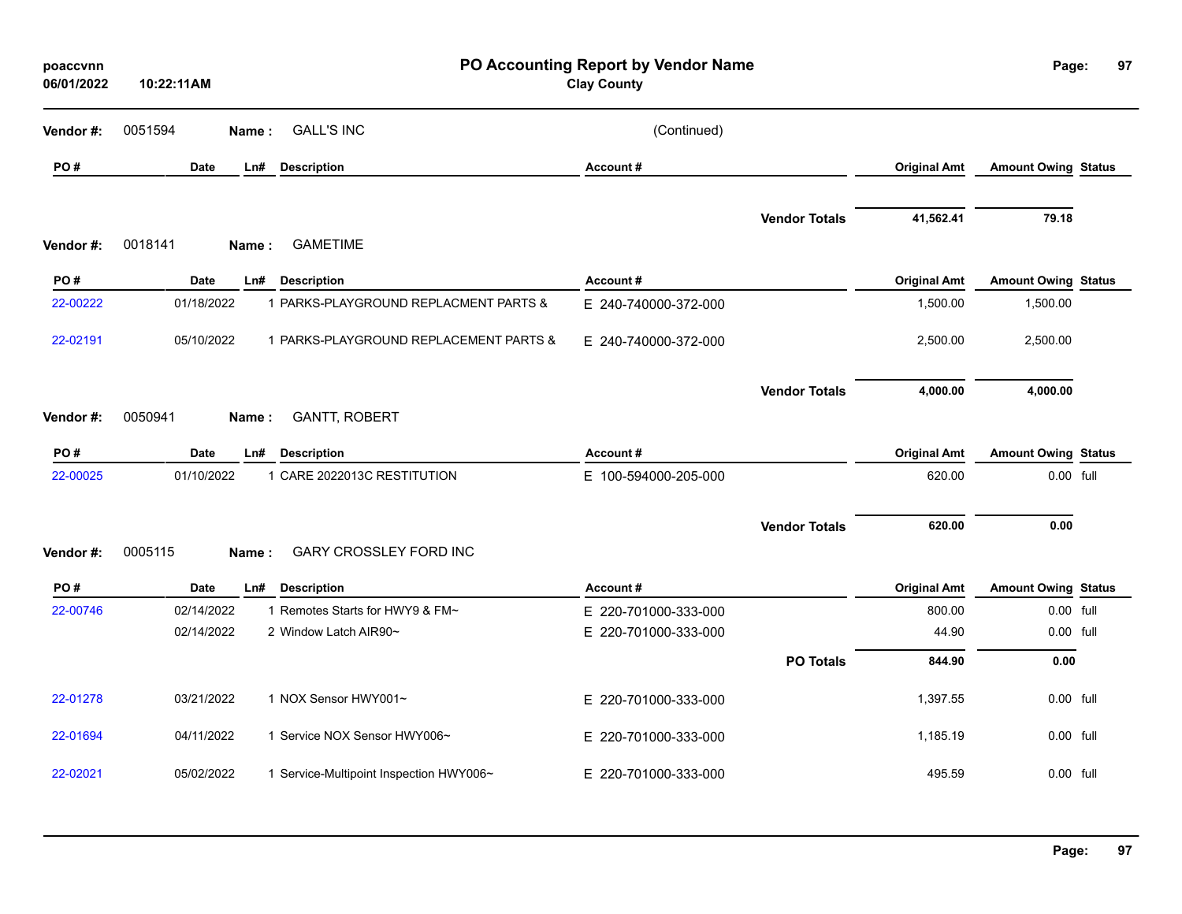# PO Accounting Report by Vendor Name

**Clay County**

poaccvnn
06/01/2022 10:22:11AM

**Vendor #:** 0051594 **Name :** GALL'S INC (Continued)

| PO # | Date | Ln# | Description | Account # | Original Amt | Amount Owing | Status |
|---|---|---|---|---|---|---|---|
| | | | | **Vendor Totals** | **41,562.41** | **79.18** | |

**Vendor #:** 0018141 **Name :** GAMETIME

| PO # | Date | Ln# | Description | Account # | Original Amt | Amount Owing | Status |
|---|---|---|---|---|---|---|---|
| 22-00222 | 01/18/2022 | 1 | PARKS-PLAYGROUND REPLACMENT PARTS & | E 240-740000-372-000 | 1,500.00 | 1,500.00 | |
| 22-02191 | 05/10/2022 | 1 | PARKS-PLAYGROUND REPLACEMENT PARTS & | E 240-740000-372-000 | 2,500.00 | 2,500.00 | |
| | | | | **Vendor Totals** | **4,000.00** | **4,000.00** | |

**Vendor #:** 0050941 **Name :** GANTT, ROBERT

| PO # | Date | Ln# | Description | Account # | Original Amt | Amount Owing | Status |
|---|---|---|---|---|---|---|---|
| 22-00025 | 01/10/2022 | 1 | CARE 2022013C RESTITUTION | E 100-594000-205-000 | 620.00 | 0.00 | full |
| | | | | **Vendor Totals** | **620.00** | **0.00** | |

**Vendor #:** 0005115 **Name :** GARY CROSSLEY FORD INC

| PO # | Date | Ln# | Description | Account # | Original Amt | Amount Owing | Status |
|---|---|---|---|---|---|---|---|
| 22-00746 | 02/14/2022 | 1 | Remotes Starts for HWY9 & FM~ | E 220-701000-333-000 | 800.00 | 0.00 | full |
| | 02/14/2022 | 2 | Window Latch AIR90~ | E 220-701000-333-000 | 44.90 | 0.00 | full |
| | | | | **PO Totals** | **844.90** | **0.00** | |
| 22-01278 | 03/21/2022 | 1 | NOX Sensor HWY001~ | E 220-701000-333-000 | 1,397.55 | 0.00 | full |
| 22-01694 | 04/11/2022 | 1 | Service NOX Sensor HWY006~ | E 220-701000-333-000 | 1,185.19 | 0.00 | full |
| 22-02021 | 05/02/2022 | 1 | Service-Multipoint Inspection HWY006~ | E 220-701000-333-000 | 495.59 | 0.00 | full |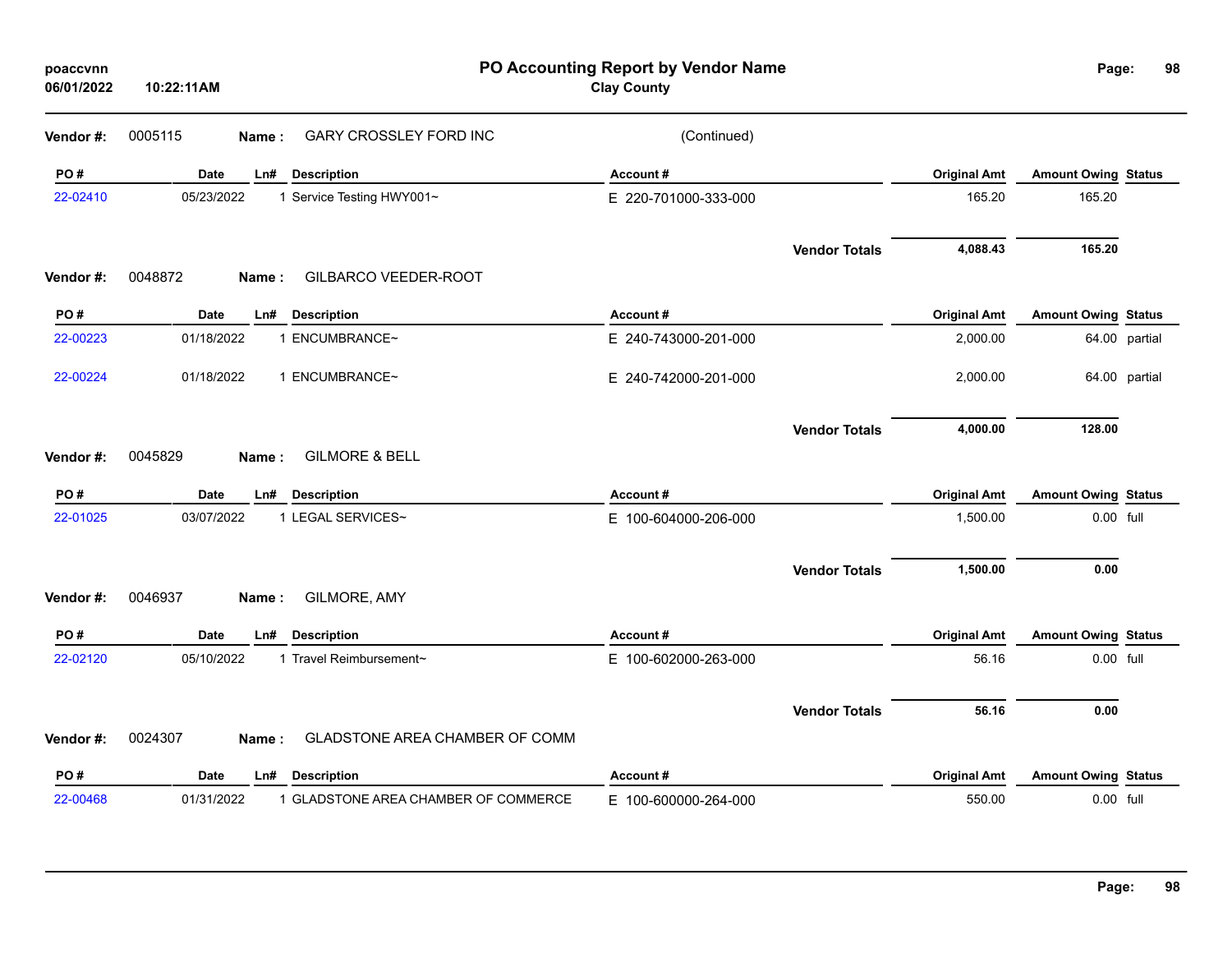# PO Accounting Report by Vendor Name

**Clay County**

poaccvnn
06/01/2022 10:22:11AM

**Vendor #:** 0005115 **Name :** GARY CROSSLEY FORD INC (Continued)

| PO # | Date | Ln# | Description | Account # | Original Amt | Amount Owing | Status |
|---|---|---|---|---|---|---|---|
| 22-02410 | 05/23/2022 | 1 | Service Testing HWY001~ | E 220-701000-333-000 | 165.20 | 165.20 | |
| | | | | **Vendor Totals** | **4,088.43** | **165.20** | |

**Vendor #:** 0048872 **Name :** GILBARCO VEEDER-ROOT

| PO # | Date | Ln# | Description | Account # | Original Amt | Amount Owing | Status |
|---|---|---|---|---|---|---|---|
| 22-00223 | 01/18/2022 | 1 | ENCUMBRANCE~ | E 240-743000-201-000 | 2,000.00 | 64.00 | partial |
| 22-00224 | 01/18/2022 | 1 | ENCUMBRANCE~ | E 240-742000-201-000 | 2,000.00 | 64.00 | partial |
| | | | | **Vendor Totals** | **4,000.00** | **128.00** | |

**Vendor #:** 0045829 **Name :** GILMORE & BELL

| PO # | Date | Ln# | Description | Account # | Original Amt | Amount Owing | Status |
|---|---|---|---|---|---|---|---|
| 22-01025 | 03/07/2022 | 1 | LEGAL SERVICES~ | E 100-604000-206-000 | 1,500.00 | 0.00 | full |
| | | | | **Vendor Totals** | **1,500.00** | **0.00** | |

**Vendor #:** 0046937 **Name :** GILMORE, AMY

| PO # | Date | Ln# | Description | Account # | Original Amt | Amount Owing | Status |
|---|---|---|---|---|---|---|---|
| 22-02120 | 05/10/2022 | 1 | Travel Reimbursement~ | E 100-602000-263-000 | 56.16 | 0.00 | full |
| | | | | **Vendor Totals** | **56.16** | **0.00** | |

**Vendor #:** 0024307 **Name :** GLADSTONE AREA CHAMBER OF COMM

| PO # | Date | Ln# | Description | Account # | Original Amt | Amount Owing | Status |
|---|---|---|---|---|---|---|---|
| 22-00468 | 01/31/2022 | 1 | GLADSTONE AREA CHAMBER OF COMMERCE | E 100-600000-264-000 | 550.00 | 0.00 | full |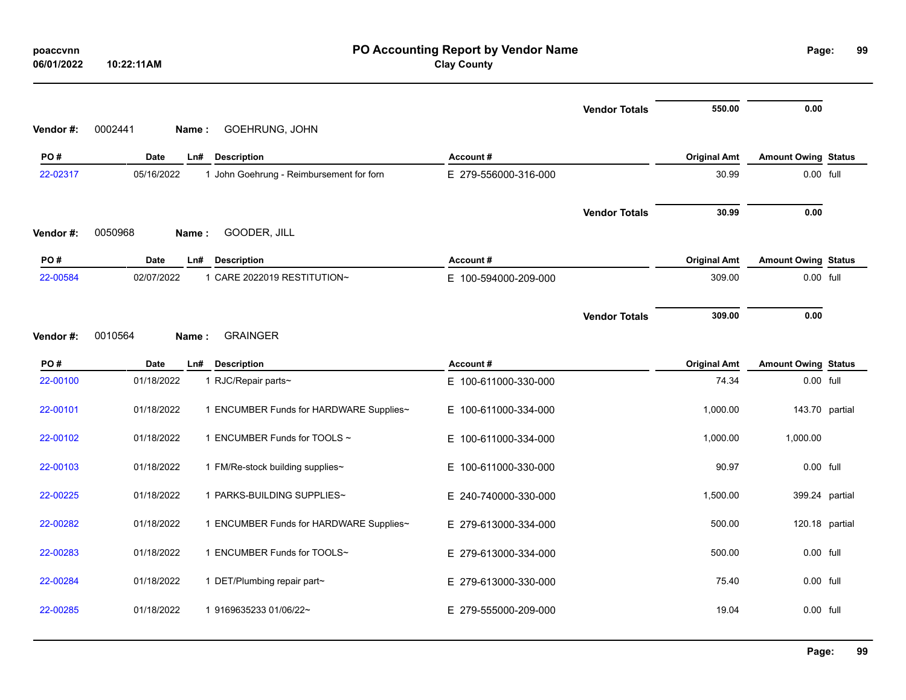| | | | | | Vendor Totals | 550.00 | 0.00 | |
|---|---|---|---|---|---|---|---|---|

**Vendor #:** 0002441 **Name :** GOEHRUNG, JOHN

| PO # | Date | Ln# | Description | Account # | Original Amt | Amount Owing | Status |
|---|---|---|---|---|---|---|---|
| 22-02317 | 05/16/2022 | 1 | John Goehrung - Reimbursement for forn | E 279-556000-316-000 | 30.99 | 0.00 | full |
| | | | | Vendor Totals | 30.99 | 0.00 | |

**Vendor #:** 0050968 **Name :** GOODER, JILL

| PO # | Date | Ln# | Description | Account # | Original Amt | Amount Owing | Status |
|---|---|---|---|---|---|---|---|
| 22-00584 | 02/07/2022 | 1 | CARE 2022019 RESTITUTION~ | E 100-594000-209-000 | 309.00 | 0.00 | full |
| | | | | Vendor Totals | 309.00 | 0.00 | |

**Vendor #:** 0010564 **Name :** GRAINGER

| PO # | Date | Ln# | Description | Account # | Original Amt | Amount Owing | Status |
|---|---|---|---|---|---|---|---|
| 22-00100 | 01/18/2022 | 1 | RJC/Repair parts~ | E 100-611000-330-000 | 74.34 | 0.00 | full |
| 22-00101 | 01/18/2022 | 1 | ENCUMBER Funds for HARDWARE Supplies~ | E 100-611000-334-000 | 1,000.00 | 143.70 | partial |
| 22-00102 | 01/18/2022 | 1 | ENCUMBER Funds for TOOLS ~ | E 100-611000-334-000 | 1,000.00 | 1,000.00 | |
| 22-00103 | 01/18/2022 | 1 | FM/Re-stock building supplies~ | E 100-611000-330-000 | 90.97 | 0.00 | full |
| 22-00225 | 01/18/2022 | 1 | PARKS-BUILDING SUPPLIES~ | E 240-740000-330-000 | 1,500.00 | 399.24 | partial |
| 22-00282 | 01/18/2022 | 1 | ENCUMBER Funds for HARDWARE Supplies~ | E 279-613000-334-000 | 500.00 | 120.18 | partial |
| 22-00283 | 01/18/2022 | 1 | ENCUMBER Funds for TOOLS~ | E 279-613000-334-000 | 500.00 | 0.00 | full |
| 22-00284 | 01/18/2022 | 1 | DET/Plumbing repair part~ | E 279-613000-330-000 | 75.40 | 0.00 | full |
| 22-00285 | 01/18/2022 | 1 | 9169635233 01/06/22~ | E 279-555000-209-000 | 19.04 | 0.00 | full |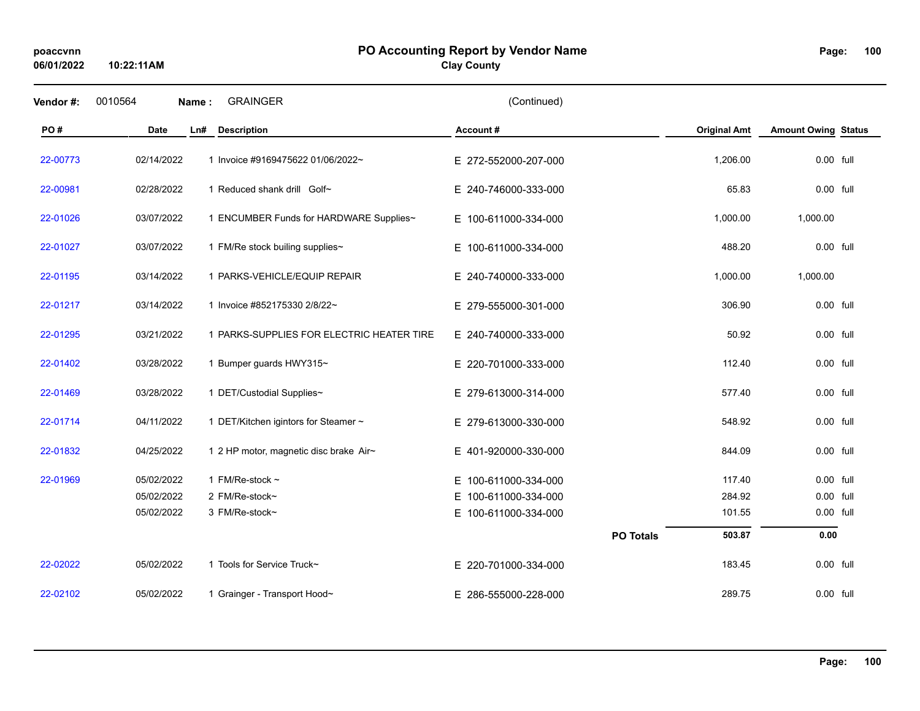# PO Accounting Report by Vendor Name

**Clay County**

poaccvnn
06/01/2022 10:22:11AM

**Vendor #:** 0010564 **Name :** GRAINGER (Continued)

| PO # | Date | Ln# | Description | Account # | | Original Amt | Amount Owing | Status |
|---|---|---|---|---|---|---|---|---|
| 22-00773 | 02/14/2022 | 1 | Invoice #9169475622 01/06/2022~ | E 272-552000-207-000 | | 1,206.00 | 0.00 | full |
| 22-00981 | 02/28/2022 | 1 | Reduced shank drill Golf~ | E 240-746000-333-000 | | 65.83 | 0.00 | full |
| 22-01026 | 03/07/2022 | 1 | ENCUMBER Funds for HARDWARE Supplies~ | E 100-611000-334-000 | | 1,000.00 | 1,000.00 | |
| 22-01027 | 03/07/2022 | 1 | FM/Re stock builing supplies~ | E 100-611000-334-000 | | 488.20 | 0.00 | full |
| 22-01195 | 03/14/2022 | 1 | PARKS-VEHICLE/EQUIP REPAIR | E 240-740000-333-000 | | 1,000.00 | 1,000.00 | |
| 22-01217 | 03/14/2022 | 1 | Invoice #852175330 2/8/22~ | E 279-555000-301-000 | | 306.90 | 0.00 | full |
| 22-01295 | 03/21/2022 | 1 | PARKS-SUPPLIES FOR ELECTRIC HEATER TIRE | E 240-740000-333-000 | | 50.92 | 0.00 | full |
| 22-01402 | 03/28/2022 | 1 | Bumper guards HWY315~ | E 220-701000-333-000 | | 112.40 | 0.00 | full |
| 22-01469 | 03/28/2022 | 1 | DET/Custodial Supplies~ | E 279-613000-314-000 | | 577.40 | 0.00 | full |
| 22-01714 | 04/11/2022 | 1 | DET/Kitchen igintors for Steamer ~ | E 279-613000-330-000 | | 548.92 | 0.00 | full |
| 22-01832 | 04/25/2022 | 1 | 2 HP motor, magnetic disc brake Air~ | E 401-920000-330-000 | | 844.09 | 0.00 | full |
| 22-01969 | 05/02/2022 | 1 | FM/Re-stock ~ | E 100-611000-334-000 | | 117.40 | 0.00 | full |
| | 05/02/2022 | 2 | FM/Re-stock~ | E 100-611000-334-000 | | 284.92 | 0.00 | full |
| | 05/02/2022 | 3 | FM/Re-stock~ | E 100-611000-334-000 | | 101.55 | 0.00 | full |
| | | | | | **PO Totals** | **503.87** | **0.00** | |
| 22-02022 | 05/02/2022 | 1 | Tools for Service Truck~ | E 220-701000-334-000 | | 183.45 | 0.00 | full |
| 22-02102 | 05/02/2022 | 1 | Grainger - Transport Hood~ | E 286-555000-228-000 | | 289.75 | 0.00 | full |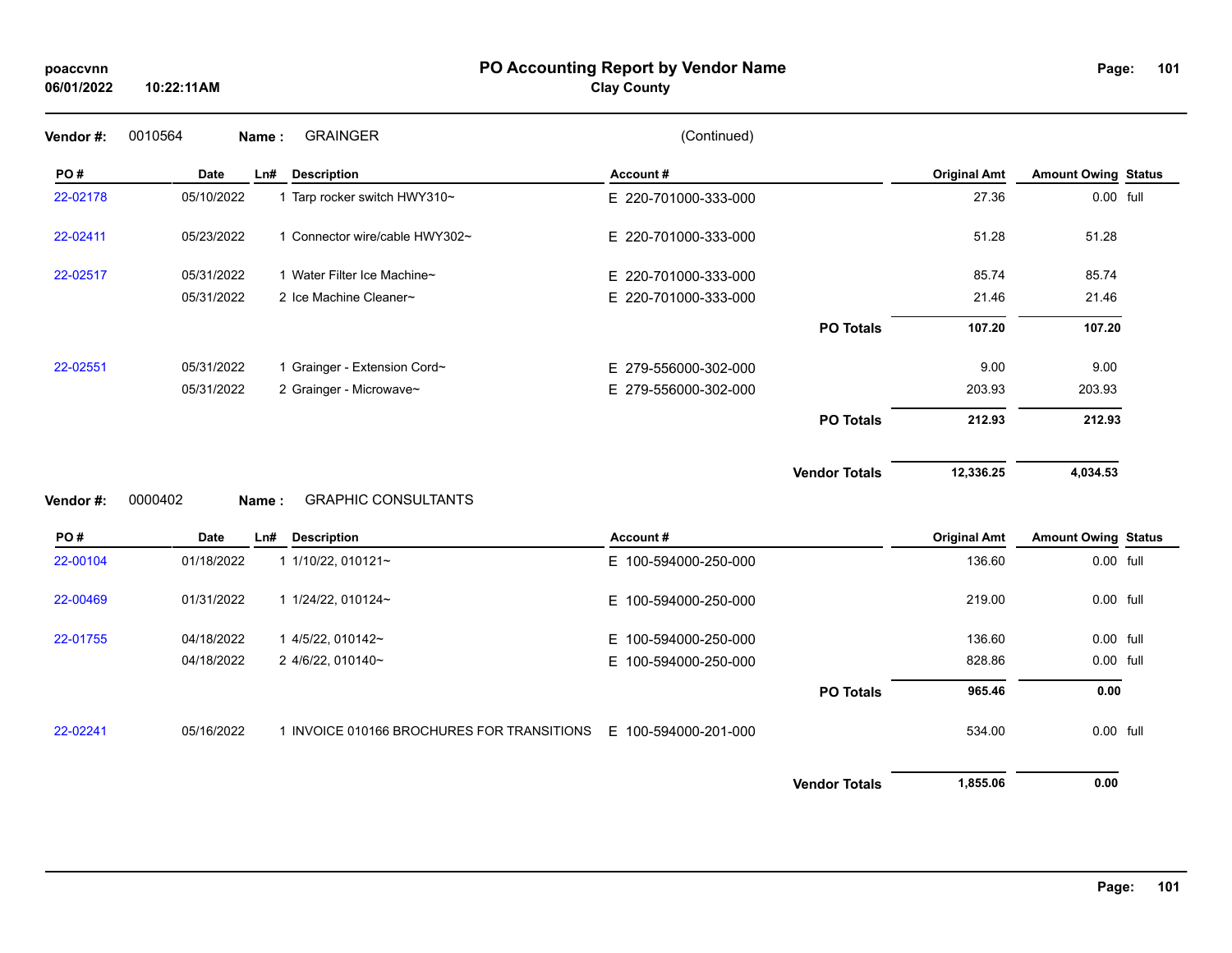**Vendor #:** 0010564 **Name :** GRAINGER (Continued)

| PO # | Date | Ln# | Description | Account # | | Original Amt | Amount Owing | Status |
|---|---|---|---|---|---|---|---|---|
| 22-02178 | 05/10/2022 | 1 | Tarp rocker switch HWY310~ | E 220-701000-333-000 | | 27.36 | 0.00 | full |
| 22-02411 | 05/23/2022 | 1 | Connector wire/cable HWY302~ | E 220-701000-333-000 | | 51.28 | 51.28 | |
| 22-02517 | 05/31/2022 | 1 | Water Filter Ice Machine~ | E 220-701000-333-000 | | 85.74 | 85.74 | |
| | 05/31/2022 | 2 | Ice Machine Cleaner~ | E 220-701000-333-000 | | 21.46 | 21.46 | |
| | | | | | **PO Totals** | **107.20** | **107.20** | |
| 22-02551 | 05/31/2022 | 1 | Grainger - Extension Cord~ | E 279-556000-302-000 | | 9.00 | 9.00 | |
| | 05/31/2022 | 2 | Grainger - Microwave~ | E 279-556000-302-000 | | 203.93 | 203.93 | |
| | | | | | **PO Totals** | **212.93** | **212.93** | |
| | | | | | **Vendor Totals** | **12,336.25** | **4,034.53** | |

**Vendor #:** 0000402 **Name :** GRAPHIC CONSULTANTS

| PO # | Date | Ln# | Description | Account # | | Original Amt | Amount Owing | Status |
|---|---|---|---|---|---|---|---|---|
| 22-00104 | 01/18/2022 | 1 | 1/10/22, 010121~ | E 100-594000-250-000 | | 136.60 | 0.00 | full |
| 22-00469 | 01/31/2022 | 1 | 1/24/22, 010124~ | E 100-594000-250-000 | | 219.00 | 0.00 | full |
| 22-01755 | 04/18/2022 | 1 | 4/5/22, 010142~ | E 100-594000-250-000 | | 136.60 | 0.00 | full |
| | 04/18/2022 | 2 | 4/6/22, 010140~ | E 100-594000-250-000 | | 828.86 | 0.00 | full |
| | | | | | **PO Totals** | **965.46** | **0.00** | |
| 22-02241 | 05/16/2022 | 1 | INVOICE 010166 BROCHURES FOR TRANSITIONS | E 100-594000-201-000 | | 534.00 | 0.00 | full |
| | | | | | **Vendor Totals** | **1,855.06** | **0.00** | |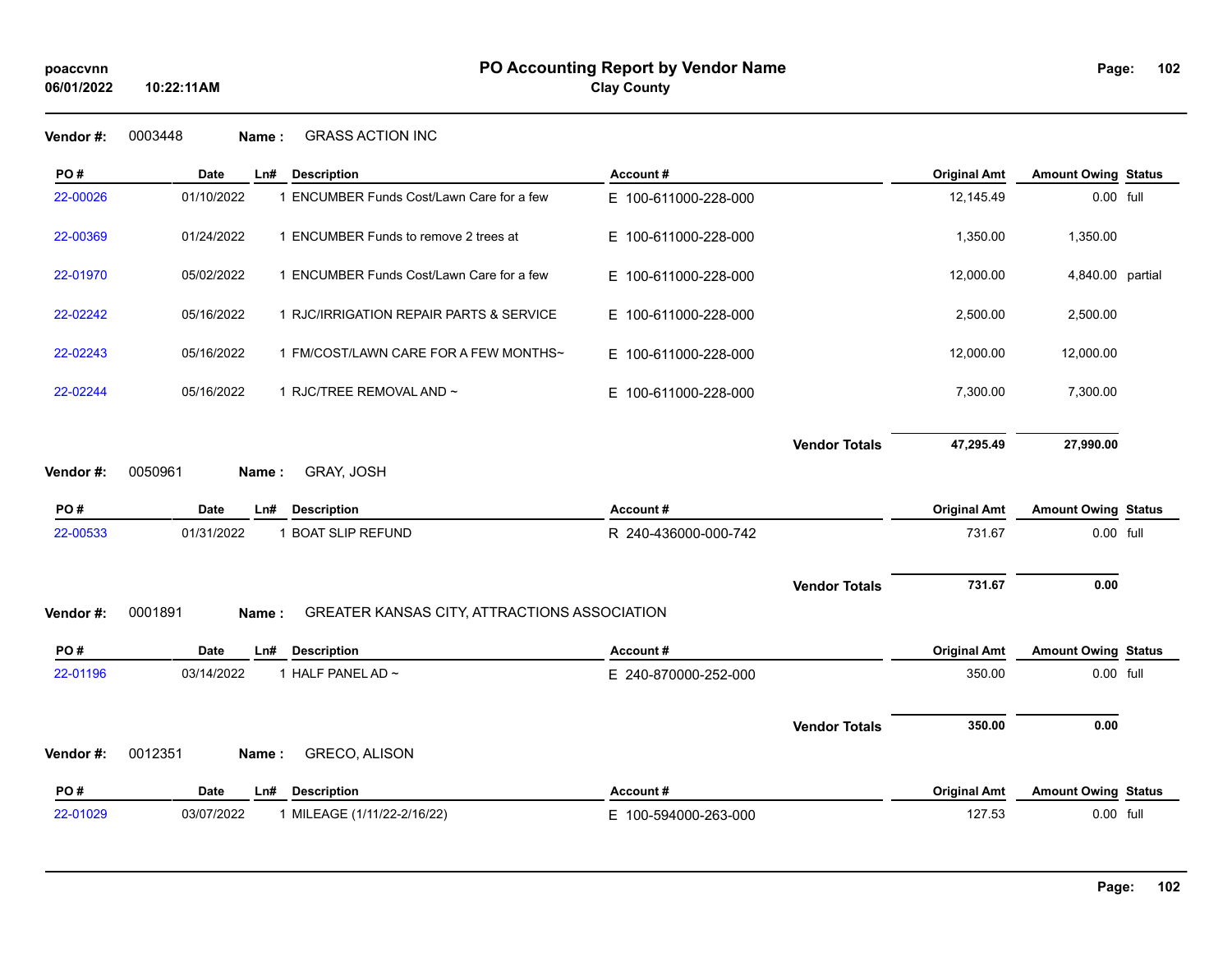**PO Accounting Report by Vendor Name**
**Clay County**

**Vendor #:** 0003448 **Name :** GRASS ACTION INC

| PO # | Date | Ln# | Description | Account # | Original Amt | Amount Owing | Status |
|---|---|---|---|---|---|---|---|
| 22-00026 | 01/10/2022 | 1 | ENCUMBER Funds Cost/Lawn Care for a few | E 100-611000-228-000 | 12,145.49 | 0.00 | full |
| 22-00369 | 01/24/2022 | 1 | ENCUMBER Funds to remove 2 trees at | E 100-611000-228-000 | 1,350.00 | 1,350.00 | |
| 22-01970 | 05/02/2022 | 1 | ENCUMBER Funds Cost/Lawn Care for a few | E 100-611000-228-000 | 12,000.00 | 4,840.00 | partial |
| 22-02242 | 05/16/2022 | 1 | RJC/IRRIGATION REPAIR PARTS & SERVICE | E 100-611000-228-000 | 2,500.00 | 2,500.00 | |
| 22-02243 | 05/16/2022 | 1 | FM/COST/LAWN CARE FOR A FEW MONTHS~ | E 100-611000-228-000 | 12,000.00 | 12,000.00 | |
| 22-02244 | 05/16/2022 | 1 | RJC/TREE REMOVAL AND ~ | E 100-611000-228-000 | 7,300.00 | 7,300.00 | |
| | | | | **Vendor Totals** | **47,295.49** | **27,990.00** | |

**Vendor #:** 0050961 **Name :** GRAY, JOSH

| PO # | Date | Ln# | Description | Account # | Original Amt | Amount Owing | Status |
|---|---|---|---|---|---|---|---|
| 22-00533 | 01/31/2022 | 1 | BOAT SLIP REFUND | R 240-436000-000-742 | 731.67 | 0.00 | full |
| | | | | **Vendor Totals** | **731.67** | **0.00** | |

**Vendor #:** 0001891 **Name :** GREATER KANSAS CITY, ATTRACTIONS ASSOCIATION

| PO # | Date | Ln# | Description | Account # | Original Amt | Amount Owing | Status |
|---|---|---|---|---|---|---|---|
| 22-01196 | 03/14/2022 | 1 | HALF PANEL AD ~ | E 240-870000-252-000 | 350.00 | 0.00 | full |
| | | | | **Vendor Totals** | **350.00** | **0.00** | |

**Vendor #:** 0012351 **Name :** GRECO, ALISON

| PO # | Date | Ln# | Description | Account # | Original Amt | Amount Owing | Status |
|---|---|---|---|---|---|---|---|
| 22-01029 | 03/07/2022 | 1 | MILEAGE (1/11/22-2/16/22) | E 100-594000-263-000 | 127.53 | 0.00 | full |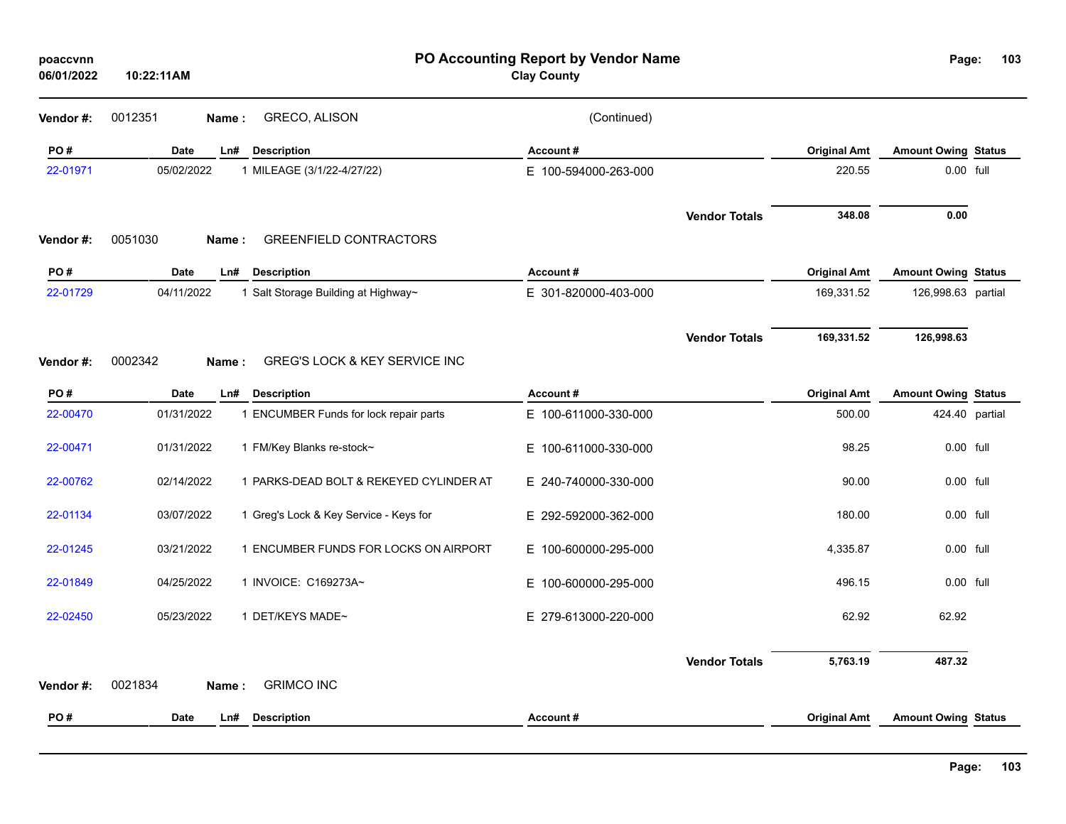**PO Accounting Report by Vendor Name**
**Clay County**

**Vendor #:** 0012351 **Name :** GRECO, ALISON (Continued)

| PO # | Date | Ln# | Description | Account # | Original Amt | Amount Owing | Status |
|---|---|---|---|---|---|---|---|
| 22-01971 | 05/02/2022 | 1 | MILEAGE (3/1/22-4/27/22) | E 100-594000-263-000 | 220.55 | 0.00 | full |
| | | | | **Vendor Totals** | **348.08** | **0.00** | |

**Vendor #:** 0051030 **Name :** GREENFIELD CONTRACTORS

| PO # | Date | Ln# | Description | Account # | Original Amt | Amount Owing | Status |
|---|---|---|---|---|---|---|---|
| 22-01729 | 04/11/2022 | 1 | Salt Storage Building at Highway~ | E 301-820000-403-000 | 169,331.52 | 126,998.63 | partial |
| | | | | **Vendor Totals** | **169,331.52** | **126,998.63** | |

**Vendor #:** 0002342 **Name :** GREG'S LOCK & KEY SERVICE INC

| PO # | Date | Ln# | Description | Account # | Original Amt | Amount Owing | Status |
|---|---|---|---|---|---|---|---|
| 22-00470 | 01/31/2022 | 1 | ENCUMBER Funds for lock repair parts | E 100-611000-330-000 | 500.00 | 424.40 | partial |
| 22-00471 | 01/31/2022 | 1 | FM/Key Blanks re-stock~ | E 100-611000-330-000 | 98.25 | 0.00 | full |
| 22-00762 | 02/14/2022 | 1 | PARKS-DEAD BOLT & REKEYED CYLINDER AT | E 240-740000-330-000 | 90.00 | 0.00 | full |
| 22-01134 | 03/07/2022 | 1 | Greg's Lock & Key Service - Keys for | E 292-592000-362-000 | 180.00 | 0.00 | full |
| 22-01245 | 03/21/2022 | 1 | ENCUMBER FUNDS FOR LOCKS ON AIRPORT | E 100-600000-295-000 | 4,335.87 | 0.00 | full |
| 22-01849 | 04/25/2022 | 1 | INVOICE: C169273A~ | E 100-600000-295-000 | 496.15 | 0.00 | full |
| 22-02450 | 05/23/2022 | 1 | DET/KEYS MADE~ | E 279-613000-220-000 | 62.92 | 62.92 | |
| | | | | **Vendor Totals** | **5,763.19** | **487.32** | |

**Vendor #:** 0021834 **Name :** GRIMCO INC

| PO # | Date | Ln# | Description | Account # | Original Amt | Amount Owing | Status |
|---|---|---|---|---|---|---|---|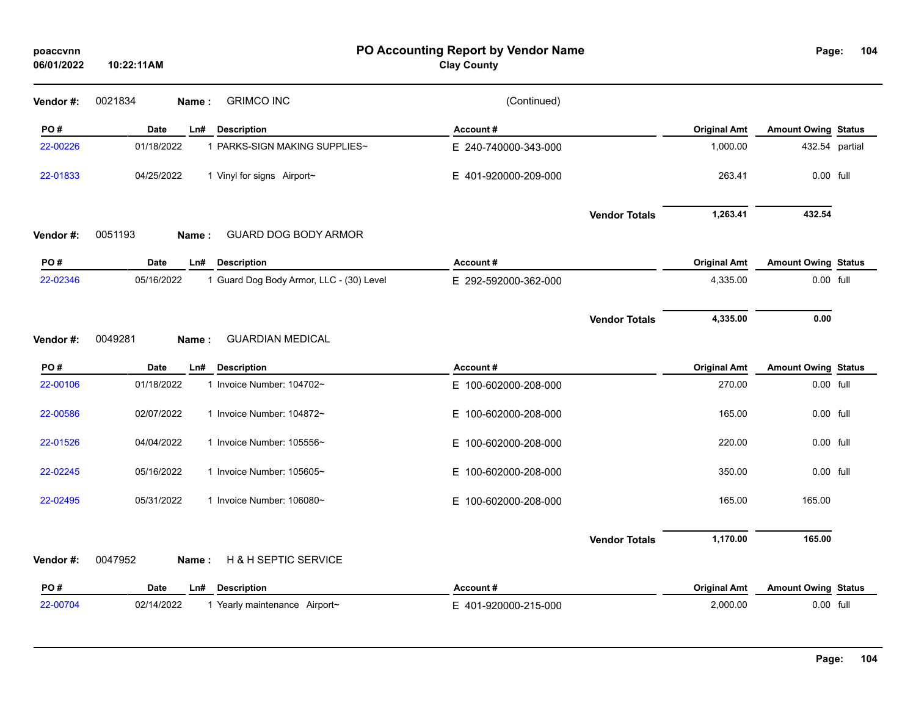**Vendor #:** 0021834 **Name :** GRIMCO INC (Continued)

| PO # | Date | Ln# | Description | Account # | Original Amt | Amount Owing | Status |
|---|---|---|---|---|---|---|---|
| 22-00226 | 01/18/2022 | 1 | PARKS-SIGN MAKING SUPPLIES~ | E 240-740000-343-000 | 1,000.00 | 432.54 | partial |
| 22-01833 | 04/25/2022 | 1 | Vinyl for signs Airport~ | E 401-920000-209-000 | 263.41 | 0.00 | full |
| | | | | **Vendor Totals** | **1,263.41** | **432.54** | |

**Vendor #:** 0051193 **Name :** GUARD DOG BODY ARMOR

| PO # | Date | Ln# | Description | Account # | Original Amt | Amount Owing | Status |
|---|---|---|---|---|---|---|---|
| 22-02346 | 05/16/2022 | 1 | Guard Dog Body Armor, LLC - (30) Level | E 292-592000-362-000 | 4,335.00 | 0.00 | full |
| | | | | **Vendor Totals** | **4,335.00** | **0.00** | |

**Vendor #:** 0049281 **Name :** GUARDIAN MEDICAL

| PO # | Date | Ln# | Description | Account # | Original Amt | Amount Owing | Status |
|---|---|---|---|---|---|---|---|
| 22-00106 | 01/18/2022 | 1 | Invoice Number: 104702~ | E 100-602000-208-000 | 270.00 | 0.00 | full |
| 22-00586 | 02/07/2022 | 1 | Invoice Number: 104872~ | E 100-602000-208-000 | 165.00 | 0.00 | full |
| 22-01526 | 04/04/2022 | 1 | Invoice Number: 105556~ | E 100-602000-208-000 | 220.00 | 0.00 | full |
| 22-02245 | 05/16/2022 | 1 | Invoice Number: 105605~ | E 100-602000-208-000 | 350.00 | 0.00 | full |
| 22-02495 | 05/31/2022 | 1 | Invoice Number: 106080~ | E 100-602000-208-000 | 165.00 | 165.00 | |
| | | | | **Vendor Totals** | **1,170.00** | **165.00** | |

**Vendor #:** 0047952 **Name :** H & H SEPTIC SERVICE

| PO # | Date | Ln# | Description | Account # | Original Amt | Amount Owing | Status |
|---|---|---|---|---|---|---|---|
| 22-00704 | 02/14/2022 | 1 | Yearly maintenance Airport~ | E 401-920000-215-000 | 2,000.00 | 0.00 | full |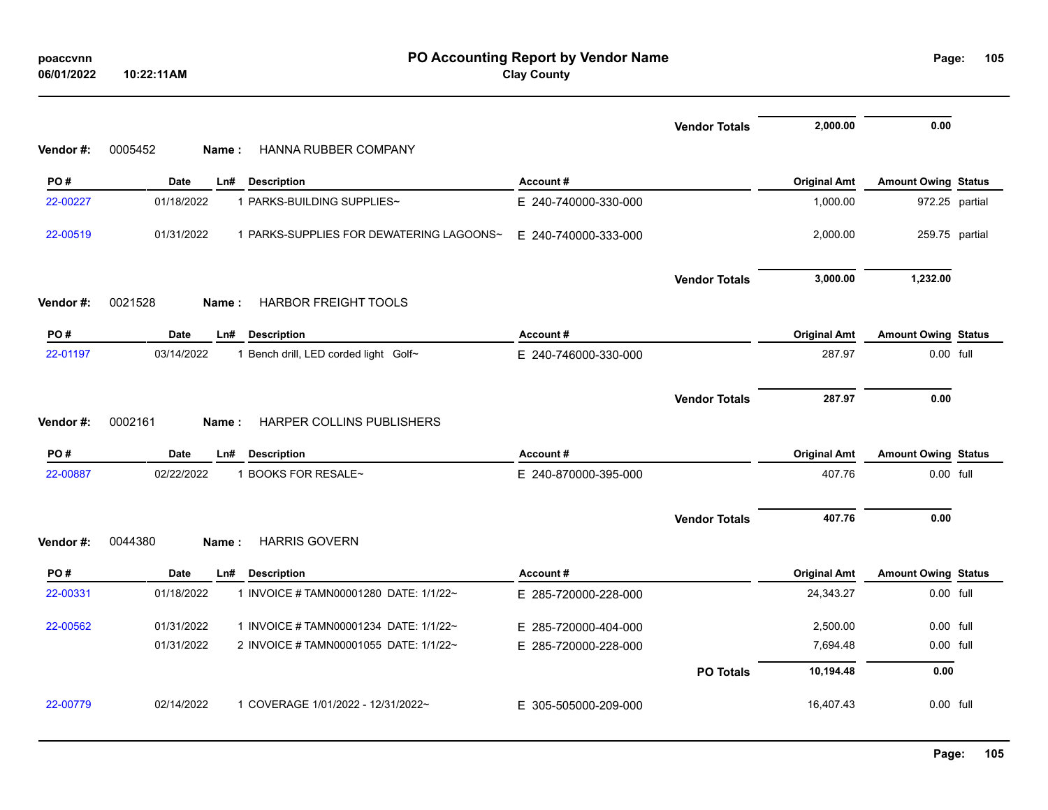# PO Accounting Report by Vendor Name

**Clay County**

poaccvnn
06/01/2022 10:22:11AM

| | | | | | Vendor Totals | 2,000.00 | 0.00 | |
|---|---|---|---|---|---|---|---|---|

**Vendor #:** 0005452 **Name :** HANNA RUBBER COMPANY

| PO # | Date | Ln# | Description | Account # | Original Amt | Amount Owing | Status |
|---|---|---|---|---|---|---|---|
| 22-00227 | 01/18/2022 | 1 | PARKS-BUILDING SUPPLIES~ | E 240-740000-330-000 | 1,000.00 | 972.25 | partial |
| 22-00519 | 01/31/2022 | 1 | PARKS-SUPPLIES FOR DEWATERING LAGOONS~ | E 240-740000-333-000 | 2,000.00 | 259.75 | partial |
| | | | | **Vendor Totals** | **3,000.00** | **1,232.00** | |

**Vendor #:** 0021528 **Name :** HARBOR FREIGHT TOOLS

| PO # | Date | Ln# | Description | Account # | Original Amt | Amount Owing | Status |
|---|---|---|---|---|---|---|---|
| 22-01197 | 03/14/2022 | 1 | Bench drill, LED corded light Golf~ | E 240-746000-330-000 | 287.97 | 0.00 | full |
| | | | | **Vendor Totals** | **287.97** | **0.00** | |

**Vendor #:** 0002161 **Name :** HARPER COLLINS PUBLISHERS

| PO # | Date | Ln# | Description | Account # | Original Amt | Amount Owing | Status |
|---|---|---|---|---|---|---|---|
| 22-00887 | 02/22/2022 | 1 | BOOKS FOR RESALE~ | E 240-870000-395-000 | 407.76 | 0.00 | full |
| | | | | **Vendor Totals** | **407.76** | **0.00** | |

**Vendor #:** 0044380 **Name :** HARRIS GOVERN

| PO # | Date | Ln# | Description | Account # | Original Amt | Amount Owing | Status |
|---|---|---|---|---|---|---|---|
| 22-00331 | 01/18/2022 | 1 | INVOICE # TAMN00001280 DATE: 1/1/22~ | E 285-720000-228-000 | 24,343.27 | 0.00 | full |
| 22-00562 | 01/31/2022 | 1 | INVOICE # TAMN00001234 DATE: 1/1/22~ | E 285-720000-404-000 | 2,500.00 | 0.00 | full |
| | 01/31/2022 | 2 | INVOICE # TAMN00001055 DATE: 1/1/22~ | E 285-720000-228-000 | 7,694.48 | 0.00 | full |
| | | | | **PO Totals** | **10,194.48** | **0.00** | |
| 22-00779 | 02/14/2022 | 1 | COVERAGE 1/01/2022 - 12/31/2022~ | E 305-505000-209-000 | 16,407.43 | 0.00 | full |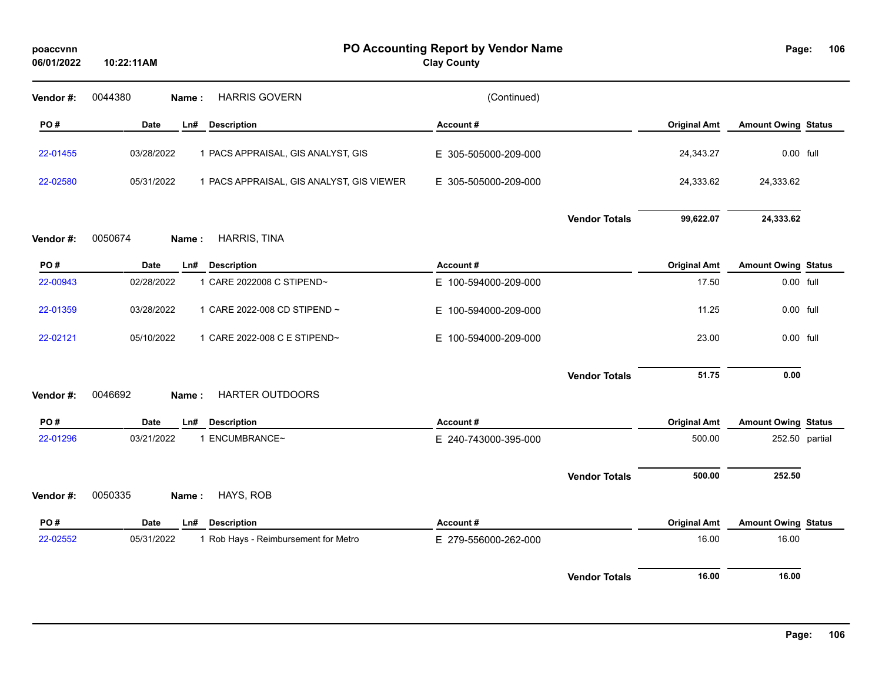# PO Accounting Report by Vendor Name

**Clay County**

poaccvnn
06/01/2022 10:22:11AM

**Vendor #:** 0044380 **Name :** HARRIS GOVERN (Continued)

| PO # | Date | Ln# | Description | Account # | Original Amt | Amount Owing | Status |
|---|---|---|---|---|---|---|---|
| 22-01455 | 03/28/2022 | 1 | PACS APPRAISAL, GIS ANALYST, GIS | E 305-505000-209-000 | 24,343.27 | 0.00 | full |
| 22-02580 | 05/31/2022 | 1 | PACS APPRAISAL, GIS ANALYST, GIS VIEWER | E 305-505000-209-000 | 24,333.62 | 24,333.62 | |
| | | | | **Vendor Totals** | **99,622.07** | **24,333.62** | |

**Vendor #:** 0050674 **Name :** HARRIS, TINA

| PO # | Date | Ln# | Description | Account # | Original Amt | Amount Owing | Status |
|---|---|---|---|---|---|---|---|
| 22-00943 | 02/28/2022 | 1 | CARE 2022008 C STIPEND~ | E 100-594000-209-000 | 17.50 | 0.00 | full |
| 22-01359 | 03/28/2022 | 1 | CARE 2022-008 CD STIPEND ~ | E 100-594000-209-000 | 11.25 | 0.00 | full |
| 22-02121 | 05/10/2022 | 1 | CARE 2022-008 C E STIPEND~ | E 100-594000-209-000 | 23.00 | 0.00 | full |
| | | | | **Vendor Totals** | **51.75** | **0.00** | |

**Vendor #:** 0046692 **Name :** HARTER OUTDOORS

| PO # | Date | Ln# | Description | Account # | Original Amt | Amount Owing | Status |
|---|---|---|---|---|---|---|---|
| 22-01296 | 03/21/2022 | 1 | ENCUMBRANCE~ | E 240-743000-395-000 | 500.00 | 252.50 | partial |
| | | | | **Vendor Totals** | **500.00** | **252.50** | |

**Vendor #:** 0050335 **Name :** HAYS, ROB

| PO # | Date | Ln# | Description | Account # | Original Amt | Amount Owing | Status |
|---|---|---|---|---|---|---|---|
| 22-02552 | 05/31/2022 | 1 | Rob Hays - Reimbursement for Metro | E 279-556000-262-000 | 16.00 | 16.00 | |
| | | | | **Vendor Totals** | **16.00** | **16.00** | |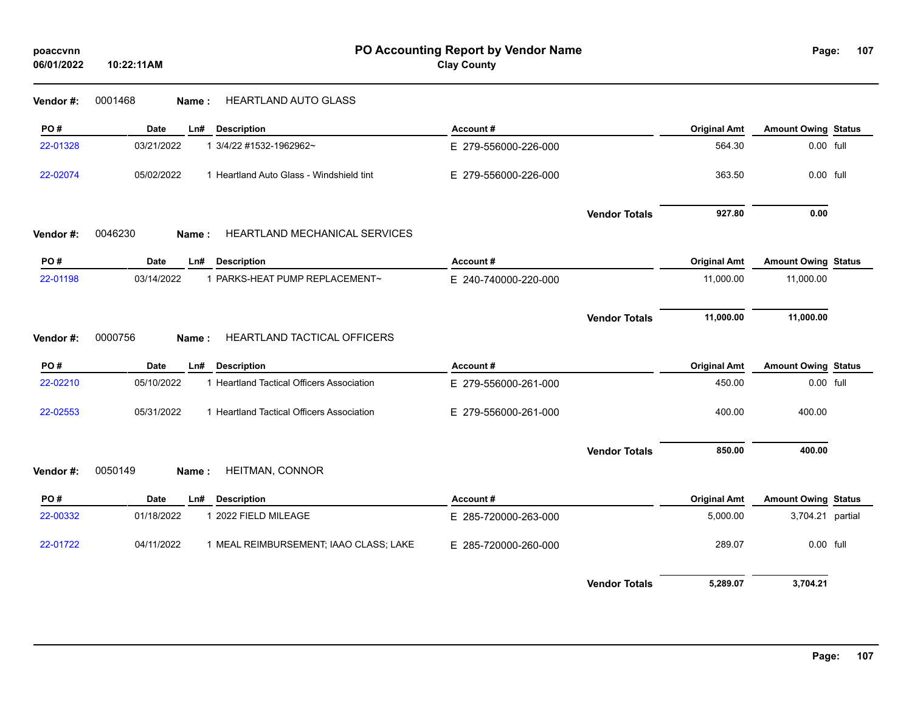# PO Accounting Report by Vendor Name

**Clay County**

poaccvnn
06/01/2022 10:22:11AM

**Vendor #:** 0001468 **Name :** HEARTLAND AUTO GLASS

| PO # | Date | Ln# | Description | Account # | Original Amt | Amount Owing | Status |
|---|---|---|---|---|---|---|---|
| 22-01328 | 03/21/2022 | 1 | 3/4/22 #1532-1962962~ | E 279-556000-226-000 | 564.30 | 0.00 | full |
| 22-02074 | 05/02/2022 | 1 | Heartland Auto Glass - Windshield tint | E 279-556000-226-000 | 363.50 | 0.00 | full |
| | | | | **Vendor Totals** | **927.80** | **0.00** | |

**Vendor #:** 0046230 **Name :** HEARTLAND MECHANICAL SERVICES

| PO # | Date | Ln# | Description | Account # | Original Amt | Amount Owing | Status |
|---|---|---|---|---|---|---|---|
| 22-01198 | 03/14/2022 | 1 | PARKS-HEAT PUMP REPLACEMENT~ | E 240-740000-220-000 | 11,000.00 | 11,000.00 | |
| | | | | **Vendor Totals** | **11,000.00** | **11,000.00** | |

**Vendor #:** 0000756 **Name :** HEARTLAND TACTICAL OFFICERS

| PO # | Date | Ln# | Description | Account # | Original Amt | Amount Owing | Status |
|---|---|---|---|---|---|---|---|
| 22-02210 | 05/10/2022 | 1 | Heartland Tactical Officers Association | E 279-556000-261-000 | 450.00 | 0.00 | full |
| 22-02553 | 05/31/2022 | 1 | Heartland Tactical Officers Association | E 279-556000-261-000 | 400.00 | 400.00 | |
| | | | | **Vendor Totals** | **850.00** | **400.00** | |

**Vendor #:** 0050149 **Name :** HEITMAN, CONNOR

| PO # | Date | Ln# | Description | Account # | Original Amt | Amount Owing | Status |
|---|---|---|---|---|---|---|---|
| 22-00332 | 01/18/2022 | 1 | 2022 FIELD MILEAGE | E 285-720000-263-000 | 5,000.00 | 3,704.21 | partial |
| 22-01722 | 04/11/2022 | 1 | MEAL REIMBURSEMENT; IAAO CLASS; LAKE | E 285-720000-260-000 | 289.07 | 0.00 | full |
| | | | | **Vendor Totals** | **5,289.07** | **3,704.21** | |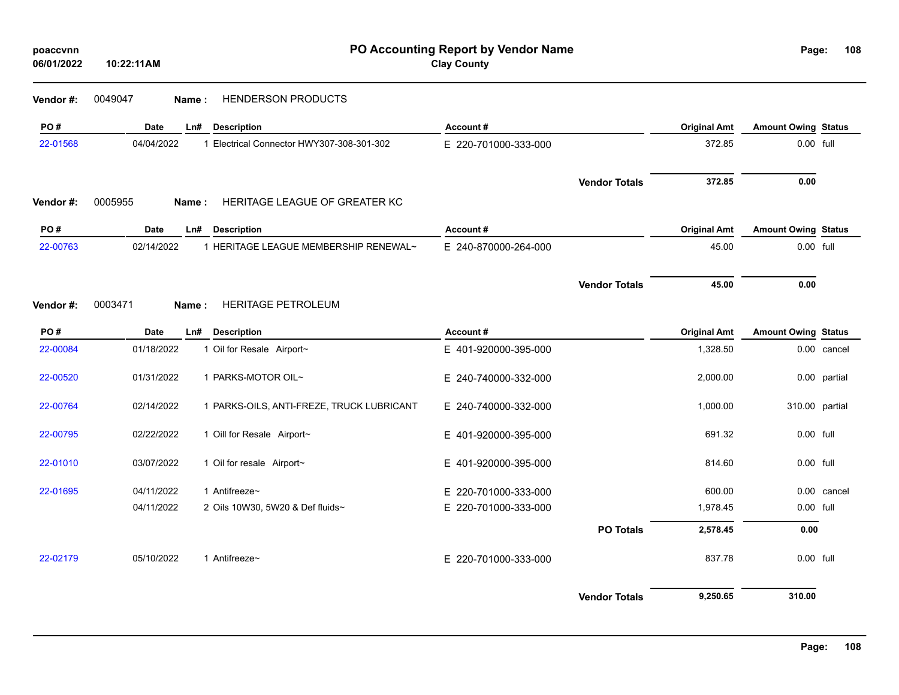# PO Accounting Report by Vendor Name

**Clay County**

poaccvnn
06/01/2022 10:22:11AM

**Vendor #:** 0049047 **Name :** HENDERSON PRODUCTS

| PO # | Date | Ln# | Description | Account # | Original Amt | Amount Owing | Status |
|---|---|---|---|---|---|---|---|
| 22-01568 | 04/04/2022 | 1 | Electrical Connector HWY307-308-301-302 | E 220-701000-333-000 | 372.85 | 0.00 | full |
| | | | | **Vendor Totals** | **372.85** | **0.00** | |

**Vendor #:** 0005955 **Name :** HERITAGE LEAGUE OF GREATER KC

| PO # | Date | Ln# | Description | Account # | Original Amt | Amount Owing | Status |
|---|---|---|---|---|---|---|---|
| 22-00763 | 02/14/2022 | 1 | HERITAGE LEAGUE MEMBERSHIP RENEWAL~ | E 240-870000-264-000 | 45.00 | 0.00 | full |
| | | | | **Vendor Totals** | **45.00** | **0.00** | |

**Vendor #:** 0003471 **Name :** HERITAGE PETROLEUM

| PO # | Date | Ln# | Description | Account # | Original Amt | Amount Owing | Status |
|---|---|---|---|---|---|---|---|
| 22-00084 | 01/18/2022 | 1 | Oil for Resale Airport~ | E 401-920000-395-000 | 1,328.50 | 0.00 | cancel |
| 22-00520 | 01/31/2022 | 1 | PARKS-MOTOR OIL~ | E 240-740000-332-000 | 2,000.00 | 0.00 | partial |
| 22-00764 | 02/14/2022 | 1 | PARKS-OILS, ANTI-FREZE, TRUCK LUBRICANT | E 240-740000-332-000 | 1,000.00 | 310.00 | partial |
| 22-00795 | 02/22/2022 | 1 | Oill for Resale Airport~ | E 401-920000-395-000 | 691.32 | 0.00 | full |
| 22-01010 | 03/07/2022 | 1 | Oil for resale Airport~ | E 401-920000-395-000 | 814.60 | 0.00 | full |
| 22-01695 | 04/11/2022 | 1 | Antifreeze~ | E 220-701000-333-000 | 600.00 | 0.00 | cancel |
| | 04/11/2022 | 2 | Oils 10W30, 5W20 & Def fluids~ | E 220-701000-333-000 | 1,978.45 | 0.00 | full |
| | | | | **PO Totals** | **2,578.45** | **0.00** | |
| 22-02179 | 05/10/2022 | 1 | Antifreeze~ | E 220-701000-333-000 | 837.78 | 0.00 | full |
| | | | | **Vendor Totals** | **9,250.65** | **310.00** | |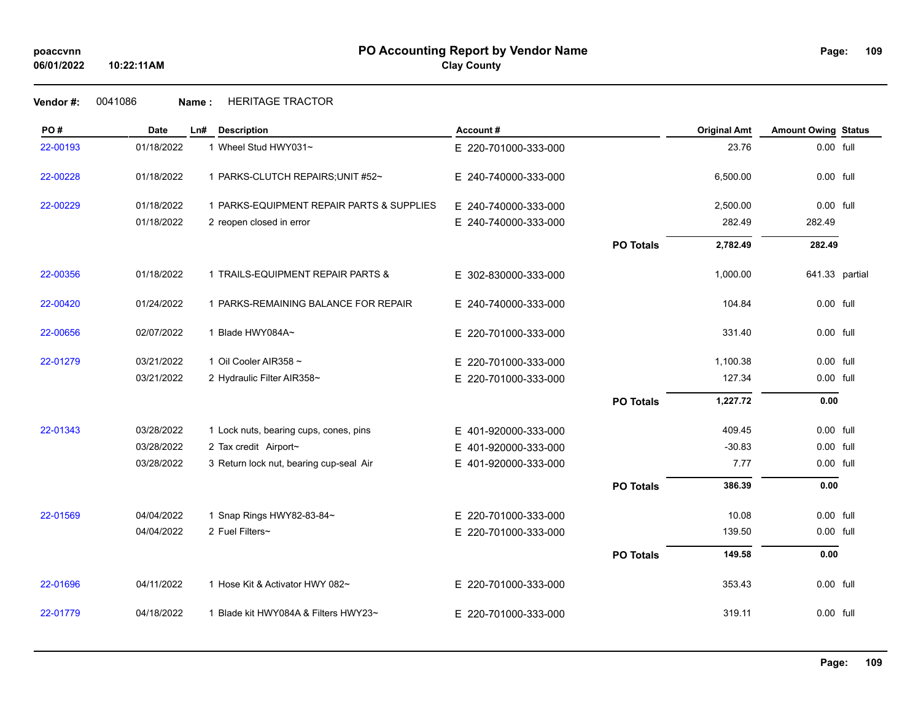# PO Accounting Report by Vendor Name

**Clay County**

poaccvnn
06/01/2022 10:22:11AM

**Vendor #:** 0041086 **Name :** HERITAGE TRACTOR

| PO # | Date | Ln# | Description | Account # | | Original Amt | Amount Owing | Status |
|---|---|---|---|---|---|---|---|---|
| 22-00193 | 01/18/2022 | 1 | Wheel Stud HWY031~ | E 220-701000-333-000 | | 23.76 | 0.00 | full |
| 22-00228 | 01/18/2022 | 1 | PARKS-CLUTCH REPAIRS;UNIT #52~ | E 240-740000-333-000 | | 6,500.00 | 0.00 | full |
| 22-00229 | 01/18/2022 | 1 | PARKS-EQUIPMENT REPAIR PARTS & SUPPLIES | E 240-740000-333-000 | | 2,500.00 | 0.00 | full |
| | 01/18/2022 | 2 | reopen closed in error | E 240-740000-333-000 | | 282.49 | 282.49 | |
| | | | | | **PO Totals** | **2,782.49** | **282.49** | |
| 22-00356 | 01/18/2022 | 1 | TRAILS-EQUIPMENT REPAIR PARTS & | E 302-830000-333-000 | | 1,000.00 | 641.33 | partial |
| 22-00420 | 01/24/2022 | 1 | PARKS-REMAINING BALANCE FOR REPAIR | E 240-740000-333-000 | | 104.84 | 0.00 | full |
| 22-00656 | 02/07/2022 | 1 | Blade HWY084A~ | E 220-701000-333-000 | | 331.40 | 0.00 | full |
| 22-01279 | 03/21/2022 | 1 | Oil Cooler AIR358 ~ | E 220-701000-333-000 | | 1,100.38 | 0.00 | full |
| | 03/21/2022 | 2 | Hydraulic Filter AIR358~ | E 220-701000-333-000 | | 127.34 | 0.00 | full |
| | | | | | **PO Totals** | **1,227.72** | **0.00** | |
| 22-01343 | 03/28/2022 | 1 | Lock nuts, bearing cups, cones, pins | E 401-920000-333-000 | | 409.45 | 0.00 | full |
| | 03/28/2022 | 2 | Tax credit Airport~ | E 401-920000-333-000 | | -30.83 | 0.00 | full |
| | 03/28/2022 | 3 | Return lock nut, bearing cup-seal Air | E 401-920000-333-000 | | 7.77 | 0.00 | full |
| | | | | | **PO Totals** | **386.39** | **0.00** | |
| 22-01569 | 04/04/2022 | 1 | Snap Rings HWY82-83-84~ | E 220-701000-333-000 | | 10.08 | 0.00 | full |
| | 04/04/2022 | 2 | Fuel Filters~ | E 220-701000-333-000 | | 139.50 | 0.00 | full |
| | | | | | **PO Totals** | **149.58** | **0.00** | |
| 22-01696 | 04/11/2022 | 1 | Hose Kit & Activator HWY 082~ | E 220-701000-333-000 | | 353.43 | 0.00 | full |
| 22-01779 | 04/18/2022 | 1 | Blade kit HWY084A & Filters HWY23~ | E 220-701000-333-000 | | 319.11 | 0.00 | full |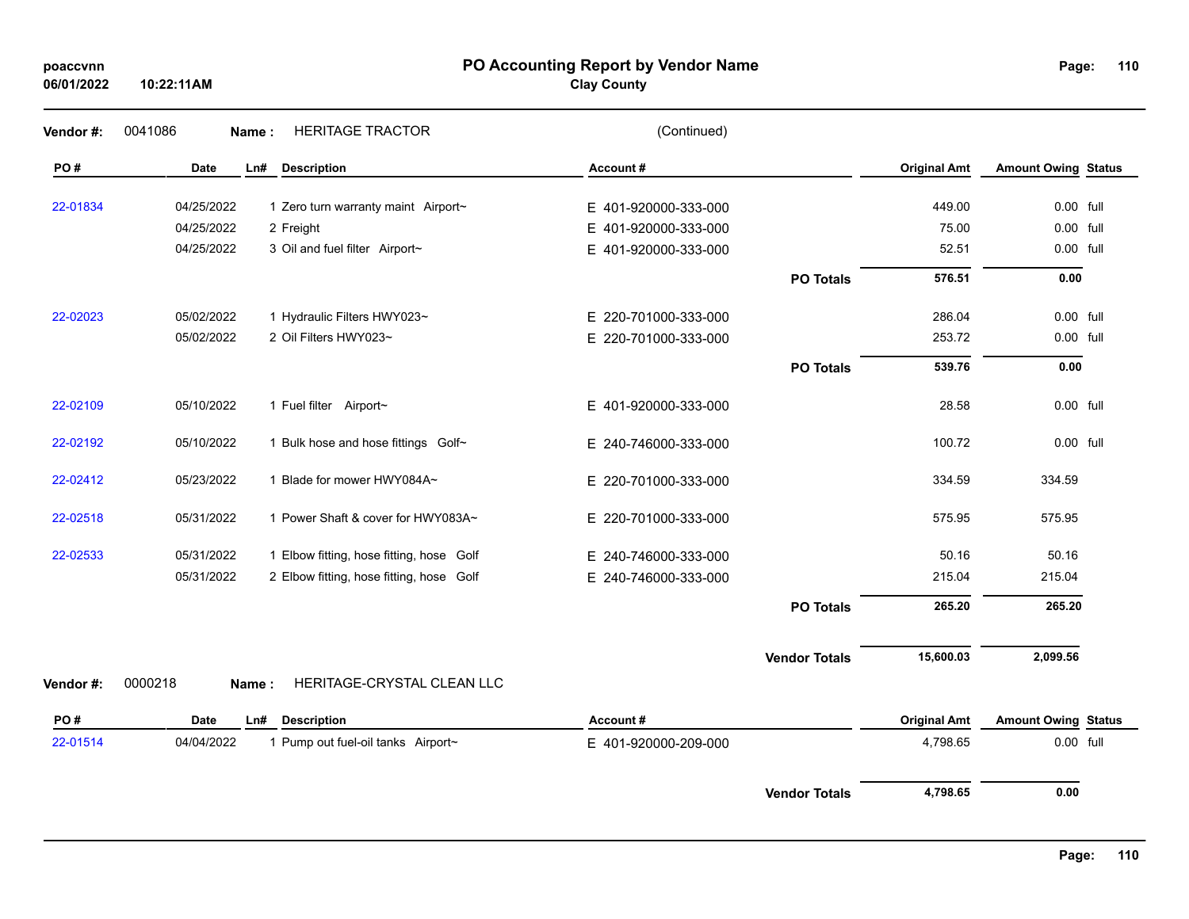# PO Accounting Report by Vendor Name

**Clay County**

poaccvnn
06/01/2022 10:22:11AM

**Vendor #:** 0041086 **Name :** HERITAGE TRACTOR (Continued)

| PO # | Date | Ln# | Description | Account # | | Original Amt | Amount Owing | Status |
|---|---|---|---|---|---|---|---|---|
| 22-01834 | 04/25/2022 | 1 | Zero turn warranty maint Airport~ | E 401-920000-333-000 | | 449.00 | 0.00 | full |
| | 04/25/2022 | 2 | Freight | E 401-920000-333-000 | | 75.00 | 0.00 | full |
| | 04/25/2022 | 3 | Oil and fuel filter Airport~ | E 401-920000-333-000 | | 52.51 | 0.00 | full |
| | | | | | **PO Totals** | **576.51** | **0.00** | |
| 22-02023 | 05/02/2022 | 1 | Hydraulic Filters HWY023~ | E 220-701000-333-000 | | 286.04 | 0.00 | full |
| | 05/02/2022 | 2 | Oil Filters HWY023~ | E 220-701000-333-000 | | 253.72 | 0.00 | full |
| | | | | | **PO Totals** | **539.76** | **0.00** | |
| 22-02109 | 05/10/2022 | 1 | Fuel filter Airport~ | E 401-920000-333-000 | | 28.58 | 0.00 | full |
| 22-02192 | 05/10/2022 | 1 | Bulk hose and hose fittings Golf~ | E 240-746000-333-000 | | 100.72 | 0.00 | full |
| 22-02412 | 05/23/2022 | 1 | Blade for mower HWY084A~ | E 220-701000-333-000 | | 334.59 | 334.59 | |
| 22-02518 | 05/31/2022 | 1 | Power Shaft & cover for HWY083A~ | E 220-701000-333-000 | | 575.95 | 575.95 | |
| 22-02533 | 05/31/2022 | 1 | Elbow fitting, hose fitting, hose Golf | E 240-746000-333-000 | | 50.16 | 50.16 | |
| | 05/31/2022 | 2 | Elbow fitting, hose fitting, hose Golf | E 240-746000-333-000 | | 215.04 | 215.04 | |
| | | | | | **PO Totals** | **265.20** | **265.20** | |
| | | | | | **Vendor Totals** | **15,600.03** | **2,099.56** | |

**Vendor #:** 0000218 **Name :** HERITAGE-CRYSTAL CLEAN LLC

| PO # | Date | Ln# | Description | Account # | | Original Amt | Amount Owing | Status |
|---|---|---|---|---|---|---|---|---|
| 22-01514 | 04/04/2022 | 1 | Pump out fuel-oil tanks Airport~ | E 401-920000-209-000 | | 4,798.65 | 0.00 | full |
| | | | | | **Vendor Totals** | **4,798.65** | **0.00** | |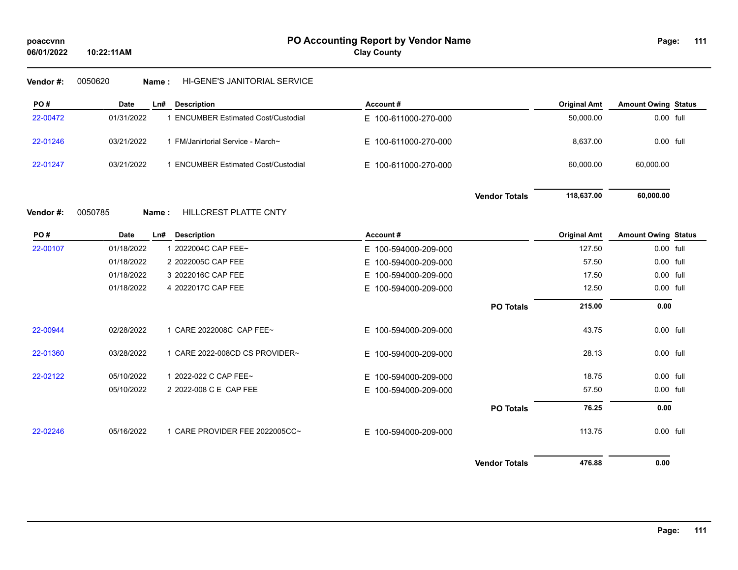**PO Accounting Report by Vendor Name**
**Clay County**

poaccvnn
06/01/2022 10:22:11AM

**Vendor #:** 0050620 **Name :** HI-GENE'S JANITORIAL SERVICE

| PO # | Date | Ln# | Description | Account # | Original Amt | Amount Owing | Status |
|---|---|---|---|---|---|---|---|
| 22-00472 | 01/31/2022 | 1 | ENCUMBER Estimated Cost/Custodial | E 100-611000-270-000 | 50,000.00 | 0.00 | full |
| 22-01246 | 03/21/2022 | 1 | FM/Janirtorial Service - March~ | E 100-611000-270-000 | 8,637.00 | 0.00 | full |
| 22-01247 | 03/21/2022 | 1 | ENCUMBER Estimated Cost/Custodial | E 100-611000-270-000 | 60,000.00 | 60,000.00 | |
| | | | | **Vendor Totals** | **118,637.00** | **60,000.00** | |

**Vendor #:** 0050785 **Name :** HILLCREST PLATTE CNTY

| PO # | Date | Ln# | Description | Account # | Original Amt | Amount Owing | Status |
|---|---|---|---|---|---|---|---|
| 22-00107 | 01/18/2022 | 1 | 2022004C CAP FEE~ | E 100-594000-209-000 | 127.50 | 0.00 | full |
| | 01/18/2022 | 2 | 2022005C CAP FEE | E 100-594000-209-000 | 57.50 | 0.00 | full |
| | 01/18/2022 | 3 | 2022016C CAP FEE | E 100-594000-209-000 | 17.50 | 0.00 | full |
| | 01/18/2022 | 4 | 2022017C CAP FEE | E 100-594000-209-000 | 12.50 | 0.00 | full |
| | | | | **PO Totals** | **215.00** | **0.00** | |
| 22-00944 | 02/28/2022 | 1 | CARE 2022008C CAP FEE~ | E 100-594000-209-000 | 43.75 | 0.00 | full |
| 22-01360 | 03/28/2022 | 1 | CARE 2022-008CD CS PROVIDER~ | E 100-594000-209-000 | 28.13 | 0.00 | full |
| 22-02122 | 05/10/2022 | 1 | 2022-022 C CAP FEE~ | E 100-594000-209-000 | 18.75 | 0.00 | full |
| | 05/10/2022 | 2 | 2022-008 C E CAP FEE | E 100-594000-209-000 | 57.50 | 0.00 | full |
| | | | | **PO Totals** | **76.25** | **0.00** | |
| 22-02246 | 05/16/2022 | 1 | CARE PROVIDER FEE 2022005CC~ | E 100-594000-209-000 | 113.75 | 0.00 | full |
| | | | | **Vendor Totals** | **476.88** | **0.00** | |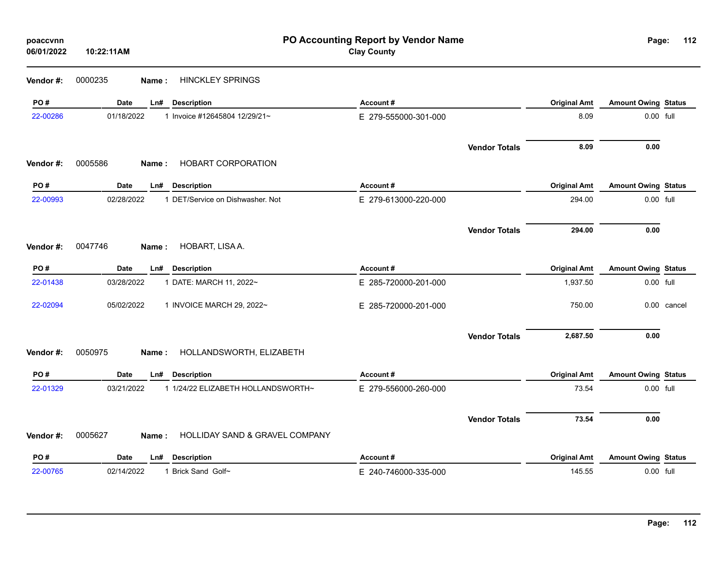# PO Accounting Report by Vendor Name

**Clay County**

poaccvnn
06/01/2022 10:22:11AM

**Vendor #:** 0000235 **Name :** HINCKLEY SPRINGS

| PO # | Date | Ln# | Description | Account # | Original Amt | Amount Owing | Status |
|---|---|---|---|---|---|---|---|
| 22-00286 | 01/18/2022 | 1 | Invoice #12645804 12/29/21~ | E 279-555000-301-000 | 8.09 | 0.00 | full |
| | | | | **Vendor Totals** | **8.09** | **0.00** | |

**Vendor #:** 0005586 **Name :** HOBART CORPORATION

| PO # | Date | Ln# | Description | Account # | Original Amt | Amount Owing | Status |
|---|---|---|---|---|---|---|---|
| 22-00993 | 02/28/2022 | 1 | DET/Service on Dishwasher. Not | E 279-613000-220-000 | 294.00 | 0.00 | full |
| | | | | **Vendor Totals** | **294.00** | **0.00** | |

**Vendor #:** 0047746 **Name :** HOBART, LISA A.

| PO # | Date | Ln# | Description | Account # | Original Amt | Amount Owing | Status |
|---|---|---|---|---|---|---|---|
| 22-01438 | 03/28/2022 | 1 | DATE: MARCH 11, 2022~ | E 285-720000-201-000 | 1,937.50 | 0.00 | full |
| 22-02094 | 05/02/2022 | 1 | INVOICE MARCH 29, 2022~ | E 285-720000-201-000 | 750.00 | 0.00 | cancel |
| | | | | **Vendor Totals** | **2,687.50** | **0.00** | |

**Vendor #:** 0050975 **Name :** HOLLANDSWORTH, ELIZABETH

| PO # | Date | Ln# | Description | Account # | Original Amt | Amount Owing | Status |
|---|---|---|---|---|---|---|---|
| 22-01329 | 03/21/2022 | 1 | 1/24/22 ELIZABETH HOLLANDSWORTH~ | E 279-556000-260-000 | 73.54 | 0.00 | full |
| | | | | **Vendor Totals** | **73.54** | **0.00** | |

**Vendor #:** 0005627 **Name :** HOLLIDAY SAND & GRAVEL COMPANY

| PO # | Date | Ln# | Description | Account # | Original Amt | Amount Owing | Status |
|---|---|---|---|---|---|---|---|
| 22-00765 | 02/14/2022 | 1 | Brick Sand Golf~ | E 240-746000-335-000 | 145.55 | 0.00 | full |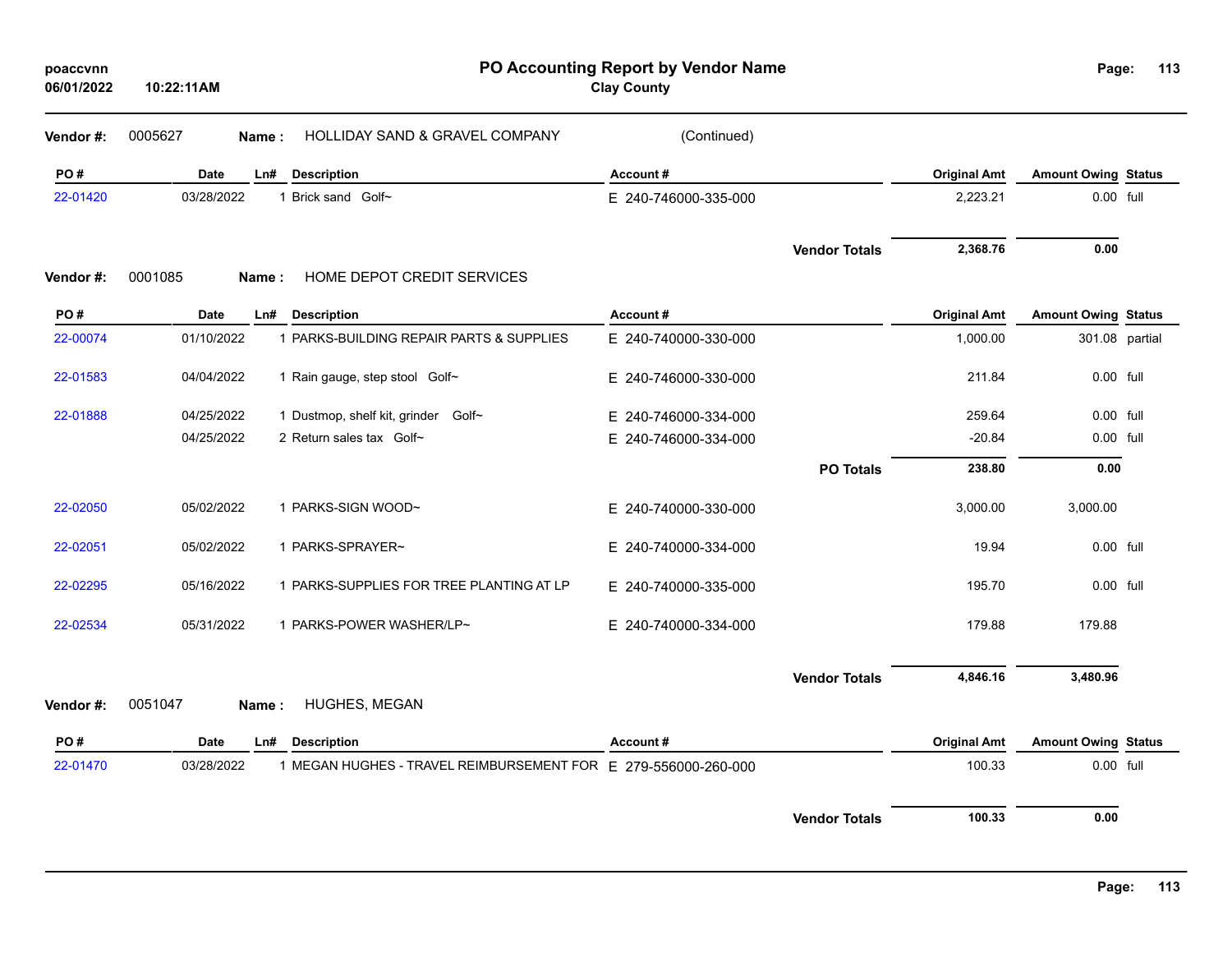# PO Accounting Report by Vendor Name

**Clay County**

**Vendor #:** 0005627 **Name :** HOLLIDAY SAND & GRAVEL COMPANY (Continued)

| PO # | Date | Ln# | Description | Account # | Original Amt | Amount Owing | Status |
|---|---|---|---|---|---|---|---|
| 22-01420 | 03/28/2022 | 1 | Brick sand Golf~ | E 240-746000-335-000 | 2,223.21 | 0.00 | full |
| | | | | **Vendor Totals** | **2,368.76** | **0.00** | |

**Vendor #:** 0001085 **Name :** HOME DEPOT CREDIT SERVICES

| PO # | Date | Ln# | Description | Account # | Original Amt | Amount Owing | Status |
|---|---|---|---|---|---|---|---|
| 22-00074 | 01/10/2022 | 1 | PARKS-BUILDING REPAIR PARTS & SUPPLIES | E 240-740000-330-000 | 1,000.00 | 301.08 | partial |
| 22-01583 | 04/04/2022 | 1 | Rain gauge, step stool Golf~ | E 240-746000-330-000 | 211.84 | 0.00 | full |
| 22-01888 | 04/25/2022 | 1 | Dustmop, shelf kit, grinder Golf~ | E 240-746000-334-000 | 259.64 | 0.00 | full |
| | 04/25/2022 | 2 | Return sales tax Golf~ | E 240-746000-334-000 | -20.84 | 0.00 | full |
| | | | | **PO Totals** | **238.80** | **0.00** | |
| 22-02050 | 05/02/2022 | 1 | PARKS-SIGN WOOD~ | E 240-740000-330-000 | 3,000.00 | 3,000.00 | |
| 22-02051 | 05/02/2022 | 1 | PARKS-SPRAYER~ | E 240-740000-334-000 | 19.94 | 0.00 | full |
| 22-02295 | 05/16/2022 | 1 | PARKS-SUPPLIES FOR TREE PLANTING AT LP | E 240-740000-335-000 | 195.70 | 0.00 | full |
| 22-02534 | 05/31/2022 | 1 | PARKS-POWER WASHER/LP~ | E 240-740000-334-000 | 179.88 | 179.88 | |
| | | | | **Vendor Totals** | **4,846.16** | **3,480.96** | |

**Vendor #:** 0051047 **Name :** HUGHES, MEGAN

| PO # | Date | Ln# | Description | Account # | Original Amt | Amount Owing | Status |
|---|---|---|---|---|---|---|---|
| 22-01470 | 03/28/2022 | 1 | MEGAN HUGHES - TRAVEL REIMBURSEMENT FOR | E 279-556000-260-000 | 100.33 | 0.00 | full |
| | | | | **Vendor Totals** | **100.33** | **0.00** | |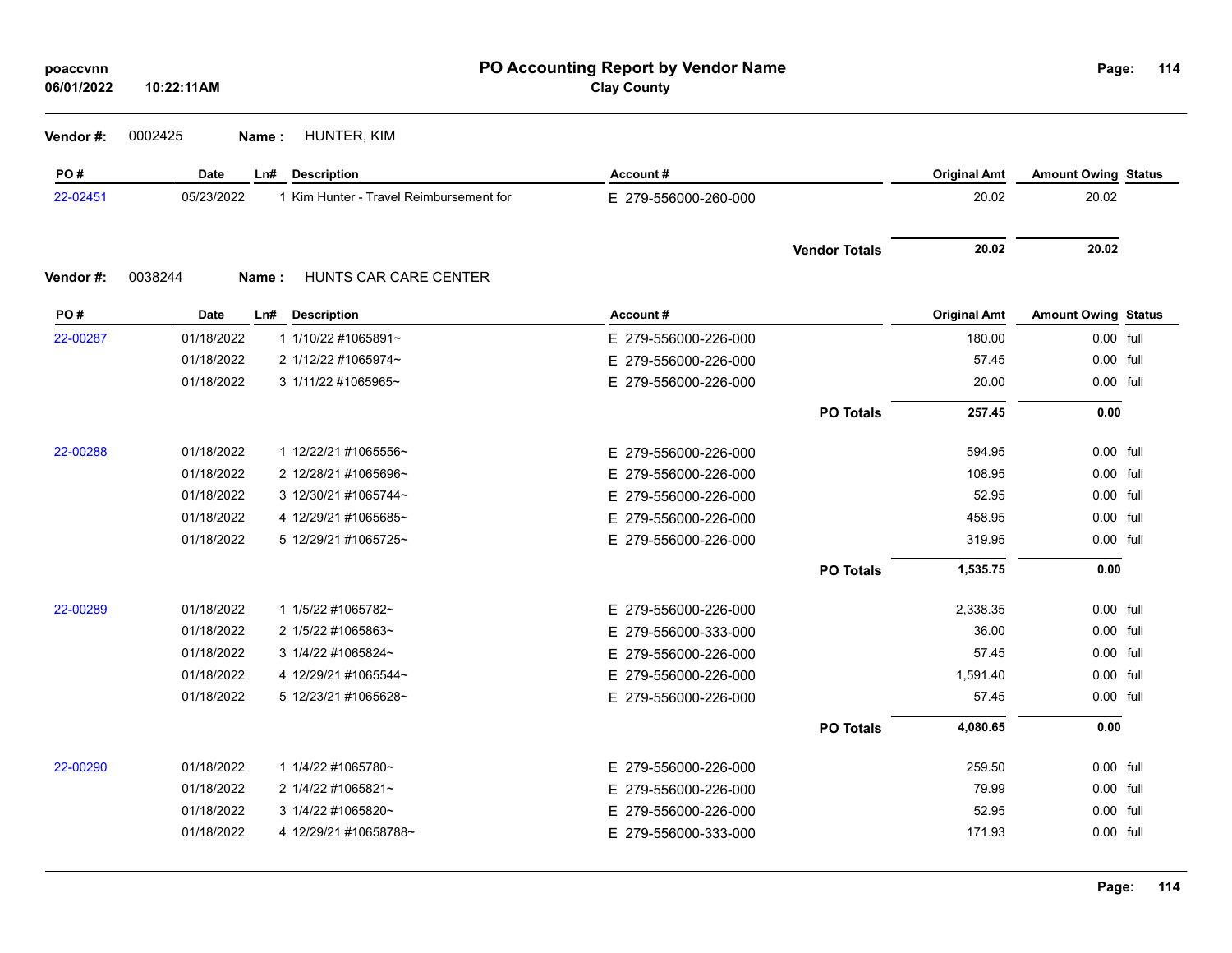# PO Accounting Report by Vendor Name

**Clay County**

poaccvnn
06/01/2022 10:22:11AM

**Vendor #:** 0002425 **Name :** HUNTER, KIM

| PO # | Date | Ln# | Description | Account # | Original Amt | Amount Owing | Status |
|---|---|---|---|---|---|---|---|
| 22-02451 | 05/23/2022 | 1 | Kim Hunter - Travel Reimbursement for | E 279-556000-260-000 | 20.02 | 20.02 | |
| | | | | **Vendor Totals** | **20.02** | **20.02** | |

**Vendor #:** 0038244 **Name :** HUNTS CAR CARE CENTER

| PO # | Date | Ln# | Description | Account # | Original Amt | Amount Owing | Status |
|---|---|---|---|---|---|---|---|
| 22-00287 | 01/18/2022 | 1 | 1/10/22 #1065891~ | E 279-556000-226-000 | 180.00 | 0.00 | full |
| | 01/18/2022 | 2 | 1/12/22 #1065974~ | E 279-556000-226-000 | 57.45 | 0.00 | full |
| | 01/18/2022 | 3 | 1/11/22 #1065965~ | E 279-556000-226-000 | 20.00 | 0.00 | full |
| | | | | **PO Totals** | **257.45** | **0.00** | |
| 22-00288 | 01/18/2022 | 1 | 12/22/21 #1065556~ | E 279-556000-226-000 | 594.95 | 0.00 | full |
| | 01/18/2022 | 2 | 12/28/21 #1065696~ | E 279-556000-226-000 | 108.95 | 0.00 | full |
| | 01/18/2022 | 3 | 12/30/21 #1065744~ | E 279-556000-226-000 | 52.95 | 0.00 | full |
| | 01/18/2022 | 4 | 12/29/21 #1065685~ | E 279-556000-226-000 | 458.95 | 0.00 | full |
| | 01/18/2022 | 5 | 12/29/21 #1065725~ | E 279-556000-226-000 | 319.95 | 0.00 | full |
| | | | | **PO Totals** | **1,535.75** | **0.00** | |
| 22-00289 | 01/18/2022 | 1 | 1/5/22 #1065782~ | E 279-556000-226-000 | 2,338.35 | 0.00 | full |
| | 01/18/2022 | 2 | 1/5/22 #1065863~ | E 279-556000-333-000 | 36.00 | 0.00 | full |
| | 01/18/2022 | 3 | 1/4/22 #1065824~ | E 279-556000-226-000 | 57.45 | 0.00 | full |
| | 01/18/2022 | 4 | 12/29/21 #1065544~ | E 279-556000-226-000 | 1,591.40 | 0.00 | full |
| | 01/18/2022 | 5 | 12/23/21 #1065628~ | E 279-556000-226-000 | 57.45 | 0.00 | full |
| | | | | **PO Totals** | **4,080.65** | **0.00** | |
| 22-00290 | 01/18/2022 | 1 | 1/4/22 #1065780~ | E 279-556000-226-000 | 259.50 | 0.00 | full |
| | 01/18/2022 | 2 | 1/4/22 #1065821~ | E 279-556000-226-000 | 79.99 | 0.00 | full |
| | 01/18/2022 | 3 | 1/4/22 #1065820~ | E 279-556000-226-000 | 52.95 | 0.00 | full |
| | 01/18/2022 | 4 | 12/29/21 #10658788~ | E 279-556000-333-000 | 171.93 | 0.00 | full |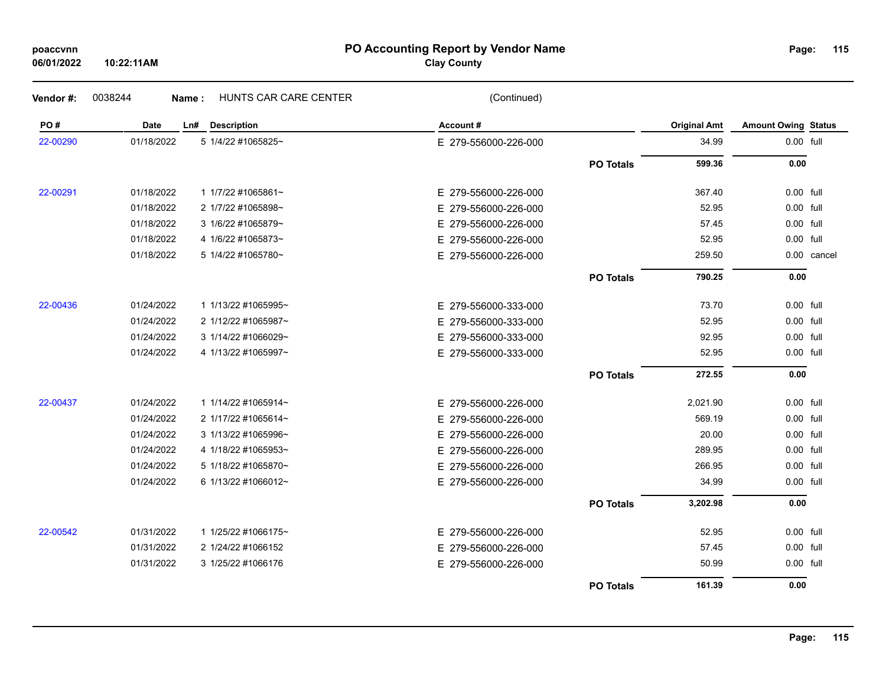**PO Accounting Report by Vendor Name**

**Clay County**

poaccvnn

06/01/2022 10:22:11AM

**Vendor #:** 0038244 **Name :** HUNTS CAR CARE CENTER (Continued)

| PO # | Date | Ln# | Description | Account # | | Original Amt | Amount Owing | Status |
|---|---|---|---|---|---|---|---|---|
| 22-00290 | 01/18/2022 | 5 | 1/4/22 #1065825~ | E 279-556000-226-000 | | 34.99 | 0.00 | full |
| | | | | | **PO Totals** | **599.36** | **0.00** | |
| 22-00291 | 01/18/2022 | 1 | 1/7/22 #1065861~ | E 279-556000-226-000 | | 367.40 | 0.00 | full |
| | 01/18/2022 | 2 | 1/7/22 #1065898~ | E 279-556000-226-000 | | 52.95 | 0.00 | full |
| | 01/18/2022 | 3 | 1/6/22 #1065879~ | E 279-556000-226-000 | | 57.45 | 0.00 | full |
| | 01/18/2022 | 4 | 1/6/22 #1065873~ | E 279-556000-226-000 | | 52.95 | 0.00 | full |
| | 01/18/2022 | 5 | 1/4/22 #1065780~ | E 279-556000-226-000 | | 259.50 | 0.00 | cancel |
| | | | | | **PO Totals** | **790.25** | **0.00** | |
| 22-00436 | 01/24/2022 | 1 | 1/13/22 #1065995~ | E 279-556000-333-000 | | 73.70 | 0.00 | full |
| | 01/24/2022 | 2 | 1/12/22 #1065987~ | E 279-556000-333-000 | | 52.95 | 0.00 | full |
| | 01/24/2022 | 3 | 1/14/22 #1066029~ | E 279-556000-333-000 | | 92.95 | 0.00 | full |
| | 01/24/2022 | 4 | 1/13/22 #1065997~ | E 279-556000-333-000 | | 52.95 | 0.00 | full |
| | | | | | **PO Totals** | **272.55** | **0.00** | |
| 22-00437 | 01/24/2022 | 1 | 1/14/22 #1065914~ | E 279-556000-226-000 | | 2,021.90 | 0.00 | full |
| | 01/24/2022 | 2 | 1/17/22 #1065614~ | E 279-556000-226-000 | | 569.19 | 0.00 | full |
| | 01/24/2022 | 3 | 1/13/22 #1065996~ | E 279-556000-226-000 | | 20.00 | 0.00 | full |
| | 01/24/2022 | 4 | 1/18/22 #1065953~ | E 279-556000-226-000 | | 289.95 | 0.00 | full |
| | 01/24/2022 | 5 | 1/18/22 #1065870~ | E 279-556000-226-000 | | 266.95 | 0.00 | full |
| | 01/24/2022 | 6 | 1/13/22 #1066012~ | E 279-556000-226-000 | | 34.99 | 0.00 | full |
| | | | | | **PO Totals** | **3,202.98** | **0.00** | |
| 22-00542 | 01/31/2022 | 1 | 1/25/22 #1066175~ | E 279-556000-226-000 | | 52.95 | 0.00 | full |
| | 01/31/2022 | 2 | 1/24/22 #1066152 | E 279-556000-226-000 | | 57.45 | 0.00 | full |
| | 01/31/2022 | 3 | 1/25/22 #1066176 | E 279-556000-226-000 | | 50.99 | 0.00 | full |
| | | | | | **PO Totals** | **161.39** | **0.00** | |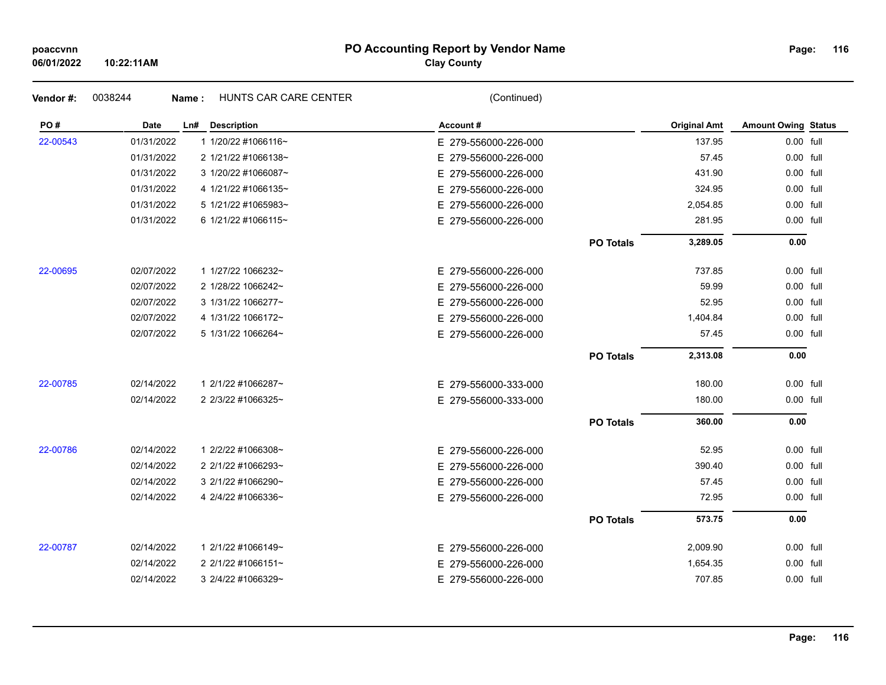# PO Accounting Report by Vendor Name

**Clay County**

**Vendor #:** 0038244 **Name :** HUNTS CAR CARE CENTER (Continued)

| PO # | Date | Ln# | Description | Account # | | Original Amt | Amount Owing | Status |
|---|---|---|---|---|---|---|---|---|
| 22-00543 | 01/31/2022 | 1 | 1/20/22 #1066116~ | E 279-556000-226-000 | | 137.95 | 0.00 | full |
| | 01/31/2022 | 2 | 1/21/22 #1066138~ | E 279-556000-226-000 | | 57.45 | 0.00 | full |
| | 01/31/2022 | 3 | 1/20/22 #1066087~ | E 279-556000-226-000 | | 431.90 | 0.00 | full |
| | 01/31/2022 | 4 | 1/21/22 #1066135~ | E 279-556000-226-000 | | 324.95 | 0.00 | full |
| | 01/31/2022 | 5 | 1/21/22 #1065983~ | E 279-556000-226-000 | | 2,054.85 | 0.00 | full |
| | 01/31/2022 | 6 | 1/21/22 #1066115~ | E 279-556000-226-000 | | 281.95 | 0.00 | full |
| | | | | | **PO Totals** | **3,289.05** | **0.00** | |
| 22-00695 | 02/07/2022 | 1 | 1/27/22 1066232~ | E 279-556000-226-000 | | 737.85 | 0.00 | full |
| | 02/07/2022 | 2 | 1/28/22 1066242~ | E 279-556000-226-000 | | 59.99 | 0.00 | full |
| | 02/07/2022 | 3 | 1/31/22 1066277~ | E 279-556000-226-000 | | 52.95 | 0.00 | full |
| | 02/07/2022 | 4 | 1/31/22 1066172~ | E 279-556000-226-000 | | 1,404.84 | 0.00 | full |
| | 02/07/2022 | 5 | 1/31/22 1066264~ | E 279-556000-226-000 | | 57.45 | 0.00 | full |
| | | | | | **PO Totals** | **2,313.08** | **0.00** | |
| 22-00785 | 02/14/2022 | 1 | 2/1/22 #1066287~ | E 279-556000-333-000 | | 180.00 | 0.00 | full |
| | 02/14/2022 | 2 | 2/3/22 #1066325~ | E 279-556000-333-000 | | 180.00 | 0.00 | full |
| | | | | | **PO Totals** | **360.00** | **0.00** | |
| 22-00786 | 02/14/2022 | 1 | 2/2/22 #1066308~ | E 279-556000-226-000 | | 52.95 | 0.00 | full |
| | 02/14/2022 | 2 | 2/1/22 #1066293~ | E 279-556000-226-000 | | 390.40 | 0.00 | full |
| | 02/14/2022 | 3 | 2/1/22 #1066290~ | E 279-556000-226-000 | | 57.45 | 0.00 | full |
| | 02/14/2022 | 4 | 2/4/22 #1066336~ | E 279-556000-226-000 | | 72.95 | 0.00 | full |
| | | | | | **PO Totals** | **573.75** | **0.00** | |
| 22-00787 | 02/14/2022 | 1 | 2/1/22 #1066149~ | E 279-556000-226-000 | | 2,009.90 | 0.00 | full |
| | 02/14/2022 | 2 | 2/1/22 #1066151~ | E 279-556000-226-000 | | 1,654.35 | 0.00 | full |
| | 02/14/2022 | 3 | 2/4/22 #1066329~ | E 279-556000-226-000 | | 707.85 | 0.00 | full |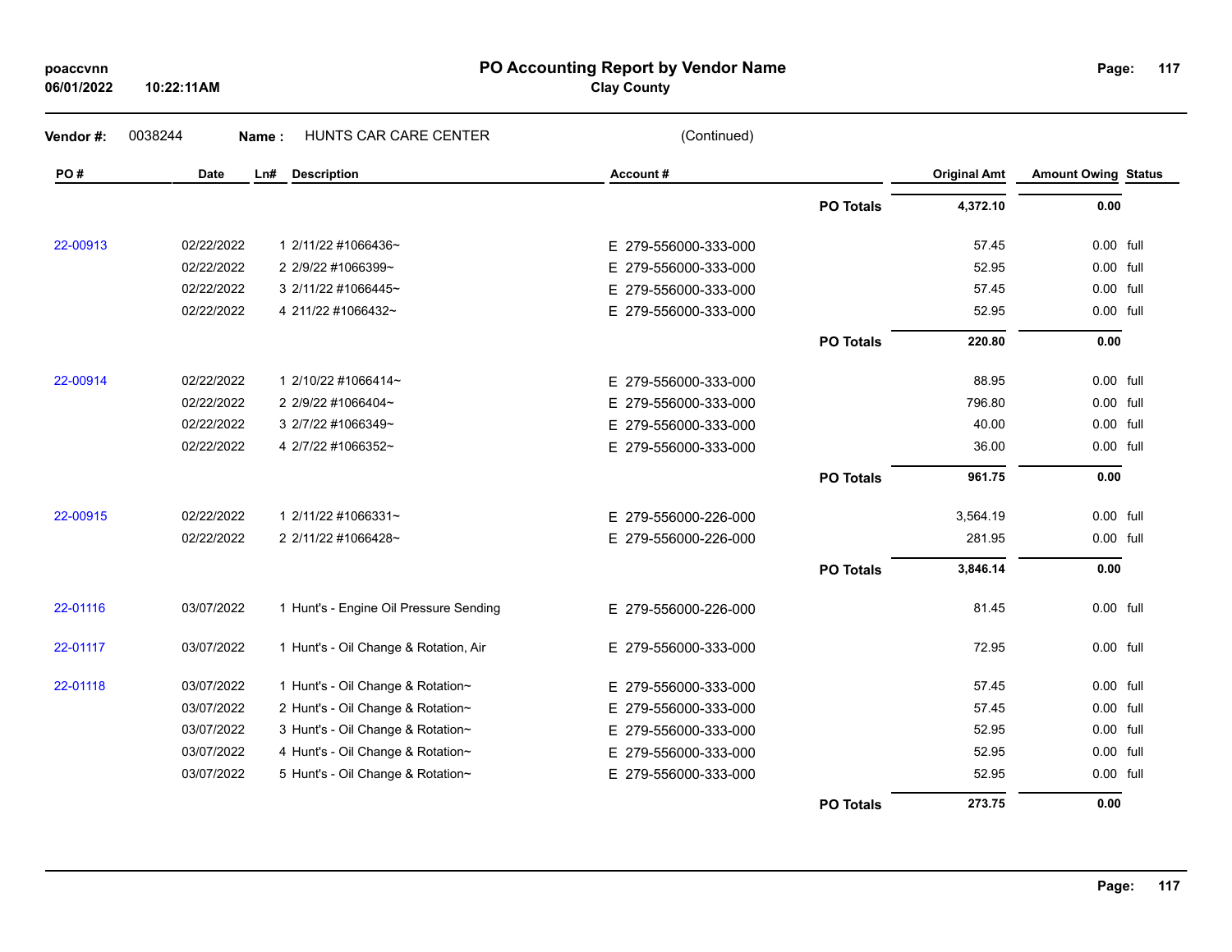# PO Accounting Report by Vendor Name

**Clay County**

poaccvnn
06/01/2022 10:22:11AM

**Vendor #:** 0038244 **Name :** HUNTS CAR CARE CENTER (Continued)

| PO # | Date | Ln# | Description | Account # | | Original Amt | Amount Owing | Status |
|---|---|---|---|---|---|---|---|---|
| | | | | | **PO Totals** | **4,372.10** | **0.00** | |
| 22-00913 | 02/22/2022 | 1 | 2/11/22 #1066436~ | E 279-556000-333-000 | | 57.45 | 0.00 | full |
| | 02/22/2022 | 2 | 2/9/22 #1066399~ | E 279-556000-333-000 | | 52.95 | 0.00 | full |
| | 02/22/2022 | 3 | 2/11/22 #1066445~ | E 279-556000-333-000 | | 57.45 | 0.00 | full |
| | 02/22/2022 | 4 | 211/22 #1066432~ | E 279-556000-333-000 | | 52.95 | 0.00 | full |
| | | | | | **PO Totals** | **220.80** | **0.00** | |
| 22-00914 | 02/22/2022 | 1 | 2/10/22 #1066414~ | E 279-556000-333-000 | | 88.95 | 0.00 | full |
| | 02/22/2022 | 2 | 2/9/22 #1066404~ | E 279-556000-333-000 | | 796.80 | 0.00 | full |
| | 02/22/2022 | 3 | 2/7/22 #1066349~ | E 279-556000-333-000 | | 40.00 | 0.00 | full |
| | 02/22/2022 | 4 | 2/7/22 #1066352~ | E 279-556000-333-000 | | 36.00 | 0.00 | full |
| | | | | | **PO Totals** | **961.75** | **0.00** | |
| 22-00915 | 02/22/2022 | 1 | 2/11/22 #1066331~ | E 279-556000-226-000 | | 3,564.19 | 0.00 | full |
| | 02/22/2022 | 2 | 2/11/22 #1066428~ | E 279-556000-226-000 | | 281.95 | 0.00 | full |
| | | | | | **PO Totals** | **3,846.14** | **0.00** | |
| 22-01116 | 03/07/2022 | 1 | Hunt's - Engine Oil Pressure Sending | E 279-556000-226-000 | | 81.45 | 0.00 | full |
| 22-01117 | 03/07/2022 | 1 | Hunt's - Oil Change & Rotation, Air | E 279-556000-333-000 | | 72.95 | 0.00 | full |
| 22-01118 | 03/07/2022 | 1 | Hunt's - Oil Change & Rotation~ | E 279-556000-333-000 | | 57.45 | 0.00 | full |
| | 03/07/2022 | 2 | Hunt's - Oil Change & Rotation~ | E 279-556000-333-000 | | 57.45 | 0.00 | full |
| | 03/07/2022 | 3 | Hunt's - Oil Change & Rotation~ | E 279-556000-333-000 | | 52.95 | 0.00 | full |
| | 03/07/2022 | 4 | Hunt's - Oil Change & Rotation~ | E 279-556000-333-000 | | 52.95 | 0.00 | full |
| | 03/07/2022 | 5 | Hunt's - Oil Change & Rotation~ | E 279-556000-333-000 | | 52.95 | 0.00 | full |
| | | | | | **PO Totals** | **273.75** | **0.00** | |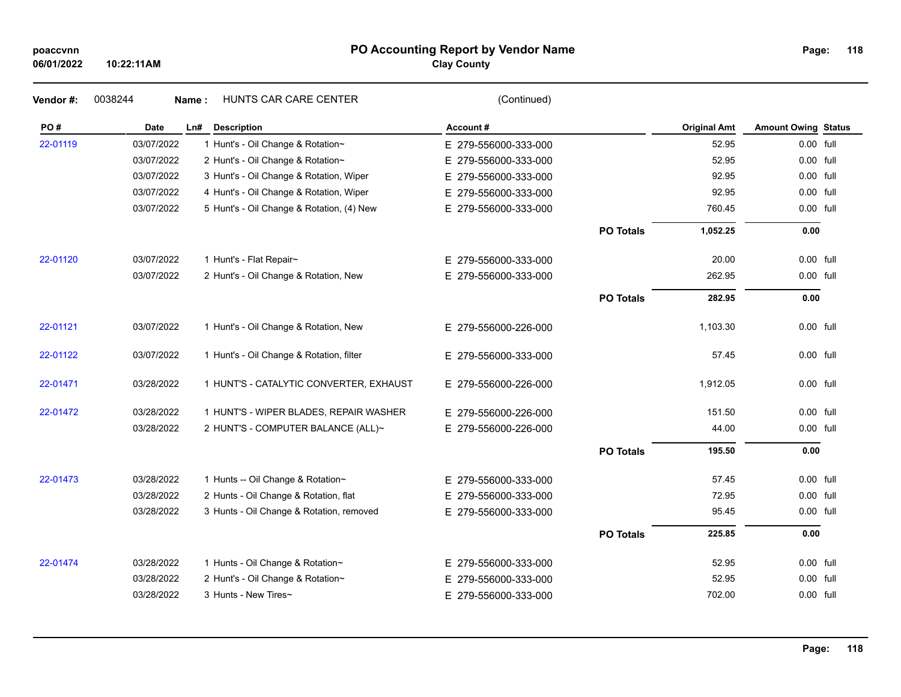# PO Accounting Report by Vendor Name

**Clay County**

poaccvnn
06/01/2022 10:22:11AM

**Vendor #:** 0038244 **Name :** HUNTS CAR CARE CENTER (Continued)

| PO # | Date | Ln# | Description | Account # | | Original Amt | Amount Owing | Status |
|---|---|---|---|---|---|---|---|---|
| 22-01119 | 03/07/2022 | 1 | Hunt's - Oil Change & Rotation~ | E 279-556000-333-000 | | 52.95 | 0.00 | full |
| | 03/07/2022 | 2 | Hunt's - Oil Change & Rotation~ | E 279-556000-333-000 | | 52.95 | 0.00 | full |
| | 03/07/2022 | 3 | Hunt's - Oil Change & Rotation, Wiper | E 279-556000-333-000 | | 92.95 | 0.00 | full |
| | 03/07/2022 | 4 | Hunt's - Oil Change & Rotation, Wiper | E 279-556000-333-000 | | 92.95 | 0.00 | full |
| | 03/07/2022 | 5 | Hunt's - Oil Change & Rotation, (4) New | E 279-556000-333-000 | | 760.45 | 0.00 | full |
| | | | | | **PO Totals** | **1,052.25** | **0.00** | |
| 22-01120 | 03/07/2022 | 1 | Hunt's - Flat Repair~ | E 279-556000-333-000 | | 20.00 | 0.00 | full |
| | 03/07/2022 | 2 | Hunt's - Oil Change & Rotation, New | E 279-556000-333-000 | | 262.95 | 0.00 | full |
| | | | | | **PO Totals** | **282.95** | **0.00** | |
| 22-01121 | 03/07/2022 | 1 | Hunt's - Oil Change & Rotation, New | E 279-556000-226-000 | | 1,103.30 | 0.00 | full |
| 22-01122 | 03/07/2022 | 1 | Hunt's - Oil Change & Rotation, filter | E 279-556000-333-000 | | 57.45 | 0.00 | full |
| 22-01471 | 03/28/2022 | 1 | HUNT'S - CATALYTIC CONVERTER, EXHAUST | E 279-556000-226-000 | | 1,912.05 | 0.00 | full |
| 22-01472 | 03/28/2022 | 1 | HUNT'S - WIPER BLADES, REPAIR WASHER | E 279-556000-226-000 | | 151.50 | 0.00 | full |
| | 03/28/2022 | 2 | HUNT'S - COMPUTER BALANCE (ALL)~ | E 279-556000-226-000 | | 44.00 | 0.00 | full |
| | | | | | **PO Totals** | **195.50** | **0.00** | |
| 22-01473 | 03/28/2022 | 1 | Hunts -- Oil Change & Rotation~ | E 279-556000-333-000 | | 57.45 | 0.00 | full |
| | 03/28/2022 | 2 | Hunts - Oil Change & Rotation, flat | E 279-556000-333-000 | | 72.95 | 0.00 | full |
| | 03/28/2022 | 3 | Hunts - Oil Change & Rotation, removed | E 279-556000-333-000 | | 95.45 | 0.00 | full |
| | | | | | **PO Totals** | **225.85** | **0.00** | |
| 22-01474 | 03/28/2022 | 1 | Hunts - Oil Change & Rotation~ | E 279-556000-333-000 | | 52.95 | 0.00 | full |
| | 03/28/2022 | 2 | Hunt's - Oil Change & Rotation~ | E 279-556000-333-000 | | 52.95 | 0.00 | full |
| | 03/28/2022 | 3 | Hunts - New Tires~ | E 279-556000-333-000 | | 702.00 | 0.00 | full |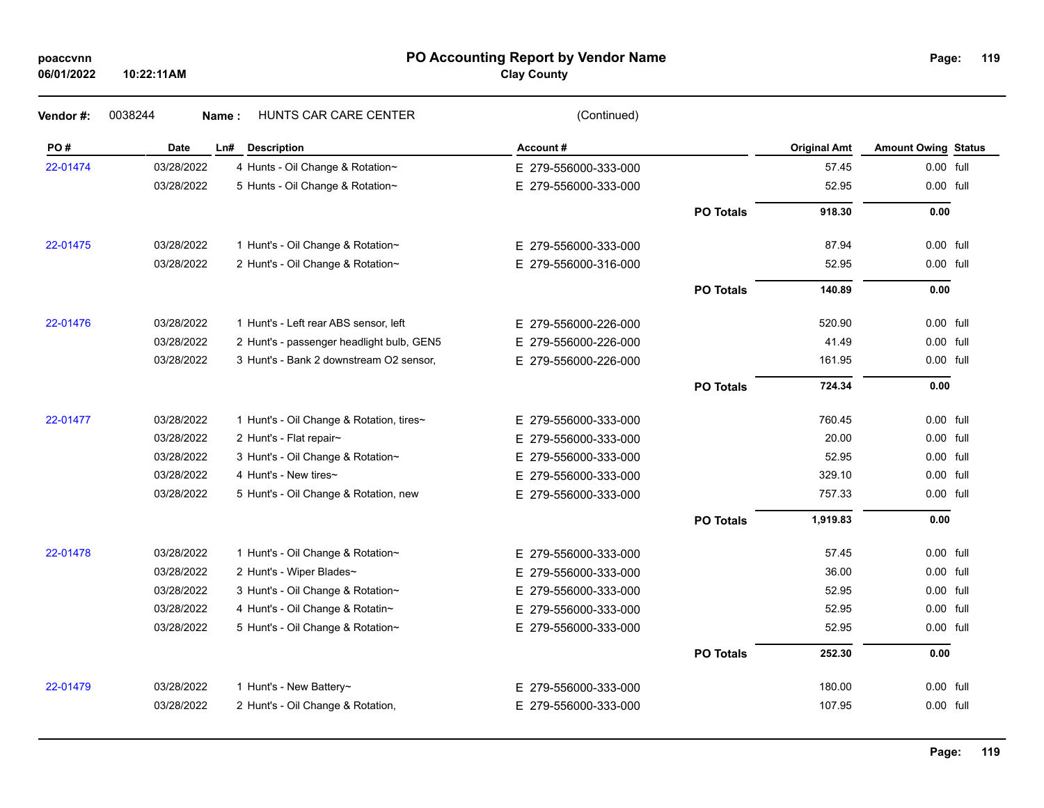# PO Accounting Report by Vendor Name

**Clay County**

poaccvnn
06/01/2022 10:22:11AM

**Vendor #:** 0038244 **Name :** HUNTS CAR CARE CENTER (Continued)

| PO # | Date | Ln# | Description | Account # | | Original Amt | Amount Owing | Status |
|---|---|---|---|---|---|---|---|---|
| 22-01474 | 03/28/2022 | 4 | Hunts - Oil Change & Rotation~ | E 279-556000-333-000 | | 57.45 | 0.00 | full |
| | 03/28/2022 | 5 | Hunts - Oil Change & Rotation~ | E 279-556000-333-000 | | 52.95 | 0.00 | full |
| | | | | | **PO Totals** | **918.30** | **0.00** | |
| 22-01475 | 03/28/2022 | 1 | Hunt's - Oil Change & Rotation~ | E 279-556000-333-000 | | 87.94 | 0.00 | full |
| | 03/28/2022 | 2 | Hunt's - Oil Change & Rotation~ | E 279-556000-316-000 | | 52.95 | 0.00 | full |
| | | | | | **PO Totals** | **140.89** | **0.00** | |
| 22-01476 | 03/28/2022 | 1 | Hunt's - Left rear ABS sensor, left | E 279-556000-226-000 | | 520.90 | 0.00 | full |
| | 03/28/2022 | 2 | Hunt's - passenger headlight bulb, GEN5 | E 279-556000-226-000 | | 41.49 | 0.00 | full |
| | 03/28/2022 | 3 | Hunt's - Bank 2 downstream O2 sensor, | E 279-556000-226-000 | | 161.95 | 0.00 | full |
| | | | | | **PO Totals** | **724.34** | **0.00** | |
| 22-01477 | 03/28/2022 | 1 | Hunt's - Oil Change & Rotation, tires~ | E 279-556000-333-000 | | 760.45 | 0.00 | full |
| | 03/28/2022 | 2 | Hunt's - Flat repair~ | E 279-556000-333-000 | | 20.00 | 0.00 | full |
| | 03/28/2022 | 3 | Hunt's - Oil Change & Rotation~ | E 279-556000-333-000 | | 52.95 | 0.00 | full |
| | 03/28/2022 | 4 | Hunt's - New tires~ | E 279-556000-333-000 | | 329.10 | 0.00 | full |
| | 03/28/2022 | 5 | Hunt's - Oil Change & Rotation, new | E 279-556000-333-000 | | 757.33 | 0.00 | full |
| | | | | | **PO Totals** | **1,919.83** | **0.00** | |
| 22-01478 | 03/28/2022 | 1 | Hunt's - Oil Change & Rotation~ | E 279-556000-333-000 | | 57.45 | 0.00 | full |
| | 03/28/2022 | 2 | Hunt's - Wiper Blades~ | E 279-556000-333-000 | | 36.00 | 0.00 | full |
| | 03/28/2022 | 3 | Hunt's - Oil Change & Rotation~ | E 279-556000-333-000 | | 52.95 | 0.00 | full |
| | 03/28/2022 | 4 | Hunt's - Oil Change & Rotatin~ | E 279-556000-333-000 | | 52.95 | 0.00 | full |
| | 03/28/2022 | 5 | Hunt's - Oil Change & Rotation~ | E 279-556000-333-000 | | 52.95 | 0.00 | full |
| | | | | | **PO Totals** | **252.30** | **0.00** | |
| 22-01479 | 03/28/2022 | 1 | Hunt's - New Battery~ | E 279-556000-333-000 | | 180.00 | 0.00 | full |
| | 03/28/2022 | 2 | Hunt's - Oil Change & Rotation, | E 279-556000-333-000 | | 107.95 | 0.00 | full |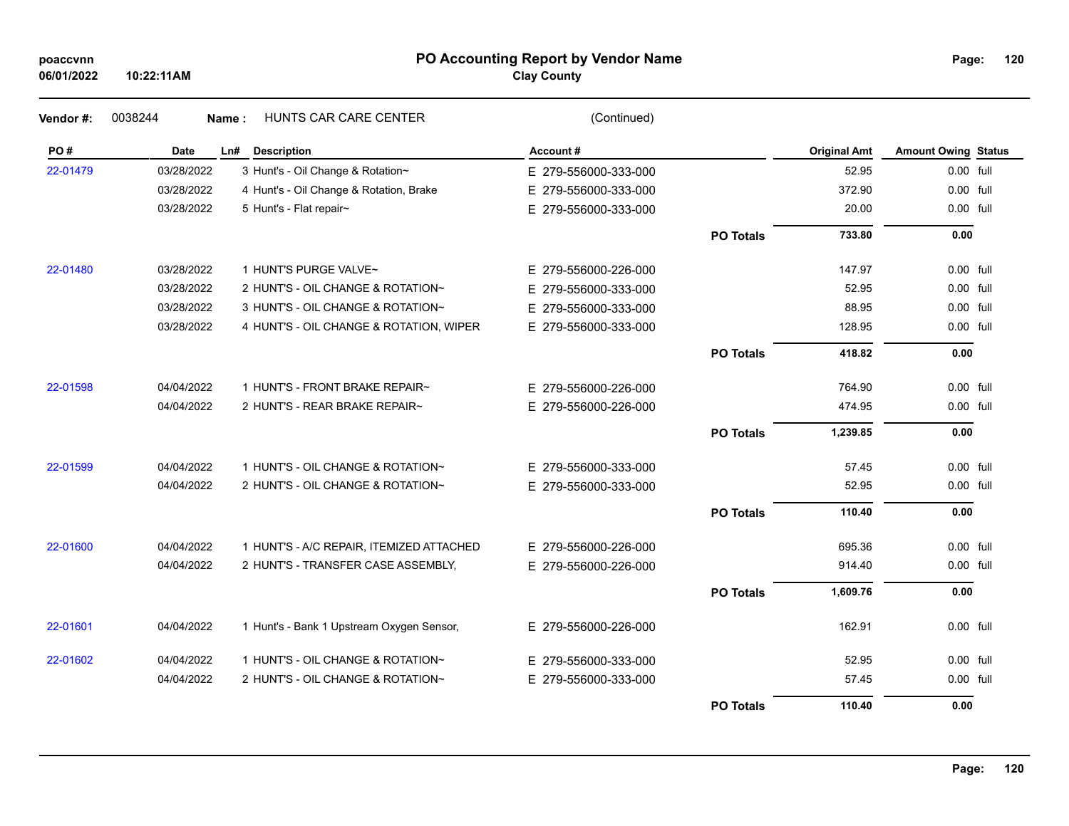# PO Accounting Report by Vendor Name

**Clay County**

poaccvnn
06/01/2022 10:22:11AM

**Vendor #:** 0038244 **Name :** HUNTS CAR CARE CENTER (Continued)

| PO # | Date | Ln# | Description | Account # | | Original Amt | Amount Owing | Status |
|---|---|---|---|---|---|---|---|---|
| 22-01479 | 03/28/2022 | 3 | Hunt's - Oil Change & Rotation~ | E 279-556000-333-000 | | 52.95 | 0.00 | full |
| | 03/28/2022 | 4 | Hunt's - Oil Change & Rotation, Brake | E 279-556000-333-000 | | 372.90 | 0.00 | full |
| | 03/28/2022 | 5 | Hunt's - Flat repair~ | E 279-556000-333-000 | | 20.00 | 0.00 | full |
| | | | | | **PO Totals** | **733.80** | **0.00** | |
| 22-01480 | 03/28/2022 | 1 | HUNT'S PURGE VALVE~ | E 279-556000-226-000 | | 147.97 | 0.00 | full |
| | 03/28/2022 | 2 | HUNT'S - OIL CHANGE & ROTATION~ | E 279-556000-333-000 | | 52.95 | 0.00 | full |
| | 03/28/2022 | 3 | HUNT'S - OIL CHANGE & ROTATION~ | E 279-556000-333-000 | | 88.95 | 0.00 | full |
| | 03/28/2022 | 4 | HUNT'S - OIL CHANGE & ROTATION, WIPER | E 279-556000-333-000 | | 128.95 | 0.00 | full |
| | | | | | **PO Totals** | **418.82** | **0.00** | |
| 22-01598 | 04/04/2022 | 1 | HUNT'S - FRONT BRAKE REPAIR~ | E 279-556000-226-000 | | 764.90 | 0.00 | full |
| | 04/04/2022 | 2 | HUNT'S - REAR BRAKE REPAIR~ | E 279-556000-226-000 | | 474.95 | 0.00 | full |
| | | | | | **PO Totals** | **1,239.85** | **0.00** | |
| 22-01599 | 04/04/2022 | 1 | HUNT'S - OIL CHANGE & ROTATION~ | E 279-556000-333-000 | | 57.45 | 0.00 | full |
| | 04/04/2022 | 2 | HUNT'S - OIL CHANGE & ROTATION~ | E 279-556000-333-000 | | 52.95 | 0.00 | full |
| | | | | | **PO Totals** | **110.40** | **0.00** | |
| 22-01600 | 04/04/2022 | 1 | HUNT'S - A/C REPAIR, ITEMIZED ATTACHED | E 279-556000-226-000 | | 695.36 | 0.00 | full |
| | 04/04/2022 | 2 | HUNT'S - TRANSFER CASE ASSEMBLY, | E 279-556000-226-000 | | 914.40 | 0.00 | full |
| | | | | | **PO Totals** | **1,609.76** | **0.00** | |
| 22-01601 | 04/04/2022 | 1 | Hunt's - Bank 1 Upstream Oxygen Sensor, | E 279-556000-226-000 | | 162.91 | 0.00 | full |
| 22-01602 | 04/04/2022 | 1 | HUNT'S - OIL CHANGE & ROTATION~ | E 279-556000-333-000 | | 52.95 | 0.00 | full |
| | 04/04/2022 | 2 | HUNT'S - OIL CHANGE & ROTATION~ | E 279-556000-333-000 | | 57.45 | 0.00 | full |
| | | | | | **PO Totals** | **110.40** | **0.00** | |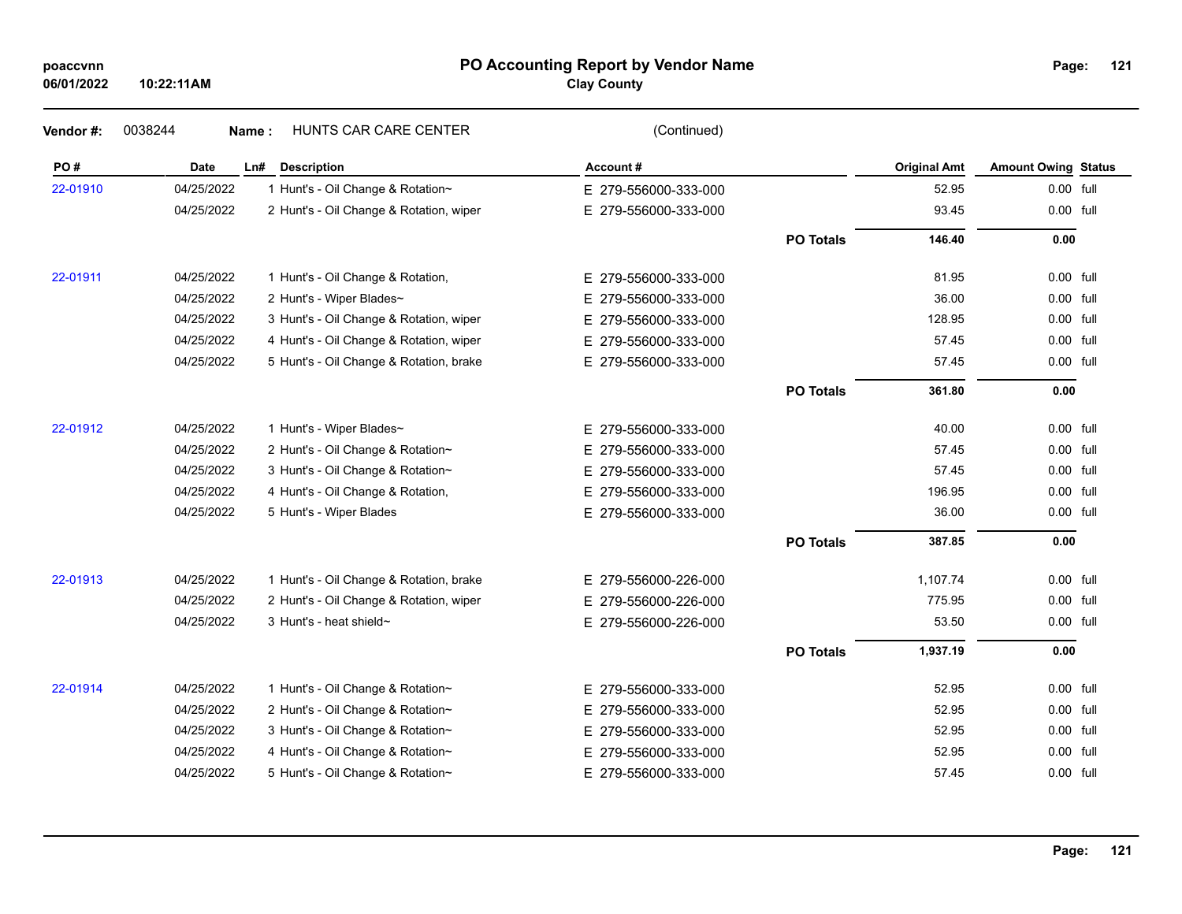# PO Accounting Report by Vendor Name

**Clay County**

poaccvnn
06/01/2022 10:22:11AM

**Vendor #:** 0038244 **Name :** HUNTS CAR CARE CENTER (Continued)

| PO # | Date | Ln# | Description | Account # | | Original Amt | Amount Owing | Status |
|---|---|---|---|---|---|---|---|---|
| 22-01910 | 04/25/2022 | 1 | Hunt's - Oil Change & Rotation~ | E 279-556000-333-000 | | 52.95 | 0.00 | full |
| | 04/25/2022 | 2 | Hunt's - Oil Change & Rotation, wiper | E 279-556000-333-000 | | 93.45 | 0.00 | full |
| | | | | | **PO Totals** | **146.40** | **0.00** | |
| 22-01911 | 04/25/2022 | 1 | Hunt's - Oil Change & Rotation, | E 279-556000-333-000 | | 81.95 | 0.00 | full |
| | 04/25/2022 | 2 | Hunt's - Wiper Blades~ | E 279-556000-333-000 | | 36.00 | 0.00 | full |
| | 04/25/2022 | 3 | Hunt's - Oil Change & Rotation, wiper | E 279-556000-333-000 | | 128.95 | 0.00 | full |
| | 04/25/2022 | 4 | Hunt's - Oil Change & Rotation, wiper | E 279-556000-333-000 | | 57.45 | 0.00 | full |
| | 04/25/2022 | 5 | Hunt's - Oil Change & Rotation, brake | E 279-556000-333-000 | | 57.45 | 0.00 | full |
| | | | | | **PO Totals** | **361.80** | **0.00** | |
| 22-01912 | 04/25/2022 | 1 | Hunt's - Wiper Blades~ | E 279-556000-333-000 | | 40.00 | 0.00 | full |
| | 04/25/2022 | 2 | Hunt's - Oil Change & Rotation~ | E 279-556000-333-000 | | 57.45 | 0.00 | full |
| | 04/25/2022 | 3 | Hunt's - Oil Change & Rotation~ | E 279-556000-333-000 | | 57.45 | 0.00 | full |
| | 04/25/2022 | 4 | Hunt's - Oil Change & Rotation, | E 279-556000-333-000 | | 196.95 | 0.00 | full |
| | 04/25/2022 | 5 | Hunt's - Wiper Blades | E 279-556000-333-000 | | 36.00 | 0.00 | full |
| | | | | | **PO Totals** | **387.85** | **0.00** | |
| 22-01913 | 04/25/2022 | 1 | Hunt's - Oil Change & Rotation, brake | E 279-556000-226-000 | | 1,107.74 | 0.00 | full |
| | 04/25/2022 | 2 | Hunt's - Oil Change & Rotation, wiper | E 279-556000-226-000 | | 775.95 | 0.00 | full |
| | 04/25/2022 | 3 | Hunt's - heat shield~ | E 279-556000-226-000 | | 53.50 | 0.00 | full |
| | | | | | **PO Totals** | **1,937.19** | **0.00** | |
| 22-01914 | 04/25/2022 | 1 | Hunt's - Oil Change & Rotation~ | E 279-556000-333-000 | | 52.95 | 0.00 | full |
| | 04/25/2022 | 2 | Hunt's - Oil Change & Rotation~ | E 279-556000-333-000 | | 52.95 | 0.00 | full |
| | 04/25/2022 | 3 | Hunt's - Oil Change & Rotation~ | E 279-556000-333-000 | | 52.95 | 0.00 | full |
| | 04/25/2022 | 4 | Hunt's - Oil Change & Rotation~ | E 279-556000-333-000 | | 52.95 | 0.00 | full |
| | 04/25/2022 | 5 | Hunt's - Oil Change & Rotation~ | E 279-556000-333-000 | | 57.45 | 0.00 | full |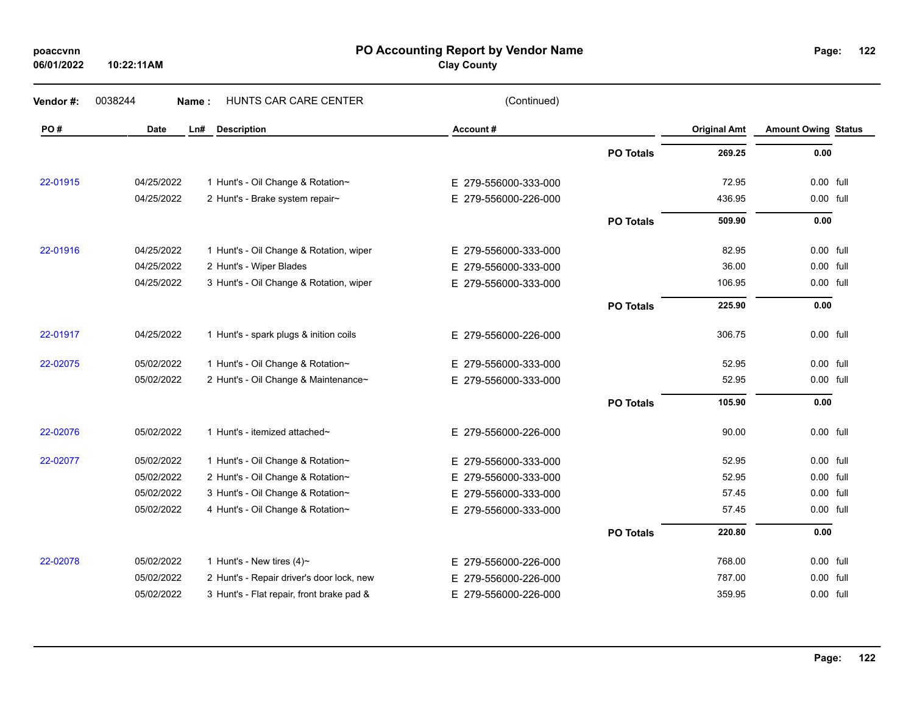## PO Accounting Report by Vendor Name

**Clay County**

**Vendor #:** 0038244 **Name :** HUNTS CAR CARE CENTER (Continued)

| PO # | Date | Ln# | Description | Account # | | Original Amt | Amount Owing | Status |
|---|---|---|---|---|---|---|---|---|
| | | | | | **PO Totals** | **269.25** | **0.00** | |
| 22-01915 | 04/25/2022 | 1 | Hunt's - Oil Change & Rotation~ | E 279-556000-333-000 | | 72.95 | 0.00 | full |
| | 04/25/2022 | 2 | Hunt's - Brake system repair~ | E 279-556000-226-000 | | 436.95 | 0.00 | full |
| | | | | | **PO Totals** | **509.90** | **0.00** | |
| 22-01916 | 04/25/2022 | 1 | Hunt's - Oil Change & Rotation, wiper | E 279-556000-333-000 | | 82.95 | 0.00 | full |
| | 04/25/2022 | 2 | Hunt's - Wiper Blades | E 279-556000-333-000 | | 36.00 | 0.00 | full |
| | 04/25/2022 | 3 | Hunt's - Oil Change & Rotation, wiper | E 279-556000-333-000 | | 106.95 | 0.00 | full |
| | | | | | **PO Totals** | **225.90** | **0.00** | |
| 22-01917 | 04/25/2022 | 1 | Hunt's - spark plugs & inition coils | E 279-556000-226-000 | | 306.75 | 0.00 | full |
| 22-02075 | 05/02/2022 | 1 | Hunt's - Oil Change & Rotation~ | E 279-556000-333-000 | | 52.95 | 0.00 | full |
| | 05/02/2022 | 2 | Hunt's - Oil Change & Maintenance~ | E 279-556000-333-000 | | 52.95 | 0.00 | full |
| | | | | | **PO Totals** | **105.90** | **0.00** | |
| 22-02076 | 05/02/2022 | 1 | Hunt's - itemized attached~ | E 279-556000-226-000 | | 90.00 | 0.00 | full |
| 22-02077 | 05/02/2022 | 1 | Hunt's - Oil Change & Rotation~ | E 279-556000-333-000 | | 52.95 | 0.00 | full |
| | 05/02/2022 | 2 | Hunt's - Oil Change & Rotation~ | E 279-556000-333-000 | | 52.95 | 0.00 | full |
| | 05/02/2022 | 3 | Hunt's - Oil Change & Rotation~ | E 279-556000-333-000 | | 57.45 | 0.00 | full |
| | 05/02/2022 | 4 | Hunt's - Oil Change & Rotation~ | E 279-556000-333-000 | | 57.45 | 0.00 | full |
| | | | | | **PO Totals** | **220.80** | **0.00** | |
| 22-02078 | 05/02/2022 | 1 | Hunt's - New tires (4)~ | E 279-556000-226-000 | | 768.00 | 0.00 | full |
| | 05/02/2022 | 2 | Hunt's - Repair driver's door lock, new | E 279-556000-226-000 | | 787.00 | 0.00 | full |
| | 05/02/2022 | 3 | Hunt's - Flat repair, front brake pad & | E 279-556000-226-000 | | 359.95 | 0.00 | full |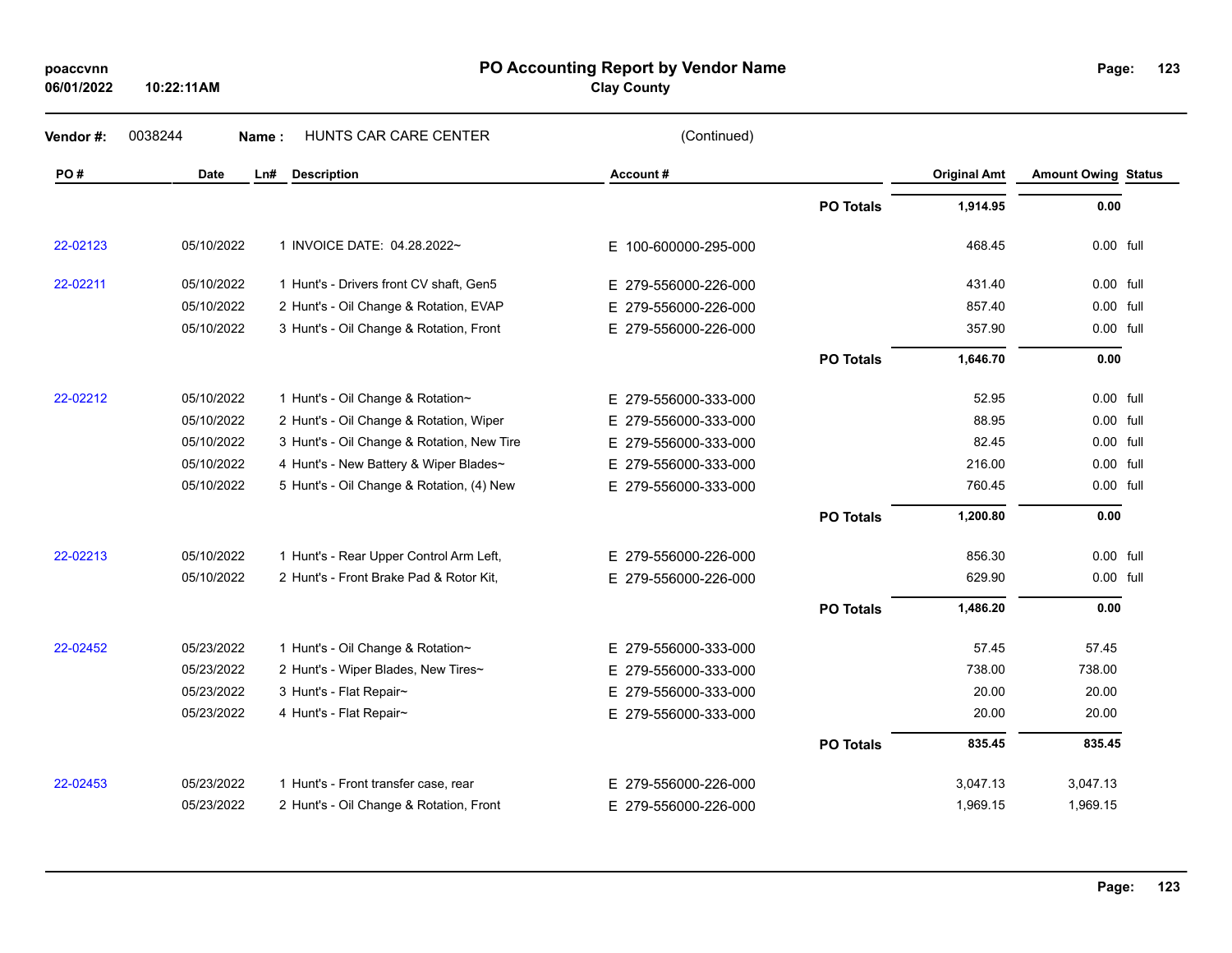# PO Accounting Report by Vendor Name

**Clay County**

poaccvnn
06/01/2022 10:22:11AM

**Vendor #:** 0038244 **Name :** HUNTS CAR CARE CENTER (Continued)

| PO # | Date | Ln# | Description | Account # | | Original Amt | Amount Owing | Status |
|---|---|---|---|---|---|---|---|---|
| | | | | | **PO Totals** | **1,914.95** | **0.00** | |
| 22-02123 | 05/10/2022 | 1 | INVOICE DATE: 04.28.2022~ | E 100-600000-295-000 | | 468.45 | 0.00 | full |
| 22-02211 | 05/10/2022 | 1 | Hunt's - Drivers front CV shaft, Gen5 | E 279-556000-226-000 | | 431.40 | 0.00 | full |
| | 05/10/2022 | 2 | Hunt's - Oil Change & Rotation, EVAP | E 279-556000-226-000 | | 857.40 | 0.00 | full |
| | 05/10/2022 | 3 | Hunt's - Oil Change & Rotation, Front | E 279-556000-226-000 | | 357.90 | 0.00 | full |
| | | | | | **PO Totals** | **1,646.70** | **0.00** | |
| 22-02212 | 05/10/2022 | 1 | Hunt's - Oil Change & Rotation~ | E 279-556000-333-000 | | 52.95 | 0.00 | full |
| | 05/10/2022 | 2 | Hunt's - Oil Change & Rotation, Wiper | E 279-556000-333-000 | | 88.95 | 0.00 | full |
| | 05/10/2022 | 3 | Hunt's - Oil Change & Rotation, New Tire | E 279-556000-333-000 | | 82.45 | 0.00 | full |
| | 05/10/2022 | 4 | Hunt's - New Battery & Wiper Blades~ | E 279-556000-333-000 | | 216.00 | 0.00 | full |
| | 05/10/2022 | 5 | Hunt's - Oil Change & Rotation, (4) New | E 279-556000-333-000 | | 760.45 | 0.00 | full |
| | | | | | **PO Totals** | **1,200.80** | **0.00** | |
| 22-02213 | 05/10/2022 | 1 | Hunt's - Rear Upper Control Arm Left, | E 279-556000-226-000 | | 856.30 | 0.00 | full |
| | 05/10/2022 | 2 | Hunt's - Front Brake Pad & Rotor Kit, | E 279-556000-226-000 | | 629.90 | 0.00 | full |
| | | | | | **PO Totals** | **1,486.20** | **0.00** | |
| 22-02452 | 05/23/2022 | 1 | Hunt's - Oil Change & Rotation~ | E 279-556000-333-000 | | 57.45 | 57.45 | |
| | 05/23/2022 | 2 | Hunt's - Wiper Blades, New Tires~ | E 279-556000-333-000 | | 738.00 | 738.00 | |
| | 05/23/2022 | 3 | Hunt's - Flat Repair~ | E 279-556000-333-000 | | 20.00 | 20.00 | |
| | 05/23/2022 | 4 | Hunt's - Flat Repair~ | E 279-556000-333-000 | | 20.00 | 20.00 | |
| | | | | | **PO Totals** | **835.45** | **835.45** | |
| 22-02453 | 05/23/2022 | 1 | Hunt's - Front transfer case, rear | E 279-556000-226-000 | | 3,047.13 | 3,047.13 | |
| | 05/23/2022 | 2 | Hunt's - Oil Change & Rotation, Front | E 279-556000-226-000 | | 1,969.15 | 1,969.15 | |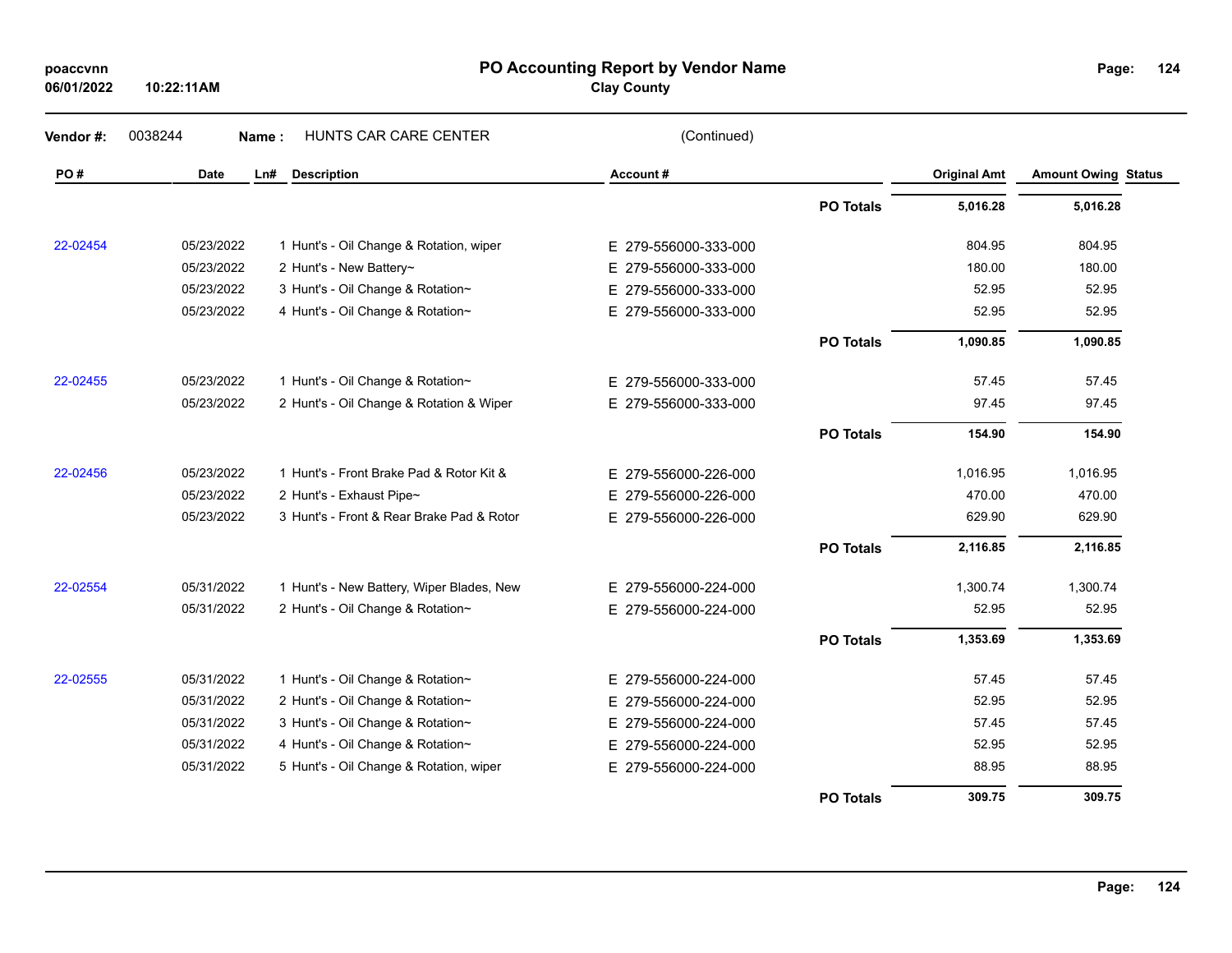# PO Accounting Report by Vendor Name

**Clay County**

poaccvnn
06/01/2022 10:22:11AM

**Vendor #:** 0038244 **Name :** HUNTS CAR CARE CENTER (Continued)

| PO # | Date | Ln# | Description | Account # | | Original Amt | Amount Owing | Status |
|---|---|---|---|---|---|---|---|---|
| | | | | | **PO Totals** | **5,016.28** | **5,016.28** | |
| 22-02454 | 05/23/2022 | 1 | Hunt's - Oil Change & Rotation, wiper | E 279-556000-333-000 | | 804.95 | 804.95 | |
| | 05/23/2022 | 2 | Hunt's - New Battery~ | E 279-556000-333-000 | | 180.00 | 180.00 | |
| | 05/23/2022 | 3 | Hunt's - Oil Change & Rotation~ | E 279-556000-333-000 | | 52.95 | 52.95 | |
| | 05/23/2022 | 4 | Hunt's - Oil Change & Rotation~ | E 279-556000-333-000 | | 52.95 | 52.95 | |
| | | | | | **PO Totals** | **1,090.85** | **1,090.85** | |
| 22-02455 | 05/23/2022 | 1 | Hunt's - Oil Change & Rotation~ | E 279-556000-333-000 | | 57.45 | 57.45 | |
| | 05/23/2022 | 2 | Hunt's - Oil Change & Rotation & Wiper | E 279-556000-333-000 | | 97.45 | 97.45 | |
| | | | | | **PO Totals** | **154.90** | **154.90** | |
| 22-02456 | 05/23/2022 | 1 | Hunt's - Front Brake Pad & Rotor Kit & | E 279-556000-226-000 | | 1,016.95 | 1,016.95 | |
| | 05/23/2022 | 2 | Hunt's - Exhaust Pipe~ | E 279-556000-226-000 | | 470.00 | 470.00 | |
| | 05/23/2022 | 3 | Hunt's - Front & Rear Brake Pad & Rotor | E 279-556000-226-000 | | 629.90 | 629.90 | |
| | | | | | **PO Totals** | **2,116.85** | **2,116.85** | |
| 22-02554 | 05/31/2022 | 1 | Hunt's - New Battery, Wiper Blades, New | E 279-556000-224-000 | | 1,300.74 | 1,300.74 | |
| | 05/31/2022 | 2 | Hunt's - Oil Change & Rotation~ | E 279-556000-224-000 | | 52.95 | 52.95 | |
| | | | | | **PO Totals** | **1,353.69** | **1,353.69** | |
| 22-02555 | 05/31/2022 | 1 | Hunt's - Oil Change & Rotation~ | E 279-556000-224-000 | | 57.45 | 57.45 | |
| | 05/31/2022 | 2 | Hunt's - Oil Change & Rotation~ | E 279-556000-224-000 | | 52.95 | 52.95 | |
| | 05/31/2022 | 3 | Hunt's - Oil Change & Rotation~ | E 279-556000-224-000 | | 57.45 | 57.45 | |
| | 05/31/2022 | 4 | Hunt's - Oil Change & Rotation~ | E 279-556000-224-000 | | 52.95 | 52.95 | |
| | 05/31/2022 | 5 | Hunt's - Oil Change & Rotation, wiper | E 279-556000-224-000 | | 88.95 | 88.95 | |
| | | | | | **PO Totals** | **309.75** | **309.75** | |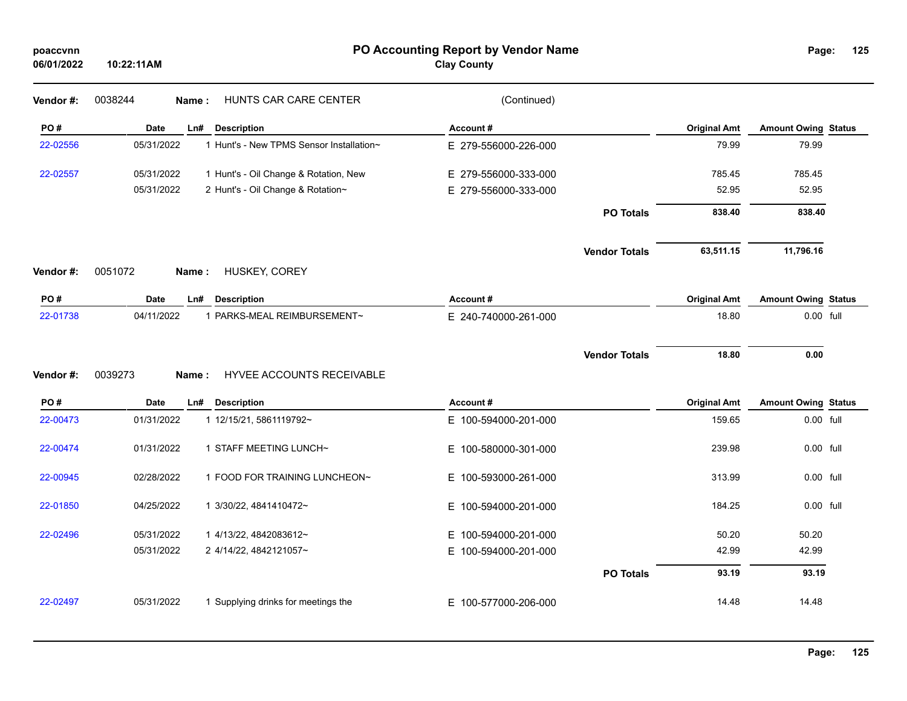# PO Accounting Report by Vendor Name

**Clay County**

**Vendor #:** 0038244 **Name :** HUNTS CAR CARE CENTER (Continued)

| PO # | Date | Ln# | Description | Account # | Original Amt | Amount Owing | Status |
|---|---|---|---|---|---|---|---|
| 22-02556 | 05/31/2022 | 1 | Hunt's - New TPMS Sensor Installation~ | E 279-556000-226-000 | 79.99 | 79.99 | |
| 22-02557 | 05/31/2022 | 1 | Hunt's - Oil Change & Rotation, New | E 279-556000-333-000 | 785.45 | 785.45 | |
| | 05/31/2022 | 2 | Hunt's - Oil Change & Rotation~ | E 279-556000-333-000 | 52.95 | 52.95 | |
| | | | | **PO Totals** | **838.40** | **838.40** | |
| | | | | **Vendor Totals** | **63,511.15** | **11,796.16** | |

**Vendor #:** 0051072 **Name :** HUSKEY, COREY

| PO # | Date | Ln# | Description | Account # | Original Amt | Amount Owing | Status |
|---|---|---|---|---|---|---|---|
| 22-01738 | 04/11/2022 | 1 | PARKS-MEAL REIMBURSEMENT~ | E 240-740000-261-000 | 18.80 | 0.00 | full |
| | | | | **Vendor Totals** | **18.80** | **0.00** | |

**Vendor #:** 0039273 **Name :** HYVEE ACCOUNTS RECEIVABLE

| PO # | Date | Ln# | Description | Account # | Original Amt | Amount Owing | Status |
|---|---|---|---|---|---|---|---|
| 22-00473 | 01/31/2022 | 1 | 12/15/21, 5861119792~ | E 100-594000-201-000 | 159.65 | 0.00 | full |
| 22-00474 | 01/31/2022 | 1 | STAFF MEETING LUNCH~ | E 100-580000-301-000 | 239.98 | 0.00 | full |
| 22-00945 | 02/28/2022 | 1 | FOOD FOR TRAINING LUNCHEON~ | E 100-593000-261-000 | 313.99 | 0.00 | full |
| 22-01850 | 04/25/2022 | 1 | 3/30/22, 4841410472~ | E 100-594000-201-000 | 184.25 | 0.00 | full |
| 22-02496 | 05/31/2022 | 1 | 4/13/22, 4842083612~ | E 100-594000-201-000 | 50.20 | 50.20 | |
| | 05/31/2022 | 2 | 4/14/22, 4842121057~ | E 100-594000-201-000 | 42.99 | 42.99 | |
| | | | | **PO Totals** | **93.19** | **93.19** | |
| 22-02497 | 05/31/2022 | 1 | Supplying drinks for meetings the | E 100-577000-206-000 | 14.48 | 14.48 | |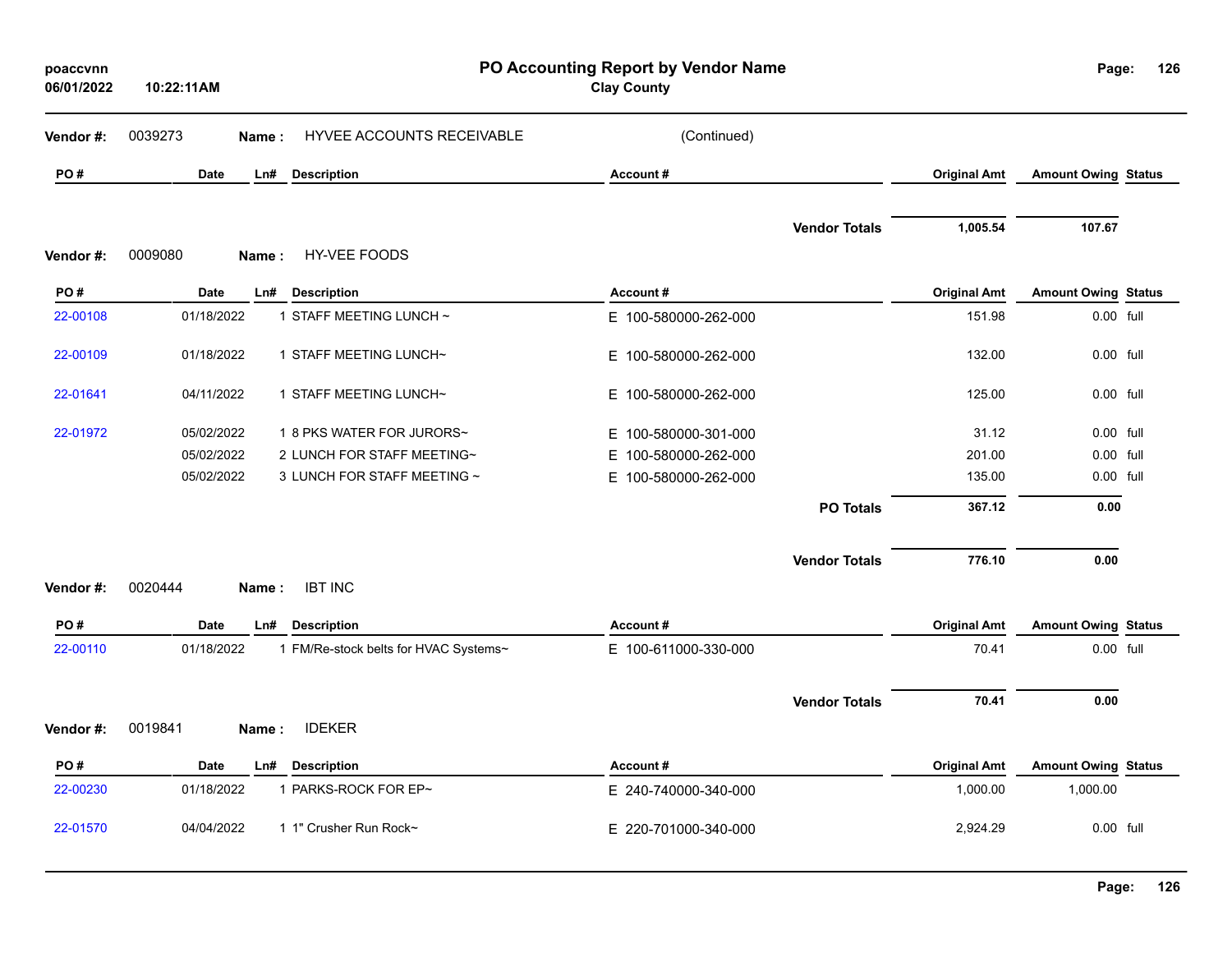# PO Accounting Report by Vendor Name

**Clay County**

poaccvnn
06/01/2022 10:22:11AM

**Vendor #:** 0039273 **Name :** HYVEE ACCOUNTS RECEIVABLE (Continued)

| PO # | Date | Ln# | Description | Account # | Original Amt | Amount Owing | Status |
|---|---|---|---|---|---|---|---|
| | | | | **Vendor Totals** | **1,005.54** | **107.67** | |

**Vendor #:** 0009080 **Name :** HY-VEE FOODS

| PO # | Date | Ln# | Description | Account # | Original Amt | Amount Owing | Status |
|---|---|---|---|---|---|---|---|
| 22-00108 | 01/18/2022 | 1 | STAFF MEETING LUNCH ~ | E 100-580000-262-000 | 151.98 | 0.00 | full |
| 22-00109 | 01/18/2022 | 1 | STAFF MEETING LUNCH~ | E 100-580000-262-000 | 132.00 | 0.00 | full |
| 22-01641 | 04/11/2022 | 1 | STAFF MEETING LUNCH~ | E 100-580000-262-000 | 125.00 | 0.00 | full |
| 22-01972 | 05/02/2022 | 1 | 8 PKS WATER FOR JURORS~ | E 100-580000-301-000 | 31.12 | 0.00 | full |
| | 05/02/2022 | 2 | LUNCH FOR STAFF MEETING~ | E 100-580000-262-000 | 201.00 | 0.00 | full |
| | 05/02/2022 | 3 | LUNCH FOR STAFF MEETING ~ | E 100-580000-262-000 | 135.00 | 0.00 | full |
| | | | | **PO Totals** | **367.12** | **0.00** | |
| | | | | **Vendor Totals** | **776.10** | **0.00** | |

**Vendor #:** 0020444 **Name :** IBT INC

| PO # | Date | Ln# | Description | Account # | Original Amt | Amount Owing | Status |
|---|---|---|---|---|---|---|---|
| 22-00110 | 01/18/2022 | 1 | FM/Re-stock belts for HVAC Systems~ | E 100-611000-330-000 | 70.41 | 0.00 | full |
| | | | | **Vendor Totals** | **70.41** | **0.00** | |

**Vendor #:** 0019841 **Name :** IDEKER

| PO # | Date | Ln# | Description | Account # | Original Amt | Amount Owing | Status |
|---|---|---|---|---|---|---|---|
| 22-00230 | 01/18/2022 | 1 | PARKS-ROCK FOR EP~ | E 240-740000-340-000 | 1,000.00 | 1,000.00 | |
| 22-01570 | 04/04/2022 | 1 | 1" Crusher Run Rock~ | E 220-701000-340-000 | 2,924.29 | 0.00 | full |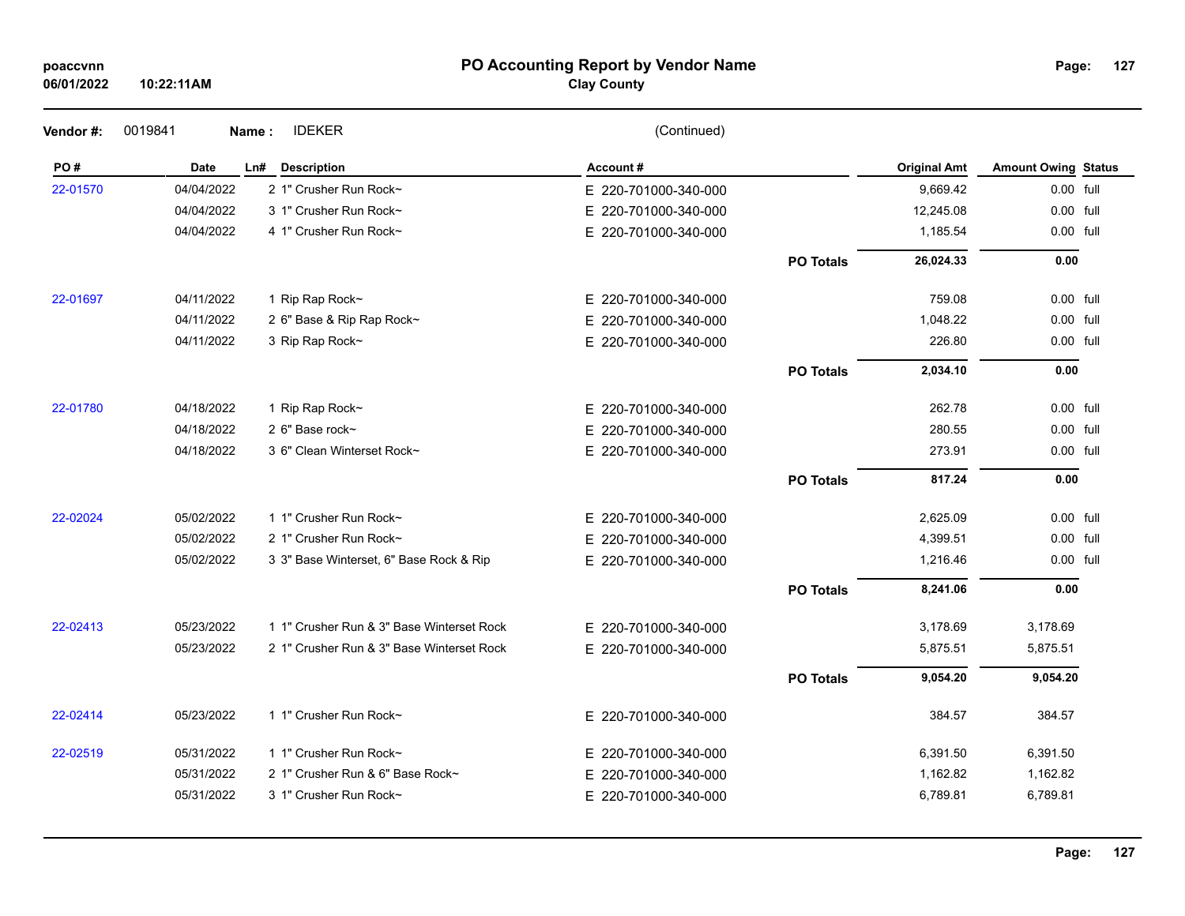# PO Accounting Report by Vendor Name

**Clay County**

poaccvnn
06/01/2022 10:22:11AM

**Vendor #:** 0019841 **Name :** IDEKER (Continued)

| PO # | Date | Ln# | Description | Account # | | Original Amt | Amount Owing | Status |
|---|---|---|---|---|---|---|---|---|
| 22-01570 | 04/04/2022 | 2 | 1" Crusher Run Rock~ | E 220-701000-340-000 | | 9,669.42 | 0.00 | full |
| | 04/04/2022 | 3 | 1" Crusher Run Rock~ | E 220-701000-340-000 | | 12,245.08 | 0.00 | full |
| | 04/04/2022 | 4 | 1" Crusher Run Rock~ | E 220-701000-340-000 | | 1,185.54 | 0.00 | full |
| | | | | | **PO Totals** | **26,024.33** | **0.00** | |
| 22-01697 | 04/11/2022 | 1 | Rip Rap Rock~ | E 220-701000-340-000 | | 759.08 | 0.00 | full |
| | 04/11/2022 | 2 | 6" Base & Rip Rap Rock~ | E 220-701000-340-000 | | 1,048.22 | 0.00 | full |
| | 04/11/2022 | 3 | Rip Rap Rock~ | E 220-701000-340-000 | | 226.80 | 0.00 | full |
| | | | | | **PO Totals** | **2,034.10** | **0.00** | |
| 22-01780 | 04/18/2022 | 1 | Rip Rap Rock~ | E 220-701000-340-000 | | 262.78 | 0.00 | full |
| | 04/18/2022 | 2 | 6" Base rock~ | E 220-701000-340-000 | | 280.55 | 0.00 | full |
| | 04/18/2022 | 3 | 6" Clean Winterset Rock~ | E 220-701000-340-000 | | 273.91 | 0.00 | full |
| | | | | | **PO Totals** | **817.24** | **0.00** | |
| 22-02024 | 05/02/2022 | 1 | 1" Crusher Run Rock~ | E 220-701000-340-000 | | 2,625.09 | 0.00 | full |
| | 05/02/2022 | 2 | 1" Crusher Run Rock~ | E 220-701000-340-000 | | 4,399.51 | 0.00 | full |
| | 05/02/2022 | 3 | 3" Base Winterset, 6" Base Rock & Rip | E 220-701000-340-000 | | 1,216.46 | 0.00 | full |
| | | | | | **PO Totals** | **8,241.06** | **0.00** | |
| 22-02413 | 05/23/2022 | 1 | 1" Crusher Run & 3" Base Winterset Rock | E 220-701000-340-000 | | 3,178.69 | 3,178.69 | |
| | 05/23/2022 | 2 | 1" Crusher Run & 3" Base Winterset Rock | E 220-701000-340-000 | | 5,875.51 | 5,875.51 | |
| | | | | | **PO Totals** | **9,054.20** | **9,054.20** | |
| 22-02414 | 05/23/2022 | 1 | 1" Crusher Run Rock~ | E 220-701000-340-000 | | 384.57 | 384.57 | |
| 22-02519 | 05/31/2022 | 1 | 1" Crusher Run Rock~ | E 220-701000-340-000 | | 6,391.50 | 6,391.50 | |
| | 05/31/2022 | 2 | 1" Crusher Run & 6" Base Rock~ | E 220-701000-340-000 | | 1,162.82 | 1,162.82 | |
| | 05/31/2022 | 3 | 1" Crusher Run Rock~ | E 220-701000-340-000 | | 6,789.81 | 6,789.81 | |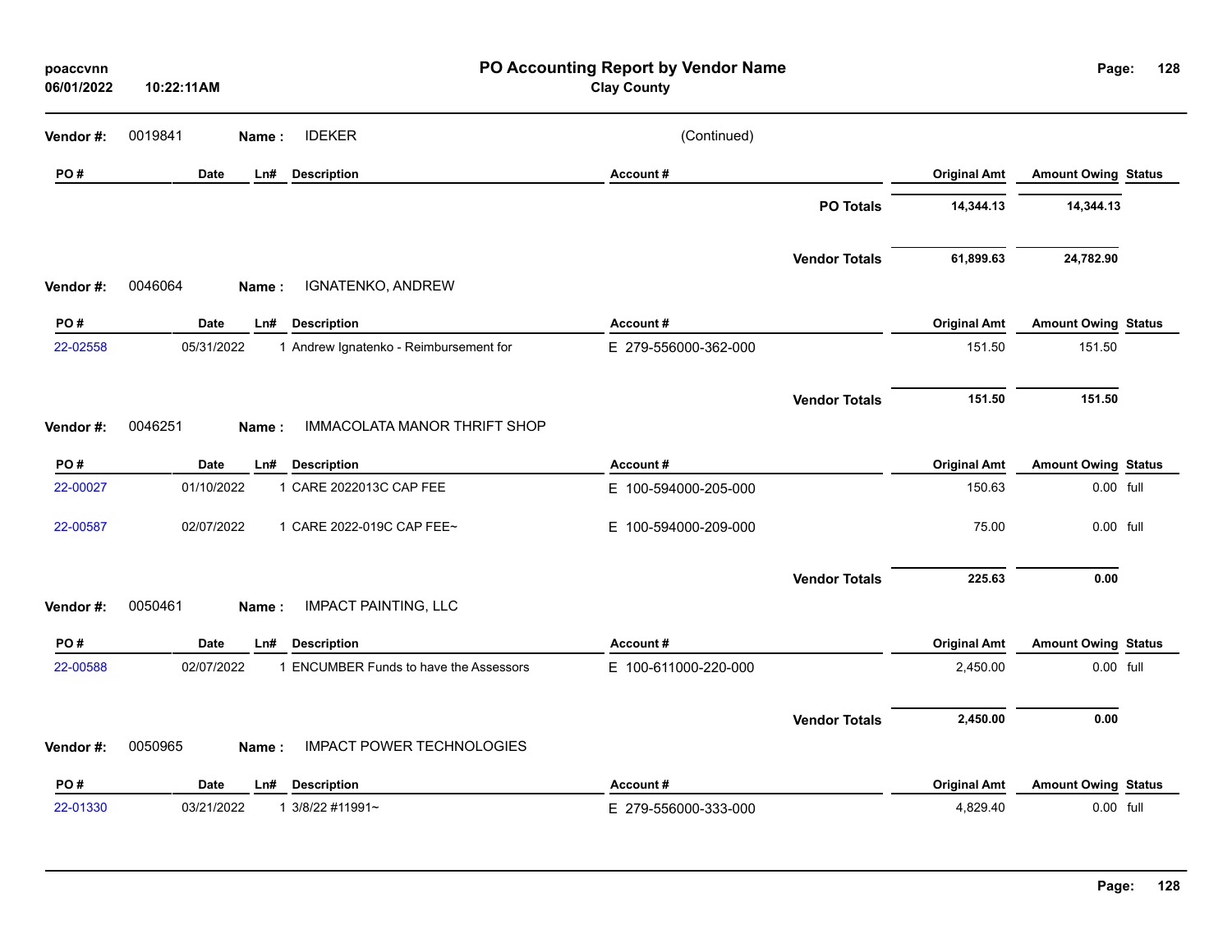# PO Accounting Report by Vendor Name

**Clay County**

poaccvnn
06/01/2022 10:22:11AM

**Vendor #:** 0019841 **Name :** IDEKER (Continued)

| PO # | Date | Ln# | Description | Account # | Original Amt | Amount Owing | Status |
|---|---|---|---|---|---|---|---|
| | | | | **PO Totals** | **14,344.13** | **14,344.13** | |
| | | | | **Vendor Totals** | **61,899.63** | **24,782.90** | |

**Vendor #:** 0046064 **Name :** IGNATENKO, ANDREW

| PO # | Date | Ln# | Description | Account # | Original Amt | Amount Owing | Status |
|---|---|---|---|---|---|---|---|
| 22-02558 | 05/31/2022 | 1 | Andrew Ignatenko - Reimbursement for | E 279-556000-362-000 | 151.50 | 151.50 | |
| | | | | **Vendor Totals** | **151.50** | **151.50** | |

**Vendor #:** 0046251 **Name :** IMMACOLATA MANOR THRIFT SHOP

| PO # | Date | Ln# | Description | Account # | Original Amt | Amount Owing | Status |
|---|---|---|---|---|---|---|---|
| 22-00027 | 01/10/2022 | 1 | CARE 2022013C CAP FEE | E 100-594000-205-000 | 150.63 | 0.00 | full |
| 22-00587 | 02/07/2022 | 1 | CARE 2022-019C CAP FEE~ | E 100-594000-209-000 | 75.00 | 0.00 | full |
| | | | | **Vendor Totals** | **225.63** | **0.00** | |

**Vendor #:** 0050461 **Name :** IMPACT PAINTING, LLC

| PO # | Date | Ln# | Description | Account # | Original Amt | Amount Owing | Status |
|---|---|---|---|---|---|---|---|
| 22-00588 | 02/07/2022 | 1 | ENCUMBER Funds to have the Assessors | E 100-611000-220-000 | 2,450.00 | 0.00 | full |
| | | | | **Vendor Totals** | **2,450.00** | **0.00** | |

**Vendor #:** 0050965 **Name :** IMPACT POWER TECHNOLOGIES

| PO # | Date | Ln# | Description | Account # | Original Amt | Amount Owing | Status |
|---|---|---|---|---|---|---|---|
| 22-01330 | 03/21/2022 | 1 | 3/8/22 #11991~ | E 279-556000-333-000 | 4,829.40 | 0.00 | full |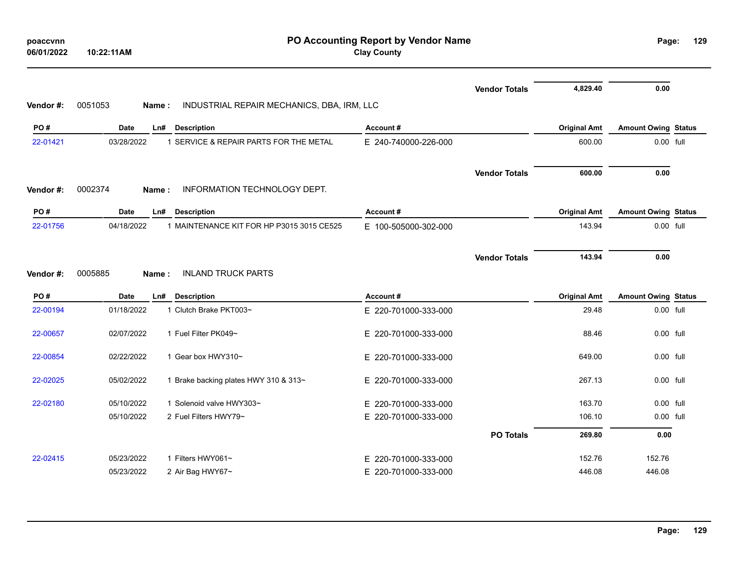**PO Accounting Report by Vendor Name**
**Clay County**

poaccvnn
06/01/2022 10:22:11AM

| | | | | | Vendor Totals | 4,829.40 | 0.00 | |
|---|---|---|---|---|---|---|---|---|

**Vendor #:** 0051053 **Name :** INDUSTRIAL REPAIR MECHANICS, DBA, IRM, LLC

| PO # | Date | Ln# | Description | Account # | Original Amt | Amount Owing | Status |
|---|---|---|---|---|---|---|---|
| 22-01421 | 03/28/2022 | 1 | SERVICE & REPAIR PARTS FOR THE METAL | E 240-740000-226-000 | 600.00 | 0.00 | full |
| | | | | **Vendor Totals** | **600.00** | **0.00** | |

**Vendor #:** 0002374 **Name :** INFORMATION TECHNOLOGY DEPT.

| PO # | Date | Ln# | Description | Account # | Original Amt | Amount Owing | Status |
|---|---|---|---|---|---|---|---|
| 22-01756 | 04/18/2022 | 1 | MAINTENANCE KIT FOR HP P3015 3015 CE525 | E 100-505000-302-000 | 143.94 | 0.00 | full |
| | | | | **Vendor Totals** | **143.94** | **0.00** | |

**Vendor #:** 0005885 **Name :** INLAND TRUCK PARTS

| PO # | Date | Ln# | Description | Account # | Original Amt | Amount Owing | Status |
|---|---|---|---|---|---|---|---|
| 22-00194 | 01/18/2022 | 1 | Clutch Brake PKT003~ | E 220-701000-333-000 | 29.48 | 0.00 | full |
| 22-00657 | 02/07/2022 | 1 | Fuel Filter PK049~ | E 220-701000-333-000 | 88.46 | 0.00 | full |
| 22-00854 | 02/22/2022 | 1 | Gear box HWY310~ | E 220-701000-333-000 | 649.00 | 0.00 | full |
| 22-02025 | 05/02/2022 | 1 | Brake backing plates HWY 310 & 313~ | E 220-701000-333-000 | 267.13 | 0.00 | full |
| 22-02180 | 05/10/2022 | 1 | Solenoid valve HWY303~ | E 220-701000-333-000 | 163.70 | 0.00 | full |
| | 05/10/2022 | 2 | Fuel Filters HWY79~ | E 220-701000-333-000 | 106.10 | 0.00 | full |
| | | | | **PO Totals** | **269.80** | **0.00** | |
| 22-02415 | 05/23/2022 | 1 | Filters HWY061~ | E 220-701000-333-000 | 152.76 | 152.76 | |
| | 05/23/2022 | 2 | Air Bag HWY67~ | E 220-701000-333-000 | 446.08 | 446.08 | |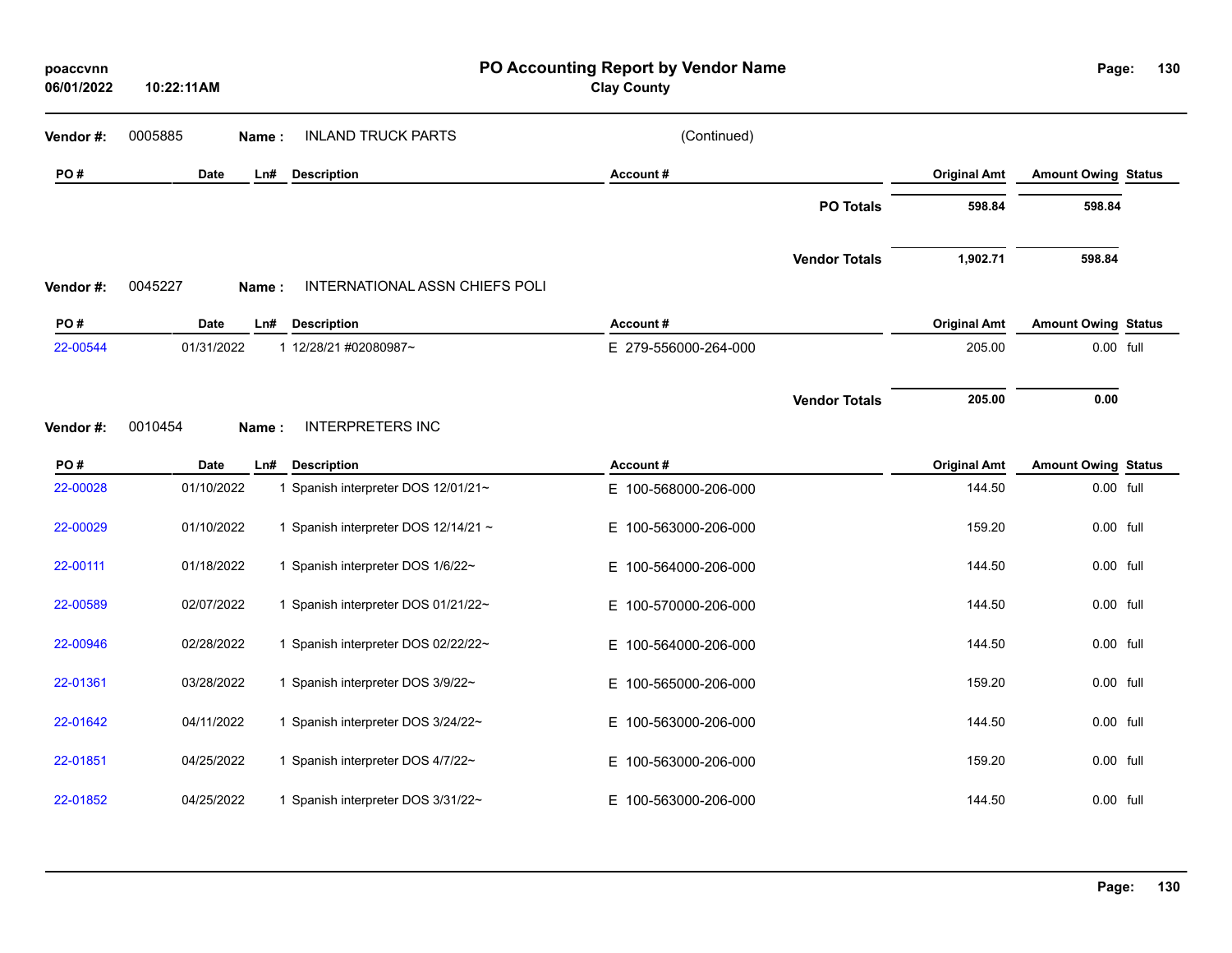## PO Accounting Report by Vendor Name
### Clay County

**Vendor #:** 0005885 **Name :** INLAND TRUCK PARTS (Continued)

| PO # | Date | Ln# | Description | Account # | Original Amt | Amount Owing | Status |
|---|---|---|---|---|---|---|---|
| | | | | **PO Totals** | **598.84** | **598.84** | |
| | | | | **Vendor Totals** | **1,902.71** | **598.84** | |

**Vendor #:** 0045227 **Name :** INTERNATIONAL ASSN CHIEFS POLI

| PO # | Date | Ln# | Description | Account # | Original Amt | Amount Owing | Status |
|---|---|---|---|---|---|---|---|
| 22-00544 | 01/31/2022 | 1 | 12/28/21 #02080987~ | E 279-556000-264-000 | 205.00 | 0.00 | full |
| | | | | **Vendor Totals** | **205.00** | **0.00** | |

**Vendor #:** 0010454 **Name :** INTERPRETERS INC

| PO # | Date | Ln# | Description | Account # | Original Amt | Amount Owing | Status |
|---|---|---|---|---|---|---|---|
| 22-00028 | 01/10/2022 | 1 | Spanish interpreter DOS 12/01/21~ | E 100-568000-206-000 | 144.50 | 0.00 | full |
| 22-00029 | 01/10/2022 | 1 | Spanish interpreter DOS 12/14/21 ~ | E 100-563000-206-000 | 159.20 | 0.00 | full |
| 22-00111 | 01/18/2022 | 1 | Spanish interpreter DOS 1/6/22~ | E 100-564000-206-000 | 144.50 | 0.00 | full |
| 22-00589 | 02/07/2022 | 1 | Spanish interpreter DOS 01/21/22~ | E 100-570000-206-000 | 144.50 | 0.00 | full |
| 22-00946 | 02/28/2022 | 1 | Spanish interpreter DOS 02/22/22~ | E 100-564000-206-000 | 144.50 | 0.00 | full |
| 22-01361 | 03/28/2022 | 1 | Spanish interpreter DOS 3/9/22~ | E 100-565000-206-000 | 159.20 | 0.00 | full |
| 22-01642 | 04/11/2022 | 1 | Spanish interpreter DOS 3/24/22~ | E 100-563000-206-000 | 144.50 | 0.00 | full |
| 22-01851 | 04/25/2022 | 1 | Spanish interpreter DOS 4/7/22~ | E 100-563000-206-000 | 159.20 | 0.00 | full |
| 22-01852 | 04/25/2022 | 1 | Spanish interpreter DOS 3/31/22~ | E 100-563000-206-000 | 144.50 | 0.00 | full |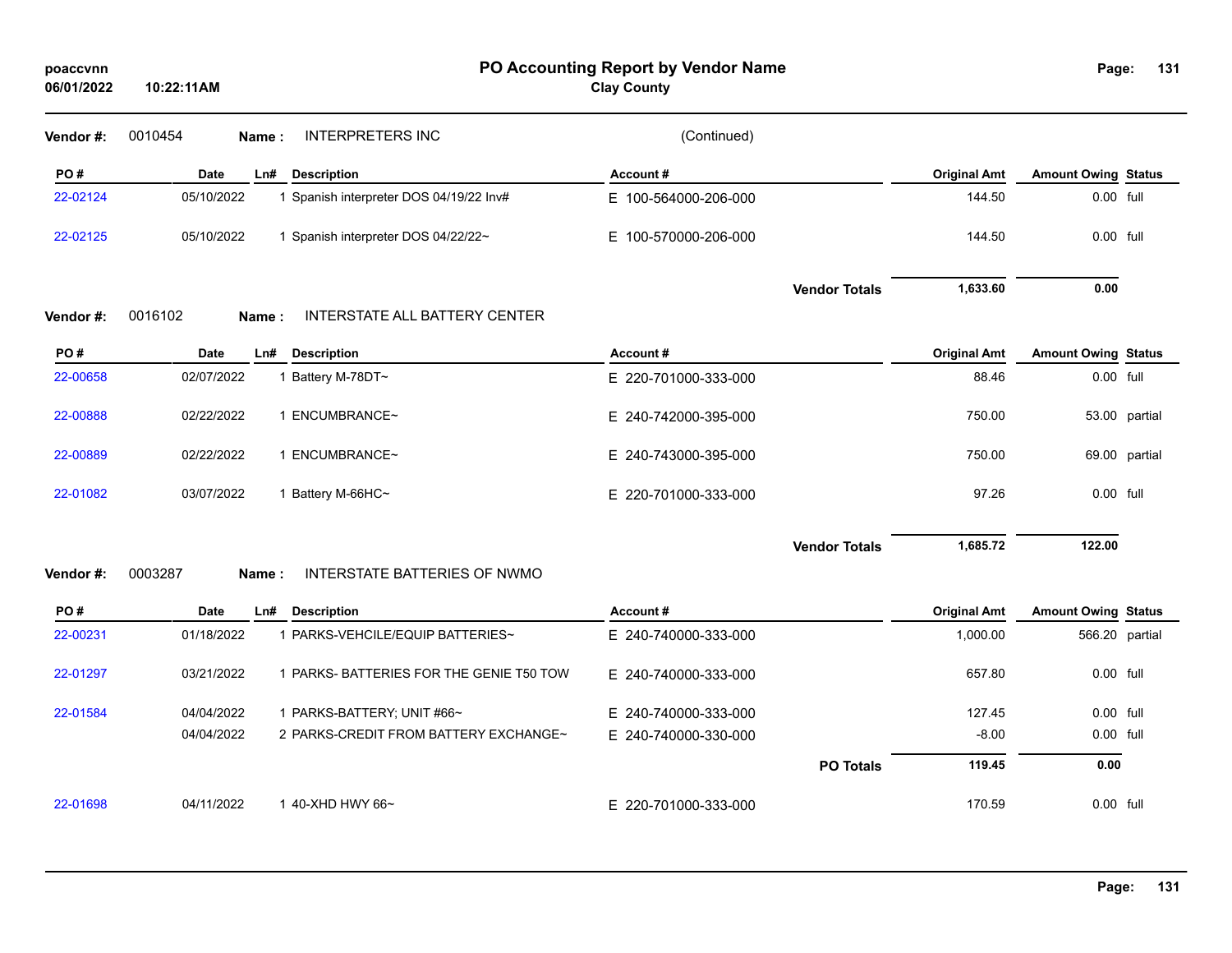# PO Accounting Report by Vendor Name

**Clay County**

poaccvnn
06/01/2022 10:22:11AM

**Vendor #:** 0010454 **Name :** INTERPRETERS INC (Continued)

| PO # | Date | Ln# | Description | Account # | Original Amt | Amount Owing | Status |
|---|---|---|---|---|---|---|---|
| 22-02124 | 05/10/2022 | 1 | Spanish interpreter DOS 04/19/22 Inv# | E 100-564000-206-000 | 144.50 | 0.00 | full |
| 22-02125 | 05/10/2022 | 1 | Spanish interpreter DOS 04/22/22~ | E 100-570000-206-000 | 144.50 | 0.00 | full |
| | | | | **Vendor Totals** | **1,633.60** | **0.00** | |

**Vendor #:** 0016102 **Name :** INTERSTATE ALL BATTERY CENTER

| PO # | Date | Ln# | Description | Account # | Original Amt | Amount Owing | Status |
|---|---|---|---|---|---|---|---|
| 22-00658 | 02/07/2022 | 1 | Battery M-78DT~ | E 220-701000-333-000 | 88.46 | 0.00 | full |
| 22-00888 | 02/22/2022 | 1 | ENCUMBRANCE~ | E 240-742000-395-000 | 750.00 | 53.00 | partial |
| 22-00889 | 02/22/2022 | 1 | ENCUMBRANCE~ | E 240-743000-395-000 | 750.00 | 69.00 | partial |
| 22-01082 | 03/07/2022 | 1 | Battery M-66HC~ | E 220-701000-333-000 | 97.26 | 0.00 | full |
| | | | | **Vendor Totals** | **1,685.72** | **122.00** | |

**Vendor #:** 0003287 **Name :** INTERSTATE BATTERIES OF NWMO

| PO # | Date | Ln# | Description | Account # | Original Amt | Amount Owing | Status |
|---|---|---|---|---|---|---|---|
| 22-00231 | 01/18/2022 | 1 | PARKS-VEHCILE/EQUIP BATTERIES~ | E 240-740000-333-000 | 1,000.00 | 566.20 | partial |
| 22-01297 | 03/21/2022 | 1 | PARKS- BATTERIES FOR THE GENIE T50 TOW | E 240-740000-333-000 | 657.80 | 0.00 | full |
| 22-01584 | 04/04/2022 | 1 | PARKS-BATTERY; UNIT #66~ | E 240-740000-333-000 | 127.45 | 0.00 | full |
| | 04/04/2022 | 2 | PARKS-CREDIT FROM BATTERY EXCHANGE~ | E 240-740000-330-000 | -8.00 | 0.00 | full |
| | | | | **PO Totals** | **119.45** | **0.00** | |
| 22-01698 | 04/11/2022 | 1 | 40-XHD HWY 66~ | E 220-701000-333-000 | 170.59 | 0.00 | full |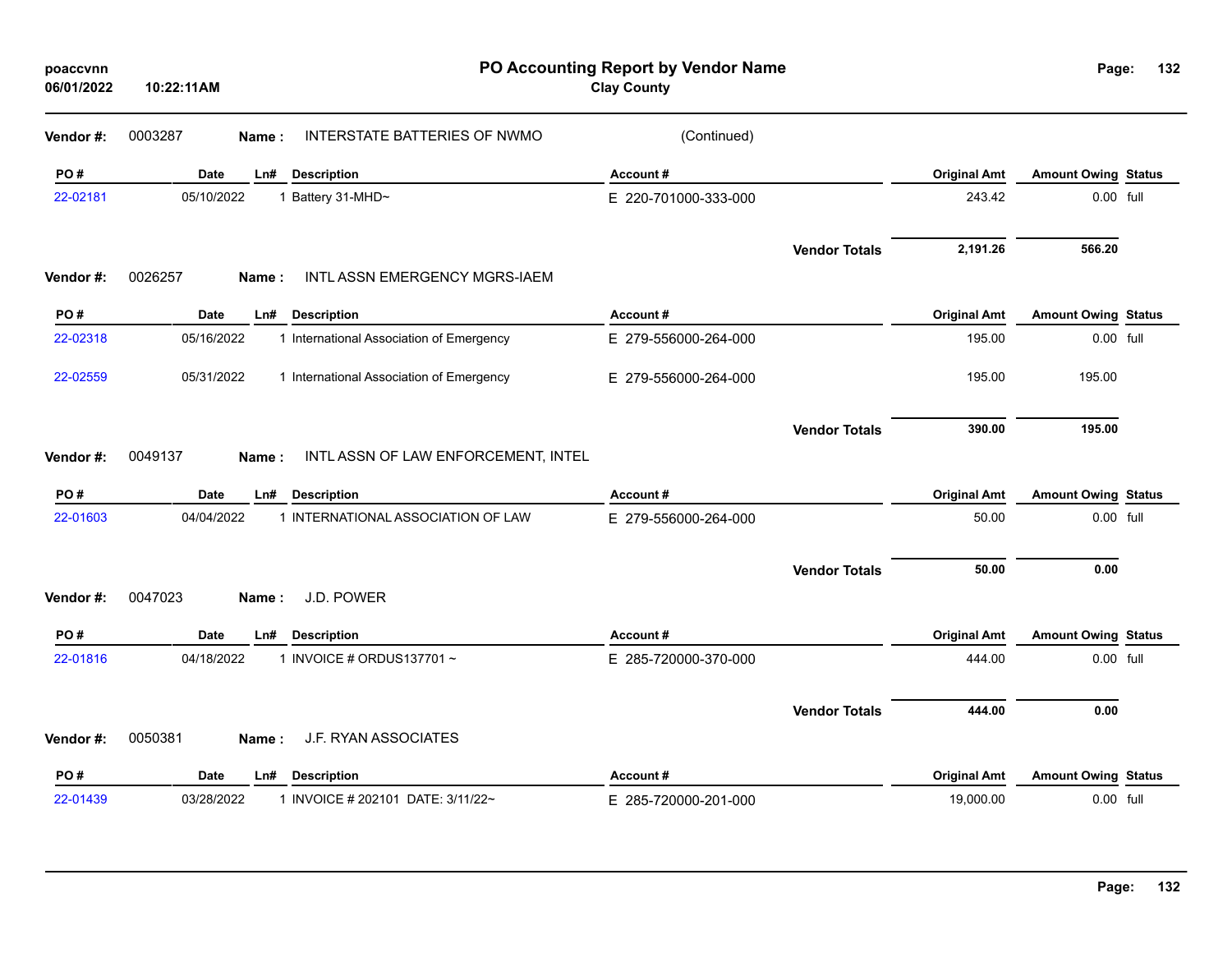# PO Accounting Report by Vendor Name

**Clay County**

poaccvnn
06/01/2022 10:22:11AM

**Vendor #:** 0003287 **Name :** INTERSTATE BATTERIES OF NWMO (Continued)

| PO # | Date | Ln# | Description | Account # | Original Amt | Amount Owing | Status |
|---|---|---|---|---|---|---|---|
| 22-02181 | 05/10/2022 | 1 | Battery 31-MHD~ | E 220-701000-333-000 | 243.42 | 0.00 | full |
| | | | | **Vendor Totals** | **2,191.26** | **566.20** | |

**Vendor #:** 0026257 **Name :** INTL ASSN EMERGENCY MGRS-IAEM

| PO # | Date | Ln# | Description | Account # | Original Amt | Amount Owing | Status |
|---|---|---|---|---|---|---|---|
| 22-02318 | 05/16/2022 | 1 | International Association of Emergency | E 279-556000-264-000 | 195.00 | 0.00 | full |
| 22-02559 | 05/31/2022 | 1 | International Association of Emergency | E 279-556000-264-000 | 195.00 | 195.00 | |
| | | | | **Vendor Totals** | **390.00** | **195.00** | |

**Vendor #:** 0049137 **Name :** INTL ASSN OF LAW ENFORCEMENT, INTEL

| PO # | Date | Ln# | Description | Account # | Original Amt | Amount Owing | Status |
|---|---|---|---|---|---|---|---|
| 22-01603 | 04/04/2022 | 1 | INTERNATIONAL ASSOCIATION OF LAW | E 279-556000-264-000 | 50.00 | 0.00 | full |
| | | | | **Vendor Totals** | **50.00** | **0.00** | |

**Vendor #:** 0047023 **Name :** J.D. POWER

| PO # | Date | Ln# | Description | Account # | Original Amt | Amount Owing | Status |
|---|---|---|---|---|---|---|---|
| 22-01816 | 04/18/2022 | 1 | INVOICE # ORDUS137701 ~ | E 285-720000-370-000 | 444.00 | 0.00 | full |
| | | | | **Vendor Totals** | **444.00** | **0.00** | |

**Vendor #:** 0050381 **Name :** J.F. RYAN ASSOCIATES

| PO # | Date | Ln# | Description | Account # | Original Amt | Amount Owing | Status |
|---|---|---|---|---|---|---|---|
| 22-01439 | 03/28/2022 | 1 | INVOICE # 202101 DATE: 3/11/22~ | E 285-720000-201-000 | 19,000.00 | 0.00 | full |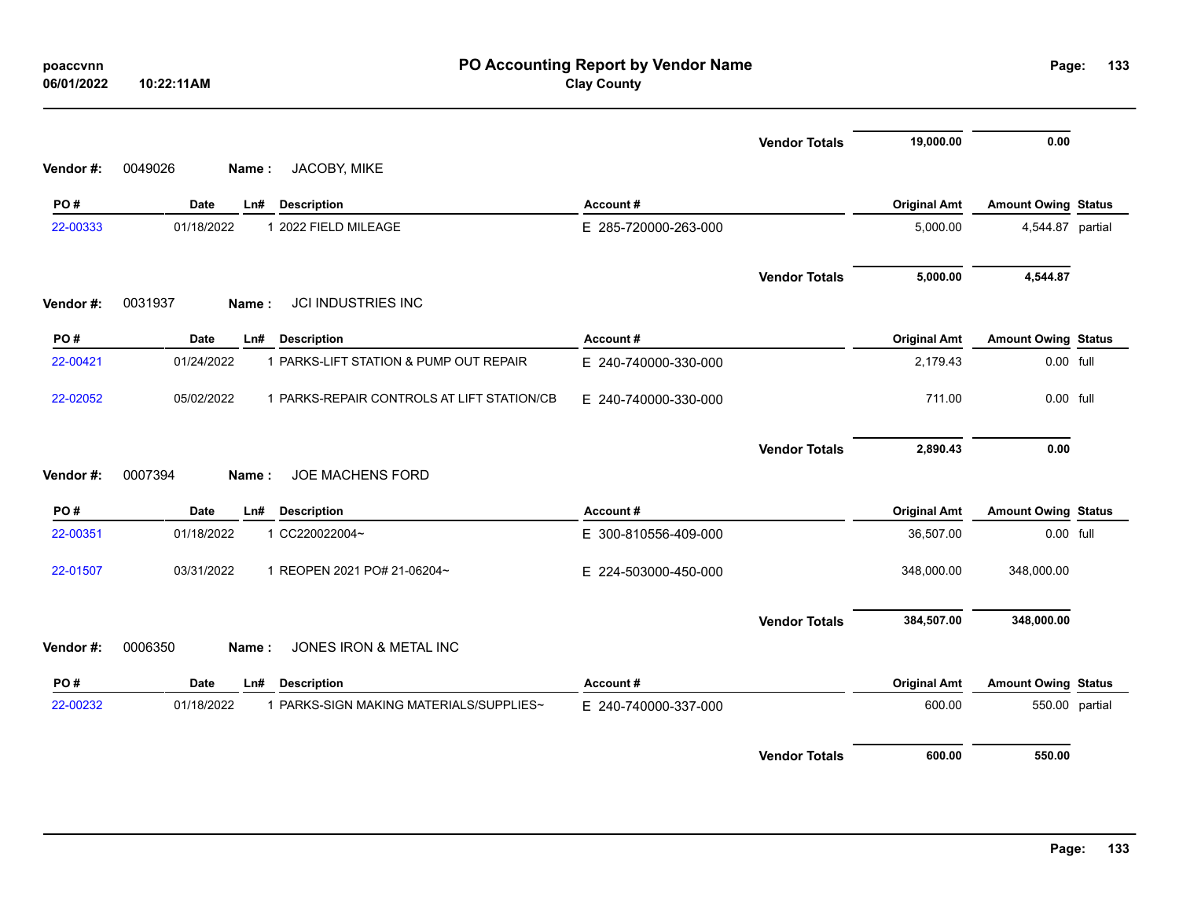# PO Accounting Report by Vendor Name

**Clay County**

| | | | | | Vendor Totals | 19,000.00 | 0.00 | |
|---|---|---|---|---|---|---|---|---|

**Vendor #:** 0049026 **Name :** JACOBY, MIKE

| PO # | Date | Ln# | Description | Account # | Original Amt | Amount Owing | Status |
|---|---|---|---|---|---|---|---|
| 22-00333 | 01/18/2022 | 1 | 2022 FIELD MILEAGE | E 285-720000-263-000 | 5,000.00 | 4,544.87 | partial |
| | | | | **Vendor Totals** | **5,000.00** | **4,544.87** | |

**Vendor #:** 0031937 **Name :** JCI INDUSTRIES INC

| PO # | Date | Ln# | Description | Account # | Original Amt | Amount Owing | Status |
|---|---|---|---|---|---|---|---|
| 22-00421 | 01/24/2022 | 1 | PARKS-LIFT STATION & PUMP OUT REPAIR | E 240-740000-330-000 | 2,179.43 | 0.00 | full |
| 22-02052 | 05/02/2022 | 1 | PARKS-REPAIR CONTROLS AT LIFT STATION/CB | E 240-740000-330-000 | 711.00 | 0.00 | full |
| | | | | **Vendor Totals** | **2,890.43** | **0.00** | |

**Vendor #:** 0007394 **Name :** JOE MACHENS FORD

| PO # | Date | Ln# | Description | Account # | Original Amt | Amount Owing | Status |
|---|---|---|---|---|---|---|---|
| 22-00351 | 01/18/2022 | 1 | CC220022004~ | E 300-810556-409-000 | 36,507.00 | 0.00 | full |
| 22-01507 | 03/31/2022 | 1 | REOPEN 2021 PO# 21-06204~ | E 224-503000-450-000 | 348,000.00 | 348,000.00 | |
| | | | | **Vendor Totals** | **384,507.00** | **348,000.00** | |

**Vendor #:** 0006350 **Name :** JONES IRON & METAL INC

| PO # | Date | Ln# | Description | Account # | Original Amt | Amount Owing | Status |
|---|---|---|---|---|---|---|---|
| 22-00232 | 01/18/2022 | 1 | PARKS-SIGN MAKING MATERIALS/SUPPLIES~ | E 240-740000-337-000 | 600.00 | 550.00 | partial |
| | | | | **Vendor Totals** | **600.00** | **550.00** | |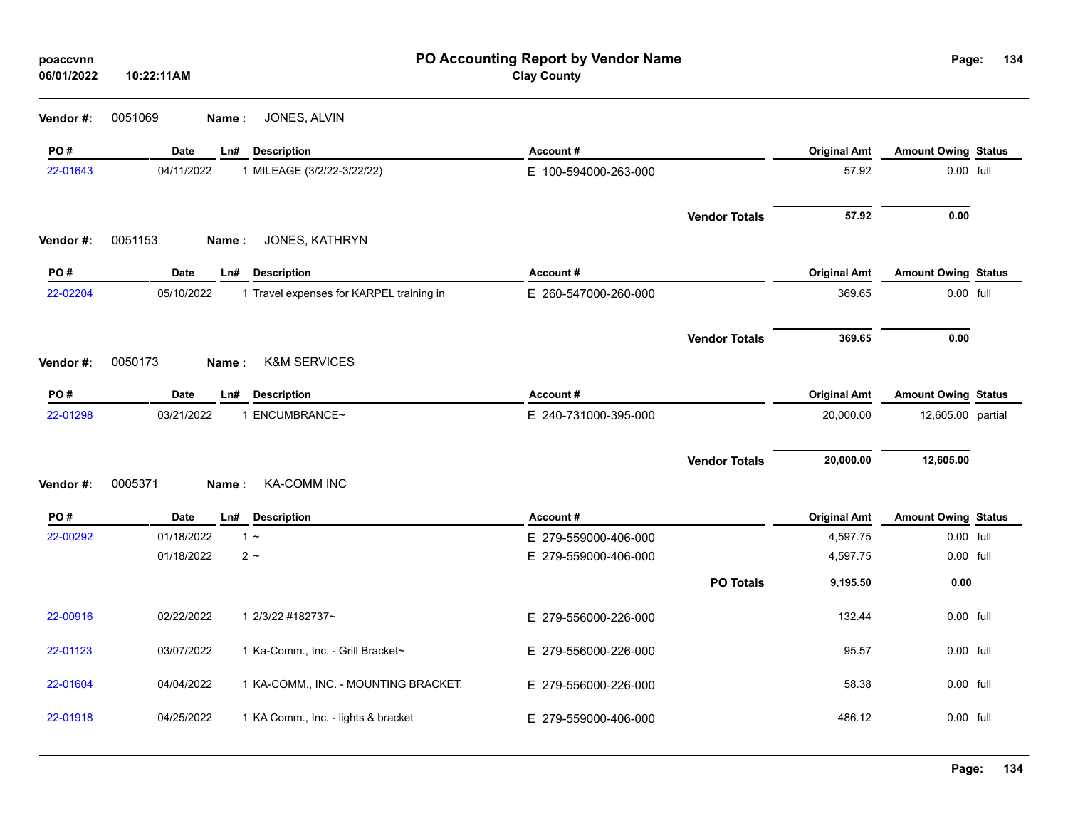**poaccvnn**
**06/01/2022 10:22:11AM**

# PO Accounting Report by Vendor Name

## Clay County

**Vendor #:** 0051069 **Name :** JONES, ALVIN

| PO # | Date | Ln# | Description | Account # | Original Amt | Amount Owing | Status |
|---|---|---|---|---|---|---|---|
| 22-01643 | 04/11/2022 | 1 | MILEAGE (3/2/22-3/22/22) | E 100-594000-263-000 | 57.92 | 0.00 | full |
| | | | | **Vendor Totals** | **57.92** | **0.00** | |

**Vendor #:** 0051153 **Name :** JONES, KATHRYN

| PO # | Date | Ln# | Description | Account # | Original Amt | Amount Owing | Status |
|---|---|---|---|---|---|---|---|
| 22-02204 | 05/10/2022 | 1 | Travel expenses for KARPEL training in | E 260-547000-260-000 | 369.65 | 0.00 | full |
| | | | | **Vendor Totals** | **369.65** | **0.00** | |

**Vendor #:** 0050173 **Name :** K&M SERVICES

| PO # | Date | Ln# | Description | Account # | Original Amt | Amount Owing | Status |
|---|---|---|---|---|---|---|---|
| 22-01298 | 03/21/2022 | 1 | ENCUMBRANCE~ | E 240-731000-395-000 | 20,000.00 | 12,605.00 | partial |
| | | | | **Vendor Totals** | **20,000.00** | **12,605.00** | |

**Vendor #:** 0005371 **Name :** KA-COMM INC

| PO # | Date | Ln# | Description | Account # | Original Amt | Amount Owing | Status |
|---|---|---|---|---|---|---|---|
| 22-00292 | 01/18/2022 | 1 | ~ | E 279-559000-406-000 | 4,597.75 | 0.00 | full |
| | 01/18/2022 | 2 | ~ | E 279-559000-406-000 | 4,597.75 | 0.00 | full |
| | | | | **PO Totals** | **9,195.50** | **0.00** | |
| 22-00916 | 02/22/2022 | 1 | 2/3/22 #182737~ | E 279-556000-226-000 | 132.44 | 0.00 | full |
| 22-01123 | 03/07/2022 | 1 | Ka-Comm., Inc. - Grill Bracket~ | E 279-556000-226-000 | 95.57 | 0.00 | full |
| 22-01604 | 04/04/2022 | 1 | KA-COMM., INC. - MOUNTING BRACKET, | E 279-556000-226-000 | 58.38 | 0.00 | full |
| 22-01918 | 04/25/2022 | 1 | KA Comm., Inc. - lights & bracket | E 279-559000-406-000 | 486.12 | 0.00 | full |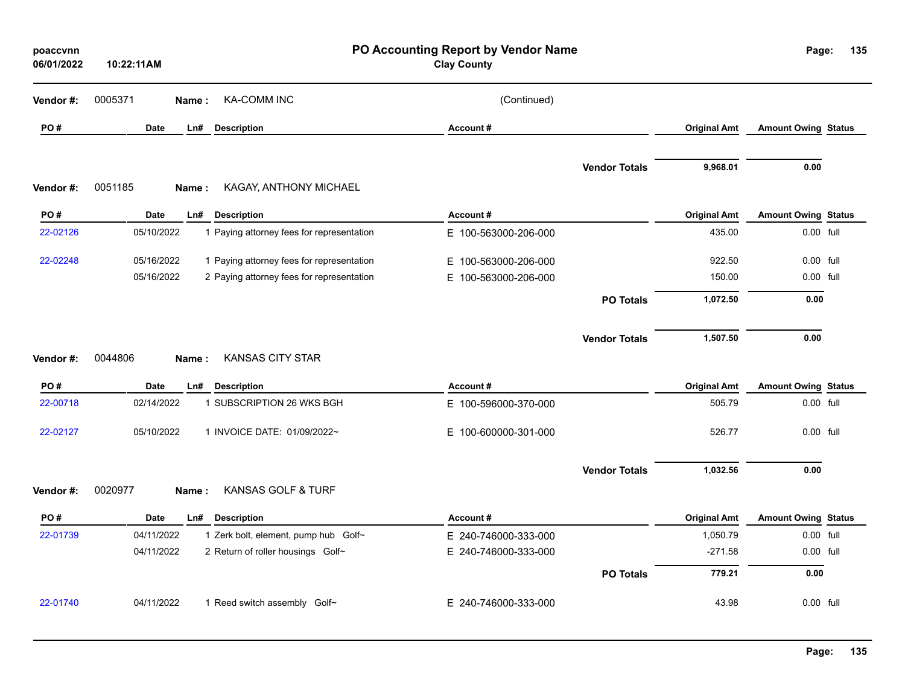# PO Accounting Report by Vendor Name

**Clay County**

poaccvnn
06/01/2022 10:22:11AM

**Vendor #:** 0005371 **Name :** KA-COMM INC (Continued)

| PO # | Date | Ln# | Description | Account # | | Original Amt | Amount Owing | Status |
|---|---|---|---|---|---|---|---|---|
| | | | | | **Vendor Totals** | **9,968.01** | **0.00** | |

**Vendor #:** 0051185 **Name :** KAGAY, ANTHONY MICHAEL

| PO # | Date | Ln# | Description | Account # | | Original Amt | Amount Owing | Status |
|---|---|---|---|---|---|---|---|---|
| 22-02126 | 05/10/2022 | 1 | Paying attorney fees for representation | E 100-563000-206-000 | | 435.00 | 0.00 | full |
| 22-02248 | 05/16/2022 | 1 | Paying attorney fees for representation | E 100-563000-206-000 | | 922.50 | 0.00 | full |
| | 05/16/2022 | 2 | Paying attorney fees for representation | E 100-563000-206-000 | | 150.00 | 0.00 | full |
| | | | | | **PO Totals** | **1,072.50** | **0.00** | |
| | | | | | **Vendor Totals** | **1,507.50** | **0.00** | |

**Vendor #:** 0044806 **Name :** KANSAS CITY STAR

| PO # | Date | Ln# | Description | Account # | | Original Amt | Amount Owing | Status |
|---|---|---|---|---|---|---|---|---|
| 22-00718 | 02/14/2022 | 1 | SUBSCRIPTION 26 WKS BGH | E 100-596000-370-000 | | 505.79 | 0.00 | full |
| 22-02127 | 05/10/2022 | 1 | INVOICE DATE: 01/09/2022~ | E 100-600000-301-000 | | 526.77 | 0.00 | full |
| | | | | | **Vendor Totals** | **1,032.56** | **0.00** | |

**Vendor #:** 0020977 **Name :** KANSAS GOLF & TURF

| PO # | Date | Ln# | Description | Account # | | Original Amt | Amount Owing | Status |
|---|---|---|---|---|---|---|---|---|
| 22-01739 | 04/11/2022 | 1 | Zerk bolt, element, pump hub Golf~ | E 240-746000-333-000 | | 1,050.79 | 0.00 | full |
| | 04/11/2022 | 2 | Return of roller housings Golf~ | E 240-746000-333-000 | | -271.58 | 0.00 | full |
| | | | | | **PO Totals** | **779.21** | **0.00** | |
| 22-01740 | 04/11/2022 | 1 | Reed switch assembly Golf~ | E 240-746000-333-000 | | 43.98 | 0.00 | full |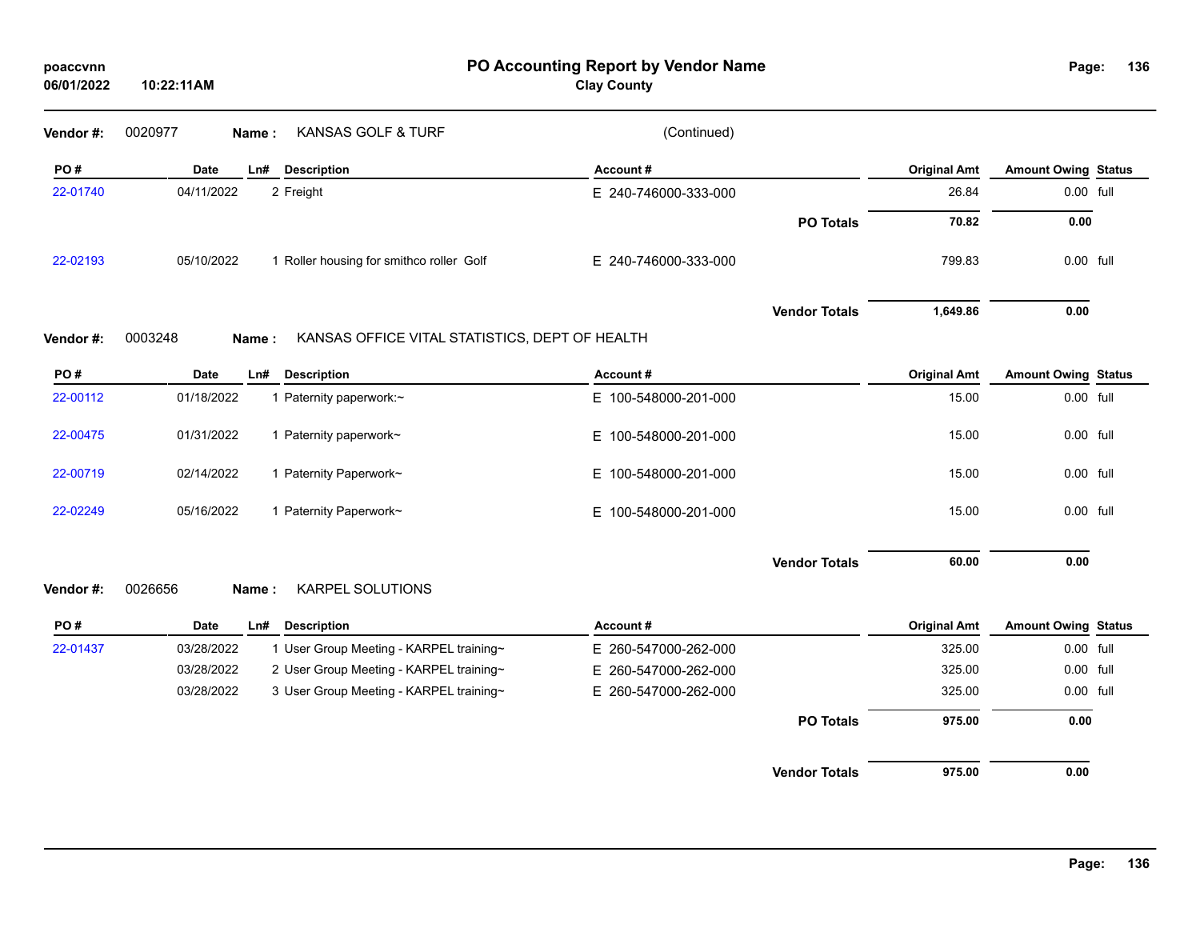# PO Accounting Report by Vendor Name

**Clay County**

poaccvnn
06/01/2022 10:22:11AM

**Vendor #:** 0020977 **Name :** KANSAS GOLF & TURF (Continued)

| PO # | Date | Ln# | Description | Account # | | Original Amt | Amount Owing | Status |
|---|---|---|---|---|---|---|---|---|
| 22-01740 | 04/11/2022 | 2 | Freight | E 240-746000-333-000 | | 26.84 | 0.00 | full |
| | | | | | **PO Totals** | **70.82** | **0.00** | |
| 22-02193 | 05/10/2022 | 1 | Roller housing for smithco roller Golf | E 240-746000-333-000 | | 799.83 | 0.00 | full |
| | | | | | **Vendor Totals** | **1,649.86** | **0.00** | |

**Vendor #:** 0003248 **Name :** KANSAS OFFICE VITAL STATISTICS, DEPT OF HEALTH

| PO # | Date | Ln# | Description | Account # | | Original Amt | Amount Owing | Status |
|---|---|---|---|---|---|---|---|---|
| 22-00112 | 01/18/2022 | 1 | Paternity paperwork:~ | E 100-548000-201-000 | | 15.00 | 0.00 | full |
| 22-00475 | 01/31/2022 | 1 | Paternity paperwork~ | E 100-548000-201-000 | | 15.00 | 0.00 | full |
| 22-00719 | 02/14/2022 | 1 | Paternity Paperwork~ | E 100-548000-201-000 | | 15.00 | 0.00 | full |
| 22-02249 | 05/16/2022 | 1 | Paternity Paperwork~ | E 100-548000-201-000 | | 15.00 | 0.00 | full |
| | | | | | **Vendor Totals** | **60.00** | **0.00** | |

**Vendor #:** 0026656 **Name :** KARPEL SOLUTIONS

| PO # | Date | Ln# | Description | Account # | | Original Amt | Amount Owing | Status |
|---|---|---|---|---|---|---|---|---|
| 22-01437 | 03/28/2022 | 1 | User Group Meeting - KARPEL training~ | E 260-547000-262-000 | | 325.00 | 0.00 | full |
| | 03/28/2022 | 2 | User Group Meeting - KARPEL training~ | E 260-547000-262-000 | | 325.00 | 0.00 | full |
| | 03/28/2022 | 3 | User Group Meeting - KARPEL training~ | E 260-547000-262-000 | | 325.00 | 0.00 | full |
| | | | | | **PO Totals** | **975.00** | **0.00** | |
| | | | | | **Vendor Totals** | **975.00** | **0.00** | |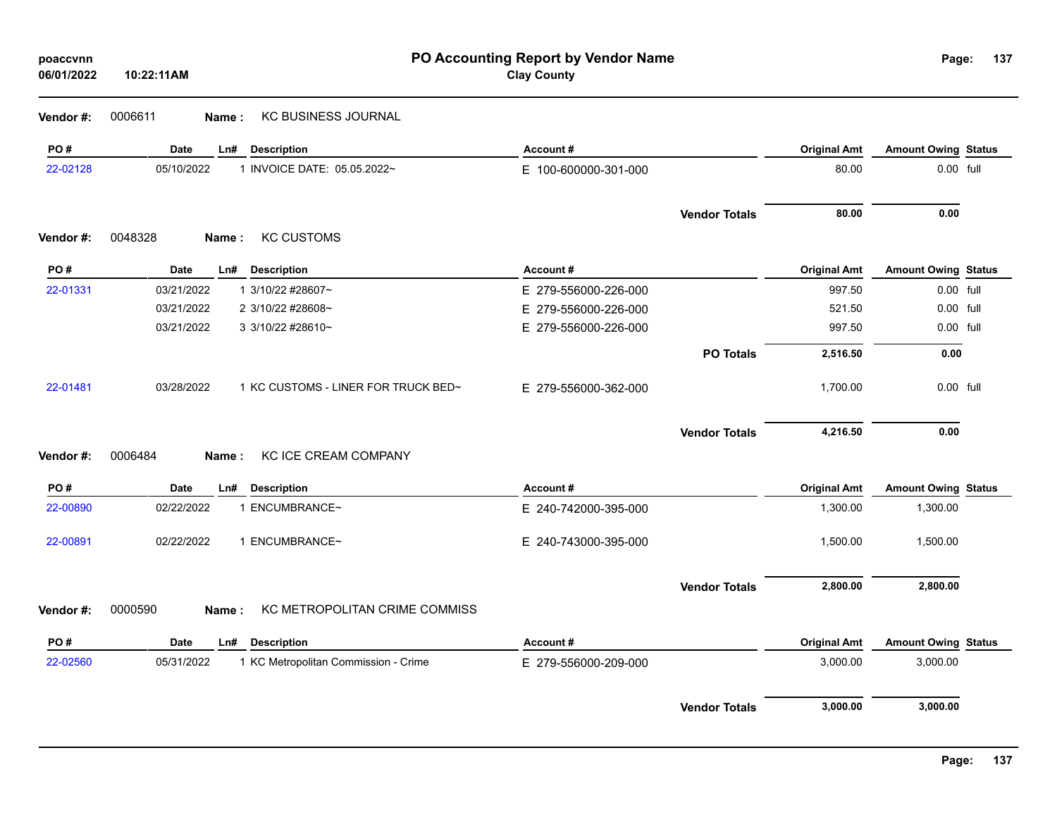# PO Accounting Report by Vendor Name

**Clay County**

poaccvnn
06/01/2022 10:22:11AM

**Vendor #:** 0006611 **Name :** KC BUSINESS JOURNAL

| PO # | Date | Ln# | Description | Account # | Original Amt | Amount Owing | Status |
|---|---|---|---|---|---|---|---|
| 22-02128 | 05/10/2022 | 1 | INVOICE DATE: 05.05.2022~ | E 100-600000-301-000 | 80.00 | 0.00 | full |
| | | | | **Vendor Totals** | **80.00** | **0.00** | |

**Vendor #:** 0048328 **Name :** KC CUSTOMS

| PO # | Date | Ln# | Description | Account # | Original Amt | Amount Owing | Status |
|---|---|---|---|---|---|---|---|
| 22-01331 | 03/21/2022 | 1 | 3/10/22 #28607~ | E 279-556000-226-000 | 997.50 | 0.00 | full |
| | 03/21/2022 | 2 | 3/10/22 #28608~ | E 279-556000-226-000 | 521.50 | 0.00 | full |
| | 03/21/2022 | 3 | 3/10/22 #28610~ | E 279-556000-226-000 | 997.50 | 0.00 | full |
| | | | | **PO Totals** | **2,516.50** | **0.00** | |
| 22-01481 | 03/28/2022 | 1 | KC CUSTOMS - LINER FOR TRUCK BED~ | E 279-556000-362-000 | 1,700.00 | 0.00 | full |
| | | | | **Vendor Totals** | **4,216.50** | **0.00** | |

**Vendor #:** 0006484 **Name :** KC ICE CREAM COMPANY

| PO # | Date | Ln# | Description | Account # | Original Amt | Amount Owing | Status |
|---|---|---|---|---|---|---|---|
| 22-00890 | 02/22/2022 | 1 | ENCUMBRANCE~ | E 240-742000-395-000 | 1,300.00 | 1,300.00 | |
| 22-00891 | 02/22/2022 | 1 | ENCUMBRANCE~ | E 240-743000-395-000 | 1,500.00 | 1,500.00 | |
| | | | | **Vendor Totals** | **2,800.00** | **2,800.00** | |

**Vendor #:** 0000590 **Name :** KC METROPOLITAN CRIME COMMISS

| PO # | Date | Ln# | Description | Account # | Original Amt | Amount Owing | Status |
|---|---|---|---|---|---|---|---|
| 22-02560 | 05/31/2022 | 1 | KC Metropolitan Commission - Crime | E 279-556000-209-000 | 3,000.00 | 3,000.00 | |
| | | | | **Vendor Totals** | **3,000.00** | **3,000.00** | |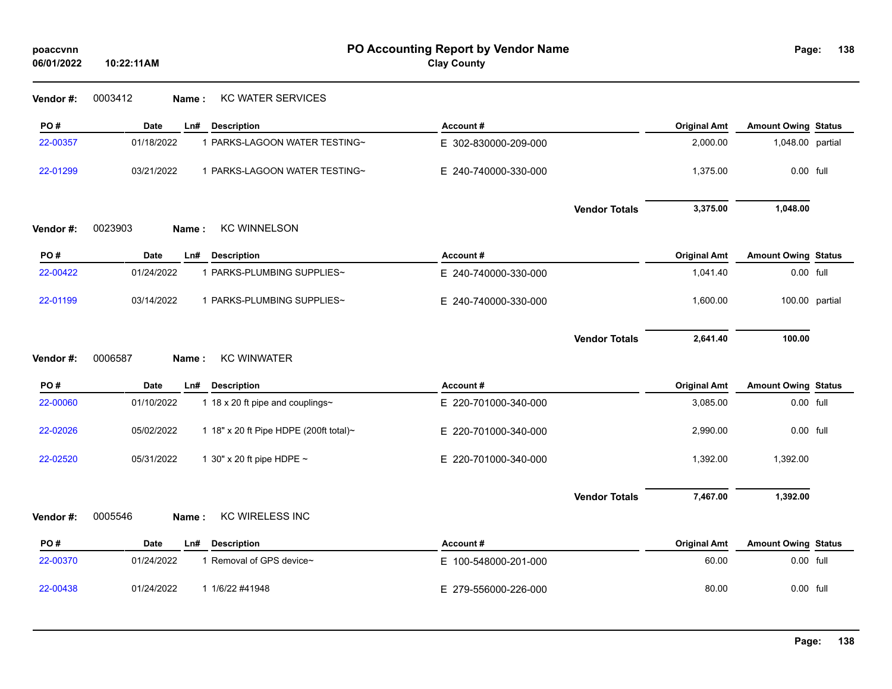# PO Accounting Report by Vendor Name

**Clay County**

**Vendor #:** 0003412 **Name :** KC WATER SERVICES

| PO # | Date | Ln# | Description | Account # | Original Amt | Amount Owing | Status |
|---|---|---|---|---|---|---|---|
| 22-00357 | 01/18/2022 | 1 | PARKS-LAGOON WATER TESTING~ | E 302-830000-209-000 | 2,000.00 | 1,048.00 | partial |
| 22-01299 | 03/21/2022 | 1 | PARKS-LAGOON WATER TESTING~ | E 240-740000-330-000 | 1,375.00 | 0.00 | full |
| | | | | **Vendor Totals** | **3,375.00** | **1,048.00** | |

**Vendor #:** 0023903 **Name :** KC WINNELSON

| PO # | Date | Ln# | Description | Account # | Original Amt | Amount Owing | Status |
|---|---|---|---|---|---|---|---|
| 22-00422 | 01/24/2022 | 1 | PARKS-PLUMBING SUPPLIES~ | E 240-740000-330-000 | 1,041.40 | 0.00 | full |
| 22-01199 | 03/14/2022 | 1 | PARKS-PLUMBING SUPPLIES~ | E 240-740000-330-000 | 1,600.00 | 100.00 | partial |
| | | | | **Vendor Totals** | **2,641.40** | **100.00** | |

**Vendor #:** 0006587 **Name :** KC WINWATER

| PO # | Date | Ln# | Description | Account # | Original Amt | Amount Owing | Status |
|---|---|---|---|---|---|---|---|
| 22-00060 | 01/10/2022 | 1 | 18 x 20 ft pipe and couplings~ | E 220-701000-340-000 | 3,085.00 | 0.00 | full |
| 22-02026 | 05/02/2022 | 1 | 18" x 20 ft Pipe HDPE (200ft total)~ | E 220-701000-340-000 | 2,990.00 | 0.00 | full |
| 22-02520 | 05/31/2022 | 1 | 30" x 20 ft pipe HDPE ~ | E 220-701000-340-000 | 1,392.00 | 1,392.00 | |
| | | | | **Vendor Totals** | **7,467.00** | **1,392.00** | |

**Vendor #:** 0005546 **Name :** KC WIRELESS INC

| PO # | Date | Ln# | Description | Account # | Original Amt | Amount Owing | Status |
|---|---|---|---|---|---|---|---|
| 22-00370 | 01/24/2022 | 1 | Removal of GPS device~ | E 100-548000-201-000 | 60.00 | 0.00 | full |
| 22-00438 | 01/24/2022 | 1 | 1/6/22 #41948 | E 279-556000-226-000 | 80.00 | 0.00 | full |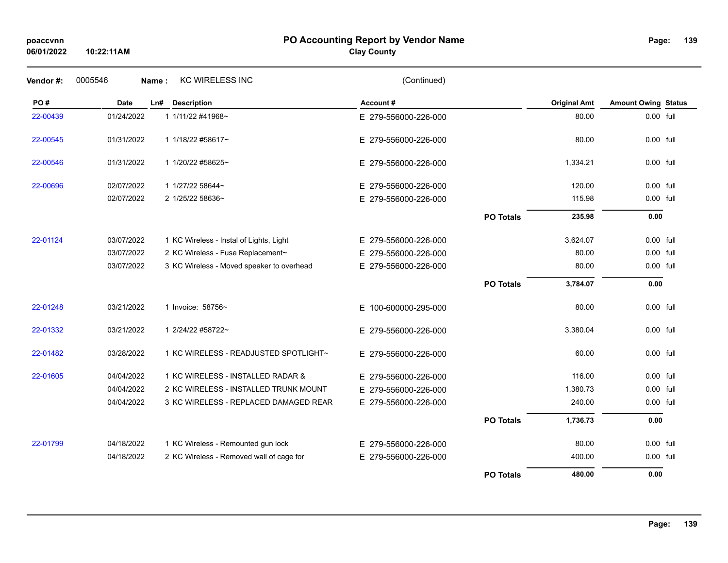# PO Accounting Report by Vendor Name

**Clay County**

poaccvnn
06/01/2022 10:22:11AM

**Vendor #:** 0005546 **Name :** KC WIRELESS INC (Continued)

| PO # | Date | Ln# | Description | Account # | | Original Amt | Amount Owing | Status |
|---|---|---|---|---|---|---|---|---|
| 22-00439 | 01/24/2022 | 1 | 1/11/22 #41968~ | E 279-556000-226-000 | | 80.00 | 0.00 | full |
| 22-00545 | 01/31/2022 | 1 | 1/18/22 #58617~ | E 279-556000-226-000 | | 80.00 | 0.00 | full |
| 22-00546 | 01/31/2022 | 1 | 1/20/22 #58625~ | E 279-556000-226-000 | | 1,334.21 | 0.00 | full |
| 22-00696 | 02/07/2022 | 1 | 1/27/22 58644~ | E 279-556000-226-000 | | 120.00 | 0.00 | full |
| | 02/07/2022 | 2 | 1/25/22 58636~ | E 279-556000-226-000 | | 115.98 | 0.00 | full |
| | | | | | **PO Totals** | **235.98** | **0.00** | |
| 22-01124 | 03/07/2022 | 1 | KC Wireless - Instal of Lights, Light | E 279-556000-226-000 | | 3,624.07 | 0.00 | full |
| | 03/07/2022 | 2 | KC Wireless - Fuse Replacement~ | E 279-556000-226-000 | | 80.00 | 0.00 | full |
| | 03/07/2022 | 3 | KC Wireless - Moved speaker to overhead | E 279-556000-226-000 | | 80.00 | 0.00 | full |
| | | | | | **PO Totals** | **3,784.07** | **0.00** | |
| 22-01248 | 03/21/2022 | 1 | Invoice: 58756~ | E 100-600000-295-000 | | 80.00 | 0.00 | full |
| 22-01332 | 03/21/2022 | 1 | 2/24/22 #58722~ | E 279-556000-226-000 | | 3,380.04 | 0.00 | full |
| 22-01482 | 03/28/2022 | 1 | KC WIRELESS - READJUSTED SPOTLIGHT~ | E 279-556000-226-000 | | 60.00 | 0.00 | full |
| 22-01605 | 04/04/2022 | 1 | KC WIRELESS - INSTALLED RADAR & | E 279-556000-226-000 | | 116.00 | 0.00 | full |
| | 04/04/2022 | 2 | KC WIRELESS - INSTALLED TRUNK MOUNT | E 279-556000-226-000 | | 1,380.73 | 0.00 | full |
| | 04/04/2022 | 3 | KC WIRELESS - REPLACED DAMAGED REAR | E 279-556000-226-000 | | 240.00 | 0.00 | full |
| | | | | | **PO Totals** | **1,736.73** | **0.00** | |
| 22-01799 | 04/18/2022 | 1 | KC Wireless - Remounted gun lock | E 279-556000-226-000 | | 80.00 | 0.00 | full |
| | 04/18/2022 | 2 | KC Wireless - Removed wall of cage for | E 279-556000-226-000 | | 400.00 | 0.00 | full |
| | | | | | **PO Totals** | **480.00** | **0.00** | |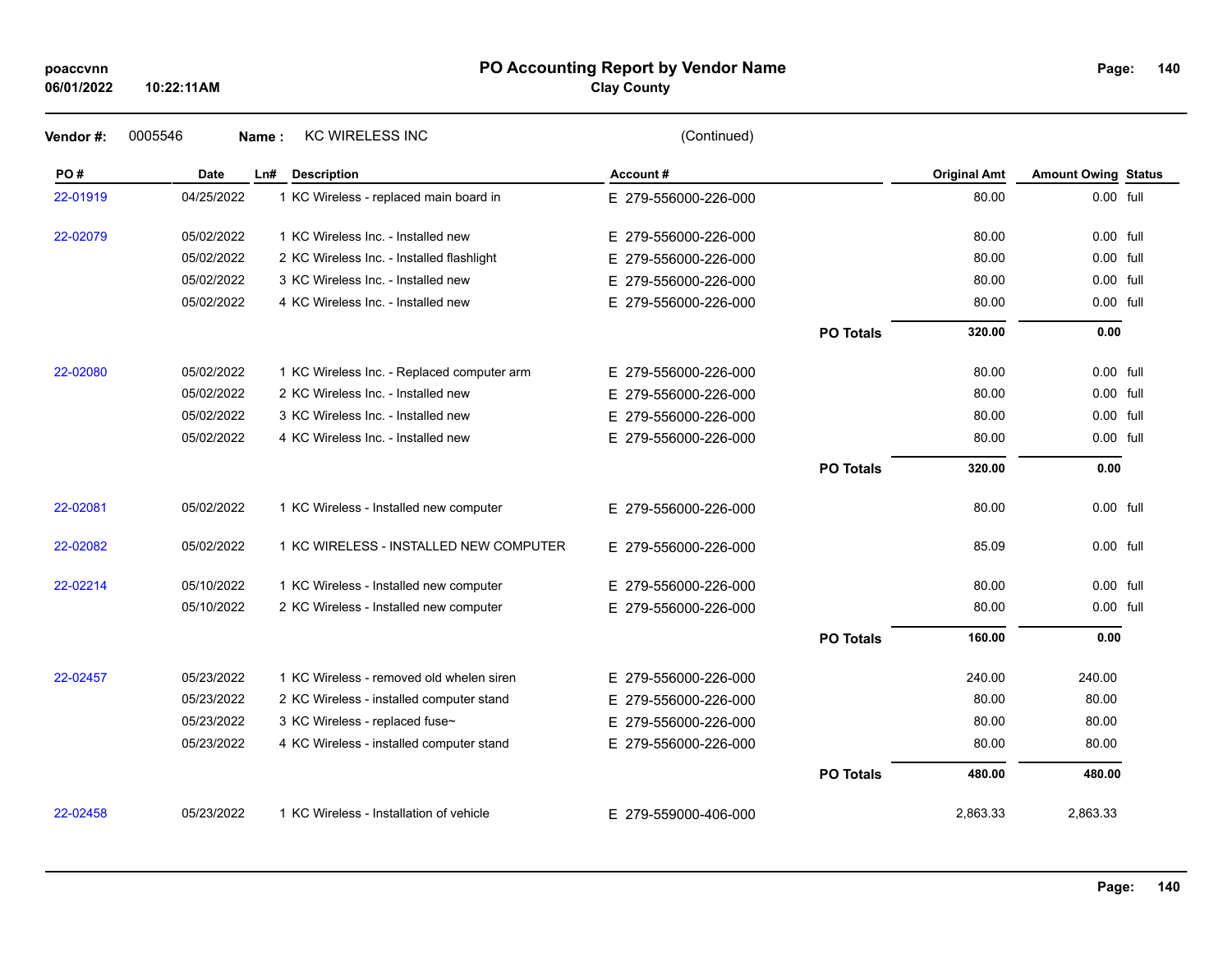# PO Accounting Report by Vendor Name

**Clay County**

**Vendor #:** 0005546 **Name :** KC WIRELESS INC (Continued)

| PO # | Date | Ln# | Description | Account # | | Original Amt | Amount Owing | Status |
|---|---|---|---|---|---|---|---|---|
| 22-01919 | 04/25/2022 | 1 | KC Wireless - replaced main board in | E 279-556000-226-000 | | 80.00 | 0.00 | full |
| 22-02079 | 05/02/2022 | 1 | KC Wireless Inc. - Installed new | E 279-556000-226-000 | | 80.00 | 0.00 | full |
| | 05/02/2022 | 2 | KC Wireless Inc. - Installed flashlight | E 279-556000-226-000 | | 80.00 | 0.00 | full |
| | 05/02/2022 | 3 | KC Wireless Inc. - Installed new | E 279-556000-226-000 | | 80.00 | 0.00 | full |
| | 05/02/2022 | 4 | KC Wireless Inc. - Installed new | E 279-556000-226-000 | | 80.00 | 0.00 | full |
| | | | | | **PO Totals** | **320.00** | **0.00** | |
| 22-02080 | 05/02/2022 | 1 | KC Wireless Inc. - Replaced computer arm | E 279-556000-226-000 | | 80.00 | 0.00 | full |
| | 05/02/2022 | 2 | KC Wireless Inc. - Installed new | E 279-556000-226-000 | | 80.00 | 0.00 | full |
| | 05/02/2022 | 3 | KC Wireless Inc. - Installed new | E 279-556000-226-000 | | 80.00 | 0.00 | full |
| | 05/02/2022 | 4 | KC Wireless Inc. - Installed new | E 279-556000-226-000 | | 80.00 | 0.00 | full |
| | | | | | **PO Totals** | **320.00** | **0.00** | |
| 22-02081 | 05/02/2022 | 1 | KC Wireless - Installed new computer | E 279-556000-226-000 | | 80.00 | 0.00 | full |
| 22-02082 | 05/02/2022 | 1 | KC WIRELESS - INSTALLED NEW COMPUTER | E 279-556000-226-000 | | 85.09 | 0.00 | full |
| 22-02214 | 05/10/2022 | 1 | KC Wireless - Installed new computer | E 279-556000-226-000 | | 80.00 | 0.00 | full |
| | 05/10/2022 | 2 | KC Wireless - Installed new computer | E 279-556000-226-000 | | 80.00 | 0.00 | full |
| | | | | | **PO Totals** | **160.00** | **0.00** | |
| 22-02457 | 05/23/2022 | 1 | KC Wireless - removed old whelen siren | E 279-556000-226-000 | | 240.00 | 240.00 | |
| | 05/23/2022 | 2 | KC Wireless - installed computer stand | E 279-556000-226-000 | | 80.00 | 80.00 | |
| | 05/23/2022 | 3 | KC Wireless - replaced fuse~ | E 279-556000-226-000 | | 80.00 | 80.00 | |
| | 05/23/2022 | 4 | KC Wireless - installed computer stand | E 279-556000-226-000 | | 80.00 | 80.00 | |
| | | | | | **PO Totals** | **480.00** | **480.00** | |
| 22-02458 | 05/23/2022 | 1 | KC Wireless - Installation of vehicle | E 279-559000-406-000 | | 2,863.33 | 2,863.33 | |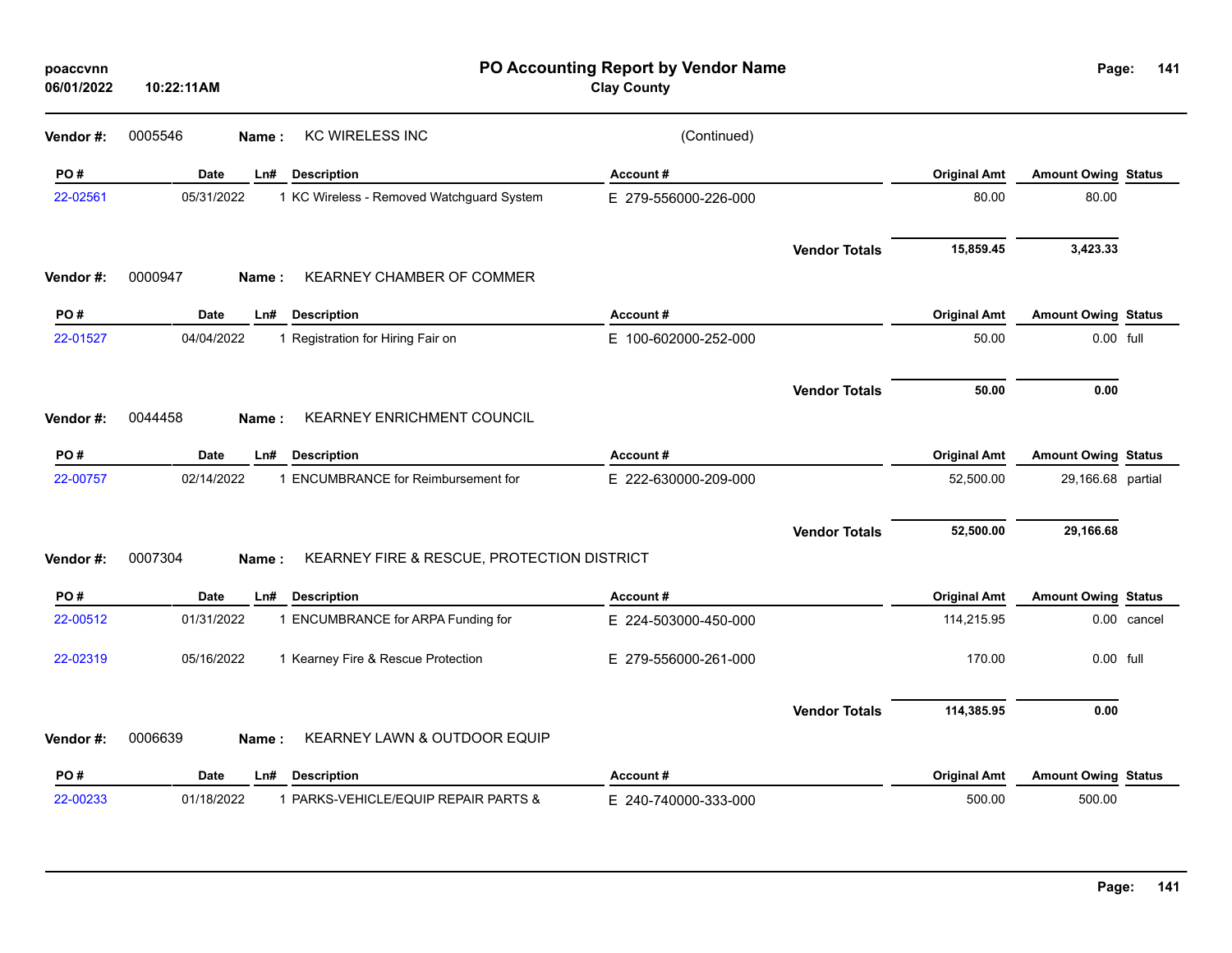# PO Accounting Report by Vendor Name

**Clay County**

poaccvnn
06/01/2022 10:22:11AM

**Vendor #:** 0005546 **Name :** KC WIRELESS INC (Continued)

| PO # | Date | Ln# | Description | Account # | Original Amt | Amount Owing | Status |
|---|---|---|---|---|---|---|---|
| 22-02561 | 05/31/2022 | 1 | KC Wireless - Removed Watchguard System | E 279-556000-226-000 | 80.00 | 80.00 | |
| | | | | **Vendor Totals** | **15,859.45** | **3,423.33** | |

**Vendor #:** 0000947 **Name :** KEARNEY CHAMBER OF COMMER

| PO # | Date | Ln# | Description | Account # | Original Amt | Amount Owing | Status |
|---|---|---|---|---|---|---|---|
| 22-01527 | 04/04/2022 | 1 | Registration for Hiring Fair on | E 100-602000-252-000 | 50.00 | 0.00 | full |
| | | | | **Vendor Totals** | **50.00** | **0.00** | |

**Vendor #:** 0044458 **Name :** KEARNEY ENRICHMENT COUNCIL

| PO # | Date | Ln# | Description | Account # | Original Amt | Amount Owing | Status |
|---|---|---|---|---|---|---|---|
| 22-00757 | 02/14/2022 | 1 | ENCUMBRANCE for Reimbursement for | E 222-630000-209-000 | 52,500.00 | 29,166.68 | partial |
| | | | | **Vendor Totals** | **52,500.00** | **29,166.68** | |

**Vendor #:** 0007304 **Name :** KEARNEY FIRE & RESCUE, PROTECTION DISTRICT

| PO # | Date | Ln# | Description | Account # | Original Amt | Amount Owing | Status |
|---|---|---|---|---|---|---|---|
| 22-00512 | 01/31/2022 | 1 | ENCUMBRANCE for ARPA Funding for | E 224-503000-450-000 | 114,215.95 | 0.00 | cancel |
| 22-02319 | 05/16/2022 | 1 | Kearney Fire & Rescue Protection | E 279-556000-261-000 | 170.00 | 0.00 | full |
| | | | | **Vendor Totals** | **114,385.95** | **0.00** | |

**Vendor #:** 0006639 **Name :** KEARNEY LAWN & OUTDOOR EQUIP

| PO # | Date | Ln# | Description | Account # | Original Amt | Amount Owing | Status |
|---|---|---|---|---|---|---|---|
| 22-00233 | 01/18/2022 | 1 | PARKS-VEHICLE/EQUIP REPAIR PARTS & | E 240-740000-333-000 | 500.00 | 500.00 | |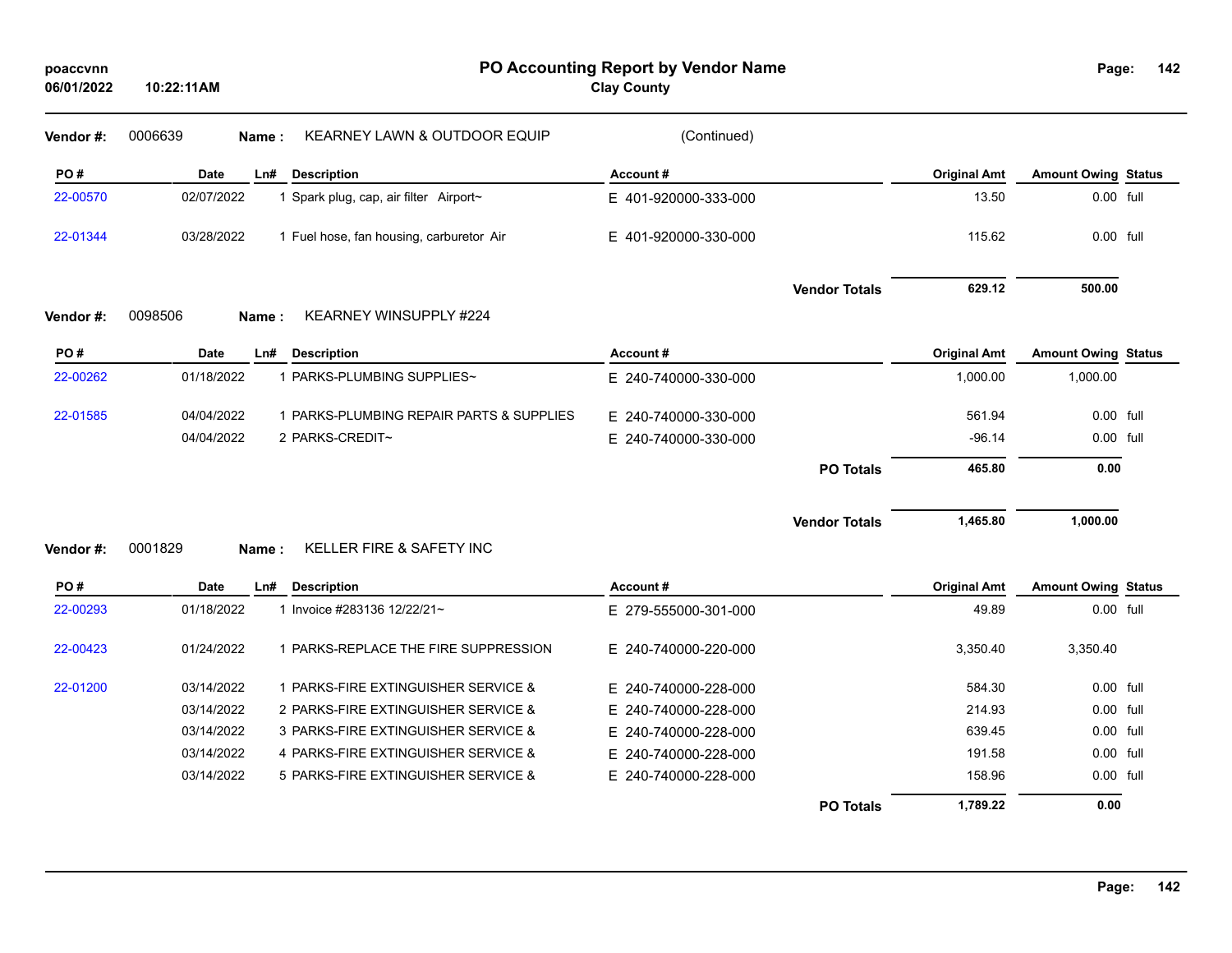**PO Accounting Report by Vendor Name**
**Clay County**

poaccvnn
06/01/2022 10:22:11AM

**Vendor #:** 0006639 **Name :** KEARNEY LAWN & OUTDOOR EQUIP (Continued)

| PO # | Date | Ln# | Description | Account # | Original Amt | Amount Owing | Status |
|---|---|---|---|---|---|---|---|
| 22-00570 | 02/07/2022 | 1 | Spark plug, cap, air filter Airport~ | E 401-920000-333-000 | 13.50 | 0.00 | full |
| 22-01344 | 03/28/2022 | 1 | Fuel hose, fan housing, carburetor Air | E 401-920000-330-000 | 115.62 | 0.00 | full |
| | | | | **Vendor Totals** | **629.12** | **500.00** | |

**Vendor #:** 0098506 **Name :** KEARNEY WINSUPPLY #224

| PO # | Date | Ln# | Description | Account # | Original Amt | Amount Owing | Status |
|---|---|---|---|---|---|---|---|
| 22-00262 | 01/18/2022 | 1 | PARKS-PLUMBING SUPPLIES~ | E 240-740000-330-000 | 1,000.00 | 1,000.00 | |
| 22-01585 | 04/04/2022 | 1 | PARKS-PLUMBING REPAIR PARTS & SUPPLIES | E 240-740000-330-000 | 561.94 | 0.00 | full |
| | 04/04/2022 | 2 | PARKS-CREDIT~ | E 240-740000-330-000 | -96.14 | 0.00 | full |
| | | | | **PO Totals** | **465.80** | **0.00** | |
| | | | | **Vendor Totals** | **1,465.80** | **1,000.00** | |

**Vendor #:** 0001829 **Name :** KELLER FIRE & SAFETY INC

| PO # | Date | Ln# | Description | Account # | Original Amt | Amount Owing | Status |
|---|---|---|---|---|---|---|---|
| 22-00293 | 01/18/2022 | 1 | Invoice #283136 12/22/21~ | E 279-555000-301-000 | 49.89 | 0.00 | full |
| 22-00423 | 01/24/2022 | 1 | PARKS-REPLACE THE FIRE SUPPRESSION | E 240-740000-220-000 | 3,350.40 | 3,350.40 | |
| 22-01200 | 03/14/2022 | 1 | PARKS-FIRE EXTINGUISHER SERVICE & | E 240-740000-228-000 | 584.30 | 0.00 | full |
| | 03/14/2022 | 2 | PARKS-FIRE EXTINGUISHER SERVICE & | E 240-740000-228-000 | 214.93 | 0.00 | full |
| | 03/14/2022 | 3 | PARKS-FIRE EXTINGUISHER SERVICE & | E 240-740000-228-000 | 639.45 | 0.00 | full |
| | 03/14/2022 | 4 | PARKS-FIRE EXTINGUISHER SERVICE & | E 240-740000-228-000 | 191.58 | 0.00 | full |
| | 03/14/2022 | 5 | PARKS-FIRE EXTINGUISHER SERVICE & | E 240-740000-228-000 | 158.96 | 0.00 | full |
| | | | | **PO Totals** | **1,789.22** | **0.00** | |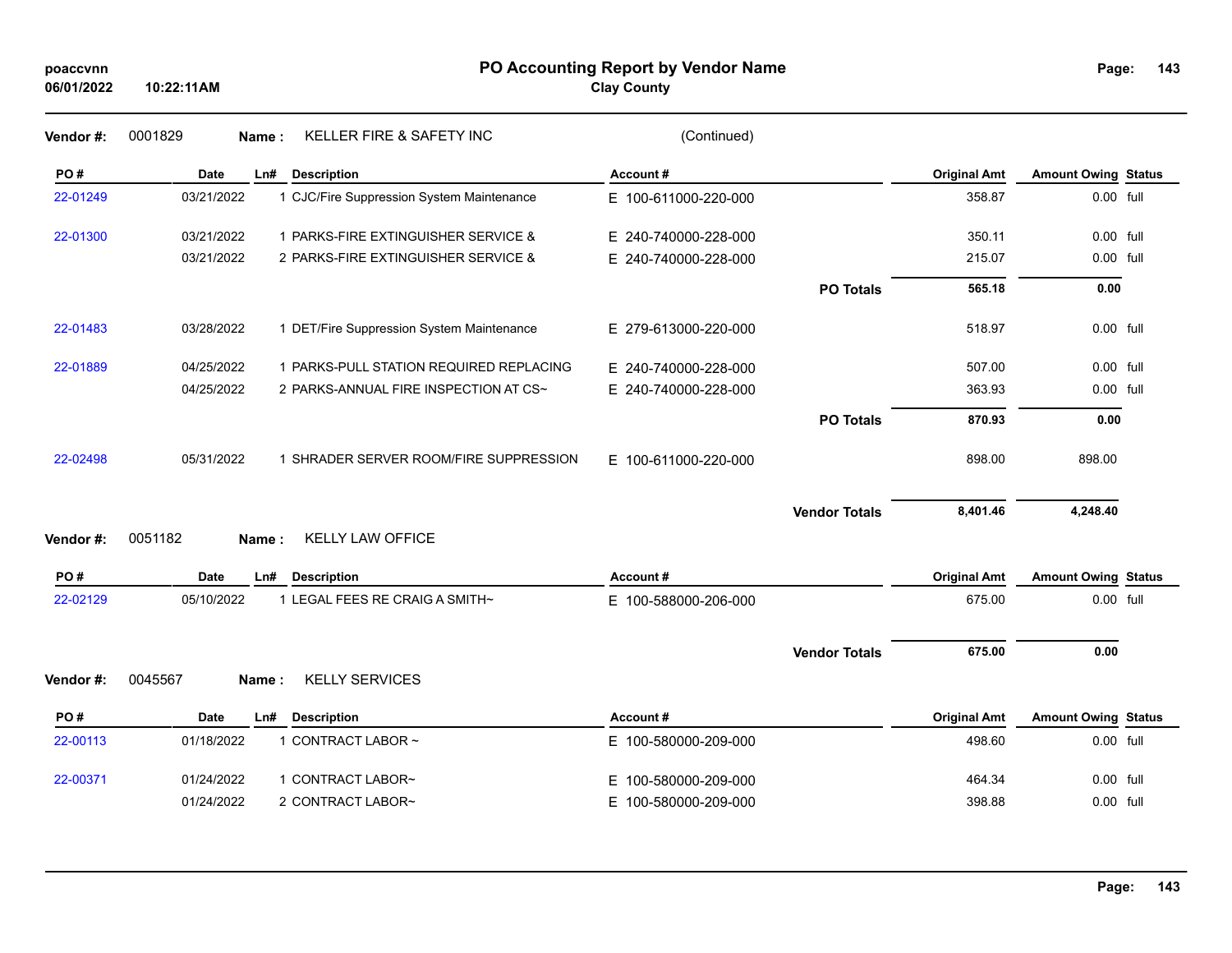# PO Accounting Report by Vendor Name

**Clay County**

poaccvnn
06/01/2022 10:22:11AM

**Vendor #:** 0001829 **Name :** KELLER FIRE & SAFETY INC (Continued)

| PO # | Date | Ln# | Description | Account # | | Original Amt | Amount Owing | Status |
|---|---|---|---|---|---|---|---|---|
| 22-01249 | 03/21/2022 | 1 | CJC/Fire Suppression System Maintenance | E 100-611000-220-000 | | 358.87 | 0.00 | full |
| 22-01300 | 03/21/2022 | 1 | PARKS-FIRE EXTINGUISHER SERVICE & | E 240-740000-228-000 | | 350.11 | 0.00 | full |
| | 03/21/2022 | 2 | PARKS-FIRE EXTINGUISHER SERVICE & | E 240-740000-228-000 | | 215.07 | 0.00 | full |
| | | | | | **PO Totals** | **565.18** | **0.00** | |
| 22-01483 | 03/28/2022 | 1 | DET/Fire Suppression System Maintenance | E 279-613000-220-000 | | 518.97 | 0.00 | full |
| 22-01889 | 04/25/2022 | 1 | PARKS-PULL STATION REQUIRED REPLACING | E 240-740000-228-000 | | 507.00 | 0.00 | full |
| | 04/25/2022 | 2 | PARKS-ANNUAL FIRE INSPECTION AT CS~ | E 240-740000-228-000 | | 363.93 | 0.00 | full |
| | | | | | **PO Totals** | **870.93** | **0.00** | |
| 22-02498 | 05/31/2022 | 1 | SHRADER SERVER ROOM/FIRE SUPPRESSION | E 100-611000-220-000 | | 898.00 | 898.00 | |
| | | | | | **Vendor Totals** | **8,401.46** | **4,248.40** | |

**Vendor #:** 0051182 **Name :** KELLY LAW OFFICE

| PO # | Date | Ln# | Description | Account # | | Original Amt | Amount Owing | Status |
|---|---|---|---|---|---|---|---|---|
| 22-02129 | 05/10/2022 | 1 | LEGAL FEES RE CRAIG A SMITH~ | E 100-588000-206-000 | | 675.00 | 0.00 | full |
| | | | | | **Vendor Totals** | **675.00** | **0.00** | |

**Vendor #:** 0045567 **Name :** KELLY SERVICES

| PO # | Date | Ln# | Description | Account # | | Original Amt | Amount Owing | Status |
|---|---|---|---|---|---|---|---|---|
| 22-00113 | 01/18/2022 | 1 | CONTRACT LABOR ~ | E 100-580000-209-000 | | 498.60 | 0.00 | full |
| 22-00371 | 01/24/2022 | 1 | CONTRACT LABOR~ | E 100-580000-209-000 | | 464.34 | 0.00 | full |
| | 01/24/2022 | 2 | CONTRACT LABOR~ | E 100-580000-209-000 | | 398.88 | 0.00 | full |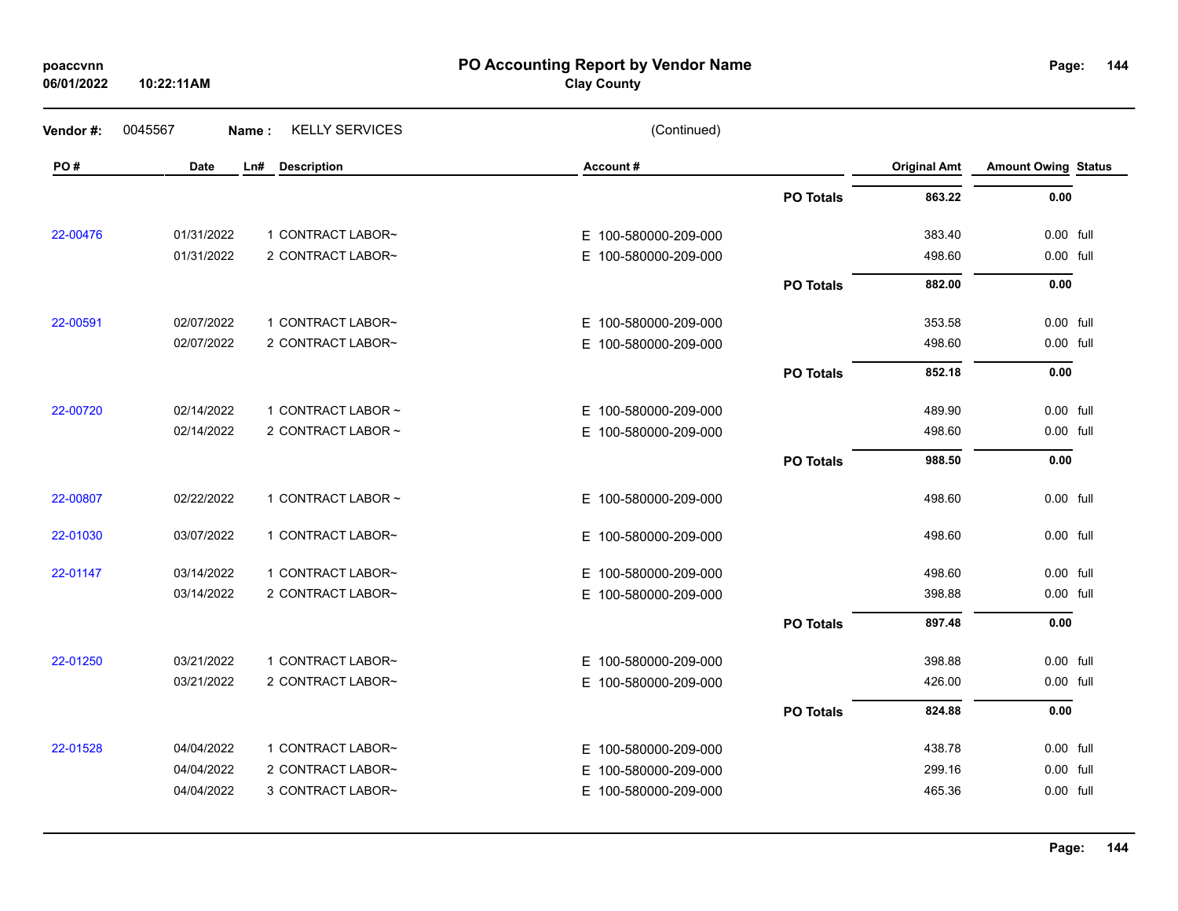# PO Accounting Report by Vendor Name

**Clay County**

**Vendor #:** 0045567 **Name :** KELLY SERVICES (Continued)

| PO # | Date | Ln# | Description | Account # | | Original Amt | Amount Owing | Status |
|---|---|---|---|---|---|---|---|---|
| | | | | | **PO Totals** | **863.22** | **0.00** | |
| 22-00476 | 01/31/2022 | 1 | CONTRACT LABOR~ | E 100-580000-209-000 | | 383.40 | 0.00 | full |
| | 01/31/2022 | 2 | CONTRACT LABOR~ | E 100-580000-209-000 | | 498.60 | 0.00 | full |
| | | | | | **PO Totals** | **882.00** | **0.00** | |
| 22-00591 | 02/07/2022 | 1 | CONTRACT LABOR~ | E 100-580000-209-000 | | 353.58 | 0.00 | full |
| | 02/07/2022 | 2 | CONTRACT LABOR~ | E 100-580000-209-000 | | 498.60 | 0.00 | full |
| | | | | | **PO Totals** | **852.18** | **0.00** | |
| 22-00720 | 02/14/2022 | 1 | CONTRACT LABOR ~ | E 100-580000-209-000 | | 489.90 | 0.00 | full |
| | 02/14/2022 | 2 | CONTRACT LABOR ~ | E 100-580000-209-000 | | 498.60 | 0.00 | full |
| | | | | | **PO Totals** | **988.50** | **0.00** | |
| 22-00807 | 02/22/2022 | 1 | CONTRACT LABOR ~ | E 100-580000-209-000 | | 498.60 | 0.00 | full |
| 22-01030 | 03/07/2022 | 1 | CONTRACT LABOR~ | E 100-580000-209-000 | | 498.60 | 0.00 | full |
| 22-01147 | 03/14/2022 | 1 | CONTRACT LABOR~ | E 100-580000-209-000 | | 498.60 | 0.00 | full |
| | 03/14/2022 | 2 | CONTRACT LABOR~ | E 100-580000-209-000 | | 398.88 | 0.00 | full |
| | | | | | **PO Totals** | **897.48** | **0.00** | |
| 22-01250 | 03/21/2022 | 1 | CONTRACT LABOR~ | E 100-580000-209-000 | | 398.88 | 0.00 | full |
| | 03/21/2022 | 2 | CONTRACT LABOR~ | E 100-580000-209-000 | | 426.00 | 0.00 | full |
| | | | | | **PO Totals** | **824.88** | **0.00** | |
| 22-01528 | 04/04/2022 | 1 | CONTRACT LABOR~ | E 100-580000-209-000 | | 438.78 | 0.00 | full |
| | 04/04/2022 | 2 | CONTRACT LABOR~ | E 100-580000-209-000 | | 299.16 | 0.00 | full |
| | 04/04/2022 | 3 | CONTRACT LABOR~ | E 100-580000-209-000 | | 465.36 | 0.00 | full |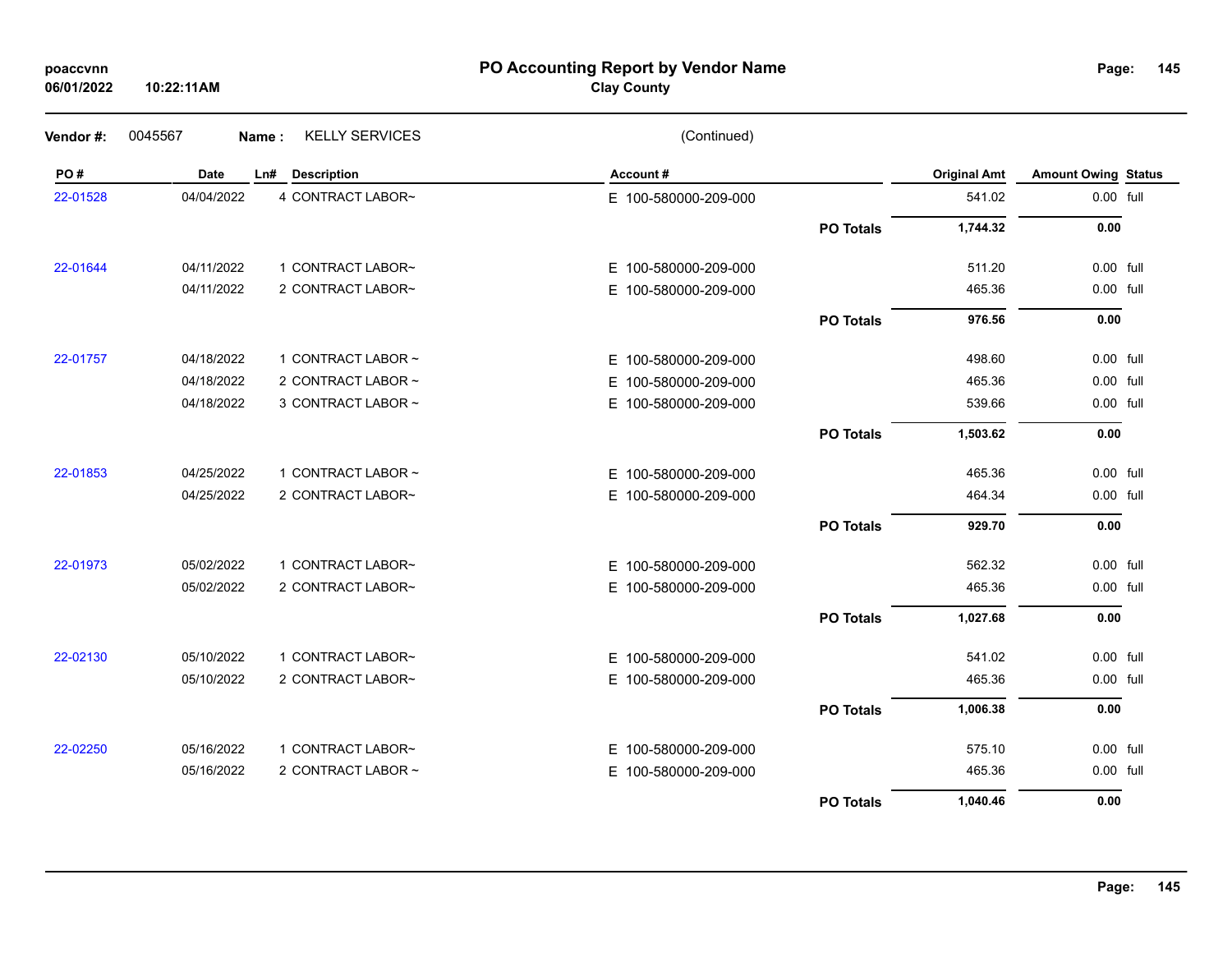**PO Accounting Report by Vendor Name**
**Clay County**

poaccvnn
06/01/2022 10:22:11AM

**Vendor #:** 0045567 **Name :** KELLY SERVICES (Continued)

| PO # | Date | Ln# | Description | Account # | | Original Amt | Amount Owing | Status |
|---|---|---|---|---|---|---|---|---|
| 22-01528 | 04/04/2022 | 4 | CONTRACT LABOR~ | E 100-580000-209-000 | | 541.02 | 0.00 | full |
| | | | | | **PO Totals** | **1,744.32** | **0.00** | |
| 22-01644 | 04/11/2022 | 1 | CONTRACT LABOR~ | E 100-580000-209-000 | | 511.20 | 0.00 | full |
| | 04/11/2022 | 2 | CONTRACT LABOR~ | E 100-580000-209-000 | | 465.36 | 0.00 | full |
| | | | | | **PO Totals** | **976.56** | **0.00** | |
| 22-01757 | 04/18/2022 | 1 | CONTRACT LABOR ~ | E 100-580000-209-000 | | 498.60 | 0.00 | full |
| | 04/18/2022 | 2 | CONTRACT LABOR ~ | E 100-580000-209-000 | | 465.36 | 0.00 | full |
| | 04/18/2022 | 3 | CONTRACT LABOR ~ | E 100-580000-209-000 | | 539.66 | 0.00 | full |
| | | | | | **PO Totals** | **1,503.62** | **0.00** | |
| 22-01853 | 04/25/2022 | 1 | CONTRACT LABOR ~ | E 100-580000-209-000 | | 465.36 | 0.00 | full |
| | 04/25/2022 | 2 | CONTRACT LABOR~ | E 100-580000-209-000 | | 464.34 | 0.00 | full |
| | | | | | **PO Totals** | **929.70** | **0.00** | |
| 22-01973 | 05/02/2022 | 1 | CONTRACT LABOR~ | E 100-580000-209-000 | | 562.32 | 0.00 | full |
| | 05/02/2022 | 2 | CONTRACT LABOR~ | E 100-580000-209-000 | | 465.36 | 0.00 | full |
| | | | | | **PO Totals** | **1,027.68** | **0.00** | |
| 22-02130 | 05/10/2022 | 1 | CONTRACT LABOR~ | E 100-580000-209-000 | | 541.02 | 0.00 | full |
| | 05/10/2022 | 2 | CONTRACT LABOR~ | E 100-580000-209-000 | | 465.36 | 0.00 | full |
| | | | | | **PO Totals** | **1,006.38** | **0.00** | |
| 22-02250 | 05/16/2022 | 1 | CONTRACT LABOR~ | E 100-580000-209-000 | | 575.10 | 0.00 | full |
| | 05/16/2022 | 2 | CONTRACT LABOR ~ | E 100-580000-209-000 | | 465.36 | 0.00 | full |
| | | | | | **PO Totals** | **1,040.46** | **0.00** | |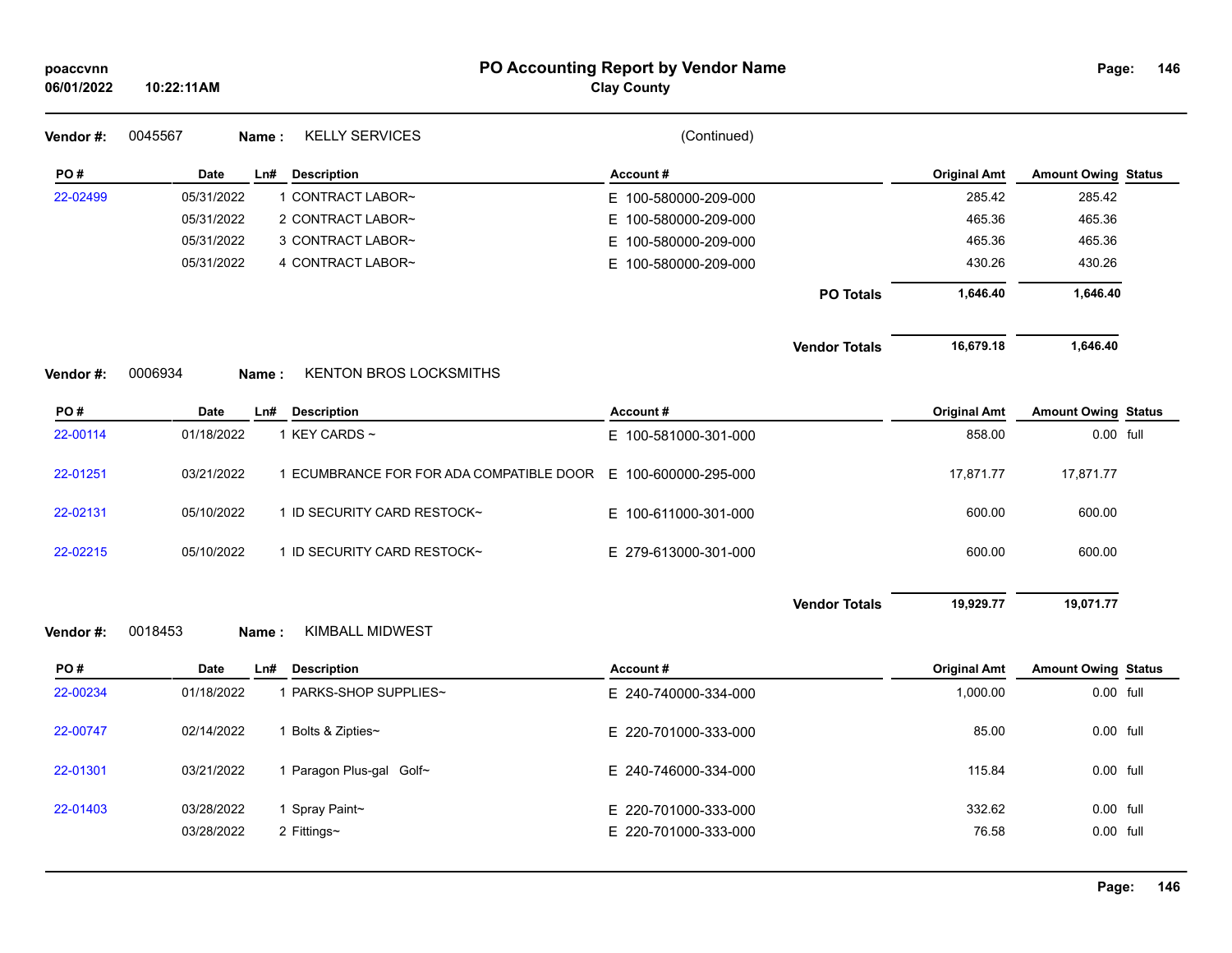# PO Accounting Report by Vendor Name

**Clay County**

poaccvnn
06/01/2022 10:22:11AM

**Vendor #:** 0045567 **Name :** KELLY SERVICES (Continued)

| PO # | Date | Ln# | Description | Account # | Original Amt | Amount Owing | Status |
|---|---|---|---|---|---|---|---|
| 22-02499 | 05/31/2022 | 1 | CONTRACT LABOR~ | E 100-580000-209-000 | 285.42 | 285.42 | |
| | 05/31/2022 | 2 | CONTRACT LABOR~ | E 100-580000-209-000 | 465.36 | 465.36 | |
| | 05/31/2022 | 3 | CONTRACT LABOR~ | E 100-580000-209-000 | 465.36 | 465.36 | |
| | 05/31/2022 | 4 | CONTRACT LABOR~ | E 100-580000-209-000 | 430.26 | 430.26 | |
| | | | | **PO Totals** | **1,646.40** | **1,646.40** | |
| | | | | **Vendor Totals** | **16,679.18** | **1,646.40** | |

**Vendor #:** 0006934 **Name :** KENTON BROS LOCKSMITHS

| PO # | Date | Ln# | Description | Account # | Original Amt | Amount Owing | Status |
|---|---|---|---|---|---|---|---|
| 22-00114 | 01/18/2022 | 1 | KEY CARDS ~ | E 100-581000-301-000 | 858.00 | 0.00 | full |
| 22-01251 | 03/21/2022 | 1 | ECUMBRANCE FOR FOR ADA COMPATIBLE DOOR | E 100-600000-295-000 | 17,871.77 | 17,871.77 | |
| 22-02131 | 05/10/2022 | 1 | ID SECURITY CARD RESTOCK~ | E 100-611000-301-000 | 600.00 | 600.00 | |
| 22-02215 | 05/10/2022 | 1 | ID SECURITY CARD RESTOCK~ | E 279-613000-301-000 | 600.00 | 600.00 | |
| | | | | **Vendor Totals** | **19,929.77** | **19,071.77** | |

**Vendor #:** 0018453 **Name :** KIMBALL MIDWEST

| PO # | Date | Ln# | Description | Account # | Original Amt | Amount Owing | Status |
|---|---|---|---|---|---|---|---|
| 22-00234 | 01/18/2022 | 1 | PARKS-SHOP SUPPLIES~ | E 240-740000-334-000 | 1,000.00 | 0.00 | full |
| 22-00747 | 02/14/2022 | 1 | Bolts & Zipties~ | E 220-701000-333-000 | 85.00 | 0.00 | full |
| 22-01301 | 03/21/2022 | 1 | Paragon Plus-gal Golf~ | E 240-746000-334-000 | 115.84 | 0.00 | full |
| 22-01403 | 03/28/2022 | 1 | Spray Paint~ | E 220-701000-333-000 | 332.62 | 0.00 | full |
| | 03/28/2022 | 2 | Fittings~ | E 220-701000-333-000 | 76.58 | 0.00 | full |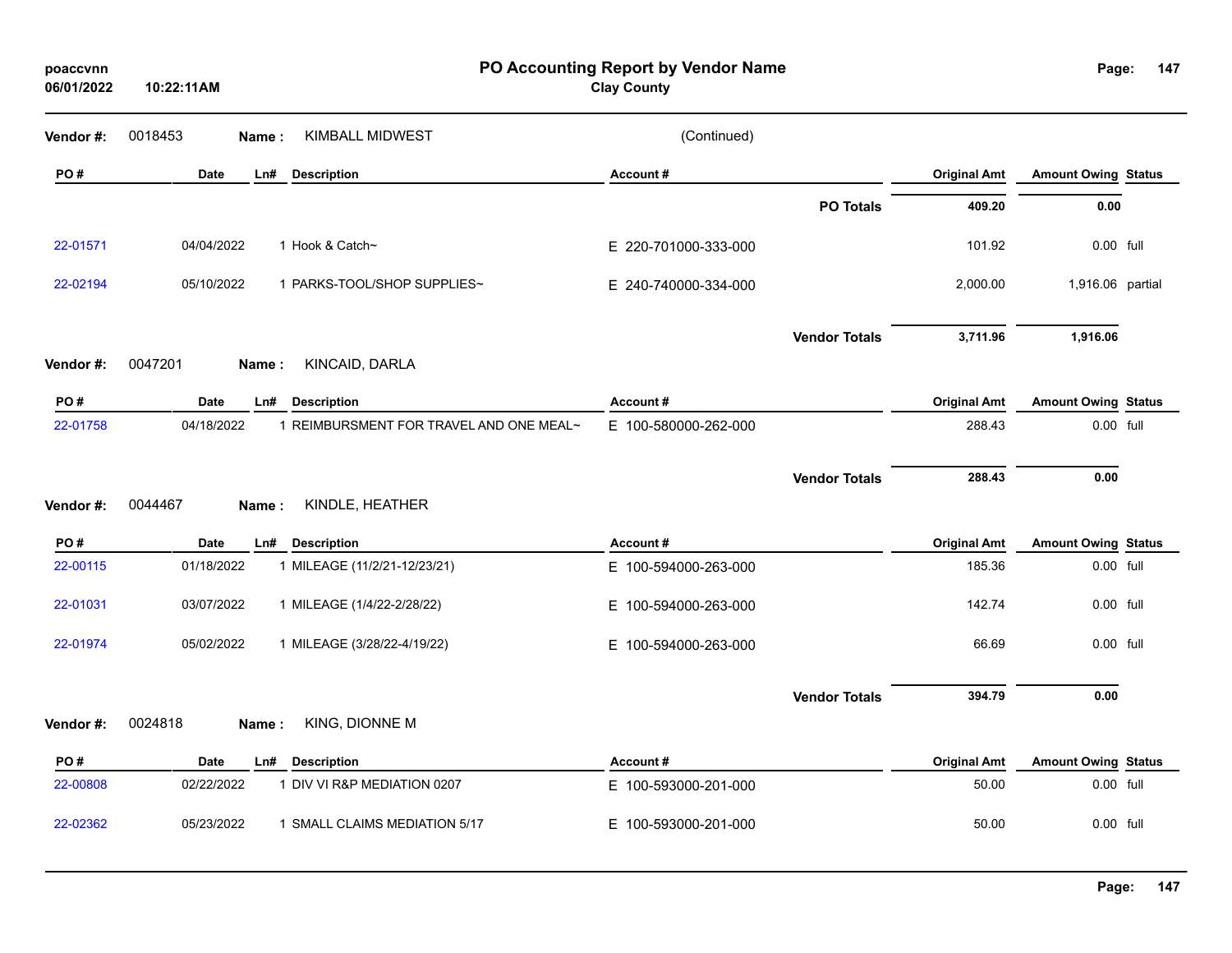# PO Accounting Report by Vendor Name

**Clay County**

poaccvnn
06/01/2022 10:22:11AM

**Vendor #:** 0018453 **Name :** KIMBALL MIDWEST (Continued)

| PO # | Date | Ln# | Description | Account # | Original Amt | Amount Owing | Status |
|---|---|---|---|---|---|---|---|
| | | | | **PO Totals** | **409.20** | **0.00** | |
| 22-01571 | 04/04/2022 | 1 | Hook & Catch~ | E 220-701000-333-000 | 101.92 | 0.00 | full |
| 22-02194 | 05/10/2022 | 1 | PARKS-TOOL/SHOP SUPPLIES~ | E 240-740000-334-000 | 2,000.00 | 1,916.06 | partial |
| | | | | **Vendor Totals** | **3,711.96** | **1,916.06** | |

**Vendor #:** 0047201 **Name :** KINCAID, DARLA

| PO # | Date | Ln# | Description | Account # | Original Amt | Amount Owing | Status |
|---|---|---|---|---|---|---|---|
| 22-01758 | 04/18/2022 | 1 | REIMBURSMENT FOR TRAVEL AND ONE MEAL~ | E 100-580000-262-000 | 288.43 | 0.00 | full |
| | | | | **Vendor Totals** | **288.43** | **0.00** | |

**Vendor #:** 0044467 **Name :** KINDLE, HEATHER

| PO # | Date | Ln# | Description | Account # | Original Amt | Amount Owing | Status |
|---|---|---|---|---|---|---|---|
| 22-00115 | 01/18/2022 | 1 | MILEAGE (11/2/21-12/23/21) | E 100-594000-263-000 | 185.36 | 0.00 | full |
| 22-01031 | 03/07/2022 | 1 | MILEAGE (1/4/22-2/28/22) | E 100-594000-263-000 | 142.74 | 0.00 | full |
| 22-01974 | 05/02/2022 | 1 | MILEAGE (3/28/22-4/19/22) | E 100-594000-263-000 | 66.69 | 0.00 | full |
| | | | | **Vendor Totals** | **394.79** | **0.00** | |

**Vendor #:** 0024818 **Name :** KING, DIONNE M

| PO # | Date | Ln# | Description | Account # | Original Amt | Amount Owing | Status |
|---|---|---|---|---|---|---|---|
| 22-00808 | 02/22/2022 | 1 | DIV VI R&P MEDIATION 0207 | E 100-593000-201-000 | 50.00 | 0.00 | full |
| 22-02362 | 05/23/2022 | 1 | SMALL CLAIMS MEDIATION 5/17 | E 100-593000-201-000 | 50.00 | 0.00 | full |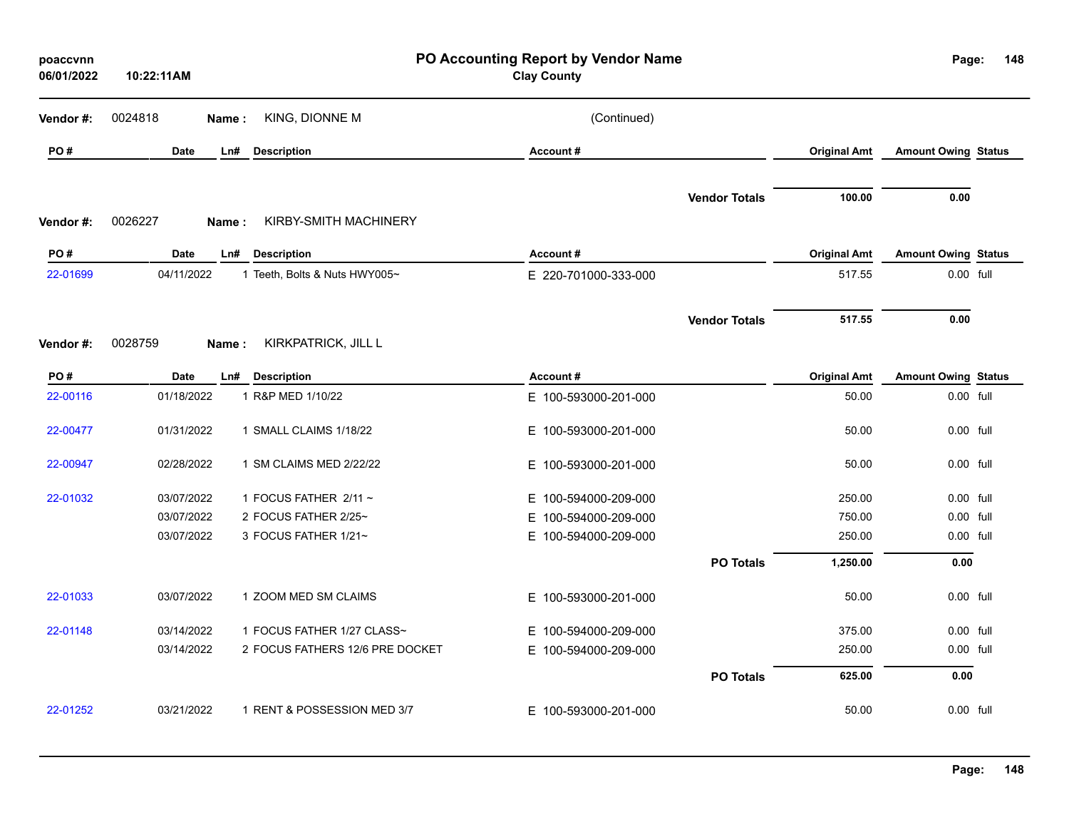# PO Accounting Report by Vendor Name

**Clay County**

poaccvnn
06/01/2022 10:22:11AM

**Vendor #:** 0024818 **Name :** KING, DIONNE M (Continued)

| PO # | Date | Ln# | Description | Account # | | Original Amt | Amount Owing | Status |
|---|---|---|---|---|---|---|---|---|
| | | | | | **Vendor Totals** | **100.00** | **0.00** | |

**Vendor #:** 0026227 **Name :** KIRBY-SMITH MACHINERY

| PO # | Date | Ln# | Description | Account # | | Original Amt | Amount Owing | Status |
|---|---|---|---|---|---|---|---|---|
| 22-01699 | 04/11/2022 | 1 | Teeth, Bolts & Nuts HWY005~ | E 220-701000-333-000 | | 517.55 | 0.00 | full |
| | | | | | **Vendor Totals** | **517.55** | **0.00** | |

**Vendor #:** 0028759 **Name :** KIRKPATRICK, JILL L

| PO # | Date | Ln# | Description | Account # | | Original Amt | Amount Owing | Status |
|---|---|---|---|---|---|---|---|---|
| 22-00116 | 01/18/2022 | 1 | R&P MED 1/10/22 | E 100-593000-201-000 | | 50.00 | 0.00 | full |
| 22-00477 | 01/31/2022 | 1 | SMALL CLAIMS 1/18/22 | E 100-593000-201-000 | | 50.00 | 0.00 | full |
| 22-00947 | 02/28/2022 | 1 | SM CLAIMS MED 2/22/22 | E 100-593000-201-000 | | 50.00 | 0.00 | full |
| 22-01032 | 03/07/2022 | 1 | FOCUS FATHER 2/11 ~ | E 100-594000-209-000 | | 250.00 | 0.00 | full |
| | 03/07/2022 | 2 | FOCUS FATHER 2/25~ | E 100-594000-209-000 | | 750.00 | 0.00 | full |
| | 03/07/2022 | 3 | FOCUS FATHER 1/21~ | E 100-594000-209-000 | | 250.00 | 0.00 | full |
| | | | | | **PO Totals** | **1,250.00** | **0.00** | |
| 22-01033 | 03/07/2022 | 1 | ZOOM MED SM CLAIMS | E 100-593000-201-000 | | 50.00 | 0.00 | full |
| 22-01148 | 03/14/2022 | 1 | FOCUS FATHER 1/27 CLASS~ | E 100-594000-209-000 | | 375.00 | 0.00 | full |
| | 03/14/2022 | 2 | FOCUS FATHERS 12/6 PRE DOCKET | E 100-594000-209-000 | | 250.00 | 0.00 | full |
| | | | | | **PO Totals** | **625.00** | **0.00** | |
| 22-01252 | 03/21/2022 | 1 | RENT & POSSESSION MED 3/7 | E 100-593000-201-000 | | 50.00 | 0.00 | full |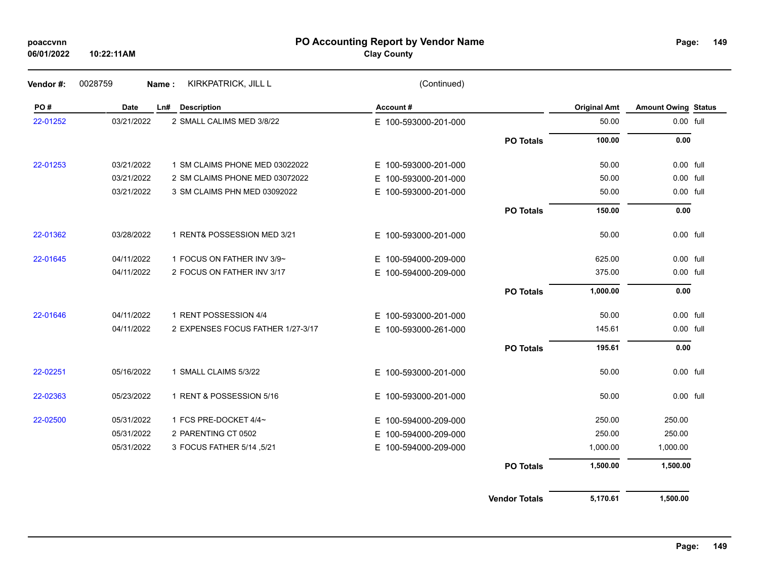# PO Accounting Report by Vendor Name

**Clay County**

poaccvnn
06/01/2022 10:22:11AM

**Vendor #:** 0028759 **Name :** KIRKPATRICK, JILL L (Continued)

| PO # | Date | Ln# | Description | Account # | | Original Amt | Amount Owing | Status |
|---|---|---|---|---|---|---|---|---|
| 22-01252 | 03/21/2022 | 2 | SMALL CALIMS MED 3/8/22 | E 100-593000-201-000 | | 50.00 | 0.00 | full |
| | | | | | **PO Totals** | **100.00** | **0.00** | |
| 22-01253 | 03/21/2022 | 1 | SM CLAIMS PHONE MED 03022022 | E 100-593000-201-000 | | 50.00 | 0.00 | full |
| | 03/21/2022 | 2 | SM CLAIMS PHONE MED 03072022 | E 100-593000-201-000 | | 50.00 | 0.00 | full |
| | 03/21/2022 | 3 | SM CLAIMS PHN MED 03092022 | E 100-593000-201-000 | | 50.00 | 0.00 | full |
| | | | | | **PO Totals** | **150.00** | **0.00** | |
| 22-01362 | 03/28/2022 | 1 | RENT& POSSESSION MED 3/21 | E 100-593000-201-000 | | 50.00 | 0.00 | full |
| 22-01645 | 04/11/2022 | 1 | FOCUS ON FATHER INV 3/9~ | E 100-594000-209-000 | | 625.00 | 0.00 | full |
| | 04/11/2022 | 2 | FOCUS ON FATHER INV 3/17 | E 100-594000-209-000 | | 375.00 | 0.00 | full |
| | | | | | **PO Totals** | **1,000.00** | **0.00** | |
| 22-01646 | 04/11/2022 | 1 | RENT POSSESSION 4/4 | E 100-593000-201-000 | | 50.00 | 0.00 | full |
| | 04/11/2022 | 2 | EXPENSES FOCUS FATHER 1/27-3/17 | E 100-593000-261-000 | | 145.61 | 0.00 | full |
| | | | | | **PO Totals** | **195.61** | **0.00** | |
| 22-02251 | 05/16/2022 | 1 | SMALL CLAIMS 5/3/22 | E 100-593000-201-000 | | 50.00 | 0.00 | full |
| 22-02363 | 05/23/2022 | 1 | RENT & POSSESSION 5/16 | E 100-593000-201-000 | | 50.00 | 0.00 | full |
| 22-02500 | 05/31/2022 | 1 | FCS PRE-DOCKET 4/4~ | E 100-594000-209-000 | | 250.00 | 250.00 | |
| | 05/31/2022 | 2 | PARENTING CT 0502 | E 100-594000-209-000 | | 250.00 | 250.00 | |
| | 05/31/2022 | 3 | FOCUS FATHER 5/14 ,5/21 | E 100-594000-209-000 | | 1,000.00 | 1,000.00 | |
| | | | | | **PO Totals** | **1,500.00** | **1,500.00** | |
| | | | | | **Vendor Totals** | **5,170.61** | **1,500.00** | |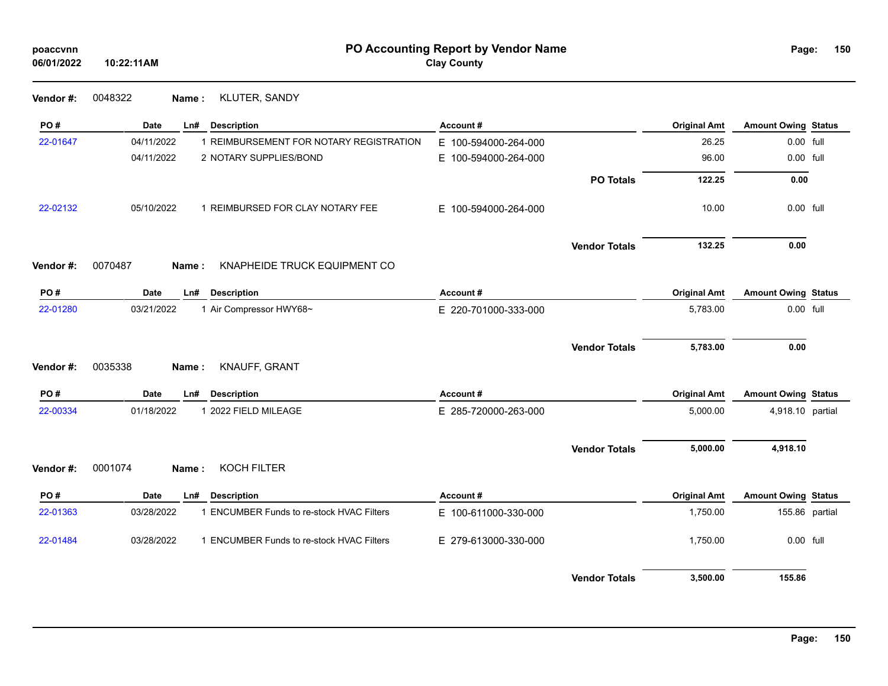# PO Accounting Report by Vendor Name

**Clay County**

poaccvnn
06/01/2022 10:22:11AM

**Vendor #:** 0048322 **Name :** KLUTER, SANDY

| PO # | Date | Ln# | Description | Account # | | Original Amt | Amount Owing | Status |
|---|---|---|---|---|---|---|---|---|
| 22-01647 | 04/11/2022 | 1 | REIMBURSEMENT FOR NOTARY REGISTRATION | E 100-594000-264-000 | | 26.25 | 0.00 | full |
| | 04/11/2022 | 2 | NOTARY SUPPLIES/BOND | E 100-594000-264-000 | | 96.00 | 0.00 | full |
| | | | | | **PO Totals** | **122.25** | **0.00** | |
| 22-02132 | 05/10/2022 | 1 | REIMBURSED FOR CLAY NOTARY FEE | E 100-594000-264-000 | | 10.00 | 0.00 | full |
| | | | | | **Vendor Totals** | **132.25** | **0.00** | |

**Vendor #:** 0070487 **Name :** KNAPHEIDE TRUCK EQUIPMENT CO

| PO # | Date | Ln# | Description | Account # | | Original Amt | Amount Owing | Status |
|---|---|---|---|---|---|---|---|---|
| 22-01280 | 03/21/2022 | 1 | Air Compressor HWY68~ | E 220-701000-333-000 | | 5,783.00 | 0.00 | full |
| | | | | | **Vendor Totals** | **5,783.00** | **0.00** | |

**Vendor #:** 0035338 **Name :** KNAUFF, GRANT

| PO # | Date | Ln# | Description | Account # | | Original Amt | Amount Owing | Status |
|---|---|---|---|---|---|---|---|---|
| 22-00334 | 01/18/2022 | 1 | 2022 FIELD MILEAGE | E 285-720000-263-000 | | 5,000.00 | 4,918.10 | partial |
| | | | | | **Vendor Totals** | **5,000.00** | **4,918.10** | |

**Vendor #:** 0001074 **Name :** KOCH FILTER

| PO # | Date | Ln# | Description | Account # | | Original Amt | Amount Owing | Status |
|---|---|---|---|---|---|---|---|---|
| 22-01363 | 03/28/2022 | 1 | ENCUMBER Funds to re-stock HVAC Filters | E 100-611000-330-000 | | 1,750.00 | 155.86 | partial |
| 22-01484 | 03/28/2022 | 1 | ENCUMBER Funds to re-stock HVAC Filters | E 279-613000-330-000 | | 1,750.00 | 0.00 | full |
| | | | | | **Vendor Totals** | **3,500.00** | **155.86** | |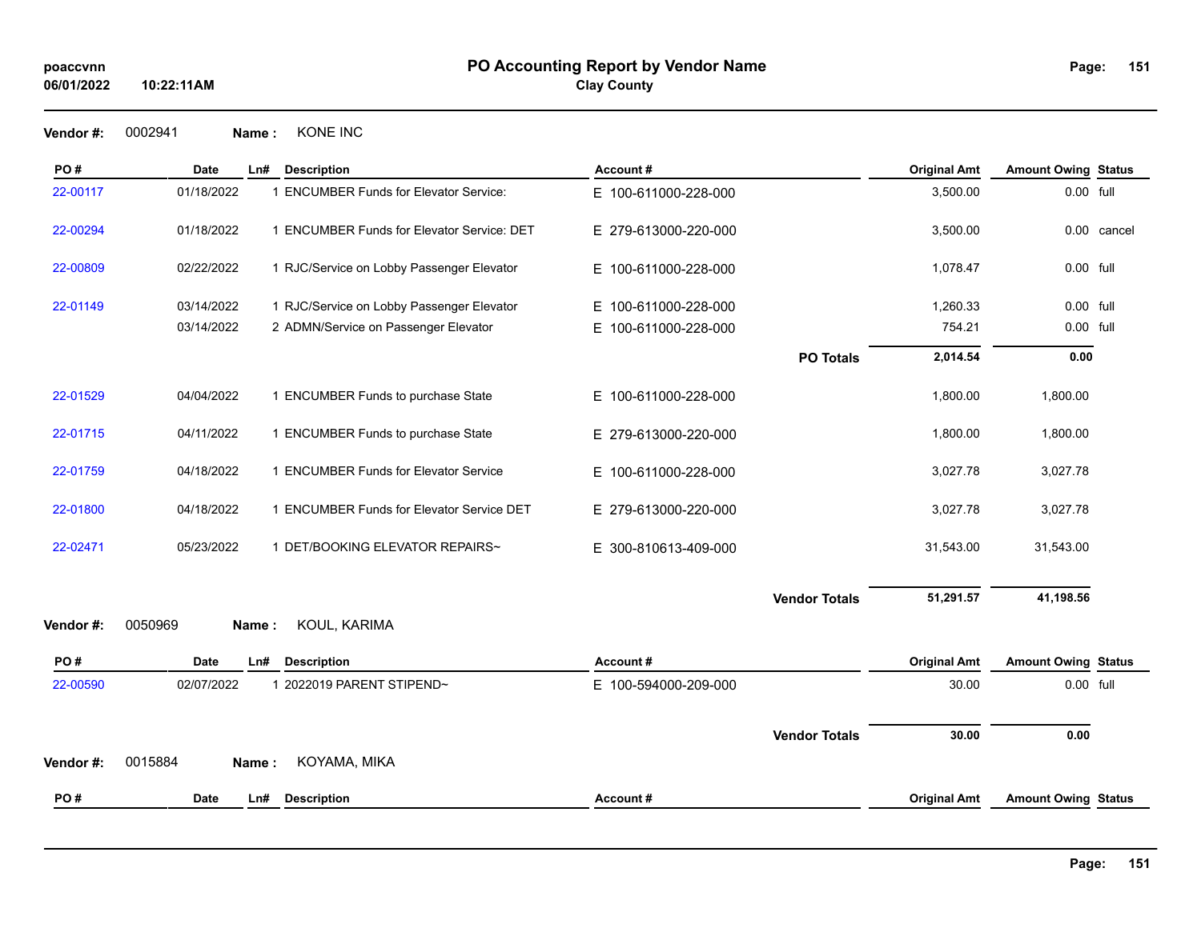**Vendor #:** 0002941 **Name :** KONE INC

| PO # | Date | Ln# | Description | Account # | Original Amt | Amount Owing | Status |
|---|---|---|---|---|---|---|---|
| 22-00117 | 01/18/2022 | 1 | ENCUMBER Funds for Elevator Service: | E 100-611000-228-000 | 3,500.00 | 0.00 | full |
| 22-00294 | 01/18/2022 | 1 | ENCUMBER Funds for Elevator Service: DET | E 279-613000-220-000 | 3,500.00 | 0.00 | cancel |
| 22-00809 | 02/22/2022 | 1 | RJC/Service on Lobby Passenger Elevator | E 100-611000-228-000 | 1,078.47 | 0.00 | full |
| 22-01149 | 03/14/2022 | 1 | RJC/Service on Lobby Passenger Elevator | E 100-611000-228-000 | 1,260.33 | 0.00 | full |
| | 03/14/2022 | 2 | ADMN/Service on Passenger Elevator | E 100-611000-228-000 | 754.21 | 0.00 | full |
| | | | | **PO Totals** | **2,014.54** | **0.00** | |
| 22-01529 | 04/04/2022 | 1 | ENCUMBER Funds to purchase State | E 100-611000-228-000 | 1,800.00 | 1,800.00 | |
| 22-01715 | 04/11/2022 | 1 | ENCUMBER Funds to purchase State | E 279-613000-220-000 | 1,800.00 | 1,800.00 | |
| 22-01759 | 04/18/2022 | 1 | ENCUMBER Funds for Elevator Service | E 100-611000-228-000 | 3,027.78 | 3,027.78 | |
| 22-01800 | 04/18/2022 | 1 | ENCUMBER Funds for Elevator Service DET | E 279-613000-220-000 | 3,027.78 | 3,027.78 | |
| 22-02471 | 05/23/2022 | 1 | DET/BOOKING ELEVATOR REPAIRS~ | E 300-810613-409-000 | 31,543.00 | 31,543.00 | |
| | | | | **Vendor Totals** | **51,291.57** | **41,198.56** | |

**Vendor #:** 0050969 **Name :** KOUL, KARIMA

| PO # | Date | Ln# | Description | Account # | Original Amt | Amount Owing | Status |
|---|---|---|---|---|---|---|---|
| 22-00590 | 02/07/2022 | 1 | 2022019 PARENT STIPEND~ | E 100-594000-209-000 | 30.00 | 0.00 | full |
| | | | | **Vendor Totals** | **30.00** | **0.00** | |

**Vendor #:** 0015884 **Name :** KOYAMA, MIKA

| PO # | Date | Ln# | Description | Account # | Original Amt | Amount Owing | Status |
|---|---|---|---|---|---|---|---|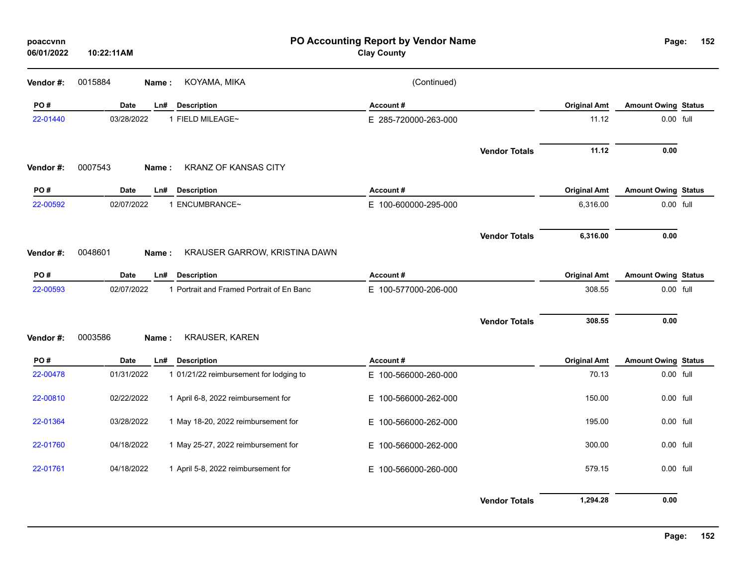# PO Accounting Report by Vendor Name

**Clay County**

**Vendor #:** 0015884 **Name :** KOYAMA, MIKA (Continued)

| PO # | Date | Ln# | Description | Account # | Original Amt | Amount Owing | Status |
|---|---|---|---|---|---|---|---|
| 22-01440 | 03/28/2022 | 1 | FIELD MILEAGE~ | E 285-720000-263-000 | 11.12 | 0.00 | full |
| | | | | **Vendor Totals** | **11.12** | **0.00** | |

**Vendor #:** 0007543 **Name :** KRANZ OF KANSAS CITY

| PO # | Date | Ln# | Description | Account # | Original Amt | Amount Owing | Status |
|---|---|---|---|---|---|---|---|
| 22-00592 | 02/07/2022 | 1 | ENCUMBRANCE~ | E 100-600000-295-000 | 6,316.00 | 0.00 | full |
| | | | | **Vendor Totals** | **6,316.00** | **0.00** | |

**Vendor #:** 0048601 **Name :** KRAUSER GARROW, KRISTINA DAWN

| PO # | Date | Ln# | Description | Account # | Original Amt | Amount Owing | Status |
|---|---|---|---|---|---|---|---|
| 22-00593 | 02/07/2022 | 1 | Portrait and Framed Portrait of En Banc | E 100-577000-206-000 | 308.55 | 0.00 | full |
| | | | | **Vendor Totals** | **308.55** | **0.00** | |

**Vendor #:** 0003586 **Name :** KRAUSER, KAREN

| PO # | Date | Ln# | Description | Account # | Original Amt | Amount Owing | Status |
|---|---|---|---|---|---|---|---|
| 22-00478 | 01/31/2022 | 1 | 01/21/22 reimbursement for lodging to | E 100-566000-260-000 | 70.13 | 0.00 | full |
| 22-00810 | 02/22/2022 | 1 | April 6-8, 2022 reimbursement for | E 100-566000-262-000 | 150.00 | 0.00 | full |
| 22-01364 | 03/28/2022 | 1 | May 18-20, 2022 reimbursement for | E 100-566000-262-000 | 195.00 | 0.00 | full |
| 22-01760 | 04/18/2022 | 1 | May 25-27, 2022 reimbursement for | E 100-566000-262-000 | 300.00 | 0.00 | full |
| 22-01761 | 04/18/2022 | 1 | April 5-8, 2022 reimbursement for | E 100-566000-260-000 | 579.15 | 0.00 | full |
| | | | | **Vendor Totals** | **1,294.28** | **0.00** | |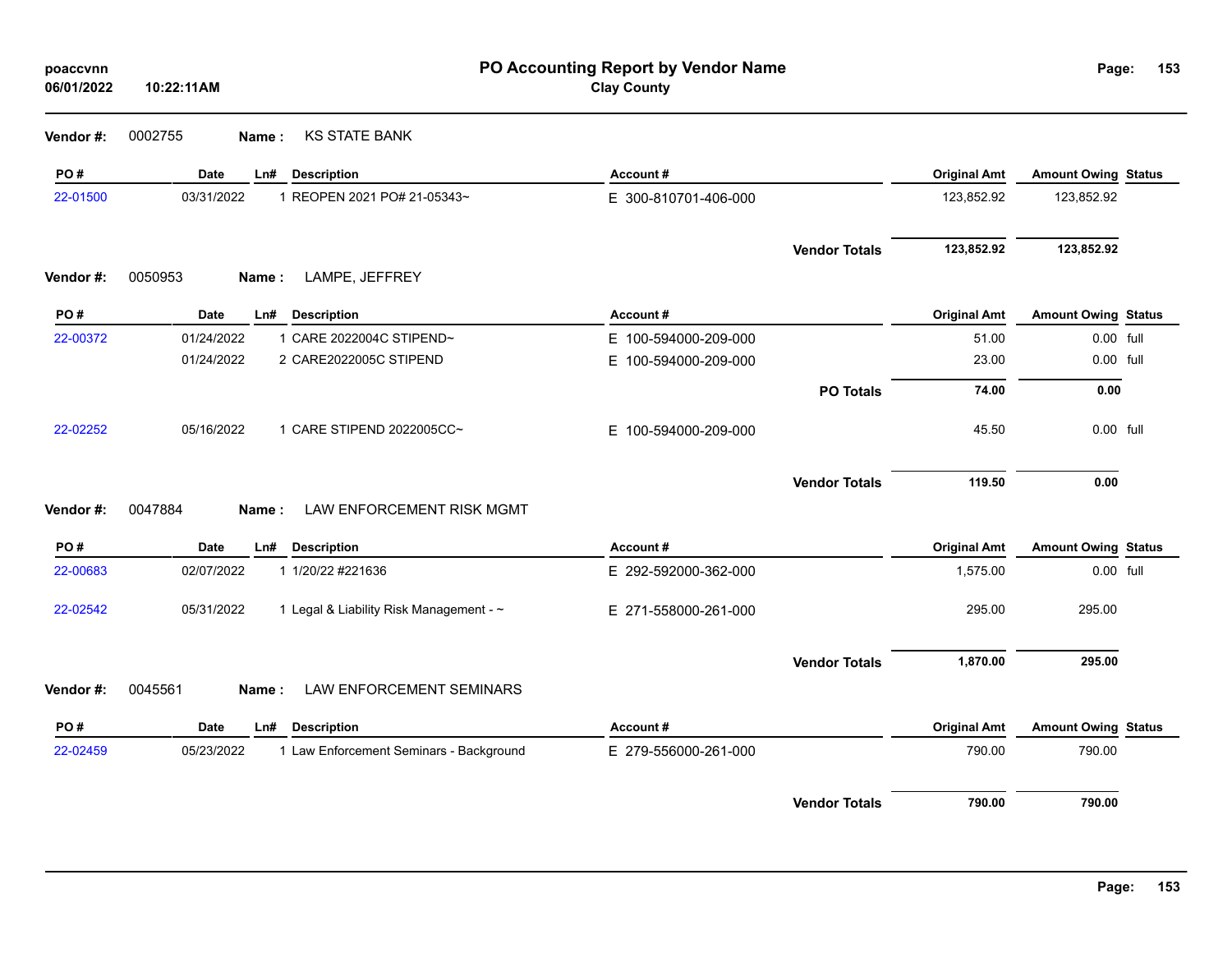# PO Accounting Report by Vendor Name

**Clay County**

poaccvnn
06/01/2022 10:22:11AM

**Vendor #:** 0002755 **Name :** KS STATE BANK

| PO # | Date | Ln# | Description | Account # | Original Amt | Amount Owing | Status |
|---|---|---|---|---|---|---|---|
| 22-01500 | 03/31/2022 | 1 | REOPEN 2021 PO# 21-05343~ | E 300-810701-406-000 | 123,852.92 | 123,852.92 | |
| | | | | **Vendor Totals** | **123,852.92** | **123,852.92** | |

**Vendor #:** 0050953 **Name :** LAMPE, JEFFREY

| PO # | Date | Ln# | Description | Account # | Original Amt | Amount Owing | Status |
|---|---|---|---|---|---|---|---|
| 22-00372 | 01/24/2022 | 1 | CARE 2022004C STIPEND~ | E 100-594000-209-000 | 51.00 | 0.00 | full |
| | 01/24/2022 | 2 | CARE2022005C STIPEND | E 100-594000-209-000 | 23.00 | 0.00 | full |
| | | | | **PO Totals** | **74.00** | **0.00** | |
| 22-02252 | 05/16/2022 | 1 | CARE STIPEND 2022005CC~ | E 100-594000-209-000 | 45.50 | 0.00 | full |
| | | | | **Vendor Totals** | **119.50** | **0.00** | |

**Vendor #:** 0047884 **Name :** LAW ENFORCEMENT RISK MGMT

| PO # | Date | Ln# | Description | Account # | Original Amt | Amount Owing | Status |
|---|---|---|---|---|---|---|---|
| 22-00683 | 02/07/2022 | 1 | 1/20/22 #221636 | E 292-592000-362-000 | 1,575.00 | 0.00 | full |
| 22-02542 | 05/31/2022 | 1 | Legal & Liability Risk Management - ~ | E 271-558000-261-000 | 295.00 | 295.00 | |
| | | | | **Vendor Totals** | **1,870.00** | **295.00** | |

**Vendor #:** 0045561 **Name :** LAW ENFORCEMENT SEMINARS

| PO # | Date | Ln# | Description | Account # | Original Amt | Amount Owing | Status |
|---|---|---|---|---|---|---|---|
| 22-02459 | 05/23/2022 | 1 | Law Enforcement Seminars - Background | E 279-556000-261-000 | 790.00 | 790.00 | |
| | | | | **Vendor Totals** | **790.00** | **790.00** | |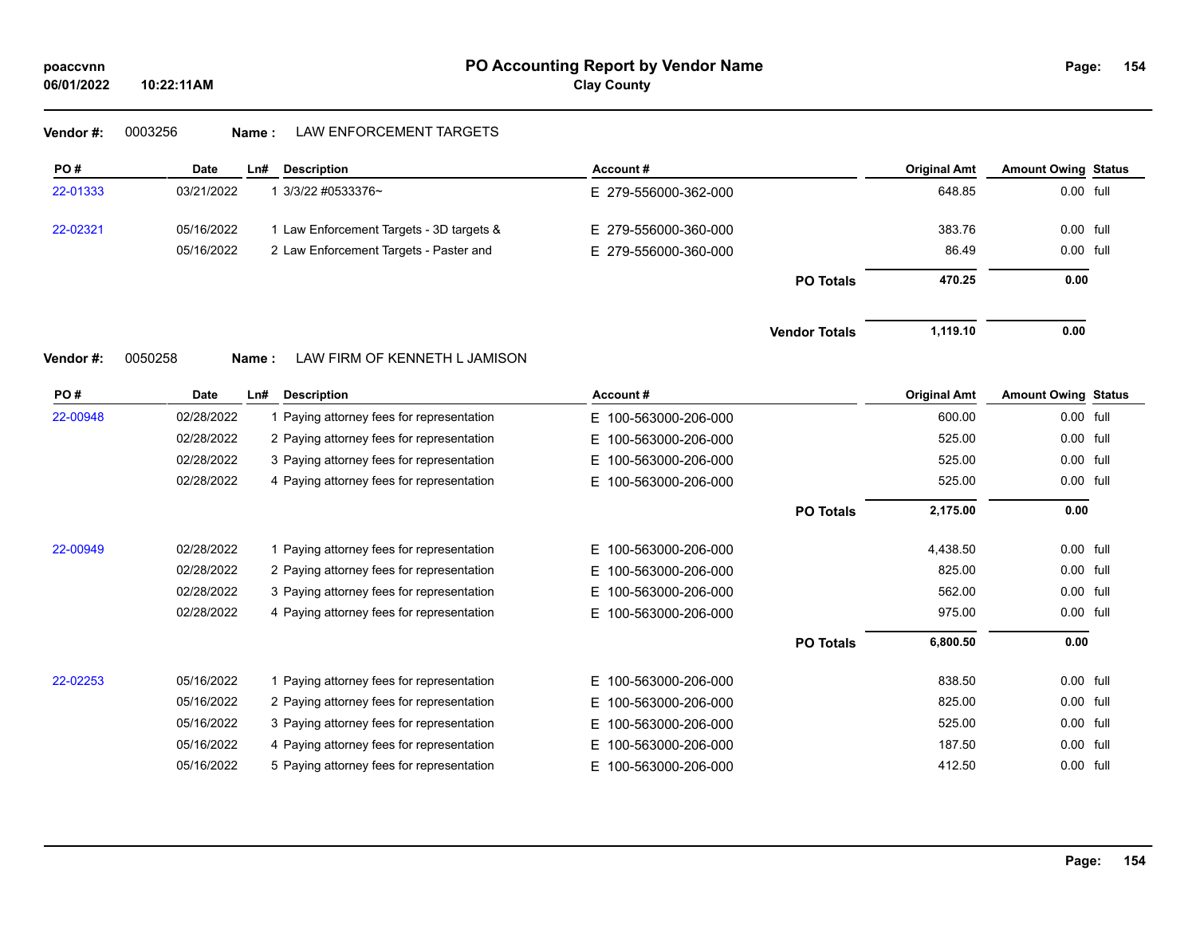# PO Accounting Report by Vendor Name

**Clay County**

poaccvnn
06/01/2022 10:22:11AM

**Vendor #:** 0003256 **Name :** LAW ENFORCEMENT TARGETS

| PO # | Date | Ln# | Description | Account # | | Original Amt | Amount Owing | Status |
|---|---|---|---|---|---|---|---|---|
| 22-01333 | 03/21/2022 | 1 | 3/3/22 #0533376~ | E 279-556000-362-000 | | 648.85 | 0.00 | full |
| 22-02321 | 05/16/2022 | 1 | Law Enforcement Targets - 3D targets & | E 279-556000-360-000 | | 383.76 | 0.00 | full |
| | 05/16/2022 | 2 | Law Enforcement Targets - Paster and | E 279-556000-360-000 | | 86.49 | 0.00 | full |
| | | | | | **PO Totals** | **470.25** | **0.00** | |
| | | | | | **Vendor Totals** | **1,119.10** | **0.00** | |

**Vendor #:** 0050258 **Name :** LAW FIRM OF KENNETH L JAMISON

| PO # | Date | Ln# | Description | Account # | | Original Amt | Amount Owing | Status |
|---|---|---|---|---|---|---|---|---|
| 22-00948 | 02/28/2022 | 1 | Paying attorney fees for representation | E 100-563000-206-000 | | 600.00 | 0.00 | full |
| | 02/28/2022 | 2 | Paying attorney fees for representation | E 100-563000-206-000 | | 525.00 | 0.00 | full |
| | 02/28/2022 | 3 | Paying attorney fees for representation | E 100-563000-206-000 | | 525.00 | 0.00 | full |
| | 02/28/2022 | 4 | Paying attorney fees for representation | E 100-563000-206-000 | | 525.00 | 0.00 | full |
| | | | | | **PO Totals** | **2,175.00** | **0.00** | |
| 22-00949 | 02/28/2022 | 1 | Paying attorney fees for representation | E 100-563000-206-000 | | 4,438.50 | 0.00 | full |
| | 02/28/2022 | 2 | Paying attorney fees for representation | E 100-563000-206-000 | | 825.00 | 0.00 | full |
| | 02/28/2022 | 3 | Paying attorney fees for representation | E 100-563000-206-000 | | 562.00 | 0.00 | full |
| | 02/28/2022 | 4 | Paying attorney fees for representation | E 100-563000-206-000 | | 975.00 | 0.00 | full |
| | | | | | **PO Totals** | **6,800.50** | **0.00** | |
| 22-02253 | 05/16/2022 | 1 | Paying attorney fees for representation | E 100-563000-206-000 | | 838.50 | 0.00 | full |
| | 05/16/2022 | 2 | Paying attorney fees for representation | E 100-563000-206-000 | | 825.00 | 0.00 | full |
| | 05/16/2022 | 3 | Paying attorney fees for representation | E 100-563000-206-000 | | 525.00 | 0.00 | full |
| | 05/16/2022 | 4 | Paying attorney fees for representation | E 100-563000-206-000 | | 187.50 | 0.00 | full |
| | 05/16/2022 | 5 | Paying attorney fees for representation | E 100-563000-206-000 | | 412.50 | 0.00 | full |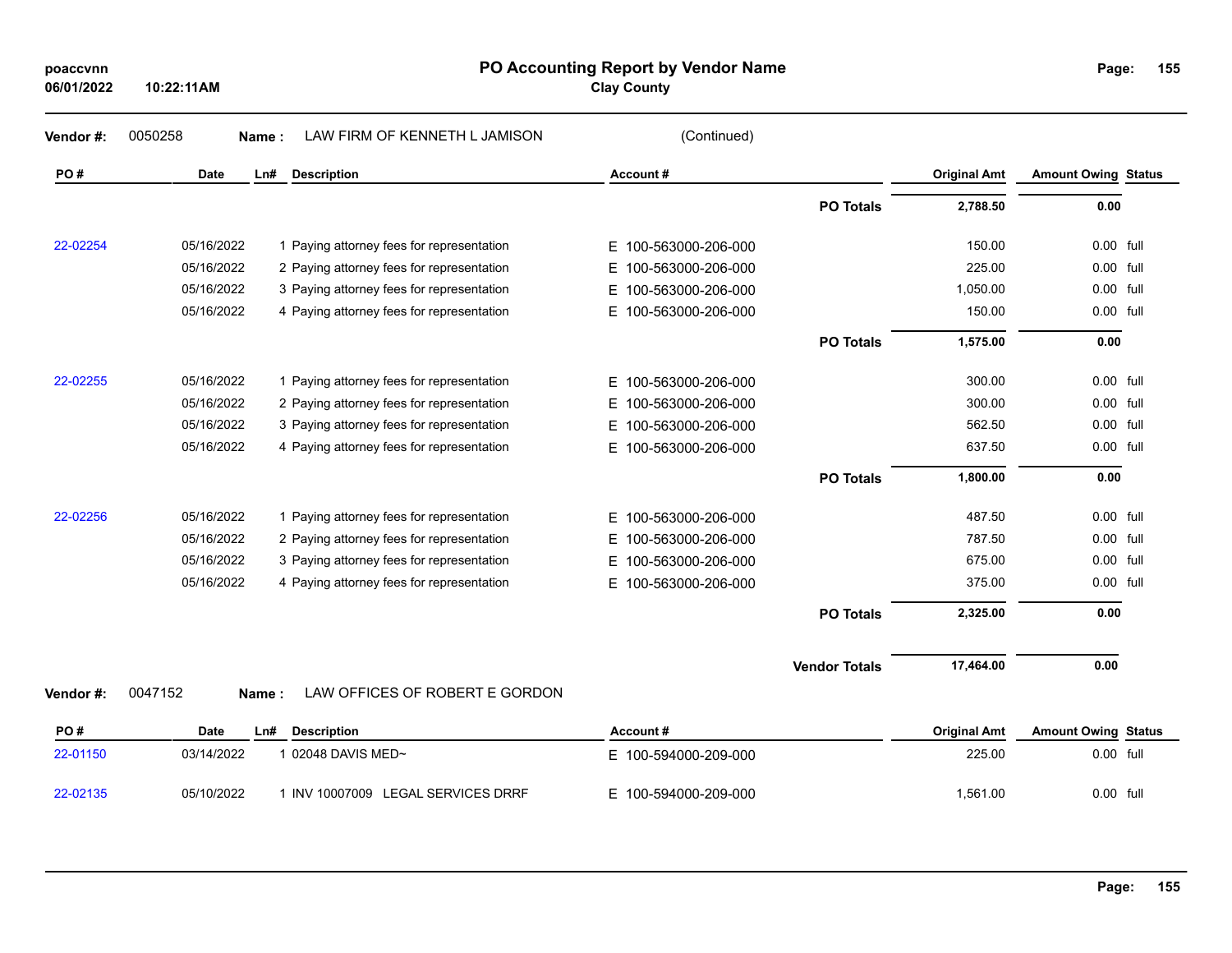**Vendor #:** 0050258 **Name :** LAW FIRM OF KENNETH L JAMISON (Continued)

| PO # | Date | Ln# | Description | Account # | | Original Amt | Amount Owing | Status |
|---|---|---|---|---|---|---|---|---|
| | | | | | **PO Totals** | **2,788.50** | **0.00** | |
| 22-02254 | 05/16/2022 | 1 | Paying attorney fees for representation | E 100-563000-206-000 | | 150.00 | 0.00 | full |
| | 05/16/2022 | 2 | Paying attorney fees for representation | E 100-563000-206-000 | | 225.00 | 0.00 | full |
| | 05/16/2022 | 3 | Paying attorney fees for representation | E 100-563000-206-000 | | 1,050.00 | 0.00 | full |
| | 05/16/2022 | 4 | Paying attorney fees for representation | E 100-563000-206-000 | | 150.00 | 0.00 | full |
| | | | | | **PO Totals** | **1,575.00** | **0.00** | |
| 22-02255 | 05/16/2022 | 1 | Paying attorney fees for representation | E 100-563000-206-000 | | 300.00 | 0.00 | full |
| | 05/16/2022 | 2 | Paying attorney fees for representation | E 100-563000-206-000 | | 300.00 | 0.00 | full |
| | 05/16/2022 | 3 | Paying attorney fees for representation | E 100-563000-206-000 | | 562.50 | 0.00 | full |
| | 05/16/2022 | 4 | Paying attorney fees for representation | E 100-563000-206-000 | | 637.50 | 0.00 | full |
| | | | | | **PO Totals** | **1,800.00** | **0.00** | |
| 22-02256 | 05/16/2022 | 1 | Paying attorney fees for representation | E 100-563000-206-000 | | 487.50 | 0.00 | full |
| | 05/16/2022 | 2 | Paying attorney fees for representation | E 100-563000-206-000 | | 787.50 | 0.00 | full |
| | 05/16/2022 | 3 | Paying attorney fees for representation | E 100-563000-206-000 | | 675.00 | 0.00 | full |
| | 05/16/2022 | 4 | Paying attorney fees for representation | E 100-563000-206-000 | | 375.00 | 0.00 | full |
| | | | | | **PO Totals** | **2,325.00** | **0.00** | |
| | | | | | **Vendor Totals** | **17,464.00** | **0.00** | |

**Vendor #:** 0047152 **Name :** LAW OFFICES OF ROBERT E GORDON

| PO # | Date | Ln# | Description | Account # | Original Amt | Amount Owing | Status |
|---|---|---|---|---|---|---|---|
| 22-01150 | 03/14/2022 | 1 | 02048 DAVIS MED~ | E 100-594000-209-000 | 225.00 | 0.00 | full |
| 22-02135 | 05/10/2022 | 1 | INV 10007009 LEGAL SERVICES DRRF | E 100-594000-209-000 | 1,561.00 | 0.00 | full |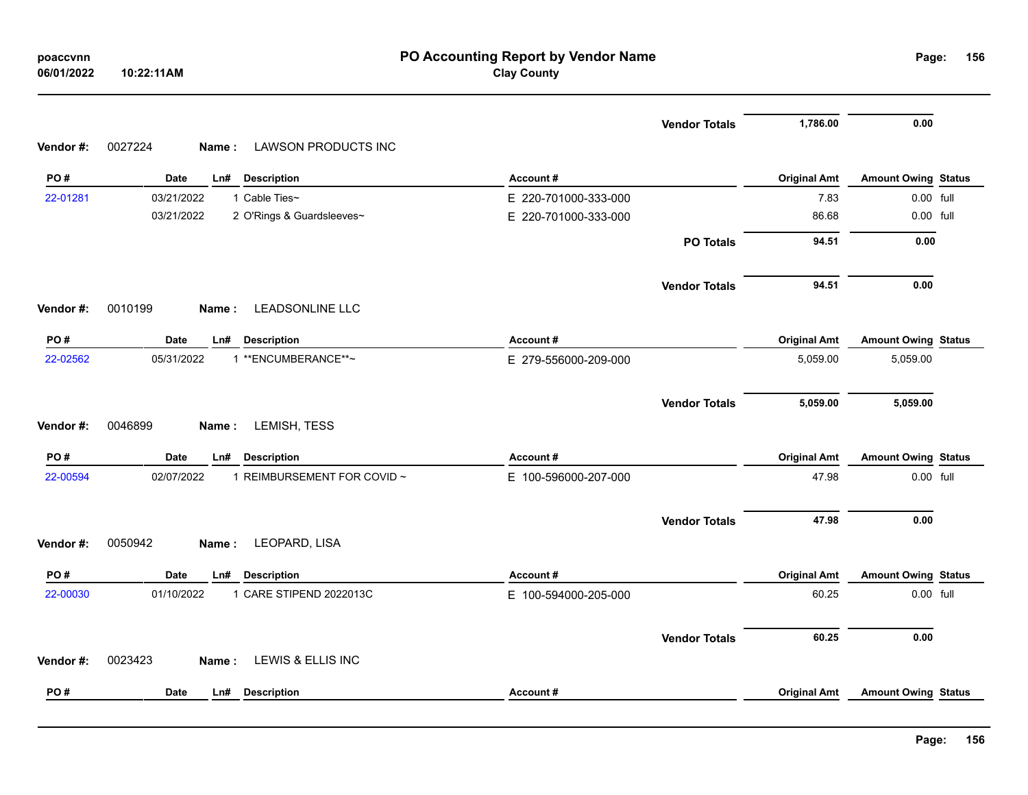| | | | | | Original Amt | Amount Owing | Status |
|---|---|---|---|---|---|---|---|
| | | | | Vendor Totals | 1,786.00 | 0.00 | |

**Vendor #:** 0027224 **Name :** LAWSON PRODUCTS INC

| PO # | Date | Ln# | Description | Account # | Original Amt | Amount Owing | Status |
|---|---|---|---|---|---|---|---|
| 22-01281 | 03/21/2022 | 1 | Cable Ties~ | E 220-701000-333-000 | 7.83 | 0.00 | full |
| | 03/21/2022 | 2 | O'Rings & Guardsleeves~ | E 220-701000-333-000 | 86.68 | 0.00 | full |
| | | | | PO Totals | 94.51 | 0.00 | |
| | | | | Vendor Totals | 94.51 | 0.00 | |

**Vendor #:** 0010199 **Name :** LEADSONLINE LLC

| PO # | Date | Ln# | Description | Account # | Original Amt | Amount Owing | Status |
|---|---|---|---|---|---|---|---|
| 22-02562 | 05/31/2022 | 1 | **ENCUMBERANCE**~ | E 279-556000-209-000 | 5,059.00 | 5,059.00 | |
| | | | | Vendor Totals | 5,059.00 | 5,059.00 | |

**Vendor #:** 0046899 **Name :** LEMISH, TESS

| PO # | Date | Ln# | Description | Account # | Original Amt | Amount Owing | Status |
|---|---|---|---|---|---|---|---|
| 22-00594 | 02/07/2022 | 1 | REIMBURSEMENT FOR COVID ~ | E 100-596000-207-000 | 47.98 | 0.00 | full |
| | | | | Vendor Totals | 47.98 | 0.00 | |

**Vendor #:** 0050942 **Name :** LEOPARD, LISA

| PO # | Date | Ln# | Description | Account # | Original Amt | Amount Owing | Status |
|---|---|---|---|---|---|---|---|
| 22-00030 | 01/10/2022 | 1 | CARE STIPEND 2022013C | E 100-594000-205-000 | 60.25 | 0.00 | full |
| | | | | Vendor Totals | 60.25 | 0.00 | |

**Vendor #:** 0023423 **Name :** LEWIS & ELLIS INC

| PO # | Date | Ln# | Description | Account # | Original Amt | Amount Owing | Status |
|---|---|---|---|---|---|---|---|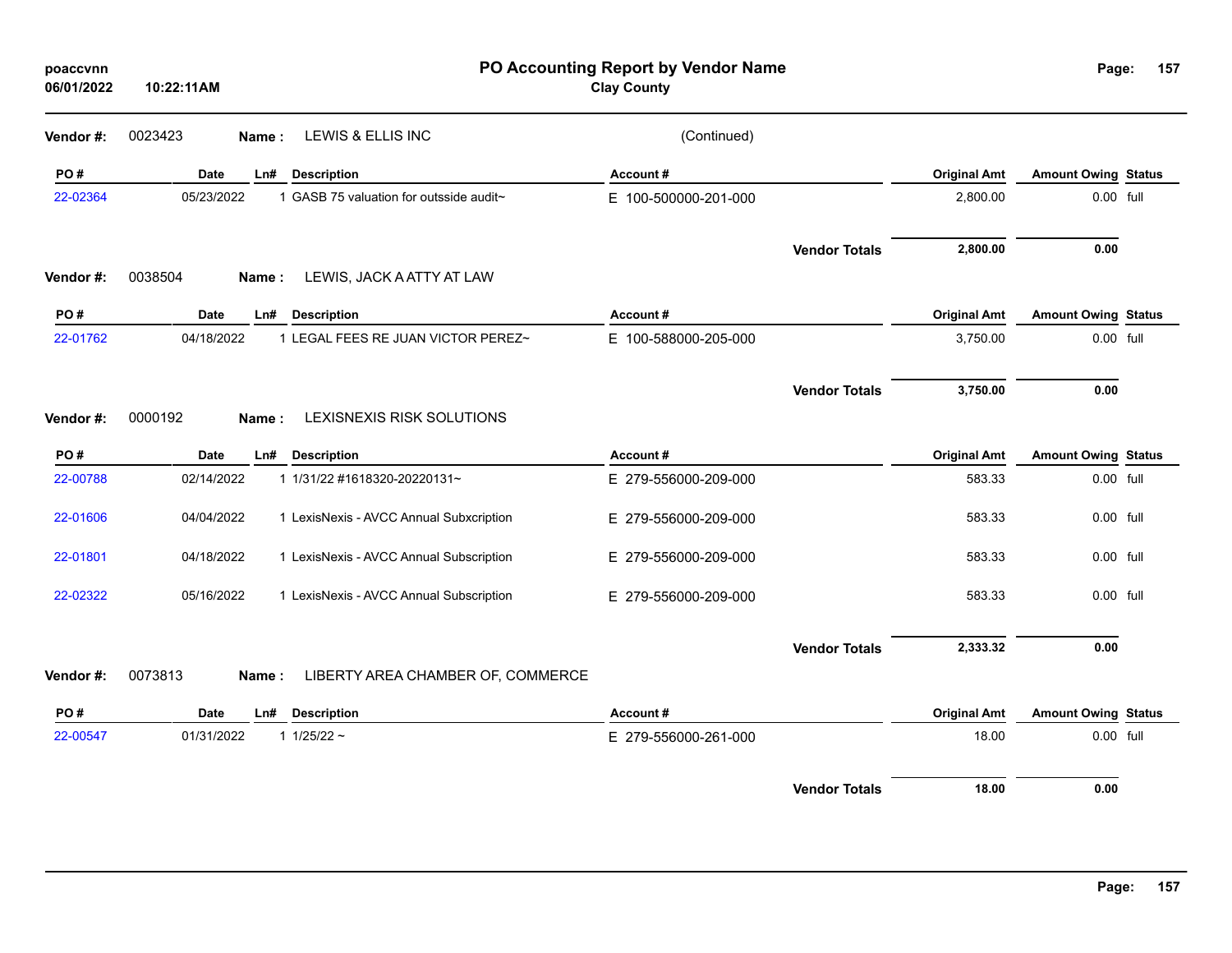**PO Accounting Report by Vendor Name**
**Clay County**

poaccvnn
06/01/2022 10:22:11AM

**Vendor #:** 0023423 **Name :** LEWIS & ELLIS INC (Continued)

| PO # | Date | Ln# | Description | Account # | Original Amt | Amount Owing | Status |
|---|---|---|---|---|---|---|---|
| 22-02364 | 05/23/2022 | 1 | GASB 75 valuation for outsside audit~ | E 100-500000-201-000 | 2,800.00 | 0.00 | full |
| | | | | **Vendor Totals** | **2,800.00** | **0.00** | |

**Vendor #:** 0038504 **Name :** LEWIS, JACK A ATTY AT LAW

| PO # | Date | Ln# | Description | Account # | Original Amt | Amount Owing | Status |
|---|---|---|---|---|---|---|---|
| 22-01762 | 04/18/2022 | 1 | LEGAL FEES RE JUAN VICTOR PEREZ~ | E 100-588000-205-000 | 3,750.00 | 0.00 | full |
| | | | | **Vendor Totals** | **3,750.00** | **0.00** | |

**Vendor #:** 0000192 **Name :** LEXISNEXIS RISK SOLUTIONS

| PO # | Date | Ln# | Description | Account # | Original Amt | Amount Owing | Status |
|---|---|---|---|---|---|---|---|
| 22-00788 | 02/14/2022 | 1 | 1/31/22 #1618320-20220131~ | E 279-556000-209-000 | 583.33 | 0.00 | full |
| 22-01606 | 04/04/2022 | 1 | LexisNexis - AVCC Annual Subxcription | E 279-556000-209-000 | 583.33 | 0.00 | full |
| 22-01801 | 04/18/2022 | 1 | LexisNexis - AVCC Annual Subscription | E 279-556000-209-000 | 583.33 | 0.00 | full |
| 22-02322 | 05/16/2022 | 1 | LexisNexis - AVCC Annual Subscription | E 279-556000-209-000 | 583.33 | 0.00 | full |
| | | | | **Vendor Totals** | **2,333.32** | **0.00** | |

**Vendor #:** 0073813 **Name :** LIBERTY AREA CHAMBER OF, COMMERCE

| PO # | Date | Ln# | Description | Account # | Original Amt | Amount Owing | Status |
|---|---|---|---|---|---|---|---|
| 22-00547 | 01/31/2022 | 1 | 1/25/22 ~ | E 279-556000-261-000 | 18.00 | 0.00 | full |
| | | | | **Vendor Totals** | **18.00** | **0.00** | |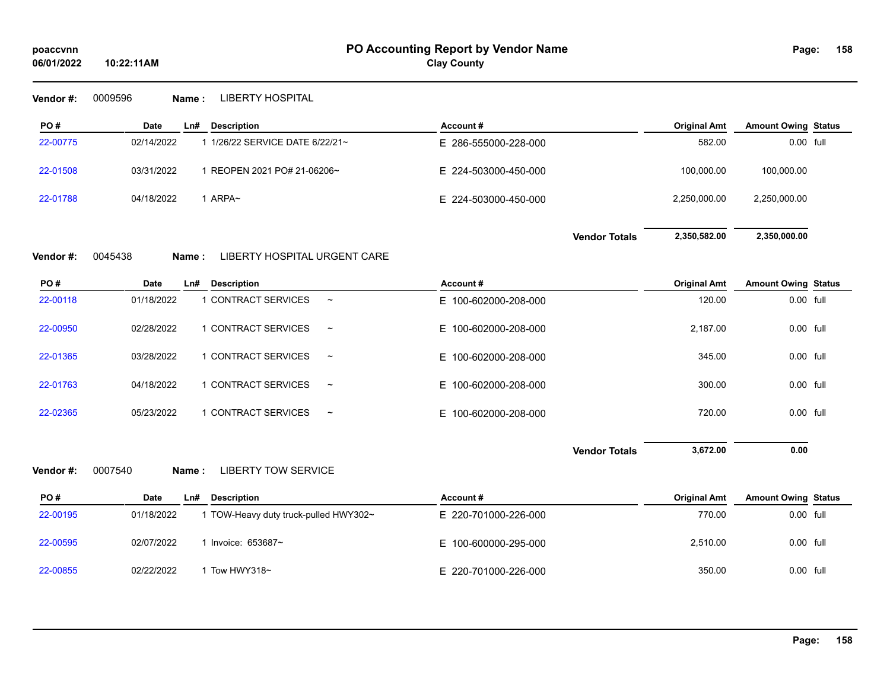**Vendor #:** 0009596 **Name :** LIBERTY HOSPITAL

| PO # | Date | Ln# | Description | Account # | Original Amt | Amount Owing | Status |
|---|---|---|---|---|---|---|---|
| 22-00775 | 02/14/2022 | 1 | 1/26/22 SERVICE DATE 6/22/21~ | E 286-555000-228-000 | 582.00 | 0.00 | full |
| 22-01508 | 03/31/2022 | 1 | REOPEN 2021 PO# 21-06206~ | E 224-503000-450-000 | 100,000.00 | 100,000.00 | |
| 22-01788 | 04/18/2022 | 1 | ARPA~ | E 224-503000-450-000 | 2,250,000.00 | 2,250,000.00 | |
| | | | | **Vendor Totals** | **2,350,582.00** | **2,350,000.00** | |

**Vendor #:** 0045438 **Name :** LIBERTY HOSPITAL URGENT CARE

| PO # | Date | Ln# | Description | Account # | Original Amt | Amount Owing | Status |
|---|---|---|---|---|---|---|---|
| 22-00118 | 01/18/2022 | 1 | CONTRACT SERVICES ~ | E 100-602000-208-000 | 120.00 | 0.00 | full |
| 22-00950 | 02/28/2022 | 1 | CONTRACT SERVICES ~ | E 100-602000-208-000 | 2,187.00 | 0.00 | full |
| 22-01365 | 03/28/2022 | 1 | CONTRACT SERVICES ~ | E 100-602000-208-000 | 345.00 | 0.00 | full |
| 22-01763 | 04/18/2022 | 1 | CONTRACT SERVICES ~ | E 100-602000-208-000 | 300.00 | 0.00 | full |
| 22-02365 | 05/23/2022 | 1 | CONTRACT SERVICES ~ | E 100-602000-208-000 | 720.00 | 0.00 | full |
| | | | | **Vendor Totals** | **3,672.00** | **0.00** | |

**Vendor #:** 0007540 **Name :** LIBERTY TOW SERVICE

| PO # | Date | Ln# | Description | Account # | Original Amt | Amount Owing | Status |
|---|---|---|---|---|---|---|---|
| 22-00195 | 01/18/2022 | 1 | TOW-Heavy duty truck-pulled HWY302~ | E 220-701000-226-000 | 770.00 | 0.00 | full |
| 22-00595 | 02/07/2022 | 1 | Invoice: 653687~ | E 100-600000-295-000 | 2,510.00 | 0.00 | full |
| 22-00855 | 02/22/2022 | 1 | Tow HWY318~ | E 220-701000-226-000 | 350.00 | 0.00 | full |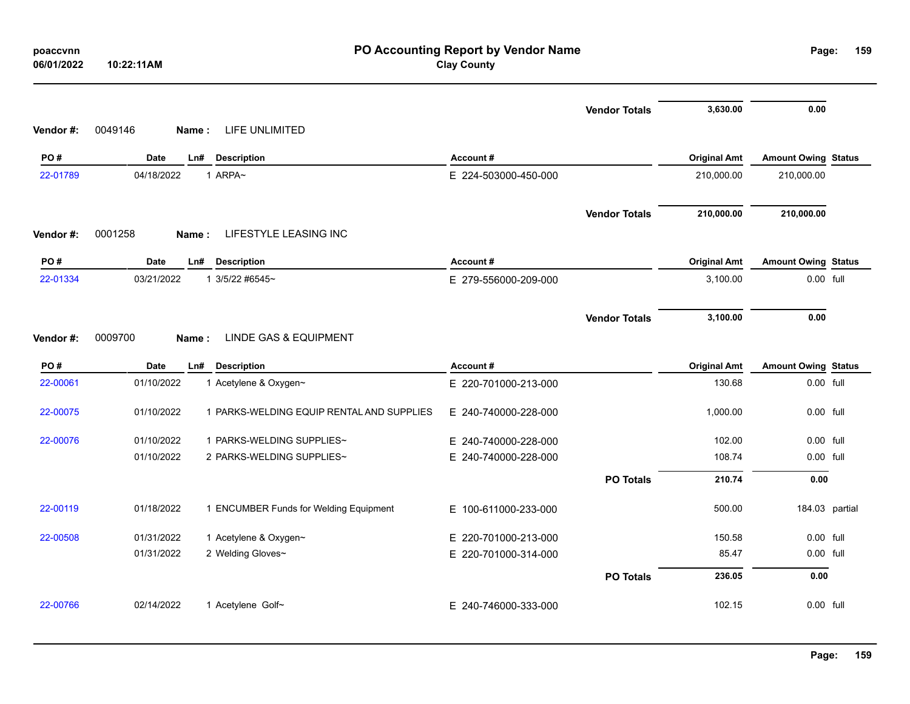# PO Accounting Report by Vendor Name

**Clay County**

poaccvnn
06/01/2022 10:22:11AM

| | | | | | Vendor Totals | 3,630.00 | 0.00 | |
|---|---|---|---|---|---|---|---|---|

**Vendor #:** 0049146 **Name :** LIFE UNLIMITED

| PO # | Date | Ln# | Description | Account # | Original Amt | Amount Owing | Status |
|---|---|---|---|---|---|---|---|
| 22-01789 | 04/18/2022 | 1 | ARPA~ | E 224-503000-450-000 | 210,000.00 | 210,000.00 | |
| | | | | **Vendor Totals** | **210,000.00** | **210,000.00** | |

**Vendor #:** 0001258 **Name :** LIFESTYLE LEASING INC

| PO # | Date | Ln# | Description | Account # | Original Amt | Amount Owing | Status |
|---|---|---|---|---|---|---|---|
| 22-01334 | 03/21/2022 | 1 | 3/5/22 #6545~ | E 279-556000-209-000 | 3,100.00 | 0.00 | full |
| | | | | **Vendor Totals** | **3,100.00** | **0.00** | |

**Vendor #:** 0009700 **Name :** LINDE GAS & EQUIPMENT

| PO # | Date | Ln# | Description | Account # | Original Amt | Amount Owing | Status |
|---|---|---|---|---|---|---|---|
| 22-00061 | 01/10/2022 | 1 | Acetylene & Oxygen~ | E 220-701000-213-000 | 130.68 | 0.00 | full |
| 22-00075 | 01/10/2022 | 1 | PARKS-WELDING EQUIP RENTAL AND SUPPLIES | E 240-740000-228-000 | 1,000.00 | 0.00 | full |
| 22-00076 | 01/10/2022 | 1 | PARKS-WELDING SUPPLIES~ | E 240-740000-228-000 | 102.00 | 0.00 | full |
| | 01/10/2022 | 2 | PARKS-WELDING SUPPLIES~ | E 240-740000-228-000 | 108.74 | 0.00 | full |
| | | | | **PO Totals** | **210.74** | **0.00** | |
| 22-00119 | 01/18/2022 | 1 | ENCUMBER Funds for Welding Equipment | E 100-611000-233-000 | 500.00 | 184.03 | partial |
| 22-00508 | 01/31/2022 | 1 | Acetylene & Oxygen~ | E 220-701000-213-000 | 150.58 | 0.00 | full |
| | 01/31/2022 | 2 | Welding Gloves~ | E 220-701000-314-000 | 85.47 | 0.00 | full |
| | | | | **PO Totals** | **236.05** | **0.00** | |
| 22-00766 | 02/14/2022 | 1 | Acetylene Golf~ | E 240-746000-333-000 | 102.15 | 0.00 | full |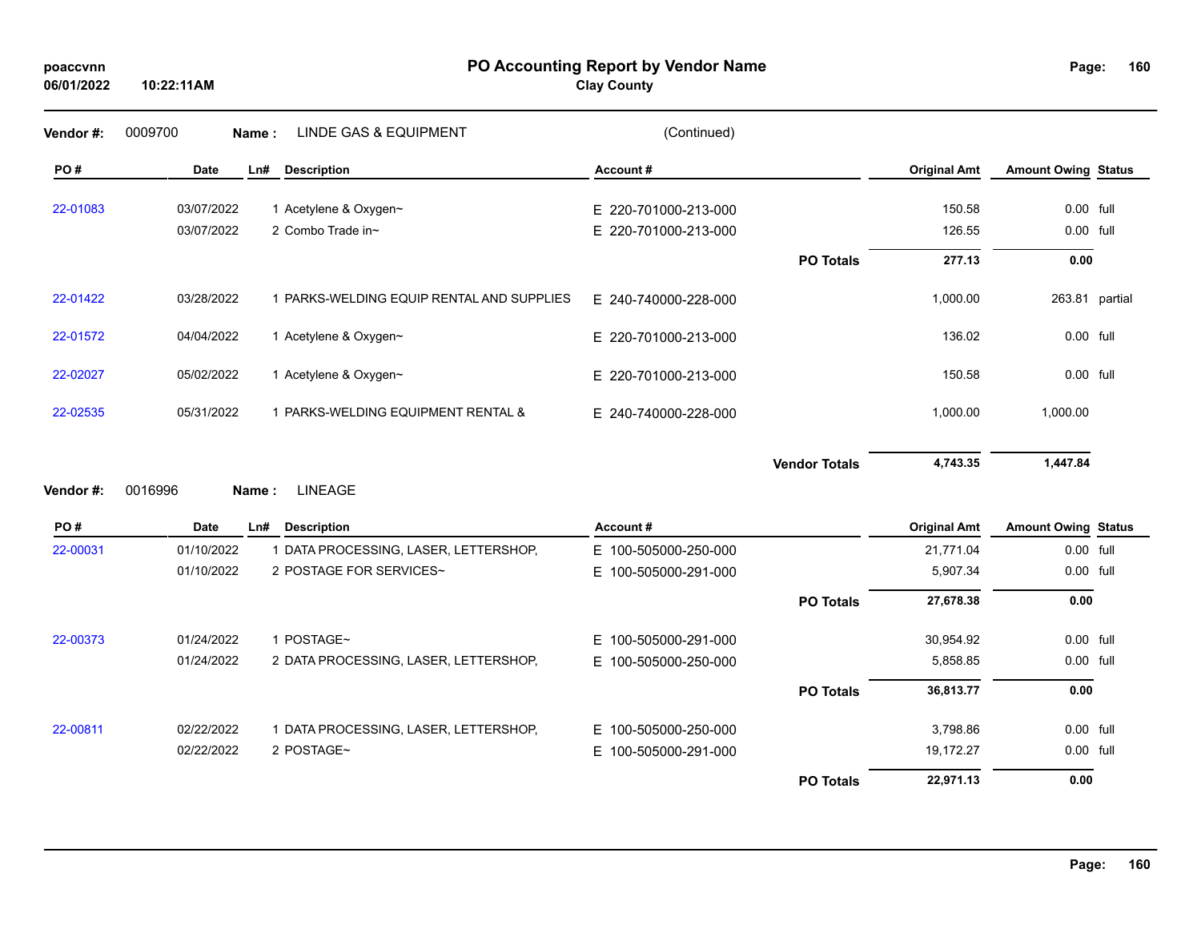# PO Accounting Report by Vendor Name

**Clay County**

poaccvnn
06/01/2022 10:22:11AM

**Vendor #:** 0009700 **Name :** LINDE GAS & EQUIPMENT (Continued)

| PO # | Date | Ln# | Description | Account # | | Original Amt | Amount Owing | Status |
|---|---|---|---|---|---|---|---|---|
| 22-01083 | 03/07/2022 | 1 | Acetylene & Oxygen~ | E 220-701000-213-000 | | 150.58 | 0.00 | full |
| | 03/07/2022 | 2 | Combo Trade in~ | E 220-701000-213-000 | | 126.55 | 0.00 | full |
| | | | | | **PO Totals** | **277.13** | **0.00** | |
| 22-01422 | 03/28/2022 | 1 | PARKS-WELDING EQUIP RENTAL AND SUPPLIES | E 240-740000-228-000 | | 1,000.00 | 263.81 | partial |
| 22-01572 | 04/04/2022 | 1 | Acetylene & Oxygen~ | E 220-701000-213-000 | | 136.02 | 0.00 | full |
| 22-02027 | 05/02/2022 | 1 | Acetylene & Oxygen~ | E 220-701000-213-000 | | 150.58 | 0.00 | full |
| 22-02535 | 05/31/2022 | 1 | PARKS-WELDING EQUIPMENT RENTAL & | E 240-740000-228-000 | | 1,000.00 | 1,000.00 | |
| | | | | | **Vendor Totals** | **4,743.35** | **1,447.84** | |

**Vendor #:** 0016996 **Name :** LINEAGE

| PO # | Date | Ln# | Description | Account # | | Original Amt | Amount Owing | Status |
|---|---|---|---|---|---|---|---|---|
| 22-00031 | 01/10/2022 | 1 | DATA PROCESSING, LASER, LETTERSHOP, | E 100-505000-250-000 | | 21,771.04 | 0.00 | full |
| | 01/10/2022 | 2 | POSTAGE FOR SERVICES~ | E 100-505000-291-000 | | 5,907.34 | 0.00 | full |
| | | | | | **PO Totals** | **27,678.38** | **0.00** | |
| 22-00373 | 01/24/2022 | 1 | POSTAGE~ | E 100-505000-291-000 | | 30,954.92 | 0.00 | full |
| | 01/24/2022 | 2 | DATA PROCESSING, LASER, LETTERSHOP, | E 100-505000-250-000 | | 5,858.85 | 0.00 | full |
| | | | | | **PO Totals** | **36,813.77** | **0.00** | |
| 22-00811 | 02/22/2022 | 1 | DATA PROCESSING, LASER, LETTERSHOP, | E 100-505000-250-000 | | 3,798.86 | 0.00 | full |
| | 02/22/2022 | 2 | POSTAGE~ | E 100-505000-291-000 | | 19,172.27 | 0.00 | full |
| | | | | | **PO Totals** | **22,971.13** | **0.00** | |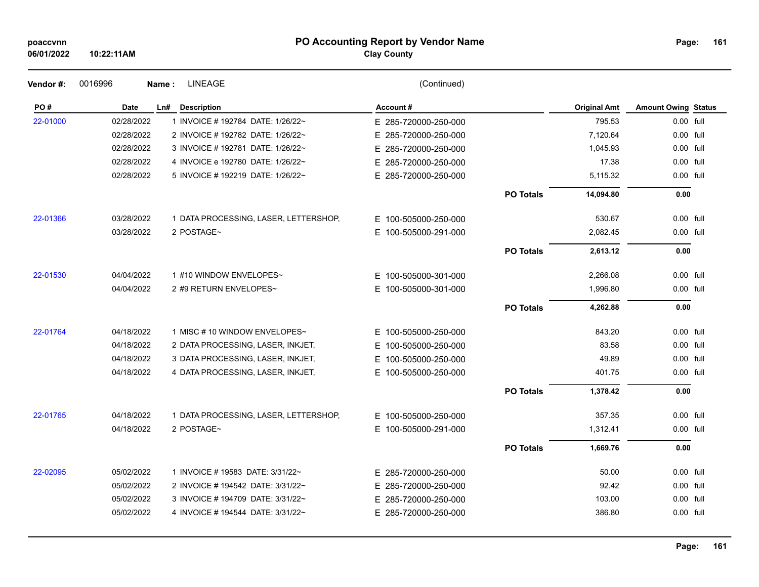# PO Accounting Report by Vendor Name

**Clay County**

**Vendor #:** 0016996 **Name :** LINEAGE (Continued)

| PO # | Date | Ln# | Description | Account # | | Original Amt | Amount Owing | Status |
|---|---|---|---|---|---|---|---|---|
| 22-01000 | 02/28/2022 | 1 | INVOICE # 192784 DATE: 1/26/22~ | E 285-720000-250-000 | | 795.53 | 0.00 | full |
| | 02/28/2022 | 2 | INVOICE # 192782 DATE: 1/26/22~ | E 285-720000-250-000 | | 7,120.64 | 0.00 | full |
| | 02/28/2022 | 3 | INVOICE # 192781 DATE: 1/26/22~ | E 285-720000-250-000 | | 1,045.93 | 0.00 | full |
| | 02/28/2022 | 4 | INVOICE e 192780 DATE: 1/26/22~ | E 285-720000-250-000 | | 17.38 | 0.00 | full |
| | 02/28/2022 | 5 | INVOICE # 192219 DATE: 1/26/22~ | E 285-720000-250-000 | | 5,115.32 | 0.00 | full |
| | | | | | **PO Totals** | **14,094.80** | **0.00** | |
| 22-01366 | 03/28/2022 | 1 | DATA PROCESSING, LASER, LETTERSHOP, | E 100-505000-250-000 | | 530.67 | 0.00 | full |
| | 03/28/2022 | 2 | POSTAGE~ | E 100-505000-291-000 | | 2,082.45 | 0.00 | full |
| | | | | | **PO Totals** | **2,613.12** | **0.00** | |
| 22-01530 | 04/04/2022 | 1 | #10 WINDOW ENVELOPES~ | E 100-505000-301-000 | | 2,266.08 | 0.00 | full |
| | 04/04/2022 | 2 | #9 RETURN ENVELOPES~ | E 100-505000-301-000 | | 1,996.80 | 0.00 | full |
| | | | | | **PO Totals** | **4,262.88** | **0.00** | |
| 22-01764 | 04/18/2022 | 1 | MISC # 10 WINDOW ENVELOPES~ | E 100-505000-250-000 | | 843.20 | 0.00 | full |
| | 04/18/2022 | 2 | DATA PROCESSING, LASER, INKJET, | E 100-505000-250-000 | | 83.58 | 0.00 | full |
| | 04/18/2022 | 3 | DATA PROCESSING, LASER, INKJET, | E 100-505000-250-000 | | 49.89 | 0.00 | full |
| | 04/18/2022 | 4 | DATA PROCESSING, LASER, INKJET, | E 100-505000-250-000 | | 401.75 | 0.00 | full |
| | | | | | **PO Totals** | **1,378.42** | **0.00** | |
| 22-01765 | 04/18/2022 | 1 | DATA PROCESSING, LASER, LETTERSHOP, | E 100-505000-250-000 | | 357.35 | 0.00 | full |
| | 04/18/2022 | 2 | POSTAGE~ | E 100-505000-291-000 | | 1,312.41 | 0.00 | full |
| | | | | | **PO Totals** | **1,669.76** | **0.00** | |
| 22-02095 | 05/02/2022 | 1 | INVOICE # 19583 DATE: 3/31/22~ | E 285-720000-250-000 | | 50.00 | 0.00 | full |
| | 05/02/2022 | 2 | INVOICE # 194542 DATE: 3/31/22~ | E 285-720000-250-000 | | 92.42 | 0.00 | full |
| | 05/02/2022 | 3 | INVOICE # 194709 DATE: 3/31/22~ | E 285-720000-250-000 | | 103.00 | 0.00 | full |
| | 05/02/2022 | 4 | INVOICE # 194544 DATE: 3/31/22~ | E 285-720000-250-000 | | 386.80 | 0.00 | full |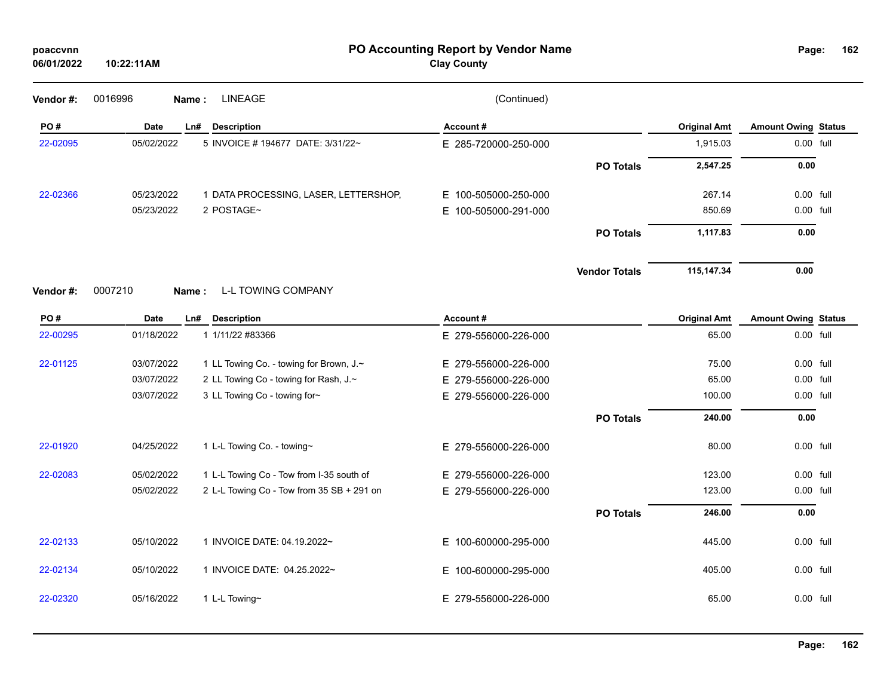**Vendor #:** 0016996 **Name :** LINEAGE (Continued)

| PO # | Date | Ln# | Description | Account # | | Original Amt | Amount Owing | Status |
|---|---|---|---|---|---|---|---|---|
| 22-02095 | 05/02/2022 | 5 | INVOICE # 194677 DATE: 3/31/22~ | E 285-720000-250-000 | | 1,915.03 | 0.00 | full |
| | | | | | **PO Totals** | **2,547.25** | **0.00** | |
| 22-02366 | 05/23/2022 | 1 | DATA PROCESSING, LASER, LETTERSHOP, | E 100-505000-250-000 | | 267.14 | 0.00 | full |
| | 05/23/2022 | 2 | POSTAGE~ | E 100-505000-291-000 | | 850.69 | 0.00 | full |
| | | | | | **PO Totals** | **1,117.83** | **0.00** | |
| | | | | | **Vendor Totals** | **115,147.34** | **0.00** | |

**Vendor #:** 0007210 **Name :** L-L TOWING COMPANY

| PO # | Date | Ln# | Description | Account # | | Original Amt | Amount Owing | Status |
|---|---|---|---|---|---|---|---|---|
| 22-00295 | 01/18/2022 | 1 | 1/11/22 #83366 | E 279-556000-226-000 | | 65.00 | 0.00 | full |
| 22-01125 | 03/07/2022 | 1 | LL Towing Co. - towing for Brown, J.~ | E 279-556000-226-000 | | 75.00 | 0.00 | full |
| | 03/07/2022 | 2 | LL Towing Co - towing for Rash, J.~ | E 279-556000-226-000 | | 65.00 | 0.00 | full |
| | 03/07/2022 | 3 | LL Towing Co - towing for~ | E 279-556000-226-000 | | 100.00 | 0.00 | full |
| | | | | | **PO Totals** | **240.00** | **0.00** | |
| 22-01920 | 04/25/2022 | 1 | L-L Towing Co. - towing~ | E 279-556000-226-000 | | 80.00 | 0.00 | full |
| 22-02083 | 05/02/2022 | 1 | L-L Towing Co - Tow from I-35 south of | E 279-556000-226-000 | | 123.00 | 0.00 | full |
| | 05/02/2022 | 2 | L-L Towing Co - Tow from 35 SB + 291 on | E 279-556000-226-000 | | 123.00 | 0.00 | full |
| | | | | | **PO Totals** | **246.00** | **0.00** | |
| 22-02133 | 05/10/2022 | 1 | INVOICE DATE: 04.19.2022~ | E 100-600000-295-000 | | 445.00 | 0.00 | full |
| 22-02134 | 05/10/2022 | 1 | INVOICE DATE: 04.25.2022~ | E 100-600000-295-000 | | 405.00 | 0.00 | full |
| 22-02320 | 05/16/2022 | 1 | L-L Towing~ | E 279-556000-226-000 | | 65.00 | 0.00 | full |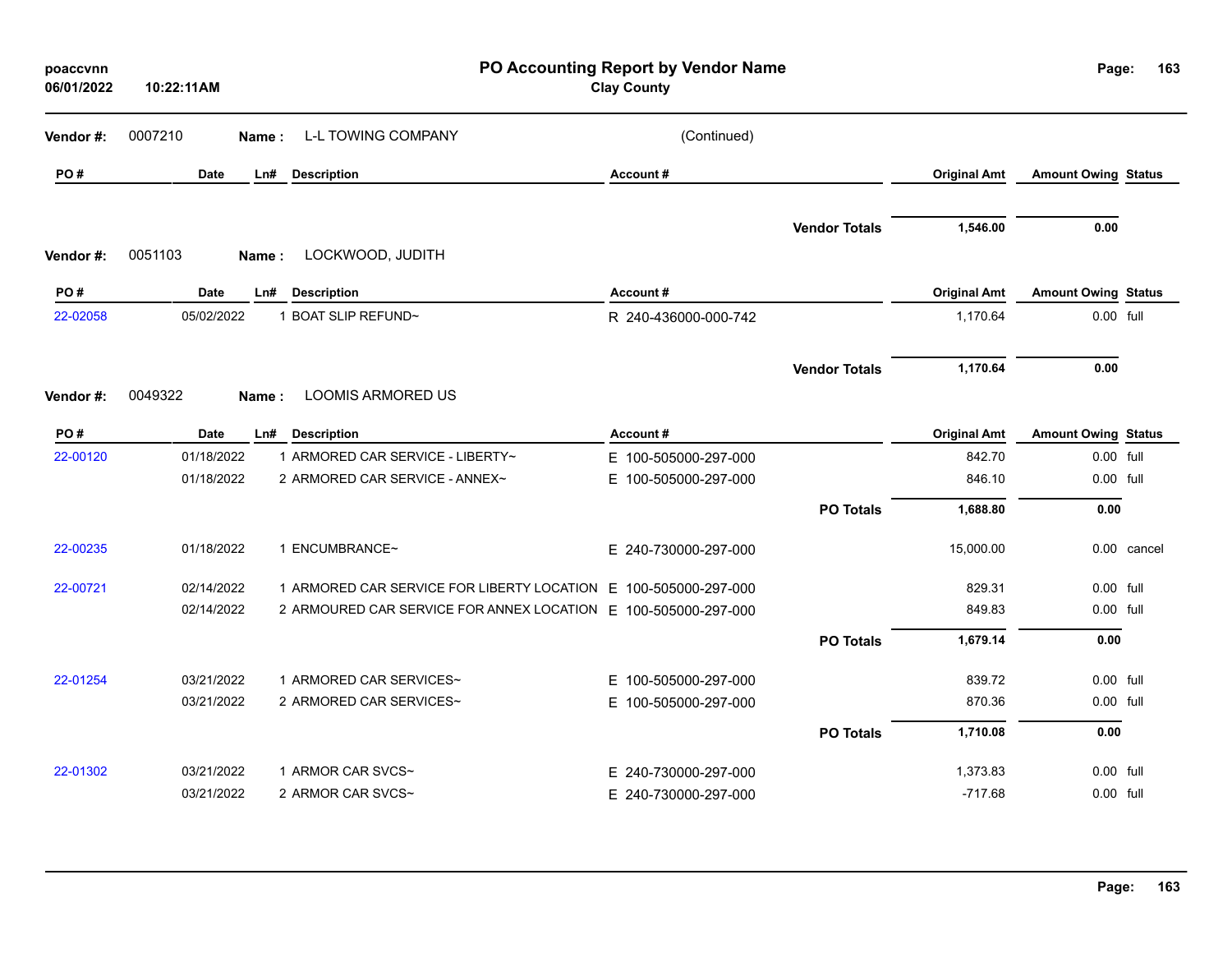# PO Accounting Report by Vendor Name

**Clay County**

poaccvnn
06/01/2022 10:22:11AM

**Vendor #:** 0007210 **Name :** L-L TOWING COMPANY (Continued)

| PO # | Date | Ln# | Description | Account # | | Original Amt | Amount Owing | Status |
|---|---|---|---|---|---|---|---|---|
| | | | | | **Vendor Totals** | **1,546.00** | **0.00** | |

**Vendor #:** 0051103 **Name :** LOCKWOOD, JUDITH

| PO # | Date | Ln# | Description | Account # | | Original Amt | Amount Owing | Status |
|---|---|---|---|---|---|---|---|---|
| 22-02058 | 05/02/2022 | 1 | BOAT SLIP REFUND~ | R 240-436000-000-742 | | 1,170.64 | 0.00 | full |
| | | | | | **Vendor Totals** | **1,170.64** | **0.00** | |

**Vendor #:** 0049322 **Name :** LOOMIS ARMORED US

| PO # | Date | Ln# | Description | Account # | | Original Amt | Amount Owing | Status |
|---|---|---|---|---|---|---|---|---|
| 22-00120 | 01/18/2022 | 1 | ARMORED CAR SERVICE - LIBERTY~ | E 100-505000-297-000 | | 842.70 | 0.00 | full |
| | 01/18/2022 | 2 | ARMORED CAR SERVICE - ANNEX~ | E 100-505000-297-000 | | 846.10 | 0.00 | full |
| | | | | | **PO Totals** | **1,688.80** | **0.00** | |
| 22-00235 | 01/18/2022 | 1 | ENCUMBRANCE~ | E 240-730000-297-000 | | 15,000.00 | 0.00 | cancel |
| 22-00721 | 02/14/2022 | 1 | ARMORED CAR SERVICE FOR LIBERTY LOCATION | E 100-505000-297-000 | | 829.31 | 0.00 | full |
| | 02/14/2022 | 2 | ARMOURED CAR SERVICE FOR ANNEX LOCATION | E 100-505000-297-000 | | 849.83 | 0.00 | full |
| | | | | | **PO Totals** | **1,679.14** | **0.00** | |
| 22-01254 | 03/21/2022 | 1 | ARMORED CAR SERVICES~ | E 100-505000-297-000 | | 839.72 | 0.00 | full |
| | 03/21/2022 | 2 | ARMORED CAR SERVICES~ | E 100-505000-297-000 | | 870.36 | 0.00 | full |
| | | | | | **PO Totals** | **1,710.08** | **0.00** | |
| 22-01302 | 03/21/2022 | 1 | ARMOR CAR SVCS~ | E 240-730000-297-000 | | 1,373.83 | 0.00 | full |
| | 03/21/2022 | 2 | ARMOR CAR SVCS~ | E 240-730000-297-000 | | -717.68 | 0.00 | full |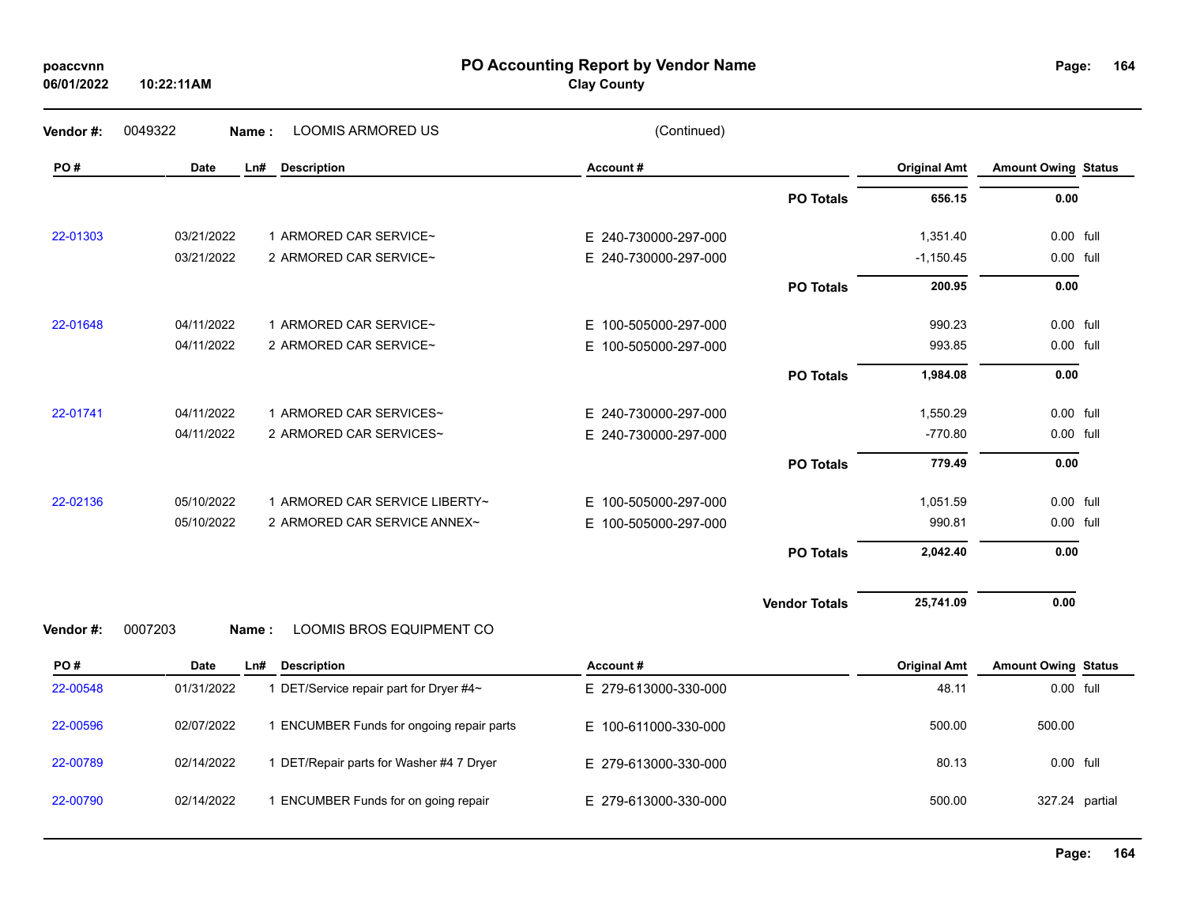**PO Accounting Report by Vendor Name**
**Clay County**

poaccvnn
06/01/2022 10:22:11AM

**Vendor #:** 0049322 **Name :** LOOMIS ARMORED US (Continued)

| PO # | Date | Ln# | Description | Account # | | Original Amt | Amount Owing | Status |
|---|---|---|---|---|---|---|---|---|
| | | | | | **PO Totals** | **656.15** | **0.00** | |
| 22-01303 | 03/21/2022 | 1 | ARMORED CAR SERVICE~ | E 240-730000-297-000 | | 1,351.40 | 0.00 | full |
| | 03/21/2022 | 2 | ARMORED CAR SERVICE~ | E 240-730000-297-000 | | -1,150.45 | 0.00 | full |
| | | | | | **PO Totals** | **200.95** | **0.00** | |
| 22-01648 | 04/11/2022 | 1 | ARMORED CAR SERVICE~ | E 100-505000-297-000 | | 990.23 | 0.00 | full |
| | 04/11/2022 | 2 | ARMORED CAR SERVICE~ | E 100-505000-297-000 | | 993.85 | 0.00 | full |
| | | | | | **PO Totals** | **1,984.08** | **0.00** | |
| 22-01741 | 04/11/2022 | 1 | ARMORED CAR SERVICES~ | E 240-730000-297-000 | | 1,550.29 | 0.00 | full |
| | 04/11/2022 | 2 | ARMORED CAR SERVICES~ | E 240-730000-297-000 | | -770.80 | 0.00 | full |
| | | | | | **PO Totals** | **779.49** | **0.00** | |
| 22-02136 | 05/10/2022 | 1 | ARMORED CAR SERVICE LIBERTY~ | E 100-505000-297-000 | | 1,051.59 | 0.00 | full |
| | 05/10/2022 | 2 | ARMORED CAR SERVICE ANNEX~ | E 100-505000-297-000 | | 990.81 | 0.00 | full |
| | | | | | **PO Totals** | **2,042.40** | **0.00** | |
| | | | | | **Vendor Totals** | **25,741.09** | **0.00** | |

**Vendor #:** 0007203 **Name :** LOOMIS BROS EQUIPMENT CO

| PO # | Date | Ln# | Description | Account # | Original Amt | Amount Owing | Status |
|---|---|---|---|---|---|---|---|
| 22-00548 | 01/31/2022 | 1 | DET/Service repair part for Dryer #4~ | E 279-613000-330-000 | 48.11 | 0.00 | full |
| 22-00596 | 02/07/2022 | 1 | ENCUMBER Funds for ongoing repair parts | E 100-611000-330-000 | 500.00 | 500.00 | |
| 22-00789 | 02/14/2022 | 1 | DET/Repair parts for Washer #4 7 Dryer | E 279-613000-330-000 | 80.13 | 0.00 | full |
| 22-00790 | 02/14/2022 | 1 | ENCUMBER Funds for on going repair | E 279-613000-330-000 | 500.00 | 327.24 | partial |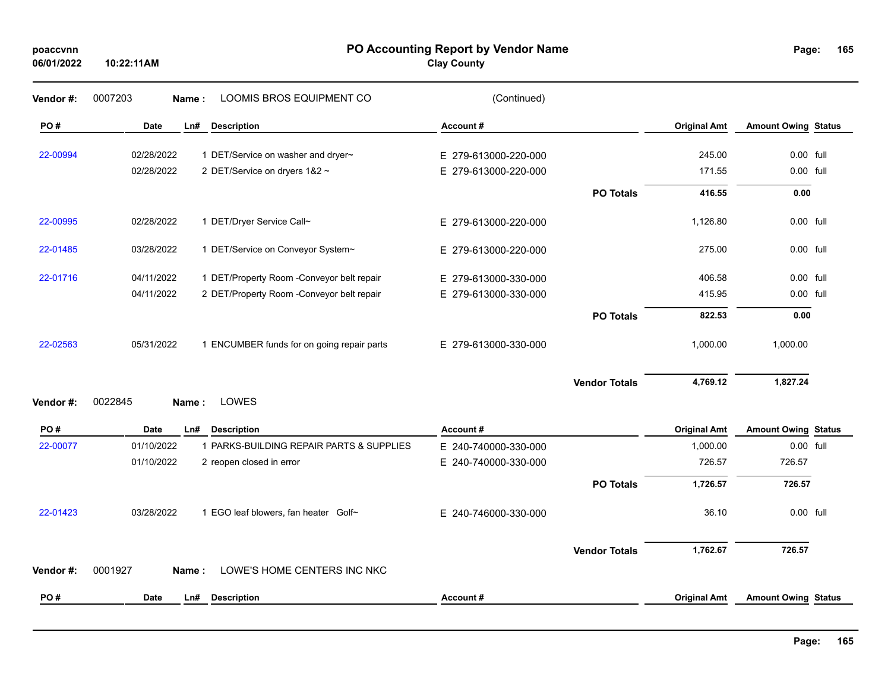# PO Accounting Report by Vendor Name

**Clay County**

poaccvnn
06/01/2022 10:22:11AM

**Vendor #:** 0007203 **Name :** LOOMIS BROS EQUIPMENT CO (Continued)

| PO # | Date | Ln# | Description | Account # | | Original Amt | Amount Owing | Status |
|---|---|---|---|---|---|---|---|---|
| 22-00994 | 02/28/2022 | 1 | DET/Service on washer and dryer~ | E 279-613000-220-000 | | 245.00 | 0.00 | full |
| | 02/28/2022 | 2 | DET/Service on dryers 1&2 ~ | E 279-613000-220-000 | | 171.55 | 0.00 | full |
| | | | | | **PO Totals** | **416.55** | **0.00** | |
| 22-00995 | 02/28/2022 | 1 | DET/Dryer Service Call~ | E 279-613000-220-000 | | 1,126.80 | 0.00 | full |
| 22-01485 | 03/28/2022 | 1 | DET/Service on Conveyor System~ | E 279-613000-220-000 | | 275.00 | 0.00 | full |
| 22-01716 | 04/11/2022 | 1 | DET/Property Room -Conveyor belt repair | E 279-613000-330-000 | | 406.58 | 0.00 | full |
| | 04/11/2022 | 2 | DET/Property Room -Conveyor belt repair | E 279-613000-330-000 | | 415.95 | 0.00 | full |
| | | | | | **PO Totals** | **822.53** | **0.00** | |
| 22-02563 | 05/31/2022 | 1 | ENCUMBER funds for on going repair parts | E 279-613000-330-000 | | 1,000.00 | 1,000.00 | |
| | | | | | **Vendor Totals** | **4,769.12** | **1,827.24** | |

**Vendor #:** 0022845 **Name :** LOWES

| PO # | Date | Ln# | Description | Account # | | Original Amt | Amount Owing | Status |
|---|---|---|---|---|---|---|---|---|
| 22-00077 | 01/10/2022 | 1 | PARKS-BUILDING REPAIR PARTS & SUPPLIES | E 240-740000-330-000 | | 1,000.00 | 0.00 | full |
| | 01/10/2022 | 2 | reopen closed in error | E 240-740000-330-000 | | 726.57 | 726.57 | |
| | | | | | **PO Totals** | **1,726.57** | **726.57** | |
| 22-01423 | 03/28/2022 | 1 | EGO leaf blowers, fan heater Golf~ | E 240-746000-330-000 | | 36.10 | 0.00 | full |
| | | | | | **Vendor Totals** | **1,762.67** | **726.57** | |

**Vendor #:** 0001927 **Name :** LOWE'S HOME CENTERS INC NKC

| PO # | Date | Ln# | Description | Account # | Original Amt | Amount Owing | Status |
|---|---|---|---|---|---|---|---|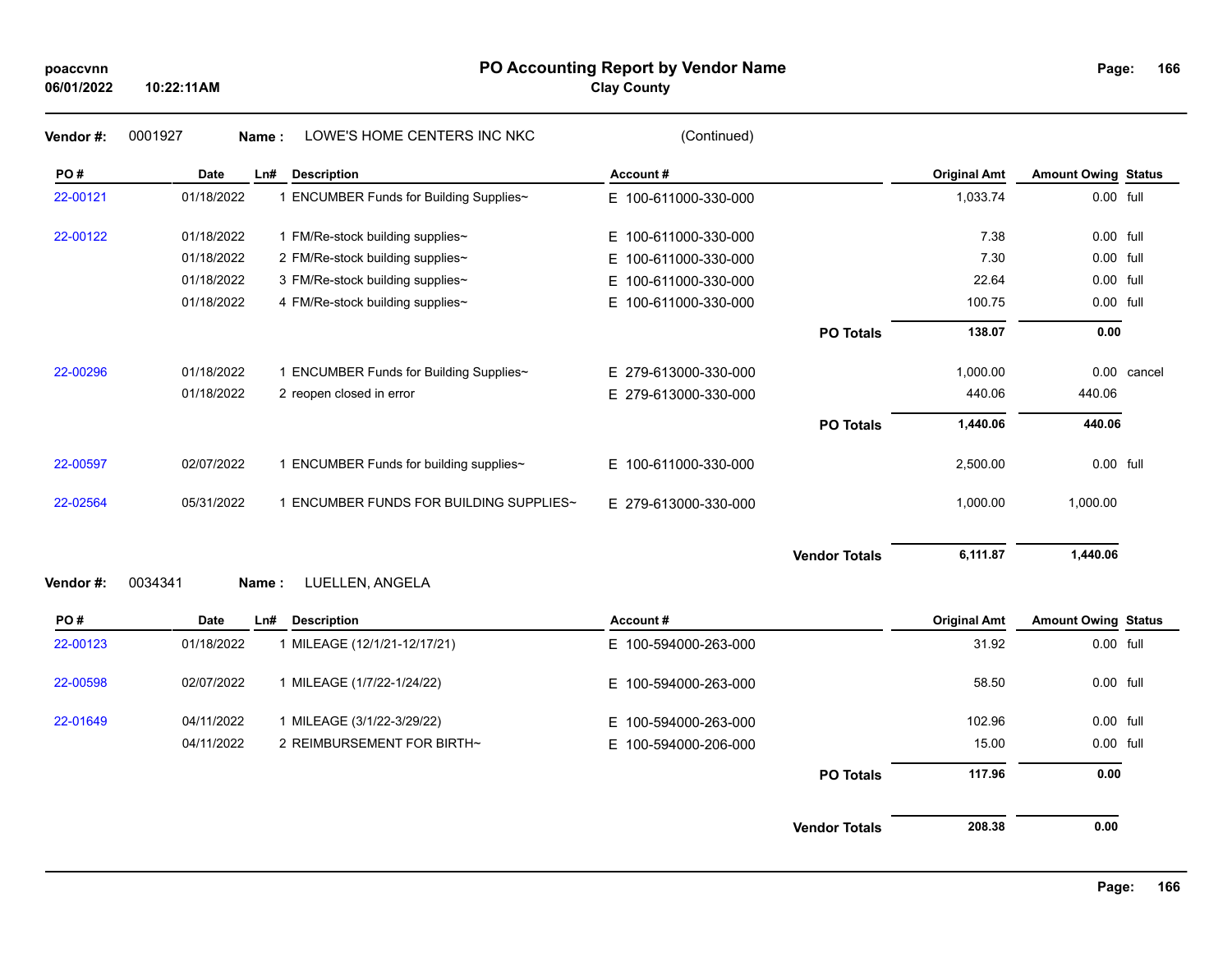# PO Accounting Report by Vendor Name

**Clay County**

poaccvnn
06/01/2022 10:22:11AM

**Vendor #:** 0001927 **Name :** LOWE'S HOME CENTERS INC NKC (Continued)

| PO # | Date | Ln# | Description | Account # | | Original Amt | Amount Owing | Status |
|---|---|---|---|---|---|---|---|---|
| 22-00121 | 01/18/2022 | 1 | ENCUMBER Funds for Building Supplies~ | E 100-611000-330-000 | | 1,033.74 | 0.00 | full |
| 22-00122 | 01/18/2022 | 1 | FM/Re-stock building supplies~ | E 100-611000-330-000 | | 7.38 | 0.00 | full |
| | 01/18/2022 | 2 | FM/Re-stock building supplies~ | E 100-611000-330-000 | | 7.30 | 0.00 | full |
| | 01/18/2022 | 3 | FM/Re-stock building supplies~ | E 100-611000-330-000 | | 22.64 | 0.00 | full |
| | 01/18/2022 | 4 | FM/Re-stock building supplies~ | E 100-611000-330-000 | | 100.75 | 0.00 | full |
| | | | | | **PO Totals** | **138.07** | **0.00** | |
| 22-00296 | 01/18/2022 | 1 | ENCUMBER Funds for Building Supplies~ | E 279-613000-330-000 | | 1,000.00 | 0.00 | cancel |
| | 01/18/2022 | 2 | reopen closed in error | E 279-613000-330-000 | | 440.06 | 440.06 | |
| | | | | | **PO Totals** | **1,440.06** | **440.06** | |
| 22-00597 | 02/07/2022 | 1 | ENCUMBER Funds for building supplies~ | E 100-611000-330-000 | | 2,500.00 | 0.00 | full |
| 22-02564 | 05/31/2022 | 1 | ENCUMBER FUNDS FOR BUILDING SUPPLIES~ | E 279-613000-330-000 | | 1,000.00 | 1,000.00 | |
| | | | | | **Vendor Totals** | **6,111.87** | **1,440.06** | |

**Vendor #:** 0034341 **Name :** LUELLEN, ANGELA

| PO # | Date | Ln# | Description | Account # | | Original Amt | Amount Owing | Status |
|---|---|---|---|---|---|---|---|---|
| 22-00123 | 01/18/2022 | 1 | MILEAGE (12/1/21-12/17/21) | E 100-594000-263-000 | | 31.92 | 0.00 | full |
| 22-00598 | 02/07/2022 | 1 | MILEAGE (1/7/22-1/24/22) | E 100-594000-263-000 | | 58.50 | 0.00 | full |
| 22-01649 | 04/11/2022 | 1 | MILEAGE (3/1/22-3/29/22) | E 100-594000-263-000 | | 102.96 | 0.00 | full |
| | 04/11/2022 | 2 | REIMBURSEMENT FOR BIRTH~ | E 100-594000-206-000 | | 15.00 | 0.00 | full |
| | | | | | **PO Totals** | **117.96** | **0.00** | |
| | | | | | **Vendor Totals** | **208.38** | **0.00** | |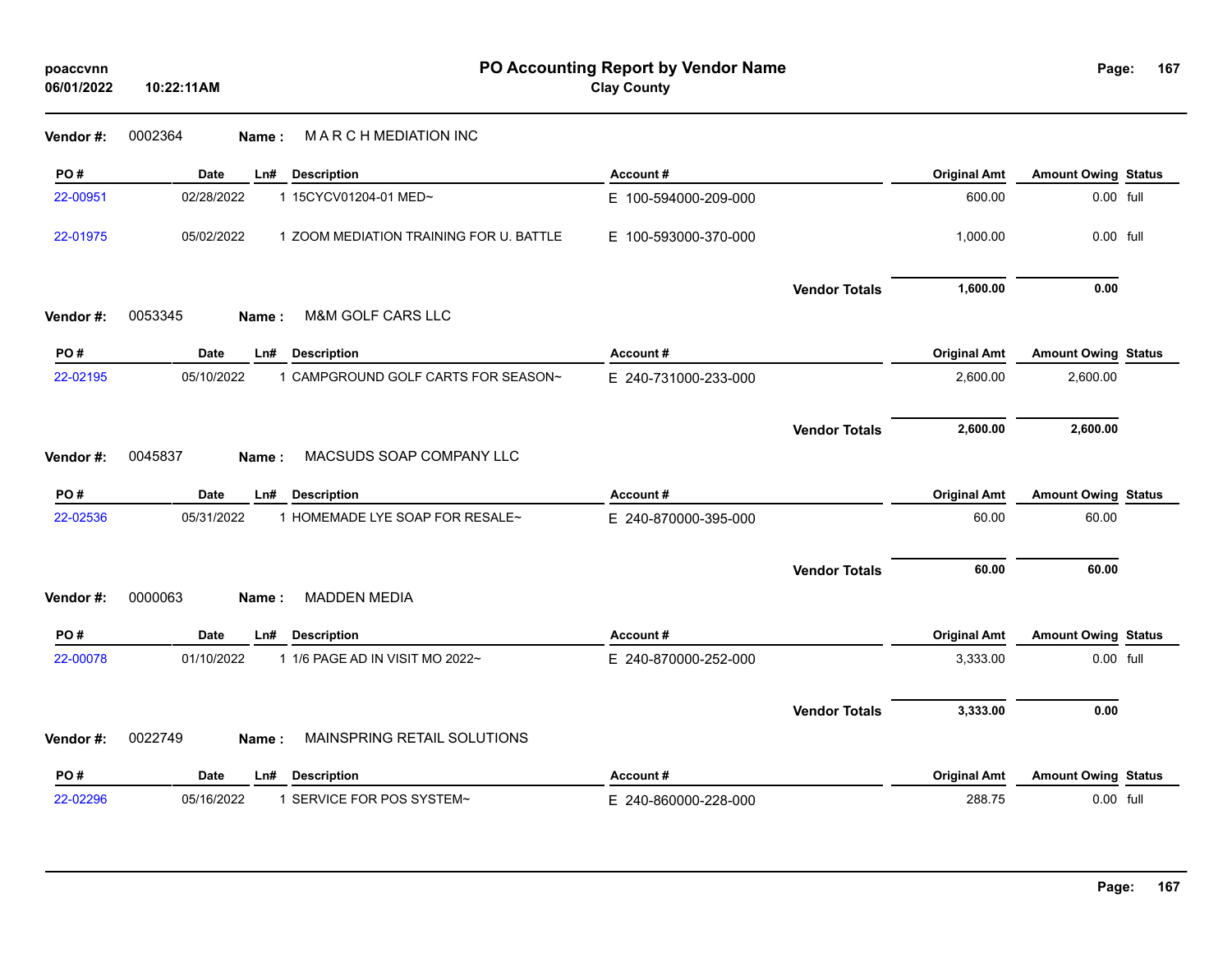**PO Accounting Report by Vendor Name**
**Clay County**

poaccvnn
06/01/2022 10:22:11AM

**Vendor #:** 0002364 **Name :** M A R C H MEDIATION INC

| PO # | Date | Ln# | Description | Account # | Original Amt | Amount Owing | Status |
|---|---|---|---|---|---|---|---|
| 22-00951 | 02/28/2022 | 1 | 15CYCV01204-01 MED~ | E 100-594000-209-000 | 600.00 | 0.00 | full |
| 22-01975 | 05/02/2022 | 1 | ZOOM MEDIATION TRAINING FOR U. BATTLE | E 100-593000-370-000 | 1,000.00 | 0.00 | full |
| | | | | **Vendor Totals** | **1,600.00** | **0.00** | |

**Vendor #:** 0053345 **Name :** M&M GOLF CARS LLC

| PO # | Date | Ln# | Description | Account # | Original Amt | Amount Owing | Status |
|---|---|---|---|---|---|---|---|
| 22-02195 | 05/10/2022 | 1 | CAMPGROUND GOLF CARTS FOR SEASON~ | E 240-731000-233-000 | 2,600.00 | 2,600.00 | |
| | | | | **Vendor Totals** | **2,600.00** | **2,600.00** | |

**Vendor #:** 0045837 **Name :** MACSUDS SOAP COMPANY LLC

| PO # | Date | Ln# | Description | Account # | Original Amt | Amount Owing | Status |
|---|---|---|---|---|---|---|---|
| 22-02536 | 05/31/2022 | 1 | HOMEMADE LYE SOAP FOR RESALE~ | E 240-870000-395-000 | 60.00 | 60.00 | |
| | | | | **Vendor Totals** | **60.00** | **60.00** | |

**Vendor #:** 0000063 **Name :** MADDEN MEDIA

| PO # | Date | Ln# | Description | Account # | Original Amt | Amount Owing | Status |
|---|---|---|---|---|---|---|---|
| 22-00078 | 01/10/2022 | 1 | 1/6 PAGE AD IN VISIT MO 2022~ | E 240-870000-252-000 | 3,333.00 | 0.00 | full |
| | | | | **Vendor Totals** | **3,333.00** | **0.00** | |

**Vendor #:** 0022749 **Name :** MAINSPRING RETAIL SOLUTIONS

| PO # | Date | Ln# | Description | Account # | Original Amt | Amount Owing | Status |
|---|---|---|---|---|---|---|---|
| 22-02296 | 05/16/2022 | 1 | SERVICE FOR POS SYSTEM~ | E 240-860000-228-000 | 288.75 | 0.00 | full |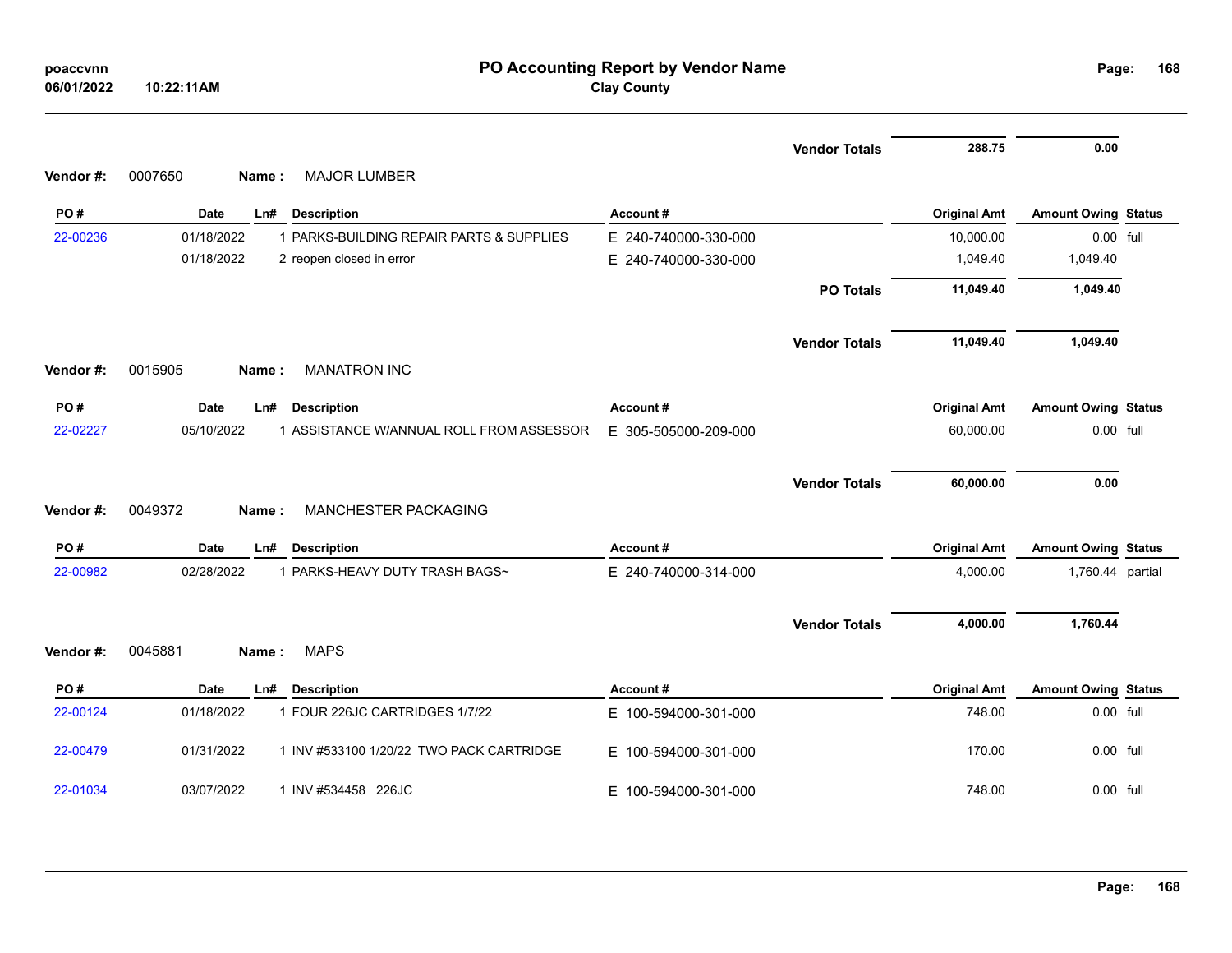# PO Accounting Report by Vendor Name

**Clay County**

| | | | | | Vendor Totals | 288.75 | 0.00 | |
|---|---|---|---|---|---|---|---|---|

**Vendor #:** 0007650 **Name :** MAJOR LUMBER

| PO # | Date | Ln# | Description | Account # | | Original Amt | Amount Owing | Status |
|---|---|---|---|---|---|---|---|---|
| 22-00236 | 01/18/2022 | 1 | PARKS-BUILDING REPAIR PARTS & SUPPLIES | E 240-740000-330-000 | | 10,000.00 | 0.00 | full |
| | 01/18/2022 | 2 | reopen closed in error | E 240-740000-330-000 | | 1,049.40 | 1,049.40 | |
| | | | | | PO Totals | 11,049.40 | 1,049.40 | |
| | | | | | Vendor Totals | 11,049.40 | 1,049.40 | |

**Vendor #:** 0015905 **Name :** MANATRON INC

| PO # | Date | Ln# | Description | Account # | | Original Amt | Amount Owing | Status |
|---|---|---|---|---|---|---|---|---|
| 22-02227 | 05/10/2022 | 1 | ASSISTANCE W/ANNUAL ROLL FROM ASSESSOR | E 305-505000-209-000 | | 60,000.00 | 0.00 | full |
| | | | | | Vendor Totals | 60,000.00 | 0.00 | |

**Vendor #:** 0049372 **Name :** MANCHESTER PACKAGING

| PO # | Date | Ln# | Description | Account # | | Original Amt | Amount Owing | Status |
|---|---|---|---|---|---|---|---|---|
| 22-00982 | 02/28/2022 | 1 | PARKS-HEAVY DUTY TRASH BAGS~ | E 240-740000-314-000 | | 4,000.00 | 1,760.44 | partial |
| | | | | | Vendor Totals | 4,000.00 | 1,760.44 | |

**Vendor #:** 0045881 **Name :** MAPS

| PO # | Date | Ln# | Description | Account # | | Original Amt | Amount Owing | Status |
|---|---|---|---|---|---|---|---|---|
| 22-00124 | 01/18/2022 | 1 | FOUR 226JC CARTRIDGES 1/7/22 | E 100-594000-301-000 | | 748.00 | 0.00 | full |
| 22-00479 | 01/31/2022 | 1 | INV #533100 1/20/22 TWO PACK CARTRIDGE | E 100-594000-301-000 | | 170.00 | 0.00 | full |
| 22-01034 | 03/07/2022 | 1 | INV #534458 226JC | E 100-594000-301-000 | | 748.00 | 0.00 | full |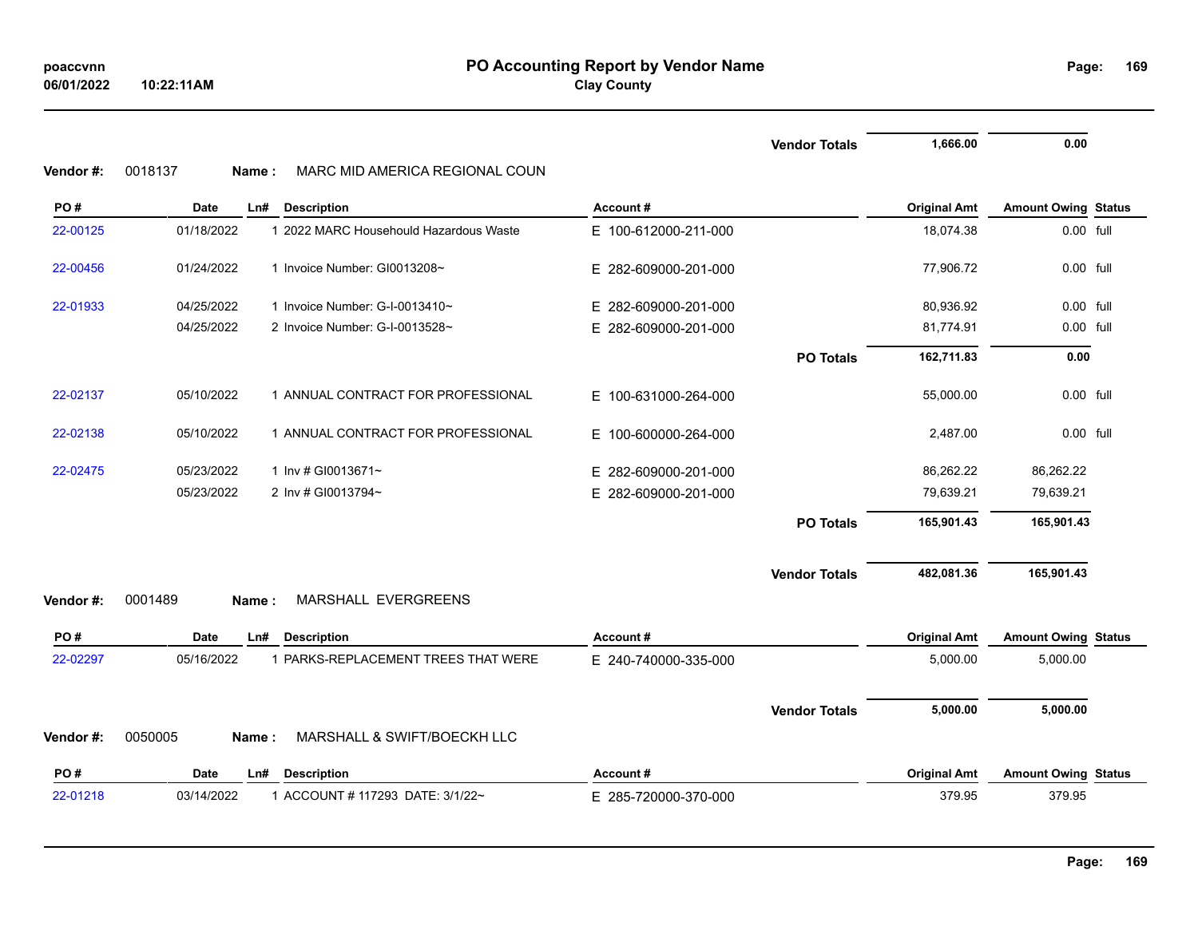| | | | | | Vendor Totals | 1,666.00 | 0.00 | |
|---|---|---|---|---|---|---|---|---|

**Vendor #:** 0018137 **Name :** MARC MID AMERICA REGIONAL COUN

| PO # | Date | Ln# | Description | Account # | | Original Amt | Amount Owing | Status |
|---|---|---|---|---|---|---|---|---|
| 22-00125 | 01/18/2022 | 1 | 2022 MARC Househould Hazardous Waste | E 100-612000-211-000 | | 18,074.38 | 0.00 | full |
| 22-00456 | 01/24/2022 | 1 | Invoice Number: GI0013208~ | E 282-609000-201-000 | | 77,906.72 | 0.00 | full |
| 22-01933 | 04/25/2022 | 1 | Invoice Number: G-I-0013410~ | E 282-609000-201-000 | | 80,936.92 | 0.00 | full |
| | 04/25/2022 | 2 | Invoice Number: G-I-0013528~ | E 282-609000-201-000 | | 81,774.91 | 0.00 | full |
| | | | | | **PO Totals** | **162,711.83** | **0.00** | |
| 22-02137 | 05/10/2022 | 1 | ANNUAL CONTRACT FOR PROFESSIONAL | E 100-631000-264-000 | | 55,000.00 | 0.00 | full |
| 22-02138 | 05/10/2022 | 1 | ANNUAL CONTRACT FOR PROFESSIONAL | E 100-600000-264-000 | | 2,487.00 | 0.00 | full |
| 22-02475 | 05/23/2022 | 1 | Inv # GI0013671~ | E 282-609000-201-000 | | 86,262.22 | 86,262.22 | |
| | 05/23/2022 | 2 | Inv # GI0013794~ | E 282-609000-201-000 | | 79,639.21 | 79,639.21 | |
| | | | | | **PO Totals** | **165,901.43** | **165,901.43** | |
| | | | | | **Vendor Totals** | **482,081.36** | **165,901.43** | |

**Vendor #:** 0001489 **Name :** MARSHALL EVERGREENS

| PO # | Date | Ln# | Description | Account # | | Original Amt | Amount Owing | Status |
|---|---|---|---|---|---|---|---|---|
| 22-02297 | 05/16/2022 | 1 | PARKS-REPLACEMENT TREES THAT WERE | E 240-740000-335-000 | | 5,000.00 | 5,000.00 | |
| | | | | | **Vendor Totals** | **5,000.00** | **5,000.00** | |

**Vendor #:** 0050005 **Name :** MARSHALL & SWIFT/BOECKH LLC

| PO # | Date | Ln# | Description | Account # | Original Amt | Amount Owing | Status |
|---|---|---|---|---|---|---|---|
| 22-01218 | 03/14/2022 | 1 | ACCOUNT # 117293 DATE: 3/1/22~ | E 285-720000-370-000 | 379.95 | 379.95 | |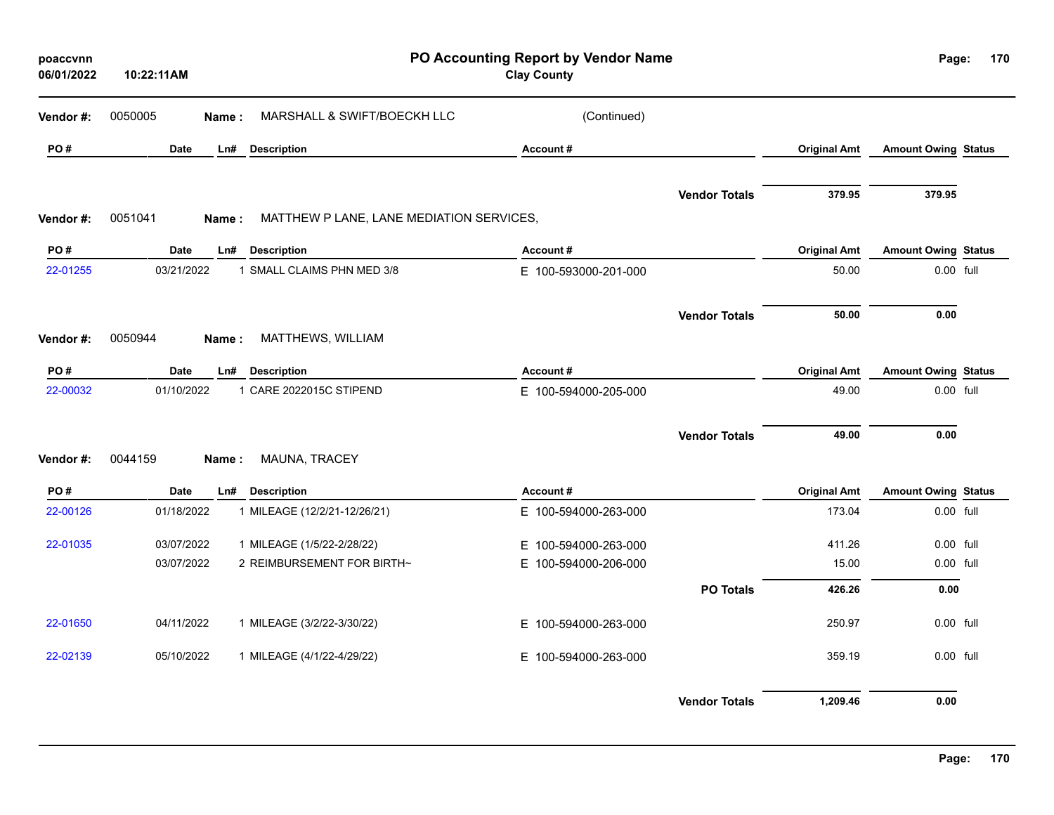# PO Accounting Report by Vendor Name

**Clay County**

**Vendor #:** 0050005 **Name :** MARSHALL & SWIFT/BOECKH LLC (Continued)

| PO # | Date | Ln# | Description | Account # | Original Amt | Amount Owing | Status |
|---|---|---|---|---|---|---|---|
| | | | | **Vendor Totals** | **379.95** | **379.95** | |

**Vendor #:** 0051041 **Name :** MATTHEW P LANE, LANE MEDIATION SERVICES,

| PO # | Date | Ln# | Description | Account # | Original Amt | Amount Owing | Status |
|---|---|---|---|---|---|---|---|
| 22-01255 | 03/21/2022 | 1 | SMALL CLAIMS PHN MED 3/8 | E 100-593000-201-000 | 50.00 | 0.00 | full |
| | | | | **Vendor Totals** | **50.00** | **0.00** | |

**Vendor #:** 0050944 **Name :** MATTHEWS, WILLIAM

| PO # | Date | Ln# | Description | Account # | Original Amt | Amount Owing | Status |
|---|---|---|---|---|---|---|---|
| 22-00032 | 01/10/2022 | 1 | CARE 2022015C STIPEND | E 100-594000-205-000 | 49.00 | 0.00 | full |
| | | | | **Vendor Totals** | **49.00** | **0.00** | |

**Vendor #:** 0044159 **Name :** MAUNA, TRACEY

| PO # | Date | Ln# | Description | Account # | Original Amt | Amount Owing | Status |
|---|---|---|---|---|---|---|---|
| 22-00126 | 01/18/2022 | 1 | MILEAGE (12/2/21-12/26/21) | E 100-594000-263-000 | 173.04 | 0.00 | full |
| 22-01035 | 03/07/2022 | 1 | MILEAGE (1/5/22-2/28/22) | E 100-594000-263-000 | 411.26 | 0.00 | full |
| | 03/07/2022 | 2 | REIMBURSEMENT FOR BIRTH~ | E 100-594000-206-000 | 15.00 | 0.00 | full |
| | | | | **PO Totals** | **426.26** | **0.00** | |
| 22-01650 | 04/11/2022 | 1 | MILEAGE (3/2/22-3/30/22) | E 100-594000-263-000 | 250.97 | 0.00 | full |
| 22-02139 | 05/10/2022 | 1 | MILEAGE (4/1/22-4/29/22) | E 100-594000-263-000 | 359.19 | 0.00 | full |
| | | | | **Vendor Totals** | **1,209.46** | **0.00** | |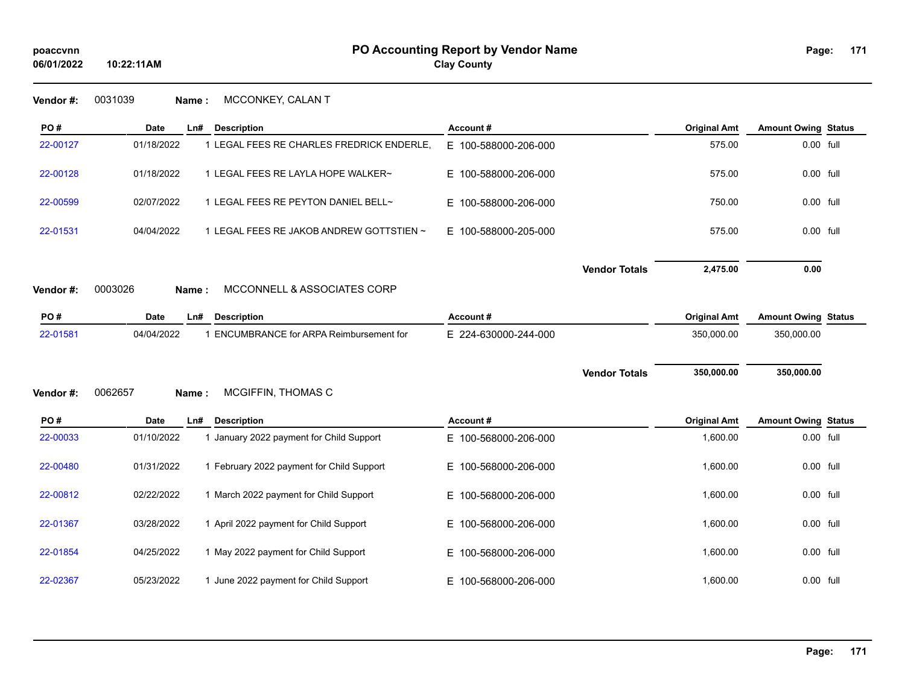**poaccvnn**
**06/01/2022 10:22:11AM**

# PO Accounting Report by Vendor Name
## Clay County

**Vendor #:** 0031039 **Name :** MCCONKEY, CALAN T

| PO # | Date | Ln# | Description | Account # | Original Amt | Amount Owing | Status |
|---|---|---|---|---|---|---|---|
| 22-00127 | 01/18/2022 | 1 | LEGAL FEES RE CHARLES FREDRICK ENDERLE, | E 100-588000-206-000 | 575.00 | 0.00 | full |
| 22-00128 | 01/18/2022 | 1 | LEGAL FEES RE LAYLA HOPE WALKER~ | E 100-588000-206-000 | 575.00 | 0.00 | full |
| 22-00599 | 02/07/2022 | 1 | LEGAL FEES RE PEYTON DANIEL BELL~ | E 100-588000-206-000 | 750.00 | 0.00 | full |
| 22-01531 | 04/04/2022 | 1 | LEGAL FEES RE JAKOB ANDREW GOTTSTIEN ~ | E 100-588000-205-000 | 575.00 | 0.00 | full |
| | | | | **Vendor Totals** | **2,475.00** | **0.00** | |

**Vendor #:** 0003026 **Name :** MCCONNELL & ASSOCIATES CORP

| PO # | Date | Ln# | Description | Account # | Original Amt | Amount Owing | Status |
|---|---|---|---|---|---|---|---|
| 22-01581 | 04/04/2022 | 1 | ENCUMBRANCE for ARPA Reimbursement for | E 224-630000-244-000 | 350,000.00 | 350,000.00 | |
| | | | | **Vendor Totals** | **350,000.00** | **350,000.00** | |

**Vendor #:** 0062657 **Name :** MCGIFFIN, THOMAS C

| PO # | Date | Ln# | Description | Account # | Original Amt | Amount Owing | Status |
|---|---|---|---|---|---|---|---|
| 22-00033 | 01/10/2022 | 1 | January 2022 payment for Child Support | E 100-568000-206-000 | 1,600.00 | 0.00 | full |
| 22-00480 | 01/31/2022 | 1 | February 2022 payment for Child Support | E 100-568000-206-000 | 1,600.00 | 0.00 | full |
| 22-00812 | 02/22/2022 | 1 | March 2022 payment for Child Support | E 100-568000-206-000 | 1,600.00 | 0.00 | full |
| 22-01367 | 03/28/2022 | 1 | April 2022 payment for Child Support | E 100-568000-206-000 | 1,600.00 | 0.00 | full |
| 22-01854 | 04/25/2022 | 1 | May 2022 payment for Child Support | E 100-568000-206-000 | 1,600.00 | 0.00 | full |
| 22-02367 | 05/23/2022 | 1 | June 2022 payment for Child Support | E 100-568000-206-000 | 1,600.00 | 0.00 | full |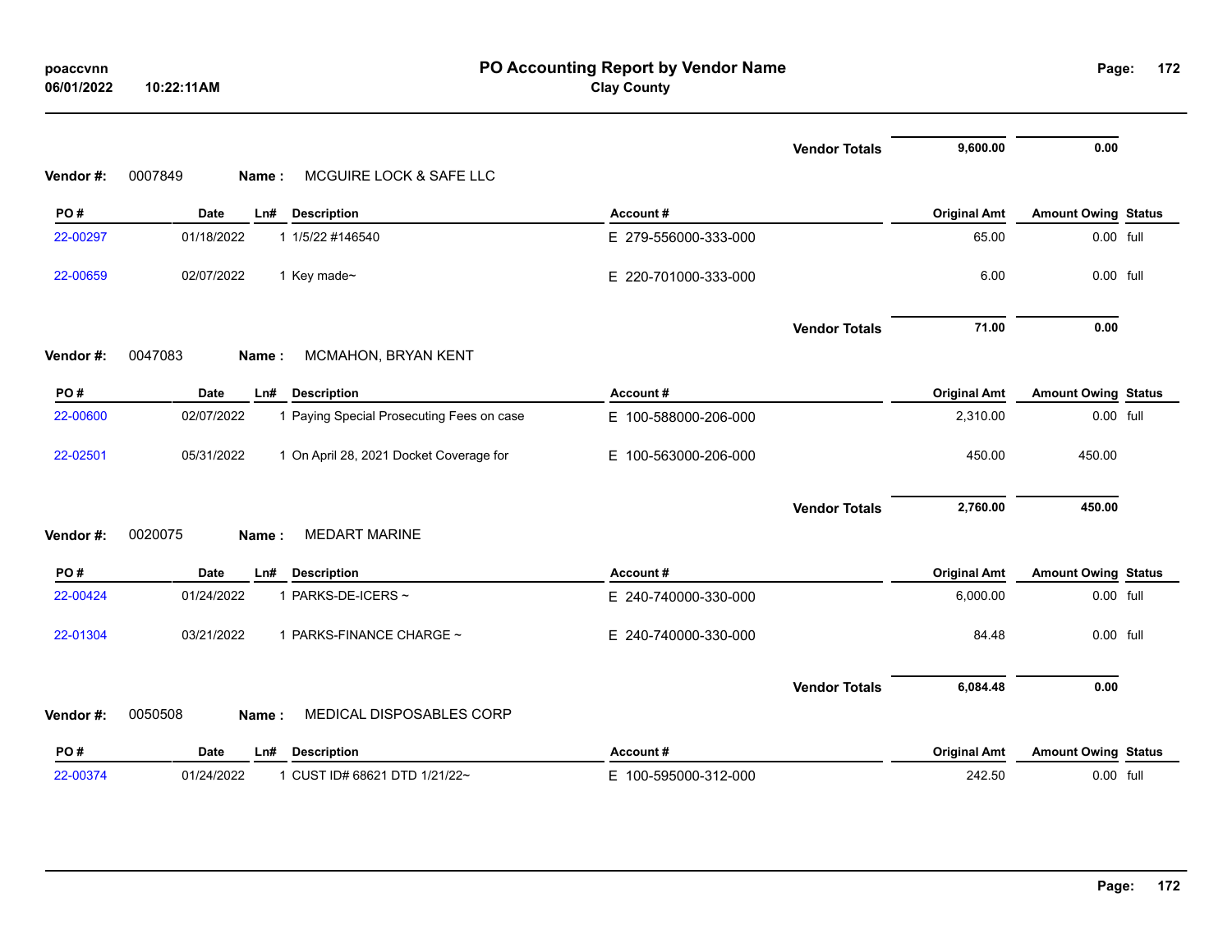| | | | | Vendor Totals | 9,600.00 | 0.00 | |
|---|---|---|---|---|---|---|---|

**Vendor #:** 0007849 **Name :** MCGUIRE LOCK & SAFE LLC

| PO # | Date | Ln# | Description | Account # | Original Amt | Amount Owing | Status |
|---|---|---|---|---|---|---|---|
| 22-00297 | 01/18/2022 | 1 | 1/5/22 #146540 | E 279-556000-333-000 | 65.00 | 0.00 | full |
| 22-00659 | 02/07/2022 | 1 | Key made~ | E 220-701000-333-000 | 6.00 | 0.00 | full |
| | | | | Vendor Totals | 71.00 | 0.00 | |

**Vendor #:** 0047083 **Name :** MCMAHON, BRYAN KENT

| PO # | Date | Ln# | Description | Account # | Original Amt | Amount Owing | Status |
|---|---|---|---|---|---|---|---|
| 22-00600 | 02/07/2022 | 1 | Paying Special Prosecuting Fees on case | E 100-588000-206-000 | 2,310.00 | 0.00 | full |
| 22-02501 | 05/31/2022 | 1 | On April 28, 2021 Docket Coverage for | E 100-563000-206-000 | 450.00 | 450.00 | |
| | | | | Vendor Totals | 2,760.00 | 450.00 | |

**Vendor #:** 0020075 **Name :** MEDART MARINE

| PO # | Date | Ln# | Description | Account # | Original Amt | Amount Owing | Status |
|---|---|---|---|---|---|---|---|
| 22-00424 | 01/24/2022 | 1 | PARKS-DE-ICERS ~ | E 240-740000-330-000 | 6,000.00 | 0.00 | full |
| 22-01304 | 03/21/2022 | 1 | PARKS-FINANCE CHARGE ~ | E 240-740000-330-000 | 84.48 | 0.00 | full |
| | | | | Vendor Totals | 6,084.48 | 0.00 | |

**Vendor #:** 0050508 **Name :** MEDICAL DISPOSABLES CORP

| PO # | Date | Ln# | Description | Account # | Original Amt | Amount Owing | Status |
|---|---|---|---|---|---|---|---|
| 22-00374 | 01/24/2022 | 1 | CUST ID# 68621 DTD 1/21/22~ | E 100-595000-312-000 | 242.50 | 0.00 | full |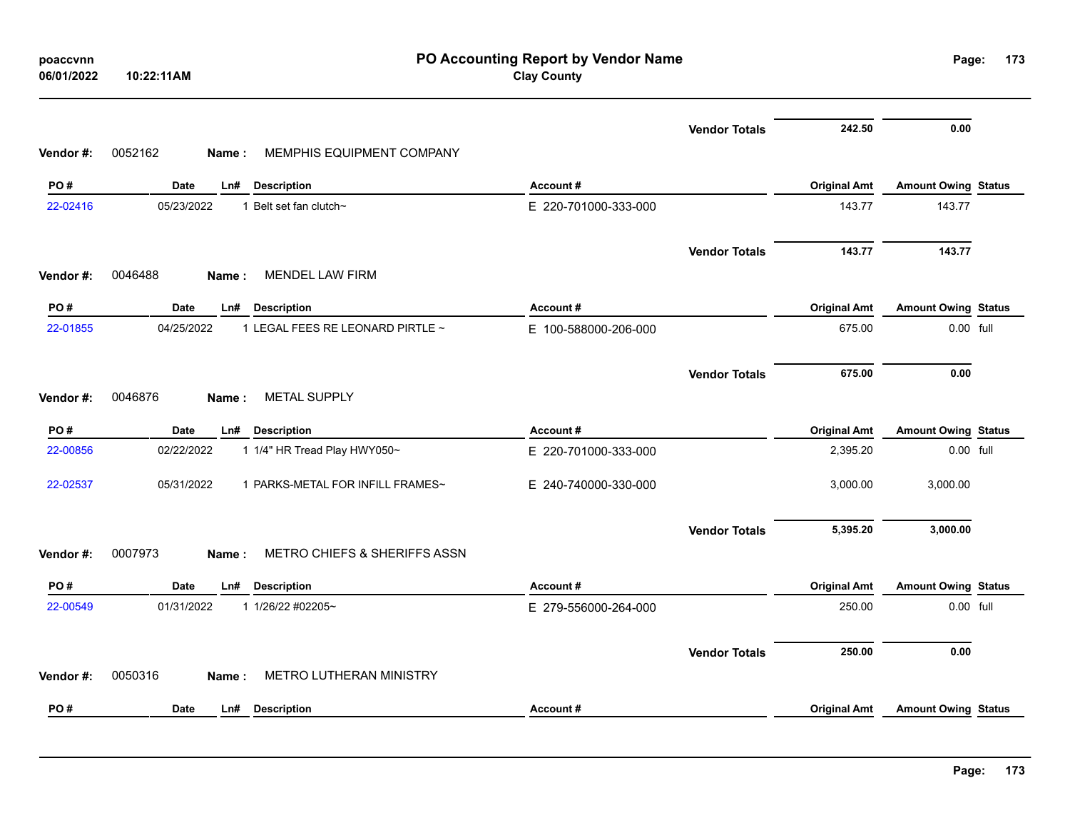| | | | | | Vendor Totals | 242.50 | 0.00 | |
|---|---|---|---|---|---|---|---|---|

**Vendor #:** 0052162 **Name :** MEMPHIS EQUIPMENT COMPANY

| PO # | Date | Ln# | Description | Account # | Original Amt | Amount Owing | Status |
|---|---|---|---|---|---|---|---|
| 22-02416 | 05/23/2022 | 1 | Belt set fan clutch~ | E 220-701000-333-000 | 143.77 | 143.77 | |
| | | | | Vendor Totals | 143.77 | 143.77 | |

**Vendor #:** 0046488 **Name :** MENDEL LAW FIRM

| PO # | Date | Ln# | Description | Account # | Original Amt | Amount Owing | Status |
|---|---|---|---|---|---|---|---|
| 22-01855 | 04/25/2022 | 1 | LEGAL FEES RE LEONARD PIRTLE ~ | E 100-588000-206-000 | 675.00 | 0.00 | full |
| | | | | Vendor Totals | 675.00 | 0.00 | |

**Vendor #:** 0046876 **Name :** METAL SUPPLY

| PO # | Date | Ln# | Description | Account # | Original Amt | Amount Owing | Status |
|---|---|---|---|---|---|---|---|
| 22-00856 | 02/22/2022 | 1 | 1/4" HR Tread Play HWY050~ | E 220-701000-333-000 | 2,395.20 | 0.00 | full |
| 22-02537 | 05/31/2022 | 1 | PARKS-METAL FOR INFILL FRAMES~ | E 240-740000-330-000 | 3,000.00 | 3,000.00 | |
| | | | | Vendor Totals | 5,395.20 | 3,000.00 | |

**Vendor #:** 0007973 **Name :** METRO CHIEFS & SHERIFFS ASSN

| PO # | Date | Ln# | Description | Account # | Original Amt | Amount Owing | Status |
|---|---|---|---|---|---|---|---|
| 22-00549 | 01/31/2022 | 1 | 1/26/22 #02205~ | E 279-556000-264-000 | 250.00 | 0.00 | full |
| | | | | Vendor Totals | 250.00 | 0.00 | |

**Vendor #:** 0050316 **Name :** METRO LUTHERAN MINISTRY

| PO # | Date | Ln# | Description | Account # | Original Amt | Amount Owing | Status |
|---|---|---|---|---|---|---|---|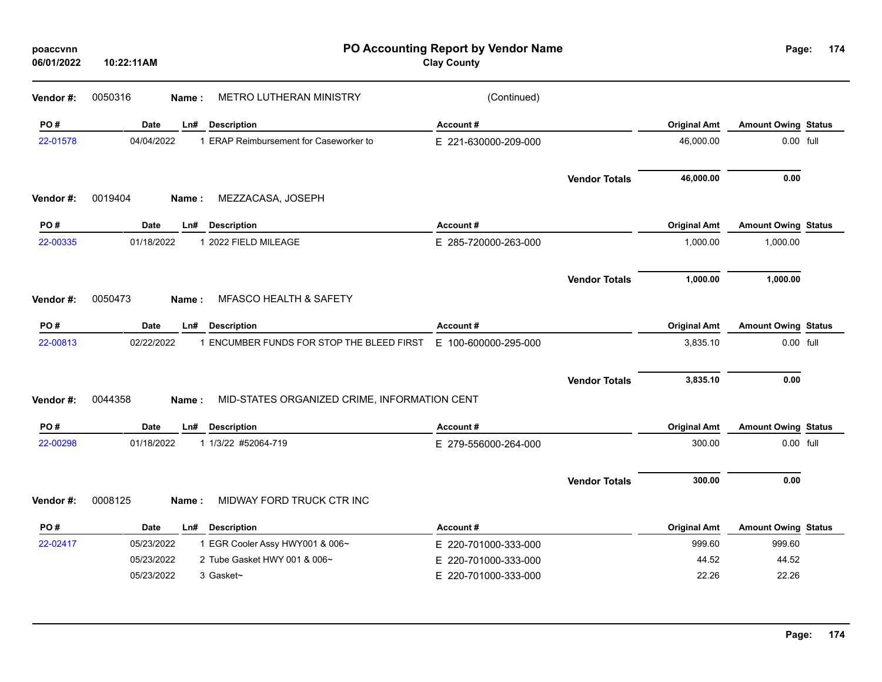**PO Accounting Report by Vendor Name**
**Clay County**

poaccvnn
06/01/2022 10:22:11AM

**Vendor #:** 0050316 **Name :** METRO LUTHERAN MINISTRY (Continued)

| PO # | Date | Ln# | Description | Account # | Original Amt | Amount Owing | Status |
|---|---|---|---|---|---|---|---|
| 22-01578 | 04/04/2022 | 1 | ERAP Reimbursement for Caseworker to | E 221-630000-209-000 | 46,000.00 | 0.00 | full |
| | | | | **Vendor Totals** | **46,000.00** | **0.00** | |

**Vendor #:** 0019404 **Name :** MEZZACASA, JOSEPH

| PO # | Date | Ln# | Description | Account # | Original Amt | Amount Owing | Status |
|---|---|---|---|---|---|---|---|
| 22-00335 | 01/18/2022 | 1 | 2022 FIELD MILEAGE | E 285-720000-263-000 | 1,000.00 | 1,000.00 | |
| | | | | **Vendor Totals** | **1,000.00** | **1,000.00** | |

**Vendor #:** 0050473 **Name :** MFASCO HEALTH & SAFETY

| PO # | Date | Ln# | Description | Account # | Original Amt | Amount Owing | Status |
|---|---|---|---|---|---|---|---|
| 22-00813 | 02/22/2022 | 1 | ENCUMBER FUNDS FOR STOP THE BLEED FIRST | E 100-600000-295-000 | 3,835.10 | 0.00 | full |
| | | | | **Vendor Totals** | **3,835.10** | **0.00** | |

**Vendor #:** 0044358 **Name :** MID-STATES ORGANIZED CRIME, INFORMATION CENT

| PO # | Date | Ln# | Description | Account # | Original Amt | Amount Owing | Status |
|---|---|---|---|---|---|---|---|
| 22-00298 | 01/18/2022 | 1 | 1/3/22 #52064-719 | E 279-556000-264-000 | 300.00 | 0.00 | full |
| | | | | **Vendor Totals** | **300.00** | **0.00** | |

**Vendor #:** 0008125 **Name :** MIDWAY FORD TRUCK CTR INC

| PO # | Date | Ln# | Description | Account # | Original Amt | Amount Owing | Status |
|---|---|---|---|---|---|---|---|
| 22-02417 | 05/23/2022 | 1 | EGR Cooler Assy HWY001 & 006~ | E 220-701000-333-000 | 999.60 | 999.60 | |
| | 05/23/2022 | 2 | Tube Gasket HWY 001 & 006~ | E 220-701000-333-000 | 44.52 | 44.52 | |
| | 05/23/2022 | 3 | Gasket~ | E 220-701000-333-000 | 22.26 | 22.26 | |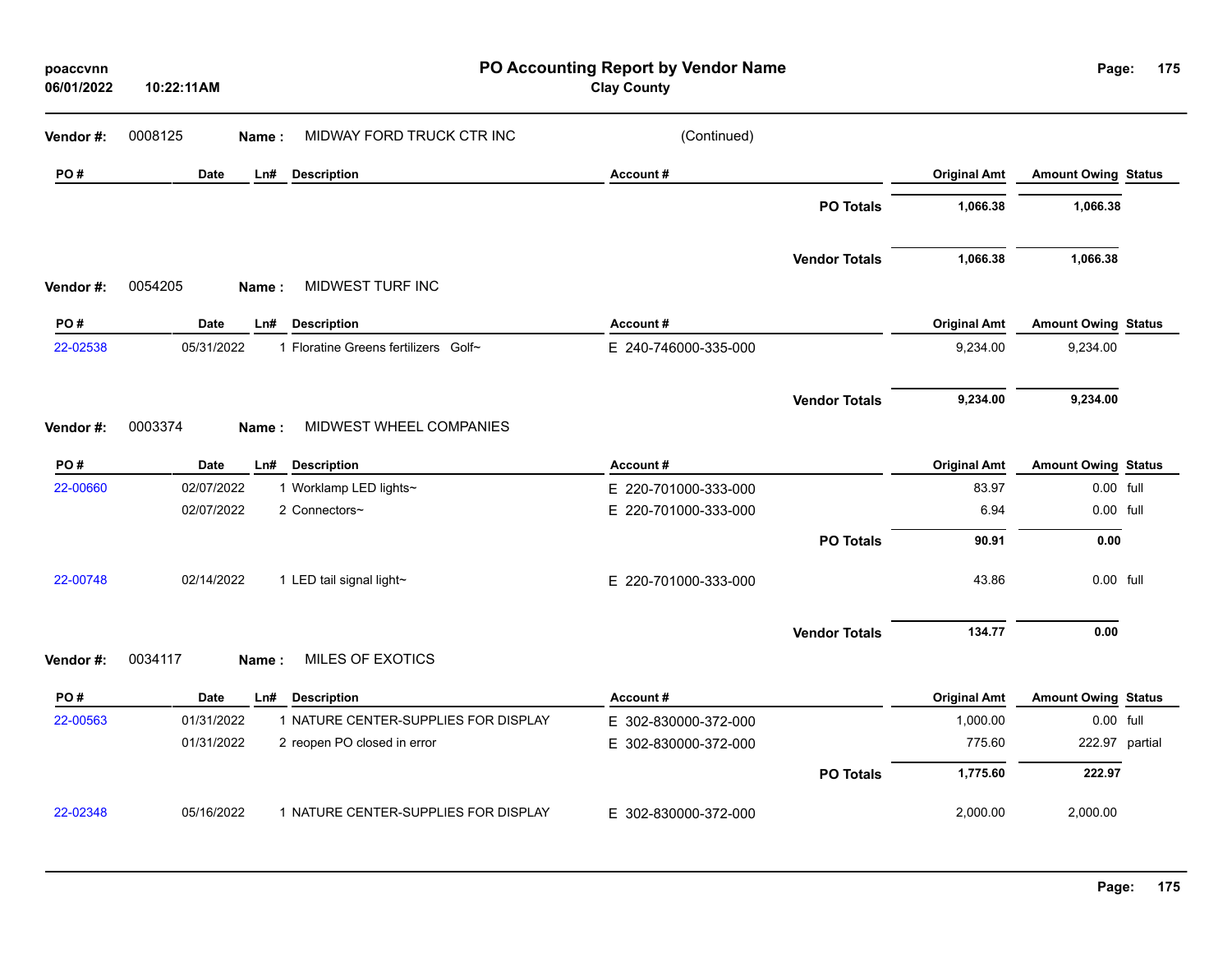# PO Accounting Report by Vendor Name

**Clay County**

poaccvnn
06/01/2022 10:22:11AM

**Vendor #:** 0008125 **Name :** MIDWAY FORD TRUCK CTR INC (Continued)

| PO # | Date | Ln# | Description | Account # | Original Amt | Amount Owing | Status |
|---|---|---|---|---|---|---|---|
| | | | | **PO Totals** | **1,066.38** | **1,066.38** | |
| | | | | **Vendor Totals** | **1,066.38** | **1,066.38** | |

**Vendor #:** 0054205 **Name :** MIDWEST TURF INC

| PO # | Date | Ln# | Description | Account # | Original Amt | Amount Owing | Status |
|---|---|---|---|---|---|---|---|
| 22-02538 | 05/31/2022 | 1 | Floratine Greens fertilizers Golf~ | E 240-746000-335-000 | 9,234.00 | 9,234.00 | |
| | | | | **Vendor Totals** | **9,234.00** | **9,234.00** | |

**Vendor #:** 0003374 **Name :** MIDWEST WHEEL COMPANIES

| PO # | Date | Ln# | Description | Account # | Original Amt | Amount Owing | Status |
|---|---|---|---|---|---|---|---|
| 22-00660 | 02/07/2022 | 1 | Worklamp LED lights~ | E 220-701000-333-000 | 83.97 | 0.00 | full |
| | 02/07/2022 | 2 | Connectors~ | E 220-701000-333-000 | 6.94 | 0.00 | full |
| | | | | **PO Totals** | **90.91** | **0.00** | |
| 22-00748 | 02/14/2022 | 1 | LED tail signal light~ | E 220-701000-333-000 | 43.86 | 0.00 | full |
| | | | | **Vendor Totals** | **134.77** | **0.00** | |

**Vendor #:** 0034117 **Name :** MILES OF EXOTICS

| PO # | Date | Ln# | Description | Account # | Original Amt | Amount Owing | Status |
|---|---|---|---|---|---|---|---|
| 22-00563 | 01/31/2022 | 1 | NATURE CENTER-SUPPLIES FOR DISPLAY | E 302-830000-372-000 | 1,000.00 | 0.00 | full |
| | 01/31/2022 | 2 | reopen PO closed in error | E 302-830000-372-000 | 775.60 | 222.97 | partial |
| | | | | **PO Totals** | **1,775.60** | **222.97** | |
| 22-02348 | 05/16/2022 | 1 | NATURE CENTER-SUPPLIES FOR DISPLAY | E 302-830000-372-000 | 2,000.00 | 2,000.00 | |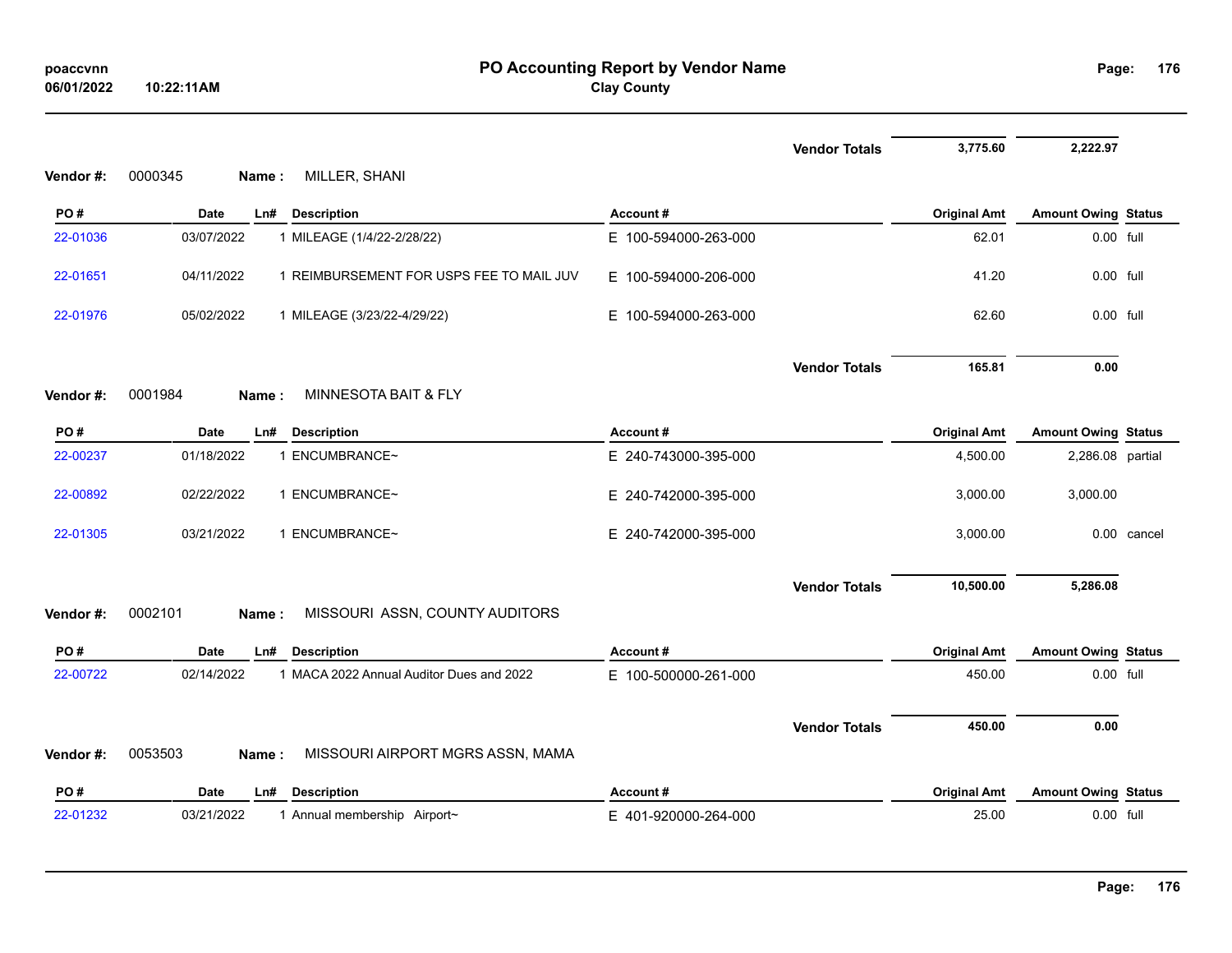# PO Accounting Report by Vendor Name

**Clay County**

| | | | | | | | |
|---|---|---|---|---|---|---|---|
| | | | | **Vendor Totals** | **3,775.60** | **2,222.97** | |

**Vendor #:** 0000345 **Name :** MILLER, SHANI

| PO # | Date | Ln# | Description | Account # | Original Amt | Amount Owing | Status |
|---|---|---|---|---|---|---|---|
| 22-01036 | 03/07/2022 | 1 | MILEAGE (1/4/22-2/28/22) | E 100-594000-263-000 | 62.01 | 0.00 | full |
| 22-01651 | 04/11/2022 | 1 | REIMBURSEMENT FOR USPS FEE TO MAIL JUV | E 100-594000-206-000 | 41.20 | 0.00 | full |
| 22-01976 | 05/02/2022 | 1 | MILEAGE (3/23/22-4/29/22) | E 100-594000-263-000 | 62.60 | 0.00 | full |
| | | | | **Vendor Totals** | **165.81** | **0.00** | |

**Vendor #:** 0001984 **Name :** MINNESOTA BAIT & FLY

| PO # | Date | Ln# | Description | Account # | Original Amt | Amount Owing | Status |
|---|---|---|---|---|---|---|---|
| 22-00237 | 01/18/2022 | 1 | ENCUMBRANCE~ | E 240-743000-395-000 | 4,500.00 | 2,286.08 | partial |
| 22-00892 | 02/22/2022 | 1 | ENCUMBRANCE~ | E 240-742000-395-000 | 3,000.00 | 3,000.00 | |
| 22-01305 | 03/21/2022 | 1 | ENCUMBRANCE~ | E 240-742000-395-000 | 3,000.00 | 0.00 | cancel |
| | | | | **Vendor Totals** | **10,500.00** | **5,286.08** | |

**Vendor #:** 0002101 **Name :** MISSOURI ASSN, COUNTY AUDITORS

| PO # | Date | Ln# | Description | Account # | Original Amt | Amount Owing | Status |
|---|---|---|---|---|---|---|---|
| 22-00722 | 02/14/2022 | 1 | MACA 2022 Annual Auditor Dues and 2022 | E 100-500000-261-000 | 450.00 | 0.00 | full |
| | | | | **Vendor Totals** | **450.00** | **0.00** | |

**Vendor #:** 0053503 **Name :** MISSOURI AIRPORT MGRS ASSN, MAMA

| PO # | Date | Ln# | Description | Account # | Original Amt | Amount Owing | Status |
|---|---|---|---|---|---|---|---|
| 22-01232 | 03/21/2022 | 1 | Annual membership Airport~ | E 401-920000-264-000 | 25.00 | 0.00 | full |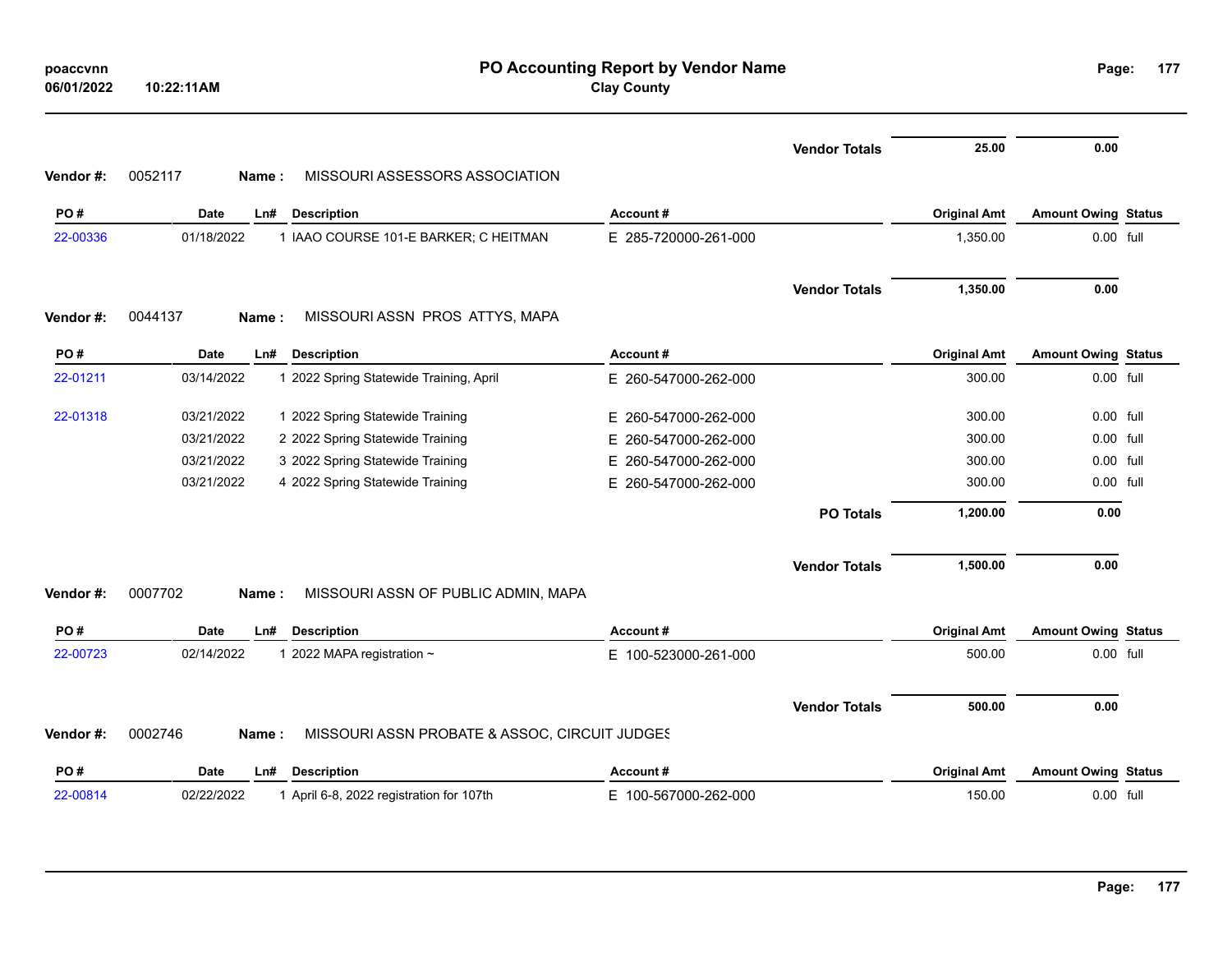# PO Accounting Report by Vendor Name

**Clay County**

poaccvnn
06/01/2022 10:22:11AM

| | | | | | Original Amt | Amount Owing | Status |
|---|---|---|---|---|---|---|---|
| | | | | **Vendor Totals** | **25.00** | **0.00** | |

**Vendor #:** 0052117 **Name :** MISSOURI ASSESSORS ASSOCIATION

| PO # | Date | Ln# | Description | Account # | Original Amt | Amount Owing | Status |
|---|---|---|---|---|---|---|---|
| 22-00336 | 01/18/2022 | 1 | IAAO COURSE 101-E BARKER; C HEITMAN | E 285-720000-261-000 | 1,350.00 | 0.00 | full |
| | | | | **Vendor Totals** | **1,350.00** | **0.00** | |

**Vendor #:** 0044137 **Name :** MISSOURI ASSN PROS ATTYS, MAPA

| PO # | Date | Ln# | Description | Account # | Original Amt | Amount Owing | Status |
|---|---|---|---|---|---|---|---|
| 22-01211 | 03/14/2022 | 1 | 2022 Spring Statewide Training, April | E 260-547000-262-000 | 300.00 | 0.00 | full |
| 22-01318 | 03/21/2022 | 1 | 2022 Spring Statewide Training | E 260-547000-262-000 | 300.00 | 0.00 | full |
| | 03/21/2022 | 2 | 2022 Spring Statewide Training | E 260-547000-262-000 | 300.00 | 0.00 | full |
| | 03/21/2022 | 3 | 2022 Spring Statewide Training | E 260-547000-262-000 | 300.00 | 0.00 | full |
| | 03/21/2022 | 4 | 2022 Spring Statewide Training | E 260-547000-262-000 | 300.00 | 0.00 | full |
| | | | | **PO Totals** | **1,200.00** | **0.00** | |
| | | | | **Vendor Totals** | **1,500.00** | **0.00** | |

**Vendor #:** 0007702 **Name :** MISSOURI ASSN OF PUBLIC ADMIN, MAPA

| PO # | Date | Ln# | Description | Account # | Original Amt | Amount Owing | Status |
|---|---|---|---|---|---|---|---|
| 22-00723 | 02/14/2022 | 1 | 2022 MAPA registration ~ | E 100-523000-261-000 | 500.00 | 0.00 | full |
| | | | | **Vendor Totals** | **500.00** | **0.00** | |

**Vendor #:** 0002746 **Name :** MISSOURI ASSN PROBATE & ASSOC, CIRCUIT JUDGES

| PO # | Date | Ln# | Description | Account # | Original Amt | Amount Owing | Status |
|---|---|---|---|---|---|---|---|
| 22-00814 | 02/22/2022 | 1 | April 6-8, 2022 registration for 107th | E 100-567000-262-000 | 150.00 | 0.00 | full |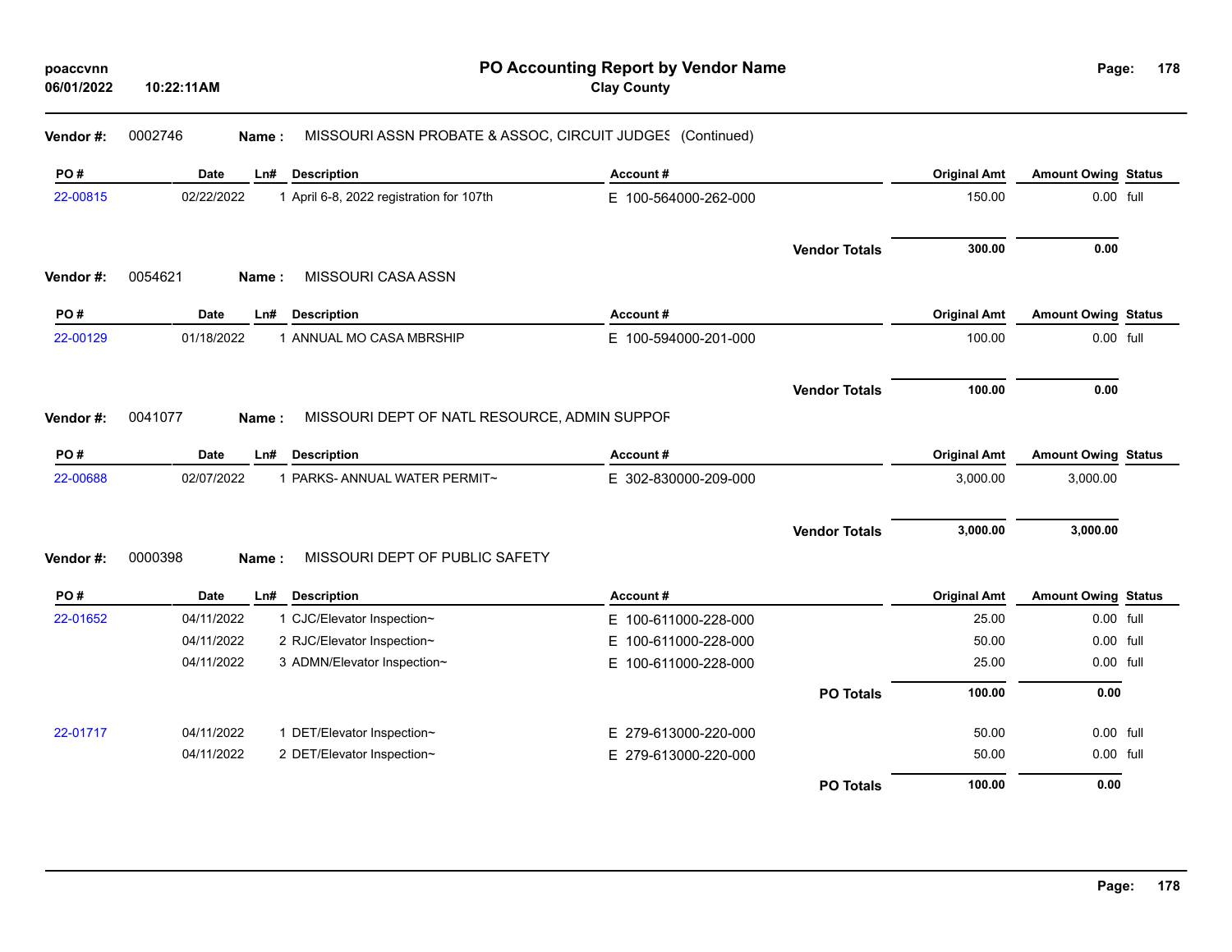# PO Accounting Report by Vendor Name

**Clay County**

**Vendor #:** 0002746 **Name :** MISSOURI ASSN PROBATE & ASSOC, CIRCUIT JUDGES (Continued)

| PO # | Date | Ln# | Description | Account # | Original Amt | Amount Owing | Status |
|---|---|---|---|---|---|---|---|
| 22-00815 | 02/22/2022 | 1 | April 6-8, 2022 registration for 107th | E 100-564000-262-000 | 150.00 | 0.00 | full |
| | | | | **Vendor Totals** | **300.00** | **0.00** | |

**Vendor #:** 0054621 **Name :** MISSOURI CASA ASSN

| PO # | Date | Ln# | Description | Account # | Original Amt | Amount Owing | Status |
|---|---|---|---|---|---|---|---|
| 22-00129 | 01/18/2022 | 1 | ANNUAL MO CASA MBRSHIP | E 100-594000-201-000 | 100.00 | 0.00 | full |
| | | | | **Vendor Totals** | **100.00** | **0.00** | |

**Vendor #:** 0041077 **Name :** MISSOURI DEPT OF NATL RESOURCE, ADMIN SUPPOR

| PO # | Date | Ln# | Description | Account # | Original Amt | Amount Owing | Status |
|---|---|---|---|---|---|---|---|
| 22-00688 | 02/07/2022 | 1 | PARKS- ANNUAL WATER PERMIT~ | E 302-830000-209-000 | 3,000.00 | 3,000.00 | |
| | | | | **Vendor Totals** | **3,000.00** | **3,000.00** | |

**Vendor #:** 0000398 **Name :** MISSOURI DEPT OF PUBLIC SAFETY

| PO # | Date | Ln# | Description | Account # | Original Amt | Amount Owing | Status |
|---|---|---|---|---|---|---|---|
| 22-01652 | 04/11/2022 | 1 | CJC/Elevator Inspection~ | E 100-611000-228-000 | 25.00 | 0.00 | full |
| | 04/11/2022 | 2 | RJC/Elevator Inspection~ | E 100-611000-228-000 | 50.00 | 0.00 | full |
| | 04/11/2022 | 3 | ADMN/Elevator Inspection~ | E 100-611000-228-000 | 25.00 | 0.00 | full |
| | | | | **PO Totals** | **100.00** | **0.00** | |
| 22-01717 | 04/11/2022 | 1 | DET/Elevator Inspection~ | E 279-613000-220-000 | 50.00 | 0.00 | full |
| | 04/11/2022 | 2 | DET/Elevator Inspection~ | E 279-613000-220-000 | 50.00 | 0.00 | full |
| | | | | **PO Totals** | **100.00** | **0.00** | |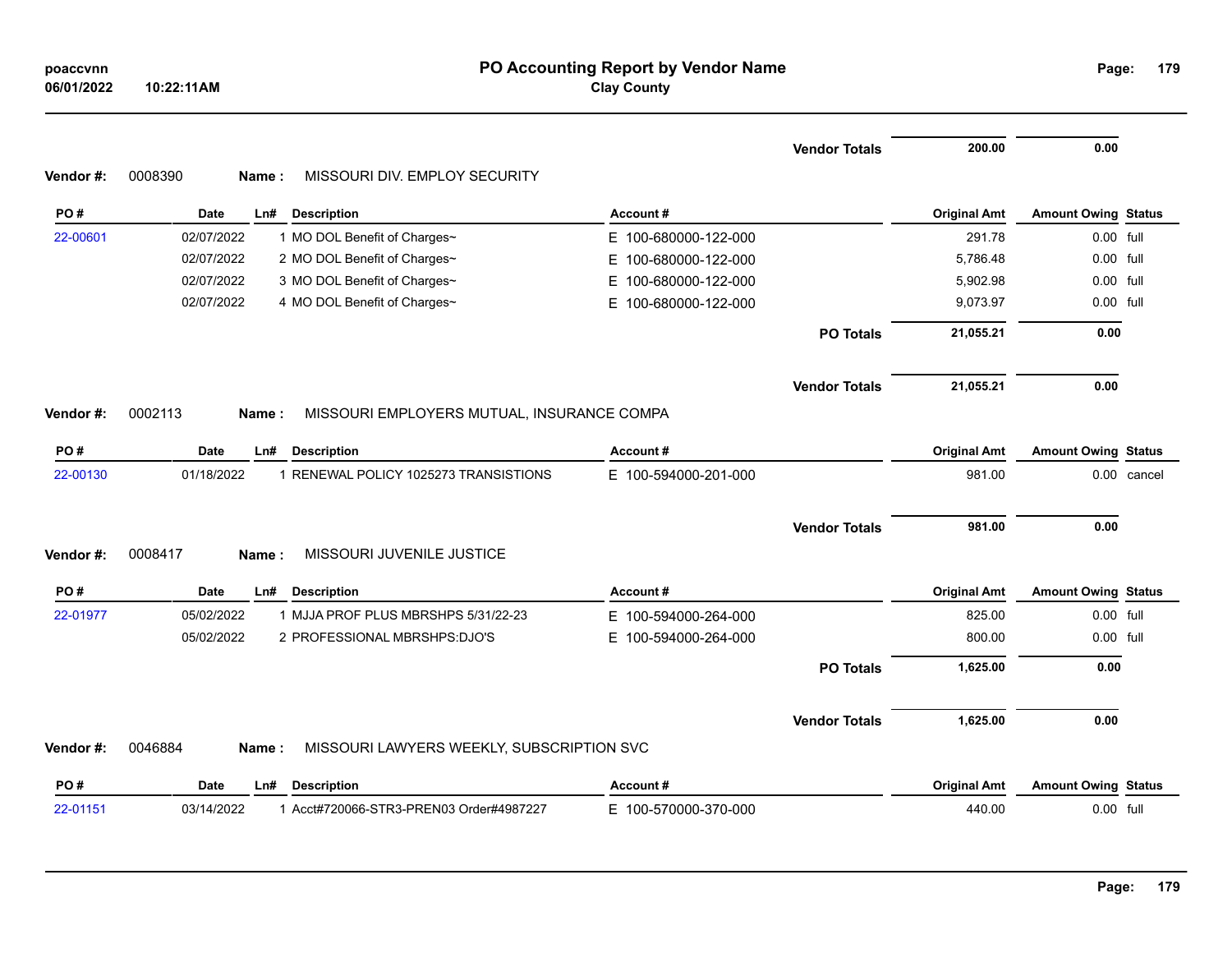| | | | | Vendor Totals | 200.00 | 0.00 | |
|---|---|---|---|---|---|---|---|

**Vendor #:** 0008390 **Name :** MISSOURI DIV. EMPLOY SECURITY

| PO # | Date | Ln# | Description | Account # | Original Amt | Amount Owing | Status |
|---|---|---|---|---|---|---|---|
| 22-00601 | 02/07/2022 | 1 | MO DOL Benefit of Charges~ | E 100-680000-122-000 | 291.78 | 0.00 | full |
| | 02/07/2022 | 2 | MO DOL Benefit of Charges~ | E 100-680000-122-000 | 5,786.48 | 0.00 | full |
| | 02/07/2022 | 3 | MO DOL Benefit of Charges~ | E 100-680000-122-000 | 5,902.98 | 0.00 | full |
| | 02/07/2022 | 4 | MO DOL Benefit of Charges~ | E 100-680000-122-000 | 9,073.97 | 0.00 | full |
| | | | | PO Totals | 21,055.21 | 0.00 | |
| | | | | Vendor Totals | 21,055.21 | 0.00 | |

**Vendor #:** 0002113 **Name :** MISSOURI EMPLOYERS MUTUAL, INSURANCE COMPA

| PO # | Date | Ln# | Description | Account # | Original Amt | Amount Owing | Status |
|---|---|---|---|---|---|---|---|
| 22-00130 | 01/18/2022 | 1 | RENEWAL POLICY 1025273 TRANSISTIONS | E 100-594000-201-000 | 981.00 | 0.00 | cancel |
| | | | | Vendor Totals | 981.00 | 0.00 | |

**Vendor #:** 0008417 **Name :** MISSOURI JUVENILE JUSTICE

| PO # | Date | Ln# | Description | Account # | Original Amt | Amount Owing | Status |
|---|---|---|---|---|---|---|---|
| 22-01977 | 05/02/2022 | 1 | MJJA PROF PLUS MBRSHPS 5/31/22-23 | E 100-594000-264-000 | 825.00 | 0.00 | full |
| | 05/02/2022 | 2 | PROFESSIONAL MBRSHPS:DJO'S | E 100-594000-264-000 | 800.00 | 0.00 | full |
| | | | | PO Totals | 1,625.00 | 0.00 | |
| | | | | Vendor Totals | 1,625.00 | 0.00 | |

**Vendor #:** 0046884 **Name :** MISSOURI LAWYERS WEEKLY, SUBSCRIPTION SVC

| PO # | Date | Ln# | Description | Account # | Original Amt | Amount Owing | Status |
|---|---|---|---|---|---|---|---|
| 22-01151 | 03/14/2022 | 1 | Acct#720066-STR3-PREN03 Order#4987227 | E 100-570000-370-000 | 440.00 | 0.00 | full |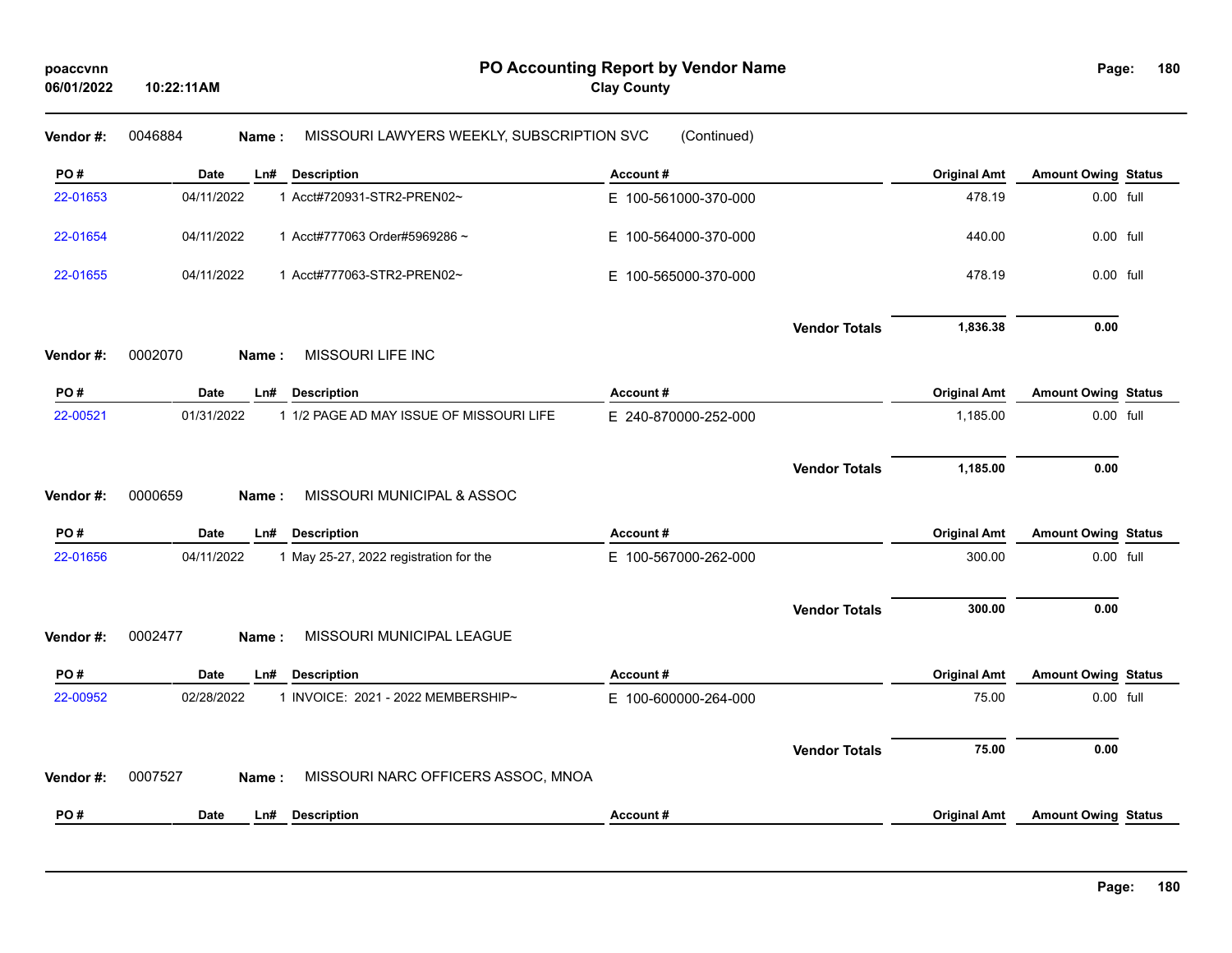**PO Accounting Report by Vendor Name**
**Clay County**

poaccvnn
06/01/2022 10:22:11AM

**Vendor #:** 0046884 **Name :** MISSOURI LAWYERS WEEKLY, SUBSCRIPTION SVC (Continued)

| PO # | Date | Ln# | Description | Account # | Original Amt | Amount Owing | Status |
|---|---|---|---|---|---|---|---|
| 22-01653 | 04/11/2022 | 1 | Acct#720931-STR2-PREN02~ | E 100-561000-370-000 | 478.19 | 0.00 | full |
| 22-01654 | 04/11/2022 | 1 | Acct#777063 Order#5969286 ~ | E 100-564000-370-000 | 440.00 | 0.00 | full |
| 22-01655 | 04/11/2022 | 1 | Acct#777063-STR2-PREN02~ | E 100-565000-370-000 | 478.19 | 0.00 | full |
| | | | | **Vendor Totals** | **1,836.38** | **0.00** | |

**Vendor #:** 0002070 **Name :** MISSOURI LIFE INC

| PO # | Date | Ln# | Description | Account # | Original Amt | Amount Owing | Status |
|---|---|---|---|---|---|---|---|
| 22-00521 | 01/31/2022 | 1 | 1/2 PAGE AD MAY ISSUE OF MISSOURI LIFE | E 240-870000-252-000 | 1,185.00 | 0.00 | full |
| | | | | **Vendor Totals** | **1,185.00** | **0.00** | |

**Vendor #:** 0000659 **Name :** MISSOURI MUNICIPAL & ASSOC

| PO # | Date | Ln# | Description | Account # | Original Amt | Amount Owing | Status |
|---|---|---|---|---|---|---|---|
| 22-01656 | 04/11/2022 | 1 | May 25-27, 2022 registration for the | E 100-567000-262-000 | 300.00 | 0.00 | full |
| | | | | **Vendor Totals** | **300.00** | **0.00** | |

**Vendor #:** 0002477 **Name :** MISSOURI MUNICIPAL LEAGUE

| PO # | Date | Ln# | Description | Account # | Original Amt | Amount Owing | Status |
|---|---|---|---|---|---|---|---|
| 22-00952 | 02/28/2022 | 1 | INVOICE: 2021 - 2022 MEMBERSHIP~ | E 100-600000-264-000 | 75.00 | 0.00 | full |
| | | | | **Vendor Totals** | **75.00** | **0.00** | |

**Vendor #:** 0007527 **Name :** MISSOURI NARC OFFICERS ASSOC, MNOA

| PO # | Date | Ln# | Description | Account # | Original Amt | Amount Owing | Status |
|---|---|---|---|---|---|---|---|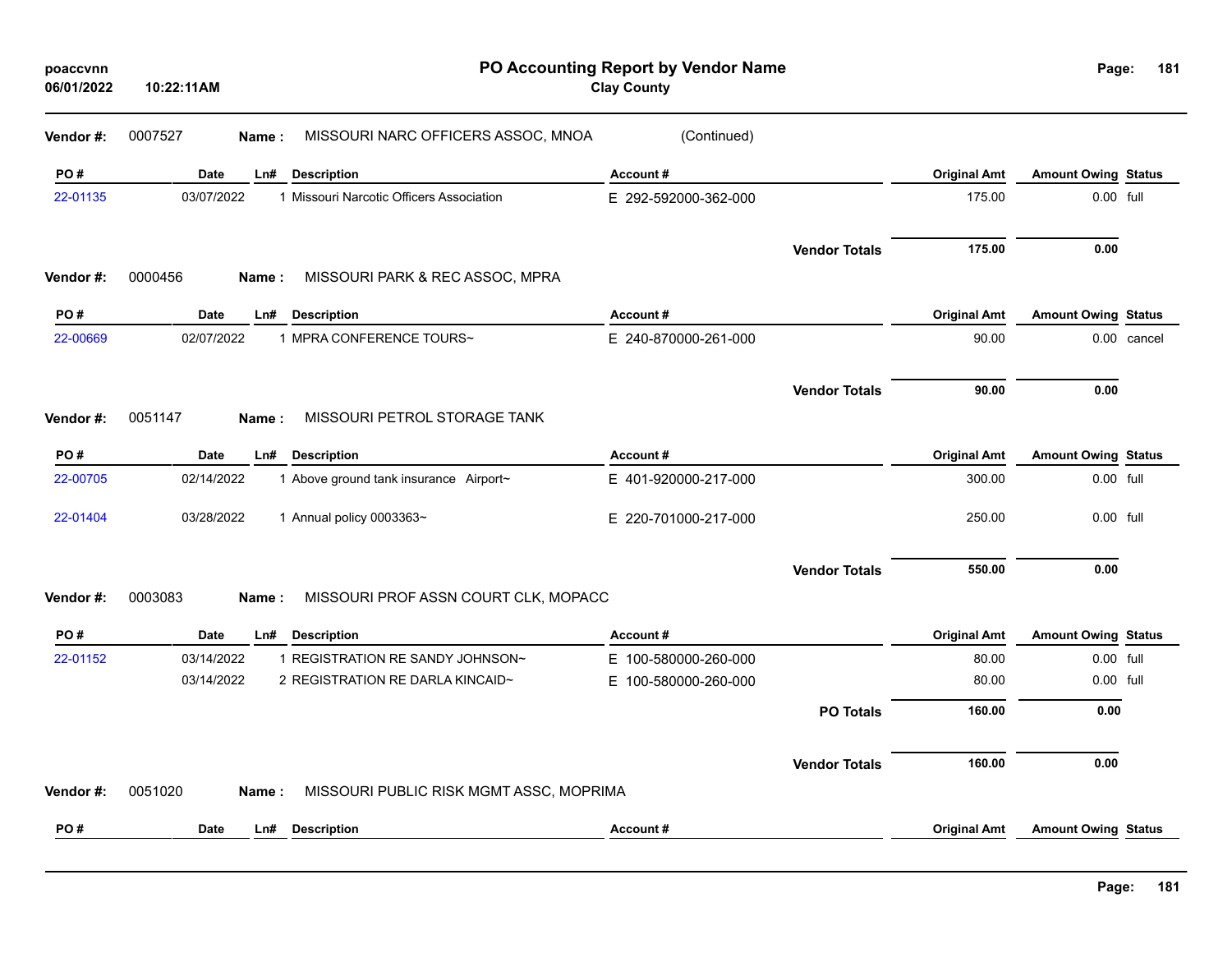# PO Accounting Report by Vendor Name

**Clay County**

**Vendor #:** 0007527 **Name :** MISSOURI NARC OFFICERS ASSOC, MNOA (Continued)

| PO # | Date | Ln# | Description | Account # | Original Amt | Amount Owing | Status |
|---|---|---|---|---|---|---|---|
| 22-01135 | 03/07/2022 | 1 | Missouri Narcotic Officers Association | E 292-592000-362-000 | 175.00 | 0.00 | full |
| | | | | **Vendor Totals** | **175.00** | **0.00** | |

**Vendor #:** 0000456 **Name :** MISSOURI PARK & REC ASSOC, MPRA

| PO # | Date | Ln# | Description | Account # | Original Amt | Amount Owing | Status |
|---|---|---|---|---|---|---|---|
| 22-00669 | 02/07/2022 | 1 | MPRA CONFERENCE TOURS~ | E 240-870000-261-000 | 90.00 | 0.00 | cancel |
| | | | | **Vendor Totals** | **90.00** | **0.00** | |

**Vendor #:** 0051147 **Name :** MISSOURI PETROL STORAGE TANK

| PO # | Date | Ln# | Description | Account # | Original Amt | Amount Owing | Status |
|---|---|---|---|---|---|---|---|
| 22-00705 | 02/14/2022 | 1 | Above ground tank insurance Airport~ | E 401-920000-217-000 | 300.00 | 0.00 | full |
| 22-01404 | 03/28/2022 | 1 | Annual policy 0003363~ | E 220-701000-217-000 | 250.00 | 0.00 | full |
| | | | | **Vendor Totals** | **550.00** | **0.00** | |

**Vendor #:** 0003083 **Name :** MISSOURI PROF ASSN COURT CLK, MOPACC

| PO # | Date | Ln# | Description | Account # | Original Amt | Amount Owing | Status |
|---|---|---|---|---|---|---|---|
| 22-01152 | 03/14/2022 | 1 | REGISTRATION RE SANDY JOHNSON~ | E 100-580000-260-000 | 80.00 | 0.00 | full |
| | 03/14/2022 | 2 | REGISTRATION RE DARLA KINCAID~ | E 100-580000-260-000 | 80.00 | 0.00 | full |
| | | | | **PO Totals** | **160.00** | **0.00** | |
| | | | | **Vendor Totals** | **160.00** | **0.00** | |

**Vendor #:** 0051020 **Name :** MISSOURI PUBLIC RISK MGMT ASSC, MOPRIMA

| PO # | Date | Ln# | Description | Account # | Original Amt | Amount Owing | Status |
|---|---|---|---|---|---|---|---|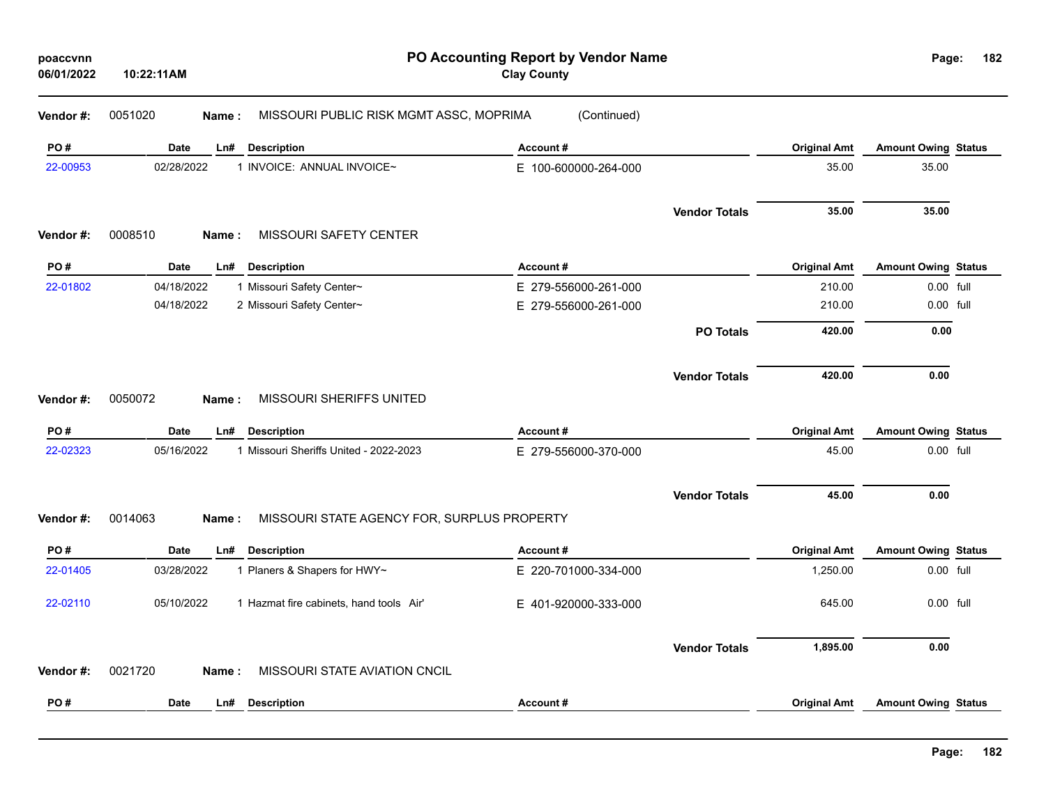**PO Accounting Report by Vendor Name**
**Clay County**

poaccvnn
06/01/2022 10:22:11AM

**Vendor #:** 0051020 **Name :** MISSOURI PUBLIC RISK MGMT ASSC, MOPRIMA (Continued)

| PO # | Date | Ln# | Description | Account # | Original Amt | Amount Owing | Status |
|---|---|---|---|---|---|---|---|
| 22-00953 | 02/28/2022 | 1 | INVOICE: ANNUAL INVOICE~ | E 100-600000-264-000 | 35.00 | 35.00 | |
| | | | | **Vendor Totals** | **35.00** | **35.00** | |

**Vendor #:** 0008510 **Name :** MISSOURI SAFETY CENTER

| PO # | Date | Ln# | Description | Account # | Original Amt | Amount Owing | Status |
|---|---|---|---|---|---|---|---|
| 22-01802 | 04/18/2022 | 1 | Missouri Safety Center~ | E 279-556000-261-000 | 210.00 | 0.00 | full |
| | 04/18/2022 | 2 | Missouri Safety Center~ | E 279-556000-261-000 | 210.00 | 0.00 | full |
| | | | | **PO Totals** | **420.00** | **0.00** | |
| | | | | **Vendor Totals** | **420.00** | **0.00** | |

**Vendor #:** 0050072 **Name :** MISSOURI SHERIFFS UNITED

| PO # | Date | Ln# | Description | Account # | Original Amt | Amount Owing | Status |
|---|---|---|---|---|---|---|---|
| 22-02323 | 05/16/2022 | 1 | Missouri Sheriffs United - 2022-2023 | E 279-556000-370-000 | 45.00 | 0.00 | full |
| | | | | **Vendor Totals** | **45.00** | **0.00** | |

**Vendor #:** 0014063 **Name :** MISSOURI STATE AGENCY FOR, SURPLUS PROPERTY

| PO # | Date | Ln# | Description | Account # | Original Amt | Amount Owing | Status |
|---|---|---|---|---|---|---|---|
| 22-01405 | 03/28/2022 | 1 | Planers & Shapers for HWY~ | E 220-701000-334-000 | 1,250.00 | 0.00 | full |
| 22-02110 | 05/10/2022 | 1 | Hazmat fire cabinets, hand tools Air' | E 401-920000-333-000 | 645.00 | 0.00 | full |
| | | | | **Vendor Totals** | **1,895.00** | **0.00** | |

**Vendor #:** 0021720 **Name :** MISSOURI STATE AVIATION CNCIL

| PO # | Date | Ln# | Description | Account # | Original Amt | Amount Owing | Status |
|---|---|---|---|---|---|---|---|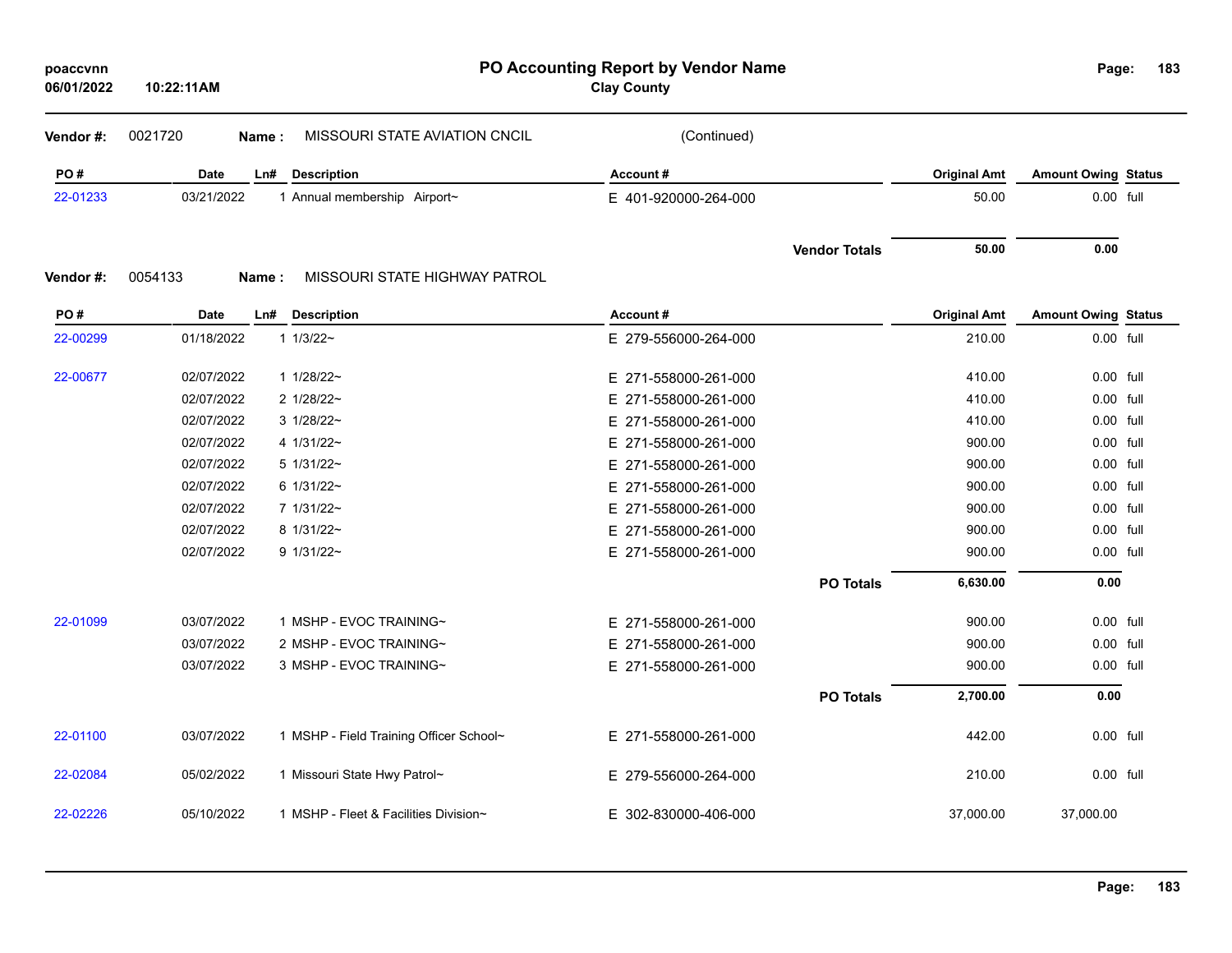# PO Accounting Report by Vendor Name

**Clay County**

poaccvnn
06/01/2022 10:22:11AM

**Vendor #:** 0021720 **Name :** MISSOURI STATE AVIATION CNCIL (Continued)

| PO # | Date | Ln# | Description | Account # | Original Amt | Amount Owing | Status |
|---|---|---|---|---|---|---|---|
| 22-01233 | 03/21/2022 | 1 | Annual membership Airport~ | E 401-920000-264-000 | 50.00 | 0.00 | full |
| | | | | **Vendor Totals** | **50.00** | **0.00** | |

**Vendor #:** 0054133 **Name :** MISSOURI STATE HIGHWAY PATROL

| PO # | Date | Ln# | Description | Account # | Original Amt | Amount Owing | Status |
|---|---|---|---|---|---|---|---|
| 22-00299 | 01/18/2022 | 1 | 1/3/22~ | E 279-556000-264-000 | 210.00 | 0.00 | full |
| 22-00677 | 02/07/2022 | 1 | 1/28/22~ | E 271-558000-261-000 | 410.00 | 0.00 | full |
| | 02/07/2022 | 2 | 1/28/22~ | E 271-558000-261-000 | 410.00 | 0.00 | full |
| | 02/07/2022 | 3 | 1/28/22~ | E 271-558000-261-000 | 410.00 | 0.00 | full |
| | 02/07/2022 | 4 | 1/31/22~ | E 271-558000-261-000 | 900.00 | 0.00 | full |
| | 02/07/2022 | 5 | 1/31/22~ | E 271-558000-261-000 | 900.00 | 0.00 | full |
| | 02/07/2022 | 6 | 1/31/22~ | E 271-558000-261-000 | 900.00 | 0.00 | full |
| | 02/07/2022 | 7 | 1/31/22~ | E 271-558000-261-000 | 900.00 | 0.00 | full |
| | 02/07/2022 | 8 | 1/31/22~ | E 271-558000-261-000 | 900.00 | 0.00 | full |
| | 02/07/2022 | 9 | 1/31/22~ | E 271-558000-261-000 | 900.00 | 0.00 | full |
| | | | | **PO Totals** | **6,630.00** | **0.00** | |
| 22-01099 | 03/07/2022 | 1 | MSHP - EVOC TRAINING~ | E 271-558000-261-000 | 900.00 | 0.00 | full |
| | 03/07/2022 | 2 | MSHP - EVOC TRAINING~ | E 271-558000-261-000 | 900.00 | 0.00 | full |
| | 03/07/2022 | 3 | MSHP - EVOC TRAINING~ | E 271-558000-261-000 | 900.00 | 0.00 | full |
| | | | | **PO Totals** | **2,700.00** | **0.00** | |
| 22-01100 | 03/07/2022 | 1 | MSHP - Field Training Officer School~ | E 271-558000-261-000 | 442.00 | 0.00 | full |
| 22-02084 | 05/02/2022 | 1 | Missouri State Hwy Patrol~ | E 279-556000-264-000 | 210.00 | 0.00 | full |
| 22-02226 | 05/10/2022 | 1 | MSHP - Fleet & Facilities Division~ | E 302-830000-406-000 | 37,000.00 | 37,000.00 | |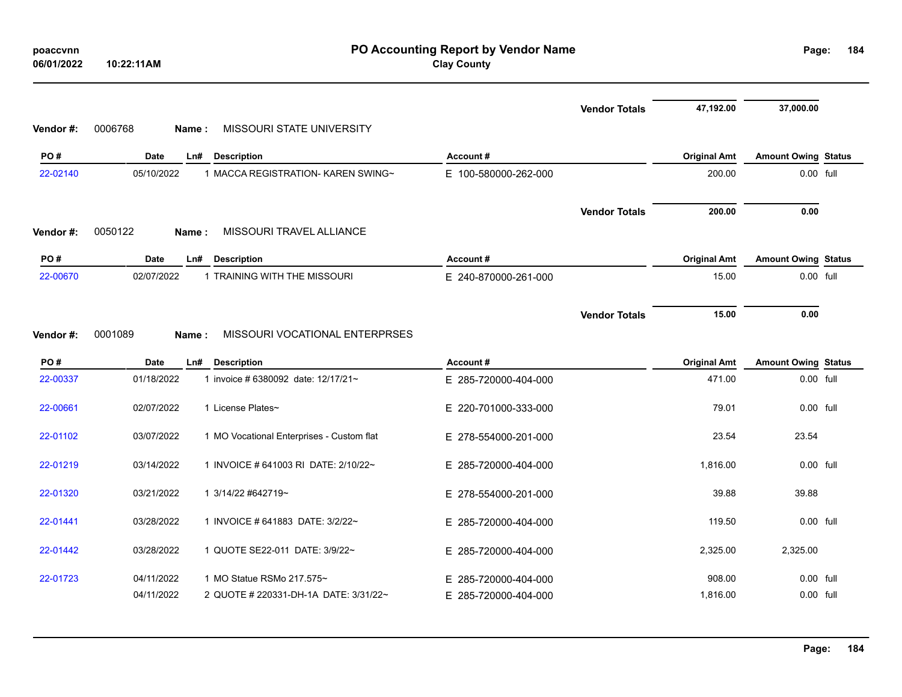| | | | | Vendor Totals | 47,192.00 | 37,000.00 | |
|---|---|---|---|---|---|---|---|

**Vendor #:** 0006768 **Name :** MISSOURI STATE UNIVERSITY

| PO # | Date | Ln# | Description | Account # | Original Amt | Amount Owing | Status |
|---|---|---|---|---|---|---|---|
| 22-02140 | 05/10/2022 | 1 | MACCA REGISTRATION- KAREN SWING~ | E 100-580000-262-000 | 200.00 | 0.00 | full |
| | | | | Vendor Totals | 200.00 | 0.00 | |

**Vendor #:** 0050122 **Name :** MISSOURI TRAVEL ALLIANCE

| PO # | Date | Ln# | Description | Account # | Original Amt | Amount Owing | Status |
|---|---|---|---|---|---|---|---|
| 22-00670 | 02/07/2022 | 1 | TRAINING WITH THE MISSOURI | E 240-870000-261-000 | 15.00 | 0.00 | full |
| | | | | Vendor Totals | 15.00 | 0.00 | |

**Vendor #:** 0001089 **Name :** MISSOURI VOCATIONAL ENTERPRSES

| PO # | Date | Ln# | Description | Account # | Original Amt | Amount Owing | Status |
|---|---|---|---|---|---|---|---|
| 22-00337 | 01/18/2022 | 1 | invoice # 6380092 date: 12/17/21~ | E 285-720000-404-000 | 471.00 | 0.00 | full |
| 22-00661 | 02/07/2022 | 1 | License Plates~ | E 220-701000-333-000 | 79.01 | 0.00 | full |
| 22-01102 | 03/07/2022 | 1 | MO Vocational Enterprises - Custom flat | E 278-554000-201-000 | 23.54 | 23.54 | |
| 22-01219 | 03/14/2022 | 1 | INVOICE # 641003 RI DATE: 2/10/22~ | E 285-720000-404-000 | 1,816.00 | 0.00 | full |
| 22-01320 | 03/21/2022 | 1 | 3/14/22 #642719~ | E 278-554000-201-000 | 39.88 | 39.88 | |
| 22-01441 | 03/28/2022 | 1 | INVOICE # 641883 DATE: 3/2/22~ | E 285-720000-404-000 | 119.50 | 0.00 | full |
| 22-01442 | 03/28/2022 | 1 | QUOTE SE22-011 DATE: 3/9/22~ | E 285-720000-404-000 | 2,325.00 | 2,325.00 | |
| 22-01723 | 04/11/2022 | 1 | MO Statue RSMo 217.575~ | E 285-720000-404-000 | 908.00 | 0.00 | full |
| | 04/11/2022 | 2 | QUOTE # 220331-DH-1A DATE: 3/31/22~ | E 285-720000-404-000 | 1,816.00 | 0.00 | full |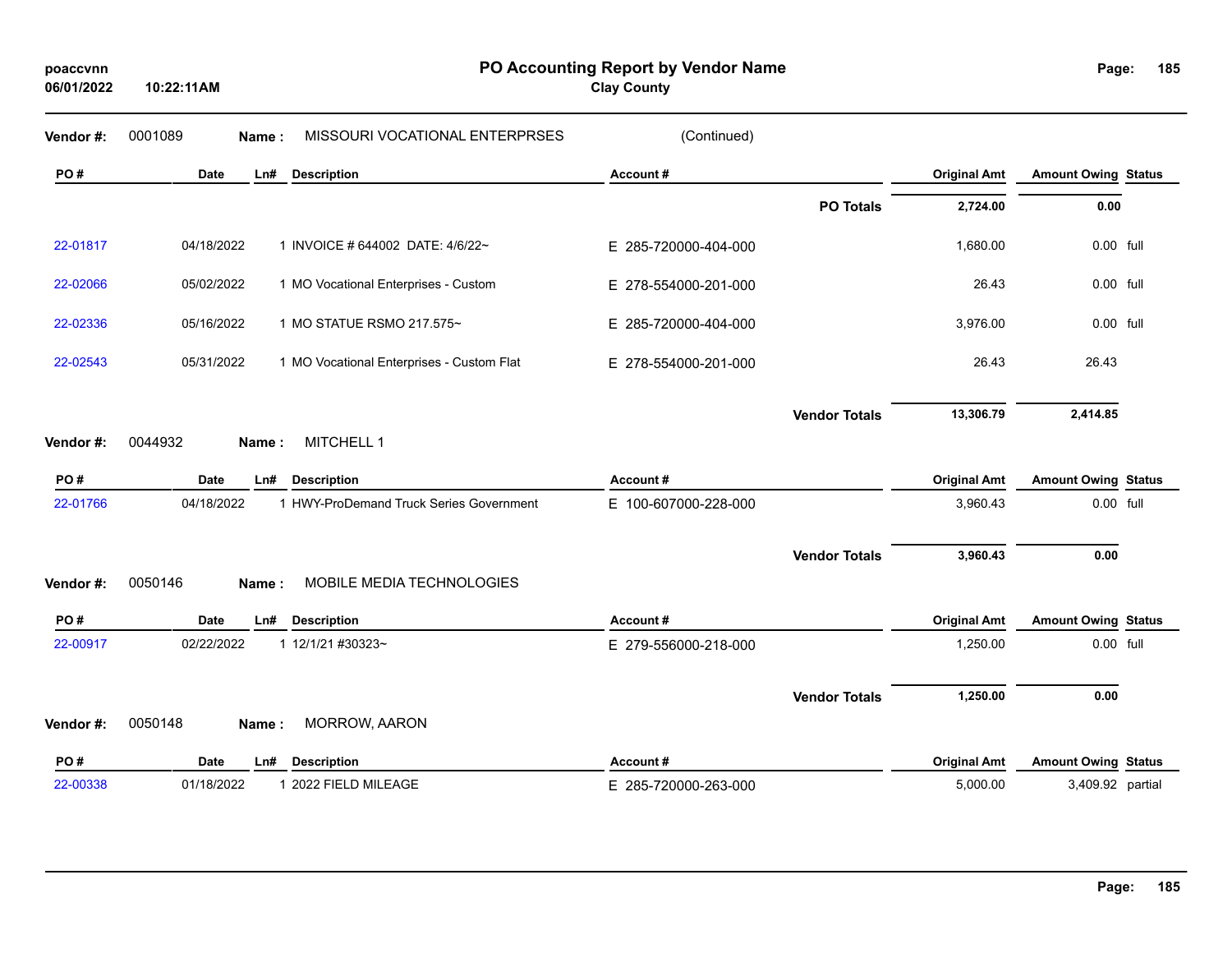# PO Accounting Report by Vendor Name

**Clay County**

poaccvnn
06/01/2022 10:22:11AM

**Vendor #:** 0001089 **Name :** MISSOURI VOCATIONAL ENTERPRSES (Continued)

| PO # | Date | Ln# | Description | Account # | Original Amt | Amount Owing | Status |
|---|---|---|---|---|---|---|---|
| | | | | **PO Totals** | **2,724.00** | **0.00** | |
| 22-01817 | 04/18/2022 | 1 | INVOICE # 644002 DATE: 4/6/22~ | E 285-720000-404-000 | 1,680.00 | 0.00 | full |
| 22-02066 | 05/02/2022 | 1 | MO Vocational Enterprises - Custom | E 278-554000-201-000 | 26.43 | 0.00 | full |
| 22-02336 | 05/16/2022 | 1 | MO STATUE RSMO 217.575~ | E 285-720000-404-000 | 3,976.00 | 0.00 | full |
| 22-02543 | 05/31/2022 | 1 | MO Vocational Enterprises - Custom Flat | E 278-554000-201-000 | 26.43 | 26.43 | |
| | | | | **Vendor Totals** | **13,306.79** | **2,414.85** | |

**Vendor #:** 0044932 **Name :** MITCHELL 1

| PO # | Date | Ln# | Description | Account # | Original Amt | Amount Owing | Status |
|---|---|---|---|---|---|---|---|
| 22-01766 | 04/18/2022 | 1 | HWY-ProDemand Truck Series Government | E 100-607000-228-000 | 3,960.43 | 0.00 | full |
| | | | | **Vendor Totals** | **3,960.43** | **0.00** | |

**Vendor #:** 0050146 **Name :** MOBILE MEDIA TECHNOLOGIES

| PO # | Date | Ln# | Description | Account # | Original Amt | Amount Owing | Status |
|---|---|---|---|---|---|---|---|
| 22-00917 | 02/22/2022 | 1 | 12/1/21 #30323~ | E 279-556000-218-000 | 1,250.00 | 0.00 | full |
| | | | | **Vendor Totals** | **1,250.00** | **0.00** | |

**Vendor #:** 0050148 **Name :** MORROW, AARON

| PO # | Date | Ln# | Description | Account # | Original Amt | Amount Owing | Status |
|---|---|---|---|---|---|---|---|
| 22-00338 | 01/18/2022 | 1 | 2022 FIELD MILEAGE | E 285-720000-263-000 | 5,000.00 | 3,409.92 | partial |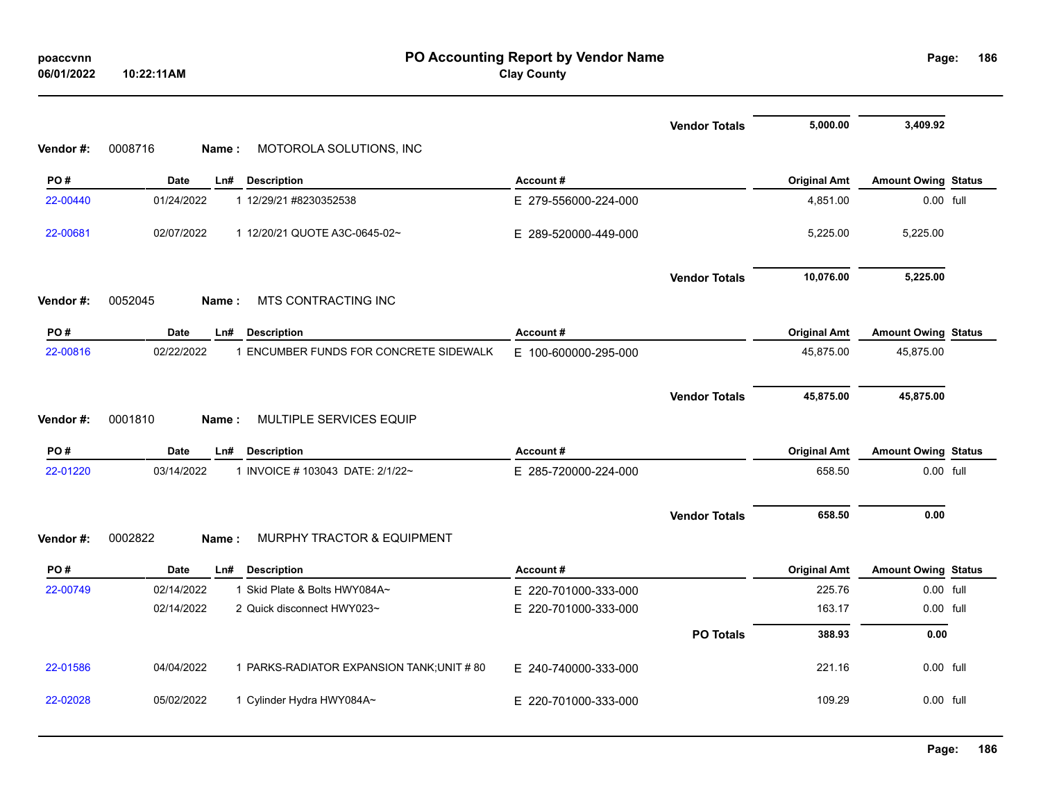| | | | | | Vendor Totals | 5,000.00 | 3,409.92 | |
|---|---|---|---|---|---|---|---|---|

**Vendor #:** 0008716 **Name :** MOTOROLA SOLUTIONS, INC

| PO # | Date | Ln# | Description | Account # | Original Amt | Amount Owing | Status |
|---|---|---|---|---|---|---|---|
| 22-00440 | 01/24/2022 | 1 | 12/29/21 #8230352538 | E 279-556000-224-000 | 4,851.00 | 0.00 | full |
| 22-00681 | 02/07/2022 | 1 | 12/20/21 QUOTE A3C-0645-02~ | E 289-520000-449-000 | 5,225.00 | 5,225.00 | |
| | | | | Vendor Totals | 10,076.00 | 5,225.00 | |

**Vendor #:** 0052045 **Name :** MTS CONTRACTING INC

| PO # | Date | Ln# | Description | Account # | Original Amt | Amount Owing | Status |
|---|---|---|---|---|---|---|---|
| 22-00816 | 02/22/2022 | 1 | ENCUMBER FUNDS FOR CONCRETE SIDEWALK | E 100-600000-295-000 | 45,875.00 | 45,875.00 | |
| | | | | Vendor Totals | 45,875.00 | 45,875.00 | |

**Vendor #:** 0001810 **Name :** MULTIPLE SERVICES EQUIP

| PO # | Date | Ln# | Description | Account # | Original Amt | Amount Owing | Status |
|---|---|---|---|---|---|---|---|
| 22-01220 | 03/14/2022 | 1 | INVOICE # 103043 DATE: 2/1/22~ | E 285-720000-224-000 | 658.50 | 0.00 | full |
| | | | | Vendor Totals | 658.50 | 0.00 | |

**Vendor #:** 0002822 **Name :** MURPHY TRACTOR & EQUIPMENT

| PO # | Date | Ln# | Description | Account # | Original Amt | Amount Owing | Status |
|---|---|---|---|---|---|---|---|
| 22-00749 | 02/14/2022 | 1 | Skid Plate & Bolts HWY084A~ | E 220-701000-333-000 | 225.76 | 0.00 | full |
| | 02/14/2022 | 2 | Quick disconnect HWY023~ | E 220-701000-333-000 | 163.17 | 0.00 | full |
| | | | | PO Totals | 388.93 | 0.00 | |
| 22-01586 | 04/04/2022 | 1 | PARKS-RADIATOR EXPANSION TANK;UNIT # 80 | E 240-740000-333-000 | 221.16 | 0.00 | full |
| 22-02028 | 05/02/2022 | 1 | Cylinder Hydra HWY084A~ | E 220-701000-333-000 | 109.29 | 0.00 | full |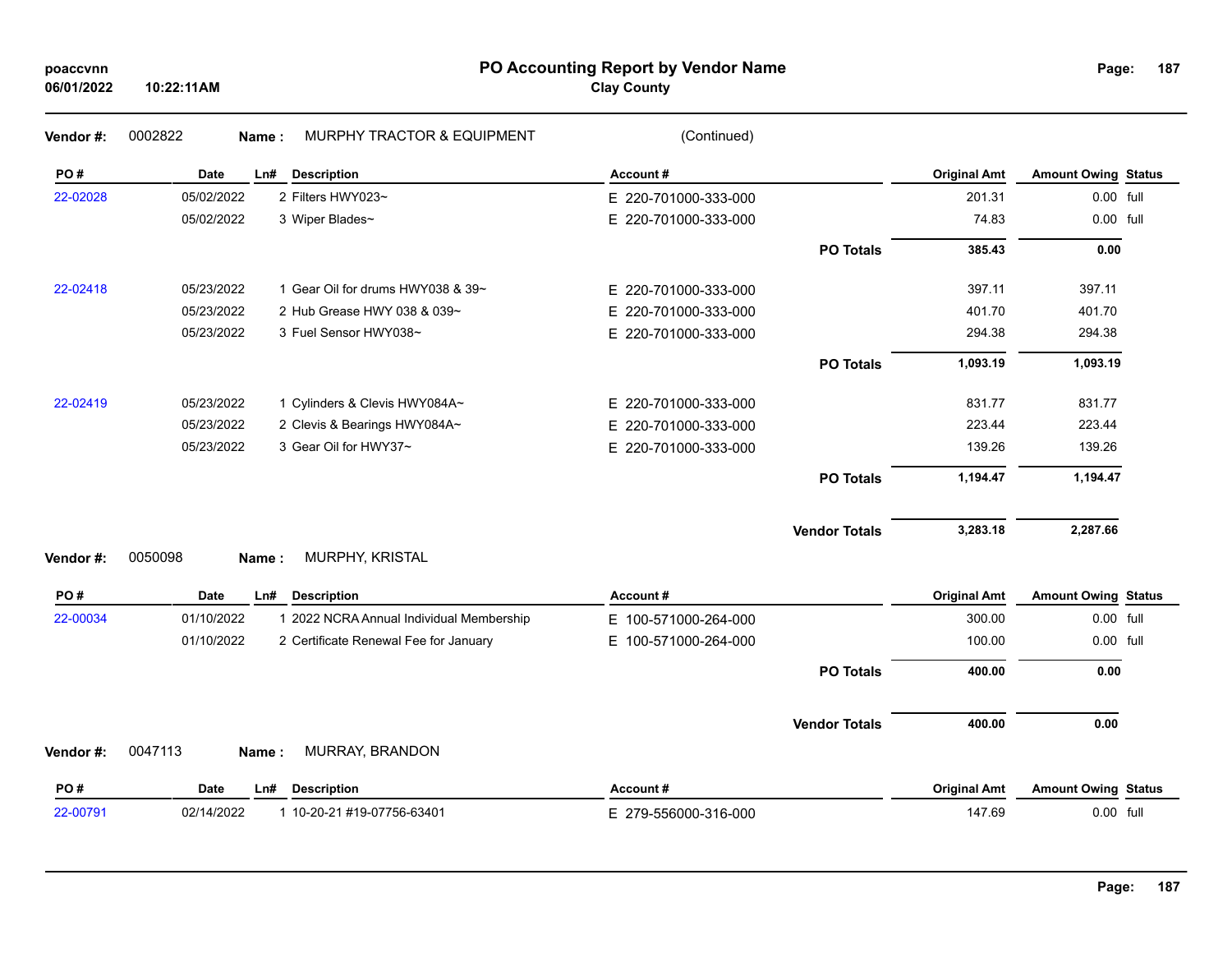**PO Accounting Report by Vendor Name**

**Clay County**

poaccvnn
06/01/2022 10:22:11AM

**Vendor #:** 0002822 **Name :** MURPHY TRACTOR & EQUIPMENT (Continued)

| PO # | Date | Ln# | Description | Account # | | Original Amt | Amount Owing | Status |
|---|---|---|---|---|---|---|---|---|
| 22-02028 | 05/02/2022 | 2 | Filters HWY023~ | E 220-701000-333-000 | | 201.31 | 0.00 | full |
| | 05/02/2022 | 3 | Wiper Blades~ | E 220-701000-333-000 | | 74.83 | 0.00 | full |
| | | | | | **PO Totals** | **385.43** | **0.00** | |
| 22-02418 | 05/23/2022 | 1 | Gear Oil for drums HWY038 & 39~ | E 220-701000-333-000 | | 397.11 | 397.11 | |
| | 05/23/2022 | 2 | Hub Grease HWY 038 & 039~ | E 220-701000-333-000 | | 401.70 | 401.70 | |
| | 05/23/2022 | 3 | Fuel Sensor HWY038~ | E 220-701000-333-000 | | 294.38 | 294.38 | |
| | | | | | **PO Totals** | **1,093.19** | **1,093.19** | |
| 22-02419 | 05/23/2022 | 1 | Cylinders & Clevis HWY084A~ | E 220-701000-333-000 | | 831.77 | 831.77 | |
| | 05/23/2022 | 2 | Clevis & Bearings HWY084A~ | E 220-701000-333-000 | | 223.44 | 223.44 | |
| | 05/23/2022 | 3 | Gear Oil for HWY37~ | E 220-701000-333-000 | | 139.26 | 139.26 | |
| | | | | | **PO Totals** | **1,194.47** | **1,194.47** | |
| | | | | | **Vendor Totals** | **3,283.18** | **2,287.66** | |

**Vendor #:** 0050098 **Name :** MURPHY, KRISTAL

| PO # | Date | Ln# | Description | Account # | | Original Amt | Amount Owing | Status |
|---|---|---|---|---|---|---|---|---|
| 22-00034 | 01/10/2022 | 1 | 2022 NCRA Annual Individual Membership | E 100-571000-264-000 | | 300.00 | 0.00 | full |
| | 01/10/2022 | 2 | Certificate Renewal Fee for January | E 100-571000-264-000 | | 100.00 | 0.00 | full |
| | | | | | **PO Totals** | **400.00** | **0.00** | |
| | | | | | **Vendor Totals** | **400.00** | **0.00** | |

**Vendor #:** 0047113 **Name :** MURRAY, BRANDON

| PO # | Date | Ln# | Description | Account # | | Original Amt | Amount Owing | Status |
|---|---|---|---|---|---|---|---|---|
| 22-00791 | 02/14/2022 | 1 | 10-20-21 #19-07756-63401 | E 279-556000-316-000 | | 147.69 | 0.00 | full |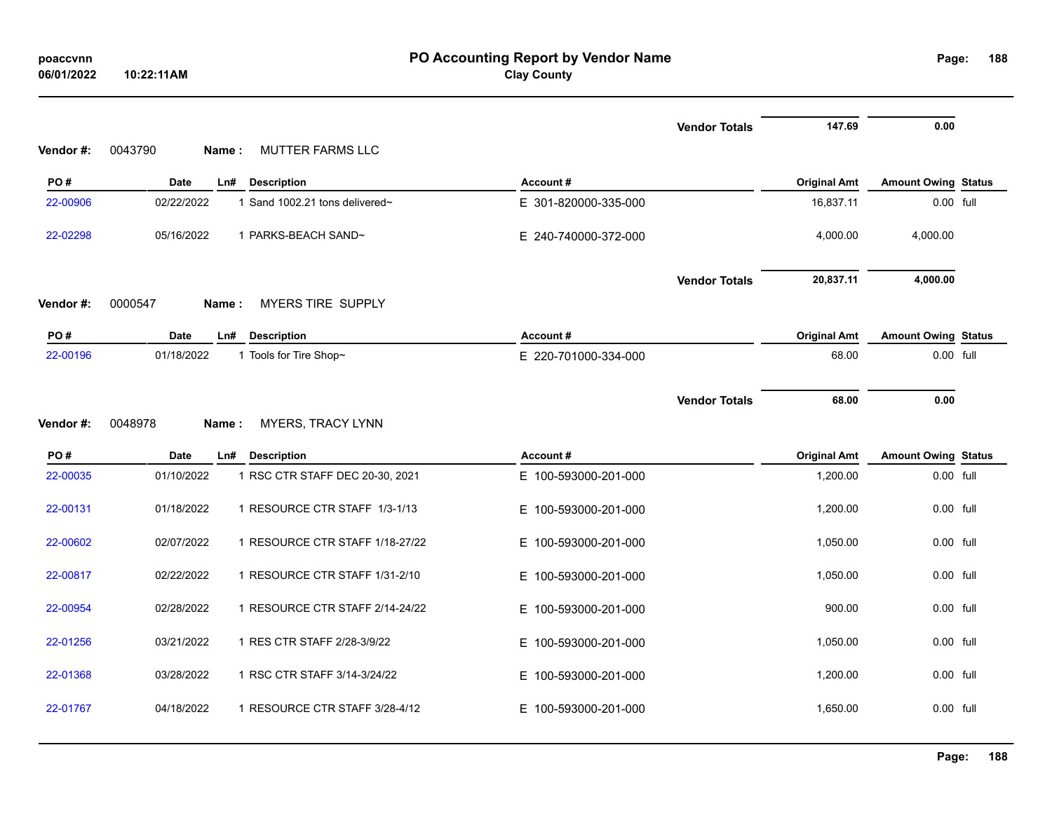| | | | | | Vendor Totals | 147.69 | 0.00 | |
|---|---|---|---|---|---|---|---|---|

**Vendor #:** 0043790 **Name :** MUTTER FARMS LLC

| PO # | Date | Ln# | Description | Account # | Original Amt | Amount Owing | Status |
|---|---|---|---|---|---|---|---|
| 22-00906 | 02/22/2022 | 1 | Sand 1002.21 tons delivered~ | E 301-820000-335-000 | 16,837.11 | 0.00 | full |
| 22-02298 | 05/16/2022 | 1 | PARKS-BEACH SAND~ | E 240-740000-372-000 | 4,000.00 | 4,000.00 | |
| | | | | Vendor Totals | 20,837.11 | 4,000.00 | |

**Vendor #:** 0000547 **Name :** MYERS TIRE SUPPLY

| PO # | Date | Ln# | Description | Account # | Original Amt | Amount Owing | Status |
|---|---|---|---|---|---|---|---|
| 22-00196 | 01/18/2022 | 1 | Tools for Tire Shop~ | E 220-701000-334-000 | 68.00 | 0.00 | full |
| | | | | Vendor Totals | 68.00 | 0.00 | |

**Vendor #:** 0048978 **Name :** MYERS, TRACY LYNN

| PO # | Date | Ln# | Description | Account # | Original Amt | Amount Owing | Status |
|---|---|---|---|---|---|---|---|
| 22-00035 | 01/10/2022 | 1 | RSC CTR STAFF DEC 20-30, 2021 | E 100-593000-201-000 | 1,200.00 | 0.00 | full |
| 22-00131 | 01/18/2022 | 1 | RESOURCE CTR STAFF 1/3-1/13 | E 100-593000-201-000 | 1,200.00 | 0.00 | full |
| 22-00602 | 02/07/2022 | 1 | RESOURCE CTR STAFF 1/18-27/22 | E 100-593000-201-000 | 1,050.00 | 0.00 | full |
| 22-00817 | 02/22/2022 | 1 | RESOURCE CTR STAFF 1/31-2/10 | E 100-593000-201-000 | 1,050.00 | 0.00 | full |
| 22-00954 | 02/28/2022 | 1 | RESOURCE CTR STAFF 2/14-24/22 | E 100-593000-201-000 | 900.00 | 0.00 | full |
| 22-01256 | 03/21/2022 | 1 | RES CTR STAFF 2/28-3/9/22 | E 100-593000-201-000 | 1,050.00 | 0.00 | full |
| 22-01368 | 03/28/2022 | 1 | RSC CTR STAFF 3/14-3/24/22 | E 100-593000-201-000 | 1,200.00 | 0.00 | full |
| 22-01767 | 04/18/2022 | 1 | RESOURCE CTR STAFF 3/28-4/12 | E 100-593000-201-000 | 1,650.00 | 0.00 | full |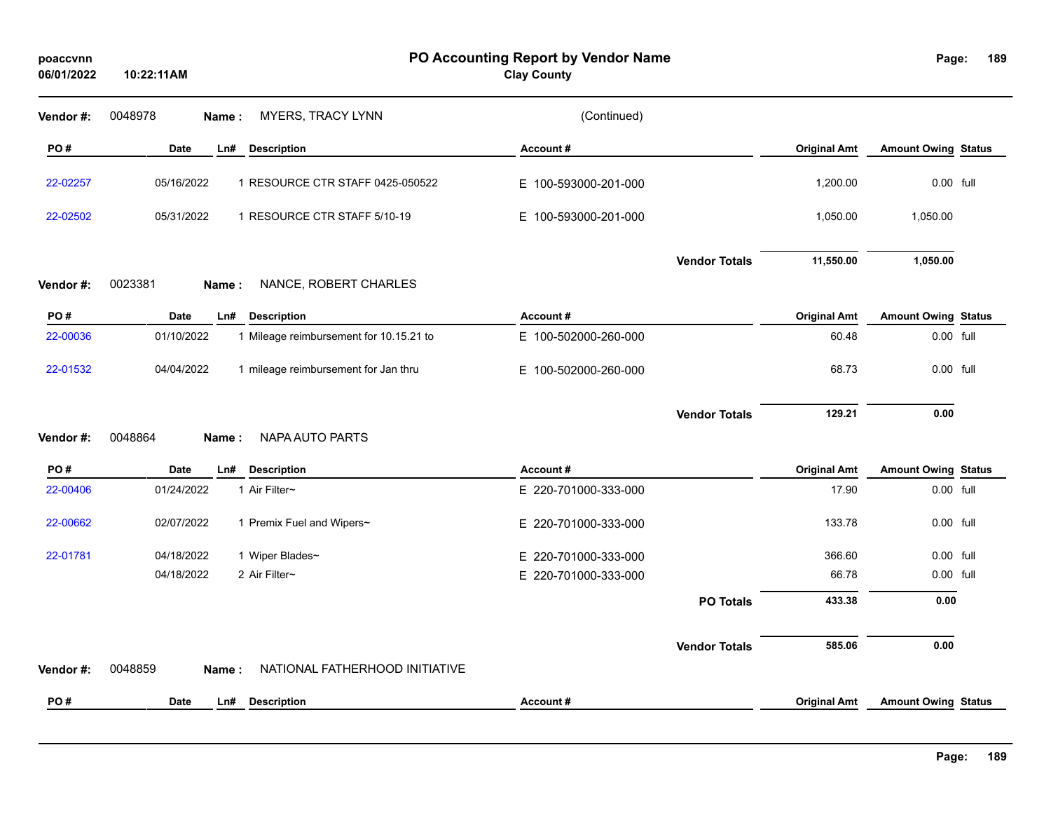**PO Accounting Report by Vendor Name**
**Clay County**

poaccvnn
06/01/2022 10:22:11AM

**Vendor #:** 0048978 **Name :** MYERS, TRACY LYNN (Continued)

| PO # | Date | Ln# | Description | Account # | Original Amt | Amount Owing | Status |
|---|---|---|---|---|---|---|---|
| 22-02257 | 05/16/2022 | 1 | RESOURCE CTR STAFF 0425-050522 | E 100-593000-201-000 | 1,200.00 | 0.00 | full |
| 22-02502 | 05/31/2022 | 1 | RESOURCE CTR STAFF 5/10-19 | E 100-593000-201-000 | 1,050.00 | 1,050.00 | |
| | | | | **Vendor Totals** | **11,550.00** | **1,050.00** | |

**Vendor #:** 0023381 **Name :** NANCE, ROBERT CHARLES

| PO # | Date | Ln# | Description | Account # | Original Amt | Amount Owing | Status |
|---|---|---|---|---|---|---|---|
| 22-00036 | 01/10/2022 | 1 | Mileage reimbursement for 10.15.21 to | E 100-502000-260-000 | 60.48 | 0.00 | full |
| 22-01532 | 04/04/2022 | 1 | mileage reimbursement for Jan thru | E 100-502000-260-000 | 68.73 | 0.00 | full |
| | | | | **Vendor Totals** | **129.21** | **0.00** | |

**Vendor #:** 0048864 **Name :** NAPA AUTO PARTS

| PO # | Date | Ln# | Description | Account # | Original Amt | Amount Owing | Status |
|---|---|---|---|---|---|---|---|
| 22-00406 | 01/24/2022 | 1 | Air Filter~ | E 220-701000-333-000 | 17.90 | 0.00 | full |
| 22-00662 | 02/07/2022 | 1 | Premix Fuel and Wipers~ | E 220-701000-333-000 | 133.78 | 0.00 | full |
| 22-01781 | 04/18/2022 | 1 | Wiper Blades~ | E 220-701000-333-000 | 366.60 | 0.00 | full |
| | 04/18/2022 | 2 | Air Filter~ | E 220-701000-333-000 | 66.78 | 0.00 | full |
| | | | | **PO Totals** | **433.38** | **0.00** | |
| | | | | **Vendor Totals** | **585.06** | **0.00** | |

**Vendor #:** 0048859 **Name :** NATIONAL FATHERHOOD INITIATIVE

| PO # | Date | Ln# | Description | Account # | Original Amt | Amount Owing | Status |
|---|---|---|---|---|---|---|---|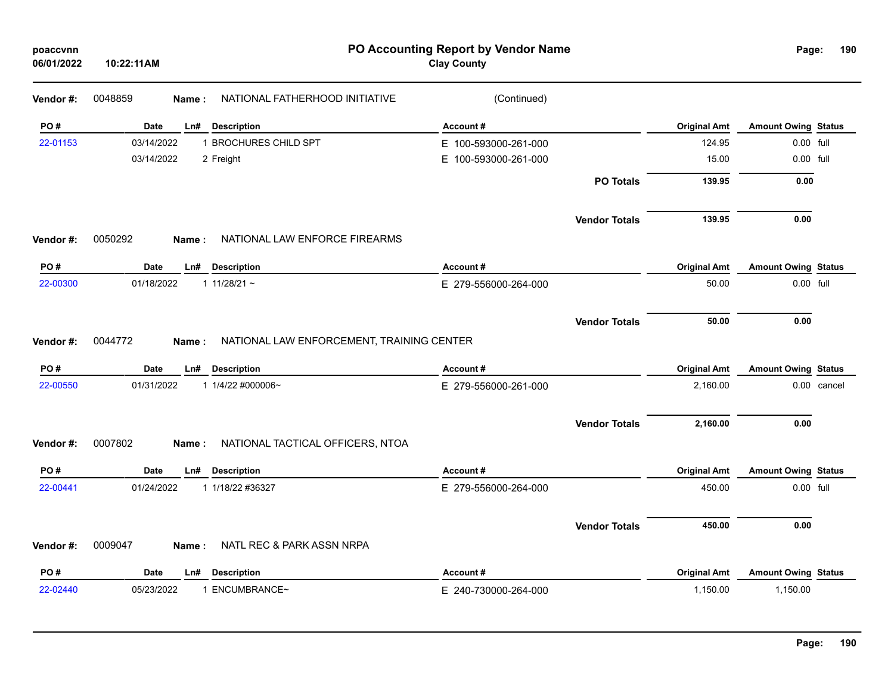**PO Accounting Report by Vendor Name**
**Clay County**

poaccvnn
06/01/2022 10:22:11AM

**Vendor #:** 0048859 **Name :** NATIONAL FATHERHOOD INITIATIVE (Continued)

| PO # | Date | Ln# | Description | Account # | Original Amt | Amount Owing | Status |
|---|---|---|---|---|---|---|---|
| 22-01153 | 03/14/2022 | 1 | BROCHURES CHILD SPT | E 100-593000-261-000 | 124.95 | 0.00 | full |
| | 03/14/2022 | 2 | Freight | E 100-593000-261-000 | 15.00 | 0.00 | full |
| | | | | **PO Totals** | **139.95** | **0.00** | |
| | | | | **Vendor Totals** | **139.95** | **0.00** | |

**Vendor #:** 0050292 **Name :** NATIONAL LAW ENFORCE FIREARMS

| PO # | Date | Ln# | Description | Account # | Original Amt | Amount Owing | Status |
|---|---|---|---|---|---|---|---|
| 22-00300 | 01/18/2022 | 1 | 11/28/21 ~ | E 279-556000-264-000 | 50.00 | 0.00 | full |
| | | | | **Vendor Totals** | **50.00** | **0.00** | |

**Vendor #:** 0044772 **Name :** NATIONAL LAW ENFORCEMENT, TRAINING CENTER

| PO # | Date | Ln# | Description | Account # | Original Amt | Amount Owing | Status |
|---|---|---|---|---|---|---|---|
| 22-00550 | 01/31/2022 | 1 | 1/4/22 #000006~ | E 279-556000-261-000 | 2,160.00 | 0.00 | cancel |
| | | | | **Vendor Totals** | **2,160.00** | **0.00** | |

**Vendor #:** 0007802 **Name :** NATIONAL TACTICAL OFFICERS, NTOA

| PO # | Date | Ln# | Description | Account # | Original Amt | Amount Owing | Status |
|---|---|---|---|---|---|---|---|
| 22-00441 | 01/24/2022 | 1 | 1/18/22 #36327 | E 279-556000-264-000 | 450.00 | 0.00 | full |
| | | | | **Vendor Totals** | **450.00** | **0.00** | |

**Vendor #:** 0009047 **Name :** NATL REC & PARK ASSN NRPA

| PO # | Date | Ln# | Description | Account # | Original Amt | Amount Owing | Status |
|---|---|---|---|---|---|---|---|
| 22-02440 | 05/23/2022 | 1 | ENCUMBRANCE~ | E 240-730000-264-000 | 1,150.00 | 1,150.00 | |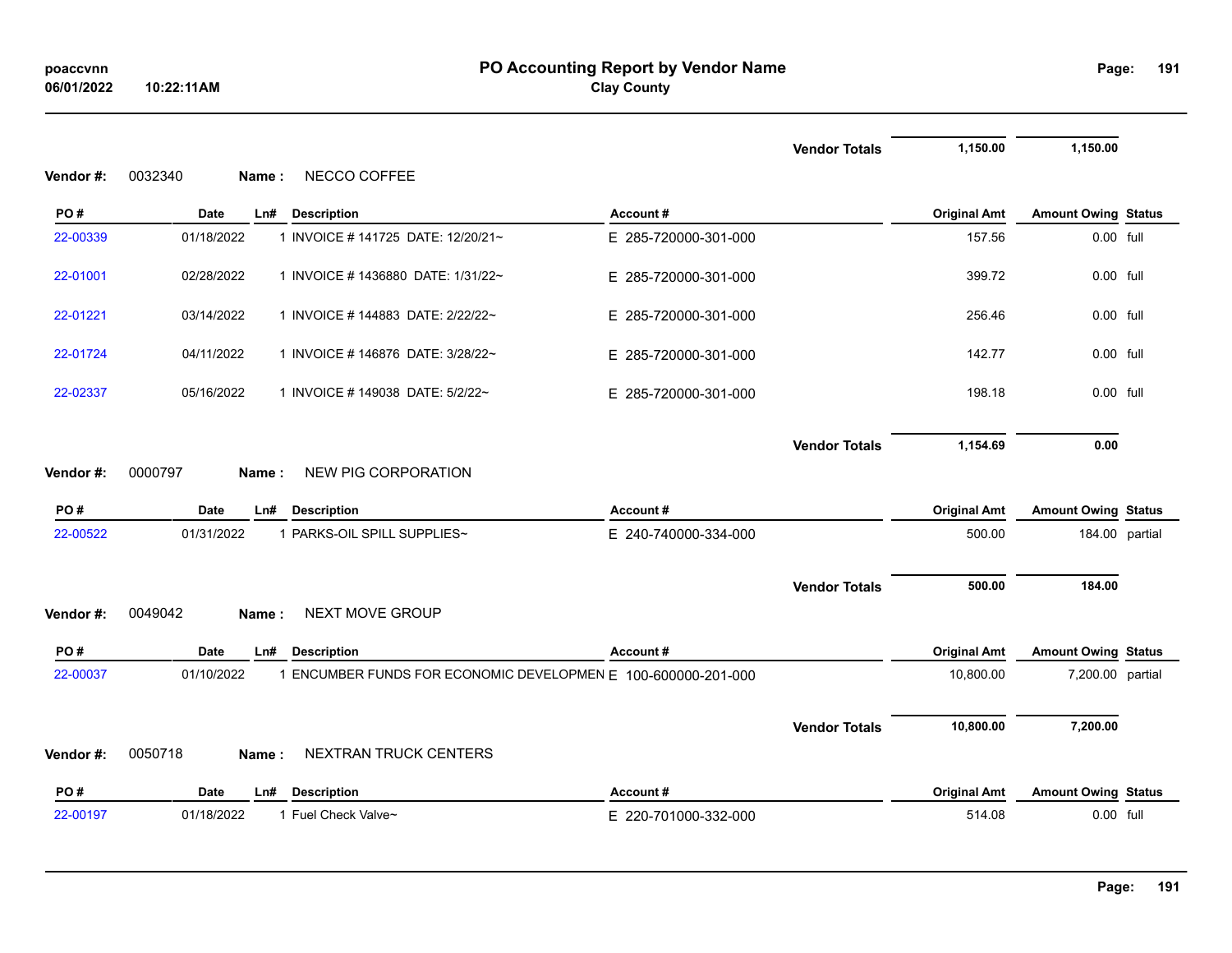# PO Accounting Report by Vendor Name

**Clay County**

| | | | | |
|---|---|---|---|---|
| | | **Vendor Totals** | **1,150.00** | **1,150.00** |

**Vendor #:** 0032340 **Name :** NECCO COFFEE

| PO # | Date | Ln# | Description | Account # | Original Amt | Amount Owing | Status |
|---|---|---|---|---|---|---|---|
| 22-00339 | 01/18/2022 | 1 | INVOICE # 141725 DATE: 12/20/21~ | E 285-720000-301-000 | 157.56 | 0.00 | full |
| 22-01001 | 02/28/2022 | 1 | INVOICE # 1436880 DATE: 1/31/22~ | E 285-720000-301-000 | 399.72 | 0.00 | full |
| 22-01221 | 03/14/2022 | 1 | INVOICE # 144883 DATE: 2/22/22~ | E 285-720000-301-000 | 256.46 | 0.00 | full |
| 22-01724 | 04/11/2022 | 1 | INVOICE # 146876 DATE: 3/28/22~ | E 285-720000-301-000 | 142.77 | 0.00 | full |
| 22-02337 | 05/16/2022 | 1 | INVOICE # 149038 DATE: 5/2/22~ | E 285-720000-301-000 | 198.18 | 0.00 | full |
| | | | | **Vendor Totals** | **1,154.69** | **0.00** | |

**Vendor #:** 0000797 **Name :** NEW PIG CORPORATION

| PO # | Date | Ln# | Description | Account # | Original Amt | Amount Owing | Status |
|---|---|---|---|---|---|---|---|
| 22-00522 | 01/31/2022 | 1 | PARKS-OIL SPILL SUPPLIES~ | E 240-740000-334-000 | 500.00 | 184.00 | partial |
| | | | | **Vendor Totals** | **500.00** | **184.00** | |

**Vendor #:** 0049042 **Name :** NEXT MOVE GROUP

| PO # | Date | Ln# | Description | Account # | Original Amt | Amount Owing | Status |
|---|---|---|---|---|---|---|---|
| 22-00037 | 01/10/2022 | 1 | ENCUMBER FUNDS FOR ECONOMIC DEVELOPMEN | E 100-600000-201-000 | 10,800.00 | 7,200.00 | partial |
| | | | | **Vendor Totals** | **10,800.00** | **7,200.00** | |

**Vendor #:** 0050718 **Name :** NEXTRAN TRUCK CENTERS

| PO # | Date | Ln# | Description | Account # | Original Amt | Amount Owing | Status |
|---|---|---|---|---|---|---|---|
| 22-00197 | 01/18/2022 | 1 | Fuel Check Valve~ | E 220-701000-332-000 | 514.08 | 0.00 | full |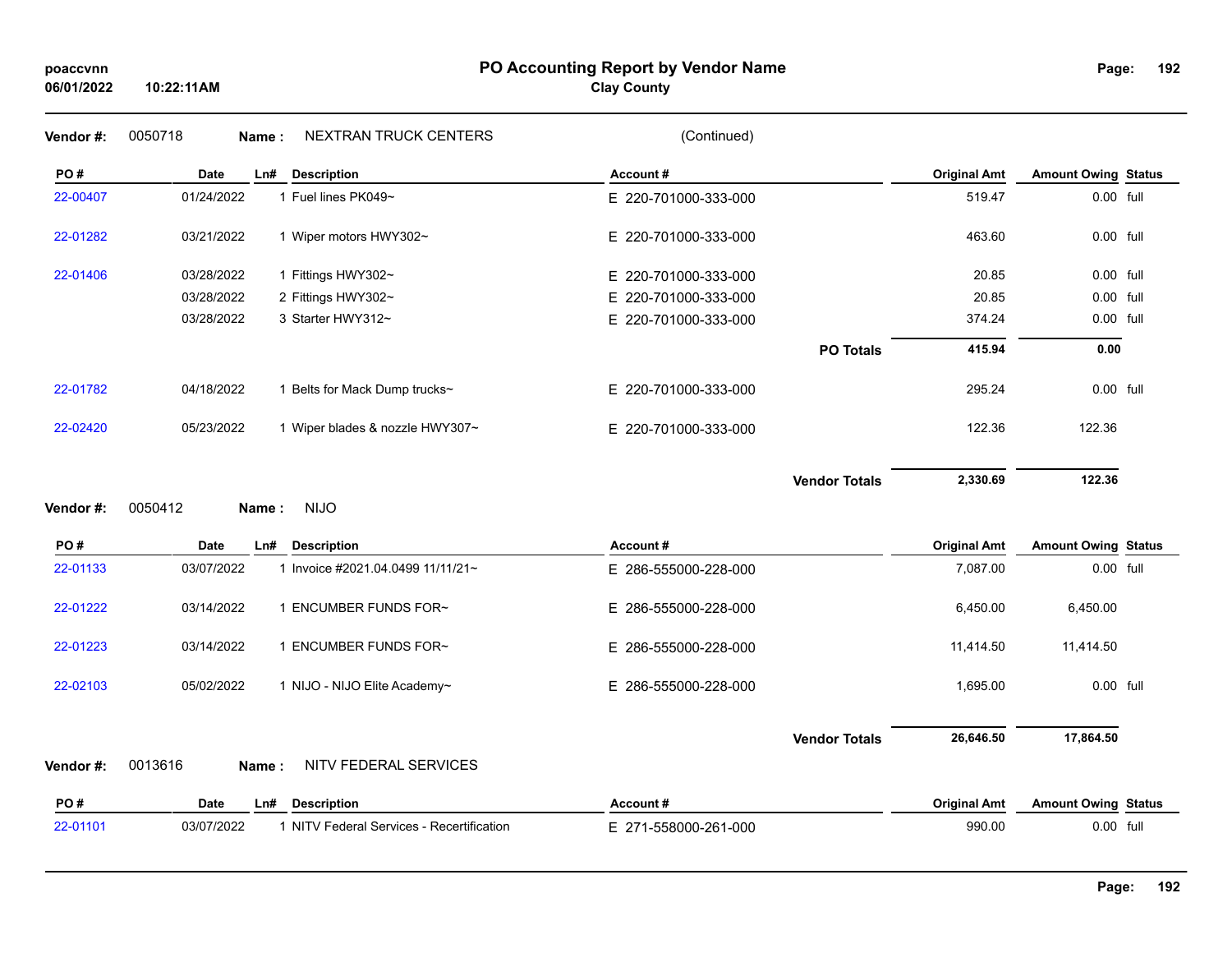**poaccvnn**
**06/01/2022 10:22:11AM**

# PO Accounting Report by Vendor Name

**Clay County**

**Vendor #:** 0050718 **Name :** NEXTRAN TRUCK CENTERS (Continued)

| PO # | Date | Ln# | Description | Account # | Original Amt | Amount Owing | Status |
|---|---|---|---|---|---|---|---|
| 22-00407 | 01/24/2022 | 1 | Fuel lines PK049~ | E 220-701000-333-000 | 519.47 | 0.00 | full |
| 22-01282 | 03/21/2022 | 1 | Wiper motors HWY302~ | E 220-701000-333-000 | 463.60 | 0.00 | full |
| 22-01406 | 03/28/2022 | 1 | Fittings HWY302~ | E 220-701000-333-000 | 20.85 | 0.00 | full |
| | 03/28/2022 | 2 | Fittings HWY302~ | E 220-701000-333-000 | 20.85 | 0.00 | full |
| | 03/28/2022 | 3 | Starter HWY312~ | E 220-701000-333-000 | 374.24 | 0.00 | full |
| | | | | **PO Totals** | **415.94** | **0.00** | |
| 22-01782 | 04/18/2022 | 1 | Belts for Mack Dump trucks~ | E 220-701000-333-000 | 295.24 | 0.00 | full |
| 22-02420 | 05/23/2022 | 1 | Wiper blades & nozzle HWY307~ | E 220-701000-333-000 | 122.36 | 122.36 | |
| | | | | **Vendor Totals** | **2,330.69** | **122.36** | |

**Vendor #:** 0050412 **Name :** NIJO

| PO # | Date | Ln# | Description | Account # | Original Amt | Amount Owing | Status |
|---|---|---|---|---|---|---|---|
| 22-01133 | 03/07/2022 | 1 | Invoice #2021.04.0499 11/11/21~ | E 286-555000-228-000 | 7,087.00 | 0.00 | full |
| 22-01222 | 03/14/2022 | 1 | ENCUMBER FUNDS FOR~ | E 286-555000-228-000 | 6,450.00 | 6,450.00 | |
| 22-01223 | 03/14/2022 | 1 | ENCUMBER FUNDS FOR~ | E 286-555000-228-000 | 11,414.50 | 11,414.50 | |
| 22-02103 | 05/02/2022 | 1 | NIJO - NIJO Elite Academy~ | E 286-555000-228-000 | 1,695.00 | 0.00 | full |
| | | | | **Vendor Totals** | **26,646.50** | **17,864.50** | |

**Vendor #:** 0013616 **Name :** NITV FEDERAL SERVICES

| PO # | Date | Ln# | Description | Account # | Original Amt | Amount Owing | Status |
|---|---|---|---|---|---|---|---|
| 22-01101 | 03/07/2022 | 1 | NITV Federal Services - Recertification | E 271-558000-261-000 | 990.00 | 0.00 | full |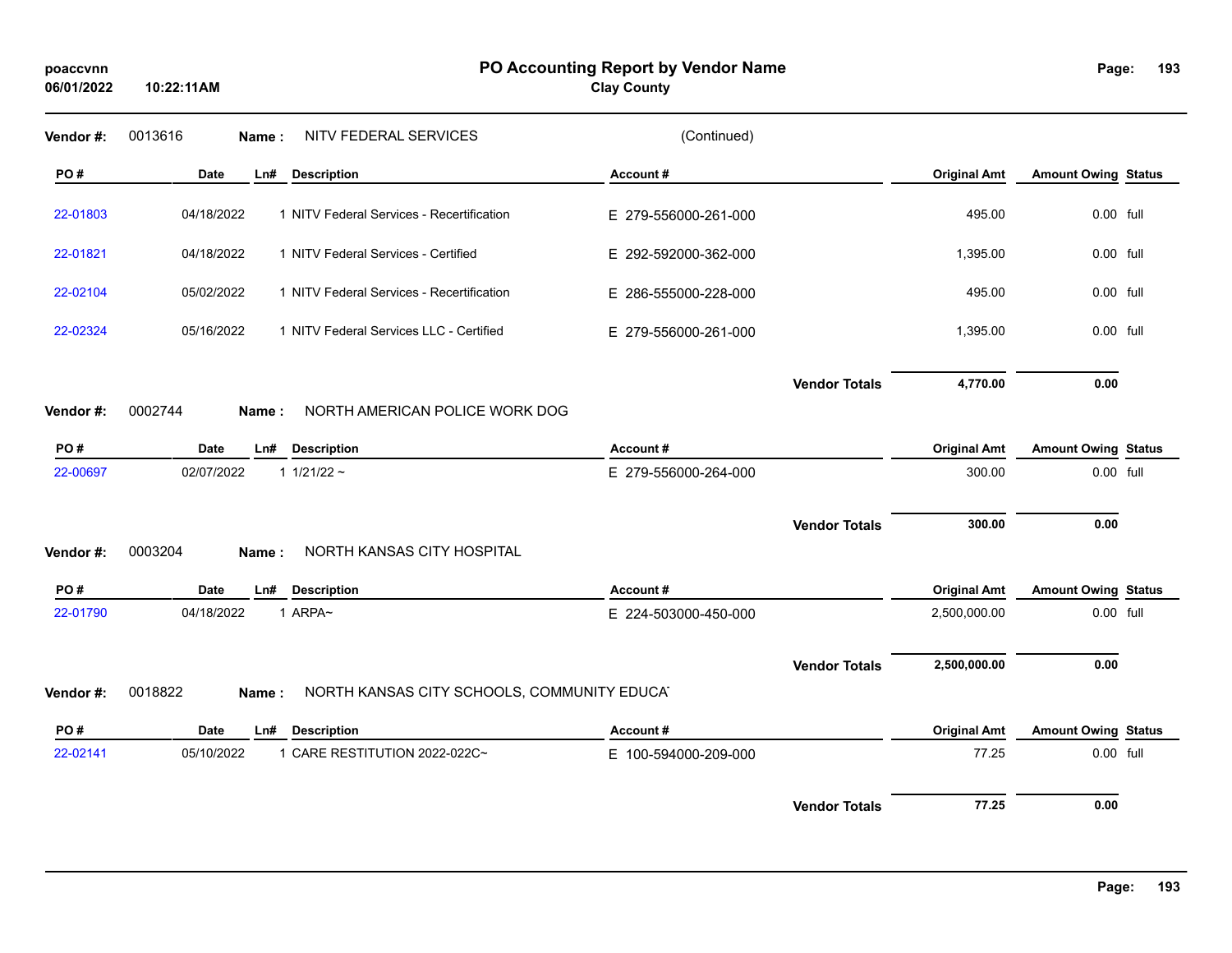**Vendor #:** 0013616 **Name :** NITV FEDERAL SERVICES (Continued)

| PO # | Date | Ln# | Description | Account # | Original Amt | Amount Owing | Status |
|---|---|---|---|---|---|---|---|
| 22-01803 | 04/18/2022 | 1 | NITV Federal Services - Recertification | E 279-556000-261-000 | 495.00 | 0.00 | full |
| 22-01821 | 04/18/2022 | 1 | NITV Federal Services - Certified | E 292-592000-362-000 | 1,395.00 | 0.00 | full |
| 22-02104 | 05/02/2022 | 1 | NITV Federal Services - Recertification | E 286-555000-228-000 | 495.00 | 0.00 | full |
| 22-02324 | 05/16/2022 | 1 | NITV Federal Services LLC - Certified | E 279-556000-261-000 | 1,395.00 | 0.00 | full |
| | | | | **Vendor Totals** | **4,770.00** | **0.00** | |

**Vendor #:** 0002744 **Name :** NORTH AMERICAN POLICE WORK DOG

| PO # | Date | Ln# | Description | Account # | Original Amt | Amount Owing | Status |
|---|---|---|---|---|---|---|---|
| 22-00697 | 02/07/2022 | 1 | 1/21/22 ~ | E 279-556000-264-000 | 300.00 | 0.00 | full |
| | | | | **Vendor Totals** | **300.00** | **0.00** | |

**Vendor #:** 0003204 **Name :** NORTH KANSAS CITY HOSPITAL

| PO # | Date | Ln# | Description | Account # | Original Amt | Amount Owing | Status |
|---|---|---|---|---|---|---|---|
| 22-01790 | 04/18/2022 | 1 | ARPA~ | E 224-503000-450-000 | 2,500,000.00 | 0.00 | full |
| | | | | **Vendor Totals** | **2,500,000.00** | **0.00** | |

**Vendor #:** 0018822 **Name :** NORTH KANSAS CITY SCHOOLS, COMMUNITY EDUCA

| PO # | Date | Ln# | Description | Account # | Original Amt | Amount Owing | Status |
|---|---|---|---|---|---|---|---|
| 22-02141 | 05/10/2022 | 1 | CARE RESTITUTION 2022-022C~ | E 100-594000-209-000 | 77.25 | 0.00 | full |
| | | | | **Vendor Totals** | **77.25** | **0.00** | |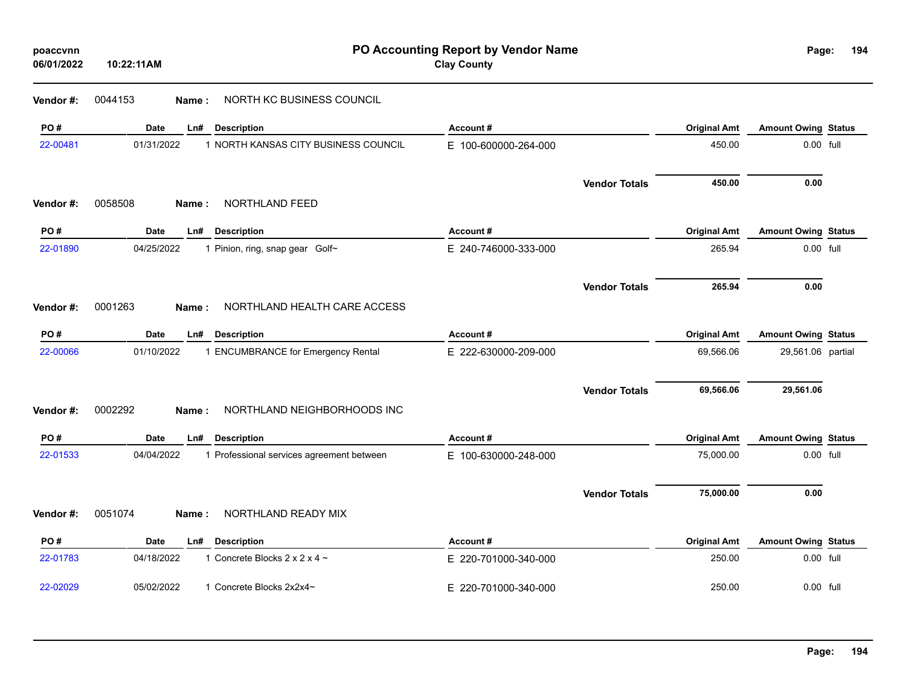# PO Accounting Report by Vendor Name

**Clay County**

poaccvnn
06/01/2022 10:22:11AM

**Vendor #:** 0044153 **Name :** NORTH KC BUSINESS COUNCIL

| PO # | Date | Ln# | Description | Account # | Original Amt | Amount Owing | Status |
|---|---|---|---|---|---|---|---|
| 22-00481 | 01/31/2022 | 1 | NORTH KANSAS CITY BUSINESS COUNCIL | E 100-600000-264-000 | 450.00 | 0.00 | full |
| | | | | **Vendor Totals** | **450.00** | **0.00** | |

**Vendor #:** 0058508 **Name :** NORTHLAND FEED

| PO # | Date | Ln# | Description | Account # | Original Amt | Amount Owing | Status |
|---|---|---|---|---|---|---|---|
| 22-01890 | 04/25/2022 | 1 | Pinion, ring, snap gear Golf~ | E 240-746000-333-000 | 265.94 | 0.00 | full |
| | | | | **Vendor Totals** | **265.94** | **0.00** | |

**Vendor #:** 0001263 **Name :** NORTHLAND HEALTH CARE ACCESS

| PO # | Date | Ln# | Description | Account # | Original Amt | Amount Owing | Status |
|---|---|---|---|---|---|---|---|
| 22-00066 | 01/10/2022 | 1 | ENCUMBRANCE for Emergency Rental | E 222-630000-209-000 | 69,566.06 | 29,561.06 | partial |
| | | | | **Vendor Totals** | **69,566.06** | **29,561.06** | |

**Vendor #:** 0002292 **Name :** NORTHLAND NEIGHBORHOODS INC

| PO # | Date | Ln# | Description | Account # | Original Amt | Amount Owing | Status |
|---|---|---|---|---|---|---|---|
| 22-01533 | 04/04/2022 | 1 | Professional services agreement between | E 100-630000-248-000 | 75,000.00 | 0.00 | full |
| | | | | **Vendor Totals** | **75,000.00** | **0.00** | |

**Vendor #:** 0051074 **Name :** NORTHLAND READY MIX

| PO # | Date | Ln# | Description | Account # | Original Amt | Amount Owing | Status |
|---|---|---|---|---|---|---|---|
| 22-01783 | 04/18/2022 | 1 | Concrete Blocks 2 x 2 x 4 ~ | E 220-701000-340-000 | 250.00 | 0.00 | full |
| 22-02029 | 05/02/2022 | 1 | Concrete Blocks 2x2x4~ | E 220-701000-340-000 | 250.00 | 0.00 | full |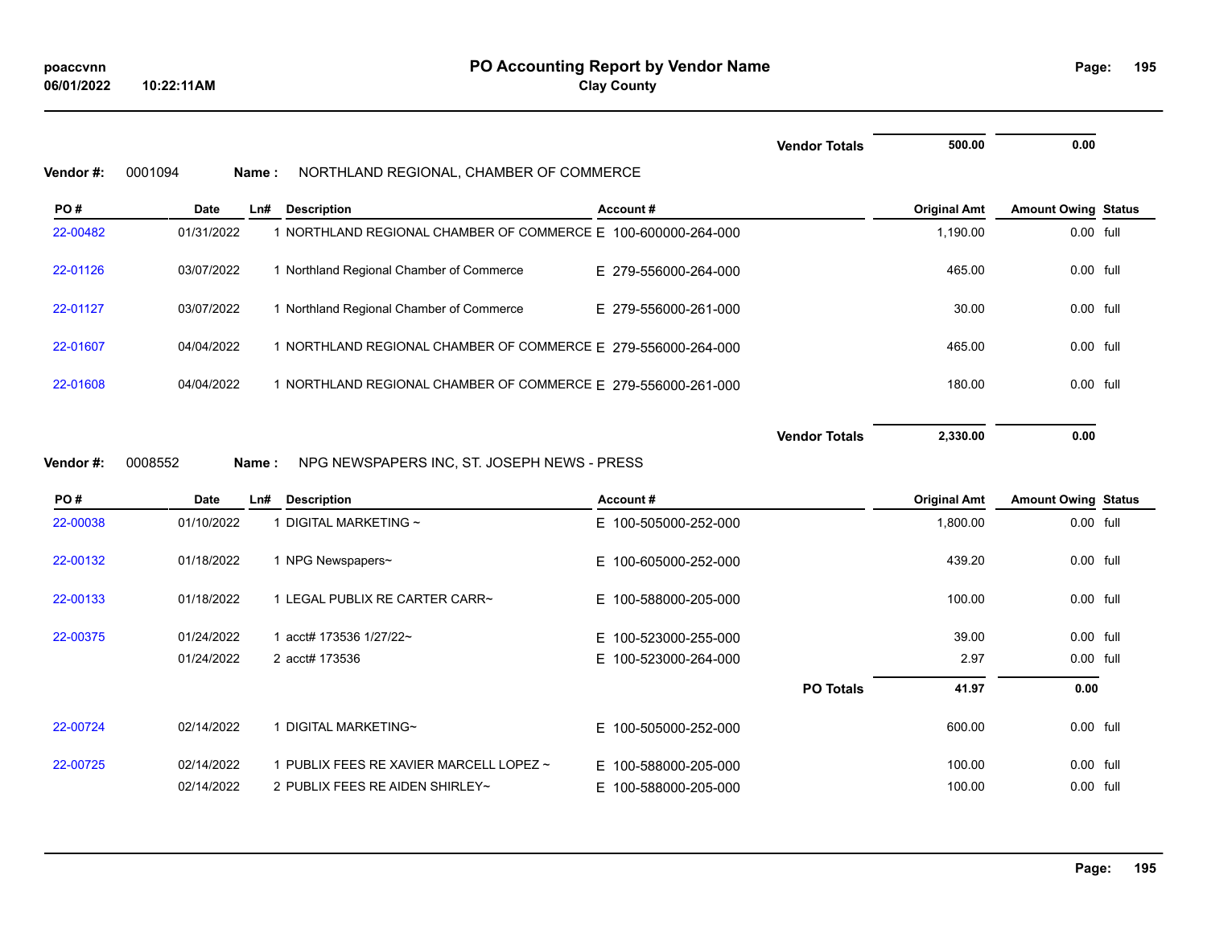**PO Accounting Report by Vendor Name**
**Clay County**

| | | | | | Vendor Totals | 500.00 | 0.00 | |
|---|---|---|---|---|---|---|---|---|

**Vendor #:** 0001094 **Name :** NORTHLAND REGIONAL, CHAMBER OF COMMERCE

| PO # | Date | Ln# | Description | Account # | Original Amt | Amount Owing | Status |
|---|---|---|---|---|---|---|---|
| 22-00482 | 01/31/2022 | 1 | NORTHLAND REGIONAL CHAMBER OF COMMERCE | E 100-600000-264-000 | 1,190.00 | 0.00 | full |
| 22-01126 | 03/07/2022 | 1 | Northland Regional Chamber of Commerce | E 279-556000-264-000 | 465.00 | 0.00 | full |
| 22-01127 | 03/07/2022 | 1 | Northland Regional Chamber of Commerce | E 279-556000-261-000 | 30.00 | 0.00 | full |
| 22-01607 | 04/04/2022 | 1 | NORTHLAND REGIONAL CHAMBER OF COMMERCE | E 279-556000-264-000 | 465.00 | 0.00 | full |
| 22-01608 | 04/04/2022 | 1 | NORTHLAND REGIONAL CHAMBER OF COMMERCE | E 279-556000-261-000 | 180.00 | 0.00 | full |
| | | | | **Vendor Totals** | **2,330.00** | **0.00** | |

**Vendor #:** 0008552 **Name :** NPG NEWSPAPERS INC, ST. JOSEPH NEWS - PRESS

| PO # | Date | Ln# | Description | Account # | Original Amt | Amount Owing | Status |
|---|---|---|---|---|---|---|---|
| 22-00038 | 01/10/2022 | 1 | DIGITAL MARKETING ~ | E 100-505000-252-000 | 1,800.00 | 0.00 | full |
| 22-00132 | 01/18/2022 | 1 | NPG Newspapers~ | E 100-605000-252-000 | 439.20 | 0.00 | full |
| 22-00133 | 01/18/2022 | 1 | LEGAL PUBLIX RE CARTER CARR~ | E 100-588000-205-000 | 100.00 | 0.00 | full |
| 22-00375 | 01/24/2022 | 1 | acct# 173536 1/27/22~ | E 100-523000-255-000 | 39.00 | 0.00 | full |
| | 01/24/2022 | 2 | acct# 173536 | E 100-523000-264-000 | 2.97 | 0.00 | full |
| | | | | **PO Totals** | **41.97** | **0.00** | |
| 22-00724 | 02/14/2022 | 1 | DIGITAL MARKETING~ | E 100-505000-252-000 | 600.00 | 0.00 | full |
| 22-00725 | 02/14/2022 | 1 | PUBLIX FEES RE XAVIER MARCELL LOPEZ ~ | E 100-588000-205-000 | 100.00 | 0.00 | full |
| | 02/14/2022 | 2 | PUBLIX FEES RE AIDEN SHIRLEY~ | E 100-588000-205-000 | 100.00 | 0.00 | full |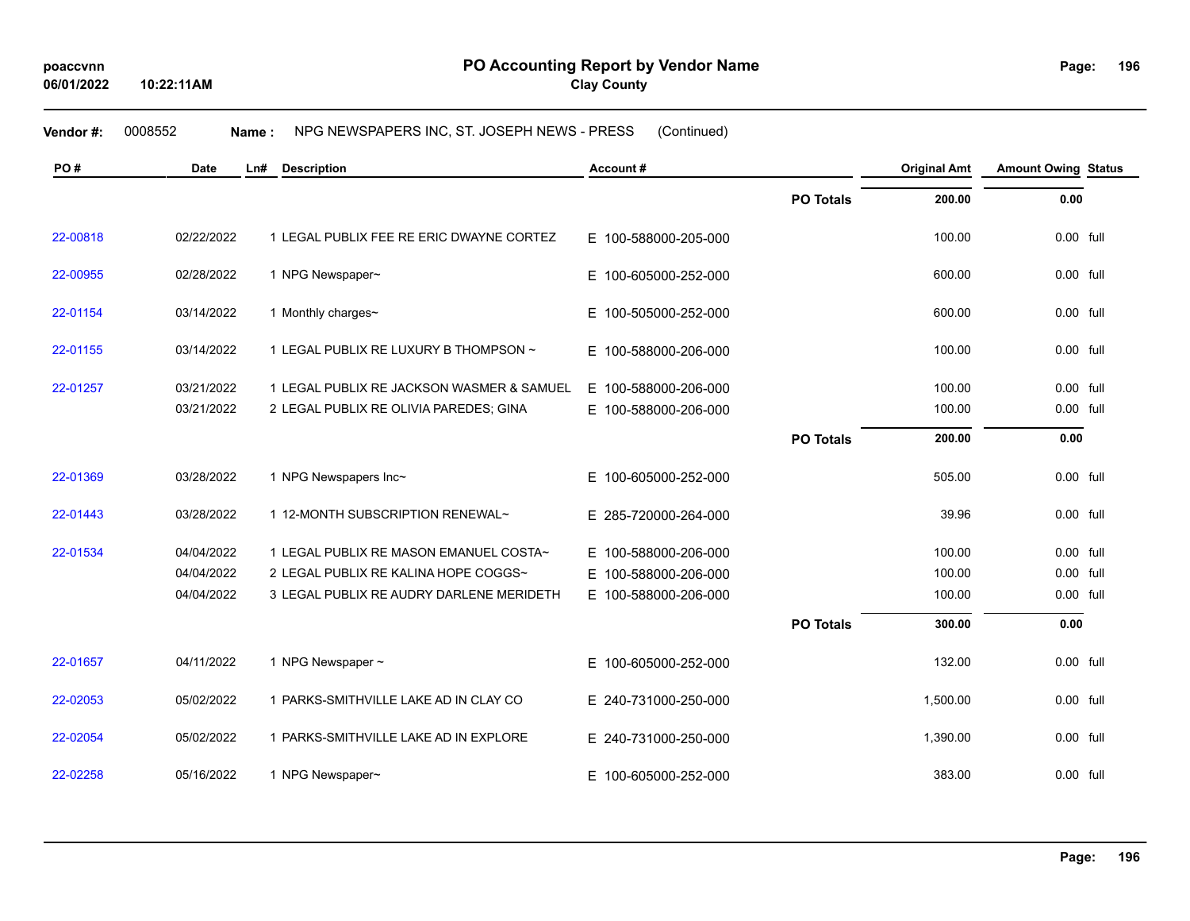# PO Accounting Report by Vendor Name

**Clay County**

poaccvnn
06/01/2022 10:22:11AM

**Vendor #:** 0008552 **Name :** NPG NEWSPAPERS INC, ST. JOSEPH NEWS - PRESS (Continued)

| PO # | Date | Ln# | Description | Account # | | Original Amt | Amount Owing | Status |
|---|---|---|---|---|---|---|---|---|
| | | | | | **PO Totals** | **200.00** | **0.00** | |
| 22-00818 | 02/22/2022 | 1 | LEGAL PUBLIX FEE RE ERIC DWAYNE CORTEZ | E 100-588000-205-000 | | 100.00 | 0.00 | full |
| 22-00955 | 02/28/2022 | 1 | NPG Newspaper~ | E 100-605000-252-000 | | 600.00 | 0.00 | full |
| 22-01154 | 03/14/2022 | 1 | Monthly charges~ | E 100-505000-252-000 | | 600.00 | 0.00 | full |
| 22-01155 | 03/14/2022 | 1 | LEGAL PUBLIX RE LUXURY B THOMPSON ~ | E 100-588000-206-000 | | 100.00 | 0.00 | full |
| 22-01257 | 03/21/2022 | 1 | LEGAL PUBLIX RE JACKSON WASMER & SAMUEL | E 100-588000-206-000 | | 100.00 | 0.00 | full |
| | 03/21/2022 | 2 | LEGAL PUBLIX RE OLIVIA PAREDES; GINA | E 100-588000-206-000 | | 100.00 | 0.00 | full |
| | | | | | **PO Totals** | **200.00** | **0.00** | |
| 22-01369 | 03/28/2022 | 1 | NPG Newspapers Inc~ | E 100-605000-252-000 | | 505.00 | 0.00 | full |
| 22-01443 | 03/28/2022 | 1 | 12-MONTH SUBSCRIPTION RENEWAL~ | E 285-720000-264-000 | | 39.96 | 0.00 | full |
| 22-01534 | 04/04/2022 | 1 | LEGAL PUBLIX RE MASON EMANUEL COSTA~ | E 100-588000-206-000 | | 100.00 | 0.00 | full |
| | 04/04/2022 | 2 | LEGAL PUBLIX RE KALINA HOPE COGGS~ | E 100-588000-206-000 | | 100.00 | 0.00 | full |
| | 04/04/2022 | 3 | LEGAL PUBLIX RE AUDRY DARLENE MERIDETH | E 100-588000-206-000 | | 100.00 | 0.00 | full |
| | | | | | **PO Totals** | **300.00** | **0.00** | |
| 22-01657 | 04/11/2022 | 1 | NPG Newspaper ~ | E 100-605000-252-000 | | 132.00 | 0.00 | full |
| 22-02053 | 05/02/2022 | 1 | PARKS-SMITHVILLE LAKE AD IN CLAY CO | E 240-731000-250-000 | | 1,500.00 | 0.00 | full |
| 22-02054 | 05/02/2022 | 1 | PARKS-SMITHVILLE LAKE AD IN EXPLORE | E 240-731000-250-000 | | 1,390.00 | 0.00 | full |
| 22-02258 | 05/16/2022 | 1 | NPG Newspaper~ | E 100-605000-252-000 | | 383.00 | 0.00 | full |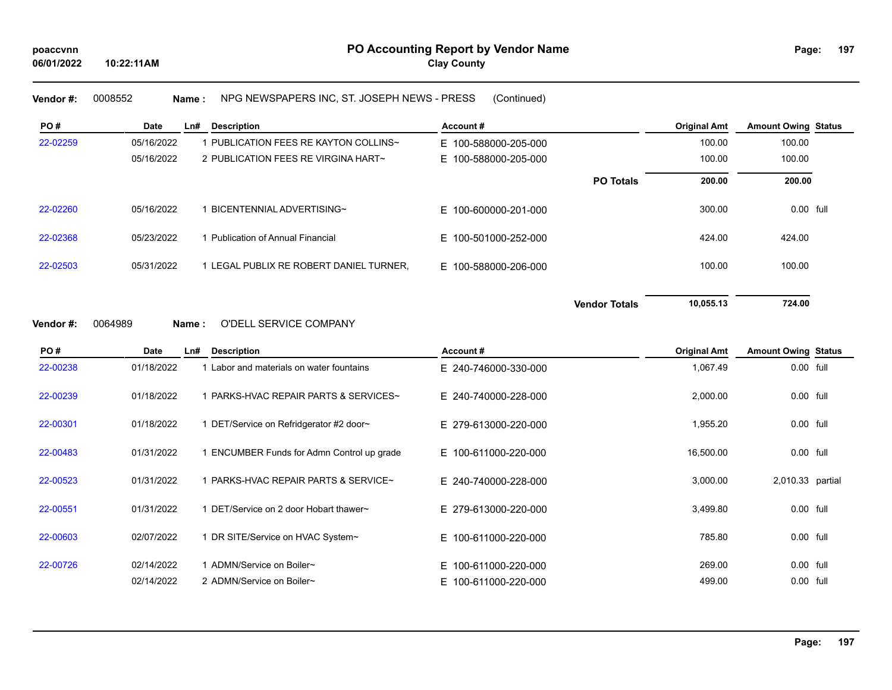**Vendor #:** 0008552 **Name :** NPG NEWSPAPERS INC, ST. JOSEPH NEWS - PRESS (Continued)

| PO # | Date | Ln# | Description | Account # | | Original Amt | Amount Owing | Status |
|---|---|---|---|---|---|---|---|---|
| 22-02259 | 05/16/2022 | 1 | PUBLICATION FEES RE KAYTON COLLINS~ | E 100-588000-205-000 | | 100.00 | 100.00 | |
| | 05/16/2022 | 2 | PUBLICATION FEES RE VIRGINA HART~ | E 100-588000-205-000 | | 100.00 | 100.00 | |
| | | | | | **PO Totals** | **200.00** | **200.00** | |
| 22-02260 | 05/16/2022 | 1 | BICENTENNIAL ADVERTISING~ | E 100-600000-201-000 | | 300.00 | 0.00 | full |
| 22-02368 | 05/23/2022 | 1 | Publication of Annual Financial | E 100-501000-252-000 | | 424.00 | 424.00 | |
| 22-02503 | 05/31/2022 | 1 | LEGAL PUBLIX RE ROBERT DANIEL TURNER, | E 100-588000-206-000 | | 100.00 | 100.00 | |
| | | | | | **Vendor Totals** | **10,055.13** | **724.00** | |

**Vendor #:** 0064989 **Name :** O'DELL SERVICE COMPANY

| PO # | Date | Ln# | Description | Account # | Original Amt | Amount Owing | Status |
|---|---|---|---|---|---|---|---|
| 22-00238 | 01/18/2022 | 1 | Labor and materials on water fountains | E 240-746000-330-000 | 1,067.49 | 0.00 | full |
| 22-00239 | 01/18/2022 | 1 | PARKS-HVAC REPAIR PARTS & SERVICES~ | E 240-740000-228-000 | 2,000.00 | 0.00 | full |
| 22-00301 | 01/18/2022 | 1 | DET/Service on Refridgerator #2 door~ | E 279-613000-220-000 | 1,955.20 | 0.00 | full |
| 22-00483 | 01/31/2022 | 1 | ENCUMBER Funds for Admn Control up grade | E 100-611000-220-000 | 16,500.00 | 0.00 | full |
| 22-00523 | 01/31/2022 | 1 | PARKS-HVAC REPAIR PARTS & SERVICE~ | E 240-740000-228-000 | 3,000.00 | 2,010.33 | partial |
| 22-00551 | 01/31/2022 | 1 | DET/Service on 2 door Hobart thawer~ | E 279-613000-220-000 | 3,499.80 | 0.00 | full |
| 22-00603 | 02/07/2022 | 1 | DR SITE/Service on HVAC System~ | E 100-611000-220-000 | 785.80 | 0.00 | full |
| 22-00726 | 02/14/2022 | 1 | ADMN/Service on Boiler~ | E 100-611000-220-000 | 269.00 | 0.00 | full |
| | 02/14/2022 | 2 | ADMN/Service on Boiler~ | E 100-611000-220-000 | 499.00 | 0.00 | full |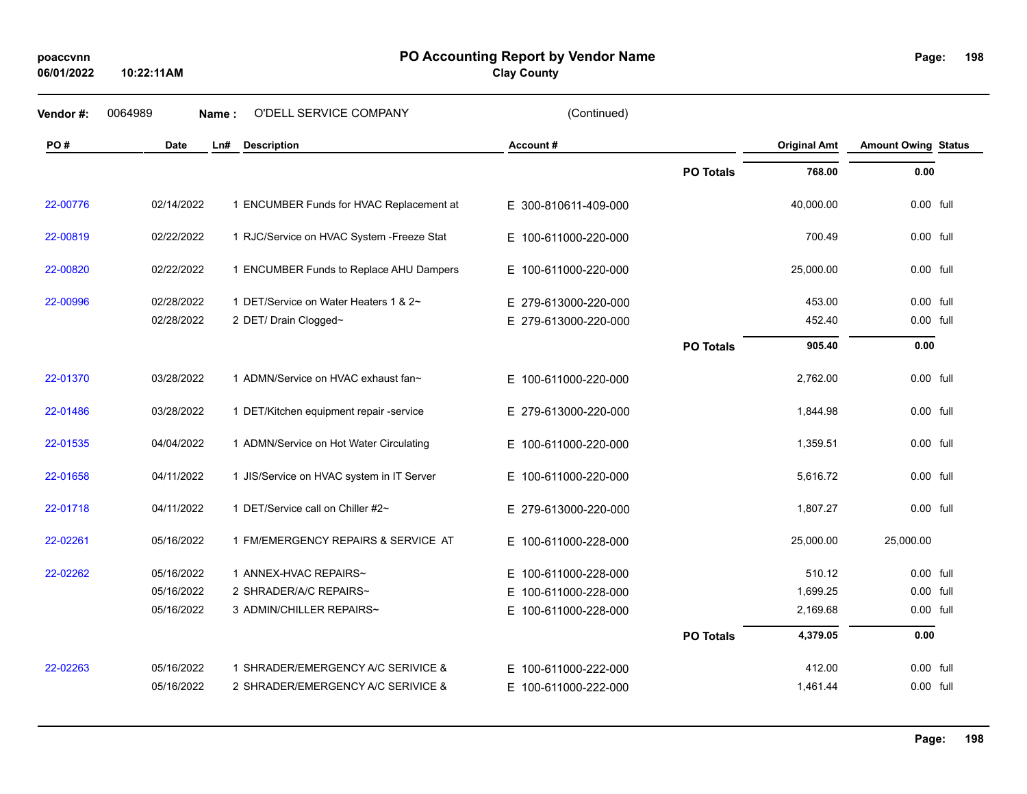# PO Accounting Report by Vendor Name

**Clay County**

**Vendor #:** 0064989 **Name :** O'DELL SERVICE COMPANY (Continued)

| PO # | Date | Ln# | Description | Account # | | Original Amt | Amount Owing | Status |
|---|---|---|---|---|---|---|---|---|
| | | | | | **PO Totals** | **768.00** | **0.00** | |
| 22-00776 | 02/14/2022 | 1 | ENCUMBER Funds for HVAC Replacement at | E 300-810611-409-000 | | 40,000.00 | 0.00 | full |
| 22-00819 | 02/22/2022 | 1 | RJC/Service on HVAC System -Freeze Stat | E 100-611000-220-000 | | 700.49 | 0.00 | full |
| 22-00820 | 02/22/2022 | 1 | ENCUMBER Funds to Replace AHU Dampers | E 100-611000-220-000 | | 25,000.00 | 0.00 | full |
| 22-00996 | 02/28/2022 | 1 | DET/Service on Water Heaters 1 & 2~ | E 279-613000-220-000 | | 453.00 | 0.00 | full |
| | 02/28/2022 | 2 | DET/ Drain Clogged~ | E 279-613000-220-000 | | 452.40 | 0.00 | full |
| | | | | | **PO Totals** | **905.40** | **0.00** | |
| 22-01370 | 03/28/2022 | 1 | ADMN/Service on HVAC exhaust fan~ | E 100-611000-220-000 | | 2,762.00 | 0.00 | full |
| 22-01486 | 03/28/2022 | 1 | DET/Kitchen equipment repair -service | E 279-613000-220-000 | | 1,844.98 | 0.00 | full |
| 22-01535 | 04/04/2022 | 1 | ADMN/Service on Hot Water Circulating | E 100-611000-220-000 | | 1,359.51 | 0.00 | full |
| 22-01658 | 04/11/2022 | 1 | JIS/Service on HVAC system in IT Server | E 100-611000-220-000 | | 5,616.72 | 0.00 | full |
| 22-01718 | 04/11/2022 | 1 | DET/Service call on Chiller #2~ | E 279-613000-220-000 | | 1,807.27 | 0.00 | full |
| 22-02261 | 05/16/2022 | 1 | FM/EMERGENCY REPAIRS & SERVICE AT | E 100-611000-228-000 | | 25,000.00 | 25,000.00 | |
| 22-02262 | 05/16/2022 | 1 | ANNEX-HVAC REPAIRS~ | E 100-611000-228-000 | | 510.12 | 0.00 | full |
| | 05/16/2022 | 2 | SHRADER/A/C REPAIRS~ | E 100-611000-228-000 | | 1,699.25 | 0.00 | full |
| | 05/16/2022 | 3 | ADMIN/CHILLER REPAIRS~ | E 100-611000-228-000 | | 2,169.68 | 0.00 | full |
| | | | | | **PO Totals** | **4,379.05** | **0.00** | |
| 22-02263 | 05/16/2022 | 1 | SHRADER/EMERGENCY A/C SERIVICE & | E 100-611000-222-000 | | 412.00 | 0.00 | full |
| | 05/16/2022 | 2 | SHRADER/EMERGENCY A/C SERIVICE & | E 100-611000-222-000 | | 1,461.44 | 0.00 | full |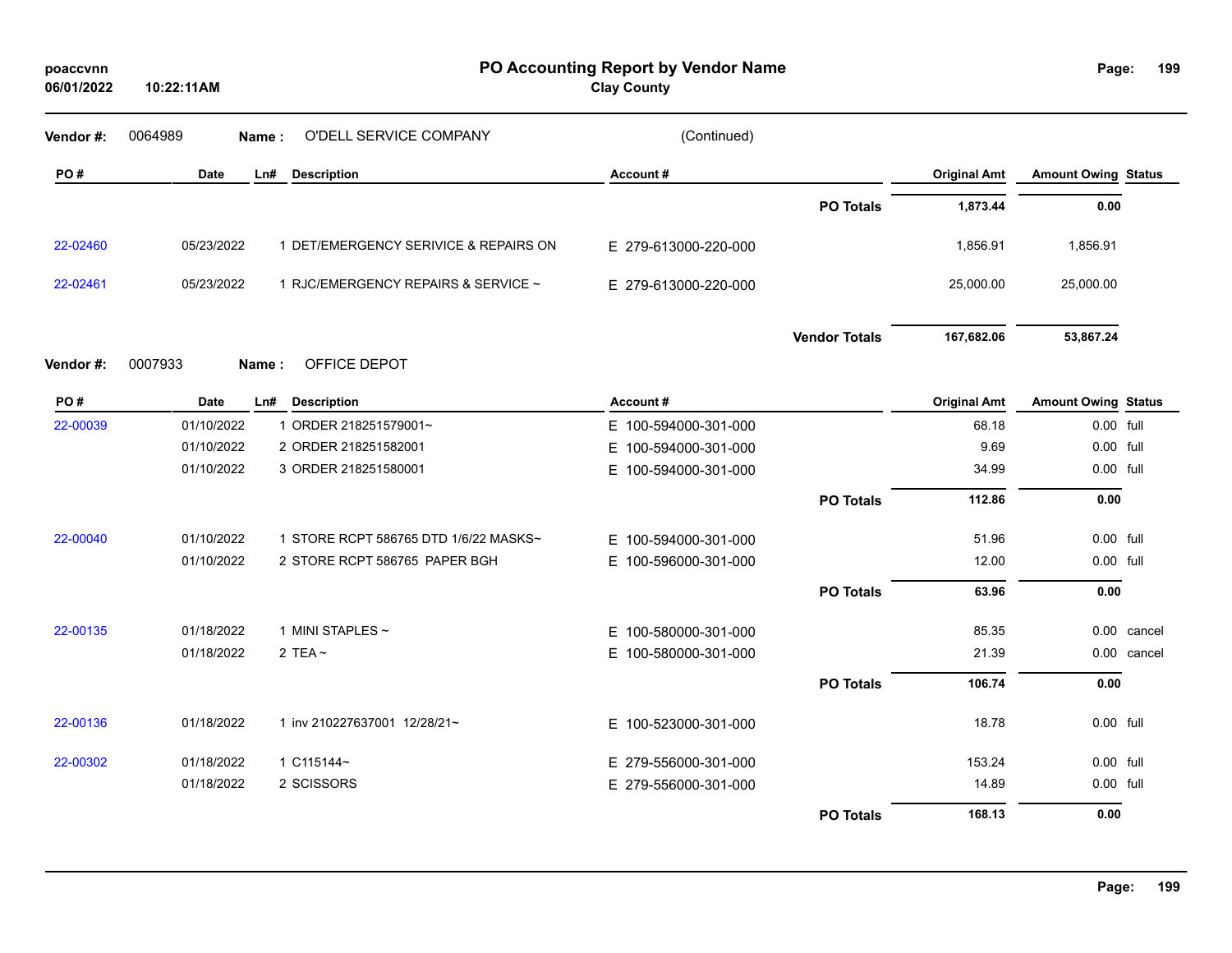**Vendor #:** 0064989 **Name :** O'DELL SERVICE COMPANY (Continued)

| PO # | Date | Ln# | Description | Account # | | Original Amt | Amount Owing | Status |
|---|---|---|---|---|---|---|---|---|
| | | | | | **PO Totals** | **1,873.44** | **0.00** | |
| 22-02460 | 05/23/2022 | 1 | DET/EMERGENCY SERIVICE & REPAIRS ON | E 279-613000-220-000 | | 1,856.91 | 1,856.91 | |
| 22-02461 | 05/23/2022 | 1 | RJC/EMERGENCY REPAIRS & SERVICE ~ | E 279-613000-220-000 | | 25,000.00 | 25,000.00 | |
| | | | | | **Vendor Totals** | **167,682.06** | **53,867.24** | |

**Vendor #:** 0007933 **Name :** OFFICE DEPOT

| PO # | Date | Ln# | Description | Account # | | Original Amt | Amount Owing | Status |
|---|---|---|---|---|---|---|---|---|
| 22-00039 | 01/10/2022 | 1 | ORDER 218251579001~ | E 100-594000-301-000 | | 68.18 | 0.00 | full |
| | 01/10/2022 | 2 | ORDER 218251582001 | E 100-594000-301-000 | | 9.69 | 0.00 | full |
| | 01/10/2022 | 3 | ORDER 218251580001 | E 100-594000-301-000 | | 34.99 | 0.00 | full |
| | | | | | **PO Totals** | **112.86** | **0.00** | |
| 22-00040 | 01/10/2022 | 1 | STORE RCPT 586765 DTD 1/6/22 MASKS~ | E 100-594000-301-000 | | 51.96 | 0.00 | full |
| | 01/10/2022 | 2 | STORE RCPT 586765 PAPER BGH | E 100-596000-301-000 | | 12.00 | 0.00 | full |
| | | | | | **PO Totals** | **63.96** | **0.00** | |
| 22-00135 | 01/18/2022 | 1 | MINI STAPLES ~ | E 100-580000-301-000 | | 85.35 | 0.00 | cancel |
| | 01/18/2022 | 2 | TEA ~ | E 100-580000-301-000 | | 21.39 | 0.00 | cancel |
| | | | | | **PO Totals** | **106.74** | **0.00** | |
| 22-00136 | 01/18/2022 | 1 | inv 210227637001 12/28/21~ | E 100-523000-301-000 | | 18.78 | 0.00 | full |
| 22-00302 | 01/18/2022 | 1 | C115144~ | E 279-556000-301-000 | | 153.24 | 0.00 | full |
| | 01/18/2022 | 2 | SCISSORS | E 279-556000-301-000 | | 14.89 | 0.00 | full |
| | | | | | **PO Totals** | **168.13** | **0.00** | |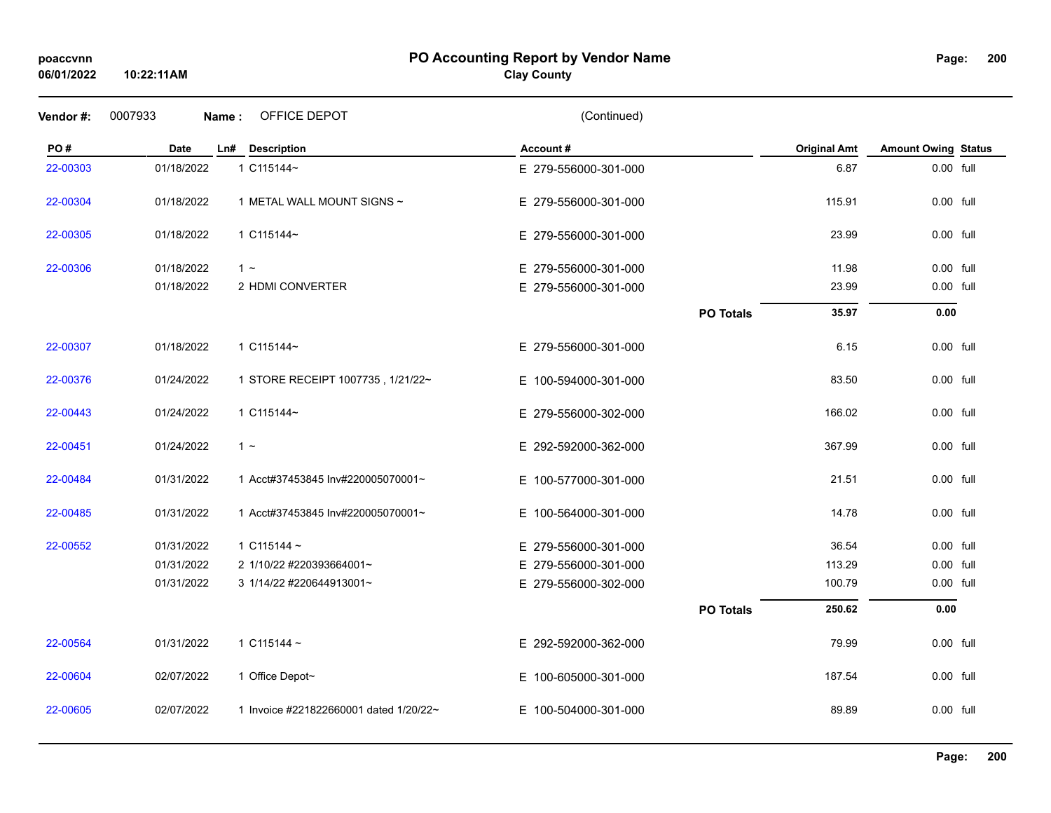**PO Accounting Report by Vendor Name**

**Clay County**

poaccvnn
06/01/2022 10:22:11AM

**Vendor #:** 0007933 **Name :** OFFICE DEPOT (Continued)

| PO # | Date | Ln# | Description | Account # | | Original Amt | Amount Owing | Status |
|---|---|---|---|---|---|---|---|---|
| 22-00303 | 01/18/2022 | 1 | C115144~ | E 279-556000-301-000 | | 6.87 | 0.00 | full |
| 22-00304 | 01/18/2022 | 1 | METAL WALL MOUNT SIGNS ~ | E 279-556000-301-000 | | 115.91 | 0.00 | full |
| 22-00305 | 01/18/2022 | 1 | C115144~ | E 279-556000-301-000 | | 23.99 | 0.00 | full |
| 22-00306 | 01/18/2022 | 1 | ~ | E 279-556000-301-000 | | 11.98 | 0.00 | full |
| | 01/18/2022 | 2 | HDMI CONVERTER | E 279-556000-301-000 | | 23.99 | 0.00 | full |
| | | | | | **PO Totals** | **35.97** | **0.00** | |
| 22-00307 | 01/18/2022 | 1 | C115144~ | E 279-556000-301-000 | | 6.15 | 0.00 | full |
| 22-00376 | 01/24/2022 | 1 | STORE RECEIPT 1007735 , 1/21/22~ | E 100-594000-301-000 | | 83.50 | 0.00 | full |
| 22-00443 | 01/24/2022 | 1 | C115144~ | E 279-556000-302-000 | | 166.02 | 0.00 | full |
| 22-00451 | 01/24/2022 | 1 | ~ | E 292-592000-362-000 | | 367.99 | 0.00 | full |
| 22-00484 | 01/31/2022 | 1 | Acct#37453845 Inv#220005070001~ | E 100-577000-301-000 | | 21.51 | 0.00 | full |
| 22-00485 | 01/31/2022 | 1 | Acct#37453845 Inv#220005070001~ | E 100-564000-301-000 | | 14.78 | 0.00 | full |
| 22-00552 | 01/31/2022 | 1 | C115144 ~ | E 279-556000-301-000 | | 36.54 | 0.00 | full |
| | 01/31/2022 | 2 | 1/10/22 #220393664001~ | E 279-556000-301-000 | | 113.29 | 0.00 | full |
| | 01/31/2022 | 3 | 1/14/22 #220644913001~ | E 279-556000-302-000 | | 100.79 | 0.00 | full |
| | | | | | **PO Totals** | **250.62** | **0.00** | |
| 22-00564 | 01/31/2022 | 1 | C115144 ~ | E 292-592000-362-000 | | 79.99 | 0.00 | full |
| 22-00604 | 02/07/2022 | 1 | Office Depot~ | E 100-605000-301-000 | | 187.54 | 0.00 | full |
| 22-00605 | 02/07/2022 | 1 | Invoice #221822660001 dated 1/20/22~ | E 100-504000-301-000 | | 89.89 | 0.00 | full |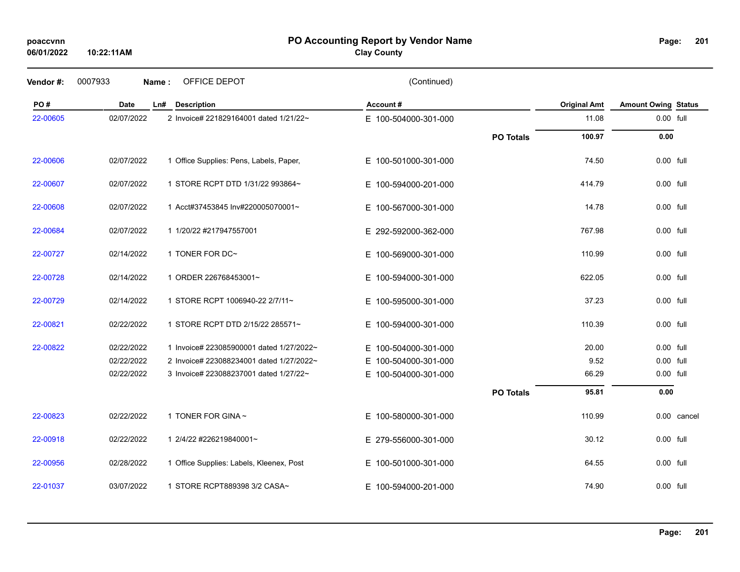# PO Accounting Report by Vendor Name

**Clay County**

poaccvnn
06/01/2022 10:22:11AM

**Vendor #:** 0007933 **Name :** OFFICE DEPOT (Continued)

| PO # | Date | Ln# | Description | Account # | | Original Amt | Amount Owing | Status |
|---|---|---|---|---|---|---|---|---|
| 22-00605 | 02/07/2022 | 2 | Invoice# 221829164001 dated 1/21/22~ | E 100-504000-301-000 | | 11.08 | 0.00 | full |
| | | | | | **PO Totals** | **100.97** | **0.00** | |
| 22-00606 | 02/07/2022 | 1 | Office Supplies: Pens, Labels, Paper, | E 100-501000-301-000 | | 74.50 | 0.00 | full |
| 22-00607 | 02/07/2022 | 1 | STORE RCPT DTD 1/31/22 993864~ | E 100-594000-201-000 | | 414.79 | 0.00 | full |
| 22-00608 | 02/07/2022 | 1 | Acct#37453845 Inv#220005070001~ | E 100-567000-301-000 | | 14.78 | 0.00 | full |
| 22-00684 | 02/07/2022 | 1 | 1/20/22 #217947557001 | E 292-592000-362-000 | | 767.98 | 0.00 | full |
| 22-00727 | 02/14/2022 | 1 | TONER FOR DC~ | E 100-569000-301-000 | | 110.99 | 0.00 | full |
| 22-00728 | 02/14/2022 | 1 | ORDER 226768453001~ | E 100-594000-301-000 | | 622.05 | 0.00 | full |
| 22-00729 | 02/14/2022 | 1 | STORE RCPT 1006940-22 2/7/11~ | E 100-595000-301-000 | | 37.23 | 0.00 | full |
| 22-00821 | 02/22/2022 | 1 | STORE RCPT DTD 2/15/22 285571~ | E 100-594000-301-000 | | 110.39 | 0.00 | full |
| 22-00822 | 02/22/2022 | 1 | Invoice# 223085900001 dated 1/27/2022~ | E 100-504000-301-000 | | 20.00 | 0.00 | full |
| | 02/22/2022 | 2 | Invoice# 223088234001 dated 1/27/2022~ | E 100-504000-301-000 | | 9.52 | 0.00 | full |
| | 02/22/2022 | 3 | Invoice# 223088237001 dated 1/27/22~ | E 100-504000-301-000 | | 66.29 | 0.00 | full |
| | | | | | **PO Totals** | **95.81** | **0.00** | |
| 22-00823 | 02/22/2022 | 1 | TONER FOR GINA ~ | E 100-580000-301-000 | | 110.99 | 0.00 | cancel |
| 22-00918 | 02/22/2022 | 1 | 2/4/22 #226219840001~ | E 279-556000-301-000 | | 30.12 | 0.00 | full |
| 22-00956 | 02/28/2022 | 1 | Office Supplies: Labels, Kleenex, Post | E 100-501000-301-000 | | 64.55 | 0.00 | full |
| 22-01037 | 03/07/2022 | 1 | STORE RCPT889398 3/2 CASA~ | E 100-594000-201-000 | | 74.90 | 0.00 | full |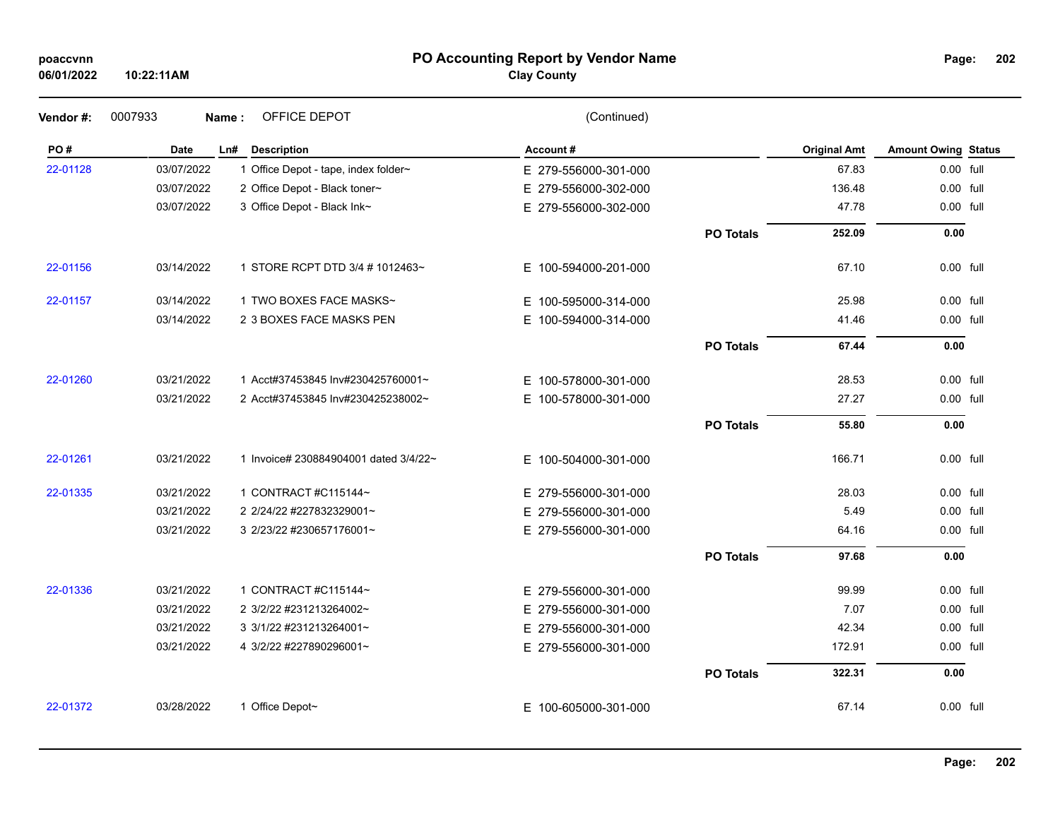# PO Accounting Report by Vendor Name

**Clay County**

poaccvnn
06/01/2022 10:22:11AM

**Vendor #:** 0007933 **Name :** OFFICE DEPOT (Continued)

| PO # | Date | Ln# | Description | Account # | | Original Amt | Amount Owing | Status |
|---|---|---|---|---|---|---|---|---|
| 22-01128 | 03/07/2022 | 1 | Office Depot - tape, index folder~ | E 279-556000-301-000 | | 67.83 | 0.00 | full |
| | 03/07/2022 | 2 | Office Depot - Black toner~ | E 279-556000-302-000 | | 136.48 | 0.00 | full |
| | 03/07/2022 | 3 | Office Depot - Black Ink~ | E 279-556000-302-000 | | 47.78 | 0.00 | full |
| | | | | | **PO Totals** | **252.09** | **0.00** | |
| 22-01156 | 03/14/2022 | 1 | STORE RCPT DTD 3/4 # 1012463~ | E 100-594000-201-000 | | 67.10 | 0.00 | full |
| 22-01157 | 03/14/2022 | 1 | TWO BOXES FACE MASKS~ | E 100-595000-314-000 | | 25.98 | 0.00 | full |
| | 03/14/2022 | 2 | 3 BOXES FACE MASKS PEN | E 100-594000-314-000 | | 41.46 | 0.00 | full |
| | | | | | **PO Totals** | **67.44** | **0.00** | |
| 22-01260 | 03/21/2022 | 1 | Acct#37453845 Inv#230425760001~ | E 100-578000-301-000 | | 28.53 | 0.00 | full |
| | 03/21/2022 | 2 | Acct#37453845 Inv#230425238002~ | E 100-578000-301-000 | | 27.27 | 0.00 | full |
| | | | | | **PO Totals** | **55.80** | **0.00** | |
| 22-01261 | 03/21/2022 | 1 | Invoice# 230884904001 dated 3/4/22~ | E 100-504000-301-000 | | 166.71 | 0.00 | full |
| 22-01335 | 03/21/2022 | 1 | CONTRACT #C115144~ | E 279-556000-301-000 | | 28.03 | 0.00 | full |
| | 03/21/2022 | 2 | 2/24/22 #227832329001~ | E 279-556000-301-000 | | 5.49 | 0.00 | full |
| | 03/21/2022 | 3 | 2/23/22 #230657176001~ | E 279-556000-301-000 | | 64.16 | 0.00 | full |
| | | | | | **PO Totals** | **97.68** | **0.00** | |
| 22-01336 | 03/21/2022 | 1 | CONTRACT #C115144~ | E 279-556000-301-000 | | 99.99 | 0.00 | full |
| | 03/21/2022 | 2 | 3/2/22 #231213264002~ | E 279-556000-301-000 | | 7.07 | 0.00 | full |
| | 03/21/2022 | 3 | 3/1/22 #231213264001~ | E 279-556000-301-000 | | 42.34 | 0.00 | full |
| | 03/21/2022 | 4 | 3/2/22 #227890296001~ | E 279-556000-301-000 | | 172.91 | 0.00 | full |
| | | | | | **PO Totals** | **322.31** | **0.00** | |
| 22-01372 | 03/28/2022 | 1 | Office Depot~ | E 100-605000-301-000 | | 67.14 | 0.00 | full |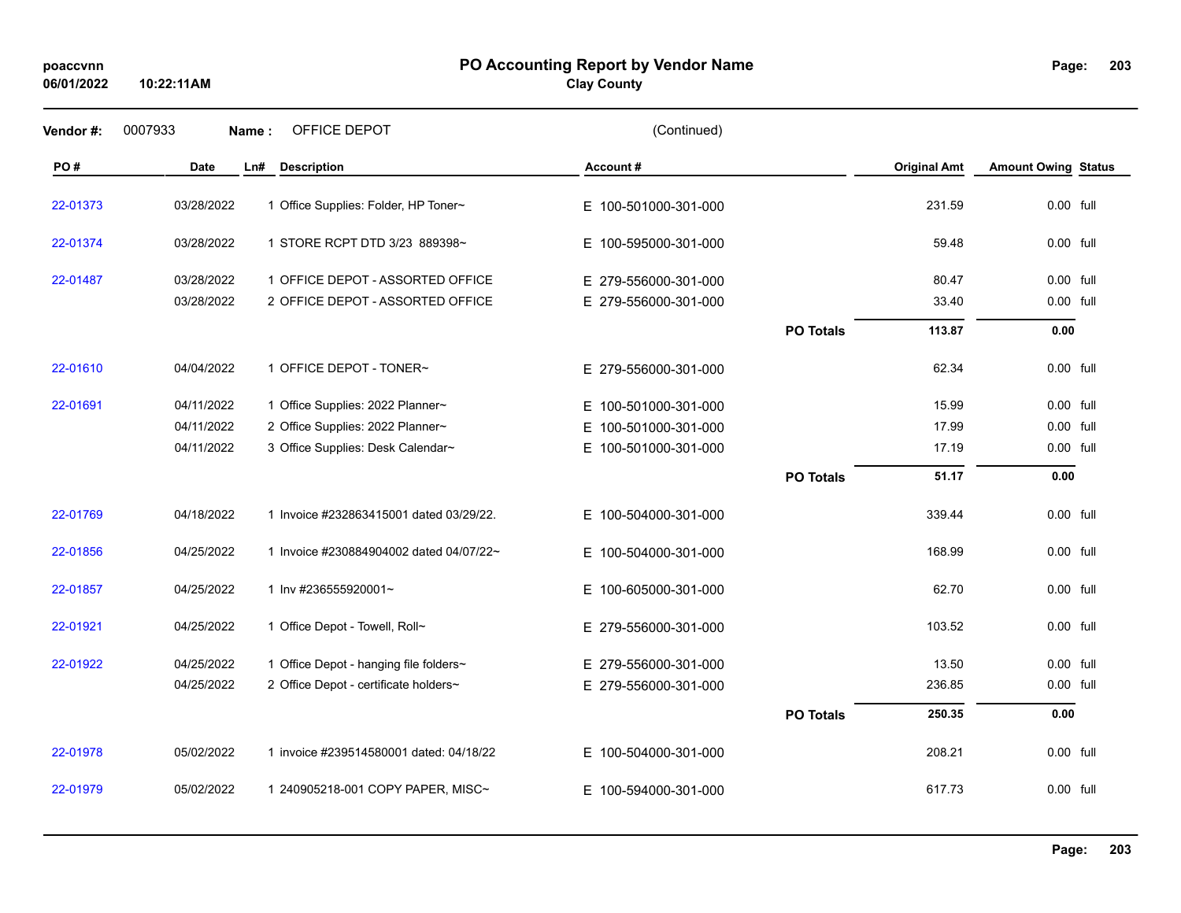# PO Accounting Report by Vendor Name

**Clay County**

**Vendor #:** 0007933 **Name :** OFFICE DEPOT (Continued)

| PO # | Date | Ln# | Description | Account # | | Original Amt | Amount Owing | Status |
|---|---|---|---|---|---|---|---|---|
| 22-01373 | 03/28/2022 | 1 | Office Supplies: Folder, HP Toner~ | E 100-501000-301-000 | | 231.59 | 0.00 | full |
| 22-01374 | 03/28/2022 | 1 | STORE RCPT DTD 3/23 889398~ | E 100-595000-301-000 | | 59.48 | 0.00 | full |
| 22-01487 | 03/28/2022 | 1 | OFFICE DEPOT - ASSORTED OFFICE | E 279-556000-301-000 | | 80.47 | 0.00 | full |
| | 03/28/2022 | 2 | OFFICE DEPOT - ASSORTED OFFICE | E 279-556000-301-000 | | 33.40 | 0.00 | full |
| | | | | | **PO Totals** | **113.87** | **0.00** | |
| 22-01610 | 04/04/2022 | 1 | OFFICE DEPOT - TONER~ | E 279-556000-301-000 | | 62.34 | 0.00 | full |
| 22-01691 | 04/11/2022 | 1 | Office Supplies: 2022 Planner~ | E 100-501000-301-000 | | 15.99 | 0.00 | full |
| | 04/11/2022 | 2 | Office Supplies: 2022 Planner~ | E 100-501000-301-000 | | 17.99 | 0.00 | full |
| | 04/11/2022 | 3 | Office Supplies: Desk Calendar~ | E 100-501000-301-000 | | 17.19 | 0.00 | full |
| | | | | | **PO Totals** | **51.17** | **0.00** | |
| 22-01769 | 04/18/2022 | 1 | Invoice #232863415001 dated 03/29/22. | E 100-504000-301-000 | | 339.44 | 0.00 | full |
| 22-01856 | 04/25/2022 | 1 | Invoice #230884904002 dated 04/07/22~ | E 100-504000-301-000 | | 168.99 | 0.00 | full |
| 22-01857 | 04/25/2022 | 1 | Inv #236555920001~ | E 100-605000-301-000 | | 62.70 | 0.00 | full |
| 22-01921 | 04/25/2022 | 1 | Office Depot - Towell, Roll~ | E 279-556000-301-000 | | 103.52 | 0.00 | full |
| 22-01922 | 04/25/2022 | 1 | Office Depot - hanging file folders~ | E 279-556000-301-000 | | 13.50 | 0.00 | full |
| | 04/25/2022 | 2 | Office Depot - certificate holders~ | E 279-556000-301-000 | | 236.85 | 0.00 | full |
| | | | | | **PO Totals** | **250.35** | **0.00** | |
| 22-01978 | 05/02/2022 | 1 | invoice #239514580001 dated: 04/18/22 | E 100-504000-301-000 | | 208.21 | 0.00 | full |
| 22-01979 | 05/02/2022 | 1 | 240905218-001 COPY PAPER, MISC~ | E 100-594000-301-000 | | 617.73 | 0.00 | full |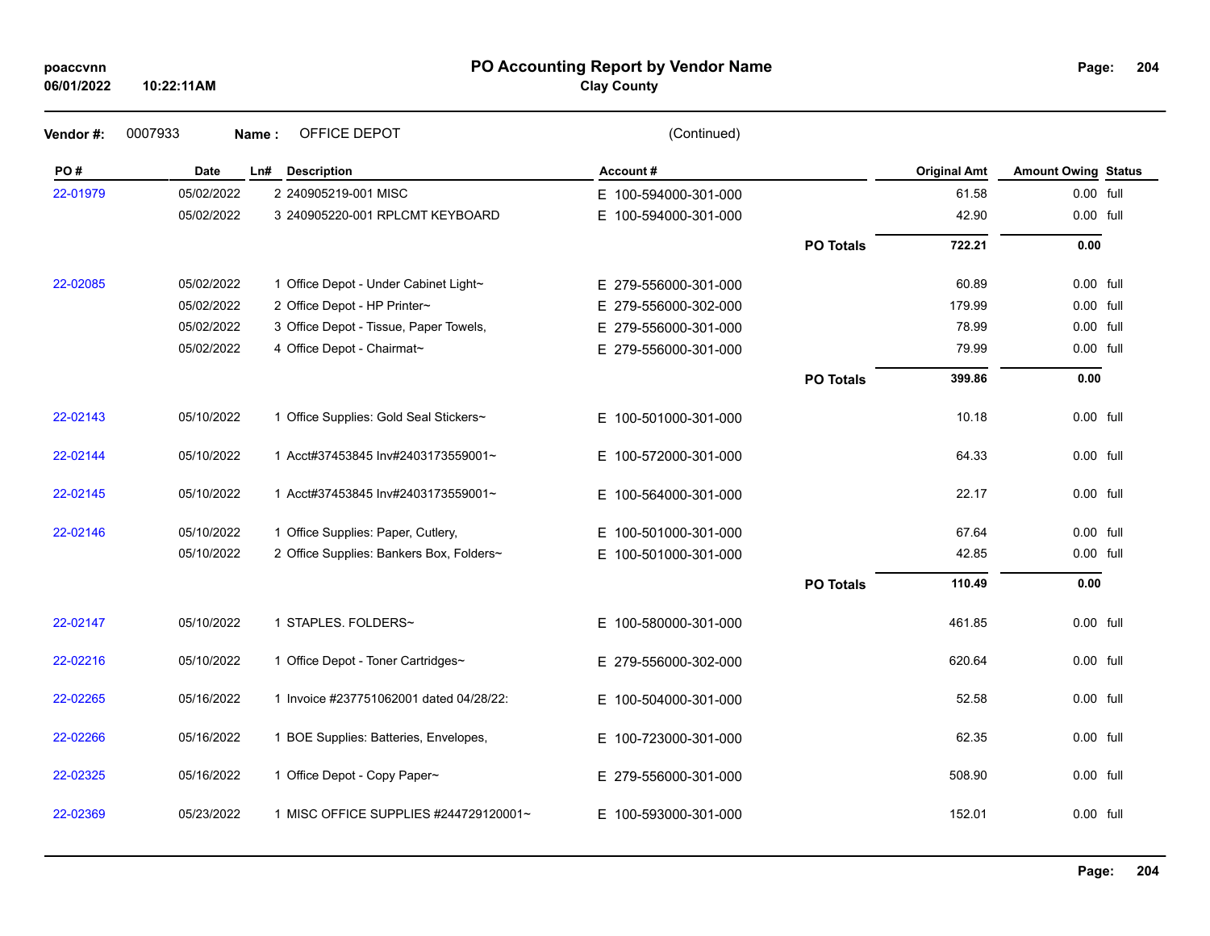poaccvnn
06/01/2022 10:22:11AM

# PO Accounting Report by Vendor Name

**Clay County**

**Vendor #:** 0007933 **Name :** OFFICE DEPOT (Continued)

| PO # | Date | Ln# | Description | Account # | | Original Amt | Amount Owing | Status |
|---|---|---|---|---|---|---|---|---|
| 22-01979 | 05/02/2022 | 2 | 240905219-001 MISC | E 100-594000-301-000 | | 61.58 | 0.00 | full |
| | 05/02/2022 | 3 | 240905220-001 RPLCMT KEYBOARD | E 100-594000-301-000 | | 42.90 | 0.00 | full |
| | | | | | **PO Totals** | **722.21** | **0.00** | |
| 22-02085 | 05/02/2022 | 1 | Office Depot - Under Cabinet Light~ | E 279-556000-301-000 | | 60.89 | 0.00 | full |
| | 05/02/2022 | 2 | Office Depot - HP Printer~ | E 279-556000-302-000 | | 179.99 | 0.00 | full |
| | 05/02/2022 | 3 | Office Depot - Tissue, Paper Towels, | E 279-556000-301-000 | | 78.99 | 0.00 | full |
| | 05/02/2022 | 4 | Office Depot - Chairmat~ | E 279-556000-301-000 | | 79.99 | 0.00 | full |
| | | | | | **PO Totals** | **399.86** | **0.00** | |
| 22-02143 | 05/10/2022 | 1 | Office Supplies: Gold Seal Stickers~ | E 100-501000-301-000 | | 10.18 | 0.00 | full |
| 22-02144 | 05/10/2022 | 1 | Acct#37453845 Inv#2403173559001~ | E 100-572000-301-000 | | 64.33 | 0.00 | full |
| 22-02145 | 05/10/2022 | 1 | Acct#37453845 Inv#2403173559001~ | E 100-564000-301-000 | | 22.17 | 0.00 | full |
| 22-02146 | 05/10/2022 | 1 | Office Supplies: Paper, Cutlery, | E 100-501000-301-000 | | 67.64 | 0.00 | full |
| | 05/10/2022 | 2 | Office Supplies: Bankers Box, Folders~ | E 100-501000-301-000 | | 42.85 | 0.00 | full |
| | | | | | **PO Totals** | **110.49** | **0.00** | |
| 22-02147 | 05/10/2022 | 1 | STAPLES. FOLDERS~ | E 100-580000-301-000 | | 461.85 | 0.00 | full |
| 22-02216 | 05/10/2022 | 1 | Office Depot - Toner Cartridges~ | E 279-556000-302-000 | | 620.64 | 0.00 | full |
| 22-02265 | 05/16/2022 | 1 | Invoice #237751062001 dated 04/28/22: | E 100-504000-301-000 | | 52.58 | 0.00 | full |
| 22-02266 | 05/16/2022 | 1 | BOE Supplies: Batteries, Envelopes, | E 100-723000-301-000 | | 62.35 | 0.00 | full |
| 22-02325 | 05/16/2022 | 1 | Office Depot - Copy Paper~ | E 279-556000-301-000 | | 508.90 | 0.00 | full |
| 22-02369 | 05/23/2022 | 1 | MISC OFFICE SUPPLIES #244729120001~ | E 100-593000-301-000 | | 152.01 | 0.00 | full |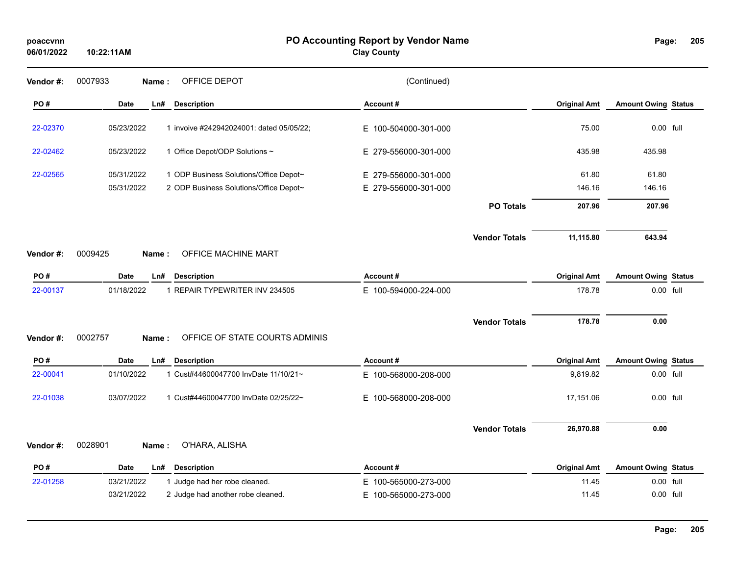**poaccvnn** 06/01/2022 10:22:11AM

# PO Accounting Report by Vendor Name

**Clay County**

**Vendor #:** 0007933 **Name :** OFFICE DEPOT (Continued)

| PO # | Date | Ln# | Description | Account # | | Original Amt | Amount Owing | Status |
|---|---|---|---|---|---|---|---|---|
| 22-02370 | 05/23/2022 | 1 | invoive #242942024001: dated 05/05/22; | E 100-504000-301-000 | | 75.00 | 0.00 | full |
| 22-02462 | 05/23/2022 | 1 | Office Depot/ODP Solutions ~ | E 279-556000-301-000 | | 435.98 | 435.98 | |
| 22-02565 | 05/31/2022 | 1 | ODP Business Solutions/Office Depot~ | E 279-556000-301-000 | | 61.80 | 61.80 | |
| | 05/31/2022 | 2 | ODP Business Solutions/Office Depot~ | E 279-556000-301-000 | | 146.16 | 146.16 | |
| | | | | | **PO Totals** | **207.96** | **207.96** | |
| | | | | | **Vendor Totals** | **11,115.80** | **643.94** | |

**Vendor #:** 0009425 **Name :** OFFICE MACHINE MART

| PO # | Date | Ln# | Description | Account # | | Original Amt | Amount Owing | Status |
|---|---|---|---|---|---|---|---|---|
| 22-00137 | 01/18/2022 | 1 | REPAIR TYPEWRITER INV 234505 | E 100-594000-224-000 | | 178.78 | 0.00 | full |
| | | | | | **Vendor Totals** | **178.78** | **0.00** | |

**Vendor #:** 0002757 **Name :** OFFICE OF STATE COURTS ADMINIS

| PO # | Date | Ln# | Description | Account # | | Original Amt | Amount Owing | Status |
|---|---|---|---|---|---|---|---|---|
| 22-00041 | 01/10/2022 | 1 | Cust#44600047700 InvDate 11/10/21~ | E 100-568000-208-000 | | 9,819.82 | 0.00 | full |
| 22-01038 | 03/07/2022 | 1 | Cust#44600047700 InvDate 02/25/22~ | E 100-568000-208-000 | | 17,151.06 | 0.00 | full |
| | | | | | **Vendor Totals** | **26,970.88** | **0.00** | |

**Vendor #:** 0028901 **Name :** O'HARA, ALISHA

| PO # | Date | Ln# | Description | Account # | | Original Amt | Amount Owing | Status |
|---|---|---|---|---|---|---|---|---|
| 22-01258 | 03/21/2022 | 1 | Judge had her robe cleaned. | E 100-565000-273-000 | | 11.45 | 0.00 | full |
| | 03/21/2022 | 2 | Judge had another robe cleaned. | E 100-565000-273-000 | | 11.45 | 0.00 | full |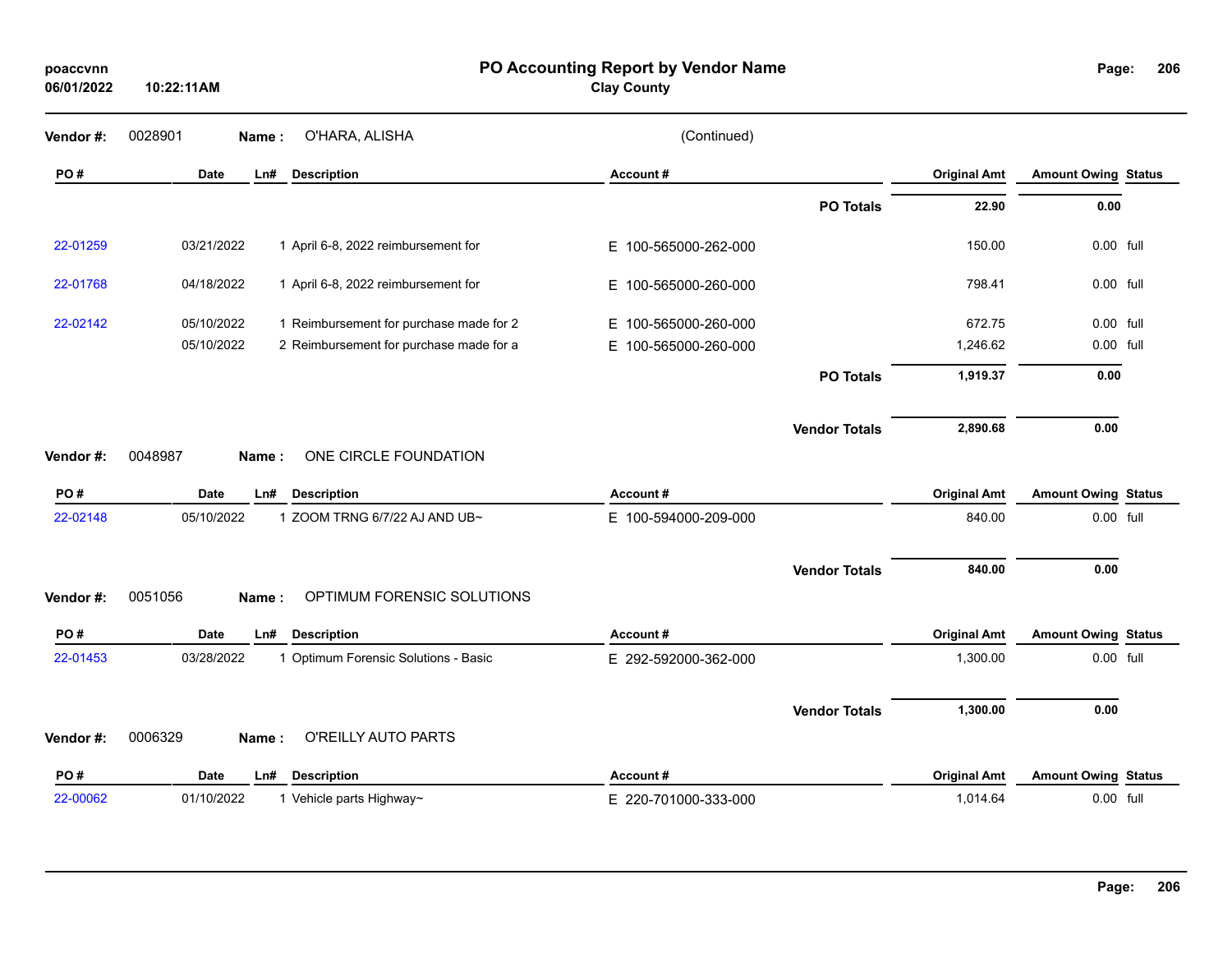**PO Accounting Report by Vendor Name**
**Clay County**

poaccvnn
06/01/2022 10:22:11AM

**Vendor #:** 0028901 **Name :** O'HARA, ALISHA (Continued)

| PO # | Date | Ln# | Description | Account # | Original Amt | Amount Owing | Status |
|---|---|---|---|---|---|---|---|
| | | | | **PO Totals** | **22.90** | **0.00** | |
| 22-01259 | 03/21/2022 | 1 | April 6-8, 2022 reimbursement for | E 100-565000-262-000 | 150.00 | 0.00 | full |
| 22-01768 | 04/18/2022 | 1 | April 6-8, 2022 reimbursement for | E 100-565000-260-000 | 798.41 | 0.00 | full |
| 22-02142 | 05/10/2022 | 1 | Reimbursement for purchase made for 2 | E 100-565000-260-000 | 672.75 | 0.00 | full |
| | 05/10/2022 | 2 | Reimbursement for purchase made for a | E 100-565000-260-000 | 1,246.62 | 0.00 | full |
| | | | | **PO Totals** | **1,919.37** | **0.00** | |
| | | | | **Vendor Totals** | **2,890.68** | **0.00** | |

**Vendor #:** 0048987 **Name :** ONE CIRCLE FOUNDATION

| PO # | Date | Ln# | Description | Account # | Original Amt | Amount Owing | Status |
|---|---|---|---|---|---|---|---|
| 22-02148 | 05/10/2022 | 1 | ZOOM TRNG 6/7/22 AJ AND UB~ | E 100-594000-209-000 | 840.00 | 0.00 | full |
| | | | | **Vendor Totals** | **840.00** | **0.00** | |

**Vendor #:** 0051056 **Name :** OPTIMUM FORENSIC SOLUTIONS

| PO # | Date | Ln# | Description | Account # | Original Amt | Amount Owing | Status |
|---|---|---|---|---|---|---|---|
| 22-01453 | 03/28/2022 | 1 | Optimum Forensic Solutions - Basic | E 292-592000-362-000 | 1,300.00 | 0.00 | full |
| | | | | **Vendor Totals** | **1,300.00** | **0.00** | |

**Vendor #:** 0006329 **Name :** O'REILLY AUTO PARTS

| PO # | Date | Ln# | Description | Account # | Original Amt | Amount Owing | Status |
|---|---|---|---|---|---|---|---|
| 22-00062 | 01/10/2022 | 1 | Vehicle parts Highway~ | E 220-701000-333-000 | 1,014.64 | 0.00 | full |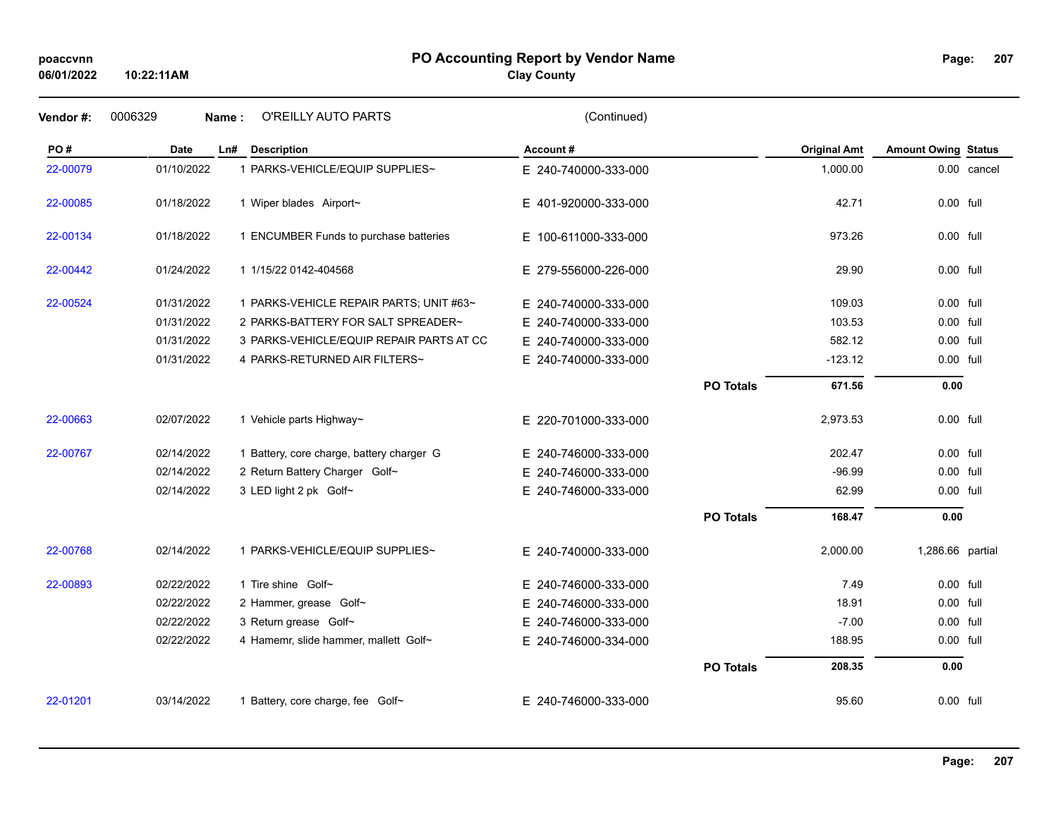# PO Accounting Report by Vendor Name

**Clay County**

poaccvnn
06/01/2022 10:22:11AM

**Vendor #:** 0006329 **Name :** O'REILLY AUTO PARTS (Continued)

| PO # | Date | Ln# | Description | Account # | | Original Amt | Amount Owing | Status |
|---|---|---|---|---|---|---|---|---|
| 22-00079 | 01/10/2022 | 1 | PARKS-VEHICLE/EQUIP SUPPLIES~ | E 240-740000-333-000 | | 1,000.00 | 0.00 | cancel |
| 22-00085 | 01/18/2022 | 1 | Wiper blades Airport~ | E 401-920000-333-000 | | 42.71 | 0.00 | full |
| 22-00134 | 01/18/2022 | 1 | ENCUMBER Funds to purchase batteries | E 100-611000-333-000 | | 973.26 | 0.00 | full |
| 22-00442 | 01/24/2022 | 1 | 1/15/22 0142-404568 | E 279-556000-226-000 | | 29.90 | 0.00 | full |
| 22-00524 | 01/31/2022 | 1 | PARKS-VEHICLE REPAIR PARTS; UNIT #63~ | E 240-740000-333-000 | | 109.03 | 0.00 | full |
| | 01/31/2022 | 2 | PARKS-BATTERY FOR SALT SPREADER~ | E 240-740000-333-000 | | 103.53 | 0.00 | full |
| | 01/31/2022 | 3 | PARKS-VEHICLE/EQUIP REPAIR PARTS AT CC | E 240-740000-333-000 | | 582.12 | 0.00 | full |
| | 01/31/2022 | 4 | PARKS-RETURNED AIR FILTERS~ | E 240-740000-333-000 | | -123.12 | 0.00 | full |
| | | | | | **PO Totals** | **671.56** | **0.00** | |
| 22-00663 | 02/07/2022 | 1 | Vehicle parts Highway~ | E 220-701000-333-000 | | 2,973.53 | 0.00 | full |
| 22-00767 | 02/14/2022 | 1 | Battery, core charge, battery charger G | E 240-746000-333-000 | | 202.47 | 0.00 | full |
| | 02/14/2022 | 2 | Return Battery Charger Golf~ | E 240-746000-333-000 | | -96.99 | 0.00 | full |
| | 02/14/2022 | 3 | LED light 2 pk Golf~ | E 240-746000-333-000 | | 62.99 | 0.00 | full |
| | | | | | **PO Totals** | **168.47** | **0.00** | |
| 22-00768 | 02/14/2022 | 1 | PARKS-VEHICLE/EQUIP SUPPLIES~ | E 240-740000-333-000 | | 2,000.00 | 1,286.66 | partial |
| 22-00893 | 02/22/2022 | 1 | Tire shine Golf~ | E 240-746000-333-000 | | 7.49 | 0.00 | full |
| | 02/22/2022 | 2 | Hammer, grease Golf~ | E 240-746000-333-000 | | 18.91 | 0.00 | full |
| | 02/22/2022 | 3 | Return grease Golf~ | E 240-746000-333-000 | | -7.00 | 0.00 | full |
| | 02/22/2022 | 4 | Hamemr, slide hammer, mallett Golf~ | E 240-746000-334-000 | | 188.95 | 0.00 | full |
| | | | | | **PO Totals** | **208.35** | **0.00** | |
| 22-01201 | 03/14/2022 | 1 | Battery, core charge, fee Golf~ | E 240-746000-333-000 | | 95.60 | 0.00 | full |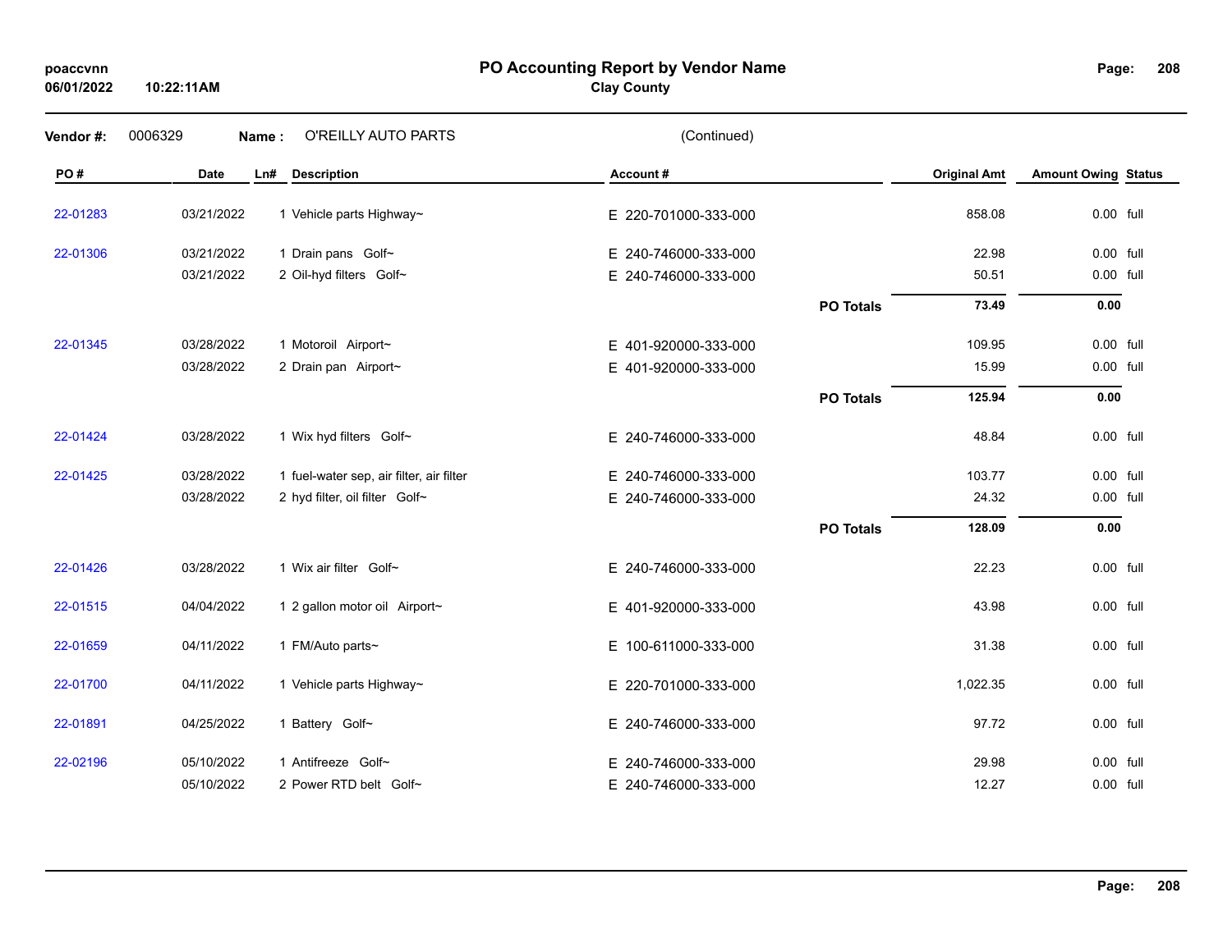**PO Accounting Report by Vendor Name**
**Clay County**

poaccvnn
06/01/2022 10:22:11AM

**Vendor #:** 0006329 **Name :** O'REILLY AUTO PARTS (Continued)

| PO # | Date | Ln# | Description | Account # | | Original Amt | Amount Owing | Status |
|---|---|---|---|---|---|---|---|---|
| 22-01283 | 03/21/2022 | 1 | Vehicle parts Highway~ | E 220-701000-333-000 | | 858.08 | 0.00 | full |
| 22-01306 | 03/21/2022 | 1 | Drain pans Golf~ | E 240-746000-333-000 | | 22.98 | 0.00 | full |
| | 03/21/2022 | 2 | Oil-hyd filters Golf~ | E 240-746000-333-000 | | 50.51 | 0.00 | full |
| | | | | | **PO Totals** | **73.49** | **0.00** | |
| 22-01345 | 03/28/2022 | 1 | Motoroil Airport~ | E 401-920000-333-000 | | 109.95 | 0.00 | full |
| | 03/28/2022 | 2 | Drain pan Airport~ | E 401-920000-333-000 | | 15.99 | 0.00 | full |
| | | | | | **PO Totals** | **125.94** | **0.00** | |
| 22-01424 | 03/28/2022 | 1 | Wix hyd filters Golf~ | E 240-746000-333-000 | | 48.84 | 0.00 | full |
| 22-01425 | 03/28/2022 | 1 | fuel-water sep, air filter, air filter | E 240-746000-333-000 | | 103.77 | 0.00 | full |
| | 03/28/2022 | 2 | hyd filter, oil filter Golf~ | E 240-746000-333-000 | | 24.32 | 0.00 | full |
| | | | | | **PO Totals** | **128.09** | **0.00** | |
| 22-01426 | 03/28/2022 | 1 | Wix air filter Golf~ | E 240-746000-333-000 | | 22.23 | 0.00 | full |
| 22-01515 | 04/04/2022 | 1 | 2 gallon motor oil Airport~ | E 401-920000-333-000 | | 43.98 | 0.00 | full |
| 22-01659 | 04/11/2022 | 1 | FM/Auto parts~ | E 100-611000-333-000 | | 31.38 | 0.00 | full |
| 22-01700 | 04/11/2022 | 1 | Vehicle parts Highway~ | E 220-701000-333-000 | | 1,022.35 | 0.00 | full |
| 22-01891 | 04/25/2022 | 1 | Battery Golf~ | E 240-746000-333-000 | | 97.72 | 0.00 | full |
| 22-02196 | 05/10/2022 | 1 | Antifreeze Golf~ | E 240-746000-333-000 | | 29.98 | 0.00 | full |
| | 05/10/2022 | 2 | Power RTD belt Golf~ | E 240-746000-333-000 | | 12.27 | 0.00 | full |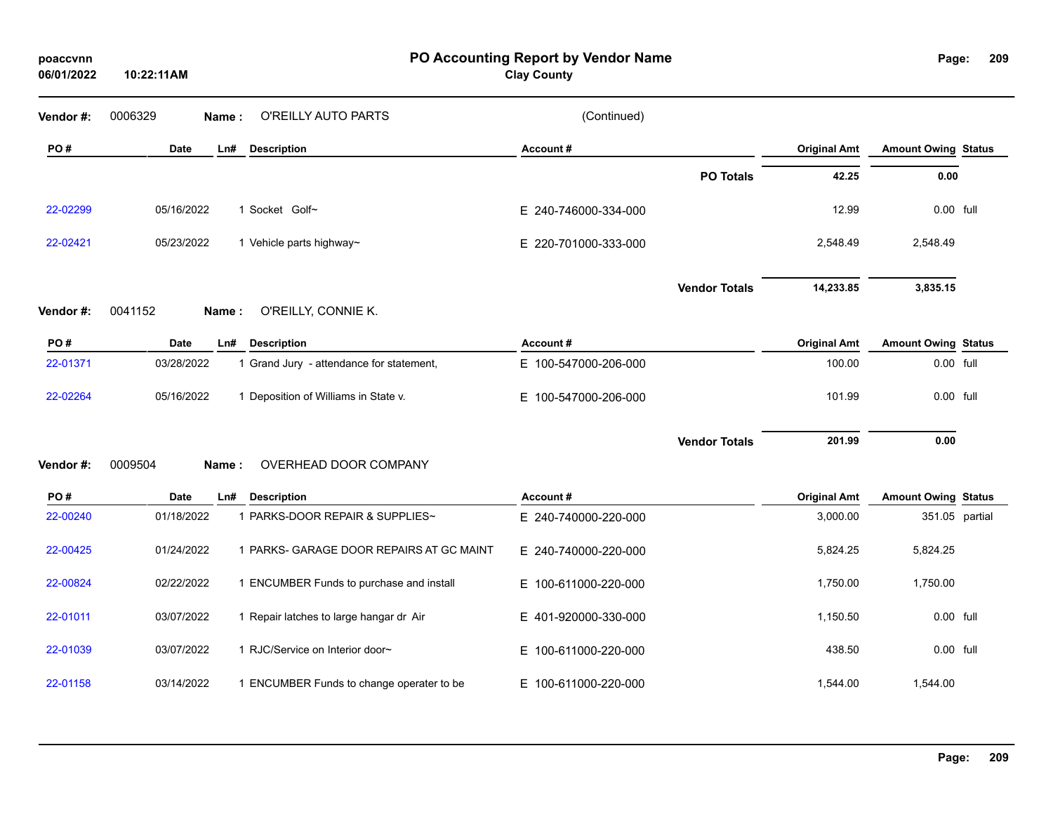# PO Accounting Report by Vendor Name

**Clay County**

poaccvnn
06/01/2022 10:22:11AM

**Vendor #:** 0006329 **Name :** O'REILLY AUTO PARTS (Continued)

| PO # | Date | Ln# | Description | Account # | Original Amt | Amount Owing | Status |
|---|---|---|---|---|---|---|---|
| | | | | **PO Totals** | **42.25** | **0.00** | |
| 22-02299 | 05/16/2022 | 1 | Socket Golf~ | E 240-746000-334-000 | 12.99 | 0.00 | full |
| 22-02421 | 05/23/2022 | 1 | Vehicle parts highway~ | E 220-701000-333-000 | 2,548.49 | 2,548.49 | |
| | | | | **Vendor Totals** | **14,233.85** | **3,835.15** | |

**Vendor #:** 0041152 **Name :** O'REILLY, CONNIE K.

| PO # | Date | Ln# | Description | Account # | Original Amt | Amount Owing | Status |
|---|---|---|---|---|---|---|---|
| 22-01371 | 03/28/2022 | 1 | Grand Jury - attendance for statement, | E 100-547000-206-000 | 100.00 | 0.00 | full |
| 22-02264 | 05/16/2022 | 1 | Deposition of Williams in State v. | E 100-547000-206-000 | 101.99 | 0.00 | full |
| | | | | **Vendor Totals** | **201.99** | **0.00** | |

**Vendor #:** 0009504 **Name :** OVERHEAD DOOR COMPANY

| PO # | Date | Ln# | Description | Account # | Original Amt | Amount Owing | Status |
|---|---|---|---|---|---|---|---|
| 22-00240 | 01/18/2022 | 1 | PARKS-DOOR REPAIR & SUPPLIES~ | E 240-740000-220-000 | 3,000.00 | 351.05 | partial |
| 22-00425 | 01/24/2022 | 1 | PARKS- GARAGE DOOR REPAIRS AT GC MAINT | E 240-740000-220-000 | 5,824.25 | 5,824.25 | |
| 22-00824 | 02/22/2022 | 1 | ENCUMBER Funds to purchase and install | E 100-611000-220-000 | 1,750.00 | 1,750.00 | |
| 22-01011 | 03/07/2022 | 1 | Repair latches to large hangar dr Air | E 401-920000-330-000 | 1,150.50 | 0.00 | full |
| 22-01039 | 03/07/2022 | 1 | RJC/Service on Interior door~ | E 100-611000-220-000 | 438.50 | 0.00 | full |
| 22-01158 | 03/14/2022 | 1 | ENCUMBER Funds to change operater to be | E 100-611000-220-000 | 1,544.00 | 1,544.00 | |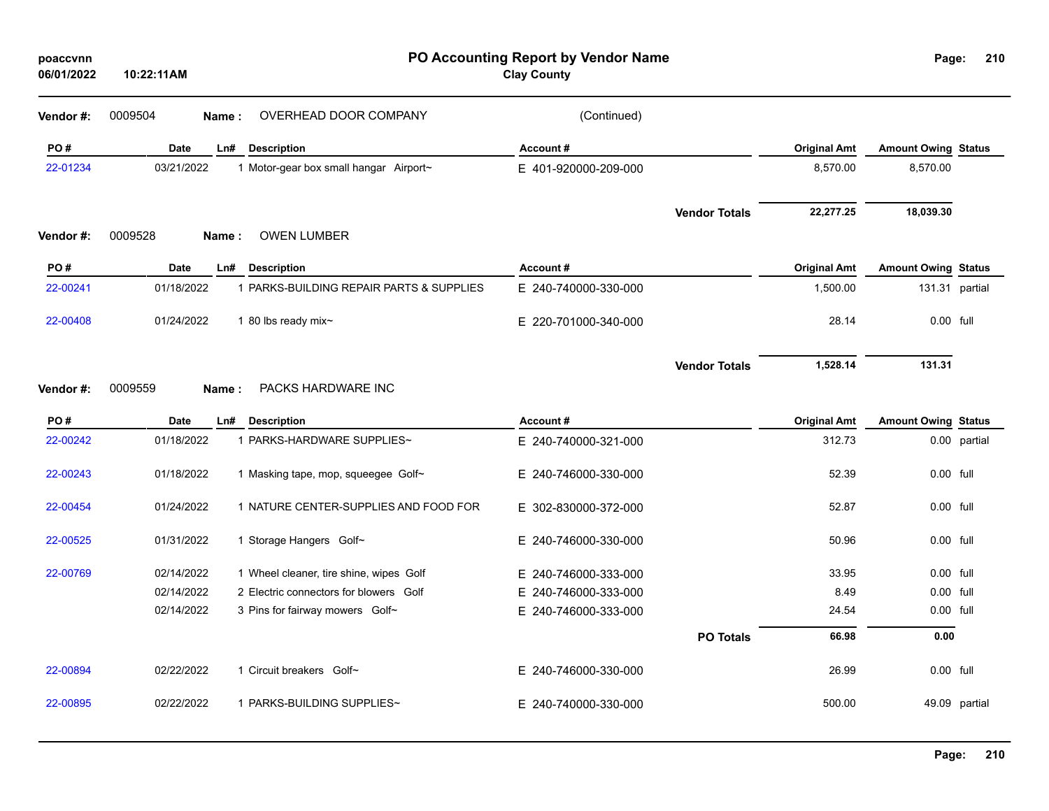# PO Accounting Report by Vendor Name

**Clay County**

poaccvnn
06/01/2022 10:22:11AM

**Vendor #:** 0009504 **Name :** OVERHEAD DOOR COMPANY (Continued)

| PO # | Date | Ln# | Description | Account # | Original Amt | Amount Owing | Status |
|---|---|---|---|---|---|---|---|
| 22-01234 | 03/21/2022 | 1 | Motor-gear box small hangar Airport~ | E 401-920000-209-000 | 8,570.00 | 8,570.00 | |
| | | | | **Vendor Totals** | **22,277.25** | **18,039.30** | |

**Vendor #:** 0009528 **Name :** OWEN LUMBER

| PO # | Date | Ln# | Description | Account # | Original Amt | Amount Owing | Status |
|---|---|---|---|---|---|---|---|
| 22-00241 | 01/18/2022 | 1 | PARKS-BUILDING REPAIR PARTS & SUPPLIES | E 240-740000-330-000 | 1,500.00 | 131.31 | partial |
| 22-00408 | 01/24/2022 | 1 | 80 lbs ready mix~ | E 220-701000-340-000 | 28.14 | 0.00 | full |
| | | | | **Vendor Totals** | **1,528.14** | **131.31** | |

**Vendor #:** 0009559 **Name :** PACKS HARDWARE INC

| PO # | Date | Ln# | Description | Account # | Original Amt | Amount Owing | Status |
|---|---|---|---|---|---|---|---|
| 22-00242 | 01/18/2022 | 1 | PARKS-HARDWARE SUPPLIES~ | E 240-740000-321-000 | 312.73 | 0.00 | partial |
| 22-00243 | 01/18/2022 | 1 | Masking tape, mop, squeegee Golf~ | E 240-746000-330-000 | 52.39 | 0.00 | full |
| 22-00454 | 01/24/2022 | 1 | NATURE CENTER-SUPPLIES AND FOOD FOR | E 302-830000-372-000 | 52.87 | 0.00 | full |
| 22-00525 | 01/31/2022 | 1 | Storage Hangers Golf~ | E 240-746000-330-000 | 50.96 | 0.00 | full |
| 22-00769 | 02/14/2022 | 1 | Wheel cleaner, tire shine, wipes Golf | E 240-746000-333-000 | 33.95 | 0.00 | full |
| | 02/14/2022 | 2 | Electric connectors for blowers Golf | E 240-746000-333-000 | 8.49 | 0.00 | full |
| | 02/14/2022 | 3 | Pins for fairway mowers Golf~ | E 240-746000-333-000 | 24.54 | 0.00 | full |
| | | | | **PO Totals** | **66.98** | **0.00** | |
| 22-00894 | 02/22/2022 | 1 | Circuit breakers Golf~ | E 240-746000-330-000 | 26.99 | 0.00 | full |
| 22-00895 | 02/22/2022 | 1 | PARKS-BUILDING SUPPLIES~ | E 240-740000-330-000 | 500.00 | 49.09 | partial |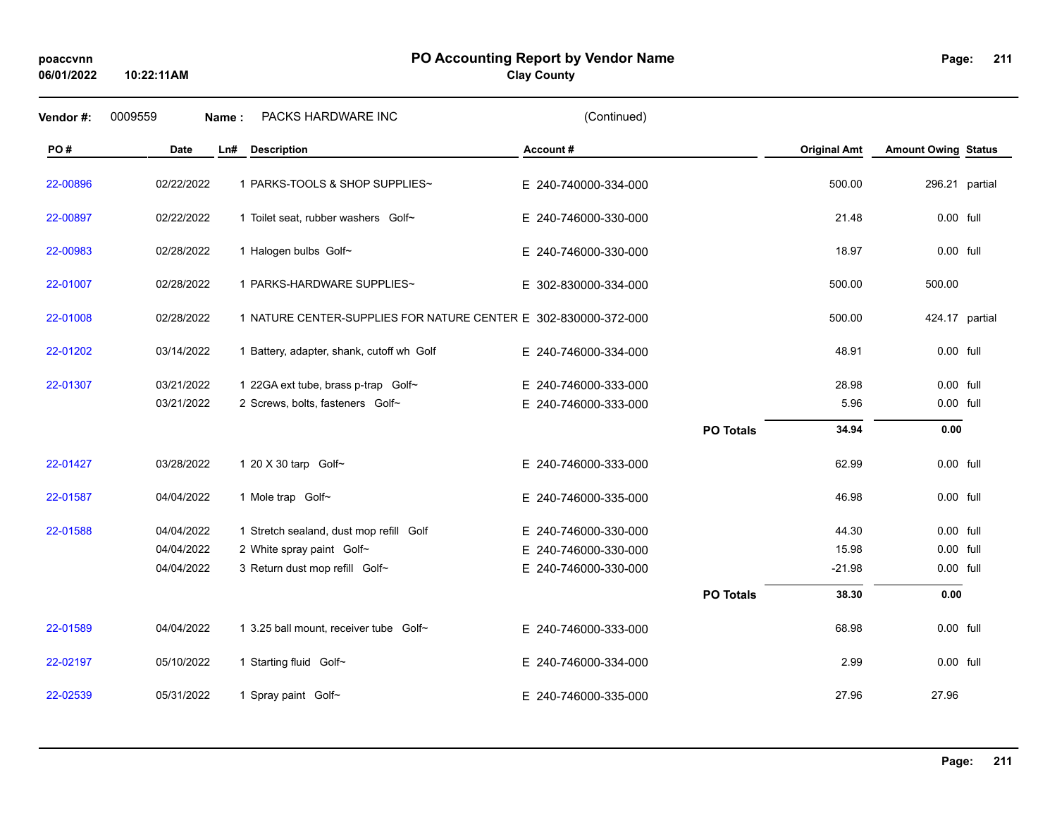# PO Accounting Report by Vendor Name

**Clay County**

poaccvnn
06/01/2022 10:22:11AM

**Vendor #:** 0009559 **Name :** PACKS HARDWARE INC (Continued)

| PO # | Date | Ln# | Description | Account # | | Original Amt | Amount Owing | Status |
|---|---|---|---|---|---|---|---|---|
| 22-00896 | 02/22/2022 | 1 | PARKS-TOOLS & SHOP SUPPLIES~ | E 240-740000-334-000 | | 500.00 | 296.21 | partial |
| 22-00897 | 02/22/2022 | 1 | Toilet seat, rubber washers Golf~ | E 240-746000-330-000 | | 21.48 | 0.00 | full |
| 22-00983 | 02/28/2022 | 1 | Halogen bulbs Golf~ | E 240-746000-330-000 | | 18.97 | 0.00 | full |
| 22-01007 | 02/28/2022 | 1 | PARKS-HARDWARE SUPPLIES~ | E 302-830000-334-000 | | 500.00 | 500.00 | |
| 22-01008 | 02/28/2022 | 1 | NATURE CENTER-SUPPLIES FOR NATURE CENTER | E 302-830000-372-000 | | 500.00 | 424.17 | partial |
| 22-01202 | 03/14/2022 | 1 | Battery, adapter, shank, cutoff wh Golf | E 240-746000-334-000 | | 48.91 | 0.00 | full |
| 22-01307 | 03/21/2022 | 1 | 22GA ext tube, brass p-trap Golf~ | E 240-746000-333-000 | | 28.98 | 0.00 | full |
| | 03/21/2022 | 2 | Screws, bolts, fasteners Golf~ | E 240-746000-333-000 | | 5.96 | 0.00 | full |
| | | | | | **PO Totals** | **34.94** | **0.00** | |
| 22-01427 | 03/28/2022 | 1 | 20 X 30 tarp Golf~ | E 240-746000-333-000 | | 62.99 | 0.00 | full |
| 22-01587 | 04/04/2022 | 1 | Mole trap Golf~ | E 240-746000-335-000 | | 46.98 | 0.00 | full |
| 22-01588 | 04/04/2022 | 1 | Stretch sealand, dust mop refill Golf | E 240-746000-330-000 | | 44.30 | 0.00 | full |
| | 04/04/2022 | 2 | White spray paint Golf~ | E 240-746000-330-000 | | 15.98 | 0.00 | full |
| | 04/04/2022 | 3 | Return dust mop refill Golf~ | E 240-746000-330-000 | | -21.98 | 0.00 | full |
| | | | | | **PO Totals** | **38.30** | **0.00** | |
| 22-01589 | 04/04/2022 | 1 | 3.25 ball mount, receiver tube Golf~ | E 240-746000-333-000 | | 68.98 | 0.00 | full |
| 22-02197 | 05/10/2022 | 1 | Starting fluid Golf~ | E 240-746000-334-000 | | 2.99 | 0.00 | full |
| 22-02539 | 05/31/2022 | 1 | Spray paint Golf~ | E 240-746000-335-000 | | 27.96 | 27.96 | |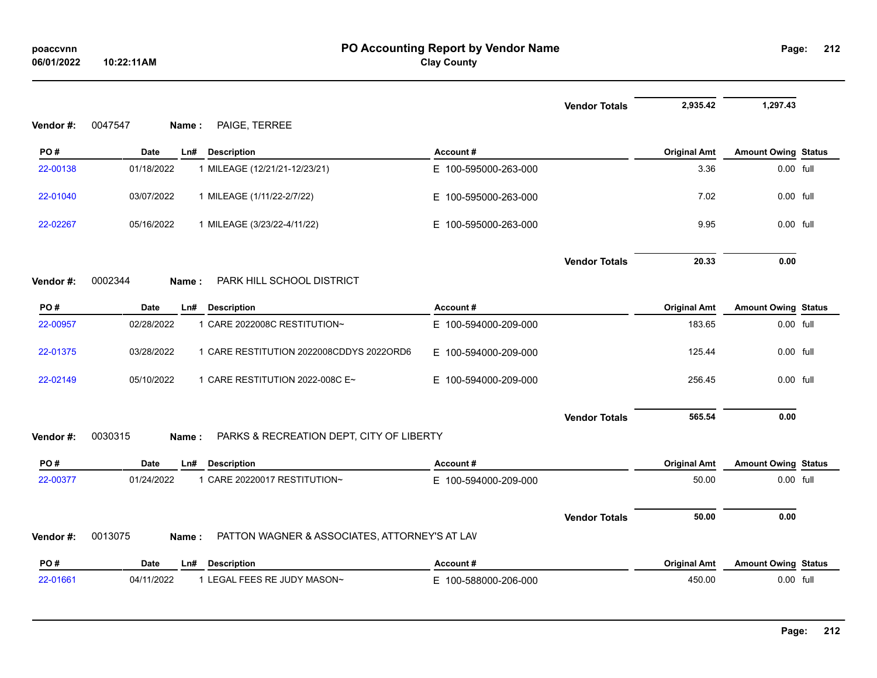**PO Accounting Report by Vendor Name**
**Clay County**

| | | | | Vendor Totals | 2,935.42 | 1,297.43 | |
|---|---|---|---|---|---|---|---|

**Vendor #:** 0047547 **Name :** PAIGE, TERREE

| PO # | Date | Ln# | Description | Account # | Original Amt | Amount Owing | Status |
|---|---|---|---|---|---|---|---|
| 22-00138 | 01/18/2022 | 1 | MILEAGE (12/21/21-12/23/21) | E 100-595000-263-000 | 3.36 | 0.00 | full |
| 22-01040 | 03/07/2022 | 1 | MILEAGE (1/11/22-2/7/22) | E 100-595000-263-000 | 7.02 | 0.00 | full |
| 22-02267 | 05/16/2022 | 1 | MILEAGE (3/23/22-4/11/22) | E 100-595000-263-000 | 9.95 | 0.00 | full |
| | | | | Vendor Totals | 20.33 | 0.00 | |

**Vendor #:** 0002344 **Name :** PARK HILL SCHOOL DISTRICT

| PO # | Date | Ln# | Description | Account # | Original Amt | Amount Owing | Status |
|---|---|---|---|---|---|---|---|
| 22-00957 | 02/28/2022 | 1 | CARE 2022008C RESTITUTION~ | E 100-594000-209-000 | 183.65 | 0.00 | full |
| 22-01375 | 03/28/2022 | 1 | CARE RESTITUTION 2022008CDDYS 2022ORD6 | E 100-594000-209-000 | 125.44 | 0.00 | full |
| 22-02149 | 05/10/2022 | 1 | CARE RESTITUTION 2022-008C E~ | E 100-594000-209-000 | 256.45 | 0.00 | full |
| | | | | Vendor Totals | 565.54 | 0.00 | |

**Vendor #:** 0030315 **Name :** PARKS & RECREATION DEPT, CITY OF LIBERTY

| PO # | Date | Ln# | Description | Account # | Original Amt | Amount Owing | Status |
|---|---|---|---|---|---|---|---|
| 22-00377 | 01/24/2022 | 1 | CARE 20220017 RESTITUTION~ | E 100-594000-209-000 | 50.00 | 0.00 | full |
| | | | | Vendor Totals | 50.00 | 0.00 | |

**Vendor #:** 0013075 **Name :** PATTON WAGNER & ASSOCIATES, ATTORNEY'S AT LAV

| PO # | Date | Ln# | Description | Account # | Original Amt | Amount Owing | Status |
|---|---|---|---|---|---|---|---|
| 22-01661 | 04/11/2022 | 1 | LEGAL FEES RE JUDY MASON~ | E 100-588000-206-000 | 450.00 | 0.00 | full |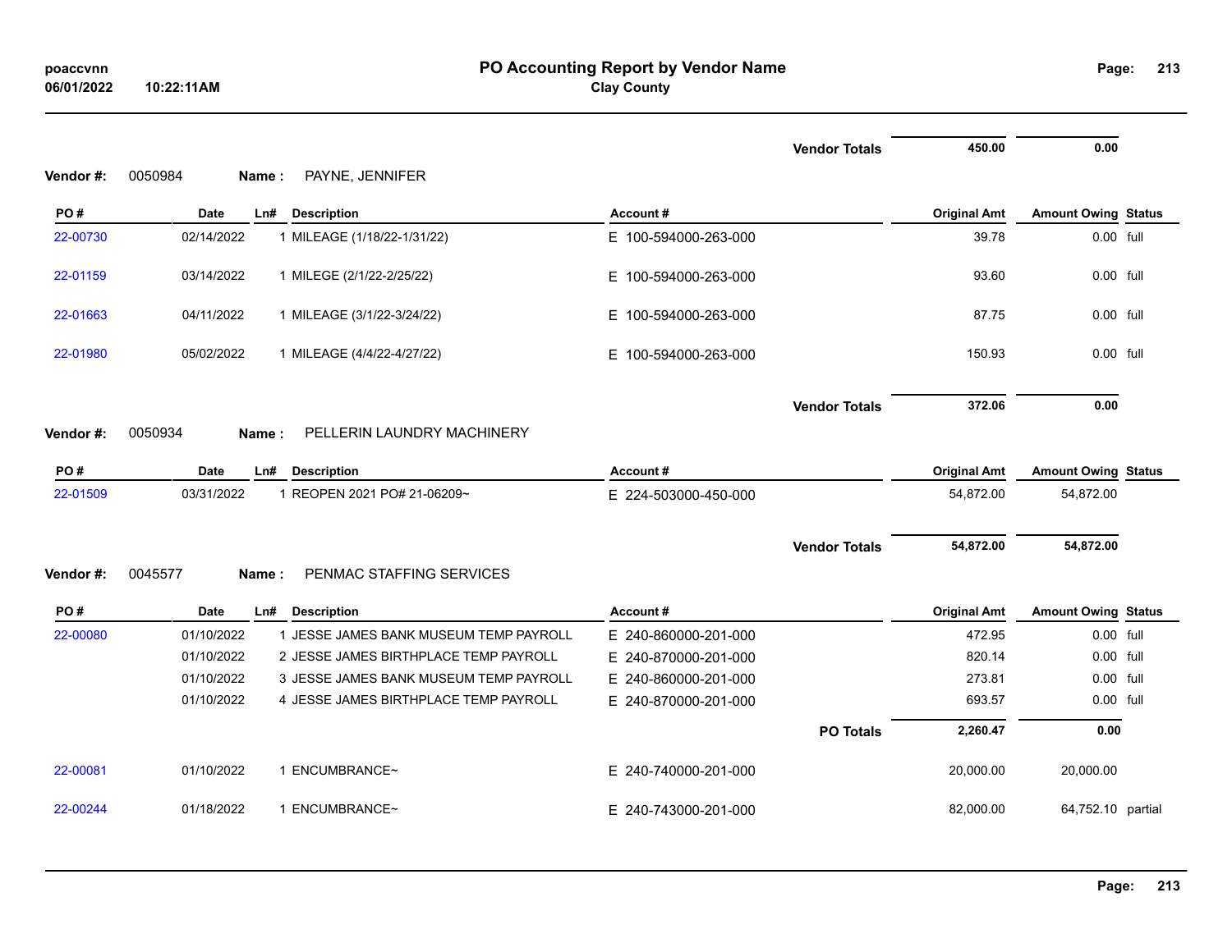# PO Accounting Report by Vendor Name

**Clay County**

| | | | | | Vendor Totals | 450.00 | 0.00 | |
|---|---|---|---|---|---|---|---|---|

**Vendor #:** 0050984 **Name :** PAYNE, JENNIFER

| PO # | Date | Ln# | Description | Account # | Original Amt | Amount Owing | Status |
|---|---|---|---|---|---|---|---|
| 22-00730 | 02/14/2022 | 1 | MILEAGE (1/18/22-1/31/22) | E 100-594000-263-000 | 39.78 | 0.00 | full |
| 22-01159 | 03/14/2022 | 1 | MILEGE (2/1/22-2/25/22) | E 100-594000-263-000 | 93.60 | 0.00 | full |
| 22-01663 | 04/11/2022 | 1 | MILEAGE (3/1/22-3/24/22) | E 100-594000-263-000 | 87.75 | 0.00 | full |
| 22-01980 | 05/02/2022 | 1 | MILEAGE (4/4/22-4/27/22) | E 100-594000-263-000 | 150.93 | 0.00 | full |
| | | | | **Vendor Totals** | **372.06** | **0.00** | |

**Vendor #:** 0050934 **Name :** PELLERIN LAUNDRY MACHINERY

| PO # | Date | Ln# | Description | Account # | Original Amt | Amount Owing | Status |
|---|---|---|---|---|---|---|---|
| 22-01509 | 03/31/2022 | 1 | REOPEN 2021 PO# 21-06209~ | E 224-503000-450-000 | 54,872.00 | 54,872.00 | |
| | | | | **Vendor Totals** | **54,872.00** | **54,872.00** | |

**Vendor #:** 0045577 **Name :** PENMAC STAFFING SERVICES

| PO # | Date | Ln# | Description | Account # | Original Amt | Amount Owing | Status |
|---|---|---|---|---|---|---|---|
| 22-00080 | 01/10/2022 | 1 | JESSE JAMES BANK MUSEUM TEMP PAYROLL | E 240-860000-201-000 | 472.95 | 0.00 | full |
| | 01/10/2022 | 2 | JESSE JAMES BIRTHPLACE TEMP PAYROLL | E 240-870000-201-000 | 820.14 | 0.00 | full |
| | 01/10/2022 | 3 | JESSE JAMES BANK MUSEUM TEMP PAYROLL | E 240-860000-201-000 | 273.81 | 0.00 | full |
| | 01/10/2022 | 4 | JESSE JAMES BIRTHPLACE TEMP PAYROLL | E 240-870000-201-000 | 693.57 | 0.00 | full |
| | | | | **PO Totals** | **2,260.47** | **0.00** | |
| 22-00081 | 01/10/2022 | 1 | ENCUMBRANCE~ | E 240-740000-201-000 | 20,000.00 | 20,000.00 | |
| 22-00244 | 01/18/2022 | 1 | ENCUMBRANCE~ | E 240-743000-201-000 | 82,000.00 | 64,752.10 | partial |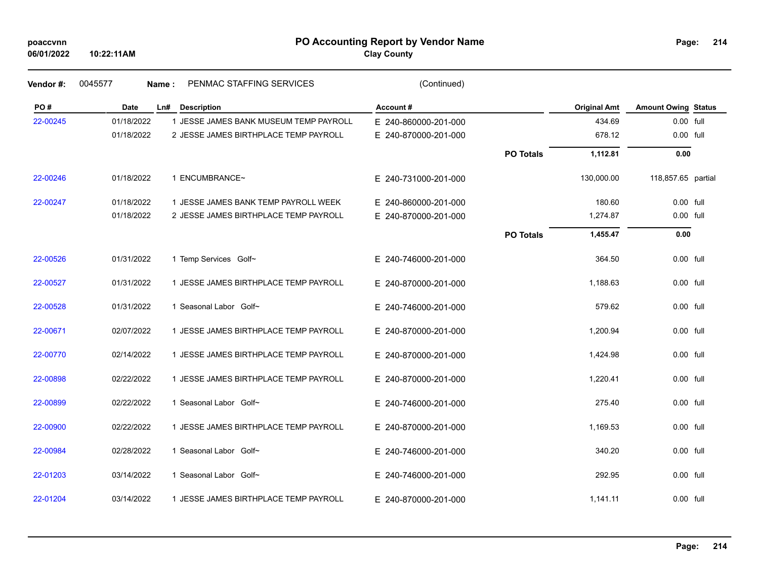# PO Accounting Report by Vendor Name

**Clay County**

poaccvnn
06/01/2022 10:22:11AM

**Vendor #:** 0045577 **Name :** PENMAC STAFFING SERVICES (Continued)

| PO # | Date | Ln# | Description | Account # | | Original Amt | Amount Owing | Status |
|---|---|---|---|---|---|---|---|---|
| 22-00245 | 01/18/2022 | 1 | JESSE JAMES BANK MUSEUM TEMP PAYROLL | E 240-860000-201-000 | | 434.69 | 0.00 | full |
| | 01/18/2022 | 2 | JESSE JAMES BIRTHPLACE TEMP PAYROLL | E 240-870000-201-000 | | 678.12 | 0.00 | full |
| | | | | | **PO Totals** | **1,112.81** | **0.00** | |
| 22-00246 | 01/18/2022 | 1 | ENCUMBRANCE~ | E 240-731000-201-000 | | 130,000.00 | 118,857.65 | partial |
| 22-00247 | 01/18/2022 | 1 | JESSE JAMES BANK TEMP PAYROLL WEEK | E 240-860000-201-000 | | 180.60 | 0.00 | full |
| | 01/18/2022 | 2 | JESSE JAMES BIRTHPLACE TEMP PAYROLL | E 240-870000-201-000 | | 1,274.87 | 0.00 | full |
| | | | | | **PO Totals** | **1,455.47** | **0.00** | |
| 22-00526 | 01/31/2022 | 1 | Temp Services Golf~ | E 240-746000-201-000 | | 364.50 | 0.00 | full |
| 22-00527 | 01/31/2022 | 1 | JESSE JAMES BIRTHPLACE TEMP PAYROLL | E 240-870000-201-000 | | 1,188.63 | 0.00 | full |
| 22-00528 | 01/31/2022 | 1 | Seasonal Labor Golf~ | E 240-746000-201-000 | | 579.62 | 0.00 | full |
| 22-00671 | 02/07/2022 | 1 | JESSE JAMES BIRTHPLACE TEMP PAYROLL | E 240-870000-201-000 | | 1,200.94 | 0.00 | full |
| 22-00770 | 02/14/2022 | 1 | JESSE JAMES BIRTHPLACE TEMP PAYROLL | E 240-870000-201-000 | | 1,424.98 | 0.00 | full |
| 22-00898 | 02/22/2022 | 1 | JESSE JAMES BIRTHPLACE TEMP PAYROLL | E 240-870000-201-000 | | 1,220.41 | 0.00 | full |
| 22-00899 | 02/22/2022 | 1 | Seasonal Labor Golf~ | E 240-746000-201-000 | | 275.40 | 0.00 | full |
| 22-00900 | 02/22/2022 | 1 | JESSE JAMES BIRTHPLACE TEMP PAYROLL | E 240-870000-201-000 | | 1,169.53 | 0.00 | full |
| 22-00984 | 02/28/2022 | 1 | Seasonal Labor Golf~ | E 240-746000-201-000 | | 340.20 | 0.00 | full |
| 22-01203 | 03/14/2022 | 1 | Seasonal Labor Golf~ | E 240-746000-201-000 | | 292.95 | 0.00 | full |
| 22-01204 | 03/14/2022 | 1 | JESSE JAMES BIRTHPLACE TEMP PAYROLL | E 240-870000-201-000 | | 1,141.11 | 0.00 | full |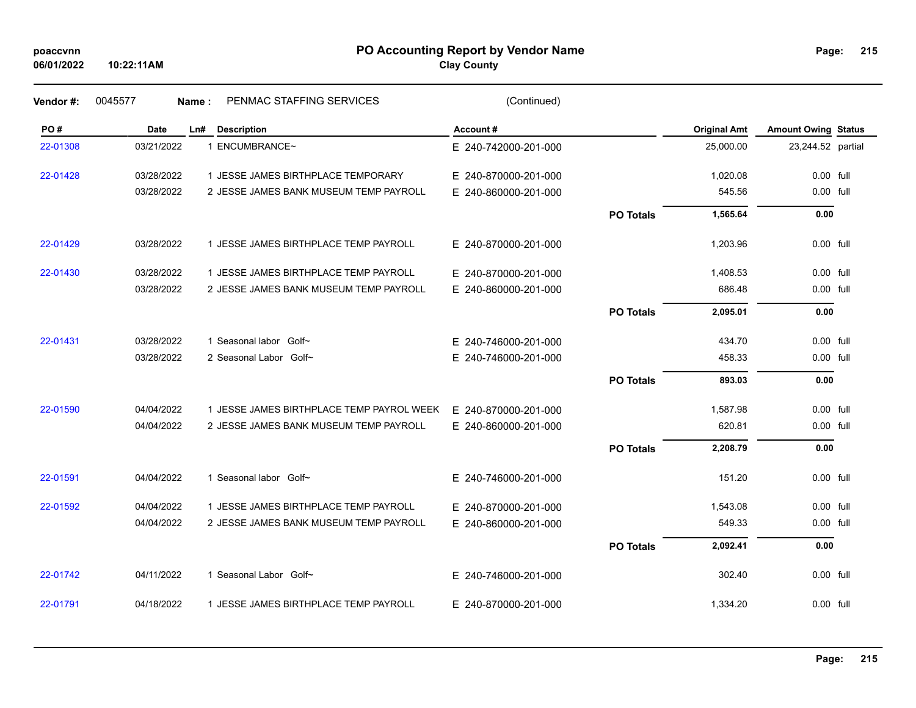# PO Accounting Report by Vendor Name

**Clay County**

poaccvnn
06/01/2022 10:22:11AM

**Vendor #:** 0045577 **Name :** PENMAC STAFFING SERVICES (Continued)

| PO # | Date | Ln# | Description | Account # | | Original Amt | Amount Owing | Status |
|---|---|---|---|---|---|---|---|---|
| 22-01308 | 03/21/2022 | 1 | ENCUMBRANCE~ | E 240-742000-201-000 | | 25,000.00 | 23,244.52 | partial |
| 22-01428 | 03/28/2022 | 1 | JESSE JAMES BIRTHPLACE TEMPORARY | E 240-870000-201-000 | | 1,020.08 | 0.00 | full |
| | 03/28/2022 | 2 | JESSE JAMES BANK MUSEUM TEMP PAYROLL | E 240-860000-201-000 | | 545.56 | 0.00 | full |
| | | | | | **PO Totals** | **1,565.64** | **0.00** | |
| 22-01429 | 03/28/2022 | 1 | JESSE JAMES BIRTHPLACE TEMP PAYROLL | E 240-870000-201-000 | | 1,203.96 | 0.00 | full |
| 22-01430 | 03/28/2022 | 1 | JESSE JAMES BIRTHPLACE TEMP PAYROLL | E 240-870000-201-000 | | 1,408.53 | 0.00 | full |
| | 03/28/2022 | 2 | JESSE JAMES BANK MUSEUM TEMP PAYROLL | E 240-860000-201-000 | | 686.48 | 0.00 | full |
| | | | | | **PO Totals** | **2,095.01** | **0.00** | |
| 22-01431 | 03/28/2022 | 1 | Seasonal labor Golf~ | E 240-746000-201-000 | | 434.70 | 0.00 | full |
| | 03/28/2022 | 2 | Seasonal Labor Golf~ | E 240-746000-201-000 | | 458.33 | 0.00 | full |
| | | | | | **PO Totals** | **893.03** | **0.00** | |
| 22-01590 | 04/04/2022 | 1 | JESSE JAMES BIRTHPLACE TEMP PAYROL WEEK | E 240-870000-201-000 | | 1,587.98 | 0.00 | full |
| | 04/04/2022 | 2 | JESSE JAMES BANK MUSEUM TEMP PAYROLL | E 240-860000-201-000 | | 620.81 | 0.00 | full |
| | | | | | **PO Totals** | **2,208.79** | **0.00** | |
| 22-01591 | 04/04/2022 | 1 | Seasonal labor Golf~ | E 240-746000-201-000 | | 151.20 | 0.00 | full |
| 22-01592 | 04/04/2022 | 1 | JESSE JAMES BIRTHPLACE TEMP PAYROLL | E 240-870000-201-000 | | 1,543.08 | 0.00 | full |
| | 04/04/2022 | 2 | JESSE JAMES BANK MUSEUM TEMP PAYROLL | E 240-860000-201-000 | | 549.33 | 0.00 | full |
| | | | | | **PO Totals** | **2,092.41** | **0.00** | |
| 22-01742 | 04/11/2022 | 1 | Seasonal Labor Golf~ | E 240-746000-201-000 | | 302.40 | 0.00 | full |
| 22-01791 | 04/18/2022 | 1 | JESSE JAMES BIRTHPLACE TEMP PAYROLL | E 240-870000-201-000 | | 1,334.20 | 0.00 | full |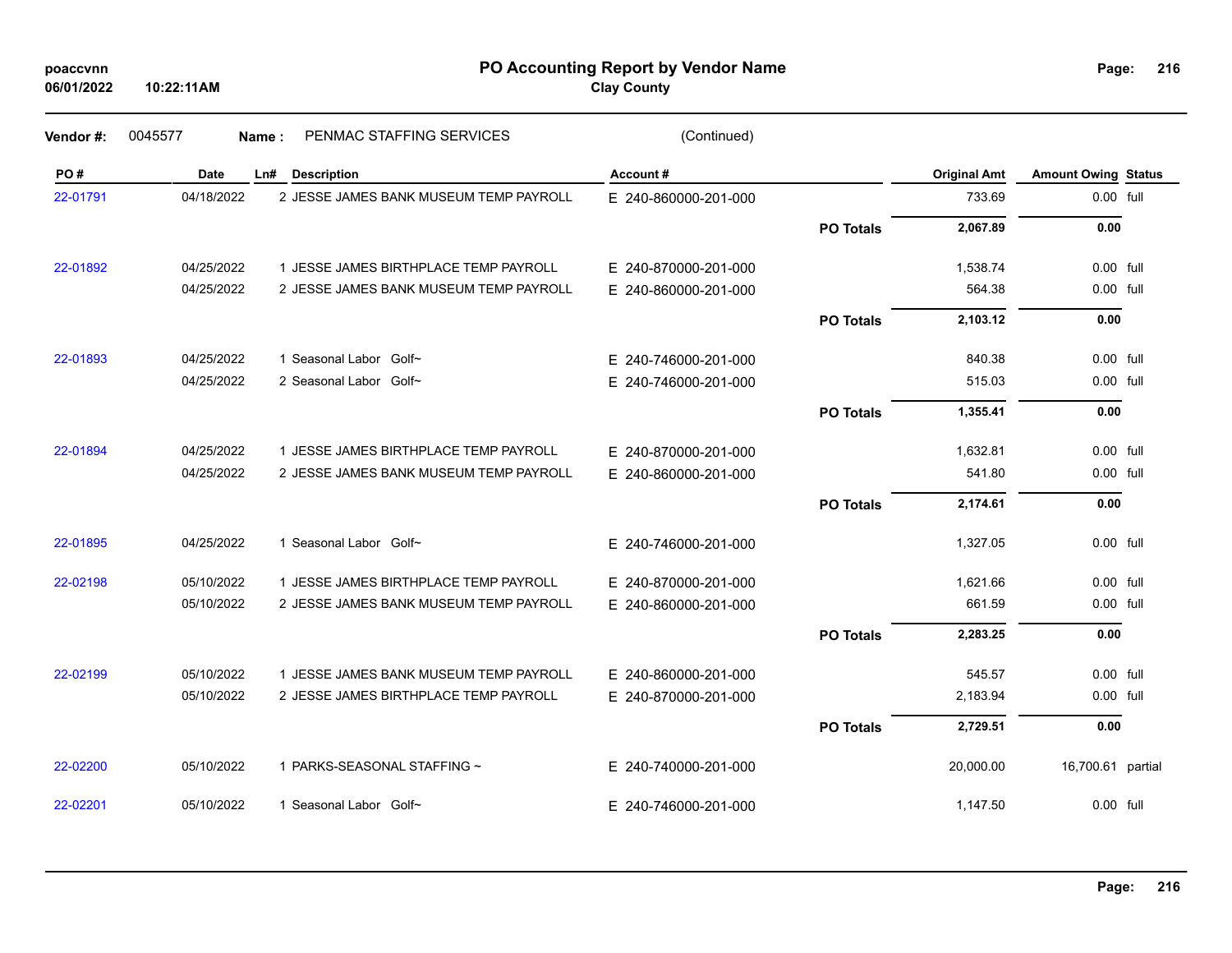**poaccvnn**
**06/01/2022 10:22:11AM**

# PO Accounting Report by Vendor Name

**Clay County**

**Vendor #:** 0045577 **Name :** PENMAC STAFFING SERVICES (Continued)

| PO # | Date | Ln# | Description | Account # | | Original Amt | Amount Owing | Status |
|---|---|---|---|---|---|---|---|---|
| 22-01791 | 04/18/2022 | 2 | JESSE JAMES BANK MUSEUM TEMP PAYROLL | E 240-860000-201-000 | | 733.69 | 0.00 | full |
| | | | | | **PO Totals** | **2,067.89** | **0.00** | |
| 22-01892 | 04/25/2022 | 1 | JESSE JAMES BIRTHPLACE TEMP PAYROLL | E 240-870000-201-000 | | 1,538.74 | 0.00 | full |
| | 04/25/2022 | 2 | JESSE JAMES BANK MUSEUM TEMP PAYROLL | E 240-860000-201-000 | | 564.38 | 0.00 | full |
| | | | | | **PO Totals** | **2,103.12** | **0.00** | |
| 22-01893 | 04/25/2022 | 1 | Seasonal Labor Golf~ | E 240-746000-201-000 | | 840.38 | 0.00 | full |
| | 04/25/2022 | 2 | Seasonal Labor Golf~ | E 240-746000-201-000 | | 515.03 | 0.00 | full |
| | | | | | **PO Totals** | **1,355.41** | **0.00** | |
| 22-01894 | 04/25/2022 | 1 | JESSE JAMES BIRTHPLACE TEMP PAYROLL | E 240-870000-201-000 | | 1,632.81 | 0.00 | full |
| | 04/25/2022 | 2 | JESSE JAMES BANK MUSEUM TEMP PAYROLL | E 240-860000-201-000 | | 541.80 | 0.00 | full |
| | | | | | **PO Totals** | **2,174.61** | **0.00** | |
| 22-01895 | 04/25/2022 | 1 | Seasonal Labor Golf~ | E 240-746000-201-000 | | 1,327.05 | 0.00 | full |
| 22-02198 | 05/10/2022 | 1 | JESSE JAMES BIRTHPLACE TEMP PAYROLL | E 240-870000-201-000 | | 1,621.66 | 0.00 | full |
| | 05/10/2022 | 2 | JESSE JAMES BANK MUSEUM TEMP PAYROLL | E 240-860000-201-000 | | 661.59 | 0.00 | full |
| | | | | | **PO Totals** | **2,283.25** | **0.00** | |
| 22-02199 | 05/10/2022 | 1 | JESSE JAMES BANK MUSEUM TEMP PAYROLL | E 240-860000-201-000 | | 545.57 | 0.00 | full |
| | 05/10/2022 | 2 | JESSE JAMES BIRTHPLACE TEMP PAYROLL | E 240-870000-201-000 | | 2,183.94 | 0.00 | full |
| | | | | | **PO Totals** | **2,729.51** | **0.00** | |
| 22-02200 | 05/10/2022 | 1 | PARKS-SEASONAL STAFFING ~ | E 240-740000-201-000 | | 20,000.00 | 16,700.61 | partial |
| 22-02201 | 05/10/2022 | 1 | Seasonal Labor Golf~ | E 240-746000-201-000 | | 1,147.50 | 0.00 | full |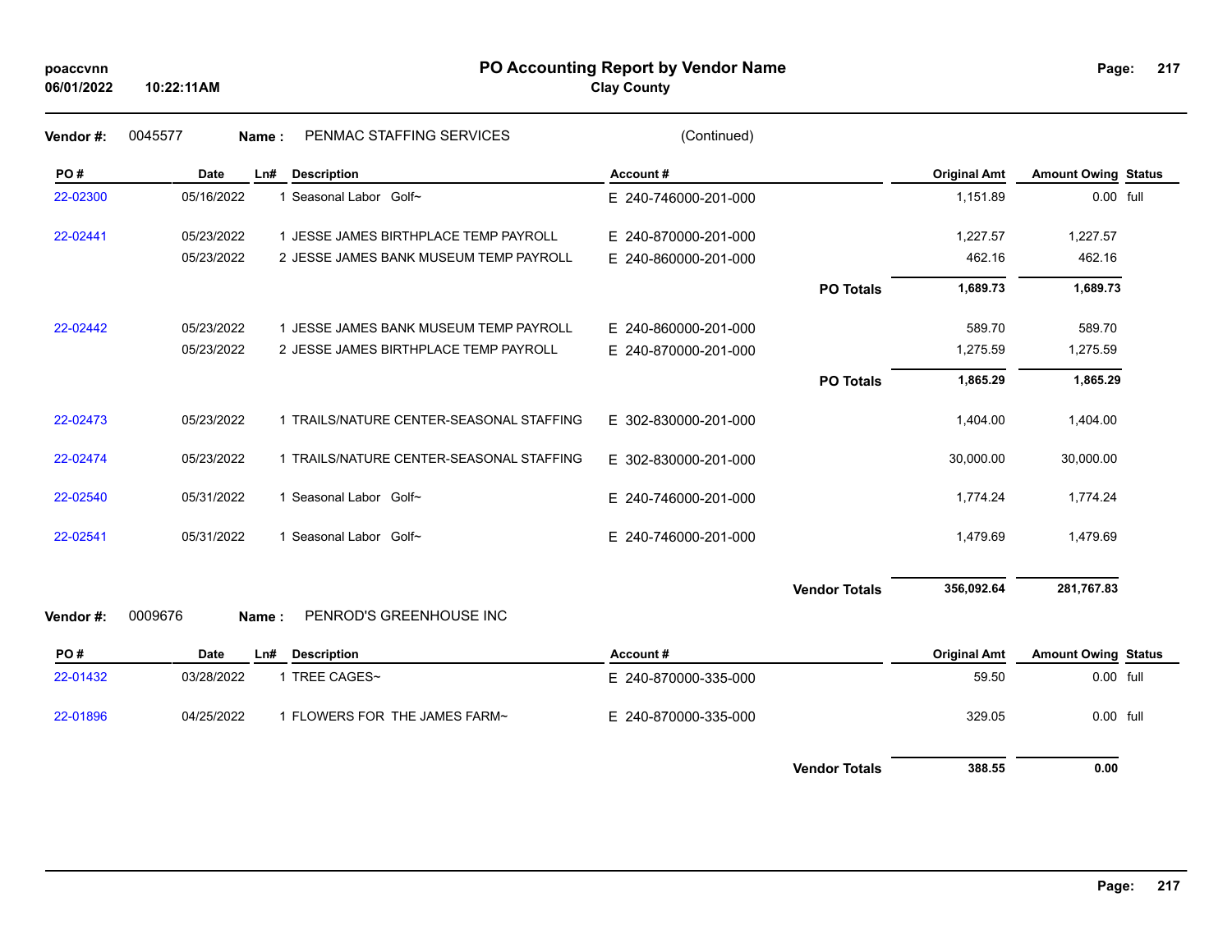# PO Accounting Report by Vendor Name

## Clay County

poaccvnn
06/01/2022 10:22:11AM

**Vendor #:** 0045577 **Name :** PENMAC STAFFING SERVICES (Continued)

| PO # | Date | Ln# | Description | Account # | | Original Amt | Amount Owing | Status |
|---|---|---|---|---|---|---|---|---|
| 22-02300 | 05/16/2022 | 1 | Seasonal Labor Golf~ | E 240-746000-201-000 | | 1,151.89 | 0.00 | full |
| 22-02441 | 05/23/2022 | 1 | JESSE JAMES BIRTHPLACE TEMP PAYROLL | E 240-870000-201-000 | | 1,227.57 | 1,227.57 | |
| | 05/23/2022 | 2 | JESSE JAMES BANK MUSEUM TEMP PAYROLL | E 240-860000-201-000 | | 462.16 | 462.16 | |
| | | | | | **PO Totals** | **1,689.73** | **1,689.73** | |
| 22-02442 | 05/23/2022 | 1 | JESSE JAMES BANK MUSEUM TEMP PAYROLL | E 240-860000-201-000 | | 589.70 | 589.70 | |
| | 05/23/2022 | 2 | JESSE JAMES BIRTHPLACE TEMP PAYROLL | E 240-870000-201-000 | | 1,275.59 | 1,275.59 | |
| | | | | | **PO Totals** | **1,865.29** | **1,865.29** | |
| 22-02473 | 05/23/2022 | 1 | TRAILS/NATURE CENTER-SEASONAL STAFFING | E 302-830000-201-000 | | 1,404.00 | 1,404.00 | |
| 22-02474 | 05/23/2022 | 1 | TRAILS/NATURE CENTER-SEASONAL STAFFING | E 302-830000-201-000 | | 30,000.00 | 30,000.00 | |
| 22-02540 | 05/31/2022 | 1 | Seasonal Labor Golf~ | E 240-746000-201-000 | | 1,774.24 | 1,774.24 | |
| 22-02541 | 05/31/2022 | 1 | Seasonal Labor Golf~ | E 240-746000-201-000 | | 1,479.69 | 1,479.69 | |
| | | | | | **Vendor Totals** | **356,092.64** | **281,767.83** | |

**Vendor #:** 0009676 **Name :** PENROD'S GREENHOUSE INC

| PO # | Date | Ln# | Description | Account # | | Original Amt | Amount Owing | Status |
|---|---|---|---|---|---|---|---|---|
| 22-01432 | 03/28/2022 | 1 | TREE CAGES~ | E 240-870000-335-000 | | 59.50 | 0.00 | full |
| 22-01896 | 04/25/2022 | 1 | FLOWERS FOR THE JAMES FARM~ | E 240-870000-335-000 | | 329.05 | 0.00 | full |
| | | | | | **Vendor Totals** | **388.55** | **0.00** | |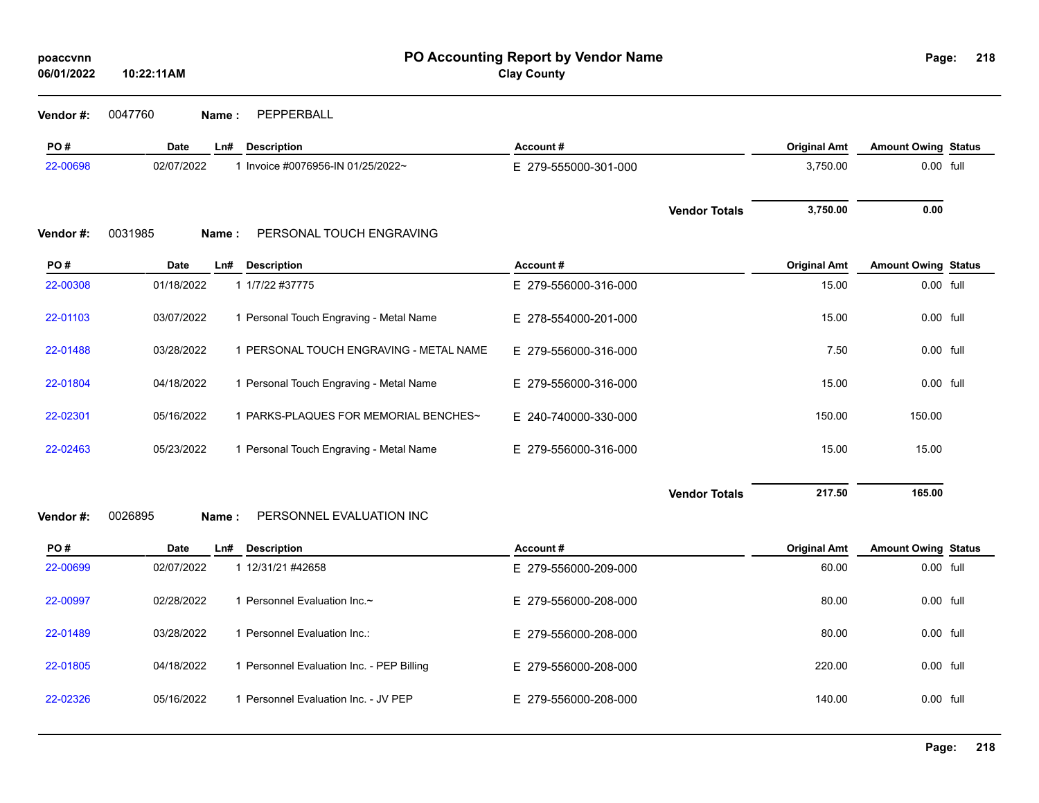# PO Accounting Report by Vendor Name

**Clay County**

poaccvnn
06/01/2022 10:22:11AM

**Vendor #:** 0047760 **Name :** PEPPERBALL

| PO # | Date | Ln# | Description | Account # | Original Amt | Amount Owing | Status |
|---|---|---|---|---|---|---|---|
| 22-00698 | 02/07/2022 | 1 | Invoice #0076956-IN 01/25/2022~ | E 279-555000-301-000 | 3,750.00 | 0.00 | full |
| | | | | **Vendor Totals** | **3,750.00** | **0.00** | |

**Vendor #:** 0031985 **Name :** PERSONAL TOUCH ENGRAVING

| PO # | Date | Ln# | Description | Account # | Original Amt | Amount Owing | Status |
|---|---|---|---|---|---|---|---|
| 22-00308 | 01/18/2022 | 1 | 1/7/22 #37775 | E 279-556000-316-000 | 15.00 | 0.00 | full |
| 22-01103 | 03/07/2022 | 1 | Personal Touch Engraving - Metal Name | E 278-554000-201-000 | 15.00 | 0.00 | full |
| 22-01488 | 03/28/2022 | 1 | PERSONAL TOUCH ENGRAVING - METAL NAME | E 279-556000-316-000 | 7.50 | 0.00 | full |
| 22-01804 | 04/18/2022 | 1 | Personal Touch Engraving - Metal Name | E 279-556000-316-000 | 15.00 | 0.00 | full |
| 22-02301 | 05/16/2022 | 1 | PARKS-PLAQUES FOR MEMORIAL BENCHES~ | E 240-740000-330-000 | 150.00 | 150.00 | |
| 22-02463 | 05/23/2022 | 1 | Personal Touch Engraving - Metal Name | E 279-556000-316-000 | 15.00 | 15.00 | |
| | | | | **Vendor Totals** | **217.50** | **165.00** | |

**Vendor #:** 0026895 **Name :** PERSONNEL EVALUATION INC

| PO # | Date | Ln# | Description | Account # | Original Amt | Amount Owing | Status |
|---|---|---|---|---|---|---|---|
| 22-00699 | 02/07/2022 | 1 | 12/31/21 #42658 | E 279-556000-209-000 | 60.00 | 0.00 | full |
| 22-00997 | 02/28/2022 | 1 | Personnel Evaluation Inc.~ | E 279-556000-208-000 | 80.00 | 0.00 | full |
| 22-01489 | 03/28/2022 | 1 | Personnel Evaluation Inc.: | E 279-556000-208-000 | 80.00 | 0.00 | full |
| 22-01805 | 04/18/2022 | 1 | Personnel Evaluation Inc. - PEP Billing | E 279-556000-208-000 | 220.00 | 0.00 | full |
| 22-02326 | 05/16/2022 | 1 | Personnel Evaluation Inc. - JV PEP | E 279-556000-208-000 | 140.00 | 0.00 | full |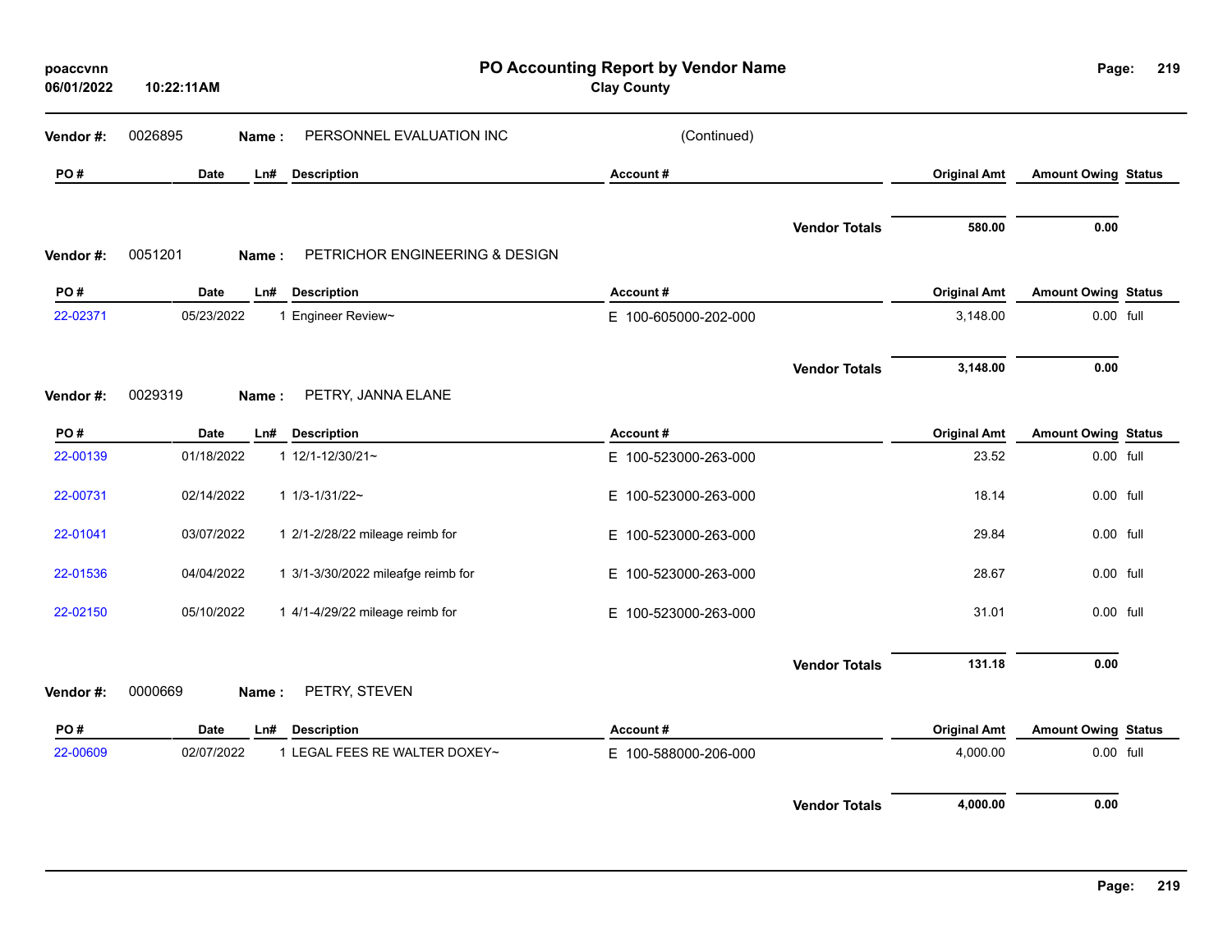# PO Accounting Report by Vendor Name

**Clay County**

poaccvnn
06/01/2022 10:22:11AM

**Vendor #:** 0026895 **Name :** PERSONNEL EVALUATION INC (Continued)

| PO # | Date | Ln# | Description | Account # | Original Amt | Amount Owing | Status |
|---|---|---|---|---|---|---|---|
| | | | | **Vendor Totals** | **580.00** | **0.00** | |

**Vendor #:** 0051201 **Name :** PETRICHOR ENGINEERING & DESIGN

| PO # | Date | Ln# | Description | Account # | Original Amt | Amount Owing | Status |
|---|---|---|---|---|---|---|---|
| 22-02371 | 05/23/2022 | 1 | Engineer Review~ | E 100-605000-202-000 | 3,148.00 | 0.00 | full |
| | | | | **Vendor Totals** | **3,148.00** | **0.00** | |

**Vendor #:** 0029319 **Name :** PETRY, JANNA ELANE

| PO # | Date | Ln# | Description | Account # | Original Amt | Amount Owing | Status |
|---|---|---|---|---|---|---|---|
| 22-00139 | 01/18/2022 | 1 | 12/1-12/30/21~ | E 100-523000-263-000 | 23.52 | 0.00 | full |
| 22-00731 | 02/14/2022 | 1 | 1/3-1/31/22~ | E 100-523000-263-000 | 18.14 | 0.00 | full |
| 22-01041 | 03/07/2022 | 1 | 2/1-2/28/22 mileage reimb for | E 100-523000-263-000 | 29.84 | 0.00 | full |
| 22-01536 | 04/04/2022 | 1 | 3/1-3/30/2022 mileafge reimb for | E 100-523000-263-000 | 28.67 | 0.00 | full |
| 22-02150 | 05/10/2022 | 1 | 4/1-4/29/22 mileage reimb for | E 100-523000-263-000 | 31.01 | 0.00 | full |
| | | | | **Vendor Totals** | **131.18** | **0.00** | |

**Vendor #:** 0000669 **Name :** PETRY, STEVEN

| PO # | Date | Ln# | Description | Account # | Original Amt | Amount Owing | Status |
|---|---|---|---|---|---|---|---|
| 22-00609 | 02/07/2022 | 1 | LEGAL FEES RE WALTER DOXEY~ | E 100-588000-206-000 | 4,000.00 | 0.00 | full |
| | | | | **Vendor Totals** | **4,000.00** | **0.00** | |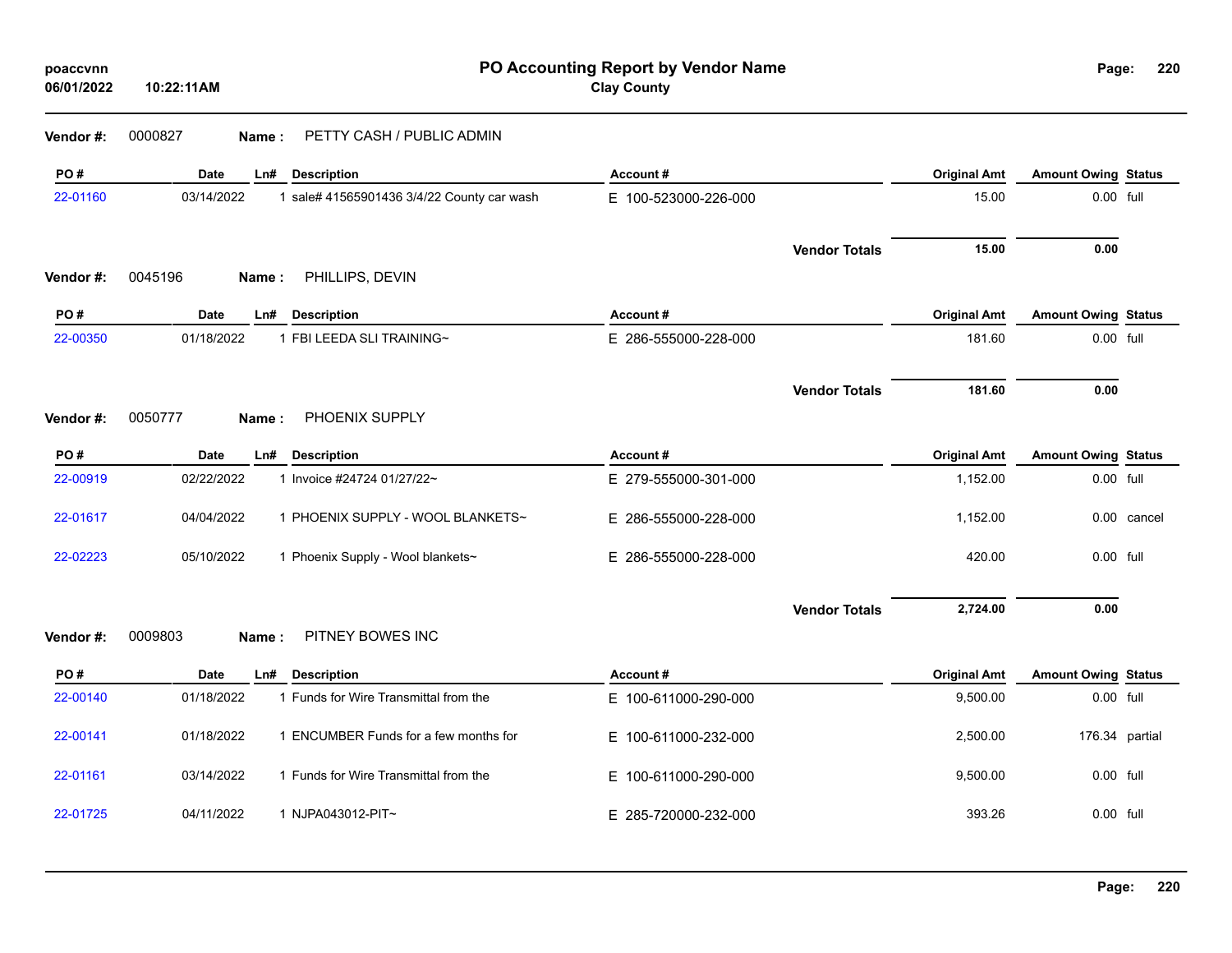**poaccvnn**
**06/01/2022 10:22:11AM**

# PO Accounting Report by Vendor Name

**Clay County**

**Vendor #:** 0000827 **Name :** PETTY CASH / PUBLIC ADMIN

| PO # | Date | Ln# | Description | Account # | Original Amt | Amount Owing | Status |
|---|---|---|---|---|---|---|---|
| 22-01160 | 03/14/2022 | 1 | sale# 41565901436 3/4/22 County car wash | E 100-523000-226-000 | 15.00 | 0.00 | full |
| | | | | **Vendor Totals** | **15.00** | **0.00** | |

**Vendor #:** 0045196 **Name :** PHILLIPS, DEVIN

| PO # | Date | Ln# | Description | Account # | Original Amt | Amount Owing | Status |
|---|---|---|---|---|---|---|---|
| 22-00350 | 01/18/2022 | 1 | FBI LEEDA SLI TRAINING~ | E 286-555000-228-000 | 181.60 | 0.00 | full |
| | | | | **Vendor Totals** | **181.60** | **0.00** | |

**Vendor #:** 0050777 **Name :** PHOENIX SUPPLY

| PO # | Date | Ln# | Description | Account # | Original Amt | Amount Owing | Status |
|---|---|---|---|---|---|---|---|
| 22-00919 | 02/22/2022 | 1 | Invoice #24724 01/27/22~ | E 279-555000-301-000 | 1,152.00 | 0.00 | full |
| 22-01617 | 04/04/2022 | 1 | PHOENIX SUPPLY - WOOL BLANKETS~ | E 286-555000-228-000 | 1,152.00 | 0.00 | cancel |
| 22-02223 | 05/10/2022 | 1 | Phoenix Supply - Wool blankets~ | E 286-555000-228-000 | 420.00 | 0.00 | full |
| | | | | **Vendor Totals** | **2,724.00** | **0.00** | |

**Vendor #:** 0009803 **Name :** PITNEY BOWES INC

| PO # | Date | Ln# | Description | Account # | Original Amt | Amount Owing | Status |
|---|---|---|---|---|---|---|---|
| 22-00140 | 01/18/2022 | 1 | Funds for Wire Transmittal from the | E 100-611000-290-000 | 9,500.00 | 0.00 | full |
| 22-00141 | 01/18/2022 | 1 | ENCUMBER Funds for a few months for | E 100-611000-232-000 | 2,500.00 | 176.34 | partial |
| 22-01161 | 03/14/2022 | 1 | Funds for Wire Transmittal from the | E 100-611000-290-000 | 9,500.00 | 0.00 | full |
| 22-01725 | 04/11/2022 | 1 | NJPA043012-PIT~ | E 285-720000-232-000 | 393.26 | 0.00 | full |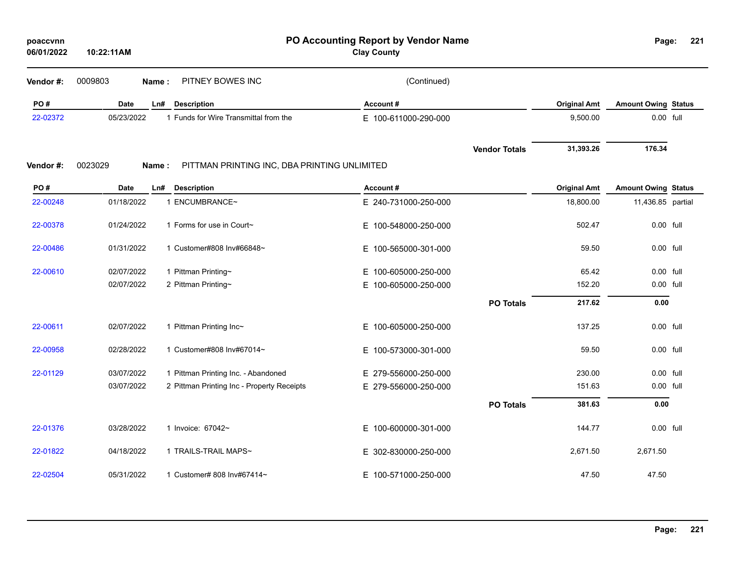# PO Accounting Report by Vendor Name

**Clay County**

poaccvnn
06/01/2022 10:22:11AM

**Vendor #:** 0009803 **Name :** PITNEY BOWES INC (Continued)

| PO # | Date | Ln# | Description | Account # | | Original Amt | Amount Owing | Status |
|---|---|---|---|---|---|---|---|---|
| 22-02372 | 05/23/2022 | 1 | Funds for Wire Transmittal from the | E 100-611000-290-000 | | 9,500.00 | 0.00 | full |
| | | | | | **Vendor Totals** | **31,393.26** | **176.34** | |

**Vendor #:** 0023029 **Name :** PITTMAN PRINTING INC, DBA PRINTING UNLIMITED

| PO # | Date | Ln# | Description | Account # | | Original Amt | Amount Owing | Status |
|---|---|---|---|---|---|---|---|---|
| 22-00248 | 01/18/2022 | 1 | ENCUMBRANCE~ | E 240-731000-250-000 | | 18,800.00 | 11,436.85 | partial |
| 22-00378 | 01/24/2022 | 1 | Forms for use in Court~ | E 100-548000-250-000 | | 502.47 | 0.00 | full |
| 22-00486 | 01/31/2022 | 1 | Customer#808 Inv#66848~ | E 100-565000-301-000 | | 59.50 | 0.00 | full |
| 22-00610 | 02/07/2022 | 1 | Pittman Printing~ | E 100-605000-250-000 | | 65.42 | 0.00 | full |
| | 02/07/2022 | 2 | Pittman Printing~ | E 100-605000-250-000 | | 152.20 | 0.00 | full |
| | | | | | **PO Totals** | **217.62** | **0.00** | |
| 22-00611 | 02/07/2022 | 1 | Pittman Printing Inc~ | E 100-605000-250-000 | | 137.25 | 0.00 | full |
| 22-00958 | 02/28/2022 | 1 | Customer#808 Inv#67014~ | E 100-573000-301-000 | | 59.50 | 0.00 | full |
| 22-01129 | 03/07/2022 | 1 | Pittman Printing Inc. - Abandoned | E 279-556000-250-000 | | 230.00 | 0.00 | full |
| | 03/07/2022 | 2 | Pittman Printing Inc - Property Receipts | E 279-556000-250-000 | | 151.63 | 0.00 | full |
| | | | | | **PO Totals** | **381.63** | **0.00** | |
| 22-01376 | 03/28/2022 | 1 | Invoice: 67042~ | E 100-600000-301-000 | | 144.77 | 0.00 | full |
| 22-01822 | 04/18/2022 | 1 | TRAILS-TRAIL MAPS~ | E 302-830000-250-000 | | 2,671.50 | 2,671.50 | |
| 22-02504 | 05/31/2022 | 1 | Customer# 808 Inv#67414~ | E 100-571000-250-000 | | 47.50 | 47.50 | |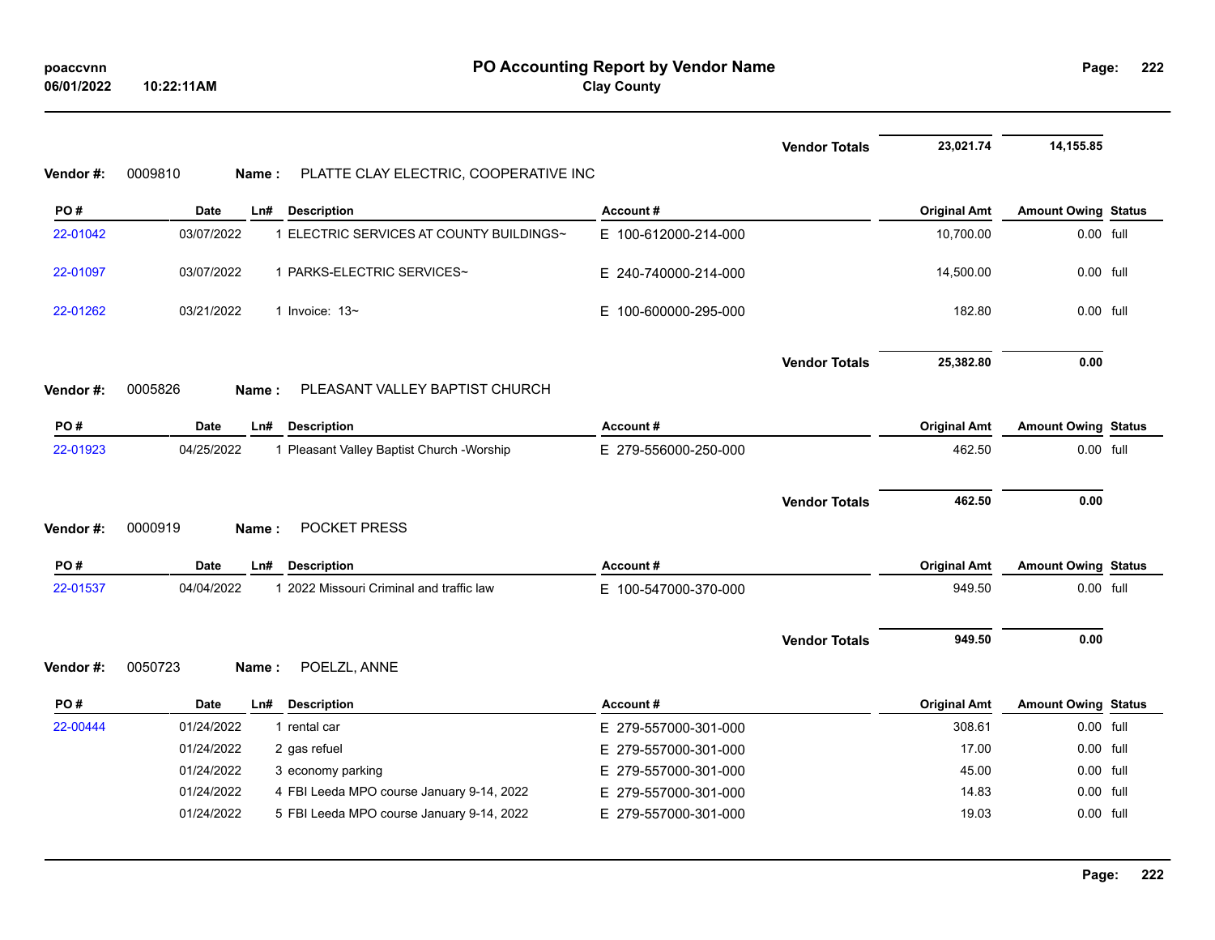| | | | | | Vendor Totals | 23,021.74 | 14,155.85 | |
|---|---|---|---|---|---|---|---|---|

**Vendor #:** 0009810 **Name :** PLATTE CLAY ELECTRIC, COOPERATIVE INC

| PO # | Date | Ln# | Description | Account # | Original Amt | Amount Owing | Status |
|---|---|---|---|---|---|---|---|
| 22-01042 | 03/07/2022 | 1 | ELECTRIC SERVICES AT COUNTY BUILDINGS~ | E 100-612000-214-000 | 10,700.00 | 0.00 | full |
| 22-01097 | 03/07/2022 | 1 | PARKS-ELECTRIC SERVICES~ | E 240-740000-214-000 | 14,500.00 | 0.00 | full |
| 22-01262 | 03/21/2022 | 1 | Invoice: 13~ | E 100-600000-295-000 | 182.80 | 0.00 | full |
| | | | | **Vendor Totals** | 25,382.80 | 0.00 | |

**Vendor #:** 0005826 **Name :** PLEASANT VALLEY BAPTIST CHURCH

| PO # | Date | Ln# | Description | Account # | Original Amt | Amount Owing | Status |
|---|---|---|---|---|---|---|---|
| 22-01923 | 04/25/2022 | 1 | Pleasant Valley Baptist Church -Worship | E 279-556000-250-000 | 462.50 | 0.00 | full |
| | | | | **Vendor Totals** | 462.50 | 0.00 | |

**Vendor #:** 0000919 **Name :** POCKET PRESS

| PO # | Date | Ln# | Description | Account # | Original Amt | Amount Owing | Status |
|---|---|---|---|---|---|---|---|
| 22-01537 | 04/04/2022 | 1 | 2022 Missouri Criminal and traffic law | E 100-547000-370-000 | 949.50 | 0.00 | full |
| | | | | **Vendor Totals** | 949.50 | 0.00 | |

**Vendor #:** 0050723 **Name :** POELZL, ANNE

| PO # | Date | Ln# | Description | Account # | Original Amt | Amount Owing | Status |
|---|---|---|---|---|---|---|---|
| 22-00444 | 01/24/2022 | 1 | rental car | E 279-557000-301-000 | 308.61 | 0.00 | full |
| | 01/24/2022 | 2 | gas refuel | E 279-557000-301-000 | 17.00 | 0.00 | full |
| | 01/24/2022 | 3 | economy parking | E 279-557000-301-000 | 45.00 | 0.00 | full |
| | 01/24/2022 | 4 | FBI Leeda MPO course January 9-14, 2022 | E 279-557000-301-000 | 14.83 | 0.00 | full |
| | 01/24/2022 | 5 | FBI Leeda MPO course January 9-14, 2022 | E 279-557000-301-000 | 19.03 | 0.00 | full |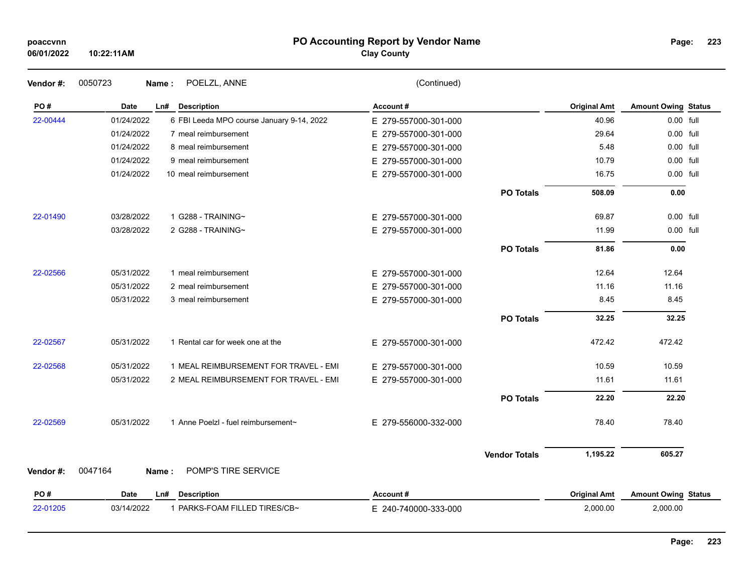**PO Accounting Report by Vendor Name**

**Clay County**

poaccvnn
06/01/2022 10:22:11AM

**Vendor #:** 0050723 **Name :** POELZL, ANNE (Continued)

| PO # | Date | Ln# | Description | Account # | | Original Amt | Amount Owing | Status |
|---|---|---|---|---|---|---|---|---|
| 22-00444 | 01/24/2022 | 6 | FBI Leeda MPO course January 9-14, 2022 | E 279-557000-301-000 | | 40.96 | 0.00 | full |
| | 01/24/2022 | 7 | meal reimbursement | E 279-557000-301-000 | | 29.64 | 0.00 | full |
| | 01/24/2022 | 8 | meal reimbursement | E 279-557000-301-000 | | 5.48 | 0.00 | full |
| | 01/24/2022 | 9 | meal reimbursement | E 279-557000-301-000 | | 10.79 | 0.00 | full |
| | 01/24/2022 | 10 | meal reimbursement | E 279-557000-301-000 | | 16.75 | 0.00 | full |
| | | | | | **PO Totals** | **508.09** | **0.00** | |
| 22-01490 | 03/28/2022 | 1 | G288 - TRAINING~ | E 279-557000-301-000 | | 69.87 | 0.00 | full |
| | 03/28/2022 | 2 | G288 - TRAINING~ | E 279-557000-301-000 | | 11.99 | 0.00 | full |
| | | | | | **PO Totals** | **81.86** | **0.00** | |
| 22-02566 | 05/31/2022 | 1 | meal reimbursement | E 279-557000-301-000 | | 12.64 | 12.64 | |
| | 05/31/2022 | 2 | meal reimbursement | E 279-557000-301-000 | | 11.16 | 11.16 | |
| | 05/31/2022 | 3 | meal reimbursement | E 279-557000-301-000 | | 8.45 | 8.45 | |
| | | | | | **PO Totals** | **32.25** | **32.25** | |
| 22-02567 | 05/31/2022 | 1 | Rental car for week one at the | E 279-557000-301-000 | | 472.42 | 472.42 | |
| 22-02568 | 05/31/2022 | 1 | MEAL REIMBURSEMENT FOR TRAVEL - EMI | E 279-557000-301-000 | | 10.59 | 10.59 | |
| | 05/31/2022 | 2 | MEAL REIMBURSEMENT FOR TRAVEL - EMI | E 279-557000-301-000 | | 11.61 | 11.61 | |
| | | | | | **PO Totals** | **22.20** | **22.20** | |
| 22-02569 | 05/31/2022 | 1 | Anne Poelzl - fuel reimbursement~ | E 279-556000-332-000 | | 78.40 | 78.40 | |
| | | | | | **Vendor Totals** | **1,195.22** | **605.27** | |

**Vendor #:** 0047164 **Name :** POMP'S TIRE SERVICE

| PO # | Date | Ln# | Description | Account # | Original Amt | Amount Owing | Status |
|---|---|---|---|---|---|---|---|
| 22-01205 | 03/14/2022 | 1 | PARKS-FOAM FILLED TIRES/CB~ | E 240-740000-333-000 | 2,000.00 | 2,000.00 | |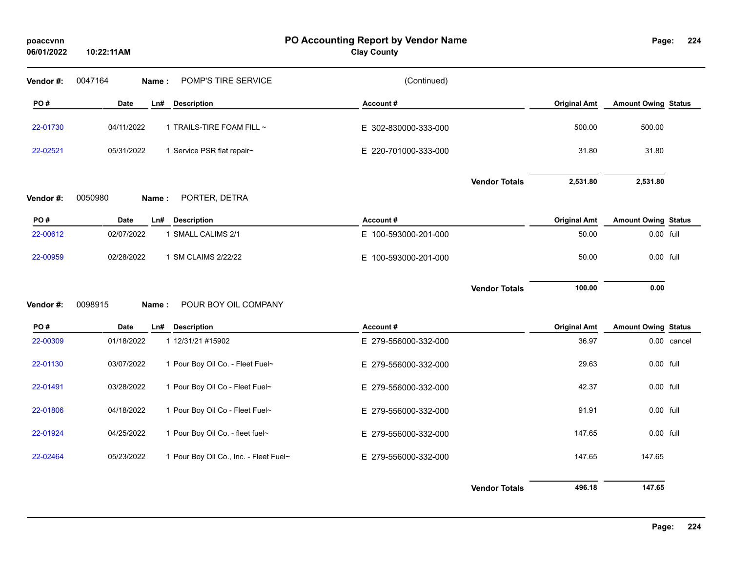**poaccvnn**
**06/01/2022 10:22:11AM**

# PO Accounting Report by Vendor Name

**Clay County**

**Vendor #:** 0047164 **Name :** POMP'S TIRE SERVICE (Continued)

| PO # | Date | Ln# | Description | Account # | Original Amt | Amount Owing | Status |
|---|---|---|---|---|---|---|---|
| 22-01730 | 04/11/2022 | 1 | TRAILS-TIRE FOAM FILL ~ | E 302-830000-333-000 | 500.00 | 500.00 | |
| 22-02521 | 05/31/2022 | 1 | Service PSR flat repair~ | E 220-701000-333-000 | 31.80 | 31.80 | |
| | | | | **Vendor Totals** | **2,531.80** | **2,531.80** | |

**Vendor #:** 0050980 **Name :** PORTER, DETRA

| PO # | Date | Ln# | Description | Account # | Original Amt | Amount Owing | Status |
|---|---|---|---|---|---|---|---|
| 22-00612 | 02/07/2022 | 1 | SMALL CALIMS 2/1 | E 100-593000-201-000 | 50.00 | 0.00 | full |
| 22-00959 | 02/28/2022 | 1 | SM CLAIMS 2/22/22 | E 100-593000-201-000 | 50.00 | 0.00 | full |
| | | | | **Vendor Totals** | **100.00** | **0.00** | |

**Vendor #:** 0098915 **Name :** POUR BOY OIL COMPANY

| PO # | Date | Ln# | Description | Account # | Original Amt | Amount Owing | Status |
|---|---|---|---|---|---|---|---|
| 22-00309 | 01/18/2022 | 1 | 12/31/21 #15902 | E 279-556000-332-000 | 36.97 | 0.00 | cancel |
| 22-01130 | 03/07/2022 | 1 | Pour Boy Oil Co. - Fleet Fuel~ | E 279-556000-332-000 | 29.63 | 0.00 | full |
| 22-01491 | 03/28/2022 | 1 | Pour Boy Oil Co - Fleet Fuel~ | E 279-556000-332-000 | 42.37 | 0.00 | full |
| 22-01806 | 04/18/2022 | 1 | Pour Boy Oil Co - Fleet Fuel~ | E 279-556000-332-000 | 91.91 | 0.00 | full |
| 22-01924 | 04/25/2022 | 1 | Pour Boy Oil Co. - fleet fuel~ | E 279-556000-332-000 | 147.65 | 0.00 | full |
| 22-02464 | 05/23/2022 | 1 | Pour Boy Oil Co., Inc. - Fleet Fuel~ | E 279-556000-332-000 | 147.65 | 147.65 | |
| | | | | **Vendor Totals** | **496.18** | **147.65** | |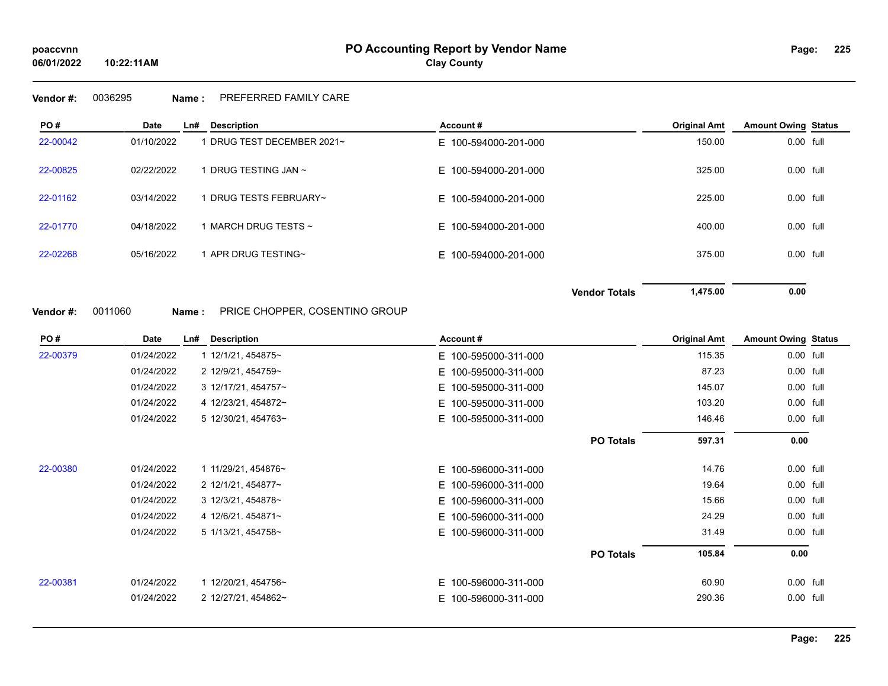**Vendor #:** 0036295 **Name :** PREFERRED FAMILY CARE

| PO # | Date | Ln# | Description | Account # | Original Amt | Amount Owing | Status |
|---|---|---|---|---|---|---|---|
| 22-00042 | 01/10/2022 | 1 | DRUG TEST DECEMBER 2021~ | E 100-594000-201-000 | 150.00 | 0.00 | full |
| 22-00825 | 02/22/2022 | 1 | DRUG TESTING JAN ~ | E 100-594000-201-000 | 325.00 | 0.00 | full |
| 22-01162 | 03/14/2022 | 1 | DRUG TESTS FEBRUARY~ | E 100-594000-201-000 | 225.00 | 0.00 | full |
| 22-01770 | 04/18/2022 | 1 | MARCH DRUG TESTS ~ | E 100-594000-201-000 | 400.00 | 0.00 | full |
| 22-02268 | 05/16/2022 | 1 | APR DRUG TESTING~ | E 100-594000-201-000 | 375.00 | 0.00 | full |
| | | | | **Vendor Totals** | **1,475.00** | **0.00** | |

**Vendor #:** 0011060 **Name :** PRICE CHOPPER, COSENTINO GROUP

| PO # | Date | Ln# | Description | Account # | Original Amt | Amount Owing | Status |
|---|---|---|---|---|---|---|---|
| 22-00379 | 01/24/2022 | 1 | 12/1/21, 454875~ | E 100-595000-311-000 | 115.35 | 0.00 | full |
| | 01/24/2022 | 2 | 12/9/21, 454759~ | E 100-595000-311-000 | 87.23 | 0.00 | full |
| | 01/24/2022 | 3 | 12/17/21, 454757~ | E 100-595000-311-000 | 145.07 | 0.00 | full |
| | 01/24/2022 | 4 | 12/23/21, 454872~ | E 100-595000-311-000 | 103.20 | 0.00 | full |
| | 01/24/2022 | 5 | 12/30/21, 454763~ | E 100-595000-311-000 | 146.46 | 0.00 | full |
| | | | | **PO Totals** | **597.31** | **0.00** | |
| 22-00380 | 01/24/2022 | 1 | 11/29/21, 454876~ | E 100-596000-311-000 | 14.76 | 0.00 | full |
| | 01/24/2022 | 2 | 12/1/21, 454877~ | E 100-596000-311-000 | 19.64 | 0.00 | full |
| | 01/24/2022 | 3 | 12/3/21, 454878~ | E 100-596000-311-000 | 15.66 | 0.00 | full |
| | 01/24/2022 | 4 | 12/6/21. 454871~ | E 100-596000-311-000 | 24.29 | 0.00 | full |
| | 01/24/2022 | 5 | 1/13/21, 454758~ | E 100-596000-311-000 | 31.49 | 0.00 | full |
| | | | | **PO Totals** | **105.84** | **0.00** | |
| 22-00381 | 01/24/2022 | 1 | 12/20/21, 454756~ | E 100-596000-311-000 | 60.90 | 0.00 | full |
| | 01/24/2022 | 2 | 12/27/21, 454862~ | E 100-596000-311-000 | 290.36 | 0.00 | full |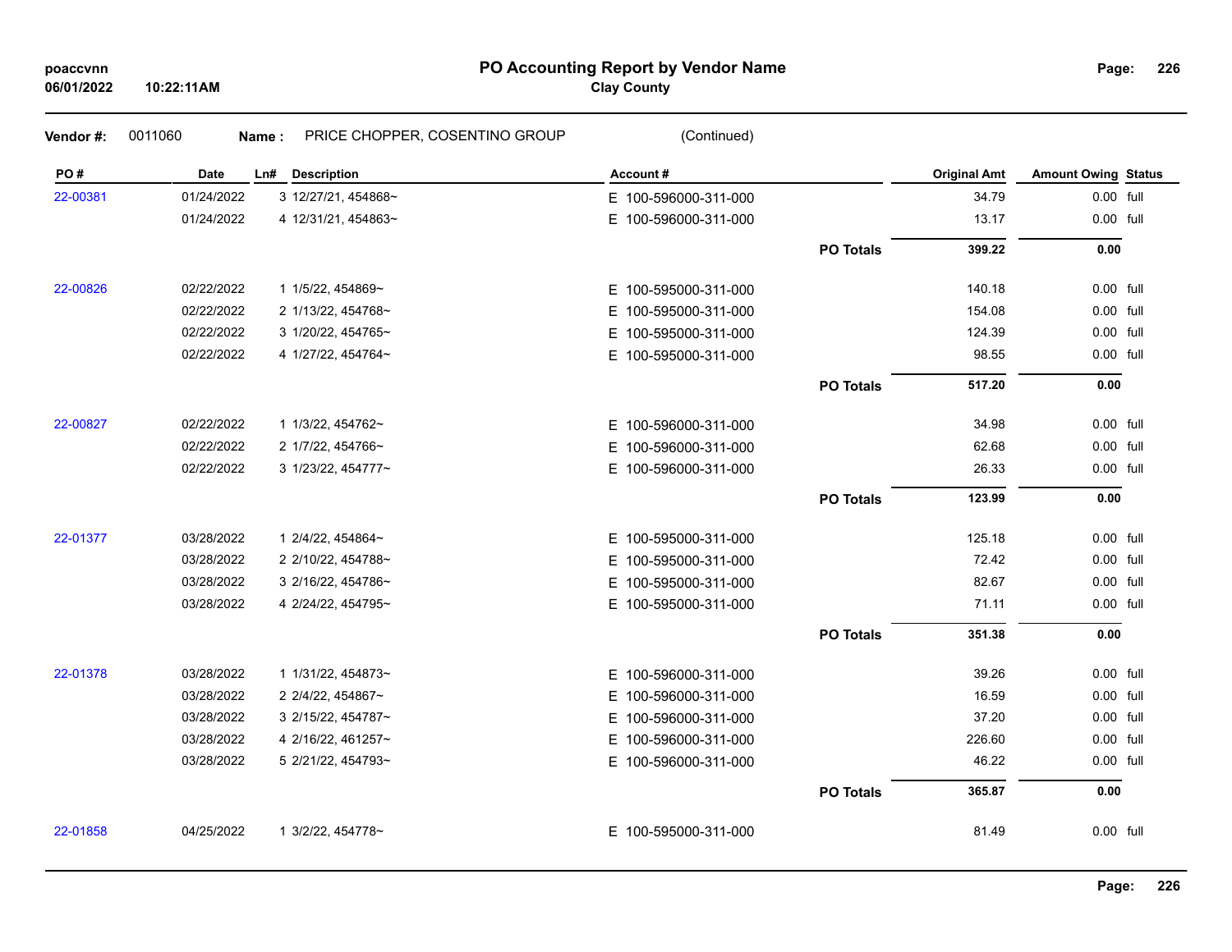# PO Accounting Report by Vendor Name

**Clay County**

poaccvnn
06/01/2022 10:22:11AM

**Vendor #:** 0011060 **Name :** PRICE CHOPPER, COSENTINO GROUP (Continued)

| PO # | Date | Ln# | Description | Account # | | Original Amt | Amount Owing | Status |
|---|---|---|---|---|---|---|---|---|
| 22-00381 | 01/24/2022 | 3 | 12/27/21, 454868~ | E 100-596000-311-000 | | 34.79 | 0.00 | full |
| | 01/24/2022 | 4 | 12/31/21, 454863~ | E 100-596000-311-000 | | 13.17 | 0.00 | full |
| | | | | | **PO Totals** | **399.22** | **0.00** | |
| 22-00826 | 02/22/2022 | 1 | 1/5/22, 454869~ | E 100-595000-311-000 | | 140.18 | 0.00 | full |
| | 02/22/2022 | 2 | 1/13/22, 454768~ | E 100-595000-311-000 | | 154.08 | 0.00 | full |
| | 02/22/2022 | 3 | 1/20/22, 454765~ | E 100-595000-311-000 | | 124.39 | 0.00 | full |
| | 02/22/2022 | 4 | 1/27/22, 454764~ | E 100-595000-311-000 | | 98.55 | 0.00 | full |
| | | | | | **PO Totals** | **517.20** | **0.00** | |
| 22-00827 | 02/22/2022 | 1 | 1/3/22, 454762~ | E 100-596000-311-000 | | 34.98 | 0.00 | full |
| | 02/22/2022 | 2 | 1/7/22, 454766~ | E 100-596000-311-000 | | 62.68 | 0.00 | full |
| | 02/22/2022 | 3 | 1/23/22, 454777~ | E 100-596000-311-000 | | 26.33 | 0.00 | full |
| | | | | | **PO Totals** | **123.99** | **0.00** | |
| 22-01377 | 03/28/2022 | 1 | 2/4/22, 454864~ | E 100-595000-311-000 | | 125.18 | 0.00 | full |
| | 03/28/2022 | 2 | 2/10/22, 454788~ | E 100-595000-311-000 | | 72.42 | 0.00 | full |
| | 03/28/2022 | 3 | 2/16/22, 454786~ | E 100-595000-311-000 | | 82.67 | 0.00 | full |
| | 03/28/2022 | 4 | 2/24/22, 454795~ | E 100-595000-311-000 | | 71.11 | 0.00 | full |
| | | | | | **PO Totals** | **351.38** | **0.00** | |
| 22-01378 | 03/28/2022 | 1 | 1/31/22, 454873~ | E 100-596000-311-000 | | 39.26 | 0.00 | full |
| | 03/28/2022 | 2 | 2/4/22, 454867~ | E 100-596000-311-000 | | 16.59 | 0.00 | full |
| | 03/28/2022 | 3 | 2/15/22, 454787~ | E 100-596000-311-000 | | 37.20 | 0.00 | full |
| | 03/28/2022 | 4 | 2/16/22, 461257~ | E 100-596000-311-000 | | 226.60 | 0.00 | full |
| | 03/28/2022 | 5 | 2/21/22, 454793~ | E 100-596000-311-000 | | 46.22 | 0.00 | full |
| | | | | | **PO Totals** | **365.87** | **0.00** | |
| 22-01858 | 04/25/2022 | 1 | 3/2/22, 454778~ | E 100-595000-311-000 | | 81.49 | 0.00 | full |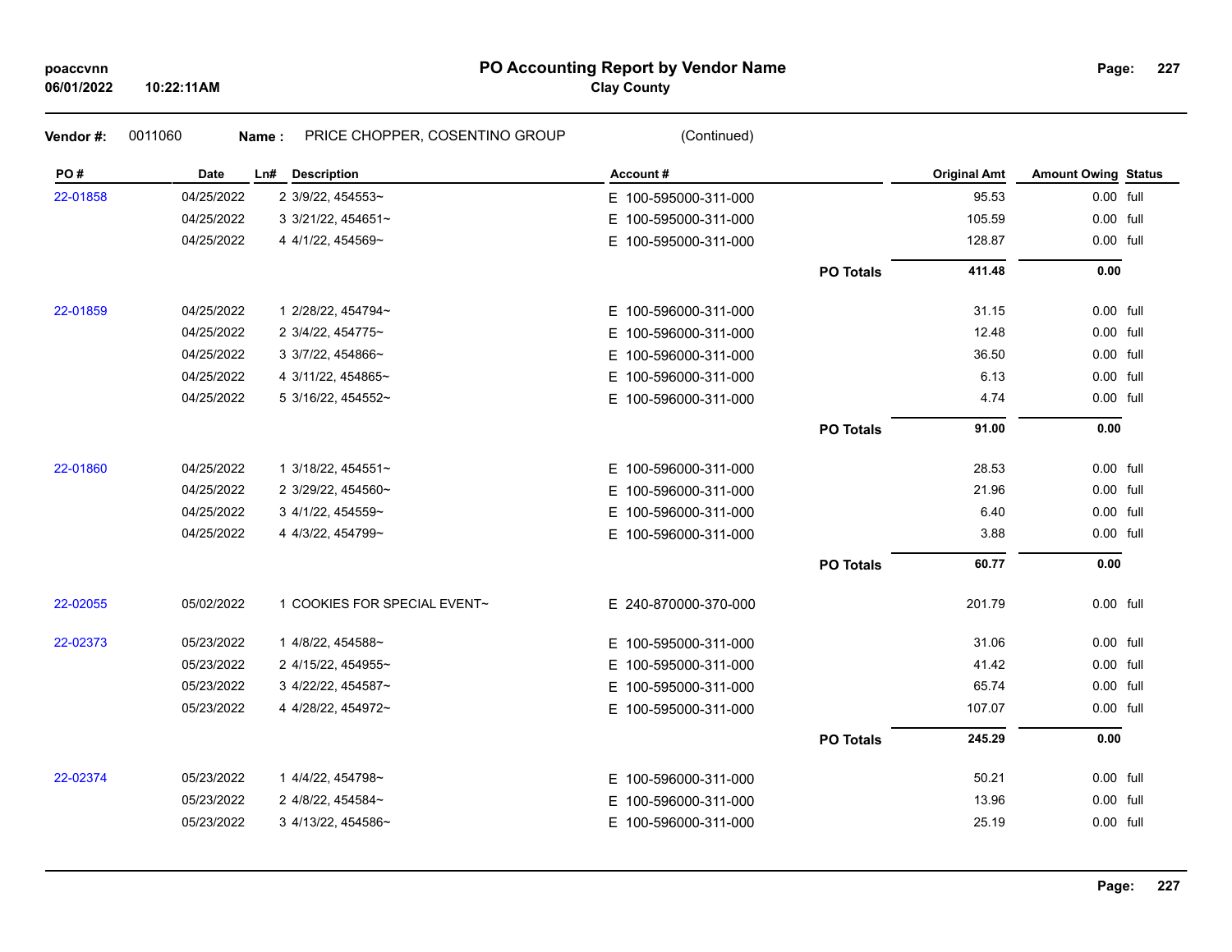# PO Accounting Report by Vendor Name

**Clay County**

poaccvnn
06/01/2022 10:22:11AM

**Vendor #:** 0011060 **Name :** PRICE CHOPPER, COSENTINO GROUP (Continued)

| PO # | Date | Ln# | Description | Account # | | Original Amt | Amount Owing | Status |
|---|---|---|---|---|---|---|---|---|
| 22-01858 | 04/25/2022 | 2 | 3/9/22, 454553~ | E 100-595000-311-000 | | 95.53 | 0.00 | full |
| | 04/25/2022 | 3 | 3/21/22, 454651~ | E 100-595000-311-000 | | 105.59 | 0.00 | full |
| | 04/25/2022 | 4 | 4/1/22, 454569~ | E 100-595000-311-000 | | 128.87 | 0.00 | full |
| | | | | | **PO Totals** | **411.48** | **0.00** | |
| 22-01859 | 04/25/2022 | 1 | 2/28/22, 454794~ | E 100-596000-311-000 | | 31.15 | 0.00 | full |
| | 04/25/2022 | 2 | 3/4/22, 454775~ | E 100-596000-311-000 | | 12.48 | 0.00 | full |
| | 04/25/2022 | 3 | 3/7/22, 454866~ | E 100-596000-311-000 | | 36.50 | 0.00 | full |
| | 04/25/2022 | 4 | 3/11/22, 454865~ | E 100-596000-311-000 | | 6.13 | 0.00 | full |
| | 04/25/2022 | 5 | 3/16/22, 454552~ | E 100-596000-311-000 | | 4.74 | 0.00 | full |
| | | | | | **PO Totals** | **91.00** | **0.00** | |
| 22-01860 | 04/25/2022 | 1 | 3/18/22, 454551~ | E 100-596000-311-000 | | 28.53 | 0.00 | full |
| | 04/25/2022 | 2 | 3/29/22, 454560~ | E 100-596000-311-000 | | 21.96 | 0.00 | full |
| | 04/25/2022 | 3 | 4/1/22, 454559~ | E 100-596000-311-000 | | 6.40 | 0.00 | full |
| | 04/25/2022 | 4 | 4/3/22, 454799~ | E 100-596000-311-000 | | 3.88 | 0.00 | full |
| | | | | | **PO Totals** | **60.77** | **0.00** | |
| 22-02055 | 05/02/2022 | 1 | COOKIES FOR SPECIAL EVENT~ | E 240-870000-370-000 | | 201.79 | 0.00 | full |
| 22-02373 | 05/23/2022 | 1 | 4/8/22, 454588~ | E 100-595000-311-000 | | 31.06 | 0.00 | full |
| | 05/23/2022 | 2 | 4/15/22, 454955~ | E 100-595000-311-000 | | 41.42 | 0.00 | full |
| | 05/23/2022 | 3 | 4/22/22, 454587~ | E 100-595000-311-000 | | 65.74 | 0.00 | full |
| | 05/23/2022 | 4 | 4/28/22, 454972~ | E 100-595000-311-000 | | 107.07 | 0.00 | full |
| | | | | | **PO Totals** | **245.29** | **0.00** | |
| 22-02374 | 05/23/2022 | 1 | 4/4/22, 454798~ | E 100-596000-311-000 | | 50.21 | 0.00 | full |
| | 05/23/2022 | 2 | 4/8/22, 454584~ | E 100-596000-311-000 | | 13.96 | 0.00 | full |
| | 05/23/2022 | 3 | 4/13/22, 454586~ | E 100-596000-311-000 | | 25.19 | 0.00 | full |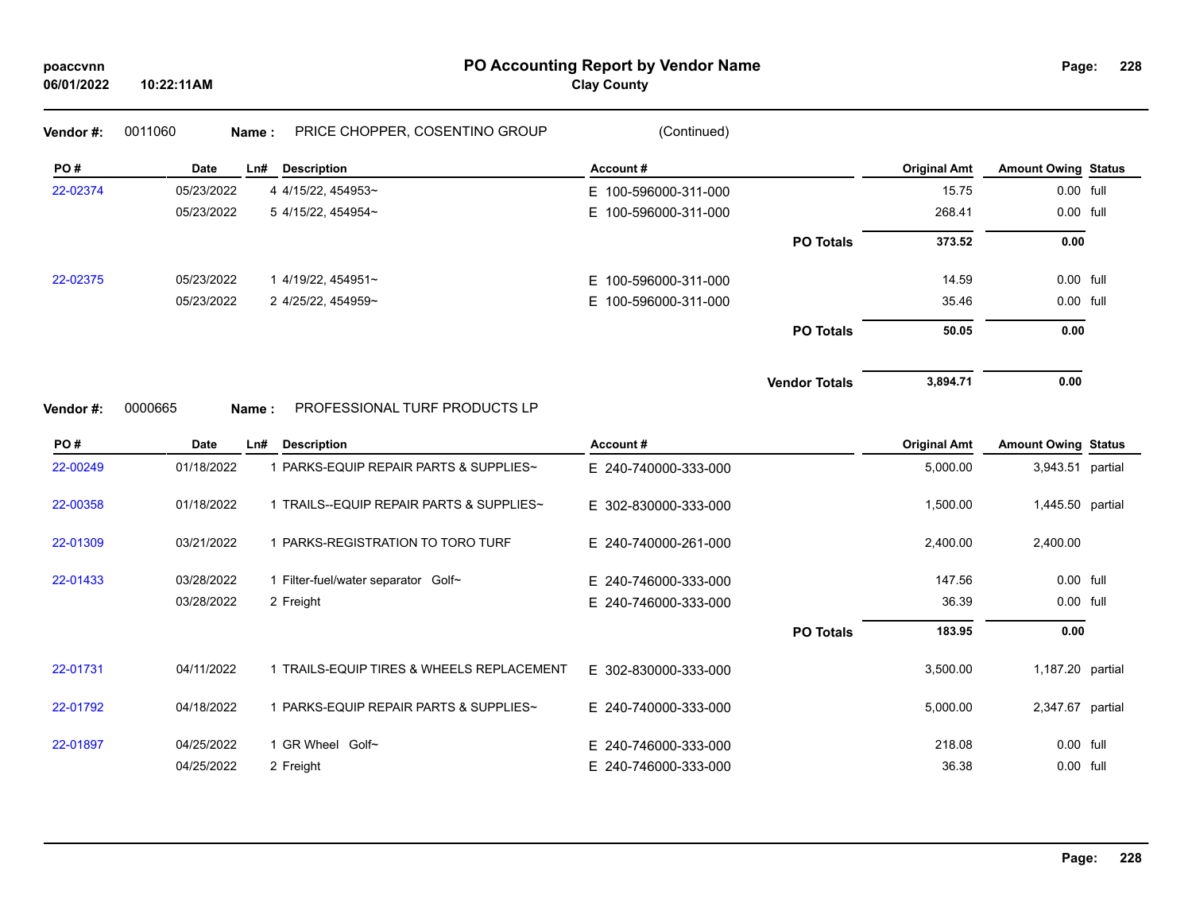**PO Accounting Report by Vendor Name**
**Clay County**

poaccvnn
06/01/2022 10:22:11AM

**Vendor #:** 0011060 **Name :** PRICE CHOPPER, COSENTINO GROUP (Continued)

| PO # | Date | Ln# | Description | Account # | | Original Amt | Amount Owing | Status |
|---|---|---|---|---|---|---|---|---|
| 22-02374 | 05/23/2022 | 4 | 4/15/22, 454953~ | E 100-596000-311-000 | | 15.75 | 0.00 | full |
| | 05/23/2022 | 5 | 4/15/22, 454954~ | E 100-596000-311-000 | | 268.41 | 0.00 | full |
| | | | | | **PO Totals** | **373.52** | **0.00** | |
| 22-02375 | 05/23/2022 | 1 | 4/19/22, 454951~ | E 100-596000-311-000 | | 14.59 | 0.00 | full |
| | 05/23/2022 | 2 | 4/25/22, 454959~ | E 100-596000-311-000 | | 35.46 | 0.00 | full |
| | | | | | **PO Totals** | **50.05** | **0.00** | |
| | | | | | **Vendor Totals** | **3,894.71** | **0.00** | |

**Vendor #:** 0000665 **Name :** PROFESSIONAL TURF PRODUCTS LP

| PO # | Date | Ln# | Description | Account # | | Original Amt | Amount Owing | Status |
|---|---|---|---|---|---|---|---|---|
| 22-00249 | 01/18/2022 | 1 | PARKS-EQUIP REPAIR PARTS & SUPPLIES~ | E 240-740000-333-000 | | 5,000.00 | 3,943.51 | partial |
| 22-00358 | 01/18/2022 | 1 | TRAILS--EQUIP REPAIR PARTS & SUPPLIES~ | E 302-830000-333-000 | | 1,500.00 | 1,445.50 | partial |
| 22-01309 | 03/21/2022 | 1 | PARKS-REGISTRATION TO TORO TURF | E 240-740000-261-000 | | 2,400.00 | 2,400.00 | |
| 22-01433 | 03/28/2022 | 1 | Filter-fuel/water separator Golf~ | E 240-746000-333-000 | | 147.56 | 0.00 | full |
| | 03/28/2022 | 2 | Freight | E 240-746000-333-000 | | 36.39 | 0.00 | full |
| | | | | | **PO Totals** | **183.95** | **0.00** | |
| 22-01731 | 04/11/2022 | 1 | TRAILS-EQUIP TIRES & WHEELS REPLACEMENT | E 302-830000-333-000 | | 3,500.00 | 1,187.20 | partial |
| 22-01792 | 04/18/2022 | 1 | PARKS-EQUIP REPAIR PARTS & SUPPLIES~ | E 240-740000-333-000 | | 5,000.00 | 2,347.67 | partial |
| 22-01897 | 04/25/2022 | 1 | GR Wheel Golf~ | E 240-746000-333-000 | | 218.08 | 0.00 | full |
| | 04/25/2022 | 2 | Freight | E 240-746000-333-000 | | 36.38 | 0.00 | full |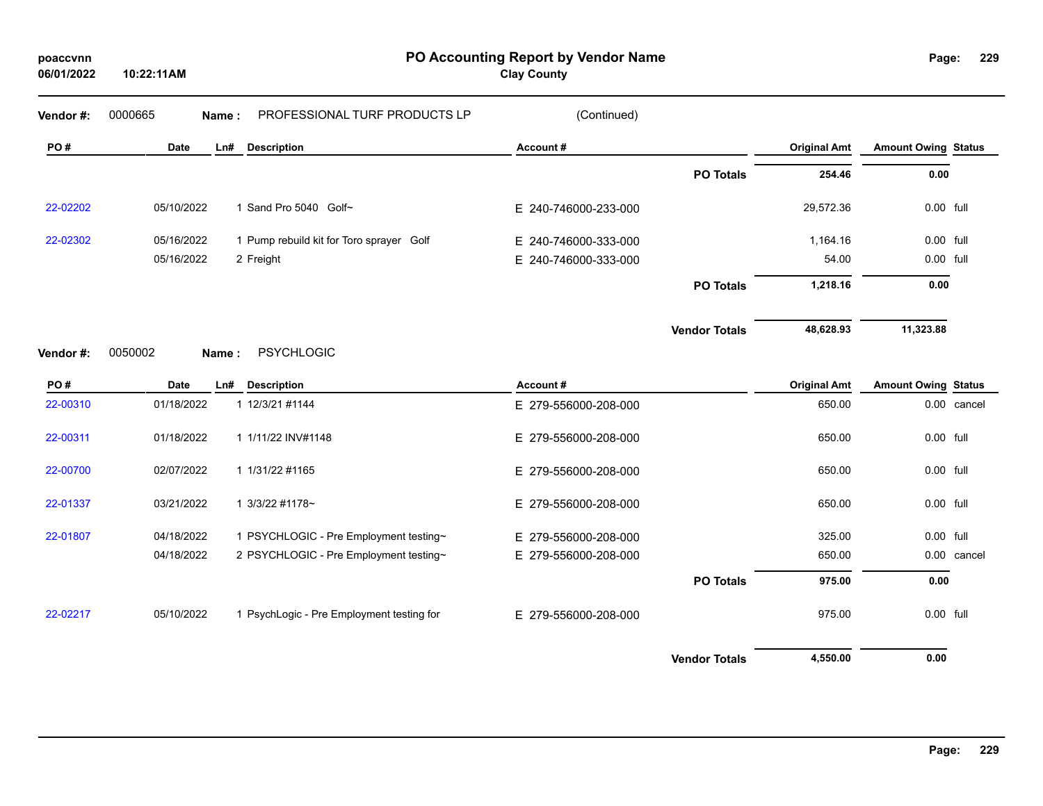**PO Accounting Report by Vendor Name**
**Clay County**

poaccvnn
06/01/2022 10:22:11AM

**Vendor #:** 0000665 **Name :** PROFESSIONAL TURF PRODUCTS LP (Continued)

| PO # | Date | Ln# | Description | Account # | Original Amt | Amount Owing | Status |
|---|---|---|---|---|---|---|---|
| | | | | **PO Totals** | **254.46** | **0.00** | |
| 22-02202 | 05/10/2022 | 1 | Sand Pro 5040 Golf~ | E 240-746000-233-000 | 29,572.36 | 0.00 | full |
| 22-02302 | 05/16/2022 | 1 | Pump rebuild kit for Toro sprayer Golf | E 240-746000-333-000 | 1,164.16 | 0.00 | full |
| | 05/16/2022 | 2 | Freight | E 240-746000-333-000 | 54.00 | 0.00 | full |
| | | | | **PO Totals** | **1,218.16** | **0.00** | |
| | | | | **Vendor Totals** | **48,628.93** | **11,323.88** | |

**Vendor #:** 0050002 **Name :** PSYCHLOGIC

| PO # | Date | Ln# | Description | Account # | Original Amt | Amount Owing | Status |
|---|---|---|---|---|---|---|---|
| 22-00310 | 01/18/2022 | 1 | 12/3/21 #1144 | E 279-556000-208-000 | 650.00 | 0.00 | cancel |
| 22-00311 | 01/18/2022 | 1 | 1/11/22 INV#1148 | E 279-556000-208-000 | 650.00 | 0.00 | full |
| 22-00700 | 02/07/2022 | 1 | 1/31/22 #1165 | E 279-556000-208-000 | 650.00 | 0.00 | full |
| 22-01337 | 03/21/2022 | 1 | 3/3/22 #1178~ | E 279-556000-208-000 | 650.00 | 0.00 | full |
| 22-01807 | 04/18/2022 | 1 | PSYCHLOGIC - Pre Employment testing~ | E 279-556000-208-000 | 325.00 | 0.00 | full |
| | 04/18/2022 | 2 | PSYCHLOGIC - Pre Employment testing~ | E 279-556000-208-000 | 650.00 | 0.00 | cancel |
| | | | | **PO Totals** | **975.00** | **0.00** | |
| 22-02217 | 05/10/2022 | 1 | PsychLogic - Pre Employment testing for | E 279-556000-208-000 | 975.00 | 0.00 | full |
| | | | | **Vendor Totals** | **4,550.00** | **0.00** | |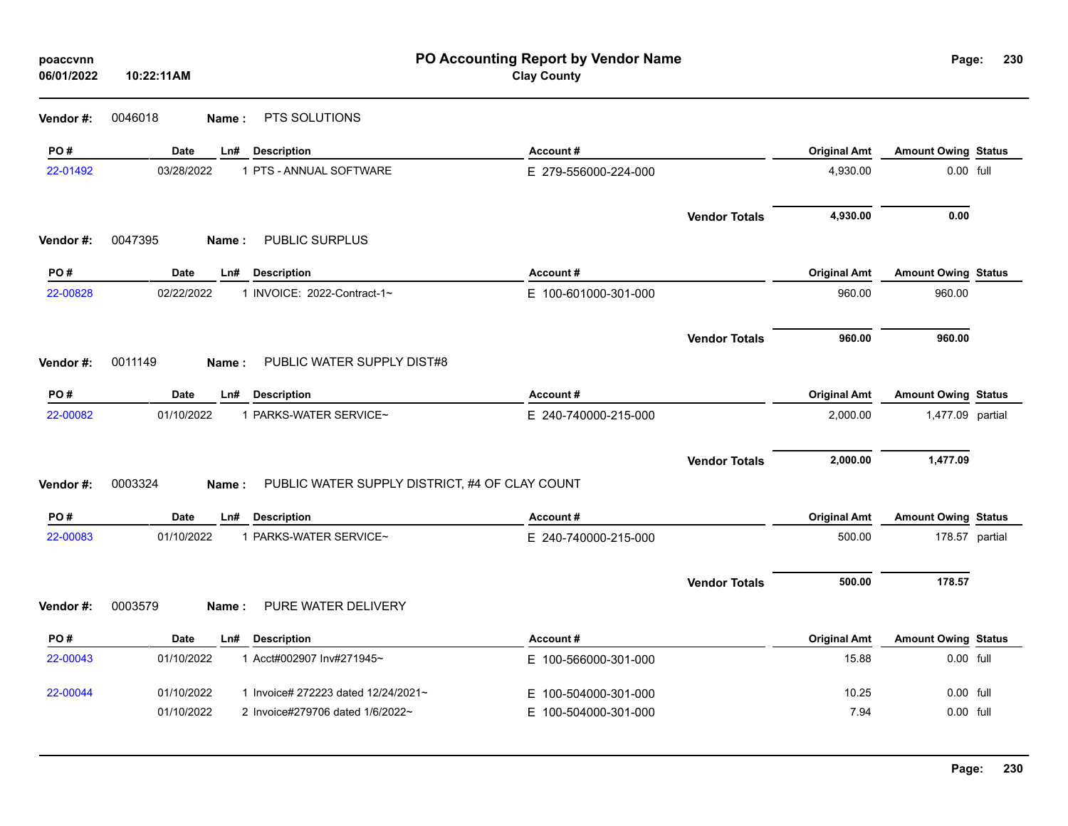# PO Accounting Report by Vendor Name

**Clay County**

poaccvnn
06/01/2022 10:22:11AM

**Vendor #:** 0046018 **Name :** PTS SOLUTIONS

| PO # | Date | Ln# | Description | Account # | Original Amt | Amount Owing | Status |
|---|---|---|---|---|---|---|---|
| 22-01492 | 03/28/2022 | 1 | PTS - ANNUAL SOFTWARE | E 279-556000-224-000 | 4,930.00 | 0.00 | full |
| | | | | **Vendor Totals** | **4,930.00** | **0.00** | |

**Vendor #:** 0047395 **Name :** PUBLIC SURPLUS

| PO # | Date | Ln# | Description | Account # | Original Amt | Amount Owing | Status |
|---|---|---|---|---|---|---|---|
| 22-00828 | 02/22/2022 | 1 | INVOICE: 2022-Contract-1~ | E 100-601000-301-000 | 960.00 | 960.00 | |
| | | | | **Vendor Totals** | **960.00** | **960.00** | |

**Vendor #:** 0011149 **Name :** PUBLIC WATER SUPPLY DIST#8

| PO # | Date | Ln# | Description | Account # | Original Amt | Amount Owing | Status |
|---|---|---|---|---|---|---|---|
| 22-00082 | 01/10/2022 | 1 | PARKS-WATER SERVICE~ | E 240-740000-215-000 | 2,000.00 | 1,477.09 | partial |
| | | | | **Vendor Totals** | **2,000.00** | **1,477.09** | |

**Vendor #:** 0003324 **Name :** PUBLIC WATER SUPPLY DISTRICT, #4 OF CLAY COUNT

| PO # | Date | Ln# | Description | Account # | Original Amt | Amount Owing | Status |
|---|---|---|---|---|---|---|---|
| 22-00083 | 01/10/2022 | 1 | PARKS-WATER SERVICE~ | E 240-740000-215-000 | 500.00 | 178.57 | partial |
| | | | | **Vendor Totals** | **500.00** | **178.57** | |

**Vendor #:** 0003579 **Name :** PURE WATER DELIVERY

| PO # | Date | Ln# | Description | Account # | Original Amt | Amount Owing | Status |
|---|---|---|---|---|---|---|---|
| 22-00043 | 01/10/2022 | 1 | Acct#002907 Inv#271945~ | E 100-566000-301-000 | 15.88 | 0.00 | full |
| 22-00044 | 01/10/2022 | 1 | Invoice# 272223 dated 12/24/2021~ | E 100-504000-301-000 | 10.25 | 0.00 | full |
| | 01/10/2022 | 2 | Invoice#279706 dated 1/6/2022~ | E 100-504000-301-000 | 7.94 | 0.00 | full |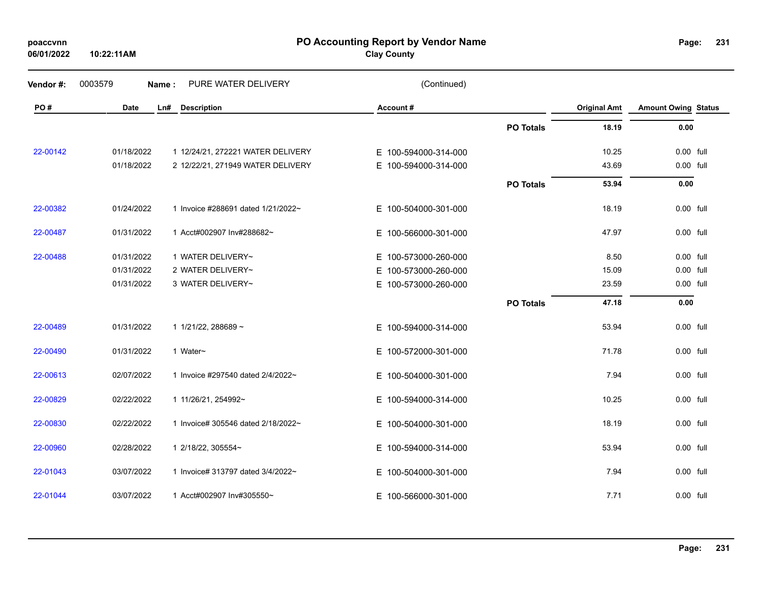# PO Accounting Report by Vendor Name

**Clay County**

**Vendor #:** 0003579 **Name :** PURE WATER DELIVERY (Continued)

| PO # | Date | Ln# | Description | Account # | | Original Amt | Amount Owing | Status |
|---|---|---|---|---|---|---|---|---|
| | | | | | **PO Totals** | **18.19** | **0.00** | |
| 22-00142 | 01/18/2022 | 1 | 12/24/21, 272221 WATER DELIVERY | E 100-594000-314-000 | | 10.25 | 0.00 | full |
| | 01/18/2022 | 2 | 12/22/21, 271949 WATER DELIVERY | E 100-594000-314-000 | | 43.69 | 0.00 | full |
| | | | | | **PO Totals** | **53.94** | **0.00** | |
| 22-00382 | 01/24/2022 | 1 | Invoice #288691 dated 1/21/2022~ | E 100-504000-301-000 | | 18.19 | 0.00 | full |
| 22-00487 | 01/31/2022 | 1 | Acct#002907 Inv#288682~ | E 100-566000-301-000 | | 47.97 | 0.00 | full |
| 22-00488 | 01/31/2022 | 1 | WATER DELIVERY~ | E 100-573000-260-000 | | 8.50 | 0.00 | full |
| | 01/31/2022 | 2 | WATER DELIVERY~ | E 100-573000-260-000 | | 15.09 | 0.00 | full |
| | 01/31/2022 | 3 | WATER DELIVERY~ | E 100-573000-260-000 | | 23.59 | 0.00 | full |
| | | | | | **PO Totals** | **47.18** | **0.00** | |
| 22-00489 | 01/31/2022 | 1 | 1/21/22, 288689 ~ | E 100-594000-314-000 | | 53.94 | 0.00 | full |
| 22-00490 | 01/31/2022 | 1 | Water~ | E 100-572000-301-000 | | 71.78 | 0.00 | full |
| 22-00613 | 02/07/2022 | 1 | Invoice #297540 dated 2/4/2022~ | E 100-504000-301-000 | | 7.94 | 0.00 | full |
| 22-00829 | 02/22/2022 | 1 | 11/26/21, 254992~ | E 100-594000-314-000 | | 10.25 | 0.00 | full |
| 22-00830 | 02/22/2022 | 1 | Invoice# 305546 dated 2/18/2022~ | E 100-504000-301-000 | | 18.19 | 0.00 | full |
| 22-00960 | 02/28/2022 | 1 | 2/18/22, 305554~ | E 100-594000-314-000 | | 53.94 | 0.00 | full |
| 22-01043 | 03/07/2022 | 1 | Invoice# 313797 dated 3/4/2022~ | E 100-504000-301-000 | | 7.94 | 0.00 | full |
| 22-01044 | 03/07/2022 | 1 | Acct#002907 Inv#305550~ | E 100-566000-301-000 | | 7.71 | 0.00 | full |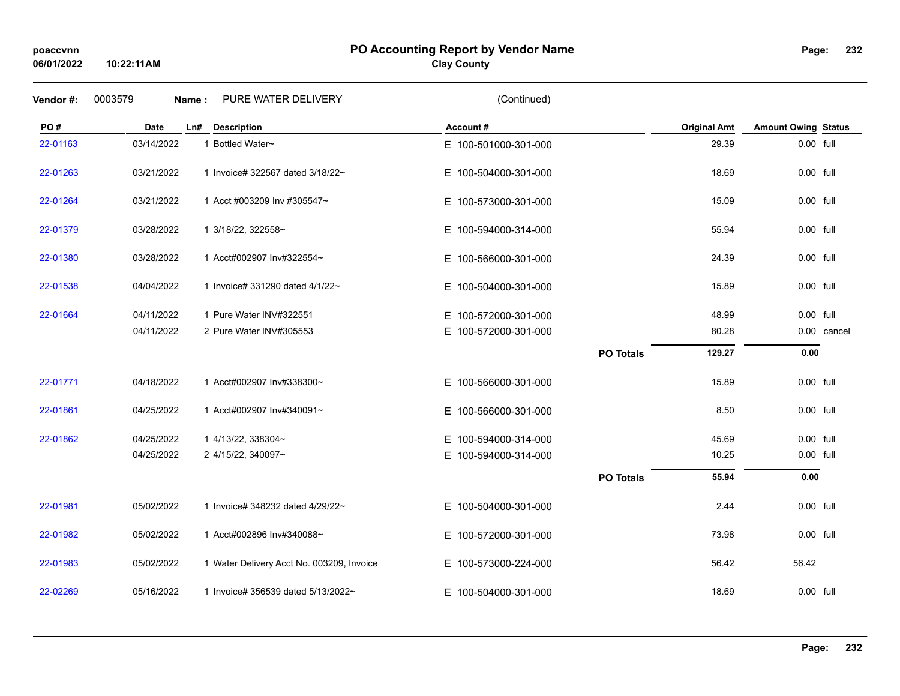# PO Accounting Report by Vendor Name

**Clay County**

**Vendor #:** 0003579 **Name :** PURE WATER DELIVERY (Continued)

| PO # | Date | Ln# | Description | Account # | | Original Amt | Amount Owing | Status |
|---|---|---|---|---|---|---|---|---|
| 22-01163 | 03/14/2022 | 1 | Bottled Water~ | E 100-501000-301-000 | | 29.39 | 0.00 | full |
| 22-01263 | 03/21/2022 | 1 | Invoice# 322567 dated 3/18/22~ | E 100-504000-301-000 | | 18.69 | 0.00 | full |
| 22-01264 | 03/21/2022 | 1 | Acct #003209 Inv #305547~ | E 100-573000-301-000 | | 15.09 | 0.00 | full |
| 22-01379 | 03/28/2022 | 1 | 3/18/22, 322558~ | E 100-594000-314-000 | | 55.94 | 0.00 | full |
| 22-01380 | 03/28/2022 | 1 | Acct#002907 Inv#322554~ | E 100-566000-301-000 | | 24.39 | 0.00 | full |
| 22-01538 | 04/04/2022 | 1 | Invoice# 331290 dated 4/1/22~ | E 100-504000-301-000 | | 15.89 | 0.00 | full |
| 22-01664 | 04/11/2022 | 1 | Pure Water INV#322551 | E 100-572000-301-000 | | 48.99 | 0.00 | full |
| | 04/11/2022 | 2 | Pure Water INV#305553 | E 100-572000-301-000 | | 80.28 | 0.00 | cancel |
| | | | | | **PO Totals** | **129.27** | **0.00** | |
| 22-01771 | 04/18/2022 | 1 | Acct#002907 Inv#338300~ | E 100-566000-301-000 | | 15.89 | 0.00 | full |
| 22-01861 | 04/25/2022 | 1 | Acct#002907 Inv#340091~ | E 100-566000-301-000 | | 8.50 | 0.00 | full |
| 22-01862 | 04/25/2022 | 1 | 4/13/22, 338304~ | E 100-594000-314-000 | | 45.69 | 0.00 | full |
| | 04/25/2022 | 2 | 4/15/22, 340097~ | E 100-594000-314-000 | | 10.25 | 0.00 | full |
| | | | | | **PO Totals** | **55.94** | **0.00** | |
| 22-01981 | 05/02/2022 | 1 | Invoice# 348232 dated 4/29/22~ | E 100-504000-301-000 | | 2.44 | 0.00 | full |
| 22-01982 | 05/02/2022 | 1 | Acct#002896 Inv#340088~ | E 100-572000-301-000 | | 73.98 | 0.00 | full |
| 22-01983 | 05/02/2022 | 1 | Water Delivery Acct No. 003209, Invoice | E 100-573000-224-000 | | 56.42 | 56.42 | |
| 22-02269 | 05/16/2022 | 1 | Invoice# 356539 dated 5/13/2022~ | E 100-504000-301-000 | | 18.69 | 0.00 | full |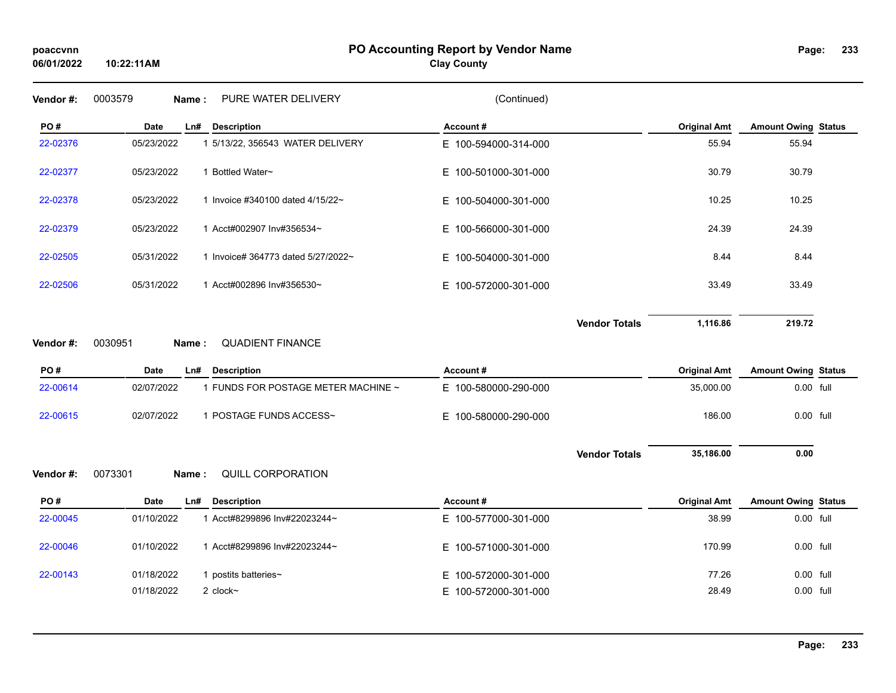# PO Accounting Report by Vendor Name

**Clay County**

poaccvnn
06/01/2022 10:22:11AM

**Vendor #:** 0003579 **Name :** PURE WATER DELIVERY (Continued)

| PO # | Date | Ln# | Description | Account # | Original Amt | Amount Owing | Status |
|---|---|---|---|---|---|---|---|
| 22-02376 | 05/23/2022 | 1 | 5/13/22, 356543 WATER DELIVERY | E 100-594000-314-000 | 55.94 | 55.94 | |
| 22-02377 | 05/23/2022 | 1 | Bottled Water~ | E 100-501000-301-000 | 30.79 | 30.79 | |
| 22-02378 | 05/23/2022 | 1 | Invoice #340100 dated 4/15/22~ | E 100-504000-301-000 | 10.25 | 10.25 | |
| 22-02379 | 05/23/2022 | 1 | Acct#002907 Inv#356534~ | E 100-566000-301-000 | 24.39 | 24.39 | |
| 22-02505 | 05/31/2022 | 1 | Invoice# 364773 dated 5/27/2022~ | E 100-504000-301-000 | 8.44 | 8.44 | |
| 22-02506 | 05/31/2022 | 1 | Acct#002896 Inv#356530~ | E 100-572000-301-000 | 33.49 | 33.49 | |
| | | | | **Vendor Totals** | **1,116.86** | **219.72** | |

**Vendor #:** 0030951 **Name :** QUADIENT FINANCE

| PO # | Date | Ln# | Description | Account # | Original Amt | Amount Owing | Status |
|---|---|---|---|---|---|---|---|
| 22-00614 | 02/07/2022 | 1 | FUNDS FOR POSTAGE METER MACHINE ~ | E 100-580000-290-000 | 35,000.00 | 0.00 | full |
| 22-00615 | 02/07/2022 | 1 | POSTAGE FUNDS ACCESS~ | E 100-580000-290-000 | 186.00 | 0.00 | full |
| | | | | **Vendor Totals** | **35,186.00** | **0.00** | |

**Vendor #:** 0073301 **Name :** QUILL CORPORATION

| PO # | Date | Ln# | Description | Account # | Original Amt | Amount Owing | Status |
|---|---|---|---|---|---|---|---|
| 22-00045 | 01/10/2022 | 1 | Acct#8299896 Inv#22023244~ | E 100-577000-301-000 | 38.99 | 0.00 | full |
| 22-00046 | 01/10/2022 | 1 | Acct#8299896 Inv#22023244~ | E 100-571000-301-000 | 170.99 | 0.00 | full |
| 22-00143 | 01/18/2022 | 1 | postits batteries~ | E 100-572000-301-000 | 77.26 | 0.00 | full |
| | 01/18/2022 | 2 | clock~ | E 100-572000-301-000 | 28.49 | 0.00 | full |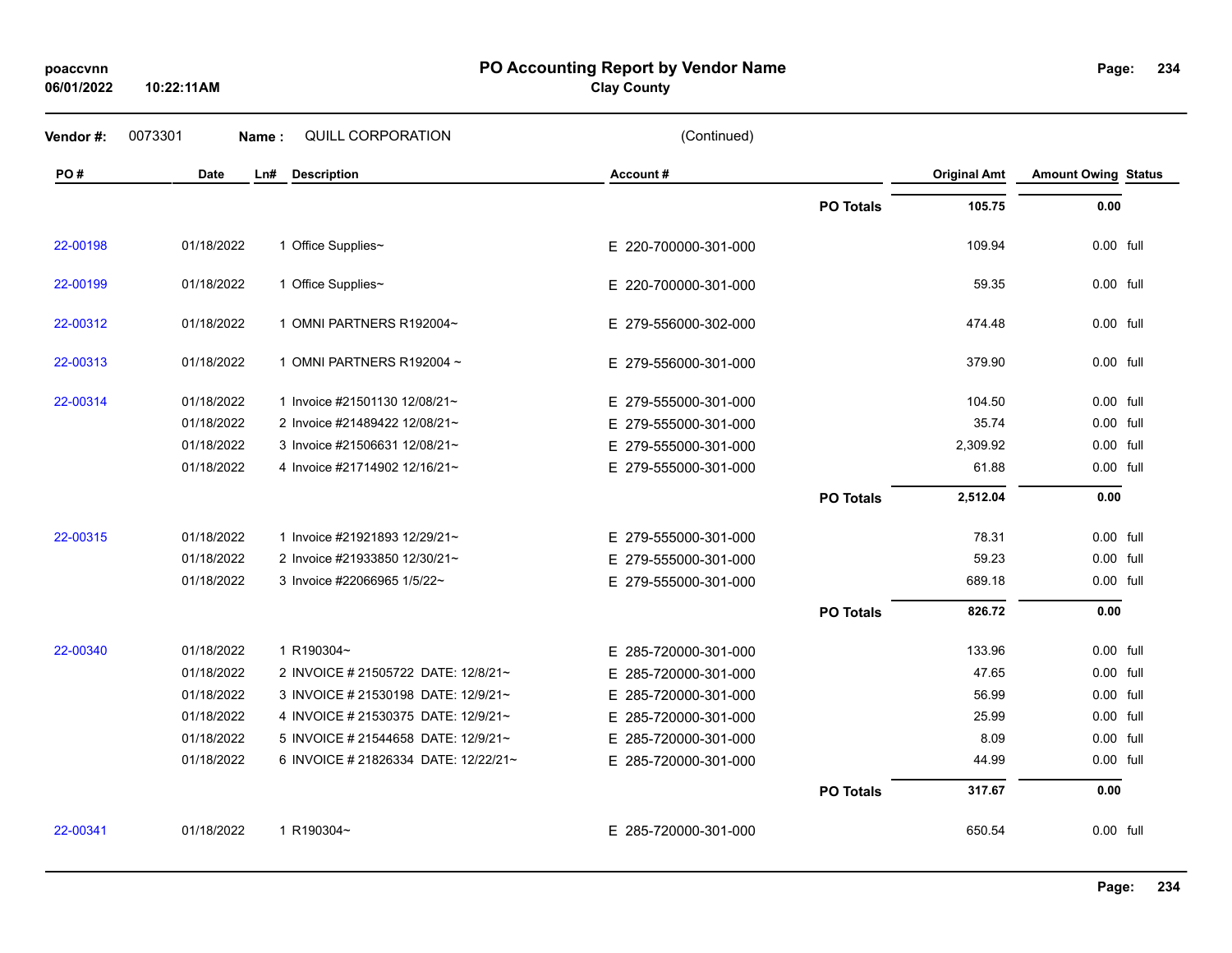# PO Accounting Report by Vendor Name

**Clay County**

**Vendor #:** 0073301 **Name :** QUILL CORPORATION (Continued)

| PO # | Date | Ln# | Description | Account # | | Original Amt | Amount Owing | Status |
|---|---|---|---|---|---|---|---|---|
| | | | | | **PO Totals** | **105.75** | **0.00** | |
| 22-00198 | 01/18/2022 | 1 | Office Supplies~ | E 220-700000-301-000 | | 109.94 | 0.00 | full |
| 22-00199 | 01/18/2022 | 1 | Office Supplies~ | E 220-700000-301-000 | | 59.35 | 0.00 | full |
| 22-00312 | 01/18/2022 | 1 | OMNI PARTNERS R192004~ | E 279-556000-302-000 | | 474.48 | 0.00 | full |
| 22-00313 | 01/18/2022 | 1 | OMNI PARTNERS R192004 ~ | E 279-556000-301-000 | | 379.90 | 0.00 | full |
| 22-00314 | 01/18/2022 | 1 | Invoice #21501130 12/08/21~ | E 279-555000-301-000 | | 104.50 | 0.00 | full |
| | 01/18/2022 | 2 | Invoice #21489422 12/08/21~ | E 279-555000-301-000 | | 35.74 | 0.00 | full |
| | 01/18/2022 | 3 | Invoice #21506631 12/08/21~ | E 279-555000-301-000 | | 2,309.92 | 0.00 | full |
| | 01/18/2022 | 4 | Invoice #21714902 12/16/21~ | E 279-555000-301-000 | | 61.88 | 0.00 | full |
| | | | | | **PO Totals** | **2,512.04** | **0.00** | |
| 22-00315 | 01/18/2022 | 1 | Invoice #21921893 12/29/21~ | E 279-555000-301-000 | | 78.31 | 0.00 | full |
| | 01/18/2022 | 2 | Invoice #21933850 12/30/21~ | E 279-555000-301-000 | | 59.23 | 0.00 | full |
| | 01/18/2022 | 3 | Invoice #22066965 1/5/22~ | E 279-555000-301-000 | | 689.18 | 0.00 | full |
| | | | | | **PO Totals** | **826.72** | **0.00** | |
| 22-00340 | 01/18/2022 | 1 | R190304~ | E 285-720000-301-000 | | 133.96 | 0.00 | full |
| | 01/18/2022 | 2 | INVOICE # 21505722 DATE: 12/8/21~ | E 285-720000-301-000 | | 47.65 | 0.00 | full |
| | 01/18/2022 | 3 | INVOICE # 21530198 DATE: 12/9/21~ | E 285-720000-301-000 | | 56.99 | 0.00 | full |
| | 01/18/2022 | 4 | INVOICE # 21530375 DATE: 12/9/21~ | E 285-720000-301-000 | | 25.99 | 0.00 | full |
| | 01/18/2022 | 5 | INVOICE # 21544658 DATE: 12/9/21~ | E 285-720000-301-000 | | 8.09 | 0.00 | full |
| | 01/18/2022 | 6 | INVOICE # 21826334 DATE: 12/22/21~ | E 285-720000-301-000 | | 44.99 | 0.00 | full |
| | | | | | **PO Totals** | **317.67** | **0.00** | |
| 22-00341 | 01/18/2022 | 1 | R190304~ | E 285-720000-301-000 | | 650.54 | 0.00 | full |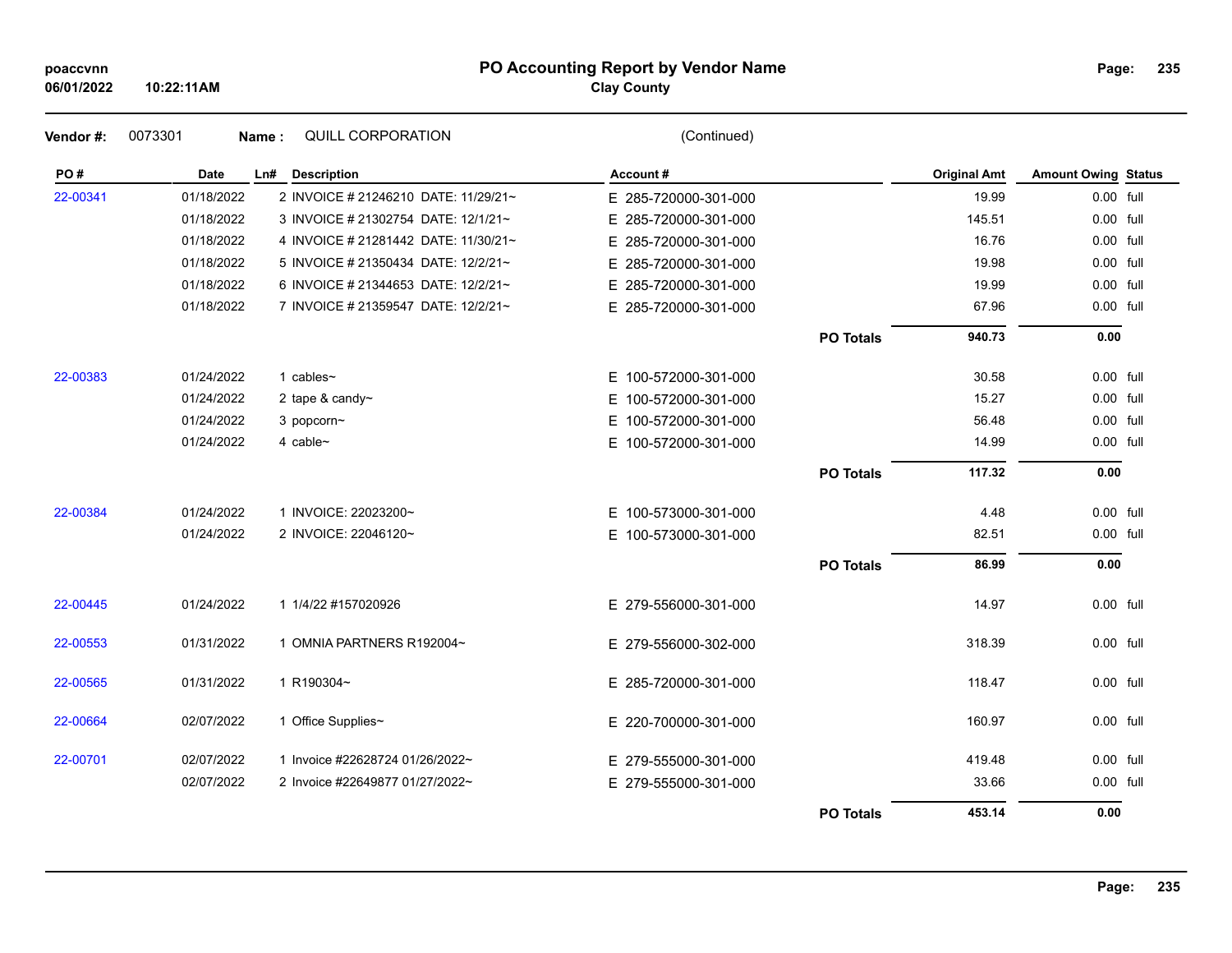# PO Accounting Report by Vendor Name

**Clay County**

**Vendor #:** 0073301 **Name :** QUILL CORPORATION (Continued)

| PO # | Date | Ln# | Description | Account # | | Original Amt | Amount Owing | Status |
|---|---|---|---|---|---|---|---|---|
| 22-00341 | 01/18/2022 | 2 | INVOICE # 21246210 DATE: 11/29/21~ | E 285-720000-301-000 | | 19.99 | 0.00 | full |
| | 01/18/2022 | 3 | INVOICE # 21302754 DATE: 12/1/21~ | E 285-720000-301-000 | | 145.51 | 0.00 | full |
| | 01/18/2022 | 4 | INVOICE # 21281442 DATE: 11/30/21~ | E 285-720000-301-000 | | 16.76 | 0.00 | full |
| | 01/18/2022 | 5 | INVOICE # 21350434 DATE: 12/2/21~ | E 285-720000-301-000 | | 19.98 | 0.00 | full |
| | 01/18/2022 | 6 | INVOICE # 21344653 DATE: 12/2/21~ | E 285-720000-301-000 | | 19.99 | 0.00 | full |
| | 01/18/2022 | 7 | INVOICE # 21359547 DATE: 12/2/21~ | E 285-720000-301-000 | | 67.96 | 0.00 | full |
| | | | | | **PO Totals** | **940.73** | **0.00** | |
| 22-00383 | 01/24/2022 | 1 | cables~ | E 100-572000-301-000 | | 30.58 | 0.00 | full |
| | 01/24/2022 | 2 | tape & candy~ | E 100-572000-301-000 | | 15.27 | 0.00 | full |
| | 01/24/2022 | 3 | popcorn~ | E 100-572000-301-000 | | 56.48 | 0.00 | full |
| | 01/24/2022 | 4 | cable~ | E 100-572000-301-000 | | 14.99 | 0.00 | full |
| | | | | | **PO Totals** | **117.32** | **0.00** | |
| 22-00384 | 01/24/2022 | 1 | INVOICE: 22023200~ | E 100-573000-301-000 | | 4.48 | 0.00 | full |
| | 01/24/2022 | 2 | INVOICE: 22046120~ | E 100-573000-301-000 | | 82.51 | 0.00 | full |
| | | | | | **PO Totals** | **86.99** | **0.00** | |
| 22-00445 | 01/24/2022 | 1 | 1/4/22 #157020926 | E 279-556000-301-000 | | 14.97 | 0.00 | full |
| 22-00553 | 01/31/2022 | 1 | OMNIA PARTNERS R192004~ | E 279-556000-302-000 | | 318.39 | 0.00 | full |
| 22-00565 | 01/31/2022 | 1 | R190304~ | E 285-720000-301-000 | | 118.47 | 0.00 | full |
| 22-00664 | 02/07/2022 | 1 | Office Supplies~ | E 220-700000-301-000 | | 160.97 | 0.00 | full |
| 22-00701 | 02/07/2022 | 1 | Invoice #22628724 01/26/2022~ | E 279-555000-301-000 | | 419.48 | 0.00 | full |
| | 02/07/2022 | 2 | Invoice #22649877 01/27/2022~ | E 279-555000-301-000 | | 33.66 | 0.00 | full |
| | | | | | **PO Totals** | **453.14** | **0.00** | |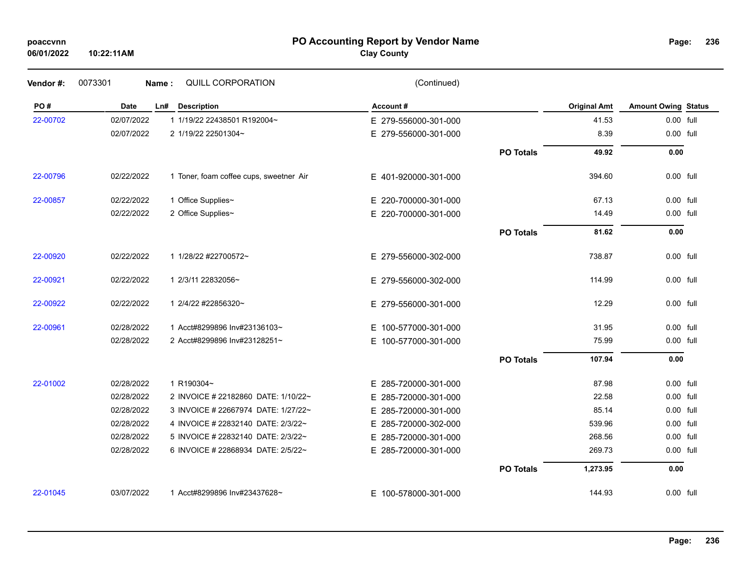# PO Accounting Report by Vendor Name

**Clay County**

poaccvnn
06/01/2022 10:22:11AM

**Vendor #:** 0073301 **Name :** QUILL CORPORATION (Continued)

| PO # | Date | Ln# | Description | Account # | | Original Amt | Amount Owing | Status |
|---|---|---|---|---|---|---|---|---|
| 22-00702 | 02/07/2022 | 1 | 1/19/22 22438501 R192004~ | E 279-556000-301-000 | | 41.53 | 0.00 | full |
| | 02/07/2022 | 2 | 1/19/22 22501304~ | E 279-556000-301-000 | | 8.39 | 0.00 | full |
| | | | | | **PO Totals** | **49.92** | **0.00** | |
| 22-00796 | 02/22/2022 | 1 | Toner, foam coffee cups, sweetner Air | E 401-920000-301-000 | | 394.60 | 0.00 | full |
| 22-00857 | 02/22/2022 | 1 | Office Supplies~ | E 220-700000-301-000 | | 67.13 | 0.00 | full |
| | 02/22/2022 | 2 | Office Supplies~ | E 220-700000-301-000 | | 14.49 | 0.00 | full |
| | | | | | **PO Totals** | **81.62** | **0.00** | |
| 22-00920 | 02/22/2022 | 1 | 1/28/22 #22700572~ | E 279-556000-302-000 | | 738.87 | 0.00 | full |
| 22-00921 | 02/22/2022 | 1 | 2/3/11 22832056~ | E 279-556000-302-000 | | 114.99 | 0.00 | full |
| 22-00922 | 02/22/2022 | 1 | 2/4/22 #22856320~ | E 279-556000-301-000 | | 12.29 | 0.00 | full |
| 22-00961 | 02/28/2022 | 1 | Acct#8299896 Inv#23136103~ | E 100-577000-301-000 | | 31.95 | 0.00 | full |
| | 02/28/2022 | 2 | Acct#8299896 Inv#23128251~ | E 100-577000-301-000 | | 75.99 | 0.00 | full |
| | | | | | **PO Totals** | **107.94** | **0.00** | |
| 22-01002 | 02/28/2022 | 1 | R190304~ | E 285-720000-301-000 | | 87.98 | 0.00 | full |
| | 02/28/2022 | 2 | INVOICE # 22182860 DATE: 1/10/22~ | E 285-720000-301-000 | | 22.58 | 0.00 | full |
| | 02/28/2022 | 3 | INVOICE # 22667974 DATE: 1/27/22~ | E 285-720000-301-000 | | 85.14 | 0.00 | full |
| | 02/28/2022 | 4 | INVOICE # 22832140 DATE: 2/3/22~ | E 285-720000-302-000 | | 539.96 | 0.00 | full |
| | 02/28/2022 | 5 | INVOICE # 22832140 DATE: 2/3/22~ | E 285-720000-301-000 | | 268.56 | 0.00 | full |
| | 02/28/2022 | 6 | INVOICE # 22868934 DATE: 2/5/22~ | E 285-720000-301-000 | | 269.73 | 0.00 | full |
| | | | | | **PO Totals** | **1,273.95** | **0.00** | |
| 22-01045 | 03/07/2022 | 1 | Acct#8299896 Inv#23437628~ | E 100-578000-301-000 | | 144.93 | 0.00 | full |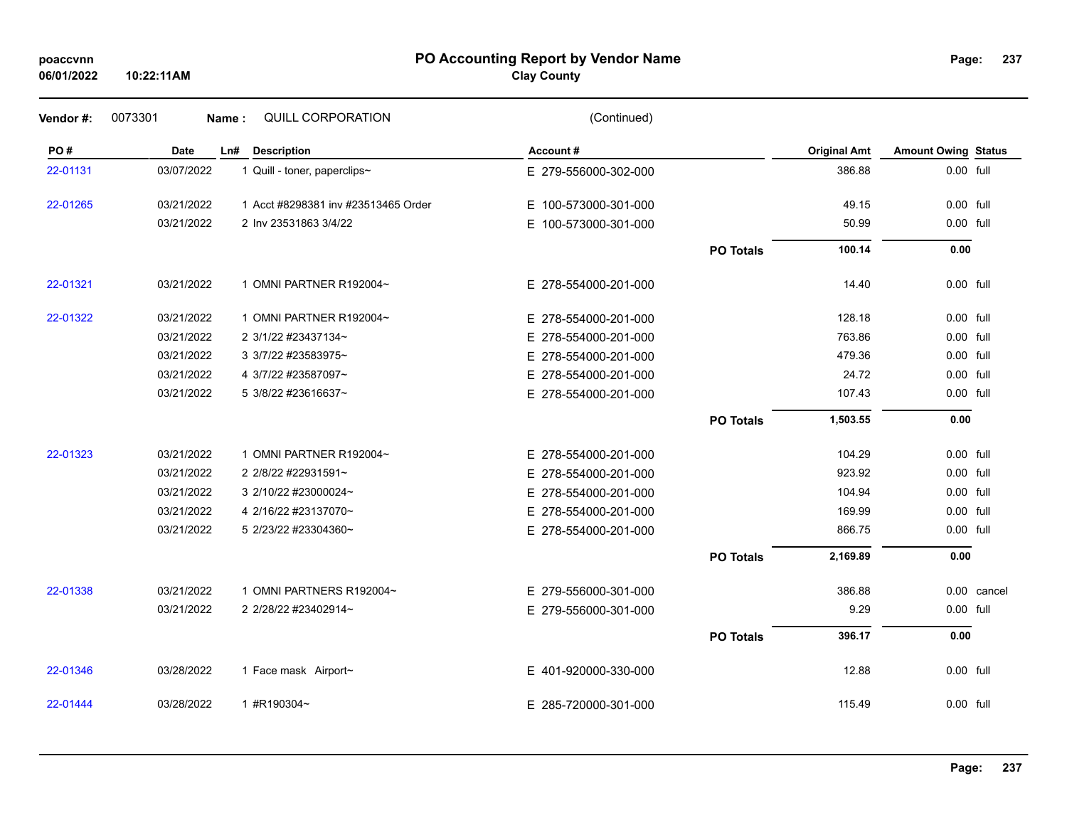# PO Accounting Report by Vendor Name

**Clay County**

**Vendor #:** 0073301 **Name :** QUILL CORPORATION (Continued)

| PO # | Date | Ln# | Description | Account # | | Original Amt | Amount Owing | Status |
|---|---|---|---|---|---|---|---|---|
| 22-01131 | 03/07/2022 | 1 | Quill - toner, paperclips~ | E 279-556000-302-000 | | 386.88 | 0.00 | full |
| 22-01265 | 03/21/2022 | 1 | Acct #8298381 inv #23513465 Order | E 100-573000-301-000 | | 49.15 | 0.00 | full |
| | 03/21/2022 | 2 | Inv 23531863 3/4/22 | E 100-573000-301-000 | | 50.99 | 0.00 | full |
| | | | | | **PO Totals** | **100.14** | **0.00** | |
| 22-01321 | 03/21/2022 | 1 | OMNI PARTNER R192004~ | E 278-554000-201-000 | | 14.40 | 0.00 | full |
| 22-01322 | 03/21/2022 | 1 | OMNI PARTNER R192004~ | E 278-554000-201-000 | | 128.18 | 0.00 | full |
| | 03/21/2022 | 2 | 3/1/22 #23437134~ | E 278-554000-201-000 | | 763.86 | 0.00 | full |
| | 03/21/2022 | 3 | 3/7/22 #23583975~ | E 278-554000-201-000 | | 479.36 | 0.00 | full |
| | 03/21/2022 | 4 | 3/7/22 #23587097~ | E 278-554000-201-000 | | 24.72 | 0.00 | full |
| | 03/21/2022 | 5 | 3/8/22 #23616637~ | E 278-554000-201-000 | | 107.43 | 0.00 | full |
| | | | | | **PO Totals** | **1,503.55** | **0.00** | |
| 22-01323 | 03/21/2022 | 1 | OMNI PARTNER R192004~ | E 278-554000-201-000 | | 104.29 | 0.00 | full |
| | 03/21/2022 | 2 | 2/8/22 #22931591~ | E 278-554000-201-000 | | 923.92 | 0.00 | full |
| | 03/21/2022 | 3 | 2/10/22 #23000024~ | E 278-554000-201-000 | | 104.94 | 0.00 | full |
| | 03/21/2022 | 4 | 2/16/22 #23137070~ | E 278-554000-201-000 | | 169.99 | 0.00 | full |
| | 03/21/2022 | 5 | 2/23/22 #23304360~ | E 278-554000-201-000 | | 866.75 | 0.00 | full |
| | | | | | **PO Totals** | **2,169.89** | **0.00** | |
| 22-01338 | 03/21/2022 | 1 | OMNI PARTNERS R192004~ | E 279-556000-301-000 | | 386.88 | 0.00 | cancel |
| | 03/21/2022 | 2 | 2/28/22 #23402914~ | E 279-556000-301-000 | | 9.29 | 0.00 | full |
| | | | | | **PO Totals** | **396.17** | **0.00** | |
| 22-01346 | 03/28/2022 | 1 | Face mask Airport~ | E 401-920000-330-000 | | 12.88 | 0.00 | full |
| 22-01444 | 03/28/2022 | 1 | #R190304~ | E 285-720000-301-000 | | 115.49 | 0.00 | full |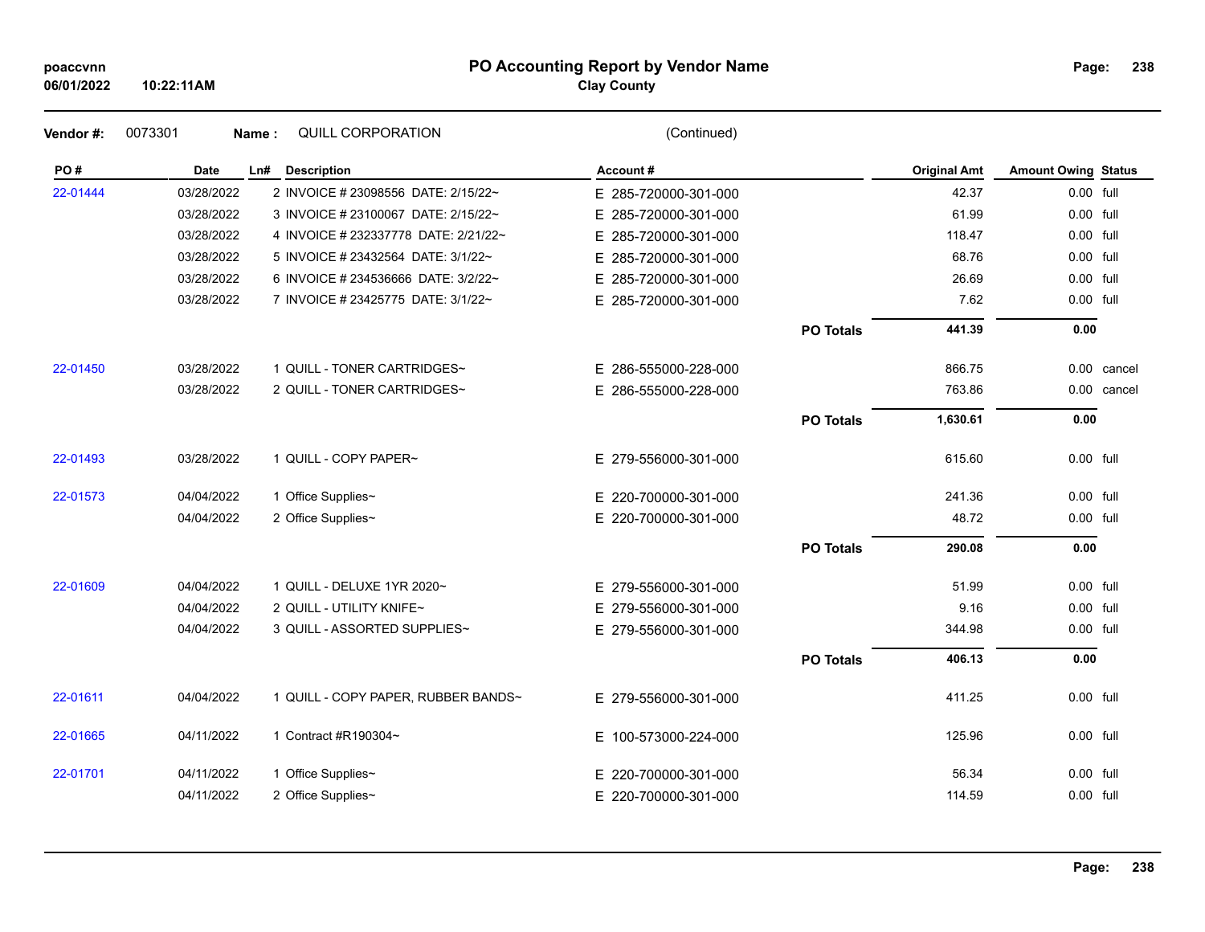# PO Accounting Report by Vendor Name

**Clay County**

poaccvnn
06/01/2022 10:22:11AM

**Vendor #:** 0073301 **Name :** QUILL CORPORATION (Continued)

| PO # | Date | Ln# | Description | Account # | | Original Amt | Amount Owing | Status |
|---|---|---|---|---|---|---|---|---|
| 22-01444 | 03/28/2022 | 2 | INVOICE # 23098556 DATE: 2/15/22~ | E 285-720000-301-000 | | 42.37 | 0.00 | full |
| | 03/28/2022 | 3 | INVOICE # 23100067 DATE: 2/15/22~ | E 285-720000-301-000 | | 61.99 | 0.00 | full |
| | 03/28/2022 | 4 | INVOICE # 232337778 DATE: 2/21/22~ | E 285-720000-301-000 | | 118.47 | 0.00 | full |
| | 03/28/2022 | 5 | INVOICE # 23432564 DATE: 3/1/22~ | E 285-720000-301-000 | | 68.76 | 0.00 | full |
| | 03/28/2022 | 6 | INVOICE # 234536666 DATE: 3/2/22~ | E 285-720000-301-000 | | 26.69 | 0.00 | full |
| | 03/28/2022 | 7 | INVOICE # 23425775 DATE: 3/1/22~ | E 285-720000-301-000 | | 7.62 | 0.00 | full |
| | | | | | **PO Totals** | **441.39** | **0.00** | |
| 22-01450 | 03/28/2022 | 1 | QUILL - TONER CARTRIDGES~ | E 286-555000-228-000 | | 866.75 | 0.00 | cancel |
| | 03/28/2022 | 2 | QUILL - TONER CARTRIDGES~ | E 286-555000-228-000 | | 763.86 | 0.00 | cancel |
| | | | | | **PO Totals** | **1,630.61** | **0.00** | |
| 22-01493 | 03/28/2022 | 1 | QUILL - COPY PAPER~ | E 279-556000-301-000 | | 615.60 | 0.00 | full |
| 22-01573 | 04/04/2022 | 1 | Office Supplies~ | E 220-700000-301-000 | | 241.36 | 0.00 | full |
| | 04/04/2022 | 2 | Office Supplies~ | E 220-700000-301-000 | | 48.72 | 0.00 | full |
| | | | | | **PO Totals** | **290.08** | **0.00** | |
| 22-01609 | 04/04/2022 | 1 | QUILL - DELUXE 1YR 2020~ | E 279-556000-301-000 | | 51.99 | 0.00 | full |
| | 04/04/2022 | 2 | QUILL - UTILITY KNIFE~ | E 279-556000-301-000 | | 9.16 | 0.00 | full |
| | 04/04/2022 | 3 | QUILL - ASSORTED SUPPLIES~ | E 279-556000-301-000 | | 344.98 | 0.00 | full |
| | | | | | **PO Totals** | **406.13** | **0.00** | |
| 22-01611 | 04/04/2022 | 1 | QUILL - COPY PAPER, RUBBER BANDS~ | E 279-556000-301-000 | | 411.25 | 0.00 | full |
| 22-01665 | 04/11/2022 | 1 | Contract #R190304~ | E 100-573000-224-000 | | 125.96 | 0.00 | full |
| 22-01701 | 04/11/2022 | 1 | Office Supplies~ | E 220-700000-301-000 | | 56.34 | 0.00 | full |
| | 04/11/2022 | 2 | Office Supplies~ | E 220-700000-301-000 | | 114.59 | 0.00 | full |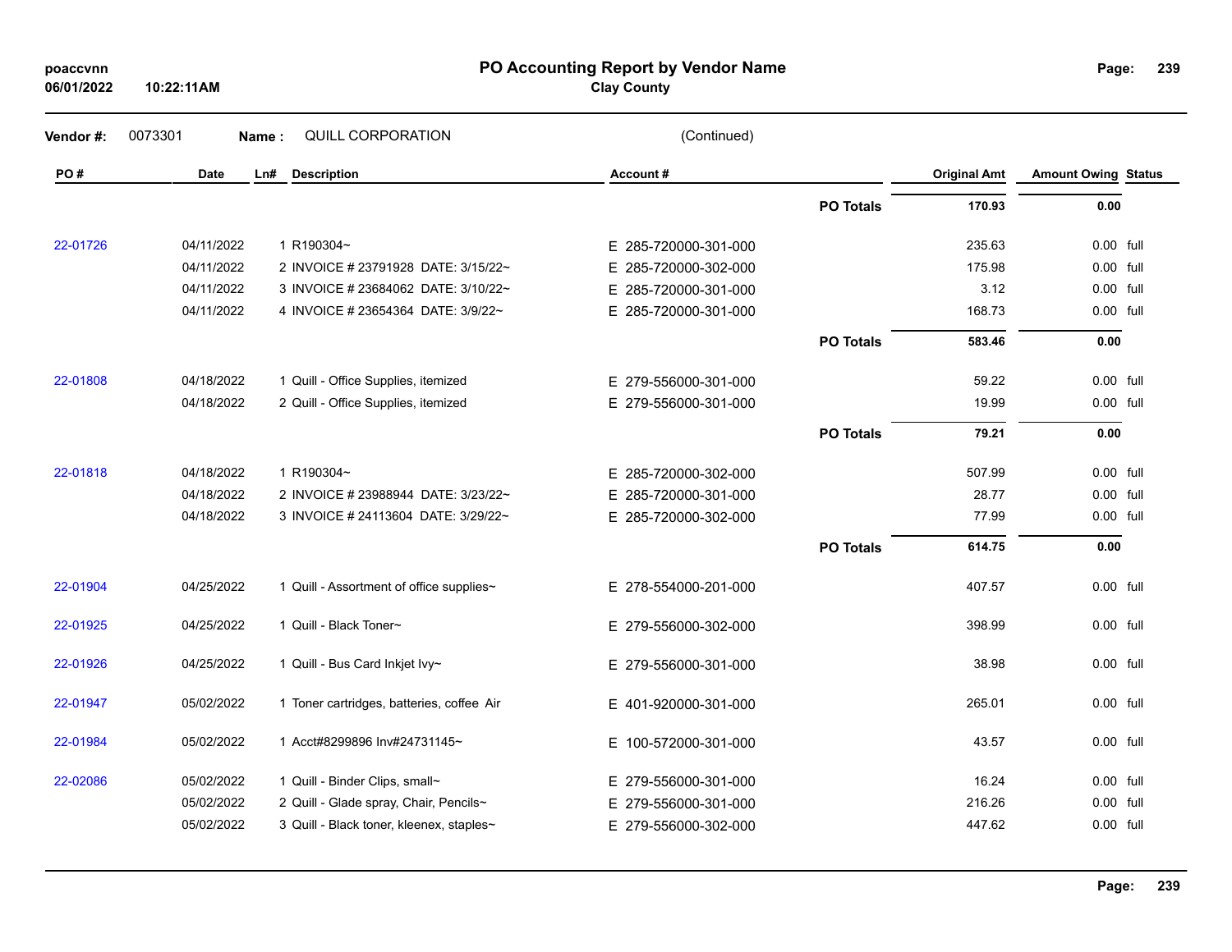# PO Accounting Report by Vendor Name

**Clay County**

poaccvnn
06/01/2022 10:22:11AM

**Vendor #:** 0073301 **Name :** QUILL CORPORATION (Continued)

| PO # | Date | Ln# | Description | Account # | | Original Amt | Amount Owing | Status |
|---|---|---|---|---|---|---|---|---|
| | | | | | **PO Totals** | **170.93** | **0.00** | |
| 22-01726 | 04/11/2022 | 1 | R190304~ | E 285-720000-301-000 | | 235.63 | 0.00 | full |
| | 04/11/2022 | 2 | INVOICE # 23791928 DATE: 3/15/22~ | E 285-720000-302-000 | | 175.98 | 0.00 | full |
| | 04/11/2022 | 3 | INVOICE # 23684062 DATE: 3/10/22~ | E 285-720000-301-000 | | 3.12 | 0.00 | full |
| | 04/11/2022 | 4 | INVOICE # 23654364 DATE: 3/9/22~ | E 285-720000-301-000 | | 168.73 | 0.00 | full |
| | | | | | **PO Totals** | **583.46** | **0.00** | |
| 22-01808 | 04/18/2022 | 1 | Quill - Office Supplies, itemized | E 279-556000-301-000 | | 59.22 | 0.00 | full |
| | 04/18/2022 | 2 | Quill - Office Supplies, itemized | E 279-556000-301-000 | | 19.99 | 0.00 | full |
| | | | | | **PO Totals** | **79.21** | **0.00** | |
| 22-01818 | 04/18/2022 | 1 | R190304~ | E 285-720000-302-000 | | 507.99 | 0.00 | full |
| | 04/18/2022 | 2 | INVOICE # 23988944 DATE: 3/23/22~ | E 285-720000-301-000 | | 28.77 | 0.00 | full |
| | 04/18/2022 | 3 | INVOICE # 24113604 DATE: 3/29/22~ | E 285-720000-302-000 | | 77.99 | 0.00 | full |
| | | | | | **PO Totals** | **614.75** | **0.00** | |
| 22-01904 | 04/25/2022 | 1 | Quill - Assortment of office supplies~ | E 278-554000-201-000 | | 407.57 | 0.00 | full |
| 22-01925 | 04/25/2022 | 1 | Quill - Black Toner~ | E 279-556000-302-000 | | 398.99 | 0.00 | full |
| 22-01926 | 04/25/2022 | 1 | Quill - Bus Card Inkjet Ivy~ | E 279-556000-301-000 | | 38.98 | 0.00 | full |
| 22-01947 | 05/02/2022 | 1 | Toner cartridges, batteries, coffee Air | E 401-920000-301-000 | | 265.01 | 0.00 | full |
| 22-01984 | 05/02/2022 | 1 | Acct#8299896 Inv#24731145~ | E 100-572000-301-000 | | 43.57 | 0.00 | full |
| 22-02086 | 05/02/2022 | 1 | Quill - Binder Clips, small~ | E 279-556000-301-000 | | 16.24 | 0.00 | full |
| | 05/02/2022 | 2 | Quill - Glade spray, Chair, Pencils~ | E 279-556000-301-000 | | 216.26 | 0.00 | full |
| | 05/02/2022 | 3 | Quill - Black toner, kleenex, staples~ | E 279-556000-302-000 | | 447.62 | 0.00 | full |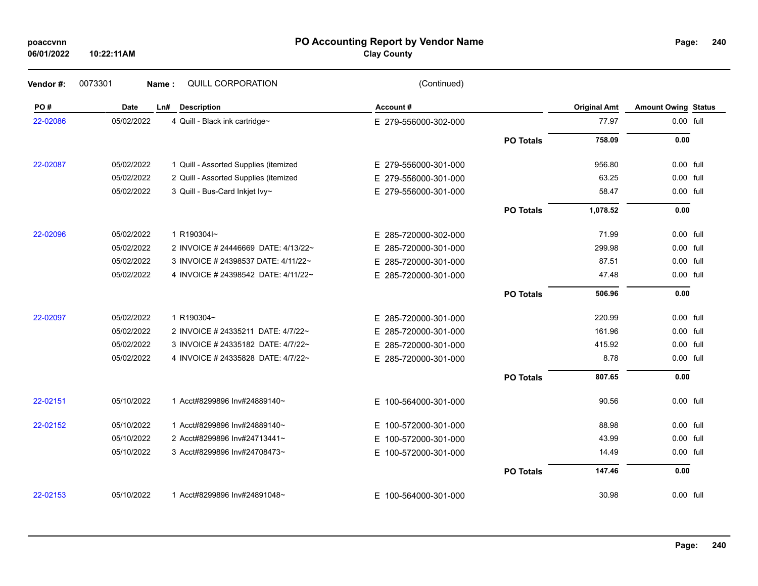# PO Accounting Report by Vendor Name

**Clay County**

poaccvnn
06/01/2022 10:22:11AM

**Vendor #:** 0073301 **Name :** QUILL CORPORATION (Continued)

| PO # | Date | Ln# | Description | Account # | | Original Amt | Amount Owing | Status |
|---|---|---|---|---|---|---|---|---|
| 22-02086 | 05/02/2022 | 4 | Quill - Black ink cartridge~ | E 279-556000-302-000 | | 77.97 | 0.00 | full |
| | | | | | **PO Totals** | **758.09** | **0.00** | |
| 22-02087 | 05/02/2022 | 1 | Quill - Assorted Supplies (itemized | E 279-556000-301-000 | | 956.80 | 0.00 | full |
| | 05/02/2022 | 2 | Quill - Assorted Supplies (itemized | E 279-556000-301-000 | | 63.25 | 0.00 | full |
| | 05/02/2022 | 3 | Quill - Bus-Card Inkjet Ivy~ | E 279-556000-301-000 | | 58.47 | 0.00 | full |
| | | | | | **PO Totals** | **1,078.52** | **0.00** | |
| 22-02096 | 05/02/2022 | 1 | R190304I~ | E 285-720000-302-000 | | 71.99 | 0.00 | full |
| | 05/02/2022 | 2 | INVOICE # 24446669 DATE: 4/13/22~ | E 285-720000-301-000 | | 299.98 | 0.00 | full |
| | 05/02/2022 | 3 | INVOICE # 24398537 DATE: 4/11/22~ | E 285-720000-301-000 | | 87.51 | 0.00 | full |
| | 05/02/2022 | 4 | INVOICE # 24398542 DATE: 4/11/22~ | E 285-720000-301-000 | | 47.48 | 0.00 | full |
| | | | | | **PO Totals** | **506.96** | **0.00** | |
| 22-02097 | 05/02/2022 | 1 | R190304~ | E 285-720000-301-000 | | 220.99 | 0.00 | full |
| | 05/02/2022 | 2 | INVOICE # 24335211 DATE: 4/7/22~ | E 285-720000-301-000 | | 161.96 | 0.00 | full |
| | 05/02/2022 | 3 | INVOICE # 24335182 DATE: 4/7/22~ | E 285-720000-301-000 | | 415.92 | 0.00 | full |
| | 05/02/2022 | 4 | INVOICE # 24335828 DATE: 4/7/22~ | E 285-720000-301-000 | | 8.78 | 0.00 | full |
| | | | | | **PO Totals** | **807.65** | **0.00** | |
| 22-02151 | 05/10/2022 | 1 | Acct#8299896 Inv#24889140~ | E 100-564000-301-000 | | 90.56 | 0.00 | full |
| 22-02152 | 05/10/2022 | 1 | Acct#8299896 Inv#24889140~ | E 100-572000-301-000 | | 88.98 | 0.00 | full |
| | 05/10/2022 | 2 | Acct#8299896 Inv#24713441~ | E 100-572000-301-000 | | 43.99 | 0.00 | full |
| | 05/10/2022 | 3 | Acct#8299896 Inv#24708473~ | E 100-572000-301-000 | | 14.49 | 0.00 | full |
| | | | | | **PO Totals** | **147.46** | **0.00** | |
| 22-02153 | 05/10/2022 | 1 | Acct#8299896 Inv#24891048~ | E 100-564000-301-000 | | 30.98 | 0.00 | full |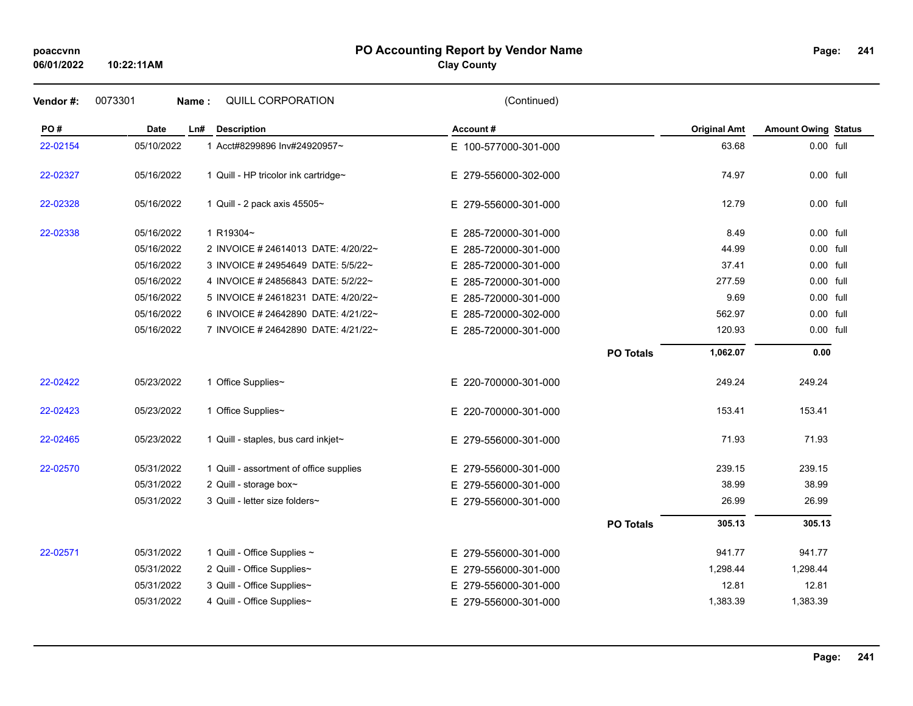# PO Accounting Report by Vendor Name

**Clay County**

poaccvnn
06/01/2022 10:22:11AM

**Vendor #:** 0073301 **Name :** QUILL CORPORATION (Continued)

| PO # | Date | Ln# | Description | Account # | | Original Amt | Amount Owing | Status |
|---|---|---|---|---|---|---|---|---|
| 22-02154 | 05/10/2022 | 1 | Acct#8299896 Inv#24920957~ | E 100-577000-301-000 | | 63.68 | 0.00 | full |
| 22-02327 | 05/16/2022 | 1 | Quill - HP tricolor ink cartridge~ | E 279-556000-302-000 | | 74.97 | 0.00 | full |
| 22-02328 | 05/16/2022 | 1 | Quill - 2 pack axis 45505~ | E 279-556000-301-000 | | 12.79 | 0.00 | full |
| 22-02338 | 05/16/2022 | 1 | R19304~ | E 285-720000-301-000 | | 8.49 | 0.00 | full |
| | 05/16/2022 | 2 | INVOICE # 24614013 DATE: 4/20/22~ | E 285-720000-301-000 | | 44.99 | 0.00 | full |
| | 05/16/2022 | 3 | INVOICE # 24954649 DATE: 5/5/22~ | E 285-720000-301-000 | | 37.41 | 0.00 | full |
| | 05/16/2022 | 4 | INVOICE # 24856843 DATE: 5/2/22~ | E 285-720000-301-000 | | 277.59 | 0.00 | full |
| | 05/16/2022 | 5 | INVOICE # 24618231 DATE: 4/20/22~ | E 285-720000-301-000 | | 9.69 | 0.00 | full |
| | 05/16/2022 | 6 | INVOICE # 24642890 DATE: 4/21/22~ | E 285-720000-302-000 | | 562.97 | 0.00 | full |
| | 05/16/2022 | 7 | INVOICE # 24642890 DATE: 4/21/22~ | E 285-720000-301-000 | | 120.93 | 0.00 | full |
| | | | | | **PO Totals** | **1,062.07** | **0.00** | |
| 22-02422 | 05/23/2022 | 1 | Office Supplies~ | E 220-700000-301-000 | | 249.24 | 249.24 | |
| 22-02423 | 05/23/2022 | 1 | Office Supplies~ | E 220-700000-301-000 | | 153.41 | 153.41 | |
| 22-02465 | 05/23/2022 | 1 | Quill - staples, bus card inkjet~ | E 279-556000-301-000 | | 71.93 | 71.93 | |
| 22-02570 | 05/31/2022 | 1 | Quill - assortment of office supplies | E 279-556000-301-000 | | 239.15 | 239.15 | |
| | 05/31/2022 | 2 | Quill - storage box~ | E 279-556000-301-000 | | 38.99 | 38.99 | |
| | 05/31/2022 | 3 | Quill - letter size folders~ | E 279-556000-301-000 | | 26.99 | 26.99 | |
| | | | | | **PO Totals** | **305.13** | **305.13** | |
| 22-02571 | 05/31/2022 | 1 | Quill - Office Supplies ~ | E 279-556000-301-000 | | 941.77 | 941.77 | |
| | 05/31/2022 | 2 | Quill - Office Supplies~ | E 279-556000-301-000 | | 1,298.44 | 1,298.44 | |
| | 05/31/2022 | 3 | Quill - Office Supplies~ | E 279-556000-301-000 | | 12.81 | 12.81 | |
| | 05/31/2022 | 4 | Quill - Office Supplies~ | E 279-556000-301-000 | | 1,383.39 | 1,383.39 | |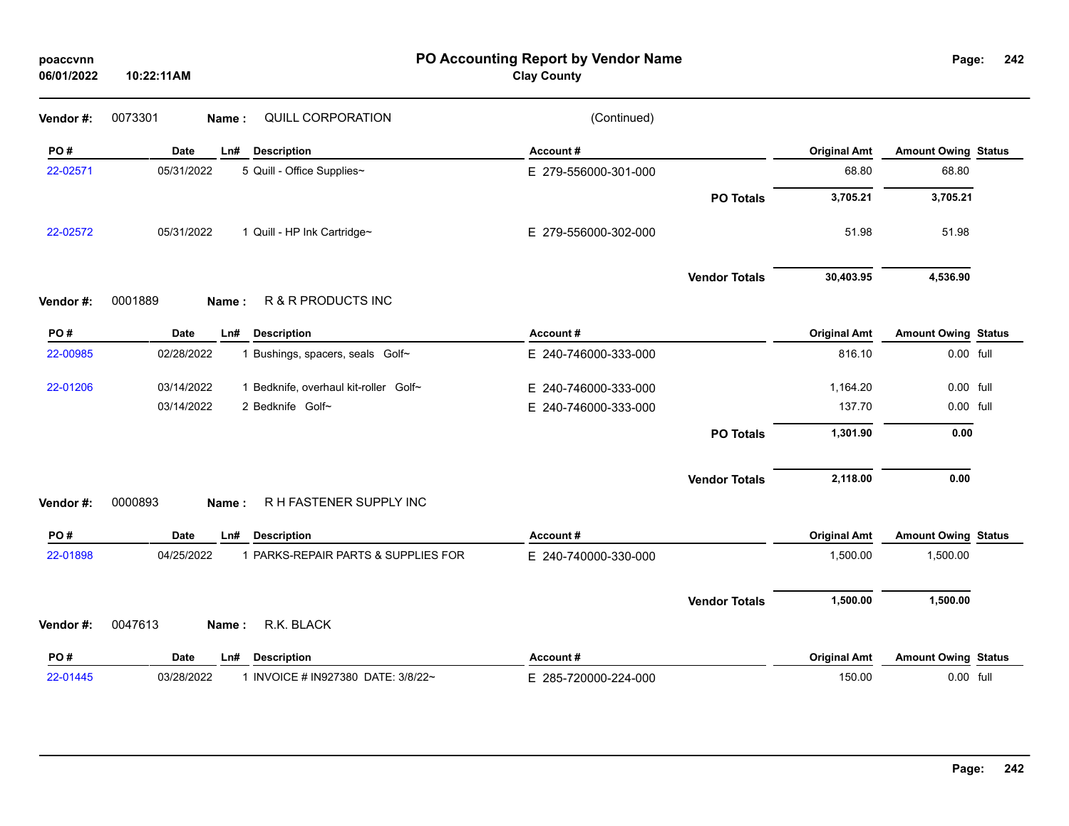# PO Accounting Report by Vendor Name

**Clay County**

poaccvnn
06/01/2022 10:22:11AM

**Vendor #:** 0073301 **Name :** QUILL CORPORATION (Continued)

| PO # | Date | Ln# | Description | Account # | | Original Amt | Amount Owing | Status |
|---|---|---|---|---|---|---|---|---|
| 22-02571 | 05/31/2022 | 5 | Quill - Office Supplies~ | E 279-556000-301-000 | | 68.80 | 68.80 | |
| | | | | | **PO Totals** | **3,705.21** | **3,705.21** | |
| 22-02572 | 05/31/2022 | 1 | Quill - HP Ink Cartridge~ | E 279-556000-302-000 | | 51.98 | 51.98 | |
| | | | | | **Vendor Totals** | **30,403.95** | **4,536.90** | |

**Vendor #:** 0001889 **Name :** R & R PRODUCTS INC

| PO # | Date | Ln# | Description | Account # | | Original Amt | Amount Owing | Status |
|---|---|---|---|---|---|---|---|---|
| 22-00985 | 02/28/2022 | 1 | Bushings, spacers, seals Golf~ | E 240-746000-333-000 | | 816.10 | 0.00 | full |
| 22-01206 | 03/14/2022 | 1 | Bedknife, overhaul kit-roller Golf~ | E 240-746000-333-000 | | 1,164.20 | 0.00 | full |
| | 03/14/2022 | 2 | Bedknife Golf~ | E 240-746000-333-000 | | 137.70 | 0.00 | full |
| | | | | | **PO Totals** | **1,301.90** | **0.00** | |
| | | | | | **Vendor Totals** | **2,118.00** | **0.00** | |

**Vendor #:** 0000893 **Name :** R H FASTENER SUPPLY INC

| PO # | Date | Ln# | Description | Account # | | Original Amt | Amount Owing | Status |
|---|---|---|---|---|---|---|---|---|
| 22-01898 | 04/25/2022 | 1 | PARKS-REPAIR PARTS & SUPPLIES FOR | E 240-740000-330-000 | | 1,500.00 | 1,500.00 | |
| | | | | | **Vendor Totals** | **1,500.00** | **1,500.00** | |

**Vendor #:** 0047613 **Name :** R.K. BLACK

| PO # | Date | Ln# | Description | Account # | | Original Amt | Amount Owing | Status |
|---|---|---|---|---|---|---|---|---|
| 22-01445 | 03/28/2022 | 1 | INVOICE # IN927380 DATE: 3/8/22~ | E 285-720000-224-000 | | 150.00 | 0.00 | full |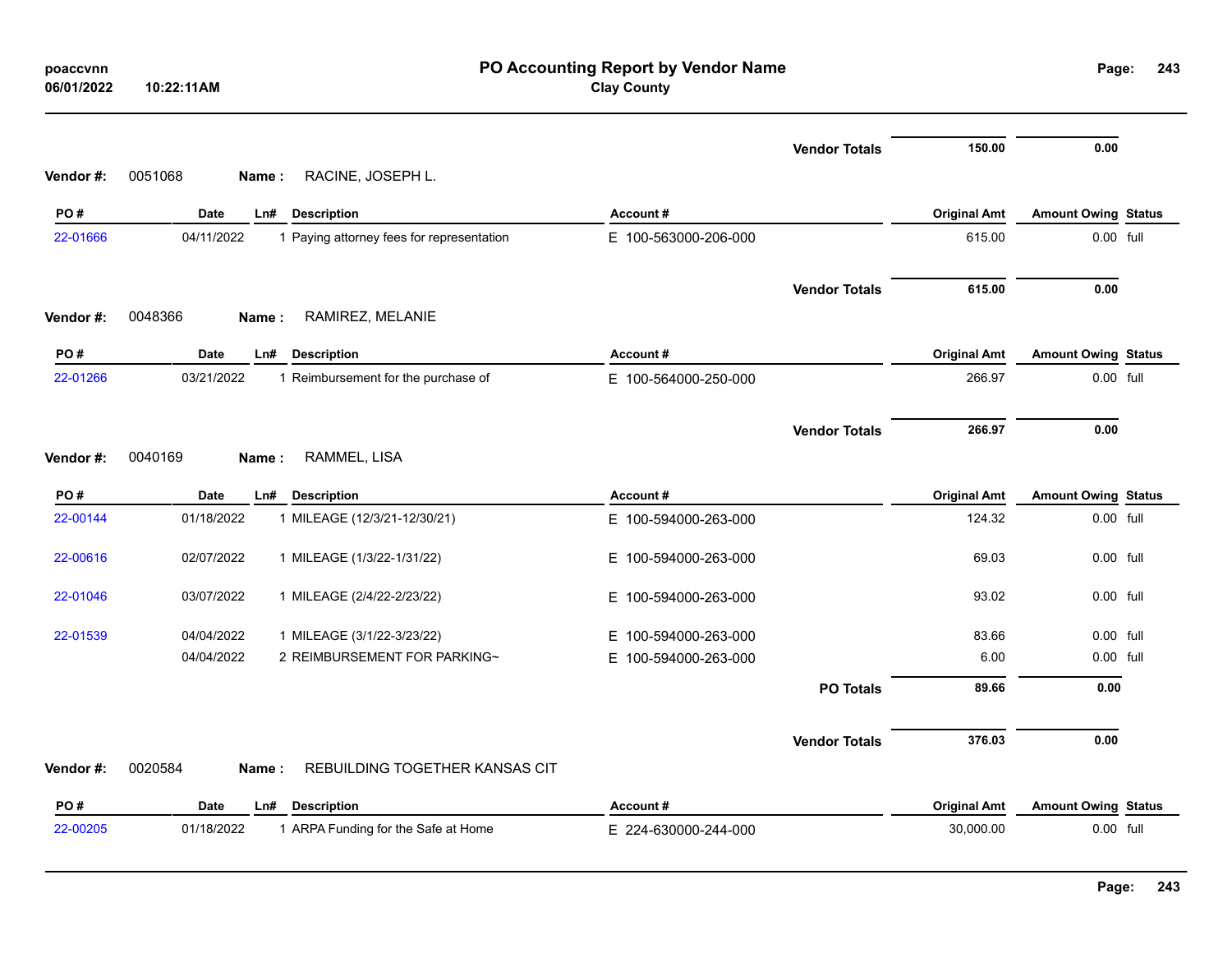| | | | | | Vendor Totals | 150.00 | 0.00 | |
|---|---|---|---|---|---|---|---|---|

**Vendor #:** 0051068 **Name :** RACINE, JOSEPH L.

| PO # | Date | Ln# | Description | Account # | Original Amt | Amount Owing | Status |
|---|---|---|---|---|---|---|---|
| 22-01666 | 04/11/2022 | 1 | Paying attorney fees for representation | E 100-563000-206-000 | 615.00 | 0.00 | full |
| | | | | Vendor Totals | 615.00 | 0.00 | |

**Vendor #:** 0048366 **Name :** RAMIREZ, MELANIE

| PO # | Date | Ln# | Description | Account # | Original Amt | Amount Owing | Status |
|---|---|---|---|---|---|---|---|
| 22-01266 | 03/21/2022 | 1 | Reimbursement for the purchase of | E 100-564000-250-000 | 266.97 | 0.00 | full |
| | | | | Vendor Totals | 266.97 | 0.00 | |

**Vendor #:** 0040169 **Name :** RAMMEL, LISA

| PO # | Date | Ln# | Description | Account # | Original Amt | Amount Owing | Status |
|---|---|---|---|---|---|---|---|
| 22-00144 | 01/18/2022 | 1 | MILEAGE (12/3/21-12/30/21) | E 100-594000-263-000 | 124.32 | 0.00 | full |
| 22-00616 | 02/07/2022 | 1 | MILEAGE (1/3/22-1/31/22) | E 100-594000-263-000 | 69.03 | 0.00 | full |
| 22-01046 | 03/07/2022 | 1 | MILEAGE (2/4/22-2/23/22) | E 100-594000-263-000 | 93.02 | 0.00 | full |
| 22-01539 | 04/04/2022 | 1 | MILEAGE (3/1/22-3/23/22) | E 100-594000-263-000 | 83.66 | 0.00 | full |
| | 04/04/2022 | 2 | REIMBURSEMENT FOR PARKING~ | E 100-594000-263-000 | 6.00 | 0.00 | full |
| | | | | PO Totals | 89.66 | 0.00 | |
| | | | | Vendor Totals | 376.03 | 0.00 | |

**Vendor #:** 0020584 **Name :** REBUILDING TOGETHER KANSAS CIT

| PO # | Date | Ln# | Description | Account # | Original Amt | Amount Owing | Status |
|---|---|---|---|---|---|---|---|
| 22-00205 | 01/18/2022 | 1 | ARPA Funding for the Safe at Home | E 224-630000-244-000 | 30,000.00 | 0.00 | full |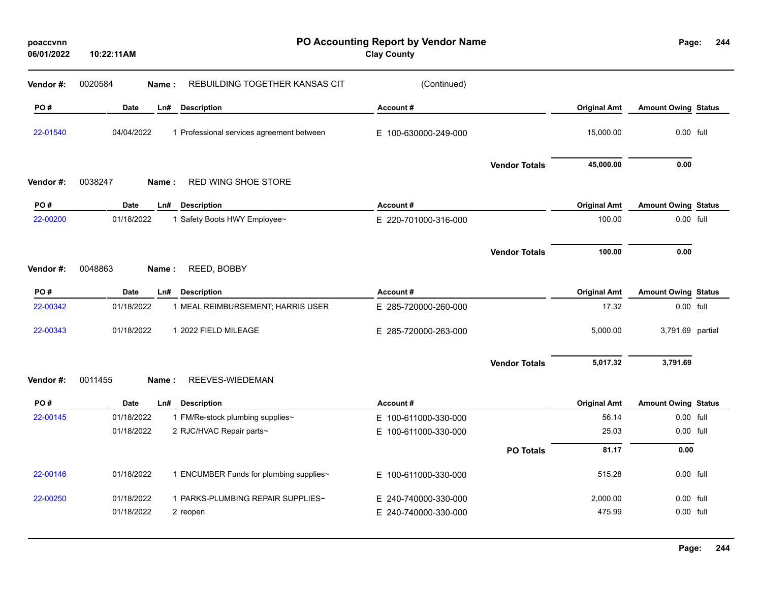# PO Accounting Report by Vendor Name

**Clay County**

poaccvnn
06/01/2022 10:22:11AM

**Vendor #:** 0020584 **Name :** REBUILDING TOGETHER KANSAS CIT (Continued)

| PO # | Date | Ln# | Description | Account # | Original Amt | Amount Owing | Status |
|---|---|---|---|---|---|---|---|
| 22-01540 | 04/04/2022 | 1 | Professional services agreement between | E 100-630000-249-000 | 15,000.00 | 0.00 | full |
| | | | | **Vendor Totals** | **45,000.00** | **0.00** | |

**Vendor #:** 0038247 **Name :** RED WING SHOE STORE

| PO # | Date | Ln# | Description | Account # | Original Amt | Amount Owing | Status |
|---|---|---|---|---|---|---|---|
| 22-00200 | 01/18/2022 | 1 | Safety Boots HWY Employee~ | E 220-701000-316-000 | 100.00 | 0.00 | full |
| | | | | **Vendor Totals** | **100.00** | **0.00** | |

**Vendor #:** 0048863 **Name :** REED, BOBBY

| PO # | Date | Ln# | Description | Account # | Original Amt | Amount Owing | Status |
|---|---|---|---|---|---|---|---|
| 22-00342 | 01/18/2022 | 1 | MEAL REIMBURSEMENT; HARRIS USER | E 285-720000-260-000 | 17.32 | 0.00 | full |
| 22-00343 | 01/18/2022 | 1 | 2022 FIELD MILEAGE | E 285-720000-263-000 | 5,000.00 | 3,791.69 | partial |
| | | | | **Vendor Totals** | **5,017.32** | **3,791.69** | |

**Vendor #:** 0011455 **Name :** REEVES-WIEDEMAN

| PO # | Date | Ln# | Description | Account # | Original Amt | Amount Owing | Status |
|---|---|---|---|---|---|---|---|
| 22-00145 | 01/18/2022 | 1 | FM/Re-stock plumbing supplies~ | E 100-611000-330-000 | 56.14 | 0.00 | full |
| | 01/18/2022 | 2 | RJC/HVAC Repair parts~ | E 100-611000-330-000 | 25.03 | 0.00 | full |
| | | | | **PO Totals** | **81.17** | **0.00** | |
| 22-00146 | 01/18/2022 | 1 | ENCUMBER Funds for plumbing supplies~ | E 100-611000-330-000 | 515.28 | 0.00 | full |
| 22-00250 | 01/18/2022 | 1 | PARKS-PLUMBING REPAIR SUPPLIES~ | E 240-740000-330-000 | 2,000.00 | 0.00 | full |
| | 01/18/2022 | 2 | reopen | E 240-740000-330-000 | 475.99 | 0.00 | full |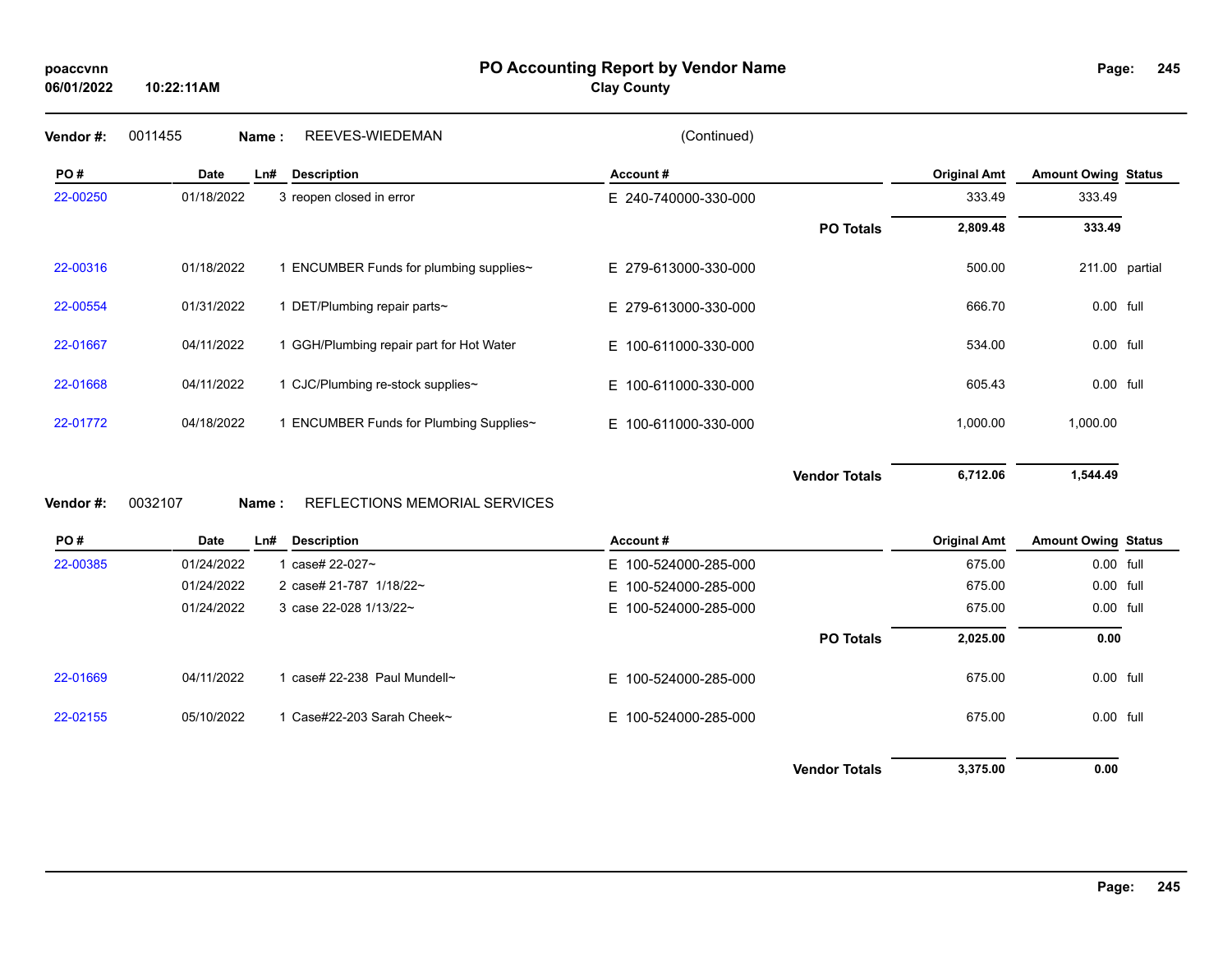**PO Accounting Report by Vendor Name**
**Clay County**

**Vendor #:** 0011455 **Name :** REEVES-WIEDEMAN (Continued)

| PO # | Date | Ln# | Description | Account # | | Original Amt | Amount Owing | Status |
|---|---|---|---|---|---|---|---|---|
| 22-00250 | 01/18/2022 | 3 | reopen closed in error | E 240-740000-330-000 | | 333.49 | 333.49 | |
| | | | | | **PO Totals** | **2,809.48** | **333.49** | |
| 22-00316 | 01/18/2022 | 1 | ENCUMBER Funds for plumbing supplies~ | E 279-613000-330-000 | | 500.00 | 211.00 | partial |
| 22-00554 | 01/31/2022 | 1 | DET/Plumbing repair parts~ | E 279-613000-330-000 | | 666.70 | 0.00 | full |
| 22-01667 | 04/11/2022 | 1 | GGH/Plumbing repair part for Hot Water | E 100-611000-330-000 | | 534.00 | 0.00 | full |
| 22-01668 | 04/11/2022 | 1 | CJC/Plumbing re-stock supplies~ | E 100-611000-330-000 | | 605.43 | 0.00 | full |
| 22-01772 | 04/18/2022 | 1 | ENCUMBER Funds for Plumbing Supplies~ | E 100-611000-330-000 | | 1,000.00 | 1,000.00 | |
| | | | | | **Vendor Totals** | **6,712.06** | **1,544.49** | |

**Vendor #:** 0032107 **Name :** REFLECTIONS MEMORIAL SERVICES

| PO # | Date | Ln# | Description | Account # | | Original Amt | Amount Owing | Status |
|---|---|---|---|---|---|---|---|---|
| 22-00385 | 01/24/2022 | 1 | case# 22-027~ | E 100-524000-285-000 | | 675.00 | 0.00 | full |
| | 01/24/2022 | 2 | case# 21-787 1/18/22~ | E 100-524000-285-000 | | 675.00 | 0.00 | full |
| | 01/24/2022 | 3 | case 22-028 1/13/22~ | E 100-524000-285-000 | | 675.00 | 0.00 | full |
| | | | | | **PO Totals** | **2,025.00** | **0.00** | |
| 22-01669 | 04/11/2022 | 1 | case# 22-238 Paul Mundell~ | E 100-524000-285-000 | | 675.00 | 0.00 | full |
| 22-02155 | 05/10/2022 | 1 | Case#22-203 Sarah Cheek~ | E 100-524000-285-000 | | 675.00 | 0.00 | full |
| | | | | | **Vendor Totals** | **3,375.00** | **0.00** | |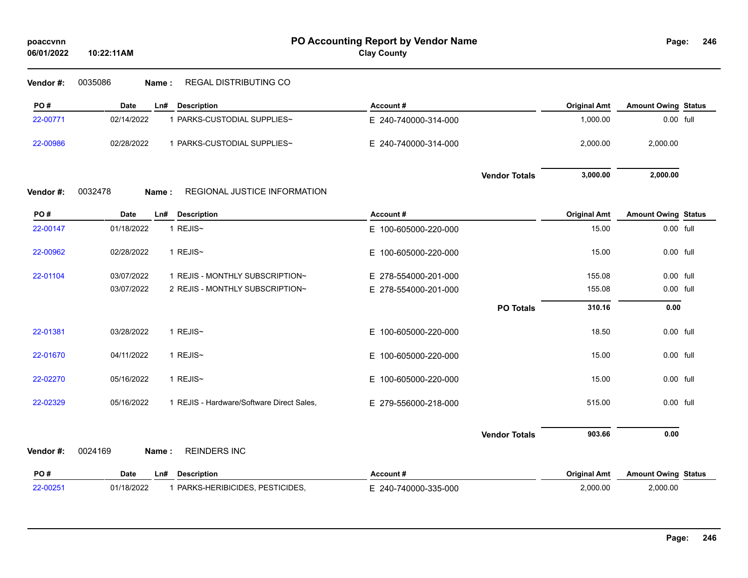# PO Accounting Report by Vendor Name

**Clay County**

poaccvnn
06/01/2022 10:22:11AM

**Vendor #:** 0035086 **Name :** REGAL DISTRIBUTING CO

| PO # | Date | Ln# | Description | Account # | Original Amt | Amount Owing | Status |
|---|---|---|---|---|---|---|---|
| 22-00771 | 02/14/2022 | 1 | PARKS-CUSTODIAL SUPPLIES~ | E 240-740000-314-000 | 1,000.00 | 0.00 | full |
| 22-00986 | 02/28/2022 | 1 | PARKS-CUSTODIAL SUPPLIES~ | E 240-740000-314-000 | 2,000.00 | 2,000.00 | |
| | | | | **Vendor Totals** | **3,000.00** | **2,000.00** | |

**Vendor #:** 0032478 **Name :** REGIONAL JUSTICE INFORMATION

| PO # | Date | Ln# | Description | Account # | Original Amt | Amount Owing | Status |
|---|---|---|---|---|---|---|---|
| 22-00147 | 01/18/2022 | 1 | REJIS~ | E 100-605000-220-000 | 15.00 | 0.00 | full |
| 22-00962 | 02/28/2022 | 1 | REJIS~ | E 100-605000-220-000 | 15.00 | 0.00 | full |
| 22-01104 | 03/07/2022 | 1 | REJIS - MONTHLY SUBSCRIPTION~ | E 278-554000-201-000 | 155.08 | 0.00 | full |
| | 03/07/2022 | 2 | REJIS - MONTHLY SUBSCRIPTION~ | E 278-554000-201-000 | 155.08 | 0.00 | full |
| | | | | **PO Totals** | **310.16** | **0.00** | |
| 22-01381 | 03/28/2022 | 1 | REJIS~ | E 100-605000-220-000 | 18.50 | 0.00 | full |
| 22-01670 | 04/11/2022 | 1 | REJIS~ | E 100-605000-220-000 | 15.00 | 0.00 | full |
| 22-02270 | 05/16/2022 | 1 | REJIS~ | E 100-605000-220-000 | 15.00 | 0.00 | full |
| 22-02329 | 05/16/2022 | 1 | REJIS - Hardware/Software Direct Sales, | E 279-556000-218-000 | 515.00 | 0.00 | full |
| | | | | **Vendor Totals** | **903.66** | **0.00** | |

**Vendor #:** 0024169 **Name :** REINDERS INC

| PO # | Date | Ln# | Description | Account # | Original Amt | Amount Owing | Status |
|---|---|---|---|---|---|---|---|
| 22-00251 | 01/18/2022 | 1 | PARKS-HERIBICIDES, PESTICIDES, | E 240-740000-335-000 | 2,000.00 | 2,000.00 | |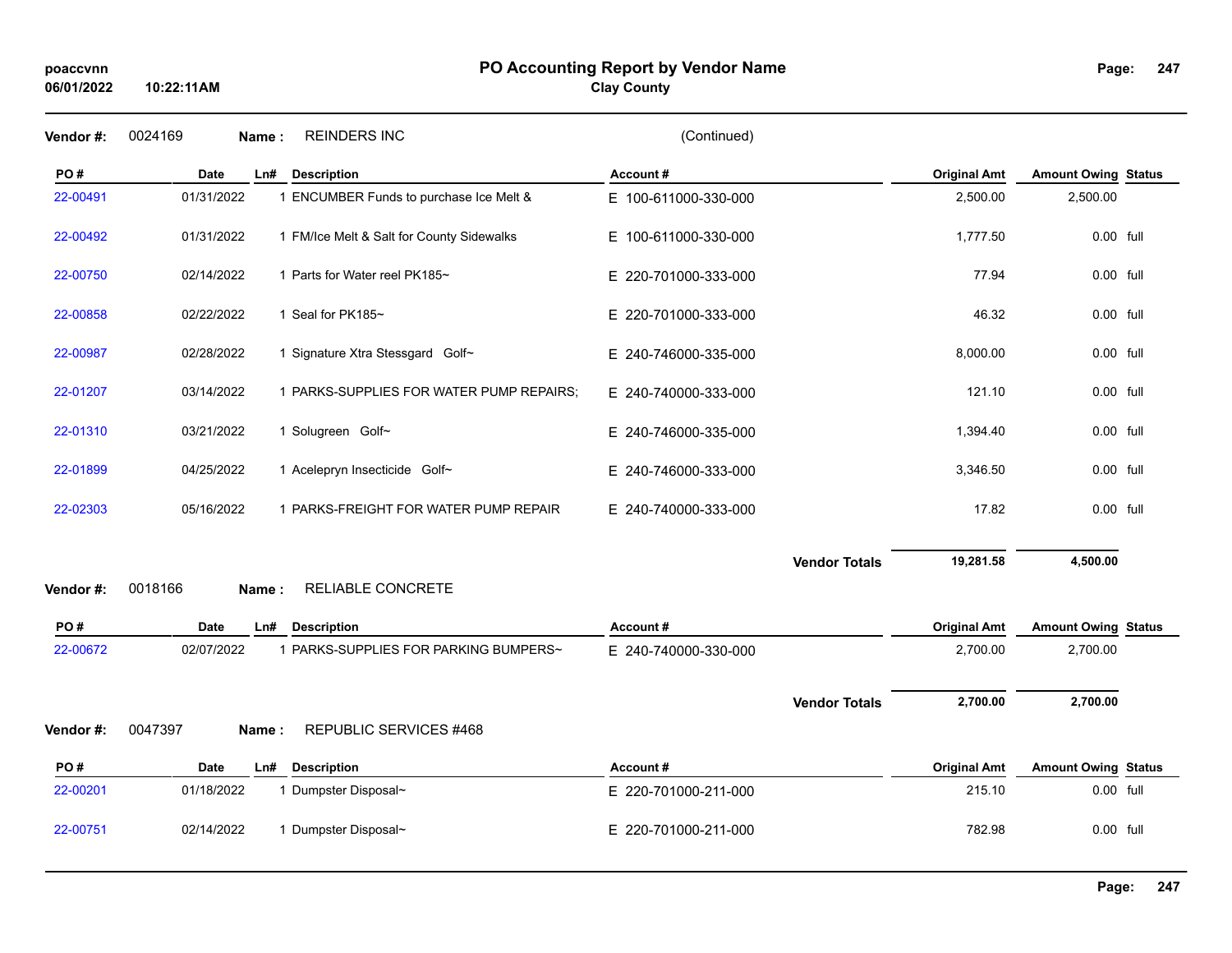**Vendor #:** 0024169 **Name :** REINDERS INC (Continued)

| PO # | Date | Ln# | Description | Account # | Original Amt | Amount Owing | Status |
|---|---|---|---|---|---|---|---|
| 22-00491 | 01/31/2022 | 1 | ENCUMBER Funds to purchase Ice Melt & | E 100-611000-330-000 | 2,500.00 | 2,500.00 | |
| 22-00492 | 01/31/2022 | 1 | FM/Ice Melt & Salt for County Sidewalks | E 100-611000-330-000 | 1,777.50 | 0.00 | full |
| 22-00750 | 02/14/2022 | 1 | Parts for Water reel PK185~ | E 220-701000-333-000 | 77.94 | 0.00 | full |
| 22-00858 | 02/22/2022 | 1 | Seal for PK185~ | E 220-701000-333-000 | 46.32 | 0.00 | full |
| 22-00987 | 02/28/2022 | 1 | Signature Xtra Stessgard Golf~ | E 240-746000-335-000 | 8,000.00 | 0.00 | full |
| 22-01207 | 03/14/2022 | 1 | PARKS-SUPPLIES FOR WATER PUMP REPAIRS; | E 240-740000-333-000 | 121.10 | 0.00 | full |
| 22-01310 | 03/21/2022 | 1 | Solugreen Golf~ | E 240-746000-335-000 | 1,394.40 | 0.00 | full |
| 22-01899 | 04/25/2022 | 1 | Acelepryn Insecticide Golf~ | E 240-746000-333-000 | 3,346.50 | 0.00 | full |
| 22-02303 | 05/16/2022 | 1 | PARKS-FREIGHT FOR WATER PUMP REPAIR | E 240-740000-333-000 | 17.82 | 0.00 | full |
| | | | | **Vendor Totals** | **19,281.58** | **4,500.00** | |

**Vendor #:** 0018166 **Name :** RELIABLE CONCRETE

| PO # | Date | Ln# | Description | Account # | Original Amt | Amount Owing | Status |
|---|---|---|---|---|---|---|---|
| 22-00672 | 02/07/2022 | 1 | PARKS-SUPPLIES FOR PARKING BUMPERS~ | E 240-740000-330-000 | 2,700.00 | 2,700.00 | |
| | | | | **Vendor Totals** | **2,700.00** | **2,700.00** | |

**Vendor #:** 0047397 **Name :** REPUBLIC SERVICES #468

| PO # | Date | Ln# | Description | Account # | Original Amt | Amount Owing | Status |
|---|---|---|---|---|---|---|---|
| 22-00201 | 01/18/2022 | 1 | Dumpster Disposal~ | E 220-701000-211-000 | 215.10 | 0.00 | full |
| 22-00751 | 02/14/2022 | 1 | Dumpster Disposal~ | E 220-701000-211-000 | 782.98 | 0.00 | full |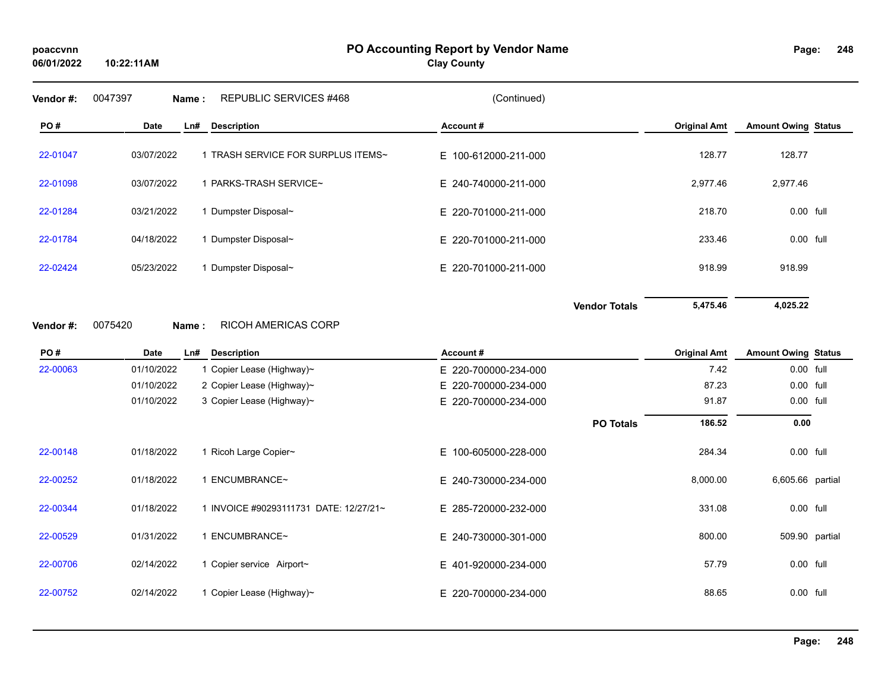**PO Accounting Report by Vendor Name**
**Clay County**

poaccvnn
06/01/2022 10:22:11AM

**Vendor #:** 0047397 **Name :** REPUBLIC SERVICES #468 (Continued)

| PO # | Date | Ln# | Description | Account # | Original Amt | Amount Owing | Status |
|---|---|---|---|---|---|---|---|
| 22-01047 | 03/07/2022 | 1 | TRASH SERVICE FOR SURPLUS ITEMS~ | E 100-612000-211-000 | 128.77 | 128.77 | |
| 22-01098 | 03/07/2022 | 1 | PARKS-TRASH SERVICE~ | E 240-740000-211-000 | 2,977.46 | 2,977.46 | |
| 22-01284 | 03/21/2022 | 1 | Dumpster Disposal~ | E 220-701000-211-000 | 218.70 | 0.00 | full |
| 22-01784 | 04/18/2022 | 1 | Dumpster Disposal~ | E 220-701000-211-000 | 233.46 | 0.00 | full |
| 22-02424 | 05/23/2022 | 1 | Dumpster Disposal~ | E 220-701000-211-000 | 918.99 | 918.99 | |
| | | | | **Vendor Totals** | **5,475.46** | **4,025.22** | |

**Vendor #:** 0075420 **Name :** RICOH AMERICAS CORP

| PO # | Date | Ln# | Description | Account # | Original Amt | Amount Owing | Status |
|---|---|---|---|---|---|---|---|
| 22-00063 | 01/10/2022 | 1 | Copier Lease (Highway)~ | E 220-700000-234-000 | 7.42 | 0.00 | full |
| | 01/10/2022 | 2 | Copier Lease (Highway)~ | E 220-700000-234-000 | 87.23 | 0.00 | full |
| | 01/10/2022 | 3 | Copier Lease (Highway)~ | E 220-700000-234-000 | 91.87 | 0.00 | full |
| | | | | **PO Totals** | **186.52** | **0.00** | |
| 22-00148 | 01/18/2022 | 1 | Ricoh Large Copier~ | E 100-605000-228-000 | 284.34 | 0.00 | full |
| 22-00252 | 01/18/2022 | 1 | ENCUMBRANCE~ | E 240-730000-234-000 | 8,000.00 | 6,605.66 | partial |
| 22-00344 | 01/18/2022 | 1 | INVOICE #90293111731 DATE: 12/27/21~ | E 285-720000-232-000 | 331.08 | 0.00 | full |
| 22-00529 | 01/31/2022 | 1 | ENCUMBRANCE~ | E 240-730000-301-000 | 800.00 | 509.90 | partial |
| 22-00706 | 02/14/2022 | 1 | Copier service Airport~ | E 401-920000-234-000 | 57.79 | 0.00 | full |
| 22-00752 | 02/14/2022 | 1 | Copier Lease (Highway)~ | E 220-700000-234-000 | 88.65 | 0.00 | full |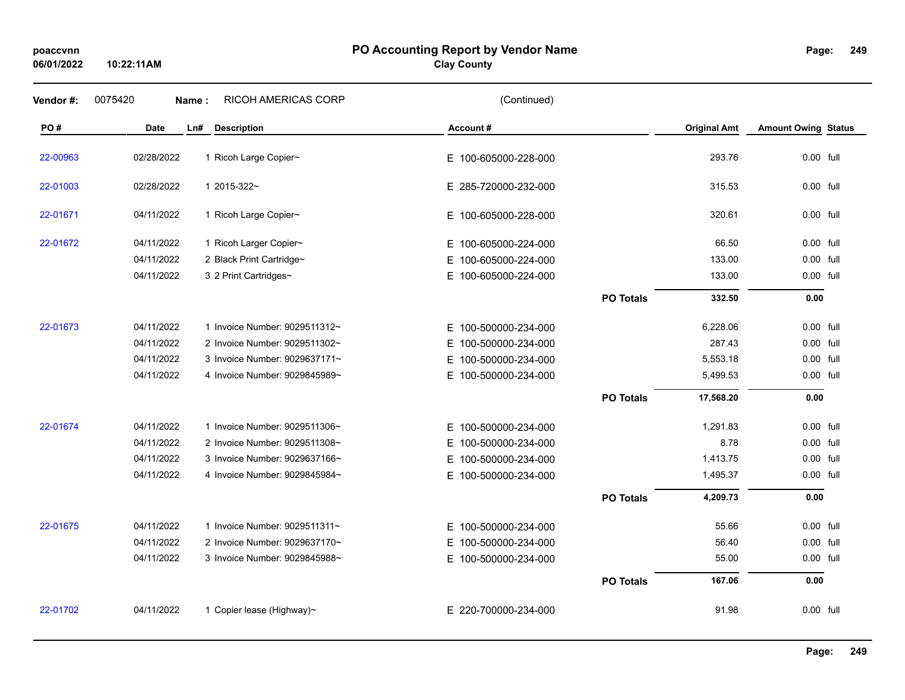**poaccvnn**
**06/01/2022 10:22:11AM**

# PO Accounting Report by Vendor Name

**Clay County**

**Vendor #:** 0075420 **Name :** RICOH AMERICAS CORP (Continued)

| PO # | Date | Ln# | Description | Account # | | Original Amt | Amount Owing | Status |
|---|---|---|---|---|---|---|---|---|
| 22-00963 | 02/28/2022 | 1 | Ricoh Large Copier~ | E 100-605000-228-000 | | 293.76 | 0.00 | full |
| 22-01003 | 02/28/2022 | 1 | 2015-322~ | E 285-720000-232-000 | | 315.53 | 0.00 | full |
| 22-01671 | 04/11/2022 | 1 | Ricoh Large Copier~ | E 100-605000-228-000 | | 320.61 | 0.00 | full |
| 22-01672 | 04/11/2022 | 1 | Ricoh Larger Copier~ | E 100-605000-224-000 | | 66.50 | 0.00 | full |
| | 04/11/2022 | 2 | Black Print Cartridge~ | E 100-605000-224-000 | | 133.00 | 0.00 | full |
| | 04/11/2022 | 3 | 2 Print Cartridges~ | E 100-605000-224-000 | | 133.00 | 0.00 | full |
| | | | | | **PO Totals** | **332.50** | **0.00** | |
| 22-01673 | 04/11/2022 | 1 | Invoice Number: 9029511312~ | E 100-500000-234-000 | | 6,228.06 | 0.00 | full |
| | 04/11/2022 | 2 | Invoice Number: 9029511302~ | E 100-500000-234-000 | | 287.43 | 0.00 | full |
| | 04/11/2022 | 3 | Invoice Number: 9029637171~ | E 100-500000-234-000 | | 5,553.18 | 0.00 | full |
| | 04/11/2022 | 4 | Invoice Number: 9029845989~ | E 100-500000-234-000 | | 5,499.53 | 0.00 | full |
| | | | | | **PO Totals** | **17,568.20** | **0.00** | |
| 22-01674 | 04/11/2022 | 1 | Invoice Number: 9029511306~ | E 100-500000-234-000 | | 1,291.83 | 0.00 | full |
| | 04/11/2022 | 2 | Invoice Number: 9029511308~ | E 100-500000-234-000 | | 8.78 | 0.00 | full |
| | 04/11/2022 | 3 | Invoice Number: 9029637166~ | E 100-500000-234-000 | | 1,413.75 | 0.00 | full |
| | 04/11/2022 | 4 | Invoice Number: 9029845984~ | E 100-500000-234-000 | | 1,495.37 | 0.00 | full |
| | | | | | **PO Totals** | **4,209.73** | **0.00** | |
| 22-01675 | 04/11/2022 | 1 | Invoice Number: 9029511311~ | E 100-500000-234-000 | | 55.66 | 0.00 | full |
| | 04/11/2022 | 2 | Invoice Number: 9029637170~ | E 100-500000-234-000 | | 56.40 | 0.00 | full |
| | 04/11/2022 | 3 | Invoice Number: 9029845988~ | E 100-500000-234-000 | | 55.00 | 0.00 | full |
| | | | | | **PO Totals** | **167.06** | **0.00** | |
| 22-01702 | 04/11/2022 | 1 | Copier lease (Highway)~ | E 220-700000-234-000 | | 91.98 | 0.00 | full |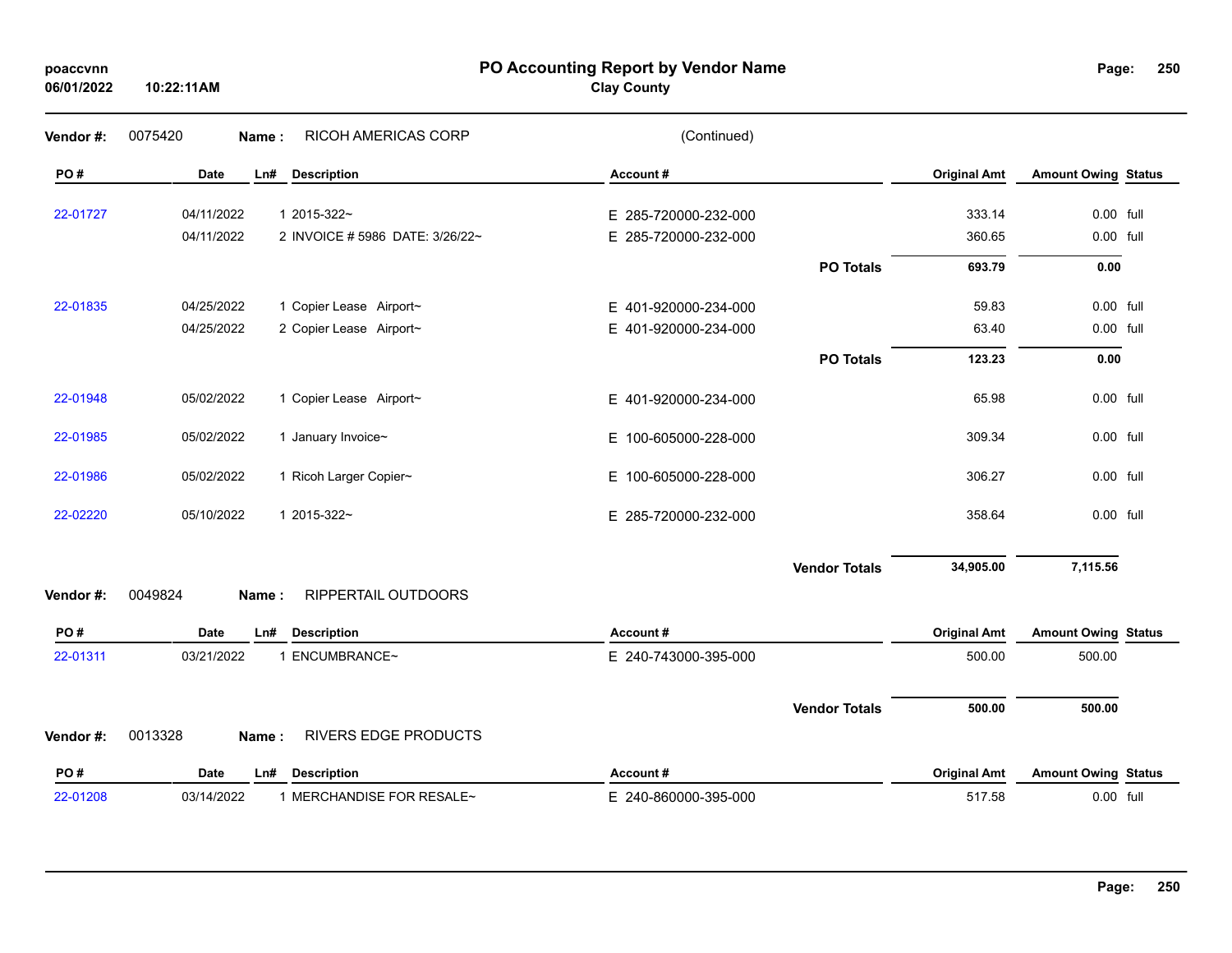**Vendor #:** 0075420 **Name :** RICOH AMERICAS CORP (Continued)

| PO # | Date | Ln# | Description | Account # | | Original Amt | Amount Owing | Status |
|---|---|---|---|---|---|---|---|---|
| 22-01727 | 04/11/2022 | 1 | 2015-322~ | E 285-720000-232-000 | | 333.14 | 0.00 | full |
| | 04/11/2022 | 2 | INVOICE # 5986 DATE: 3/26/22~ | E 285-720000-232-000 | | 360.65 | 0.00 | full |
| | | | | | **PO Totals** | **693.79** | **0.00** | |
| 22-01835 | 04/25/2022 | 1 | Copier Lease Airport~ | E 401-920000-234-000 | | 59.83 | 0.00 | full |
| | 04/25/2022 | 2 | Copier Lease Airport~ | E 401-920000-234-000 | | 63.40 | 0.00 | full |
| | | | | | **PO Totals** | **123.23** | **0.00** | |
| 22-01948 | 05/02/2022 | 1 | Copier Lease Airport~ | E 401-920000-234-000 | | 65.98 | 0.00 | full |
| 22-01985 | 05/02/2022 | 1 | January Invoice~ | E 100-605000-228-000 | | 309.34 | 0.00 | full |
| 22-01986 | 05/02/2022 | 1 | Ricoh Larger Copier~ | E 100-605000-228-000 | | 306.27 | 0.00 | full |
| 22-02220 | 05/10/2022 | 1 | 2015-322~ | E 285-720000-232-000 | | 358.64 | 0.00 | full |
| | | | | | **Vendor Totals** | **34,905.00** | **7,115.56** | |

**Vendor #:** 0049824 **Name :** RIPPERTAIL OUTDOORS

| PO # | Date | Ln# | Description | Account # | | Original Amt | Amount Owing | Status |
|---|---|---|---|---|---|---|---|---|
| 22-01311 | 03/21/2022 | 1 | ENCUMBRANCE~ | E 240-743000-395-000 | | 500.00 | 500.00 | |
| | | | | | **Vendor Totals** | **500.00** | **500.00** | |

**Vendor #:** 0013328 **Name :** RIVERS EDGE PRODUCTS

| PO # | Date | Ln# | Description | Account # | | Original Amt | Amount Owing | Status |
|---|---|---|---|---|---|---|---|---|
| 22-01208 | 03/14/2022 | 1 | MERCHANDISE FOR RESALE~ | E 240-860000-395-000 | | 517.58 | 0.00 | full |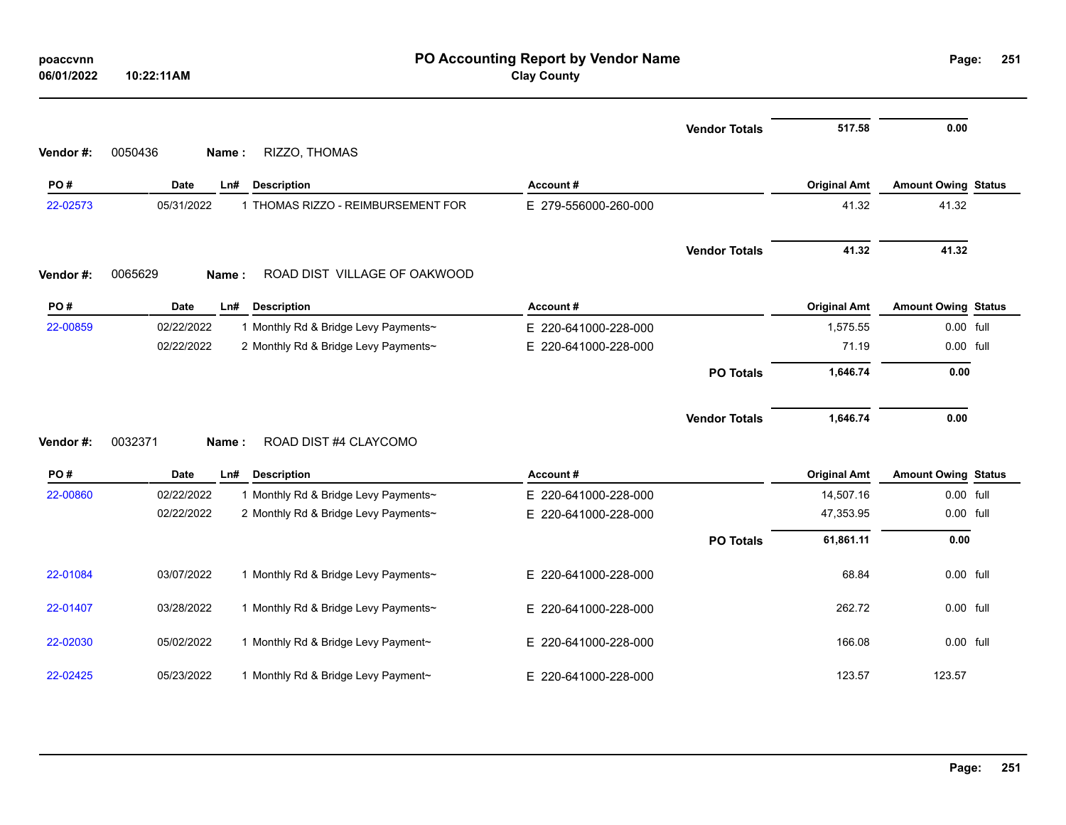**PO Accounting Report by Vendor Name**
**Clay County**

poaccvnn
06/01/2022 10:22:11AM

| | | | | Vendor Totals | 517.58 | 0.00 | |
|---|---|---|---|---|---|---|---|

**Vendor #:** 0050436 **Name :** RIZZO, THOMAS

| PO # | Date | Ln# | Description | Account # | Original Amt | Amount Owing | Status |
|---|---|---|---|---|---|---|---|
| 22-02573 | 05/31/2022 | 1 | THOMAS RIZZO - REIMBURSEMENT FOR | E 279-556000-260-000 | 41.32 | 41.32 | |
| | | | | Vendor Totals | 41.32 | 41.32 | |

**Vendor #:** 0065629 **Name :** ROAD DIST VILLAGE OF OAKWOOD

| PO # | Date | Ln# | Description | Account # | Original Amt | Amount Owing | Status |
|---|---|---|---|---|---|---|---|
| 22-00859 | 02/22/2022 | 1 | Monthly Rd & Bridge Levy Payments~ | E 220-641000-228-000 | 1,575.55 | 0.00 | full |
| | 02/22/2022 | 2 | Monthly Rd & Bridge Levy Payments~ | E 220-641000-228-000 | 71.19 | 0.00 | full |
| | | | | PO Totals | 1,646.74 | 0.00 | |
| | | | | Vendor Totals | 1,646.74 | 0.00 | |

**Vendor #:** 0032371 **Name :** ROAD DIST #4 CLAYCOMO

| PO # | Date | Ln# | Description | Account # | Original Amt | Amount Owing | Status |
|---|---|---|---|---|---|---|---|
| 22-00860 | 02/22/2022 | 1 | Monthly Rd & Bridge Levy Payments~ | E 220-641000-228-000 | 14,507.16 | 0.00 | full |
| | 02/22/2022 | 2 | Monthly Rd & Bridge Levy Payments~ | E 220-641000-228-000 | 47,353.95 | 0.00 | full |
| | | | | PO Totals | 61,861.11 | 0.00 | |
| 22-01084 | 03/07/2022 | 1 | Monthly Rd & Bridge Levy Payments~ | E 220-641000-228-000 | 68.84 | 0.00 | full |
| 22-01407 | 03/28/2022 | 1 | Monthly Rd & Bridge Levy Payments~ | E 220-641000-228-000 | 262.72 | 0.00 | full |
| 22-02030 | 05/02/2022 | 1 | Monthly Rd & Bridge Levy Payment~ | E 220-641000-228-000 | 166.08 | 0.00 | full |
| 22-02425 | 05/23/2022 | 1 | Monthly Rd & Bridge Levy Payment~ | E 220-641000-228-000 | 123.57 | 123.57 | |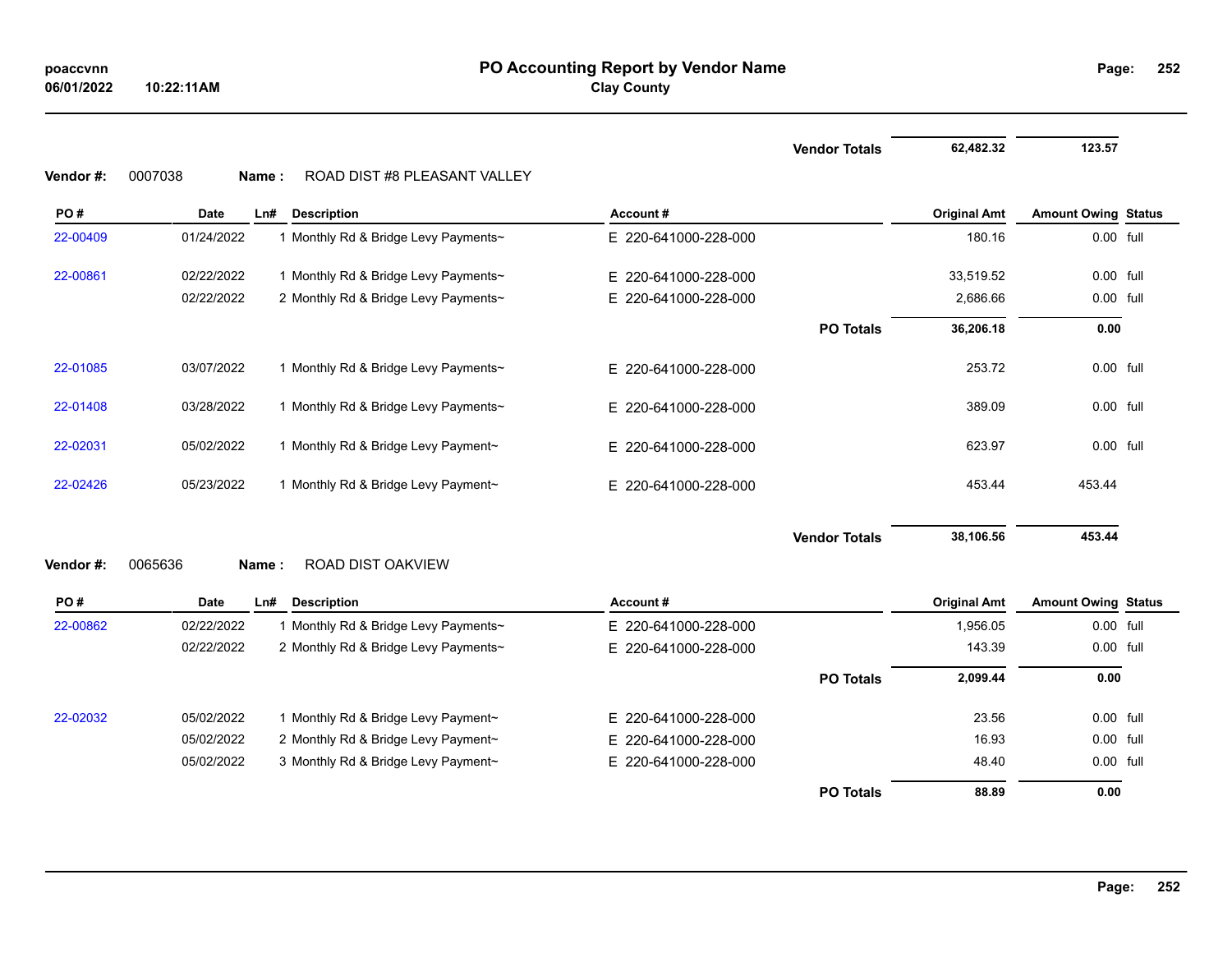| | | | | | Vendor Totals | 62,482.32 | 123.57 | |
|---|---|---|---|---|---|---|---|---|

**Vendor #:** 0007038 **Name :** ROAD DIST #8 PLEASANT VALLEY

| PO # | Date | Ln# | Description | Account # | | Original Amt | Amount Owing | Status |
|---|---|---|---|---|---|---|---|---|
| 22-00409 | 01/24/2022 | 1 | Monthly Rd & Bridge Levy Payments~ | E 220-641000-228-000 | | 180.16 | 0.00 | full |
| 22-00861 | 02/22/2022 | 1 | Monthly Rd & Bridge Levy Payments~ | E 220-641000-228-000 | | 33,519.52 | 0.00 | full |
| | 02/22/2022 | 2 | Monthly Rd & Bridge Levy Payments~ | E 220-641000-228-000 | | 2,686.66 | 0.00 | full |
| | | | | | PO Totals | 36,206.18 | 0.00 | |
| 22-01085 | 03/07/2022 | 1 | Monthly Rd & Bridge Levy Payments~ | E 220-641000-228-000 | | 253.72 | 0.00 | full |
| 22-01408 | 03/28/2022 | 1 | Monthly Rd & Bridge Levy Payments~ | E 220-641000-228-000 | | 389.09 | 0.00 | full |
| 22-02031 | 05/02/2022 | 1 | Monthly Rd & Bridge Levy Payment~ | E 220-641000-228-000 | | 623.97 | 0.00 | full |
| 22-02426 | 05/23/2022 | 1 | Monthly Rd & Bridge Levy Payment~ | E 220-641000-228-000 | | 453.44 | 453.44 | |
| | | | | | Vendor Totals | 38,106.56 | 453.44 | |

**Vendor #:** 0065636 **Name :** ROAD DIST OAKVIEW

| PO # | Date | Ln# | Description | Account # | | Original Amt | Amount Owing | Status |
|---|---|---|---|---|---|---|---|---|
| 22-00862 | 02/22/2022 | 1 | Monthly Rd & Bridge Levy Payments~ | E 220-641000-228-000 | | 1,956.05 | 0.00 | full |
| | 02/22/2022 | 2 | Monthly Rd & Bridge Levy Payments~ | E 220-641000-228-000 | | 143.39 | 0.00 | full |
| | | | | | PO Totals | 2,099.44 | 0.00 | |
| 22-02032 | 05/02/2022 | 1 | Monthly Rd & Bridge Levy Payment~ | E 220-641000-228-000 | | 23.56 | 0.00 | full |
| | 05/02/2022 | 2 | Monthly Rd & Bridge Levy Payment~ | E 220-641000-228-000 | | 16.93 | 0.00 | full |
| | 05/02/2022 | 3 | Monthly Rd & Bridge Levy Payment~ | E 220-641000-228-000 | | 48.40 | 0.00 | full |
| | | | | | PO Totals | 88.89 | 0.00 | |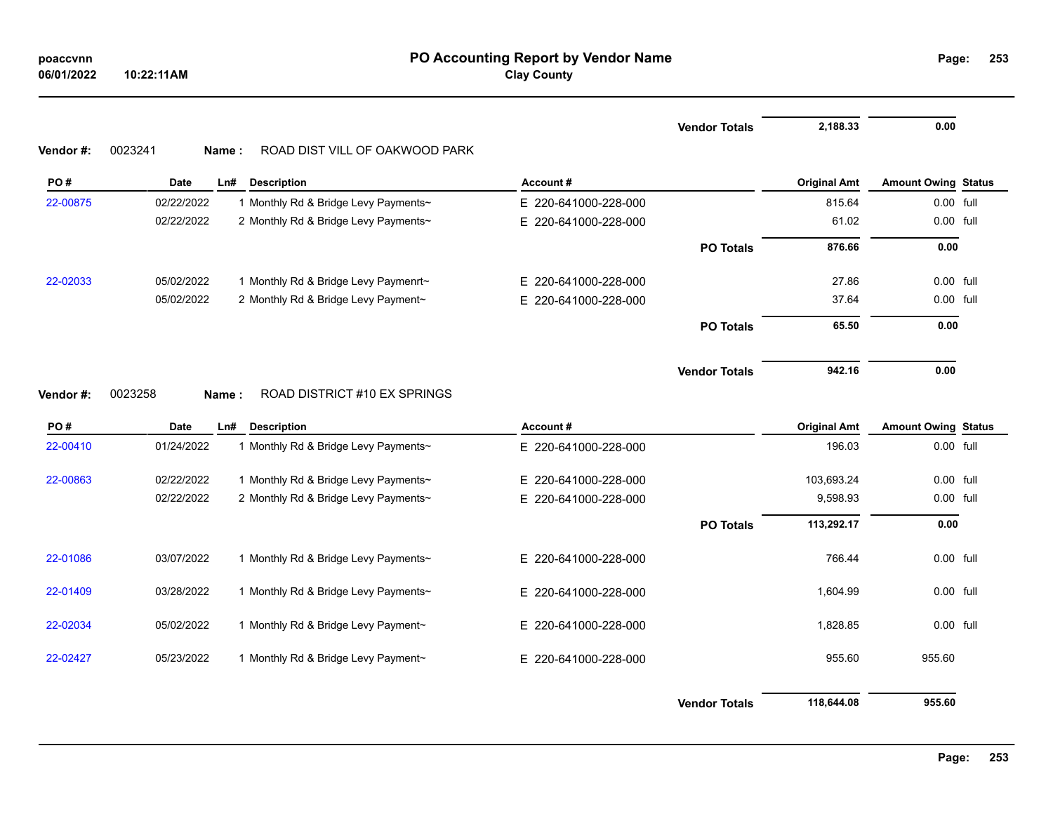**PO Accounting Report by Vendor Name**
**Clay County**

poaccvnn
06/01/2022 10:22:11AM

| | | | | | Vendor Totals | 2,188.33 | 0.00 | |
|---|---|---|---|---|---|---|---|---|

**Vendor #:** 0023241 **Name :** ROAD DIST VILL OF OAKWOOD PARK

| PO # | Date | Ln# | Description | Account # | | Original Amt | Amount Owing | Status |
|---|---|---|---|---|---|---|---|---|
| 22-00875 | 02/22/2022 | 1 | Monthly Rd & Bridge Levy Payments~ | E 220-641000-228-000 | | 815.64 | 0.00 | full |
| | 02/22/2022 | 2 | Monthly Rd & Bridge Levy Payments~ | E 220-641000-228-000 | | 61.02 | 0.00 | full |
| | | | | | PO Totals | 876.66 | 0.00 | |
| 22-02033 | 05/02/2022 | 1 | Monthly Rd & Bridge Levy Paymenrt~ | E 220-641000-228-000 | | 27.86 | 0.00 | full |
| | 05/02/2022 | 2 | Monthly Rd & Bridge Levy Payment~ | E 220-641000-228-000 | | 37.64 | 0.00 | full |
| | | | | | PO Totals | 65.50 | 0.00 | |
| | | | | | Vendor Totals | 942.16 | 0.00 | |

**Vendor #:** 0023258 **Name :** ROAD DISTRICT #10 EX SPRINGS

| PO # | Date | Ln# | Description | Account # | | Original Amt | Amount Owing | Status |
|---|---|---|---|---|---|---|---|---|
| 22-00410 | 01/24/2022 | 1 | Monthly Rd & Bridge Levy Payments~ | E 220-641000-228-000 | | 196.03 | 0.00 | full |
| 22-00863 | 02/22/2022 | 1 | Monthly Rd & Bridge Levy Payments~ | E 220-641000-228-000 | | 103,693.24 | 0.00 | full |
| | 02/22/2022 | 2 | Monthly Rd & Bridge Levy Payments~ | E 220-641000-228-000 | | 9,598.93 | 0.00 | full |
| | | | | | PO Totals | 113,292.17 | 0.00 | |
| 22-01086 | 03/07/2022 | 1 | Monthly Rd & Bridge Levy Payments~ | E 220-641000-228-000 | | 766.44 | 0.00 | full |
| 22-01409 | 03/28/2022 | 1 | Monthly Rd & Bridge Levy Payments~ | E 220-641000-228-000 | | 1,604.99 | 0.00 | full |
| 22-02034 | 05/02/2022 | 1 | Monthly Rd & Bridge Levy Payment~ | E 220-641000-228-000 | | 1,828.85 | 0.00 | full |
| 22-02427 | 05/23/2022 | 1 | Monthly Rd & Bridge Levy Payment~ | E 220-641000-228-000 | | 955.60 | 955.60 | |
| | | | | | Vendor Totals | 118,644.08 | 955.60 | |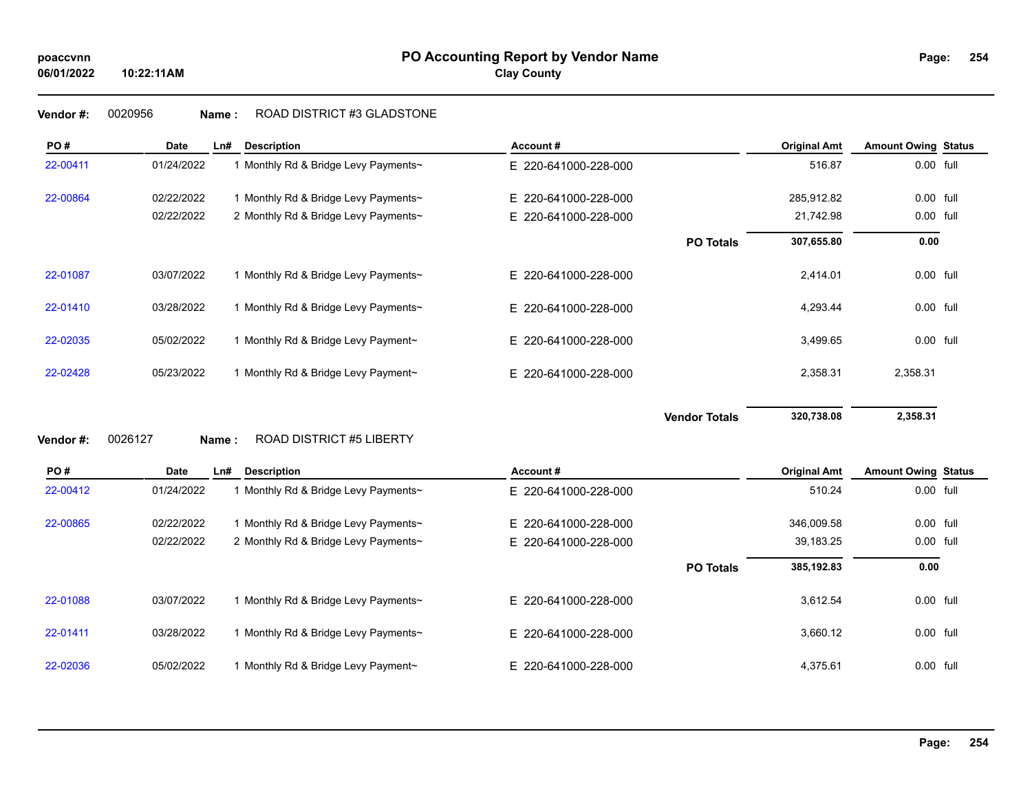**Vendor #:** 0020956 **Name :** ROAD DISTRICT #3 GLADSTONE

| PO # | Date | Ln# | Description | Account # | Original Amt | Amount Owing | Status |
|---|---|---|---|---|---|---|---|
| 22-00411 | 01/24/2022 | 1 | Monthly Rd & Bridge Levy Payments~ | E 220-641000-228-000 | 516.87 | 0.00 | full |
| 22-00864 | 02/22/2022 | 1 | Monthly Rd & Bridge Levy Payments~ | E 220-641000-228-000 | 285,912.82 | 0.00 | full |
| | 02/22/2022 | 2 | Monthly Rd & Bridge Levy Payments~ | E 220-641000-228-000 | 21,742.98 | 0.00 | full |
| | | | | **PO Totals** | **307,655.80** | **0.00** | |
| 22-01087 | 03/07/2022 | 1 | Monthly Rd & Bridge Levy Payments~ | E 220-641000-228-000 | 2,414.01 | 0.00 | full |
| 22-01410 | 03/28/2022 | 1 | Monthly Rd & Bridge Levy Payments~ | E 220-641000-228-000 | 4,293.44 | 0.00 | full |
| 22-02035 | 05/02/2022 | 1 | Monthly Rd & Bridge Levy Payment~ | E 220-641000-228-000 | 3,499.65 | 0.00 | full |
| 22-02428 | 05/23/2022 | 1 | Monthly Rd & Bridge Levy Payment~ | E 220-641000-228-000 | 2,358.31 | 2,358.31 | |
| | | | | **Vendor Totals** | **320,738.08** | **2,358.31** | |

**Vendor #:** 0026127 **Name :** ROAD DISTRICT #5 LIBERTY

| PO # | Date | Ln# | Description | Account # | Original Amt | Amount Owing | Status |
|---|---|---|---|---|---|---|---|
| 22-00412 | 01/24/2022 | 1 | Monthly Rd & Bridge Levy Payments~ | E 220-641000-228-000 | 510.24 | 0.00 | full |
| 22-00865 | 02/22/2022 | 1 | Monthly Rd & Bridge Levy Payments~ | E 220-641000-228-000 | 346,009.58 | 0.00 | full |
| | 02/22/2022 | 2 | Monthly Rd & Bridge Levy Payments~ | E 220-641000-228-000 | 39,183.25 | 0.00 | full |
| | | | | **PO Totals** | **385,192.83** | **0.00** | |
| 22-01088 | 03/07/2022 | 1 | Monthly Rd & Bridge Levy Payments~ | E 220-641000-228-000 | 3,612.54 | 0.00 | full |
| 22-01411 | 03/28/2022 | 1 | Monthly Rd & Bridge Levy Payments~ | E 220-641000-228-000 | 3,660.12 | 0.00 | full |
| 22-02036 | 05/02/2022 | 1 | Monthly Rd & Bridge Levy Payment~ | E 220-641000-228-000 | 4,375.61 | 0.00 | full |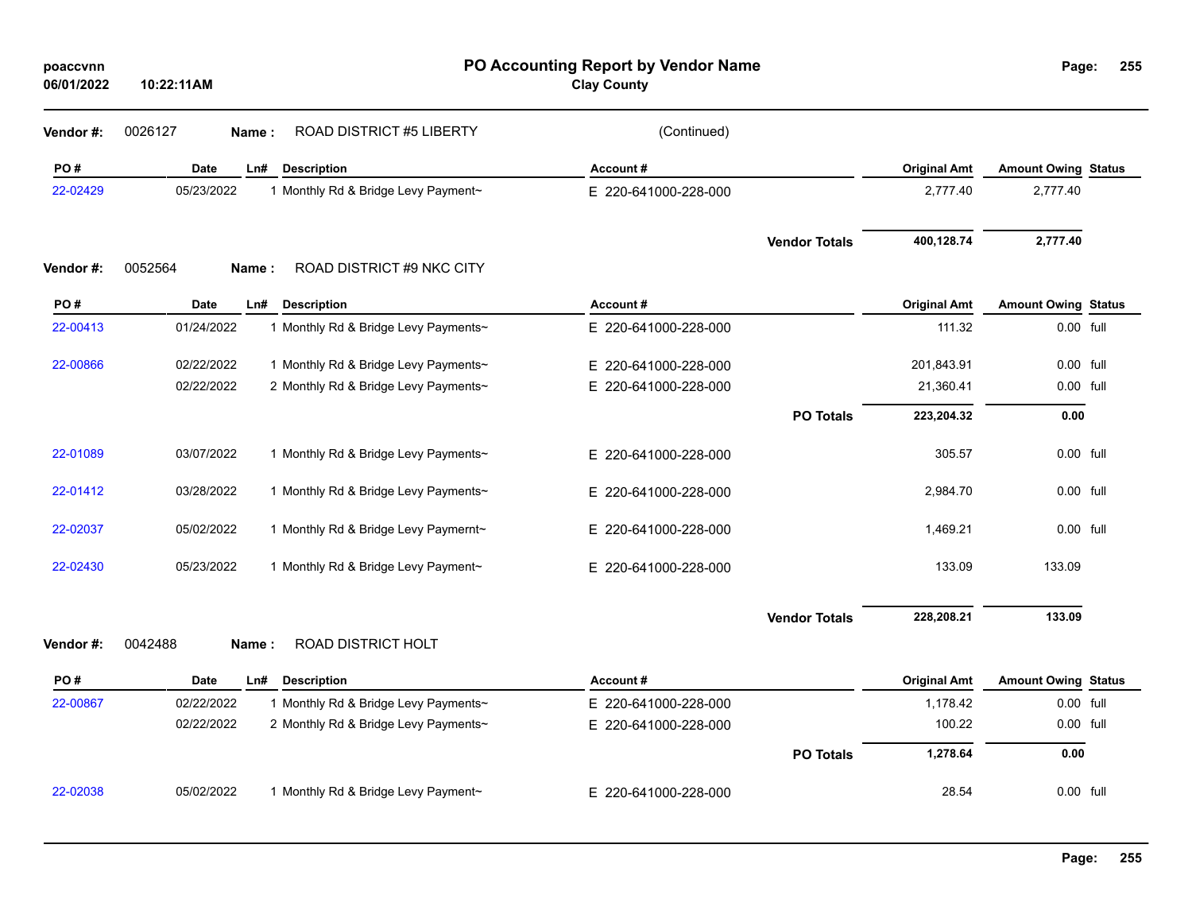# PO Accounting Report by Vendor Name

**Clay County**

poaccvnn
06/01/2022 10:22:11AM

**Vendor #:** 0026127 **Name :** ROAD DISTRICT #5 LIBERTY (Continued)

| PO # | Date | Ln# | Description | Account # | Original Amt | Amount Owing | Status |
|---|---|---|---|---|---|---|---|
| 22-02429 | 05/23/2022 | 1 | Monthly Rd & Bridge Levy Payment~ | E 220-641000-228-000 | 2,777.40 | 2,777.40 | |
| | | | | **Vendor Totals** | **400,128.74** | **2,777.40** | |

**Vendor #:** 0052564 **Name :** ROAD DISTRICT #9 NKC CITY

| PO # | Date | Ln# | Description | Account # | Original Amt | Amount Owing | Status |
|---|---|---|---|---|---|---|---|
| 22-00413 | 01/24/2022 | 1 | Monthly Rd & Bridge Levy Payments~ | E 220-641000-228-000 | 111.32 | 0.00 | full |
| 22-00866 | 02/22/2022 | 1 | Monthly Rd & Bridge Levy Payments~ | E 220-641000-228-000 | 201,843.91 | 0.00 | full |
| | 02/22/2022 | 2 | Monthly Rd & Bridge Levy Payments~ | E 220-641000-228-000 | 21,360.41 | 0.00 | full |
| | | | | **PO Totals** | **223,204.32** | **0.00** | |
| 22-01089 | 03/07/2022 | 1 | Monthly Rd & Bridge Levy Payments~ | E 220-641000-228-000 | 305.57 | 0.00 | full |
| 22-01412 | 03/28/2022 | 1 | Monthly Rd & Bridge Levy Payments~ | E 220-641000-228-000 | 2,984.70 | 0.00 | full |
| 22-02037 | 05/02/2022 | 1 | Monthly Rd & Bridge Levy Paymernt~ | E 220-641000-228-000 | 1,469.21 | 0.00 | full |
| 22-02430 | 05/23/2022 | 1 | Monthly Rd & Bridge Levy Payment~ | E 220-641000-228-000 | 133.09 | 133.09 | |
| | | | | **Vendor Totals** | **228,208.21** | **133.09** | |

**Vendor #:** 0042488 **Name :** ROAD DISTRICT HOLT

| PO # | Date | Ln# | Description | Account # | Original Amt | Amount Owing | Status |
|---|---|---|---|---|---|---|---|
| 22-00867 | 02/22/2022 | 1 | Monthly Rd & Bridge Levy Payments~ | E 220-641000-228-000 | 1,178.42 | 0.00 | full |
| | 02/22/2022 | 2 | Monthly Rd & Bridge Levy Payments~ | E 220-641000-228-000 | 100.22 | 0.00 | full |
| | | | | **PO Totals** | **1,278.64** | **0.00** | |
| 22-02038 | 05/02/2022 | 1 | Monthly Rd & Bridge Levy Payment~ | E 220-641000-228-000 | 28.54 | 0.00 | full |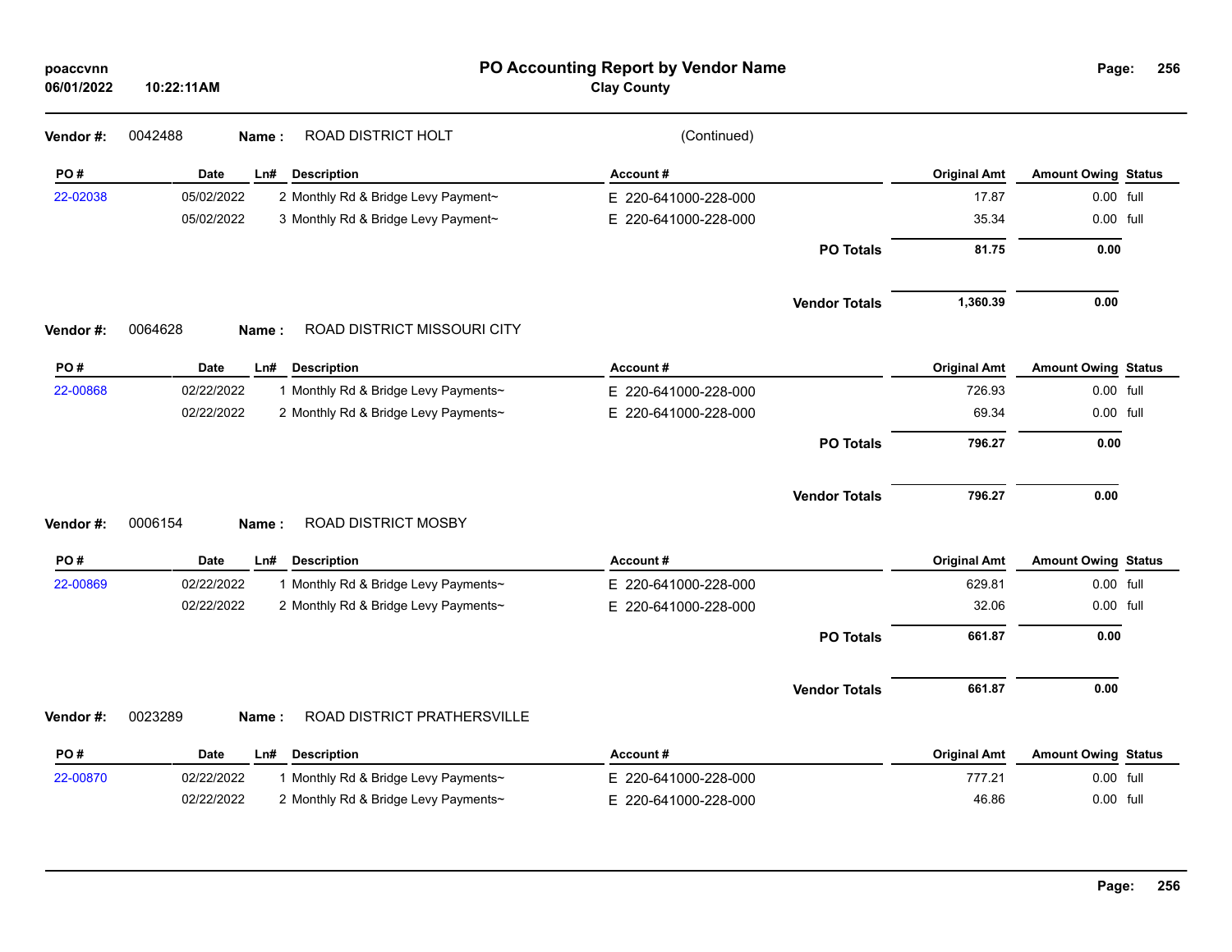# PO Accounting Report by Vendor Name

**Clay County**

poaccvnn
06/01/2022 10:22:11AM

**Vendor #:** 0042488 **Name :** ROAD DISTRICT HOLT (Continued)

| PO # | Date | Ln# | Description | Account # | Original Amt | Amount Owing | Status |
|---|---|---|---|---|---|---|---|
| 22-02038 | 05/02/2022 | 2 | Monthly Rd & Bridge Levy Payment~ | E 220-641000-228-000 | 17.87 | 0.00 | full |
| | 05/02/2022 | 3 | Monthly Rd & Bridge Levy Payment~ | E 220-641000-228-000 | 35.34 | 0.00 | full |
| | | | | **PO Totals** | **81.75** | **0.00** | |
| | | | | **Vendor Totals** | **1,360.39** | **0.00** | |

**Vendor #:** 0064628 **Name :** ROAD DISTRICT MISSOURI CITY

| PO # | Date | Ln# | Description | Account # | Original Amt | Amount Owing | Status |
|---|---|---|---|---|---|---|---|
| 22-00868 | 02/22/2022 | 1 | Monthly Rd & Bridge Levy Payments~ | E 220-641000-228-000 | 726.93 | 0.00 | full |
| | 02/22/2022 | 2 | Monthly Rd & Bridge Levy Payments~ | E 220-641000-228-000 | 69.34 | 0.00 | full |
| | | | | **PO Totals** | **796.27** | **0.00** | |
| | | | | **Vendor Totals** | **796.27** | **0.00** | |

**Vendor #:** 0006154 **Name :** ROAD DISTRICT MOSBY

| PO # | Date | Ln# | Description | Account # | Original Amt | Amount Owing | Status |
|---|---|---|---|---|---|---|---|
| 22-00869 | 02/22/2022 | 1 | Monthly Rd & Bridge Levy Payments~ | E 220-641000-228-000 | 629.81 | 0.00 | full |
| | 02/22/2022 | 2 | Monthly Rd & Bridge Levy Payments~ | E 220-641000-228-000 | 32.06 | 0.00 | full |
| | | | | **PO Totals** | **661.87** | **0.00** | |
| | | | | **Vendor Totals** | **661.87** | **0.00** | |

**Vendor #:** 0023289 **Name :** ROAD DISTRICT PRATHERSVILLE

| PO # | Date | Ln# | Description | Account # | Original Amt | Amount Owing | Status |
|---|---|---|---|---|---|---|---|
| 22-00870 | 02/22/2022 | 1 | Monthly Rd & Bridge Levy Payments~ | E 220-641000-228-000 | 777.21 | 0.00 | full |
| | 02/22/2022 | 2 | Monthly Rd & Bridge Levy Payments~ | E 220-641000-228-000 | 46.86 | 0.00 | full |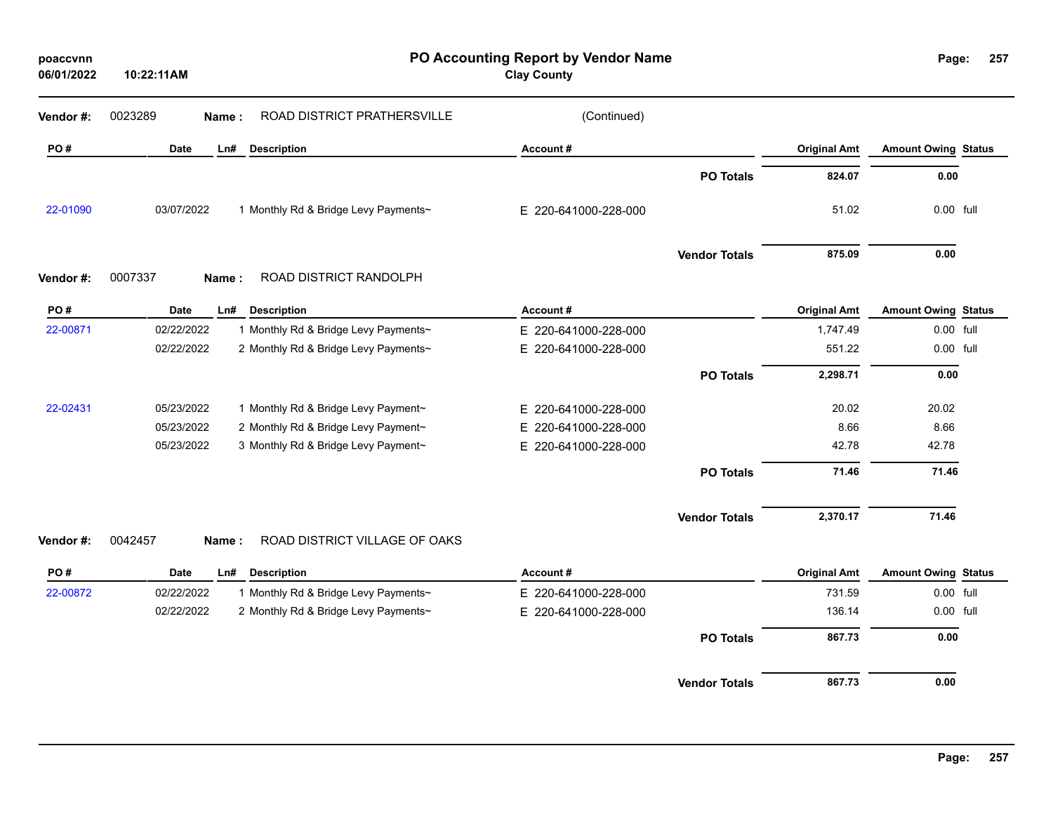# PO Accounting Report by Vendor Name

**Clay County**

poaccvnn
06/01/2022 10:22:11AM

**Vendor #:** 0023289 **Name :** ROAD DISTRICT PRATHERSVILLE (Continued)

| PO # | Date | Ln# | Description | Account # | Original Amt | Amount Owing | Status |
|---|---|---|---|---|---|---|---|
| | | | | **PO Totals** | **824.07** | **0.00** | |
| 22-01090 | 03/07/2022 | 1 | Monthly Rd & Bridge Levy Payments~ | E 220-641000-228-000 | 51.02 | 0.00 | full |
| | | | | **Vendor Totals** | **875.09** | **0.00** | |

**Vendor #:** 0007337 **Name :** ROAD DISTRICT RANDOLPH

| PO # | Date | Ln# | Description | Account # | Original Amt | Amount Owing | Status |
|---|---|---|---|---|---|---|---|
| 22-00871 | 02/22/2022 | 1 | Monthly Rd & Bridge Levy Payments~ | E 220-641000-228-000 | 1,747.49 | 0.00 | full |
| | 02/22/2022 | 2 | Monthly Rd & Bridge Levy Payments~ | E 220-641000-228-000 | 551.22 | 0.00 | full |
| | | | | **PO Totals** | **2,298.71** | **0.00** | |
| 22-02431 | 05/23/2022 | 1 | Monthly Rd & Bridge Levy Payment~ | E 220-641000-228-000 | 20.02 | 20.02 | |
| | 05/23/2022 | 2 | Monthly Rd & Bridge Levy Payment~ | E 220-641000-228-000 | 8.66 | 8.66 | |
| | 05/23/2022 | 3 | Monthly Rd & Bridge Levy Payment~ | E 220-641000-228-000 | 42.78 | 42.78 | |
| | | | | **PO Totals** | **71.46** | **71.46** | |
| | | | | **Vendor Totals** | **2,370.17** | **71.46** | |

**Vendor #:** 0042457 **Name :** ROAD DISTRICT VILLAGE OF OAKS

| PO # | Date | Ln# | Description | Account # | Original Amt | Amount Owing | Status |
|---|---|---|---|---|---|---|---|
| 22-00872 | 02/22/2022 | 1 | Monthly Rd & Bridge Levy Payments~ | E 220-641000-228-000 | 731.59 | 0.00 | full |
| | 02/22/2022 | 2 | Monthly Rd & Bridge Levy Payments~ | E 220-641000-228-000 | 136.14 | 0.00 | full |
| | | | | **PO Totals** | **867.73** | **0.00** | |
| | | | | **Vendor Totals** | **867.73** | **0.00** | |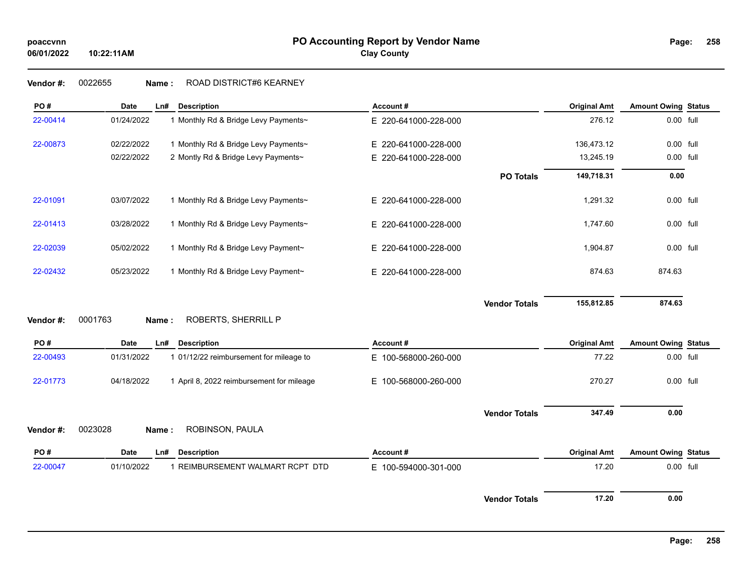# PO Accounting Report by Vendor Name

**Clay County**

poaccvnn
06/01/2022 10:22:11AM

**Vendor #:** 0022655 **Name :** ROAD DISTRICT#6 KEARNEY

| PO # | Date | Ln# | Description | Account # | | Original Amt | Amount Owing | Status |
|---|---|---|---|---|---|---|---|---|
| 22-00414 | 01/24/2022 | 1 | Monthly Rd & Bridge Levy Payments~ | E 220-641000-228-000 | | 276.12 | 0.00 | full |
| 22-00873 | 02/22/2022 | 1 | Monthly Rd & Bridge Levy Payments~ | E 220-641000-228-000 | | 136,473.12 | 0.00 | full |
| | 02/22/2022 | 2 | Montly Rd & Bridge Levy Payments~ | E 220-641000-228-000 | | 13,245.19 | 0.00 | full |
| | | | | | **PO Totals** | **149,718.31** | **0.00** | |
| 22-01091 | 03/07/2022 | 1 | Monthly Rd & Bridge Levy Payments~ | E 220-641000-228-000 | | 1,291.32 | 0.00 | full |
| 22-01413 | 03/28/2022 | 1 | Monthly Rd & Bridge Levy Payments~ | E 220-641000-228-000 | | 1,747.60 | 0.00 | full |
| 22-02039 | 05/02/2022 | 1 | Monthly Rd & Bridge Levy Payment~ | E 220-641000-228-000 | | 1,904.87 | 0.00 | full |
| 22-02432 | 05/23/2022 | 1 | Monthly Rd & Bridge Levy Payment~ | E 220-641000-228-000 | | 874.63 | 874.63 | |
| | | | | | **Vendor Totals** | **155,812.85** | **874.63** | |

**Vendor #:** 0001763 **Name :** ROBERTS, SHERRILL P

| PO # | Date | Ln# | Description | Account # | | Original Amt | Amount Owing | Status |
|---|---|---|---|---|---|---|---|---|
| 22-00493 | 01/31/2022 | 1 | 01/12/22 reimbursement for mileage to | E 100-568000-260-000 | | 77.22 | 0.00 | full |
| 22-01773 | 04/18/2022 | 1 | April 8, 2022 reimbursement for mileage | E 100-568000-260-000 | | 270.27 | 0.00 | full |
| | | | | | **Vendor Totals** | **347.49** | **0.00** | |

**Vendor #:** 0023028 **Name :** ROBINSON, PAULA

| PO # | Date | Ln# | Description | Account # | | Original Amt | Amount Owing | Status |
|---|---|---|---|---|---|---|---|---|
| 22-00047 | 01/10/2022 | 1 | REIMBURSEMENT WALMART RCPT DTD | E 100-594000-301-000 | | 17.20 | 0.00 | full |
| | | | | | **Vendor Totals** | **17.20** | **0.00** | |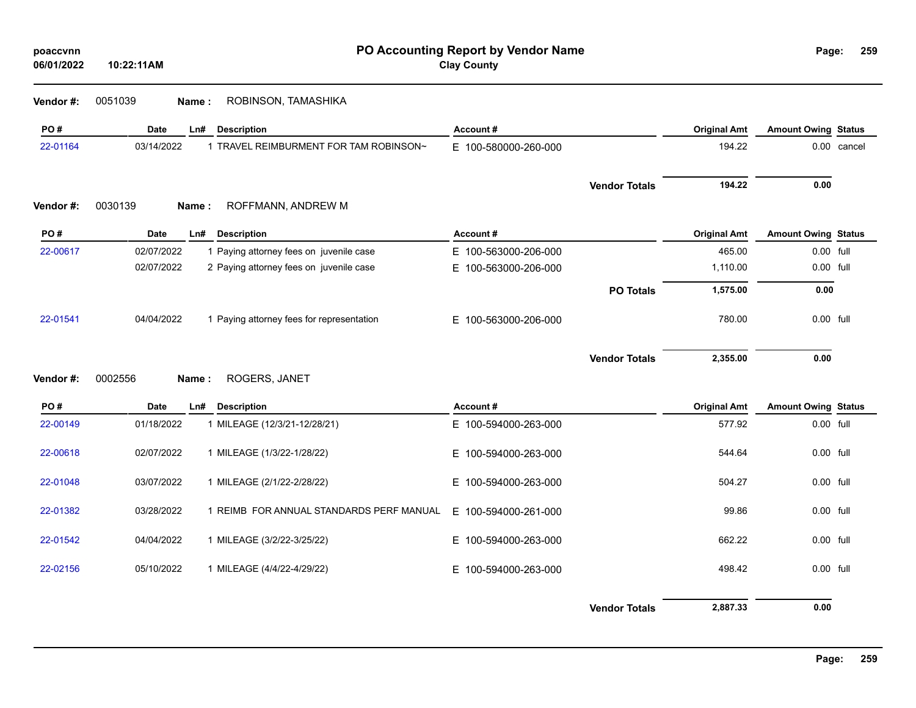# PO Accounting Report by Vendor Name

**Clay County**

poaccvnn
06/01/2022 10:22:11AM

**Vendor #:** 0051039 **Name :** ROBINSON, TAMASHIKA

| PO # | Date | Ln# | Description | Account # | Original Amt | Amount Owing | Status |
|---|---|---|---|---|---|---|---|
| 22-01164 | 03/14/2022 | 1 | TRAVEL REIMBURMENT FOR TAM ROBINSON~ | E 100-580000-260-000 | 194.22 | 0.00 | cancel |
| | | | | **Vendor Totals** | **194.22** | **0.00** | |

**Vendor #:** 0030139 **Name :** ROFFMANN, ANDREW M

| PO # | Date | Ln# | Description | Account # | Original Amt | Amount Owing | Status |
|---|---|---|---|---|---|---|---|
| 22-00617 | 02/07/2022 | 1 | Paying attorney fees on juvenile case | E 100-563000-206-000 | 465.00 | 0.00 | full |
| | 02/07/2022 | 2 | Paying attorney fees on juvenile case | E 100-563000-206-000 | 1,110.00 | 0.00 | full |
| | | | | **PO Totals** | **1,575.00** | **0.00** | |
| 22-01541 | 04/04/2022 | 1 | Paying attorney fees for representation | E 100-563000-206-000 | 780.00 | 0.00 | full |
| | | | | **Vendor Totals** | **2,355.00** | **0.00** | |

**Vendor #:** 0002556 **Name :** ROGERS, JANET

| PO # | Date | Ln# | Description | Account # | Original Amt | Amount Owing | Status |
|---|---|---|---|---|---|---|---|
| 22-00149 | 01/18/2022 | 1 | MILEAGE (12/3/21-12/28/21) | E 100-594000-263-000 | 577.92 | 0.00 | full |
| 22-00618 | 02/07/2022 | 1 | MILEAGE (1/3/22-1/28/22) | E 100-594000-263-000 | 544.64 | 0.00 | full |
| 22-01048 | 03/07/2022 | 1 | MILEAGE (2/1/22-2/28/22) | E 100-594000-263-000 | 504.27 | 0.00 | full |
| 22-01382 | 03/28/2022 | 1 | REIMB FOR ANNUAL STANDARDS PERF MANUAL | E 100-594000-261-000 | 99.86 | 0.00 | full |
| 22-01542 | 04/04/2022 | 1 | MILEAGE (3/2/22-3/25/22) | E 100-594000-263-000 | 662.22 | 0.00 | full |
| 22-02156 | 05/10/2022 | 1 | MILEAGE (4/4/22-4/29/22) | E 100-594000-263-000 | 498.42 | 0.00 | full |
| | | | | **Vendor Totals** | **2,887.33** | **0.00** | |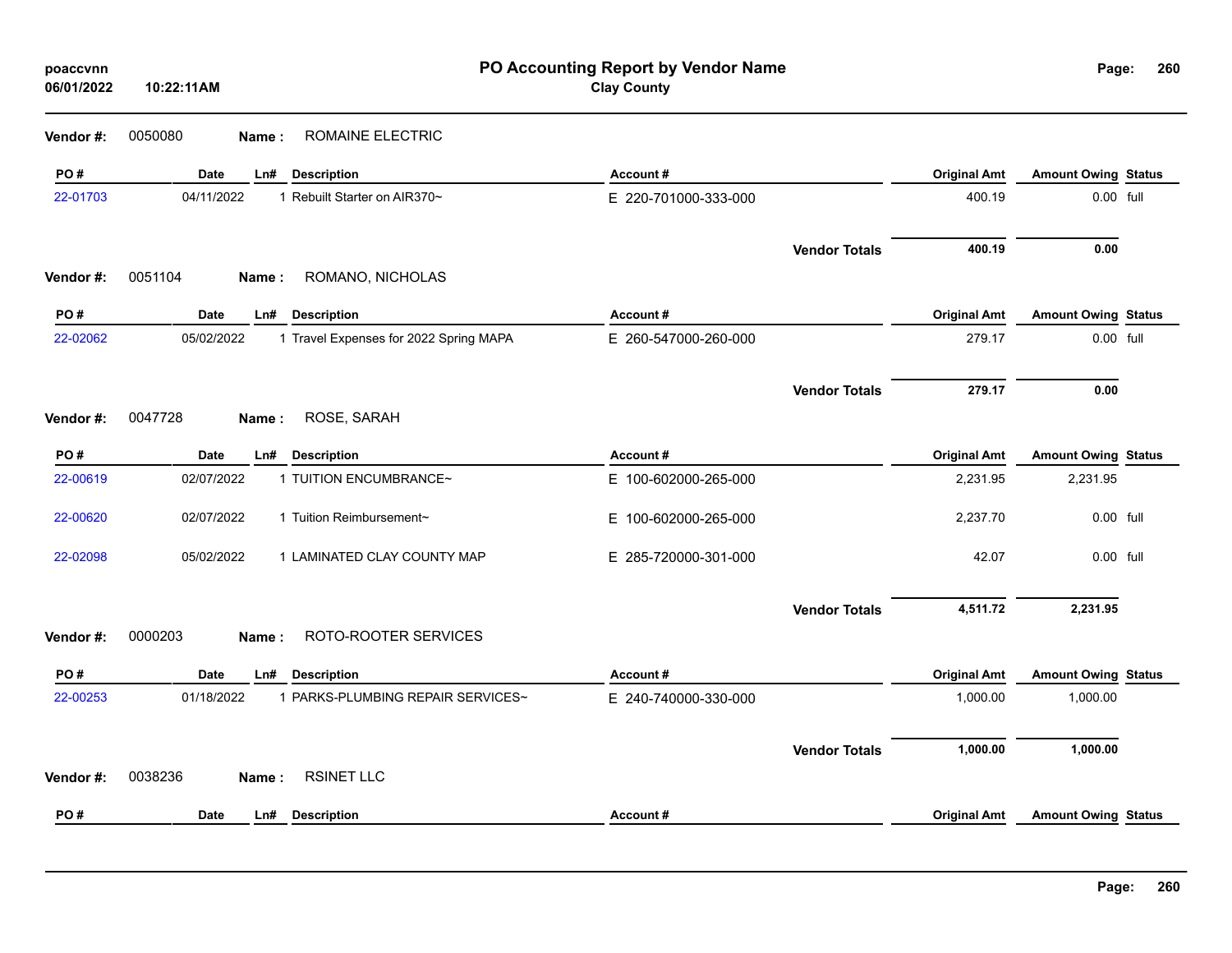# PO Accounting Report by Vendor Name

**Clay County**

poaccvnn
06/01/2022 10:22:11AM

**Vendor #:** 0050080 **Name :** ROMAINE ELECTRIC

| PO # | Date | Ln# | Description | Account # | Original Amt | Amount Owing | Status |
|---|---|---|---|---|---|---|---|
| 22-01703 | 04/11/2022 | 1 | Rebuilt Starter on AIR370~ | E 220-701000-333-000 | 400.19 | 0.00 | full |
| | | | | **Vendor Totals** | **400.19** | **0.00** | |

**Vendor #:** 0051104 **Name :** ROMANO, NICHOLAS

| PO # | Date | Ln# | Description | Account # | Original Amt | Amount Owing | Status |
|---|---|---|---|---|---|---|---|
| 22-02062 | 05/02/2022 | 1 | Travel Expenses for 2022 Spring MAPA | E 260-547000-260-000 | 279.17 | 0.00 | full |
| | | | | **Vendor Totals** | **279.17** | **0.00** | |

**Vendor #:** 0047728 **Name :** ROSE, SARAH

| PO # | Date | Ln# | Description | Account # | Original Amt | Amount Owing | Status |
|---|---|---|---|---|---|---|---|
| 22-00619 | 02/07/2022 | 1 | TUITION ENCUMBRANCE~ | E 100-602000-265-000 | 2,231.95 | 2,231.95 | |
| 22-00620 | 02/07/2022 | 1 | Tuition Reimbursement~ | E 100-602000-265-000 | 2,237.70 | 0.00 | full |
| 22-02098 | 05/02/2022 | 1 | LAMINATED CLAY COUNTY MAP | E 285-720000-301-000 | 42.07 | 0.00 | full |
| | | | | **Vendor Totals** | **4,511.72** | **2,231.95** | |

**Vendor #:** 0000203 **Name :** ROTO-ROOTER SERVICES

| PO # | Date | Ln# | Description | Account # | Original Amt | Amount Owing | Status |
|---|---|---|---|---|---|---|---|
| 22-00253 | 01/18/2022 | 1 | PARKS-PLUMBING REPAIR SERVICES~ | E 240-740000-330-000 | 1,000.00 | 1,000.00 | |
| | | | | **Vendor Totals** | **1,000.00** | **1,000.00** | |

**Vendor #:** 0038236 **Name :** RSINET LLC

| PO # | Date | Ln# | Description | Account # | Original Amt | Amount Owing | Status |
|---|---|---|---|---|---|---|---|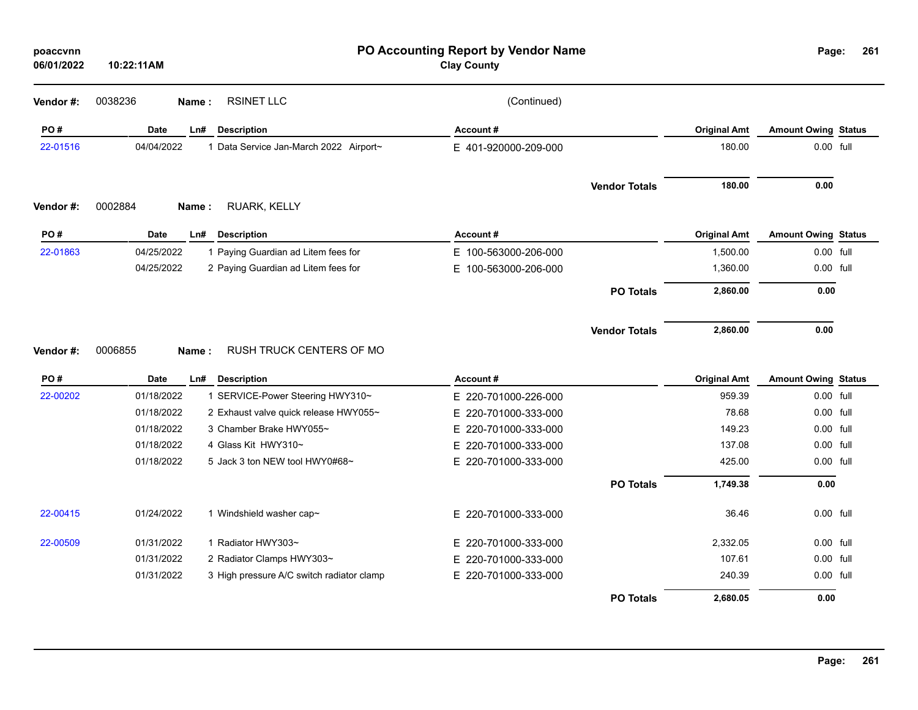**PO Accounting Report by Vendor Name**

**Clay County**

poaccvnn
06/01/2022 10:22:11AM

**Vendor #:** 0038236 **Name :** RSINET LLC (Continued)

| PO # | Date | Ln# | Description | Account # | Original Amt | Amount Owing | Status |
|---|---|---|---|---|---|---|---|
| 22-01516 | 04/04/2022 | 1 | Data Service Jan-March 2022 Airport~ | E 401-920000-209-000 | 180.00 | 0.00 | full |
| | | | | **Vendor Totals** | **180.00** | **0.00** | |

**Vendor #:** 0002884 **Name :** RUARK, KELLY

| PO # | Date | Ln# | Description | Account # | Original Amt | Amount Owing | Status |
|---|---|---|---|---|---|---|---|
| 22-01863 | 04/25/2022 | 1 | Paying Guardian ad Litem fees for | E 100-563000-206-000 | 1,500.00 | 0.00 | full |
| | 04/25/2022 | 2 | Paying Guardian ad Litem fees for | E 100-563000-206-000 | 1,360.00 | 0.00 | full |
| | | | | **PO Totals** | **2,860.00** | **0.00** | |
| | | | | **Vendor Totals** | **2,860.00** | **0.00** | |

**Vendor #:** 0006855 **Name :** RUSH TRUCK CENTERS OF MO

| PO # | Date | Ln# | Description | Account # | Original Amt | Amount Owing | Status |
|---|---|---|---|---|---|---|---|
| 22-00202 | 01/18/2022 | 1 | SERVICE-Power Steering HWY310~ | E 220-701000-226-000 | 959.39 | 0.00 | full |
| | 01/18/2022 | 2 | Exhaust valve quick release HWY055~ | E 220-701000-333-000 | 78.68 | 0.00 | full |
| | 01/18/2022 | 3 | Chamber Brake HWY055~ | E 220-701000-333-000 | 149.23 | 0.00 | full |
| | 01/18/2022 | 4 | Glass Kit HWY310~ | E 220-701000-333-000 | 137.08 | 0.00 | full |
| | 01/18/2022 | 5 | Jack 3 ton NEW tool HWY0#68~ | E 220-701000-333-000 | 425.00 | 0.00 | full |
| | | | | **PO Totals** | **1,749.38** | **0.00** | |
| 22-00415 | 01/24/2022 | 1 | Windshield washer cap~ | E 220-701000-333-000 | 36.46 | 0.00 | full |
| 22-00509 | 01/31/2022 | 1 | Radiator HWY303~ | E 220-701000-333-000 | 2,332.05 | 0.00 | full |
| | 01/31/2022 | 2 | Radiator Clamps HWY303~ | E 220-701000-333-000 | 107.61 | 0.00 | full |
| | 01/31/2022 | 3 | High pressure A/C switch radiator clamp | E 220-701000-333-000 | 240.39 | 0.00 | full |
| | | | | **PO Totals** | **2,680.05** | **0.00** | |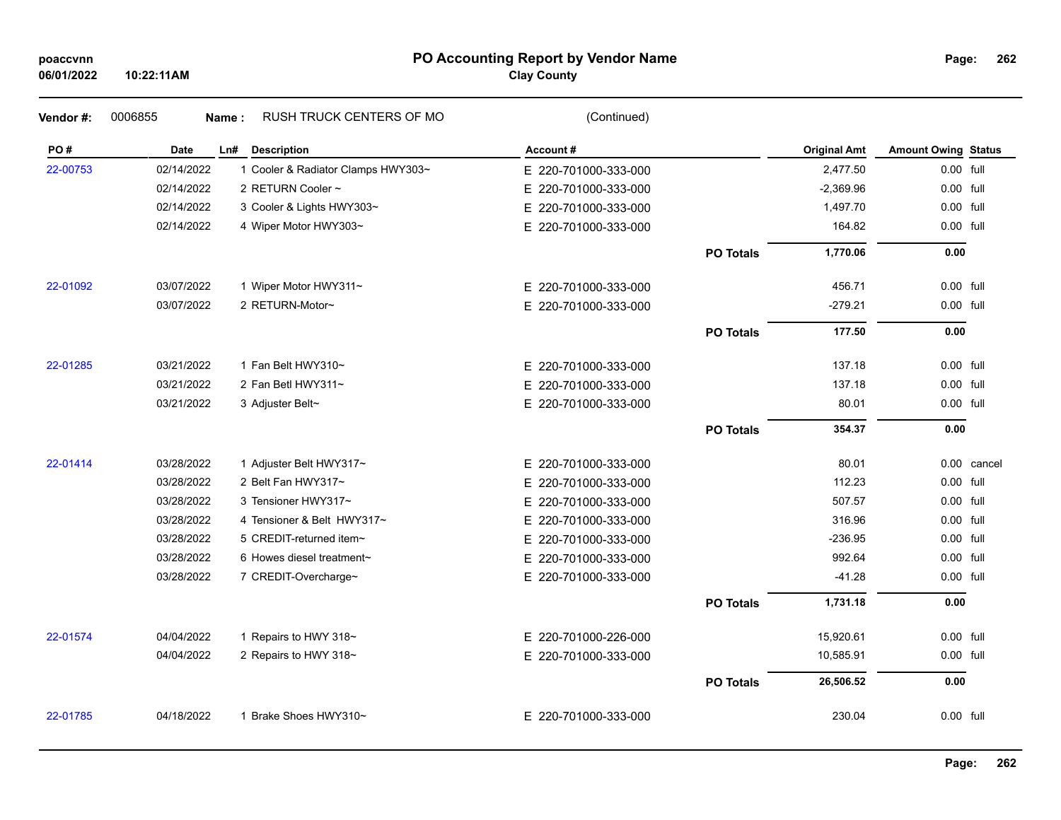**poaccvnn**
**06/01/2022** **10:22:11AM**

# PO Accounting Report by Vendor Name

**Clay County**

**Vendor #:** 0006855 **Name :** RUSH TRUCK CENTERS OF MO (Continued)

| PO # | Date | Ln# | Description | Account # | | Original Amt | Amount Owing | Status |
|---|---|---|---|---|---|---|---|---|
| 22-00753 | 02/14/2022 | 1 | Cooler & Radiator Clamps HWY303~ | E 220-701000-333-000 | | 2,477.50 | 0.00 | full |
| | 02/14/2022 | 2 | RETURN Cooler ~ | E 220-701000-333-000 | | -2,369.96 | 0.00 | full |
| | 02/14/2022 | 3 | Cooler & Lights HWY303~ | E 220-701000-333-000 | | 1,497.70 | 0.00 | full |
| | 02/14/2022 | 4 | Wiper Motor HWY303~ | E 220-701000-333-000 | | 164.82 | 0.00 | full |
| | | | | | **PO Totals** | **1,770.06** | **0.00** | |
| 22-01092 | 03/07/2022 | 1 | Wiper Motor HWY311~ | E 220-701000-333-000 | | 456.71 | 0.00 | full |
| | 03/07/2022 | 2 | RETURN-Motor~ | E 220-701000-333-000 | | -279.21 | 0.00 | full |
| | | | | | **PO Totals** | **177.50** | **0.00** | |
| 22-01285 | 03/21/2022 | 1 | Fan Belt HWY310~ | E 220-701000-333-000 | | 137.18 | 0.00 | full |
| | 03/21/2022 | 2 | Fan Betl HWY311~ | E 220-701000-333-000 | | 137.18 | 0.00 | full |
| | 03/21/2022 | 3 | Adjuster Belt~ | E 220-701000-333-000 | | 80.01 | 0.00 | full |
| | | | | | **PO Totals** | **354.37** | **0.00** | |
| 22-01414 | 03/28/2022 | 1 | Adjuster Belt HWY317~ | E 220-701000-333-000 | | 80.01 | 0.00 | cancel |
| | 03/28/2022 | 2 | Belt Fan HWY317~ | E 220-701000-333-000 | | 112.23 | 0.00 | full |
| | 03/28/2022 | 3 | Tensioner HWY317~ | E 220-701000-333-000 | | 507.57 | 0.00 | full |
| | 03/28/2022 | 4 | Tensioner & Belt HWY317~ | E 220-701000-333-000 | | 316.96 | 0.00 | full |
| | 03/28/2022 | 5 | CREDIT-returned item~ | E 220-701000-333-000 | | -236.95 | 0.00 | full |
| | 03/28/2022 | 6 | Howes diesel treatment~ | E 220-701000-333-000 | | 992.64 | 0.00 | full |
| | 03/28/2022 | 7 | CREDIT-Overcharge~ | E 220-701000-333-000 | | -41.28 | 0.00 | full |
| | | | | | **PO Totals** | **1,731.18** | **0.00** | |
| 22-01574 | 04/04/2022 | 1 | Repairs to HWY 318~ | E 220-701000-226-000 | | 15,920.61 | 0.00 | full |
| | 04/04/2022 | 2 | Repairs to HWY 318~ | E 220-701000-333-000 | | 10,585.91 | 0.00 | full |
| | | | | | **PO Totals** | **26,506.52** | **0.00** | |
| 22-01785 | 04/18/2022 | 1 | Brake Shoes HWY310~ | E 220-701000-333-000 | | 230.04 | 0.00 | full |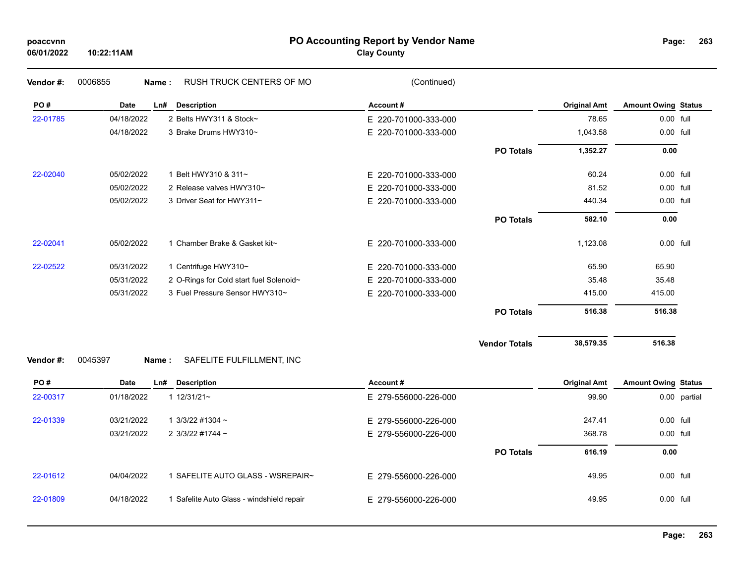# PO Accounting Report by Vendor Name

**Clay County**

poaccvnn
06/01/2022 10:22:11AM

**Vendor #:** 0006855 **Name :** RUSH TRUCK CENTERS OF MO (Continued)

| PO # | Date | Ln# | Description | Account # | | Original Amt | Amount Owing | Status |
|---|---|---|---|---|---|---|---|---|
| 22-01785 | 04/18/2022 | 2 | Belts HWY311 & Stock~ | E 220-701000-333-000 | | 78.65 | 0.00 | full |
| | 04/18/2022 | 3 | Brake Drums HWY310~ | E 220-701000-333-000 | | 1,043.58 | 0.00 | full |
| | | | | | **PO Totals** | **1,352.27** | **0.00** | |
| 22-02040 | 05/02/2022 | 1 | Belt HWY310 & 311~ | E 220-701000-333-000 | | 60.24 | 0.00 | full |
| | 05/02/2022 | 2 | Release valves HWY310~ | E 220-701000-333-000 | | 81.52 | 0.00 | full |
| | 05/02/2022 | 3 | Driver Seat for HWY311~ | E 220-701000-333-000 | | 440.34 | 0.00 | full |
| | | | | | **PO Totals** | **582.10** | **0.00** | |
| 22-02041 | 05/02/2022 | 1 | Chamber Brake & Gasket kit~ | E 220-701000-333-000 | | 1,123.08 | 0.00 | full |
| 22-02522 | 05/31/2022 | 1 | Centrifuge HWY310~ | E 220-701000-333-000 | | 65.90 | 65.90 | |
| | 05/31/2022 | 2 | O-Rings for Cold start fuel Solenoid~ | E 220-701000-333-000 | | 35.48 | 35.48 | |
| | 05/31/2022 | 3 | Fuel Pressure Sensor HWY310~ | E 220-701000-333-000 | | 415.00 | 415.00 | |
| | | | | | **PO Totals** | **516.38** | **516.38** | |
| | | | | | **Vendor Totals** | **38,579.35** | **516.38** | |

**Vendor #:** 0045397 **Name :** SAFELITE FULFILLMENT, INC

| PO # | Date | Ln# | Description | Account # | | Original Amt | Amount Owing | Status |
|---|---|---|---|---|---|---|---|---|
| 22-00317 | 01/18/2022 | 1 | 12/31/21~ | E 279-556000-226-000 | | 99.90 | 0.00 | partial |
| 22-01339 | 03/21/2022 | 1 | 3/3/22 #1304 ~ | E 279-556000-226-000 | | 247.41 | 0.00 | full |
| | 03/21/2022 | 2 | 3/3/22 #1744 ~ | E 279-556000-226-000 | | 368.78 | 0.00 | full |
| | | | | | **PO Totals** | **616.19** | **0.00** | |
| 22-01612 | 04/04/2022 | 1 | SAFELITE AUTO GLASS - WSREPAIR~ | E 279-556000-226-000 | | 49.95 | 0.00 | full |
| 22-01809 | 04/18/2022 | 1 | Safelite Auto Glass - windshield repair | E 279-556000-226-000 | | 49.95 | 0.00 | full |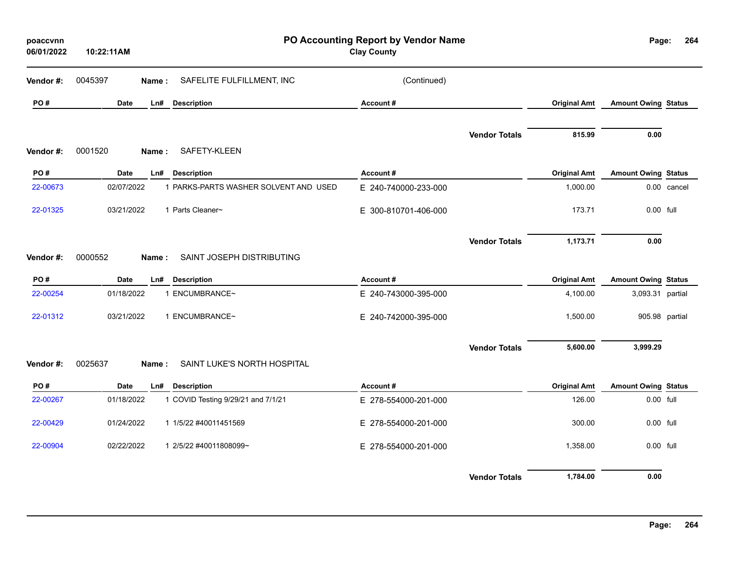# PO Accounting Report by Vendor Name

**Clay County**

**Vendor #:** 0045397 **Name :** SAFELITE FULFILLMENT, INC (Continued)

| PO # | Date | Ln# | Description | Account # | Original Amt | Amount Owing | Status |
|---|---|---|---|---|---|---|---|
| | | | | **Vendor Totals** | **815.99** | **0.00** | |

**Vendor #:** 0001520 **Name :** SAFETY-KLEEN

| PO # | Date | Ln# | Description | Account # | Original Amt | Amount Owing | Status |
|---|---|---|---|---|---|---|---|
| 22-00673 | 02/07/2022 | 1 | PARKS-PARTS WASHER SOLVENT AND USED | E 240-740000-233-000 | 1,000.00 | 0.00 | cancel |
| 22-01325 | 03/21/2022 | 1 | Parts Cleaner~ | E 300-810701-406-000 | 173.71 | 0.00 | full |
| | | | | **Vendor Totals** | **1,173.71** | **0.00** | |

**Vendor #:** 0000552 **Name :** SAINT JOSEPH DISTRIBUTING

| PO # | Date | Ln# | Description | Account # | Original Amt | Amount Owing | Status |
|---|---|---|---|---|---|---|---|
| 22-00254 | 01/18/2022 | 1 | ENCUMBRANCE~ | E 240-743000-395-000 | 4,100.00 | 3,093.31 | partial |
| 22-01312 | 03/21/2022 | 1 | ENCUMBRANCE~ | E 240-742000-395-000 | 1,500.00 | 905.98 | partial |
| | | | | **Vendor Totals** | **5,600.00** | **3,999.29** | |

**Vendor #:** 0025637 **Name :** SAINT LUKE'S NORTH HOSPITAL

| PO # | Date | Ln# | Description | Account # | Original Amt | Amount Owing | Status |
|---|---|---|---|---|---|---|---|
| 22-00267 | 01/18/2022 | 1 | COVID Testing 9/29/21 and 7/1/21 | E 278-554000-201-000 | 126.00 | 0.00 | full |
| 22-00429 | 01/24/2022 | 1 | 1/5/22 #40011451569 | E 278-554000-201-000 | 300.00 | 0.00 | full |
| 22-00904 | 02/22/2022 | 1 | 2/5/22 #40011808099~ | E 278-554000-201-000 | 1,358.00 | 0.00 | full |
| | | | | **Vendor Totals** | **1,784.00** | **0.00** | |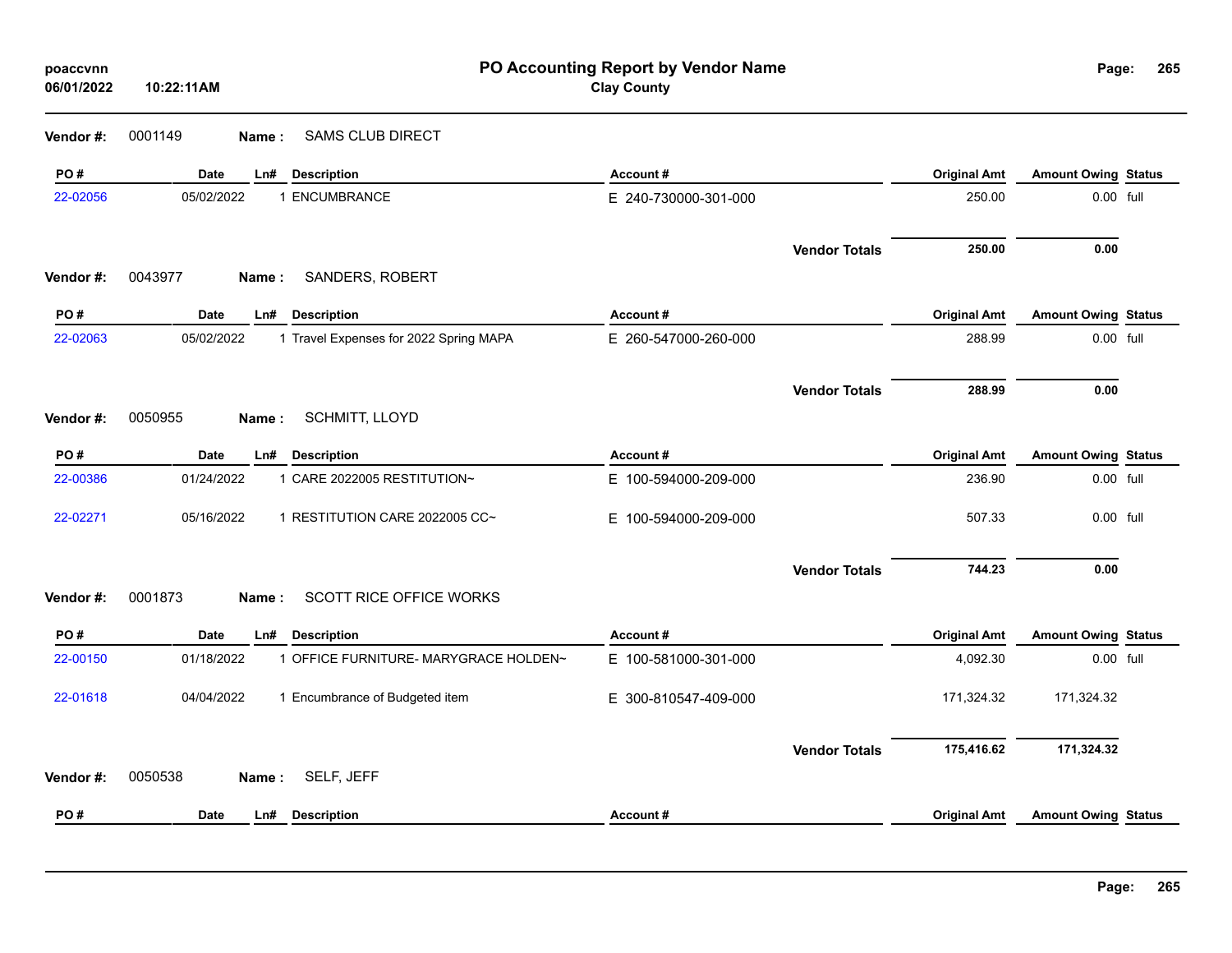**PO Accounting Report by Vendor Name**
**Clay County**

poaccvnn
06/01/2022 10:22:11AM

**Vendor #:** 0001149 **Name :** SAMS CLUB DIRECT

| PO # | Date | Ln# | Description | Account # | Original Amt | Amount Owing | Status |
|---|---|---|---|---|---|---|---|
| 22-02056 | 05/02/2022 | 1 | ENCUMBRANCE | E 240-730000-301-000 | 250.00 | 0.00 | full |
| | | | | **Vendor Totals** | **250.00** | **0.00** | |

**Vendor #:** 0043977 **Name :** SANDERS, ROBERT

| PO # | Date | Ln# | Description | Account # | Original Amt | Amount Owing | Status |
|---|---|---|---|---|---|---|---|
| 22-02063 | 05/02/2022 | 1 | Travel Expenses for 2022 Spring MAPA | E 260-547000-260-000 | 288.99 | 0.00 | full |
| | | | | **Vendor Totals** | **288.99** | **0.00** | |

**Vendor #:** 0050955 **Name :** SCHMITT, LLOYD

| PO # | Date | Ln# | Description | Account # | Original Amt | Amount Owing | Status |
|---|---|---|---|---|---|---|---|
| 22-00386 | 01/24/2022 | 1 | CARE 2022005 RESTITUTION~ | E 100-594000-209-000 | 236.90 | 0.00 | full |
| 22-02271 | 05/16/2022 | 1 | RESTITUTION CARE 2022005 CC~ | E 100-594000-209-000 | 507.33 | 0.00 | full |
| | | | | **Vendor Totals** | **744.23** | **0.00** | |

**Vendor #:** 0001873 **Name :** SCOTT RICE OFFICE WORKS

| PO # | Date | Ln# | Description | Account # | Original Amt | Amount Owing | Status |
|---|---|---|---|---|---|---|---|
| 22-00150 | 01/18/2022 | 1 | OFFICE FURNITURE- MARYGRACE HOLDEN~ | E 100-581000-301-000 | 4,092.30 | 0.00 | full |
| 22-01618 | 04/04/2022 | 1 | Encumbrance of Budgeted item | E 300-810547-409-000 | 171,324.32 | 171,324.32 | |
| | | | | **Vendor Totals** | **175,416.62** | **171,324.32** | |

**Vendor #:** 0050538 **Name :** SELF, JEFF

| PO # | Date | Ln# | Description | Account # | Original Amt | Amount Owing | Status |
|---|---|---|---|---|---|---|---|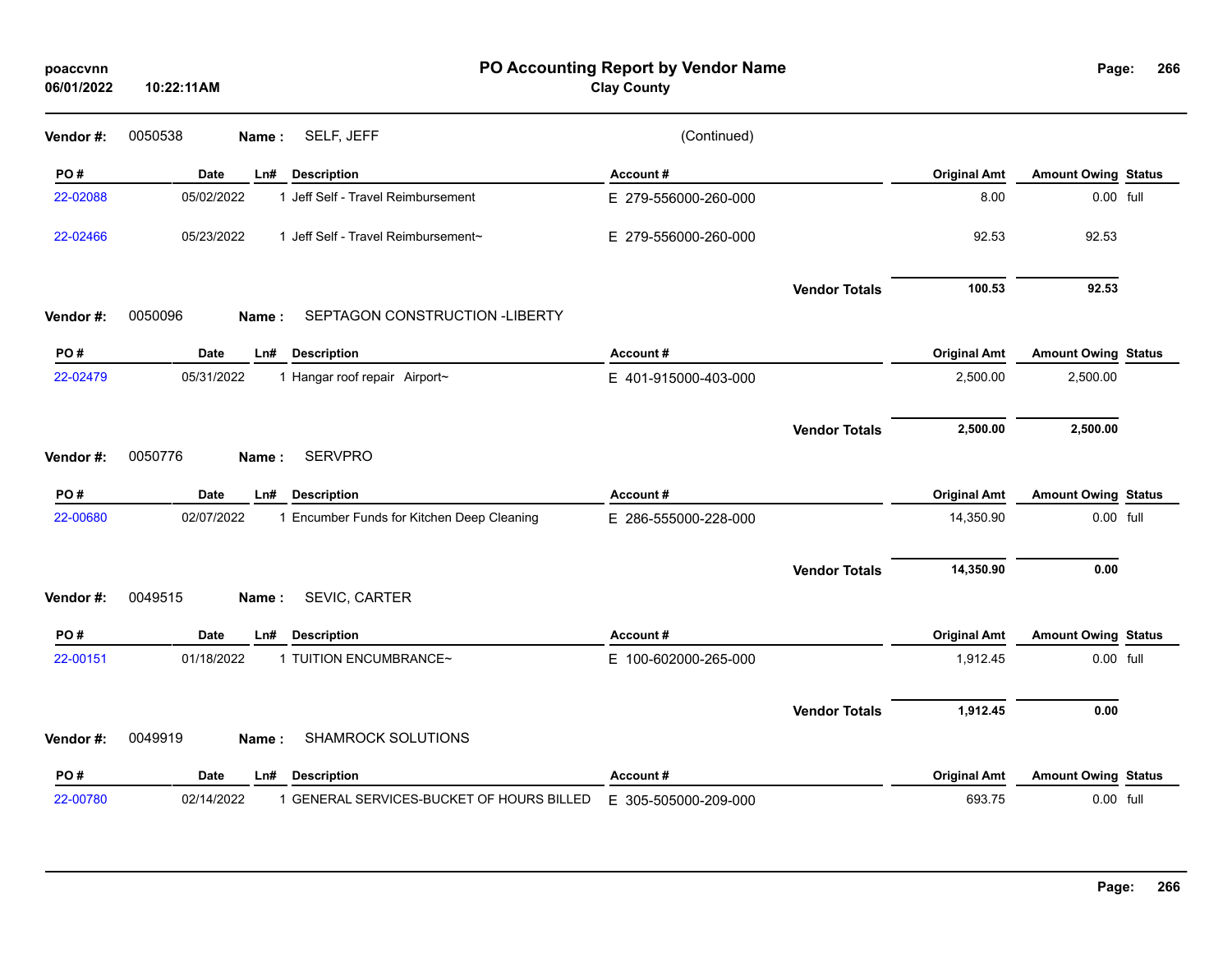**PO Accounting Report by Vendor Name**
**Clay County**

poaccvnn
06/01/2022 10:22:11AM

**Vendor #:** 0050538 **Name :** SELF, JEFF (Continued)

| PO # | Date | Ln# | Description | Account # | Original Amt | Amount Owing | Status |
|---|---|---|---|---|---|---|---|
| 22-02088 | 05/02/2022 | 1 | Jeff Self - Travel Reimbursement | E 279-556000-260-000 | 8.00 | 0.00 | full |
| 22-02466 | 05/23/2022 | 1 | Jeff Self - Travel Reimbursement~ | E 279-556000-260-000 | 92.53 | 92.53 | |
| | | | | **Vendor Totals** | **100.53** | **92.53** | |

**Vendor #:** 0050096 **Name :** SEPTAGON CONSTRUCTION -LIBERTY

| PO # | Date | Ln# | Description | Account # | Original Amt | Amount Owing | Status |
|---|---|---|---|---|---|---|---|
| 22-02479 | 05/31/2022 | 1 | Hangar roof repair Airport~ | E 401-915000-403-000 | 2,500.00 | 2,500.00 | |
| | | | | **Vendor Totals** | **2,500.00** | **2,500.00** | |

**Vendor #:** 0050776 **Name :** SERVPRO

| PO # | Date | Ln# | Description | Account # | Original Amt | Amount Owing | Status |
|---|---|---|---|---|---|---|---|
| 22-00680 | 02/07/2022 | 1 | Encumber Funds for Kitchen Deep Cleaning | E 286-555000-228-000 | 14,350.90 | 0.00 | full |
| | | | | **Vendor Totals** | **14,350.90** | **0.00** | |

**Vendor #:** 0049515 **Name :** SEVIC, CARTER

| PO # | Date | Ln# | Description | Account # | Original Amt | Amount Owing | Status |
|---|---|---|---|---|---|---|---|
| 22-00151 | 01/18/2022 | 1 | TUITION ENCUMBRANCE~ | E 100-602000-265-000 | 1,912.45 | 0.00 | full |
| | | | | **Vendor Totals** | **1,912.45** | **0.00** | |

**Vendor #:** 0049919 **Name :** SHAMROCK SOLUTIONS

| PO # | Date | Ln# | Description | Account # | Original Amt | Amount Owing | Status |
|---|---|---|---|---|---|---|---|
| 22-00780 | 02/14/2022 | 1 | GENERAL SERVICES-BUCKET OF HOURS BILLED | E 305-505000-209-000 | 693.75 | 0.00 | full |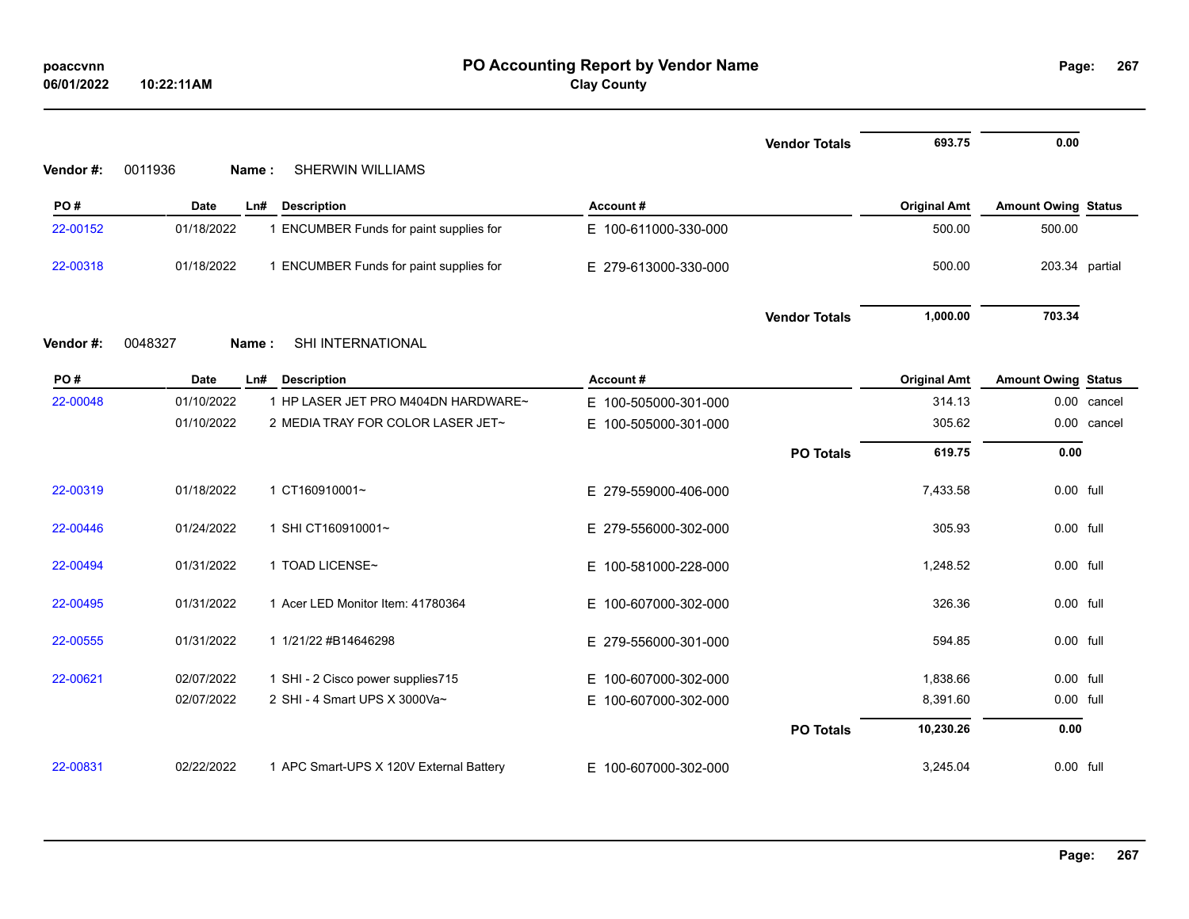# PO Accounting Report by Vendor Name

**Clay County**

poaccvnn
06/01/2022 10:22:11AM

| | | | | | Original Amt | Amount Owing | Status |
|---|---|---|---|---|---|---|---|
| | | | | **Vendor Totals** | **693.75** | **0.00** | |

**Vendor #:** 0011936 **Name :** SHERWIN WILLIAMS

| PO # | Date | Ln# | Description | Account # | Original Amt | Amount Owing | Status |
|---|---|---|---|---|---|---|---|
| 22-00152 | 01/18/2022 | 1 | ENCUMBER Funds for paint supplies for | E 100-611000-330-000 | 500.00 | 500.00 | |
| 22-00318 | 01/18/2022 | 1 | ENCUMBER Funds for paint supplies for | E 279-613000-330-000 | 500.00 | 203.34 | partial |
| | | | | **Vendor Totals** | **1,000.00** | **703.34** | |

**Vendor #:** 0048327 **Name :** SHI INTERNATIONAL

| PO # | Date | Ln# | Description | Account # | Original Amt | Amount Owing | Status |
|---|---|---|---|---|---|---|---|
| 22-00048 | 01/10/2022 | 1 | HP LASER JET PRO M404DN HARDWARE~ | E 100-505000-301-000 | 314.13 | 0.00 | cancel |
| | 01/10/2022 | 2 | MEDIA TRAY FOR COLOR LASER JET~ | E 100-505000-301-000 | 305.62 | 0.00 | cancel |
| | | | | **PO Totals** | **619.75** | **0.00** | |
| 22-00319 | 01/18/2022 | 1 | CT160910001~ | E 279-559000-406-000 | 7,433.58 | 0.00 | full |
| 22-00446 | 01/24/2022 | 1 | SHI CT160910001~ | E 279-556000-302-000 | 305.93 | 0.00 | full |
| 22-00494 | 01/31/2022 | 1 | TOAD LICENSE~ | E 100-581000-228-000 | 1,248.52 | 0.00 | full |
| 22-00495 | 01/31/2022 | 1 | Acer LED Monitor Item: 41780364 | E 100-607000-302-000 | 326.36 | 0.00 | full |
| 22-00555 | 01/31/2022 | 1 | 1/21/22 #B14646298 | E 279-556000-301-000 | 594.85 | 0.00 | full |
| 22-00621 | 02/07/2022 | 1 | SHI - 2 Cisco power supplies715 | E 100-607000-302-000 | 1,838.66 | 0.00 | full |
| | 02/07/2022 | 2 | SHI - 4 Smart UPS X 3000Va~ | E 100-607000-302-000 | 8,391.60 | 0.00 | full |
| | | | | **PO Totals** | **10,230.26** | **0.00** | |
| 22-00831 | 02/22/2022 | 1 | APC Smart-UPS X 120V External Battery | E 100-607000-302-000 | 3,245.04 | 0.00 | full |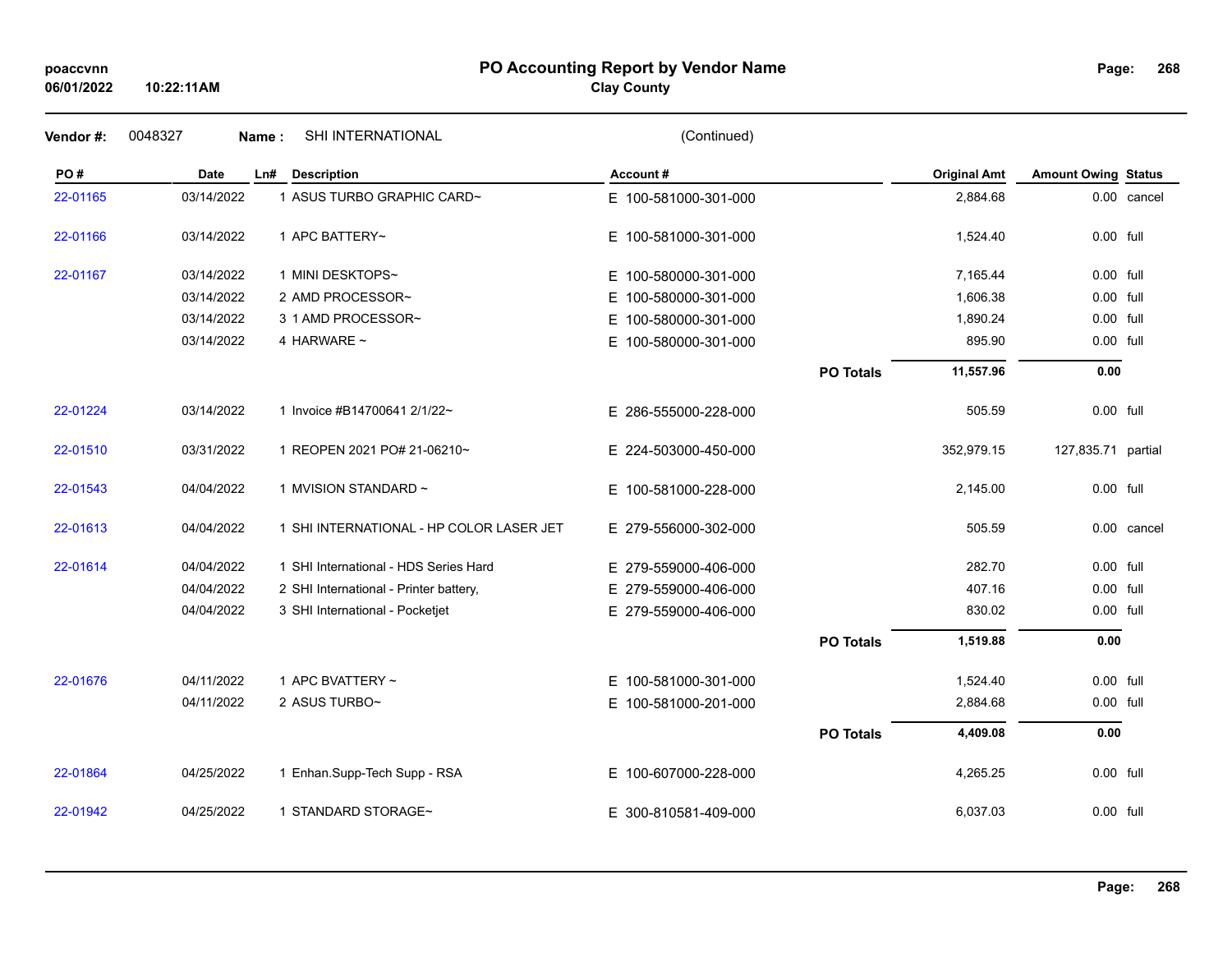# PO Accounting Report by Vendor Name

**Clay County**

poaccvnn
06/01/2022 10:22:11AM

**Vendor #:** 0048327 **Name :** SHI INTERNATIONAL (Continued)

| PO # | Date | Ln# | Description | Account # | | Original Amt | Amount Owing | Status |
|---|---|---|---|---|---|---|---|---|
| 22-01165 | 03/14/2022 | 1 | ASUS TURBO GRAPHIC CARD~ | E 100-581000-301-000 | | 2,884.68 | 0.00 | cancel |
| 22-01166 | 03/14/2022 | 1 | APC BATTERY~ | E 100-581000-301-000 | | 1,524.40 | 0.00 | full |
| 22-01167 | 03/14/2022 | 1 | MINI DESKTOPS~ | E 100-580000-301-000 | | 7,165.44 | 0.00 | full |
| | 03/14/2022 | 2 | AMD PROCESSOR~ | E 100-580000-301-000 | | 1,606.38 | 0.00 | full |
| | 03/14/2022 | 3 | 1 AMD PROCESSOR~ | E 100-580000-301-000 | | 1,890.24 | 0.00 | full |
| | 03/14/2022 | 4 | HARWARE ~ | E 100-580000-301-000 | | 895.90 | 0.00 | full |
| | | | | | **PO Totals** | **11,557.96** | **0.00** | |
| 22-01224 | 03/14/2022 | 1 | Invoice #B14700641 2/1/22~ | E 286-555000-228-000 | | 505.59 | 0.00 | full |
| 22-01510 | 03/31/2022 | 1 | REOPEN 2021 PO# 21-06210~ | E 224-503000-450-000 | | 352,979.15 | 127,835.71 | partial |
| 22-01543 | 04/04/2022 | 1 | MVISION STANDARD ~ | E 100-581000-228-000 | | 2,145.00 | 0.00 | full |
| 22-01613 | 04/04/2022 | 1 | SHI INTERNATIONAL - HP COLOR LASER JET | E 279-556000-302-000 | | 505.59 | 0.00 | cancel |
| 22-01614 | 04/04/2022 | 1 | SHI International - HDS Series Hard | E 279-559000-406-000 | | 282.70 | 0.00 | full |
| | 04/04/2022 | 2 | SHI International - Printer battery, | E 279-559000-406-000 | | 407.16 | 0.00 | full |
| | 04/04/2022 | 3 | SHI International - Pocketjet | E 279-559000-406-000 | | 830.02 | 0.00 | full |
| | | | | | **PO Totals** | **1,519.88** | **0.00** | |
| 22-01676 | 04/11/2022 | 1 | APC BVATTERY ~ | E 100-581000-301-000 | | 1,524.40 | 0.00 | full |
| | 04/11/2022 | 2 | ASUS TURBO~ | E 100-581000-201-000 | | 2,884.68 | 0.00 | full |
| | | | | | **PO Totals** | **4,409.08** | **0.00** | |
| 22-01864 | 04/25/2022 | 1 | Enhan.Supp-Tech Supp - RSA | E 100-607000-228-000 | | 4,265.25 | 0.00 | full |
| 22-01942 | 04/25/2022 | 1 | STANDARD STORAGE~ | E 300-810581-409-000 | | 6,037.03 | 0.00 | full |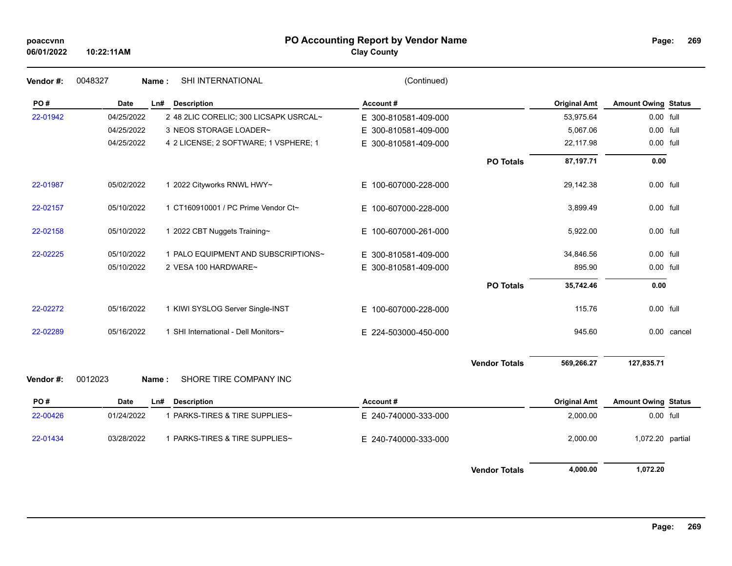# PO Accounting Report by Vendor Name

**Clay County**

poaccvnn
06/01/2022 10:22:11AM

**Vendor #:** 0048327 **Name :** SHI INTERNATIONAL (Continued)

| PO # | Date | Ln# | Description | Account # | | Original Amt | Amount Owing | Status |
|---|---|---|---|---|---|---|---|---|
| 22-01942 | 04/25/2022 | 2 | 48 2LIC CORELIC; 300 LICSAPK USRCAL~ | E 300-810581-409-000 | | 53,975.64 | 0.00 | full |
| | 04/25/2022 | 3 | NEOS STORAGE LOADER~ | E 300-810581-409-000 | | 5,067.06 | 0.00 | full |
| | 04/25/2022 | 4 | 2 LICENSE; 2 SOFTWARE; 1 VSPHERE; 1 | E 300-810581-409-000 | | 22,117.98 | 0.00 | full |
| | | | | | **PO Totals** | **87,197.71** | **0.00** | |
| 22-01987 | 05/02/2022 | 1 | 2022 Cityworks RNWL HWY~ | E 100-607000-228-000 | | 29,142.38 | 0.00 | full |
| 22-02157 | 05/10/2022 | 1 | CT160910001 / PC Prime Vendor Ct~ | E 100-607000-228-000 | | 3,899.49 | 0.00 | full |
| 22-02158 | 05/10/2022 | 1 | 2022 CBT Nuggets Training~ | E 100-607000-261-000 | | 5,922.00 | 0.00 | full |
| 22-02225 | 05/10/2022 | 1 | PALO EQUIPMENT AND SUBSCRIPTIONS~ | E 300-810581-409-000 | | 34,846.56 | 0.00 | full |
| | 05/10/2022 | 2 | VESA 100 HARDWARE~ | E 300-810581-409-000 | | 895.90 | 0.00 | full |
| | | | | | **PO Totals** | **35,742.46** | **0.00** | |
| 22-02272 | 05/16/2022 | 1 | KIWI SYSLOG Server Single-INST | E 100-607000-228-000 | | 115.76 | 0.00 | full |
| 22-02289 | 05/16/2022 | 1 | SHI International - Dell Monitors~ | E 224-503000-450-000 | | 945.60 | 0.00 | cancel |
| | | | | | **Vendor Totals** | **569,266.27** | **127,835.71** | |

**Vendor #:** 0012023 **Name :** SHORE TIRE COMPANY INC

| PO # | Date | Ln# | Description | Account # | | Original Amt | Amount Owing | Status |
|---|---|---|---|---|---|---|---|---|
| 22-00426 | 01/24/2022 | 1 | PARKS-TIRES & TIRE SUPPLIES~ | E 240-740000-333-000 | | 2,000.00 | 0.00 | full |
| 22-01434 | 03/28/2022 | 1 | PARKS-TIRES & TIRE SUPPLIES~ | E 240-740000-333-000 | | 2,000.00 | 1,072.20 | partial |
| | | | | | **Vendor Totals** | **4,000.00** | **1,072.20** | |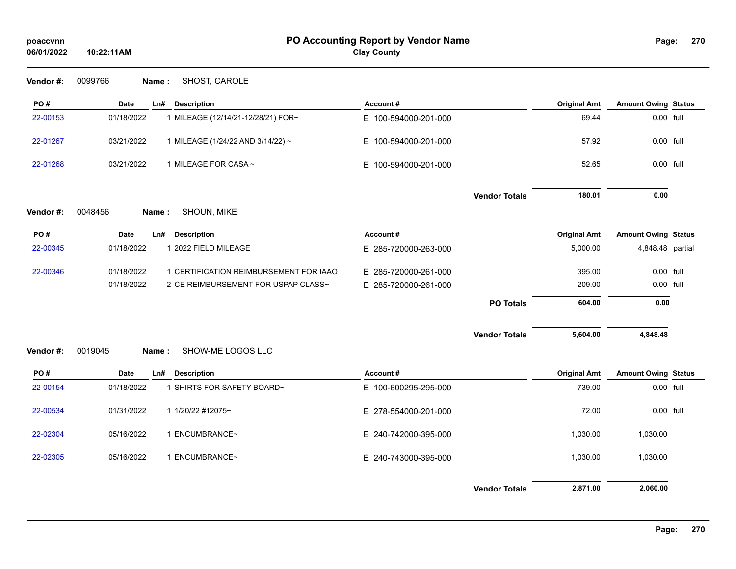# PO Accounting Report by Vendor Name

**Clay County**

poaccvnn
06/01/2022 10:22:11AM

**Vendor #:** 0099766 **Name :** SHOST, CAROLE

| PO # | Date | Ln# | Description | Account # | Original Amt | Amount Owing | Status |
|---|---|---|---|---|---|---|---|
| 22-00153 | 01/18/2022 | 1 | MILEAGE (12/14/21-12/28/21) FOR~ | E 100-594000-201-000 | 69.44 | 0.00 | full |
| 22-01267 | 03/21/2022 | 1 | MILEAGE (1/24/22 AND 3/14/22) ~ | E 100-594000-201-000 | 57.92 | 0.00 | full |
| 22-01268 | 03/21/2022 | 1 | MILEAGE FOR CASA ~ | E 100-594000-201-000 | 52.65 | 0.00 | full |
| | | | | **Vendor Totals** | **180.01** | **0.00** | |

**Vendor #:** 0048456 **Name :** SHOUN, MIKE

| PO # | Date | Ln# | Description | Account # | Original Amt | Amount Owing | Status |
|---|---|---|---|---|---|---|---|
| 22-00345 | 01/18/2022 | 1 | 2022 FIELD MILEAGE | E 285-720000-263-000 | 5,000.00 | 4,848.48 | partial |
| 22-00346 | 01/18/2022 | 1 | CERTIFICATION REIMBURSEMENT FOR IAAO | E 285-720000-261-000 | 395.00 | 0.00 | full |
| | 01/18/2022 | 2 | CE REIMBURSEMENT FOR USPAP CLASS~ | E 285-720000-261-000 | 209.00 | 0.00 | full |
| | | | | **PO Totals** | **604.00** | **0.00** | |
| | | | | **Vendor Totals** | **5,604.00** | **4,848.48** | |

**Vendor #:** 0019045 **Name :** SHOW-ME LOGOS LLC

| PO # | Date | Ln# | Description | Account # | Original Amt | Amount Owing | Status |
|---|---|---|---|---|---|---|---|
| 22-00154 | 01/18/2022 | 1 | SHIRTS FOR SAFETY BOARD~ | E 100-600295-295-000 | 739.00 | 0.00 | full |
| 22-00534 | 01/31/2022 | 1 | 1/20/22 #12075~ | E 278-554000-201-000 | 72.00 | 0.00 | full |
| 22-02304 | 05/16/2022 | 1 | ENCUMBRANCE~ | E 240-742000-395-000 | 1,030.00 | 1,030.00 | |
| 22-02305 | 05/16/2022 | 1 | ENCUMBRANCE~ | E 240-743000-395-000 | 1,030.00 | 1,030.00 | |
| | | | | **Vendor Totals** | **2,871.00** | **2,060.00** | |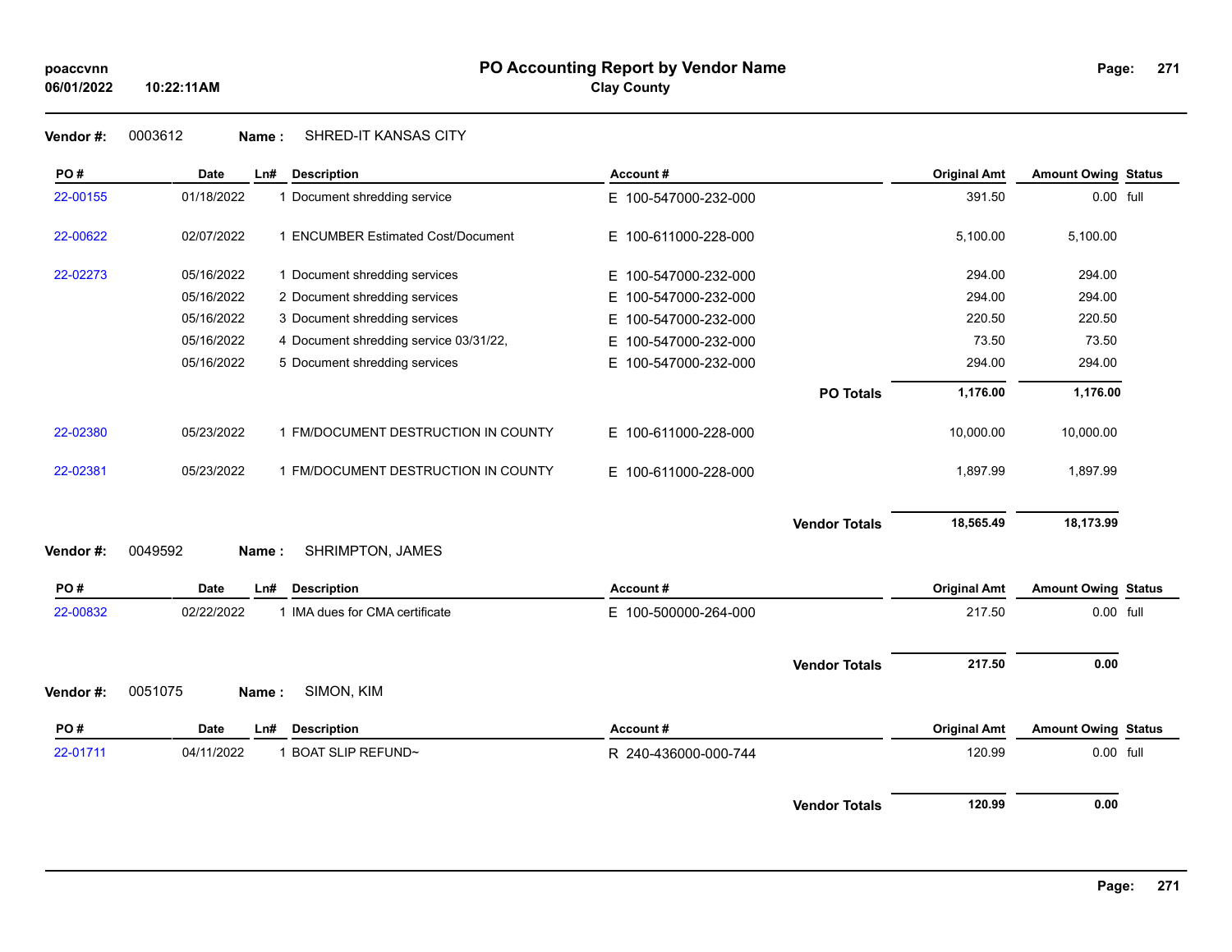# PO Accounting Report by Vendor Name

**Clay County**

poaccvnn
06/01/2022 10:22:11AM

**Vendor #:** 0003612 **Name :** SHRED-IT KANSAS CITY

| PO # | Date | Ln# | Description | Account # | Original Amt | Amount Owing | Status |
|---|---|---|---|---|---|---|---|
| 22-00155 | 01/18/2022 | 1 | Document shredding service | E 100-547000-232-000 | 391.50 | 0.00 | full |
| 22-00622 | 02/07/2022 | 1 | ENCUMBER Estimated Cost/Document | E 100-611000-228-000 | 5,100.00 | 5,100.00 | |
| 22-02273 | 05/16/2022 | 1 | Document shredding services | E 100-547000-232-000 | 294.00 | 294.00 | |
| | 05/16/2022 | 2 | Document shredding services | E 100-547000-232-000 | 294.00 | 294.00 | |
| | 05/16/2022 | 3 | Document shredding services | E 100-547000-232-000 | 220.50 | 220.50 | |
| | 05/16/2022 | 4 | Document shredding service 03/31/22, | E 100-547000-232-000 | 73.50 | 73.50 | |
| | 05/16/2022 | 5 | Document shredding services | E 100-547000-232-000 | 294.00 | 294.00 | |
| | | | | **PO Totals** | **1,176.00** | **1,176.00** | |
| 22-02380 | 05/23/2022 | 1 | FM/DOCUMENT DESTRUCTION IN COUNTY | E 100-611000-228-000 | 10,000.00 | 10,000.00 | |
| 22-02381 | 05/23/2022 | 1 | FM/DOCUMENT DESTRUCTION IN COUNTY | E 100-611000-228-000 | 1,897.99 | 1,897.99 | |
| | | | | **Vendor Totals** | **18,565.49** | **18,173.99** | |

**Vendor #:** 0049592 **Name :** SHRIMPTON, JAMES

| PO # | Date | Ln# | Description | Account # | Original Amt | Amount Owing | Status |
|---|---|---|---|---|---|---|---|
| 22-00832 | 02/22/2022 | 1 | IMA dues for CMA certificate | E 100-500000-264-000 | 217.50 | 0.00 | full |
| | | | | **Vendor Totals** | **217.50** | **0.00** | |

**Vendor #:** 0051075 **Name :** SIMON, KIM

| PO # | Date | Ln# | Description | Account # | Original Amt | Amount Owing | Status |
|---|---|---|---|---|---|---|---|
| 22-01711 | 04/11/2022 | 1 | BOAT SLIP REFUND~ | R 240-436000-000-744 | 120.99 | 0.00 | full |
| | | | | **Vendor Totals** | **120.99** | **0.00** | |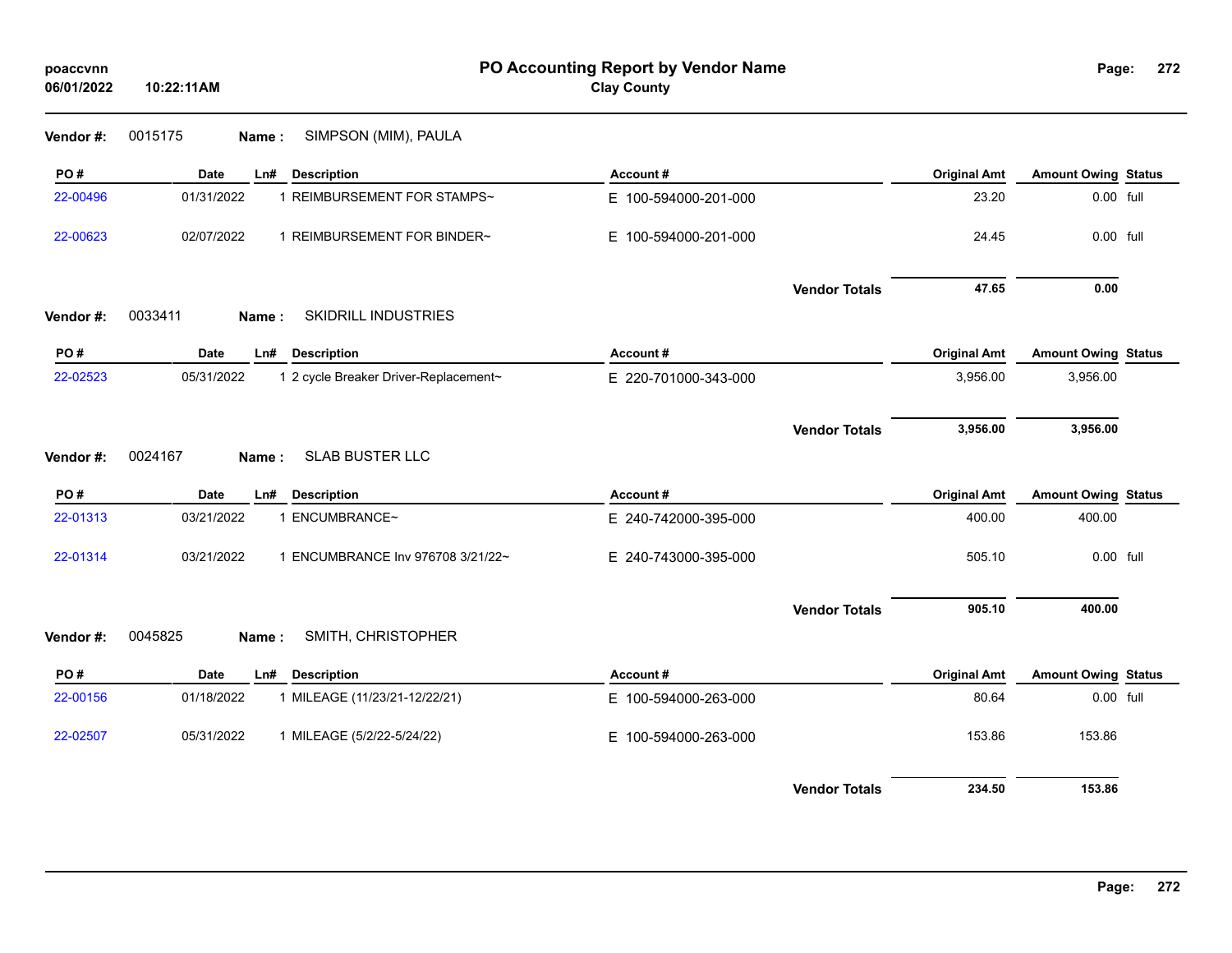# PO Accounting Report by Vendor Name

**Clay County**

poaccvnn
06/01/2022 10:22:11AM

**Vendor #:** 0015175 **Name :** SIMPSON (MIM), PAULA

| PO # | Date | Ln# | Description | Account # | Original Amt | Amount Owing | Status |
|---|---|---|---|---|---|---|---|
| 22-00496 | 01/31/2022 | 1 | REIMBURSEMENT FOR STAMPS~ | E 100-594000-201-000 | 23.20 | 0.00 | full |
| 22-00623 | 02/07/2022 | 1 | REIMBURSEMENT FOR BINDER~ | E 100-594000-201-000 | 24.45 | 0.00 | full |
| | | | | **Vendor Totals** | **47.65** | **0.00** | |

**Vendor #:** 0033411 **Name :** SKIDRILL INDUSTRIES

| PO # | Date | Ln# | Description | Account # | Original Amt | Amount Owing | Status |
|---|---|---|---|---|---|---|---|
| 22-02523 | 05/31/2022 | 1 | 2 cycle Breaker Driver-Replacement~ | E 220-701000-343-000 | 3,956.00 | 3,956.00 | |
| | | | | **Vendor Totals** | **3,956.00** | **3,956.00** | |

**Vendor #:** 0024167 **Name :** SLAB BUSTER LLC

| PO # | Date | Ln# | Description | Account # | Original Amt | Amount Owing | Status |
|---|---|---|---|---|---|---|---|
| 22-01313 | 03/21/2022 | 1 | ENCUMBRANCE~ | E 240-742000-395-000 | 400.00 | 400.00 | |
| 22-01314 | 03/21/2022 | 1 | ENCUMBRANCE Inv 976708 3/21/22~ | E 240-743000-395-000 | 505.10 | 0.00 | full |
| | | | | **Vendor Totals** | **905.10** | **400.00** | |

**Vendor #:** 0045825 **Name :** SMITH, CHRISTOPHER

| PO # | Date | Ln# | Description | Account # | Original Amt | Amount Owing | Status |
|---|---|---|---|---|---|---|---|
| 22-00156 | 01/18/2022 | 1 | MILEAGE (11/23/21-12/22/21) | E 100-594000-263-000 | 80.64 | 0.00 | full |
| 22-02507 | 05/31/2022 | 1 | MILEAGE (5/2/22-5/24/22) | E 100-594000-263-000 | 153.86 | 153.86 | |
| | | | | **Vendor Totals** | **234.50** | **153.86** | |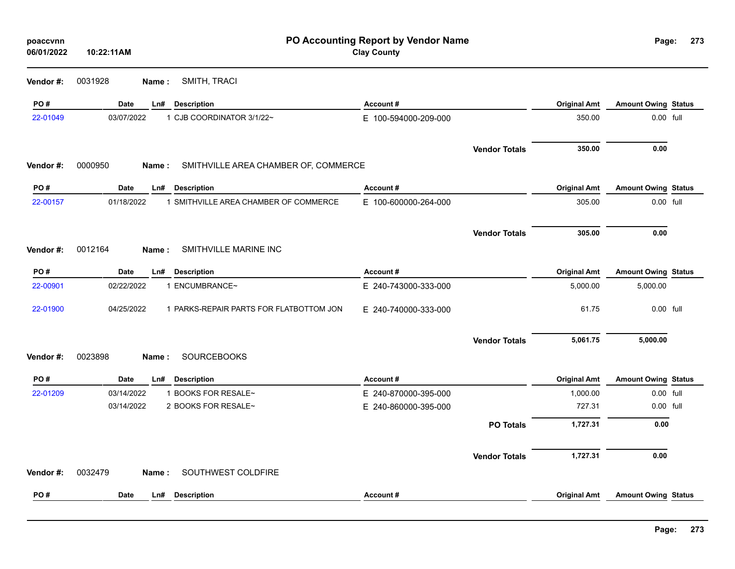# PO Accounting Report by Vendor Name

**Clay County**

poaccvnn
06/01/2022 10:22:11AM

**Vendor #:** 0031928 **Name :** SMITH, TRACI

| PO # | Date | Ln# | Description | Account # | Original Amt | Amount Owing | Status |
|---|---|---|---|---|---|---|---|
| 22-01049 | 03/07/2022 | 1 | CJB COORDINATOR 3/1/22~ | E 100-594000-209-000 | 350.00 | 0.00 | full |
| | | | | **Vendor Totals** | **350.00** | **0.00** | |

**Vendor #:** 0000950 **Name :** SMITHVILLE AREA CHAMBER OF, COMMERCE

| PO # | Date | Ln# | Description | Account # | Original Amt | Amount Owing | Status |
|---|---|---|---|---|---|---|---|
| 22-00157 | 01/18/2022 | 1 | SMITHVILLE AREA CHAMBER OF COMMERCE | E 100-600000-264-000 | 305.00 | 0.00 | full |
| | | | | **Vendor Totals** | **305.00** | **0.00** | |

**Vendor #:** 0012164 **Name :** SMITHVILLE MARINE INC

| PO # | Date | Ln# | Description | Account # | Original Amt | Amount Owing | Status |
|---|---|---|---|---|---|---|---|
| 22-00901 | 02/22/2022 | 1 | ENCUMBRANCE~ | E 240-743000-333-000 | 5,000.00 | 5,000.00 | |
| 22-01900 | 04/25/2022 | 1 | PARKS-REPAIR PARTS FOR FLATBOTTOM JON | E 240-740000-333-000 | 61.75 | 0.00 | full |
| | | | | **Vendor Totals** | **5,061.75** | **5,000.00** | |

**Vendor #:** 0023898 **Name :** SOURCEBOOKS

| PO # | Date | Ln# | Description | Account # | Original Amt | Amount Owing | Status |
|---|---|---|---|---|---|---|---|
| 22-01209 | 03/14/2022 | 1 | BOOKS FOR RESALE~ | E 240-870000-395-000 | 1,000.00 | 0.00 | full |
| | 03/14/2022 | 2 | BOOKS FOR RESALE~ | E 240-860000-395-000 | 727.31 | 0.00 | full |
| | | | | **PO Totals** | **1,727.31** | **0.00** | |
| | | | | **Vendor Totals** | **1,727.31** | **0.00** | |

**Vendor #:** 0032479 **Name :** SOUTHWEST COLDFIRE

| PO # | Date | Ln# | Description | Account # | Original Amt | Amount Owing | Status |
|---|---|---|---|---|---|---|---|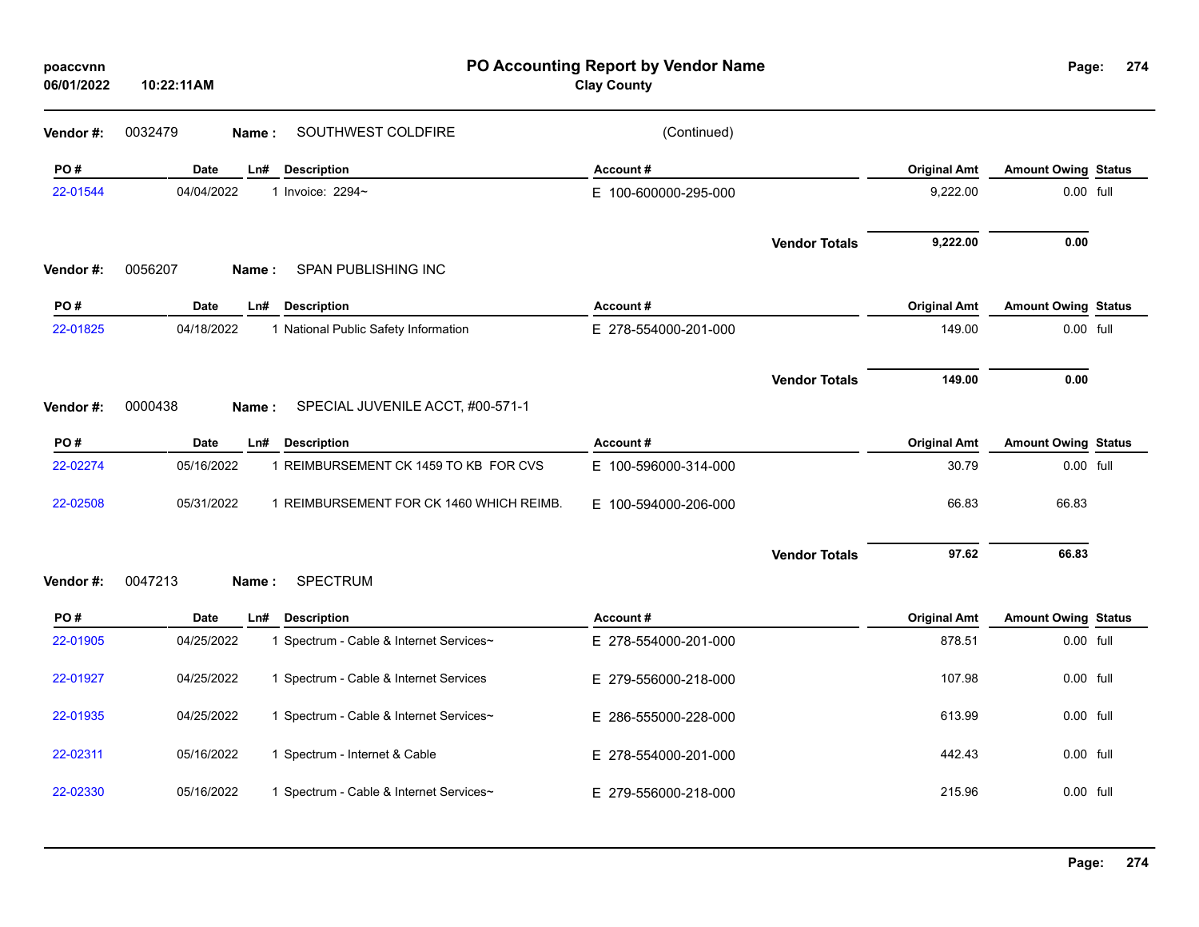# PO Accounting Report by Vendor Name

**Clay County**

poaccvnn
06/01/2022 10:22:11AM

**Vendor #:** 0032479 **Name :** SOUTHWEST COLDFIRE (Continued)

| PO # | Date | Ln# | Description | Account # | Original Amt | Amount Owing | Status |
|---|---|---|---|---|---|---|---|
| 22-01544 | 04/04/2022 | 1 | Invoice: 2294~ | E 100-600000-295-000 | 9,222.00 | 0.00 | full |
| | | | | **Vendor Totals** | **9,222.00** | **0.00** | |

**Vendor #:** 0056207 **Name :** SPAN PUBLISHING INC

| PO # | Date | Ln# | Description | Account # | Original Amt | Amount Owing | Status |
|---|---|---|---|---|---|---|---|
| 22-01825 | 04/18/2022 | 1 | National Public Safety Information | E 278-554000-201-000 | 149.00 | 0.00 | full |
| | | | | **Vendor Totals** | **149.00** | **0.00** | |

**Vendor #:** 0000438 **Name :** SPECIAL JUVENILE ACCT, #00-571-1

| PO # | Date | Ln# | Description | Account # | Original Amt | Amount Owing | Status |
|---|---|---|---|---|---|---|---|
| 22-02274 | 05/16/2022 | 1 | REIMBURSEMENT CK 1459 TO KB FOR CVS | E 100-596000-314-000 | 30.79 | 0.00 | full |
| 22-02508 | 05/31/2022 | 1 | REIMBURSEMENT FOR CK 1460 WHICH REIMB. | E 100-594000-206-000 | 66.83 | 66.83 | |
| | | | | **Vendor Totals** | **97.62** | **66.83** | |

**Vendor #:** 0047213 **Name :** SPECTRUM

| PO # | Date | Ln# | Description | Account # | Original Amt | Amount Owing | Status |
|---|---|---|---|---|---|---|---|
| 22-01905 | 04/25/2022 | 1 | Spectrum - Cable & Internet Services~ | E 278-554000-201-000 | 878.51 | 0.00 | full |
| 22-01927 | 04/25/2022 | 1 | Spectrum - Cable & Internet Services | E 279-556000-218-000 | 107.98 | 0.00 | full |
| 22-01935 | 04/25/2022 | 1 | Spectrum - Cable & Internet Services~ | E 286-555000-228-000 | 613.99 | 0.00 | full |
| 22-02311 | 05/16/2022 | 1 | Spectrum - Internet & Cable | E 278-554000-201-000 | 442.43 | 0.00 | full |
| 22-02330 | 05/16/2022 | 1 | Spectrum - Cable & Internet Services~ | E 279-556000-218-000 | 215.96 | 0.00 | full |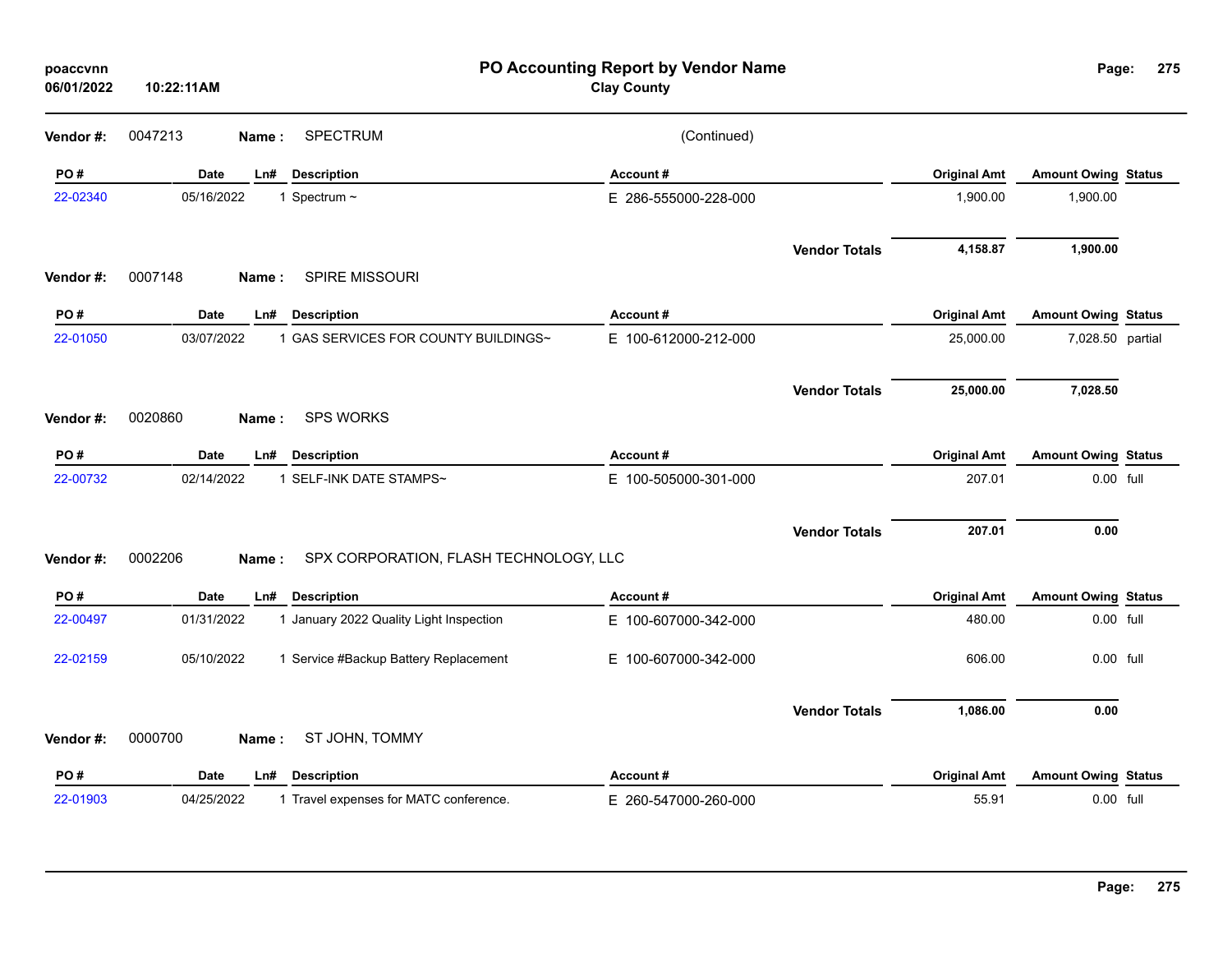# PO Accounting Report by Vendor Name

**Clay County**

poaccvnn
06/01/2022 10:22:11AM

**Vendor #:** 0047213 **Name :** SPECTRUM (Continued)

| PO # | Date | Ln# | Description | Account # | Original Amt | Amount Owing | Status |
|---|---|---|---|---|---|---|---|
| 22-02340 | 05/16/2022 | 1 | Spectrum ~ | E 286-555000-228-000 | 1,900.00 | 1,900.00 | |
| | | | | **Vendor Totals** | **4,158.87** | **1,900.00** | |

**Vendor #:** 0007148 **Name :** SPIRE MISSOURI

| PO # | Date | Ln# | Description | Account # | Original Amt | Amount Owing | Status |
|---|---|---|---|---|---|---|---|
| 22-01050 | 03/07/2022 | 1 | GAS SERVICES FOR COUNTY BUILDINGS~ | E 100-612000-212-000 | 25,000.00 | 7,028.50 | partial |
| | | | | **Vendor Totals** | **25,000.00** | **7,028.50** | |

**Vendor #:** 0020860 **Name :** SPS WORKS

| PO # | Date | Ln# | Description | Account # | Original Amt | Amount Owing | Status |
|---|---|---|---|---|---|---|---|
| 22-00732 | 02/14/2022 | 1 | SELF-INK DATE STAMPS~ | E 100-505000-301-000 | 207.01 | 0.00 | full |
| | | | | **Vendor Totals** | **207.01** | **0.00** | |

**Vendor #:** 0002206 **Name :** SPX CORPORATION, FLASH TECHNOLOGY, LLC

| PO # | Date | Ln# | Description | Account # | Original Amt | Amount Owing | Status |
|---|---|---|---|---|---|---|---|
| 22-00497 | 01/31/2022 | 1 | January 2022 Quality Light Inspection | E 100-607000-342-000 | 480.00 | 0.00 | full |
| 22-02159 | 05/10/2022 | 1 | Service #Backup Battery Replacement | E 100-607000-342-000 | 606.00 | 0.00 | full |
| | | | | **Vendor Totals** | **1,086.00** | **0.00** | |

**Vendor #:** 0000700 **Name :** ST JOHN, TOMMY

| PO # | Date | Ln# | Description | Account # | Original Amt | Amount Owing | Status |
|---|---|---|---|---|---|---|---|
| 22-01903 | 04/25/2022 | 1 | Travel expenses for MATC conference. | E 260-547000-260-000 | 55.91 | 0.00 | full |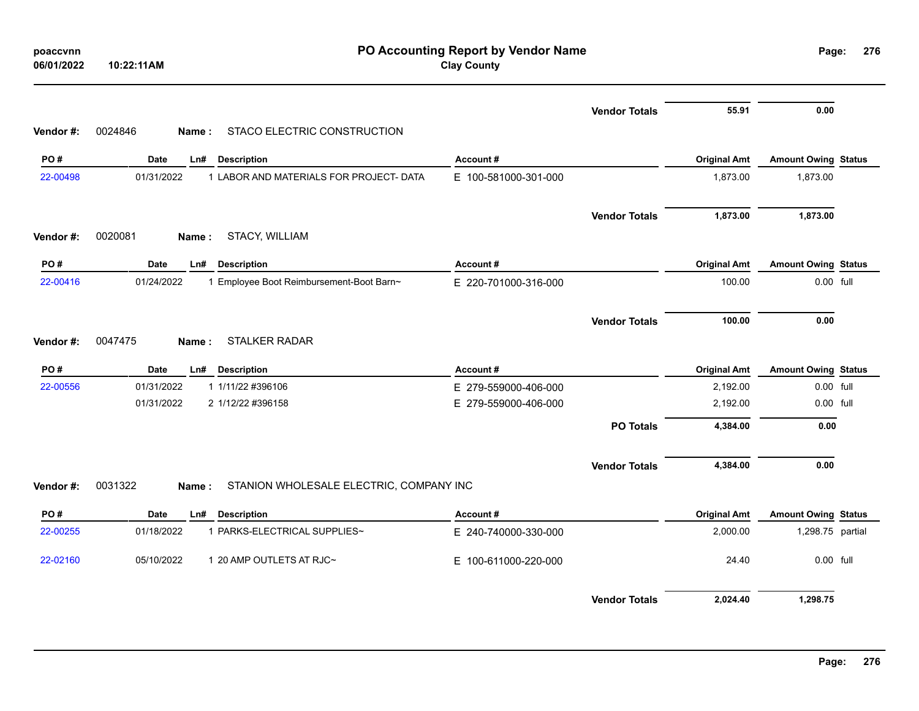| | | | | | Vendor Totals | 55.91 | 0.00 | |
|---|---|---|---|---|---|---|---|---|

**Vendor #:** 0024846 **Name :** STACO ELECTRIC CONSTRUCTION

| PO # | Date | Ln# | Description | Account # | Original Amt | Amount Owing | Status |
|---|---|---|---|---|---|---|---|
| 22-00498 | 01/31/2022 | 1 | LABOR AND MATERIALS FOR PROJECT- DATA | E 100-581000-301-000 | 1,873.00 | 1,873.00 | |
| | | | | Vendor Totals | 1,873.00 | 1,873.00 | |

**Vendor #:** 0020081 **Name :** STACY, WILLIAM

| PO # | Date | Ln# | Description | Account # | Original Amt | Amount Owing | Status |
|---|---|---|---|---|---|---|---|
| 22-00416 | 01/24/2022 | 1 | Employee Boot Reimbursement-Boot Barn~ | E 220-701000-316-000 | 100.00 | 0.00 | full |
| | | | | Vendor Totals | 100.00 | 0.00 | |

**Vendor #:** 0047475 **Name :** STALKER RADAR

| PO # | Date | Ln# | Description | Account # | Original Amt | Amount Owing | Status |
|---|---|---|---|---|---|---|---|
| 22-00556 | 01/31/2022 | 1 | 1/11/22 #396106 | E 279-559000-406-000 | 2,192.00 | 0.00 | full |
| | 01/31/2022 | 2 | 1/12/22 #396158 | E 279-559000-406-000 | 2,192.00 | 0.00 | full |
| | | | | PO Totals | 4,384.00 | 0.00 | |
| | | | | Vendor Totals | 4,384.00 | 0.00 | |

**Vendor #:** 0031322 **Name :** STANION WHOLESALE ELECTRIC, COMPANY INC

| PO # | Date | Ln# | Description | Account # | Original Amt | Amount Owing | Status |
|---|---|---|---|---|---|---|---|
| 22-00255 | 01/18/2022 | 1 | PARKS-ELECTRICAL SUPPLIES~ | E 240-740000-330-000 | 2,000.00 | 1,298.75 | partial |
| 22-02160 | 05/10/2022 | 1 | 20 AMP OUTLETS AT RJC~ | E 100-611000-220-000 | 24.40 | 0.00 | full |
| | | | | Vendor Totals | 2,024.40 | 1,298.75 | |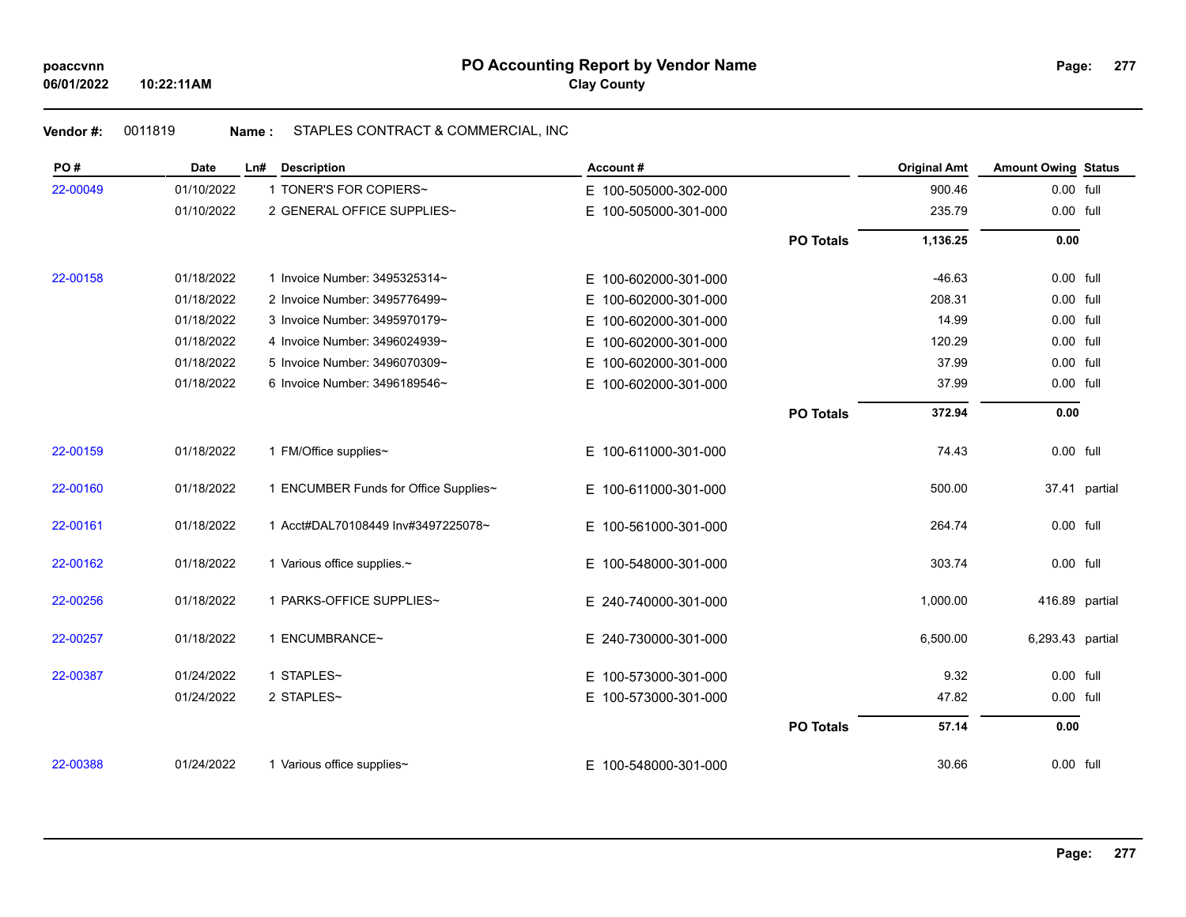# PO Accounting Report by Vendor Name

**Clay County**

**Vendor #:** 0011819 **Name :** STAPLES CONTRACT & COMMERCIAL, INC

| PO # | Date | Ln# | Description | Account # | | Original Amt | Amount Owing | Status |
|---|---|---|---|---|---|---|---|---|
| 22-00049 | 01/10/2022 | 1 | TONER'S FOR COPIERS~ | E 100-505000-302-000 | | 900.46 | 0.00 | full |
| | 01/10/2022 | 2 | GENERAL OFFICE SUPPLIES~ | E 100-505000-301-000 | | 235.79 | 0.00 | full |
| | | | | | **PO Totals** | **1,136.25** | **0.00** | |
| 22-00158 | 01/18/2022 | 1 | Invoice Number: 3495325314~ | E 100-602000-301-000 | | -46.63 | 0.00 | full |
| | 01/18/2022 | 2 | Invoice Number: 3495776499~ | E 100-602000-301-000 | | 208.31 | 0.00 | full |
| | 01/18/2022 | 3 | Invoice Number: 3495970179~ | E 100-602000-301-000 | | 14.99 | 0.00 | full |
| | 01/18/2022 | 4 | Invoice Number: 3496024939~ | E 100-602000-301-000 | | 120.29 | 0.00 | full |
| | 01/18/2022 | 5 | Invoice Number: 3496070309~ | E 100-602000-301-000 | | 37.99 | 0.00 | full |
| | 01/18/2022 | 6 | Invoice Number: 3496189546~ | E 100-602000-301-000 | | 37.99 | 0.00 | full |
| | | | | | **PO Totals** | **372.94** | **0.00** | |
| 22-00159 | 01/18/2022 | 1 | FM/Office supplies~ | E 100-611000-301-000 | | 74.43 | 0.00 | full |
| 22-00160 | 01/18/2022 | 1 | ENCUMBER Funds for Office Supplies~ | E 100-611000-301-000 | | 500.00 | 37.41 | partial |
| 22-00161 | 01/18/2022 | 1 | Acct#DAL70108449 Inv#3497225078~ | E 100-561000-301-000 | | 264.74 | 0.00 | full |
| 22-00162 | 01/18/2022 | 1 | Various office supplies.~ | E 100-548000-301-000 | | 303.74 | 0.00 | full |
| 22-00256 | 01/18/2022 | 1 | PARKS-OFFICE SUPPLIES~ | E 240-740000-301-000 | | 1,000.00 | 416.89 | partial |
| 22-00257 | 01/18/2022 | 1 | ENCUMBRANCE~ | E 240-730000-301-000 | | 6,500.00 | 6,293.43 | partial |
| 22-00387 | 01/24/2022 | 1 | STAPLES~ | E 100-573000-301-000 | | 9.32 | 0.00 | full |
| | 01/24/2022 | 2 | STAPLES~ | E 100-573000-301-000 | | 47.82 | 0.00 | full |
| | | | | | **PO Totals** | **57.14** | **0.00** | |
| 22-00388 | 01/24/2022 | 1 | Various office supplies~ | E 100-548000-301-000 | | 30.66 | 0.00 | full |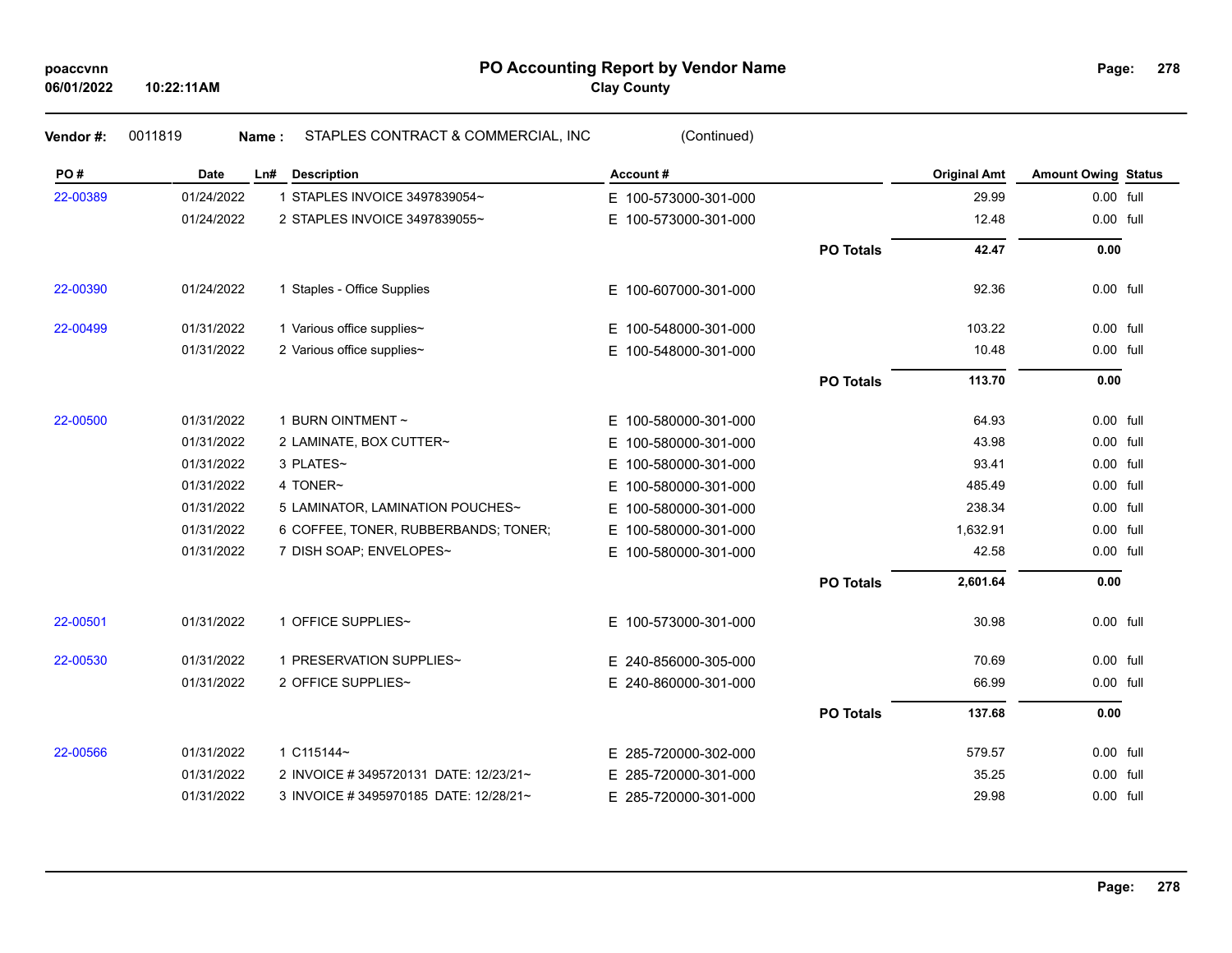# PO Accounting Report by Vendor Name

**Clay County**

poaccvnn
06/01/2022 10:22:11AM

**Vendor #:** 0011819 **Name :** STAPLES CONTRACT & COMMERCIAL, INC (Continued)

| PO # | Date | Ln# | Description | Account # | | Original Amt | Amount Owing | Status |
|---|---|---|---|---|---|---|---|---|
| 22-00389 | 01/24/2022 | 1 | STAPLES INVOICE 3497839054~ | E 100-573000-301-000 | | 29.99 | 0.00 | full |
| | 01/24/2022 | 2 | STAPLES INVOICE 3497839055~ | E 100-573000-301-000 | | 12.48 | 0.00 | full |
| | | | | | **PO Totals** | **42.47** | **0.00** | |
| 22-00390 | 01/24/2022 | 1 | Staples - Office Supplies | E 100-607000-301-000 | | 92.36 | 0.00 | full |
| 22-00499 | 01/31/2022 | 1 | Various office supplies~ | E 100-548000-301-000 | | 103.22 | 0.00 | full |
| | 01/31/2022 | 2 | Various office supplies~ | E 100-548000-301-000 | | 10.48 | 0.00 | full |
| | | | | | **PO Totals** | **113.70** | **0.00** | |
| 22-00500 | 01/31/2022 | 1 | BURN OINTMENT ~ | E 100-580000-301-000 | | 64.93 | 0.00 | full |
| | 01/31/2022 | 2 | LAMINATE, BOX CUTTER~ | E 100-580000-301-000 | | 43.98 | 0.00 | full |
| | 01/31/2022 | 3 | PLATES~ | E 100-580000-301-000 | | 93.41 | 0.00 | full |
| | 01/31/2022 | 4 | TONER~ | E 100-580000-301-000 | | 485.49 | 0.00 | full |
| | 01/31/2022 | 5 | LAMINATOR, LAMINATION POUCHES~ | E 100-580000-301-000 | | 238.34 | 0.00 | full |
| | 01/31/2022 | 6 | COFFEE, TONER, RUBBERBANDS; TONER; | E 100-580000-301-000 | | 1,632.91 | 0.00 | full |
| | 01/31/2022 | 7 | DISH SOAP; ENVELOPES~ | E 100-580000-301-000 | | 42.58 | 0.00 | full |
| | | | | | **PO Totals** | **2,601.64** | **0.00** | |
| 22-00501 | 01/31/2022 | 1 | OFFICE SUPPLIES~ | E 100-573000-301-000 | | 30.98 | 0.00 | full |
| 22-00530 | 01/31/2022 | 1 | PRESERVATION SUPPLIES~ | E 240-856000-305-000 | | 70.69 | 0.00 | full |
| | 01/31/2022 | 2 | OFFICE SUPPLIES~ | E 240-860000-301-000 | | 66.99 | 0.00 | full |
| | | | | | **PO Totals** | **137.68** | **0.00** | |
| 22-00566 | 01/31/2022 | 1 | C115144~ | E 285-720000-302-000 | | 579.57 | 0.00 | full |
| | 01/31/2022 | 2 | INVOICE # 3495720131 DATE: 12/23/21~ | E 285-720000-301-000 | | 35.25 | 0.00 | full |
| | 01/31/2022 | 3 | INVOICE # 3495970185 DATE: 12/28/21~ | E 285-720000-301-000 | | 29.98 | 0.00 | full |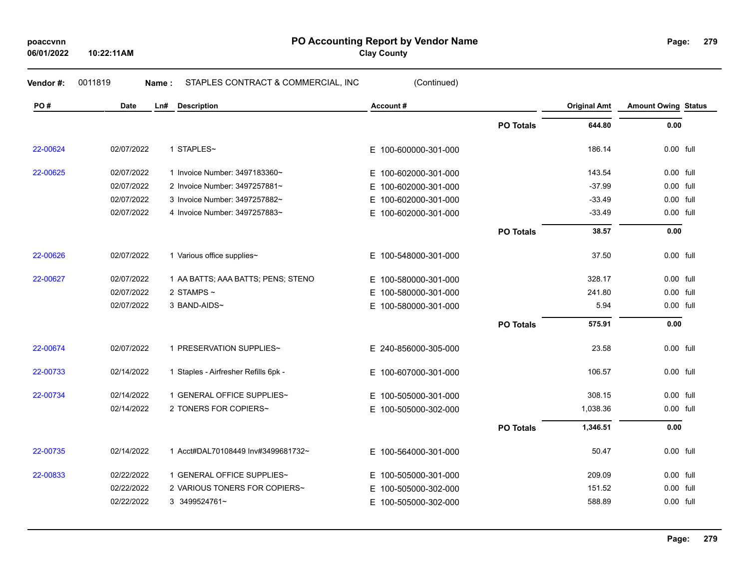# PO Accounting Report by Vendor Name

**Clay County**

poaccvnn
06/01/2022 10:22:11AM

**Vendor #:** 0011819 **Name :** STAPLES CONTRACT & COMMERCIAL, INC (Continued)

| PO # | Date | Ln# | Description | Account # | | Original Amt | Amount Owing | Status |
|---|---|---|---|---|---|---|---|---|
| | | | | | **PO Totals** | **644.80** | **0.00** | |
| 22-00624 | 02/07/2022 | 1 | STAPLES~ | E 100-600000-301-000 | | 186.14 | 0.00 | full |
| 22-00625 | 02/07/2022 | 1 | Invoice Number: 3497183360~ | E 100-602000-301-000 | | 143.54 | 0.00 | full |
| | 02/07/2022 | 2 | Invoice Number: 3497257881~ | E 100-602000-301-000 | | -37.99 | 0.00 | full |
| | 02/07/2022 | 3 | Invoice Number: 3497257882~ | E 100-602000-301-000 | | -33.49 | 0.00 | full |
| | 02/07/2022 | 4 | Invoice Number: 3497257883~ | E 100-602000-301-000 | | -33.49 | 0.00 | full |
| | | | | | **PO Totals** | **38.57** | **0.00** | |
| 22-00626 | 02/07/2022 | 1 | Various office supplies~ | E 100-548000-301-000 | | 37.50 | 0.00 | full |
| 22-00627 | 02/07/2022 | 1 | AA BATTS; AAA BATTS; PENS; STENO | E 100-580000-301-000 | | 328.17 | 0.00 | full |
| | 02/07/2022 | 2 | STAMPS ~ | E 100-580000-301-000 | | 241.80 | 0.00 | full |
| | 02/07/2022 | 3 | BAND-AIDS~ | E 100-580000-301-000 | | 5.94 | 0.00 | full |
| | | | | | **PO Totals** | **575.91** | **0.00** | |
| 22-00674 | 02/07/2022 | 1 | PRESERVATION SUPPLIES~ | E 240-856000-305-000 | | 23.58 | 0.00 | full |
| 22-00733 | 02/14/2022 | 1 | Staples - Airfresher Refills 6pk - | E 100-607000-301-000 | | 106.57 | 0.00 | full |
| 22-00734 | 02/14/2022 | 1 | GENERAL OFFICE SUPPLIES~ | E 100-505000-301-000 | | 308.15 | 0.00 | full |
| | 02/14/2022 | 2 | TONERS FOR COPIERS~ | E 100-505000-302-000 | | 1,038.36 | 0.00 | full |
| | | | | | **PO Totals** | **1,346.51** | **0.00** | |
| 22-00735 | 02/14/2022 | 1 | Acct#DAL70108449 Inv#3499681732~ | E 100-564000-301-000 | | 50.47 | 0.00 | full |
| 22-00833 | 02/22/2022 | 1 | GENERAL OFFICE SUPPLIES~ | E 100-505000-301-000 | | 209.09 | 0.00 | full |
| | 02/22/2022 | 2 | VARIOUS TONERS FOR COPIERS~ | E 100-505000-302-000 | | 151.52 | 0.00 | full |
| | 02/22/2022 | 3 | 3499524761~ | E 100-505000-302-000 | | 588.89 | 0.00 | full |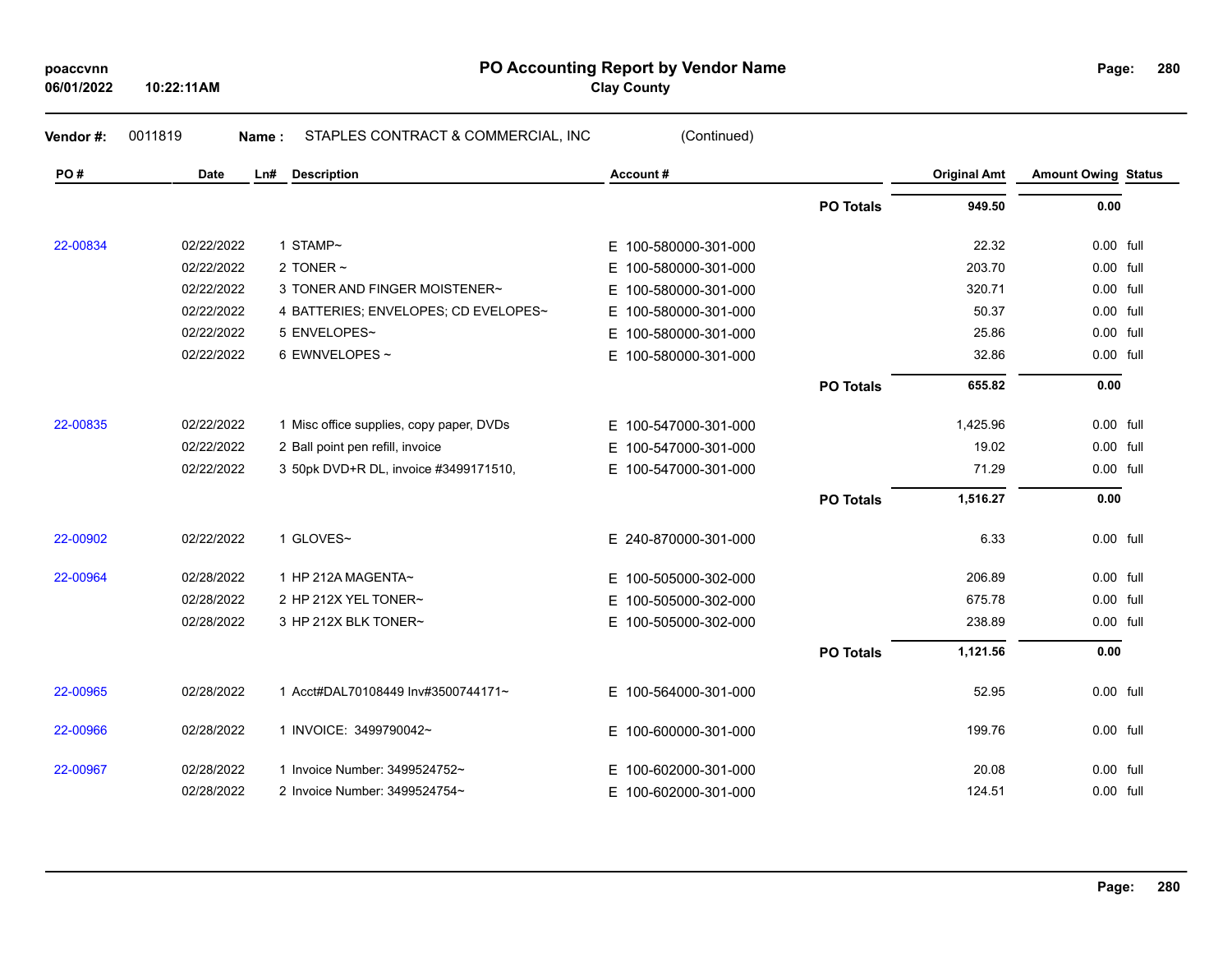**poaccvnn**
**06/01/2022 10:22:11AM**

# PO Accounting Report by Vendor Name

**Clay County**

**Vendor #:** 0011819 **Name :** STAPLES CONTRACT & COMMERCIAL, INC (Continued)

| PO # | Date | Ln# | Description | Account # | | Original Amt | Amount Owing | Status |
|---|---|---|---|---|---|---|---|---|
| | | | | | **PO Totals** | **949.50** | **0.00** | |
| 22-00834 | 02/22/2022 | 1 | STAMP~ | E 100-580000-301-000 | | 22.32 | 0.00 | full |
| | 02/22/2022 | 2 | TONER ~ | E 100-580000-301-000 | | 203.70 | 0.00 | full |
| | 02/22/2022 | 3 | TONER AND FINGER MOISTENER~ | E 100-580000-301-000 | | 320.71 | 0.00 | full |
| | 02/22/2022 | 4 | BATTERIES; ENVELOPES; CD EVELOPES~ | E 100-580000-301-000 | | 50.37 | 0.00 | full |
| | 02/22/2022 | 5 | ENVELOPES~ | E 100-580000-301-000 | | 25.86 | 0.00 | full |
| | 02/22/2022 | 6 | EWNVELOPES ~ | E 100-580000-301-000 | | 32.86 | 0.00 | full |
| | | | | | **PO Totals** | **655.82** | **0.00** | |
| 22-00835 | 02/22/2022 | 1 | Misc office supplies, copy paper, DVDs | E 100-547000-301-000 | | 1,425.96 | 0.00 | full |
| | 02/22/2022 | 2 | Ball point pen refill, invoice | E 100-547000-301-000 | | 19.02 | 0.00 | full |
| | 02/22/2022 | 3 | 50pk DVD+R DL, invoice #3499171510, | E 100-547000-301-000 | | 71.29 | 0.00 | full |
| | | | | | **PO Totals** | **1,516.27** | **0.00** | |
| 22-00902 | 02/22/2022 | 1 | GLOVES~ | E 240-870000-301-000 | | 6.33 | 0.00 | full |
| 22-00964 | 02/28/2022 | 1 | HP 212A MAGENTA~ | E 100-505000-302-000 | | 206.89 | 0.00 | full |
| | 02/28/2022 | 2 | HP 212X YEL TONER~ | E 100-505000-302-000 | | 675.78 | 0.00 | full |
| | 02/28/2022 | 3 | HP 212X BLK TONER~ | E 100-505000-302-000 | | 238.89 | 0.00 | full |
| | | | | | **PO Totals** | **1,121.56** | **0.00** | |
| 22-00965 | 02/28/2022 | 1 | Acct#DAL70108449 Inv#3500744171~ | E 100-564000-301-000 | | 52.95 | 0.00 | full |
| 22-00966 | 02/28/2022 | 1 | INVOICE: 3499790042~ | E 100-600000-301-000 | | 199.76 | 0.00 | full |
| 22-00967 | 02/28/2022 | 1 | Invoice Number: 3499524752~ | E 100-602000-301-000 | | 20.08 | 0.00 | full |
| | 02/28/2022 | 2 | Invoice Number: 3499524754~ | E 100-602000-301-000 | | 124.51 | 0.00 | full |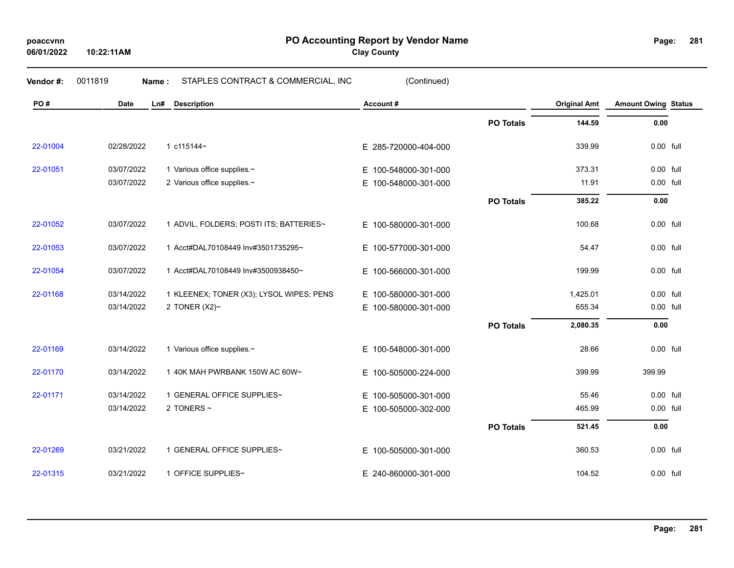# PO Accounting Report by Vendor Name

**Clay County**

poaccvnn 06/01/2022 10:22:11AM

**Vendor #:** 0011819 **Name :** STAPLES CONTRACT & COMMERCIAL, INC (Continued)

| PO # | Date | Ln# | Description | Account # | | Original Amt | Amount Owing | Status |
|---|---|---|---|---|---|---|---|---|
| | | | | | **PO Totals** | **144.59** | **0.00** | |
| 22-01004 | 02/28/2022 | 1 | c115144~ | E 285-720000-404-000 | | 339.99 | 0.00 | full |
| 22-01051 | 03/07/2022 | 1 | Various office supplies.~ | E 100-548000-301-000 | | 373.31 | 0.00 | full |
| | 03/07/2022 | 2 | Various office supplies.~ | E 100-548000-301-000 | | 11.91 | 0.00 | full |
| | | | | | **PO Totals** | **385.22** | **0.00** | |
| 22-01052 | 03/07/2022 | 1 | ADVIL, FOLDERS; POSTI ITS; BATTERIES~ | E 100-580000-301-000 | | 100.68 | 0.00 | full |
| 22-01053 | 03/07/2022 | 1 | Acct#DAL70108449 Inv#3501735295~ | E 100-577000-301-000 | | 54.47 | 0.00 | full |
| 22-01054 | 03/07/2022 | 1 | Acct#DAL70108449 Inv#3500938450~ | E 100-566000-301-000 | | 199.99 | 0.00 | full |
| 22-01168 | 03/14/2022 | 1 | KLEENEX; TONER (X3); LYSOL WIPES; PENS | E 100-580000-301-000 | | 1,425.01 | 0.00 | full |
| | 03/14/2022 | 2 | TONER (X2)~ | E 100-580000-301-000 | | 655.34 | 0.00 | full |
| | | | | | **PO Totals** | **2,080.35** | **0.00** | |
| 22-01169 | 03/14/2022 | 1 | Various office supplies.~ | E 100-548000-301-000 | | 28.66 | 0.00 | full |
| 22-01170 | 03/14/2022 | 1 | 40K MAH PWRBANK 150W AC 60W~ | E 100-505000-224-000 | | 399.99 | 399.99 | |
| 22-01171 | 03/14/2022 | 1 | GENERAL OFFICE SUPPLIES~ | E 100-505000-301-000 | | 55.46 | 0.00 | full |
| | 03/14/2022 | 2 | TONERS ~ | E 100-505000-302-000 | | 465.99 | 0.00 | full |
| | | | | | **PO Totals** | **521.45** | **0.00** | |
| 22-01269 | 03/21/2022 | 1 | GENERAL OFFICE SUPPLIES~ | E 100-505000-301-000 | | 360.53 | 0.00 | full |
| 22-01315 | 03/21/2022 | 1 | OFFICE SUPPLIES~ | E 240-860000-301-000 | | 104.52 | 0.00 | full |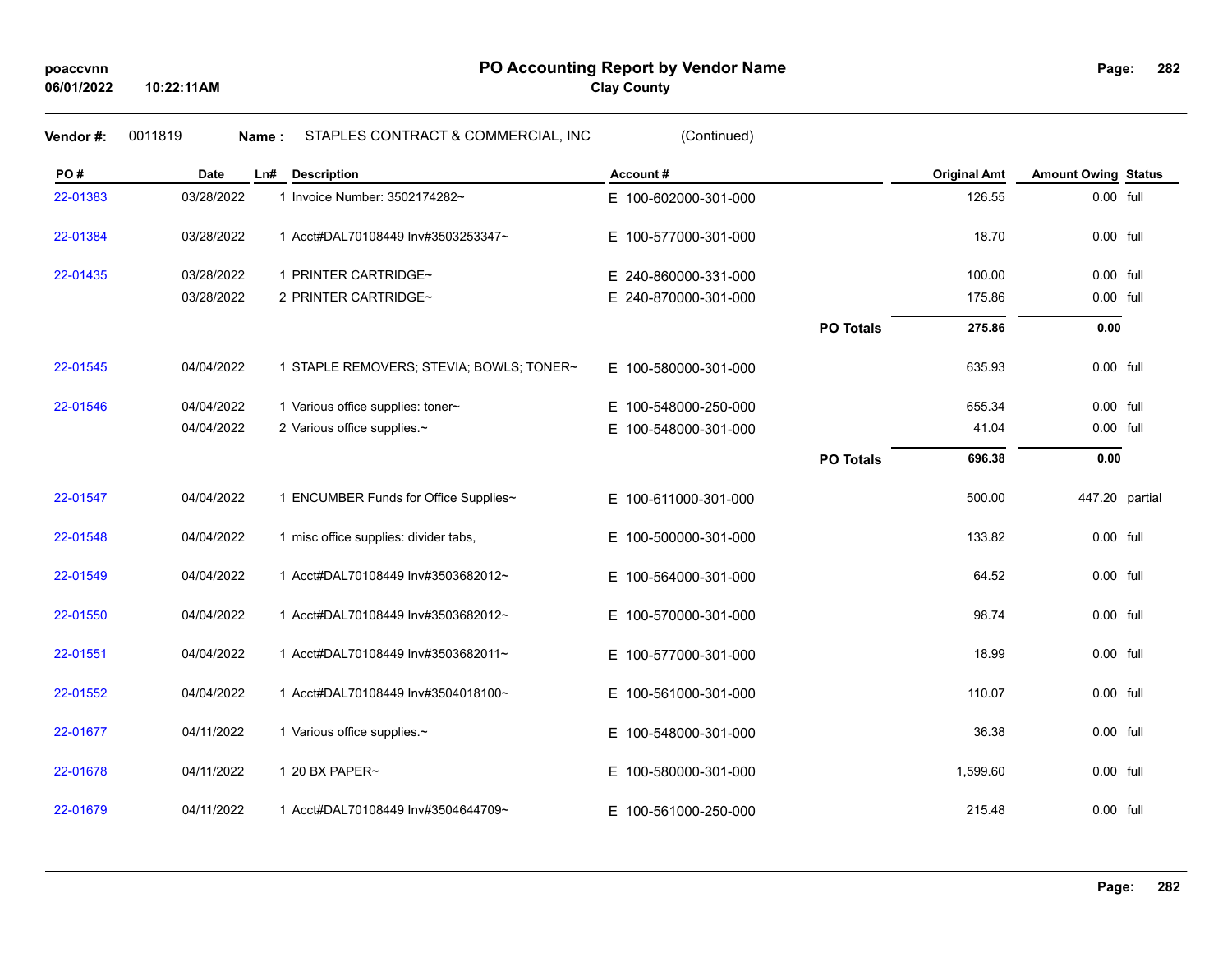# PO Accounting Report by Vendor Name

**Clay County**

poaccvnn
06/01/2022 10:22:11AM

**Vendor #:** 0011819 **Name :** STAPLES CONTRACT & COMMERCIAL, INC (Continued)

| PO # | Date | Ln# | Description | Account # | | Original Amt | Amount Owing | Status |
|---|---|---|---|---|---|---|---|---|
| 22-01383 | 03/28/2022 | 1 | Invoice Number: 3502174282~ | E 100-602000-301-000 | | 126.55 | 0.00 | full |
| 22-01384 | 03/28/2022 | 1 | Acct#DAL70108449 Inv#3503253347~ | E 100-577000-301-000 | | 18.70 | 0.00 | full |
| 22-01435 | 03/28/2022 | 1 | PRINTER CARTRIDGE~ | E 240-860000-331-000 | | 100.00 | 0.00 | full |
| | 03/28/2022 | 2 | PRINTER CARTRIDGE~ | E 240-870000-301-000 | | 175.86 | 0.00 | full |
| | | | | | **PO Totals** | **275.86** | **0.00** | |
| 22-01545 | 04/04/2022 | 1 | STAPLE REMOVERS; STEVIA; BOWLS; TONER~ | E 100-580000-301-000 | | 635.93 | 0.00 | full |
| 22-01546 | 04/04/2022 | 1 | Various office supplies: toner~ | E 100-548000-250-000 | | 655.34 | 0.00 | full |
| | 04/04/2022 | 2 | Various office supplies.~ | E 100-548000-301-000 | | 41.04 | 0.00 | full |
| | | | | | **PO Totals** | **696.38** | **0.00** | |
| 22-01547 | 04/04/2022 | 1 | ENCUMBER Funds for Office Supplies~ | E 100-611000-301-000 | | 500.00 | 447.20 | partial |
| 22-01548 | 04/04/2022 | 1 | misc office supplies: divider tabs, | E 100-500000-301-000 | | 133.82 | 0.00 | full |
| 22-01549 | 04/04/2022 | 1 | Acct#DAL70108449 Inv#3503682012~ | E 100-564000-301-000 | | 64.52 | 0.00 | full |
| 22-01550 | 04/04/2022 | 1 | Acct#DAL70108449 Inv#3503682012~ | E 100-570000-301-000 | | 98.74 | 0.00 | full |
| 22-01551 | 04/04/2022 | 1 | Acct#DAL70108449 Inv#3503682011~ | E 100-577000-301-000 | | 18.99 | 0.00 | full |
| 22-01552 | 04/04/2022 | 1 | Acct#DAL70108449 Inv#3504018100~ | E 100-561000-301-000 | | 110.07 | 0.00 | full |
| 22-01677 | 04/11/2022 | 1 | Various office supplies.~ | E 100-548000-301-000 | | 36.38 | 0.00 | full |
| 22-01678 | 04/11/2022 | 1 | 20 BX PAPER~ | E 100-580000-301-000 | | 1,599.60 | 0.00 | full |
| 22-01679 | 04/11/2022 | 1 | Acct#DAL70108449 Inv#3504644709~ | E 100-561000-250-000 | | 215.48 | 0.00 | full |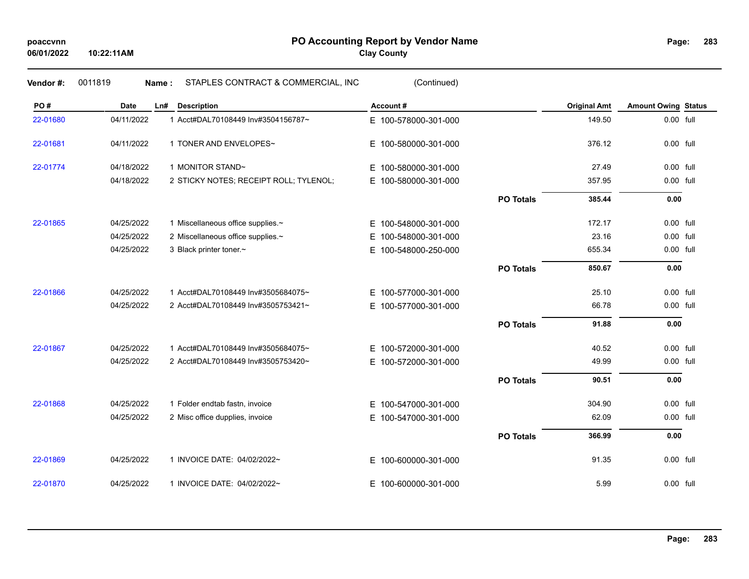# PO Accounting Report by Vendor Name

**Clay County**

**Vendor #:** 0011819 **Name :** STAPLES CONTRACT & COMMERCIAL, INC (Continued)

| PO # | Date | Ln# | Description | Account # | | Original Amt | Amount Owing | Status |
|---|---|---|---|---|---|---|---|---|
| 22-01680 | 04/11/2022 | 1 | Acct#DAL70108449 Inv#3504156787~ | E 100-578000-301-000 | | 149.50 | 0.00 | full |
| 22-01681 | 04/11/2022 | 1 | TONER AND ENVELOPES~ | E 100-580000-301-000 | | 376.12 | 0.00 | full |
| 22-01774 | 04/18/2022 | 1 | MONITOR STAND~ | E 100-580000-301-000 | | 27.49 | 0.00 | full |
| | 04/18/2022 | 2 | STICKY NOTES; RECEIPT ROLL; TYLENOL; | E 100-580000-301-000 | | 357.95 | 0.00 | full |
| | | | | | **PO Totals** | **385.44** | **0.00** | |
| 22-01865 | 04/25/2022 | 1 | Miscellaneous office supplies.~ | E 100-548000-301-000 | | 172.17 | 0.00 | full |
| | 04/25/2022 | 2 | Miscellaneous office supplies.~ | E 100-548000-301-000 | | 23.16 | 0.00 | full |
| | 04/25/2022 | 3 | Black printer toner.~ | E 100-548000-250-000 | | 655.34 | 0.00 | full |
| | | | | | **PO Totals** | **850.67** | **0.00** | |
| 22-01866 | 04/25/2022 | 1 | Acct#DAL70108449 Inv#3505684075~ | E 100-577000-301-000 | | 25.10 | 0.00 | full |
| | 04/25/2022 | 2 | Acct#DAL70108449 Inv#3505753421~ | E 100-577000-301-000 | | 66.78 | 0.00 | full |
| | | | | | **PO Totals** | **91.88** | **0.00** | |
| 22-01867 | 04/25/2022 | 1 | Acct#DAL70108449 Inv#3505684075~ | E 100-572000-301-000 | | 40.52 | 0.00 | full |
| | 04/25/2022 | 2 | Acct#DAL70108449 Inv#3505753420~ | E 100-572000-301-000 | | 49.99 | 0.00 | full |
| | | | | | **PO Totals** | **90.51** | **0.00** | |
| 22-01868 | 04/25/2022 | 1 | Folder endtab fastn, invoice | E 100-547000-301-000 | | 304.90 | 0.00 | full |
| | 04/25/2022 | 2 | Misc office dupplies, invoice | E 100-547000-301-000 | | 62.09 | 0.00 | full |
| | | | | | **PO Totals** | **366.99** | **0.00** | |
| 22-01869 | 04/25/2022 | 1 | INVOICE DATE: 04/02/2022~ | E 100-600000-301-000 | | 91.35 | 0.00 | full |
| 22-01870 | 04/25/2022 | 1 | INVOICE DATE: 04/02/2022~ | E 100-600000-301-000 | | 5.99 | 0.00 | full |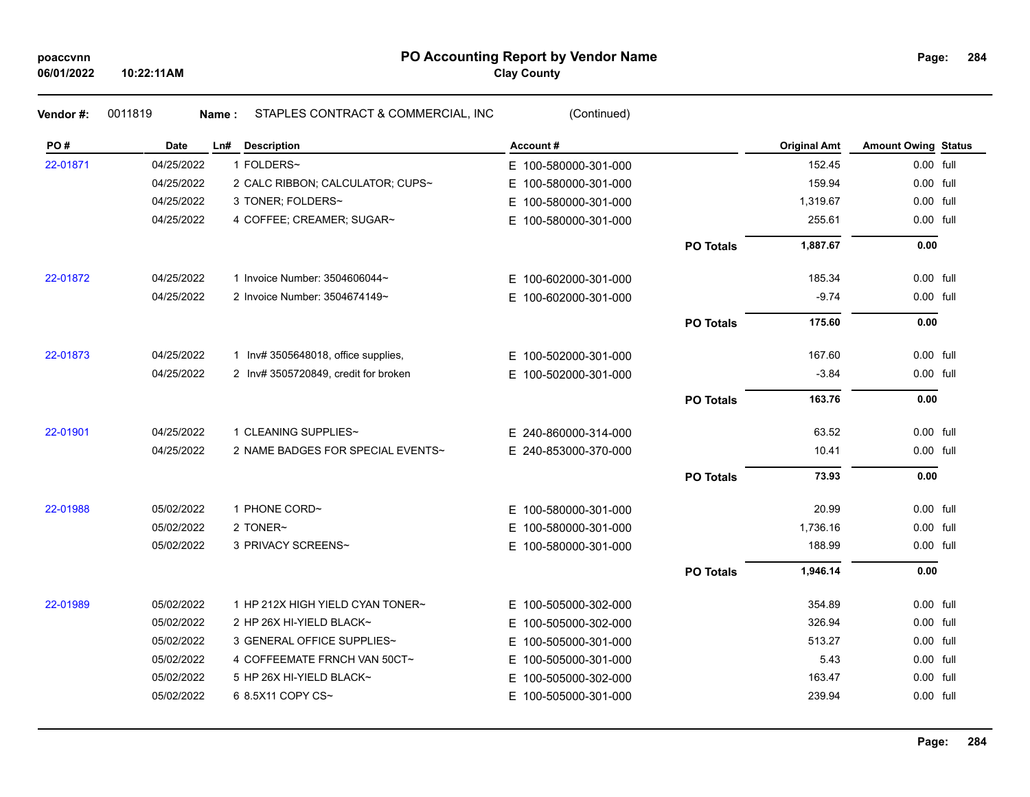# PO Accounting Report by Vendor Name

**Clay County**

**Vendor #:** 0011819 **Name :** STAPLES CONTRACT & COMMERCIAL, INC (Continued)

| PO # | Date | Ln# | Description | Account # | | Original Amt | Amount Owing | Status |
|---|---|---|---|---|---|---|---|---|
| 22-01871 | 04/25/2022 | 1 | FOLDERS~ | E 100-580000-301-000 | | 152.45 | 0.00 | full |
| | 04/25/2022 | 2 | CALC RIBBON; CALCULATOR; CUPS~ | E 100-580000-301-000 | | 159.94 | 0.00 | full |
| | 04/25/2022 | 3 | TONER; FOLDERS~ | E 100-580000-301-000 | | 1,319.67 | 0.00 | full |
| | 04/25/2022 | 4 | COFFEE; CREAMER; SUGAR~ | E 100-580000-301-000 | | 255.61 | 0.00 | full |
| | | | | | **PO Totals** | **1,887.67** | **0.00** | |
| 22-01872 | 04/25/2022 | 1 | Invoice Number: 3504606044~ | E 100-602000-301-000 | | 185.34 | 0.00 | full |
| | 04/25/2022 | 2 | Invoice Number: 3504674149~ | E 100-602000-301-000 | | -9.74 | 0.00 | full |
| | | | | | **PO Totals** | **175.60** | **0.00** | |
| 22-01873 | 04/25/2022 | 1 | Inv# 3505648018, office supplies, | E 100-502000-301-000 | | 167.60 | 0.00 | full |
| | 04/25/2022 | 2 | Inv# 3505720849, credit for broken | E 100-502000-301-000 | | -3.84 | 0.00 | full |
| | | | | | **PO Totals** | **163.76** | **0.00** | |
| 22-01901 | 04/25/2022 | 1 | CLEANING SUPPLIES~ | E 240-860000-314-000 | | 63.52 | 0.00 | full |
| | 04/25/2022 | 2 | NAME BADGES FOR SPECIAL EVENTS~ | E 240-853000-370-000 | | 10.41 | 0.00 | full |
| | | | | | **PO Totals** | **73.93** | **0.00** | |
| 22-01988 | 05/02/2022 | 1 | PHONE CORD~ | E 100-580000-301-000 | | 20.99 | 0.00 | full |
| | 05/02/2022 | 2 | TONER~ | E 100-580000-301-000 | | 1,736.16 | 0.00 | full |
| | 05/02/2022 | 3 | PRIVACY SCREENS~ | E 100-580000-301-000 | | 188.99 | 0.00 | full |
| | | | | | **PO Totals** | **1,946.14** | **0.00** | |
| 22-01989 | 05/02/2022 | 1 | HP 212X HIGH YIELD CYAN TONER~ | E 100-505000-302-000 | | 354.89 | 0.00 | full |
| | 05/02/2022 | 2 | HP 26X HI-YIELD BLACK~ | E 100-505000-302-000 | | 326.94 | 0.00 | full |
| | 05/02/2022 | 3 | GENERAL OFFICE SUPPLIES~ | E 100-505000-301-000 | | 513.27 | 0.00 | full |
| | 05/02/2022 | 4 | COFFEEMATE FRNCH VAN 50CT~ | E 100-505000-301-000 | | 5.43 | 0.00 | full |
| | 05/02/2022 | 5 | HP 26X HI-YIELD BLACK~ | E 100-505000-302-000 | | 163.47 | 0.00 | full |
| | 05/02/2022 | 6 | 8.5X11 COPY CS~ | E 100-505000-301-000 | | 239.94 | 0.00 | full |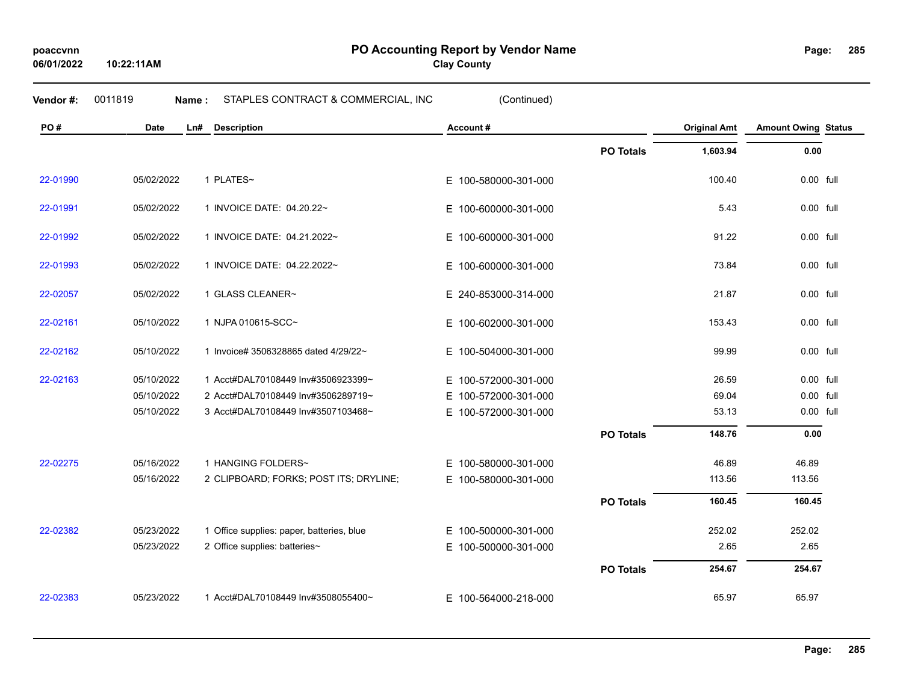# PO Accounting Report by Vendor Name

**Clay County**

poaccvnn
06/01/2022 10:22:11AM

**Vendor #:** 0011819 **Name :** STAPLES CONTRACT & COMMERCIAL, INC (Continued)

| PO # | Date | Ln# | Description | Account # | | Original Amt | Amount Owing | Status |
|---|---|---|---|---|---|---|---|---|
| | | | | | **PO Totals** | **1,603.94** | **0.00** | |
| 22-01990 | 05/02/2022 | 1 | PLATES~ | E 100-580000-301-000 | | 100.40 | 0.00 | full |
| 22-01991 | 05/02/2022 | 1 | INVOICE DATE: 04.20.22~ | E 100-600000-301-000 | | 5.43 | 0.00 | full |
| 22-01992 | 05/02/2022 | 1 | INVOICE DATE: 04.21.2022~ | E 100-600000-301-000 | | 91.22 | 0.00 | full |
| 22-01993 | 05/02/2022 | 1 | INVOICE DATE: 04.22.2022~ | E 100-600000-301-000 | | 73.84 | 0.00 | full |
| 22-02057 | 05/02/2022 | 1 | GLASS CLEANER~ | E 240-853000-314-000 | | 21.87 | 0.00 | full |
| 22-02161 | 05/10/2022 | 1 | NJPA 010615-SCC~ | E 100-602000-301-000 | | 153.43 | 0.00 | full |
| 22-02162 | 05/10/2022 | 1 | Invoice# 3506328865 dated 4/29/22~ | E 100-504000-301-000 | | 99.99 | 0.00 | full |
| 22-02163 | 05/10/2022 | 1 | Acct#DAL70108449 Inv#3506923399~ | E 100-572000-301-000 | | 26.59 | 0.00 | full |
| | 05/10/2022 | 2 | Acct#DAL70108449 Inv#3506289719~ | E 100-572000-301-000 | | 69.04 | 0.00 | full |
| | 05/10/2022 | 3 | Acct#DAL70108449 Inv#3507103468~ | E 100-572000-301-000 | | 53.13 | 0.00 | full |
| | | | | | **PO Totals** | **148.76** | **0.00** | |
| 22-02275 | 05/16/2022 | 1 | HANGING FOLDERS~ | E 100-580000-301-000 | | 46.89 | 46.89 | |
| | 05/16/2022 | 2 | CLIPBOARD; FORKS; POST ITS; DRYLINE; | E 100-580000-301-000 | | 113.56 | 113.56 | |
| | | | | | **PO Totals** | **160.45** | **160.45** | |
| 22-02382 | 05/23/2022 | 1 | Office supplies: paper, batteries, blue | E 100-500000-301-000 | | 252.02 | 252.02 | |
| | 05/23/2022 | 2 | Office supplies: batteries~ | E 100-500000-301-000 | | 2.65 | 2.65 | |
| | | | | | **PO Totals** | **254.67** | **254.67** | |
| 22-02383 | 05/23/2022 | 1 | Acct#DAL70108449 Inv#3508055400~ | E 100-564000-218-000 | | 65.97 | 65.97 | |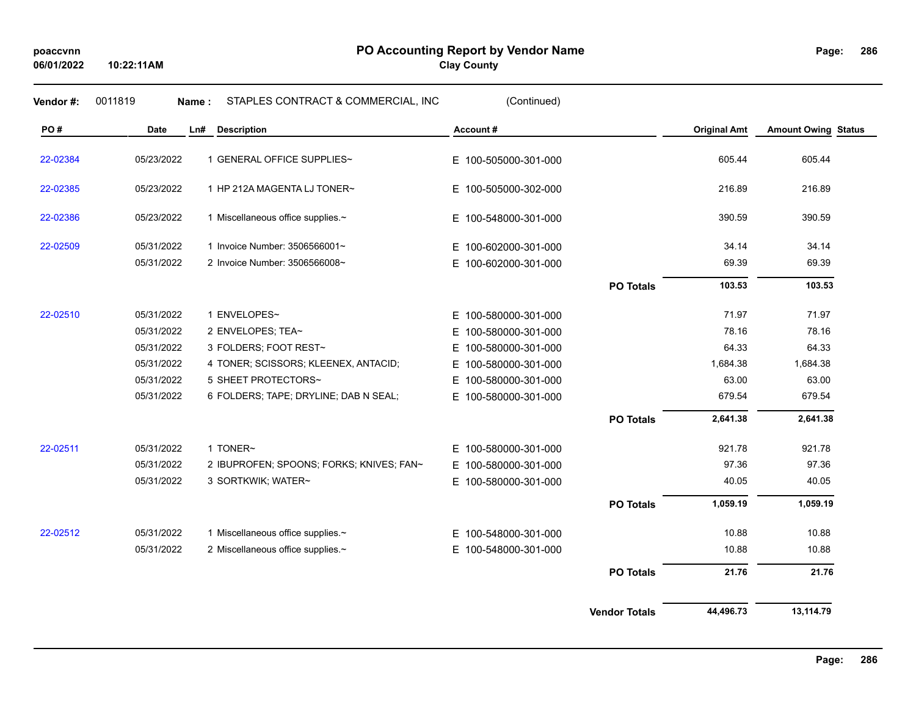# PO Accounting Report by Vendor Name

**Clay County**

poaccvnn
06/01/2022 10:22:11AM

**Vendor #:** 0011819 **Name :** STAPLES CONTRACT & COMMERCIAL, INC (Continued)

| PO # | Date | Ln# | Description | Account # | | Original Amt | Amount Owing | Status |
|---|---|---|---|---|---|---|---|---|
| 22-02384 | 05/23/2022 | 1 | GENERAL OFFICE SUPPLIES~ | E 100-505000-301-000 | | 605.44 | 605.44 | |
| 22-02385 | 05/23/2022 | 1 | HP 212A MAGENTA LJ TONER~ | E 100-505000-302-000 | | 216.89 | 216.89 | |
| 22-02386 | 05/23/2022 | 1 | Miscellaneous office supplies.~ | E 100-548000-301-000 | | 390.59 | 390.59 | |
| 22-02509 | 05/31/2022 | 1 | Invoice Number: 3506566001~ | E 100-602000-301-000 | | 34.14 | 34.14 | |
| | 05/31/2022 | 2 | Invoice Number: 3506566008~ | E 100-602000-301-000 | | 69.39 | 69.39 | |
| | | | | | **PO Totals** | **103.53** | **103.53** | |
| 22-02510 | 05/31/2022 | 1 | ENVELOPES~ | E 100-580000-301-000 | | 71.97 | 71.97 | |
| | 05/31/2022 | 2 | ENVELOPES; TEA~ | E 100-580000-301-000 | | 78.16 | 78.16 | |
| | 05/31/2022 | 3 | FOLDERS; FOOT REST~ | E 100-580000-301-000 | | 64.33 | 64.33 | |
| | 05/31/2022 | 4 | TONER; SCISSORS; KLEENEX, ANTACID; | E 100-580000-301-000 | | 1,684.38 | 1,684.38 | |
| | 05/31/2022 | 5 | SHEET PROTECTORS~ | E 100-580000-301-000 | | 63.00 | 63.00 | |
| | 05/31/2022 | 6 | FOLDERS; TAPE; DRYLINE; DAB N SEAL; | E 100-580000-301-000 | | 679.54 | 679.54 | |
| | | | | | **PO Totals** | **2,641.38** | **2,641.38** | |
| 22-02511 | 05/31/2022 | 1 | TONER~ | E 100-580000-301-000 | | 921.78 | 921.78 | |
| | 05/31/2022 | 2 | IBUPROFEN; SPOONS; FORKS; KNIVES; FAN~ | E 100-580000-301-000 | | 97.36 | 97.36 | |
| | 05/31/2022 | 3 | SORTKWIK; WATER~ | E 100-580000-301-000 | | 40.05 | 40.05 | |
| | | | | | **PO Totals** | **1,059.19** | **1,059.19** | |
| 22-02512 | 05/31/2022 | 1 | Miscellaneous office supplies.~ | E 100-548000-301-000 | | 10.88 | 10.88 | |
| | 05/31/2022 | 2 | Miscellaneous office supplies.~ | E 100-548000-301-000 | | 10.88 | 10.88 | |
| | | | | | **PO Totals** | **21.76** | **21.76** | |
| | | | | | **Vendor Totals** | **44,496.73** | **13,114.79** | |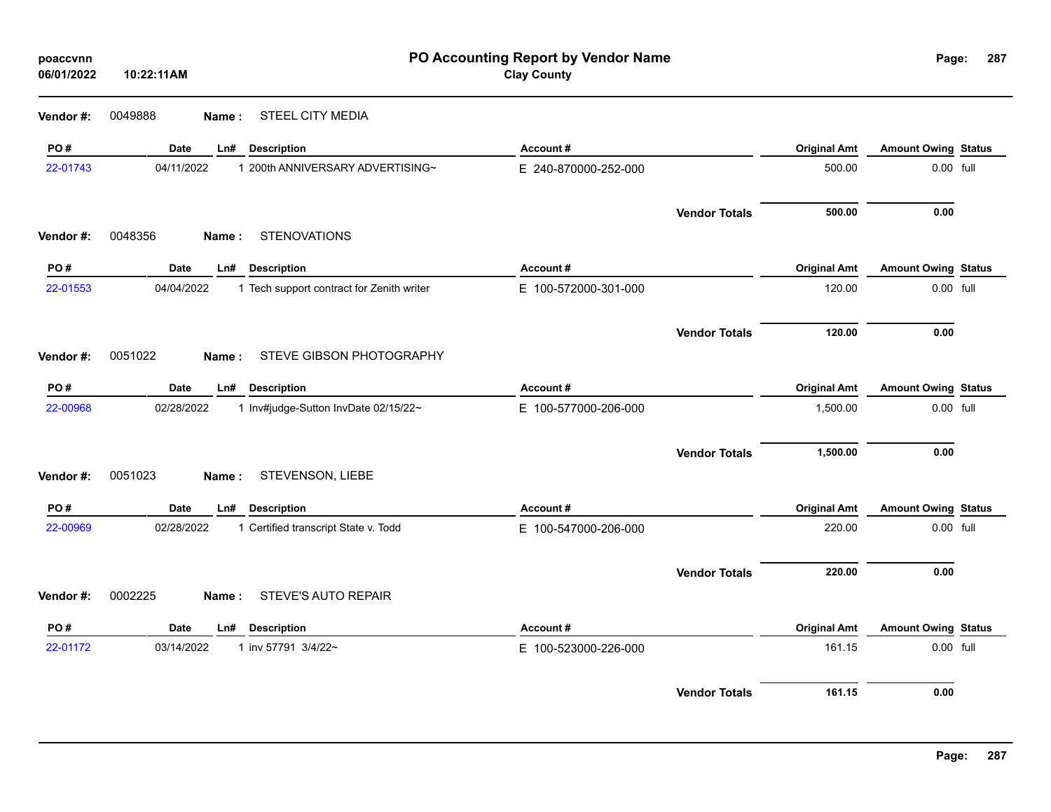# PO Accounting Report by Vendor Name

**Clay County**

poaccvnn
06/01/2022 10:22:11AM

**Vendor #:** 0049888 **Name :** STEEL CITY MEDIA

| PO # | Date | Ln# | Description | Account # | Original Amt | Amount Owing | Status |
|---|---|---|---|---|---|---|---|
| 22-01743 | 04/11/2022 | 1 | 200th ANNIVERSARY ADVERTISING~ | E 240-870000-252-000 | 500.00 | 0.00 | full |
| | | | | **Vendor Totals** | **500.00** | **0.00** | |

**Vendor #:** 0048356 **Name :** STENOVATIONS

| PO # | Date | Ln# | Description | Account # | Original Amt | Amount Owing | Status |
|---|---|---|---|---|---|---|---|
| 22-01553 | 04/04/2022 | 1 | Tech support contract for Zenith writer | E 100-572000-301-000 | 120.00 | 0.00 | full |
| | | | | **Vendor Totals** | **120.00** | **0.00** | |

**Vendor #:** 0051022 **Name :** STEVE GIBSON PHOTOGRAPHY

| PO # | Date | Ln# | Description | Account # | Original Amt | Amount Owing | Status |
|---|---|---|---|---|---|---|---|
| 22-00968 | 02/28/2022 | 1 | Inv#judge-Sutton InvDate 02/15/22~ | E 100-577000-206-000 | 1,500.00 | 0.00 | full |
| | | | | **Vendor Totals** | **1,500.00** | **0.00** | |

**Vendor #:** 0051023 **Name :** STEVENSON, LIEBE

| PO # | Date | Ln# | Description | Account # | Original Amt | Amount Owing | Status |
|---|---|---|---|---|---|---|---|
| 22-00969 | 02/28/2022 | 1 | Certified transcript State v. Todd | E 100-547000-206-000 | 220.00 | 0.00 | full |
| | | | | **Vendor Totals** | **220.00** | **0.00** | |

**Vendor #:** 0002225 **Name :** STEVE'S AUTO REPAIR

| PO # | Date | Ln# | Description | Account # | Original Amt | Amount Owing | Status |
|---|---|---|---|---|---|---|---|
| 22-01172 | 03/14/2022 | 1 | inv 57791 3/4/22~ | E 100-523000-226-000 | 161.15 | 0.00 | full |
| | | | | **Vendor Totals** | **161.15** | **0.00** | |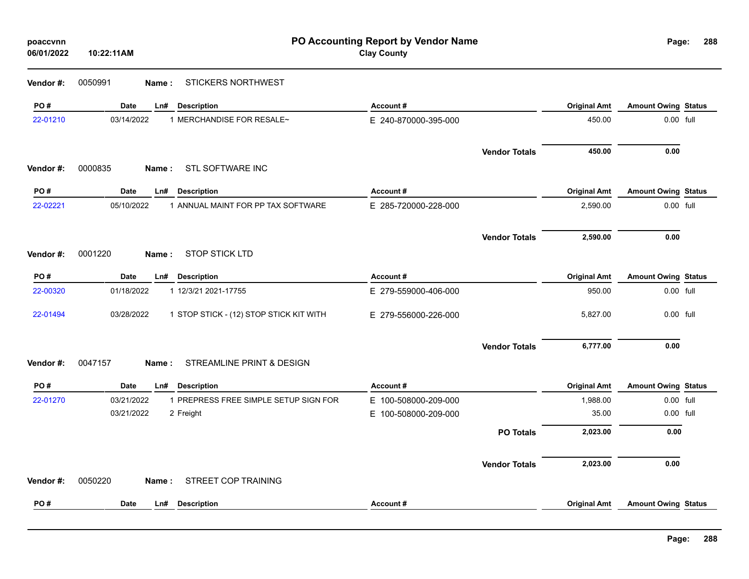# PO Accounting Report by Vendor Name

**Clay County**

poaccvnn
06/01/2022 10:22:11AM

**Vendor #:** 0050991 **Name :** STICKERS NORTHWEST

| PO # | Date | Ln# | Description | Account # | Original Amt | Amount Owing | Status |
|---|---|---|---|---|---|---|---|
| 22-01210 | 03/14/2022 | 1 | MERCHANDISE FOR RESALE~ | E 240-870000-395-000 | 450.00 | 0.00 | full |
| | | | | **Vendor Totals** | **450.00** | **0.00** | |

**Vendor #:** 0000835 **Name :** STL SOFTWARE INC

| PO # | Date | Ln# | Description | Account # | Original Amt | Amount Owing | Status |
|---|---|---|---|---|---|---|---|
| 22-02221 | 05/10/2022 | 1 | ANNUAL MAINT FOR PP TAX SOFTWARE | E 285-720000-228-000 | 2,590.00 | 0.00 | full |
| | | | | **Vendor Totals** | **2,590.00** | **0.00** | |

**Vendor #:** 0001220 **Name :** STOP STICK LTD

| PO # | Date | Ln# | Description | Account # | Original Amt | Amount Owing | Status |
|---|---|---|---|---|---|---|---|
| 22-00320 | 01/18/2022 | 1 | 12/3/21 2021-17755 | E 279-559000-406-000 | 950.00 | 0.00 | full |
| 22-01494 | 03/28/2022 | 1 | STOP STICK - (12) STOP STICK KIT WITH | E 279-556000-226-000 | 5,827.00 | 0.00 | full |
| | | | | **Vendor Totals** | **6,777.00** | **0.00** | |

**Vendor #:** 0047157 **Name :** STREAMLINE PRINT & DESIGN

| PO # | Date | Ln# | Description | Account # | Original Amt | Amount Owing | Status |
|---|---|---|---|---|---|---|---|
| 22-01270 | 03/21/2022 | 1 | PREPRESS FREE SIMPLE SETUP SIGN FOR | E 100-508000-209-000 | 1,988.00 | 0.00 | full |
| | 03/21/2022 | 2 | Freight | E 100-508000-209-000 | 35.00 | 0.00 | full |
| | | | | **PO Totals** | **2,023.00** | **0.00** | |
| | | | | **Vendor Totals** | **2,023.00** | **0.00** | |

**Vendor #:** 0050220 **Name :** STREET COP TRAINING

| PO # | Date | Ln# | Description | Account # | Original Amt | Amount Owing | Status |
|---|---|---|---|---|---|---|---|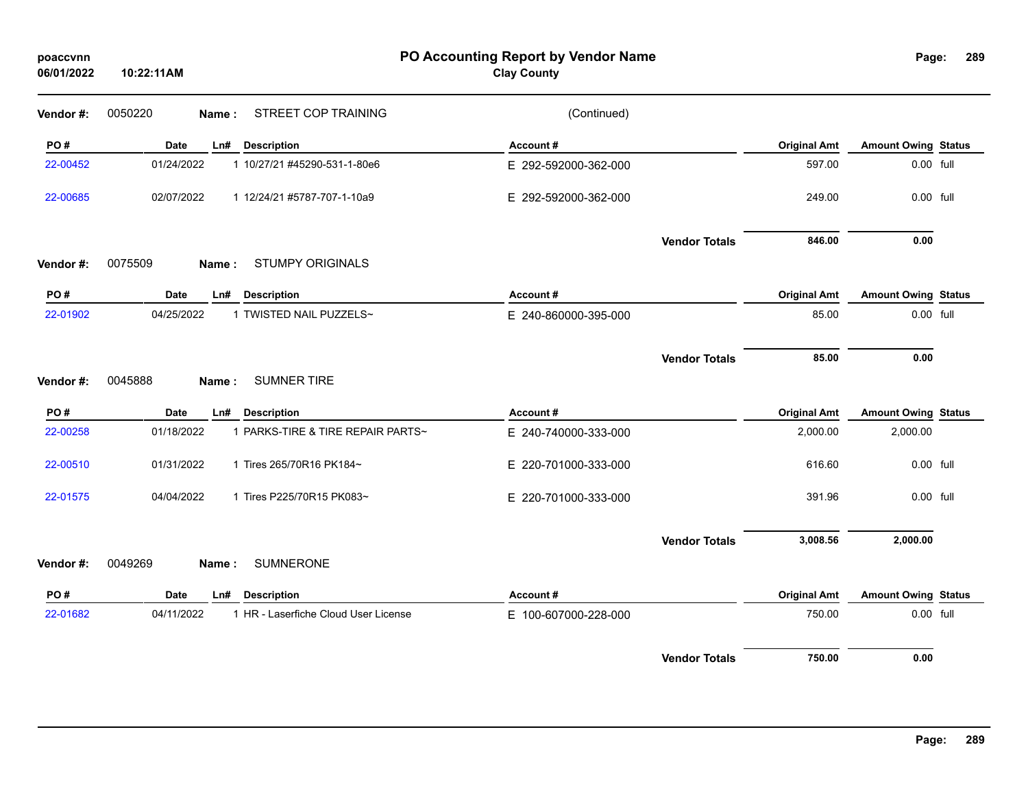# PO Accounting Report by Vendor Name

**Clay County**

poaccvnn
06/01/2022 10:22:11AM

**Vendor #:** 0050220 **Name :** STREET COP TRAINING (Continued)

| PO # | Date | Ln# | Description | Account # | Original Amt | Amount Owing | Status |
|---|---|---|---|---|---|---|---|
| 22-00452 | 01/24/2022 | 1 | 10/27/21 #45290-531-1-80e6 | E 292-592000-362-000 | 597.00 | 0.00 | full |
| 22-00685 | 02/07/2022 | 1 | 12/24/21 #5787-707-1-10a9 | E 292-592000-362-000 | 249.00 | 0.00 | full |
| | | | | **Vendor Totals** | **846.00** | **0.00** | |

**Vendor #:** 0075509 **Name :** STUMPY ORIGINALS

| PO # | Date | Ln# | Description | Account # | Original Amt | Amount Owing | Status |
|---|---|---|---|---|---|---|---|
| 22-01902 | 04/25/2022 | 1 | TWISTED NAIL PUZZELS~ | E 240-860000-395-000 | 85.00 | 0.00 | full |
| | | | | **Vendor Totals** | **85.00** | **0.00** | |

**Vendor #:** 0045888 **Name :** SUMNER TIRE

| PO # | Date | Ln# | Description | Account # | Original Amt | Amount Owing | Status |
|---|---|---|---|---|---|---|---|
| 22-00258 | 01/18/2022 | 1 | PARKS-TIRE & TIRE REPAIR PARTS~ | E 240-740000-333-000 | 2,000.00 | 2,000.00 | |
| 22-00510 | 01/31/2022 | 1 | Tires 265/70R16 PK184~ | E 220-701000-333-000 | 616.60 | 0.00 | full |
| 22-01575 | 04/04/2022 | 1 | Tires P225/70R15 PK083~ | E 220-701000-333-000 | 391.96 | 0.00 | full |
| | | | | **Vendor Totals** | **3,008.56** | **2,000.00** | |

**Vendor #:** 0049269 **Name :** SUMNERONE

| PO # | Date | Ln# | Description | Account # | Original Amt | Amount Owing | Status |
|---|---|---|---|---|---|---|---|
| 22-01682 | 04/11/2022 | 1 | HR - Laserfiche Cloud User License | E 100-607000-228-000 | 750.00 | 0.00 | full |
| | | | | **Vendor Totals** | **750.00** | **0.00** | |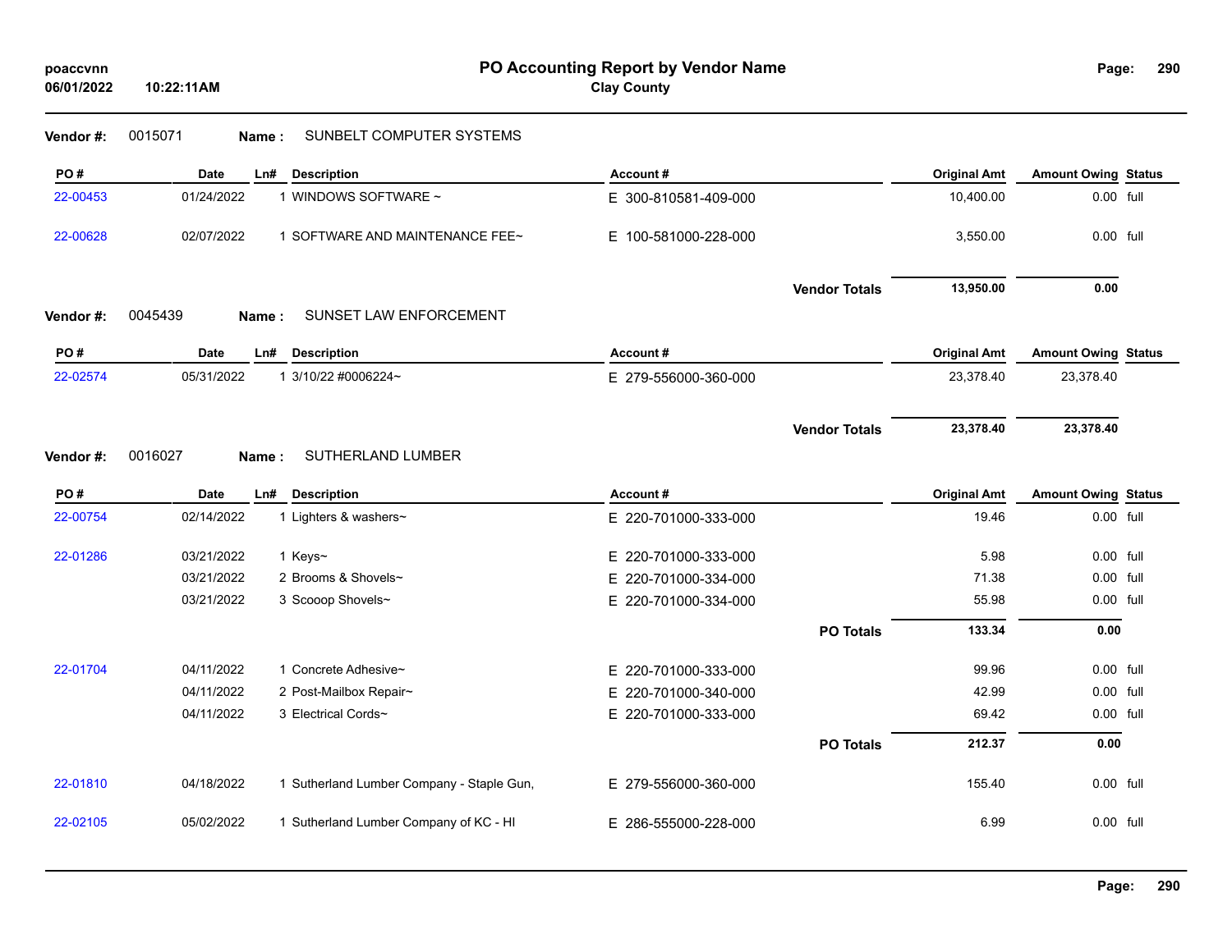# PO Accounting Report by Vendor Name

**Clay County**

poaccvnn
06/01/2022 10:22:11AM

**Vendor #:** 0015071 **Name :** SUNBELT COMPUTER SYSTEMS

| PO # | Date | Ln# | Description | Account # | Original Amt | Amount Owing | Status |
|---|---|---|---|---|---|---|---|
| 22-00453 | 01/24/2022 | 1 | WINDOWS SOFTWARE ~ | E 300-810581-409-000 | 10,400.00 | 0.00 | full |
| 22-00628 | 02/07/2022 | 1 | SOFTWARE AND MAINTENANCE FEE~ | E 100-581000-228-000 | 3,550.00 | 0.00 | full |
| | | | | **Vendor Totals** | **13,950.00** | **0.00** | |

**Vendor #:** 0045439 **Name :** SUNSET LAW ENFORCEMENT

| PO # | Date | Ln# | Description | Account # | Original Amt | Amount Owing | Status |
|---|---|---|---|---|---|---|---|
| 22-02574 | 05/31/2022 | 1 | 3/10/22 #0006224~ | E 279-556000-360-000 | 23,378.40 | 23,378.40 | |
| | | | | **Vendor Totals** | **23,378.40** | **23,378.40** | |

**Vendor #:** 0016027 **Name :** SUTHERLAND LUMBER

| PO # | Date | Ln# | Description | Account # | Original Amt | Amount Owing | Status |
|---|---|---|---|---|---|---|---|
| 22-00754 | 02/14/2022 | 1 | Lighters & washers~ | E 220-701000-333-000 | 19.46 | 0.00 | full |
| 22-01286 | 03/21/2022 | 1 | Keys~ | E 220-701000-333-000 | 5.98 | 0.00 | full |
| | 03/21/2022 | 2 | Brooms & Shovels~ | E 220-701000-334-000 | 71.38 | 0.00 | full |
| | 03/21/2022 | 3 | Scooop Shovels~ | E 220-701000-334-000 | 55.98 | 0.00 | full |
| | | | | **PO Totals** | **133.34** | **0.00** | |
| 22-01704 | 04/11/2022 | 1 | Concrete Adhesive~ | E 220-701000-333-000 | 99.96 | 0.00 | full |
| | 04/11/2022 | 2 | Post-Mailbox Repair~ | E 220-701000-340-000 | 42.99 | 0.00 | full |
| | 04/11/2022 | 3 | Electrical Cords~ | E 220-701000-333-000 | 69.42 | 0.00 | full |
| | | | | **PO Totals** | **212.37** | **0.00** | |
| 22-01810 | 04/18/2022 | 1 | Sutherland Lumber Company - Staple Gun, | E 279-556000-360-000 | 155.40 | 0.00 | full |
| 22-02105 | 05/02/2022 | 1 | Sutherland Lumber Company of KC - HI | E 286-555000-228-000 | 6.99 | 0.00 | full |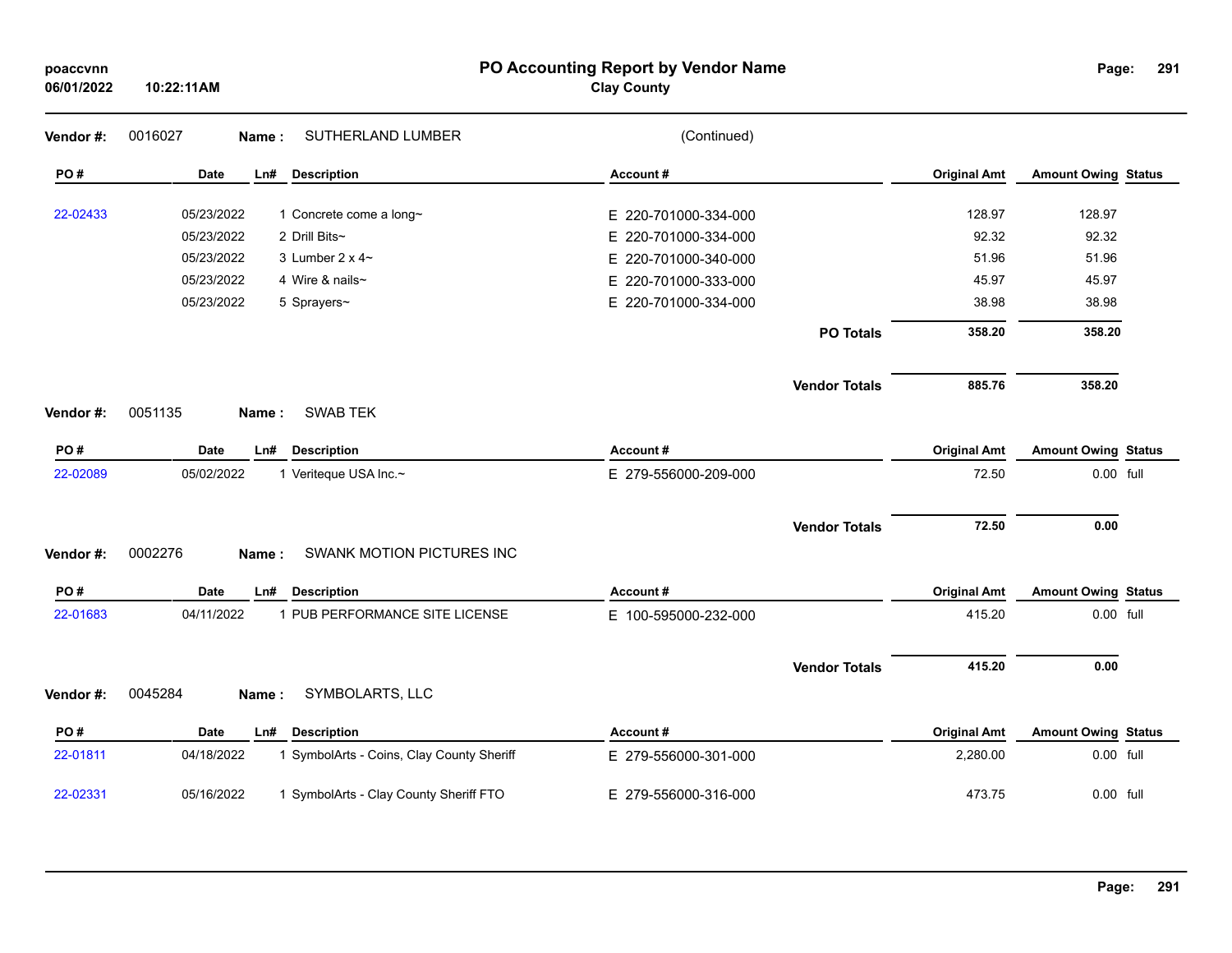# PO Accounting Report by Vendor Name

**Clay County**

poaccvnn
06/01/2022 10:22:11AM

**Vendor #:** 0016027 **Name :** SUTHERLAND LUMBER (Continued)

| PO # | Date | Ln# | Description | Account # | Original Amt | Amount Owing | Status |
|---|---|---|---|---|---|---|---|
| 22-02433 | 05/23/2022 | 1 | Concrete come a long~ | E 220-701000-334-000 | 128.97 | 128.97 | |
| | 05/23/2022 | 2 | Drill Bits~ | E 220-701000-334-000 | 92.32 | 92.32 | |
| | 05/23/2022 | 3 | Lumber 2 x 4~ | E 220-701000-340-000 | 51.96 | 51.96 | |
| | 05/23/2022 | 4 | Wire & nails~ | E 220-701000-333-000 | 45.97 | 45.97 | |
| | 05/23/2022 | 5 | Sprayers~ | E 220-701000-334-000 | 38.98 | 38.98 | |
| | | | | **PO Totals** | **358.20** | **358.20** | |
| | | | | **Vendor Totals** | **885.76** | **358.20** | |

**Vendor #:** 0051135 **Name :** SWAB TEK

| PO # | Date | Ln# | Description | Account # | Original Amt | Amount Owing | Status |
|---|---|---|---|---|---|---|---|
| 22-02089 | 05/02/2022 | 1 | Veriteque USA Inc.~ | E 279-556000-209-000 | 72.50 | 0.00 | full |
| | | | | **Vendor Totals** | **72.50** | **0.00** | |

**Vendor #:** 0002276 **Name :** SWANK MOTION PICTURES INC

| PO # | Date | Ln# | Description | Account # | Original Amt | Amount Owing | Status |
|---|---|---|---|---|---|---|---|
| 22-01683 | 04/11/2022 | 1 | PUB PERFORMANCE SITE LICENSE | E 100-595000-232-000 | 415.20 | 0.00 | full |
| | | | | **Vendor Totals** | **415.20** | **0.00** | |

**Vendor #:** 0045284 **Name :** SYMBOLARTS, LLC

| PO # | Date | Ln# | Description | Account # | Original Amt | Amount Owing | Status |
|---|---|---|---|---|---|---|---|
| 22-01811 | 04/18/2022 | 1 | SymbolArts - Coins, Clay County Sheriff | E 279-556000-301-000 | 2,280.00 | 0.00 | full |
| 22-02331 | 05/16/2022 | 1 | SymbolArts - Clay County Sheriff FTO | E 279-556000-316-000 | 473.75 | 0.00 | full |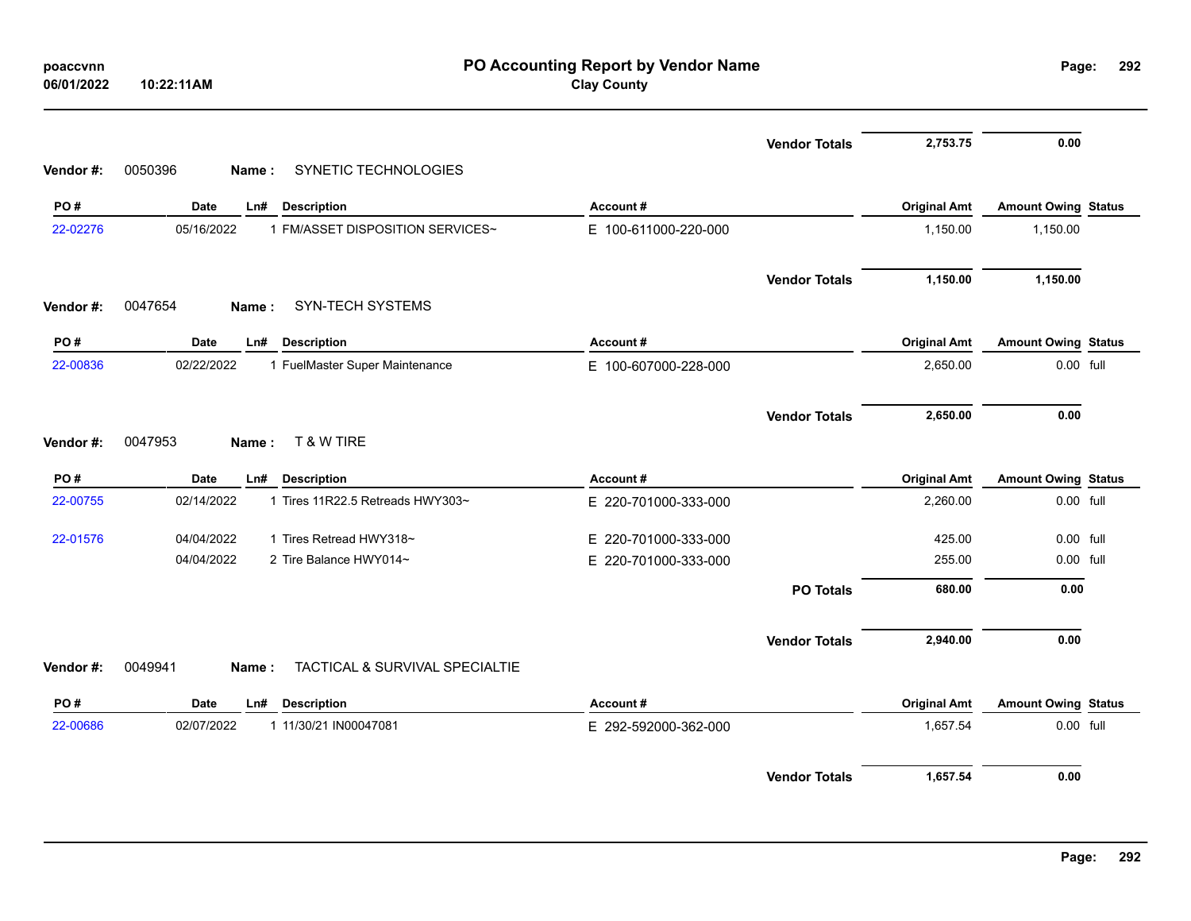# PO Accounting Report by Vendor Name

**Clay County**

poaccvnn
06/01/2022 10:22:11AM

| | | | | | Vendor Totals | 2,753.75 | 0.00 | |
|---|---|---|---|---|---|---|---|---|

**Vendor #:** 0050396 **Name :** SYNETIC TECHNOLOGIES

| PO # | Date | Ln# | Description | Account # | Original Amt | Amount Owing | Status |
|---|---|---|---|---|---|---|---|
| 22-02276 | 05/16/2022 | 1 | FM/ASSET DISPOSITION SERVICES~ | E 100-611000-220-000 | 1,150.00 | 1,150.00 | |
| | | | | Vendor Totals | 1,150.00 | 1,150.00 | |

**Vendor #:** 0047654 **Name :** SYN-TECH SYSTEMS

| PO # | Date | Ln# | Description | Account # | Original Amt | Amount Owing | Status |
|---|---|---|---|---|---|---|---|
| 22-00836 | 02/22/2022 | 1 | FuelMaster Super Maintenance | E 100-607000-228-000 | 2,650.00 | 0.00 | full |
| | | | | Vendor Totals | 2,650.00 | 0.00 | |

**Vendor #:** 0047953 **Name :** T & W TIRE

| PO # | Date | Ln# | Description | Account # | Original Amt | Amount Owing | Status |
|---|---|---|---|---|---|---|---|
| 22-00755 | 02/14/2022 | 1 | Tires 11R22.5 Retreads HWY303~ | E 220-701000-333-000 | 2,260.00 | 0.00 | full |
| 22-01576 | 04/04/2022 | 1 | Tires Retread HWY318~ | E 220-701000-333-000 | 425.00 | 0.00 | full |
| | 04/04/2022 | 2 | Tire Balance HWY014~ | E 220-701000-333-000 | 255.00 | 0.00 | full |
| | | | | PO Totals | 680.00 | 0.00 | |
| | | | | Vendor Totals | 2,940.00 | 0.00 | |

**Vendor #:** 0049941 **Name :** TACTICAL & SURVIVAL SPECIALTIE

| PO # | Date | Ln# | Description | Account # | Original Amt | Amount Owing | Status |
|---|---|---|---|---|---|---|---|
| 22-00686 | 02/07/2022 | 1 | 11/30/21 IN00047081 | E 292-592000-362-000 | 1,657.54 | 0.00 | full |
| | | | | Vendor Totals | 1,657.54 | 0.00 | |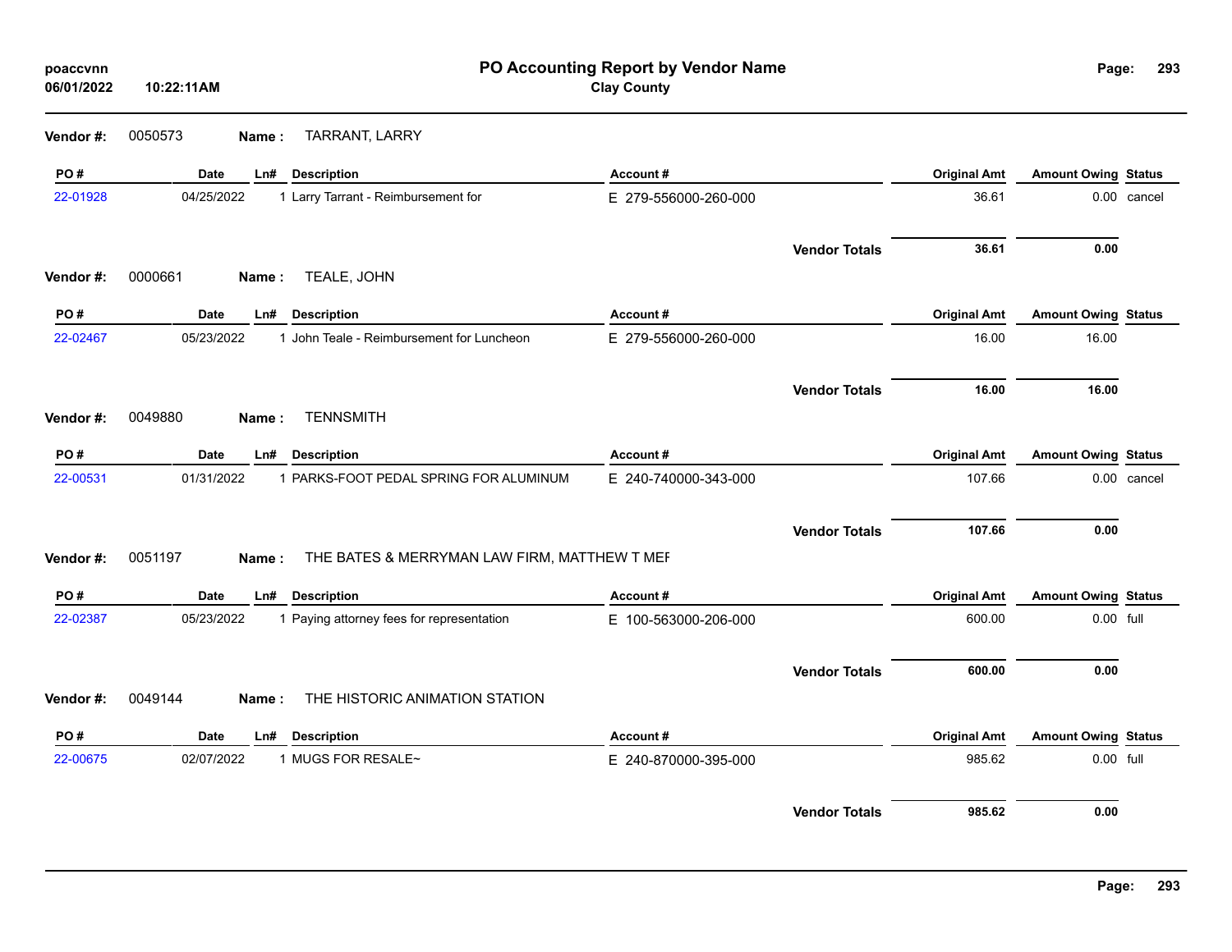# PO Accounting Report by Vendor Name

**Clay County**

poaccvnn
06/01/2022 10:22:11AM

**Vendor #:** 0050573 **Name :** TARRANT, LARRY

| PO # | Date | Ln# | Description | Account # | Original Amt | Amount Owing | Status |
|---|---|---|---|---|---|---|---|
| 22-01928 | 04/25/2022 | 1 | Larry Tarrant - Reimbursement for | E 279-556000-260-000 | 36.61 | 0.00 | cancel |
| | | | | **Vendor Totals** | **36.61** | **0.00** | |

**Vendor #:** 0000661 **Name :** TEALE, JOHN

| PO # | Date | Ln# | Description | Account # | Original Amt | Amount Owing | Status |
|---|---|---|---|---|---|---|---|
| 22-02467 | 05/23/2022 | 1 | John Teale - Reimbursement for Luncheon | E 279-556000-260-000 | 16.00 | 16.00 | |
| | | | | **Vendor Totals** | **16.00** | **16.00** | |

**Vendor #:** 0049880 **Name :** TENNSMITH

| PO # | Date | Ln# | Description | Account # | Original Amt | Amount Owing | Status |
|---|---|---|---|---|---|---|---|
| 22-00531 | 01/31/2022 | 1 | PARKS-FOOT PEDAL SPRING FOR ALUMINUM | E 240-740000-343-000 | 107.66 | 0.00 | cancel |
| | | | | **Vendor Totals** | **107.66** | **0.00** | |

**Vendor #:** 0051197 **Name :** THE BATES & MERRYMAN LAW FIRM, MATTHEW T MEF

| PO # | Date | Ln# | Description | Account # | Original Amt | Amount Owing | Status |
|---|---|---|---|---|---|---|---|
| 22-02387 | 05/23/2022 | 1 | Paying attorney fees for representation | E 100-563000-206-000 | 600.00 | 0.00 | full |
| | | | | **Vendor Totals** | **600.00** | **0.00** | |

**Vendor #:** 0049144 **Name :** THE HISTORIC ANIMATION STATION

| PO # | Date | Ln# | Description | Account # | Original Amt | Amount Owing | Status |
|---|---|---|---|---|---|---|---|
| 22-00675 | 02/07/2022 | 1 | MUGS FOR RESALE~ | E 240-870000-395-000 | 985.62 | 0.00 | full |
| | | | | **Vendor Totals** | **985.62** | **0.00** | |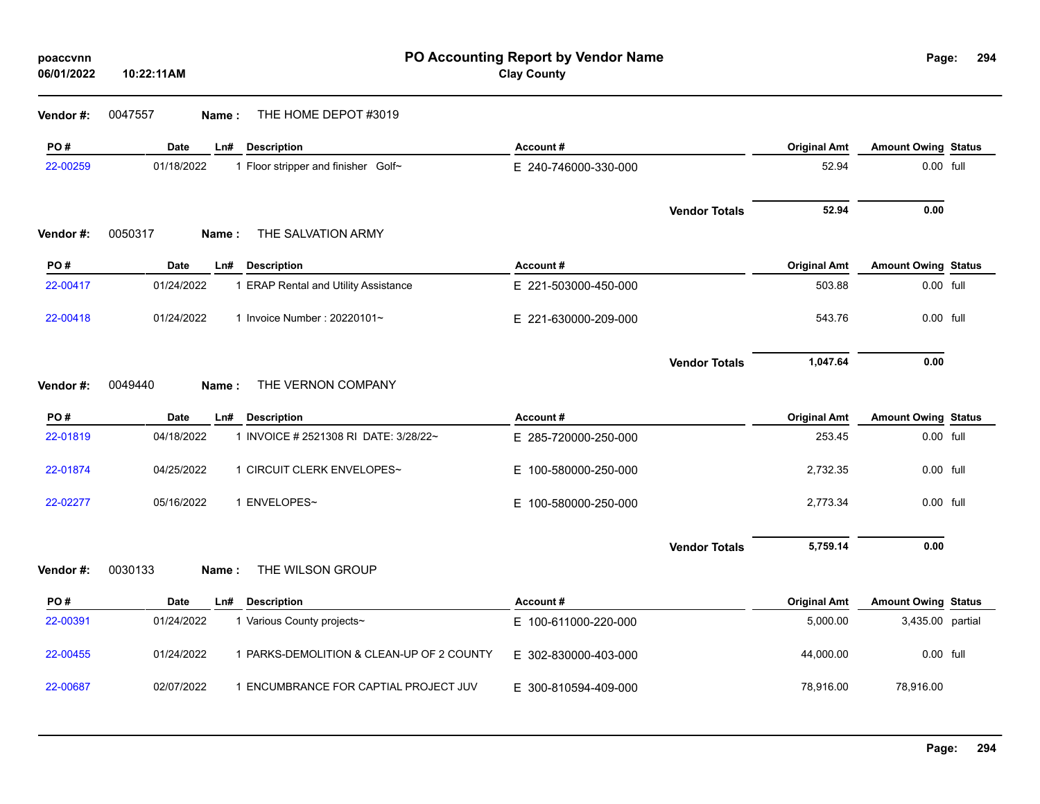**poaccvnn**
**06/01/2022 10:22:11AM**

# PO Accounting Report by Vendor Name

**Clay County**

**Vendor #:** 0047557 **Name :** THE HOME DEPOT #3019

| PO # | Date | Ln# | Description | Account # | Original Amt | Amount Owing | Status |
|---|---|---|---|---|---|---|---|
| 22-00259 | 01/18/2022 | 1 | Floor stripper and finisher Golf~ | E 240-746000-330-000 | 52.94 | 0.00 | full |
| | | | | **Vendor Totals** | **52.94** | **0.00** | |

**Vendor #:** 0050317 **Name :** THE SALVATION ARMY

| PO # | Date | Ln# | Description | Account # | Original Amt | Amount Owing | Status |
|---|---|---|---|---|---|---|---|
| 22-00417 | 01/24/2022 | 1 | ERAP Rental and Utility Assistance | E 221-503000-450-000 | 503.88 | 0.00 | full |
| 22-00418 | 01/24/2022 | 1 | Invoice Number : 20220101~ | E 221-630000-209-000 | 543.76 | 0.00 | full |
| | | | | **Vendor Totals** | **1,047.64** | **0.00** | |

**Vendor #:** 0049440 **Name :** THE VERNON COMPANY

| PO # | Date | Ln# | Description | Account # | Original Amt | Amount Owing | Status |
|---|---|---|---|---|---|---|---|
| 22-01819 | 04/18/2022 | 1 | INVOICE # 2521308 RI DATE: 3/28/22~ | E 285-720000-250-000 | 253.45 | 0.00 | full |
| 22-01874 | 04/25/2022 | 1 | CIRCUIT CLERK ENVELOPES~ | E 100-580000-250-000 | 2,732.35 | 0.00 | full |
| 22-02277 | 05/16/2022 | 1 | ENVELOPES~ | E 100-580000-250-000 | 2,773.34 | 0.00 | full |
| | | | | **Vendor Totals** | **5,759.14** | **0.00** | |

**Vendor #:** 0030133 **Name :** THE WILSON GROUP

| PO # | Date | Ln# | Description | Account # | Original Amt | Amount Owing | Status |
|---|---|---|---|---|---|---|---|
| 22-00391 | 01/24/2022 | 1 | Various County projects~ | E 100-611000-220-000 | 5,000.00 | 3,435.00 | partial |
| 22-00455 | 01/24/2022 | 1 | PARKS-DEMOLITION & CLEAN-UP OF 2 COUNTY | E 302-830000-403-000 | 44,000.00 | 0.00 | full |
| 22-00687 | 02/07/2022 | 1 | ENCUMBRANCE FOR CAPTIAL PROJECT JUV | E 300-810594-409-000 | 78,916.00 | 78,916.00 | |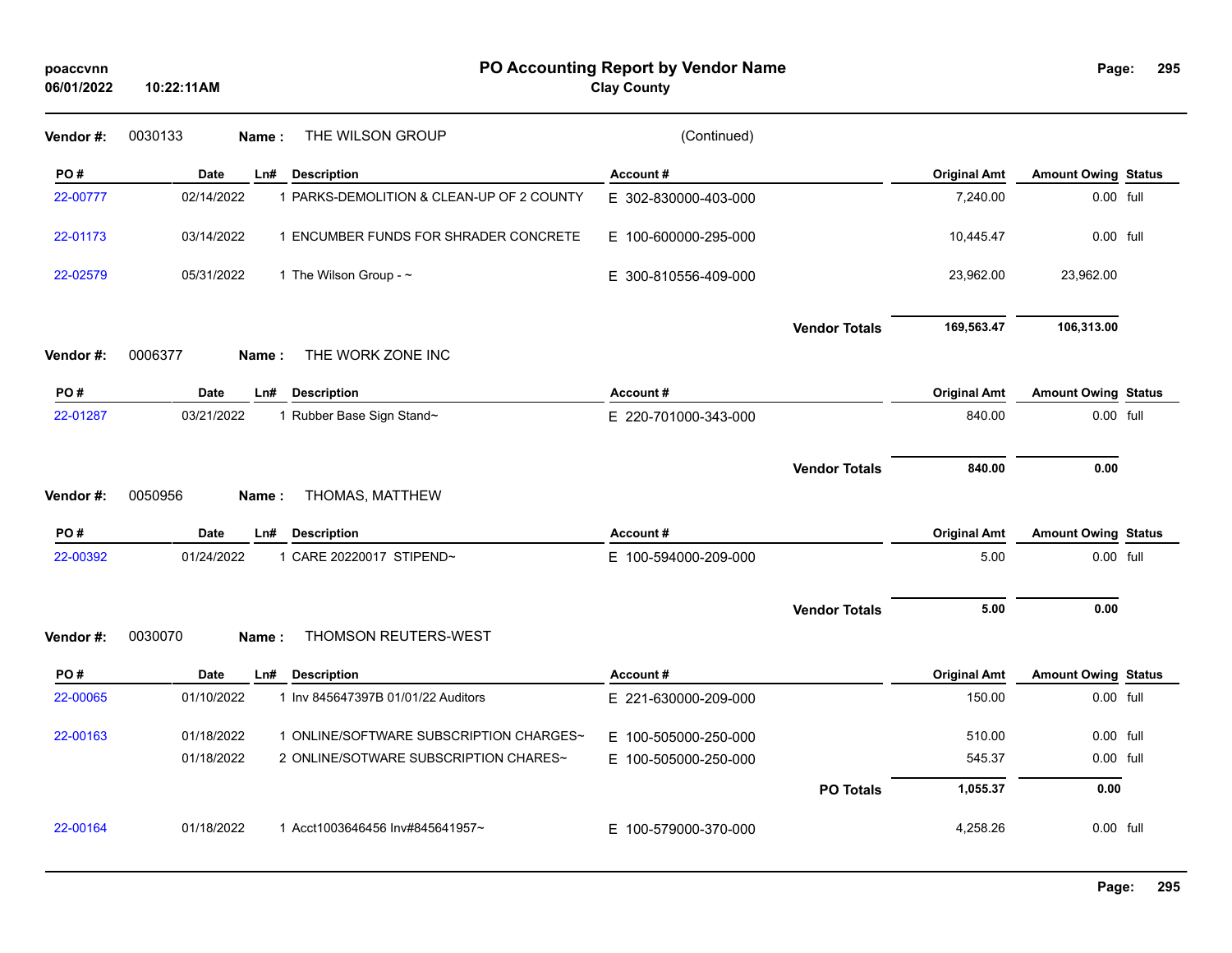poaccvnn
06/01/2022 10:22:11AM

# PO Accounting Report by Vendor Name
**Clay County**

**Vendor #:** 0030133 **Name :** THE WILSON GROUP (Continued)

| PO # | Date | Ln# | Description | Account # | Original Amt | Amount Owing | Status |
|---|---|---|---|---|---|---|---|
| 22-00777 | 02/14/2022 | 1 | PARKS-DEMOLITION & CLEAN-UP OF 2 COUNTY | E 302-830000-403-000 | 7,240.00 | 0.00 | full |
| 22-01173 | 03/14/2022 | 1 | ENCUMBER FUNDS FOR SHRADER CONCRETE | E 100-600000-295-000 | 10,445.47 | 0.00 | full |
| 22-02579 | 05/31/2022 | 1 | The Wilson Group - ~ | E 300-810556-409-000 | 23,962.00 | 23,962.00 | |
| | | | | **Vendor Totals** | **169,563.47** | **106,313.00** | |

**Vendor #:** 0006377 **Name :** THE WORK ZONE INC

| PO # | Date | Ln# | Description | Account # | Original Amt | Amount Owing | Status |
|---|---|---|---|---|---|---|---|
| 22-01287 | 03/21/2022 | 1 | Rubber Base Sign Stand~ | E 220-701000-343-000 | 840.00 | 0.00 | full |
| | | | | **Vendor Totals** | **840.00** | **0.00** | |

**Vendor #:** 0050956 **Name :** THOMAS, MATTHEW

| PO # | Date | Ln# | Description | Account # | Original Amt | Amount Owing | Status |
|---|---|---|---|---|---|---|---|
| 22-00392 | 01/24/2022 | 1 | CARE 20220017 STIPEND~ | E 100-594000-209-000 | 5.00 | 0.00 | full |
| | | | | **Vendor Totals** | **5.00** | **0.00** | |

**Vendor #:** 0030070 **Name :** THOMSON REUTERS-WEST

| PO # | Date | Ln# | Description | Account # | Original Amt | Amount Owing | Status |
|---|---|---|---|---|---|---|---|
| 22-00065 | 01/10/2022 | 1 | Inv 845647397B 01/01/22 Auditors | E 221-630000-209-000 | 150.00 | 0.00 | full |
| 22-00163 | 01/18/2022 | 1 | ONLINE/SOFTWARE SUBSCRIPTION CHARGES~ | E 100-505000-250-000 | 510.00 | 0.00 | full |
| | 01/18/2022 | 2 | ONLINE/SOTWARE SUBSCRIPTION CHARES~ | E 100-505000-250-000 | 545.37 | 0.00 | full |
| | | | | **PO Totals** | **1,055.37** | **0.00** | |
| 22-00164 | 01/18/2022 | 1 | Acct1003646456 Inv#845641957~ | E 100-579000-370-000 | 4,258.26 | 0.00 | full |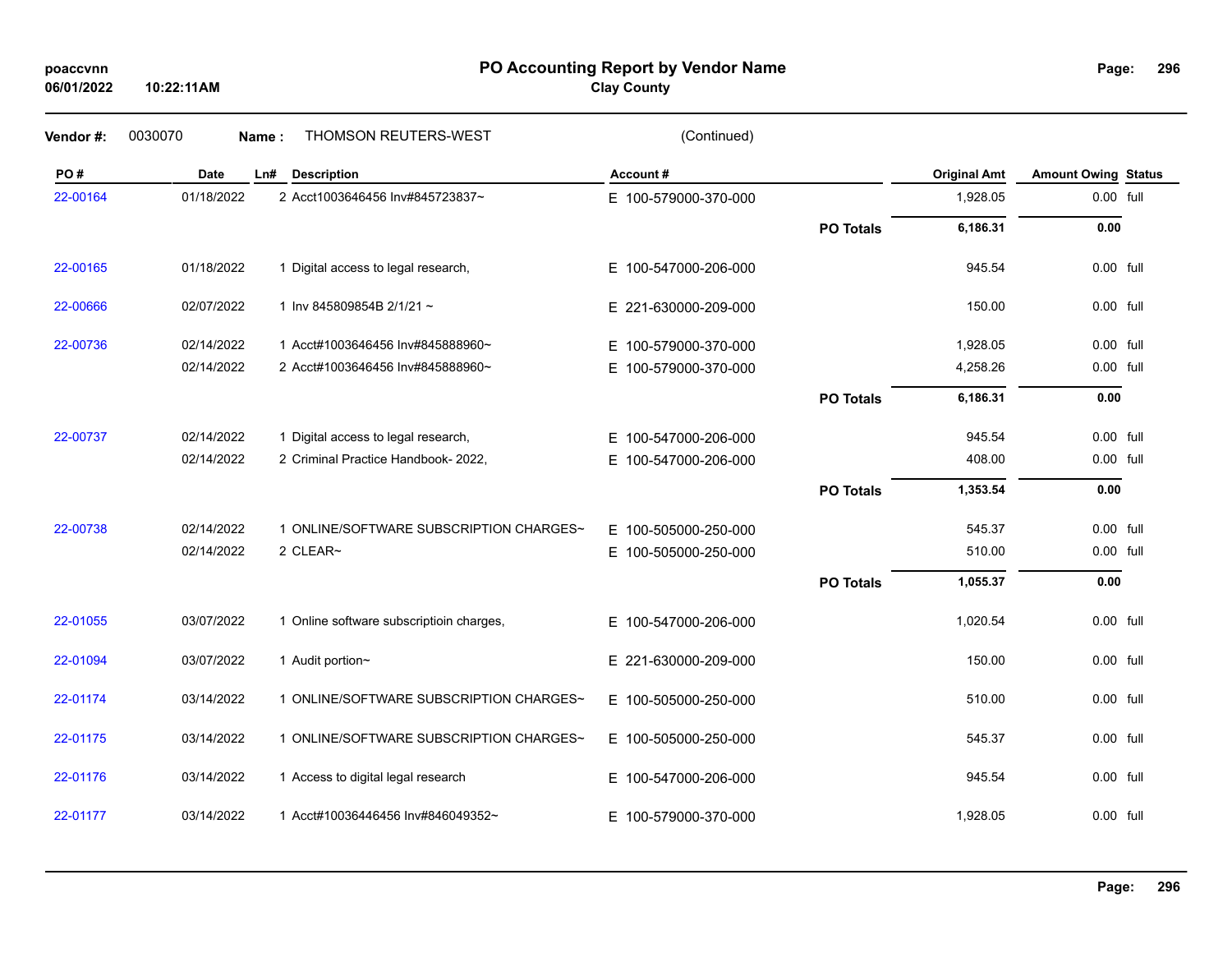# PO Accounting Report by Vendor Name

**Clay County**

poaccvnn
06/01/2022 10:22:11AM

**Vendor #:** 0030070 **Name :** THOMSON REUTERS-WEST (Continued)

| PO # | Date | Ln# | Description | Account # | | Original Amt | Amount Owing | Status |
|---|---|---|---|---|---|---|---|---|
| 22-00164 | 01/18/2022 | 2 | Acct1003646456 Inv#845723837~ | E 100-579000-370-000 | | 1,928.05 | 0.00 | full |
| | | | | | **PO Totals** | **6,186.31** | **0.00** | |
| 22-00165 | 01/18/2022 | 1 | Digital access to legal research, | E 100-547000-206-000 | | 945.54 | 0.00 | full |
| 22-00666 | 02/07/2022 | 1 | Inv 845809854B 2/1/21 ~ | E 221-630000-209-000 | | 150.00 | 0.00 | full |
| 22-00736 | 02/14/2022 | 1 | Acct#1003646456 Inv#845888960~ | E 100-579000-370-000 | | 1,928.05 | 0.00 | full |
| | 02/14/2022 | 2 | Acct#1003646456 Inv#845888960~ | E 100-579000-370-000 | | 4,258.26 | 0.00 | full |
| | | | | | **PO Totals** | **6,186.31** | **0.00** | |
| 22-00737 | 02/14/2022 | 1 | Digital access to legal research, | E 100-547000-206-000 | | 945.54 | 0.00 | full |
| | 02/14/2022 | 2 | Criminal Practice Handbook- 2022, | E 100-547000-206-000 | | 408.00 | 0.00 | full |
| | | | | | **PO Totals** | **1,353.54** | **0.00** | |
| 22-00738 | 02/14/2022 | 1 | ONLINE/SOFTWARE SUBSCRIPTION CHARGES~ | E 100-505000-250-000 | | 545.37 | 0.00 | full |
| | 02/14/2022 | 2 | CLEAR~ | E 100-505000-250-000 | | 510.00 | 0.00 | full |
| | | | | | **PO Totals** | **1,055.37** | **0.00** | |
| 22-01055 | 03/07/2022 | 1 | Online software subscriptioin charges, | E 100-547000-206-000 | | 1,020.54 | 0.00 | full |
| 22-01094 | 03/07/2022 | 1 | Audit portion~ | E 221-630000-209-000 | | 150.00 | 0.00 | full |
| 22-01174 | 03/14/2022 | 1 | ONLINE/SOFTWARE SUBSCRIPTION CHARGES~ | E 100-505000-250-000 | | 510.00 | 0.00 | full |
| 22-01175 | 03/14/2022 | 1 | ONLINE/SOFTWARE SUBSCRIPTION CHARGES~ | E 100-505000-250-000 | | 545.37 | 0.00 | full |
| 22-01176 | 03/14/2022 | 1 | Access to digital legal research | E 100-547000-206-000 | | 945.54 | 0.00 | full |
| 22-01177 | 03/14/2022 | 1 | Acct#10036446456 Inv#846049352~ | E 100-579000-370-000 | | 1,928.05 | 0.00 | full |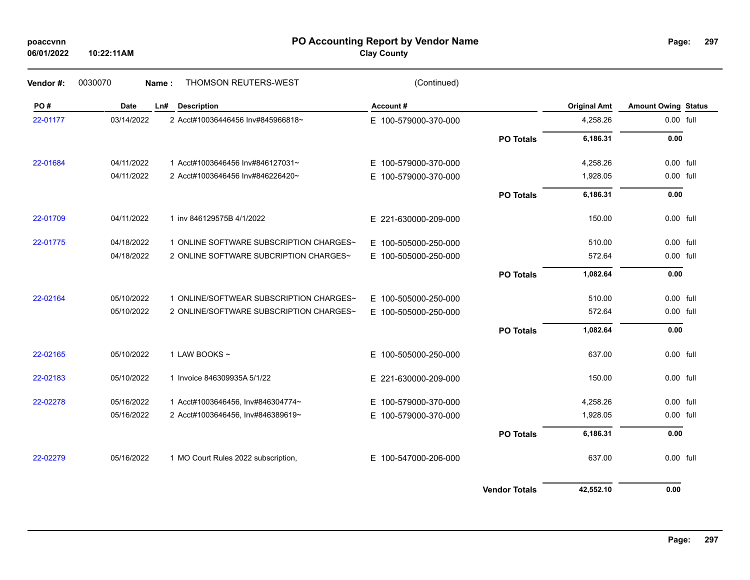# PO Accounting Report by Vendor Name

**Clay County**

poaccvnn
06/01/2022 10:22:11AM

**Vendor #:** 0030070 **Name :** THOMSON REUTERS-WEST (Continued)

| PO # | Date | Ln# | Description | Account # | | Original Amt | Amount Owing | Status |
|---|---|---|---|---|---|---|---|---|
| 22-01177 | 03/14/2022 | 2 | Acct#10036446456 Inv#845966818~ | E 100-579000-370-000 | | 4,258.26 | 0.00 | full |
| | | | | | **PO Totals** | **6,186.31** | **0.00** | |
| 22-01684 | 04/11/2022 | 1 | Acct#1003646456 Inv#846127031~ | E 100-579000-370-000 | | 4,258.26 | 0.00 | full |
| | 04/11/2022 | 2 | Acct#1003646456 Inv#846226420~ | E 100-579000-370-000 | | 1,928.05 | 0.00 | full |
| | | | | | **PO Totals** | **6,186.31** | **0.00** | |
| 22-01709 | 04/11/2022 | 1 | inv 846129575B 4/1/2022 | E 221-630000-209-000 | | 150.00 | 0.00 | full |
| 22-01775 | 04/18/2022 | 1 | ONLINE SOFTWARE SUBSCRIPTION CHARGES~ | E 100-505000-250-000 | | 510.00 | 0.00 | full |
| | 04/18/2022 | 2 | ONLINE SOFTWARE SUBCRIPTION CHARGES~ | E 100-505000-250-000 | | 572.64 | 0.00 | full |
| | | | | | **PO Totals** | **1,082.64** | **0.00** | |
| 22-02164 | 05/10/2022 | 1 | ONLINE/SOFTWEAR SUBSCRIPTION CHARGES~ | E 100-505000-250-000 | | 510.00 | 0.00 | full |
| | 05/10/2022 | 2 | ONLINE/SOFTWARE SUBSCRIPTION CHARGES~ | E 100-505000-250-000 | | 572.64 | 0.00 | full |
| | | | | | **PO Totals** | **1,082.64** | **0.00** | |
| 22-02165 | 05/10/2022 | 1 | LAW BOOKS ~ | E 100-505000-250-000 | | 637.00 | 0.00 | full |
| 22-02183 | 05/10/2022 | 1 | Invoice 846309935A 5/1/22 | E 221-630000-209-000 | | 150.00 | 0.00 | full |
| 22-02278 | 05/16/2022 | 1 | Acct#1003646456, Inv#846304774~ | E 100-579000-370-000 | | 4,258.26 | 0.00 | full |
| | 05/16/2022 | 2 | Acct#1003646456, Inv#846389619~ | E 100-579000-370-000 | | 1,928.05 | 0.00 | full |
| | | | | | **PO Totals** | **6,186.31** | **0.00** | |
| 22-02279 | 05/16/2022 | 1 | MO Court Rules 2022 subscription, | E 100-547000-206-000 | | 637.00 | 0.00 | full |
| | | | | | **Vendor Totals** | **42,552.10** | **0.00** | |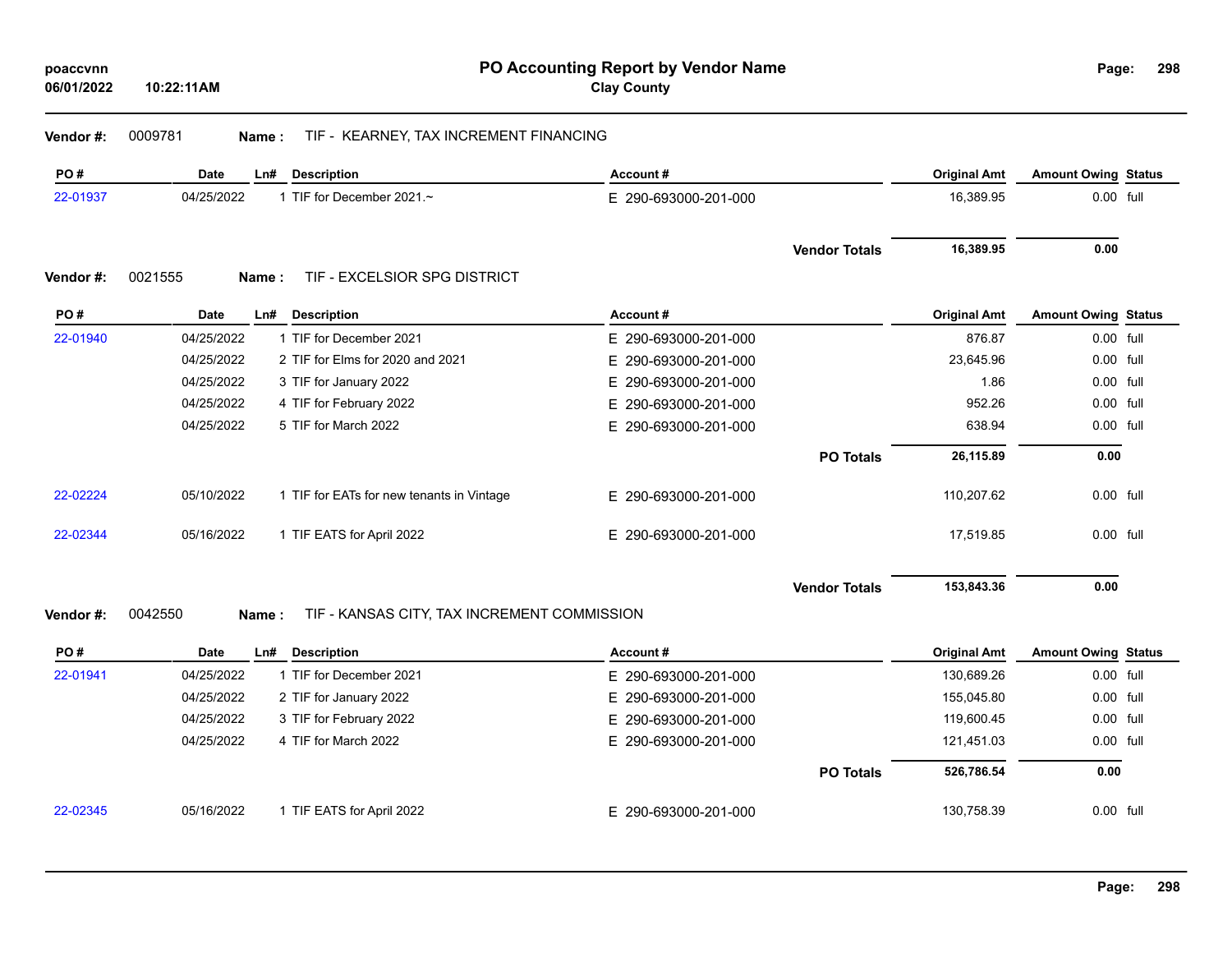**PO Accounting Report by Vendor Name**
**Clay County**

poaccvnn
06/01/2022 10:22:11AM

**Vendor #:** 0009781 **Name :** TIF - KEARNEY, TAX INCREMENT FINANCING

| PO # | Date | Ln# | Description | Account # | Original Amt | Amount Owing | Status |
|---|---|---|---|---|---|---|---|
| 22-01937 | 04/25/2022 | 1 | TIF for December 2021.~ | E 290-693000-201-000 | 16,389.95 | 0.00 | full |
| | | | | **Vendor Totals** | **16,389.95** | **0.00** | |

**Vendor #:** 0021555 **Name :** TIF - EXCELSIOR SPG DISTRICT

| PO # | Date | Ln# | Description | Account # | Original Amt | Amount Owing | Status |
|---|---|---|---|---|---|---|---|
| 22-01940 | 04/25/2022 | 1 | TIF for December 2021 | E 290-693000-201-000 | 876.87 | 0.00 | full |
| | 04/25/2022 | 2 | TIF for Elms for 2020 and 2021 | E 290-693000-201-000 | 23,645.96 | 0.00 | full |
| | 04/25/2022 | 3 | TIF for January 2022 | E 290-693000-201-000 | 1.86 | 0.00 | full |
| | 04/25/2022 | 4 | TIF for February 2022 | E 290-693000-201-000 | 952.26 | 0.00 | full |
| | 04/25/2022 | 5 | TIF for March 2022 | E 290-693000-201-000 | 638.94 | 0.00 | full |
| | | | | **PO Totals** | **26,115.89** | **0.00** | |
| 22-02224 | 05/10/2022 | 1 | TIF for EATs for new tenants in Vintage | E 290-693000-201-000 | 110,207.62 | 0.00 | full |
| 22-02344 | 05/16/2022 | 1 | TIF EATS for April 2022 | E 290-693000-201-000 | 17,519.85 | 0.00 | full |
| | | | | **Vendor Totals** | **153,843.36** | **0.00** | |

**Vendor #:** 0042550 **Name :** TIF - KANSAS CITY, TAX INCREMENT COMMISSION

| PO # | Date | Ln# | Description | Account # | Original Amt | Amount Owing | Status |
|---|---|---|---|---|---|---|---|
| 22-01941 | 04/25/2022 | 1 | TIF for December 2021 | E 290-693000-201-000 | 130,689.26 | 0.00 | full |
| | 04/25/2022 | 2 | TIF for January 2022 | E 290-693000-201-000 | 155,045.80 | 0.00 | full |
| | 04/25/2022 | 3 | TIF for February 2022 | E 290-693000-201-000 | 119,600.45 | 0.00 | full |
| | 04/25/2022 | 4 | TIF for March 2022 | E 290-693000-201-000 | 121,451.03 | 0.00 | full |
| | | | | **PO Totals** | **526,786.54** | **0.00** | |
| 22-02345 | 05/16/2022 | 1 | TIF EATS for April 2022 | E 290-693000-201-000 | 130,758.39 | 0.00 | full |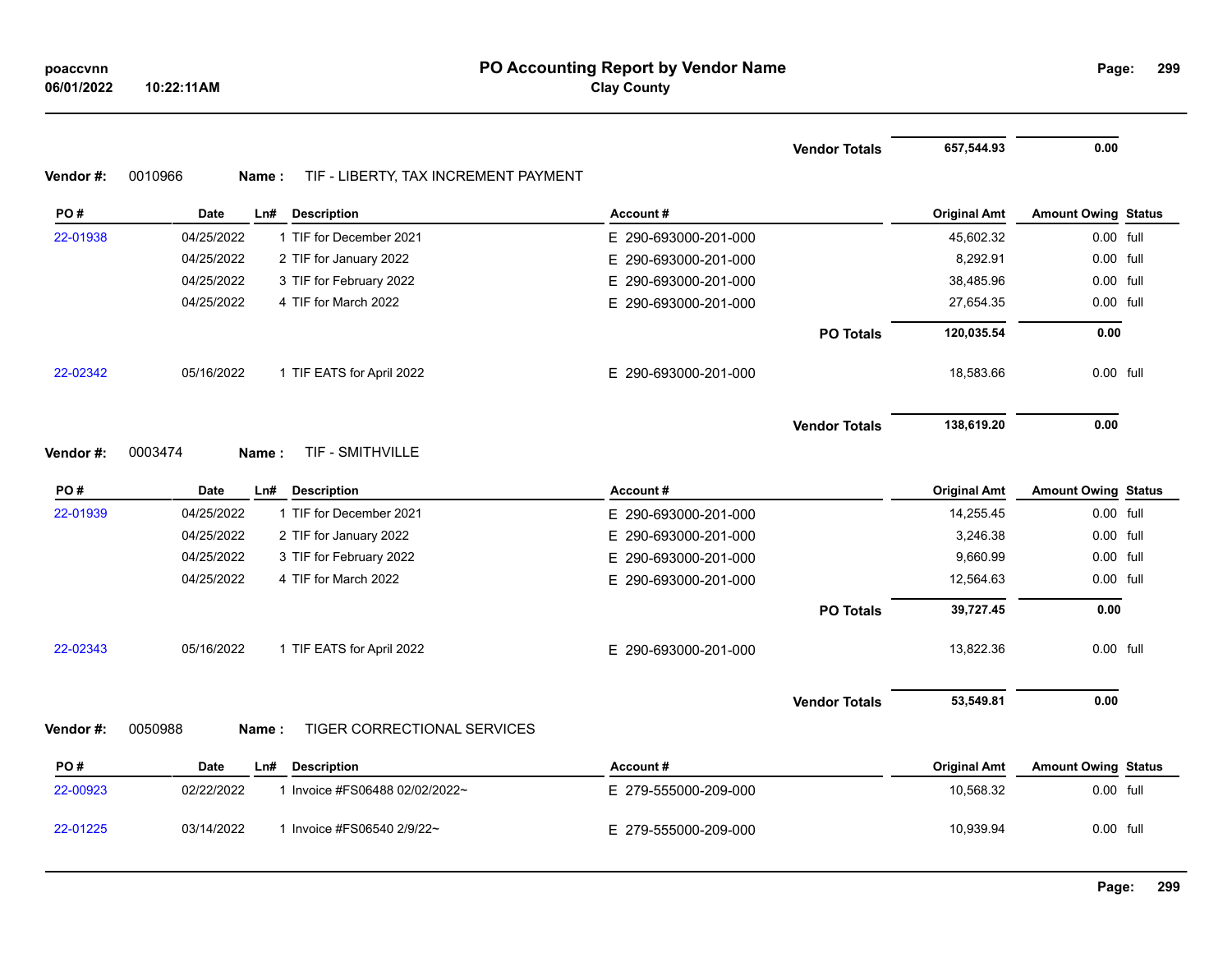**PO Accounting Report by Vendor Name**
**Clay County**

poaccvnn
06/01/2022 10:22:11AM

| | | | | | Vendor Totals | 657,544.93 | 0.00 | |
|---|---|---|---|---|---|---|---|---|

**Vendor #:** 0010966 **Name :** TIF - LIBERTY, TAX INCREMENT PAYMENT

| PO # | Date | Ln# | Description | Account # | | Original Amt | Amount Owing | Status |
|---|---|---|---|---|---|---|---|---|
| 22-01938 | 04/25/2022 | 1 | TIF for December 2021 | E 290-693000-201-000 | | 45,602.32 | 0.00 | full |
| | 04/25/2022 | 2 | TIF for January 2022 | E 290-693000-201-000 | | 8,292.91 | 0.00 | full |
| | 04/25/2022 | 3 | TIF for February 2022 | E 290-693000-201-000 | | 38,485.96 | 0.00 | full |
| | 04/25/2022 | 4 | TIF for March 2022 | E 290-693000-201-000 | | 27,654.35 | 0.00 | full |
| | | | | | PO Totals | 120,035.54 | 0.00 | |
| 22-02342 | 05/16/2022 | 1 | TIF EATS for April 2022 | E 290-693000-201-000 | | 18,583.66 | 0.00 | full |
| | | | | | Vendor Totals | 138,619.20 | 0.00 | |

**Vendor #:** 0003474 **Name :** TIF - SMITHVILLE

| PO # | Date | Ln# | Description | Account # | | Original Amt | Amount Owing | Status |
|---|---|---|---|---|---|---|---|---|
| 22-01939 | 04/25/2022 | 1 | TIF for December 2021 | E 290-693000-201-000 | | 14,255.45 | 0.00 | full |
| | 04/25/2022 | 2 | TIF for January 2022 | E 290-693000-201-000 | | 3,246.38 | 0.00 | full |
| | 04/25/2022 | 3 | TIF for February 2022 | E 290-693000-201-000 | | 9,660.99 | 0.00 | full |
| | 04/25/2022 | 4 | TIF for March 2022 | E 290-693000-201-000 | | 12,564.63 | 0.00 | full |
| | | | | | PO Totals | 39,727.45 | 0.00 | |
| 22-02343 | 05/16/2022 | 1 | TIF EATS for April 2022 | E 290-693000-201-000 | | 13,822.36 | 0.00 | full |
| | | | | | Vendor Totals | 53,549.81 | 0.00 | |

**Vendor #:** 0050988 **Name :** TIGER CORRECTIONAL SERVICES

| PO # | Date | Ln# | Description | Account # | Original Amt | Amount Owing | Status |
|---|---|---|---|---|---|---|---|
| 22-00923 | 02/22/2022 | 1 | Invoice #FS06488 02/02/2022~ | E 279-555000-209-000 | 10,568.32 | 0.00 | full |
| 22-01225 | 03/14/2022 | 1 | Invoice #FS06540 2/9/22~ | E 279-555000-209-000 | 10,939.94 | 0.00 | full |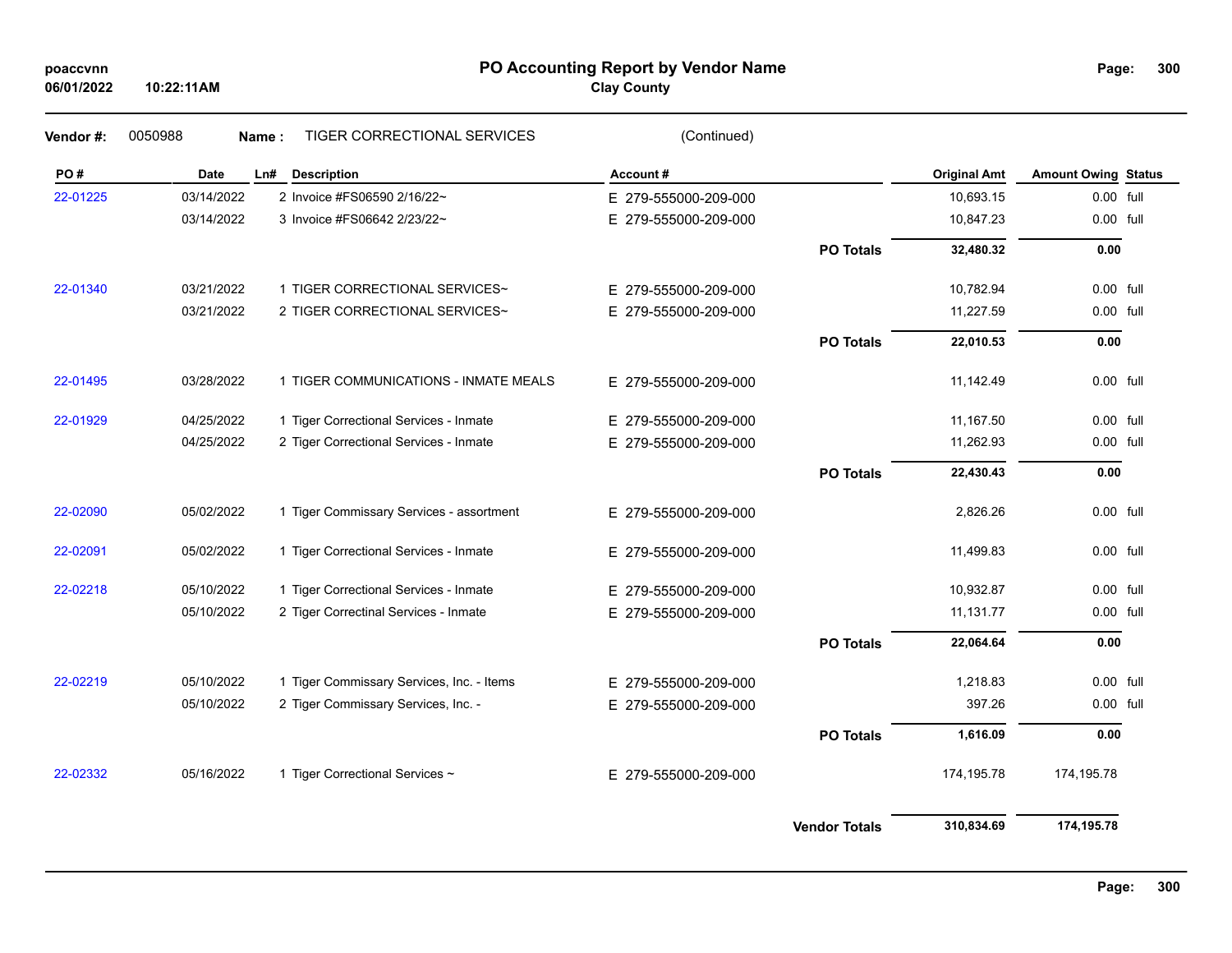# PO Accounting Report by Vendor Name

**Clay County**

**Vendor #:** 0050988 **Name :** TIGER CORRECTIONAL SERVICES (Continued)

| PO # | Date | Ln# | Description | Account # | | Original Amt | Amount Owing | Status |
|---|---|---|---|---|---|---|---|---|
| 22-01225 | 03/14/2022 | 2 | Invoice #FS06590 2/16/22~ | E 279-555000-209-000 | | 10,693.15 | 0.00 | full |
| | 03/14/2022 | 3 | Invoice #FS06642 2/23/22~ | E 279-555000-209-000 | | 10,847.23 | 0.00 | full |
| | | | | | **PO Totals** | **32,480.32** | **0.00** | |
| 22-01340 | 03/21/2022 | 1 | TIGER CORRECTIONAL SERVICES~ | E 279-555000-209-000 | | 10,782.94 | 0.00 | full |
| | 03/21/2022 | 2 | TIGER CORRECTIONAL SERVICES~ | E 279-555000-209-000 | | 11,227.59 | 0.00 | full |
| | | | | | **PO Totals** | **22,010.53** | **0.00** | |
| 22-01495 | 03/28/2022 | 1 | TIGER COMMUNICATIONS - INMATE MEALS | E 279-555000-209-000 | | 11,142.49 | 0.00 | full |
| 22-01929 | 04/25/2022 | 1 | Tiger Correctional Services - Inmate | E 279-555000-209-000 | | 11,167.50 | 0.00 | full |
| | 04/25/2022 | 2 | Tiger Correctional Services - Inmate | E 279-555000-209-000 | | 11,262.93 | 0.00 | full |
| | | | | | **PO Totals** | **22,430.43** | **0.00** | |
| 22-02090 | 05/02/2022 | 1 | Tiger Commissary Services - assortment | E 279-555000-209-000 | | 2,826.26 | 0.00 | full |
| 22-02091 | 05/02/2022 | 1 | Tiger Correctional Services - Inmate | E 279-555000-209-000 | | 11,499.83 | 0.00 | full |
| 22-02218 | 05/10/2022 | 1 | Tiger Correctional Services - Inmate | E 279-555000-209-000 | | 10,932.87 | 0.00 | full |
| | 05/10/2022 | 2 | Tiger Correctinal Services - Inmate | E 279-555000-209-000 | | 11,131.77 | 0.00 | full |
| | | | | | **PO Totals** | **22,064.64** | **0.00** | |
| 22-02219 | 05/10/2022 | 1 | Tiger Commissary Services, Inc. - Items | E 279-555000-209-000 | | 1,218.83 | 0.00 | full |
| | 05/10/2022 | 2 | Tiger Commissary Services, Inc. - | E 279-555000-209-000 | | 397.26 | 0.00 | full |
| | | | | | **PO Totals** | **1,616.09** | **0.00** | |
| 22-02332 | 05/16/2022 | 1 | Tiger Correctional Services ~ | E 279-555000-209-000 | | 174,195.78 | 174,195.78 | |
| | | | | | **Vendor Totals** | **310,834.69** | **174,195.78** | |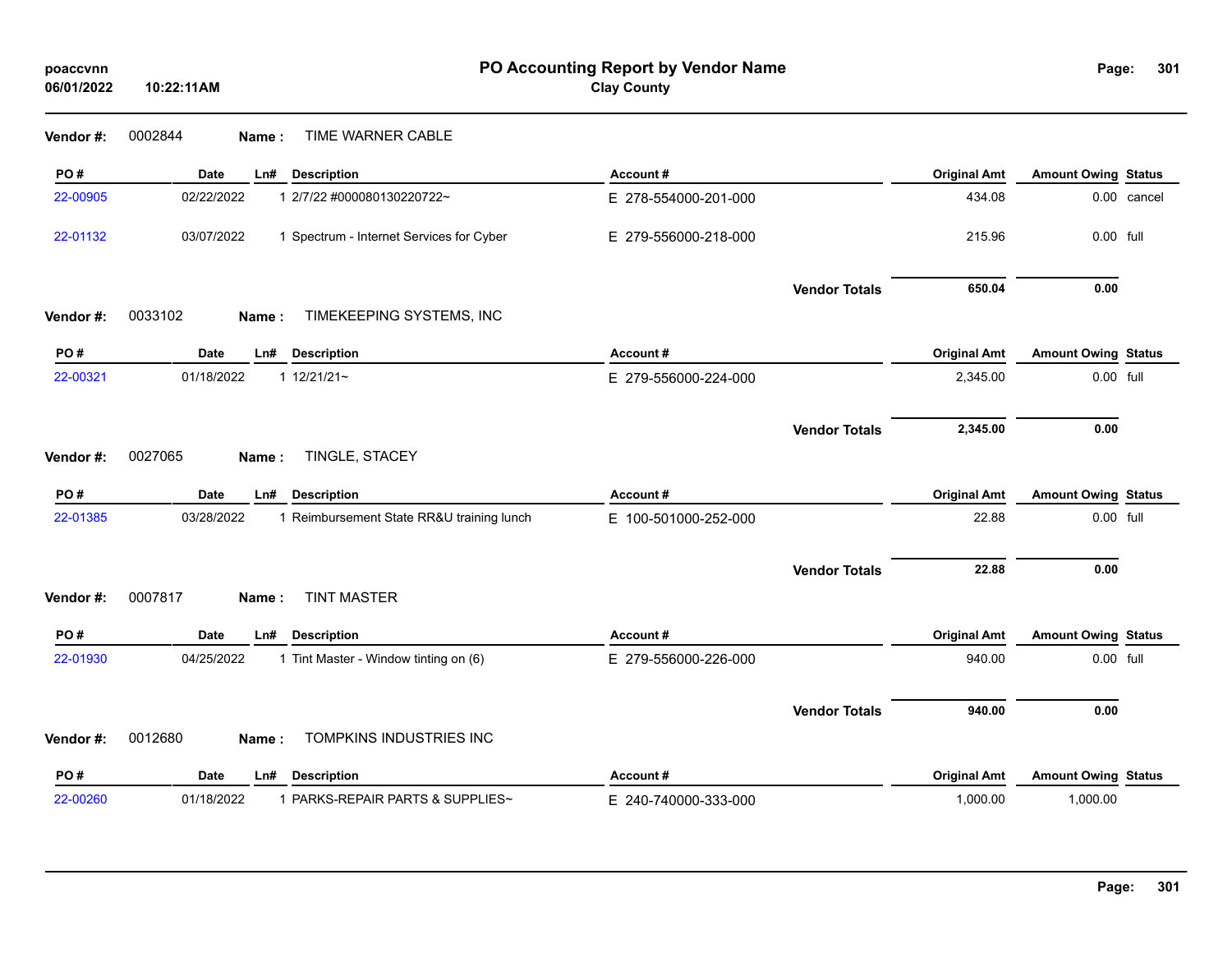# PO Accounting Report by Vendor Name

**Clay County**

poaccvnn
06/01/2022 10:22:11AM

**Vendor #:** 0002844 **Name :** TIME WARNER CABLE

| PO # | Date | Ln# | Description | Account # | Original Amt | Amount Owing | Status |
|---|---|---|---|---|---|---|---|
| 22-00905 | 02/22/2022 | 1 | 2/7/22 #000080130220722~ | E 278-554000-201-000 | 434.08 | 0.00 | cancel |
| 22-01132 | 03/07/2022 | 1 | Spectrum - Internet Services for Cyber | E 279-556000-218-000 | 215.96 | 0.00 | full |
| | | | | **Vendor Totals** | **650.04** | **0.00** | |

**Vendor #:** 0033102 **Name :** TIMEKEEPING SYSTEMS, INC

| PO # | Date | Ln# | Description | Account # | Original Amt | Amount Owing | Status |
|---|---|---|---|---|---|---|---|
| 22-00321 | 01/18/2022 | 1 | 12/21/21~ | E 279-556000-224-000 | 2,345.00 | 0.00 | full |
| | | | | **Vendor Totals** | **2,345.00** | **0.00** | |

**Vendor #:** 0027065 **Name :** TINGLE, STACEY

| PO # | Date | Ln# | Description | Account # | Original Amt | Amount Owing | Status |
|---|---|---|---|---|---|---|---|
| 22-01385 | 03/28/2022 | 1 | Reimbursement State RR&U training lunch | E 100-501000-252-000 | 22.88 | 0.00 | full |
| | | | | **Vendor Totals** | **22.88** | **0.00** | |

**Vendor #:** 0007817 **Name :** TINT MASTER

| PO # | Date | Ln# | Description | Account # | Original Amt | Amount Owing | Status |
|---|---|---|---|---|---|---|---|
| 22-01930 | 04/25/2022 | 1 | Tint Master - Window tinting on (6) | E 279-556000-226-000 | 940.00 | 0.00 | full |
| | | | | **Vendor Totals** | **940.00** | **0.00** | |

**Vendor #:** 0012680 **Name :** TOMPKINS INDUSTRIES INC

| PO # | Date | Ln# | Description | Account # | Original Amt | Amount Owing | Status |
|---|---|---|---|---|---|---|---|
| 22-00260 | 01/18/2022 | 1 | PARKS-REPAIR PARTS & SUPPLIES~ | E 240-740000-333-000 | 1,000.00 | 1,000.00 | |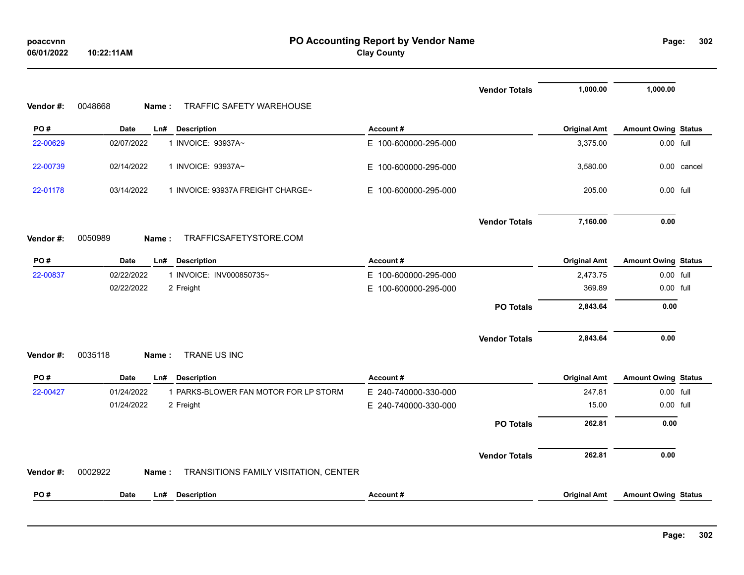**PO Accounting Report by Vendor Name**
**Clay County**

poaccvnn
06/01/2022 10:22:11AM

| | | | | | Original Amt | Amount Owing | Status |
|---|---|---|---|---|---|---|---|
| | | | | **Vendor Totals** | **1,000.00** | **1,000.00** | |

**Vendor #:** 0048668 **Name :** TRAFFIC SAFETY WAREHOUSE

| PO # | Date | Ln# | Description | Account # | Original Amt | Amount Owing | Status |
|---|---|---|---|---|---|---|---|
| 22-00629 | 02/07/2022 | 1 | INVOICE: 93937A~ | E 100-600000-295-000 | 3,375.00 | 0.00 | full |
| 22-00739 | 02/14/2022 | 1 | INVOICE: 93937A~ | E 100-600000-295-000 | 3,580.00 | 0.00 | cancel |
| 22-01178 | 03/14/2022 | 1 | INVOICE: 93937A FREIGHT CHARGE~ | E 100-600000-295-000 | 205.00 | 0.00 | full |
| | | | | **Vendor Totals** | **7,160.00** | **0.00** | |

**Vendor #:** 0050989 **Name :** TRAFFICSAFETYSTORE.COM

| PO # | Date | Ln# | Description | Account # | Original Amt | Amount Owing | Status |
|---|---|---|---|---|---|---|---|
| 22-00837 | 02/22/2022 | 1 | INVOICE: INV000850735~ | E 100-600000-295-000 | 2,473.75 | 0.00 | full |
| | 02/22/2022 | 2 | Freight | E 100-600000-295-000 | 369.89 | 0.00 | full |
| | | | | **PO Totals** | **2,843.64** | **0.00** | |
| | | | | **Vendor Totals** | **2,843.64** | **0.00** | |

**Vendor #:** 0035118 **Name :** TRANE US INC

| PO # | Date | Ln# | Description | Account # | Original Amt | Amount Owing | Status |
|---|---|---|---|---|---|---|---|
| 22-00427 | 01/24/2022 | 1 | PARKS-BLOWER FAN MOTOR FOR LP STORM | E 240-740000-330-000 | 247.81 | 0.00 | full |
| | 01/24/2022 | 2 | Freight | E 240-740000-330-000 | 15.00 | 0.00 | full |
| | | | | **PO Totals** | **262.81** | **0.00** | |
| | | | | **Vendor Totals** | **262.81** | **0.00** | |

**Vendor #:** 0002922 **Name :** TRANSITIONS FAMILY VISITATION, CENTER

| PO # | Date | Ln# | Description | Account # | Original Amt | Amount Owing | Status |
|---|---|---|---|---|---|---|---|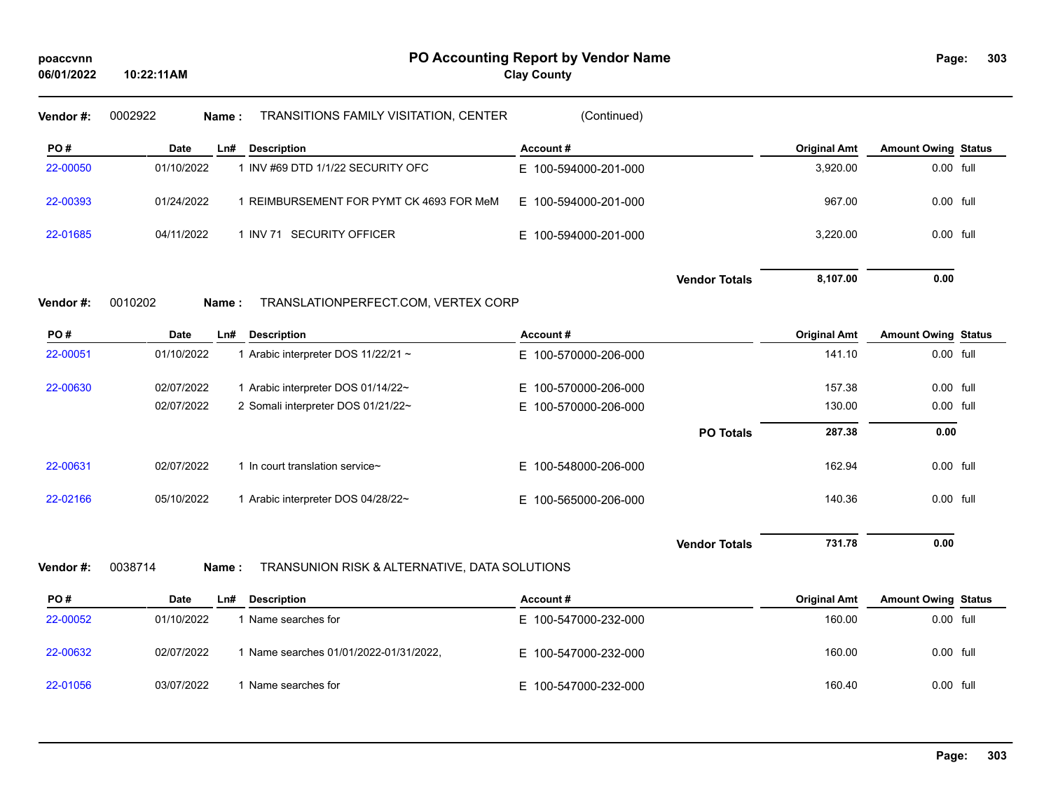**PO Accounting Report by Vendor Name**
**Clay County**

poaccvnn
06/01/2022 10:22:11AM

**Vendor #:** 0002922 **Name :** TRANSITIONS FAMILY VISITATION, CENTER (Continued)

| PO # | Date | Ln# | Description | Account # | Original Amt | Amount Owing | Status |
|---|---|---|---|---|---|---|---|
| 22-00050 | 01/10/2022 | 1 | INV #69 DTD 1/1/22 SECURITY OFC | E 100-594000-201-000 | 3,920.00 | 0.00 | full |
| 22-00393 | 01/24/2022 | 1 | REIMBURSEMENT FOR PYMT CK 4693 FOR MeM | E 100-594000-201-000 | 967.00 | 0.00 | full |
| 22-01685 | 04/11/2022 | 1 | INV 71 SECURITY OFFICER | E 100-594000-201-000 | 3,220.00 | 0.00 | full |
| | | | | **Vendor Totals** | **8,107.00** | **0.00** | |

**Vendor #:** 0010202 **Name :** TRANSLATIONPERFECT.COM, VERTEX CORP

| PO # | Date | Ln# | Description | Account # | Original Amt | Amount Owing | Status |
|---|---|---|---|---|---|---|---|
| 22-00051 | 01/10/2022 | 1 | Arabic interpreter DOS 11/22/21 ~ | E 100-570000-206-000 | 141.10 | 0.00 | full |
| 22-00630 | 02/07/2022 | 1 | Arabic interpreter DOS 01/14/22~ | E 100-570000-206-000 | 157.38 | 0.00 | full |
| | 02/07/2022 | 2 | Somali interpreter DOS 01/21/22~ | E 100-570000-206-000 | 130.00 | 0.00 | full |
| | | | | **PO Totals** | **287.38** | **0.00** | |
| 22-00631 | 02/07/2022 | 1 | In court translation service~ | E 100-548000-206-000 | 162.94 | 0.00 | full |
| 22-02166 | 05/10/2022 | 1 | Arabic interpreter DOS 04/28/22~ | E 100-565000-206-000 | 140.36 | 0.00 | full |
| | | | | **Vendor Totals** | **731.78** | **0.00** | |

**Vendor #:** 0038714 **Name :** TRANSUNION RISK & ALTERNATIVE, DATA SOLUTIONS

| PO # | Date | Ln# | Description | Account # | Original Amt | Amount Owing | Status |
|---|---|---|---|---|---|---|---|
| 22-00052 | 01/10/2022 | 1 | Name searches for | E 100-547000-232-000 | 160.00 | 0.00 | full |
| 22-00632 | 02/07/2022 | 1 | Name searches 01/01/2022-01/31/2022, | E 100-547000-232-000 | 160.00 | 0.00 | full |
| 22-01056 | 03/07/2022 | 1 | Name searches for | E 100-547000-232-000 | 160.40 | 0.00 | full |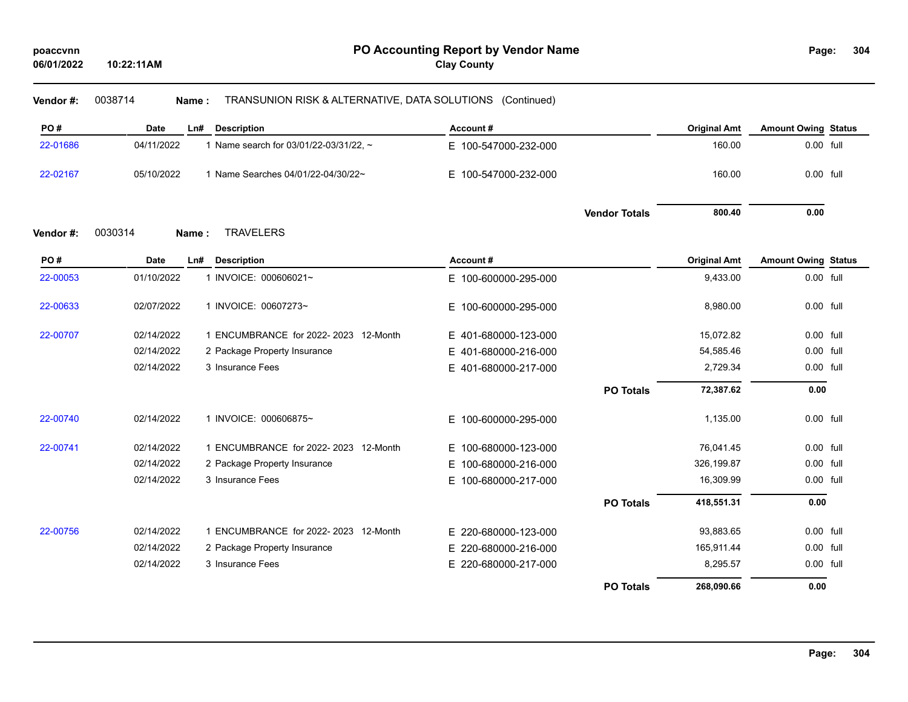## PO Accounting Report by Vendor Name

**Clay County**

poaccvnn
06/01/2022 10:22:11AM

**Vendor #:** 0038714 **Name :** TRANSUNION RISK & ALTERNATIVE, DATA SOLUTIONS (Continued)

| PO # | Date | Ln# | Description | Account # | Original Amt | Amount Owing | Status |
|---|---|---|---|---|---|---|---|
| 22-01686 | 04/11/2022 | 1 | Name search for 03/01/22-03/31/22, ~ | E 100-547000-232-000 | 160.00 | 0.00 | full |
| 22-02167 | 05/10/2022 | 1 | Name Searches 04/01/22-04/30/22~ | E 100-547000-232-000 | 160.00 | 0.00 | full |
| | | | | **Vendor Totals** | **800.40** | **0.00** | |

**Vendor #:** 0030314 **Name :** TRAVELERS

| PO # | Date | Ln# | Description | Account # | Original Amt | Amount Owing | Status |
|---|---|---|---|---|---|---|---|
| 22-00053 | 01/10/2022 | 1 | INVOICE: 000606021~ | E 100-600000-295-000 | 9,433.00 | 0.00 | full |
| 22-00633 | 02/07/2022 | 1 | INVOICE: 00607273~ | E 100-600000-295-000 | 8,980.00 | 0.00 | full |
| 22-00707 | 02/14/2022 | 1 | ENCUMBRANCE for 2022- 2023 12-Month | E 401-680000-123-000 | 15,072.82 | 0.00 | full |
| | 02/14/2022 | 2 | Package Property Insurance | E 401-680000-216-000 | 54,585.46 | 0.00 | full |
| | 02/14/2022 | 3 | Insurance Fees | E 401-680000-217-000 | 2,729.34 | 0.00 | full |
| | | | | **PO Totals** | **72,387.62** | **0.00** | |
| 22-00740 | 02/14/2022 | 1 | INVOICE: 000606875~ | E 100-600000-295-000 | 1,135.00 | 0.00 | full |
| 22-00741 | 02/14/2022 | 1 | ENCUMBRANCE for 2022- 2023 12-Month | E 100-680000-123-000 | 76,041.45 | 0.00 | full |
| | 02/14/2022 | 2 | Package Property Insurance | E 100-680000-216-000 | 326,199.87 | 0.00 | full |
| | 02/14/2022 | 3 | Insurance Fees | E 100-680000-217-000 | 16,309.99 | 0.00 | full |
| | | | | **PO Totals** | **418,551.31** | **0.00** | |
| 22-00756 | 02/14/2022 | 1 | ENCUMBRANCE for 2022- 2023 12-Month | E 220-680000-123-000 | 93,883.65 | 0.00 | full |
| | 02/14/2022 | 2 | Package Property Insurance | E 220-680000-216-000 | 165,911.44 | 0.00 | full |
| | 02/14/2022 | 3 | Insurance Fees | E 220-680000-217-000 | 8,295.57 | 0.00 | full |
| | | | | **PO Totals** | **268,090.66** | **0.00** | |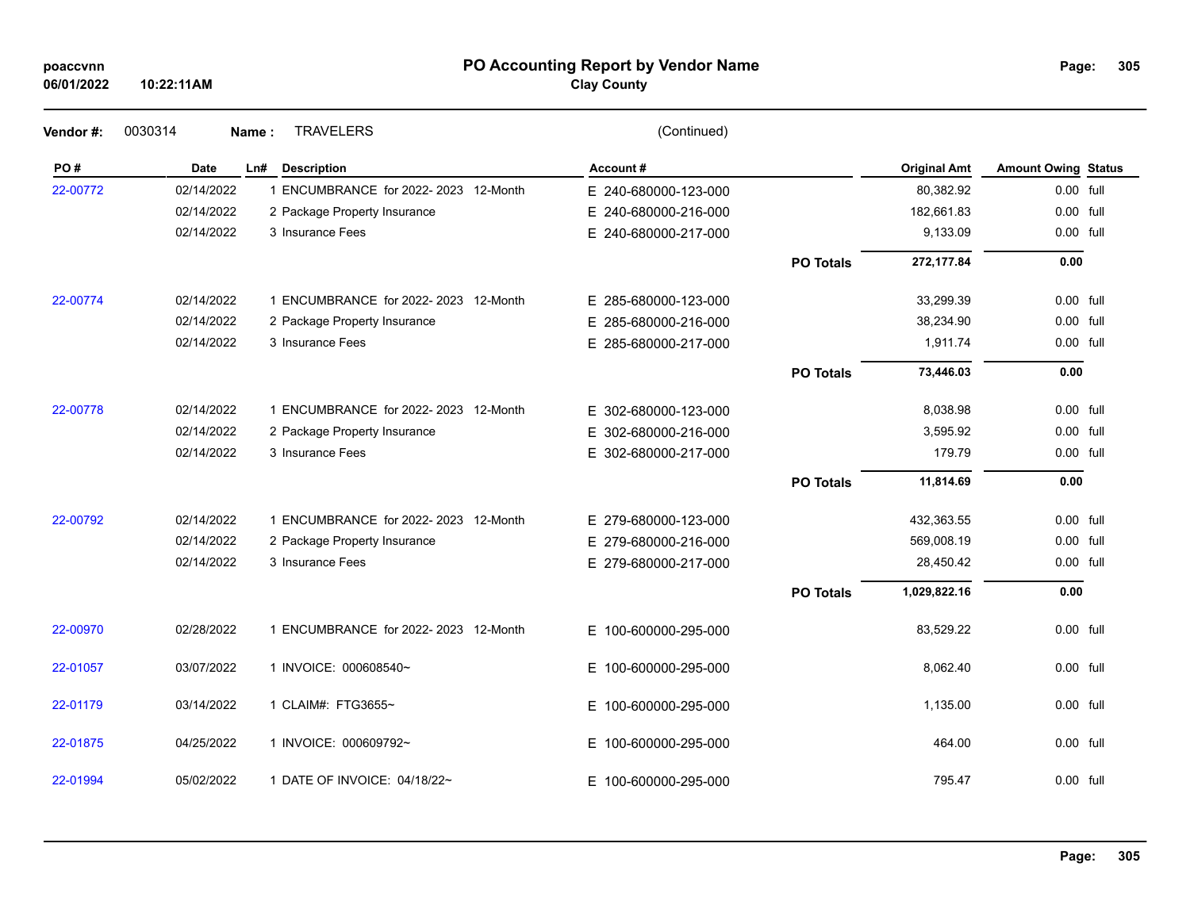# PO Accounting Report by Vendor Name

**Clay County**

poaccvnn
06/01/2022 10:22:11AM

**Vendor #:** 0030314 **Name :** TRAVELERS (Continued)

| PO # | Date | Ln# | Description | Account # | | Original Amt | Amount Owing | Status |
|---|---|---|---|---|---|---|---|---|
| 22-00772 | 02/14/2022 | 1 | ENCUMBRANCE for 2022- 2023 12-Month | E 240-680000-123-000 | | 80,382.92 | 0.00 | full |
| | 02/14/2022 | 2 | Package Property Insurance | E 240-680000-216-000 | | 182,661.83 | 0.00 | full |
| | 02/14/2022 | 3 | Insurance Fees | E 240-680000-217-000 | | 9,133.09 | 0.00 | full |
| | | | | | **PO Totals** | **272,177.84** | **0.00** | |
| 22-00774 | 02/14/2022 | 1 | ENCUMBRANCE for 2022- 2023 12-Month | E 285-680000-123-000 | | 33,299.39 | 0.00 | full |
| | 02/14/2022 | 2 | Package Property Insurance | E 285-680000-216-000 | | 38,234.90 | 0.00 | full |
| | 02/14/2022 | 3 | Insurance Fees | E 285-680000-217-000 | | 1,911.74 | 0.00 | full |
| | | | | | **PO Totals** | **73,446.03** | **0.00** | |
| 22-00778 | 02/14/2022 | 1 | ENCUMBRANCE for 2022- 2023 12-Month | E 302-680000-123-000 | | 8,038.98 | 0.00 | full |
| | 02/14/2022 | 2 | Package Property Insurance | E 302-680000-216-000 | | 3,595.92 | 0.00 | full |
| | 02/14/2022 | 3 | Insurance Fees | E 302-680000-217-000 | | 179.79 | 0.00 | full |
| | | | | | **PO Totals** | **11,814.69** | **0.00** | |
| 22-00792 | 02/14/2022 | 1 | ENCUMBRANCE for 2022- 2023 12-Month | E 279-680000-123-000 | | 432,363.55 | 0.00 | full |
| | 02/14/2022 | 2 | Package Property Insurance | E 279-680000-216-000 | | 569,008.19 | 0.00 | full |
| | 02/14/2022 | 3 | Insurance Fees | E 279-680000-217-000 | | 28,450.42 | 0.00 | full |
| | | | | | **PO Totals** | **1,029,822.16** | **0.00** | |
| 22-00970 | 02/28/2022 | 1 | ENCUMBRANCE for 2022- 2023 12-Month | E 100-600000-295-000 | | 83,529.22 | 0.00 | full |
| 22-01057 | 03/07/2022 | 1 | INVOICE: 000608540~ | E 100-600000-295-000 | | 8,062.40 | 0.00 | full |
| 22-01179 | 03/14/2022 | 1 | CLAIM#: FTG3655~ | E 100-600000-295-000 | | 1,135.00 | 0.00 | full |
| 22-01875 | 04/25/2022 | 1 | INVOICE: 000609792~ | E 100-600000-295-000 | | 464.00 | 0.00 | full |
| 22-01994 | 05/02/2022 | 1 | DATE OF INVOICE: 04/18/22~ | E 100-600000-295-000 | | 795.47 | 0.00 | full |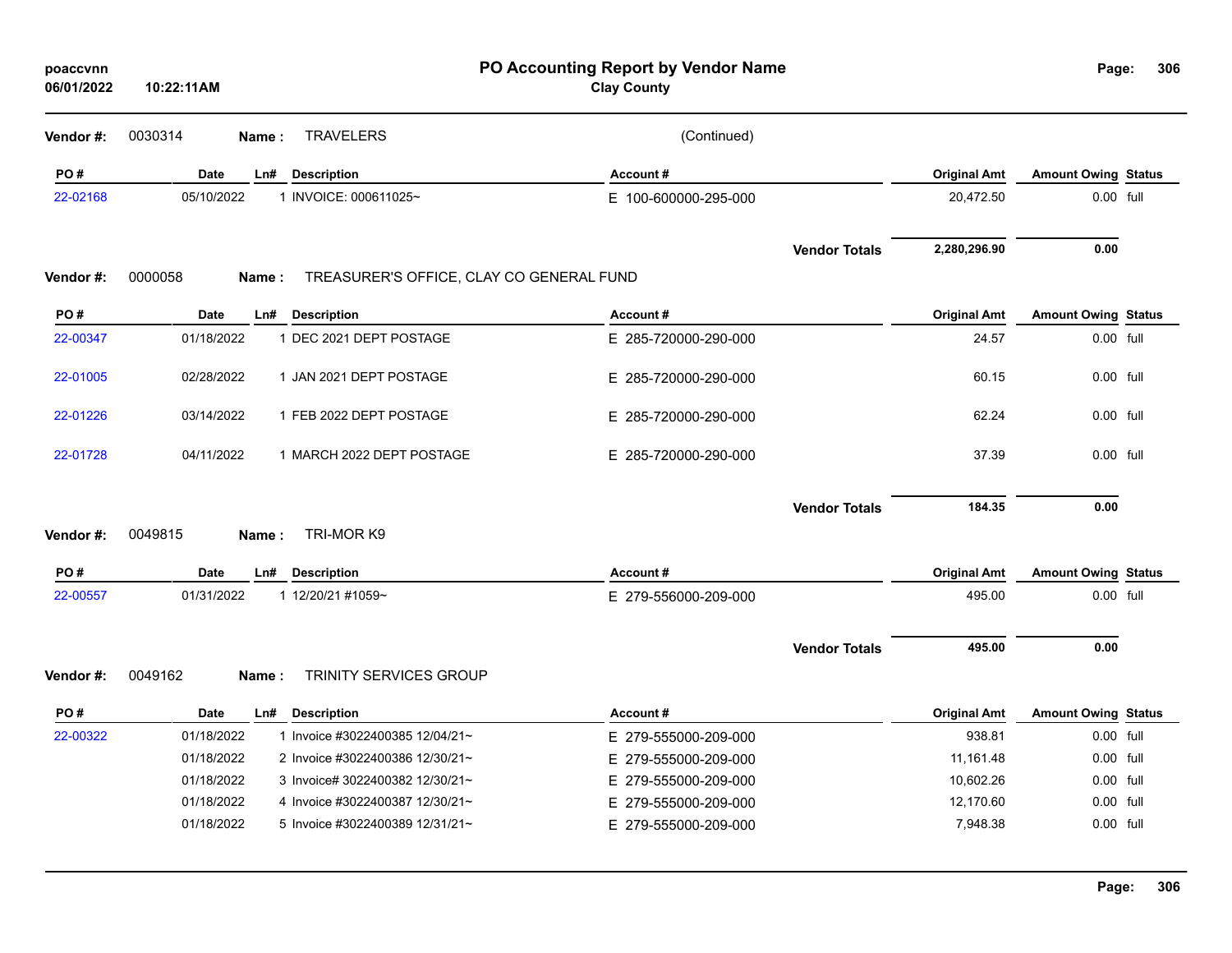**PO Accounting Report by Vendor Name**

**Clay County**

poaccvnn
06/01/2022 10:22:11AM

**Vendor #:** 0030314 **Name :** TRAVELERS (Continued)

| PO # | Date | Ln# | Description | Account # | Original Amt | Amount Owing | Status |
|---|---|---|---|---|---|---|---|
| 22-02168 | 05/10/2022 | 1 | INVOICE: 000611025~ | E 100-600000-295-000 | 20,472.50 | 0.00 | full |
| | | | | **Vendor Totals** | **2,280,296.90** | **0.00** | |

**Vendor #:** 0000058 **Name :** TREASURER'S OFFICE, CLAY CO GENERAL FUND

| PO # | Date | Ln# | Description | Account # | Original Amt | Amount Owing | Status |
|---|---|---|---|---|---|---|---|
| 22-00347 | 01/18/2022 | 1 | DEC 2021 DEPT POSTAGE | E 285-720000-290-000 | 24.57 | 0.00 | full |
| 22-01005 | 02/28/2022 | 1 | JAN 2021 DEPT POSTAGE | E 285-720000-290-000 | 60.15 | 0.00 | full |
| 22-01226 | 03/14/2022 | 1 | FEB 2022 DEPT POSTAGE | E 285-720000-290-000 | 62.24 | 0.00 | full |
| 22-01728 | 04/11/2022 | 1 | MARCH 2022 DEPT POSTAGE | E 285-720000-290-000 | 37.39 | 0.00 | full |
| | | | | **Vendor Totals** | **184.35** | **0.00** | |

**Vendor #:** 0049815 **Name :** TRI-MOR K9

| PO # | Date | Ln# | Description | Account # | Original Amt | Amount Owing | Status |
|---|---|---|---|---|---|---|---|
| 22-00557 | 01/31/2022 | 1 | 12/20/21 #1059~ | E 279-556000-209-000 | 495.00 | 0.00 | full |
| | | | | **Vendor Totals** | **495.00** | **0.00** | |

**Vendor #:** 0049162 **Name :** TRINITY SERVICES GROUP

| PO # | Date | Ln# | Description | Account # | Original Amt | Amount Owing | Status |
|---|---|---|---|---|---|---|---|
| 22-00322 | 01/18/2022 | 1 | Invoice #3022400385 12/04/21~ | E 279-555000-209-000 | 938.81 | 0.00 | full |
| | 01/18/2022 | 2 | Invoice #3022400386 12/30/21~ | E 279-555000-209-000 | 11,161.48 | 0.00 | full |
| | 01/18/2022 | 3 | Invoice# 3022400382 12/30/21~ | E 279-555000-209-000 | 10,602.26 | 0.00 | full |
| | 01/18/2022 | 4 | Invoice #3022400387 12/30/21~ | E 279-555000-209-000 | 12,170.60 | 0.00 | full |
| | 01/18/2022 | 5 | Invoice #3022400389 12/31/21~ | E 279-555000-209-000 | 7,948.38 | 0.00 | full |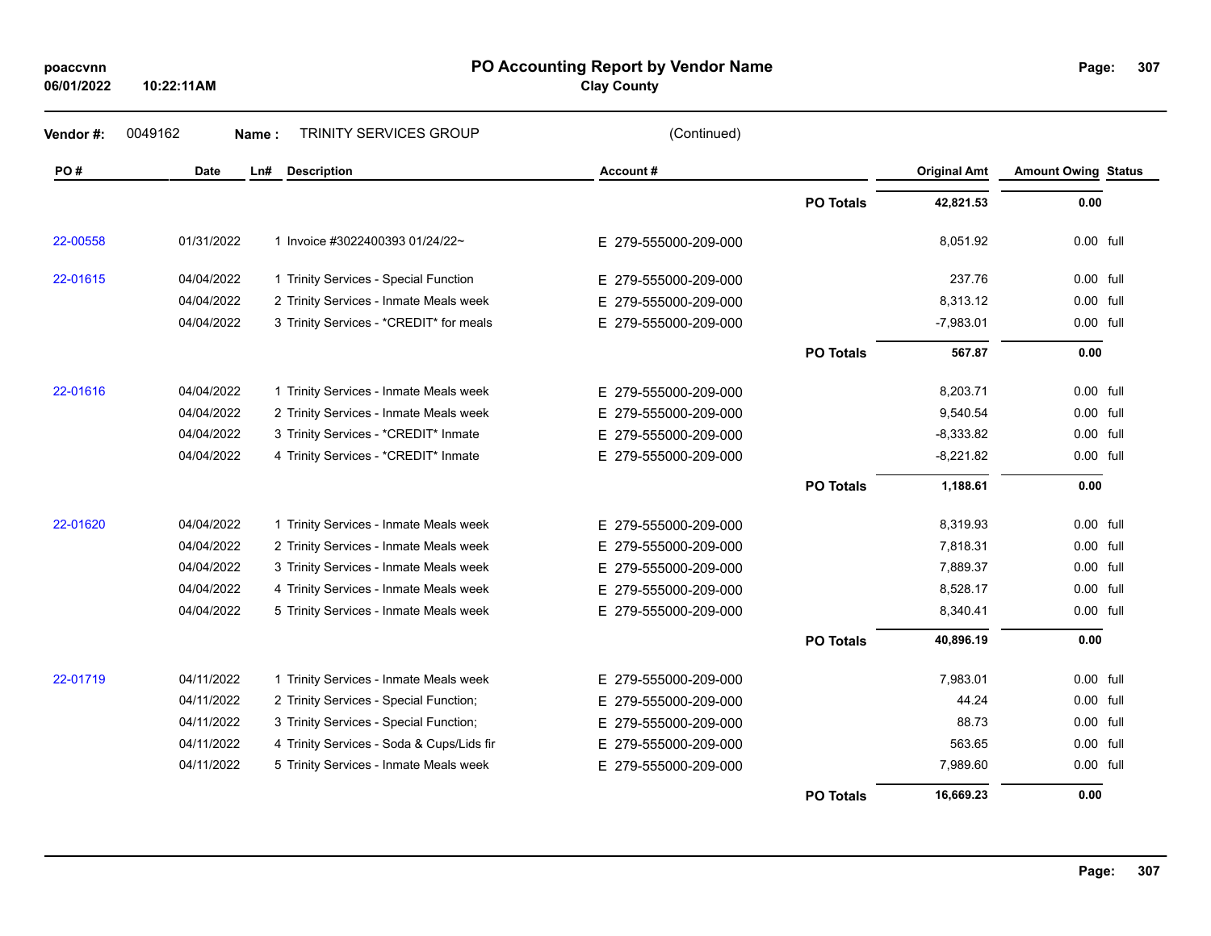# PO Accounting Report by Vendor Name

**Clay County**

poaccvnn
06/01/2022 10:22:11AM

**Vendor #:** 0049162 **Name :** TRINITY SERVICES GROUP (Continued)

| PO # | Date | Ln# | Description | Account # | | Original Amt | Amount Owing | Status |
|---|---|---|---|---|---|---|---|---|
| | | | | | **PO Totals** | **42,821.53** | **0.00** | |
| 22-00558 | 01/31/2022 | 1 | Invoice #3022400393 01/24/22~ | E 279-555000-209-000 | | 8,051.92 | 0.00 | full |
| 22-01615 | 04/04/2022 | 1 | Trinity Services - Special Function | E 279-555000-209-000 | | 237.76 | 0.00 | full |
| | 04/04/2022 | 2 | Trinity Services - Inmate Meals week | E 279-555000-209-000 | | 8,313.12 | 0.00 | full |
| | 04/04/2022 | 3 | Trinity Services - *CREDIT* for meals | E 279-555000-209-000 | | -7,983.01 | 0.00 | full |
| | | | | | **PO Totals** | **567.87** | **0.00** | |
| 22-01616 | 04/04/2022 | 1 | Trinity Services - Inmate Meals week | E 279-555000-209-000 | | 8,203.71 | 0.00 | full |
| | 04/04/2022 | 2 | Trinity Services - Inmate Meals week | E 279-555000-209-000 | | 9,540.54 | 0.00 | full |
| | 04/04/2022 | 3 | Trinity Services - *CREDIT* Inmate | E 279-555000-209-000 | | -8,333.82 | 0.00 | full |
| | 04/04/2022 | 4 | Trinity Services - *CREDIT* Inmate | E 279-555000-209-000 | | -8,221.82 | 0.00 | full |
| | | | | | **PO Totals** | **1,188.61** | **0.00** | |
| 22-01620 | 04/04/2022 | 1 | Trinity Services - Inmate Meals week | E 279-555000-209-000 | | 8,319.93 | 0.00 | full |
| | 04/04/2022 | 2 | Trinity Services - Inmate Meals week | E 279-555000-209-000 | | 7,818.31 | 0.00 | full |
| | 04/04/2022 | 3 | Trinity Services - Inmate Meals week | E 279-555000-209-000 | | 7,889.37 | 0.00 | full |
| | 04/04/2022 | 4 | Trinity Services - Inmate Meals week | E 279-555000-209-000 | | 8,528.17 | 0.00 | full |
| | 04/04/2022 | 5 | Trinity Services - Inmate Meals week | E 279-555000-209-000 | | 8,340.41 | 0.00 | full |
| | | | | | **PO Totals** | **40,896.19** | **0.00** | |
| 22-01719 | 04/11/2022 | 1 | Trinity Services - Inmate Meals week | E 279-555000-209-000 | | 7,983.01 | 0.00 | full |
| | 04/11/2022 | 2 | Trinity Services - Special Function; | E 279-555000-209-000 | | 44.24 | 0.00 | full |
| | 04/11/2022 | 3 | Trinity Services - Special Function; | E 279-555000-209-000 | | 88.73 | 0.00 | full |
| | 04/11/2022 | 4 | Trinity Services - Soda & Cups/Lids fir | E 279-555000-209-000 | | 563.65 | 0.00 | full |
| | 04/11/2022 | 5 | Trinity Services - Inmate Meals week | E 279-555000-209-000 | | 7,989.60 | 0.00 | full |
| | | | | | **PO Totals** | **16,669.23** | **0.00** | |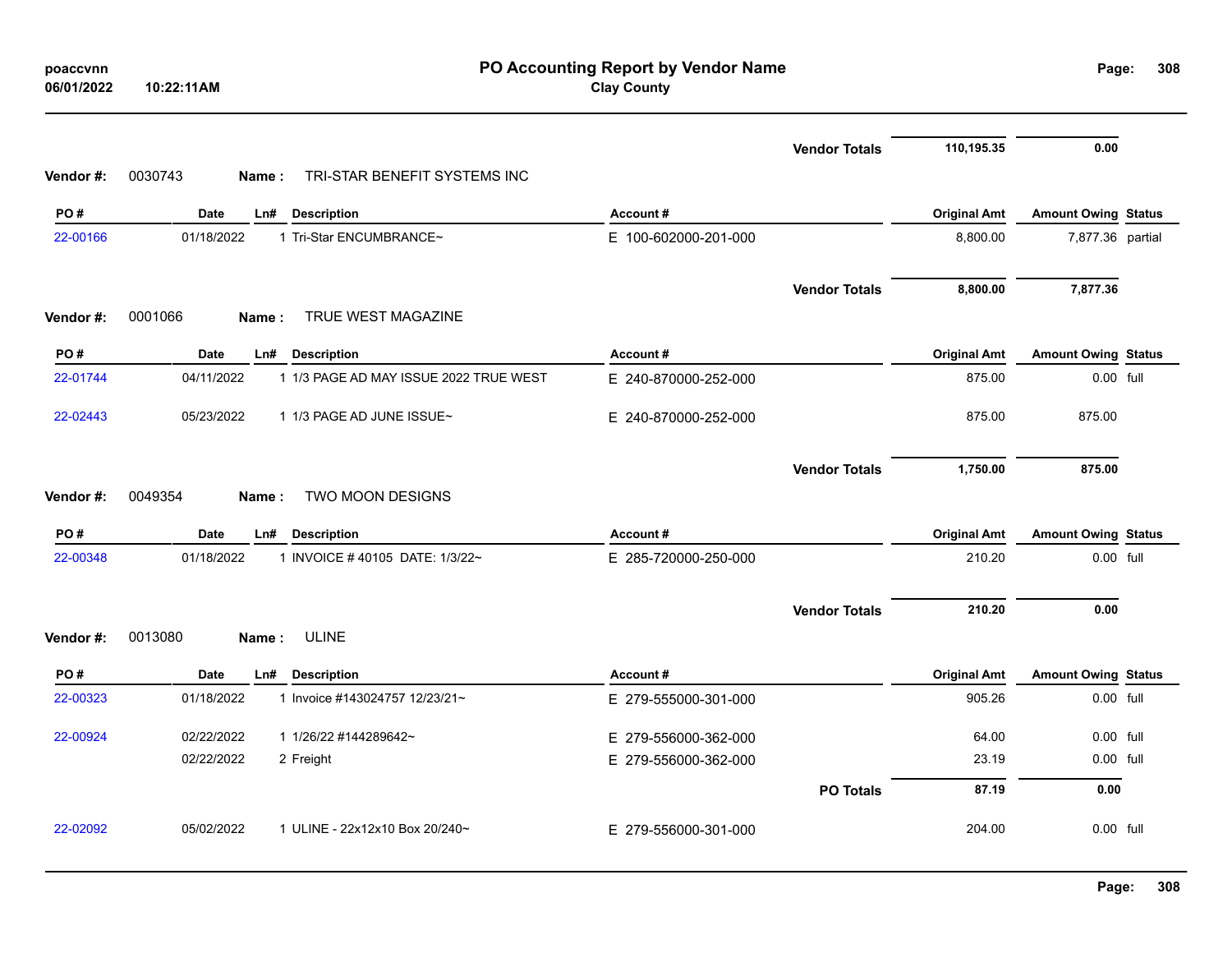| | | | | | Vendor Totals | 110,195.35 | 0.00 | |
|---|---|---|---|---|---|---|---|---|

**Vendor #:** 0030743 **Name :** TRI-STAR BENEFIT SYSTEMS INC

| PO # | Date | Ln# | Description | Account # | Original Amt | Amount Owing | Status |
|---|---|---|---|---|---|---|---|
| 22-00166 | 01/18/2022 | 1 | Tri-Star ENCUMBRANCE~ | E 100-602000-201-000 | 8,800.00 | 7,877.36 | partial |
| | | | | Vendor Totals | 8,800.00 | 7,877.36 | |

**Vendor #:** 0001066 **Name :** TRUE WEST MAGAZINE

| PO # | Date | Ln# | Description | Account # | Original Amt | Amount Owing | Status |
|---|---|---|---|---|---|---|---|
| 22-01744 | 04/11/2022 | 1 | 1/3 PAGE AD MAY ISSUE 2022 TRUE WEST | E 240-870000-252-000 | 875.00 | 0.00 | full |
| 22-02443 | 05/23/2022 | 1 | 1/3 PAGE AD JUNE ISSUE~ | E 240-870000-252-000 | 875.00 | 875.00 | |
| | | | | Vendor Totals | 1,750.00 | 875.00 | |

**Vendor #:** 0049354 **Name :** TWO MOON DESIGNS

| PO # | Date | Ln# | Description | Account # | Original Amt | Amount Owing | Status |
|---|---|---|---|---|---|---|---|
| 22-00348 | 01/18/2022 | 1 | INVOICE # 40105 DATE: 1/3/22~ | E 285-720000-250-000 | 210.20 | 0.00 | full |
| | | | | Vendor Totals | 210.20 | 0.00 | |

**Vendor #:** 0013080 **Name :** ULINE

| PO # | Date | Ln# | Description | Account # | Original Amt | Amount Owing | Status |
|---|---|---|---|---|---|---|---|
| 22-00323 | 01/18/2022 | 1 | Invoice #143024757 12/23/21~ | E 279-555000-301-000 | 905.26 | 0.00 | full |
| 22-00924 | 02/22/2022 | 1 | 1/26/22 #144289642~ | E 279-556000-362-000 | 64.00 | 0.00 | full |
| | 02/22/2022 | 2 | Freight | E 279-556000-362-000 | 23.19 | 0.00 | full |
| | | | | PO Totals | 87.19 | 0.00 | |
| 22-02092 | 05/02/2022 | 1 | ULINE - 22x12x10 Box 20/240~ | E 279-556000-301-000 | 204.00 | 0.00 | full |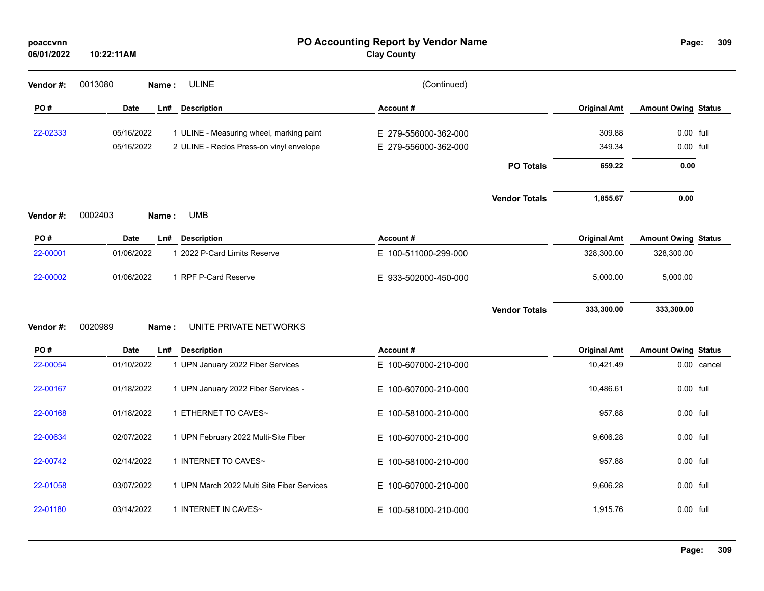# PO Accounting Report by Vendor Name

**Clay County**

poaccvnn
06/01/2022 10:22:11AM

**Vendor #:** 0013080 **Name :** ULINE (Continued)

| PO # | Date | Ln# | Description | Account # | Original Amt | Amount Owing | Status |
|---|---|---|---|---|---|---|---|
| 22-02333 | 05/16/2022 | 1 | ULINE - Measuring wheel, marking paint | E 279-556000-362-000 | 309.88 | 0.00 | full |
| | 05/16/2022 | 2 | ULINE - Reclos Press-on vinyl envelope | E 279-556000-362-000 | 349.34 | 0.00 | full |
| | | | | **PO Totals** | **659.22** | **0.00** | |
| | | | | **Vendor Totals** | **1,855.67** | **0.00** | |

**Vendor #:** 0002403 **Name :** UMB

| PO # | Date | Ln# | Description | Account # | Original Amt | Amount Owing | Status |
|---|---|---|---|---|---|---|---|
| 22-00001 | 01/06/2022 | 1 | 2022 P-Card Limits Reserve | E 100-511000-299-000 | 328,300.00 | 328,300.00 | |
| 22-00002 | 01/06/2022 | 1 | RPF P-Card Reserve | E 933-502000-450-000 | 5,000.00 | 5,000.00 | |
| | | | | **Vendor Totals** | **333,300.00** | **333,300.00** | |

**Vendor #:** 0020989 **Name :** UNITE PRIVATE NETWORKS

| PO # | Date | Ln# | Description | Account # | Original Amt | Amount Owing | Status |
|---|---|---|---|---|---|---|---|
| 22-00054 | 01/10/2022 | 1 | UPN January 2022 Fiber Services | E 100-607000-210-000 | 10,421.49 | 0.00 | cancel |
| 22-00167 | 01/18/2022 | 1 | UPN January 2022 Fiber Services - | E 100-607000-210-000 | 10,486.61 | 0.00 | full |
| 22-00168 | 01/18/2022 | 1 | ETHERNET TO CAVES~ | E 100-581000-210-000 | 957.88 | 0.00 | full |
| 22-00634 | 02/07/2022 | 1 | UPN February 2022 Multi-Site Fiber | E 100-607000-210-000 | 9,606.28 | 0.00 | full |
| 22-00742 | 02/14/2022 | 1 | INTERNET TO CAVES~ | E 100-581000-210-000 | 957.88 | 0.00 | full |
| 22-01058 | 03/07/2022 | 1 | UPN March 2022 Multi Site Fiber Services | E 100-607000-210-000 | 9,606.28 | 0.00 | full |
| 22-01180 | 03/14/2022 | 1 | INTERNET IN CAVES~ | E 100-581000-210-000 | 1,915.76 | 0.00 | full |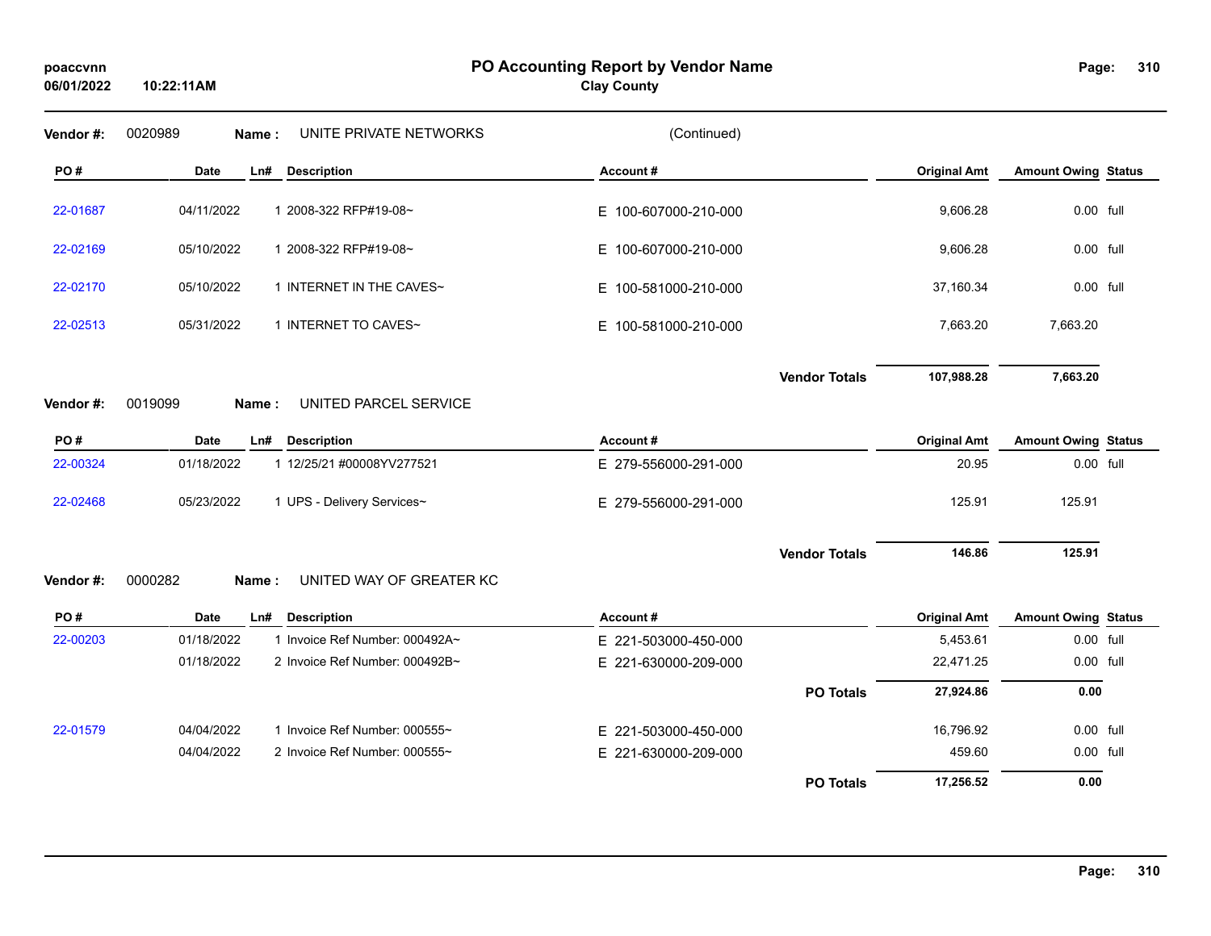**Vendor #:** 0020989 **Name :** UNITE PRIVATE NETWORKS (Continued)

| PO # | Date | Ln# | Description | Account # | Original Amt | Amount Owing | Status |
|---|---|---|---|---|---|---|---|
| 22-01687 | 04/11/2022 | 1 | 2008-322 RFP#19-08~ | E 100-607000-210-000 | 9,606.28 | 0.00 | full |
| 22-02169 | 05/10/2022 | 1 | 2008-322 RFP#19-08~ | E 100-607000-210-000 | 9,606.28 | 0.00 | full |
| 22-02170 | 05/10/2022 | 1 | INTERNET IN THE CAVES~ | E 100-581000-210-000 | 37,160.34 | 0.00 | full |
| 22-02513 | 05/31/2022 | 1 | INTERNET TO CAVES~ | E 100-581000-210-000 | 7,663.20 | 7,663.20 | |
| | | | | **Vendor Totals** | **107,988.28** | **7,663.20** | |

**Vendor #:** 0019099 **Name :** UNITED PARCEL SERVICE

| PO # | Date | Ln# | Description | Account # | Original Amt | Amount Owing | Status |
|---|---|---|---|---|---|---|---|
| 22-00324 | 01/18/2022 | 1 | 12/25/21 #00008YV277521 | E 279-556000-291-000 | 20.95 | 0.00 | full |
| 22-02468 | 05/23/2022 | 1 | UPS - Delivery Services~ | E 279-556000-291-000 | 125.91 | 125.91 | |
| | | | | **Vendor Totals** | **146.86** | **125.91** | |

**Vendor #:** 0000282 **Name :** UNITED WAY OF GREATER KC

| PO # | Date | Ln# | Description | Account # | Original Amt | Amount Owing | Status |
|---|---|---|---|---|---|---|---|
| 22-00203 | 01/18/2022 | 1 | Invoice Ref Number: 000492A~ | E 221-503000-450-000 | 5,453.61 | 0.00 | full |
| | 01/18/2022 | 2 | Invoice Ref Number: 000492B~ | E 221-630000-209-000 | 22,471.25 | 0.00 | full |
| | | | | **PO Totals** | **27,924.86** | **0.00** | |
| 22-01579 | 04/04/2022 | 1 | Invoice Ref Number: 000555~ | E 221-503000-450-000 | 16,796.92 | 0.00 | full |
| | 04/04/2022 | 2 | Invoice Ref Number: 000555~ | E 221-630000-209-000 | 459.60 | 0.00 | full |
| | | | | **PO Totals** | **17,256.52** | **0.00** | |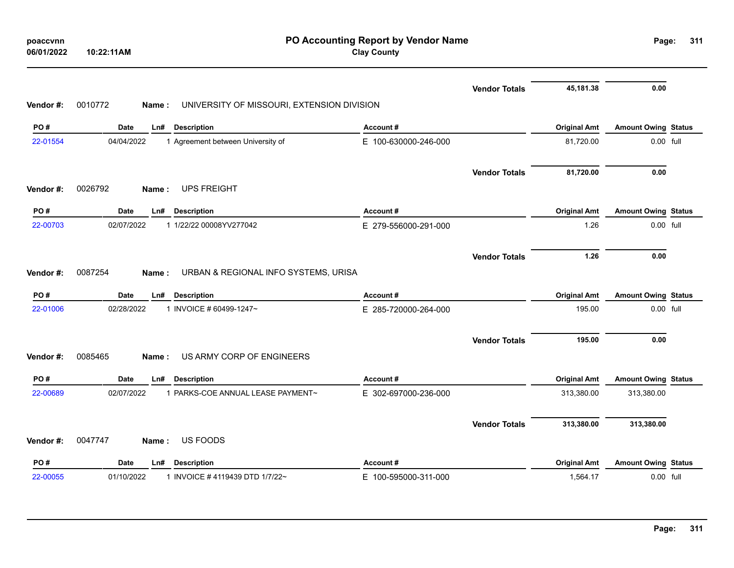**PO Accounting Report by Vendor Name**
**Clay County**

| | | | | Vendor Totals | 45,181.38 | 0.00 | |
|---|---|---|---|---|---|---|---|

**Vendor #:** 0010772 **Name :** UNIVERSITY OF MISSOURI, EXTENSION DIVISION

| PO # | Date | Ln# | Description | Account # | Original Amt | Amount Owing | Status |
|---|---|---|---|---|---|---|---|
| 22-01554 | 04/04/2022 | 1 | Agreement between University of | E 100-630000-246-000 | 81,720.00 | 0.00 | full |
| | | | | Vendor Totals | 81,720.00 | 0.00 | |

**Vendor #:** 0026792 **Name :** UPS FREIGHT

| PO # | Date | Ln# | Description | Account # | Original Amt | Amount Owing | Status |
|---|---|---|---|---|---|---|---|
| 22-00703 | 02/07/2022 | 1 | 1/22/22 00008YV277042 | E 279-556000-291-000 | 1.26 | 0.00 | full |
| | | | | Vendor Totals | 1.26 | 0.00 | |

**Vendor #:** 0087254 **Name :** URBAN & REGIONAL INFO SYSTEMS, URISA

| PO # | Date | Ln# | Description | Account # | Original Amt | Amount Owing | Status |
|---|---|---|---|---|---|---|---|
| 22-01006 | 02/28/2022 | 1 | INVOICE # 60499-1247~ | E 285-720000-264-000 | 195.00 | 0.00 | full |
| | | | | Vendor Totals | 195.00 | 0.00 | |

**Vendor #:** 0085465 **Name :** US ARMY CORP OF ENGINEERS

| PO # | Date | Ln# | Description | Account # | Original Amt | Amount Owing | Status |
|---|---|---|---|---|---|---|---|
| 22-00689 | 02/07/2022 | 1 | PARKS-COE ANNUAL LEASE PAYMENT~ | E 302-697000-236-000 | 313,380.00 | 313,380.00 | |
| | | | | Vendor Totals | 313,380.00 | 313,380.00 | |

**Vendor #:** 0047747 **Name :** US FOODS

| PO # | Date | Ln# | Description | Account # | Original Amt | Amount Owing | Status |
|---|---|---|---|---|---|---|---|
| 22-00055 | 01/10/2022 | 1 | INVOICE # 4119439 DTD 1/7/22~ | E 100-595000-311-000 | 1,564.17 | 0.00 | full |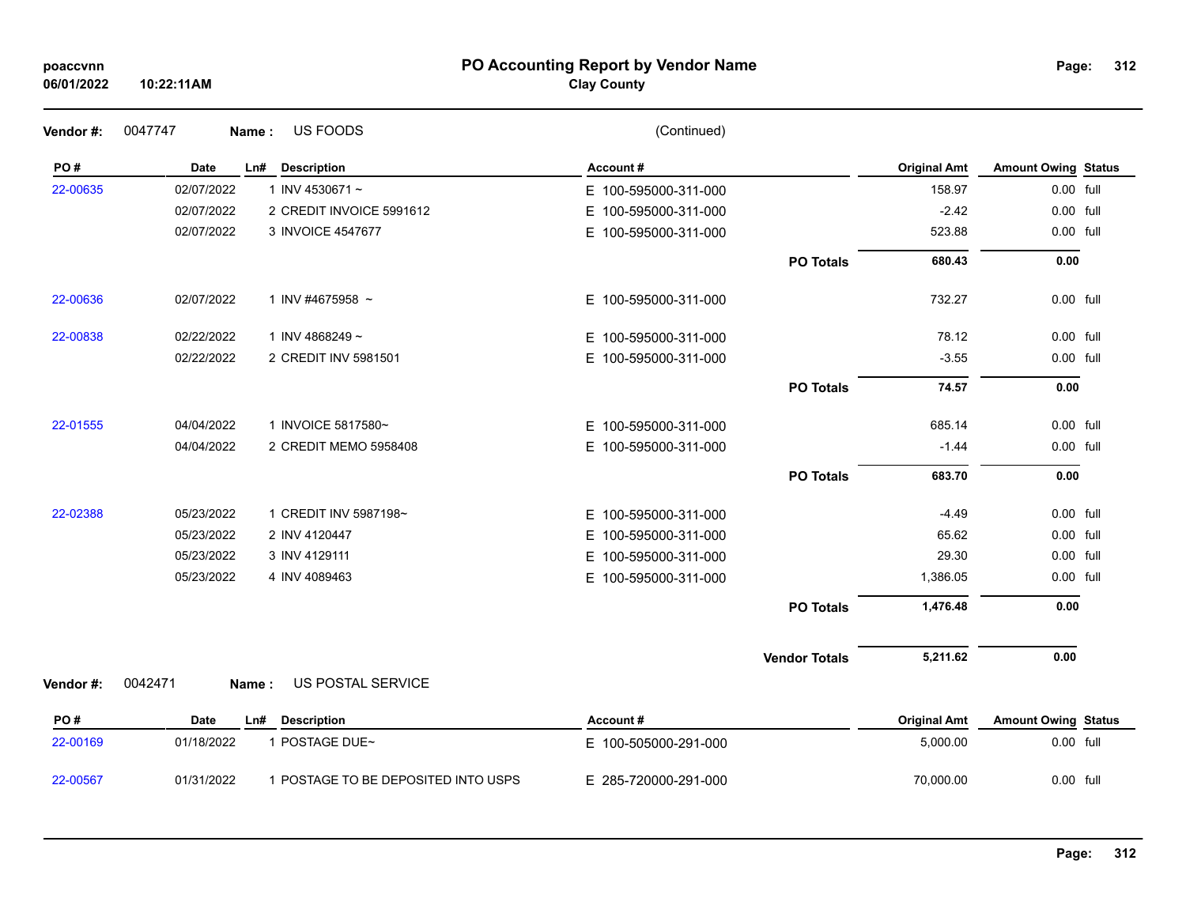# PO Accounting Report by Vendor Name

**Clay County**

poaccvnn
06/01/2022 10:22:11AM

**Vendor #:** 0047747 **Name :** US FOODS (Continued)

| PO # | Date | Ln# | Description | Account # | | Original Amt | Amount Owing | Status |
|---|---|---|---|---|---|---|---|---|
| 22-00635 | 02/07/2022 | 1 | INV 4530671 ~ | E 100-595000-311-000 | | 158.97 | 0.00 | full |
| | 02/07/2022 | 2 | CREDIT INVOICE 5991612 | E 100-595000-311-000 | | -2.42 | 0.00 | full |
| | 02/07/2022 | 3 | INVOICE 4547677 | E 100-595000-311-000 | | 523.88 | 0.00 | full |
| | | | | | **PO Totals** | **680.43** | **0.00** | |
| 22-00636 | 02/07/2022 | 1 | INV #4675958 ~ | E 100-595000-311-000 | | 732.27 | 0.00 | full |
| 22-00838 | 02/22/2022 | 1 | INV 4868249 ~ | E 100-595000-311-000 | | 78.12 | 0.00 | full |
| | 02/22/2022 | 2 | CREDIT INV 5981501 | E 100-595000-311-000 | | -3.55 | 0.00 | full |
| | | | | | **PO Totals** | **74.57** | **0.00** | |
| 22-01555 | 04/04/2022 | 1 | INVOICE 5817580~ | E 100-595000-311-000 | | 685.14 | 0.00 | full |
| | 04/04/2022 | 2 | CREDIT MEMO 5958408 | E 100-595000-311-000 | | -1.44 | 0.00 | full |
| | | | | | **PO Totals** | **683.70** | **0.00** | |
| 22-02388 | 05/23/2022 | 1 | CREDIT INV 5987198~ | E 100-595000-311-000 | | -4.49 | 0.00 | full |
| | 05/23/2022 | 2 | INV 4120447 | E 100-595000-311-000 | | 65.62 | 0.00 | full |
| | 05/23/2022 | 3 | INV 4129111 | E 100-595000-311-000 | | 29.30 | 0.00 | full |
| | 05/23/2022 | 4 | INV 4089463 | E 100-595000-311-000 | | 1,386.05 | 0.00 | full |
| | | | | | **PO Totals** | **1,476.48** | **0.00** | |
| | | | | | **Vendor Totals** | **5,211.62** | **0.00** | |

**Vendor #:** 0042471 **Name :** US POSTAL SERVICE

| PO # | Date | Ln# | Description | Account # | Original Amt | Amount Owing | Status |
|---|---|---|---|---|---|---|---|
| 22-00169 | 01/18/2022 | 1 | POSTAGE DUE~ | E 100-505000-291-000 | 5,000.00 | 0.00 | full |
| 22-00567 | 01/31/2022 | 1 | POSTAGE TO BE DEPOSITED INTO USPS | E 285-720000-291-000 | 70,000.00 | 0.00 | full |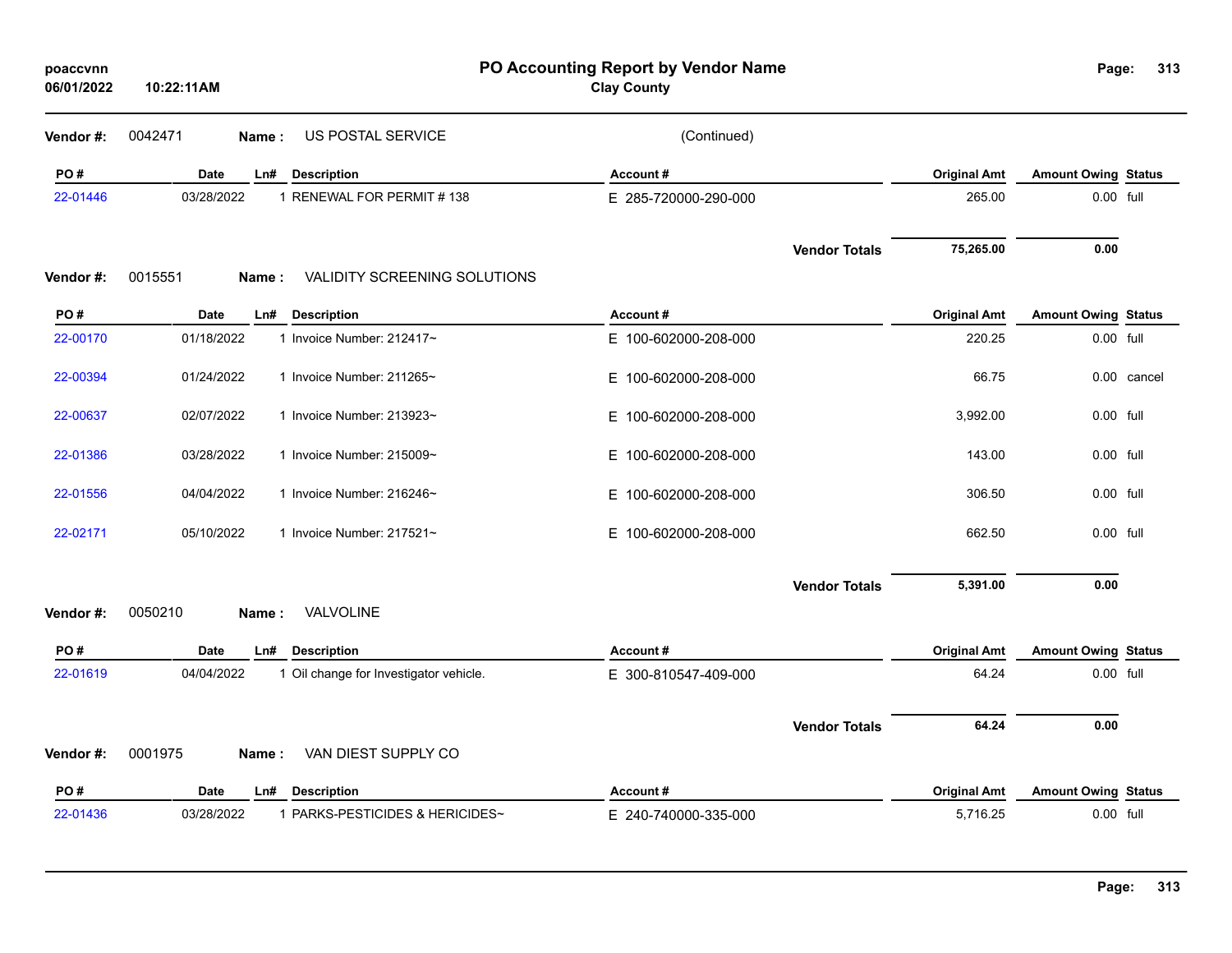# PO Accounting Report by Vendor Name

**Clay County**

poaccvnn
06/01/2022 10:22:11AM

**Vendor #:** 0042471 **Name :** US POSTAL SERVICE (Continued)

| PO # | Date | Ln# | Description | Account # | Original Amt | Amount Owing | Status |
|---|---|---|---|---|---|---|---|
| 22-01446 | 03/28/2022 | 1 | RENEWAL FOR PERMIT # 138 | E 285-720000-290-000 | 265.00 | 0.00 | full |
| | | | | **Vendor Totals** | **75,265.00** | **0.00** | |

**Vendor #:** 0015551 **Name :** VALIDITY SCREENING SOLUTIONS

| PO # | Date | Ln# | Description | Account # | Original Amt | Amount Owing | Status |
|---|---|---|---|---|---|---|---|
| 22-00170 | 01/18/2022 | 1 | Invoice Number: 212417~ | E 100-602000-208-000 | 220.25 | 0.00 | full |
| 22-00394 | 01/24/2022 | 1 | Invoice Number: 211265~ | E 100-602000-208-000 | 66.75 | 0.00 | cancel |
| 22-00637 | 02/07/2022 | 1 | Invoice Number: 213923~ | E 100-602000-208-000 | 3,992.00 | 0.00 | full |
| 22-01386 | 03/28/2022 | 1 | Invoice Number: 215009~ | E 100-602000-208-000 | 143.00 | 0.00 | full |
| 22-01556 | 04/04/2022 | 1 | Invoice Number: 216246~ | E 100-602000-208-000 | 306.50 | 0.00 | full |
| 22-02171 | 05/10/2022 | 1 | Invoice Number: 217521~ | E 100-602000-208-000 | 662.50 | 0.00 | full |
| | | | | **Vendor Totals** | **5,391.00** | **0.00** | |

**Vendor #:** 0050210 **Name :** VALVOLINE

| PO # | Date | Ln# | Description | Account # | Original Amt | Amount Owing | Status |
|---|---|---|---|---|---|---|---|
| 22-01619 | 04/04/2022 | 1 | Oil change for Investigator vehicle. | E 300-810547-409-000 | 64.24 | 0.00 | full |
| | | | | **Vendor Totals** | **64.24** | **0.00** | |

**Vendor #:** 0001975 **Name :** VAN DIEST SUPPLY CO

| PO # | Date | Ln# | Description | Account # | Original Amt | Amount Owing | Status |
|---|---|---|---|---|---|---|---|
| 22-01436 | 03/28/2022 | 1 | PARKS-PESTICIDES & HERICIDES~ | E 240-740000-335-000 | 5,716.25 | 0.00 | full |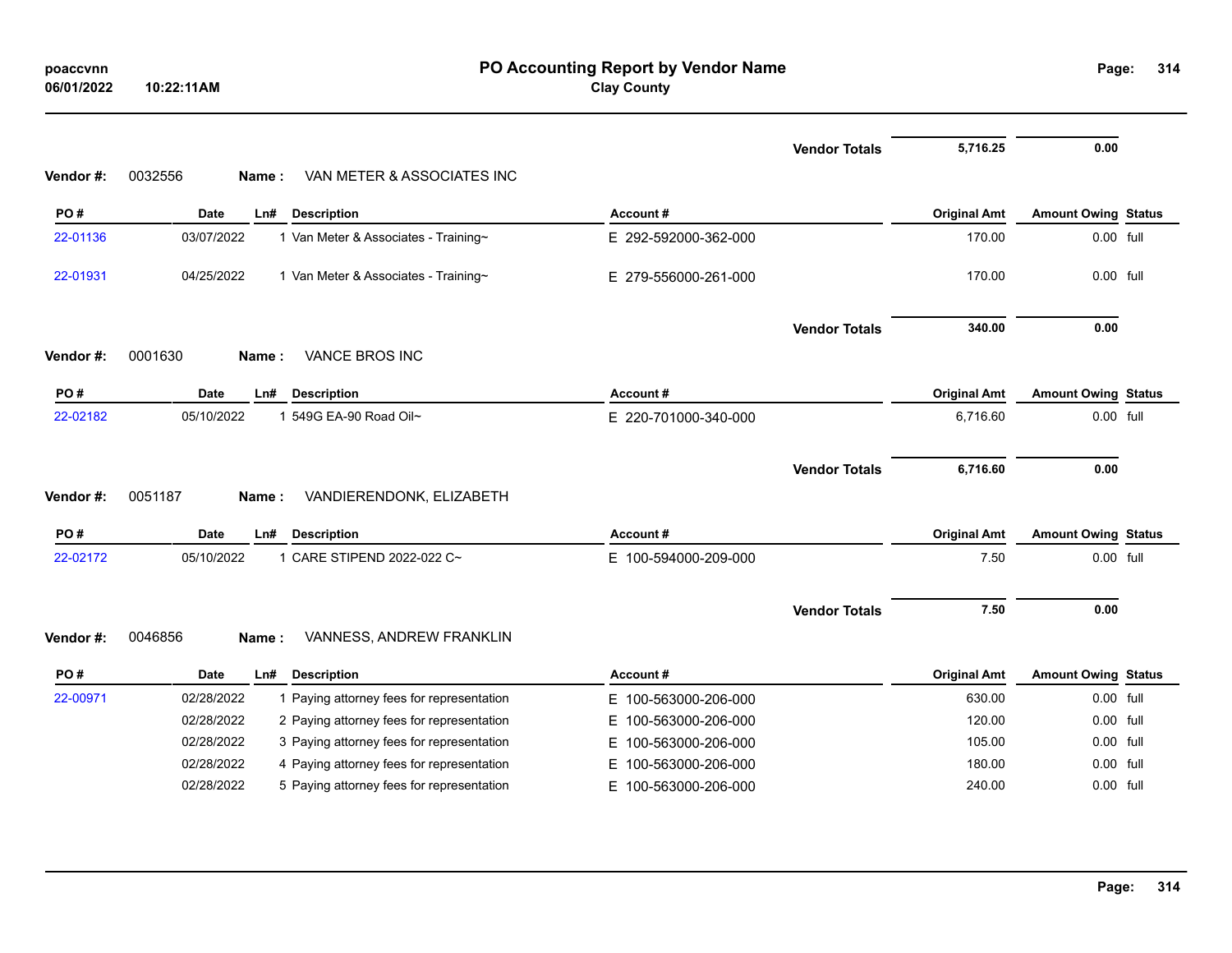| | | | | Vendor Totals | 5,716.25 | 0.00 | |
|---|---|---|---|---|---|---|---|

**Vendor #:** 0032556 **Name :** VAN METER & ASSOCIATES INC

| PO # | Date | Ln# | Description | Account # | Original Amt | Amount Owing | Status |
|---|---|---|---|---|---|---|---|
| 22-01136 | 03/07/2022 | 1 | Van Meter & Associates - Training~ | E 292-592000-362-000 | 170.00 | 0.00 | full |
| 22-01931 | 04/25/2022 | 1 | Van Meter & Associates - Training~ | E 279-556000-261-000 | 170.00 | 0.00 | full |
| | | | | **Vendor Totals** | **340.00** | **0.00** | |

**Vendor #:** 0001630 **Name :** VANCE BROS INC

| PO # | Date | Ln# | Description | Account # | Original Amt | Amount Owing | Status |
|---|---|---|---|---|---|---|---|
| 22-02182 | 05/10/2022 | 1 | 549G EA-90 Road Oil~ | E 220-701000-340-000 | 6,716.60 | 0.00 | full |
| | | | | **Vendor Totals** | **6,716.60** | **0.00** | |

**Vendor #:** 0051187 **Name :** VANDIERENDONK, ELIZABETH

| PO # | Date | Ln# | Description | Account # | Original Amt | Amount Owing | Status |
|---|---|---|---|---|---|---|---|
| 22-02172 | 05/10/2022 | 1 | CARE STIPEND 2022-022 C~ | E 100-594000-209-000 | 7.50 | 0.00 | full |
| | | | | **Vendor Totals** | **7.50** | **0.00** | |

**Vendor #:** 0046856 **Name :** VANNESS, ANDREW FRANKLIN

| PO # | Date | Ln# | Description | Account # | Original Amt | Amount Owing | Status |
|---|---|---|---|---|---|---|---|
| 22-00971 | 02/28/2022 | 1 | Paying attorney fees for representation | E 100-563000-206-000 | 630.00 | 0.00 | full |
| | 02/28/2022 | 2 | Paying attorney fees for representation | E 100-563000-206-000 | 120.00 | 0.00 | full |
| | 02/28/2022 | 3 | Paying attorney fees for representation | E 100-563000-206-000 | 105.00 | 0.00 | full |
| | 02/28/2022 | 4 | Paying attorney fees for representation | E 100-563000-206-000 | 180.00 | 0.00 | full |
| | 02/28/2022 | 5 | Paying attorney fees for representation | E 100-563000-206-000 | 240.00 | 0.00 | full |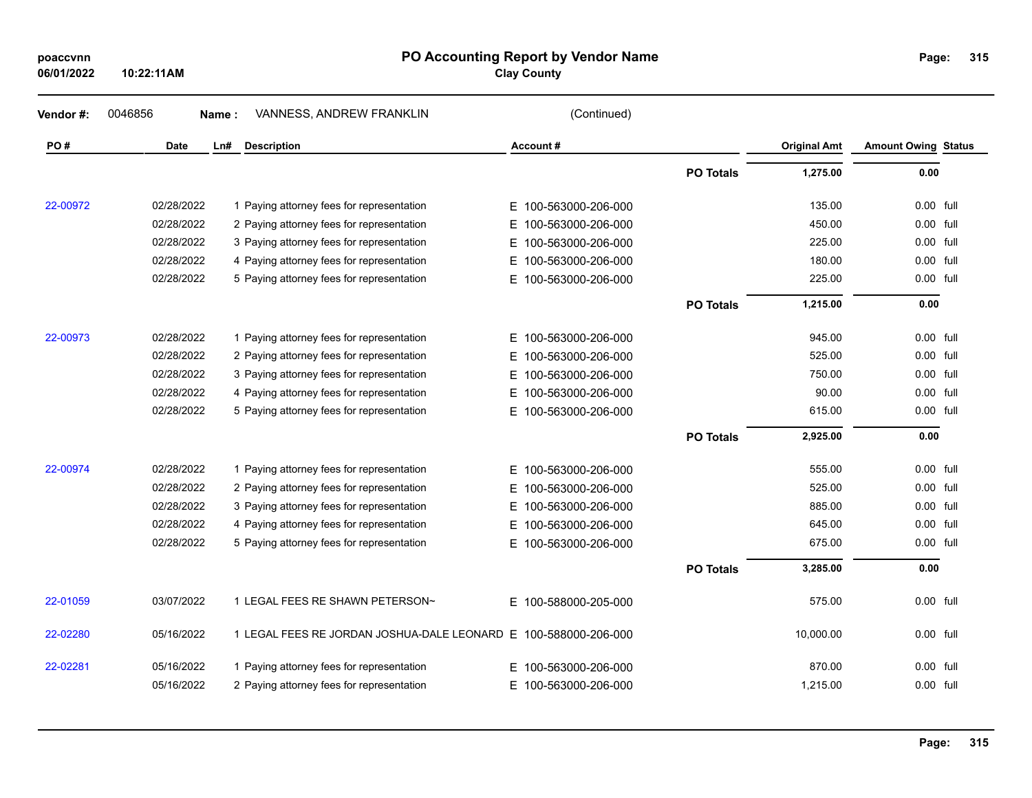**PO Accounting Report by Vendor Name**

**Clay County**

poaccvnn
06/01/2022 10:22:11AM

**Vendor #:** 0046856 **Name :** VANNESS, ANDREW FRANKLIN (Continued)

| PO # | Date | Ln# | Description | Account # | | Original Amt | Amount Owing | Status |
|---|---|---|---|---|---|---|---|---|
| | | | | | **PO Totals** | **1,275.00** | **0.00** | |
| 22-00972 | 02/28/2022 | 1 | Paying attorney fees for representation | E 100-563000-206-000 | | 135.00 | 0.00 | full |
| | 02/28/2022 | 2 | Paying attorney fees for representation | E 100-563000-206-000 | | 450.00 | 0.00 | full |
| | 02/28/2022 | 3 | Paying attorney fees for representation | E 100-563000-206-000 | | 225.00 | 0.00 | full |
| | 02/28/2022 | 4 | Paying attorney fees for representation | E 100-563000-206-000 | | 180.00 | 0.00 | full |
| | 02/28/2022 | 5 | Paying attorney fees for representation | E 100-563000-206-000 | | 225.00 | 0.00 | full |
| | | | | | **PO Totals** | **1,215.00** | **0.00** | |
| 22-00973 | 02/28/2022 | 1 | Paying attorney fees for representation | E 100-563000-206-000 | | 945.00 | 0.00 | full |
| | 02/28/2022 | 2 | Paying attorney fees for representation | E 100-563000-206-000 | | 525.00 | 0.00 | full |
| | 02/28/2022 | 3 | Paying attorney fees for representation | E 100-563000-206-000 | | 750.00 | 0.00 | full |
| | 02/28/2022 | 4 | Paying attorney fees for representation | E 100-563000-206-000 | | 90.00 | 0.00 | full |
| | 02/28/2022 | 5 | Paying attorney fees for representation | E 100-563000-206-000 | | 615.00 | 0.00 | full |
| | | | | | **PO Totals** | **2,925.00** | **0.00** | |
| 22-00974 | 02/28/2022 | 1 | Paying attorney fees for representation | E 100-563000-206-000 | | 555.00 | 0.00 | full |
| | 02/28/2022 | 2 | Paying attorney fees for representation | E 100-563000-206-000 | | 525.00 | 0.00 | full |
| | 02/28/2022 | 3 | Paying attorney fees for representation | E 100-563000-206-000 | | 885.00 | 0.00 | full |
| | 02/28/2022 | 4 | Paying attorney fees for representation | E 100-563000-206-000 | | 645.00 | 0.00 | full |
| | 02/28/2022 | 5 | Paying attorney fees for representation | E 100-563000-206-000 | | 675.00 | 0.00 | full |
| | | | | | **PO Totals** | **3,285.00** | **0.00** | |
| 22-01059 | 03/07/2022 | 1 | LEGAL FEES RE SHAWN PETERSON~ | E 100-588000-205-000 | | 575.00 | 0.00 | full |
| 22-02280 | 05/16/2022 | 1 | LEGAL FEES RE JORDAN JOSHUA-DALE LEONARD | E 100-588000-206-000 | | 10,000.00 | 0.00 | full |
| 22-02281 | 05/16/2022 | 1 | Paying attorney fees for representation | E 100-563000-206-000 | | 870.00 | 0.00 | full |
| | 05/16/2022 | 2 | Paying attorney fees for representation | E 100-563000-206-000 | | 1,215.00 | 0.00 | full |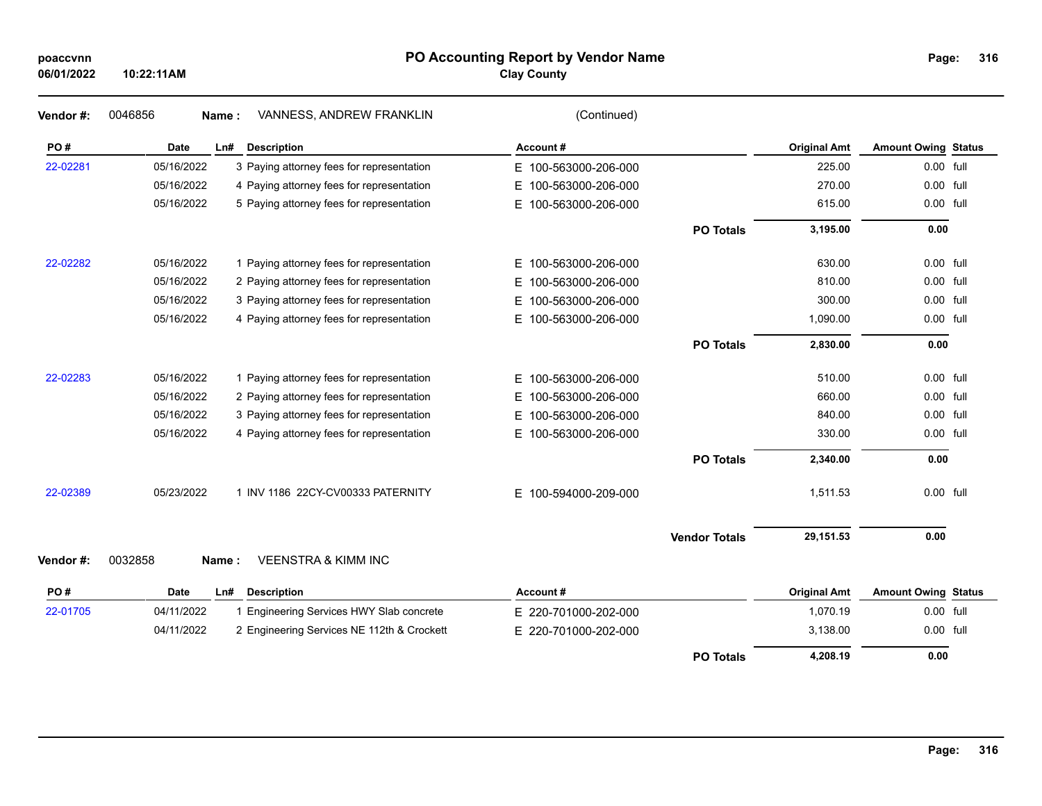# PO Accounting Report by Vendor Name

**Clay County**

poaccvnn
06/01/2022 10:22:11AM

**Vendor #:** 0046856 **Name :** VANNESS, ANDREW FRANKLIN (Continued)

| PO # | Date | Ln# | Description | Account # | | Original Amt | Amount Owing | Status |
|---|---|---|---|---|---|---|---|---|
| 22-02281 | 05/16/2022 | 3 | Paying attorney fees for representation | E 100-563000-206-000 | | 225.00 | 0.00 | full |
| | 05/16/2022 | 4 | Paying attorney fees for representation | E 100-563000-206-000 | | 270.00 | 0.00 | full |
| | 05/16/2022 | 5 | Paying attorney fees for representation | E 100-563000-206-000 | | 615.00 | 0.00 | full |
| | | | | | **PO Totals** | **3,195.00** | **0.00** | |
| 22-02282 | 05/16/2022 | 1 | Paying attorney fees for representation | E 100-563000-206-000 | | 630.00 | 0.00 | full |
| | 05/16/2022 | 2 | Paying attorney fees for representation | E 100-563000-206-000 | | 810.00 | 0.00 | full |
| | 05/16/2022 | 3 | Paying attorney fees for representation | E 100-563000-206-000 | | 300.00 | 0.00 | full |
| | 05/16/2022 | 4 | Paying attorney fees for representation | E 100-563000-206-000 | | 1,090.00 | 0.00 | full |
| | | | | | **PO Totals** | **2,830.00** | **0.00** | |
| 22-02283 | 05/16/2022 | 1 | Paying attorney fees for representation | E 100-563000-206-000 | | 510.00 | 0.00 | full |
| | 05/16/2022 | 2 | Paying attorney fees for representation | E 100-563000-206-000 | | 660.00 | 0.00 | full |
| | 05/16/2022 | 3 | Paying attorney fees for representation | E 100-563000-206-000 | | 840.00 | 0.00 | full |
| | 05/16/2022 | 4 | Paying attorney fees for representation | E 100-563000-206-000 | | 330.00 | 0.00 | full |
| | | | | | **PO Totals** | **2,340.00** | **0.00** | |
| 22-02389 | 05/23/2022 | 1 | INV 1186 22CY-CV00333 PATERNITY | E 100-594000-209-000 | | 1,511.53 | 0.00 | full |
| | | | | | **Vendor Totals** | **29,151.53** | **0.00** | |

**Vendor #:** 0032858 **Name :** VEENSTRA & KIMM INC

| PO # | Date | Ln# | Description | Account # | | Original Amt | Amount Owing | Status |
|---|---|---|---|---|---|---|---|---|
| 22-01705 | 04/11/2022 | 1 | Engineering Services HWY Slab concrete | E 220-701000-202-000 | | 1,070.19 | 0.00 | full |
| | 04/11/2022 | 2 | Engineering Services NE 112th & Crockett | E 220-701000-202-000 | | 3,138.00 | 0.00 | full |
| | | | | | **PO Totals** | **4,208.19** | **0.00** | |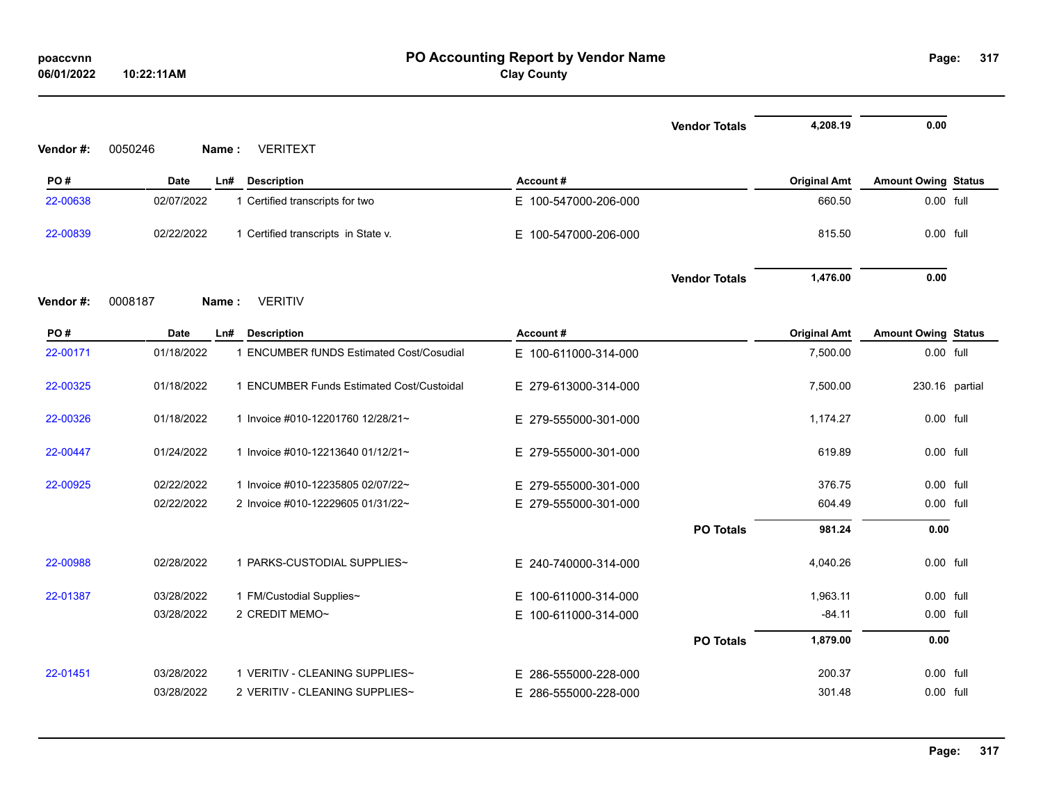# PO Accounting Report by Vendor Name

**Clay County**

poaccvnn
06/01/2022 10:22:11AM

| | | | | | Vendor Totals | 4,208.19 | 0.00 | |
|---|---|---|---|---|---|---|---|---|

**Vendor #:** 0050246 **Name :** VERITEXT

| PO # | Date | Ln# | Description | Account # | Original Amt | Amount Owing | Status |
|---|---|---|---|---|---|---|---|
| 22-00638 | 02/07/2022 | 1 | Certified transcripts for two | E 100-547000-206-000 | 660.50 | 0.00 | full |
| 22-00839 | 02/22/2022 | 1 | Certified transcripts in State v. | E 100-547000-206-000 | 815.50 | 0.00 | full |
| | | | | Vendor Totals | 1,476.00 | 0.00 | |

**Vendor #:** 0008187 **Name :** VERITIV

| PO # | Date | Ln# | Description | Account # | Original Amt | Amount Owing | Status |
|---|---|---|---|---|---|---|---|
| 22-00171 | 01/18/2022 | 1 | ENCUMBER fUNDS Estimated Cost/Cosudial | E 100-611000-314-000 | 7,500.00 | 0.00 | full |
| 22-00325 | 01/18/2022 | 1 | ENCUMBER Funds Estimated Cost/Custoidal | E 279-613000-314-000 | 7,500.00 | 230.16 | partial |
| 22-00326 | 01/18/2022 | 1 | Invoice #010-12201760 12/28/21~ | E 279-555000-301-000 | 1,174.27 | 0.00 | full |
| 22-00447 | 01/24/2022 | 1 | Invoice #010-12213640 01/12/21~ | E 279-555000-301-000 | 619.89 | 0.00 | full |
| 22-00925 | 02/22/2022 | 1 | Invoice #010-12235805 02/07/22~ | E 279-555000-301-000 | 376.75 | 0.00 | full |
| | 02/22/2022 | 2 | Invoice #010-12229605 01/31/22~ | E 279-555000-301-000 | 604.49 | 0.00 | full |
| | | | | PO Totals | 981.24 | 0.00 | |
| 22-00988 | 02/28/2022 | 1 | PARKS-CUSTODIAL SUPPLIES~ | E 240-740000-314-000 | 4,040.26 | 0.00 | full |
| 22-01387 | 03/28/2022 | 1 | FM/Custodial Supplies~ | E 100-611000-314-000 | 1,963.11 | 0.00 | full |
| | 03/28/2022 | 2 | CREDIT MEMO~ | E 100-611000-314-000 | -84.11 | 0.00 | full |
| | | | | PO Totals | 1,879.00 | 0.00 | |
| 22-01451 | 03/28/2022 | 1 | VERITIV - CLEANING SUPPLIES~ | E 286-555000-228-000 | 200.37 | 0.00 | full |
| | 03/28/2022 | 2 | VERITIV - CLEANING SUPPLIES~ | E 286-555000-228-000 | 301.48 | 0.00 | full |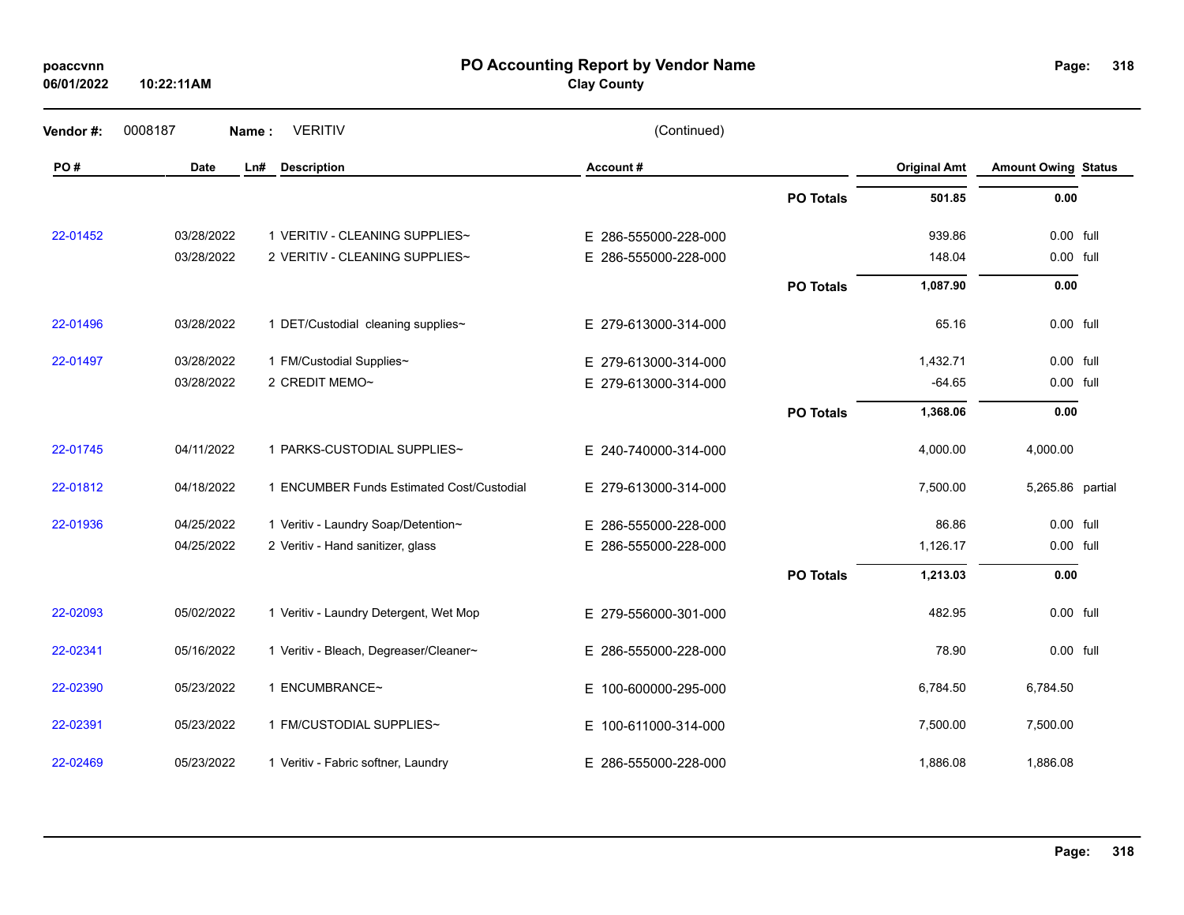# PO Accounting Report by Vendor Name

**Clay County**

poaccvnn
06/01/2022 10:22:11AM

**Vendor #:** 0008187 **Name :** VERITIV (Continued)

| PO # | Date | Ln# | Description | Account # | | Original Amt | Amount Owing | Status |
|---|---|---|---|---|---|---|---|---|
| | | | | | **PO Totals** | **501.85** | **0.00** | |
| 22-01452 | 03/28/2022 | 1 | VERITIV - CLEANING SUPPLIES~ | E 286-555000-228-000 | | 939.86 | 0.00 | full |
| | 03/28/2022 | 2 | VERITIV - CLEANING SUPPLIES~ | E 286-555000-228-000 | | 148.04 | 0.00 | full |
| | | | | | **PO Totals** | **1,087.90** | **0.00** | |
| 22-01496 | 03/28/2022 | 1 | DET/Custodial cleaning supplies~ | E 279-613000-314-000 | | 65.16 | 0.00 | full |
| 22-01497 | 03/28/2022 | 1 | FM/Custodial Supplies~ | E 279-613000-314-000 | | 1,432.71 | 0.00 | full |
| | 03/28/2022 | 2 | CREDIT MEMO~ | E 279-613000-314-000 | | -64.65 | 0.00 | full |
| | | | | | **PO Totals** | **1,368.06** | **0.00** | |
| 22-01745 | 04/11/2022 | 1 | PARKS-CUSTODIAL SUPPLIES~ | E 240-740000-314-000 | | 4,000.00 | 4,000.00 | |
| 22-01812 | 04/18/2022 | 1 | ENCUMBER Funds Estimated Cost/Custodial | E 279-613000-314-000 | | 7,500.00 | 5,265.86 | partial |
| 22-01936 | 04/25/2022 | 1 | Veritiv - Laundry Soap/Detention~ | E 286-555000-228-000 | | 86.86 | 0.00 | full |
| | 04/25/2022 | 2 | Veritiv - Hand sanitizer, glass | E 286-555000-228-000 | | 1,126.17 | 0.00 | full |
| | | | | | **PO Totals** | **1,213.03** | **0.00** | |
| 22-02093 | 05/02/2022 | 1 | Veritiv - Laundry Detergent, Wet Mop | E 279-556000-301-000 | | 482.95 | 0.00 | full |
| 22-02341 | 05/16/2022 | 1 | Veritiv - Bleach, Degreaser/Cleaner~ | E 286-555000-228-000 | | 78.90 | 0.00 | full |
| 22-02390 | 05/23/2022 | 1 | ENCUMBRANCE~ | E 100-600000-295-000 | | 6,784.50 | 6,784.50 | |
| 22-02391 | 05/23/2022 | 1 | FM/CUSTODIAL SUPPLIES~ | E 100-611000-314-000 | | 7,500.00 | 7,500.00 | |
| 22-02469 | 05/23/2022 | 1 | Veritiv - Fabric softner, Laundry | E 286-555000-228-000 | | 1,886.08 | 1,886.08 | |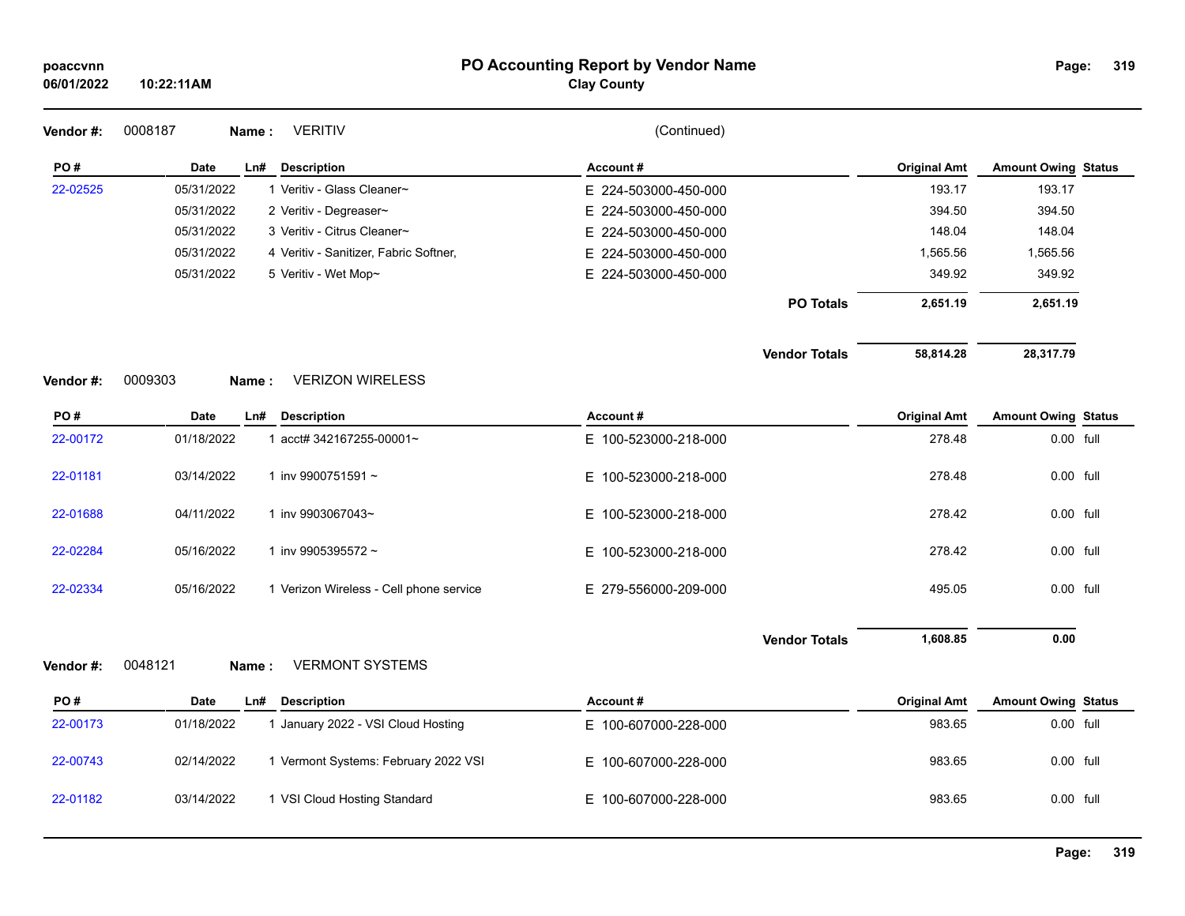**Vendor #:** 0008187 **Name :** VERITIV (Continued)

| PO # | Date | Ln# | Description | Account # | Original Amt | Amount Owing | Status |
|---|---|---|---|---|---|---|---|
| 22-02525 | 05/31/2022 | 1 | Veritiv - Glass Cleaner~ | E 224-503000-450-000 | 193.17 | 193.17 | |
| | 05/31/2022 | 2 | Veritiv - Degreaser~ | E 224-503000-450-000 | 394.50 | 394.50 | |
| | 05/31/2022 | 3 | Veritiv - Citrus Cleaner~ | E 224-503000-450-000 | 148.04 | 148.04 | |
| | 05/31/2022 | 4 | Veritiv - Sanitizer, Fabric Softner, | E 224-503000-450-000 | 1,565.56 | 1,565.56 | |
| | 05/31/2022 | 5 | Veritiv - Wet Mop~ | E 224-503000-450-000 | 349.92 | 349.92 | |
| | | | | **PO Totals** | **2,651.19** | **2,651.19** | |
| | | | | **Vendor Totals** | **58,814.28** | **28,317.79** | |

**Vendor #:** 0009303 **Name :** VERIZON WIRELESS

| PO # | Date | Ln# | Description | Account # | Original Amt | Amount Owing | Status |
|---|---|---|---|---|---|---|---|
| 22-00172 | 01/18/2022 | 1 | acct# 342167255-00001~ | E 100-523000-218-000 | 278.48 | 0.00 | full |
| 22-01181 | 03/14/2022 | 1 | inv 9900751591 ~ | E 100-523000-218-000 | 278.48 | 0.00 | full |
| 22-01688 | 04/11/2022 | 1 | inv 9903067043~ | E 100-523000-218-000 | 278.42 | 0.00 | full |
| 22-02284 | 05/16/2022 | 1 | inv 9905395572 ~ | E 100-523000-218-000 | 278.42 | 0.00 | full |
| 22-02334 | 05/16/2022 | 1 | Verizon Wireless - Cell phone service | E 279-556000-209-000 | 495.05 | 0.00 | full |
| | | | | **Vendor Totals** | **1,608.85** | **0.00** | |

**Vendor #:** 0048121 **Name :** VERMONT SYSTEMS

| PO # | Date | Ln# | Description | Account # | Original Amt | Amount Owing | Status |
|---|---|---|---|---|---|---|---|
| 22-00173 | 01/18/2022 | 1 | January 2022 - VSI Cloud Hosting | E 100-607000-228-000 | 983.65 | 0.00 | full |
| 22-00743 | 02/14/2022 | 1 | Vermont Systems: February 2022 VSI | E 100-607000-228-000 | 983.65 | 0.00 | full |
| 22-01182 | 03/14/2022 | 1 | VSI Cloud Hosting Standard | E 100-607000-228-000 | 983.65 | 0.00 | full |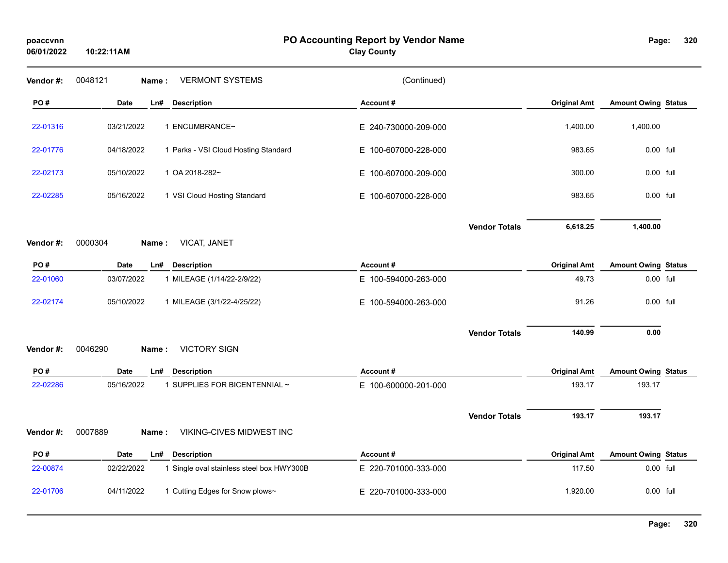# PO Accounting Report by Vendor Name

**Clay County**

poaccvnn
06/01/2022 10:22:11AM

**Vendor #:** 0048121 **Name :** VERMONT SYSTEMS (Continued)

| PO # | Date | Ln# | Description | Account # | Original Amt | Amount Owing | Status |
|---|---|---|---|---|---|---|---|
| 22-01316 | 03/21/2022 | 1 | ENCUMBRANCE~ | E 240-730000-209-000 | 1,400.00 | 1,400.00 | |
| 22-01776 | 04/18/2022 | 1 | Parks - VSI Cloud Hosting Standard | E 100-607000-228-000 | 983.65 | 0.00 | full |
| 22-02173 | 05/10/2022 | 1 | OA 2018-282~ | E 100-607000-209-000 | 300.00 | 0.00 | full |
| 22-02285 | 05/16/2022 | 1 | VSI Cloud Hosting Standard | E 100-607000-228-000 | 983.65 | 0.00 | full |
| | | | | **Vendor Totals** | **6,618.25** | **1,400.00** | |

**Vendor #:** 0000304 **Name :** VICAT, JANET

| PO # | Date | Ln# | Description | Account # | Original Amt | Amount Owing | Status |
|---|---|---|---|---|---|---|---|
| 22-01060 | 03/07/2022 | 1 | MILEAGE (1/14/22-2/9/22) | E 100-594000-263-000 | 49.73 | 0.00 | full |
| 22-02174 | 05/10/2022 | 1 | MILEAGE (3/1/22-4/25/22) | E 100-594000-263-000 | 91.26 | 0.00 | full |
| | | | | **Vendor Totals** | **140.99** | **0.00** | |

**Vendor #:** 0046290 **Name :** VICTORY SIGN

| PO # | Date | Ln# | Description | Account # | Original Amt | Amount Owing | Status |
|---|---|---|---|---|---|---|---|
| 22-02286 | 05/16/2022 | 1 | SUPPLIES FOR BICENTENNIAL ~ | E 100-600000-201-000 | 193.17 | 193.17 | |
| | | | | **Vendor Totals** | **193.17** | **193.17** | |

**Vendor #:** 0007889 **Name :** VIKING-CIVES MIDWEST INC

| PO # | Date | Ln# | Description | Account # | Original Amt | Amount Owing | Status |
|---|---|---|---|---|---|---|---|
| 22-00874 | 02/22/2022 | 1 | Single oval stainless steel box HWY300B | E 220-701000-333-000 | 117.50 | 0.00 | full |
| 22-01706 | 04/11/2022 | 1 | Cutting Edges for Snow plows~ | E 220-701000-333-000 | 1,920.00 | 0.00 | full |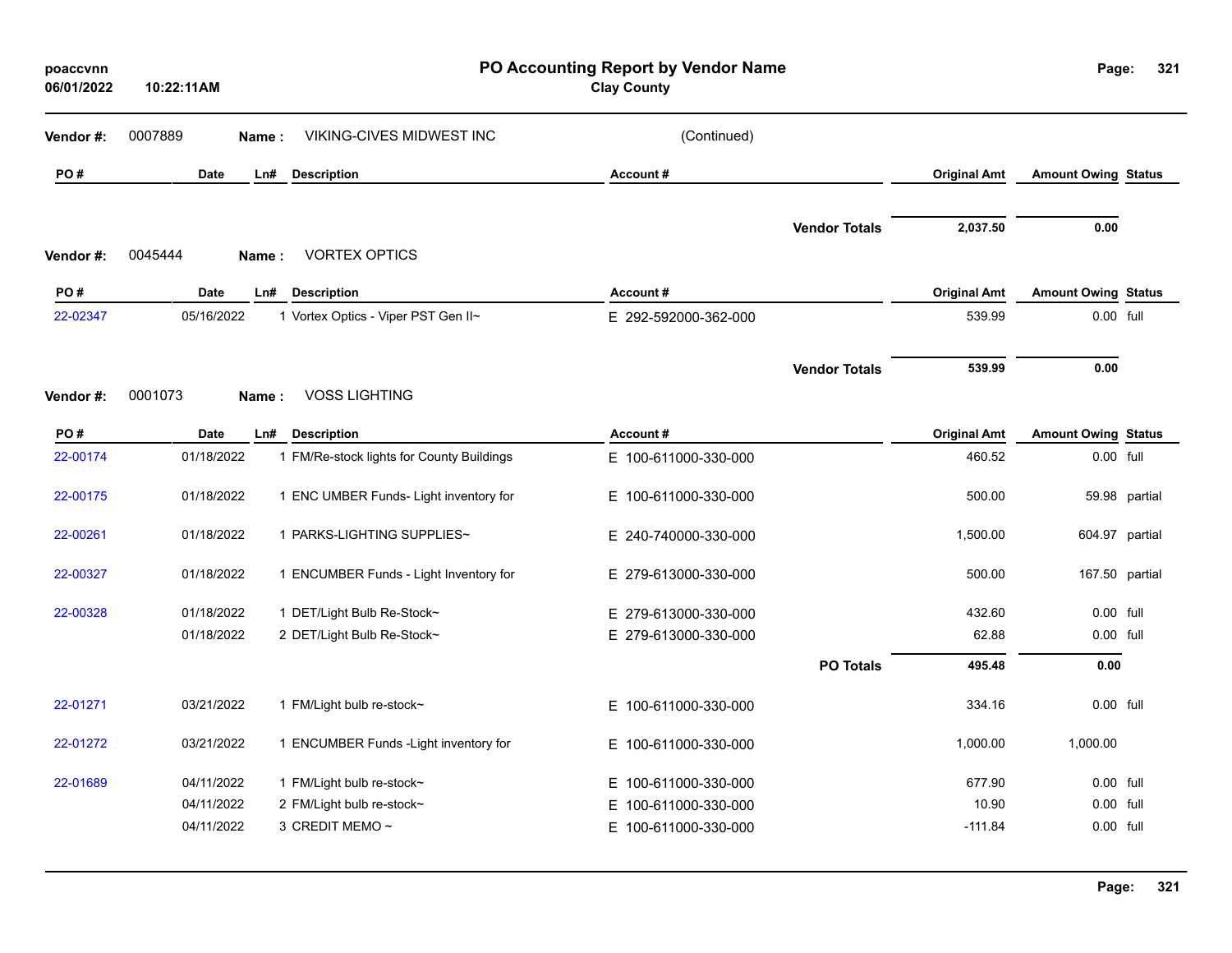# PO Accounting Report by Vendor Name

**Clay County**

poaccvnn
06/01/2022 10:22:11AM

**Vendor #:** 0007889 **Name :** VIKING-CIVES MIDWEST INC (Continued)

| PO # | Date | Ln# | Description | Account # | Original Amt | Amount Owing | Status |
|---|---|---|---|---|---|---|---|
| | | | | **Vendor Totals** | **2,037.50** | **0.00** | |

**Vendor #:** 0045444 **Name :** VORTEX OPTICS

| PO # | Date | Ln# | Description | Account # | Original Amt | Amount Owing | Status |
|---|---|---|---|---|---|---|---|
| 22-02347 | 05/16/2022 | 1 | Vortex Optics - Viper PST Gen II~ | E 292-592000-362-000 | 539.99 | 0.00 | full |
| | | | | **Vendor Totals** | **539.99** | **0.00** | |

**Vendor #:** 0001073 **Name :** VOSS LIGHTING

| PO # | Date | Ln# | Description | Account # | Original Amt | Amount Owing | Status |
|---|---|---|---|---|---|---|---|
| 22-00174 | 01/18/2022 | 1 | FM/Re-stock lights for County Buildings | E 100-611000-330-000 | 460.52 | 0.00 | full |
| 22-00175 | 01/18/2022 | 1 | ENC UMBER Funds- Light inventory for | E 100-611000-330-000 | 500.00 | 59.98 | partial |
| 22-00261 | 01/18/2022 | 1 | PARKS-LIGHTING SUPPLIES~ | E 240-740000-330-000 | 1,500.00 | 604.97 | partial |
| 22-00327 | 01/18/2022 | 1 | ENCUMBER Funds - Light Inventory for | E 279-613000-330-000 | 500.00 | 167.50 | partial |
| 22-00328 | 01/18/2022 | 1 | DET/Light Bulb Re-Stock~ | E 279-613000-330-000 | 432.60 | 0.00 | full |
| | 01/18/2022 | 2 | DET/Light Bulb Re-Stock~ | E 279-613000-330-000 | 62.88 | 0.00 | full |
| | | | | **PO Totals** | **495.48** | **0.00** | |
| 22-01271 | 03/21/2022 | 1 | FM/Light bulb re-stock~ | E 100-611000-330-000 | 334.16 | 0.00 | full |
| 22-01272 | 03/21/2022 | 1 | ENCUMBER Funds -Light inventory for | E 100-611000-330-000 | 1,000.00 | 1,000.00 | |
| 22-01689 | 04/11/2022 | 1 | FM/Light bulb re-stock~ | E 100-611000-330-000 | 677.90 | 0.00 | full |
| | 04/11/2022 | 2 | FM/Light bulb re-stock~ | E 100-611000-330-000 | 10.90 | 0.00 | full |
| | 04/11/2022 | 3 | CREDIT MEMO ~ | E 100-611000-330-000 | -111.84 | 0.00 | full |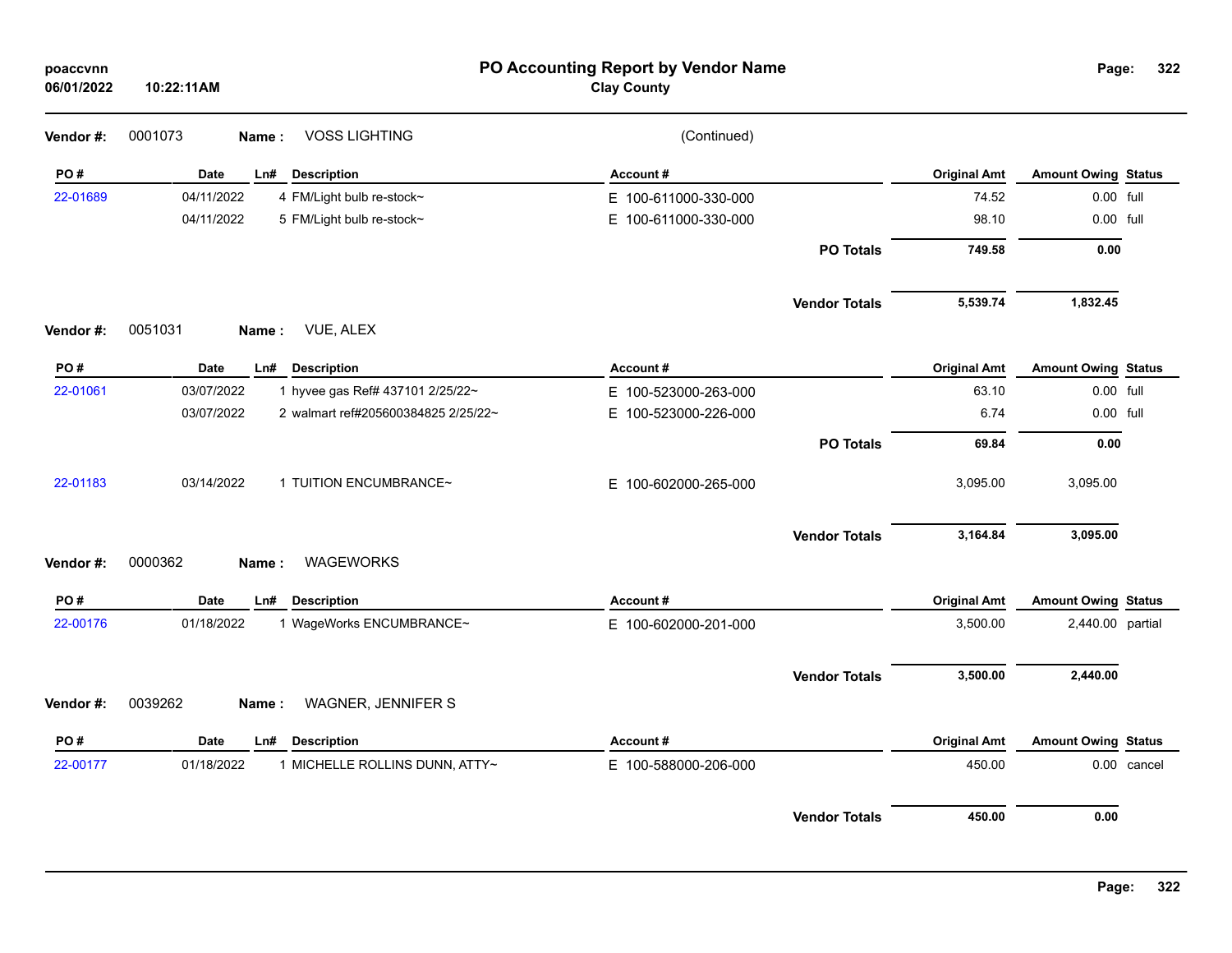**Vendor #:** 0001073 **Name :** VOSS LIGHTING (Continued)

| PO # | Date | Ln# | Description | Account # | Original Amt | Amount Owing | Status |
|---|---|---|---|---|---|---|---|
| 22-01689 | 04/11/2022 | 4 | FM/Light bulb re-stock~ | E 100-611000-330-000 | 74.52 | 0.00 | full |
| | 04/11/2022 | 5 | FM/Light bulb re-stock~ | E 100-611000-330-000 | 98.10 | 0.00 | full |
| | | | | **PO Totals** | **749.58** | **0.00** | |
| | | | | **Vendor Totals** | **5,539.74** | **1,832.45** | |

**Vendor #:** 0051031 **Name :** VUE, ALEX

| PO # | Date | Ln# | Description | Account # | Original Amt | Amount Owing | Status |
|---|---|---|---|---|---|---|---|
| 22-01061 | 03/07/2022 | 1 | hyvee gas Ref# 437101 2/25/22~ | E 100-523000-263-000 | 63.10 | 0.00 | full |
| | 03/07/2022 | 2 | walmart ref#205600384825 2/25/22~ | E 100-523000-226-000 | 6.74 | 0.00 | full |
| | | | | **PO Totals** | **69.84** | **0.00** | |
| 22-01183 | 03/14/2022 | 1 | TUITION ENCUMBRANCE~ | E 100-602000-265-000 | 3,095.00 | 3,095.00 | |
| | | | | **Vendor Totals** | **3,164.84** | **3,095.00** | |

**Vendor #:** 0000362 **Name :** WAGEWORKS

| PO # | Date | Ln# | Description | Account # | Original Amt | Amount Owing | Status |
|---|---|---|---|---|---|---|---|
| 22-00176 | 01/18/2022 | 1 | WageWorks ENCUMBRANCE~ | E 100-602000-201-000 | 3,500.00 | 2,440.00 | partial |
| | | | | **Vendor Totals** | **3,500.00** | **2,440.00** | |

**Vendor #:** 0039262 **Name :** WAGNER, JENNIFER S

| PO # | Date | Ln# | Description | Account # | Original Amt | Amount Owing | Status |
|---|---|---|---|---|---|---|---|
| 22-00177 | 01/18/2022 | 1 | MICHELLE ROLLINS DUNN, ATTY~ | E 100-588000-206-000 | 450.00 | 0.00 | cancel |
| | | | | **Vendor Totals** | **450.00** | **0.00** | |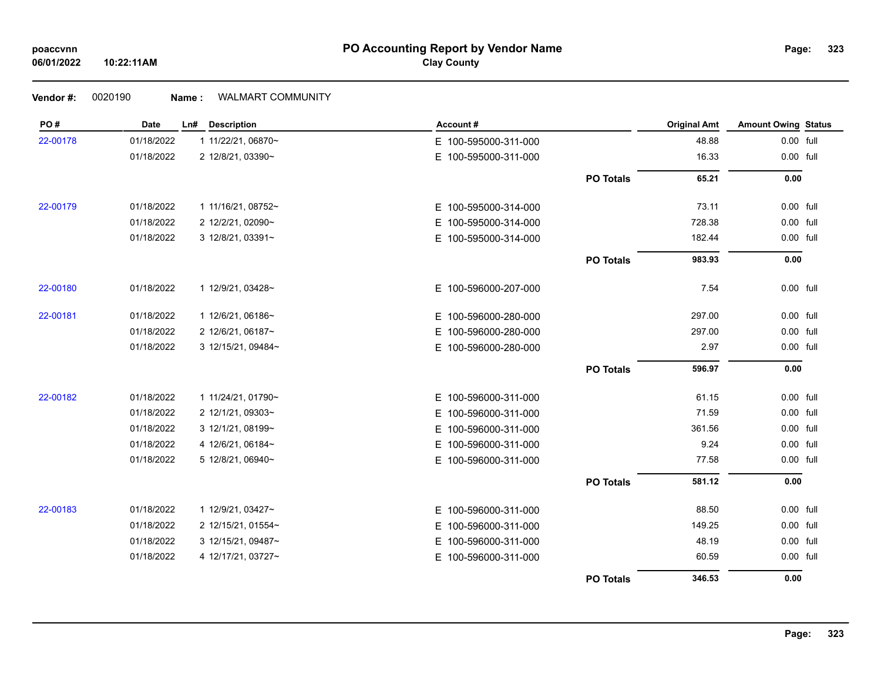# PO Accounting Report by Vendor Name

**Clay County**

poaccvnn
06/01/2022 10:22:11AM

**Vendor #:** 0020190 **Name :** WALMART COMMUNITY

| PO # | Date | Ln# | Description | Account # | | Original Amt | Amount Owing | Status |
|---|---|---|---|---|---|---|---|---|
| 22-00178 | 01/18/2022 | 1 | 11/22/21, 06870~ | E 100-595000-311-000 | | 48.88 | 0.00 | full |
| | 01/18/2022 | 2 | 12/8/21, 03390~ | E 100-595000-311-000 | | 16.33 | 0.00 | full |
| | | | | | **PO Totals** | **65.21** | **0.00** | |
| 22-00179 | 01/18/2022 | 1 | 11/16/21, 08752~ | E 100-595000-314-000 | | 73.11 | 0.00 | full |
| | 01/18/2022 | 2 | 12/2/21, 02090~ | E 100-595000-314-000 | | 728.38 | 0.00 | full |
| | 01/18/2022 | 3 | 12/8/21, 03391~ | E 100-595000-314-000 | | 182.44 | 0.00 | full |
| | | | | | **PO Totals** | **983.93** | **0.00** | |
| 22-00180 | 01/18/2022 | 1 | 12/9/21, 03428~ | E 100-596000-207-000 | | 7.54 | 0.00 | full |
| 22-00181 | 01/18/2022 | 1 | 12/6/21, 06186~ | E 100-596000-280-000 | | 297.00 | 0.00 | full |
| | 01/18/2022 | 2 | 12/6/21, 06187~ | E 100-596000-280-000 | | 297.00 | 0.00 | full |
| | 01/18/2022 | 3 | 12/15/21, 09484~ | E 100-596000-280-000 | | 2.97 | 0.00 | full |
| | | | | | **PO Totals** | **596.97** | **0.00** | |
| 22-00182 | 01/18/2022 | 1 | 11/24/21, 01790~ | E 100-596000-311-000 | | 61.15 | 0.00 | full |
| | 01/18/2022 | 2 | 12/1/21, 09303~ | E 100-596000-311-000 | | 71.59 | 0.00 | full |
| | 01/18/2022 | 3 | 12/1/21, 08199~ | E 100-596000-311-000 | | 361.56 | 0.00 | full |
| | 01/18/2022 | 4 | 12/6/21, 06184~ | E 100-596000-311-000 | | 9.24 | 0.00 | full |
| | 01/18/2022 | 5 | 12/8/21, 06940~ | E 100-596000-311-000 | | 77.58 | 0.00 | full |
| | | | | | **PO Totals** | **581.12** | **0.00** | |
| 22-00183 | 01/18/2022 | 1 | 12/9/21, 03427~ | E 100-596000-311-000 | | 88.50 | 0.00 | full |
| | 01/18/2022 | 2 | 12/15/21, 01554~ | E 100-596000-311-000 | | 149.25 | 0.00 | full |
| | 01/18/2022 | 3 | 12/15/21, 09487~ | E 100-596000-311-000 | | 48.19 | 0.00 | full |
| | 01/18/2022 | 4 | 12/17/21, 03727~ | E 100-596000-311-000 | | 60.59 | 0.00 | full |
| | | | | | **PO Totals** | **346.53** | **0.00** | |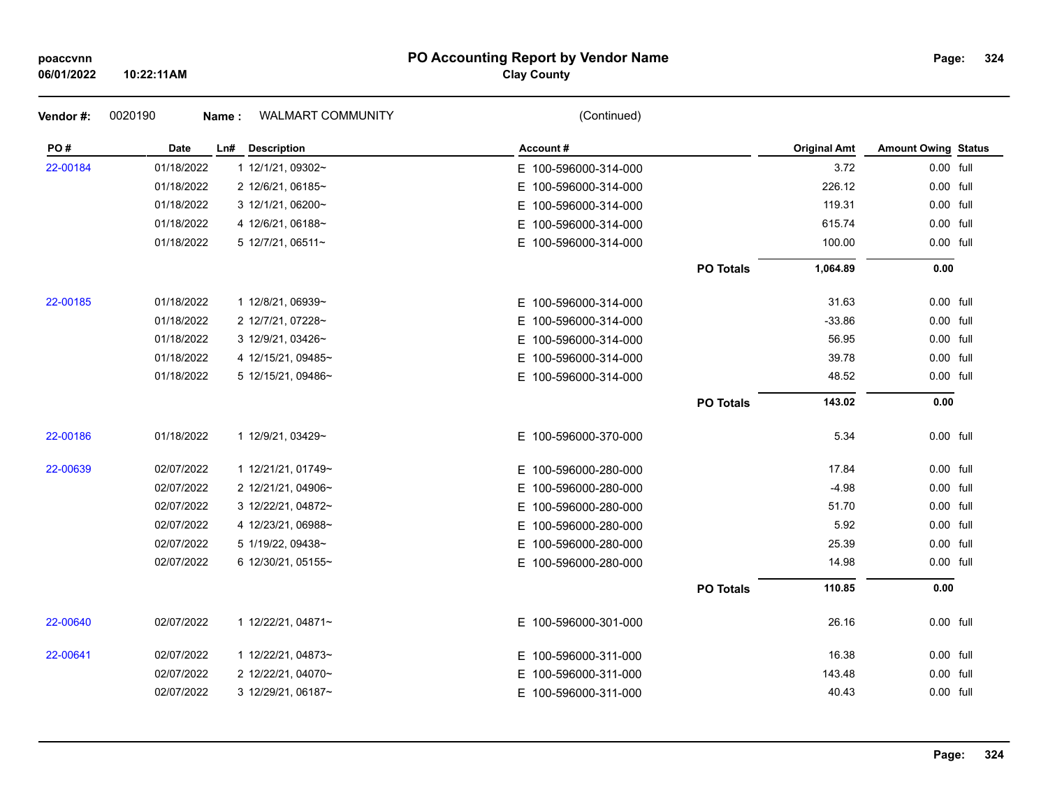# PO Accounting Report by Vendor Name

**Clay County**

poaccvnn
06/01/2022 10:22:11AM

**Vendor #:** 0020190 **Name :** WALMART COMMUNITY (Continued)

| PO # | Date | Ln# | Description | Account # | | Original Amt | Amount Owing | Status |
|---|---|---|---|---|---|---|---|---|
| 22-00184 | 01/18/2022 | 1 | 12/1/21, 09302~ | E 100-596000-314-000 | | 3.72 | 0.00 | full |
| | 01/18/2022 | 2 | 12/6/21, 06185~ | E 100-596000-314-000 | | 226.12 | 0.00 | full |
| | 01/18/2022 | 3 | 12/1/21, 06200~ | E 100-596000-314-000 | | 119.31 | 0.00 | full |
| | 01/18/2022 | 4 | 12/6/21, 06188~ | E 100-596000-314-000 | | 615.74 | 0.00 | full |
| | 01/18/2022 | 5 | 12/7/21, 06511~ | E 100-596000-314-000 | | 100.00 | 0.00 | full |
| | | | | | **PO Totals** | **1,064.89** | **0.00** | |
| 22-00185 | 01/18/2022 | 1 | 12/8/21, 06939~ | E 100-596000-314-000 | | 31.63 | 0.00 | full |
| | 01/18/2022 | 2 | 12/7/21, 07228~ | E 100-596000-314-000 | | -33.86 | 0.00 | full |
| | 01/18/2022 | 3 | 12/9/21, 03426~ | E 100-596000-314-000 | | 56.95 | 0.00 | full |
| | 01/18/2022 | 4 | 12/15/21, 09485~ | E 100-596000-314-000 | | 39.78 | 0.00 | full |
| | 01/18/2022 | 5 | 12/15/21, 09486~ | E 100-596000-314-000 | | 48.52 | 0.00 | full |
| | | | | | **PO Totals** | **143.02** | **0.00** | |
| 22-00186 | 01/18/2022 | 1 | 12/9/21, 03429~ | E 100-596000-370-000 | | 5.34 | 0.00 | full |
| 22-00639 | 02/07/2022 | 1 | 12/21/21, 01749~ | E 100-596000-280-000 | | 17.84 | 0.00 | full |
| | 02/07/2022 | 2 | 12/21/21, 04906~ | E 100-596000-280-000 | | -4.98 | 0.00 | full |
| | 02/07/2022 | 3 | 12/22/21, 04872~ | E 100-596000-280-000 | | 51.70 | 0.00 | full |
| | 02/07/2022 | 4 | 12/23/21, 06988~ | E 100-596000-280-000 | | 5.92 | 0.00 | full |
| | 02/07/2022 | 5 | 1/19/22, 09438~ | E 100-596000-280-000 | | 25.39 | 0.00 | full |
| | 02/07/2022 | 6 | 12/30/21, 05155~ | E 100-596000-280-000 | | 14.98 | 0.00 | full |
| | | | | | **PO Totals** | **110.85** | **0.00** | |
| 22-00640 | 02/07/2022 | 1 | 12/22/21, 04871~ | E 100-596000-301-000 | | 26.16 | 0.00 | full |
| 22-00641 | 02/07/2022 | 1 | 12/22/21, 04873~ | E 100-596000-311-000 | | 16.38 | 0.00 | full |
| | 02/07/2022 | 2 | 12/22/21, 04070~ | E 100-596000-311-000 | | 143.48 | 0.00 | full |
| | 02/07/2022 | 3 | 12/29/21, 06187~ | E 100-596000-311-000 | | 40.43 | 0.00 | full |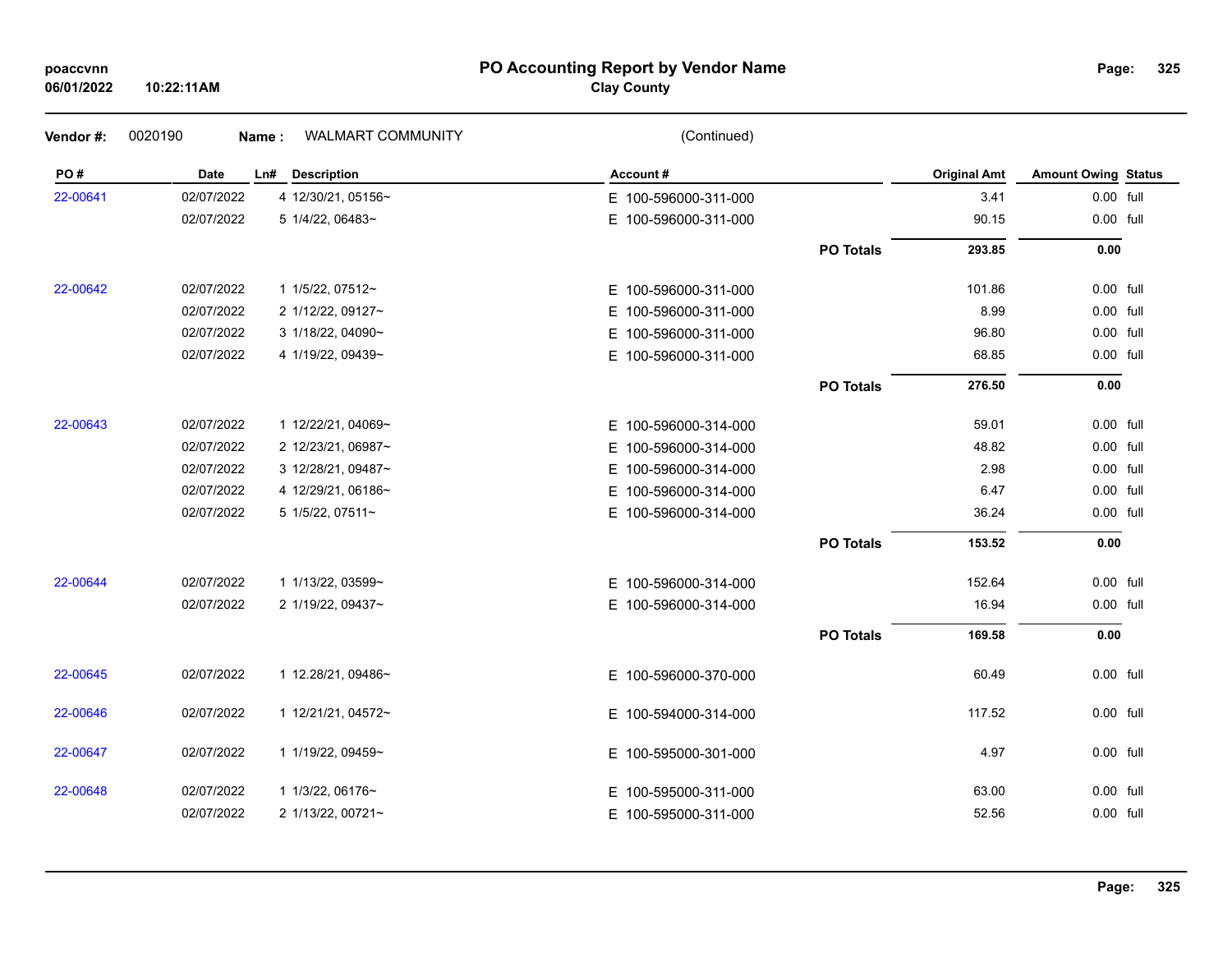# PO Accounting Report by Vendor Name

**Clay County**

**Vendor #:** 0020190 **Name :** WALMART COMMUNITY (Continued)

| PO # | Date | Ln# | Description | Account # | | Original Amt | Amount Owing | Status |
|---|---|---|---|---|---|---|---|---|
| 22-00641 | 02/07/2022 | 4 | 12/30/21, 05156~ | E 100-596000-311-000 | | 3.41 | 0.00 | full |
| | 02/07/2022 | 5 | 1/4/22, 06483~ | E 100-596000-311-000 | | 90.15 | 0.00 | full |
| | | | | | **PO Totals** | **293.85** | **0.00** | |
| 22-00642 | 02/07/2022 | 1 | 1/5/22, 07512~ | E 100-596000-311-000 | | 101.86 | 0.00 | full |
| | 02/07/2022 | 2 | 1/12/22, 09127~ | E 100-596000-311-000 | | 8.99 | 0.00 | full |
| | 02/07/2022 | 3 | 1/18/22, 04090~ | E 100-596000-311-000 | | 96.80 | 0.00 | full |
| | 02/07/2022 | 4 | 1/19/22, 09439~ | E 100-596000-311-000 | | 68.85 | 0.00 | full |
| | | | | | **PO Totals** | **276.50** | **0.00** | |
| 22-00643 | 02/07/2022 | 1 | 12/22/21, 04069~ | E 100-596000-314-000 | | 59.01 | 0.00 | full |
| | 02/07/2022 | 2 | 12/23/21, 06987~ | E 100-596000-314-000 | | 48.82 | 0.00 | full |
| | 02/07/2022 | 3 | 12/28/21, 09487~ | E 100-596000-314-000 | | 2.98 | 0.00 | full |
| | 02/07/2022 | 4 | 12/29/21, 06186~ | E 100-596000-314-000 | | 6.47 | 0.00 | full |
| | 02/07/2022 | 5 | 1/5/22, 07511~ | E 100-596000-314-000 | | 36.24 | 0.00 | full |
| | | | | | **PO Totals** | **153.52** | **0.00** | |
| 22-00644 | 02/07/2022 | 1 | 1/13/22, 03599~ | E 100-596000-314-000 | | 152.64 | 0.00 | full |
| | 02/07/2022 | 2 | 1/19/22, 09437~ | E 100-596000-314-000 | | 16.94 | 0.00 | full |
| | | | | | **PO Totals** | **169.58** | **0.00** | |
| 22-00645 | 02/07/2022 | 1 | 12.28/21, 09486~ | E 100-596000-370-000 | | 60.49 | 0.00 | full |
| 22-00646 | 02/07/2022 | 1 | 12/21/21, 04572~ | E 100-594000-314-000 | | 117.52 | 0.00 | full |
| 22-00647 | 02/07/2022 | 1 | 1/19/22, 09459~ | E 100-595000-301-000 | | 4.97 | 0.00 | full |
| 22-00648 | 02/07/2022 | 1 | 1/3/22, 06176~ | E 100-595000-311-000 | | 63.00 | 0.00 | full |
| | 02/07/2022 | 2 | 1/13/22, 00721~ | E 100-595000-311-000 | | 52.56 | 0.00 | full |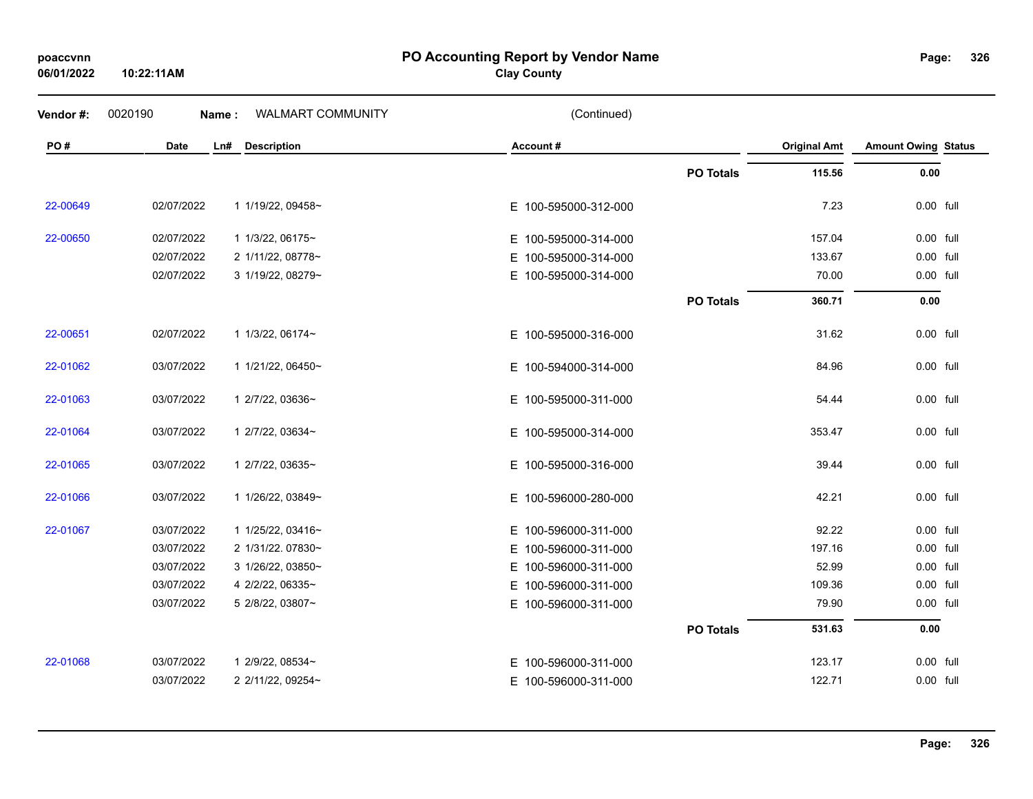# PO Accounting Report by Vendor Name

**Clay County**

**Vendor #:** 0020190 **Name :** WALMART COMMUNITY (Continued)

| PO # | Date | Ln# | Description | Account # | | Original Amt | Amount Owing | Status |
|---|---|---|---|---|---|---|---|---|
| | | | | | **PO Totals** | **115.56** | **0.00** | |
| 22-00649 | 02/07/2022 | 1 | 1/19/22, 09458~ | E 100-595000-312-000 | | 7.23 | 0.00 | full |
| 22-00650 | 02/07/2022 | 1 | 1/3/22, 06175~ | E 100-595000-314-000 | | 157.04 | 0.00 | full |
| | 02/07/2022 | 2 | 1/11/22, 08778~ | E 100-595000-314-000 | | 133.67 | 0.00 | full |
| | 02/07/2022 | 3 | 1/19/22, 08279~ | E 100-595000-314-000 | | 70.00 | 0.00 | full |
| | | | | | **PO Totals** | **360.71** | **0.00** | |
| 22-00651 | 02/07/2022 | 1 | 1/3/22, 06174~ | E 100-595000-316-000 | | 31.62 | 0.00 | full |
| 22-01062 | 03/07/2022 | 1 | 1/21/22, 06450~ | E 100-594000-314-000 | | 84.96 | 0.00 | full |
| 22-01063 | 03/07/2022 | 1 | 2/7/22, 03636~ | E 100-595000-311-000 | | 54.44 | 0.00 | full |
| 22-01064 | 03/07/2022 | 1 | 2/7/22, 03634~ | E 100-595000-314-000 | | 353.47 | 0.00 | full |
| 22-01065 | 03/07/2022 | 1 | 2/7/22, 03635~ | E 100-595000-316-000 | | 39.44 | 0.00 | full |
| 22-01066 | 03/07/2022 | 1 | 1/26/22, 03849~ | E 100-596000-280-000 | | 42.21 | 0.00 | full |
| 22-01067 | 03/07/2022 | 1 | 1/25/22, 03416~ | E 100-596000-311-000 | | 92.22 | 0.00 | full |
| | 03/07/2022 | 2 | 1/31/22. 07830~ | E 100-596000-311-000 | | 197.16 | 0.00 | full |
| | 03/07/2022 | 3 | 1/26/22, 03850~ | E 100-596000-311-000 | | 52.99 | 0.00 | full |
| | 03/07/2022 | 4 | 2/2/22, 06335~ | E 100-596000-311-000 | | 109.36 | 0.00 | full |
| | 03/07/2022 | 5 | 2/8/22, 03807~ | E 100-596000-311-000 | | 79.90 | 0.00 | full |
| | | | | | **PO Totals** | **531.63** | **0.00** | |
| 22-01068 | 03/07/2022 | 1 | 2/9/22, 08534~ | E 100-596000-311-000 | | 123.17 | 0.00 | full |
| | 03/07/2022 | 2 | 2/11/22, 09254~ | E 100-596000-311-000 | | 122.71 | 0.00 | full |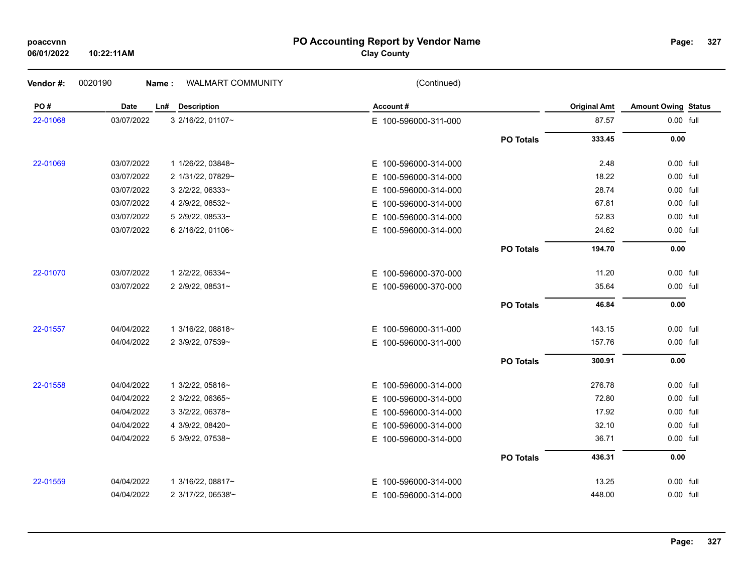**PO Accounting Report by Vendor Name**
**Clay County**

poaccvnn
06/01/2022 10:22:11AM

**Vendor #:** 0020190 **Name :** WALMART COMMUNITY (Continued)

| PO # | Date | Ln# | Description | Account # | | Original Amt | Amount Owing | Status |
|---|---|---|---|---|---|---|---|---|
| 22-01068 | 03/07/2022 | 3 | 2/16/22, 01107~ | E 100-596000-311-000 | | 87.57 | 0.00 | full |
| | | | | | **PO Totals** | **333.45** | **0.00** | |
| 22-01069 | 03/07/2022 | 1 | 1/26/22, 03848~ | E 100-596000-314-000 | | 2.48 | 0.00 | full |
| | 03/07/2022 | 2 | 1/31/22, 07829~ | E 100-596000-314-000 | | 18.22 | 0.00 | full |
| | 03/07/2022 | 3 | 2/2/22, 06333~ | E 100-596000-314-000 | | 28.74 | 0.00 | full |
| | 03/07/2022 | 4 | 2/9/22, 08532~ | E 100-596000-314-000 | | 67.81 | 0.00 | full |
| | 03/07/2022 | 5 | 2/9/22, 08533~ | E 100-596000-314-000 | | 52.83 | 0.00 | full |
| | 03/07/2022 | 6 | 2/16/22, 01106~ | E 100-596000-314-000 | | 24.62 | 0.00 | full |
| | | | | | **PO Totals** | **194.70** | **0.00** | |
| 22-01070 | 03/07/2022 | 1 | 2/2/22, 06334~ | E 100-596000-370-000 | | 11.20 | 0.00 | full |
| | 03/07/2022 | 2 | 2/9/22, 08531~ | E 100-596000-370-000 | | 35.64 | 0.00 | full |
| | | | | | **PO Totals** | **46.84** | **0.00** | |
| 22-01557 | 04/04/2022 | 1 | 3/16/22, 08818~ | E 100-596000-311-000 | | 143.15 | 0.00 | full |
| | 04/04/2022 | 2 | 3/9/22, 07539~ | E 100-596000-311-000 | | 157.76 | 0.00 | full |
| | | | | | **PO Totals** | **300.91** | **0.00** | |
| 22-01558 | 04/04/2022 | 1 | 3/2/22, 05816~ | E 100-596000-314-000 | | 276.78 | 0.00 | full |
| | 04/04/2022 | 2 | 3/2/22, 06365~ | E 100-596000-314-000 | | 72.80 | 0.00 | full |
| | 04/04/2022 | 3 | 3/2/22, 06378~ | E 100-596000-314-000 | | 17.92 | 0.00 | full |
| | 04/04/2022 | 4 | 3/9/22, 08420~ | E 100-596000-314-000 | | 32.10 | 0.00 | full |
| | 04/04/2022 | 5 | 3/9/22, 07538~ | E 100-596000-314-000 | | 36.71 | 0.00 | full |
| | | | | | **PO Totals** | **436.31** | **0.00** | |
| 22-01559 | 04/04/2022 | 1 | 3/16/22, 08817~ | E 100-596000-314-000 | | 13.25 | 0.00 | full |
| | 04/04/2022 | 2 | 3/17/22, 06538'~ | E 100-596000-314-000 | | 448.00 | 0.00 | full |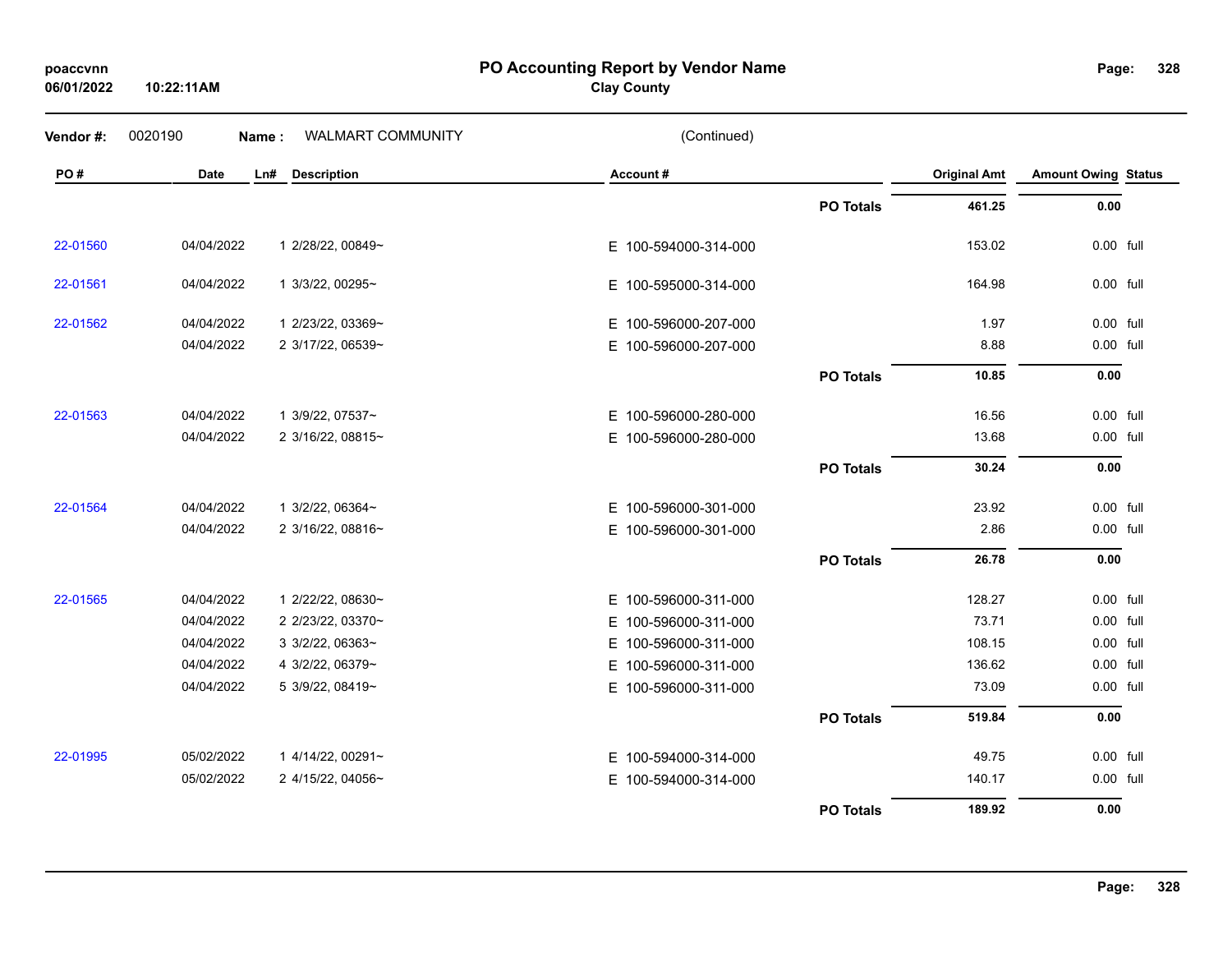# PO Accounting Report by Vendor Name

**Clay County**

**Vendor #:** 0020190 **Name :** WALMART COMMUNITY (Continued)

| PO # | Date | Ln# | Description | Account # | | Original Amt | Amount Owing | Status |
|---|---|---|---|---|---|---|---|---|
| | | | | | **PO Totals** | **461.25** | **0.00** | |
| 22-01560 | 04/04/2022 | 1 | 2/28/22, 00849~ | E 100-594000-314-000 | | 153.02 | 0.00 | full |
| 22-01561 | 04/04/2022 | 1 | 3/3/22, 00295~ | E 100-595000-314-000 | | 164.98 | 0.00 | full |
| 22-01562 | 04/04/2022 | 1 | 2/23/22, 03369~ | E 100-596000-207-000 | | 1.97 | 0.00 | full |
| | 04/04/2022 | 2 | 3/17/22, 06539~ | E 100-596000-207-000 | | 8.88 | 0.00 | full |
| | | | | | **PO Totals** | **10.85** | **0.00** | |
| 22-01563 | 04/04/2022 | 1 | 3/9/22, 07537~ | E 100-596000-280-000 | | 16.56 | 0.00 | full |
| | 04/04/2022 | 2 | 3/16/22, 08815~ | E 100-596000-280-000 | | 13.68 | 0.00 | full |
| | | | | | **PO Totals** | **30.24** | **0.00** | |
| 22-01564 | 04/04/2022 | 1 | 3/2/22, 06364~ | E 100-596000-301-000 | | 23.92 | 0.00 | full |
| | 04/04/2022 | 2 | 3/16/22, 08816~ | E 100-596000-301-000 | | 2.86 | 0.00 | full |
| | | | | | **PO Totals** | **26.78** | **0.00** | |
| 22-01565 | 04/04/2022 | 1 | 2/22/22, 08630~ | E 100-596000-311-000 | | 128.27 | 0.00 | full |
| | 04/04/2022 | 2 | 2/23/22, 03370~ | E 100-596000-311-000 | | 73.71 | 0.00 | full |
| | 04/04/2022 | 3 | 3/2/22, 06363~ | E 100-596000-311-000 | | 108.15 | 0.00 | full |
| | 04/04/2022 | 4 | 3/2/22, 06379~ | E 100-596000-311-000 | | 136.62 | 0.00 | full |
| | 04/04/2022 | 5 | 3/9/22, 08419~ | E 100-596000-311-000 | | 73.09 | 0.00 | full |
| | | | | | **PO Totals** | **519.84** | **0.00** | |
| 22-01995 | 05/02/2022 | 1 | 4/14/22, 00291~ | E 100-594000-314-000 | | 49.75 | 0.00 | full |
| | 05/02/2022 | 2 | 4/15/22, 04056~ | E 100-594000-314-000 | | 140.17 | 0.00 | full |
| | | | | | **PO Totals** | **189.92** | **0.00** | |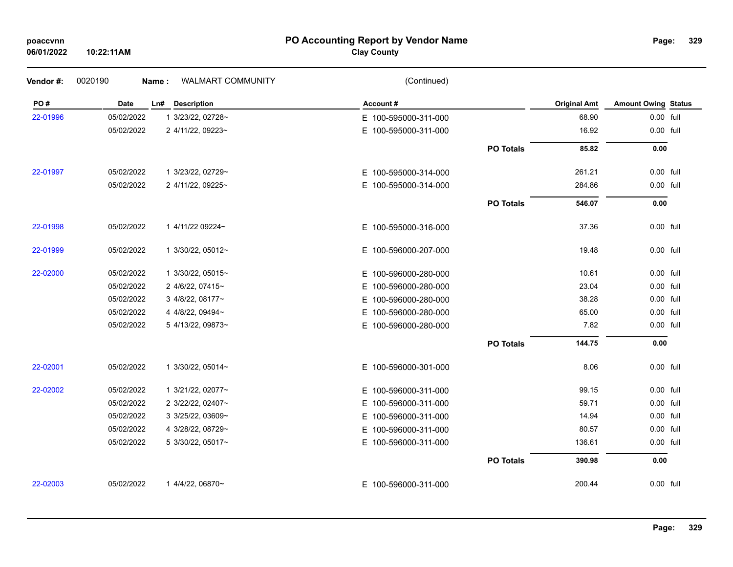# PO Accounting Report by Vendor Name

**Clay County**

poaccvnn
06/01/2022 10:22:11AM

**Vendor #:** 0020190 **Name :** WALMART COMMUNITY (Continued)

| PO # | Date | Ln# | Description | Account # | | Original Amt | Amount Owing | Status |
|---|---|---|---|---|---|---|---|---|
| 22-01996 | 05/02/2022 | 1 | 3/23/22, 02728~ | E 100-595000-311-000 | | 68.90 | 0.00 | full |
| | 05/02/2022 | 2 | 4/11/22, 09223~ | E 100-595000-311-000 | | 16.92 | 0.00 | full |
| | | | | | **PO Totals** | **85.82** | **0.00** | |
| 22-01997 | 05/02/2022 | 1 | 3/23/22, 02729~ | E 100-595000-314-000 | | 261.21 | 0.00 | full |
| | 05/02/2022 | 2 | 4/11/22, 09225~ | E 100-595000-314-000 | | 284.86 | 0.00 | full |
| | | | | | **PO Totals** | **546.07** | **0.00** | |
| 22-01998 | 05/02/2022 | 1 | 4/11/22 09224~ | E 100-595000-316-000 | | 37.36 | 0.00 | full |
| 22-01999 | 05/02/2022 | 1 | 3/30/22, 05012~ | E 100-596000-207-000 | | 19.48 | 0.00 | full |
| 22-02000 | 05/02/2022 | 1 | 3/30/22, 05015~ | E 100-596000-280-000 | | 10.61 | 0.00 | full |
| | 05/02/2022 | 2 | 4/6/22, 07415~ | E 100-596000-280-000 | | 23.04 | 0.00 | full |
| | 05/02/2022 | 3 | 4/8/22, 08177~ | E 100-596000-280-000 | | 38.28 | 0.00 | full |
| | 05/02/2022 | 4 | 4/8/22, 09494~ | E 100-596000-280-000 | | 65.00 | 0.00 | full |
| | 05/02/2022 | 5 | 4/13/22, 09873~ | E 100-596000-280-000 | | 7.82 | 0.00 | full |
| | | | | | **PO Totals** | **144.75** | **0.00** | |
| 22-02001 | 05/02/2022 | 1 | 3/30/22, 05014~ | E 100-596000-301-000 | | 8.06 | 0.00 | full |
| 22-02002 | 05/02/2022 | 1 | 3/21/22, 02077~ | E 100-596000-311-000 | | 99.15 | 0.00 | full |
| | 05/02/2022 | 2 | 3/22/22, 02407~ | E 100-596000-311-000 | | 59.71 | 0.00 | full |
| | 05/02/2022 | 3 | 3/25/22, 03609~ | E 100-596000-311-000 | | 14.94 | 0.00 | full |
| | 05/02/2022 | 4 | 3/28/22, 08729~ | E 100-596000-311-000 | | 80.57 | 0.00 | full |
| | 05/02/2022 | 5 | 3/30/22, 05017~ | E 100-596000-311-000 | | 136.61 | 0.00 | full |
| | | | | | **PO Totals** | **390.98** | **0.00** | |
| 22-02003 | 05/02/2022 | 1 | 4/4/22, 06870~ | E 100-596000-311-000 | | 200.44 | 0.00 | full |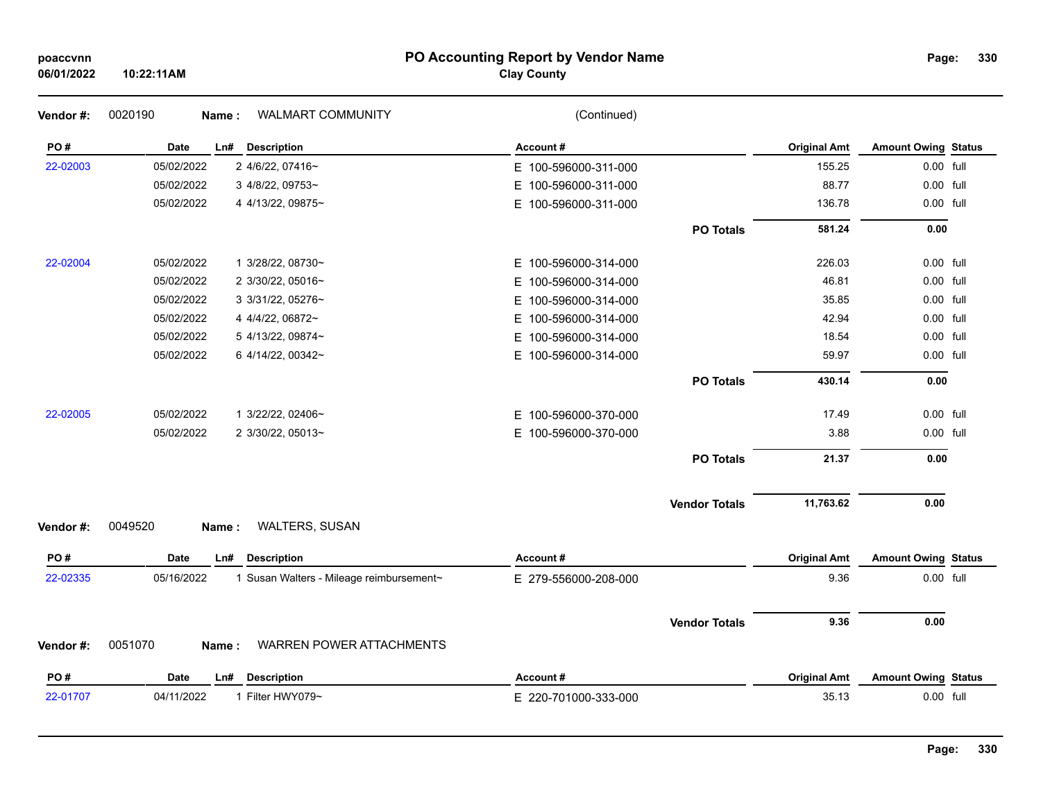# PO Accounting Report by Vendor Name

**Clay County**

poaccvnn
06/01/2022 10:22:11AM

**Vendor #:** 0020190 **Name :** WALMART COMMUNITY (Continued)

| PO # | Date | Ln# | Description | Account # | | Original Amt | Amount Owing | Status |
|---|---|---|---|---|---|---|---|---|
| 22-02003 | 05/02/2022 | 2 | 4/6/22, 07416~ | E 100-596000-311-000 | | 155.25 | 0.00 | full |
| | 05/02/2022 | 3 | 4/8/22, 09753~ | E 100-596000-311-000 | | 88.77 | 0.00 | full |
| | 05/02/2022 | 4 | 4/13/22, 09875~ | E 100-596000-311-000 | | 136.78 | 0.00 | full |
| | | | | | **PO Totals** | **581.24** | **0.00** | |
| 22-02004 | 05/02/2022 | 1 | 3/28/22, 08730~ | E 100-596000-314-000 | | 226.03 | 0.00 | full |
| | 05/02/2022 | 2 | 3/30/22, 05016~ | E 100-596000-314-000 | | 46.81 | 0.00 | full |
| | 05/02/2022 | 3 | 3/31/22, 05276~ | E 100-596000-314-000 | | 35.85 | 0.00 | full |
| | 05/02/2022 | 4 | 4/4/22, 06872~ | E 100-596000-314-000 | | 42.94 | 0.00 | full |
| | 05/02/2022 | 5 | 4/13/22, 09874~ | E 100-596000-314-000 | | 18.54 | 0.00 | full |
| | 05/02/2022 | 6 | 4/14/22, 00342~ | E 100-596000-314-000 | | 59.97 | 0.00 | full |
| | | | | | **PO Totals** | **430.14** | **0.00** | |
| 22-02005 | 05/02/2022 | 1 | 3/22/22, 02406~ | E 100-596000-370-000 | | 17.49 | 0.00 | full |
| | 05/02/2022 | 2 | 3/30/22, 05013~ | E 100-596000-370-000 | | 3.88 | 0.00 | full |
| | | | | | **PO Totals** | **21.37** | **0.00** | |
| | | | | | **Vendor Totals** | **11,763.62** | **0.00** | |

**Vendor #:** 0049520 **Name :** WALTERS, SUSAN

| PO # | Date | Ln# | Description | Account # | | Original Amt | Amount Owing | Status |
|---|---|---|---|---|---|---|---|---|
| 22-02335 | 05/16/2022 | 1 | Susan Walters - Mileage reimbursement~ | E 279-556000-208-000 | | 9.36 | 0.00 | full |
| | | | | | **Vendor Totals** | **9.36** | **0.00** | |

**Vendor #:** 0051070 **Name :** WARREN POWER ATTACHMENTS

| PO # | Date | Ln# | Description | Account # | | Original Amt | Amount Owing | Status |
|---|---|---|---|---|---|---|---|---|
| 22-01707 | 04/11/2022 | 1 | Filter HWY079~ | E 220-701000-333-000 | | 35.13 | 0.00 | full |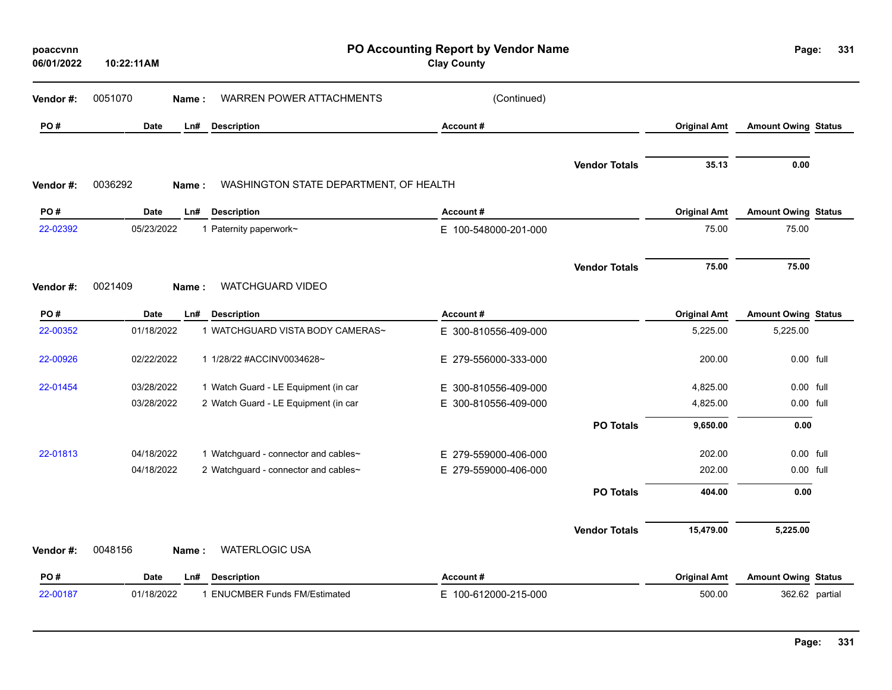# PO Accounting Report by Vendor Name

**Clay County**

poaccvnn
06/01/2022 10:22:11AM

**Vendor #:** 0051070 **Name :** WARREN POWER ATTACHMENTS (Continued)

| PO # | Date | Ln# | Description | Account # | | Original Amt | Amount Owing | Status |
|---|---|---|---|---|---|---|---|---|
| | | | | | **Vendor Totals** | **35.13** | **0.00** | |

**Vendor #:** 0036292 **Name :** WASHINGTON STATE DEPARTMENT, OF HEALTH

| PO # | Date | Ln# | Description | Account # | | Original Amt | Amount Owing | Status |
|---|---|---|---|---|---|---|---|---|
| 22-02392 | 05/23/2022 | 1 | Paternity paperwork~ | E 100-548000-201-000 | | 75.00 | 75.00 | |
| | | | | | **Vendor Totals** | **75.00** | **75.00** | |

**Vendor #:** 0021409 **Name :** WATCHGUARD VIDEO

| PO # | Date | Ln# | Description | Account # | | Original Amt | Amount Owing | Status |
|---|---|---|---|---|---|---|---|---|
| 22-00352 | 01/18/2022 | 1 | WATCHGUARD VISTA BODY CAMERAS~ | E 300-810556-409-000 | | 5,225.00 | 5,225.00 | |
| 22-00926 | 02/22/2022 | 1 | 1/28/22 #ACCINV0034628~ | E 279-556000-333-000 | | 200.00 | 0.00 | full |
| 22-01454 | 03/28/2022 | 1 | Watch Guard - LE Equipment (in car | E 300-810556-409-000 | | 4,825.00 | 0.00 | full |
| | 03/28/2022 | 2 | Watch Guard - LE Equipment (in car | E 300-810556-409-000 | | 4,825.00 | 0.00 | full |
| | | | | | **PO Totals** | **9,650.00** | **0.00** | |
| 22-01813 | 04/18/2022 | 1 | Watchguard - connector and cables~ | E 279-559000-406-000 | | 202.00 | 0.00 | full |
| | 04/18/2022 | 2 | Watchguard - connector and cables~ | E 279-559000-406-000 | | 202.00 | 0.00 | full |
| | | | | | **PO Totals** | **404.00** | **0.00** | |
| | | | | | **Vendor Totals** | **15,479.00** | **5,225.00** | |

**Vendor #:** 0048156 **Name :** WATERLOGIC USA

| PO # | Date | Ln# | Description | Account # | | Original Amt | Amount Owing | Status |
|---|---|---|---|---|---|---|---|---|
| 22-00187 | 01/18/2022 | 1 | ENUCMBER Funds FM/Estimated | E 100-612000-215-000 | | 500.00 | 362.62 | partial |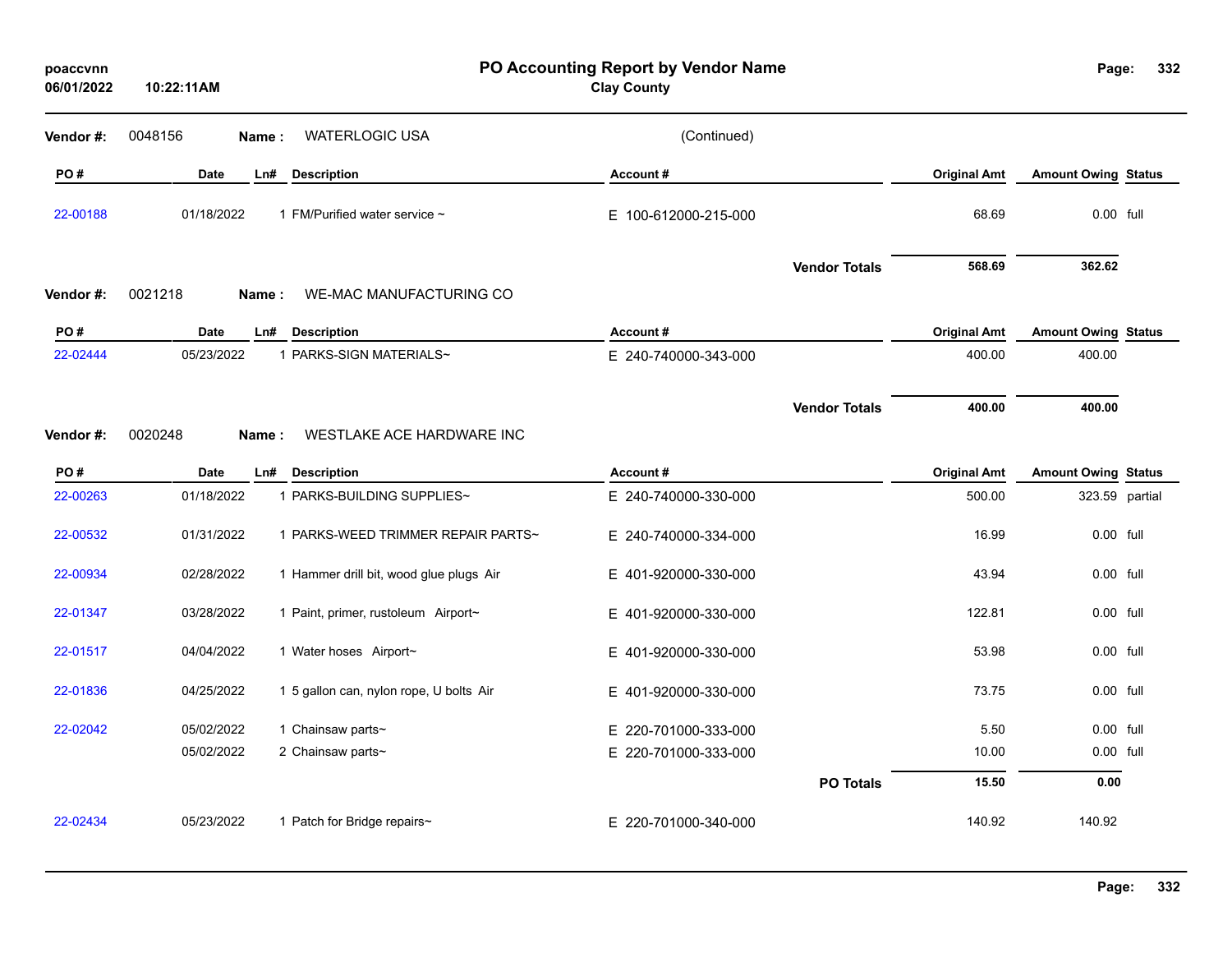# PO Accounting Report by Vendor Name

**Clay County**

poaccvnn
06/01/2022 10:22:11AM

**Vendor #:** 0048156 **Name :** WATERLOGIC USA (Continued)

| PO # | Date | Ln# | Description | Account # | Original Amt | Amount Owing | Status |
|---|---|---|---|---|---|---|---|
| 22-00188 | 01/18/2022 | 1 | FM/Purified water service ~ | E 100-612000-215-000 | 68.69 | 0.00 | full |
| | | | | **Vendor Totals** | **568.69** | **362.62** | |

**Vendor #:** 0021218 **Name :** WE-MAC MANUFACTURING CO

| PO # | Date | Ln# | Description | Account # | Original Amt | Amount Owing | Status |
|---|---|---|---|---|---|---|---|
| 22-02444 | 05/23/2022 | 1 | PARKS-SIGN MATERIALS~ | E 240-740000-343-000 | 400.00 | 400.00 | |
| | | | | **Vendor Totals** | **400.00** | **400.00** | |

**Vendor #:** 0020248 **Name :** WESTLAKE ACE HARDWARE INC

| PO # | Date | Ln# | Description | Account # | Original Amt | Amount Owing | Status |
|---|---|---|---|---|---|---|---|
| 22-00263 | 01/18/2022 | 1 | PARKS-BUILDING SUPPLIES~ | E 240-740000-330-000 | 500.00 | 323.59 | partial |
| 22-00532 | 01/31/2022 | 1 | PARKS-WEED TRIMMER REPAIR PARTS~ | E 240-740000-334-000 | 16.99 | 0.00 | full |
| 22-00934 | 02/28/2022 | 1 | Hammer drill bit, wood glue plugs Air | E 401-920000-330-000 | 43.94 | 0.00 | full |
| 22-01347 | 03/28/2022 | 1 | Paint, primer, rustoleum Airport~ | E 401-920000-330-000 | 122.81 | 0.00 | full |
| 22-01517 | 04/04/2022 | 1 | Water hoses Airport~ | E 401-920000-330-000 | 53.98 | 0.00 | full |
| 22-01836 | 04/25/2022 | 1 | 5 gallon can, nylon rope, U bolts Air | E 401-920000-330-000 | 73.75 | 0.00 | full |
| 22-02042 | 05/02/2022 | 1 | Chainsaw parts~ | E 220-701000-333-000 | 5.50 | 0.00 | full |
| | 05/02/2022 | 2 | Chainsaw parts~ | E 220-701000-333-000 | 10.00 | 0.00 | full |
| | | | | **PO Totals** | **15.50** | **0.00** | |
| 22-02434 | 05/23/2022 | 1 | Patch for Bridge repairs~ | E 220-701000-340-000 | 140.92 | 140.92 | |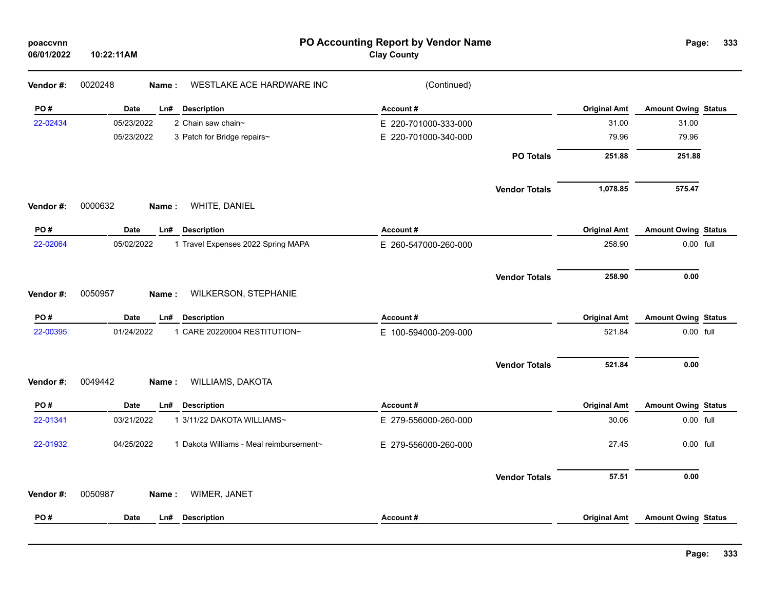**PO Accounting Report by Vendor Name**
**Clay County**

**Vendor #:** 0020248 **Name :** WESTLAKE ACE HARDWARE INC (Continued)

| PO # | Date | Ln# | Description | Account # | Original Amt | Amount Owing | Status |
|---|---|---|---|---|---|---|---|
| 22-02434 | 05/23/2022 | 2 | Chain saw chain~ | E 220-701000-333-000 | 31.00 | 31.00 | |
| | 05/23/2022 | 3 | Patch for Bridge repairs~ | E 220-701000-340-000 | 79.96 | 79.96 | |
| | | | | **PO Totals** | **251.88** | **251.88** | |
| | | | | **Vendor Totals** | **1,078.85** | **575.47** | |

**Vendor #:** 0000632 **Name :** WHITE, DANIEL

| PO # | Date | Ln# | Description | Account # | Original Amt | Amount Owing | Status |
|---|---|---|---|---|---|---|---|
| 22-02064 | 05/02/2022 | 1 | Travel Expenses 2022 Spring MAPA | E 260-547000-260-000 | 258.90 | 0.00 | full |
| | | | | **Vendor Totals** | **258.90** | **0.00** | |

**Vendor #:** 0050957 **Name :** WILKERSON, STEPHANIE

| PO # | Date | Ln# | Description | Account # | Original Amt | Amount Owing | Status |
|---|---|---|---|---|---|---|---|
| 22-00395 | 01/24/2022 | 1 | CARE 20220004 RESTITUTION~ | E 100-594000-209-000 | 521.84 | 0.00 | full |
| | | | | **Vendor Totals** | **521.84** | **0.00** | |

**Vendor #:** 0049442 **Name :** WILLIAMS, DAKOTA

| PO # | Date | Ln# | Description | Account # | Original Amt | Amount Owing | Status |
|---|---|---|---|---|---|---|---|
| 22-01341 | 03/21/2022 | 1 | 3/11/22 DAKOTA WILLIAMS~ | E 279-556000-260-000 | 30.06 | 0.00 | full |
| 22-01932 | 04/25/2022 | 1 | Dakota Williams - Meal reimbursement~ | E 279-556000-260-000 | 27.45 | 0.00 | full |
| | | | | **Vendor Totals** | **57.51** | **0.00** | |

**Vendor #:** 0050987 **Name :** WIMER, JANET

| PO # | Date | Ln# | Description | Account # | Original Amt | Amount Owing | Status |
|---|---|---|---|---|---|---|---|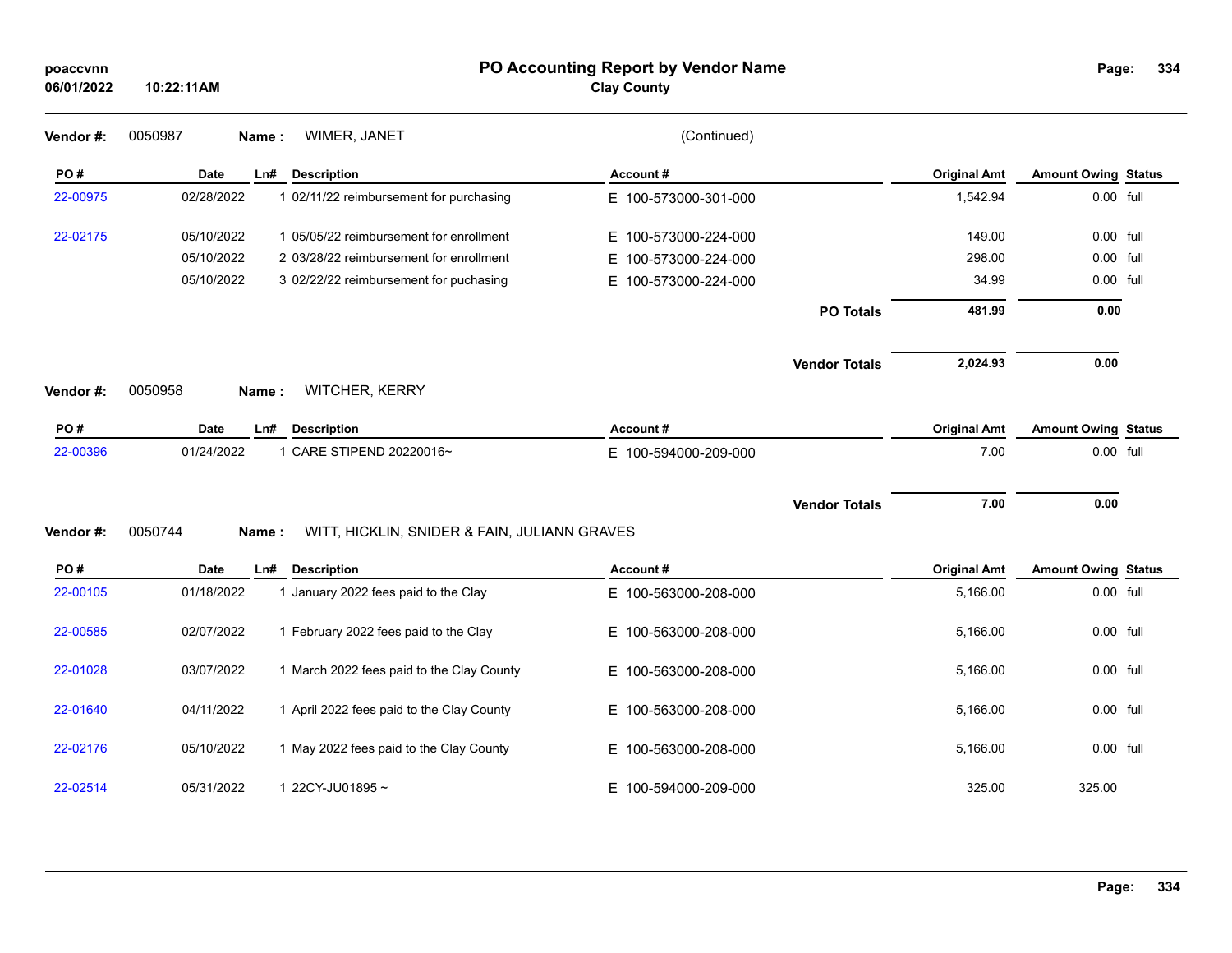**poaccvnn**
**06/01/2022 10:22:11AM**

# PO Accounting Report by Vendor Name

**Clay County**

**Vendor #:** 0050987 **Name :** WIMER, JANET (Continued)

| PO # | Date | Ln# | Description | Account # | Original Amt | Amount Owing | Status |
|---|---|---|---|---|---|---|---|
| 22-00975 | 02/28/2022 | 1 | 02/11/22 reimbursement for purchasing | E 100-573000-301-000 | 1,542.94 | 0.00 | full |
| 22-02175 | 05/10/2022 | 1 | 05/05/22 reimbursement for enrollment | E 100-573000-224-000 | 149.00 | 0.00 | full |
| | 05/10/2022 | 2 | 03/28/22 reimbursement for enrollment | E 100-573000-224-000 | 298.00 | 0.00 | full |
| | 05/10/2022 | 3 | 02/22/22 reimbursement for puchasing | E 100-573000-224-000 | 34.99 | 0.00 | full |
| | | | | **PO Totals** | **481.99** | **0.00** | |
| | | | | **Vendor Totals** | **2,024.93** | **0.00** | |

**Vendor #:** 0050958 **Name :** WITCHER, KERRY

| PO # | Date | Ln# | Description | Account # | Original Amt | Amount Owing | Status |
|---|---|---|---|---|---|---|---|
| 22-00396 | 01/24/2022 | 1 | CARE STIPEND 20220016~ | E 100-594000-209-000 | 7.00 | 0.00 | full |
| | | | | **Vendor Totals** | **7.00** | **0.00** | |

**Vendor #:** 0050744 **Name :** WITT, HICKLIN, SNIDER & FAIN, JULIANN GRAVES

| PO # | Date | Ln# | Description | Account # | Original Amt | Amount Owing | Status |
|---|---|---|---|---|---|---|---|
| 22-00105 | 01/18/2022 | 1 | January 2022 fees paid to the Clay | E 100-563000-208-000 | 5,166.00 | 0.00 | full |
| 22-00585 | 02/07/2022 | 1 | February 2022 fees paid to the Clay | E 100-563000-208-000 | 5,166.00 | 0.00 | full |
| 22-01028 | 03/07/2022 | 1 | March 2022 fees paid to the Clay County | E 100-563000-208-000 | 5,166.00 | 0.00 | full |
| 22-01640 | 04/11/2022 | 1 | April 2022 fees paid to the Clay County | E 100-563000-208-000 | 5,166.00 | 0.00 | full |
| 22-02176 | 05/10/2022 | 1 | May 2022 fees paid to the Clay County | E 100-563000-208-000 | 5,166.00 | 0.00 | full |
| 22-02514 | 05/31/2022 | 1 | 22CY-JU01895 ~ | E 100-594000-209-000 | 325.00 | 325.00 | |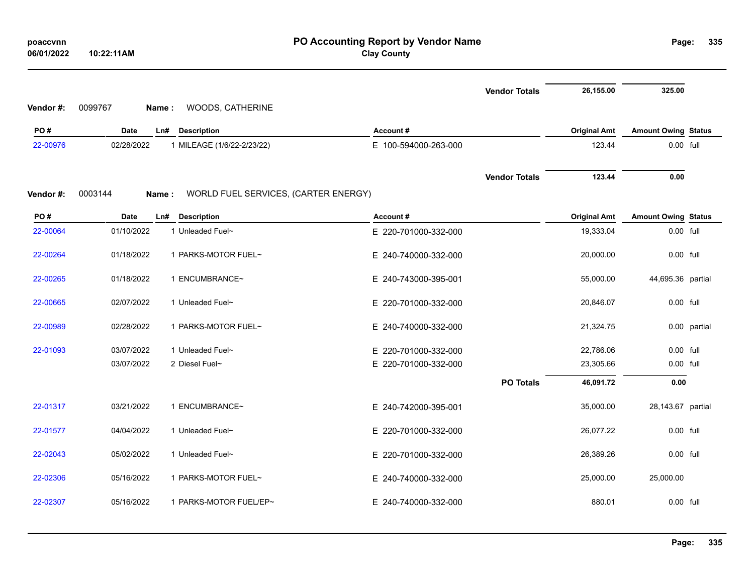| | | | | | Original Amt | Amount Owing | Status |
|---|---|---|---|---|---|---|---|
| | | | | **Vendor Totals** | **26,155.00** | **325.00** | |

**Vendor #:** 0099767 **Name :** WOODS, CATHERINE

| PO # | Date | Ln# | Description | Account # | Original Amt | Amount Owing | Status |
|---|---|---|---|---|---|---|---|
| 22-00976 | 02/28/2022 | 1 | MILEAGE (1/6/22-2/23/22) | E 100-594000-263-000 | 123.44 | 0.00 | full |
| | | | | **Vendor Totals** | **123.44** | **0.00** | |

**Vendor #:** 0003144 **Name :** WORLD FUEL SERVICES, (CARTER ENERGY)

| PO # | Date | Ln# | Description | Account # | Original Amt | Amount Owing | Status |
|---|---|---|---|---|---|---|---|
| 22-00064 | 01/10/2022 | 1 | Unleaded Fuel~ | E 220-701000-332-000 | 19,333.04 | 0.00 | full |
| 22-00264 | 01/18/2022 | 1 | PARKS-MOTOR FUEL~ | E 240-740000-332-000 | 20,000.00 | 0.00 | full |
| 22-00265 | 01/18/2022 | 1 | ENCUMBRANCE~ | E 240-743000-395-001 | 55,000.00 | 44,695.36 | partial |
| 22-00665 | 02/07/2022 | 1 | Unleaded Fuel~ | E 220-701000-332-000 | 20,846.07 | 0.00 | full |
| 22-00989 | 02/28/2022 | 1 | PARKS-MOTOR FUEL~ | E 240-740000-332-000 | 21,324.75 | 0.00 | partial |
| 22-01093 | 03/07/2022 | 1 | Unleaded Fuel~ | E 220-701000-332-000 | 22,786.06 | 0.00 | full |
| | 03/07/2022 | 2 | Diesel Fuel~ | E 220-701000-332-000 | 23,305.66 | 0.00 | full |
| | | | | **PO Totals** | **46,091.72** | **0.00** | |
| 22-01317 | 03/21/2022 | 1 | ENCUMBRANCE~ | E 240-742000-395-001 | 35,000.00 | 28,143.67 | partial |
| 22-01577 | 04/04/2022 | 1 | Unleaded Fuel~ | E 220-701000-332-000 | 26,077.22 | 0.00 | full |
| 22-02043 | 05/02/2022 | 1 | Unleaded Fuel~ | E 220-701000-332-000 | 26,389.26 | 0.00 | full |
| 22-02306 | 05/16/2022 | 1 | PARKS-MOTOR FUEL~ | E 240-740000-332-000 | 25,000.00 | 25,000.00 | |
| 22-02307 | 05/16/2022 | 1 | PARKS-MOTOR FUEL/EP~ | E 240-740000-332-000 | 880.01 | 0.00 | full |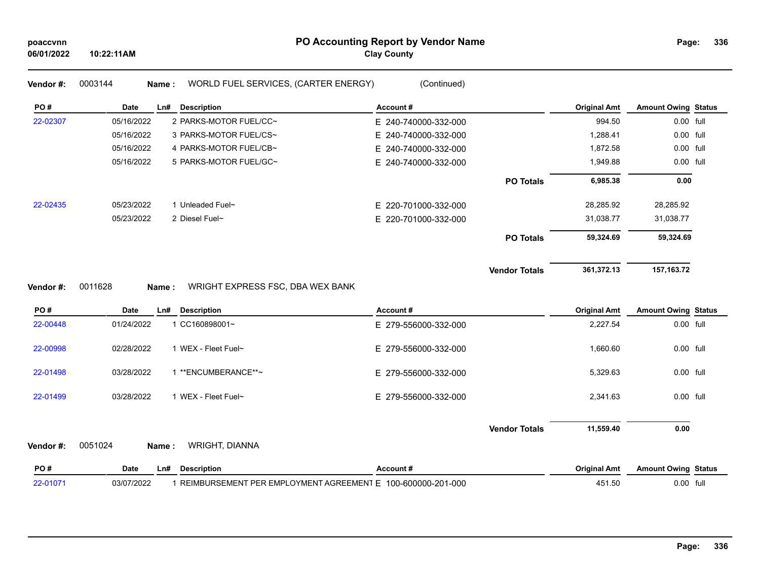**Vendor #:** 0003144 **Name :** WORLD FUEL SERVICES, (CARTER ENERGY) (Continued)

| PO # | Date | Ln# | Description | Account # | Original Amt | Amount Owing | Status |
|---|---|---|---|---|---|---|---|
| 22-02307 | 05/16/2022 | 2 | PARKS-MOTOR FUEL/CC~ | E 240-740000-332-000 | 994.50 | 0.00 | full |
| | 05/16/2022 | 3 | PARKS-MOTOR FUEL/CS~ | E 240-740000-332-000 | 1,288.41 | 0.00 | full |
| | 05/16/2022 | 4 | PARKS-MOTOR FUEL/CB~ | E 240-740000-332-000 | 1,872.58 | 0.00 | full |
| | 05/16/2022 | 5 | PARKS-MOTOR FUEL/GC~ | E 240-740000-332-000 | 1,949.88 | 0.00 | full |
| | | | | **PO Totals** | **6,985.38** | **0.00** | |
| 22-02435 | 05/23/2022 | 1 | Unleaded Fuel~ | E 220-701000-332-000 | 28,285.92 | 28,285.92 | |
| | 05/23/2022 | 2 | Diesel Fuel~ | E 220-701000-332-000 | 31,038.77 | 31,038.77 | |
| | | | | **PO Totals** | **59,324.69** | **59,324.69** | |
| | | | | **Vendor Totals** | **361,372.13** | **157,163.72** | |

**Vendor #:** 0011628 **Name :** WRIGHT EXPRESS FSC, DBA WEX BANK

| PO # | Date | Ln# | Description | Account # | Original Amt | Amount Owing | Status |
|---|---|---|---|---|---|---|---|
| 22-00448 | 01/24/2022 | 1 | CC160898001~ | E 279-556000-332-000 | 2,227.54 | 0.00 | full |
| 22-00998 | 02/28/2022 | 1 | WEX - Fleet Fuel~ | E 279-556000-332-000 | 1,660.60 | 0.00 | full |
| 22-01498 | 03/28/2022 | 1 | **ENCUMBERANCE**~ | E 279-556000-332-000 | 5,329.63 | 0.00 | full |
| 22-01499 | 03/28/2022 | 1 | WEX - Fleet Fuel~ | E 279-556000-332-000 | 2,341.63 | 0.00 | full |
| | | | | **Vendor Totals** | **11,559.40** | **0.00** | |

**Vendor #:** 0051024 **Name :** WRIGHT, DIANNA

| PO # | Date | Ln# | Description | Account # | Original Amt | Amount Owing | Status |
|---|---|---|---|---|---|---|---|
| 22-01071 | 03/07/2022 | 1 | REIMBURSEMENT PER EMPLOYMENT AGREEMENT | E 100-600000-201-000 | 451.50 | 0.00 | full |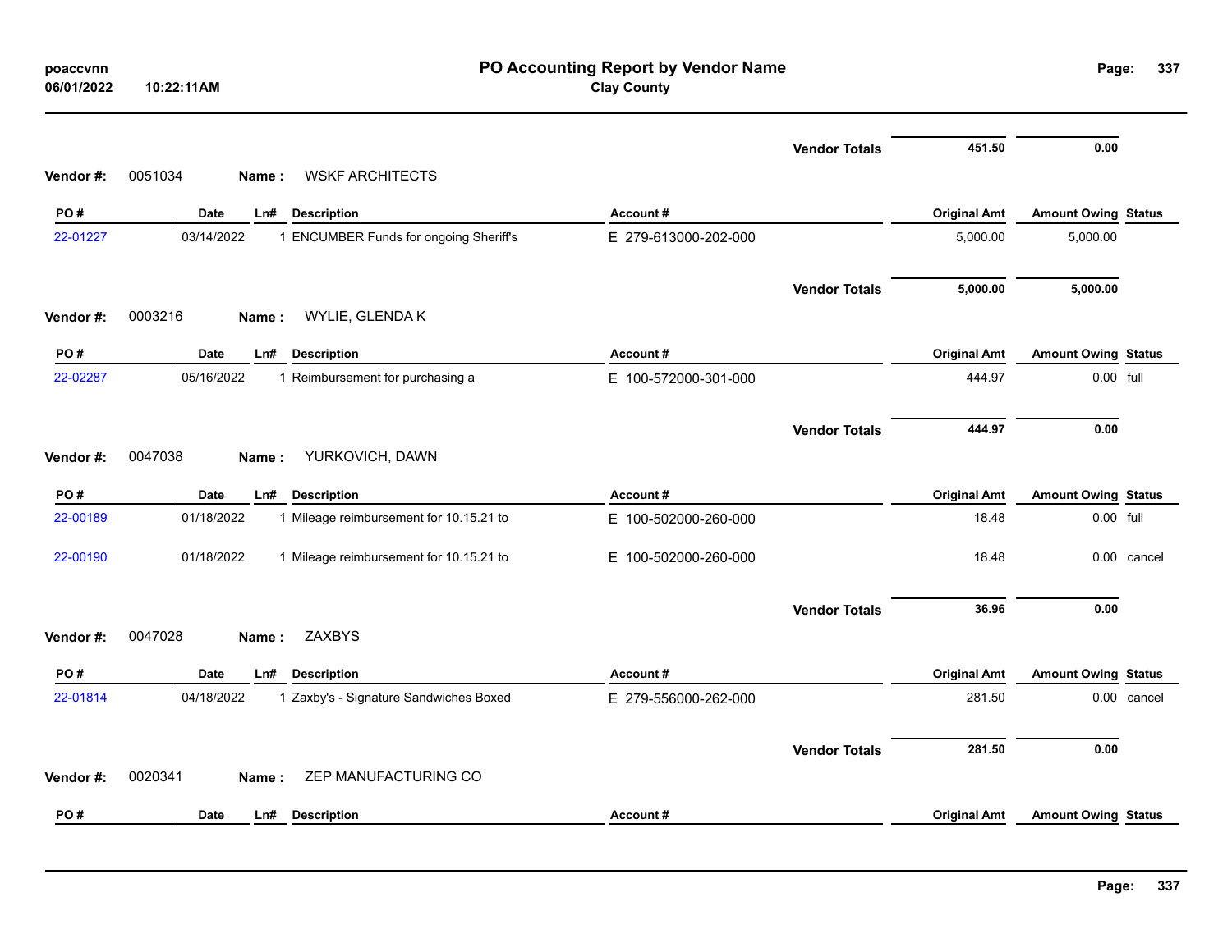## PO Accounting Report by Vendor Name
**Clay County**

| | | | | Vendor Totals | 451.50 | 0.00 | |
|---|---|---|---|---|---|---|---|

**Vendor #:** 0051034 **Name :** WSKF ARCHITECTS

| PO # | Date | Ln# | Description | Account # | Original Amt | Amount Owing | Status |
|---|---|---|---|---|---|---|---|
| 22-01227 | 03/14/2022 | 1 | ENCUMBER Funds for ongoing Sheriff's | E 279-613000-202-000 | 5,000.00 | 5,000.00 | |
| | | | | Vendor Totals | 5,000.00 | 5,000.00 | |

**Vendor #:** 0003216 **Name :** WYLIE, GLENDA K

| PO # | Date | Ln# | Description | Account # | Original Amt | Amount Owing | Status |
|---|---|---|---|---|---|---|---|
| 22-02287 | 05/16/2022 | 1 | Reimbursement for purchasing a | E 100-572000-301-000 | 444.97 | 0.00 | full |
| | | | | Vendor Totals | 444.97 | 0.00 | |

**Vendor #:** 0047038 **Name :** YURKOVICH, DAWN

| PO # | Date | Ln# | Description | Account # | Original Amt | Amount Owing | Status |
|---|---|---|---|---|---|---|---|
| 22-00189 | 01/18/2022 | 1 | Mileage reimbursement for 10.15.21 to | E 100-502000-260-000 | 18.48 | 0.00 | full |
| 22-00190 | 01/18/2022 | 1 | Mileage reimbursement for 10.15.21 to | E 100-502000-260-000 | 18.48 | 0.00 | cancel |
| | | | | Vendor Totals | 36.96 | 0.00 | |

**Vendor #:** 0047028 **Name :** ZAXBYS

| PO # | Date | Ln# | Description | Account # | Original Amt | Amount Owing | Status |
|---|---|---|---|---|---|---|---|
| 22-01814 | 04/18/2022 | 1 | Zaxby's - Signature Sandwiches Boxed | E 279-556000-262-000 | 281.50 | 0.00 | cancel |
| | | | | Vendor Totals | 281.50 | 0.00 | |

**Vendor #:** 0020341 **Name :** ZEP MANUFACTURING CO

| PO # | Date | Ln# | Description | Account # | Original Amt | Amount Owing | Status |
|---|---|---|---|---|---|---|---|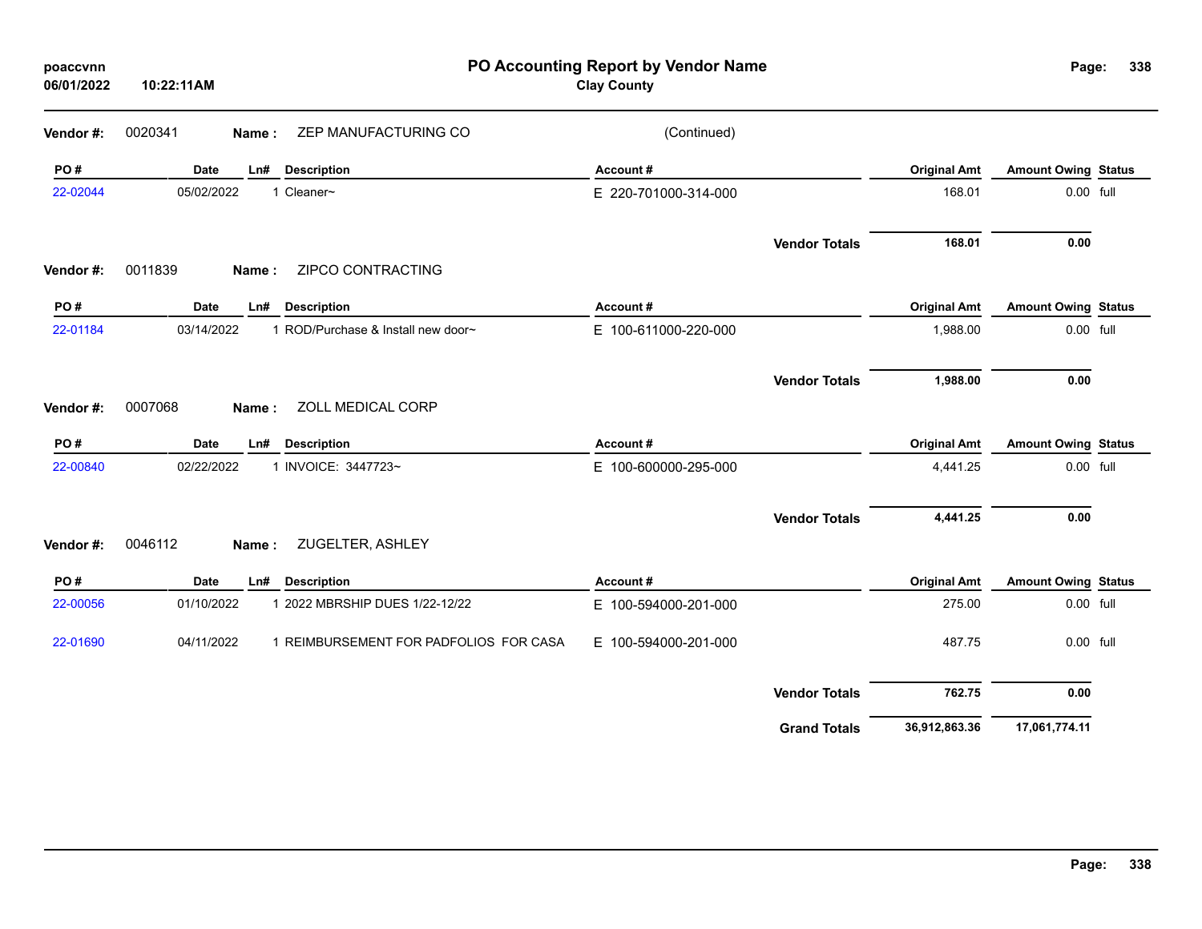**poaccvnn**
**06/01/2022 10:22:11AM**

# PO Accounting Report by Vendor Name

**Clay County**

**Vendor #:** 0020341 **Name :** ZEP MANUFACTURING CO (Continued)

| PO # | Date | Ln# | Description | Account # | Original Amt | Amount Owing | Status |
|---|---|---|---|---|---|---|---|
| 22-02044 | 05/02/2022 | 1 | Cleaner~ | E 220-701000-314-000 | 168.01 | 0.00 | full |
| | | | | **Vendor Totals** | **168.01** | **0.00** | |

**Vendor #:** 0011839 **Name :** ZIPCO CONTRACTING

| PO # | Date | Ln# | Description | Account # | Original Amt | Amount Owing | Status |
|---|---|---|---|---|---|---|---|
| 22-01184 | 03/14/2022 | 1 | ROD/Purchase & Install new door~ | E 100-611000-220-000 | 1,988.00 | 0.00 | full |
| | | | | **Vendor Totals** | **1,988.00** | **0.00** | |

**Vendor #:** 0007068 **Name :** ZOLL MEDICAL CORP

| PO # | Date | Ln# | Description | Account # | Original Amt | Amount Owing | Status |
|---|---|---|---|---|---|---|---|
| 22-00840 | 02/22/2022 | 1 | INVOICE: 3447723~ | E 100-600000-295-000 | 4,441.25 | 0.00 | full |
| | | | | **Vendor Totals** | **4,441.25** | **0.00** | |

**Vendor #:** 0046112 **Name :** ZUGELTER, ASHLEY

| PO # | Date | Ln# | Description | Account # | Original Amt | Amount Owing | Status |
|---|---|---|---|---|---|---|---|
| 22-00056 | 01/10/2022 | 1 | 2022 MBRSHIP DUES 1/22-12/22 | E 100-594000-201-000 | 275.00 | 0.00 | full |
| 22-01690 | 04/11/2022 | 1 | REIMBURSEMENT FOR PADFOLIOS FOR CASA | E 100-594000-201-000 | 487.75 | 0.00 | full |
| | | | | **Vendor Totals** | **762.75** | **0.00** | |
| | | | | **Grand Totals** | **36,912,863.36** | **17,061,774.11** | |